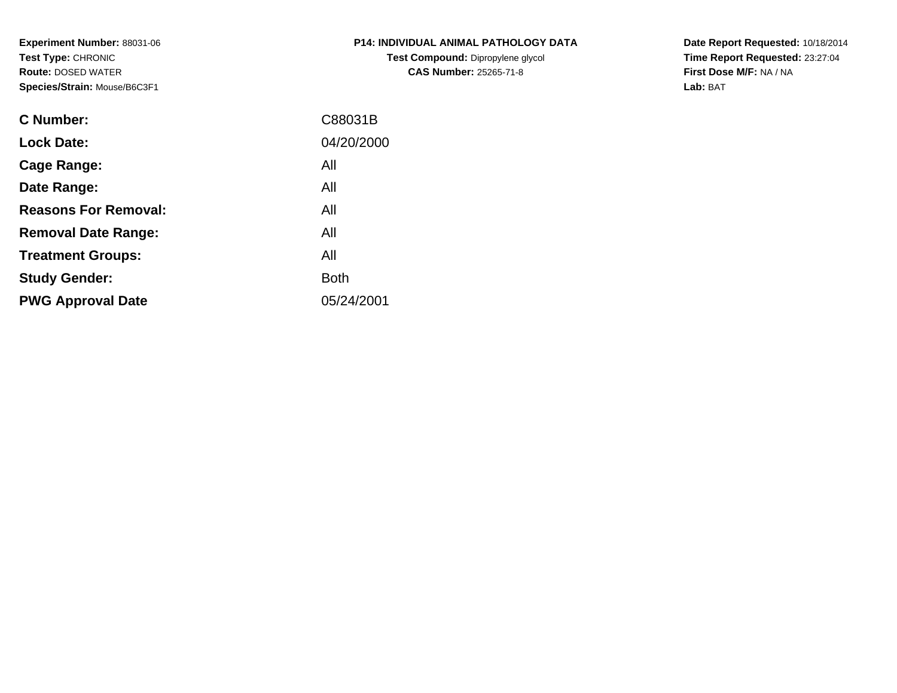**Experiment Number:** 88031-06
**Test Type:** CHRONIC
**Route:** DOSED WATER
**Species/Strain:** Mouse/B6C3F1

**P14: INDIVIDUAL ANIMAL PATHOLOGY DATA**
**Test Compound:** Dipropylene glycol
**CAS Number:** 25265-71-8

**Date Report Requested:** 10/18/2014
**Time Report Requested:** 23:27:04
**First Dose M/F:** NA / NA
**Lab:** BAT

| | |
|---|---|
| **C Number:** | C88031B |
| **Lock Date:** | 04/20/2000 |
| **Cage Range:** | All |
| **Date Range:** | All |
| **Reasons For Removal:** | All |
| **Removal Date Range:** | All |
| **Treatment Groups:** | All |
| **Study Gender:** | Both |
| **PWG Approval Date** | 05/24/2001 |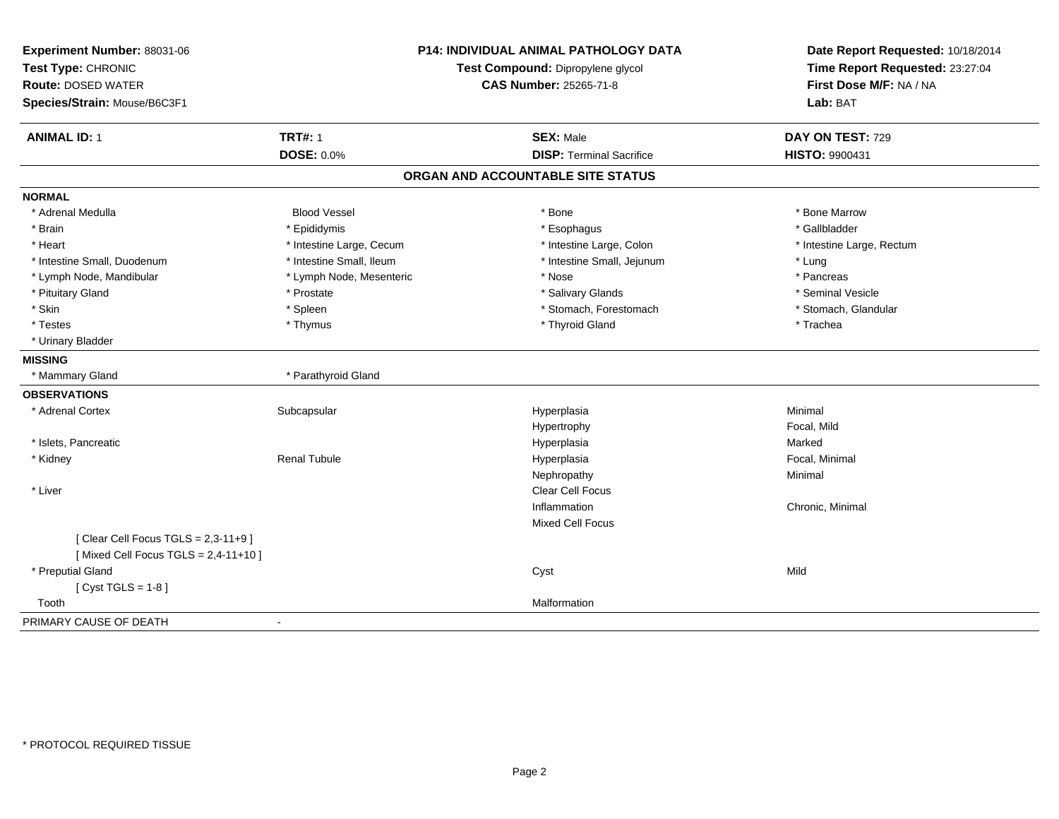**Experiment Number:** 88031-06
**Test Type:** CHRONIC
**Route:** DOSED WATER
**Species/Strain:** Mouse/B6C3F1

**P14: INDIVIDUAL ANIMAL PATHOLOGY DATA**
**Test Compound:** Dipropylene glycol
**CAS Number:** 25265-71-8

**Date Report Requested:** 10/18/2014
**Time Report Requested:** 23:27:04
**First Dose M/F:** NA / NA
**Lab:** BAT

| **ANIMAL ID:** 1 | **TRT#:** 1 | **SEX:** Male | **DAY ON TEST:** 729 |
|---|---|---|---|
| | **DOSE:** 0.0% | **DISP:** Terminal Sacrifice | **HISTO:** 9900431 |

## ORGAN AND ACCOUNTABLE SITE STATUS

**NORMAL**

| | | | |
|---|---|---|---|
| * Adrenal Medulla | Blood Vessel | * Bone | * Bone Marrow |
| * Brain | * Epididymis | * Esophagus | * Gallbladder |
| * Heart | * Intestine Large, Cecum | * Intestine Large, Colon | * Intestine Large, Rectum |
| * Intestine Small, Duodenum | * Intestine Small, Ileum | * Intestine Small, Jejunum | * Lung |
| * Lymph Node, Mandibular | * Lymph Node, Mesenteric | * Nose | * Pancreas |
| * Pituitary Gland | * Prostate | * Salivary Glands | * Seminal Vesicle |
| * Skin | * Spleen | * Stomach, Forestomach | * Stomach, Glandular |
| * Testes | * Thymus | * Thyroid Gland | * Trachea |
| * Urinary Bladder | | | |

**MISSING**

| | |
|---|---|
| * Mammary Gland | * Parathyroid Gland |

**OBSERVATIONS**

| | | | |
|---|---|---|---|
| * Adrenal Cortex | Subcapsular | Hyperplasia | Minimal |
| | | Hypertrophy | Focal, Mild |
| * Islets, Pancreatic | | Hyperplasia | Marked |
| * Kidney | Renal Tubule | Hyperplasia | Focal, Minimal |
| | | Nephropathy | Minimal |
| * Liver | | Clear Cell Focus | |
| | | Inflammation | Chronic, Minimal |
| | | Mixed Cell Focus | |
| [ Clear Cell Focus TGLS = 2,3-11+9 ] | | | |
| [ Mixed Cell Focus TGLS = 2,4-11+10 ] | | | |
| * Preputial Gland | | Cyst | Mild |
| [ Cyst TGLS = 1-8 ] | | | |
| Tooth | | Malformation | |

PRIMARY CAUSE OF DEATH -

* PROTOCOL REQUIRED TISSUE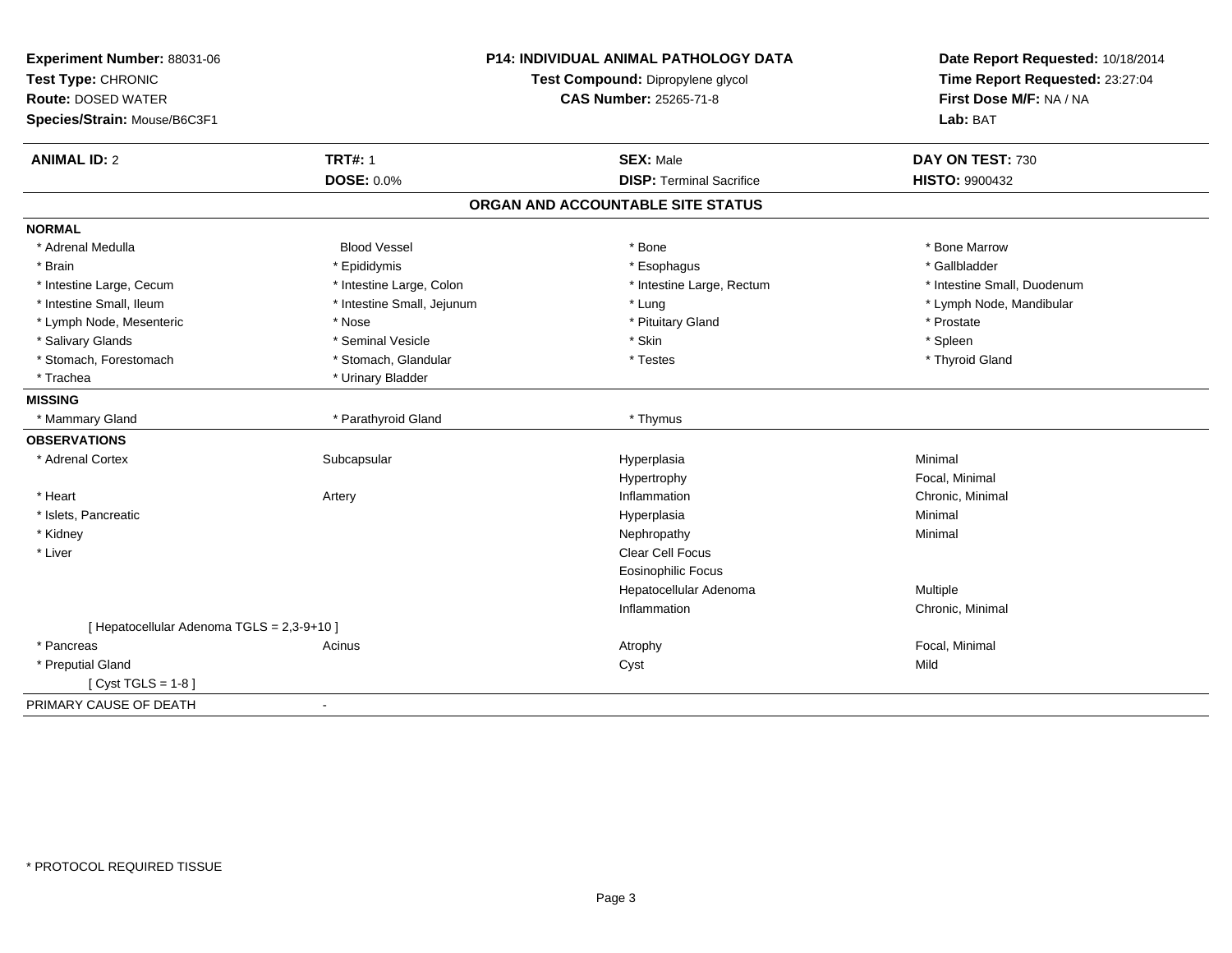**Experiment Number:** 88031-06
**Test Type:** CHRONIC
**Route:** DOSED WATER
**Species/Strain:** Mouse/B6C3F1

**P14: INDIVIDUAL ANIMAL PATHOLOGY DATA**
**Test Compound:** Dipropylene glycol
**CAS Number:** 25265-71-8

**Date Report Requested:** 10/18/2014
**Time Report Requested:** 23:27:04
**First Dose M/F:** NA / NA
**Lab:** BAT

| **ANIMAL ID:** 2 | **TRT#:** 1 | **SEX:** Male | **DAY ON TEST:** 730 |
|---|---|---|---|
| | **DOSE:** 0.0% | **DISP:** Terminal Sacrifice | **HISTO:** 9900432 |

## ORGAN AND ACCOUNTABLE SITE STATUS

**NORMAL**

| | | | |
|---|---|---|---|
| * Adrenal Medulla | Blood Vessel | * Bone | * Bone Marrow |
| * Brain | * Epididymis | * Esophagus | * Gallbladder |
| * Intestine Large, Cecum | * Intestine Large, Colon | * Intestine Large, Rectum | * Intestine Small, Duodenum |
| * Intestine Small, Ileum | * Intestine Small, Jejunum | * Lung | * Lymph Node, Mandibular |
| * Lymph Node, Mesenteric | * Nose | * Pituitary Gland | * Prostate |
| * Salivary Glands | * Seminal Vesicle | * Skin | * Spleen |
| * Stomach, Forestomach | * Stomach, Glandular | * Testes | * Thyroid Gland |
| * Trachea | * Urinary Bladder | | |

**MISSING**

| | | |
|---|---|---|
| * Mammary Gland | * Parathyroid Gland | * Thymus |

**OBSERVATIONS**

| | | | |
|---|---|---|---|
| * Adrenal Cortex | Subcapsular | Hyperplasia | Minimal |
| | | Hypertrophy | Focal, Minimal |
| * Heart | Artery | Inflammation | Chronic, Minimal |
| * Islets, Pancreatic | | Hyperplasia | Minimal |
| * Kidney | | Nephropathy | Minimal |
| * Liver | | Clear Cell Focus | |
| | | Eosinophilic Focus | |
| | | Hepatocellular Adenoma | Multiple |
| | | Inflammation | Chronic, Minimal |
| [ Hepatocellular Adenoma TGLS = 2,3-9+10 ] | | | |
| * Pancreas | Acinus | Atrophy | Focal, Minimal |
| * Preputial Gland | | Cyst | Mild |
| [ Cyst TGLS = 1-8 ] | | | |

PRIMARY CAUSE OF DEATH -

* PROTOCOL REQUIRED TISSUE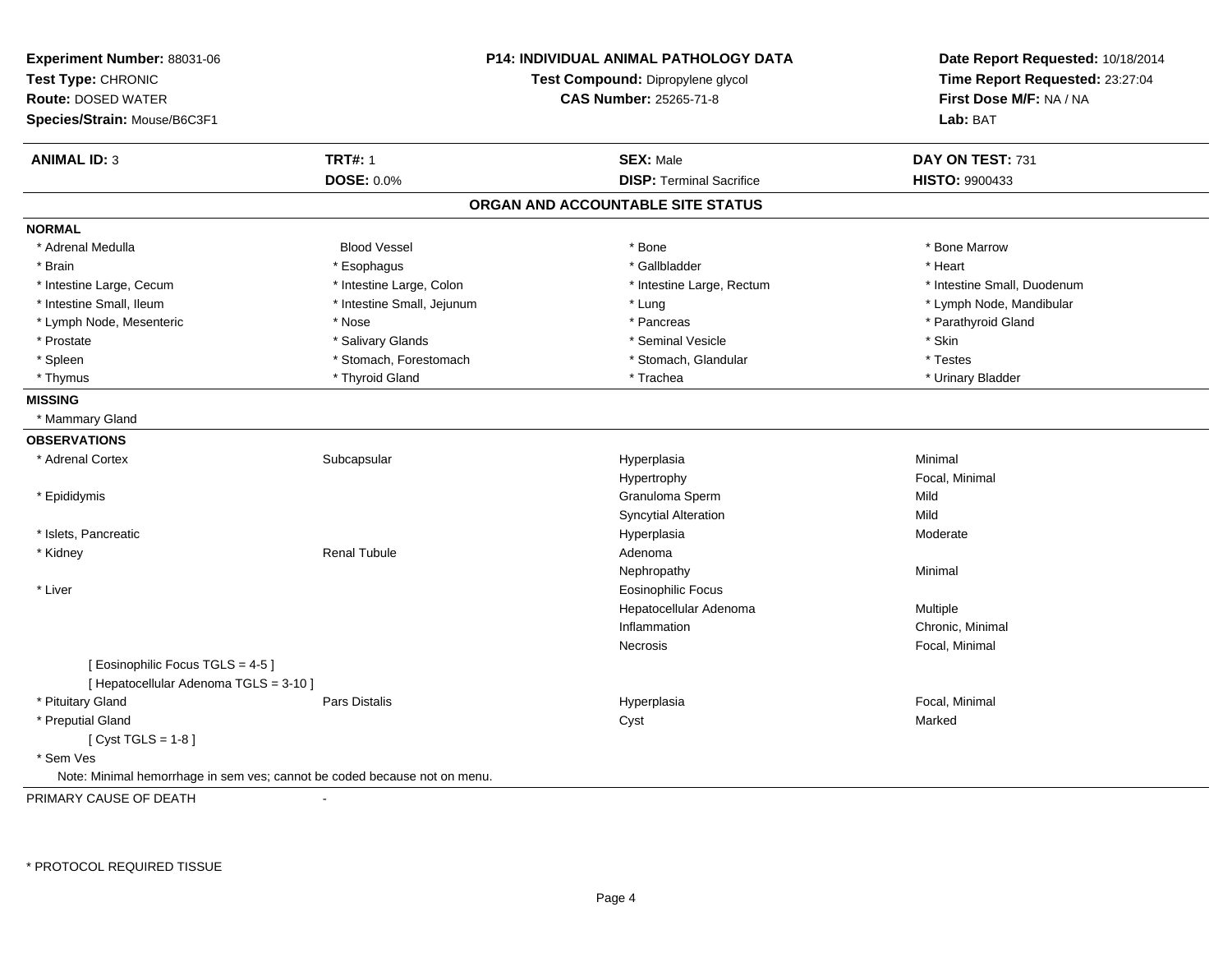**Experiment Number:** 88031-06
**Test Type:** CHRONIC
**Route:** DOSED WATER
**Species/Strain:** Mouse/B6C3F1

**P14: INDIVIDUAL ANIMAL PATHOLOGY DATA**
**Test Compound:** Dipropylene glycol
**CAS Number:** 25265-71-8

**Date Report Requested:** 10/18/2014
**Time Report Requested:** 23:27:04
**First Dose M/F:** NA / NA
**Lab:** BAT

| **ANIMAL ID:** 3 | **TRT#:** 1 | **SEX:** Male | **DAY ON TEST:** 731 |
|---|---|---|---|
| | **DOSE:** 0.0% | **DISP:** Terminal Sacrifice | **HISTO:** 9900433 |

## ORGAN AND ACCOUNTABLE SITE STATUS

**NORMAL**

| | | | |
|---|---|---|---|
| * Adrenal Medulla | Blood Vessel | * Bone | * Bone Marrow |
| * Brain | * Esophagus | * Gallbladder | * Heart |
| * Intestine Large, Cecum | * Intestine Large, Colon | * Intestine Large, Rectum | * Intestine Small, Duodenum |
| * Intestine Small, Ileum | * Intestine Small, Jejunum | * Lung | * Lymph Node, Mandibular |
| * Lymph Node, Mesenteric | * Nose | * Pancreas | * Parathyroid Gland |
| * Prostate | * Salivary Glands | * Seminal Vesicle | * Skin |
| * Spleen | * Stomach, Forestomach | * Stomach, Glandular | * Testes |
| * Thymus | * Thyroid Gland | * Trachea | * Urinary Bladder |

**MISSING**

* Mammary Gland

**OBSERVATIONS**

| | | | |
|---|---|---|---|
| * Adrenal Cortex | Subcapsular | Hyperplasia | Minimal |
| | | Hypertrophy | Focal, Minimal |
| * Epididymis | | Granuloma Sperm | Mild |
| | | Syncytial Alteration | Mild |
| * Islets, Pancreatic | | Hyperplasia | Moderate |
| * Kidney | Renal Tubule | Adenoma | |
| | | Nephropathy | Minimal |
| * Liver | | Eosinophilic Focus | |
| | | Hepatocellular Adenoma | Multiple |
| | | Inflammation | Chronic, Minimal |
| | | Necrosis | Focal, Minimal |
| [ Eosinophilic Focus TGLS = 4-5 ] | | | |
| [ Hepatocellular Adenoma TGLS = 3-10 ] | | | |
| * Pituitary Gland | Pars Distalis | Hyperplasia | Focal, Minimal |
| * Preputial Gland | | Cyst | Marked |
| [ Cyst TGLS = 1-8 ] | | | |
| * Sem Ves | | | |

Note: Minimal hemorrhage in sem ves; cannot be coded because not on menu.

PRIMARY CAUSE OF DEATH -

\* PROTOCOL REQUIRED TISSUE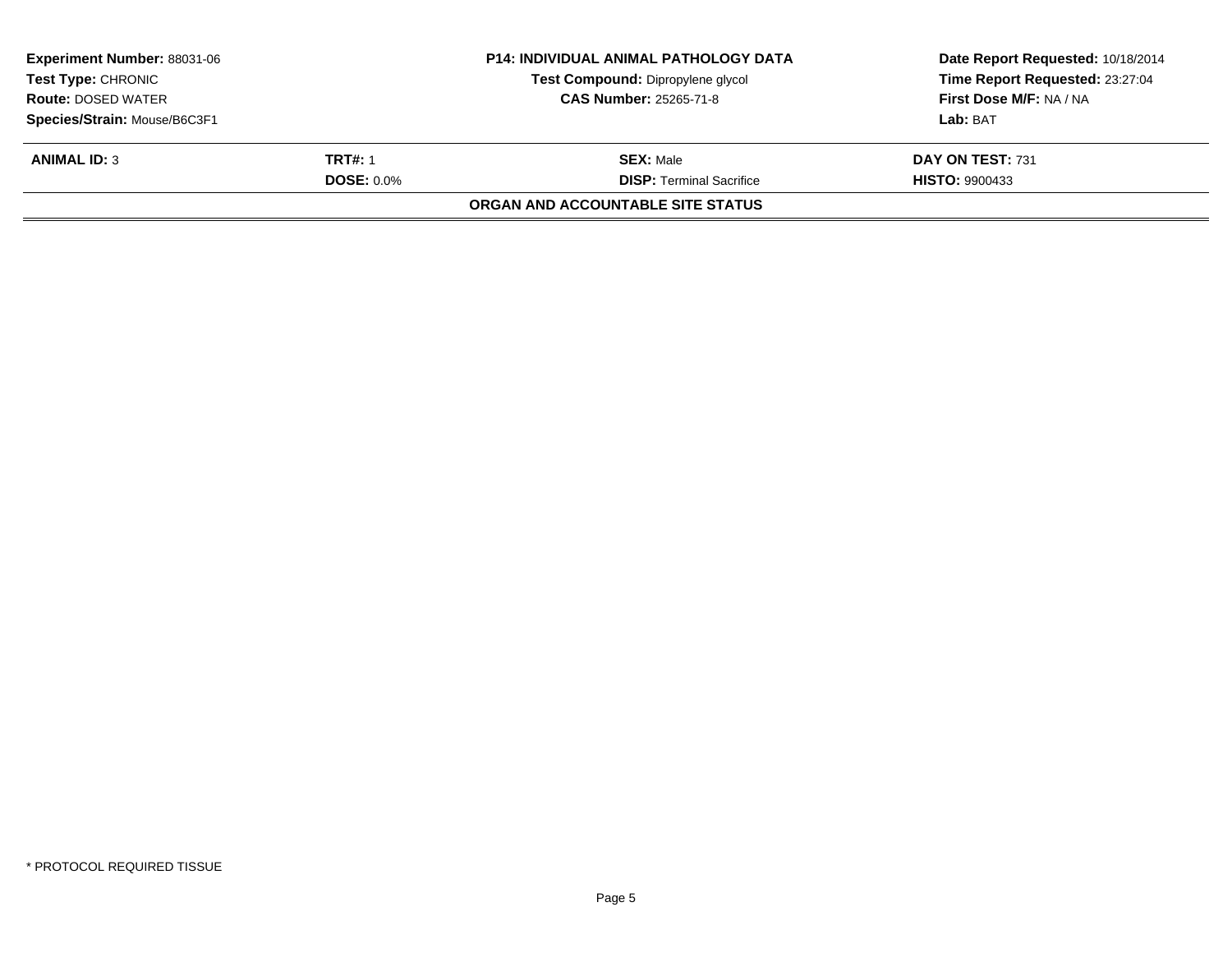| Experiment Number: 88031-06 | P14: INDIVIDUAL ANIMAL PATHOLOGY DATA | Date Report Requested: 10/18/2014 |
|---|---|---|
| Test Type: CHRONIC | Test Compound: Dipropylene glycol | Time Report Requested: 23:27:04 |
| Route: DOSED WATER | CAS Number: 25265-71-8 | First Dose M/F: NA / NA |
| Species/Strain: Mouse/B6C3F1 | | Lab: BAT |

| ANIMAL ID: 3 | TRT#: 1 | SEX: Male | DAY ON TEST: 731 |
|---|---|---|---|
| | DOSE: 0.0% | DISP: Terminal Sacrifice | HISTO: 9900433 |

**ORGAN AND ACCOUNTABLE SITE STATUS**

* PROTOCOL REQUIRED TISSUE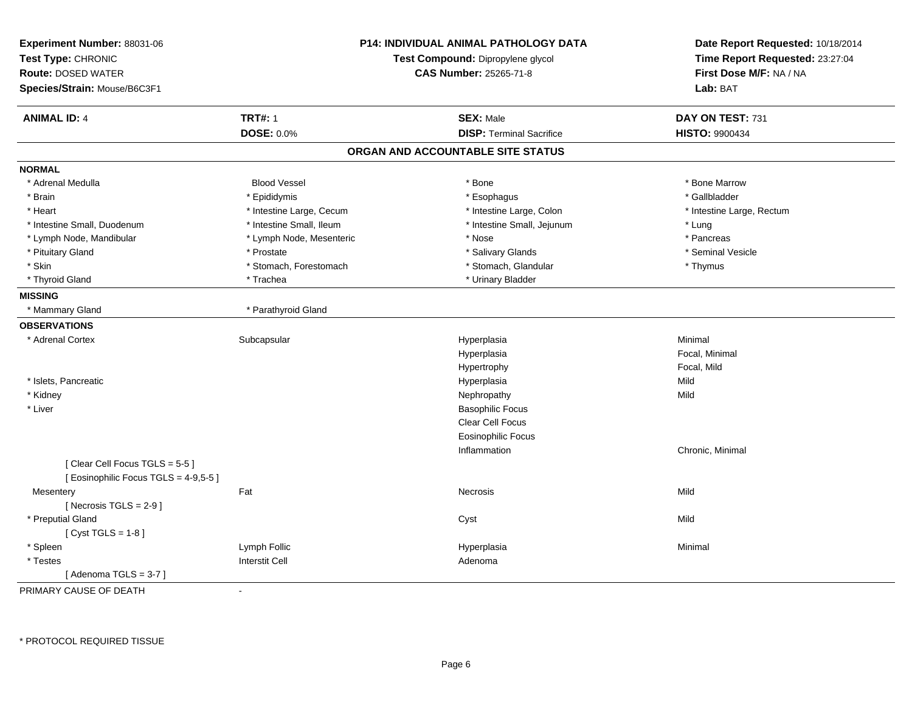**Experiment Number:** 88031-06
**Test Type:** CHRONIC
**Route:** DOSED WATER
**Species/Strain:** Mouse/B6C3F1

**P14: INDIVIDUAL ANIMAL PATHOLOGY DATA**
**Test Compound:** Dipropylene glycol
**CAS Number:** 25265-71-8

**Date Report Requested:** 10/18/2014
**Time Report Requested:** 23:27:04
**First Dose M/F:** NA / NA
**Lab:** BAT

| **ANIMAL ID:** 4 | **TRT#:** 1 | **SEX:** Male | **DAY ON TEST:** 731 |
|---|---|---|---|
| | **DOSE:** 0.0% | **DISP:** Terminal Sacrifice | **HISTO:** 9900434 |

## ORGAN AND ACCOUNTABLE SITE STATUS

**NORMAL**

| | | | |
|---|---|---|---|
| * Adrenal Medulla | Blood Vessel | * Bone | * Bone Marrow |
| * Brain | * Epididymis | * Esophagus | * Gallbladder |
| * Heart | * Intestine Large, Cecum | * Intestine Large, Colon | * Intestine Large, Rectum |
| * Intestine Small, Duodenum | * Intestine Small, Ileum | * Intestine Small, Jejunum | * Lung |
| * Lymph Node, Mandibular | * Lymph Node, Mesenteric | * Nose | * Pancreas |
| * Pituitary Gland | * Prostate | * Salivary Glands | * Seminal Vesicle |
| * Skin | * Stomach, Forestomach | * Stomach, Glandular | * Thymus |
| * Thyroid Gland | * Trachea | * Urinary Bladder | |

**MISSING**

| | |
|---|---|
| * Mammary Gland | * Parathyroid Gland |

**OBSERVATIONS**

| | | | |
|---|---|---|---|
| * Adrenal Cortex | Subcapsular | Hyperplasia | Minimal |
| | | Hyperplasia | Focal, Minimal |
| | | Hypertrophy | Focal, Mild |
| * Islets, Pancreatic | | Hyperplasia | Mild |
| * Kidney | | Nephropathy | Mild |
| * Liver | | Basophilic Focus | |
| | | Clear Cell Focus | |
| | | Eosinophilic Focus | |
| | | Inflammation | Chronic, Minimal |
| [ Clear Cell Focus TGLS = 5-5 ] | | | |
| [ Eosinophilic Focus TGLS = 4-9,5-5 ] | | | |
| Mesentery | Fat | Necrosis | Mild |
| [ Necrosis TGLS = 2-9 ] | | | |
| * Preputial Gland | | Cyst | Mild |
| [ Cyst TGLS = 1-8 ] | | | |
| * Spleen | Lymph Follic | Hyperplasia | Minimal |
| * Testes | Interstit Cell | Adenoma | |
| [ Adenoma TGLS = 3-7 ] | | | |

PRIMARY CAUSE OF DEATH -

\* PROTOCOL REQUIRED TISSUE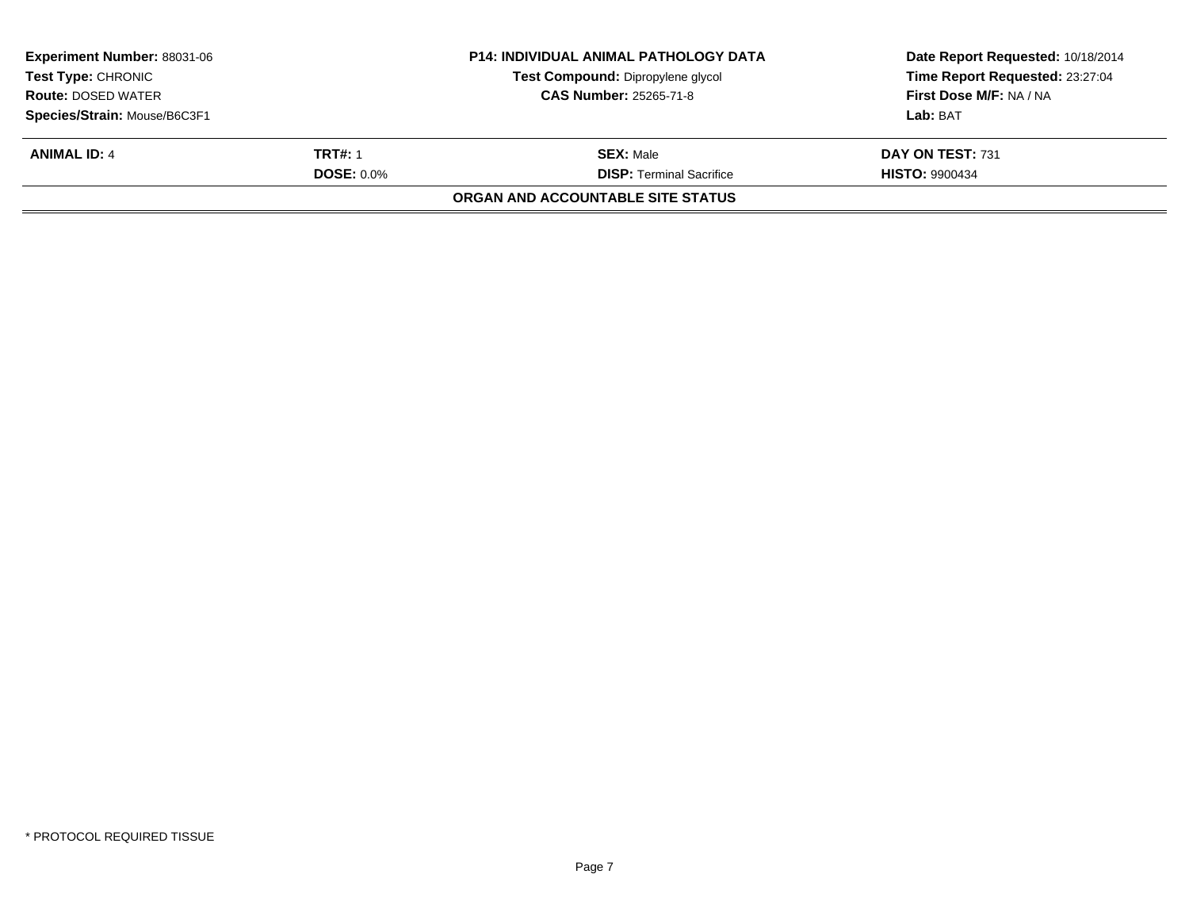| **Experiment Number:** 88031-06 | **P14: INDIVIDUAL ANIMAL PATHOLOGY DATA** | **Date Report Requested:** 10/18/2014 |
|---|---|---|
| **Test Type:** CHRONIC | **Test Compound:** Dipropylene glycol | **Time Report Requested:** 23:27:04 |
| **Route:** DOSED WATER | **CAS Number:** 25265-71-8 | **First Dose M/F:** NA / NA |
| **Species/Strain:** Mouse/B6C3F1 | | **Lab:** BAT |

| **ANIMAL ID:** 4 | **TRT#:** 1 | **SEX:** Male | **DAY ON TEST:** 731 |
|---|---|---|---|
| | **DOSE:** 0.0% | **DISP:** Terminal Sacrifice | **HISTO:** 9900434 |

**ORGAN AND ACCOUNTABLE SITE STATUS**

* PROTOCOL REQUIRED TISSUE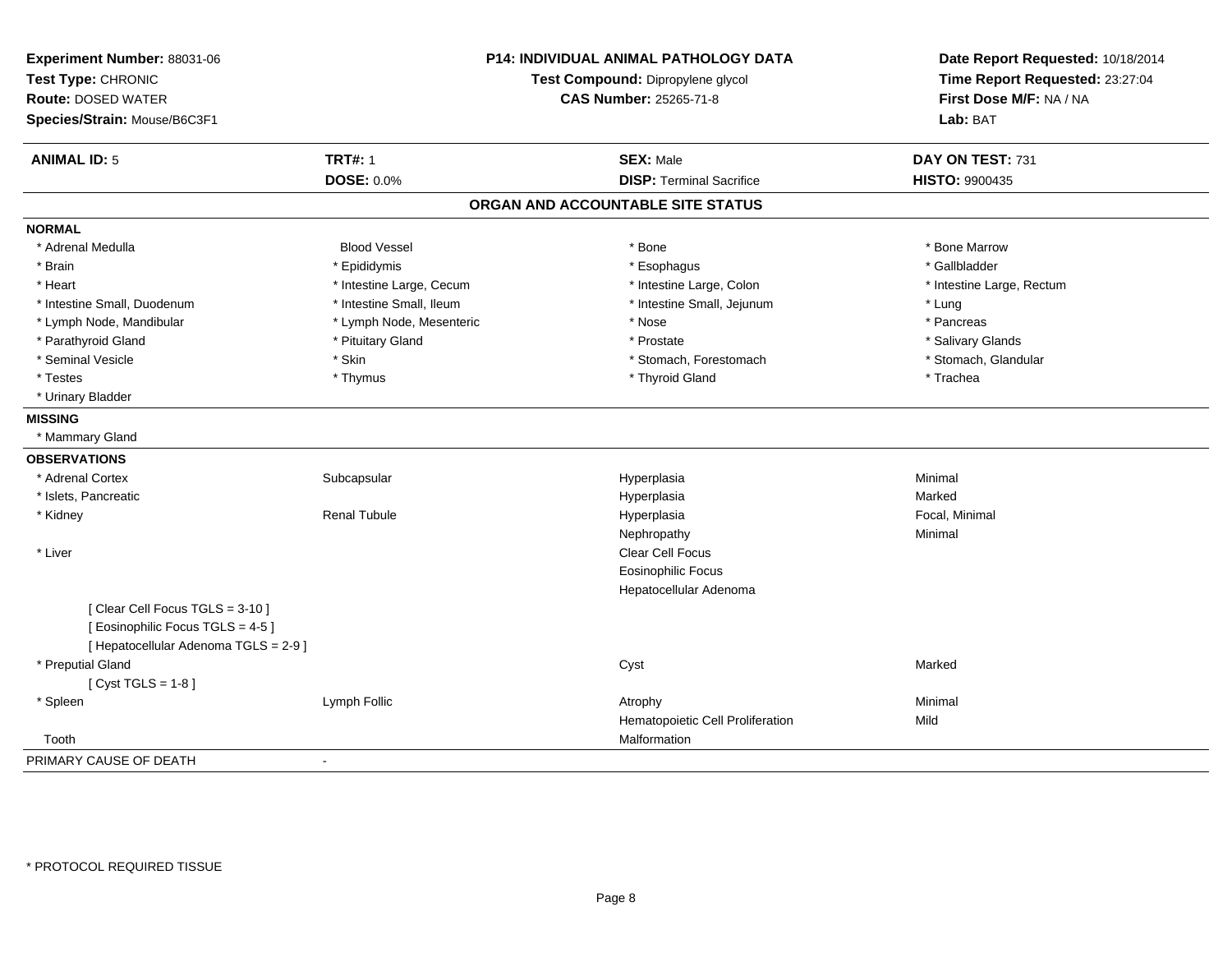**Experiment Number:** 88031-06
**Test Type:** CHRONIC
**Route:** DOSED WATER
**Species/Strain:** Mouse/B6C3F1

**P14: INDIVIDUAL ANIMAL PATHOLOGY DATA**
**Test Compound:** Dipropylene glycol
**CAS Number:** 25265-71-8

**Date Report Requested:** 10/18/2014
**Time Report Requested:** 23:27:04
**First Dose M/F:** NA / NA
**Lab:** BAT

| **ANIMAL ID:** 5 | **TRT#:** 1 | **SEX:** Male | **DAY ON TEST:** 731 |
|---|---|---|---|
| | **DOSE:** 0.0% | **DISP:** Terminal Sacrifice | **HISTO:** 9900435 |

## ORGAN AND ACCOUNTABLE SITE STATUS

**NORMAL**

| | | | |
|---|---|---|---|
| * Adrenal Medulla | Blood Vessel | * Bone | * Bone Marrow |
| * Brain | * Epididymis | * Esophagus | * Gallbladder |
| * Heart | * Intestine Large, Cecum | * Intestine Large, Colon | * Intestine Large, Rectum |
| * Intestine Small, Duodenum | * Intestine Small, Ileum | * Intestine Small, Jejunum | * Lung |
| * Lymph Node, Mandibular | * Lymph Node, Mesenteric | * Nose | * Pancreas |
| * Parathyroid Gland | * Pituitary Gland | * Prostate | * Salivary Glands |
| * Seminal Vesicle | * Skin | * Stomach, Forestomach | * Stomach, Glandular |
| * Testes | * Thymus | * Thyroid Gland | * Trachea |
| * Urinary Bladder | | | |

**MISSING**

* Mammary Gland

**OBSERVATIONS**

| | | | |
|---|---|---|---|
| * Adrenal Cortex | Subcapsular | Hyperplasia | Minimal |
| * Islets, Pancreatic | | Hyperplasia | Marked |
| * Kidney | Renal Tubule | Hyperplasia | Focal, Minimal |
| | | Nephropathy | Minimal |
| * Liver | | Clear Cell Focus | |
| | | Eosinophilic Focus | |
| | | Hepatocellular Adenoma | |
| [ Clear Cell Focus TGLS = 3-10 ] | | | |
| [ Eosinophilic Focus TGLS = 4-5 ] | | | |
| [ Hepatocellular Adenoma TGLS = 2-9 ] | | | |
| * Preputial Gland | | Cyst | Marked |
| [ Cyst TGLS = 1-8 ] | | | |
| * Spleen | Lymph Follic | Atrophy | Minimal |
| | | Hematopoietic Cell Proliferation | Mild |
| Tooth | | Malformation | |

PRIMARY CAUSE OF DEATH -

* PROTOCOL REQUIRED TISSUE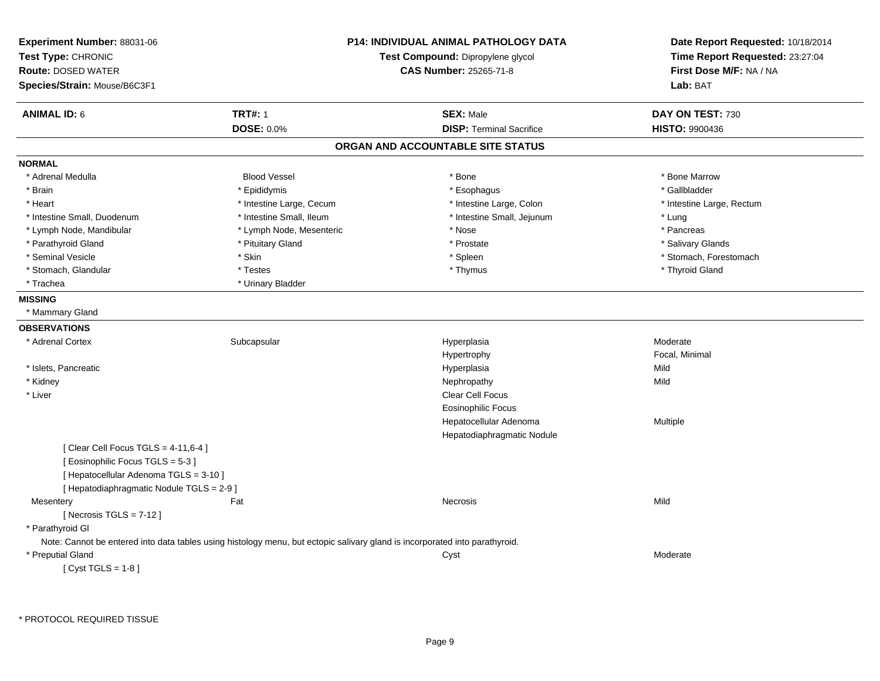**Experiment Number:** 88031-06
**Test Type:** CHRONIC
**Route:** DOSED WATER
**Species/Strain:** Mouse/B6C3F1

**P14: INDIVIDUAL ANIMAL PATHOLOGY DATA**
**Test Compound:** Dipropylene glycol
**CAS Number:** 25265-71-8

**Date Report Requested:** 10/18/2014
**Time Report Requested:** 23:27:04
**First Dose M/F:** NA / NA
**Lab:** BAT

| **ANIMAL ID:** 6 | **TRT#:** 1 | **SEX:** Male | **DAY ON TEST:** 730 |
|---|---|---|---|
| | **DOSE:** 0.0% | **DISP:** Terminal Sacrifice | **HISTO:** 9900436 |

## ORGAN AND ACCOUNTABLE SITE STATUS

**NORMAL**

| | | | |
|---|---|---|---|
| * Adrenal Medulla | Blood Vessel | * Bone | * Bone Marrow |
| * Brain | * Epididymis | * Esophagus | * Gallbladder |
| * Heart | * Intestine Large, Cecum | * Intestine Large, Colon | * Intestine Large, Rectum |
| * Intestine Small, Duodenum | * Intestine Small, Ileum | * Intestine Small, Jejunum | * Lung |
| * Lymph Node, Mandibular | * Lymph Node, Mesenteric | * Nose | * Pancreas |
| * Parathyroid Gland | * Pituitary Gland | * Prostate | * Salivary Glands |
| * Seminal Vesicle | * Skin | * Spleen | * Stomach, Forestomach |
| * Stomach, Glandular | * Testes | * Thymus | * Thyroid Gland |
| * Trachea | * Urinary Bladder | | |

**MISSING**

* Mammary Gland

**OBSERVATIONS**

| | | | |
|---|---|---|---|
| * Adrenal Cortex | Subcapsular | Hyperplasia | Moderate |
| | | Hypertrophy | Focal, Minimal |
| * Islets, Pancreatic | | Hyperplasia | Mild |
| * Kidney | | Nephropathy | Mild |
| * Liver | | Clear Cell Focus | |
| | | Eosinophilic Focus | |
| | | Hepatocellular Adenoma | Multiple |
| | | Hepatodiaphragmatic Nodule | |

[ Clear Cell Focus TGLS = 4-11,6-4 ]
[ Eosinophilic Focus TGLS = 5-3 ]
[ Hepatocellular Adenoma TGLS = 3-10 ]
[ Hepatodiaphragmatic Nodule TGLS = 2-9 ]

| | | | |
|---|---|---|---|
| Mesentery | Fat | Necrosis | Mild |

[ Necrosis TGLS = 7-12 ]

* Parathyroid Gl

Note: Cannot be entered into data tables using histology menu, but ectopic salivary gland is incorporated into parathyroid.

| | | | |
|---|---|---|---|
| * Preputial Gland | | Cyst | Moderate |

[ Cyst TGLS = 1-8 ]

* PROTOCOL REQUIRED TISSUE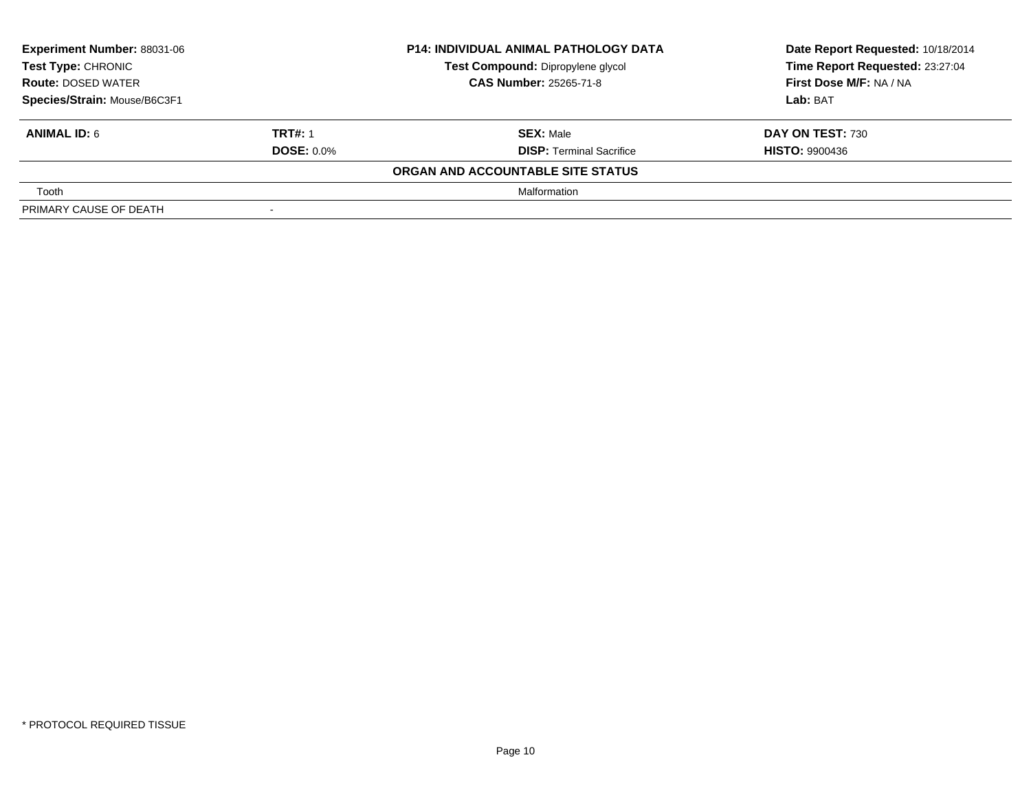**Experiment Number:** 88031-06
**Test Type:** CHRONIC
**Route:** DOSED WATER
**Species/Strain:** Mouse/B6C3F1

**P14: INDIVIDUAL ANIMAL PATHOLOGY DATA**
**Test Compound:** Dipropylene glycol
**CAS Number:** 25265-71-8

**Date Report Requested:** 10/18/2014
**Time Report Requested:** 23:27:04
**First Dose M/F:** NA / NA
**Lab:** BAT

| **ANIMAL ID:** 6 | **TRT#:** 1 | **SEX:** Male | **DAY ON TEST:** 730 |
|---|---|---|---|
| | **DOSE:** 0.0% | **DISP:** Terminal Sacrifice | **HISTO:** 9900436 |

**ORGAN AND ACCOUNTABLE SITE STATUS**

| | | |
|---|---|---|
| Tooth | | Malformation |
| PRIMARY CAUSE OF DEATH | - | |

* PROTOCOL REQUIRED TISSUE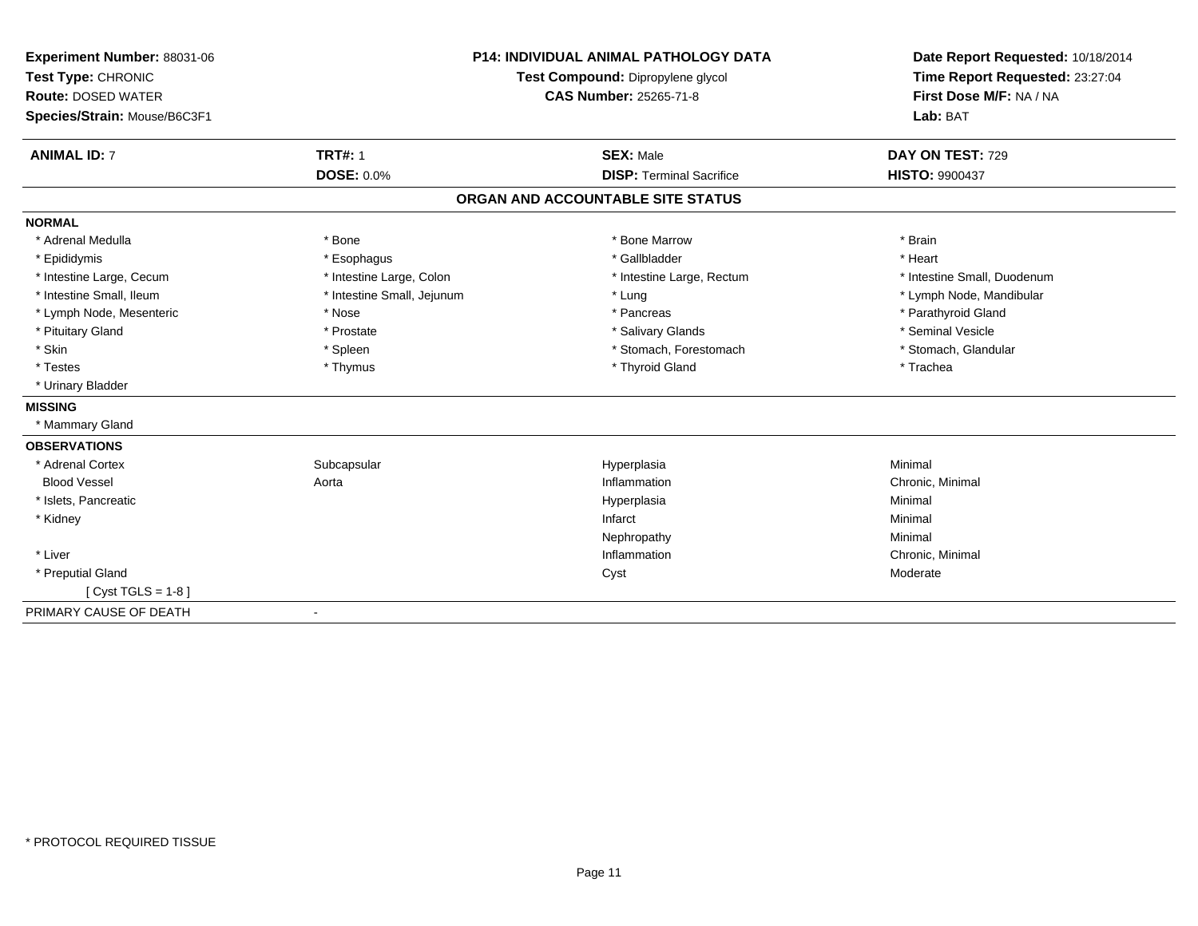**Experiment Number:** 88031-06
**Test Type:** CHRONIC
**Route:** DOSED WATER
**Species/Strain:** Mouse/B6C3F1

**P14: INDIVIDUAL ANIMAL PATHOLOGY DATA**
**Test Compound:** Dipropylene glycol
**CAS Number:** 25265-71-8

**Date Report Requested:** 10/18/2014
**Time Report Requested:** 23:27:04
**First Dose M/F:** NA / NA
**Lab:** BAT

| **ANIMAL ID:** 7 | **TRT#:** 1 | **SEX:** Male | **DAY ON TEST:** 729 |
|---|---|---|---|
| | **DOSE:** 0.0% | **DISP:** Terminal Sacrifice | **HISTO:** 9900437 |

## ORGAN AND ACCOUNTABLE SITE STATUS

**NORMAL**

| | | | |
|---|---|---|---|
| * Adrenal Medulla | * Bone | * Bone Marrow | * Brain |
| * Epididymis | * Esophagus | * Gallbladder | * Heart |
| * Intestine Large, Cecum | * Intestine Large, Colon | * Intestine Large, Rectum | * Intestine Small, Duodenum |
| * Intestine Small, Ileum | * Intestine Small, Jejunum | * Lung | * Lymph Node, Mandibular |
| * Lymph Node, Mesenteric | * Nose | * Pancreas | * Parathyroid Gland |
| * Pituitary Gland | * Prostate | * Salivary Glands | * Seminal Vesicle |
| * Skin | * Spleen | * Stomach, Forestomach | * Stomach, Glandular |
| * Testes | * Thymus | * Thyroid Gland | * Trachea |
| * Urinary Bladder | | | |

**MISSING**

* Mammary Gland

**OBSERVATIONS**

| | | | |
|---|---|---|---|
| * Adrenal Cortex | Subcapsular | Hyperplasia | Minimal |
| Blood Vessel | Aorta | Inflammation | Chronic, Minimal |
| * Islets, Pancreatic | | Hyperplasia | Minimal |
| * Kidney | | Infarct | Minimal |
| | | Nephropathy | Minimal |
| * Liver | | Inflammation | Chronic, Minimal |
| * Preputial Gland | | Cyst | Moderate |
| [ Cyst TGLS = 1-8 ] | | | |

PRIMARY CAUSE OF DEATH -

* PROTOCOL REQUIRED TISSUE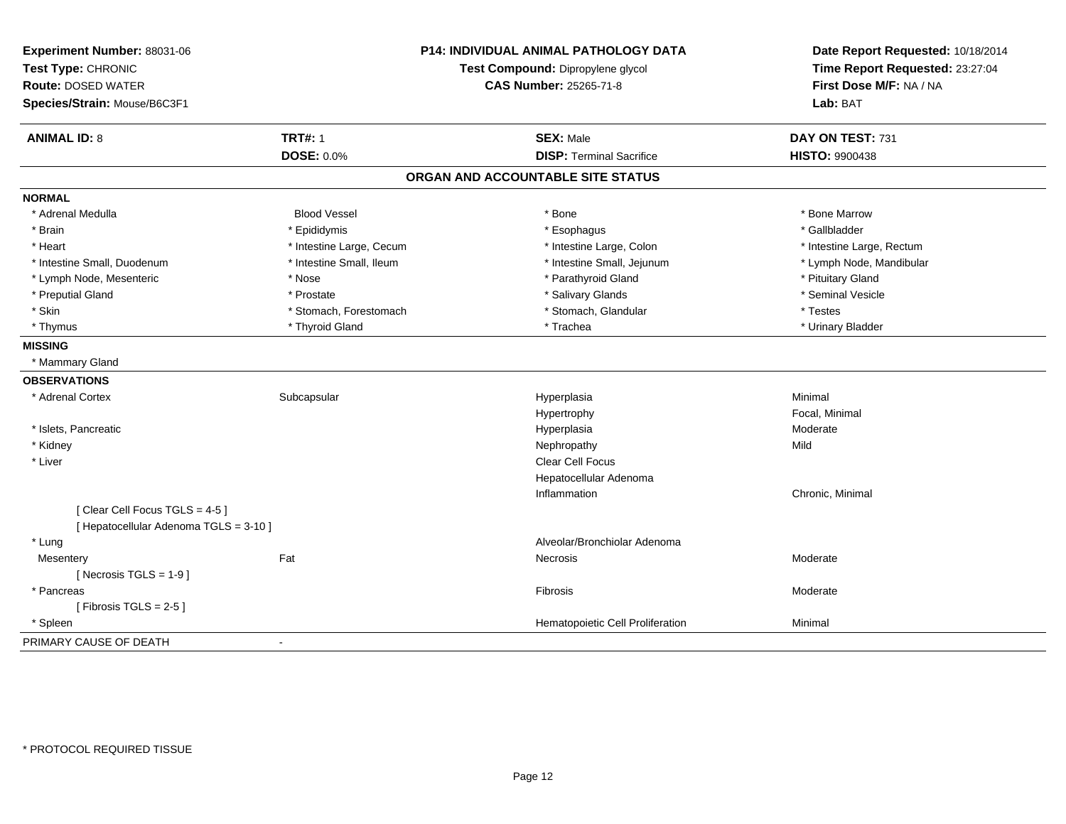**Experiment Number:** 88031-06
**Test Type:** CHRONIC
**Route:** DOSED WATER
**Species/Strain:** Mouse/B6C3F1

**P14: INDIVIDUAL ANIMAL PATHOLOGY DATA**
**Test Compound:** Dipropylene glycol
**CAS Number:** 25265-71-8

**Date Report Requested:** 10/18/2014
**Time Report Requested:** 23:27:04
**First Dose M/F:** NA / NA
**Lab:** BAT

| **ANIMAL ID:** 8 | **TRT#:** 1 | **SEX:** Male | **DAY ON TEST:** 731 |
|---|---|---|---|
| | **DOSE:** 0.0% | **DISP:** Terminal Sacrifice | **HISTO:** 9900438 |

## ORGAN AND ACCOUNTABLE SITE STATUS

**NORMAL**

| | | | |
|---|---|---|---|
| * Adrenal Medulla | Blood Vessel | * Bone | * Bone Marrow |
| * Brain | * Epididymis | * Esophagus | * Gallbladder |
| * Heart | * Intestine Large, Cecum | * Intestine Large, Colon | * Intestine Large, Rectum |
| * Intestine Small, Duodenum | * Intestine Small, Ileum | * Intestine Small, Jejunum | * Lymph Node, Mandibular |
| * Lymph Node, Mesenteric | * Nose | * Parathyroid Gland | * Pituitary Gland |
| * Preputial Gland | * Prostate | * Salivary Glands | * Seminal Vesicle |
| * Skin | * Stomach, Forestomach | * Stomach, Glandular | * Testes |
| * Thymus | * Thyroid Gland | * Trachea | * Urinary Bladder |

**MISSING**

* Mammary Gland

**OBSERVATIONS**

| | | | |
|---|---|---|---|
| * Adrenal Cortex | Subcapsular | Hyperplasia | Minimal |
| | | Hypertrophy | Focal, Minimal |
| * Islets, Pancreatic | | Hyperplasia | Moderate |
| * Kidney | | Nephropathy | Mild |
| * Liver | | Clear Cell Focus | |
| | | Hepatocellular Adenoma | |
| | | Inflammation | Chronic, Minimal |
| [ Clear Cell Focus TGLS = 4-5 ] | | | |
| [ Hepatocellular Adenoma TGLS = 3-10 ] | | | |
| * Lung | | Alveolar/Bronchiolar Adenoma | |
| Mesentery | Fat | Necrosis | Moderate |
| [ Necrosis TGLS = 1-9 ] | | | |
| * Pancreas | | Fibrosis | Moderate |
| [ Fibrosis TGLS = 2-5 ] | | | |
| * Spleen | | Hematopoietic Cell Proliferation | Minimal |

PRIMARY CAUSE OF DEATH -

* PROTOCOL REQUIRED TISSUE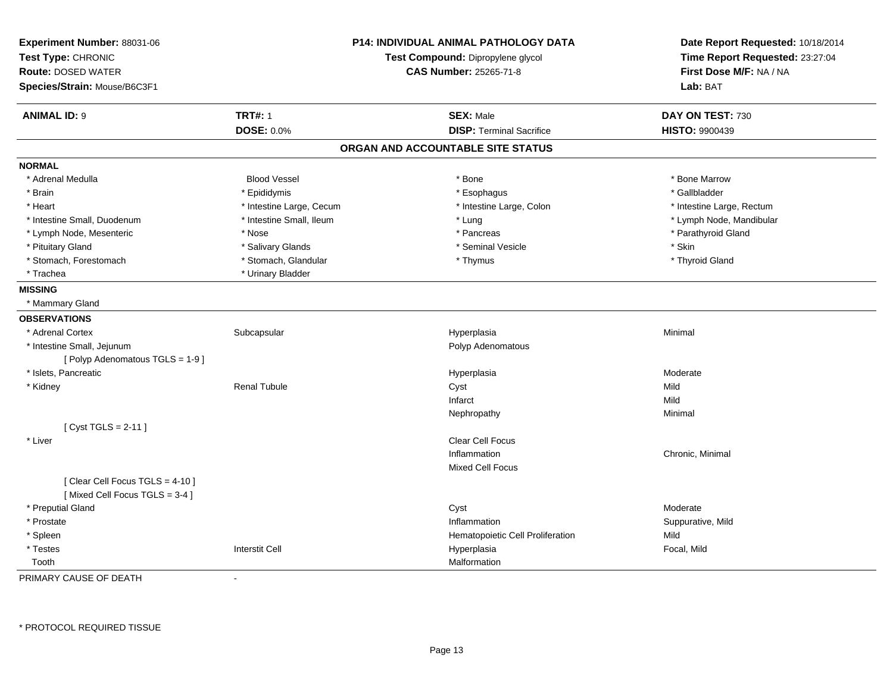**Experiment Number:** 88031-06
**Test Type:** CHRONIC
**Route:** DOSED WATER
**Species/Strain:** Mouse/B6C3F1

**P14: INDIVIDUAL ANIMAL PATHOLOGY DATA**
**Test Compound:** Dipropylene glycol
**CAS Number:** 25265-71-8

**Date Report Requested:** 10/18/2014
**Time Report Requested:** 23:27:04
**First Dose M/F:** NA / NA
**Lab:** BAT

| **ANIMAL ID:** 9 | **TRT#:** 1 | **SEX:** Male | **DAY ON TEST:** 730 |
|---|---|---|---|
| | **DOSE:** 0.0% | **DISP:** Terminal Sacrifice | **HISTO:** 9900439 |

## ORGAN AND ACCOUNTABLE SITE STATUS

**NORMAL**

| | | | |
|---|---|---|---|
| * Adrenal Medulla | Blood Vessel | * Bone | * Bone Marrow |
| * Brain | * Epididymis | * Esophagus | * Gallbladder |
| * Heart | * Intestine Large, Cecum | * Intestine Large, Colon | * Intestine Large, Rectum |
| * Intestine Small, Duodenum | * Intestine Small, Ileum | * Lung | * Lymph Node, Mandibular |
| * Lymph Node, Mesenteric | * Nose | * Pancreas | * Parathyroid Gland |
| * Pituitary Gland | * Salivary Glands | * Seminal Vesicle | * Skin |
| * Stomach, Forestomach | * Stomach, Glandular | * Thymus | * Thyroid Gland |
| * Trachea | * Urinary Bladder | | |

**MISSING**

* Mammary Gland

**OBSERVATIONS**

| | | | |
|---|---|---|---|
| * Adrenal Cortex | Subcapsular | Hyperplasia | Minimal |
| * Intestine Small, Jejunum | | Polyp Adenomatous | |
| [ Polyp Adenomatous TGLS = 1-9 ] | | | |
| * Islets, Pancreatic | | Hyperplasia | Moderate |
| * Kidney | Renal Tubule | Cyst | Mild |
| | | Infarct | Mild |
| | | Nephropathy | Minimal |
| [ Cyst TGLS = 2-11 ] | | | |
| * Liver | | Clear Cell Focus | |
| | | Inflammation | Chronic, Minimal |
| | | Mixed Cell Focus | |
| [ Clear Cell Focus TGLS = 4-10 ] | | | |
| [ Mixed Cell Focus TGLS = 3-4 ] | | | |
| * Preputial Gland | | Cyst | Moderate |
| * Prostate | | Inflammation | Suppurative, Mild |
| * Spleen | | Hematopoietic Cell Proliferation | Mild |
| * Testes | Interstit Cell | Hyperplasia | Focal, Mild |
| Tooth | | Malformation | |

PRIMARY CAUSE OF DEATH -

* PROTOCOL REQUIRED TISSUE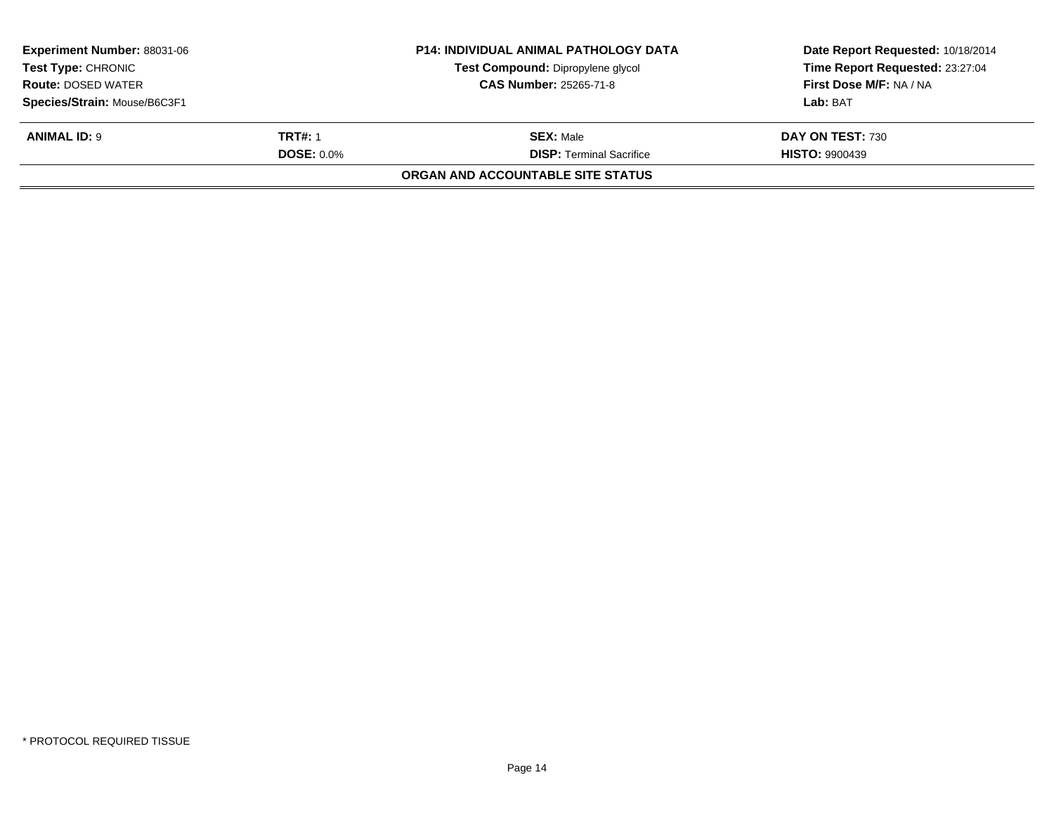| Experiment Number: 88031-06 | P14: INDIVIDUAL ANIMAL PATHOLOGY DATA | Date Report Requested: 10/18/2014 |
|---|---|---|
| Test Type: CHRONIC | Test Compound: Dipropylene glycol | Time Report Requested: 23:27:04 |
| Route: DOSED WATER | CAS Number: 25265-71-8 | First Dose M/F: NA / NA |
| Species/Strain: Mouse/B6C3F1 | | Lab: BAT |

| ANIMAL ID: 9 | TRT#: 1 | SEX: Male | DAY ON TEST: 730 |
|---|---|---|---|
| | DOSE: 0.0% | DISP: Terminal Sacrifice | HISTO: 9900439 |

**ORGAN AND ACCOUNTABLE SITE STATUS**

* PROTOCOL REQUIRED TISSUE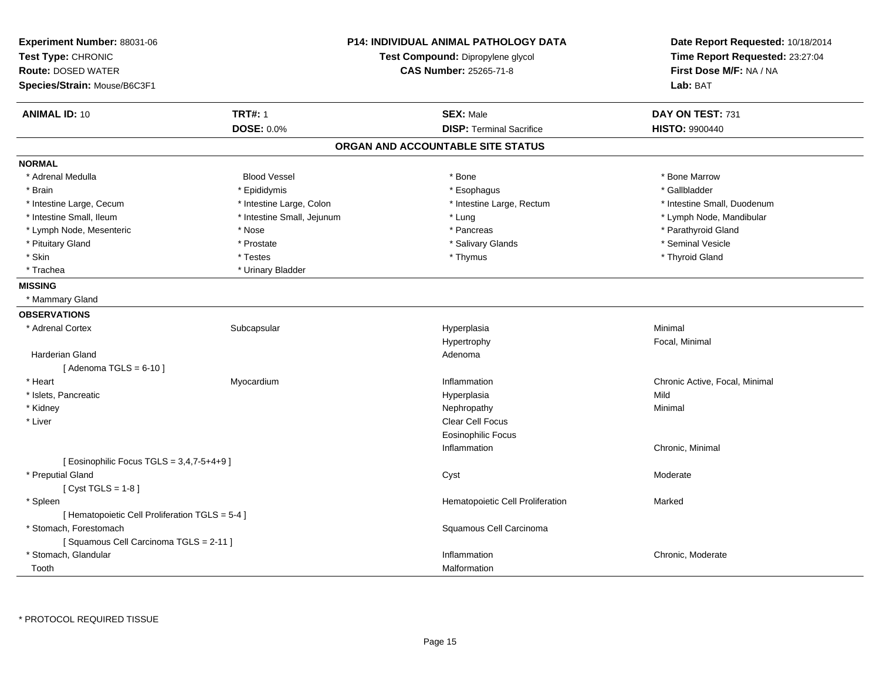**Experiment Number:** 88031-06
**Test Type:** CHRONIC
**Route:** DOSED WATER
**Species/Strain:** Mouse/B6C3F1

**P14: INDIVIDUAL ANIMAL PATHOLOGY DATA**
**Test Compound:** Dipropylene glycol
**CAS Number:** 25265-71-8

**Date Report Requested:** 10/18/2014
**Time Report Requested:** 23:27:04
**First Dose M/F:** NA / NA
**Lab:** BAT

| **ANIMAL ID:** 10 | **TRT#:** 1 | **SEX:** Male | **DAY ON TEST:** 731 |
|---|---|---|---|
| | **DOSE:** 0.0% | **DISP:** Terminal Sacrifice | **HISTO:** 9900440 |

## ORGAN AND ACCOUNTABLE SITE STATUS

**NORMAL**

| | | | |
|---|---|---|---|
| * Adrenal Medulla | Blood Vessel | * Bone | * Bone Marrow |
| * Brain | * Epididymis | * Esophagus | * Gallbladder |
| * Intestine Large, Cecum | * Intestine Large, Colon | * Intestine Large, Rectum | * Intestine Small, Duodenum |
| * Intestine Small, Ileum | * Intestine Small, Jejunum | * Lung | * Lymph Node, Mandibular |
| * Lymph Node, Mesenteric | * Nose | * Pancreas | * Parathyroid Gland |
| * Pituitary Gland | * Prostate | * Salivary Glands | * Seminal Vesicle |
| * Skin | * Testes | * Thymus | * Thyroid Gland |
| * Trachea | * Urinary Bladder | | |

**MISSING**

* Mammary Gland

**OBSERVATIONS**

| | | | |
|---|---|---|---|
| * Adrenal Cortex | Subcapsular | Hyperplasia | Minimal |
| | | Hypertrophy | Focal, Minimal |
| Harderian Gland | | Adenoma | |
| [ Adenoma TGLS = 6-10 ] | | | |
| * Heart | Myocardium | Inflammation | Chronic Active, Focal, Minimal |
| * Islets, Pancreatic | | Hyperplasia | Mild |
| * Kidney | | Nephropathy | Minimal |
| * Liver | | Clear Cell Focus | |
| | | Eosinophilic Focus | |
| | | Inflammation | Chronic, Minimal |
| [ Eosinophilic Focus TGLS = 3,4,7-5+4+9 ] | | | |
| * Preputial Gland | | Cyst | Moderate |
| [ Cyst TGLS = 1-8 ] | | | |
| * Spleen | | Hematopoietic Cell Proliferation | Marked |
| [ Hematopoietic Cell Proliferation TGLS = 5-4 ] | | | |
| * Stomach, Forestomach | | Squamous Cell Carcinoma | |
| [ Squamous Cell Carcinoma TGLS = 2-11 ] | | | |
| * Stomach, Glandular | | Inflammation | Chronic, Moderate |
| Tooth | | Malformation | |

* PROTOCOL REQUIRED TISSUE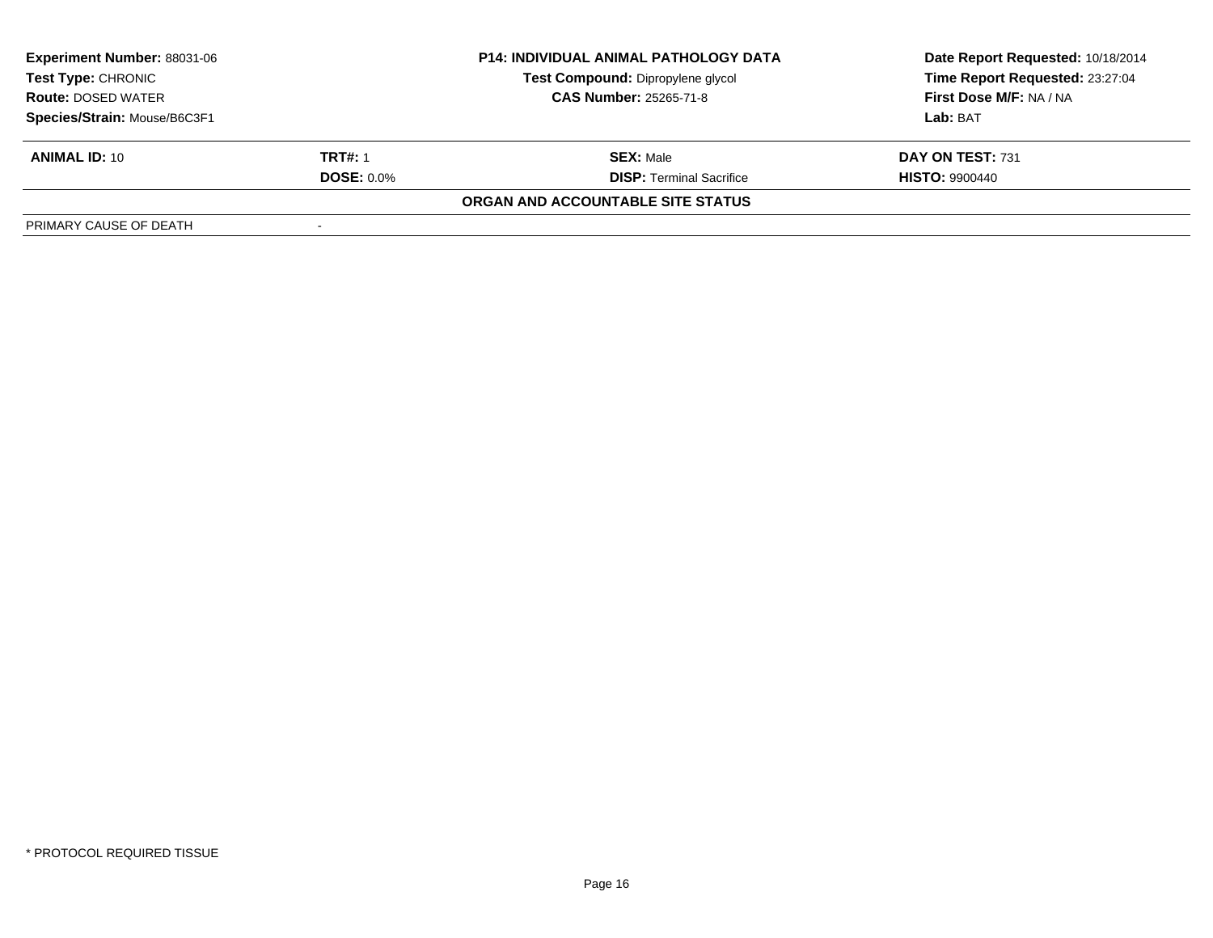| **Experiment Number:** 88031-06 | **P14: INDIVIDUAL ANIMAL PATHOLOGY DATA** | **Date Report Requested:** 10/18/2014 |
|---|---|---|
| **Test Type:** CHRONIC | **Test Compound:** Dipropylene glycol | **Time Report Requested:** 23:27:04 |
| **Route:** DOSED WATER | **CAS Number:** 25265-71-8 | **First Dose M/F:** NA / NA |
| **Species/Strain:** Mouse/B6C3F1 | | **Lab:** BAT |

| **ANIMAL ID:** 10 | **TRT#:** 1 | **SEX:** Male | **DAY ON TEST:** 731 |
|---|---|---|---|
| | **DOSE:** 0.0% | **DISP:** Terminal Sacrifice | **HISTO:** 9900440 |

**ORGAN AND ACCOUNTABLE SITE STATUS**

| PRIMARY CAUSE OF DEATH | - |
|---|---|

* PROTOCOL REQUIRED TISSUE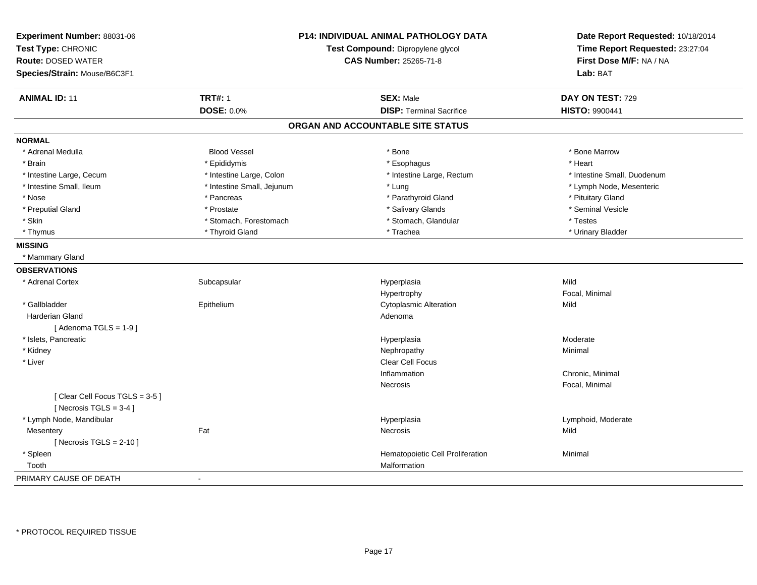**Experiment Number:** 88031-06
**Test Type:** CHRONIC
**Route:** DOSED WATER
**Species/Strain:** Mouse/B6C3F1

**P14: INDIVIDUAL ANIMAL PATHOLOGY DATA**
**Test Compound:** Dipropylene glycol
**CAS Number:** 25265-71-8

**Date Report Requested:** 10/18/2014
**Time Report Requested:** 23:27:04
**First Dose M/F:** NA / NA
**Lab:** BAT

| **ANIMAL ID:** 11 | **TRT#:** 1 | **SEX:** Male | **DAY ON TEST:** 729 |
|---|---|---|---|
| | **DOSE:** 0.0% | **DISP:** Terminal Sacrifice | **HISTO:** 9900441 |

## ORGAN AND ACCOUNTABLE SITE STATUS

**NORMAL**

| | | | |
|---|---|---|---|
| * Adrenal Medulla | Blood Vessel | * Bone | * Bone Marrow |
| * Brain | * Epididymis | * Esophagus | * Heart |
| * Intestine Large, Cecum | * Intestine Large, Colon | * Intestine Large, Rectum | * Intestine Small, Duodenum |
| * Intestine Small, Ileum | * Intestine Small, Jejunum | * Lung | * Lymph Node, Mesenteric |
| * Nose | * Pancreas | * Parathyroid Gland | * Pituitary Gland |
| * Preputial Gland | * Prostate | * Salivary Glands | * Seminal Vesicle |
| * Skin | * Stomach, Forestomach | * Stomach, Glandular | * Testes |
| * Thymus | * Thyroid Gland | * Trachea | * Urinary Bladder |

**MISSING**

* Mammary Gland

**OBSERVATIONS**

| | | | |
|---|---|---|---|
| * Adrenal Cortex | Subcapsular | Hyperplasia | Mild |
| | | Hypertrophy | Focal, Minimal |
| * Gallbladder | Epithelium | Cytoplasmic Alteration | Mild |
| Harderian Gland | | Adenoma | |
| [ Adenoma TGLS = 1-9 ] | | | |
| * Islets, Pancreatic | | Hyperplasia | Moderate |
| * Kidney | | Nephropathy | Minimal |
| * Liver | | Clear Cell Focus | |
| | | Inflammation | Chronic, Minimal |
| | | Necrosis | Focal, Minimal |
| [ Clear Cell Focus TGLS = 3-5 ] | | | |
| [ Necrosis TGLS = 3-4 ] | | | |
| * Lymph Node, Mandibular | | Hyperplasia | Lymphoid, Moderate |
| Mesentery | Fat | Necrosis | Mild |
| [ Necrosis TGLS = 2-10 ] | | | |
| * Spleen | | Hematopoietic Cell Proliferation | Minimal |
| Tooth | | Malformation | |

PRIMARY CAUSE OF DEATH -

\* PROTOCOL REQUIRED TISSUE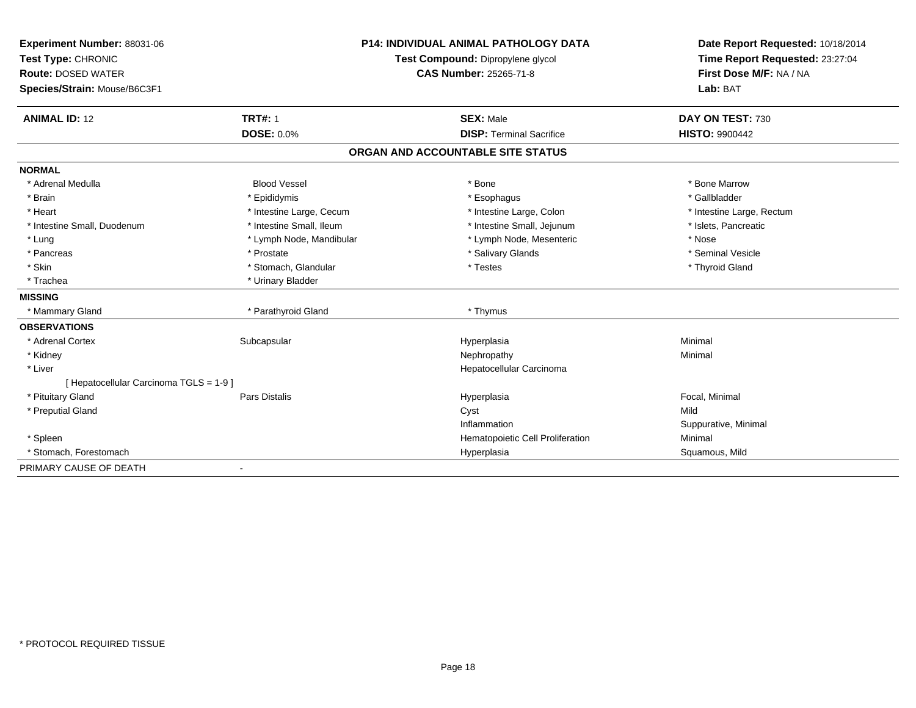**Experiment Number:** 88031-06
**Test Type:** CHRONIC
**Route:** DOSED WATER
**Species/Strain:** Mouse/B6C3F1

**P14: INDIVIDUAL ANIMAL PATHOLOGY DATA**
**Test Compound:** Dipropylene glycol
**CAS Number:** 25265-71-8

**Date Report Requested:** 10/18/2014
**Time Report Requested:** 23:27:04
**First Dose M/F:** NA / NA
**Lab:** BAT

| **ANIMAL ID:** 12 | **TRT#:** 1 | **SEX:** Male | **DAY ON TEST:** 730 |
|---|---|---|---|
| | **DOSE:** 0.0% | **DISP:** Terminal Sacrifice | **HISTO:** 9900442 |

## ORGAN AND ACCOUNTABLE SITE STATUS

| | | | |
|---|---|---|---|
| **NORMAL** | | | |
| * Adrenal Medulla | Blood Vessel | * Bone | * Bone Marrow |
| * Brain | * Epididymis | * Esophagus | * Gallbladder |
| * Heart | * Intestine Large, Cecum | * Intestine Large, Colon | * Intestine Large, Rectum |
| * Intestine Small, Duodenum | * Intestine Small, Ileum | * Intestine Small, Jejunum | * Islets, Pancreatic |
| * Lung | * Lymph Node, Mandibular | * Lymph Node, Mesenteric | * Nose |
| * Pancreas | * Prostate | * Salivary Glands | * Seminal Vesicle |
| * Skin | * Stomach, Glandular | * Testes | * Thyroid Gland |
| * Trachea | * Urinary Bladder | | |
| **MISSING** | | | |
| * Mammary Gland | * Parathyroid Gland | * Thymus | |
| **OBSERVATIONS** | | | |
| * Adrenal Cortex | Subcapsular | Hyperplasia | Minimal |
| * Kidney | | Nephropathy | Minimal |
| * Liver | | Hepatocellular Carcinoma | |
| [ Hepatocellular Carcinoma TGLS = 1-9 ] | | | |
| * Pituitary Gland | Pars Distalis | Hyperplasia | Focal, Minimal |
| * Preputial Gland | | Cyst | Mild |
| | | Inflammation | Suppurative, Minimal |
| * Spleen | | Hematopoietic Cell Proliferation | Minimal |
| * Stomach, Forestomach | | Hyperplasia | Squamous, Mild |
| PRIMARY CAUSE OF DEATH | - | | |

\* PROTOCOL REQUIRED TISSUE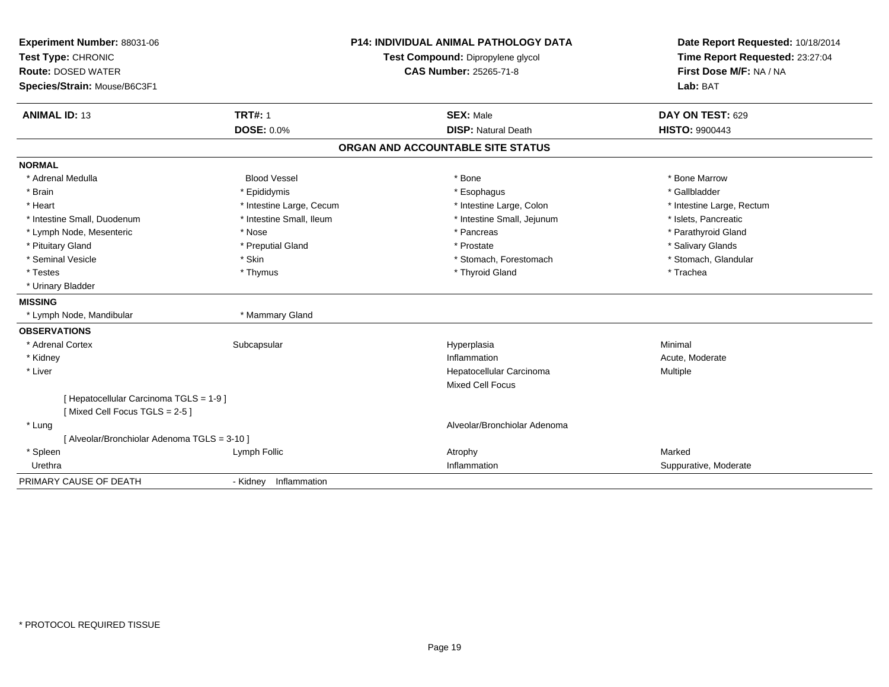**Experiment Number:** 88031-06
**Test Type:** CHRONIC
**Route:** DOSED WATER
**Species/Strain:** Mouse/B6C3F1

**P14: INDIVIDUAL ANIMAL PATHOLOGY DATA**
**Test Compound:** Dipropylene glycol
**CAS Number:** 25265-71-8

**Date Report Requested:** 10/18/2014
**Time Report Requested:** 23:27:04
**First Dose M/F:** NA / NA
**Lab:** BAT

| **ANIMAL ID:** 13 | **TRT#:** 1 | **SEX:** Male | **DAY ON TEST:** 629 |
|---|---|---|---|
| | **DOSE:** 0.0% | **DISP:** Natural Death | **HISTO:** 9900443 |

## ORGAN AND ACCOUNTABLE SITE STATUS

**NORMAL**

| | | | |
|---|---|---|---|
| * Adrenal Medulla | Blood Vessel | * Bone | * Bone Marrow |
| * Brain | * Epididymis | * Esophagus | * Gallbladder |
| * Heart | * Intestine Large, Cecum | * Intestine Large, Colon | * Intestine Large, Rectum |
| * Intestine Small, Duodenum | * Intestine Small, Ileum | * Intestine Small, Jejunum | * Islets, Pancreatic |
| * Lymph Node, Mesenteric | * Nose | * Pancreas | * Parathyroid Gland |
| * Pituitary Gland | * Preputial Gland | * Prostate | * Salivary Glands |
| * Seminal Vesicle | * Skin | * Stomach, Forestomach | * Stomach, Glandular |
| * Testes | * Thymus | * Thyroid Gland | * Trachea |
| * Urinary Bladder | | | |

**MISSING**

| | |
|---|---|
| * Lymph Node, Mandibular | * Mammary Gland |

**OBSERVATIONS**

| | | | |
|---|---|---|---|
| * Adrenal Cortex | Subcapsular | Hyperplasia | Minimal |
| * Kidney | | Inflammation | Acute, Moderate |
| * Liver | | Hepatocellular Carcinoma | Multiple |
| | | Mixed Cell Focus | |
| [ Hepatocellular Carcinoma TGLS = 1-9 ] | | | |
| [ Mixed Cell Focus TGLS = 2-5 ] | | | |
| * Lung | | Alveolar/Bronchiolar Adenoma | |
| [ Alveolar/Bronchiolar Adenoma TGLS = 3-10 ] | | | |
| * Spleen | Lymph Follic | Atrophy | Marked |
| Urethra | | Inflammation | Suppurative, Moderate |

PRIMARY CAUSE OF DEATH - Kidney Inflammation

* PROTOCOL REQUIRED TISSUE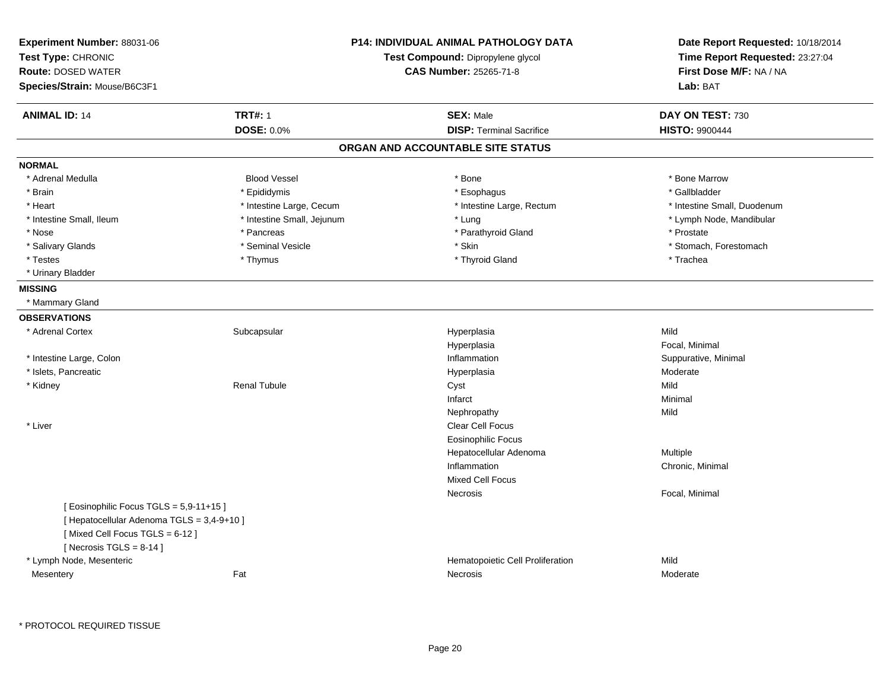**Experiment Number:** 88031-06
**Test Type:** CHRONIC
**Route:** DOSED WATER
**Species/Strain:** Mouse/B6C3F1

**P14: INDIVIDUAL ANIMAL PATHOLOGY DATA**
**Test Compound:** Dipropylene glycol
**CAS Number:** 25265-71-8

**Date Report Requested:** 10/18/2014
**Time Report Requested:** 23:27:04
**First Dose M/F:** NA / NA
**Lab:** BAT

| **ANIMAL ID:** 14 | **TRT#:** 1 | **SEX:** Male | **DAY ON TEST:** 730 |
|---|---|---|---|
| | **DOSE:** 0.0% | **DISP:** Terminal Sacrifice | **HISTO:** 9900444 |

## ORGAN AND ACCOUNTABLE SITE STATUS

**NORMAL**

| | | | |
|---|---|---|---|
| * Adrenal Medulla | Blood Vessel | * Bone | * Bone Marrow |
| * Brain | * Epididymis | * Esophagus | * Gallbladder |
| * Heart | * Intestine Large, Cecum | * Intestine Large, Rectum | * Intestine Small, Duodenum |
| * Intestine Small, Ileum | * Intestine Small, Jejunum | * Lung | * Lymph Node, Mandibular |
| * Nose | * Pancreas | * Parathyroid Gland | * Prostate |
| * Salivary Glands | * Seminal Vesicle | * Skin | * Stomach, Forestomach |
| * Testes | * Thymus | * Thyroid Gland | * Trachea |
| * Urinary Bladder | | | |

**MISSING**

* Mammary Gland

**OBSERVATIONS**

| | | | |
|---|---|---|---|
| * Adrenal Cortex | Subcapsular | Hyperplasia | Mild |
| | | Hyperplasia | Focal, Minimal |
| * Intestine Large, Colon | | Inflammation | Suppurative, Minimal |
| * Islets, Pancreatic | | Hyperplasia | Moderate |
| * Kidney | Renal Tubule | Cyst | Mild |
| | | Infarct | Minimal |
| | | Nephropathy | Mild |
| * Liver | | Clear Cell Focus | |
| | | Eosinophilic Focus | |
| | | Hepatocellular Adenoma | Multiple |
| | | Inflammation | Chronic, Minimal |
| | | Mixed Cell Focus | |
| | | Necrosis | Focal, Minimal |
| [ Eosinophilic Focus TGLS = 5,9-11+15 ] | | | |
| [ Hepatocellular Adenoma TGLS = 3,4-9+10 ] | | | |
| [ Mixed Cell Focus TGLS = 6-12 ] | | | |
| [ Necrosis TGLS = 8-14 ] | | | |
| * Lymph Node, Mesenteric | | Hematopoietic Cell Proliferation | Mild |
| Mesentery | Fat | Necrosis | Moderate |

* PROTOCOL REQUIRED TISSUE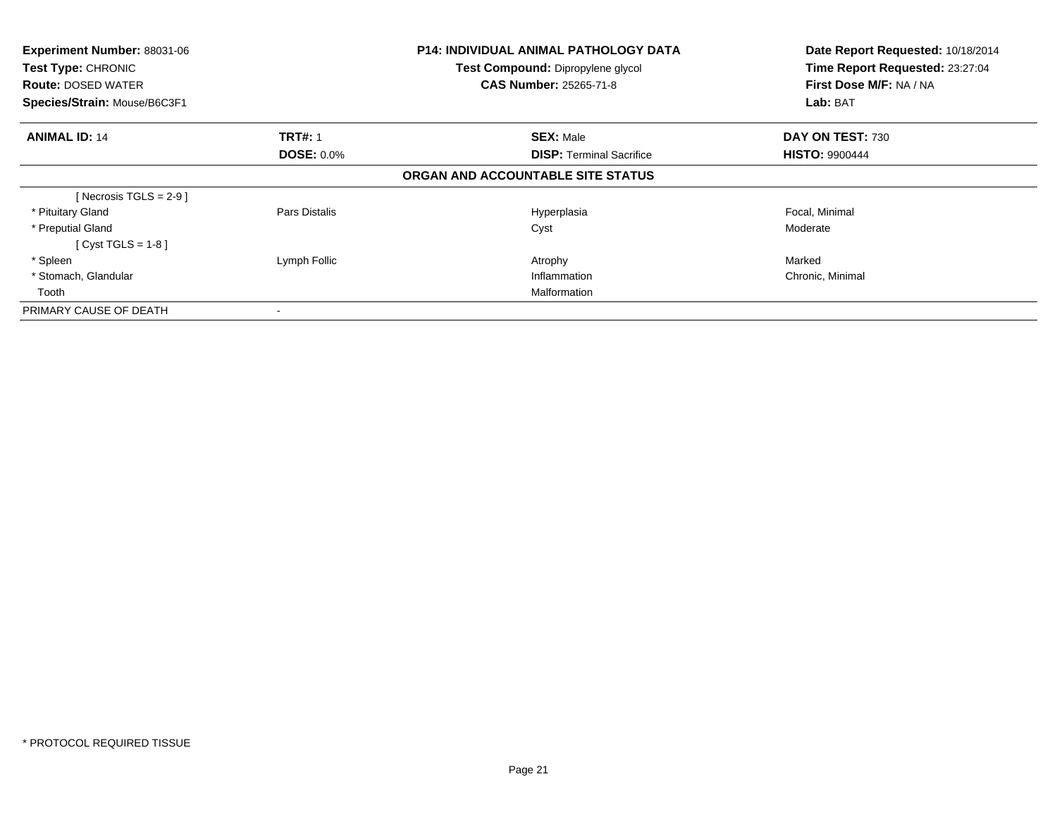| **Experiment Number:** 88031-06 | **P14: INDIVIDUAL ANIMAL PATHOLOGY DATA** | **Date Report Requested:** 10/18/2014 |
|---|---|---|
| **Test Type:** CHRONIC | **Test Compound:** Dipropylene glycol | **Time Report Requested:** 23:27:04 |
| **Route:** DOSED WATER | **CAS Number:** 25265-71-8 | **First Dose M/F:** NA / NA |
| **Species/Strain:** Mouse/B6C3F1 | | **Lab:** BAT |

| **ANIMAL ID:** 14 | **TRT#:** 1 | **SEX:** Male | **DAY ON TEST:** 730 |
|---|---|---|---|
| | **DOSE:** 0.0% | **DISP:** Terminal Sacrifice | **HISTO:** 9900444 |

**ORGAN AND ACCOUNTABLE SITE STATUS**

| | | | |
|---|---|---|---|
| [ Necrosis TGLS = 2-9 ] | | | |
| * Pituitary Gland | Pars Distalis | Hyperplasia | Focal, Minimal |
| * Preputial Gland | | Cyst | Moderate |
| [ Cyst TGLS = 1-8 ] | | | |
| * Spleen | Lymph Follic | Atrophy | Marked |
| * Stomach, Glandular | | Inflammation | Chronic, Minimal |
| Tooth | | Malformation | |
| PRIMARY CAUSE OF DEATH | - | | |

* PROTOCOL REQUIRED TISSUE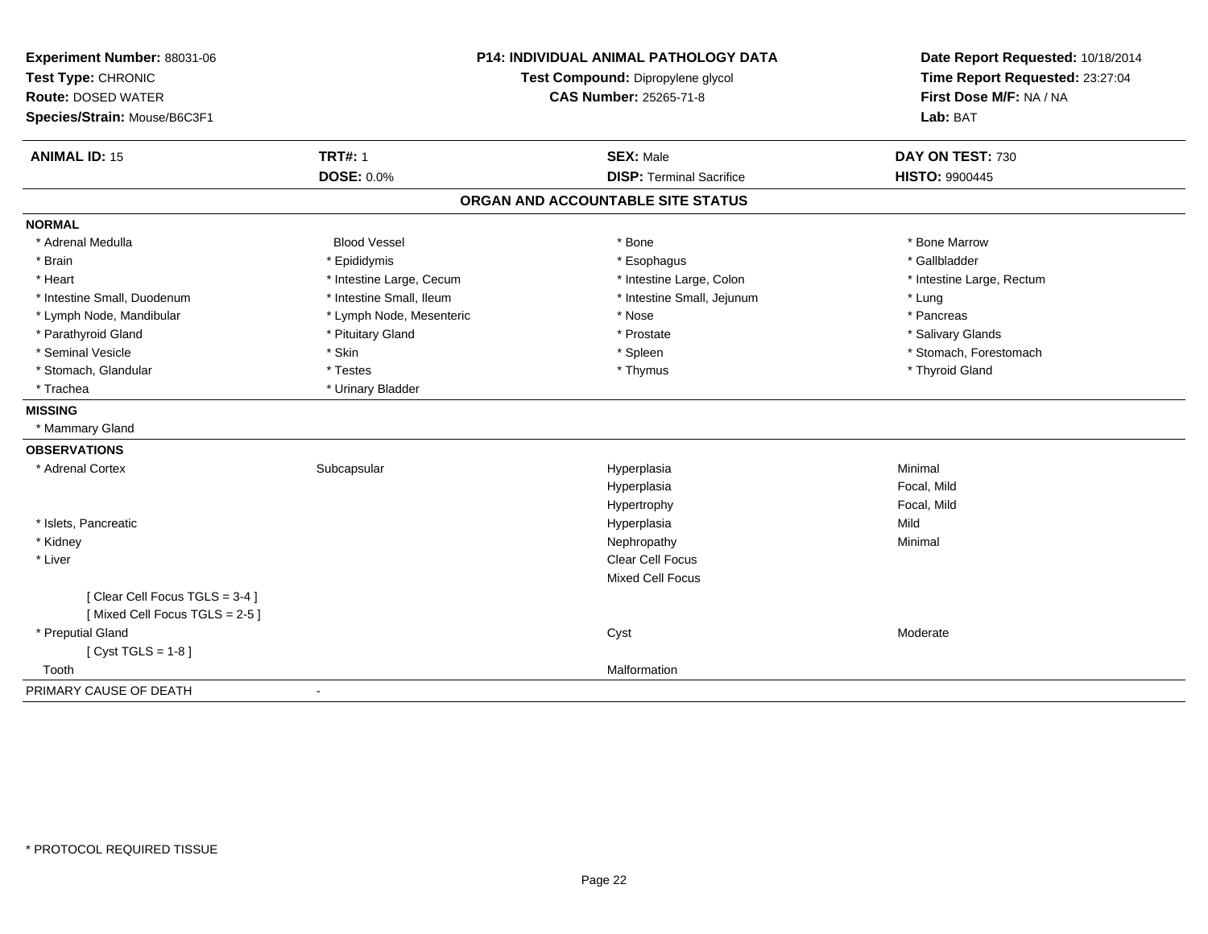**Experiment Number:** 88031-06
**Test Type:** CHRONIC
**Route:** DOSED WATER
**Species/Strain:** Mouse/B6C3F1

**P14: INDIVIDUAL ANIMAL PATHOLOGY DATA**
**Test Compound:** Dipropylene glycol
**CAS Number:** 25265-71-8

**Date Report Requested:** 10/18/2014
**Time Report Requested:** 23:27:04
**First Dose M/F:** NA / NA
**Lab:** BAT

| **ANIMAL ID:** 15 | **TRT#:** 1 | **SEX:** Male | **DAY ON TEST:** 730 |
|---|---|---|---|
| | **DOSE:** 0.0% | **DISP:** Terminal Sacrifice | **HISTO:** 9900445 |

## ORGAN AND ACCOUNTABLE SITE STATUS

**NORMAL**

| | | | |
|---|---|---|---|
| * Adrenal Medulla | Blood Vessel | * Bone | * Bone Marrow |
| * Brain | * Epididymis | * Esophagus | * Gallbladder |
| * Heart | * Intestine Large, Cecum | * Intestine Large, Colon | * Intestine Large, Rectum |
| * Intestine Small, Duodenum | * Intestine Small, Ileum | * Intestine Small, Jejunum | * Lung |
| * Lymph Node, Mandibular | * Lymph Node, Mesenteric | * Nose | * Pancreas |
| * Parathyroid Gland | * Pituitary Gland | * Prostate | * Salivary Glands |
| * Seminal Vesicle | * Skin | * Spleen | * Stomach, Forestomach |
| * Stomach, Glandular | * Testes | * Thymus | * Thyroid Gland |
| * Trachea | * Urinary Bladder | | |

**MISSING**

* Mammary Gland

**OBSERVATIONS**

| | | | |
|---|---|---|---|
| * Adrenal Cortex | Subcapsular | Hyperplasia | Minimal |
| | | Hyperplasia | Focal, Mild |
| | | Hypertrophy | Focal, Mild |
| * Islets, Pancreatic | | Hyperplasia | Mild |
| * Kidney | | Nephropathy | Minimal |
| * Liver | | Clear Cell Focus | |
| | | Mixed Cell Focus | |
| [ Clear Cell Focus TGLS = 3-4 ] | | | |
| [ Mixed Cell Focus TGLS = 2-5 ] | | | |
| * Preputial Gland | | Cyst | Moderate |
| [ Cyst TGLS = 1-8 ] | | | |
| Tooth | | Malformation | |

PRIMARY CAUSE OF DEATH -

* PROTOCOL REQUIRED TISSUE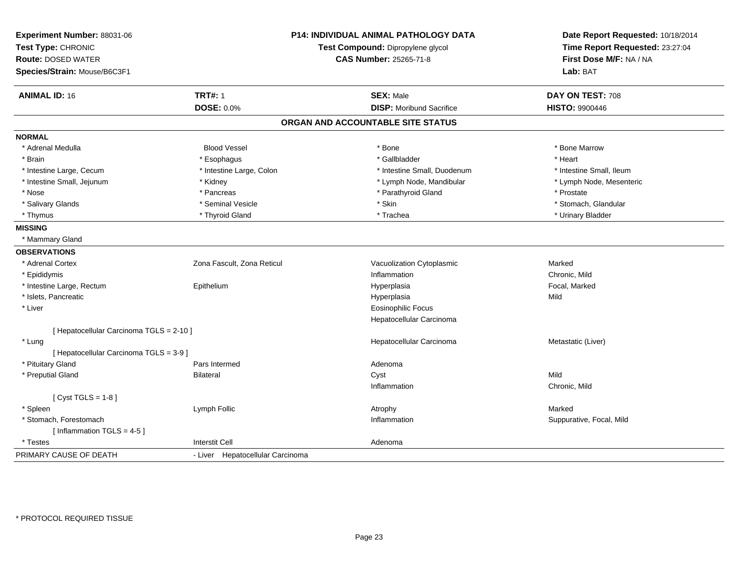**Experiment Number:** 88031-06
**Test Type:** CHRONIC
**Route:** DOSED WATER
**Species/Strain:** Mouse/B6C3F1

**P14: INDIVIDUAL ANIMAL PATHOLOGY DATA**
**Test Compound:** Dipropylene glycol
**CAS Number:** 25265-71-8

**Date Report Requested:** 10/18/2014
**Time Report Requested:** 23:27:04
**First Dose M/F:** NA / NA
**Lab:** BAT

| **ANIMAL ID:** 16 | **TRT#:** 1 | **SEX:** Male | **DAY ON TEST:** 708 |
|---|---|---|---|
| | **DOSE:** 0.0% | **DISP:** Moribund Sacrifice | **HISTO:** 9900446 |

## ORGAN AND ACCOUNTABLE SITE STATUS

| | | | |
|---|---|---|---|
| **NORMAL** | | | |
| * Adrenal Medulla | Blood Vessel | * Bone | * Bone Marrow |
| * Brain | * Esophagus | * Gallbladder | * Heart |
| * Intestine Large, Cecum | * Intestine Large, Colon | * Intestine Small, Duodenum | * Intestine Small, Ileum |
| * Intestine Small, Jejunum | * Kidney | * Lymph Node, Mandibular | * Lymph Node, Mesenteric |
| * Nose | * Pancreas | * Parathyroid Gland | * Prostate |
| * Salivary Glands | * Seminal Vesicle | * Skin | * Stomach, Glandular |
| * Thymus | * Thyroid Gland | * Trachea | * Urinary Bladder |
| **MISSING** | | | |
| * Mammary Gland | | | |
| **OBSERVATIONS** | | | |
| * Adrenal Cortex | Zona Fascult, Zona Reticul | Vacuolization Cytoplasmic | Marked |
| * Epididymis | | Inflammation | Chronic, Mild |
| * Intestine Large, Rectum | Epithelium | Hyperplasia | Focal, Marked |
| * Islets, Pancreatic | | Hyperplasia | Mild |
| * Liver | | Eosinophilic Focus | |
| | | Hepatocellular Carcinoma | |
| [ Hepatocellular Carcinoma TGLS = 2-10 ] | | | |
| * Lung | | Hepatocellular Carcinoma | Metastatic (Liver) |
| [ Hepatocellular Carcinoma TGLS = 3-9 ] | | | |
| * Pituitary Gland | Pars Intermed | Adenoma | |
| * Preputial Gland | Bilateral | Cyst | Mild |
| | | Inflammation | Chronic, Mild |
| [ Cyst TGLS = 1-8 ] | | | |
| * Spleen | Lymph Follic | Atrophy | Marked |
| * Stomach, Forestomach | | Inflammation | Suppurative, Focal, Mild |
| [ Inflammation TGLS = 4-5 ] | | | |
| * Testes | Interstit Cell | Adenoma | |
| PRIMARY CAUSE OF DEATH | - Liver Hepatocellular Carcinoma | | |

\* PROTOCOL REQUIRED TISSUE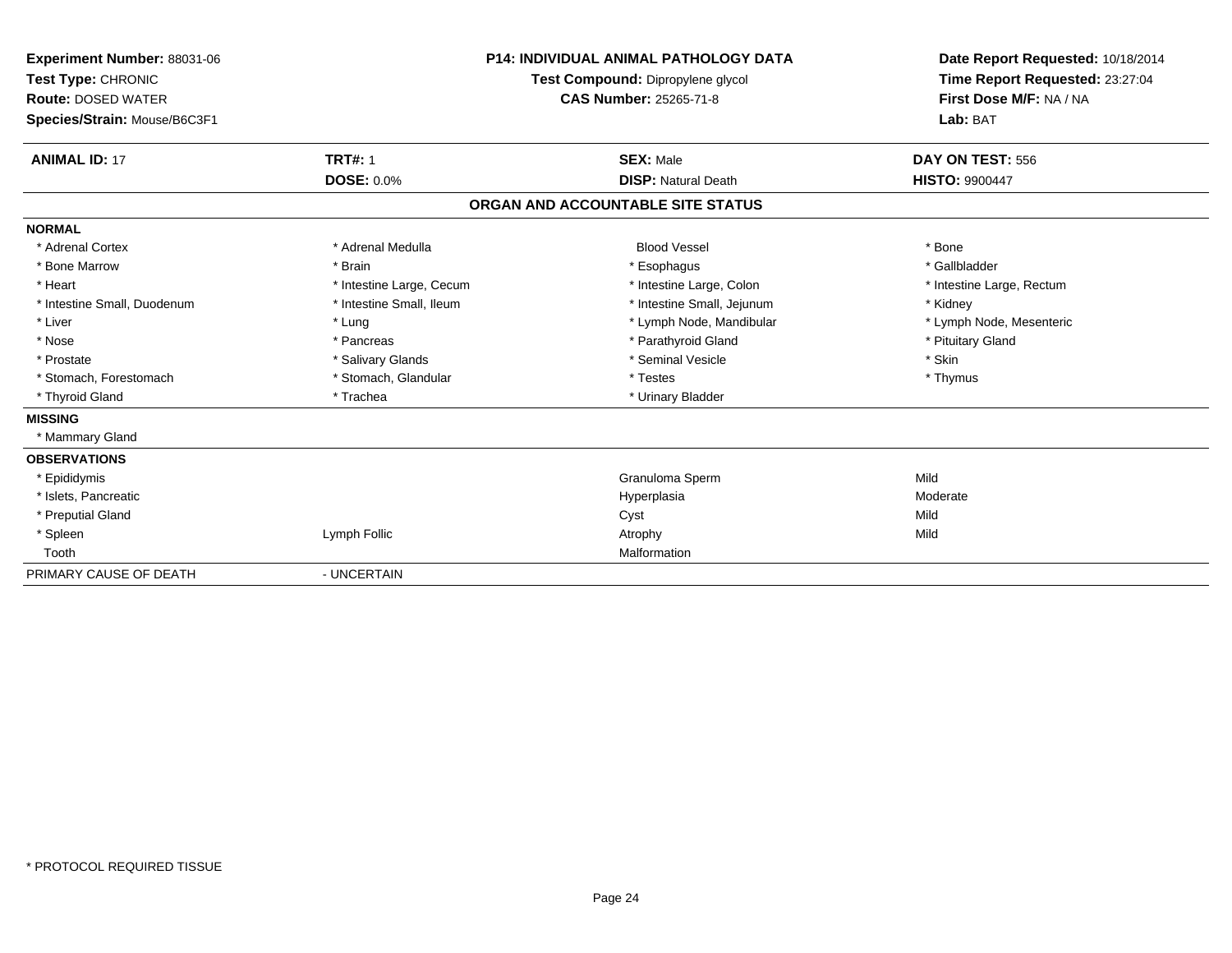**Experiment Number:** 88031-06
**Test Type:** CHRONIC
**Route:** DOSED WATER
**Species/Strain:** Mouse/B6C3F1

**P14: INDIVIDUAL ANIMAL PATHOLOGY DATA**
**Test Compound:** Dipropylene glycol
**CAS Number:** 25265-71-8

**Date Report Requested:** 10/18/2014
**Time Report Requested:** 23:27:04
**First Dose M/F:** NA / NA
**Lab:** BAT

| **ANIMAL ID:** 17 | **TRT#:** 1 | **SEX:** Male | **DAY ON TEST:** 556 |
|---|---|---|---|
| | **DOSE:** 0.0% | **DISP:** Natural Death | **HISTO:** 9900447 |

## ORGAN AND ACCOUNTABLE SITE STATUS

**NORMAL**

| | | | |
|---|---|---|---|
| * Adrenal Cortex | * Adrenal Medulla | Blood Vessel | * Bone |
| * Bone Marrow | * Brain | * Esophagus | * Gallbladder |
| * Heart | * Intestine Large, Cecum | * Intestine Large, Colon | * Intestine Large, Rectum |
| * Intestine Small, Duodenum | * Intestine Small, Ileum | * Intestine Small, Jejunum | * Kidney |
| * Liver | * Lung | * Lymph Node, Mandibular | * Lymph Node, Mesenteric |
| * Nose | * Pancreas | * Parathyroid Gland | * Pituitary Gland |
| * Prostate | * Salivary Glands | * Seminal Vesicle | * Skin |
| * Stomach, Forestomach | * Stomach, Glandular | * Testes | * Thymus |
| * Thyroid Gland | * Trachea | * Urinary Bladder | |

**MISSING**

* Mammary Gland

**OBSERVATIONS**

| | | | |
|---|---|---|---|
| * Epididymis | | Granuloma Sperm | Mild |
| * Islets, Pancreatic | | Hyperplasia | Moderate |
| * Preputial Gland | | Cyst | Mild |
| * Spleen | Lymph Follic | Atrophy | Mild |
| Tooth | | Malformation | |

PRIMARY CAUSE OF DEATH - UNCERTAIN

* PROTOCOL REQUIRED TISSUE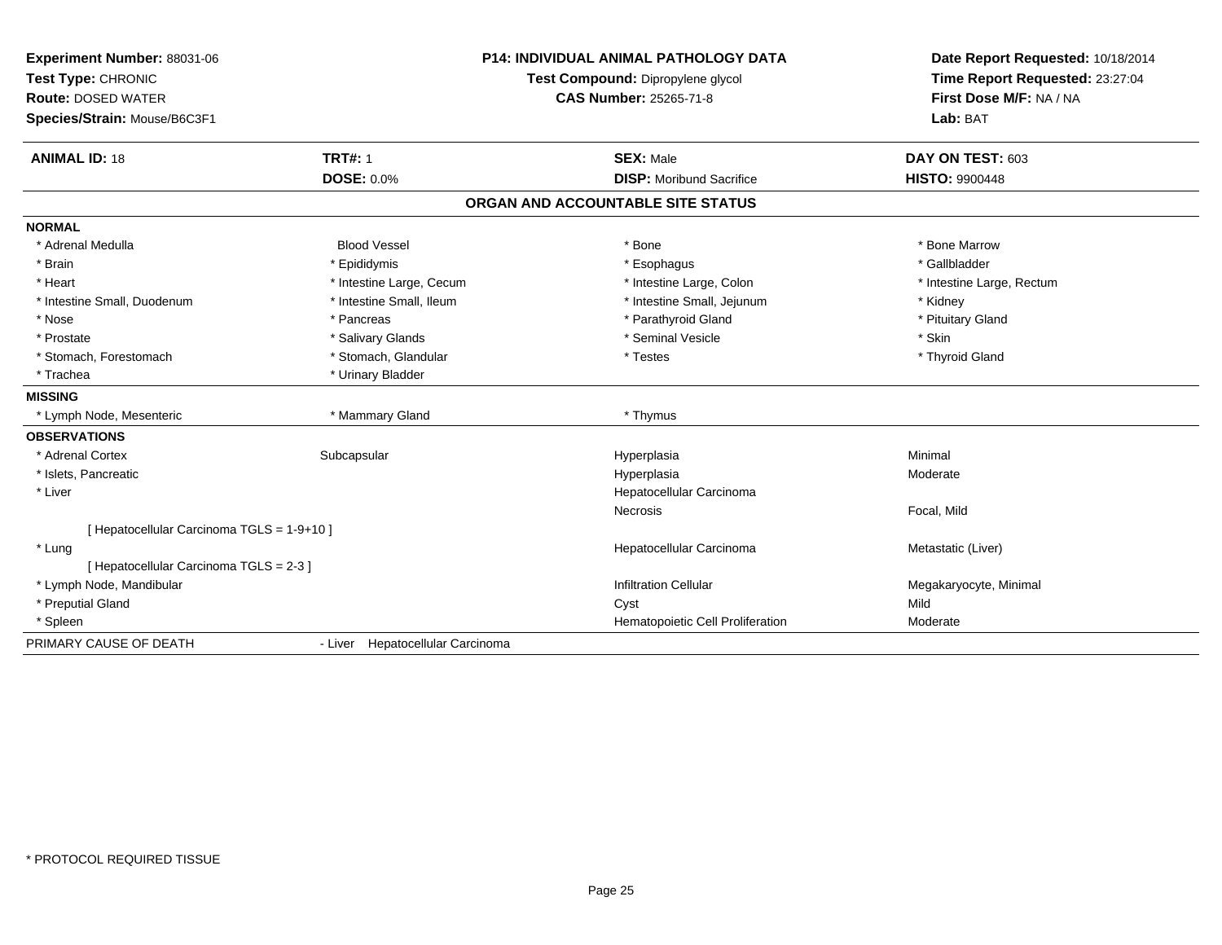**Experiment Number:** 88031-06
**Test Type:** CHRONIC
**Route:** DOSED WATER
**Species/Strain:** Mouse/B6C3F1

**P14: INDIVIDUAL ANIMAL PATHOLOGY DATA**
**Test Compound:** Dipropylene glycol
**CAS Number:** 25265-71-8

**Date Report Requested:** 10/18/2014
**Time Report Requested:** 23:27:04
**First Dose M/F:** NA / NA
**Lab:** BAT

| **ANIMAL ID:** 18 | **TRT#:** 1 | **SEX:** Male | **DAY ON TEST:** 603 |
|---|---|---|---|
| | **DOSE:** 0.0% | **DISP:** Moribund Sacrifice | **HISTO:** 9900448 |

**ORGAN AND ACCOUNTABLE SITE STATUS**

**NORMAL**

| | | | |
|---|---|---|---|
| * Adrenal Medulla | Blood Vessel | * Bone | * Bone Marrow |
| * Brain | * Epididymis | * Esophagus | * Gallbladder |
| * Heart | * Intestine Large, Cecum | * Intestine Large, Colon | * Intestine Large, Rectum |
| * Intestine Small, Duodenum | * Intestine Small, Ileum | * Intestine Small, Jejunum | * Kidney |
| * Nose | * Pancreas | * Parathyroid Gland | * Pituitary Gland |
| * Prostate | * Salivary Glands | * Seminal Vesicle | * Skin |
| * Stomach, Forestomach | * Stomach, Glandular | * Testes | * Thyroid Gland |
| * Trachea | * Urinary Bladder | | |

**MISSING**

| | | |
|---|---|---|
| * Lymph Node, Mesenteric | * Mammary Gland | * Thymus |

**OBSERVATIONS**

| | | | |
|---|---|---|---|
| * Adrenal Cortex | Subcapsular | Hyperplasia | Minimal |
| * Islets, Pancreatic | | Hyperplasia | Moderate |
| * Liver | | Hepatocellular Carcinoma | |
| | | Necrosis | Focal, Mild |
| [ Hepatocellular Carcinoma TGLS = 1-9+10 ] | | | |
| * Lung | | Hepatocellular Carcinoma | Metastatic (Liver) |
| [ Hepatocellular Carcinoma TGLS = 2-3 ] | | | |
| * Lymph Node, Mandibular | | Infiltration Cellular | Megakaryocyte, Minimal |
| * Preputial Gland | | Cyst | Mild |
| * Spleen | | Hematopoietic Cell Proliferation | Moderate |

PRIMARY CAUSE OF DEATH - Liver Hepatocellular Carcinoma

* PROTOCOL REQUIRED TISSUE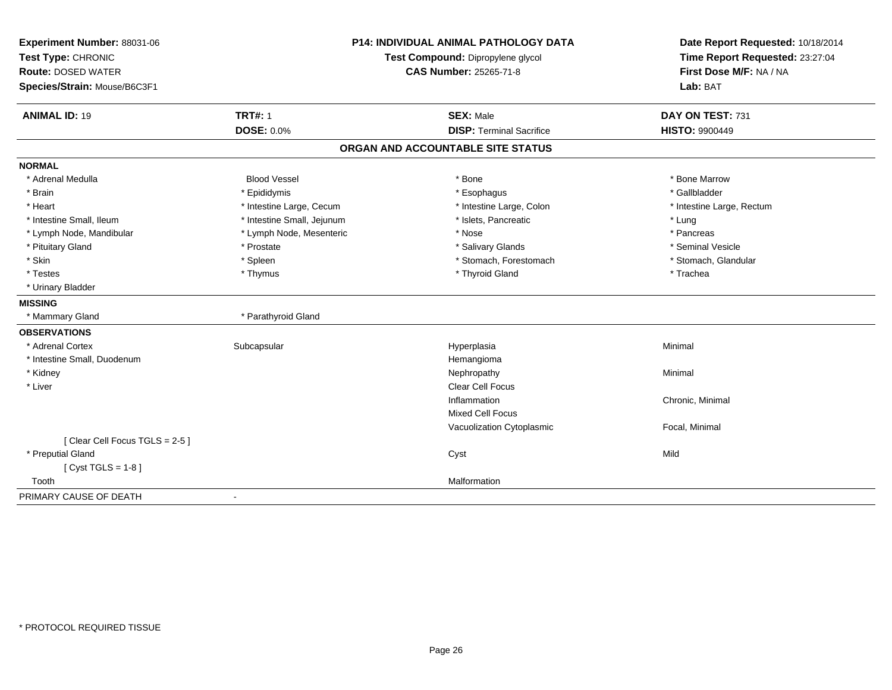**Experiment Number:** 88031-06
**Test Type:** CHRONIC
**Route:** DOSED WATER
**Species/Strain:** Mouse/B6C3F1

**P14: INDIVIDUAL ANIMAL PATHOLOGY DATA**
**Test Compound:** Dipropylene glycol
**CAS Number:** 25265-71-8

**Date Report Requested:** 10/18/2014
**Time Report Requested:** 23:27:04
**First Dose M/F:** NA / NA
**Lab:** BAT

| **ANIMAL ID:** 19 | **TRT#:** 1 | **SEX:** Male | **DAY ON TEST:** 731 |
|---|---|---|---|
| | **DOSE:** 0.0% | **DISP:** Terminal Sacrifice | **HISTO:** 9900449 |

## ORGAN AND ACCOUNTABLE SITE STATUS

**NORMAL**

| | | | |
|---|---|---|---|
| * Adrenal Medulla | Blood Vessel | * Bone | * Bone Marrow |
| * Brain | * Epididymis | * Esophagus | * Gallbladder |
| * Heart | * Intestine Large, Cecum | * Intestine Large, Colon | * Intestine Large, Rectum |
| * Intestine Small, Ileum | * Intestine Small, Jejunum | * Islets, Pancreatic | * Lung |
| * Lymph Node, Mandibular | * Lymph Node, Mesenteric | * Nose | * Pancreas |
| * Pituitary Gland | * Prostate | * Salivary Glands | * Seminal Vesicle |
| * Skin | * Spleen | * Stomach, Forestomach | * Stomach, Glandular |
| * Testes | * Thymus | * Thyroid Gland | * Trachea |
| * Urinary Bladder | | | |

**MISSING**

| | |
|---|---|
| * Mammary Gland | * Parathyroid Gland |

**OBSERVATIONS**

| | | | |
|---|---|---|---|
| * Adrenal Cortex | Subcapsular | Hyperplasia | Minimal |
| * Intestine Small, Duodenum | | Hemangioma | |
| * Kidney | | Nephropathy | Minimal |
| * Liver | | Clear Cell Focus | |
| | | Inflammation | Chronic, Minimal |
| | | Mixed Cell Focus | |
| | | Vacuolization Cytoplasmic | Focal, Minimal |
| [ Clear Cell Focus TGLS = 2-5 ] | | | |
| * Preputial Gland | | Cyst | Mild |
| [ Cyst TGLS = 1-8 ] | | | |
| Tooth | | Malformation | |

PRIMARY CAUSE OF DEATH -

* PROTOCOL REQUIRED TISSUE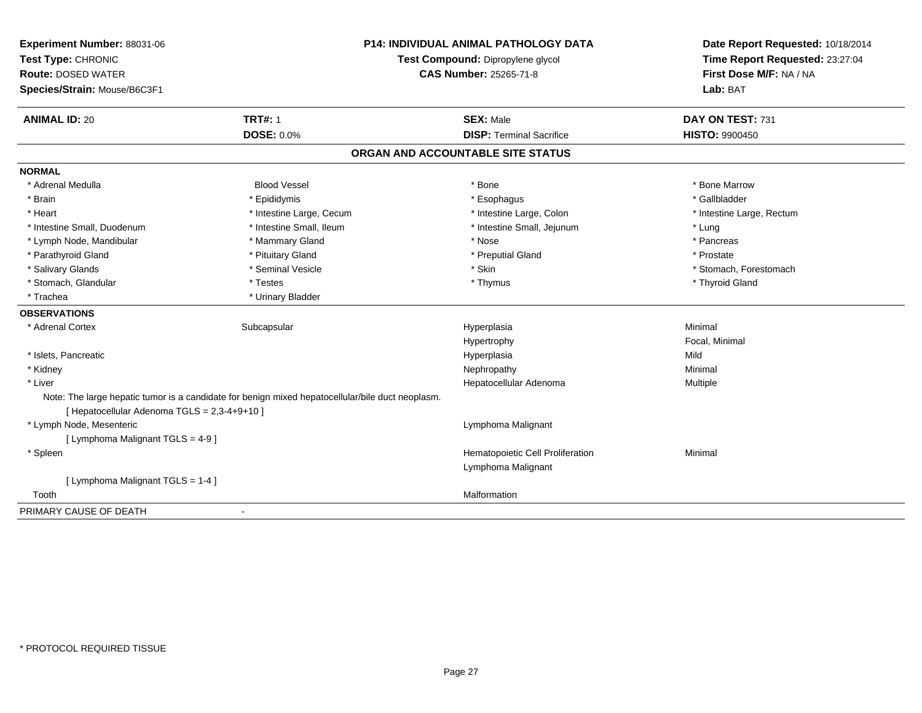**Experiment Number:** 88031-06
**Test Type:** CHRONIC
**Route:** DOSED WATER
**Species/Strain:** Mouse/B6C3F1

**P14: INDIVIDUAL ANIMAL PATHOLOGY DATA**
**Test Compound:** Dipropylene glycol
**CAS Number:** 25265-71-8

**Date Report Requested:** 10/18/2014
**Time Report Requested:** 23:27:04
**First Dose M/F:** NA / NA
**Lab:** BAT

| **ANIMAL ID:** 20 | **TRT#:** 1 | **SEX:** Male | **DAY ON TEST:** 731 |
|---|---|---|---|
| | **DOSE:** 0.0% | **DISP:** Terminal Sacrifice | **HISTO:** 9900450 |

## ORGAN AND ACCOUNTABLE SITE STATUS

**NORMAL**

| | | | |
|---|---|---|---|
| * Adrenal Medulla | Blood Vessel | * Bone | * Bone Marrow |
| * Brain | * Epididymis | * Esophagus | * Gallbladder |
| * Heart | * Intestine Large, Cecum | * Intestine Large, Colon | * Intestine Large, Rectum |
| * Intestine Small, Duodenum | * Intestine Small, Ileum | * Intestine Small, Jejunum | * Lung |
| * Lymph Node, Mandibular | * Mammary Gland | * Nose | * Pancreas |
| * Parathyroid Gland | * Pituitary Gland | * Preputial Gland | * Prostate |
| * Salivary Glands | * Seminal Vesicle | * Skin | * Stomach, Forestomach |
| * Stomach, Glandular | * Testes | * Thymus | * Thyroid Gland |
| * Trachea | * Urinary Bladder | | |

**OBSERVATIONS**

| | | | |
|---|---|---|---|
| * Adrenal Cortex | Subcapsular | Hyperplasia | Minimal |
| | | Hypertrophy | Focal, Minimal |
| * Islets, Pancreatic | | Hyperplasia | Mild |
| * Kidney | | Nephropathy | Minimal |
| * Liver | | Hepatocellular Adenoma | Multiple |

Note: The large hepatic tumor is a candidate for benign mixed hepatocellular/bile duct neoplasm.

[ Hepatocellular Adenoma TGLS = 2,3-4+9+10 ]

| | | | |
|---|---|---|---|
| * Lymph Node, Mesenteric | | Lymphoma Malignant | |

[ Lymphoma Malignant TGLS = 4-9 ]

| | | | |
|---|---|---|---|
| * Spleen | | Hematopoietic Cell Proliferation | Minimal |
| | | Lymphoma Malignant | |

[ Lymphoma Malignant TGLS = 1-4 ]

| | | | |
|---|---|---|---|
| Tooth | | Malformation | |

PRIMARY CAUSE OF DEATH -

\* PROTOCOL REQUIRED TISSUE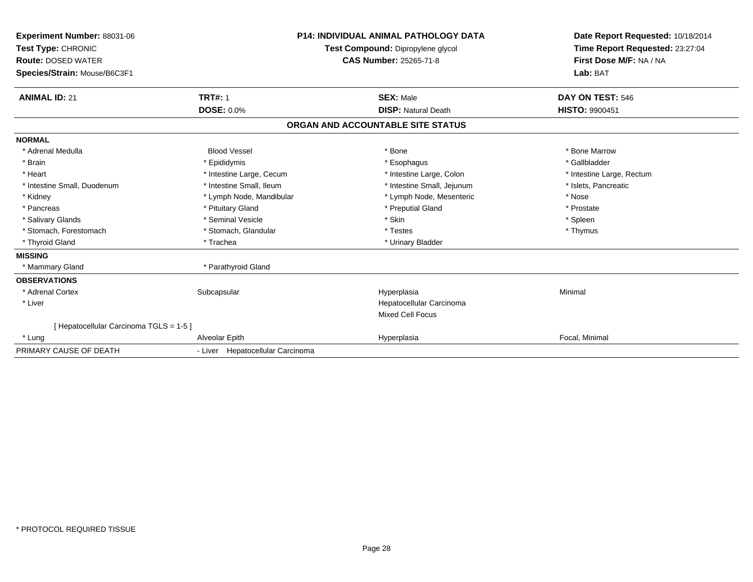**Experiment Number:** 88031-06
**Test Type:** CHRONIC
**Route:** DOSED WATER
**Species/Strain:** Mouse/B6C3F1

**P14: INDIVIDUAL ANIMAL PATHOLOGY DATA**
**Test Compound:** Dipropylene glycol
**CAS Number:** 25265-71-8

**Date Report Requested:** 10/18/2014
**Time Report Requested:** 23:27:04
**First Dose M/F:** NA / NA
**Lab:** BAT

| **ANIMAL ID:** 21 | **TRT#:** 1 | **SEX:** Male | **DAY ON TEST:** 546 |
|---|---|---|---|
| | **DOSE:** 0.0% | **DISP:** Natural Death | **HISTO:** 9900451 |

## ORGAN AND ACCOUNTABLE SITE STATUS

**NORMAL**

| | | | |
|---|---|---|---|
| * Adrenal Medulla | Blood Vessel | * Bone | * Bone Marrow |
| * Brain | * Epididymis | * Esophagus | * Gallbladder |
| * Heart | * Intestine Large, Cecum | * Intestine Large, Colon | * Intestine Large, Rectum |
| * Intestine Small, Duodenum | * Intestine Small, Ileum | * Intestine Small, Jejunum | * Islets, Pancreatic |
| * Kidney | * Lymph Node, Mandibular | * Lymph Node, Mesenteric | * Nose |
| * Pancreas | * Pituitary Gland | * Preputial Gland | * Prostate |
| * Salivary Glands | * Seminal Vesicle | * Skin | * Spleen |
| * Stomach, Forestomach | * Stomach, Glandular | * Testes | * Thymus |
| * Thyroid Gland | * Trachea | * Urinary Bladder | |

**MISSING**

| | |
|---|---|
| * Mammary Gland | * Parathyroid Gland |

**OBSERVATIONS**

| | | | |
|---|---|---|---|
| * Adrenal Cortex | Subcapsular | Hyperplasia | Minimal |
| * Liver | | Hepatocellular Carcinoma | |
| | | Mixed Cell Focus | |
| [ Hepatocellular Carcinoma TGLS = 1-5 ] | | | |
| * Lung | Alveolar Epith | Hyperplasia | Focal, Minimal |

PRIMARY CAUSE OF DEATH - Liver Hepatocellular Carcinoma

* PROTOCOL REQUIRED TISSUE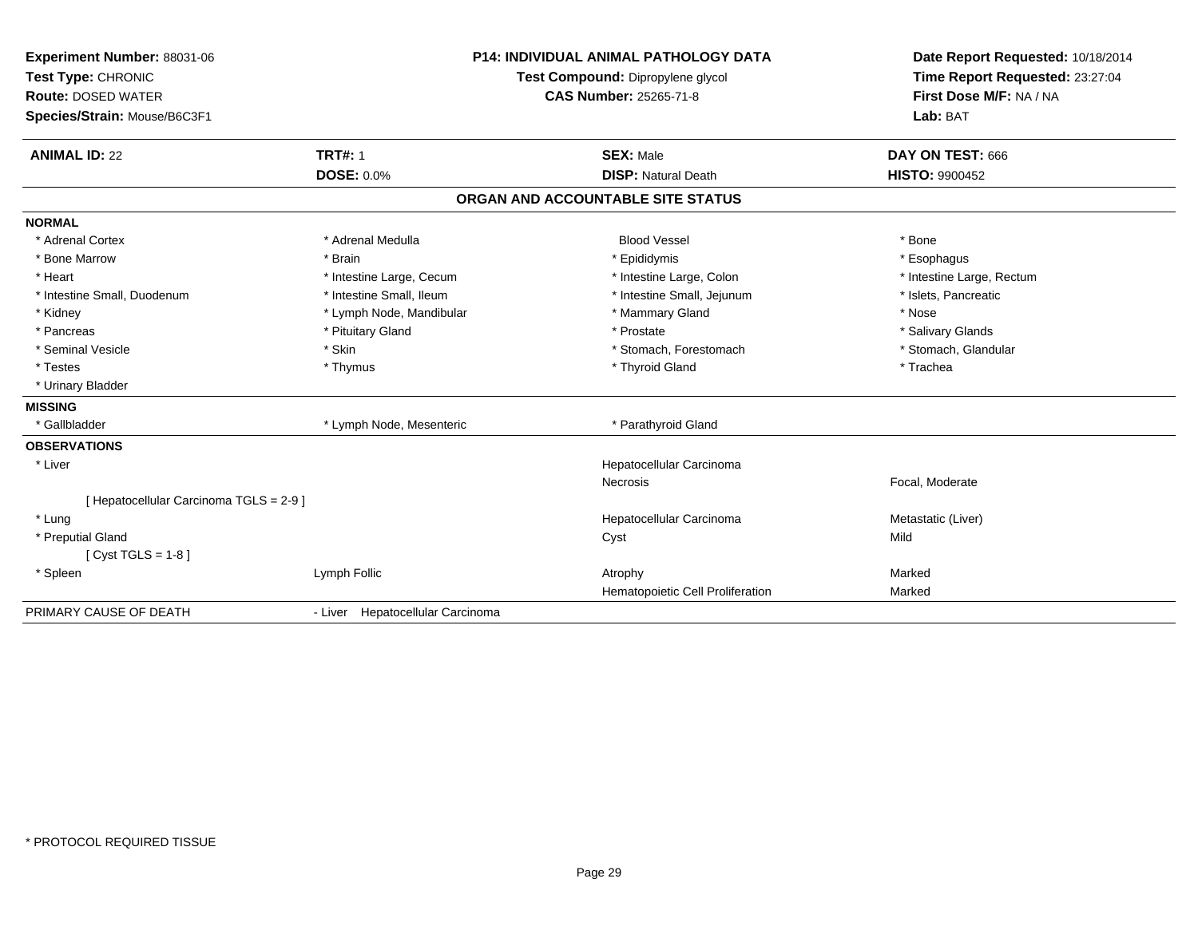**Experiment Number:** 88031-06
**Test Type:** CHRONIC
**Route:** DOSED WATER
**Species/Strain:** Mouse/B6C3F1

**P14: INDIVIDUAL ANIMAL PATHOLOGY DATA**
**Test Compound:** Dipropylene glycol
**CAS Number:** 25265-71-8

**Date Report Requested:** 10/18/2014
**Time Report Requested:** 23:27:04
**First Dose M/F:** NA / NA
**Lab:** BAT

| **ANIMAL ID:** 22 | **TRT#:** 1 | **SEX:** Male | **DAY ON TEST:** 666 |
|---|---|---|---|
| | **DOSE:** 0.0% | **DISP:** Natural Death | **HISTO:** 9900452 |

## ORGAN AND ACCOUNTABLE SITE STATUS

**NORMAL**

| | | | |
|---|---|---|---|
| * Adrenal Cortex | * Adrenal Medulla | Blood Vessel | * Bone |
| * Bone Marrow | * Brain | * Epididymis | * Esophagus |
| * Heart | * Intestine Large, Cecum | * Intestine Large, Colon | * Intestine Large, Rectum |
| * Intestine Small, Duodenum | * Intestine Small, Ileum | * Intestine Small, Jejunum | * Islets, Pancreatic |
| * Kidney | * Lymph Node, Mandibular | * Mammary Gland | * Nose |
| * Pancreas | * Pituitary Gland | * Prostate | * Salivary Glands |
| * Seminal Vesicle | * Skin | * Stomach, Forestomach | * Stomach, Glandular |
| * Testes | * Thymus | * Thyroid Gland | * Trachea |
| * Urinary Bladder | | | |

**MISSING**

| | | | |
|---|---|---|---|
| * Gallbladder | * Lymph Node, Mesenteric | * Parathyroid Gland | |

**OBSERVATIONS**

| | | | |
|---|---|---|---|
| * Liver | | Hepatocellular Carcinoma | |
| | | Necrosis | Focal, Moderate |
| [ Hepatocellular Carcinoma TGLS = 2-9 ] | | | |
| * Lung | | Hepatocellular Carcinoma | Metastatic (Liver) |
| * Preputial Gland | | Cyst | Mild |
| [ Cyst TGLS = 1-8 ] | | | |
| * Spleen | Lymph Follic | Atrophy | Marked |
| | | Hematopoietic Cell Proliferation | Marked |

PRIMARY CAUSE OF DEATH - Liver Hepatocellular Carcinoma

* PROTOCOL REQUIRED TISSUE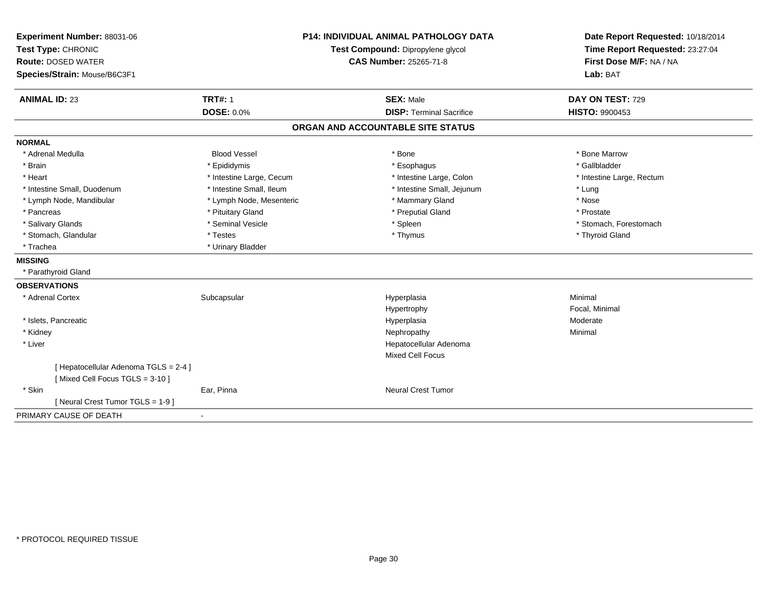**Experiment Number:** 88031-06
**Test Type:** CHRONIC
**Route:** DOSED WATER
**Species/Strain:** Mouse/B6C3F1

**P14: INDIVIDUAL ANIMAL PATHOLOGY DATA**
**Test Compound:** Dipropylene glycol
**CAS Number:** 25265-71-8

**Date Report Requested:** 10/18/2014
**Time Report Requested:** 23:27:04
**First Dose M/F:** NA / NA
**Lab:** BAT

| **ANIMAL ID:** 23 | **TRT#:** 1 | **SEX:** Male | **DAY ON TEST:** 729 |
|---|---|---|---|
| | **DOSE:** 0.0% | **DISP:** Terminal Sacrifice | **HISTO:** 9900453 |

**ORGAN AND ACCOUNTABLE SITE STATUS**

**NORMAL**

| | | | |
|---|---|---|---|
| * Adrenal Medulla | Blood Vessel | * Bone | * Bone Marrow |
| * Brain | * Epididymis | * Esophagus | * Gallbladder |
| * Heart | * Intestine Large, Cecum | * Intestine Large, Colon | * Intestine Large, Rectum |
| * Intestine Small, Duodenum | * Intestine Small, Ileum | * Intestine Small, Jejunum | * Lung |
| * Lymph Node, Mandibular | * Lymph Node, Mesenteric | * Mammary Gland | * Nose |
| * Pancreas | * Pituitary Gland | * Preputial Gland | * Prostate |
| * Salivary Glands | * Seminal Vesicle | * Spleen | * Stomach, Forestomach |
| * Stomach, Glandular | * Testes | * Thymus | * Thyroid Gland |
| * Trachea | * Urinary Bladder | | |

**MISSING**

* Parathyroid Gland

**OBSERVATIONS**

| | | | |
|---|---|---|---|
| * Adrenal Cortex | Subcapsular | Hyperplasia | Minimal |
| | | Hypertrophy | Focal, Minimal |
| * Islets, Pancreatic | | Hyperplasia | Moderate |
| * Kidney | | Nephropathy | Minimal |
| * Liver | | Hepatocellular Adenoma | |
| | | Mixed Cell Focus | |
| [ Hepatocellular Adenoma TGLS = 2-4 ] | | | |
| [ Mixed Cell Focus TGLS = 3-10 ] | | | |
| * Skin | Ear, Pinna | Neural Crest Tumor | |
| [ Neural Crest Tumor TGLS = 1-9 ] | | | |

PRIMARY CAUSE OF DEATH -

* PROTOCOL REQUIRED TISSUE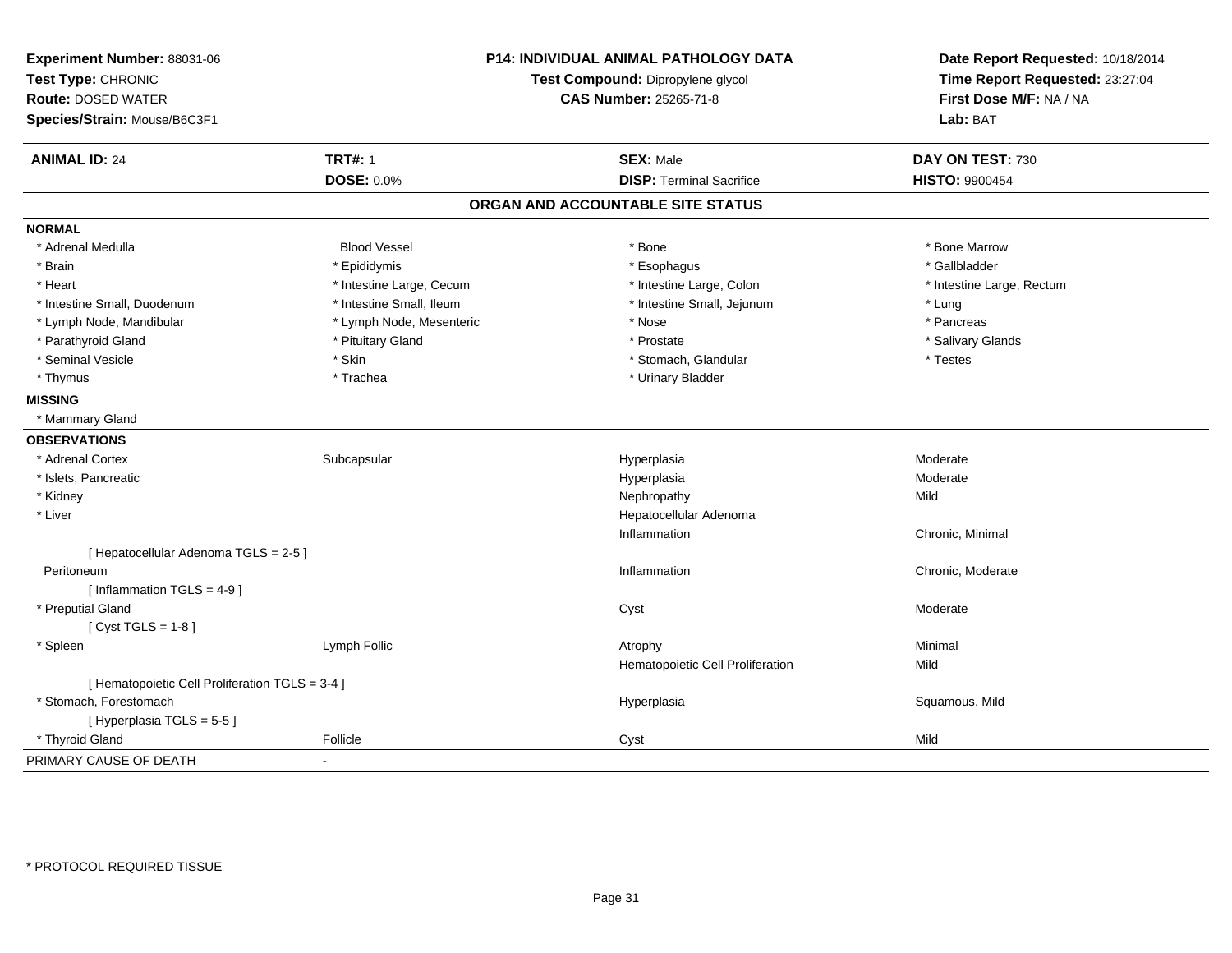**Experiment Number:** 88031-06
**Test Type:** CHRONIC
**Route:** DOSED WATER
**Species/Strain:** Mouse/B6C3F1

**P14: INDIVIDUAL ANIMAL PATHOLOGY DATA**
**Test Compound:** Dipropylene glycol
**CAS Number:** 25265-71-8

**Date Report Requested:** 10/18/2014
**Time Report Requested:** 23:27:04
**First Dose M/F:** NA / NA
**Lab:** BAT

| **ANIMAL ID:** 24 | **TRT#:** 1 | **SEX:** Male | **DAY ON TEST:** 730 |
|---|---|---|---|
| | **DOSE:** 0.0% | **DISP:** Terminal Sacrifice | **HISTO:** 9900454 |

## ORGAN AND ACCOUNTABLE SITE STATUS

**NORMAL**

| | | | |
|---|---|---|---|
| * Adrenal Medulla | Blood Vessel | * Bone | * Bone Marrow |
| * Brain | * Epididymis | * Esophagus | * Gallbladder |
| * Heart | * Intestine Large, Cecum | * Intestine Large, Colon | * Intestine Large, Rectum |
| * Intestine Small, Duodenum | * Intestine Small, Ileum | * Intestine Small, Jejunum | * Lung |
| * Lymph Node, Mandibular | * Lymph Node, Mesenteric | * Nose | * Pancreas |
| * Parathyroid Gland | * Pituitary Gland | * Prostate | * Salivary Glands |
| * Seminal Vesicle | * Skin | * Stomach, Glandular | * Testes |
| * Thymus | * Trachea | * Urinary Bladder | |

**MISSING**

* Mammary Gland

**OBSERVATIONS**

| | | | |
|---|---|---|---|
| * Adrenal Cortex | Subcapsular | Hyperplasia | Moderate |
| * Islets, Pancreatic | | Hyperplasia | Moderate |
| * Kidney | | Nephropathy | Mild |
| * Liver | | Hepatocellular Adenoma | |
| | | Inflammation | Chronic, Minimal |
| [ Hepatocellular Adenoma TGLS = 2-5 ] | | | |
| Peritoneum | | Inflammation | Chronic, Moderate |
| [ Inflammation TGLS = 4-9 ] | | | |
| * Preputial Gland | | Cyst | Moderate |
| [ Cyst TGLS = 1-8 ] | | | |
| * Spleen | Lymph Follic | Atrophy | Minimal |
| | | Hematopoietic Cell Proliferation | Mild |
| [ Hematopoietic Cell Proliferation TGLS = 3-4 ] | | | |
| * Stomach, Forestomach | | Hyperplasia | Squamous, Mild |
| [ Hyperplasia TGLS = 5-5 ] | | | |
| * Thyroid Gland | Follicle | Cyst | Mild |

PRIMARY CAUSE OF DEATH -

* PROTOCOL REQUIRED TISSUE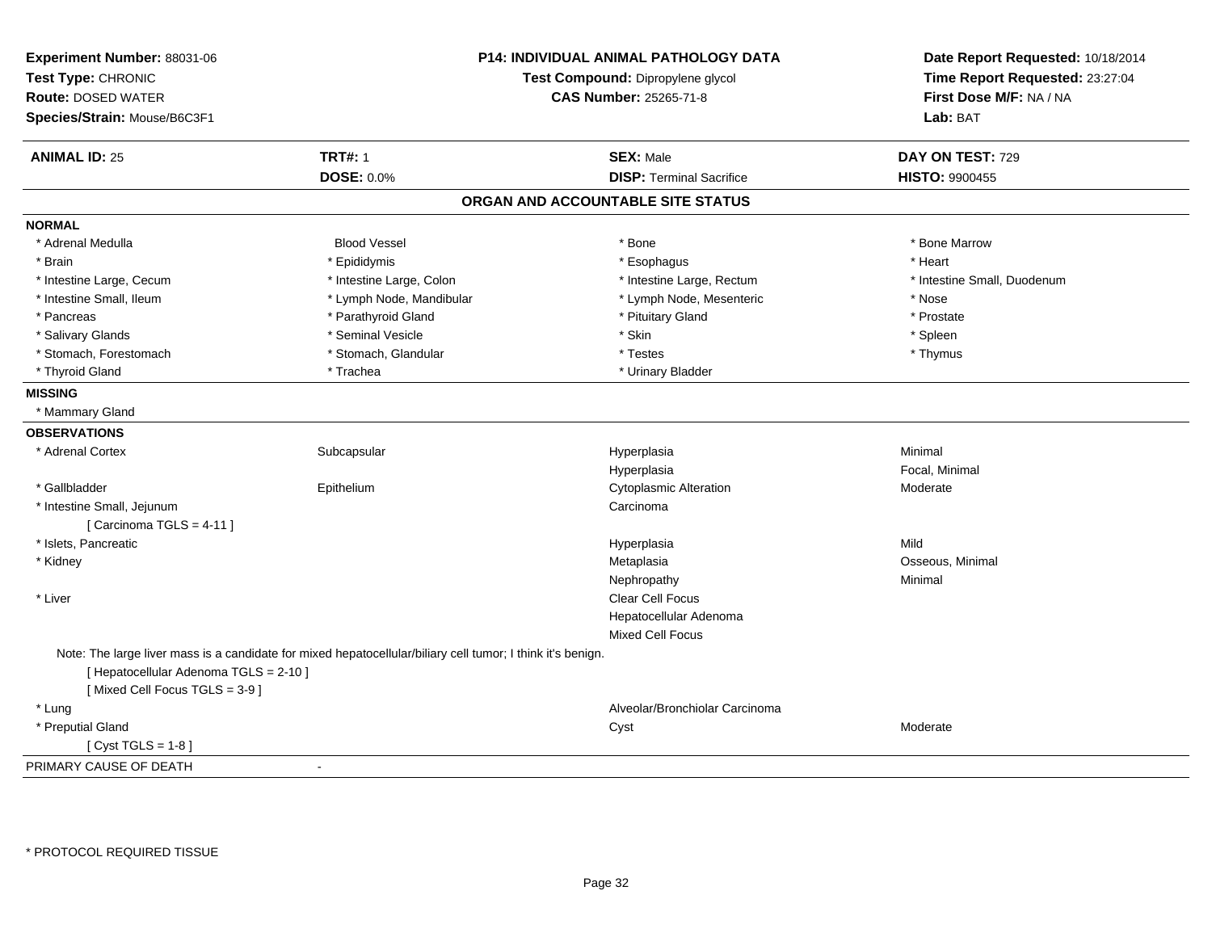**Experiment Number:** 88031-06
**Test Type:** CHRONIC
**Route:** DOSED WATER
**Species/Strain:** Mouse/B6C3F1

**P14: INDIVIDUAL ANIMAL PATHOLOGY DATA**
**Test Compound:** Dipropylene glycol
**CAS Number:** 25265-71-8

**Date Report Requested:** 10/18/2014
**Time Report Requested:** 23:27:04
**First Dose M/F:** NA / NA
**Lab:** BAT

| **ANIMAL ID:** 25 | **TRT#:** 1 | **SEX:** Male | **DAY ON TEST:** 729 |
|---|---|---|---|
| | **DOSE:** 0.0% | **DISP:** Terminal Sacrifice | **HISTO:** 9900455 |

## ORGAN AND ACCOUNTABLE SITE STATUS

**NORMAL**

| | | | |
|---|---|---|---|
| * Adrenal Medulla | Blood Vessel | * Bone | * Bone Marrow |
| * Brain | * Epididymis | * Esophagus | * Heart |
| * Intestine Large, Cecum | * Intestine Large, Colon | * Intestine Large, Rectum | * Intestine Small, Duodenum |
| * Intestine Small, Ileum | * Lymph Node, Mandibular | * Lymph Node, Mesenteric | * Nose |
| * Pancreas | * Parathyroid Gland | * Pituitary Gland | * Prostate |
| * Salivary Glands | * Seminal Vesicle | * Skin | * Spleen |
| * Stomach, Forestomach | * Stomach, Glandular | * Testes | * Thymus |
| * Thyroid Gland | * Trachea | * Urinary Bladder | |

**MISSING**

* Mammary Gland

**OBSERVATIONS**

| | | | |
|---|---|---|---|
| * Adrenal Cortex | Subcapsular | Hyperplasia | Minimal |
| | | Hyperplasia | Focal, Minimal |
| * Gallbladder | Epithelium | Cytoplasmic Alteration | Moderate |
| * Intestine Small, Jejunum | | Carcinoma | |
| [ Carcinoma TGLS = 4-11 ] | | | |
| * Islets, Pancreatic | | Hyperplasia | Mild |
| * Kidney | | Metaplasia | Osseous, Minimal |
| | | Nephropathy | Minimal |
| * Liver | | Clear Cell Focus | |
| | | Hepatocellular Adenoma | |
| | | Mixed Cell Focus | |

Note: The large liver mass is a candidate for mixed hepatocellular/biliary cell tumor; I think it's benign.
[ Hepatocellular Adenoma TGLS = 2-10 ]
[ Mixed Cell Focus TGLS = 3-9 ]

| | | | |
|---|---|---|---|
| * Lung | | Alveolar/Bronchiolar Carcinoma | |
| * Preputial Gland | | Cyst | Moderate |
| [ Cyst TGLS = 1-8 ] | | | |

PRIMARY CAUSE OF DEATH -

* PROTOCOL REQUIRED TISSUE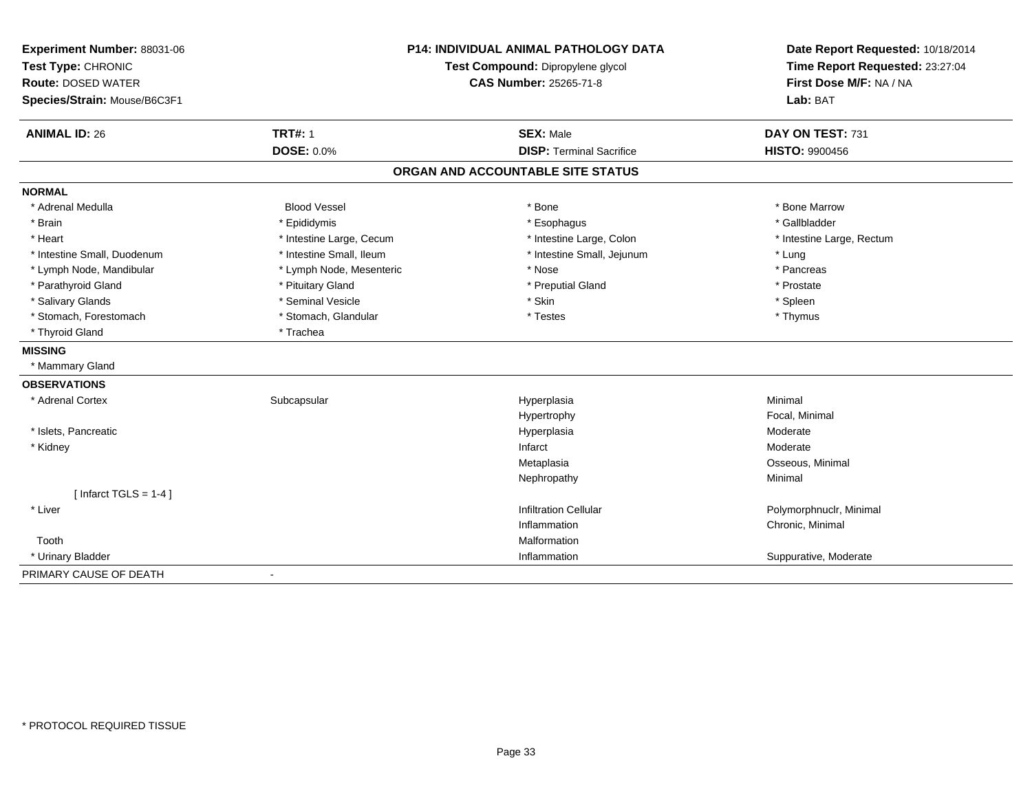**Experiment Number:** 88031-06
**Test Type:** CHRONIC
**Route:** DOSED WATER
**Species/Strain:** Mouse/B6C3F1

**P14: INDIVIDUAL ANIMAL PATHOLOGY DATA**
**Test Compound:** Dipropylene glycol
**CAS Number:** 25265-71-8

**Date Report Requested:** 10/18/2014
**Time Report Requested:** 23:27:04
**First Dose M/F:** NA / NA
**Lab:** BAT

| **ANIMAL ID:** 26 | **TRT#:** 1 | **SEX:** Male | **DAY ON TEST:** 731 |
|---|---|---|---|
| | **DOSE:** 0.0% | **DISP:** Terminal Sacrifice | **HISTO:** 9900456 |

## ORGAN AND ACCOUNTABLE SITE STATUS

**NORMAL**

| | | | |
|---|---|---|---|
| * Adrenal Medulla | Blood Vessel | * Bone | * Bone Marrow |
| * Brain | * Epididymis | * Esophagus | * Gallbladder |
| * Heart | * Intestine Large, Cecum | * Intestine Large, Colon | * Intestine Large, Rectum |
| * Intestine Small, Duodenum | * Intestine Small, Ileum | * Intestine Small, Jejunum | * Lung |
| * Lymph Node, Mandibular | * Lymph Node, Mesenteric | * Nose | * Pancreas |
| * Parathyroid Gland | * Pituitary Gland | * Preputial Gland | * Prostate |
| * Salivary Glands | * Seminal Vesicle | * Skin | * Spleen |
| * Stomach, Forestomach | * Stomach, Glandular | * Testes | * Thymus |
| * Thyroid Gland | * Trachea | | |

**MISSING**

* Mammary Gland

**OBSERVATIONS**

| | | | |
|---|---|---|---|
| * Adrenal Cortex | Subcapsular | Hyperplasia | Minimal |
| | | Hypertrophy | Focal, Minimal |
| * Islets, Pancreatic | | Hyperplasia | Moderate |
| * Kidney | | Infarct | Moderate |
| | | Metaplasia | Osseous, Minimal |
| | | Nephropathy | Minimal |
| [ Infarct TGLS = 1-4 ] | | | |
| * Liver | | Infiltration Cellular | Polymorphnuclr, Minimal |
| | | Inflammation | Chronic, Minimal |
| Tooth | | Malformation | |
| * Urinary Bladder | | Inflammation | Suppurative, Moderate |

PRIMARY CAUSE OF DEATH -

* PROTOCOL REQUIRED TISSUE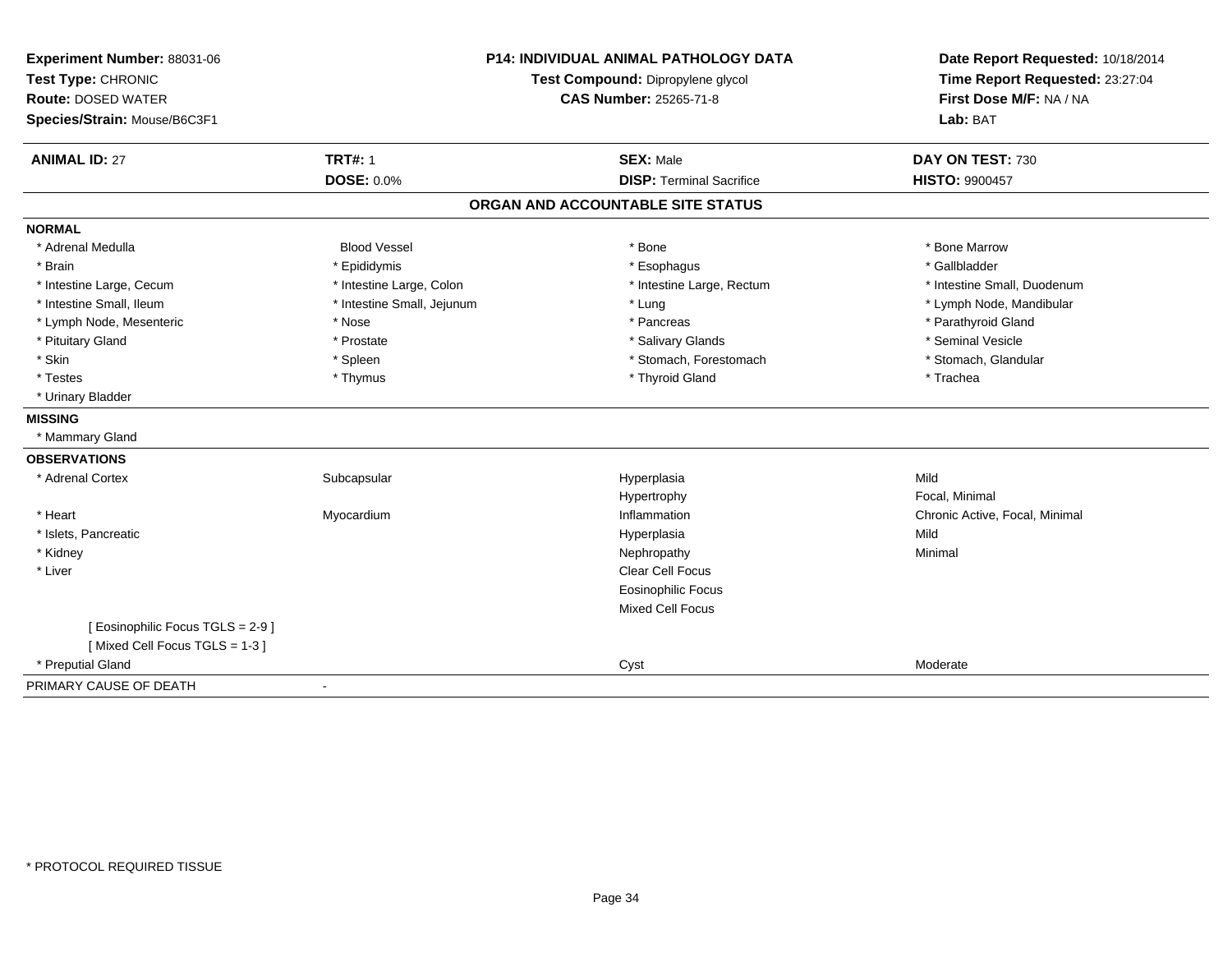**Experiment Number:** 88031-06
**Test Type:** CHRONIC
**Route:** DOSED WATER
**Species/Strain:** Mouse/B6C3F1

**P14: INDIVIDUAL ANIMAL PATHOLOGY DATA**
**Test Compound:** Dipropylene glycol
**CAS Number:** 25265-71-8

**Date Report Requested:** 10/18/2014
**Time Report Requested:** 23:27:04
**First Dose M/F:** NA / NA
**Lab:** BAT

| **ANIMAL ID:** 27 | **TRT#:** 1 | **SEX:** Male | **DAY ON TEST:** 730 |
|---|---|---|---|
| | **DOSE:** 0.0% | **DISP:** Terminal Sacrifice | **HISTO:** 9900457 |

## ORGAN AND ACCOUNTABLE SITE STATUS

**NORMAL**

| | | | |
|---|---|---|---|
| * Adrenal Medulla | Blood Vessel | * Bone | * Bone Marrow |
| * Brain | * Epididymis | * Esophagus | * Gallbladder |
| * Intestine Large, Cecum | * Intestine Large, Colon | * Intestine Large, Rectum | * Intestine Small, Duodenum |
| * Intestine Small, Ileum | * Intestine Small, Jejunum | * Lung | * Lymph Node, Mandibular |
| * Lymph Node, Mesenteric | * Nose | * Pancreas | * Parathyroid Gland |
| * Pituitary Gland | * Prostate | * Salivary Glands | * Seminal Vesicle |
| * Skin | * Spleen | * Stomach, Forestomach | * Stomach, Glandular |
| * Testes | * Thymus | * Thyroid Gland | * Trachea |
| * Urinary Bladder | | | |

**MISSING**

* Mammary Gland

**OBSERVATIONS**

| | | | |
|---|---|---|---|
| * Adrenal Cortex | Subcapsular | Hyperplasia | Mild |
| | | Hypertrophy | Focal, Minimal |
| * Heart | Myocardium | Inflammation | Chronic Active, Focal, Minimal |
| * Islets, Pancreatic | | Hyperplasia | Mild |
| * Kidney | | Nephropathy | Minimal |
| * Liver | | Clear Cell Focus | |
| | | Eosinophilic Focus | |
| | | Mixed Cell Focus | |
| [ Eosinophilic Focus TGLS = 2-9 ] | | | |
| [ Mixed Cell Focus TGLS = 1-3 ] | | | |
| * Preputial Gland | | Cyst | Moderate |

PRIMARY CAUSE OF DEATH -

* PROTOCOL REQUIRED TISSUE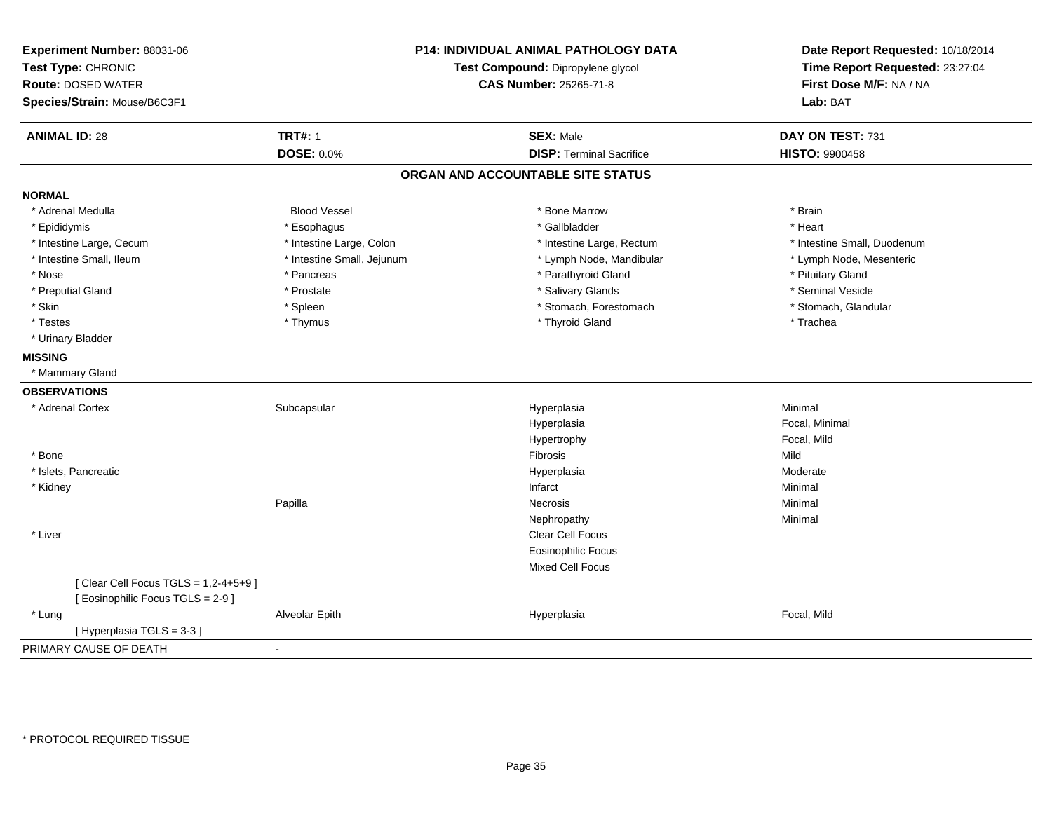**Experiment Number:** 88031-06
**Test Type:** CHRONIC
**Route:** DOSED WATER
**Species/Strain:** Mouse/B6C3F1

**P14: INDIVIDUAL ANIMAL PATHOLOGY DATA**
**Test Compound:** Dipropylene glycol
**CAS Number:** 25265-71-8

**Date Report Requested:** 10/18/2014
**Time Report Requested:** 23:27:04
**First Dose M/F:** NA / NA
**Lab:** BAT

| **ANIMAL ID:** 28 | **TRT#:** 1 | **SEX:** Male | **DAY ON TEST:** 731 |
|---|---|---|---|
| | **DOSE:** 0.0% | **DISP:** Terminal Sacrifice | **HISTO:** 9900458 |

## ORGAN AND ACCOUNTABLE SITE STATUS

**NORMAL**

| | | | |
|---|---|---|---|
| * Adrenal Medulla | Blood Vessel | * Bone Marrow | * Brain |
| * Epididymis | * Esophagus | * Gallbladder | * Heart |
| * Intestine Large, Cecum | * Intestine Large, Colon | * Intestine Large, Rectum | * Intestine Small, Duodenum |
| * Intestine Small, Ileum | * Intestine Small, Jejunum | * Lymph Node, Mandibular | * Lymph Node, Mesenteric |
| * Nose | * Pancreas | * Parathyroid Gland | * Pituitary Gland |
| * Preputial Gland | * Prostate | * Salivary Glands | * Seminal Vesicle |
| * Skin | * Spleen | * Stomach, Forestomach | * Stomach, Glandular |
| * Testes | * Thymus | * Thyroid Gland | * Trachea |
| * Urinary Bladder | | | |

**MISSING**

* Mammary Gland

**OBSERVATIONS**

| | | | |
|---|---|---|---|
| * Adrenal Cortex | Subcapsular | Hyperplasia | Minimal |
| | | Hyperplasia | Focal, Minimal |
| | | Hypertrophy | Focal, Mild |
| * Bone | | Fibrosis | Mild |
| * Islets, Pancreatic | | Hyperplasia | Moderate |
| * Kidney | | Infarct | Minimal |
| | Papilla | Necrosis | Minimal |
| | | Nephropathy | Minimal |
| * Liver | | Clear Cell Focus | |
| | | Eosinophilic Focus | |
| | | Mixed Cell Focus | |
| [ Clear Cell Focus TGLS = 1,2-4+5+9 ] | | | |
| [ Eosinophilic Focus TGLS = 2-9 ] | | | |
| * Lung | Alveolar Epith | Hyperplasia | Focal, Mild |
| [ Hyperplasia TGLS = 3-3 ] | | | |

PRIMARY CAUSE OF DEATH -

\* PROTOCOL REQUIRED TISSUE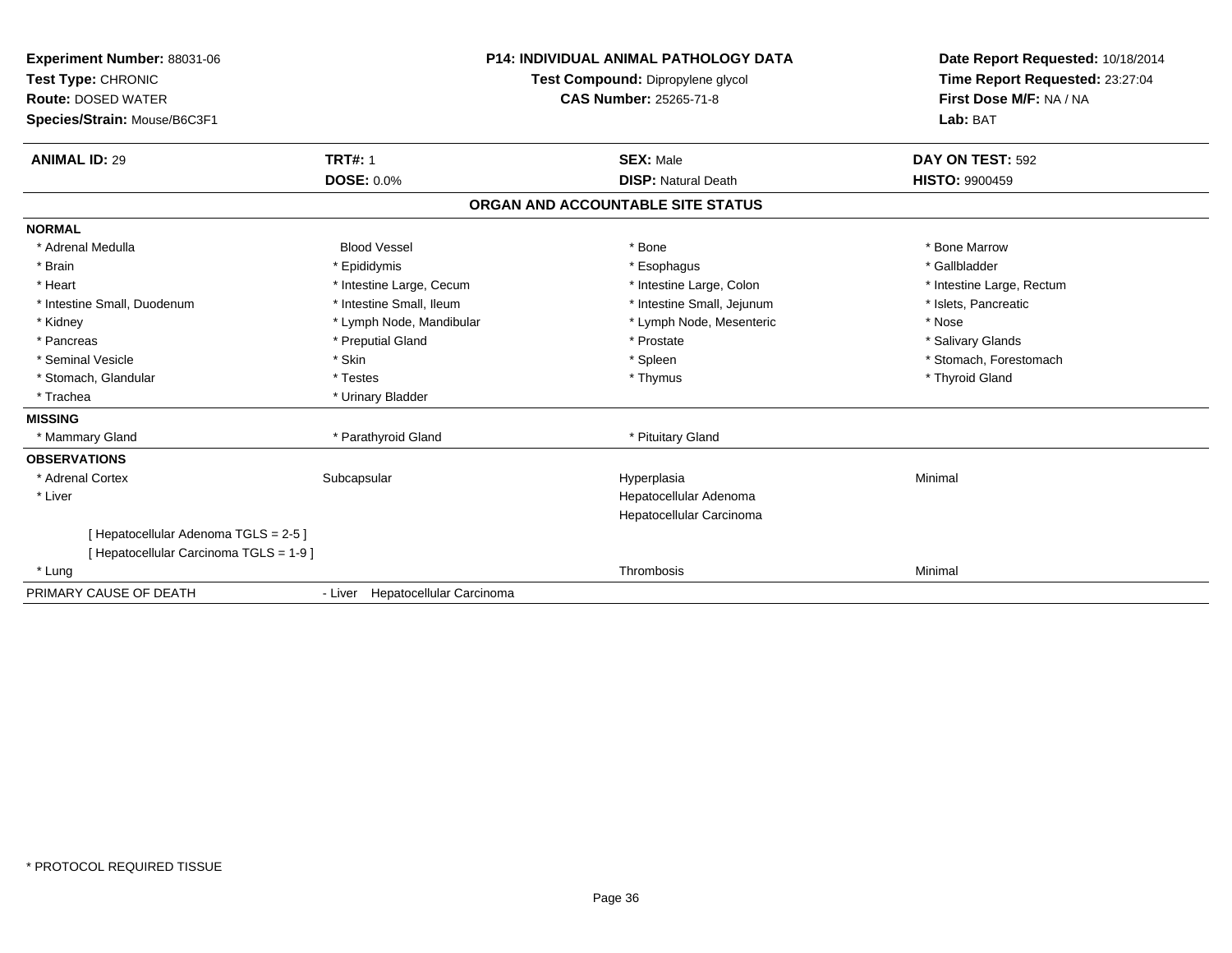**Experiment Number:** 88031-06
**Test Type:** CHRONIC
**Route:** DOSED WATER
**Species/Strain:** Mouse/B6C3F1

**P14: INDIVIDUAL ANIMAL PATHOLOGY DATA**
**Test Compound:** Dipropylene glycol
**CAS Number:** 25265-71-8

**Date Report Requested:** 10/18/2014
**Time Report Requested:** 23:27:04
**First Dose M/F:** NA / NA
**Lab:** BAT

| **ANIMAL ID:** 29 | **TRT#:** 1 | **SEX:** Male | **DAY ON TEST:** 592 |
|---|---|---|---|
| | **DOSE:** 0.0% | **DISP:** Natural Death | **HISTO:** 9900459 |

## ORGAN AND ACCOUNTABLE SITE STATUS

| | | | |
|---|---|---|---|
| **NORMAL** | | | |
| * Adrenal Medulla | Blood Vessel | * Bone | * Bone Marrow |
| * Brain | * Epididymis | * Esophagus | * Gallbladder |
| * Heart | * Intestine Large, Cecum | * Intestine Large, Colon | * Intestine Large, Rectum |
| * Intestine Small, Duodenum | * Intestine Small, Ileum | * Intestine Small, Jejunum | * Islets, Pancreatic |
| * Kidney | * Lymph Node, Mandibular | * Lymph Node, Mesenteric | * Nose |
| * Pancreas | * Preputial Gland | * Prostate | * Salivary Glands |
| * Seminal Vesicle | * Skin | * Spleen | * Stomach, Forestomach |
| * Stomach, Glandular | * Testes | * Thymus | * Thyroid Gland |
| * Trachea | * Urinary Bladder | | |
| **MISSING** | | | |
| * Mammary Gland | * Parathyroid Gland | * Pituitary Gland | |
| **OBSERVATIONS** | | | |
| * Adrenal Cortex | Subcapsular | Hyperplasia | Minimal |
| * Liver | | Hepatocellular Adenoma | |
| | | Hepatocellular Carcinoma | |
| [ Hepatocellular Adenoma TGLS = 2-5 ] | | | |
| [ Hepatocellular Carcinoma TGLS = 1-9 ] | | | |
| * Lung | | Thrombosis | Minimal |
| PRIMARY CAUSE OF DEATH | - Liver Hepatocellular Carcinoma | | |

* PROTOCOL REQUIRED TISSUE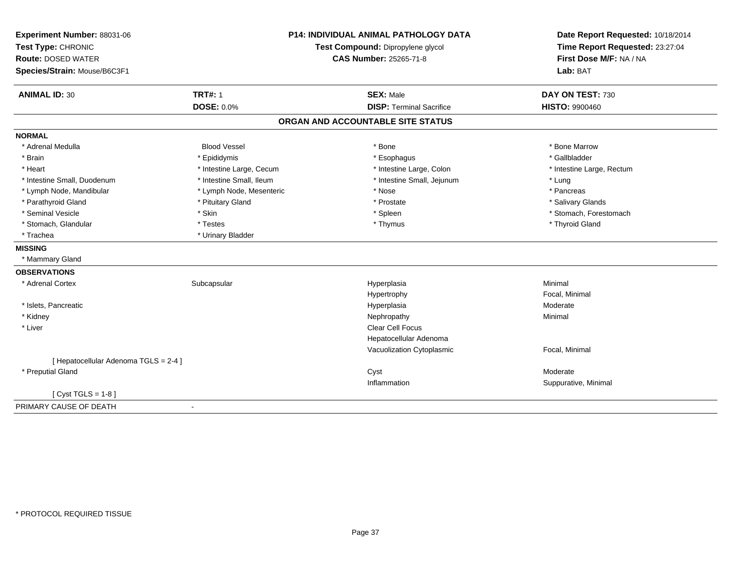**Experiment Number:** 88031-06
**Test Type:** CHRONIC
**Route:** DOSED WATER
**Species/Strain:** Mouse/B6C3F1

**P14: INDIVIDUAL ANIMAL PATHOLOGY DATA**
**Test Compound:** Dipropylene glycol
**CAS Number:** 25265-71-8

**Date Report Requested:** 10/18/2014
**Time Report Requested:** 23:27:04
**First Dose M/F:** NA / NA
**Lab:** BAT

| **ANIMAL ID:** 30 | **TRT#:** 1 | **SEX:** Male | **DAY ON TEST:** 730 |
|---|---|---|---|
| | **DOSE:** 0.0% | **DISP:** Terminal Sacrifice | **HISTO:** 9900460 |

## ORGAN AND ACCOUNTABLE SITE STATUS

**NORMAL**

| | | | |
|---|---|---|---|
| * Adrenal Medulla | Blood Vessel | * Bone | * Bone Marrow |
| * Brain | * Epididymis | * Esophagus | * Gallbladder |
| * Heart | * Intestine Large, Cecum | * Intestine Large, Colon | * Intestine Large, Rectum |
| * Intestine Small, Duodenum | * Intestine Small, Ileum | * Intestine Small, Jejunum | * Lung |
| * Lymph Node, Mandibular | * Lymph Node, Mesenteric | * Nose | * Pancreas |
| * Parathyroid Gland | * Pituitary Gland | * Prostate | * Salivary Glands |
| * Seminal Vesicle | * Skin | * Spleen | * Stomach, Forestomach |
| * Stomach, Glandular | * Testes | * Thymus | * Thyroid Gland |
| * Trachea | * Urinary Bladder | | |

**MISSING**

* Mammary Gland

**OBSERVATIONS**

| | | | |
|---|---|---|---|
| * Adrenal Cortex | Subcapsular | Hyperplasia | Minimal |
| | | Hypertrophy | Focal, Minimal |
| * Islets, Pancreatic | | Hyperplasia | Moderate |
| * Kidney | | Nephropathy | Minimal |
| * Liver | | Clear Cell Focus | |
| | | Hepatocellular Adenoma | |
| | | Vacuolization Cytoplasmic | Focal, Minimal |
| [ Hepatocellular Adenoma TGLS = 2-4 ] | | | |
| * Preputial Gland | | Cyst | Moderate |
| | | Inflammation | Suppurative, Minimal |
| [ Cyst TGLS = 1-8 ] | | | |

PRIMARY CAUSE OF DEATH -

\* PROTOCOL REQUIRED TISSUE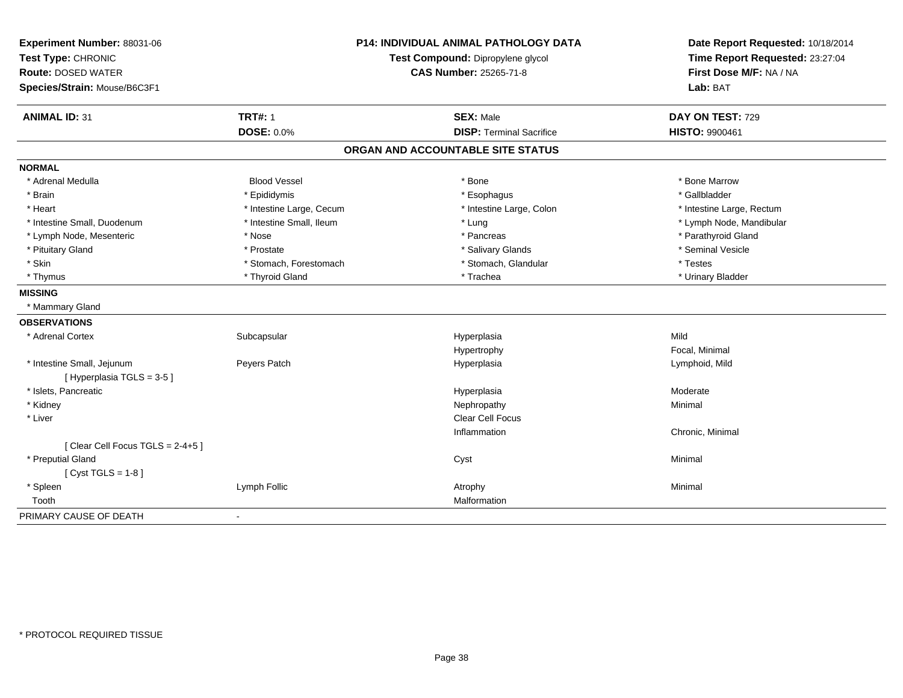**Experiment Number:** 88031-06
**Test Type:** CHRONIC
**Route:** DOSED WATER
**Species/Strain:** Mouse/B6C3F1

**P14: INDIVIDUAL ANIMAL PATHOLOGY DATA**
**Test Compound:** Dipropylene glycol
**CAS Number:** 25265-71-8

**Date Report Requested:** 10/18/2014
**Time Report Requested:** 23:27:04
**First Dose M/F:** NA / NA
**Lab:** BAT

| **ANIMAL ID:** 31 | **TRT#:** 1 | **SEX:** Male | **DAY ON TEST:** 729 |
|---|---|---|---|
| | **DOSE:** 0.0% | **DISP:** Terminal Sacrifice | **HISTO:** 9900461 |

## ORGAN AND ACCOUNTABLE SITE STATUS

| | | | |
|---|---|---|---|
| **NORMAL** | | | |
| * Adrenal Medulla | Blood Vessel | * Bone | * Bone Marrow |
| * Brain | * Epididymis | * Esophagus | * Gallbladder |
| * Heart | * Intestine Large, Cecum | * Intestine Large, Colon | * Intestine Large, Rectum |
| * Intestine Small, Duodenum | * Intestine Small, Ileum | * Lung | * Lymph Node, Mandibular |
| * Lymph Node, Mesenteric | * Nose | * Pancreas | * Parathyroid Gland |
| * Pituitary Gland | * Prostate | * Salivary Glands | * Seminal Vesicle |
| * Skin | * Stomach, Forestomach | * Stomach, Glandular | * Testes |
| * Thymus | * Thyroid Gland | * Trachea | * Urinary Bladder |
| **MISSING** | | | |
| * Mammary Gland | | | |
| **OBSERVATIONS** | | | |
| * Adrenal Cortex | Subcapsular | Hyperplasia | Mild |
| | | Hypertrophy | Focal, Minimal |
| * Intestine Small, Jejunum | Peyers Patch | Hyperplasia | Lymphoid, Mild |
| [ Hyperplasia TGLS = 3-5 ] | | | |
| * Islets, Pancreatic | | Hyperplasia | Moderate |
| * Kidney | | Nephropathy | Minimal |
| * Liver | | Clear Cell Focus | |
| | | Inflammation | Chronic, Minimal |
| [ Clear Cell Focus TGLS = 2-4+5 ] | | | |
| * Preputial Gland | | Cyst | Minimal |
| [ Cyst TGLS = 1-8 ] | | | |
| * Spleen | Lymph Follic | Atrophy | Minimal |
| Tooth | | Malformation | |
| PRIMARY CAUSE OF DEATH | - | | |

\* PROTOCOL REQUIRED TISSUE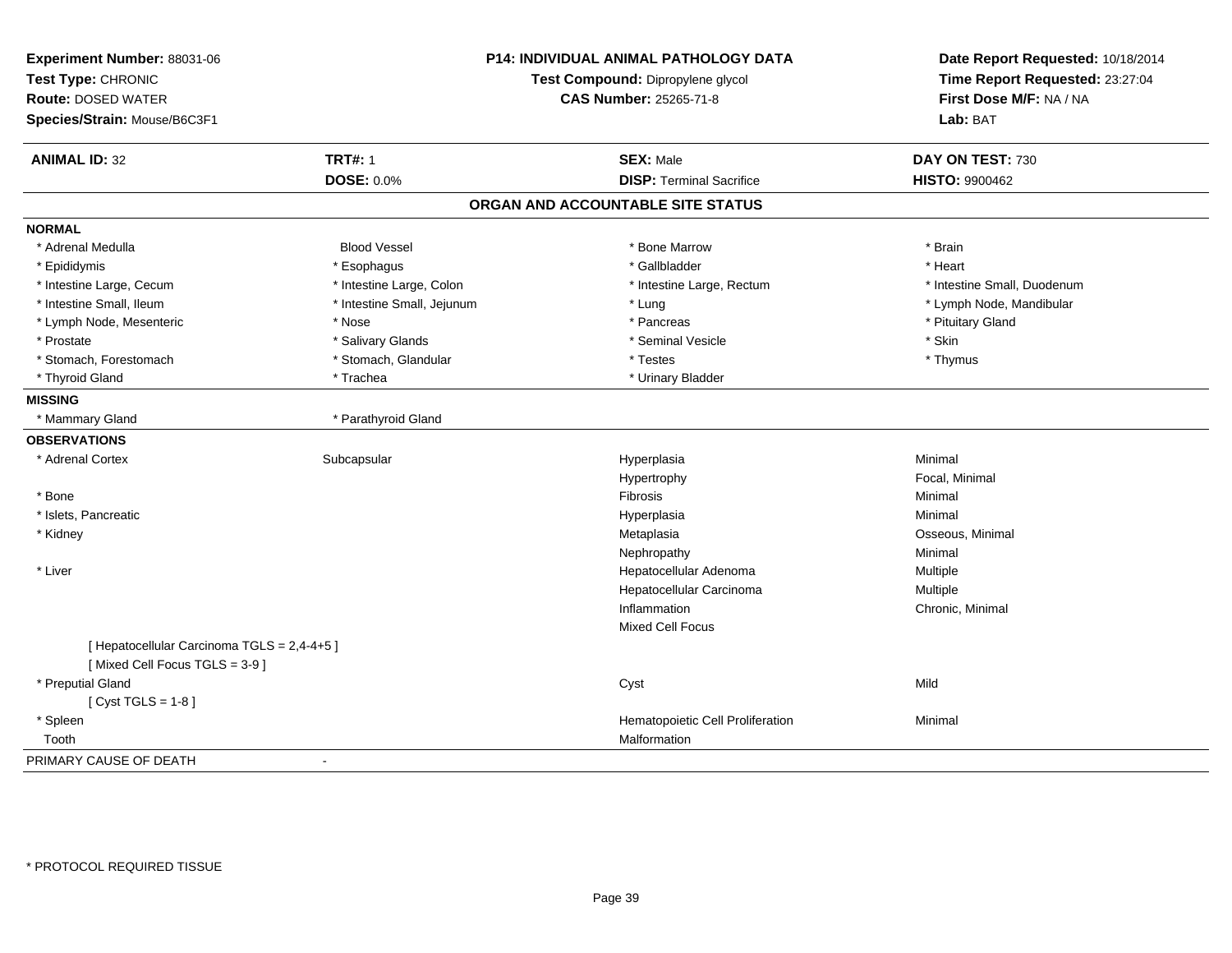**Experiment Number:** 88031-06
**Test Type:** CHRONIC
**Route:** DOSED WATER
**Species/Strain:** Mouse/B6C3F1

**P14: INDIVIDUAL ANIMAL PATHOLOGY DATA**
**Test Compound:** Dipropylene glycol
**CAS Number:** 25265-71-8

**Date Report Requested:** 10/18/2014
**Time Report Requested:** 23:27:04
**First Dose M/F:** NA / NA
**Lab:** BAT

| **ANIMAL ID:** 32 | **TRT#:** 1 | **SEX:** Male | **DAY ON TEST:** 730 |
|---|---|---|---|
| | **DOSE:** 0.0% | **DISP:** Terminal Sacrifice | **HISTO:** 9900462 |

## ORGAN AND ACCOUNTABLE SITE STATUS

**NORMAL**

| | | | |
|---|---|---|---|
| * Adrenal Medulla | Blood Vessel | * Bone Marrow | * Brain |
| * Epididymis | * Esophagus | * Gallbladder | * Heart |
| * Intestine Large, Cecum | * Intestine Large, Colon | * Intestine Large, Rectum | * Intestine Small, Duodenum |
| * Intestine Small, Ileum | * Intestine Small, Jejunum | * Lung | * Lymph Node, Mandibular |
| * Lymph Node, Mesenteric | * Nose | * Pancreas | * Pituitary Gland |
| * Prostate | * Salivary Glands | * Seminal Vesicle | * Skin |
| * Stomach, Forestomach | * Stomach, Glandular | * Testes | * Thymus |
| * Thyroid Gland | * Trachea | * Urinary Bladder | |

**MISSING**

| | |
|---|---|
| * Mammary Gland | * Parathyroid Gland |

**OBSERVATIONS**

| | | | |
|---|---|---|---|
| * Adrenal Cortex | Subcapsular | Hyperplasia | Minimal |
| | | Hypertrophy | Focal, Minimal |
| * Bone | | Fibrosis | Minimal |
| * Islets, Pancreatic | | Hyperplasia | Minimal |
| * Kidney | | Metaplasia | Osseous, Minimal |
| | | Nephropathy | Minimal |
| * Liver | | Hepatocellular Adenoma | Multiple |
| | | Hepatocellular Carcinoma | Multiple |
| | | Inflammation | Chronic, Minimal |
| | | Mixed Cell Focus | |
| [ Hepatocellular Carcinoma TGLS = 2,4-4+5 ] | | | |
| [ Mixed Cell Focus TGLS = 3-9 ] | | | |
| * Preputial Gland | | Cyst | Mild |
| [ Cyst TGLS = 1-8 ] | | | |
| * Spleen | | Hematopoietic Cell Proliferation | Minimal |
| Tooth | | Malformation | |

PRIMARY CAUSE OF DEATH -

* PROTOCOL REQUIRED TISSUE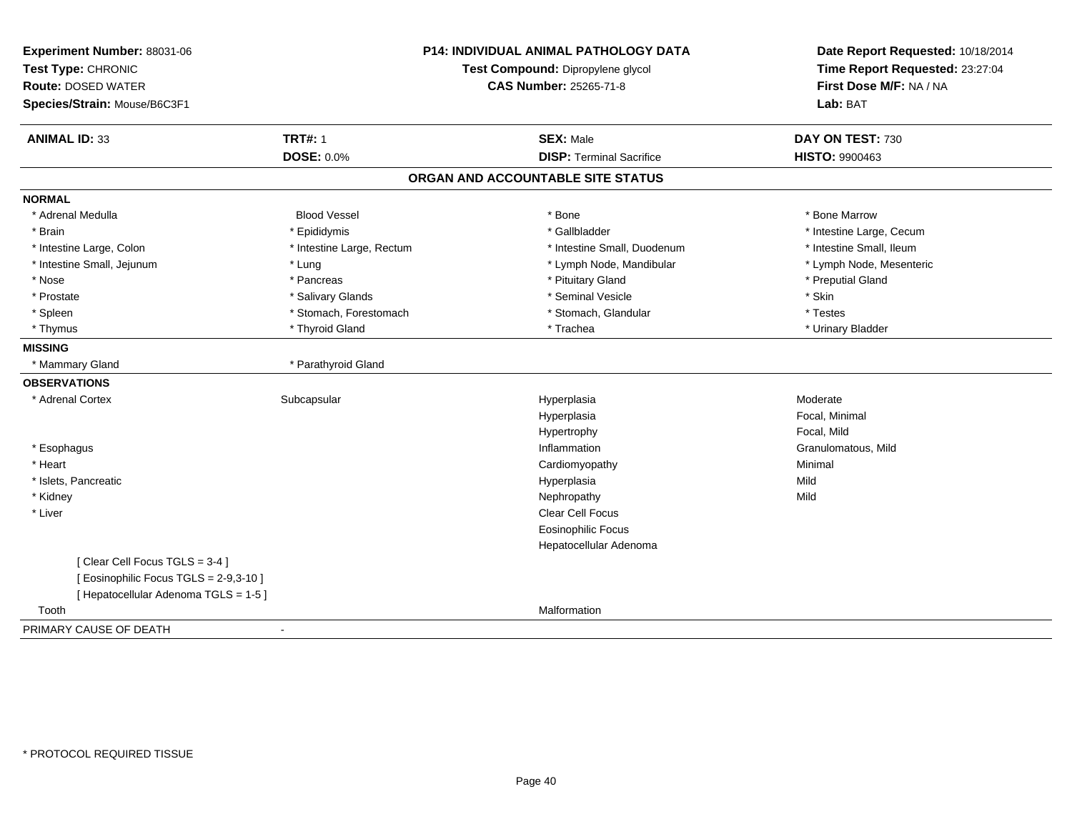**Experiment Number:** 88031-06
**Test Type:** CHRONIC
**Route:** DOSED WATER
**Species/Strain:** Mouse/B6C3F1

**P14: INDIVIDUAL ANIMAL PATHOLOGY DATA**
**Test Compound:** Dipropylene glycol
**CAS Number:** 25265-71-8

**Date Report Requested:** 10/18/2014
**Time Report Requested:** 23:27:04
**First Dose M/F:** NA / NA
**Lab:** BAT

| **ANIMAL ID:** 33 | **TRT#:** 1 | **SEX:** Male | **DAY ON TEST:** 730 |
|---|---|---|---|
| | **DOSE:** 0.0% | **DISP:** Terminal Sacrifice | **HISTO:** 9900463 |

## ORGAN AND ACCOUNTABLE SITE STATUS

**NORMAL**

| | | | |
|---|---|---|---|
| * Adrenal Medulla | Blood Vessel | * Bone | * Bone Marrow |
| * Brain | * Epididymis | * Gallbladder | * Intestine Large, Cecum |
| * Intestine Large, Colon | * Intestine Large, Rectum | * Intestine Small, Duodenum | * Intestine Small, Ileum |
| * Intestine Small, Jejunum | * Lung | * Lymph Node, Mandibular | * Lymph Node, Mesenteric |
| * Nose | * Pancreas | * Pituitary Gland | * Preputial Gland |
| * Prostate | * Salivary Glands | * Seminal Vesicle | * Skin |
| * Spleen | * Stomach, Forestomach | * Stomach, Glandular | * Testes |
| * Thymus | * Thyroid Gland | * Trachea | * Urinary Bladder |

**MISSING**

| | |
|---|---|
| * Mammary Gland | * Parathyroid Gland |

**OBSERVATIONS**

| | | | |
|---|---|---|---|
| * Adrenal Cortex | Subcapsular | Hyperplasia | Moderate |
| | | Hyperplasia | Focal, Minimal |
| | | Hypertrophy | Focal, Mild |
| * Esophagus | | Inflammation | Granulomatous, Mild |
| * Heart | | Cardiomyopathy | Minimal |
| * Islets, Pancreatic | | Hyperplasia | Mild |
| * Kidney | | Nephropathy | Mild |
| * Liver | | Clear Cell Focus | |
| | | Eosinophilic Focus | |
| | | Hepatocellular Adenoma | |
| [ Clear Cell Focus TGLS = 3-4 ] | | | |
| [ Eosinophilic Focus TGLS = 2-9,3-10 ] | | | |
| [ Hepatocellular Adenoma TGLS = 1-5 ] | | | |
| Tooth | | Malformation | |

PRIMARY CAUSE OF DEATH -

* PROTOCOL REQUIRED TISSUE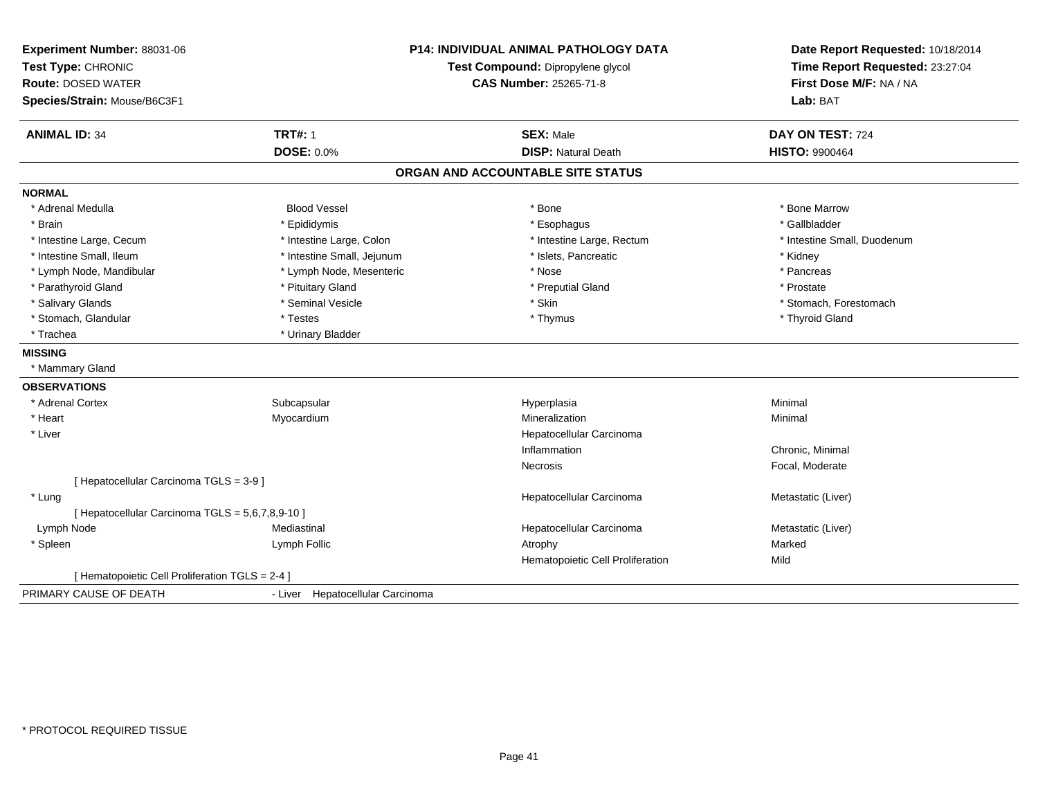**Experiment Number:** 88031-06
**Test Type:** CHRONIC
**Route:** DOSED WATER
**Species/Strain:** Mouse/B6C3F1

**P14: INDIVIDUAL ANIMAL PATHOLOGY DATA**
**Test Compound:** Dipropylene glycol
**CAS Number:** 25265-71-8

**Date Report Requested:** 10/18/2014
**Time Report Requested:** 23:27:04
**First Dose M/F:** NA / NA
**Lab:** BAT

| **ANIMAL ID:** 34 | **TRT#:** 1 | **SEX:** Male | **DAY ON TEST:** 724 |
|---|---|---|---|
| | **DOSE:** 0.0% | **DISP:** Natural Death | **HISTO:** 9900464 |

## ORGAN AND ACCOUNTABLE SITE STATUS

**NORMAL**

| | | | |
|---|---|---|---|
| * Adrenal Medulla | Blood Vessel | * Bone | * Bone Marrow |
| * Brain | * Epididymis | * Esophagus | * Gallbladder |
| * Intestine Large, Cecum | * Intestine Large, Colon | * Intestine Large, Rectum | * Intestine Small, Duodenum |
| * Intestine Small, Ileum | * Intestine Small, Jejunum | * Islets, Pancreatic | * Kidney |
| * Lymph Node, Mandibular | * Lymph Node, Mesenteric | * Nose | * Pancreas |
| * Parathyroid Gland | * Pituitary Gland | * Preputial Gland | * Prostate |
| * Salivary Glands | * Seminal Vesicle | * Skin | * Stomach, Forestomach |
| * Stomach, Glandular | * Testes | * Thymus | * Thyroid Gland |
| * Trachea | * Urinary Bladder | | |

**MISSING**

* Mammary Gland

**OBSERVATIONS**

| | | | |
|---|---|---|---|
| * Adrenal Cortex | Subcapsular | Hyperplasia | Minimal |
| * Heart | Myocardium | Mineralization | Minimal |
| * Liver | | Hepatocellular Carcinoma | |
| | | Inflammation | Chronic, Minimal |
| | | Necrosis | Focal, Moderate |
| [ Hepatocellular Carcinoma TGLS = 3-9 ] | | | |
| * Lung | | Hepatocellular Carcinoma | Metastatic (Liver) |
| [ Hepatocellular Carcinoma TGLS = 5,6,7,8,9-10 ] | | | |
| Lymph Node | Mediastinal | Hepatocellular Carcinoma | Metastatic (Liver) |
| * Spleen | Lymph Follic | Atrophy | Marked |
| | | Hematopoietic Cell Proliferation | Mild |
| [ Hematopoietic Cell Proliferation TGLS = 2-4 ] | | | |

PRIMARY CAUSE OF DEATH - Liver Hepatocellular Carcinoma

* PROTOCOL REQUIRED TISSUE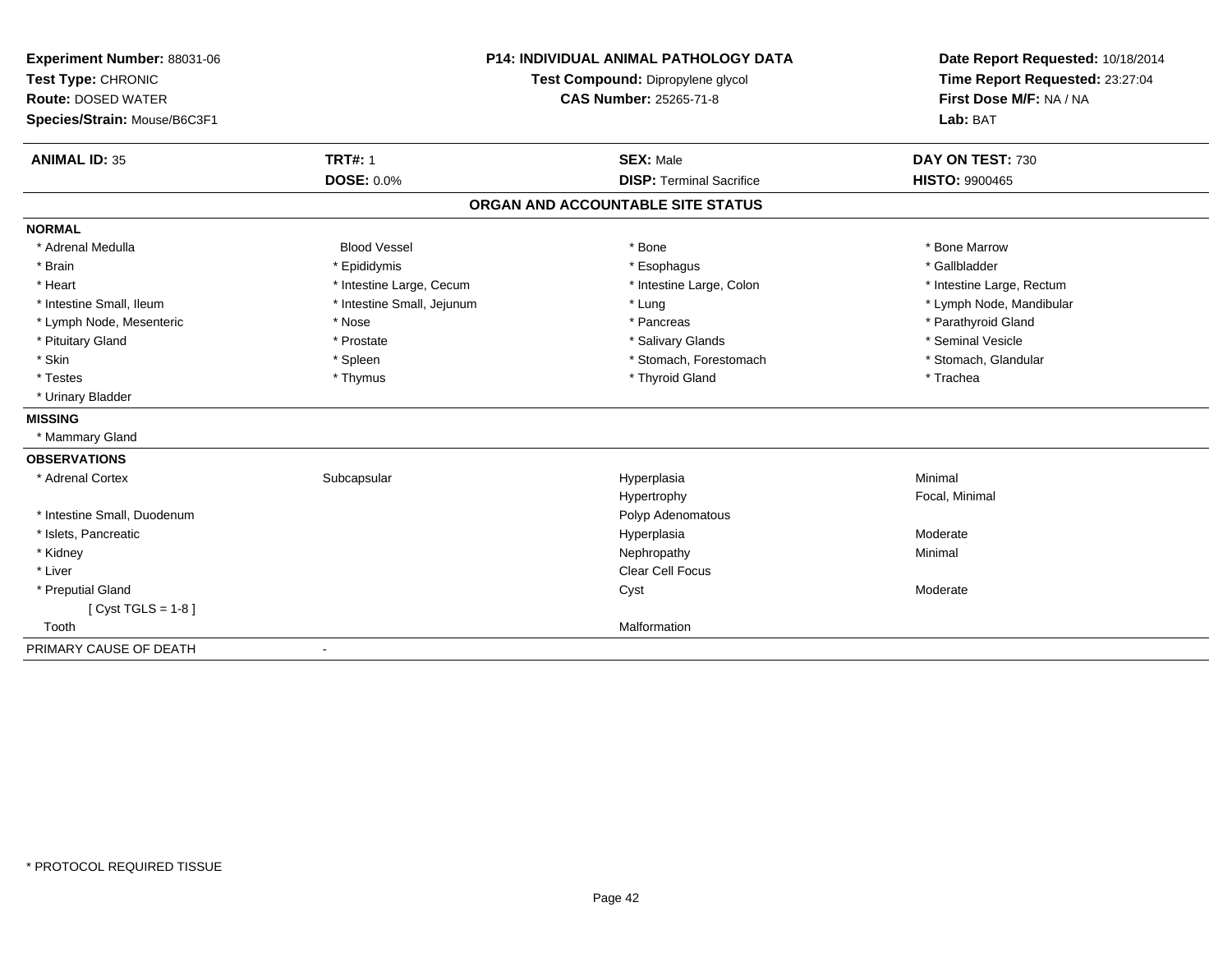**Experiment Number:** 88031-06
**Test Type:** CHRONIC
**Route:** DOSED WATER
**Species/Strain:** Mouse/B6C3F1

**P14: INDIVIDUAL ANIMAL PATHOLOGY DATA**
**Test Compound:** Dipropylene glycol
**CAS Number:** 25265-71-8

**Date Report Requested:** 10/18/2014
**Time Report Requested:** 23:27:04
**First Dose M/F:** NA / NA
**Lab:** BAT

| **ANIMAL ID:** 35 | **TRT#:** 1 | **SEX:** Male | **DAY ON TEST:** 730 |
|---|---|---|---|
| | **DOSE:** 0.0% | **DISP:** Terminal Sacrifice | **HISTO:** 9900465 |

## ORGAN AND ACCOUNTABLE SITE STATUS

**NORMAL**

| | | | |
|---|---|---|---|
| * Adrenal Medulla | Blood Vessel | * Bone | * Bone Marrow |
| * Brain | * Epididymis | * Esophagus | * Gallbladder |
| * Heart | * Intestine Large, Cecum | * Intestine Large, Colon | * Intestine Large, Rectum |
| * Intestine Small, Ileum | * Intestine Small, Jejunum | * Lung | * Lymph Node, Mandibular |
| * Lymph Node, Mesenteric | * Nose | * Pancreas | * Parathyroid Gland |
| * Pituitary Gland | * Prostate | * Salivary Glands | * Seminal Vesicle |
| * Skin | * Spleen | * Stomach, Forestomach | * Stomach, Glandular |
| * Testes | * Thymus | * Thyroid Gland | * Trachea |
| * Urinary Bladder | | | |

**MISSING**

* Mammary Gland

**OBSERVATIONS**

| | | | |
|---|---|---|---|
| * Adrenal Cortex | Subcapsular | Hyperplasia | Minimal |
| | | Hypertrophy | Focal, Minimal |
| * Intestine Small, Duodenum | | Polyp Adenomatous | |
| * Islets, Pancreatic | | Hyperplasia | Moderate |
| * Kidney | | Nephropathy | Minimal |
| * Liver | | Clear Cell Focus | |
| * Preputial Gland | | Cyst | Moderate |
| [ Cyst TGLS = 1-8 ] | | | |
| Tooth | | Malformation | |

PRIMARY CAUSE OF DEATH -

\* PROTOCOL REQUIRED TISSUE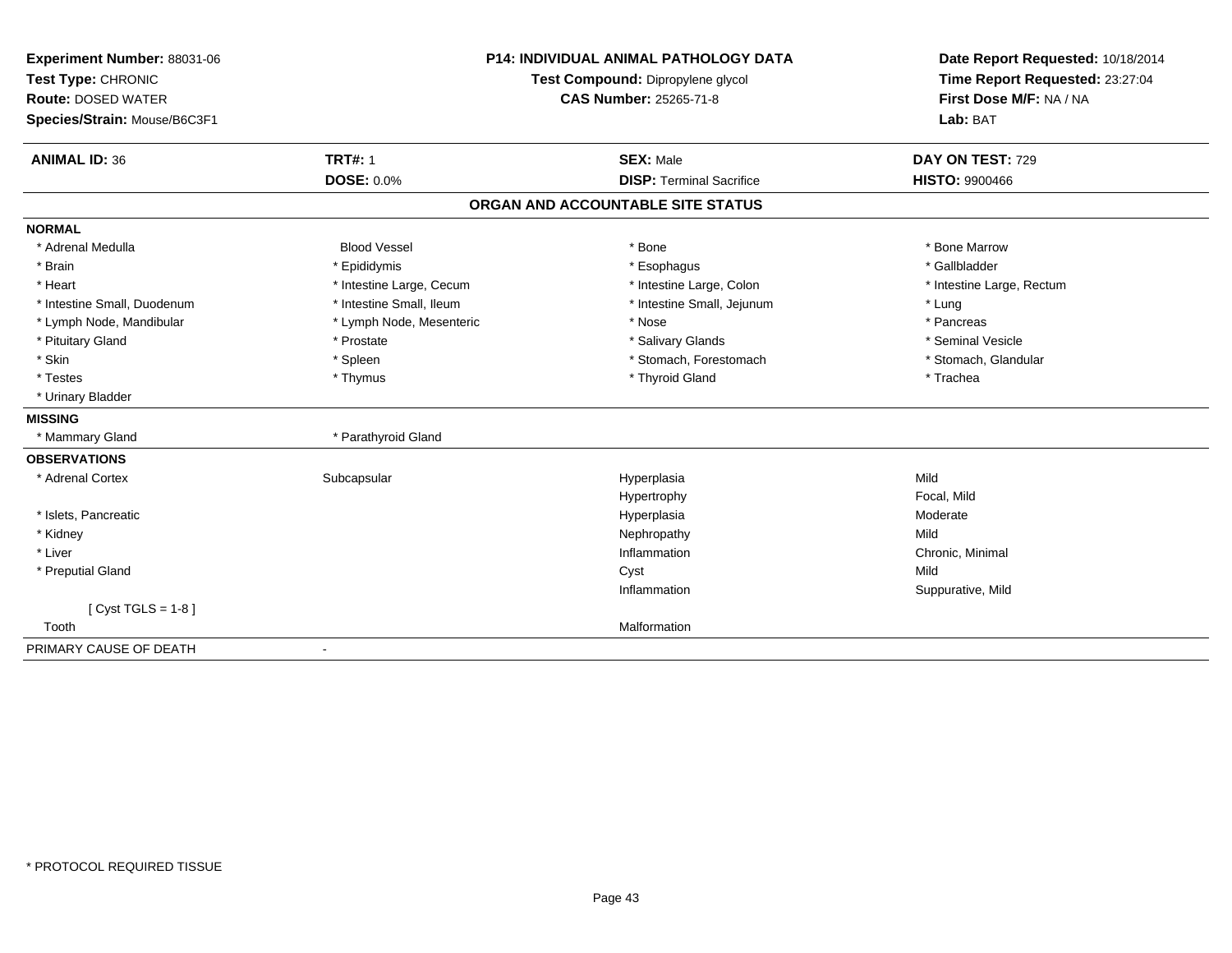**Experiment Number:** 88031-06
**Test Type:** CHRONIC
**Route:** DOSED WATER
**Species/Strain:** Mouse/B6C3F1

**P14: INDIVIDUAL ANIMAL PATHOLOGY DATA**
**Test Compound:** Dipropylene glycol
**CAS Number:** 25265-71-8

**Date Report Requested:** 10/18/2014
**Time Report Requested:** 23:27:04
**First Dose M/F:** NA / NA
**Lab:** BAT

| **ANIMAL ID:** 36 | **TRT#:** 1 | **SEX:** Male | **DAY ON TEST:** 729 |
|---|---|---|---|
| | **DOSE:** 0.0% | **DISP:** Terminal Sacrifice | **HISTO:** 9900466 |

## ORGAN AND ACCOUNTABLE SITE STATUS

**NORMAL**

| | | | |
|---|---|---|---|
| * Adrenal Medulla | Blood Vessel | * Bone | * Bone Marrow |
| * Brain | * Epididymis | * Esophagus | * Gallbladder |
| * Heart | * Intestine Large, Cecum | * Intestine Large, Colon | * Intestine Large, Rectum |
| * Intestine Small, Duodenum | * Intestine Small, Ileum | * Intestine Small, Jejunum | * Lung |
| * Lymph Node, Mandibular | * Lymph Node, Mesenteric | * Nose | * Pancreas |
| * Pituitary Gland | * Prostate | * Salivary Glands | * Seminal Vesicle |
| * Skin | * Spleen | * Stomach, Forestomach | * Stomach, Glandular |
| * Testes | * Thymus | * Thyroid Gland | * Trachea |
| * Urinary Bladder | | | |

**MISSING**

| | |
|---|---|
| * Mammary Gland | * Parathyroid Gland |

**OBSERVATIONS**

| | | | |
|---|---|---|---|
| * Adrenal Cortex | Subcapsular | Hyperplasia | Mild |
| | | Hypertrophy | Focal, Mild |
| * Islets, Pancreatic | | Hyperplasia | Moderate |
| * Kidney | | Nephropathy | Mild |
| * Liver | | Inflammation | Chronic, Minimal |
| * Preputial Gland | | Cyst | Mild |
| | | Inflammation | Suppurative, Mild |
| [ Cyst TGLS = 1-8 ] | | | |
| Tooth | | Malformation | |

PRIMARY CAUSE OF DEATH -

\* PROTOCOL REQUIRED TISSUE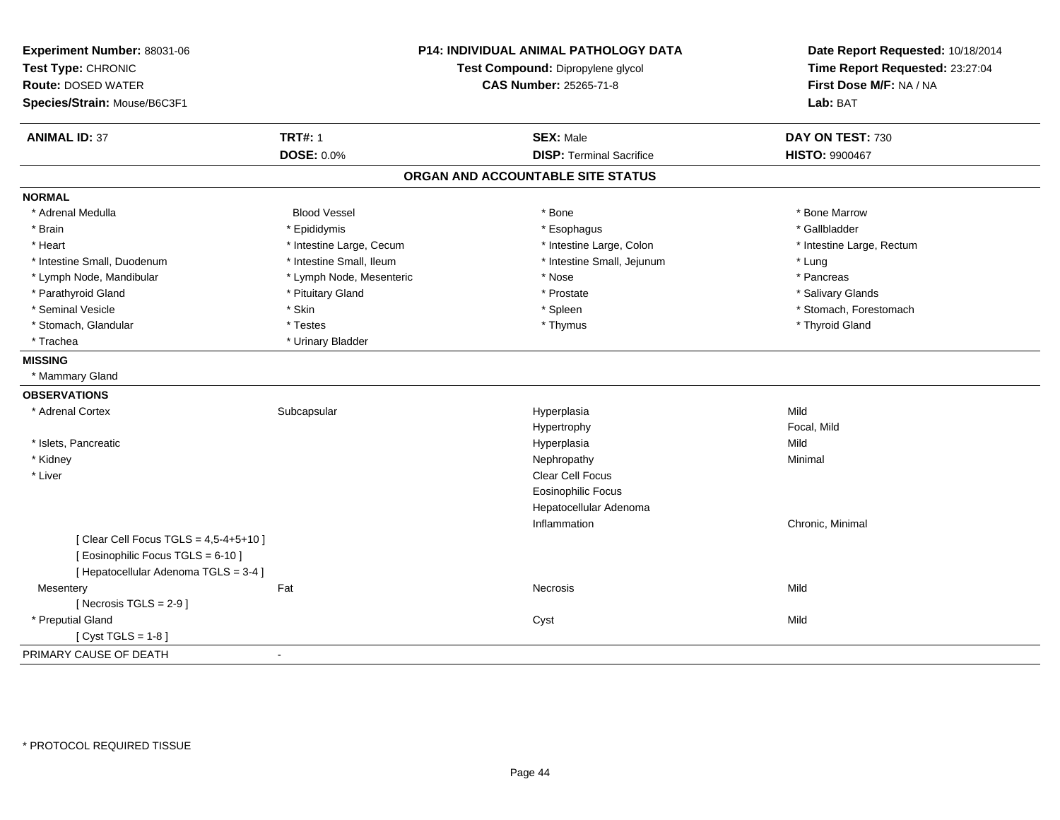**Experiment Number:** 88031-06
**Test Type:** CHRONIC
**Route:** DOSED WATER
**Species/Strain:** Mouse/B6C3F1

**P14: INDIVIDUAL ANIMAL PATHOLOGY DATA**
**Test Compound:** Dipropylene glycol
**CAS Number:** 25265-71-8

**Date Report Requested:** 10/18/2014
**Time Report Requested:** 23:27:04
**First Dose M/F:** NA / NA
**Lab:** BAT

| **ANIMAL ID:** 37 | **TRT#:** 1 | **SEX:** Male | **DAY ON TEST:** 730 |
|---|---|---|---|
| | **DOSE:** 0.0% | **DISP:** Terminal Sacrifice | **HISTO:** 9900467 |

## ORGAN AND ACCOUNTABLE SITE STATUS

**NORMAL**

| | | | |
|---|---|---|---|
| * Adrenal Medulla | Blood Vessel | * Bone | * Bone Marrow |
| * Brain | * Epididymis | * Esophagus | * Gallbladder |
| * Heart | * Intestine Large, Cecum | * Intestine Large, Colon | * Intestine Large, Rectum |
| * Intestine Small, Duodenum | * Intestine Small, Ileum | * Intestine Small, Jejunum | * Lung |
| * Lymph Node, Mandibular | * Lymph Node, Mesenteric | * Nose | * Pancreas |
| * Parathyroid Gland | * Pituitary Gland | * Prostate | * Salivary Glands |
| * Seminal Vesicle | * Skin | * Spleen | * Stomach, Forestomach |
| * Stomach, Glandular | * Testes | * Thymus | * Thyroid Gland |
| * Trachea | * Urinary Bladder | | |

**MISSING**

* Mammary Gland

**OBSERVATIONS**

| | | | |
|---|---|---|---|
| * Adrenal Cortex | Subcapsular | Hyperplasia | Mild |
| | | Hypertrophy | Focal, Mild |
| * Islets, Pancreatic | | Hyperplasia | Mild |
| * Kidney | | Nephropathy | Minimal |
| * Liver | | Clear Cell Focus | |
| | | Eosinophilic Focus | |
| | | Hepatocellular Adenoma | |
| | | Inflammation | Chronic, Minimal |
| [ Clear Cell Focus TGLS = 4,5-4+5+10 ] | | | |
| [ Eosinophilic Focus TGLS = 6-10 ] | | | |
| [ Hepatocellular Adenoma TGLS = 3-4 ] | | | |
| Mesentery | Fat | Necrosis | Mild |
| [ Necrosis TGLS = 2-9 ] | | | |
| * Preputial Gland | | Cyst | Mild |
| [ Cyst TGLS = 1-8 ] | | | |

PRIMARY CAUSE OF DEATH -

* PROTOCOL REQUIRED TISSUE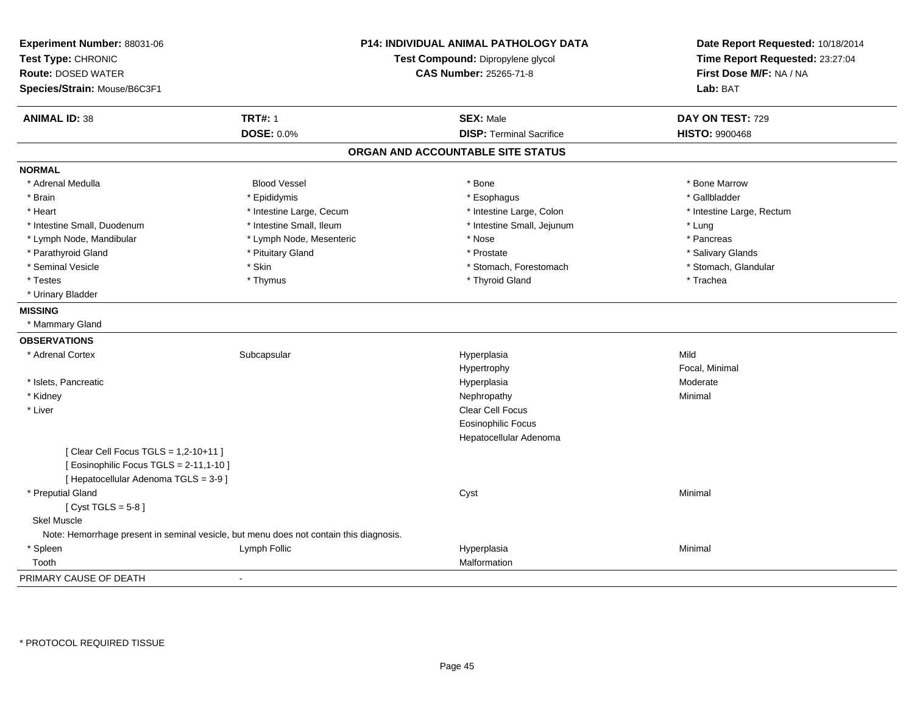**Experiment Number:** 88031-06
**Test Type:** CHRONIC
**Route:** DOSED WATER
**Species/Strain:** Mouse/B6C3F1

**P14: INDIVIDUAL ANIMAL PATHOLOGY DATA**
**Test Compound:** Dipropylene glycol
**CAS Number:** 25265-71-8

**Date Report Requested:** 10/18/2014
**Time Report Requested:** 23:27:04
**First Dose M/F:** NA / NA
**Lab:** BAT

| **ANIMAL ID:** 38 | **TRT#:** 1 | **SEX:** Male | **DAY ON TEST:** 729 |
|---|---|---|---|
| | **DOSE:** 0.0% | **DISP:** Terminal Sacrifice | **HISTO:** 9900468 |

## ORGAN AND ACCOUNTABLE SITE STATUS

### NORMAL

| | | | |
|---|---|---|---|
| * Adrenal Medulla | Blood Vessel | * Bone | * Bone Marrow |
| * Brain | * Epididymis | * Esophagus | * Gallbladder |
| * Heart | * Intestine Large, Cecum | * Intestine Large, Colon | * Intestine Large, Rectum |
| * Intestine Small, Duodenum | * Intestine Small, Ileum | * Intestine Small, Jejunum | * Lung |
| * Lymph Node, Mandibular | * Lymph Node, Mesenteric | * Nose | * Pancreas |
| * Parathyroid Gland | * Pituitary Gland | * Prostate | * Salivary Glands |
| * Seminal Vesicle | * Skin | * Stomach, Forestomach | * Stomach, Glandular |
| * Testes | * Thymus | * Thyroid Gland | * Trachea |
| * Urinary Bladder | | | |

### MISSING

* Mammary Gland

### OBSERVATIONS

| | | | |
|---|---|---|---|
| * Adrenal Cortex | Subcapsular | Hyperplasia | Mild |
| | | Hypertrophy | Focal, Minimal |
| * Islets, Pancreatic | | Hyperplasia | Moderate |
| * Kidney | | Nephropathy | Minimal |
| * Liver | | Clear Cell Focus | |
| | | Eosinophilic Focus | |
| | | Hepatocellular Adenoma | |
| [ Clear Cell Focus TGLS = 1,2-10+11 ] | | | |
| [ Eosinophilic Focus TGLS = 2-11,1-10 ] | | | |
| [ Hepatocellular Adenoma TGLS = 3-9 ] | | | |
| * Preputial Gland | | Cyst | Minimal |
| [ Cyst TGLS = 5-8 ] | | | |
| Skel Muscle | | | |
| Note: Hemorrhage present in seminal vesicle, but menu does not contain this diagnosis. | | | |
| * Spleen | Lymph Follic | Hyperplasia | Minimal |
| Tooth | | Malformation | |

PRIMARY CAUSE OF DEATH -

\* PROTOCOL REQUIRED TISSUE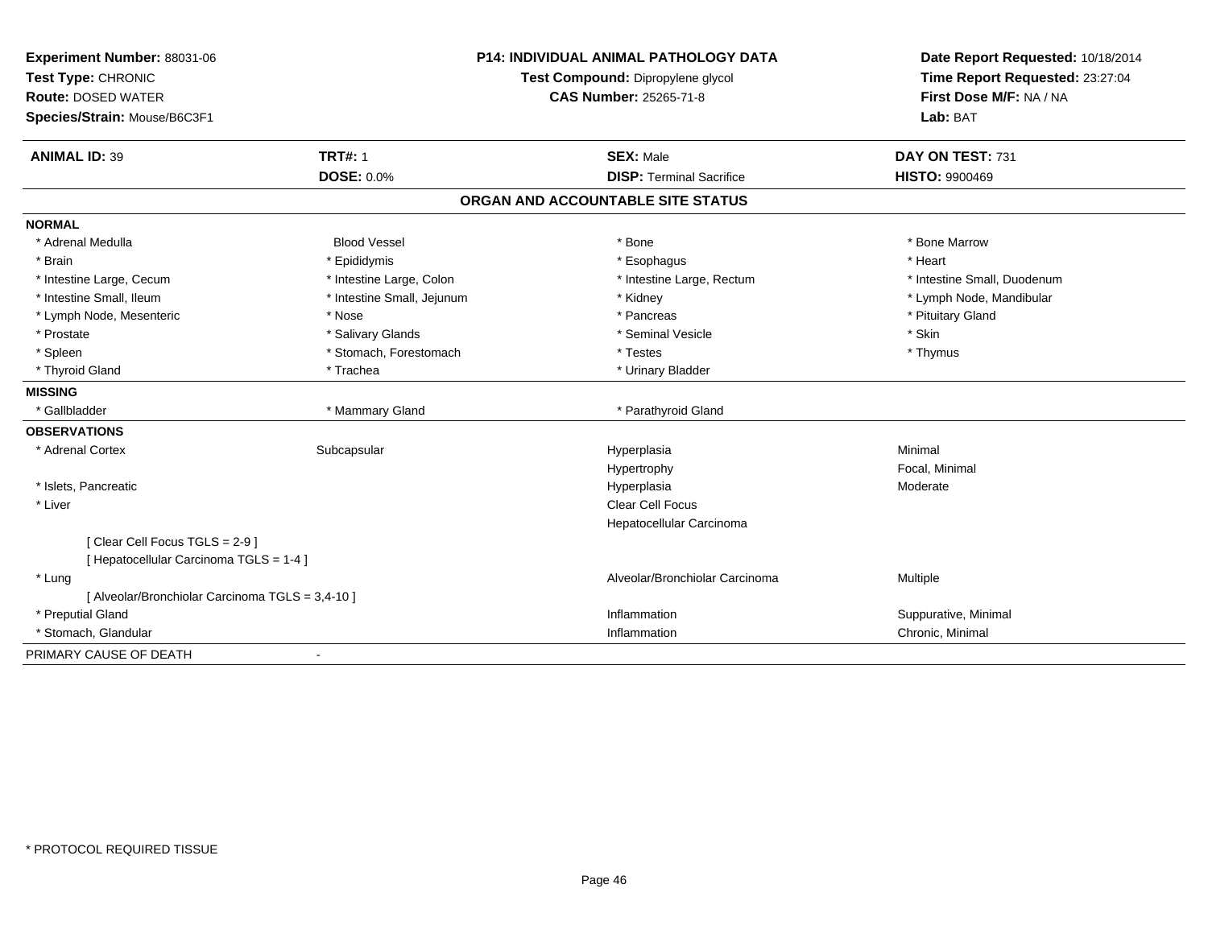**Experiment Number:** 88031-06
**Test Type:** CHRONIC
**Route:** DOSED WATER
**Species/Strain:** Mouse/B6C3F1

## P14: INDIVIDUAL ANIMAL PATHOLOGY DATA

**Test Compound:** Dipropylene glycol
**CAS Number:** 25265-71-8

**Date Report Requested:** 10/18/2014
**Time Report Requested:** 23:27:04
**First Dose M/F:** NA / NA
**Lab:** BAT

| **ANIMAL ID:** 39 | **TRT#:** 1 | **SEX:** Male | **DAY ON TEST:** 731 |
|---|---|---|---|
| | **DOSE:** 0.0% | **DISP:** Terminal Sacrifice | **HISTO:** 9900469 |

### ORGAN AND ACCOUNTABLE SITE STATUS

**NORMAL**

| | | | |
|---|---|---|---|
| * Adrenal Medulla | Blood Vessel | * Bone | * Bone Marrow |
| * Brain | * Epididymis | * Esophagus | * Heart |
| * Intestine Large, Cecum | * Intestine Large, Colon | * Intestine Large, Rectum | * Intestine Small, Duodenum |
| * Intestine Small, Ileum | * Intestine Small, Jejunum | * Kidney | * Lymph Node, Mandibular |
| * Lymph Node, Mesenteric | * Nose | * Pancreas | * Pituitary Gland |
| * Prostate | * Salivary Glands | * Seminal Vesicle | * Skin |
| * Spleen | * Stomach, Forestomach | * Testes | * Thymus |
| * Thyroid Gland | * Trachea | * Urinary Bladder | |

**MISSING**

| | | |
|---|---|---|
| * Gallbladder | * Mammary Gland | * Parathyroid Gland |

**OBSERVATIONS**

| | | | |
|---|---|---|---|
| * Adrenal Cortex | Subcapsular | Hyperplasia | Minimal |
| | | Hypertrophy | Focal, Minimal |
| * Islets, Pancreatic | | Hyperplasia | Moderate |
| * Liver | | Clear Cell Focus | |
| | | Hepatocellular Carcinoma | |
| [ Clear Cell Focus TGLS = 2-9 ] | | | |
| [ Hepatocellular Carcinoma TGLS = 1-4 ] | | | |
| * Lung | | Alveolar/Bronchiolar Carcinoma | Multiple |
| [ Alveolar/Bronchiolar Carcinoma TGLS = 3,4-10 ] | | | |
| * Preputial Gland | | Inflammation | Suppurative, Minimal |
| * Stomach, Glandular | | Inflammation | Chronic, Minimal |

PRIMARY CAUSE OF DEATH -

* PROTOCOL REQUIRED TISSUE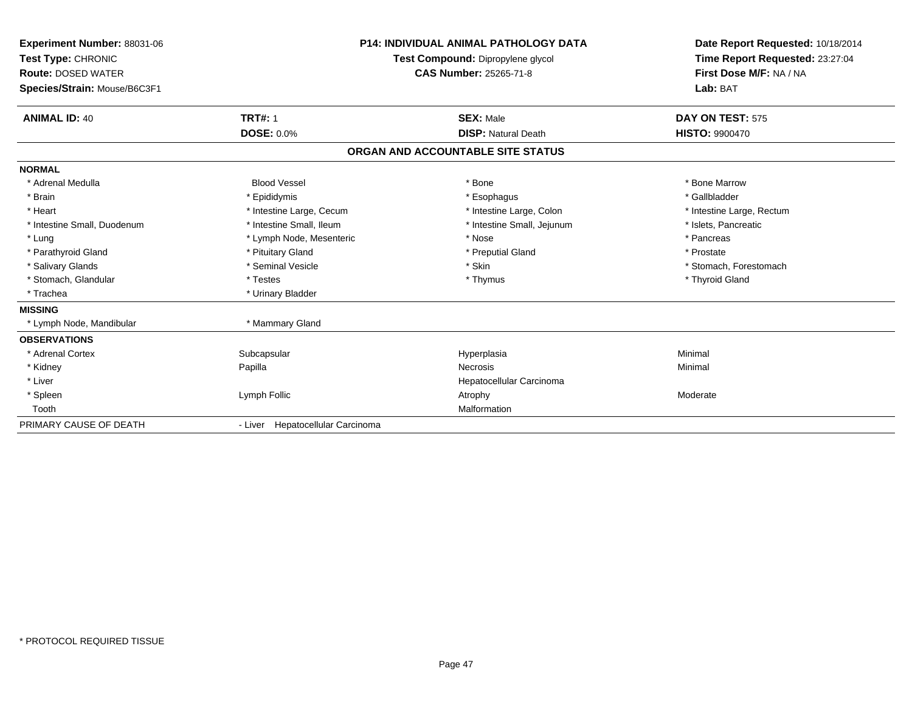**Experiment Number:** 88031-06
**Test Type:** CHRONIC
**Route:** DOSED WATER
**Species/Strain:** Mouse/B6C3F1

**P14: INDIVIDUAL ANIMAL PATHOLOGY DATA**
**Test Compound:** Dipropylene glycol
**CAS Number:** 25265-71-8

**Date Report Requested:** 10/18/2014
**Time Report Requested:** 23:27:04
**First Dose M/F:** NA / NA
**Lab:** BAT

| **ANIMAL ID:** 40 | **TRT#:** 1 | **SEX:** Male | **DAY ON TEST:** 575 |
|---|---|---|---|
| | **DOSE:** 0.0% | **DISP:** Natural Death | **HISTO:** 9900470 |

## ORGAN AND ACCOUNTABLE SITE STATUS

| | | | |
|---|---|---|---|
| **NORMAL** | | | |
| * Adrenal Medulla | Blood Vessel | * Bone | * Bone Marrow |
| * Brain | * Epididymis | * Esophagus | * Gallbladder |
| * Heart | * Intestine Large, Cecum | * Intestine Large, Colon | * Intestine Large, Rectum |
| * Intestine Small, Duodenum | * Intestine Small, Ileum | * Intestine Small, Jejunum | * Islets, Pancreatic |
| * Lung | * Lymph Node, Mesenteric | * Nose | * Pancreas |
| * Parathyroid Gland | * Pituitary Gland | * Preputial Gland | * Prostate |
| * Salivary Glands | * Seminal Vesicle | * Skin | * Stomach, Forestomach |
| * Stomach, Glandular | * Testes | * Thymus | * Thyroid Gland |
| * Trachea | * Urinary Bladder | | |
| **MISSING** | | | |
| * Lymph Node, Mandibular | * Mammary Gland | | |
| **OBSERVATIONS** | | | |
| * Adrenal Cortex | Subcapsular | Hyperplasia | Minimal |
| * Kidney | Papilla | Necrosis | Minimal |
| * Liver | | Hepatocellular Carcinoma | |
| * Spleen | Lymph Follic | Atrophy | Moderate |
| Tooth | | Malformation | |
| PRIMARY CAUSE OF DEATH | - Liver Hepatocellular Carcinoma | | |

* PROTOCOL REQUIRED TISSUE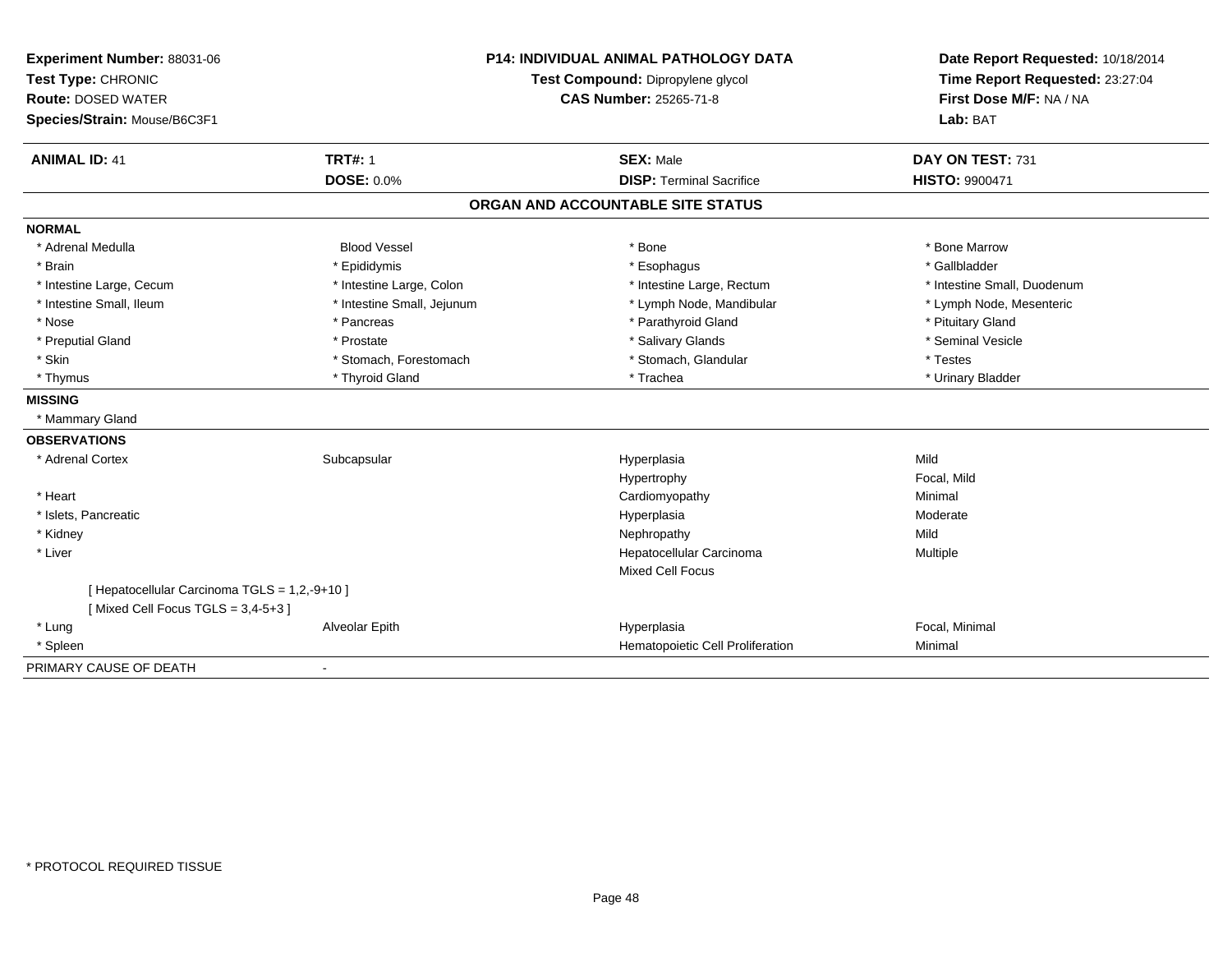**Experiment Number:** 88031-06
**Test Type:** CHRONIC
**Route:** DOSED WATER
**Species/Strain:** Mouse/B6C3F1

**P14: INDIVIDUAL ANIMAL PATHOLOGY DATA**
**Test Compound:** Dipropylene glycol
**CAS Number:** 25265-71-8

**Date Report Requested:** 10/18/2014
**Time Report Requested:** 23:27:04
**First Dose M/F:** NA / NA
**Lab:** BAT

| **ANIMAL ID:** 41 | **TRT#:** 1 | **SEX:** Male | **DAY ON TEST:** 731 |
|---|---|---|---|
| | **DOSE:** 0.0% | **DISP:** Terminal Sacrifice | **HISTO:** 9900471 |

## ORGAN AND ACCOUNTABLE SITE STATUS

**NORMAL**

| | | | |
|---|---|---|---|
| * Adrenal Medulla | Blood Vessel | * Bone | * Bone Marrow |
| * Brain | * Epididymis | * Esophagus | * Gallbladder |
| * Intestine Large, Cecum | * Intestine Large, Colon | * Intestine Large, Rectum | * Intestine Small, Duodenum |
| * Intestine Small, Ileum | * Intestine Small, Jejunum | * Lymph Node, Mandibular | * Lymph Node, Mesenteric |
| * Nose | * Pancreas | * Parathyroid Gland | * Pituitary Gland |
| * Preputial Gland | * Prostate | * Salivary Glands | * Seminal Vesicle |
| * Skin | * Stomach, Forestomach | * Stomach, Glandular | * Testes |
| * Thymus | * Thyroid Gland | * Trachea | * Urinary Bladder |

**MISSING**

* Mammary Gland

**OBSERVATIONS**

| | | | |
|---|---|---|---|
| * Adrenal Cortex | Subcapsular | Hyperplasia | Mild |
| | | Hypertrophy | Focal, Mild |
| * Heart | | Cardiomyopathy | Minimal |
| * Islets, Pancreatic | | Hyperplasia | Moderate |
| * Kidney | | Nephropathy | Mild |
| * Liver | | Hepatocellular Carcinoma | Multiple |
| | | Mixed Cell Focus | |
| [ Hepatocellular Carcinoma TGLS = 1,2,-9+10 ] | | | |
| [ Mixed Cell Focus TGLS = 3,4-5+3 ] | | | |
| * Lung | Alveolar Epith | Hyperplasia | Focal, Minimal |
| * Spleen | | Hematopoietic Cell Proliferation | Minimal |

PRIMARY CAUSE OF DEATH -

* PROTOCOL REQUIRED TISSUE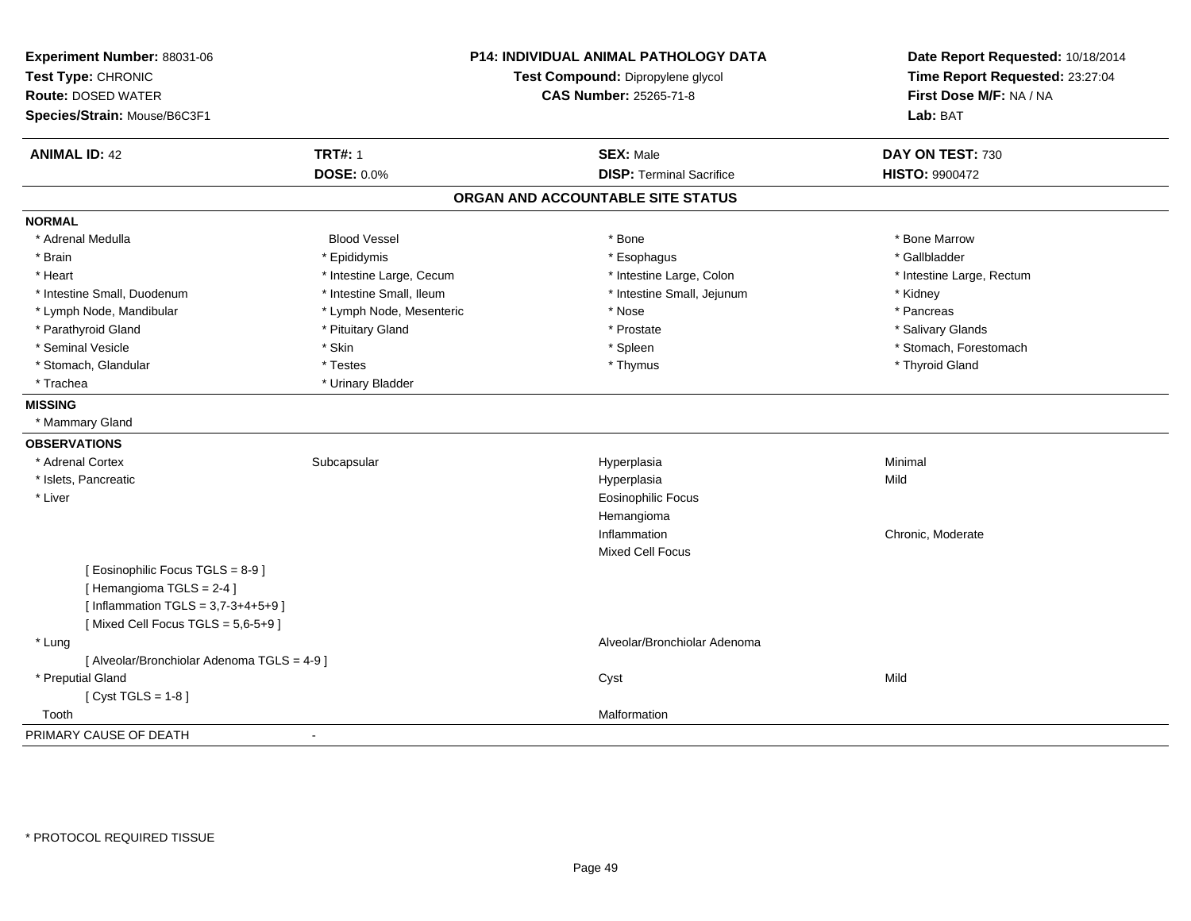**Experiment Number:** 88031-06
**Test Type:** CHRONIC
**Route:** DOSED WATER
**Species/Strain:** Mouse/B6C3F1

**P14: INDIVIDUAL ANIMAL PATHOLOGY DATA**
**Test Compound:** Dipropylene glycol
**CAS Number:** 25265-71-8

**Date Report Requested:** 10/18/2014
**Time Report Requested:** 23:27:04
**First Dose M/F:** NA / NA
**Lab:** BAT

| **ANIMAL ID:** 42 | **TRT#:** 1 | **SEX:** Male | **DAY ON TEST:** 730 |
|---|---|---|---|
| | **DOSE:** 0.0% | **DISP:** Terminal Sacrifice | **HISTO:** 9900472 |

## ORGAN AND ACCOUNTABLE SITE STATUS

**NORMAL**

| | | | |
|---|---|---|---|
| * Adrenal Medulla | Blood Vessel | * Bone | * Bone Marrow |
| * Brain | * Epididymis | * Esophagus | * Gallbladder |
| * Heart | * Intestine Large, Cecum | * Intestine Large, Colon | * Intestine Large, Rectum |
| * Intestine Small, Duodenum | * Intestine Small, Ileum | * Intestine Small, Jejunum | * Kidney |
| * Lymph Node, Mandibular | * Lymph Node, Mesenteric | * Nose | * Pancreas |
| * Parathyroid Gland | * Pituitary Gland | * Prostate | * Salivary Glands |
| * Seminal Vesicle | * Skin | * Spleen | * Stomach, Forestomach |
| * Stomach, Glandular | * Testes | * Thymus | * Thyroid Gland |
| * Trachea | * Urinary Bladder | | |

**MISSING**

* Mammary Gland

**OBSERVATIONS**

| | | | |
|---|---|---|---|
| * Adrenal Cortex | Subcapsular | Hyperplasia | Minimal |
| * Islets, Pancreatic | | Hyperplasia | Mild |
| * Liver | | Eosinophilic Focus | |
| | | Hemangioma | |
| | | Inflammation | Chronic, Moderate |
| | | Mixed Cell Focus | |
| [ Eosinophilic Focus TGLS = 8-9 ] | | | |
| [ Hemangioma TGLS = 2-4 ] | | | |
| [ Inflammation TGLS = 3,7-3+4+5+9 ] | | | |
| [ Mixed Cell Focus TGLS = 5,6-5+9 ] | | | |
| * Lung | | Alveolar/Bronchiolar Adenoma | |
| [ Alveolar/Bronchiolar Adenoma TGLS = 4-9 ] | | | |
| * Preputial Gland | | Cyst | Mild |
| [ Cyst TGLS = 1-8 ] | | | |
| Tooth | | Malformation | |

PRIMARY CAUSE OF DEATH -

\* PROTOCOL REQUIRED TISSUE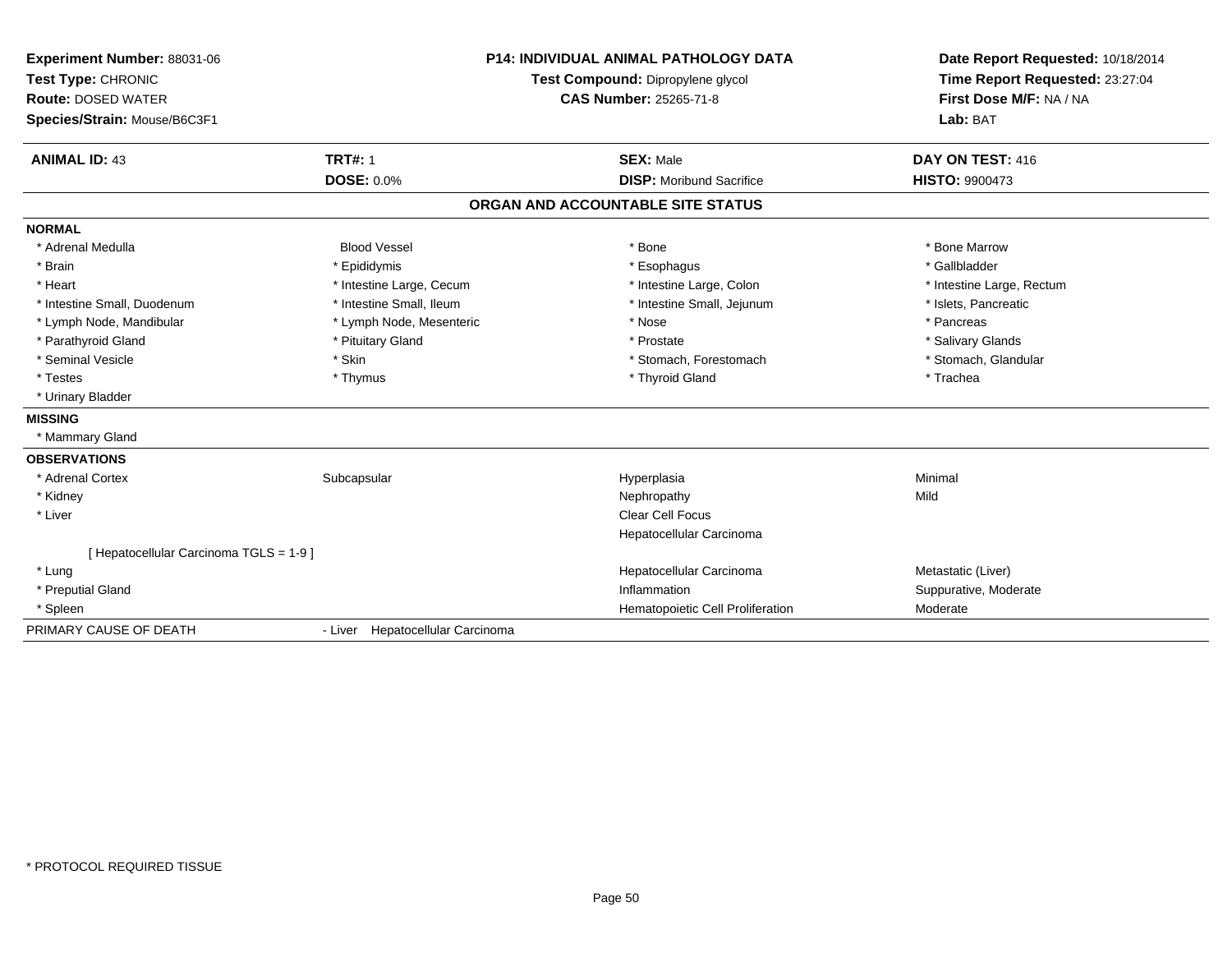**Experiment Number:** 88031-06
**Test Type:** CHRONIC
**Route:** DOSED WATER
**Species/Strain:** Mouse/B6C3F1

**P14: INDIVIDUAL ANIMAL PATHOLOGY DATA**
**Test Compound:** Dipropylene glycol
**CAS Number:** 25265-71-8

**Date Report Requested:** 10/18/2014
**Time Report Requested:** 23:27:04
**First Dose M/F:** NA / NA
**Lab:** BAT

| **ANIMAL ID:** 43 | **TRT#:** 1 | **SEX:** Male | **DAY ON TEST:** 416 |
|---|---|---|---|
| | **DOSE:** 0.0% | **DISP:** Moribund Sacrifice | **HISTO:** 9900473 |

## ORGAN AND ACCOUNTABLE SITE STATUS

**NORMAL**

| | | | |
|---|---|---|---|
| * Adrenal Medulla | Blood Vessel | * Bone | * Bone Marrow |
| * Brain | * Epididymis | * Esophagus | * Gallbladder |
| * Heart | * Intestine Large, Cecum | * Intestine Large, Colon | * Intestine Large, Rectum |
| * Intestine Small, Duodenum | * Intestine Small, Ileum | * Intestine Small, Jejunum | * Islets, Pancreatic |
| * Lymph Node, Mandibular | * Lymph Node, Mesenteric | * Nose | * Pancreas |
| * Parathyroid Gland | * Pituitary Gland | * Prostate | * Salivary Glands |
| * Seminal Vesicle | * Skin | * Stomach, Forestomach | * Stomach, Glandular |
| * Testes | * Thymus | * Thyroid Gland | * Trachea |
| * Urinary Bladder | | | |

**MISSING**

* Mammary Gland

**OBSERVATIONS**

| | | | |
|---|---|---|---|
| * Adrenal Cortex | Subcapsular | Hyperplasia | Minimal |
| * Kidney | | Nephropathy | Mild |
| * Liver | | Clear Cell Focus | |
| | | Hepatocellular Carcinoma | |
| [ Hepatocellular Carcinoma TGLS = 1-9 ] | | | |
| * Lung | | Hepatocellular Carcinoma | Metastatic (Liver) |
| * Preputial Gland | | Inflammation | Suppurative, Moderate |
| * Spleen | | Hematopoietic Cell Proliferation | Moderate |

PRIMARY CAUSE OF DEATH - Liver Hepatocellular Carcinoma

\* PROTOCOL REQUIRED TISSUE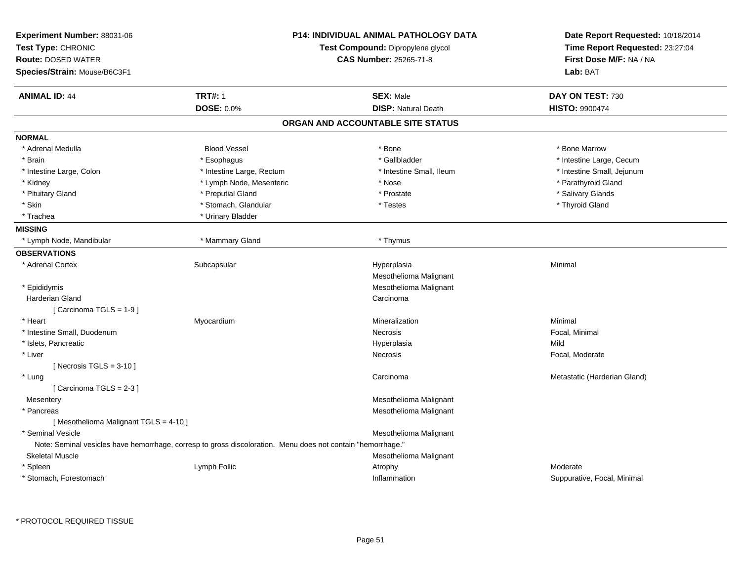**Experiment Number:** 88031-06
**Test Type:** CHRONIC
**Route:** DOSED WATER
**Species/Strain:** Mouse/B6C3F1

**P14: INDIVIDUAL ANIMAL PATHOLOGY DATA**
**Test Compound:** Dipropylene glycol
**CAS Number:** 25265-71-8

**Date Report Requested:** 10/18/2014
**Time Report Requested:** 23:27:04
**First Dose M/F:** NA / NA
**Lab:** BAT

| **ANIMAL ID:** 44 | **TRT#:** 1 | **SEX:** Male | **DAY ON TEST:** 730 |
|---|---|---|---|
| | **DOSE:** 0.0% | **DISP:** Natural Death | **HISTO:** 9900474 |

## ORGAN AND ACCOUNTABLE SITE STATUS

**NORMAL**

| | | | |
|---|---|---|---|
| * Adrenal Medulla | Blood Vessel | * Bone | * Bone Marrow |
| * Brain | * Esophagus | * Gallbladder | * Intestine Large, Cecum |
| * Intestine Large, Colon | * Intestine Large, Rectum | * Intestine Small, Ileum | * Intestine Small, Jejunum |
| * Kidney | * Lymph Node, Mesenteric | * Nose | * Parathyroid Gland |
| * Pituitary Gland | * Preputial Gland | * Prostate | * Salivary Glands |
| * Skin | * Stomach, Glandular | * Testes | * Thyroid Gland |
| * Trachea | * Urinary Bladder | | |

**MISSING**

| | | | |
|---|---|---|---|
| * Lymph Node, Mandibular | * Mammary Gland | * Thymus | |

**OBSERVATIONS**

| | | | |
|---|---|---|---|
| * Adrenal Cortex | Subcapsular | Hyperplasia | Minimal |
| | | Mesothelioma Malignant | |
| * Epididymis | | Mesothelioma Malignant | |
| Harderian Gland | | Carcinoma | |
| [ Carcinoma TGLS = 1-9 ] | | | |
| * Heart | Myocardium | Mineralization | Minimal |
| * Intestine Small, Duodenum | | Necrosis | Focal, Minimal |
| * Islets, Pancreatic | | Hyperplasia | Mild |
| * Liver | | Necrosis | Focal, Moderate |
| [ Necrosis TGLS = 3-10 ] | | | |
| * Lung | | Carcinoma | Metastatic (Harderian Gland) |
| [ Carcinoma TGLS = 2-3 ] | | | |
| Mesentery | | Mesothelioma Malignant | |
| * Pancreas | | Mesothelioma Malignant | |
| [ Mesothelioma Malignant TGLS = 4-10 ] | | | |
| * Seminal Vesicle | | Mesothelioma Malignant | |
| Note: Seminal vesicles have hemorrhage, corresp to gross discoloration. Menu does not contain "hemorrhage." | | | |
| Skeletal Muscle | | Mesothelioma Malignant | |
| * Spleen | Lymph Follic | Atrophy | Moderate |
| * Stomach, Forestomach | | Inflammation | Suppurative, Focal, Minimal |

* PROTOCOL REQUIRED TISSUE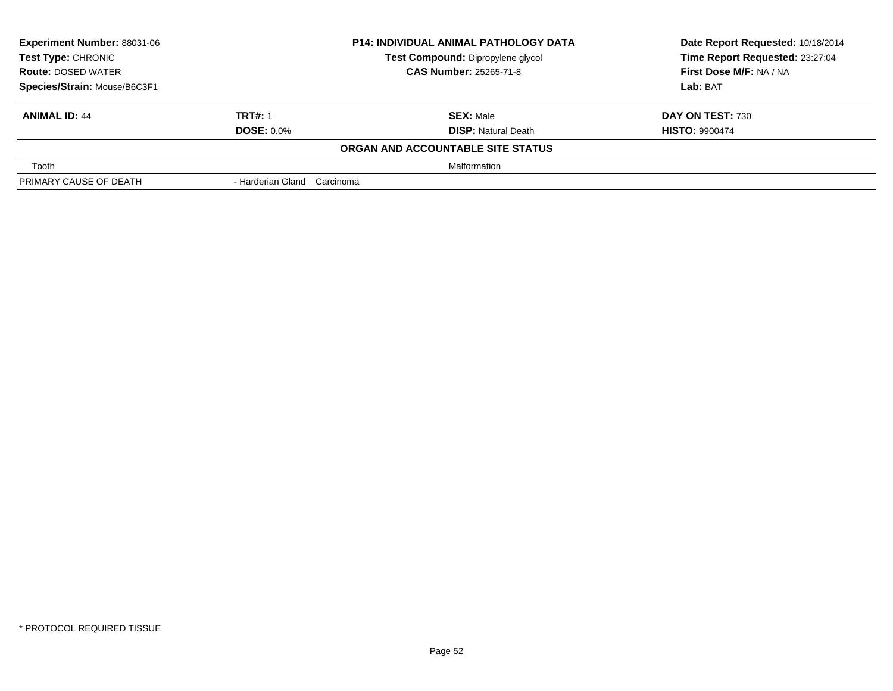**Experiment Number:** 88031-06
**Test Type:** CHRONIC
**Route:** DOSED WATER
**Species/Strain:** Mouse/B6C3F1

**P14: INDIVIDUAL ANIMAL PATHOLOGY DATA**
**Test Compound:** Dipropylene glycol
**CAS Number:** 25265-71-8

**Date Report Requested:** 10/18/2014
**Time Report Requested:** 23:27:04
**First Dose M/F:** NA / NA
**Lab:** BAT

| **ANIMAL ID:** 44 | **TRT#:** 1 | **SEX:** Male | **DAY ON TEST:** 730 |
|---|---|---|---|
| | **DOSE:** 0.0% | **DISP:** Natural Death | **HISTO:** 9900474 |

**ORGAN AND ACCOUNTABLE SITE STATUS**

| | |
|---|---|
| Tooth | Malformation |
| PRIMARY CAUSE OF DEATH | - Harderian Gland Carcinoma |

\* PROTOCOL REQUIRED TISSUE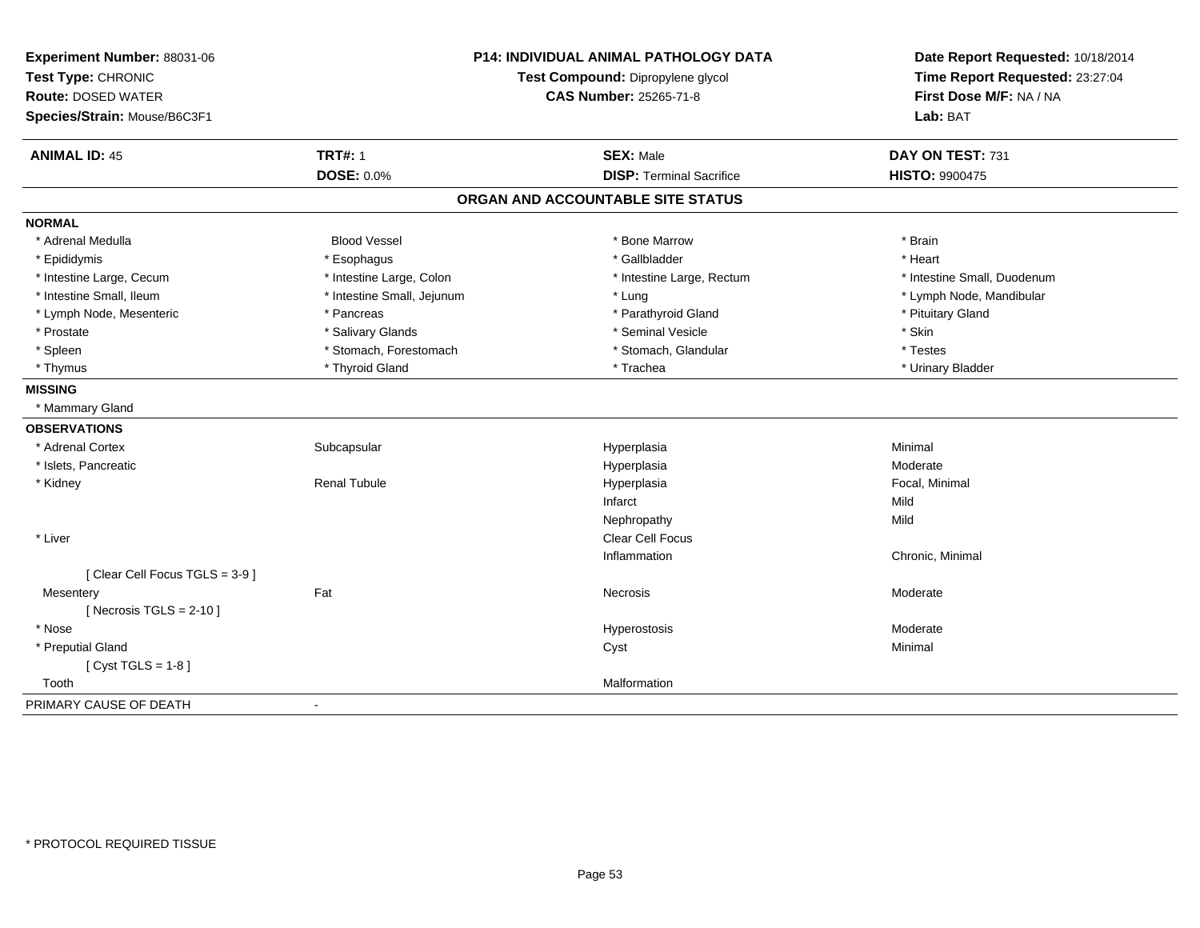**Experiment Number:** 88031-06
**Test Type:** CHRONIC
**Route:** DOSED WATER
**Species/Strain:** Mouse/B6C3F1

**P14: INDIVIDUAL ANIMAL PATHOLOGY DATA**
**Test Compound:** Dipropylene glycol
**CAS Number:** 25265-71-8

**Date Report Requested:** 10/18/2014
**Time Report Requested:** 23:27:04
**First Dose M/F:** NA / NA
**Lab:** BAT

| **ANIMAL ID:** 45 | **TRT#:** 1 | **SEX:** Male | **DAY ON TEST:** 731 |
|---|---|---|---|
| | **DOSE:** 0.0% | **DISP:** Terminal Sacrifice | **HISTO:** 9900475 |

## ORGAN AND ACCOUNTABLE SITE STATUS

| | | | |
|---|---|---|---|
| **NORMAL** | | | |
| * Adrenal Medulla | Blood Vessel | * Bone Marrow | * Brain |
| * Epididymis | * Esophagus | * Gallbladder | * Heart |
| * Intestine Large, Cecum | * Intestine Large, Colon | * Intestine Large, Rectum | * Intestine Small, Duodenum |
| * Intestine Small, Ileum | * Intestine Small, Jejunum | * Lung | * Lymph Node, Mandibular |
| * Lymph Node, Mesenteric | * Pancreas | * Parathyroid Gland | * Pituitary Gland |
| * Prostate | * Salivary Glands | * Seminal Vesicle | * Skin |
| * Spleen | * Stomach, Forestomach | * Stomach, Glandular | * Testes |
| * Thymus | * Thyroid Gland | * Trachea | * Urinary Bladder |
| **MISSING** | | | |
| * Mammary Gland | | | |
| **OBSERVATIONS** | | | |
| * Adrenal Cortex | Subcapsular | Hyperplasia | Minimal |
| * Islets, Pancreatic | | Hyperplasia | Moderate |
| * Kidney | Renal Tubule | Hyperplasia | Focal, Minimal |
| | | Infarct | Mild |
| | | Nephropathy | Mild |
| * Liver | | Clear Cell Focus | |
| | | Inflammation | Chronic, Minimal |
| [ Clear Cell Focus TGLS = 3-9 ] | | | |
| Mesentery | Fat | Necrosis | Moderate |
| [ Necrosis TGLS = 2-10 ] | | | |
| * Nose | | Hyperostosis | Moderate |
| * Preputial Gland | | Cyst | Minimal |
| [ Cyst TGLS = 1-8 ] | | | |
| Tooth | | Malformation | |
| PRIMARY CAUSE OF DEATH | - | | |

* PROTOCOL REQUIRED TISSUE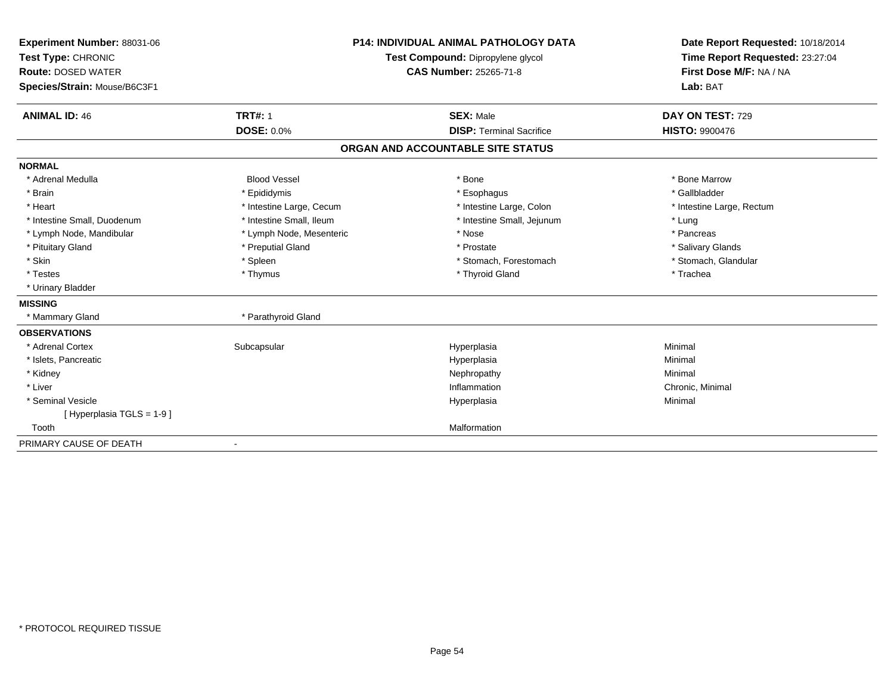**Experiment Number:** 88031-06
**Test Type:** CHRONIC
**Route:** DOSED WATER
**Species/Strain:** Mouse/B6C3F1

**P14: INDIVIDUAL ANIMAL PATHOLOGY DATA**
**Test Compound:** Dipropylene glycol
**CAS Number:** 25265-71-8

**Date Report Requested:** 10/18/2014
**Time Report Requested:** 23:27:04
**First Dose M/F:** NA / NA
**Lab:** BAT

| **ANIMAL ID:** 46 | **TRT#:** 1 | **SEX:** Male | **DAY ON TEST:** 729 |
|---|---|---|---|
| | **DOSE:** 0.0% | **DISP:** Terminal Sacrifice | **HISTO:** 9900476 |

## ORGAN AND ACCOUNTABLE SITE STATUS

**NORMAL**

| | | | |
|---|---|---|---|
| * Adrenal Medulla | Blood Vessel | * Bone | * Bone Marrow |
| * Brain | * Epididymis | * Esophagus | * Gallbladder |
| * Heart | * Intestine Large, Cecum | * Intestine Large, Colon | * Intestine Large, Rectum |
| * Intestine Small, Duodenum | * Intestine Small, Ileum | * Intestine Small, Jejunum | * Lung |
| * Lymph Node, Mandibular | * Lymph Node, Mesenteric | * Nose | * Pancreas |
| * Pituitary Gland | * Preputial Gland | * Prostate | * Salivary Glands |
| * Skin | * Spleen | * Stomach, Forestomach | * Stomach, Glandular |
| * Testes | * Thymus | * Thyroid Gland | * Trachea |
| * Urinary Bladder | | | |

**MISSING**

| | |
|---|---|
| * Mammary Gland | * Parathyroid Gland |

**OBSERVATIONS**

| | | | |
|---|---|---|---|
| * Adrenal Cortex | Subcapsular | Hyperplasia | Minimal |
| * Islets, Pancreatic | | Hyperplasia | Minimal |
| * Kidney | | Nephropathy | Minimal |
| * Liver | | Inflammation | Chronic, Minimal |
| * Seminal Vesicle | | Hyperplasia | Minimal |
| [ Hyperplasia TGLS = 1-9 ] | | | |
| Tooth | | Malformation | |

PRIMARY CAUSE OF DEATH -

* PROTOCOL REQUIRED TISSUE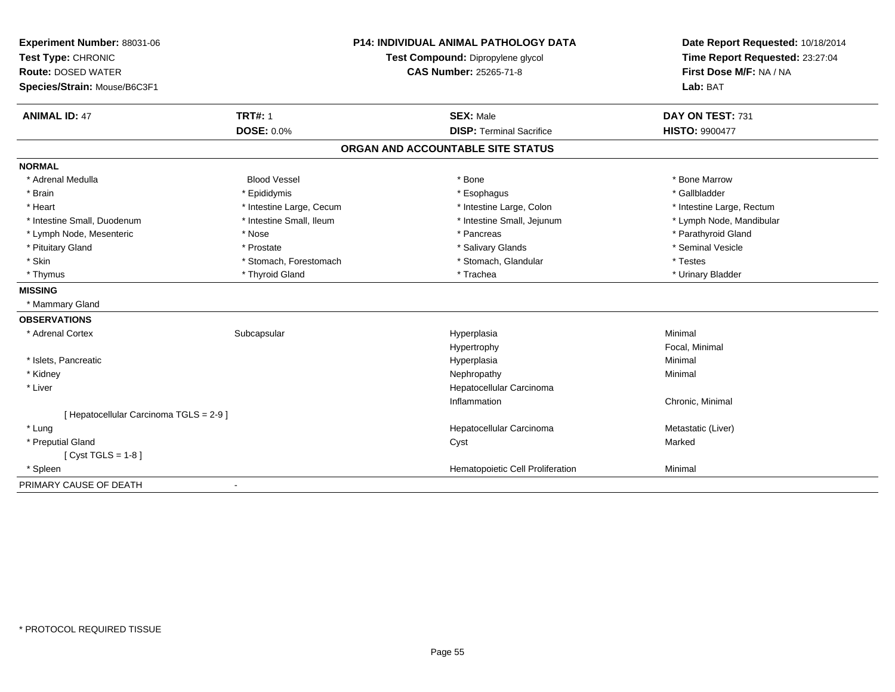**Experiment Number:** 88031-06
**Test Type:** CHRONIC
**Route:** DOSED WATER
**Species/Strain:** Mouse/B6C3F1

**P14: INDIVIDUAL ANIMAL PATHOLOGY DATA**
**Test Compound:** Dipropylene glycol
**CAS Number:** 25265-71-8

**Date Report Requested:** 10/18/2014
**Time Report Requested:** 23:27:04
**First Dose M/F:** NA / NA
**Lab:** BAT

| **ANIMAL ID:** 47 | **TRT#:** 1 | **SEX:** Male | **DAY ON TEST:** 731 |
|---|---|---|---|
| | **DOSE:** 0.0% | **DISP:** Terminal Sacrifice | **HISTO:** 9900477 |

## ORGAN AND ACCOUNTABLE SITE STATUS

**NORMAL**

| | | | |
|---|---|---|---|
| * Adrenal Medulla | Blood Vessel | * Bone | * Bone Marrow |
| * Brain | * Epididymis | * Esophagus | * Gallbladder |
| * Heart | * Intestine Large, Cecum | * Intestine Large, Colon | * Intestine Large, Rectum |
| * Intestine Small, Duodenum | * Intestine Small, Ileum | * Intestine Small, Jejunum | * Lymph Node, Mandibular |
| * Lymph Node, Mesenteric | * Nose | * Pancreas | * Parathyroid Gland |
| * Pituitary Gland | * Prostate | * Salivary Glands | * Seminal Vesicle |
| * Skin | * Stomach, Forestomach | * Stomach, Glandular | * Testes |
| * Thymus | * Thyroid Gland | * Trachea | * Urinary Bladder |

**MISSING**

* Mammary Gland

**OBSERVATIONS**

| | | | |
|---|---|---|---|
| * Adrenal Cortex | Subcapsular | Hyperplasia | Minimal |
| | | Hypertrophy | Focal, Minimal |
| * Islets, Pancreatic | | Hyperplasia | Minimal |
| * Kidney | | Nephropathy | Minimal |
| * Liver | | Hepatocellular Carcinoma | |
| | | Inflammation | Chronic, Minimal |
| [ Hepatocellular Carcinoma TGLS = 2-9 ] | | | |
| * Lung | | Hepatocellular Carcinoma | Metastatic (Liver) |
| * Preputial Gland | | Cyst | Marked |
| [ Cyst TGLS = 1-8 ] | | | |
| * Spleen | | Hematopoietic Cell Proliferation | Minimal |

PRIMARY CAUSE OF DEATH -

\* PROTOCOL REQUIRED TISSUE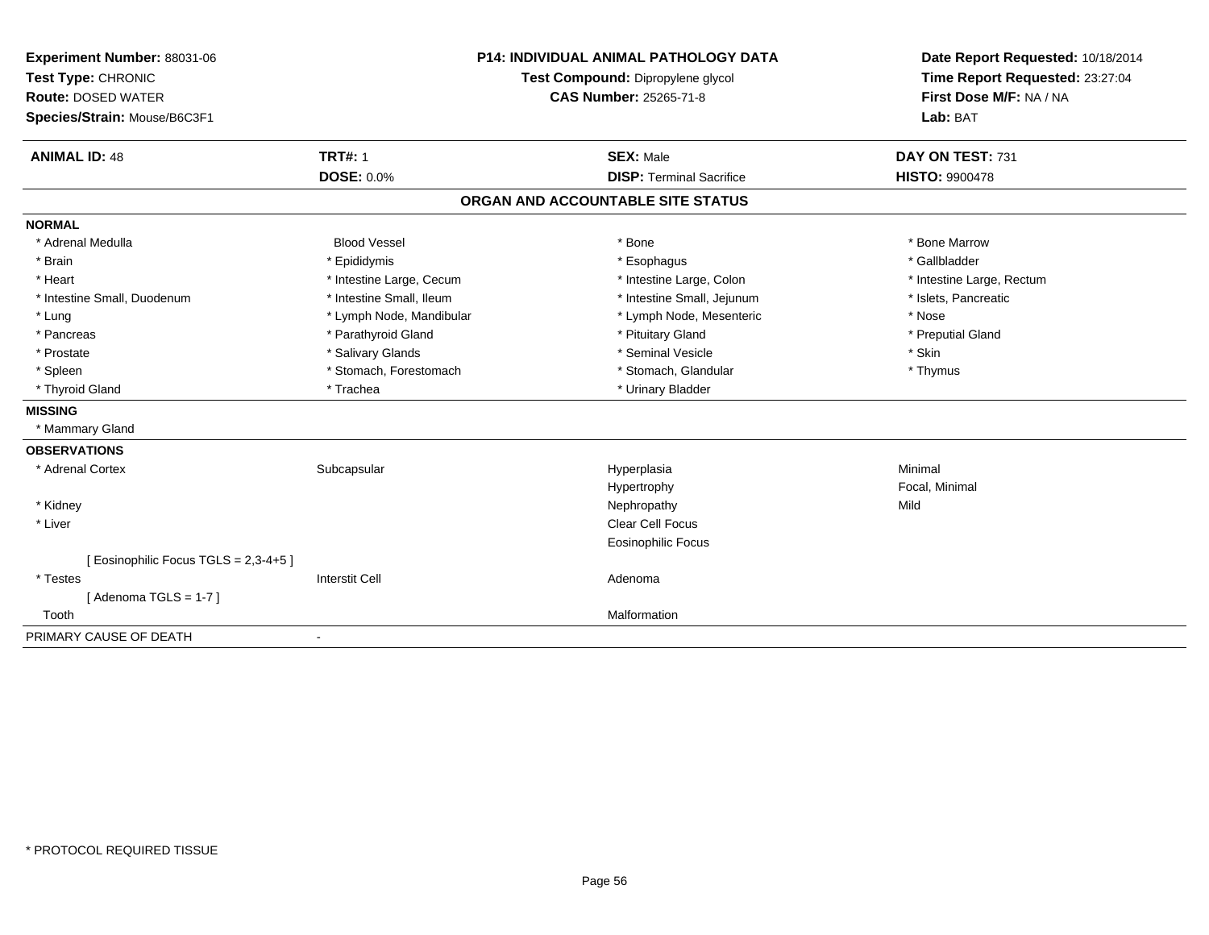**Experiment Number:** 88031-06
**Test Type:** CHRONIC
**Route:** DOSED WATER
**Species/Strain:** Mouse/B6C3F1

**P14: INDIVIDUAL ANIMAL PATHOLOGY DATA**
**Test Compound:** Dipropylene glycol
**CAS Number:** 25265-71-8

**Date Report Requested:** 10/18/2014
**Time Report Requested:** 23:27:04
**First Dose M/F:** NA / NA
**Lab:** BAT

| **ANIMAL ID:** 48 | **TRT#:** 1 | **SEX:** Male | **DAY ON TEST:** 731 |
|---|---|---|---|
| | **DOSE:** 0.0% | **DISP:** Terminal Sacrifice | **HISTO:** 9900478 |

## ORGAN AND ACCOUNTABLE SITE STATUS

**NORMAL**

| | | | |
|---|---|---|---|
| * Adrenal Medulla | Blood Vessel | * Bone | * Bone Marrow |
| * Brain | * Epididymis | * Esophagus | * Gallbladder |
| * Heart | * Intestine Large, Cecum | * Intestine Large, Colon | * Intestine Large, Rectum |
| * Intestine Small, Duodenum | * Intestine Small, Ileum | * Intestine Small, Jejunum | * Islets, Pancreatic |
| * Lung | * Lymph Node, Mandibular | * Lymph Node, Mesenteric | * Nose |
| * Pancreas | * Parathyroid Gland | * Pituitary Gland | * Preputial Gland |
| * Prostate | * Salivary Glands | * Seminal Vesicle | * Skin |
| * Spleen | * Stomach, Forestomach | * Stomach, Glandular | * Thymus |
| * Thyroid Gland | * Trachea | * Urinary Bladder | |

**MISSING**

* Mammary Gland

**OBSERVATIONS**

| | | | |
|---|---|---|---|
| * Adrenal Cortex | Subcapsular | Hyperplasia | Minimal |
| | | Hypertrophy | Focal, Minimal |
| * Kidney | | Nephropathy | Mild |
| * Liver | | Clear Cell Focus | |
| | | Eosinophilic Focus | |
| [ Eosinophilic Focus TGLS = 2,3-4+5 ] | | | |
| * Testes | Interstit Cell | Adenoma | |
| [ Adenoma TGLS = 1-7 ] | | | |
| Tooth | | Malformation | |

PRIMARY CAUSE OF DEATH -

\* PROTOCOL REQUIRED TISSUE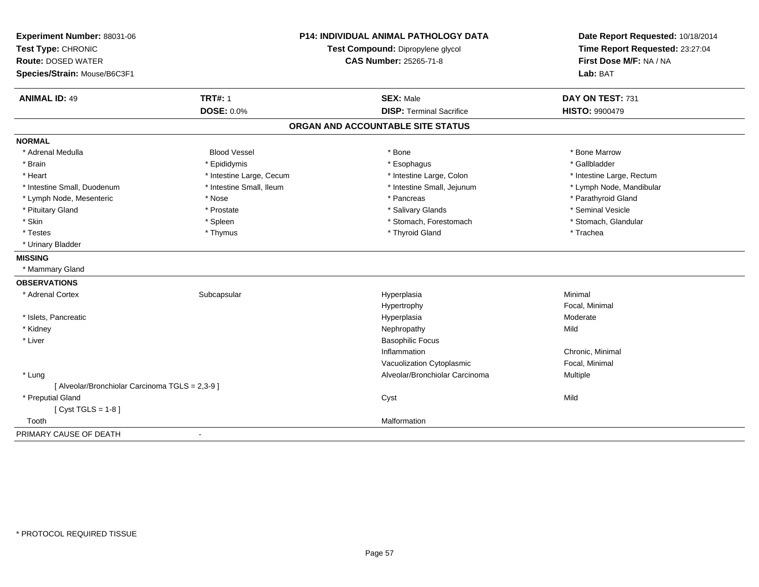**Experiment Number:** 88031-06
**Test Type:** CHRONIC
**Route:** DOSED WATER
**Species/Strain:** Mouse/B6C3F1

**P14: INDIVIDUAL ANIMAL PATHOLOGY DATA**
**Test Compound:** Dipropylene glycol
**CAS Number:** 25265-71-8

**Date Report Requested:** 10/18/2014
**Time Report Requested:** 23:27:04
**First Dose M/F:** NA / NA
**Lab:** BAT

| **ANIMAL ID:** 49 | **TRT#:** 1 | **SEX:** Male | **DAY ON TEST:** 731 |
|---|---|---|---|
| | **DOSE:** 0.0% | **DISP:** Terminal Sacrifice | **HISTO:** 9900479 |

## ORGAN AND ACCOUNTABLE SITE STATUS

**NORMAL**

| | | | |
|---|---|---|---|
| * Adrenal Medulla | Blood Vessel | * Bone | * Bone Marrow |
| * Brain | * Epididymis | * Esophagus | * Gallbladder |
| * Heart | * Intestine Large, Cecum | * Intestine Large, Colon | * Intestine Large, Rectum |
| * Intestine Small, Duodenum | * Intestine Small, Ileum | * Intestine Small, Jejunum | * Lymph Node, Mandibular |
| * Lymph Node, Mesenteric | * Nose | * Pancreas | * Parathyroid Gland |
| * Pituitary Gland | * Prostate | * Salivary Glands | * Seminal Vesicle |
| * Skin | * Spleen | * Stomach, Forestomach | * Stomach, Glandular |
| * Testes | * Thymus | * Thyroid Gland | * Trachea |
| * Urinary Bladder | | | |

**MISSING**

* Mammary Gland

**OBSERVATIONS**

| | | | |
|---|---|---|---|
| * Adrenal Cortex | Subcapsular | Hyperplasia | Minimal |
| | | Hypertrophy | Focal, Minimal |
| * Islets, Pancreatic | | Hyperplasia | Moderate |
| * Kidney | | Nephropathy | Mild |
| * Liver | | Basophilic Focus | |
| | | Inflammation | Chronic, Minimal |
| | | Vacuolization Cytoplasmic | Focal, Minimal |
| * Lung | | Alveolar/Bronchiolar Carcinoma | Multiple |
| [ Alveolar/Bronchiolar Carcinoma TGLS = 2,3-9 ] | | | |
| * Preputial Gland | | Cyst | Mild |
| [ Cyst TGLS = 1-8 ] | | | |
| Tooth | | Malformation | |

PRIMARY CAUSE OF DEATH -

* PROTOCOL REQUIRED TISSUE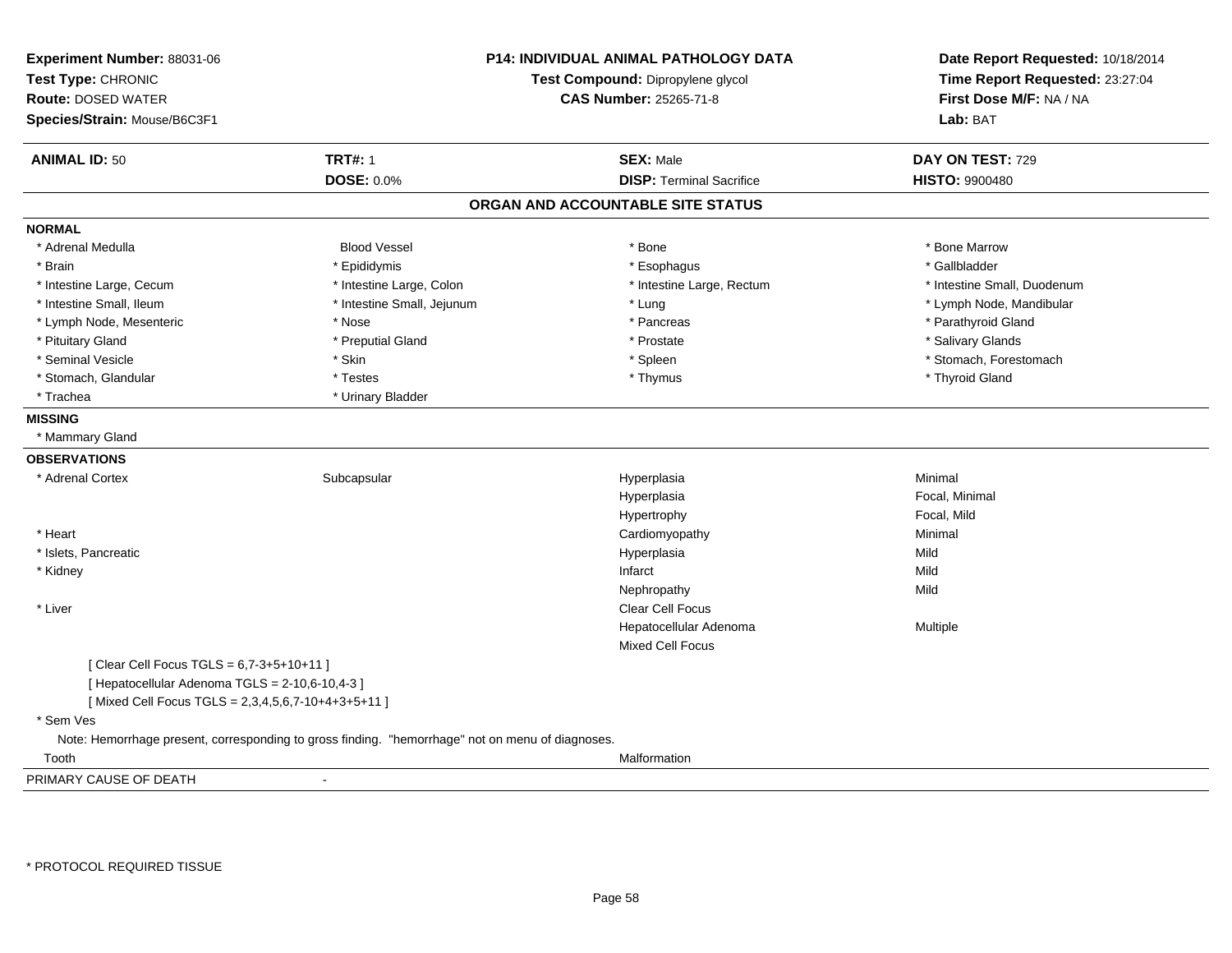**Experiment Number:** 88031-06
**Test Type:** CHRONIC
**Route:** DOSED WATER
**Species/Strain:** Mouse/B6C3F1

**P14: INDIVIDUAL ANIMAL PATHOLOGY DATA**
**Test Compound:** Dipropylene glycol
**CAS Number:** 25265-71-8

**Date Report Requested:** 10/18/2014
**Time Report Requested:** 23:27:04
**First Dose M/F:** NA / NA
**Lab:** BAT

| **ANIMAL ID:** 50 | **TRT#:** 1 | **SEX:** Male | **DAY ON TEST:** 729 |
|---|---|---|---|
| | **DOSE:** 0.0% | **DISP:** Terminal Sacrifice | **HISTO:** 9900480 |

## ORGAN AND ACCOUNTABLE SITE STATUS

**NORMAL**

| | | | |
|---|---|---|---|
| * Adrenal Medulla | Blood Vessel | * Bone | * Bone Marrow |
| * Brain | * Epididymis | * Esophagus | * Gallbladder |
| * Intestine Large, Cecum | * Intestine Large, Colon | * Intestine Large, Rectum | * Intestine Small, Duodenum |
| * Intestine Small, Ileum | * Intestine Small, Jejunum | * Lung | * Lymph Node, Mandibular |
| * Lymph Node, Mesenteric | * Nose | * Pancreas | * Parathyroid Gland |
| * Pituitary Gland | * Preputial Gland | * Prostate | * Salivary Glands |
| * Seminal Vesicle | * Skin | * Spleen | * Stomach, Forestomach |
| * Stomach, Glandular | * Testes | * Thymus | * Thyroid Gland |
| * Trachea | * Urinary Bladder | | |

**MISSING**

* Mammary Gland

**OBSERVATIONS**

| | | | |
|---|---|---|---|
| * Adrenal Cortex | Subcapsular | Hyperplasia | Minimal |
| | | Hyperplasia | Focal, Minimal |
| | | Hypertrophy | Focal, Mild |
| * Heart | | Cardiomyopathy | Minimal |
| * Islets, Pancreatic | | Hyperplasia | Mild |
| * Kidney | | Infarct | Mild |
| | | Nephropathy | Mild |
| * Liver | | Clear Cell Focus | |
| | | Hepatocellular Adenoma | Multiple |
| | | Mixed Cell Focus | |

[ Clear Cell Focus TGLS = 6,7-3+5+10+11 ]
[ Hepatocellular Adenoma TGLS = 2-10,6-10,4-3 ]
[ Mixed Cell Focus TGLS = 2,3,4,5,6,7-10+4+3+5+11 ]

* Sem Ves

Note: Hemorrhage present, corresponding to gross finding. "hemorrhage" not on menu of diagnoses.

| | | | |
|---|---|---|---|
| Tooth | | Malformation | |

PRIMARY CAUSE OF DEATH -

* PROTOCOL REQUIRED TISSUE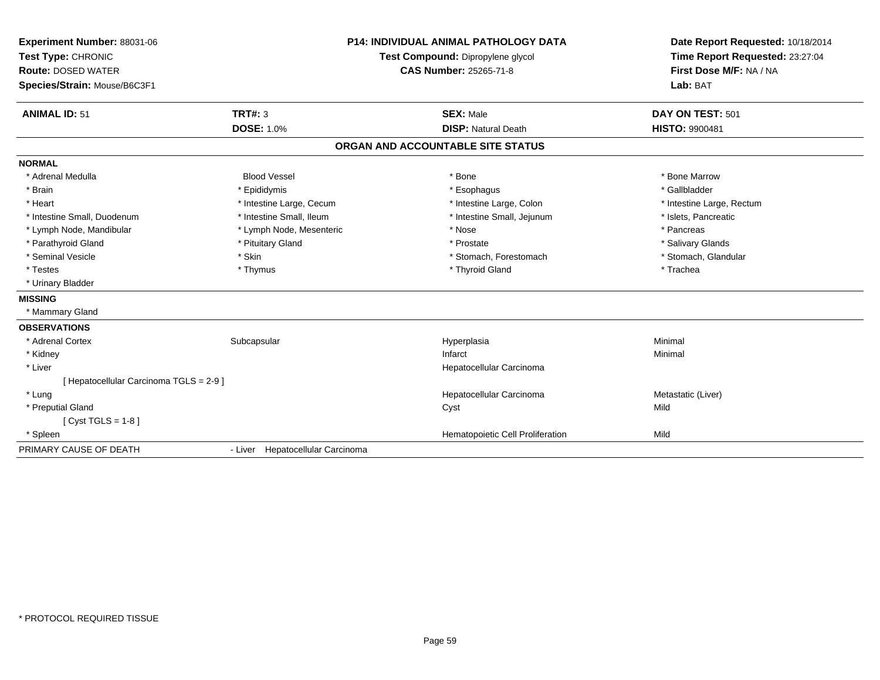**Experiment Number:** 88031-06
**Test Type:** CHRONIC
**Route:** DOSED WATER
**Species/Strain:** Mouse/B6C3F1

**P14: INDIVIDUAL ANIMAL PATHOLOGY DATA**
**Test Compound:** Dipropylene glycol
**CAS Number:** 25265-71-8

**Date Report Requested:** 10/18/2014
**Time Report Requested:** 23:27:04
**First Dose M/F:** NA / NA
**Lab:** BAT

| **ANIMAL ID:** 51 | **TRT#:** 3 | **SEX:** Male | **DAY ON TEST:** 501 |
|---|---|---|---|
| | **DOSE:** 1.0% | **DISP:** Natural Death | **HISTO:** 9900481 |

## ORGAN AND ACCOUNTABLE SITE STATUS

**NORMAL**

| | | | |
|---|---|---|---|
| * Adrenal Medulla | Blood Vessel | * Bone | * Bone Marrow |
| * Brain | * Epididymis | * Esophagus | * Gallbladder |
| * Heart | * Intestine Large, Cecum | * Intestine Large, Colon | * Intestine Large, Rectum |
| * Intestine Small, Duodenum | * Intestine Small, Ileum | * Intestine Small, Jejunum | * Islets, Pancreatic |
| * Lymph Node, Mandibular | * Lymph Node, Mesenteric | * Nose | * Pancreas |
| * Parathyroid Gland | * Pituitary Gland | * Prostate | * Salivary Glands |
| * Seminal Vesicle | * Skin | * Stomach, Forestomach | * Stomach, Glandular |
| * Testes | * Thymus | * Thyroid Gland | * Trachea |
| * Urinary Bladder | | | |

**MISSING**

* Mammary Gland

**OBSERVATIONS**

| | | | |
|---|---|---|---|
| * Adrenal Cortex | Subcapsular | Hyperplasia | Minimal |
| * Kidney | | Infarct | Minimal |
| * Liver | | Hepatocellular Carcinoma | |
| [ Hepatocellular Carcinoma TGLS = 2-9 ] | | | |
| * Lung | | Hepatocellular Carcinoma | Metastatic (Liver) |
| * Preputial Gland | | Cyst | Mild |
| [ Cyst TGLS = 1-8 ] | | | |
| * Spleen | | Hematopoietic Cell Proliferation | Mild |

PRIMARY CAUSE OF DEATH - Liver Hepatocellular Carcinoma

* PROTOCOL REQUIRED TISSUE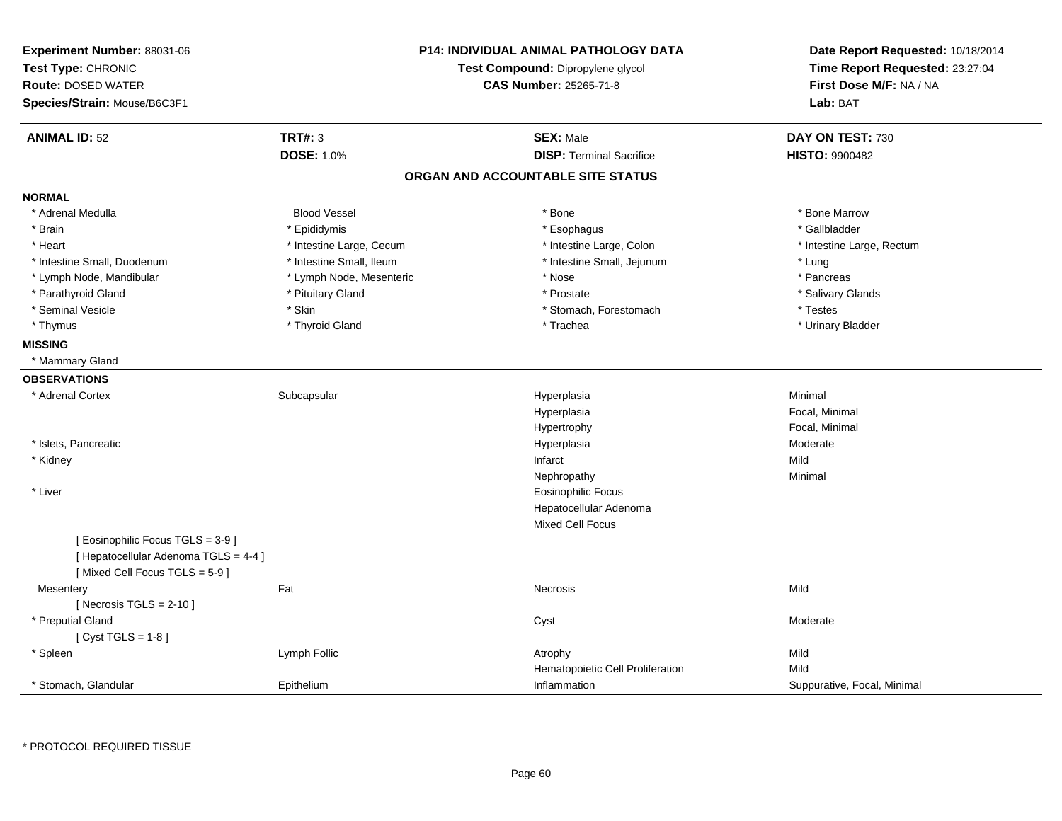**Experiment Number:** 88031-06
**Test Type:** CHRONIC
**Route:** DOSED WATER
**Species/Strain:** Mouse/B6C3F1

**P14: INDIVIDUAL ANIMAL PATHOLOGY DATA**
**Test Compound:** Dipropylene glycol
**CAS Number:** 25265-71-8

**Date Report Requested:** 10/18/2014
**Time Report Requested:** 23:27:04
**First Dose M/F:** NA / NA
**Lab:** BAT

| **ANIMAL ID:** 52 | **TRT#:** 3 | **SEX:** Male | **DAY ON TEST:** 730 |
|---|---|---|---|
| | **DOSE:** 1.0% | **DISP:** Terminal Sacrifice | **HISTO:** 9900482 |

## ORGAN AND ACCOUNTABLE SITE STATUS

**NORMAL**

| | | | |
|---|---|---|---|
| * Adrenal Medulla | Blood Vessel | * Bone | * Bone Marrow |
| * Brain | * Epididymis | * Esophagus | * Gallbladder |
| * Heart | * Intestine Large, Cecum | * Intestine Large, Colon | * Intestine Large, Rectum |
| * Intestine Small, Duodenum | * Intestine Small, Ileum | * Intestine Small, Jejunum | * Lung |
| * Lymph Node, Mandibular | * Lymph Node, Mesenteric | * Nose | * Pancreas |
| * Parathyroid Gland | * Pituitary Gland | * Prostate | * Salivary Glands |
| * Seminal Vesicle | * Skin | * Stomach, Forestomach | * Testes |
| * Thymus | * Thyroid Gland | * Trachea | * Urinary Bladder |

**MISSING**

* Mammary Gland

**OBSERVATIONS**

| | | | |
|---|---|---|---|
| * Adrenal Cortex | Subcapsular | Hyperplasia | Minimal |
| | | Hyperplasia | Focal, Minimal |
| | | Hypertrophy | Focal, Minimal |
| * Islets, Pancreatic | | Hyperplasia | Moderate |
| * Kidney | | Infarct | Mild |
| | | Nephropathy | Minimal |
| * Liver | | Eosinophilic Focus | |
| | | Hepatocellular Adenoma | |
| | | Mixed Cell Focus | |
| [ Eosinophilic Focus TGLS = 3-9 ] | | | |
| [ Hepatocellular Adenoma TGLS = 4-4 ] | | | |
| [ Mixed Cell Focus TGLS = 5-9 ] | | | |
| Mesentery | Fat | Necrosis | Mild |
| [ Necrosis TGLS = 2-10 ] | | | |
| * Preputial Gland | | Cyst | Moderate |
| [ Cyst TGLS = 1-8 ] | | | |
| * Spleen | Lymph Follic | Atrophy | Mild |
| | | Hematopoietic Cell Proliferation | Mild |
| * Stomach, Glandular | Epithelium | Inflammation | Suppurative, Focal, Minimal |

* PROTOCOL REQUIRED TISSUE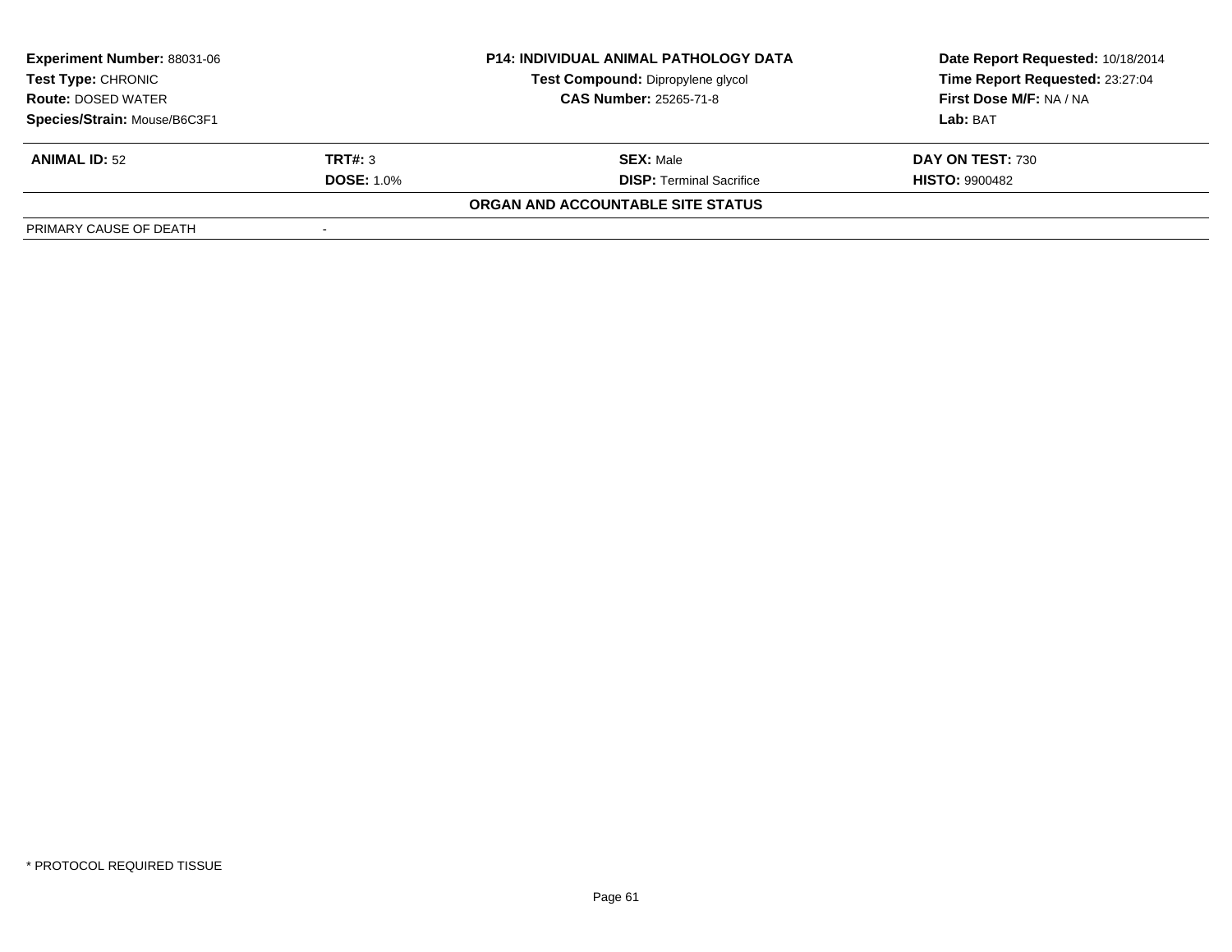| **Experiment Number:** 88031-06 | **P14: INDIVIDUAL ANIMAL PATHOLOGY DATA** | **Date Report Requested:** 10/18/2014 |
|---|---|---|
| **Test Type:** CHRONIC | **Test Compound:** Dipropylene glycol | **Time Report Requested:** 23:27:04 |
| **Route:** DOSED WATER | **CAS Number:** 25265-71-8 | **First Dose M/F:** NA / NA |
| **Species/Strain:** Mouse/B6C3F1 | | **Lab:** BAT |

| **ANIMAL ID:** 52 | **TRT#:** 3 | **SEX:** Male | **DAY ON TEST:** 730 |
|---|---|---|---|
| | **DOSE:** 1.0% | **DISP:** Terminal Sacrifice | **HISTO:** 9900482 |

**ORGAN AND ACCOUNTABLE SITE STATUS**

| | |
|---|---|
| PRIMARY CAUSE OF DEATH | - |

* PROTOCOL REQUIRED TISSUE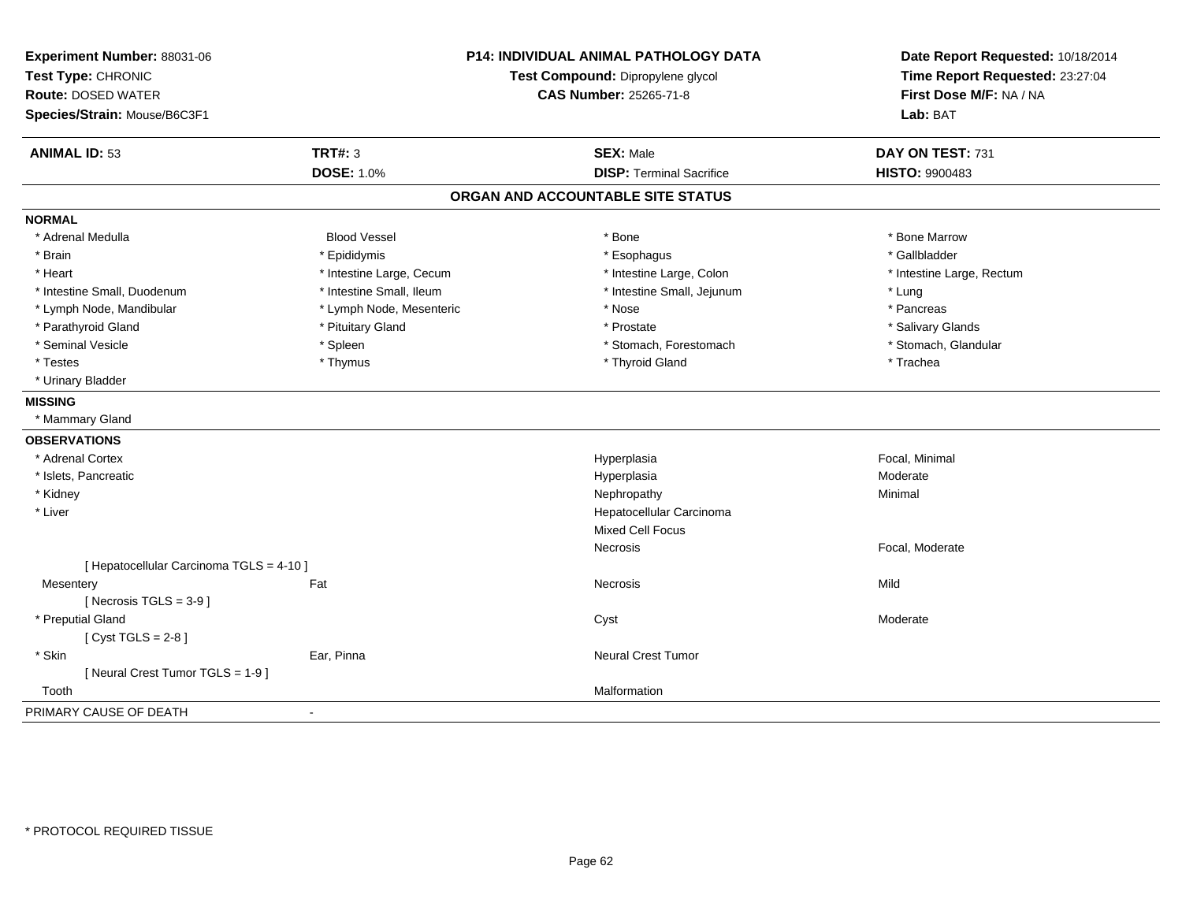**Experiment Number:** 88031-06
**Test Type:** CHRONIC
**Route:** DOSED WATER
**Species/Strain:** Mouse/B6C3F1

**P14: INDIVIDUAL ANIMAL PATHOLOGY DATA**
**Test Compound:** Dipropylene glycol
**CAS Number:** 25265-71-8

**Date Report Requested:** 10/18/2014
**Time Report Requested:** 23:27:04
**First Dose M/F:** NA / NA
**Lab:** BAT

| **ANIMAL ID:** 53 | **TRT#:** 3 | **SEX:** Male | **DAY ON TEST:** 731 |
|---|---|---|---|
| | **DOSE:** 1.0% | **DISP:** Terminal Sacrifice | **HISTO:** 9900483 |

## ORGAN AND ACCOUNTABLE SITE STATUS

**NORMAL**

| | | | |
|---|---|---|---|
| * Adrenal Medulla | Blood Vessel | * Bone | * Bone Marrow |
| * Brain | * Epididymis | * Esophagus | * Gallbladder |
| * Heart | * Intestine Large, Cecum | * Intestine Large, Colon | * Intestine Large, Rectum |
| * Intestine Small, Duodenum | * Intestine Small, Ileum | * Intestine Small, Jejunum | * Lung |
| * Lymph Node, Mandibular | * Lymph Node, Mesenteric | * Nose | * Pancreas |
| * Parathyroid Gland | * Pituitary Gland | * Prostate | * Salivary Glands |
| * Seminal Vesicle | * Spleen | * Stomach, Forestomach | * Stomach, Glandular |
| * Testes | * Thymus | * Thyroid Gland | * Trachea |
| * Urinary Bladder | | | |

**MISSING**

* Mammary Gland

**OBSERVATIONS**

| | | | |
|---|---|---|---|
| * Adrenal Cortex | | Hyperplasia | Focal, Minimal |
| * Islets, Pancreatic | | Hyperplasia | Moderate |
| * Kidney | | Nephropathy | Minimal |
| * Liver | | Hepatocellular Carcinoma | |
| | | Mixed Cell Focus | |
| | | Necrosis | Focal, Moderate |
| [ Hepatocellular Carcinoma TGLS = 4-10 ] | | | |
| Mesentery | Fat | Necrosis | Mild |
| [ Necrosis TGLS = 3-9 ] | | | |
| * Preputial Gland | | Cyst | Moderate |
| [ Cyst TGLS = 2-8 ] | | | |
| * Skin | Ear, Pinna | Neural Crest Tumor | |
| [ Neural Crest Tumor TGLS = 1-9 ] | | | |
| Tooth | | Malformation | |

PRIMARY CAUSE OF DEATH -

* PROTOCOL REQUIRED TISSUE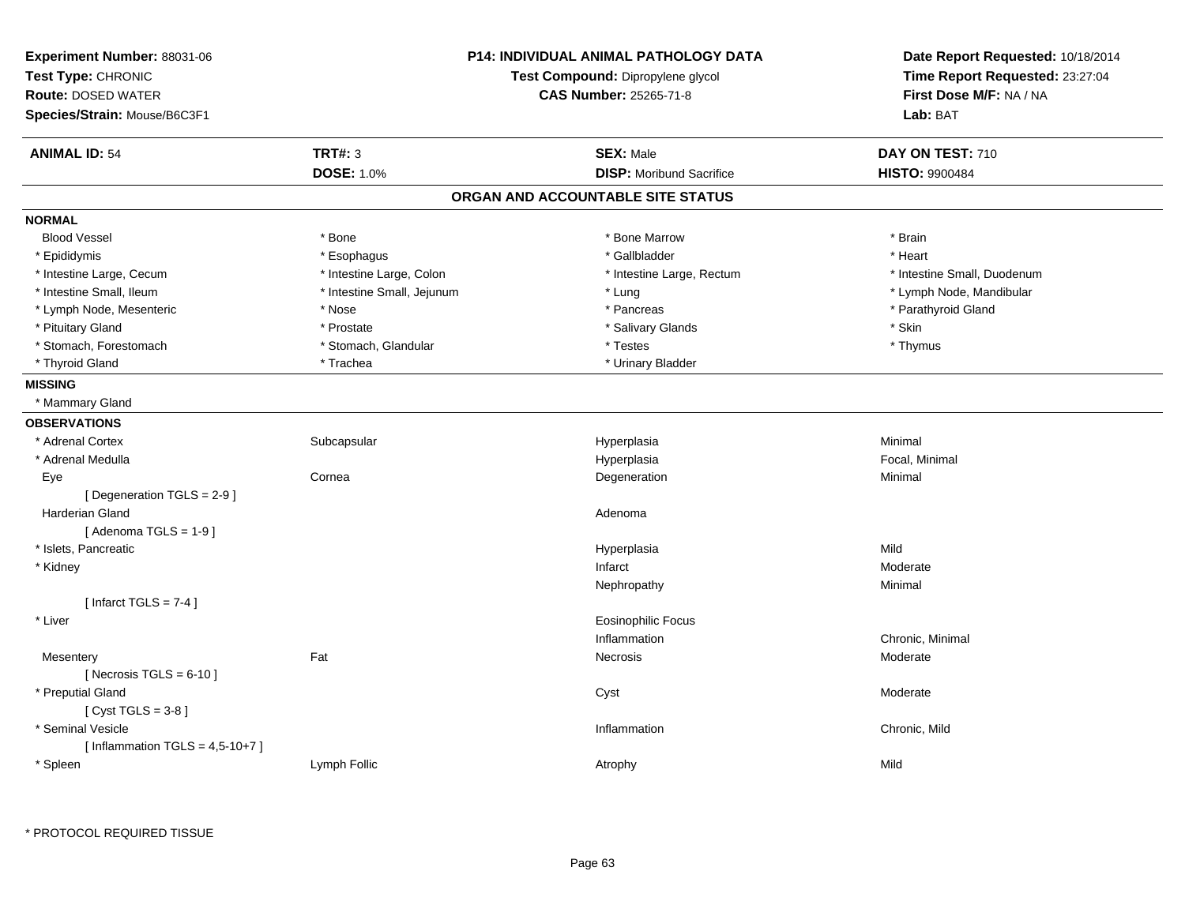**Experiment Number:** 88031-06
**Test Type:** CHRONIC
**Route:** DOSED WATER
**Species/Strain:** Mouse/B6C3F1

**P14: INDIVIDUAL ANIMAL PATHOLOGY DATA**
**Test Compound:** Dipropylene glycol
**CAS Number:** 25265-71-8

**Date Report Requested:** 10/18/2014
**Time Report Requested:** 23:27:04
**First Dose M/F:** NA / NA
**Lab:** BAT

| **ANIMAL ID:** 54 | **TRT#:** 3 | **SEX:** Male | **DAY ON TEST:** 710 |
|---|---|---|---|
| | **DOSE:** 1.0% | **DISP:** Moribund Sacrifice | **HISTO:** 9900484 |

## ORGAN AND ACCOUNTABLE SITE STATUS

**NORMAL**

| | | | |
|---|---|---|---|
| Blood Vessel | * Bone | * Bone Marrow | * Brain |
| * Epididymis | * Esophagus | * Gallbladder | * Heart |
| * Intestine Large, Cecum | * Intestine Large, Colon | * Intestine Large, Rectum | * Intestine Small, Duodenum |
| * Intestine Small, Ileum | * Intestine Small, Jejunum | * Lung | * Lymph Node, Mandibular |
| * Lymph Node, Mesenteric | * Nose | * Pancreas | * Parathyroid Gland |
| * Pituitary Gland | * Prostate | * Salivary Glands | * Skin |
| * Stomach, Forestomach | * Stomach, Glandular | * Testes | * Thymus |
| * Thyroid Gland | * Trachea | * Urinary Bladder | |

**MISSING**

* Mammary Gland

**OBSERVATIONS**

| | | | |
|---|---|---|---|
| * Adrenal Cortex | Subcapsular | Hyperplasia | Minimal |
| * Adrenal Medulla | | Hyperplasia | Focal, Minimal |
| Eye | Cornea | Degeneration | Minimal |
| [ Degeneration TGLS = 2-9 ] | | | |
| Harderian Gland | | Adenoma | |
| [ Adenoma TGLS = 1-9 ] | | | |
| * Islets, Pancreatic | | Hyperplasia | Mild |
| * Kidney | | Infarct | Moderate |
| | | Nephropathy | Minimal |
| [ Infarct TGLS = 7-4 ] | | | |
| * Liver | | Eosinophilic Focus | |
| | | Inflammation | Chronic, Minimal |
| Mesentery | Fat | Necrosis | Moderate |
| [ Necrosis TGLS = 6-10 ] | | | |
| * Preputial Gland | | Cyst | Moderate |
| [ Cyst TGLS = 3-8 ] | | | |
| * Seminal Vesicle | | Inflammation | Chronic, Mild |
| [ Inflammation TGLS = 4,5-10+7 ] | | | |
| * Spleen | Lymph Follic | Atrophy | Mild |

* PROTOCOL REQUIRED TISSUE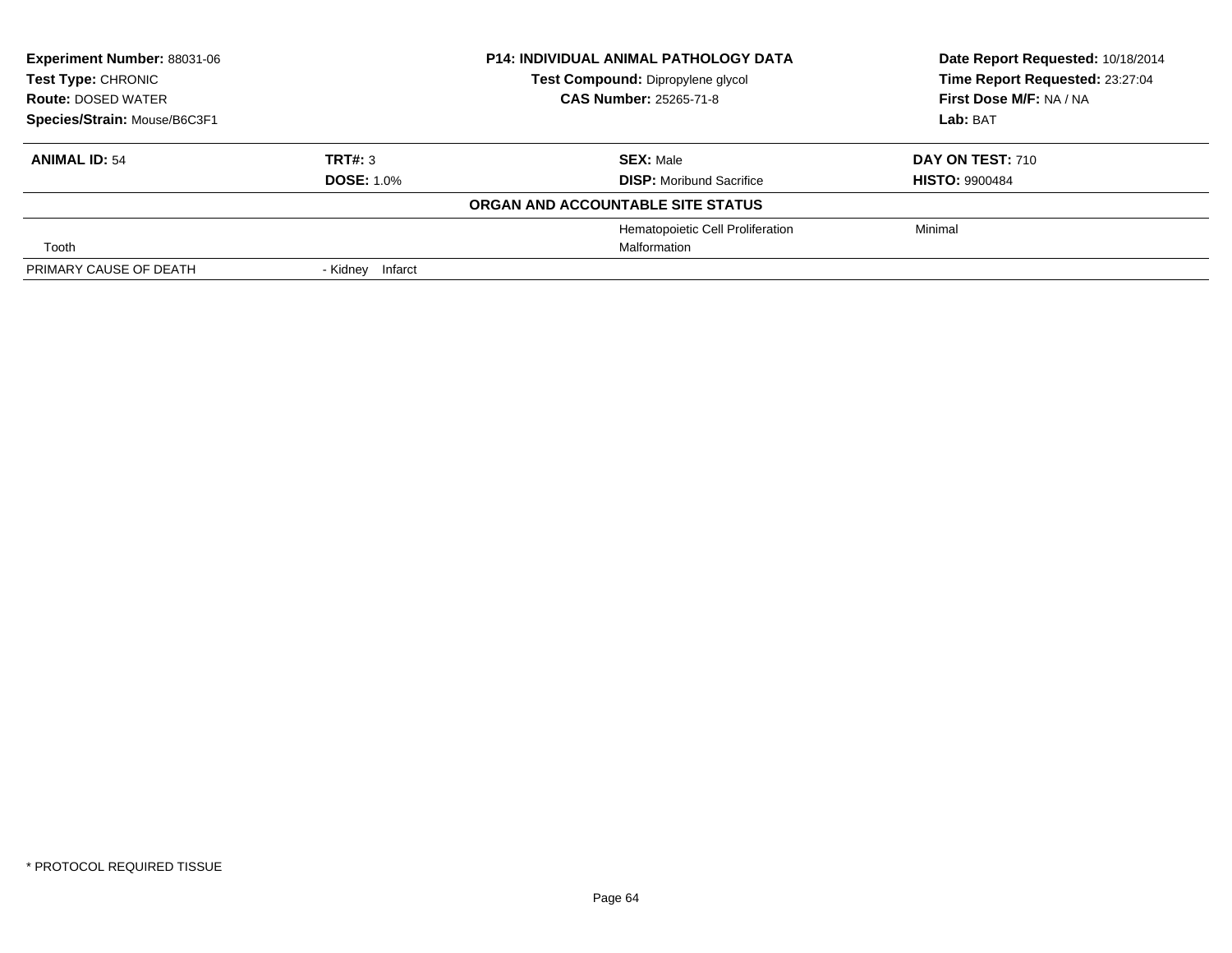| **Experiment Number:** 88031-06 | **P14: INDIVIDUAL ANIMAL PATHOLOGY DATA** | **Date Report Requested:** 10/18/2014 |
|---|---|---|
| **Test Type:** CHRONIC | **Test Compound:** Dipropylene glycol | **Time Report Requested:** 23:27:04 |
| **Route:** DOSED WATER | **CAS Number:** 25265-71-8 | **First Dose M/F:** NA / NA |
| **Species/Strain:** Mouse/B6C3F1 | | **Lab:** BAT |

| **ANIMAL ID:** 54 | **TRT#:** 3 | **SEX:** Male | **DAY ON TEST:** 710 |
|---|---|---|---|
| | **DOSE:** 1.0% | **DISP:** Moribund Sacrifice | **HISTO:** 9900484 |
| | | **ORGAN AND ACCOUNTABLE SITE STATUS** | |
| | | Hematopoietic Cell Proliferation | Minimal |
| Tooth | | Malformation | |
| PRIMARY CAUSE OF DEATH | - Kidney Infarct | | |

\* PROTOCOL REQUIRED TISSUE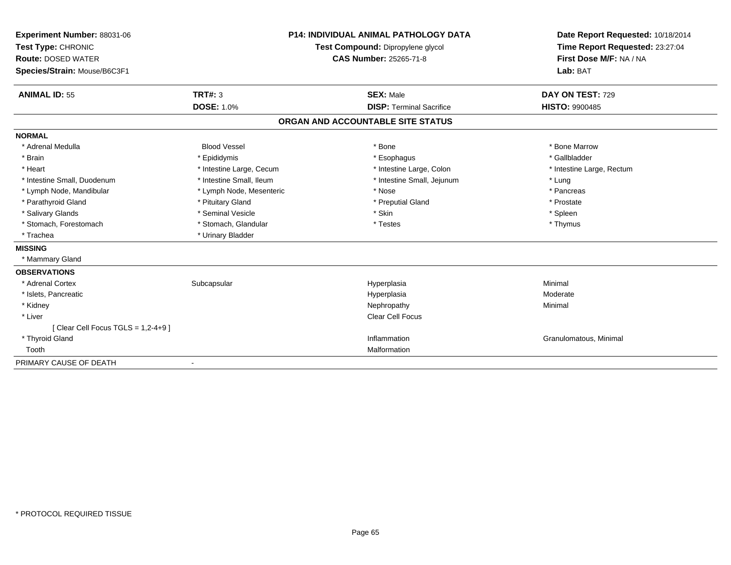**Experiment Number:** 88031-06
**Test Type:** CHRONIC
**Route:** DOSED WATER
**Species/Strain:** Mouse/B6C3F1

**P14: INDIVIDUAL ANIMAL PATHOLOGY DATA**
**Test Compound:** Dipropylene glycol
**CAS Number:** 25265-71-8

**Date Report Requested:** 10/18/2014
**Time Report Requested:** 23:27:04
**First Dose M/F:** NA / NA
**Lab:** BAT

| **ANIMAL ID:** 55 | **TRT#:** 3 | **SEX:** Male | **DAY ON TEST:** 729 |
|---|---|---|---|
| | **DOSE:** 1.0% | **DISP:** Terminal Sacrifice | **HISTO:** 9900485 |

## ORGAN AND ACCOUNTABLE SITE STATUS

**NORMAL**

| | | | |
|---|---|---|---|
| * Adrenal Medulla | Blood Vessel | * Bone | * Bone Marrow |
| * Brain | * Epididymis | * Esophagus | * Gallbladder |
| * Heart | * Intestine Large, Cecum | * Intestine Large, Colon | * Intestine Large, Rectum |
| * Intestine Small, Duodenum | * Intestine Small, Ileum | * Intestine Small, Jejunum | * Lung |
| * Lymph Node, Mandibular | * Lymph Node, Mesenteric | * Nose | * Pancreas |
| * Parathyroid Gland | * Pituitary Gland | * Preputial Gland | * Prostate |
| * Salivary Glands | * Seminal Vesicle | * Skin | * Spleen |
| * Stomach, Forestomach | * Stomach, Glandular | * Testes | * Thymus |
| * Trachea | * Urinary Bladder | | |

**MISSING**

* Mammary Gland

**OBSERVATIONS**

| | | | |
|---|---|---|---|
| * Adrenal Cortex | Subcapsular | Hyperplasia | Minimal |
| * Islets, Pancreatic | | Hyperplasia | Moderate |
| * Kidney | | Nephropathy | Minimal |
| * Liver | | Clear Cell Focus | |
| [ Clear Cell Focus TGLS = 1,2-4+9 ] | | | |
| * Thyroid Gland | | Inflammation | Granulomatous, Minimal |
| Tooth | | Malformation | |

PRIMARY CAUSE OF DEATH -

* PROTOCOL REQUIRED TISSUE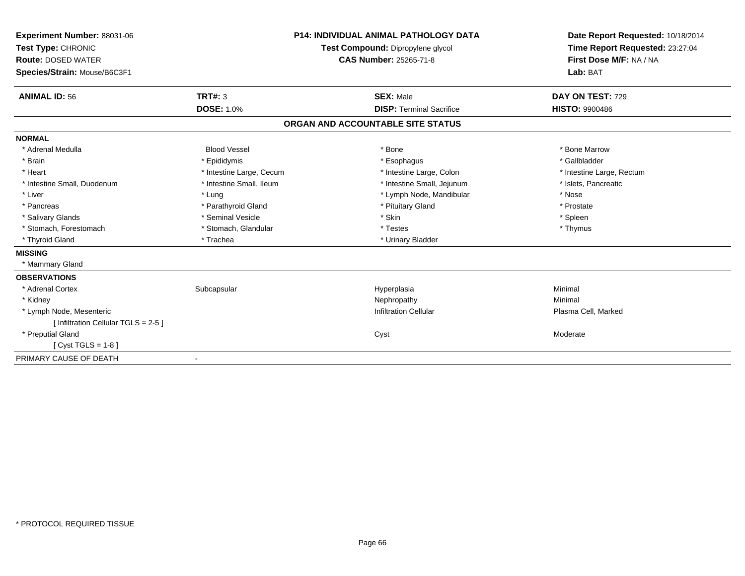**Experiment Number:** 88031-06
**Test Type:** CHRONIC
**Route:** DOSED WATER
**Species/Strain:** Mouse/B6C3F1

**P14: INDIVIDUAL ANIMAL PATHOLOGY DATA**
**Test Compound:** Dipropylene glycol
**CAS Number:** 25265-71-8

**Date Report Requested:** 10/18/2014
**Time Report Requested:** 23:27:04
**First Dose M/F:** NA / NA
**Lab:** BAT

| **ANIMAL ID:** 56 | **TRT#:** 3 | **SEX:** Male | **DAY ON TEST:** 729 |
|---|---|---|---|
| | **DOSE:** 1.0% | **DISP:** Terminal Sacrifice | **HISTO:** 9900486 |

## ORGAN AND ACCOUNTABLE SITE STATUS

**NORMAL**

| | | | |
|---|---|---|---|
| * Adrenal Medulla | Blood Vessel | * Bone | * Bone Marrow |
| * Brain | * Epididymis | * Esophagus | * Gallbladder |
| * Heart | * Intestine Large, Cecum | * Intestine Large, Colon | * Intestine Large, Rectum |
| * Intestine Small, Duodenum | * Intestine Small, Ileum | * Intestine Small, Jejunum | * Islets, Pancreatic |
| * Liver | * Lung | * Lymph Node, Mandibular | * Nose |
| * Pancreas | * Parathyroid Gland | * Pituitary Gland | * Prostate |
| * Salivary Glands | * Seminal Vesicle | * Skin | * Spleen |
| * Stomach, Forestomach | * Stomach, Glandular | * Testes | * Thymus |
| * Thyroid Gland | * Trachea | * Urinary Bladder | |

**MISSING**

* Mammary Gland

**OBSERVATIONS**

| | | | |
|---|---|---|---|
| * Adrenal Cortex | Subcapsular | Hyperplasia | Minimal |
| * Kidney | | Nephropathy | Minimal |
| * Lymph Node, Mesenteric | | Infiltration Cellular | Plasma Cell, Marked |
| [ Infiltration Cellular TGLS = 2-5 ] | | | |
| * Preputial Gland | | Cyst | Moderate |
| [ Cyst TGLS = 1-8 ] | | | |

PRIMARY CAUSE OF DEATH -

\* PROTOCOL REQUIRED TISSUE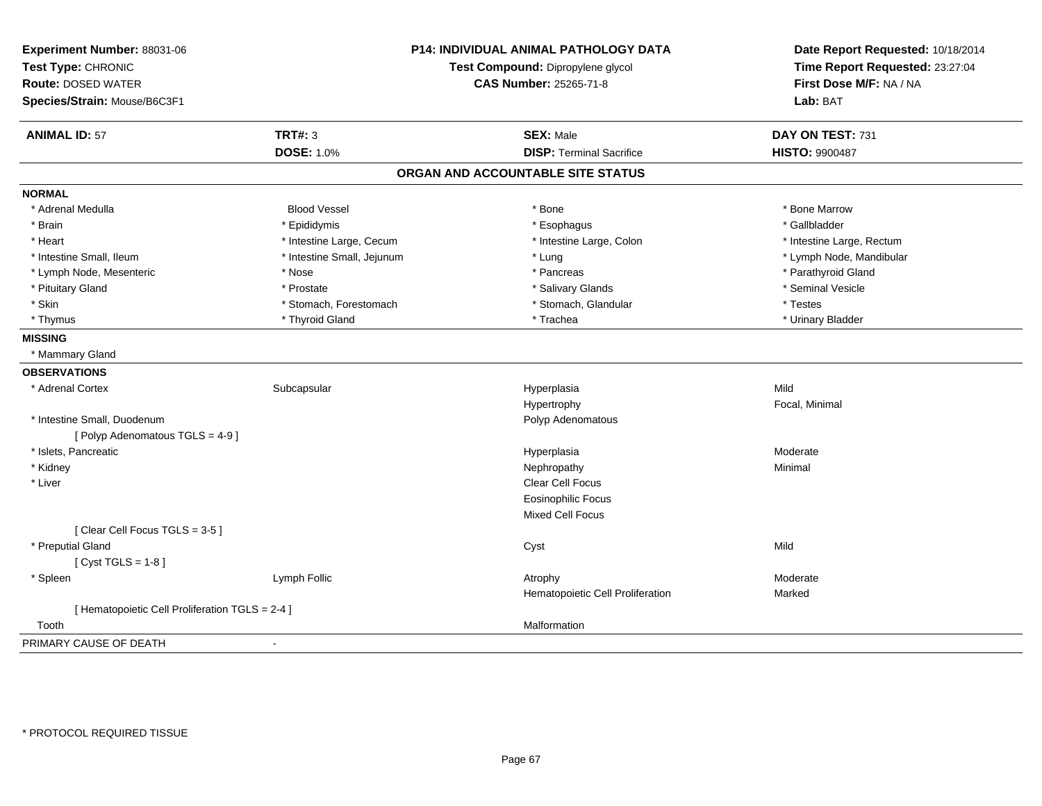**Experiment Number:** 88031-06
**Test Type:** CHRONIC
**Route:** DOSED WATER
**Species/Strain:** Mouse/B6C3F1

**P14: INDIVIDUAL ANIMAL PATHOLOGY DATA**
**Test Compound:** Dipropylene glycol
**CAS Number:** 25265-71-8

**Date Report Requested:** 10/18/2014
**Time Report Requested:** 23:27:04
**First Dose M/F:** NA / NA
**Lab:** BAT

| **ANIMAL ID:** 57 | **TRT#:** 3 | **SEX:** Male | **DAY ON TEST:** 731 |
|---|---|---|---|
| | **DOSE:** 1.0% | **DISP:** Terminal Sacrifice | **HISTO:** 9900487 |

## ORGAN AND ACCOUNTABLE SITE STATUS

**NORMAL**

| | | | |
|---|---|---|---|
| * Adrenal Medulla | Blood Vessel | * Bone | * Bone Marrow |
| * Brain | * Epididymis | * Esophagus | * Gallbladder |
| * Heart | * Intestine Large, Cecum | * Intestine Large, Colon | * Intestine Large, Rectum |
| * Intestine Small, Ileum | * Intestine Small, Jejunum | * Lung | * Lymph Node, Mandibular |
| * Lymph Node, Mesenteric | * Nose | * Pancreas | * Parathyroid Gland |
| * Pituitary Gland | * Prostate | * Salivary Glands | * Seminal Vesicle |
| * Skin | * Stomach, Forestomach | * Stomach, Glandular | * Testes |
| * Thymus | * Thyroid Gland | * Trachea | * Urinary Bladder |

**MISSING**

* Mammary Gland

**OBSERVATIONS**

| | | | |
|---|---|---|---|
| * Adrenal Cortex | Subcapsular | Hyperplasia | Mild |
| | | Hypertrophy | Focal, Minimal |
| * Intestine Small, Duodenum | | Polyp Adenomatous | |
| [ Polyp Adenomatous TGLS = 4-9 ] | | | |
| * Islets, Pancreatic | | Hyperplasia | Moderate |
| * Kidney | | Nephropathy | Minimal |
| * Liver | | Clear Cell Focus | |
| | | Eosinophilic Focus | |
| | | Mixed Cell Focus | |
| [ Clear Cell Focus TGLS = 3-5 ] | | | |
| * Preputial Gland | | Cyst | Mild |
| [ Cyst TGLS = 1-8 ] | | | |
| * Spleen | Lymph Follic | Atrophy | Moderate |
| | | Hematopoietic Cell Proliferation | Marked |
| [ Hematopoietic Cell Proliferation TGLS = 2-4 ] | | | |
| Tooth | | Malformation | |

PRIMARY CAUSE OF DEATH -

\* PROTOCOL REQUIRED TISSUE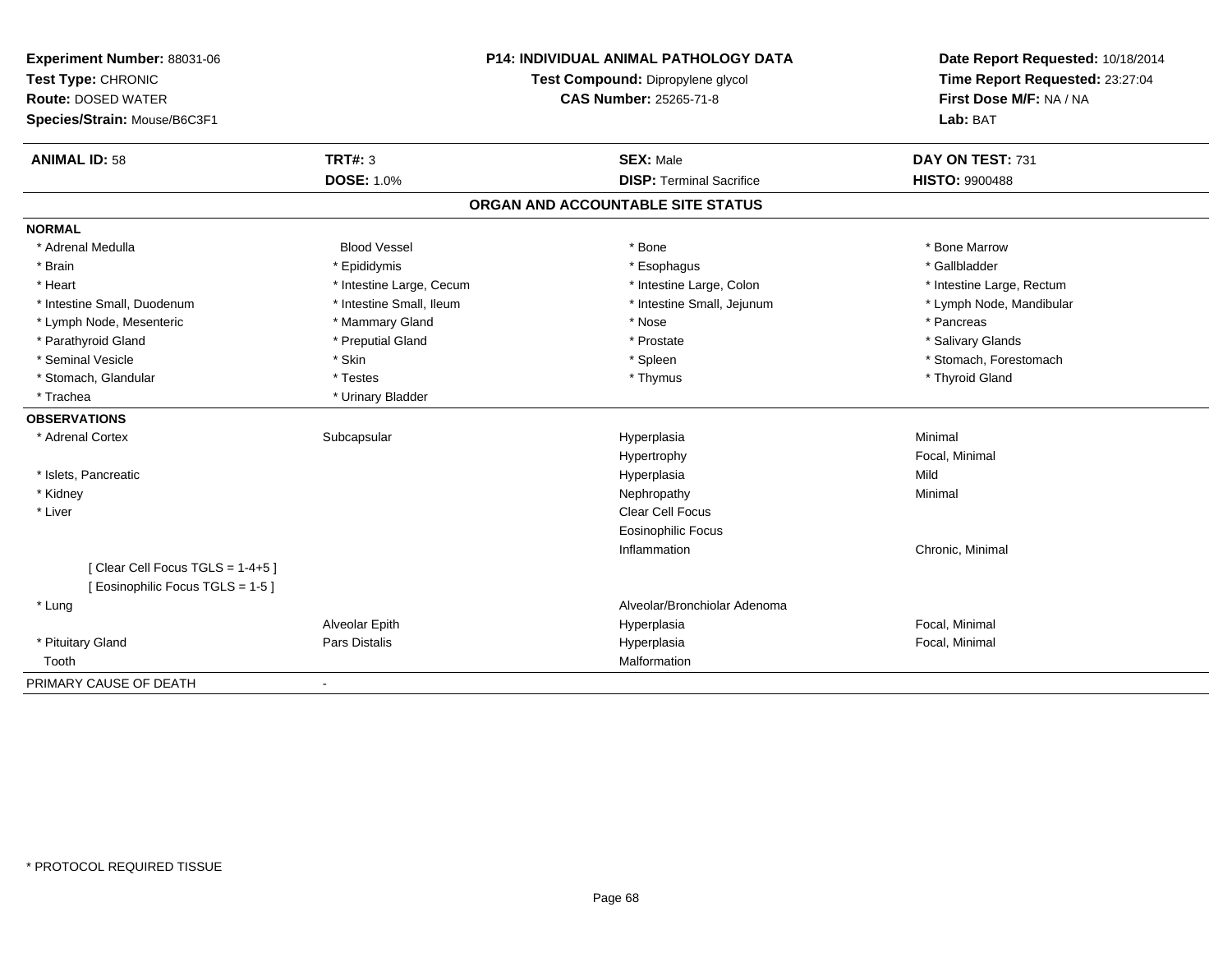**Experiment Number:** 88031-06
**Test Type:** CHRONIC
**Route:** DOSED WATER
**Species/Strain:** Mouse/B6C3F1

**P14: INDIVIDUAL ANIMAL PATHOLOGY DATA**
**Test Compound:** Dipropylene glycol
**CAS Number:** 25265-71-8

**Date Report Requested:** 10/18/2014
**Time Report Requested:** 23:27:04
**First Dose M/F:** NA / NA
**Lab:** BAT

| **ANIMAL ID:** 58 | **TRT#:** 3 | **SEX:** Male | **DAY ON TEST:** 731 |
|---|---|---|---|
| | **DOSE:** 1.0% | **DISP:** Terminal Sacrifice | **HISTO:** 9900488 |

## ORGAN AND ACCOUNTABLE SITE STATUS

| | | | |
|---|---|---|---|
| **NORMAL** | | | |
| * Adrenal Medulla | Blood Vessel | * Bone | * Bone Marrow |
| * Brain | * Epididymis | * Esophagus | * Gallbladder |
| * Heart | * Intestine Large, Cecum | * Intestine Large, Colon | * Intestine Large, Rectum |
| * Intestine Small, Duodenum | * Intestine Small, Ileum | * Intestine Small, Jejunum | * Lymph Node, Mandibular |
| * Lymph Node, Mesenteric | * Mammary Gland | * Nose | * Pancreas |
| * Parathyroid Gland | * Preputial Gland | * Prostate | * Salivary Glands |
| * Seminal Vesicle | * Skin | * Spleen | * Stomach, Forestomach |
| * Stomach, Glandular | * Testes | * Thymus | * Thyroid Gland |
| * Trachea | * Urinary Bladder | | |
| **OBSERVATIONS** | | | |
| * Adrenal Cortex | Subcapsular | Hyperplasia | Minimal |
| | | Hypertrophy | Focal, Minimal |
| * Islets, Pancreatic | | Hyperplasia | Mild |
| * Kidney | | Nephropathy | Minimal |
| * Liver | | Clear Cell Focus | |
| | | Eosinophilic Focus | |
| | | Inflammation | Chronic, Minimal |
| [ Clear Cell Focus TGLS = 1-4+5 ] | | | |
| [ Eosinophilic Focus TGLS = 1-5 ] | | | |
| * Lung | | Alveolar/Bronchiolar Adenoma | |
| | Alveolar Epith | Hyperplasia | Focal, Minimal |
| * Pituitary Gland | Pars Distalis | Hyperplasia | Focal, Minimal |
| Tooth | | Malformation | |
| PRIMARY CAUSE OF DEATH | - | | |

* PROTOCOL REQUIRED TISSUE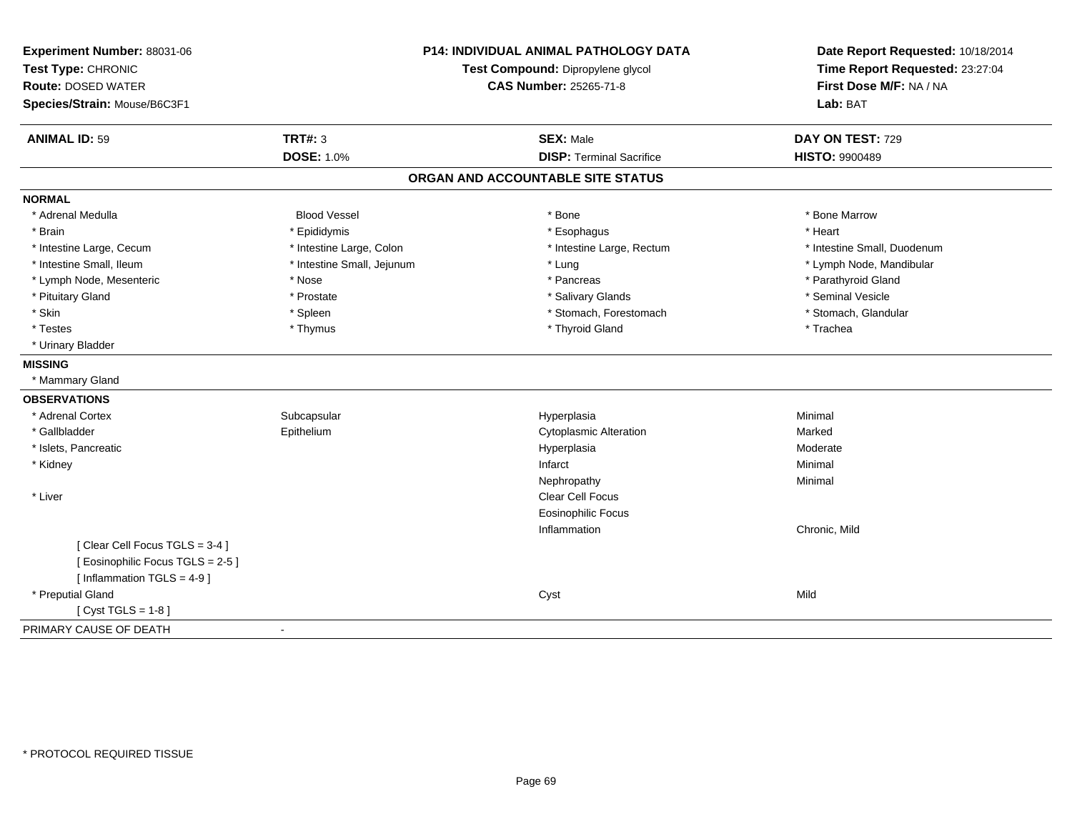**Experiment Number:** 88031-06
**Test Type:** CHRONIC
**Route:** DOSED WATER
**Species/Strain:** Mouse/B6C3F1

**P14: INDIVIDUAL ANIMAL PATHOLOGY DATA**
**Test Compound:** Dipropylene glycol
**CAS Number:** 25265-71-8

**Date Report Requested:** 10/18/2014
**Time Report Requested:** 23:27:04
**First Dose M/F:** NA / NA
**Lab:** BAT

| **ANIMAL ID:** 59 | **TRT#:** 3 | **SEX:** Male | **DAY ON TEST:** 729 |
|---|---|---|---|
| | **DOSE:** 1.0% | **DISP:** Terminal Sacrifice | **HISTO:** 9900489 |

## ORGAN AND ACCOUNTABLE SITE STATUS

**NORMAL**

| | | | |
|---|---|---|---|
| * Adrenal Medulla | Blood Vessel | * Bone | * Bone Marrow |
| * Brain | * Epididymis | * Esophagus | * Heart |
| * Intestine Large, Cecum | * Intestine Large, Colon | * Intestine Large, Rectum | * Intestine Small, Duodenum |
| * Intestine Small, Ileum | * Intestine Small, Jejunum | * Lung | * Lymph Node, Mandibular |
| * Lymph Node, Mesenteric | * Nose | * Pancreas | * Parathyroid Gland |
| * Pituitary Gland | * Prostate | * Salivary Glands | * Seminal Vesicle |
| * Skin | * Spleen | * Stomach, Forestomach | * Stomach, Glandular |
| * Testes | * Thymus | * Thyroid Gland | * Trachea |
| * Urinary Bladder | | | |

**MISSING**

* Mammary Gland

**OBSERVATIONS**

| | | | |
|---|---|---|---|
| * Adrenal Cortex | Subcapsular | Hyperplasia | Minimal |
| * Gallbladder | Epithelium | Cytoplasmic Alteration | Marked |
| * Islets, Pancreatic | | Hyperplasia | Moderate |
| * Kidney | | Infarct | Minimal |
| | | Nephropathy | Minimal |
| * Liver | | Clear Cell Focus | |
| | | Eosinophilic Focus | |
| | | Inflammation | Chronic, Mild |
| [ Clear Cell Focus TGLS = 3-4 ] | | | |
| [ Eosinophilic Focus TGLS = 2-5 ] | | | |
| [ Inflammation TGLS = 4-9 ] | | | |
| * Preputial Gland | | Cyst | Mild |
| [ Cyst TGLS = 1-8 ] | | | |

PRIMARY CAUSE OF DEATH -

* PROTOCOL REQUIRED TISSUE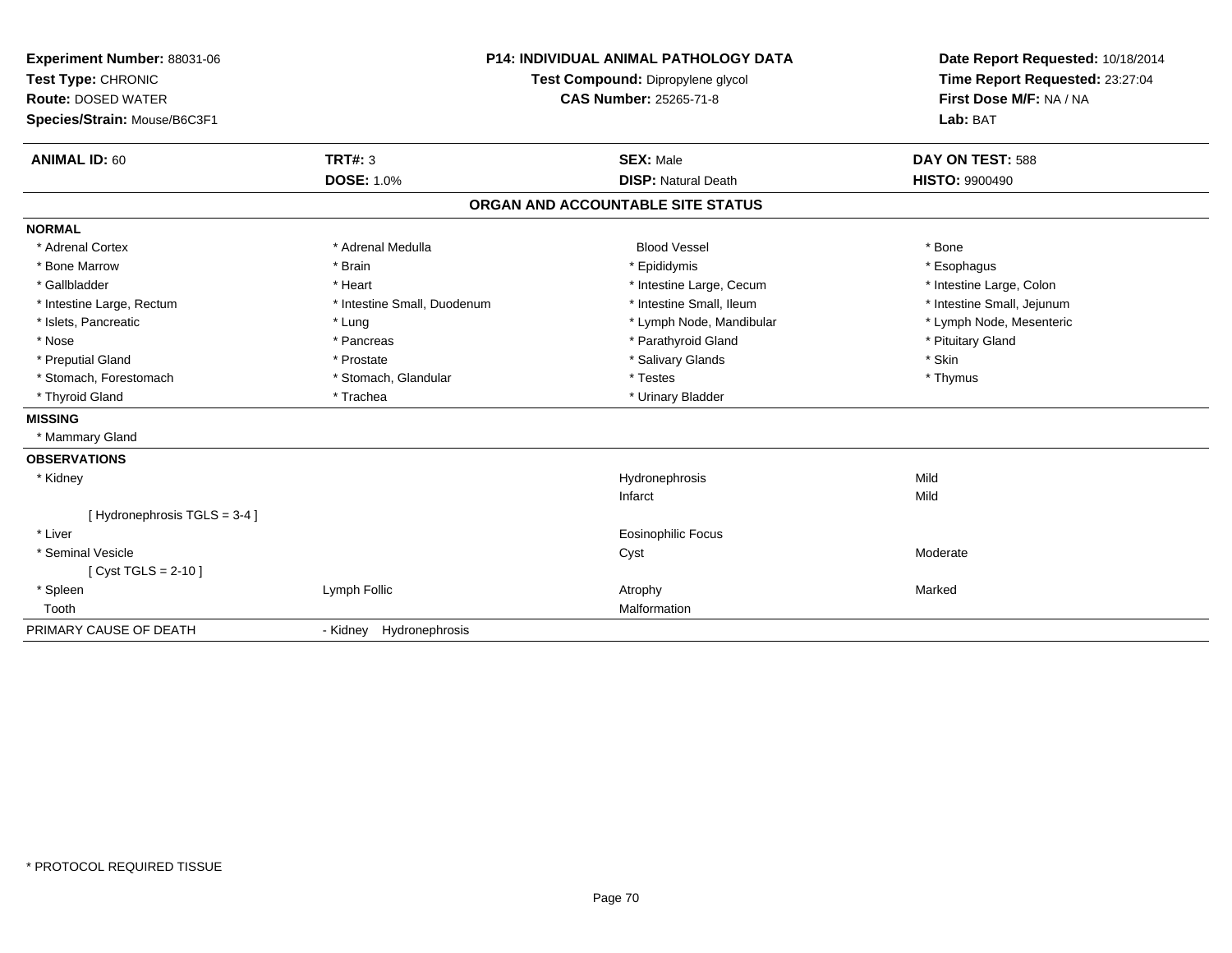**Experiment Number:** 88031-06
**Test Type:** CHRONIC
**Route:** DOSED WATER
**Species/Strain:** Mouse/B6C3F1

**P14: INDIVIDUAL ANIMAL PATHOLOGY DATA**
**Test Compound:** Dipropylene glycol
**CAS Number:** 25265-71-8

**Date Report Requested:** 10/18/2014
**Time Report Requested:** 23:27:04
**First Dose M/F:** NA / NA
**Lab:** BAT

| **ANIMAL ID:** 60 | **TRT#:** 3 | **SEX:** Male | **DAY ON TEST:** 588 |
|---|---|---|---|
| | **DOSE:** 1.0% | **DISP:** Natural Death | **HISTO:** 9900490 |

## ORGAN AND ACCOUNTABLE SITE STATUS

**NORMAL**

| | | | |
|---|---|---|---|
| * Adrenal Cortex | * Adrenal Medulla | Blood Vessel | * Bone |
| * Bone Marrow | * Brain | * Epididymis | * Esophagus |
| * Gallbladder | * Heart | * Intestine Large, Cecum | * Intestine Large, Colon |
| * Intestine Large, Rectum | * Intestine Small, Duodenum | * Intestine Small, Ileum | * Intestine Small, Jejunum |
| * Islets, Pancreatic | * Lung | * Lymph Node, Mandibular | * Lymph Node, Mesenteric |
| * Nose | * Pancreas | * Parathyroid Gland | * Pituitary Gland |
| * Preputial Gland | * Prostate | * Salivary Glands | * Skin |
| * Stomach, Forestomach | * Stomach, Glandular | * Testes | * Thymus |
| * Thyroid Gland | * Trachea | * Urinary Bladder | |

**MISSING**

* Mammary Gland

**OBSERVATIONS**

| | | | |
|---|---|---|---|
| * Kidney | | Hydronephrosis | Mild |
| | | Infarct | Mild |
| [ Hydronephrosis TGLS = 3-4 ] | | | |
| * Liver | | Eosinophilic Focus | |
| * Seminal Vesicle | | Cyst | Moderate |
| [ Cyst TGLS = 2-10 ] | | | |
| * Spleen | Lymph Follic | Atrophy | Marked |
| Tooth | | Malformation | |

| PRIMARY CAUSE OF DEATH | - Kidney Hydronephrosis |
|---|---|

* PROTOCOL REQUIRED TISSUE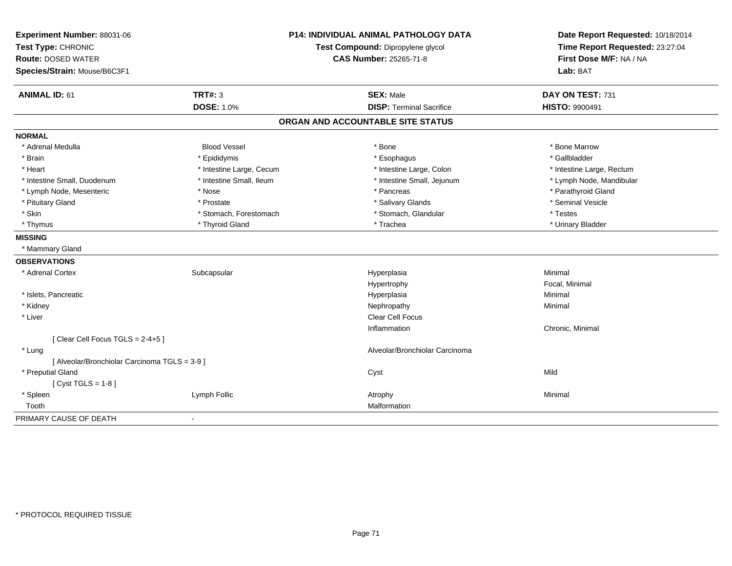**Experiment Number:** 88031-06
**Test Type:** CHRONIC
**Route:** DOSED WATER
**Species/Strain:** Mouse/B6C3F1

**P14: INDIVIDUAL ANIMAL PATHOLOGY DATA**
**Test Compound:** Dipropylene glycol
**CAS Number:** 25265-71-8

**Date Report Requested:** 10/18/2014
**Time Report Requested:** 23:27:04
**First Dose M/F:** NA / NA
**Lab:** BAT

| **ANIMAL ID:** 61 | **TRT#:** 3 | **SEX:** Male | **DAY ON TEST:** 731 |
|---|---|---|---|
| | **DOSE:** 1.0% | **DISP:** Terminal Sacrifice | **HISTO:** 9900491 |

## ORGAN AND ACCOUNTABLE SITE STATUS

**NORMAL**

| | | | |
|---|---|---|---|
| * Adrenal Medulla | Blood Vessel | * Bone | * Bone Marrow |
| * Brain | * Epididymis | * Esophagus | * Gallbladder |
| * Heart | * Intestine Large, Cecum | * Intestine Large, Colon | * Intestine Large, Rectum |
| * Intestine Small, Duodenum | * Intestine Small, Ileum | * Intestine Small, Jejunum | * Lymph Node, Mandibular |
| * Lymph Node, Mesenteric | * Nose | * Pancreas | * Parathyroid Gland |
| * Pituitary Gland | * Prostate | * Salivary Glands | * Seminal Vesicle |
| * Skin | * Stomach, Forestomach | * Stomach, Glandular | * Testes |
| * Thymus | * Thyroid Gland | * Trachea | * Urinary Bladder |

**MISSING**

* Mammary Gland

**OBSERVATIONS**

| | | | |
|---|---|---|---|
| * Adrenal Cortex | Subcapsular | Hyperplasia | Minimal |
| | | Hypertrophy | Focal, Minimal |
| * Islets, Pancreatic | | Hyperplasia | Minimal |
| * Kidney | | Nephropathy | Minimal |
| * Liver | | Clear Cell Focus | |
| | | Inflammation | Chronic, Minimal |
| [ Clear Cell Focus TGLS = 2-4+5 ] | | | |
| * Lung | | Alveolar/Bronchiolar Carcinoma | |
| [ Alveolar/Bronchiolar Carcinoma TGLS = 3-9 ] | | | |
| * Preputial Gland | | Cyst | Mild |
| [ Cyst TGLS = 1-8 ] | | | |
| * Spleen | Lymph Follic | Atrophy | Minimal |
| Tooth | | Malformation | |

PRIMARY CAUSE OF DEATH -

* PROTOCOL REQUIRED TISSUE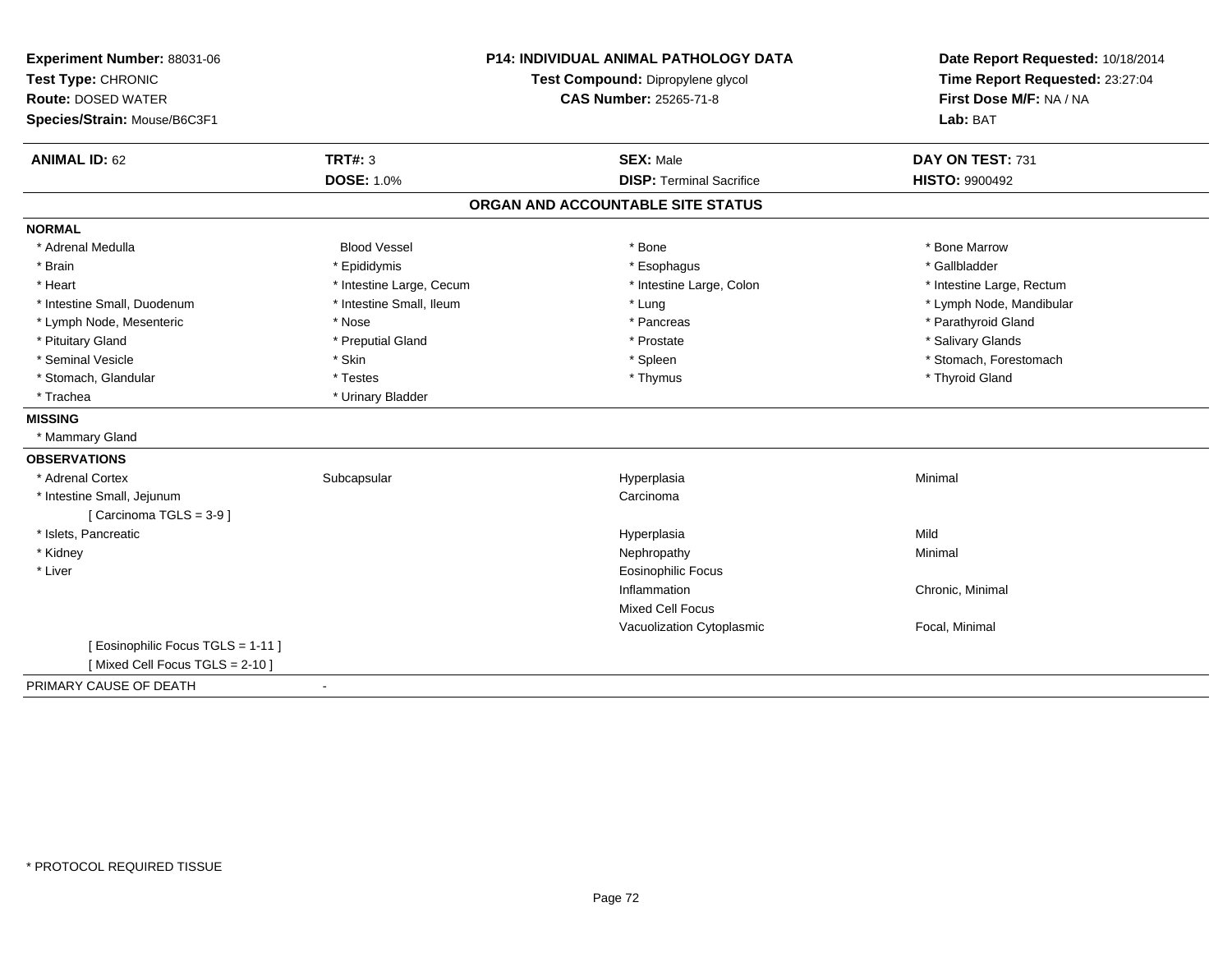**Experiment Number:** 88031-06
**Test Type:** CHRONIC
**Route:** DOSED WATER
**Species/Strain:** Mouse/B6C3F1

**P14: INDIVIDUAL ANIMAL PATHOLOGY DATA**
**Test Compound:** Dipropylene glycol
**CAS Number:** 25265-71-8

**Date Report Requested:** 10/18/2014
**Time Report Requested:** 23:27:04
**First Dose M/F:** NA / NA
**Lab:** BAT

| **ANIMAL ID:** 62 | **TRT#:** 3 | **SEX:** Male | **DAY ON TEST:** 731 |
|---|---|---|---|
| | **DOSE:** 1.0% | **DISP:** Terminal Sacrifice | **HISTO:** 9900492 |

## ORGAN AND ACCOUNTABLE SITE STATUS

**NORMAL**

| | | | |
|---|---|---|---|
| * Adrenal Medulla | Blood Vessel | * Bone | * Bone Marrow |
| * Brain | * Epididymis | * Esophagus | * Gallbladder |
| * Heart | * Intestine Large, Cecum | * Intestine Large, Colon | * Intestine Large, Rectum |
| * Intestine Small, Duodenum | * Intestine Small, Ileum | * Lung | * Lymph Node, Mandibular |
| * Lymph Node, Mesenteric | * Nose | * Pancreas | * Parathyroid Gland |
| * Pituitary Gland | * Preputial Gland | * Prostate | * Salivary Glands |
| * Seminal Vesicle | * Skin | * Spleen | * Stomach, Forestomach |
| * Stomach, Glandular | * Testes | * Thymus | * Thyroid Gland |
| * Trachea | * Urinary Bladder | | |

**MISSING**

* Mammary Gland

**OBSERVATIONS**

| | | | |
|---|---|---|---|
| * Adrenal Cortex | Subcapsular | Hyperplasia | Minimal |
| * Intestine Small, Jejunum | | Carcinoma | |
| [ Carcinoma TGLS = 3-9 ] | | | |
| * Islets, Pancreatic | | Hyperplasia | Mild |
| * Kidney | | Nephropathy | Minimal |
| * Liver | | Eosinophilic Focus | |
| | | Inflammation | Chronic, Minimal |
| | | Mixed Cell Focus | |
| | | Vacuolization Cytoplasmic | Focal, Minimal |
| [ Eosinophilic Focus TGLS = 1-11 ] | | | |
| [ Mixed Cell Focus TGLS = 2-10 ] | | | |

PRIMARY CAUSE OF DEATH -

* PROTOCOL REQUIRED TISSUE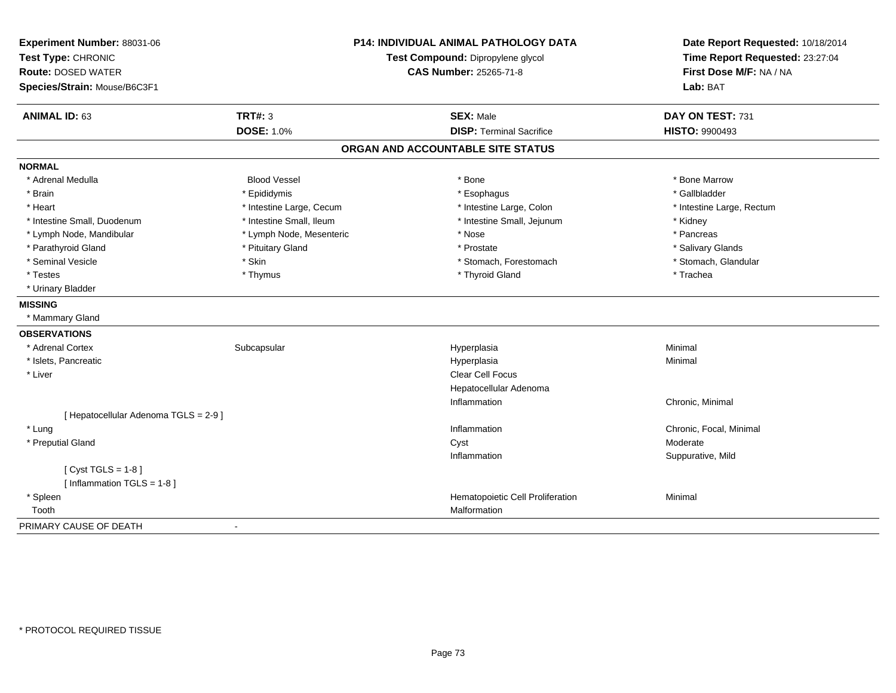**Experiment Number:** 88031-06
**Test Type:** CHRONIC
**Route:** DOSED WATER
**Species/Strain:** Mouse/B6C3F1

**P14: INDIVIDUAL ANIMAL PATHOLOGY DATA**
**Test Compound:** Dipropylene glycol
**CAS Number:** 25265-71-8

**Date Report Requested:** 10/18/2014
**Time Report Requested:** 23:27:04
**First Dose M/F:** NA / NA
**Lab:** BAT

| **ANIMAL ID:** 63 | **TRT#:** 3 | **SEX:** Male | **DAY ON TEST:** 731 |
|---|---|---|---|
| | **DOSE:** 1.0% | **DISP:** Terminal Sacrifice | **HISTO:** 9900493 |

## ORGAN AND ACCOUNTABLE SITE STATUS

**NORMAL**

| | | | |
|---|---|---|---|
| * Adrenal Medulla | Blood Vessel | * Bone | * Bone Marrow |
| * Brain | * Epididymis | * Esophagus | * Gallbladder |
| * Heart | * Intestine Large, Cecum | * Intestine Large, Colon | * Intestine Large, Rectum |
| * Intestine Small, Duodenum | * Intestine Small, Ileum | * Intestine Small, Jejunum | * Kidney |
| * Lymph Node, Mandibular | * Lymph Node, Mesenteric | * Nose | * Pancreas |
| * Parathyroid Gland | * Pituitary Gland | * Prostate | * Salivary Glands |
| * Seminal Vesicle | * Skin | * Stomach, Forestomach | * Stomach, Glandular |
| * Testes | * Thymus | * Thyroid Gland | * Trachea |
| * Urinary Bladder | | | |

**MISSING**

* Mammary Gland

**OBSERVATIONS**

| | | | |
|---|---|---|---|
| * Adrenal Cortex | Subcapsular | Hyperplasia | Minimal |
| * Islets, Pancreatic | | Hyperplasia | Minimal |
| * Liver | | Clear Cell Focus | |
| | | Hepatocellular Adenoma | |
| | | Inflammation | Chronic, Minimal |
| [ Hepatocellular Adenoma TGLS = 2-9 ] | | | |
| * Lung | | Inflammation | Chronic, Focal, Minimal |
| * Preputial Gland | | Cyst | Moderate |
| | | Inflammation | Suppurative, Mild |
| [ Cyst TGLS = 1-8 ] | | | |
| [ Inflammation TGLS = 1-8 ] | | | |
| * Spleen | | Hematopoietic Cell Proliferation | Minimal |
| Tooth | | Malformation | |

PRIMARY CAUSE OF DEATH -

* PROTOCOL REQUIRED TISSUE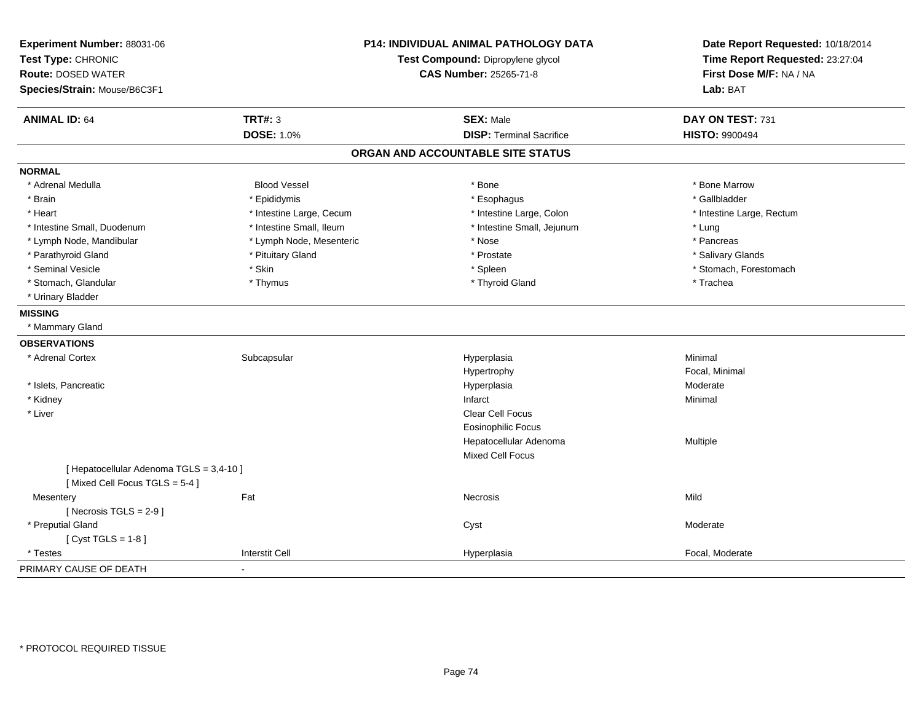**Experiment Number:** 88031-06
**Test Type:** CHRONIC
**Route:** DOSED WATER
**Species/Strain:** Mouse/B6C3F1

**P14: INDIVIDUAL ANIMAL PATHOLOGY DATA**
**Test Compound:** Dipropylene glycol
**CAS Number:** 25265-71-8

**Date Report Requested:** 10/18/2014
**Time Report Requested:** 23:27:04
**First Dose M/F:** NA / NA
**Lab:** BAT

| **ANIMAL ID:** 64 | **TRT#:** 3 | **SEX:** Male | **DAY ON TEST:** 731 |
|---|---|---|---|
| | **DOSE:** 1.0% | **DISP:** Terminal Sacrifice | **HISTO:** 9900494 |

## ORGAN AND ACCOUNTABLE SITE STATUS

**NORMAL**

| | | | |
|---|---|---|---|
| * Adrenal Medulla | Blood Vessel | * Bone | * Bone Marrow |
| * Brain | * Epididymis | * Esophagus | * Gallbladder |
| * Heart | * Intestine Large, Cecum | * Intestine Large, Colon | * Intestine Large, Rectum |
| * Intestine Small, Duodenum | * Intestine Small, Ileum | * Intestine Small, Jejunum | * Lung |
| * Lymph Node, Mandibular | * Lymph Node, Mesenteric | * Nose | * Pancreas |
| * Parathyroid Gland | * Pituitary Gland | * Prostate | * Salivary Glands |
| * Seminal Vesicle | * Skin | * Spleen | * Stomach, Forestomach |
| * Stomach, Glandular | * Thymus | * Thyroid Gland | * Trachea |
| * Urinary Bladder | | | |

**MISSING**

* Mammary Gland

**OBSERVATIONS**

| | | | |
|---|---|---|---|
| * Adrenal Cortex | Subcapsular | Hyperplasia | Minimal |
| | | Hypertrophy | Focal, Minimal |
| * Islets, Pancreatic | | Hyperplasia | Moderate |
| * Kidney | | Infarct | Minimal |
| * Liver | | Clear Cell Focus | |
| | | Eosinophilic Focus | |
| | | Hepatocellular Adenoma | Multiple |
| | | Mixed Cell Focus | |
| [ Hepatocellular Adenoma TGLS = 3,4-10 ] | | | |
| [ Mixed Cell Focus TGLS = 5-4 ] | | | |
| Mesentery | Fat | Necrosis | Mild |
| [ Necrosis TGLS = 2-9 ] | | | |
| * Preputial Gland | | Cyst | Moderate |
| [ Cyst TGLS = 1-8 ] | | | |
| * Testes | Interstit Cell | Hyperplasia | Focal, Moderate |

PRIMARY CAUSE OF DEATH -

* PROTOCOL REQUIRED TISSUE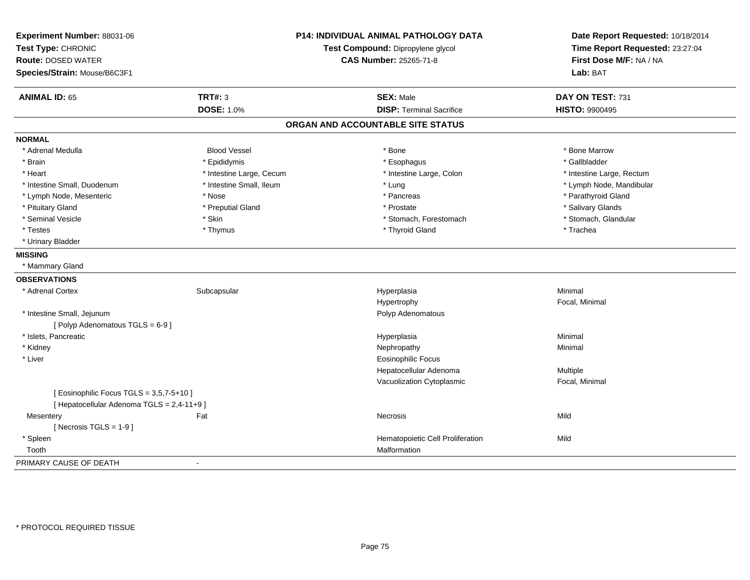**Experiment Number:** 88031-06
**Test Type:** CHRONIC
**Route:** DOSED WATER
**Species/Strain:** Mouse/B6C3F1

**P14: INDIVIDUAL ANIMAL PATHOLOGY DATA**
**Test Compound:** Dipropylene glycol
**CAS Number:** 25265-71-8

**Date Report Requested:** 10/18/2014
**Time Report Requested:** 23:27:04
**First Dose M/F:** NA / NA
**Lab:** BAT

| **ANIMAL ID:** 65 | **TRT#:** 3 | **SEX:** Male | **DAY ON TEST:** 731 |
|---|---|---|---|
| | **DOSE:** 1.0% | **DISP:** Terminal Sacrifice | **HISTO:** 9900495 |

## ORGAN AND ACCOUNTABLE SITE STATUS

**NORMAL**

| | | | |
|---|---|---|---|
| * Adrenal Medulla | Blood Vessel | * Bone | * Bone Marrow |
| * Brain | * Epididymis | * Esophagus | * Gallbladder |
| * Heart | * Intestine Large, Cecum | * Intestine Large, Colon | * Intestine Large, Rectum |
| * Intestine Small, Duodenum | * Intestine Small, Ileum | * Lung | * Lymph Node, Mandibular |
| * Lymph Node, Mesenteric | * Nose | * Pancreas | * Parathyroid Gland |
| * Pituitary Gland | * Preputial Gland | * Prostate | * Salivary Glands |
| * Seminal Vesicle | * Skin | * Stomach, Forestomach | * Stomach, Glandular |
| * Testes | * Thymus | * Thyroid Gland | * Trachea |
| * Urinary Bladder | | | |

**MISSING**

* Mammary Gland

**OBSERVATIONS**

| | | | |
|---|---|---|---|
| * Adrenal Cortex | Subcapsular | Hyperplasia | Minimal |
| | | Hypertrophy | Focal, Minimal |
| * Intestine Small, Jejunum | | Polyp Adenomatous | |
| [ Polyp Adenomatous TGLS = 6-9 ] | | | |
| * Islets, Pancreatic | | Hyperplasia | Minimal |
| * Kidney | | Nephropathy | Minimal |
| * Liver | | Eosinophilic Focus | |
| | | Hepatocellular Adenoma | Multiple |
| | | Vacuolization Cytoplasmic | Focal, Minimal |
| [ Eosinophilic Focus TGLS = 3,5,7-5+10 ] | | | |
| [ Hepatocellular Adenoma TGLS = 2,4-11+9 ] | | | |
| Mesentery | Fat | Necrosis | Mild |
| [ Necrosis TGLS = 1-9 ] | | | |
| * Spleen | | Hematopoietic Cell Proliferation | Mild |
| Tooth | | Malformation | |

PRIMARY CAUSE OF DEATH -

* PROTOCOL REQUIRED TISSUE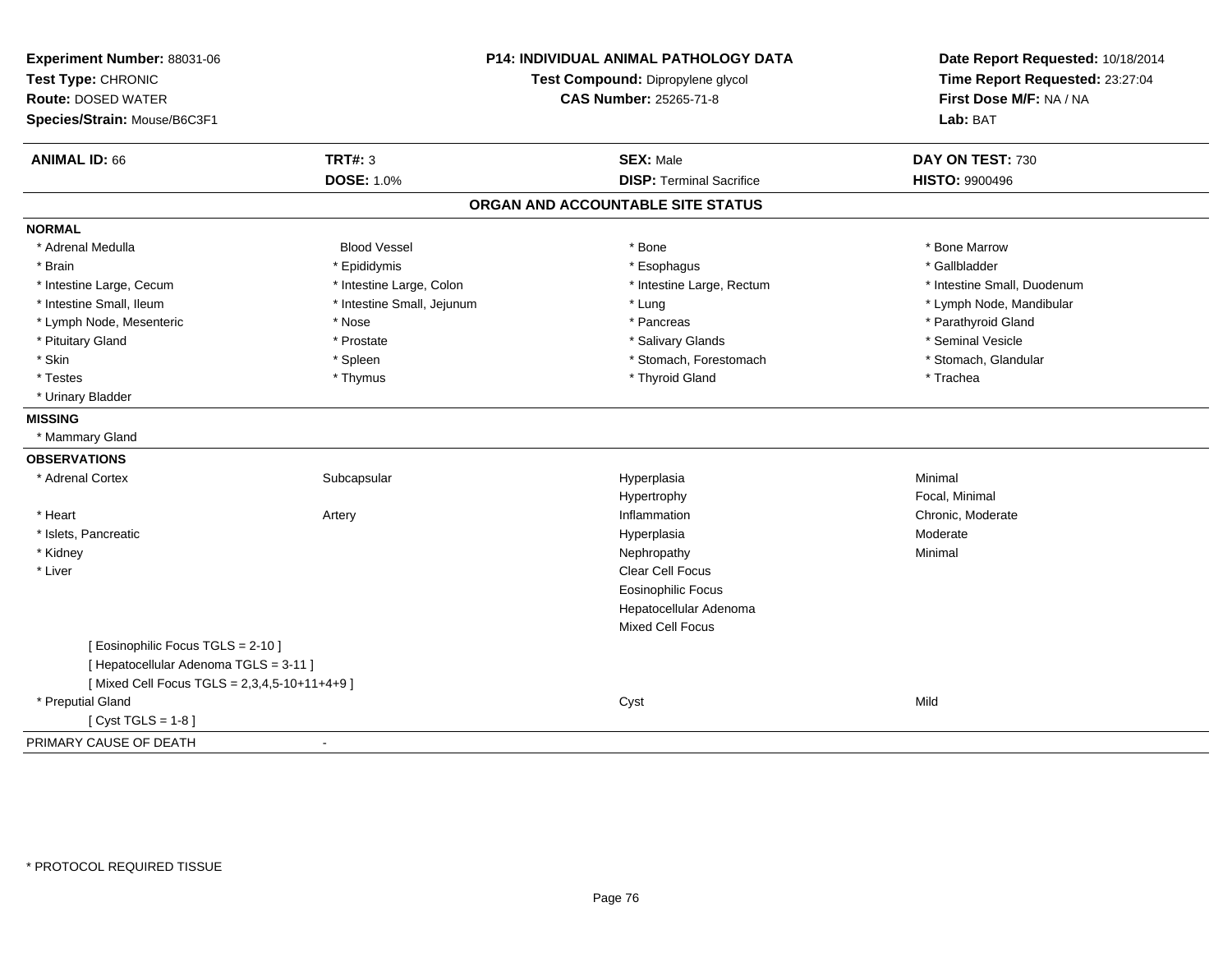**Experiment Number:** 88031-06
**Test Type:** CHRONIC
**Route:** DOSED WATER
**Species/Strain:** Mouse/B6C3F1

**P14: INDIVIDUAL ANIMAL PATHOLOGY DATA**
**Test Compound:** Dipropylene glycol
**CAS Number:** 25265-71-8

**Date Report Requested:** 10/18/2014
**Time Report Requested:** 23:27:04
**First Dose M/F:** NA / NA
**Lab:** BAT

| **ANIMAL ID:** 66 | **TRT#:** 3 | **SEX:** Male | **DAY ON TEST:** 730 |
|---|---|---|---|
| | **DOSE:** 1.0% | **DISP:** Terminal Sacrifice | **HISTO:** 9900496 |

## ORGAN AND ACCOUNTABLE SITE STATUS

**NORMAL**

| | | | |
|---|---|---|---|
| * Adrenal Medulla | Blood Vessel | * Bone | * Bone Marrow |
| * Brain | * Epididymis | * Esophagus | * Gallbladder |
| * Intestine Large, Cecum | * Intestine Large, Colon | * Intestine Large, Rectum | * Intestine Small, Duodenum |
| * Intestine Small, Ileum | * Intestine Small, Jejunum | * Lung | * Lymph Node, Mandibular |
| * Lymph Node, Mesenteric | * Nose | * Pancreas | * Parathyroid Gland |
| * Pituitary Gland | * Prostate | * Salivary Glands | * Seminal Vesicle |
| * Skin | * Spleen | * Stomach, Forestomach | * Stomach, Glandular |
| * Testes | * Thymus | * Thyroid Gland | * Trachea |
| * Urinary Bladder | | | |

**MISSING**

* Mammary Gland

**OBSERVATIONS**

| | | | |
|---|---|---|---|
| * Adrenal Cortex | Subcapsular | Hyperplasia | Minimal |
| | | Hypertrophy | Focal, Minimal |
| * Heart | Artery | Inflammation | Chronic, Moderate |
| * Islets, Pancreatic | | Hyperplasia | Moderate |
| * Kidney | | Nephropathy | Minimal |
| * Liver | | Clear Cell Focus | |
| | | Eosinophilic Focus | |
| | | Hepatocellular Adenoma | |
| | | Mixed Cell Focus | |
| [ Eosinophilic Focus TGLS = 2-10 ] | | | |
| [ Hepatocellular Adenoma TGLS = 3-11 ] | | | |
| [ Mixed Cell Focus TGLS = 2,3,4,5-10+11+4+9 ] | | | |
| * Preputial Gland | | Cyst | Mild |
| [ Cyst TGLS = 1-8 ] | | | |

PRIMARY CAUSE OF DEATH -

* PROTOCOL REQUIRED TISSUE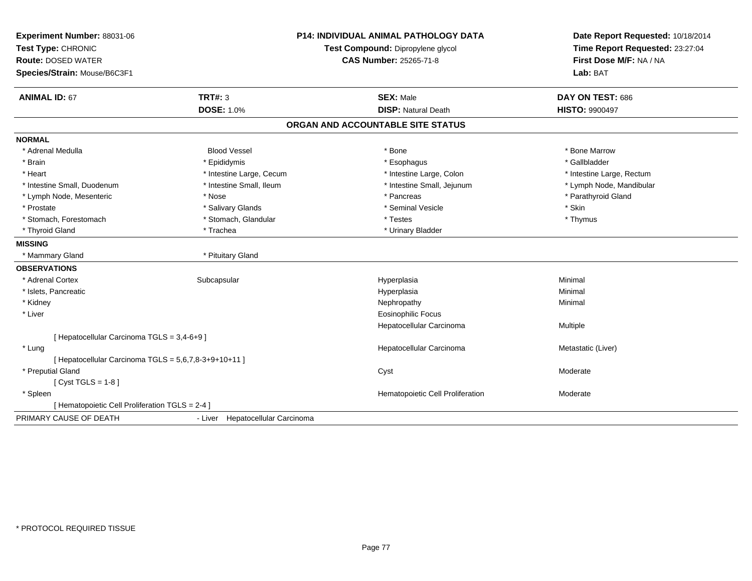**Experiment Number:** 88031-06
**Test Type:** CHRONIC
**Route:** DOSED WATER
**Species/Strain:** Mouse/B6C3F1

**P14: INDIVIDUAL ANIMAL PATHOLOGY DATA**
**Test Compound:** Dipropylene glycol
**CAS Number:** 25265-71-8

**Date Report Requested:** 10/18/2014
**Time Report Requested:** 23:27:04
**First Dose M/F:** NA / NA
**Lab:** BAT

| **ANIMAL ID:** 67 | **TRT#:** 3 | **SEX:** Male | **DAY ON TEST:** 686 |
|---|---|---|---|
| | **DOSE:** 1.0% | **DISP:** Natural Death | **HISTO:** 9900497 |

## ORGAN AND ACCOUNTABLE SITE STATUS

**NORMAL**

| | | | |
|---|---|---|---|
| * Adrenal Medulla | Blood Vessel | * Bone | * Bone Marrow |
| * Brain | * Epididymis | * Esophagus | * Gallbladder |
| * Heart | * Intestine Large, Cecum | * Intestine Large, Colon | * Intestine Large, Rectum |
| * Intestine Small, Duodenum | * Intestine Small, Ileum | * Intestine Small, Jejunum | * Lymph Node, Mandibular |
| * Lymph Node, Mesenteric | * Nose | * Pancreas | * Parathyroid Gland |
| * Prostate | * Salivary Glands | * Seminal Vesicle | * Skin |
| * Stomach, Forestomach | * Stomach, Glandular | * Testes | * Thymus |
| * Thyroid Gland | * Trachea | * Urinary Bladder | |

**MISSING**

| | |
|---|---|
| * Mammary Gland | * Pituitary Gland |

**OBSERVATIONS**

| | | | |
|---|---|---|---|
| * Adrenal Cortex | Subcapsular | Hyperplasia | Minimal |
| * Islets, Pancreatic | | Hyperplasia | Minimal |
| * Kidney | | Nephropathy | Minimal |
| * Liver | | Eosinophilic Focus | |
| | | Hepatocellular Carcinoma | Multiple |
| [ Hepatocellular Carcinoma TGLS = 3,4-6+9 ] | | | |
| * Lung | | Hepatocellular Carcinoma | Metastatic (Liver) |
| [ Hepatocellular Carcinoma TGLS = 5,6,7,8-3+9+10+11 ] | | | |
| * Preputial Gland | | Cyst | Moderate |
| [ Cyst TGLS = 1-8 ] | | | |
| * Spleen | | Hematopoietic Cell Proliferation | Moderate |
| [ Hematopoietic Cell Proliferation TGLS = 2-4 ] | | | |

PRIMARY CAUSE OF DEATH - Liver Hepatocellular Carcinoma

* PROTOCOL REQUIRED TISSUE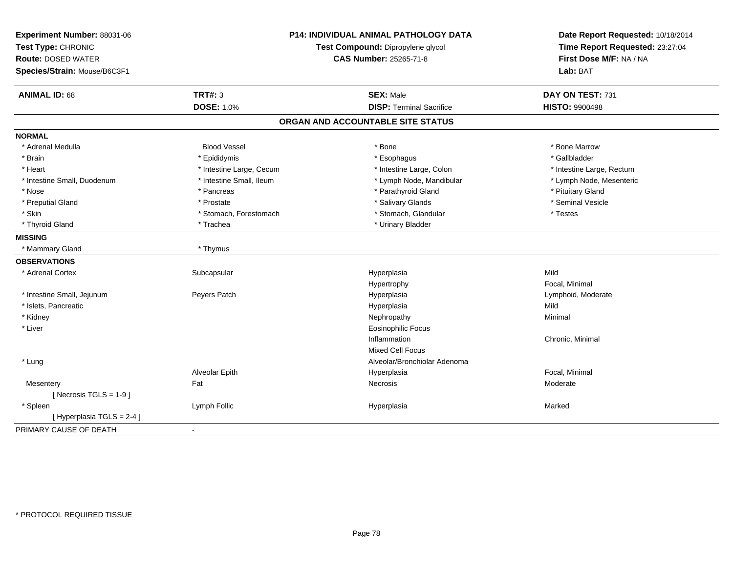**Experiment Number:** 88031-06
**Test Type:** CHRONIC
**Route:** DOSED WATER
**Species/Strain:** Mouse/B6C3F1

**P14: INDIVIDUAL ANIMAL PATHOLOGY DATA**
**Test Compound:** Dipropylene glycol
**CAS Number:** 25265-71-8

**Date Report Requested:** 10/18/2014
**Time Report Requested:** 23:27:04
**First Dose M/F:** NA / NA
**Lab:** BAT

| **ANIMAL ID:** 68 | **TRT#:** 3 | **SEX:** Male | **DAY ON TEST:** 731 |
|---|---|---|---|
| | **DOSE:** 1.0% | **DISP:** Terminal Sacrifice | **HISTO:** 9900498 |

## ORGAN AND ACCOUNTABLE SITE STATUS

**NORMAL**

| | | | |
|---|---|---|---|
| * Adrenal Medulla | Blood Vessel | * Bone | * Bone Marrow |
| * Brain | * Epididymis | * Esophagus | * Gallbladder |
| * Heart | * Intestine Large, Cecum | * Intestine Large, Colon | * Intestine Large, Rectum |
| * Intestine Small, Duodenum | * Intestine Small, Ileum | * Lymph Node, Mandibular | * Lymph Node, Mesenteric |
| * Nose | * Pancreas | * Parathyroid Gland | * Pituitary Gland |
| * Preputial Gland | * Prostate | * Salivary Glands | * Seminal Vesicle |
| * Skin | * Stomach, Forestomach | * Stomach, Glandular | * Testes |
| * Thyroid Gland | * Trachea | * Urinary Bladder | |

**MISSING**

| | |
|---|---|
| * Mammary Gland | * Thymus |

**OBSERVATIONS**

| | | | |
|---|---|---|---|
| * Adrenal Cortex | Subcapsular | Hyperplasia | Mild |
| | | Hypertrophy | Focal, Minimal |
| * Intestine Small, Jejunum | Peyers Patch | Hyperplasia | Lymphoid, Moderate |
| * Islets, Pancreatic | | Hyperplasia | Mild |
| * Kidney | | Nephropathy | Minimal |
| * Liver | | Eosinophilic Focus | |
| | | Inflammation | Chronic, Minimal |
| | | Mixed Cell Focus | |
| * Lung | | Alveolar/Bronchiolar Adenoma | |
| | Alveolar Epith | Hyperplasia | Focal, Minimal |
| Mesentery | Fat | Necrosis | Moderate |
| [ Necrosis TGLS = 1-9 ] | | | |
| * Spleen | Lymph Follic | Hyperplasia | Marked |
| [ Hyperplasia TGLS = 2-4 ] | | | |

PRIMARY CAUSE OF DEATH -

* PROTOCOL REQUIRED TISSUE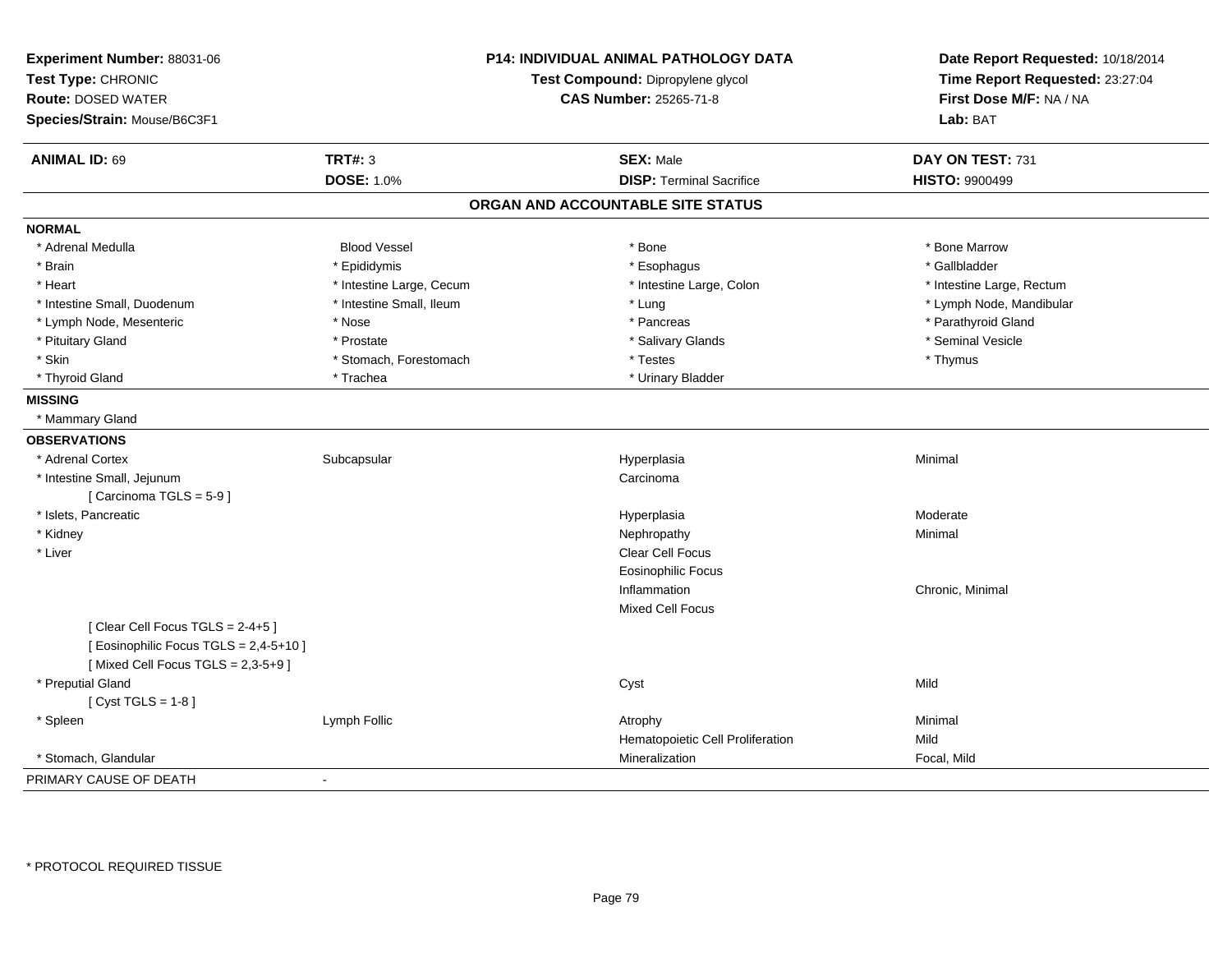**Experiment Number:** 88031-06
**Test Type:** CHRONIC
**Route:** DOSED WATER
**Species/Strain:** Mouse/B6C3F1

**P14: INDIVIDUAL ANIMAL PATHOLOGY DATA**
**Test Compound:** Dipropylene glycol
**CAS Number:** 25265-71-8

**Date Report Requested:** 10/18/2014
**Time Report Requested:** 23:27:04
**First Dose M/F:** NA / NA
**Lab:** BAT

| **ANIMAL ID:** 69 | **TRT#:** 3 | **SEX:** Male | **DAY ON TEST:** 731 |
|---|---|---|---|
| | **DOSE:** 1.0% | **DISP:** Terminal Sacrifice | **HISTO:** 9900499 |

## ORGAN AND ACCOUNTABLE SITE STATUS

**NORMAL**

| | | | |
|---|---|---|---|
| * Adrenal Medulla | Blood Vessel | * Bone | * Bone Marrow |
| * Brain | * Epididymis | * Esophagus | * Gallbladder |
| * Heart | * Intestine Large, Cecum | * Intestine Large, Colon | * Intestine Large, Rectum |
| * Intestine Small, Duodenum | * Intestine Small, Ileum | * Lung | * Lymph Node, Mandibular |
| * Lymph Node, Mesenteric | * Nose | * Pancreas | * Parathyroid Gland |
| * Pituitary Gland | * Prostate | * Salivary Glands | * Seminal Vesicle |
| * Skin | * Stomach, Forestomach | * Testes | * Thymus |
| * Thyroid Gland | * Trachea | * Urinary Bladder | |

**MISSING**

* Mammary Gland

**OBSERVATIONS**

| | | | |
|---|---|---|---|
| * Adrenal Cortex | Subcapsular | Hyperplasia | Minimal |
| * Intestine Small, Jejunum | | Carcinoma | |
| [ Carcinoma TGLS = 5-9 ] | | | |
| * Islets, Pancreatic | | Hyperplasia | Moderate |
| * Kidney | | Nephropathy | Minimal |
| * Liver | | Clear Cell Focus | |
| | | Eosinophilic Focus | |
| | | Inflammation | Chronic, Minimal |
| | | Mixed Cell Focus | |
| [ Clear Cell Focus TGLS = 2-4+5 ] | | | |
| [ Eosinophilic Focus TGLS = 2,4-5+10 ] | | | |
| [ Mixed Cell Focus TGLS = 2,3-5+9 ] | | | |
| * Preputial Gland | | Cyst | Mild |
| [ Cyst TGLS = 1-8 ] | | | |
| * Spleen | Lymph Follic | Atrophy | Minimal |
| | | Hematopoietic Cell Proliferation | Mild |
| * Stomach, Glandular | | Mineralization | Focal, Mild |

PRIMARY CAUSE OF DEATH -

\* PROTOCOL REQUIRED TISSUE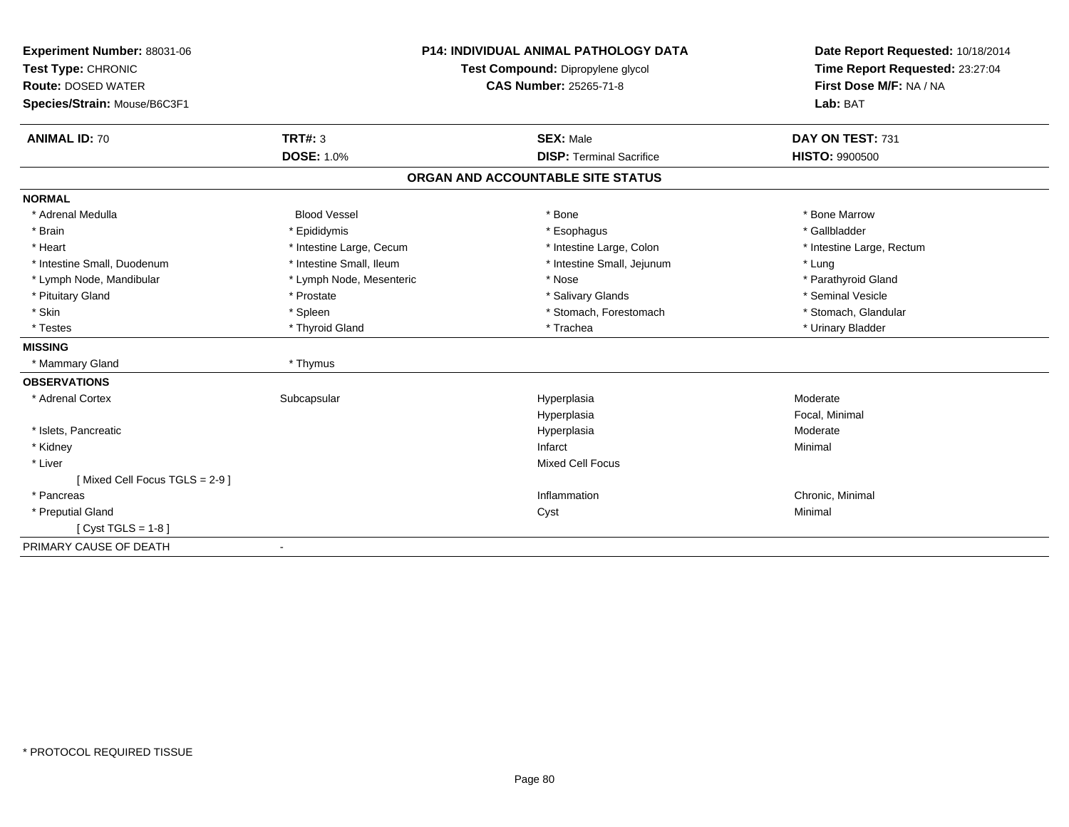**Experiment Number:** 88031-06
**Test Type:** CHRONIC
**Route:** DOSED WATER
**Species/Strain:** Mouse/B6C3F1

**P14: INDIVIDUAL ANIMAL PATHOLOGY DATA**
**Test Compound:** Dipropylene glycol
**CAS Number:** 25265-71-8

**Date Report Requested:** 10/18/2014
**Time Report Requested:** 23:27:04
**First Dose M/F:** NA / NA
**Lab:** BAT

| **ANIMAL ID:** 70 | **TRT#:** 3 | **SEX:** Male | **DAY ON TEST:** 731 |
|---|---|---|---|
| | **DOSE:** 1.0% | **DISP:** Terminal Sacrifice | **HISTO:** 9900500 |

## ORGAN AND ACCOUNTABLE SITE STATUS

| | | | |
|---|---|---|---|
| **NORMAL** | | | |
| * Adrenal Medulla | Blood Vessel | * Bone | * Bone Marrow |
| * Brain | * Epididymis | * Esophagus | * Gallbladder |
| * Heart | * Intestine Large, Cecum | * Intestine Large, Colon | * Intestine Large, Rectum |
| * Intestine Small, Duodenum | * Intestine Small, Ileum | * Intestine Small, Jejunum | * Lung |
| * Lymph Node, Mandibular | * Lymph Node, Mesenteric | * Nose | * Parathyroid Gland |
| * Pituitary Gland | * Prostate | * Salivary Glands | * Seminal Vesicle |
| * Skin | * Spleen | * Stomach, Forestomach | * Stomach, Glandular |
| * Testes | * Thyroid Gland | * Trachea | * Urinary Bladder |
| **MISSING** | | | |
| * Mammary Gland | * Thymus | | |
| **OBSERVATIONS** | | | |
| * Adrenal Cortex | Subcapsular | Hyperplasia | Moderate |
| | | Hyperplasia | Focal, Minimal |
| * Islets, Pancreatic | | Hyperplasia | Moderate |
| * Kidney | | Infarct | Minimal |
| * Liver | | Mixed Cell Focus | |
| [ Mixed Cell Focus TGLS = 2-9 ] | | | |
| * Pancreas | | Inflammation | Chronic, Minimal |
| * Preputial Gland | | Cyst | Minimal |
| [ Cyst TGLS = 1-8 ] | | | |
| PRIMARY CAUSE OF DEATH | - | | |

\* PROTOCOL REQUIRED TISSUE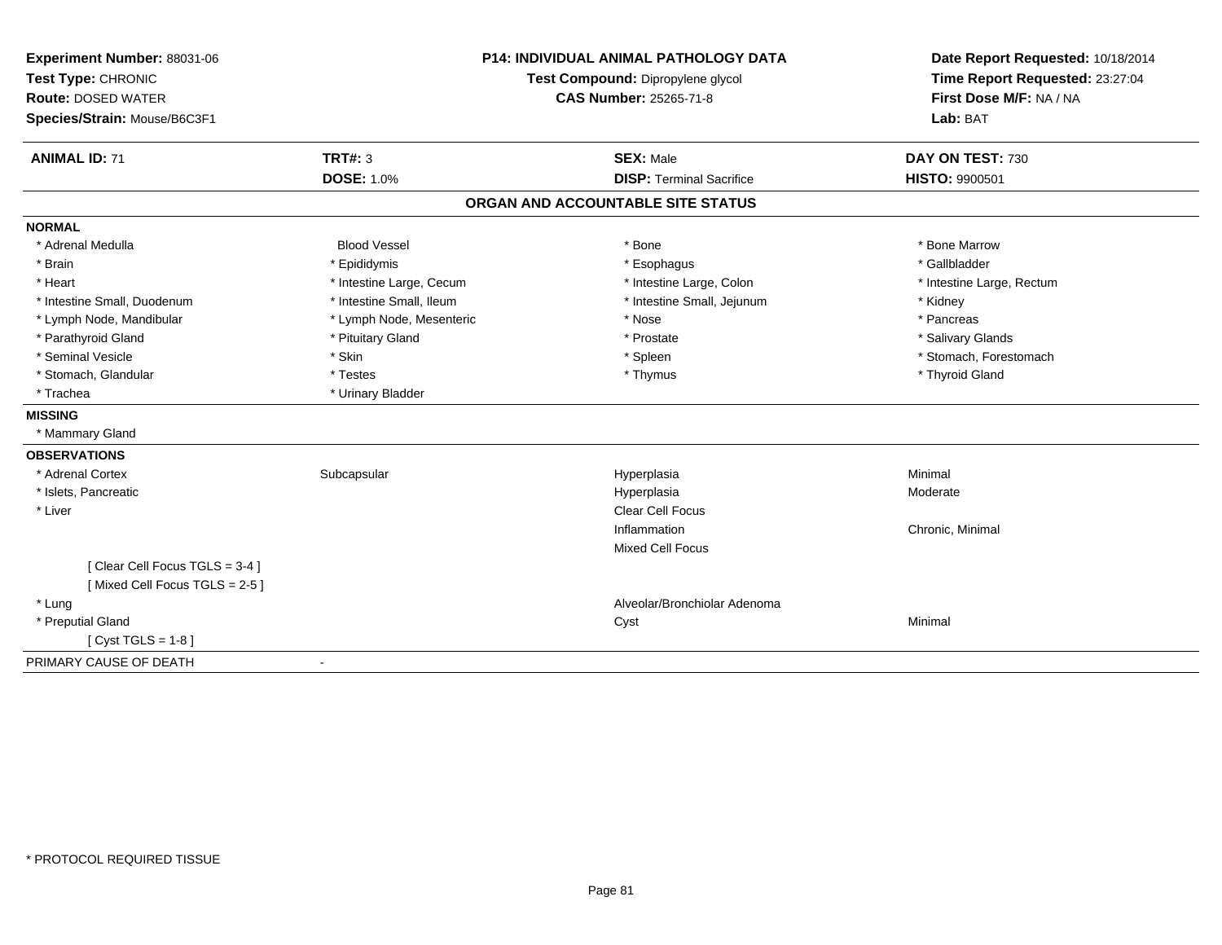**Experiment Number:** 88031-06
**Test Type:** CHRONIC
**Route:** DOSED WATER
**Species/Strain:** Mouse/B6C3F1

**P14: INDIVIDUAL ANIMAL PATHOLOGY DATA**
**Test Compound:** Dipropylene glycol
**CAS Number:** 25265-71-8

**Date Report Requested:** 10/18/2014
**Time Report Requested:** 23:27:04
**First Dose M/F:** NA / NA
**Lab:** BAT

| **ANIMAL ID:** 71 | **TRT#:** 3 | **SEX:** Male | **DAY ON TEST:** 730 |
|---|---|---|---|
| | **DOSE:** 1.0% | **DISP:** Terminal Sacrifice | **HISTO:** 9900501 |

## ORGAN AND ACCOUNTABLE SITE STATUS

**NORMAL**

| | | | |
|---|---|---|---|
| * Adrenal Medulla | Blood Vessel | * Bone | * Bone Marrow |
| * Brain | * Epididymis | * Esophagus | * Gallbladder |
| * Heart | * Intestine Large, Cecum | * Intestine Large, Colon | * Intestine Large, Rectum |
| * Intestine Small, Duodenum | * Intestine Small, Ileum | * Intestine Small, Jejunum | * Kidney |
| * Lymph Node, Mandibular | * Lymph Node, Mesenteric | * Nose | * Pancreas |
| * Parathyroid Gland | * Pituitary Gland | * Prostate | * Salivary Glands |
| * Seminal Vesicle | * Skin | * Spleen | * Stomach, Forestomach |
| * Stomach, Glandular | * Testes | * Thymus | * Thyroid Gland |
| * Trachea | * Urinary Bladder | | |

**MISSING**

* Mammary Gland

**OBSERVATIONS**

| | | | |
|---|---|---|---|
| * Adrenal Cortex | Subcapsular | Hyperplasia | Minimal |
| * Islets, Pancreatic | | Hyperplasia | Moderate |
| * Liver | | Clear Cell Focus | |
| | | Inflammation | Chronic, Minimal |
| | | Mixed Cell Focus | |
| [ Clear Cell Focus TGLS = 3-4 ] | | | |
| [ Mixed Cell Focus TGLS = 2-5 ] | | | |
| * Lung | | Alveolar/Bronchiolar Adenoma | |
| * Preputial Gland | | Cyst | Minimal |
| [ Cyst TGLS = 1-8 ] | | | |

PRIMARY CAUSE OF DEATH -

* PROTOCOL REQUIRED TISSUE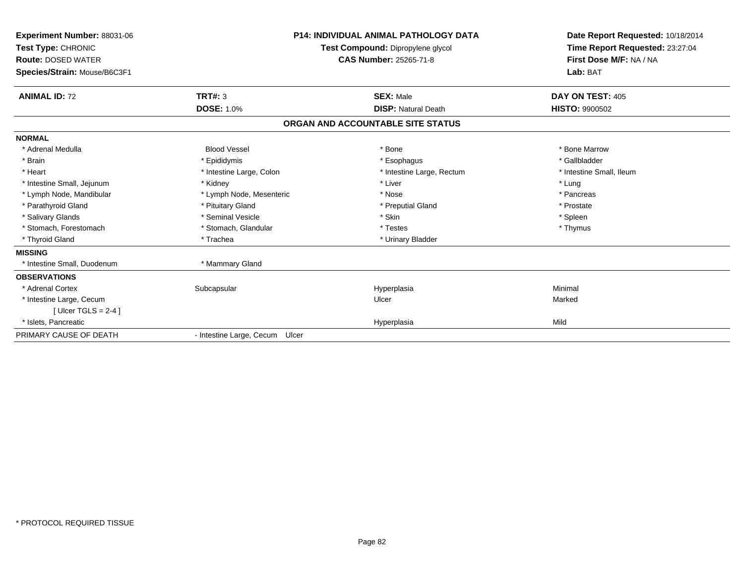**Experiment Number:** 88031-06
**Test Type:** CHRONIC
**Route:** DOSED WATER
**Species/Strain:** Mouse/B6C3F1

**P14: INDIVIDUAL ANIMAL PATHOLOGY DATA**
**Test Compound:** Dipropylene glycol
**CAS Number:** 25265-71-8

**Date Report Requested:** 10/18/2014
**Time Report Requested:** 23:27:04
**First Dose M/F:** NA / NA
**Lab:** BAT

| **ANIMAL ID:** 72 | **TRT#:** 3 | **SEX:** Male | **DAY ON TEST:** 405 |
|---|---|---|---|
| | **DOSE:** 1.0% | **DISP:** Natural Death | **HISTO:** 9900502 |

## ORGAN AND ACCOUNTABLE SITE STATUS

| | | | |
|---|---|---|---|
| **NORMAL** | | | |
| * Adrenal Medulla | Blood Vessel | * Bone | * Bone Marrow |
| * Brain | * Epididymis | * Esophagus | * Gallbladder |
| * Heart | * Intestine Large, Colon | * Intestine Large, Rectum | * Intestine Small, Ileum |
| * Intestine Small, Jejunum | * Kidney | * Liver | * Lung |
| * Lymph Node, Mandibular | * Lymph Node, Mesenteric | * Nose | * Pancreas |
| * Parathyroid Gland | * Pituitary Gland | * Preputial Gland | * Prostate |
| * Salivary Glands | * Seminal Vesicle | * Skin | * Spleen |
| * Stomach, Forestomach | * Stomach, Glandular | * Testes | * Thymus |
| * Thyroid Gland | * Trachea | * Urinary Bladder | |
| **MISSING** | | | |
| * Intestine Small, Duodenum | * Mammary Gland | | |
| **OBSERVATIONS** | | | |
| * Adrenal Cortex | Subcapsular | Hyperplasia | Minimal |
| * Intestine Large, Cecum | | Ulcer | Marked |
| [ Ulcer TGLS = 2-4 ] | | | |
| * Islets, Pancreatic | | Hyperplasia | Mild |
| PRIMARY CAUSE OF DEATH | - Intestine Large, Cecum Ulcer | | |

* PROTOCOL REQUIRED TISSUE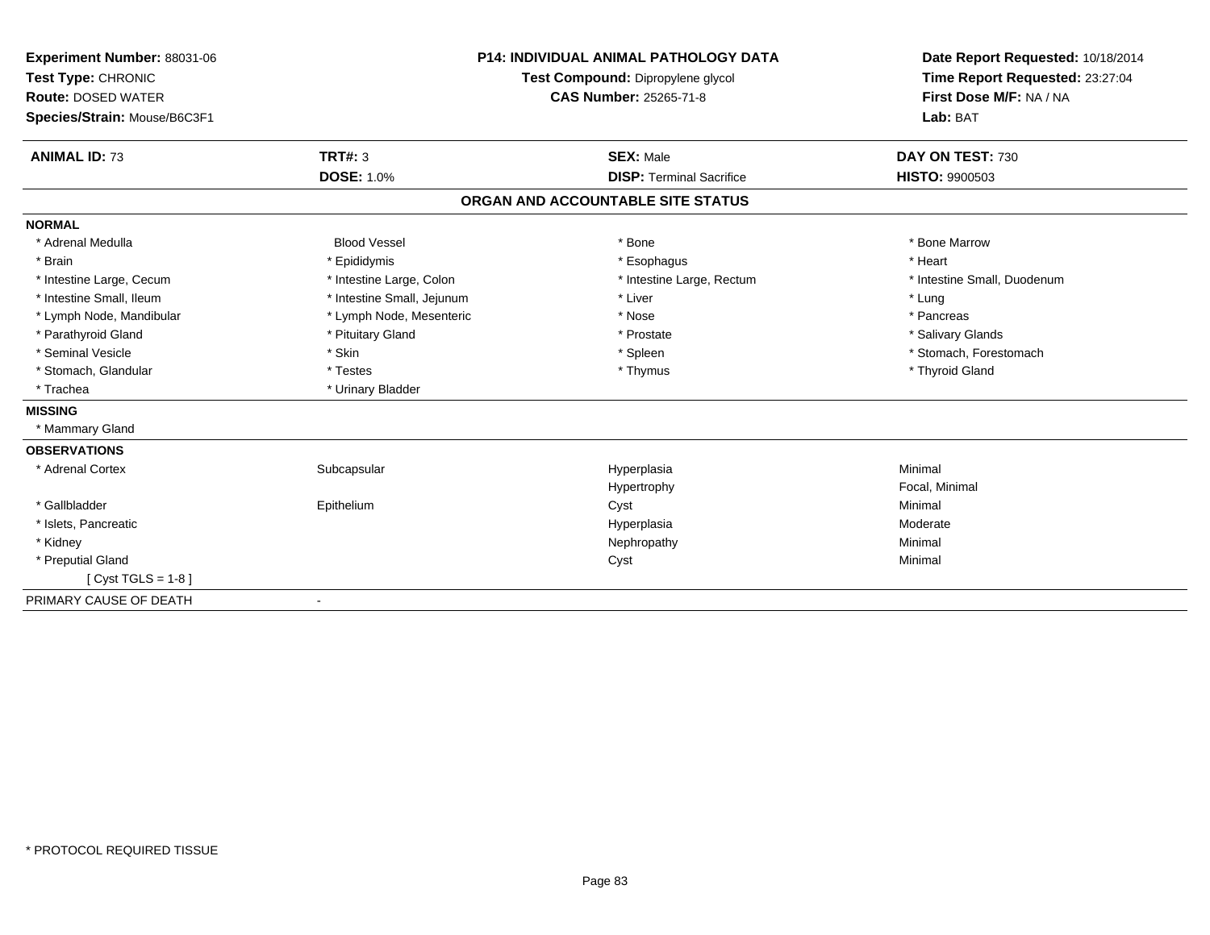**Experiment Number:** 88031-06
**Test Type:** CHRONIC
**Route:** DOSED WATER
**Species/Strain:** Mouse/B6C3F1

**P14: INDIVIDUAL ANIMAL PATHOLOGY DATA**
**Test Compound:** Dipropylene glycol
**CAS Number:** 25265-71-8

**Date Report Requested:** 10/18/2014
**Time Report Requested:** 23:27:04
**First Dose M/F:** NA / NA
**Lab:** BAT

| **ANIMAL ID:** 73 | **TRT#:** 3 | **SEX:** Male | **DAY ON TEST:** 730 |
|---|---|---|---|
| | **DOSE:** 1.0% | **DISP:** Terminal Sacrifice | **HISTO:** 9900503 |

## ORGAN AND ACCOUNTABLE SITE STATUS

**NORMAL**

| | | | |
|---|---|---|---|
| * Adrenal Medulla | Blood Vessel | * Bone | * Bone Marrow |
| * Brain | * Epididymis | * Esophagus | * Heart |
| * Intestine Large, Cecum | * Intestine Large, Colon | * Intestine Large, Rectum | * Intestine Small, Duodenum |
| * Intestine Small, Ileum | * Intestine Small, Jejunum | * Liver | * Lung |
| * Lymph Node, Mandibular | * Lymph Node, Mesenteric | * Nose | * Pancreas |
| * Parathyroid Gland | * Pituitary Gland | * Prostate | * Salivary Glands |
| * Seminal Vesicle | * Skin | * Spleen | * Stomach, Forestomach |
| * Stomach, Glandular | * Testes | * Thymus | * Thyroid Gland |
| * Trachea | * Urinary Bladder | | |

**MISSING**

* Mammary Gland

**OBSERVATIONS**

| | | | |
|---|---|---|---|
| * Adrenal Cortex | Subcapsular | Hyperplasia | Minimal |
| | | Hypertrophy | Focal, Minimal |
| * Gallbladder | Epithelium | Cyst | Minimal |
| * Islets, Pancreatic | | Hyperplasia | Moderate |
| * Kidney | | Nephropathy | Minimal |
| * Preputial Gland | | Cyst | Minimal |
| [ Cyst TGLS = 1-8 ] | | | |

PRIMARY CAUSE OF DEATH -

\* PROTOCOL REQUIRED TISSUE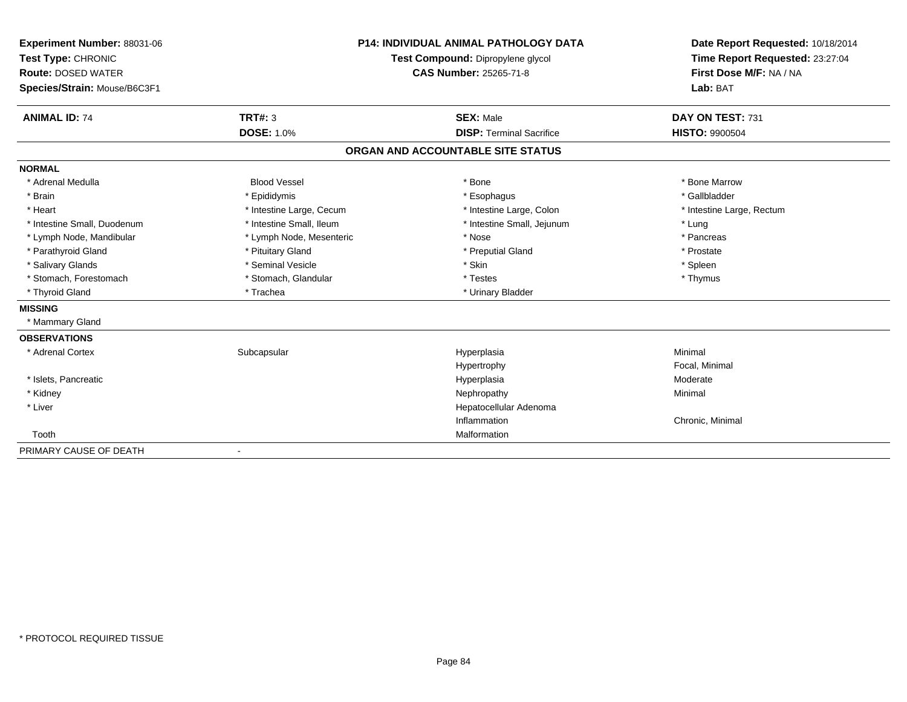**Experiment Number:** 88031-06
**Test Type:** CHRONIC
**Route:** DOSED WATER
**Species/Strain:** Mouse/B6C3F1

**P14: INDIVIDUAL ANIMAL PATHOLOGY DATA**
**Test Compound:** Dipropylene glycol
**CAS Number:** 25265-71-8

**Date Report Requested:** 10/18/2014
**Time Report Requested:** 23:27:04
**First Dose M/F:** NA / NA
**Lab:** BAT

| **ANIMAL ID:** 74 | **TRT#:** 3 | **SEX:** Male | **DAY ON TEST:** 731 |
|---|---|---|---|
| | **DOSE:** 1.0% | **DISP:** Terminal Sacrifice | **HISTO:** 9900504 |

## ORGAN AND ACCOUNTABLE SITE STATUS

**NORMAL**

| | | | |
|---|---|---|---|
| * Adrenal Medulla | Blood Vessel | * Bone | * Bone Marrow |
| * Brain | * Epididymis | * Esophagus | * Gallbladder |
| * Heart | * Intestine Large, Cecum | * Intestine Large, Colon | * Intestine Large, Rectum |
| * Intestine Small, Duodenum | * Intestine Small, Ileum | * Intestine Small, Jejunum | * Lung |
| * Lymph Node, Mandibular | * Lymph Node, Mesenteric | * Nose | * Pancreas |
| * Parathyroid Gland | * Pituitary Gland | * Preputial Gland | * Prostate |
| * Salivary Glands | * Seminal Vesicle | * Skin | * Spleen |
| * Stomach, Forestomach | * Stomach, Glandular | * Testes | * Thymus |
| * Thyroid Gland | * Trachea | * Urinary Bladder | |

**MISSING**

* Mammary Gland

**OBSERVATIONS**

| | | | |
|---|---|---|---|
| * Adrenal Cortex | Subcapsular | Hyperplasia | Minimal |
| | | Hypertrophy | Focal, Minimal |
| * Islets, Pancreatic | | Hyperplasia | Moderate |
| * Kidney | | Nephropathy | Minimal |
| * Liver | | Hepatocellular Adenoma | |
| | | Inflammation | Chronic, Minimal |
| Tooth | | Malformation | |

PRIMARY CAUSE OF DEATH -

* PROTOCOL REQUIRED TISSUE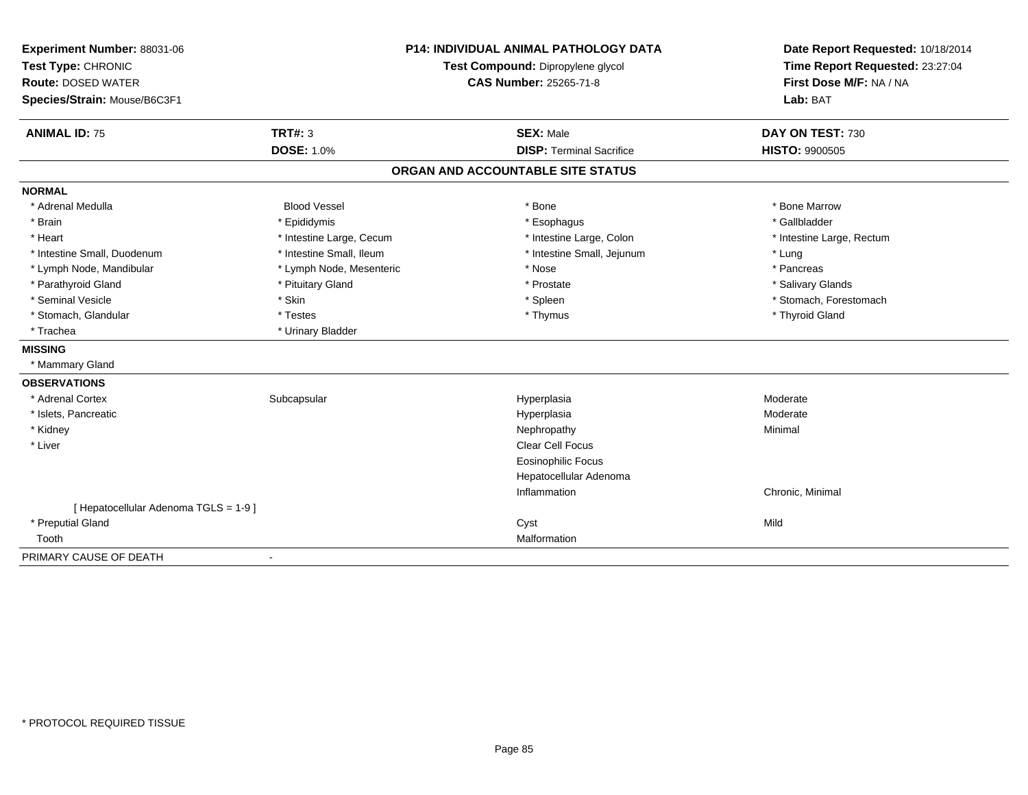**Experiment Number:** 88031-06
**Test Type:** CHRONIC
**Route:** DOSED WATER
**Species/Strain:** Mouse/B6C3F1

**P14: INDIVIDUAL ANIMAL PATHOLOGY DATA**
**Test Compound:** Dipropylene glycol
**CAS Number:** 25265-71-8

**Date Report Requested:** 10/18/2014
**Time Report Requested:** 23:27:04
**First Dose M/F:** NA / NA
**Lab:** BAT

| **ANIMAL ID:** 75 | **TRT#:** 3 | **SEX:** Male | **DAY ON TEST:** 730 |
|---|---|---|---|
| | **DOSE:** 1.0% | **DISP:** Terminal Sacrifice | **HISTO:** 9900505 |

## ORGAN AND ACCOUNTABLE SITE STATUS

**NORMAL**

| | | | |
|---|---|---|---|
| * Adrenal Medulla | Blood Vessel | * Bone | * Bone Marrow |
| * Brain | * Epididymis | * Esophagus | * Gallbladder |
| * Heart | * Intestine Large, Cecum | * Intestine Large, Colon | * Intestine Large, Rectum |
| * Intestine Small, Duodenum | * Intestine Small, Ileum | * Intestine Small, Jejunum | * Lung |
| * Lymph Node, Mandibular | * Lymph Node, Mesenteric | * Nose | * Pancreas |
| * Parathyroid Gland | * Pituitary Gland | * Prostate | * Salivary Glands |
| * Seminal Vesicle | * Skin | * Spleen | * Stomach, Forestomach |
| * Stomach, Glandular | * Testes | * Thymus | * Thyroid Gland |
| * Trachea | * Urinary Bladder | | |

**MISSING**

* Mammary Gland

**OBSERVATIONS**

| | | | |
|---|---|---|---|
| * Adrenal Cortex | Subcapsular | Hyperplasia | Moderate |
| * Islets, Pancreatic | | Hyperplasia | Moderate |
| * Kidney | | Nephropathy | Minimal |
| * Liver | | Clear Cell Focus | |
| | | Eosinophilic Focus | |
| | | Hepatocellular Adenoma | |
| | | Inflammation | Chronic, Minimal |
| [ Hepatocellular Adenoma TGLS = 1-9 ] | | | |
| * Preputial Gland | | Cyst | Mild |
| Tooth | | Malformation | |

PRIMARY CAUSE OF DEATH -

* PROTOCOL REQUIRED TISSUE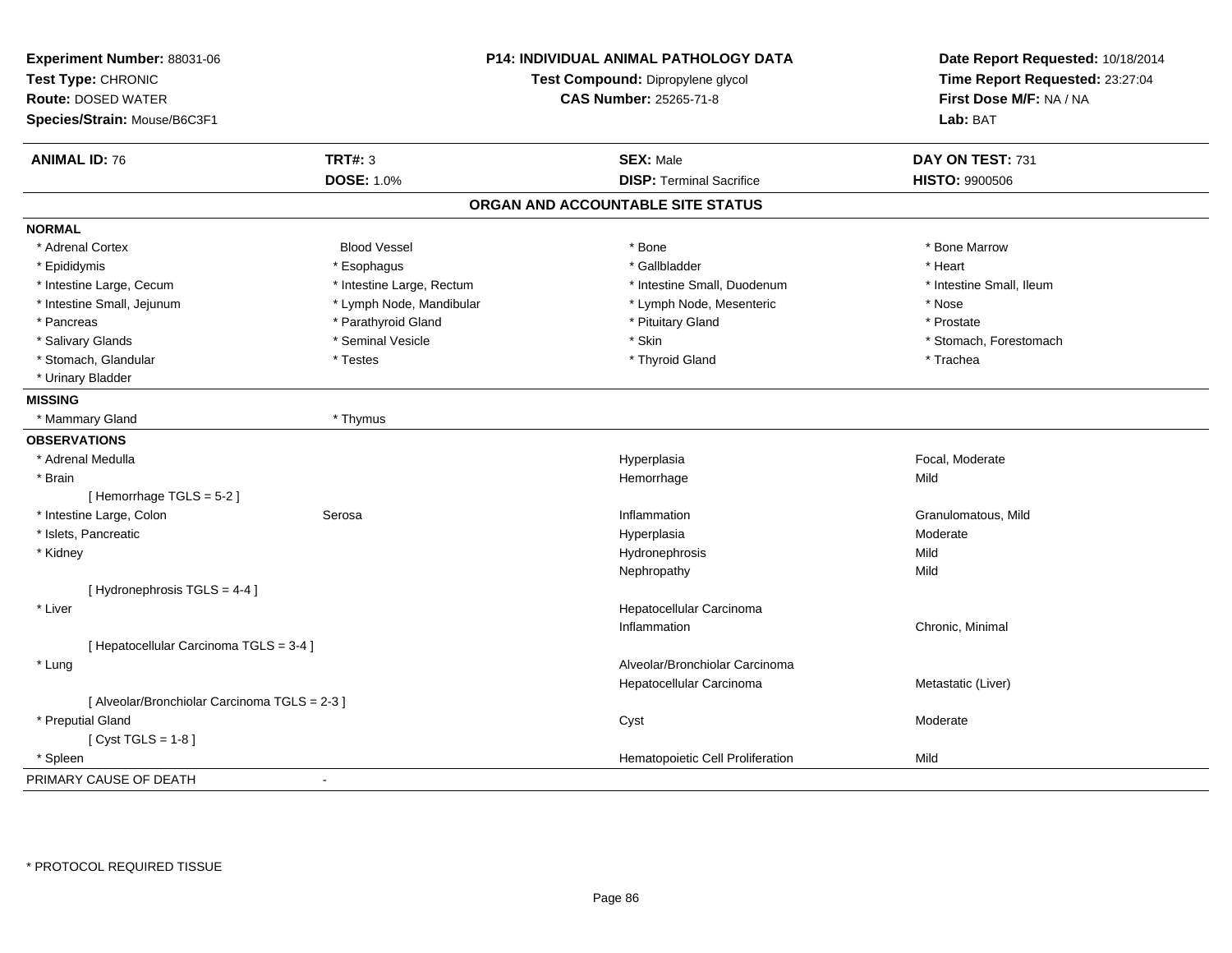**Experiment Number:** 88031-06
**Test Type:** CHRONIC
**Route:** DOSED WATER
**Species/Strain:** Mouse/B6C3F1

**P14: INDIVIDUAL ANIMAL PATHOLOGY DATA**
**Test Compound:** Dipropylene glycol
**CAS Number:** 25265-71-8

**Date Report Requested:** 10/18/2014
**Time Report Requested:** 23:27:04
**First Dose M/F:** NA / NA
**Lab:** BAT

| **ANIMAL ID:** 76 | **TRT#:** 3 | **SEX:** Male | **DAY ON TEST:** 731 |
|---|---|---|---|
| | **DOSE:** 1.0% | **DISP:** Terminal Sacrifice | **HISTO:** 9900506 |

## ORGAN AND ACCOUNTABLE SITE STATUS

**NORMAL**

| | | | |
|---|---|---|---|
| * Adrenal Cortex | Blood Vessel | * Bone | * Bone Marrow |
| * Epididymis | * Esophagus | * Gallbladder | * Heart |
| * Intestine Large, Cecum | * Intestine Large, Rectum | * Intestine Small, Duodenum | * Intestine Small, Ileum |
| * Intestine Small, Jejunum | * Lymph Node, Mandibular | * Lymph Node, Mesenteric | * Nose |
| * Pancreas | * Parathyroid Gland | * Pituitary Gland | * Prostate |
| * Salivary Glands | * Seminal Vesicle | * Skin | * Stomach, Forestomach |
| * Stomach, Glandular | * Testes | * Thyroid Gland | * Trachea |
| * Urinary Bladder | | | |

**MISSING**

| | |
|---|---|
| * Mammary Gland | * Thymus |

**OBSERVATIONS**

| Organ | Site | Observation | Qualifier |
|---|---|---|---|
| * Adrenal Medulla | | Hyperplasia | Focal, Moderate |
| * Brain | | Hemorrhage | Mild |
| [ Hemorrhage TGLS = 5-2 ] | | | |
| * Intestine Large, Colon | Serosa | Inflammation | Granulomatous, Mild |
| * Islets, Pancreatic | | Hyperplasia | Moderate |
| * Kidney | | Hydronephrosis | Mild |
| | | Nephropathy | Mild |
| [ Hydronephrosis TGLS = 4-4 ] | | | |
| * Liver | | Hepatocellular Carcinoma | |
| | | Inflammation | Chronic, Minimal |
| [ Hepatocellular Carcinoma TGLS = 3-4 ] | | | |
| * Lung | | Alveolar/Bronchiolar Carcinoma | |
| | | Hepatocellular Carcinoma | Metastatic (Liver) |
| [ Alveolar/Bronchiolar Carcinoma TGLS = 2-3 ] | | | |
| * Preputial Gland | | Cyst | Moderate |
| [ Cyst TGLS = 1-8 ] | | | |
| * Spleen | | Hematopoietic Cell Proliferation | Mild |

PRIMARY CAUSE OF DEATH -

* PROTOCOL REQUIRED TISSUE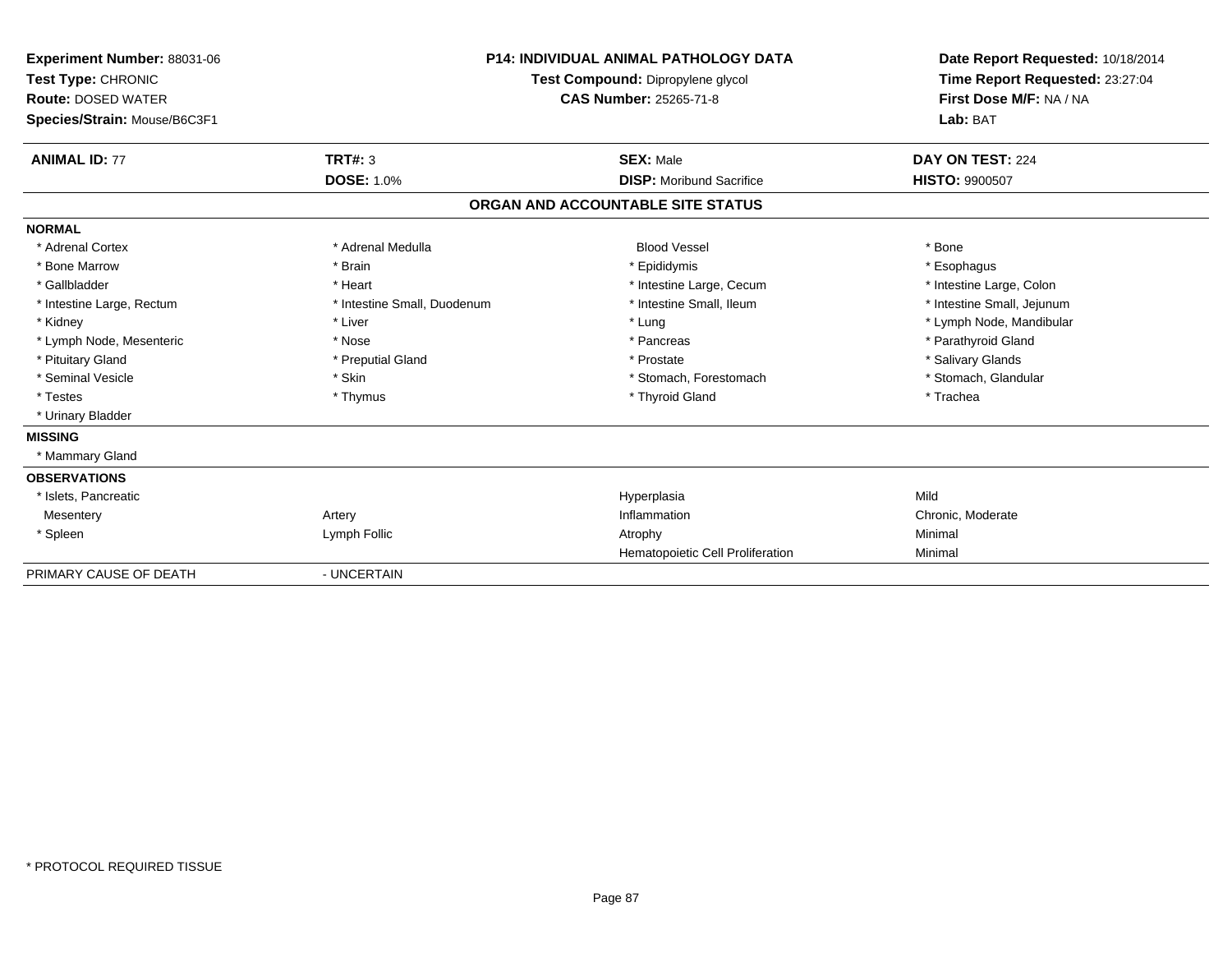**Experiment Number:** 88031-06
**Test Type:** CHRONIC
**Route:** DOSED WATER
**Species/Strain:** Mouse/B6C3F1

**P14: INDIVIDUAL ANIMAL PATHOLOGY DATA**
**Test Compound:** Dipropylene glycol
**CAS Number:** 25265-71-8

**Date Report Requested:** 10/18/2014
**Time Report Requested:** 23:27:04
**First Dose M/F:** NA / NA
**Lab:** BAT

| **ANIMAL ID:** 77 | **TRT#:** 3 | **SEX:** Male | **DAY ON TEST:** 224 |
|---|---|---|---|
| | **DOSE:** 1.0% | **DISP:** Moribund Sacrifice | **HISTO:** 9900507 |

## ORGAN AND ACCOUNTABLE SITE STATUS

| | | | |
|---|---|---|---|
| **NORMAL** | | | |
| * Adrenal Cortex | * Adrenal Medulla | Blood Vessel | * Bone |
| * Bone Marrow | * Brain | * Epididymis | * Esophagus |
| * Gallbladder | * Heart | * Intestine Large, Cecum | * Intestine Large, Colon |
| * Intestine Large, Rectum | * Intestine Small, Duodenum | * Intestine Small, Ileum | * Intestine Small, Jejunum |
| * Kidney | * Liver | * Lung | * Lymph Node, Mandibular |
| * Lymph Node, Mesenteric | * Nose | * Pancreas | * Parathyroid Gland |
| * Pituitary Gland | * Preputial Gland | * Prostate | * Salivary Glands |
| * Seminal Vesicle | * Skin | * Stomach, Forestomach | * Stomach, Glandular |
| * Testes | * Thymus | * Thyroid Gland | * Trachea |
| * Urinary Bladder | | | |
| **MISSING** | | | |
| * Mammary Gland | | | |
| **OBSERVATIONS** | | | |
| * Islets, Pancreatic | | Hyperplasia | Mild |
| Mesentery | Artery | Inflammation | Chronic, Moderate |
| * Spleen | Lymph Follic | Atrophy | Minimal |
| | | Hematopoietic Cell Proliferation | Minimal |
| PRIMARY CAUSE OF DEATH | - UNCERTAIN | | |

\* PROTOCOL REQUIRED TISSUE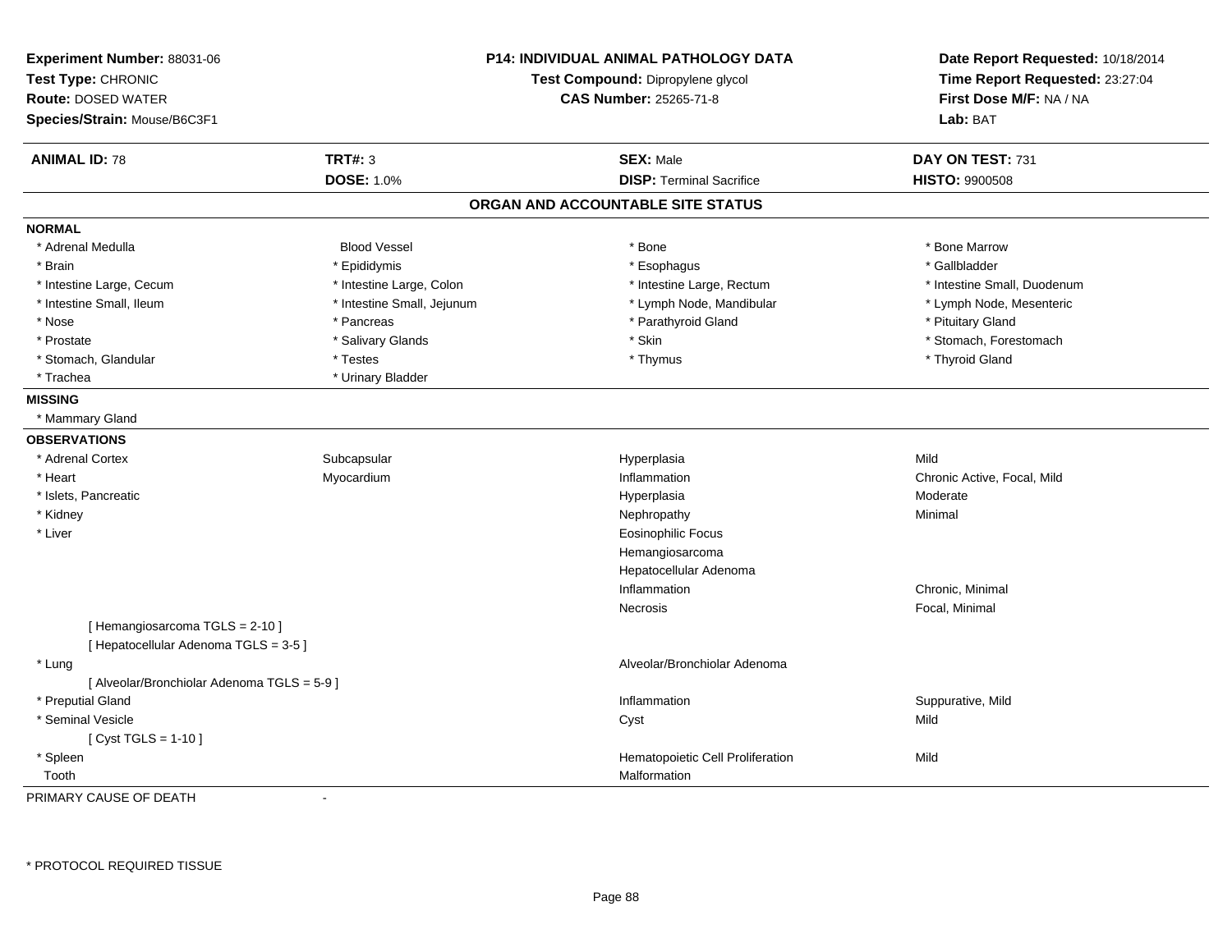**Experiment Number:** 88031-06
**Test Type:** CHRONIC
**Route:** DOSED WATER
**Species/Strain:** Mouse/B6C3F1

**P14: INDIVIDUAL ANIMAL PATHOLOGY DATA**
**Test Compound:** Dipropylene glycol
**CAS Number:** 25265-71-8

**Date Report Requested:** 10/18/2014
**Time Report Requested:** 23:27:04
**First Dose M/F:** NA / NA
**Lab:** BAT

| **ANIMAL ID:** 78 | **TRT#:** 3 | **SEX:** Male | **DAY ON TEST:** 731 |
|---|---|---|---|
| | **DOSE:** 1.0% | **DISP:** Terminal Sacrifice | **HISTO:** 9900508 |

## ORGAN AND ACCOUNTABLE SITE STATUS

**NORMAL**

| | | | |
|---|---|---|---|
| * Adrenal Medulla | Blood Vessel | * Bone | * Bone Marrow |
| * Brain | * Epididymis | * Esophagus | * Gallbladder |
| * Intestine Large, Cecum | * Intestine Large, Colon | * Intestine Large, Rectum | * Intestine Small, Duodenum |
| * Intestine Small, Ileum | * Intestine Small, Jejunum | * Lymph Node, Mandibular | * Lymph Node, Mesenteric |
| * Nose | * Pancreas | * Parathyroid Gland | * Pituitary Gland |
| * Prostate | * Salivary Glands | * Skin | * Stomach, Forestomach |
| * Stomach, Glandular | * Testes | * Thymus | * Thyroid Gland |
| * Trachea | * Urinary Bladder | | |

**MISSING**

* Mammary Gland

**OBSERVATIONS**

| | | | |
|---|---|---|---|
| * Adrenal Cortex | Subcapsular | Hyperplasia | Mild |
| * Heart | Myocardium | Inflammation | Chronic Active, Focal, Mild |
| * Islets, Pancreatic | | Hyperplasia | Moderate |
| * Kidney | | Nephropathy | Minimal |
| * Liver | | Eosinophilic Focus | |
| | | Hemangiosarcoma | |
| | | Hepatocellular Adenoma | |
| | | Inflammation | Chronic, Minimal |
| | | Necrosis | Focal, Minimal |
| [ Hemangiosarcoma TGLS = 2-10 ] | | | |
| [ Hepatocellular Adenoma TGLS = 3-5 ] | | | |
| * Lung | | Alveolar/Bronchiolar Adenoma | |
| [ Alveolar/Bronchiolar Adenoma TGLS = 5-9 ] | | | |
| * Preputial Gland | | Inflammation | Suppurative, Mild |
| * Seminal Vesicle | | Cyst | Mild |
| [ Cyst TGLS = 1-10 ] | | | |
| * Spleen | | Hematopoietic Cell Proliferation | Mild |
| Tooth | | Malformation | |

PRIMARY CAUSE OF DEATH -

* PROTOCOL REQUIRED TISSUE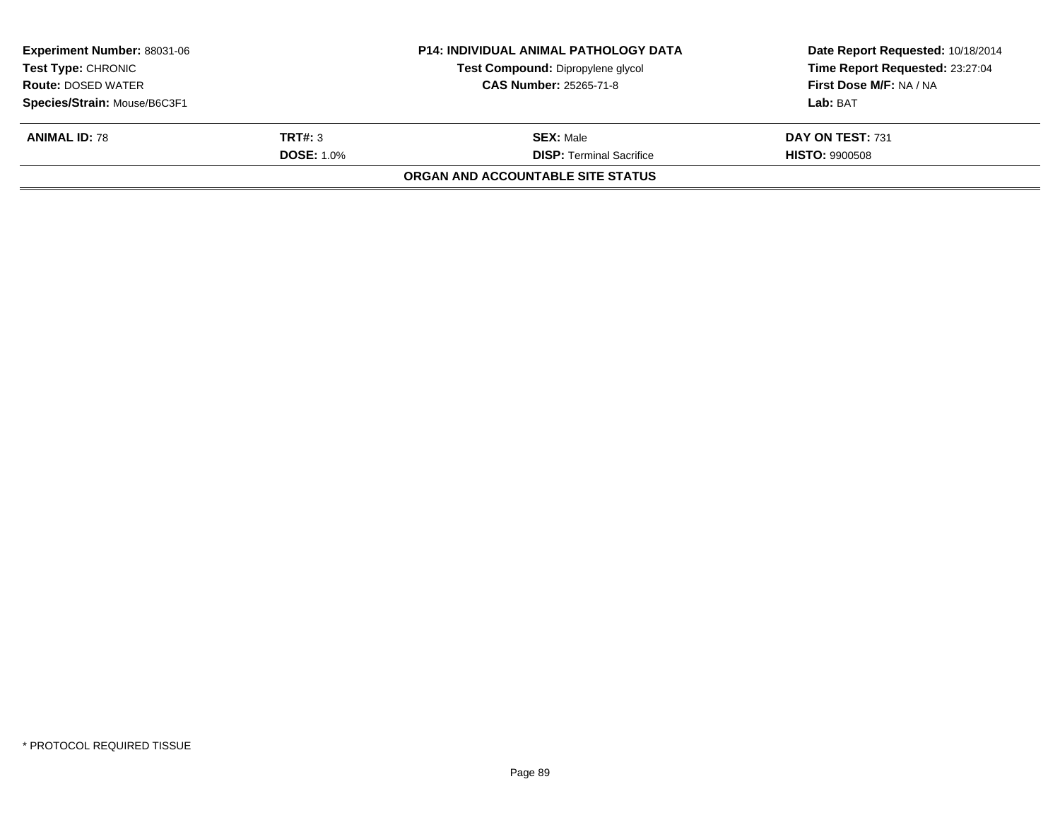| **Experiment Number:** 88031-06 | **P14: INDIVIDUAL ANIMAL PATHOLOGY DATA** | **Date Report Requested:** 10/18/2014 |
|---|---|---|
| **Test Type:** CHRONIC | **Test Compound:** Dipropylene glycol | **Time Report Requested:** 23:27:04 |
| **Route:** DOSED WATER | **CAS Number:** 25265-71-8 | **First Dose M/F:** NA / NA |
| **Species/Strain:** Mouse/B6C3F1 | | **Lab:** BAT |

| **ANIMAL ID:** 78 | **TRT#:** 3 | **SEX:** Male | **DAY ON TEST:** 731 |
|---|---|---|---|
| | **DOSE:** 1.0% | **DISP:** Terminal Sacrifice | **HISTO:** 9900508 |

**ORGAN AND ACCOUNTABLE SITE STATUS**

\* PROTOCOL REQUIRED TISSUE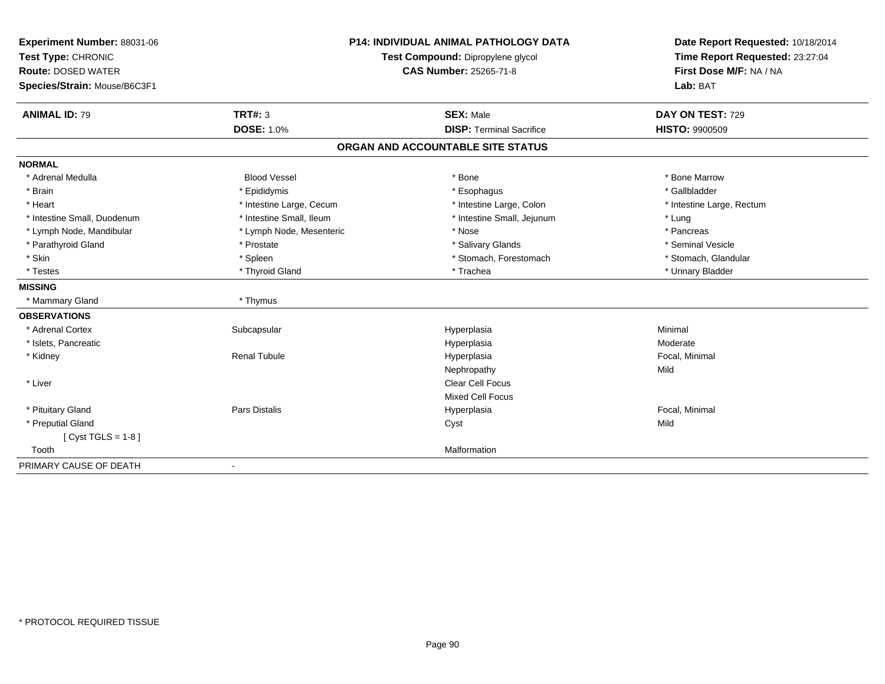**Experiment Number:** 88031-06
**Test Type:** CHRONIC
**Route:** DOSED WATER
**Species/Strain:** Mouse/B6C3F1

**P14: INDIVIDUAL ANIMAL PATHOLOGY DATA**
**Test Compound:** Dipropylene glycol
**CAS Number:** 25265-71-8

**Date Report Requested:** 10/18/2014
**Time Report Requested:** 23:27:04
**First Dose M/F:** NA / NA
**Lab:** BAT

| **ANIMAL ID:** 79 | **TRT#:** 3 | **SEX:** Male | **DAY ON TEST:** 729 |
|---|---|---|---|
| | **DOSE:** 1.0% | **DISP:** Terminal Sacrifice | **HISTO:** 9900509 |

## ORGAN AND ACCOUNTABLE SITE STATUS

| | | | |
|---|---|---|---|
| **NORMAL** | | | |
| * Adrenal Medulla | Blood Vessel | * Bone | * Bone Marrow |
| * Brain | * Epididymis | * Esophagus | * Gallbladder |
| * Heart | * Intestine Large, Cecum | * Intestine Large, Colon | * Intestine Large, Rectum |
| * Intestine Small, Duodenum | * Intestine Small, Ileum | * Intestine Small, Jejunum | * Lung |
| * Lymph Node, Mandibular | * Lymph Node, Mesenteric | * Nose | * Pancreas |
| * Parathyroid Gland | * Prostate | * Salivary Glands | * Seminal Vesicle |
| * Skin | * Spleen | * Stomach, Forestomach | * Stomach, Glandular |
| * Testes | * Thyroid Gland | * Trachea | * Urinary Bladder |
| **MISSING** | | | |
| * Mammary Gland | * Thymus | | |
| **OBSERVATIONS** | | | |
| * Adrenal Cortex | Subcapsular | Hyperplasia | Minimal |
| * Islets, Pancreatic | | Hyperplasia | Moderate |
| * Kidney | Renal Tubule | Hyperplasia | Focal, Minimal |
| | | Nephropathy | Mild |
| * Liver | | Clear Cell Focus | |
| | | Mixed Cell Focus | |
| * Pituitary Gland | Pars Distalis | Hyperplasia | Focal, Minimal |
| * Preputial Gland | | Cyst | Mild |
| [ Cyst TGLS = 1-8 ] | | | |
| Tooth | | Malformation | |
| PRIMARY CAUSE OF DEATH | - | | |

* PROTOCOL REQUIRED TISSUE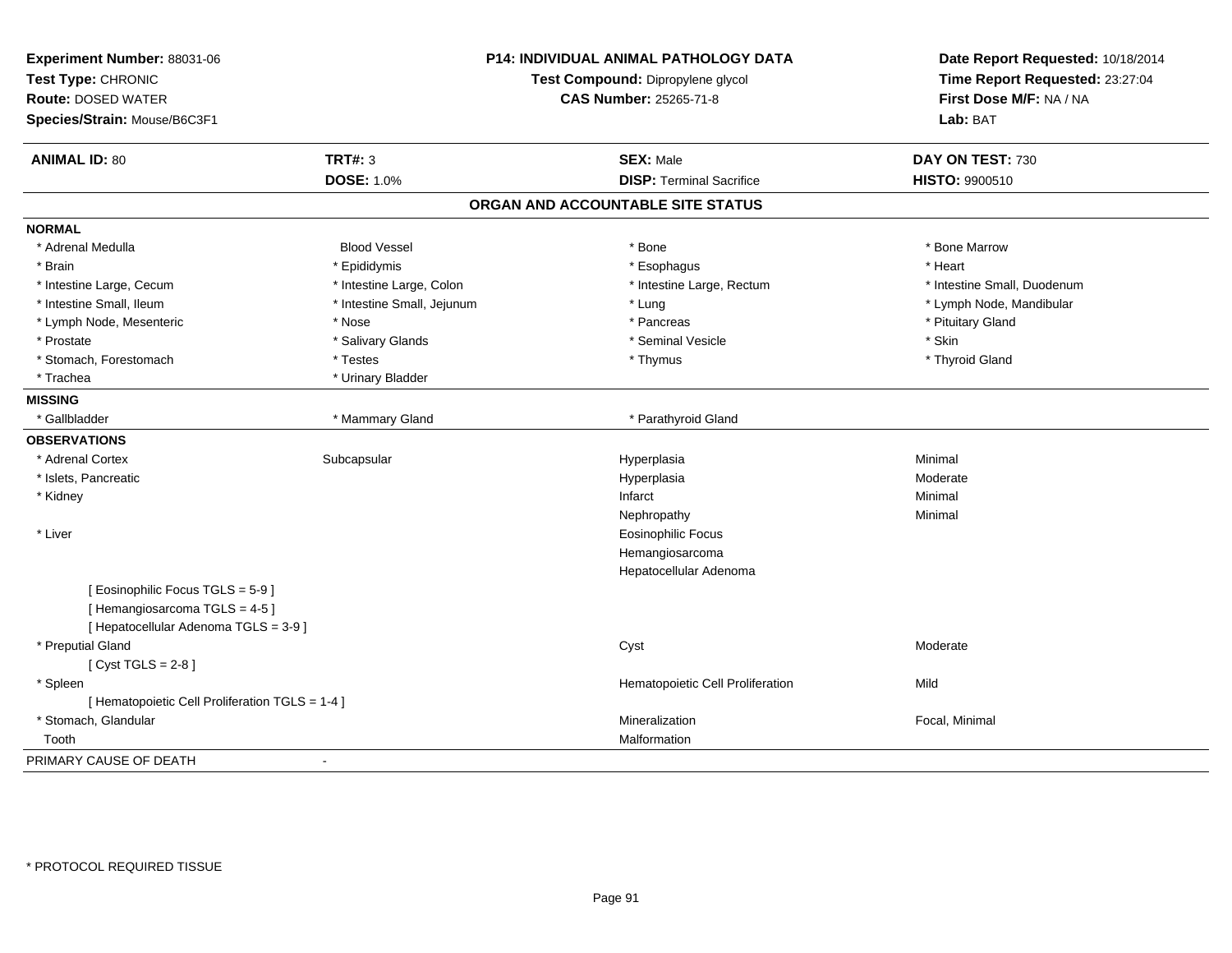**Experiment Number:** 88031-06
**Test Type:** CHRONIC
**Route:** DOSED WATER
**Species/Strain:** Mouse/B6C3F1

**P14: INDIVIDUAL ANIMAL PATHOLOGY DATA**
**Test Compound:** Dipropylene glycol
**CAS Number:** 25265-71-8

**Date Report Requested:** 10/18/2014
**Time Report Requested:** 23:27:04
**First Dose M/F:** NA / NA
**Lab:** BAT

| **ANIMAL ID:** 80 | **TRT#:** 3 | **SEX:** Male | **DAY ON TEST:** 730 |
|---|---|---|---|
| | **DOSE:** 1.0% | **DISP:** Terminal Sacrifice | **HISTO:** 9900510 |

## ORGAN AND ACCOUNTABLE SITE STATUS

**NORMAL**

| | | | |
|---|---|---|---|
| * Adrenal Medulla | Blood Vessel | * Bone | * Bone Marrow |
| * Brain | * Epididymis | * Esophagus | * Heart |
| * Intestine Large, Cecum | * Intestine Large, Colon | * Intestine Large, Rectum | * Intestine Small, Duodenum |
| * Intestine Small, Ileum | * Intestine Small, Jejunum | * Lung | * Lymph Node, Mandibular |
| * Lymph Node, Mesenteric | * Nose | * Pancreas | * Pituitary Gland |
| * Prostate | * Salivary Glands | * Seminal Vesicle | * Skin |
| * Stomach, Forestomach | * Testes | * Thymus | * Thyroid Gland |
| * Trachea | * Urinary Bladder | | |

**MISSING**

| | | |
|---|---|---|
| * Gallbladder | * Mammary Gland | * Parathyroid Gland |

**OBSERVATIONS**

| | | | |
|---|---|---|---|
| * Adrenal Cortex | Subcapsular | Hyperplasia | Minimal |
| * Islets, Pancreatic | | Hyperplasia | Moderate |
| * Kidney | | Infarct | Minimal |
| | | Nephropathy | Minimal |
| * Liver | | Eosinophilic Focus | |
| | | Hemangiosarcoma | |
| | | Hepatocellular Adenoma | |
| [ Eosinophilic Focus TGLS = 5-9 ] | | | |
| [ Hemangiosarcoma TGLS = 4-5 ] | | | |
| [ Hepatocellular Adenoma TGLS = 3-9 ] | | | |
| * Preputial Gland | | Cyst | Moderate |
| [ Cyst TGLS = 2-8 ] | | | |
| * Spleen | | Hematopoietic Cell Proliferation | Mild |
| [ Hematopoietic Cell Proliferation TGLS = 1-4 ] | | | |
| * Stomach, Glandular | | Mineralization | Focal, Minimal |
| Tooth | | Malformation | |

PRIMARY CAUSE OF DEATH -

* PROTOCOL REQUIRED TISSUE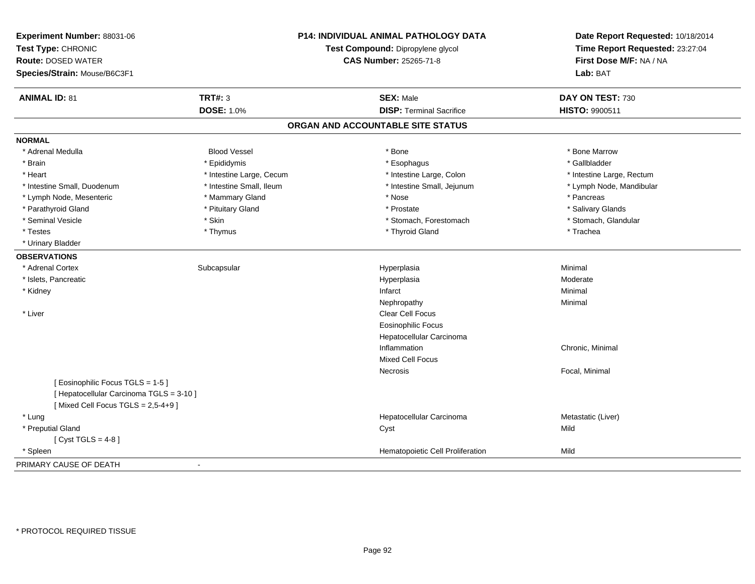**Experiment Number:** 88031-06
**Test Type:** CHRONIC
**Route:** DOSED WATER
**Species/Strain:** Mouse/B6C3F1

**P14: INDIVIDUAL ANIMAL PATHOLOGY DATA**
**Test Compound:** Dipropylene glycol
**CAS Number:** 25265-71-8

**Date Report Requested:** 10/18/2014
**Time Report Requested:** 23:27:04
**First Dose M/F:** NA / NA
**Lab:** BAT

| **ANIMAL ID:** 81 | **TRT#:** 3 | **SEX:** Male | **DAY ON TEST:** 730 |
|---|---|---|---|
| | **DOSE:** 1.0% | **DISP:** Terminal Sacrifice | **HISTO:** 9900511 |

## ORGAN AND ACCOUNTABLE SITE STATUS

**NORMAL**

| | | | |
|---|---|---|---|
| * Adrenal Medulla | Blood Vessel | * Bone | * Bone Marrow |
| * Brain | * Epididymis | * Esophagus | * Gallbladder |
| * Heart | * Intestine Large, Cecum | * Intestine Large, Colon | * Intestine Large, Rectum |
| * Intestine Small, Duodenum | * Intestine Small, Ileum | * Intestine Small, Jejunum | * Lymph Node, Mandibular |
| * Lymph Node, Mesenteric | * Mammary Gland | * Nose | * Pancreas |
| * Parathyroid Gland | * Pituitary Gland | * Prostate | * Salivary Glands |
| * Seminal Vesicle | * Skin | * Stomach, Forestomach | * Stomach, Glandular |
| * Testes | * Thymus | * Thyroid Gland | * Trachea |
| * Urinary Bladder | | | |

**OBSERVATIONS**

| | | | |
|---|---|---|---|
| * Adrenal Cortex | Subcapsular | Hyperplasia | Minimal |
| * Islets, Pancreatic | | Hyperplasia | Moderate |
| * Kidney | | Infarct | Minimal |
| | | Nephropathy | Minimal |
| * Liver | | Clear Cell Focus | |
| | | Eosinophilic Focus | |
| | | Hepatocellular Carcinoma | |
| | | Inflammation | Chronic, Minimal |
| | | Mixed Cell Focus | |
| | | Necrosis | Focal, Minimal |
| [ Eosinophilic Focus TGLS = 1-5 ] | | | |
| [ Hepatocellular Carcinoma TGLS = 3-10 ] | | | |
| [ Mixed Cell Focus TGLS = 2,5-4+9 ] | | | |
| * Lung | | Hepatocellular Carcinoma | Metastatic (Liver) |
| * Preputial Gland | | Cyst | Mild |
| [ Cyst TGLS = 4-8 ] | | | |
| * Spleen | | Hematopoietic Cell Proliferation | Mild |

PRIMARY CAUSE OF DEATH -

* PROTOCOL REQUIRED TISSUE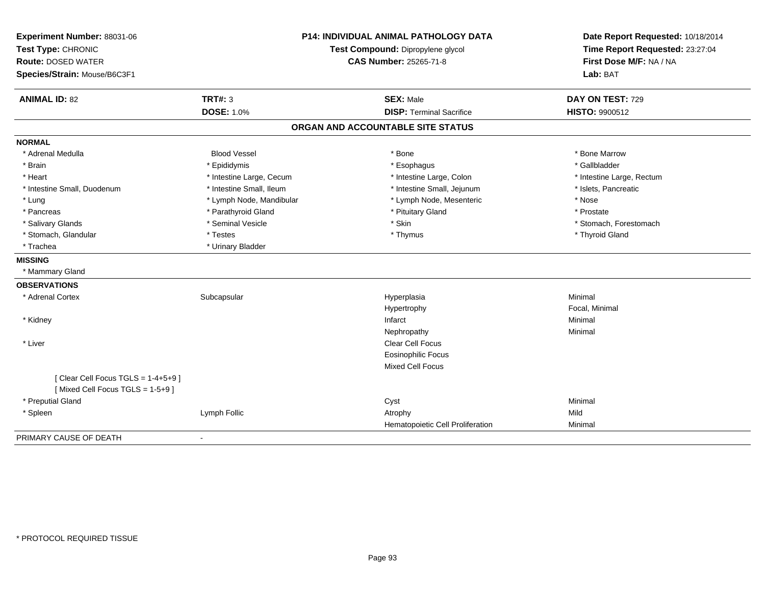**Experiment Number:** 88031-06
**Test Type:** CHRONIC
**Route:** DOSED WATER
**Species/Strain:** Mouse/B6C3F1

**P14: INDIVIDUAL ANIMAL PATHOLOGY DATA**
**Test Compound:** Dipropylene glycol
**CAS Number:** 25265-71-8

**Date Report Requested:** 10/18/2014
**Time Report Requested:** 23:27:04
**First Dose M/F:** NA / NA
**Lab:** BAT

| **ANIMAL ID:** 82 | **TRT#:** 3 | **SEX:** Male | **DAY ON TEST:** 729 |
|---|---|---|---|
| | **DOSE:** 1.0% | **DISP:** Terminal Sacrifice | **HISTO:** 9900512 |

## ORGAN AND ACCOUNTABLE SITE STATUS

**NORMAL**

| | | | |
|---|---|---|---|
| * Adrenal Medulla | Blood Vessel | * Bone | * Bone Marrow |
| * Brain | * Epididymis | * Esophagus | * Gallbladder |
| * Heart | * Intestine Large, Cecum | * Intestine Large, Colon | * Intestine Large, Rectum |
| * Intestine Small, Duodenum | * Intestine Small, Ileum | * Intestine Small, Jejunum | * Islets, Pancreatic |
| * Lung | * Lymph Node, Mandibular | * Lymph Node, Mesenteric | * Nose |
| * Pancreas | * Parathyroid Gland | * Pituitary Gland | * Prostate |
| * Salivary Glands | * Seminal Vesicle | * Skin | * Stomach, Forestomach |
| * Stomach, Glandular | * Testes | * Thymus | * Thyroid Gland |
| * Trachea | * Urinary Bladder | | |

**MISSING**

* Mammary Gland

**OBSERVATIONS**

| | | | |
|---|---|---|---|
| * Adrenal Cortex | Subcapsular | Hyperplasia | Minimal |
| | | Hypertrophy | Focal, Minimal |
| * Kidney | | Infarct | Minimal |
| | | Nephropathy | Minimal |
| * Liver | | Clear Cell Focus | |
| | | Eosinophilic Focus | |
| | | Mixed Cell Focus | |
| [ Clear Cell Focus TGLS = 1-4+5+9 ] | | | |
| [ Mixed Cell Focus TGLS = 1-5+9 ] | | | |
| * Preputial Gland | | Cyst | Minimal |
| * Spleen | Lymph Follic | Atrophy | Mild |
| | | Hematopoietic Cell Proliferation | Minimal |

PRIMARY CAUSE OF DEATH -

* PROTOCOL REQUIRED TISSUE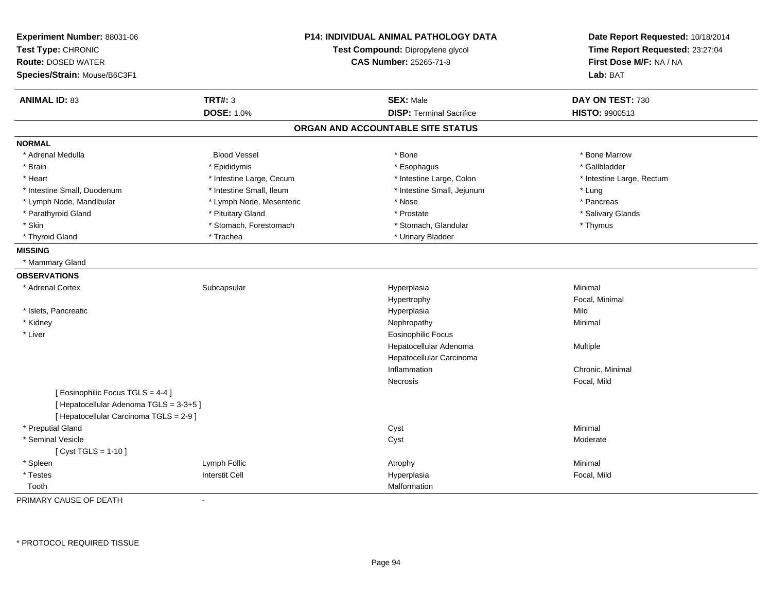**Experiment Number:** 88031-06
**Test Type:** CHRONIC
**Route:** DOSED WATER
**Species/Strain:** Mouse/B6C3F1

**P14: INDIVIDUAL ANIMAL PATHOLOGY DATA**
**Test Compound:** Dipropylene glycol
**CAS Number:** 25265-71-8

**Date Report Requested:** 10/18/2014
**Time Report Requested:** 23:27:04
**First Dose M/F:** NA / NA
**Lab:** BAT

| **ANIMAL ID:** 83 | **TRT#:** 3 | **SEX:** Male | **DAY ON TEST:** 730 |
|---|---|---|---|
| | **DOSE:** 1.0% | **DISP:** Terminal Sacrifice | **HISTO:** 9900513 |

## ORGAN AND ACCOUNTABLE SITE STATUS

**NORMAL**

| | | | |
|---|---|---|---|
| * Adrenal Medulla | Blood Vessel | * Bone | * Bone Marrow |
| * Brain | * Epididymis | * Esophagus | * Gallbladder |
| * Heart | * Intestine Large, Cecum | * Intestine Large, Colon | * Intestine Large, Rectum |
| * Intestine Small, Duodenum | * Intestine Small, Ileum | * Intestine Small, Jejunum | * Lung |
| * Lymph Node, Mandibular | * Lymph Node, Mesenteric | * Nose | * Pancreas |
| * Parathyroid Gland | * Pituitary Gland | * Prostate | * Salivary Glands |
| * Skin | * Stomach, Forestomach | * Stomach, Glandular | * Thymus |
| * Thyroid Gland | * Trachea | * Urinary Bladder | |

**MISSING**

* Mammary Gland

**OBSERVATIONS**

| | | | |
|---|---|---|---|
| * Adrenal Cortex | Subcapsular | Hyperplasia | Minimal |
| | | Hypertrophy | Focal, Minimal |
| * Islets, Pancreatic | | Hyperplasia | Mild |
| * Kidney | | Nephropathy | Minimal |
| * Liver | | Eosinophilic Focus | |
| | | Hepatocellular Adenoma | Multiple |
| | | Hepatocellular Carcinoma | |
| | | Inflammation | Chronic, Minimal |
| | | Necrosis | Focal, Mild |
| [ Eosinophilic Focus TGLS = 4-4 ] | | | |
| [ Hepatocellular Adenoma TGLS = 3-3+5 ] | | | |
| [ Hepatocellular Carcinoma TGLS = 2-9 ] | | | |
| * Preputial Gland | | Cyst | Minimal |
| * Seminal Vesicle | | Cyst | Moderate |
| [ Cyst TGLS = 1-10 ] | | | |
| * Spleen | Lymph Follic | Atrophy | Minimal |
| * Testes | Interstit Cell | Hyperplasia | Focal, Mild |
| Tooth | | Malformation | |

PRIMARY CAUSE OF DEATH -

* PROTOCOL REQUIRED TISSUE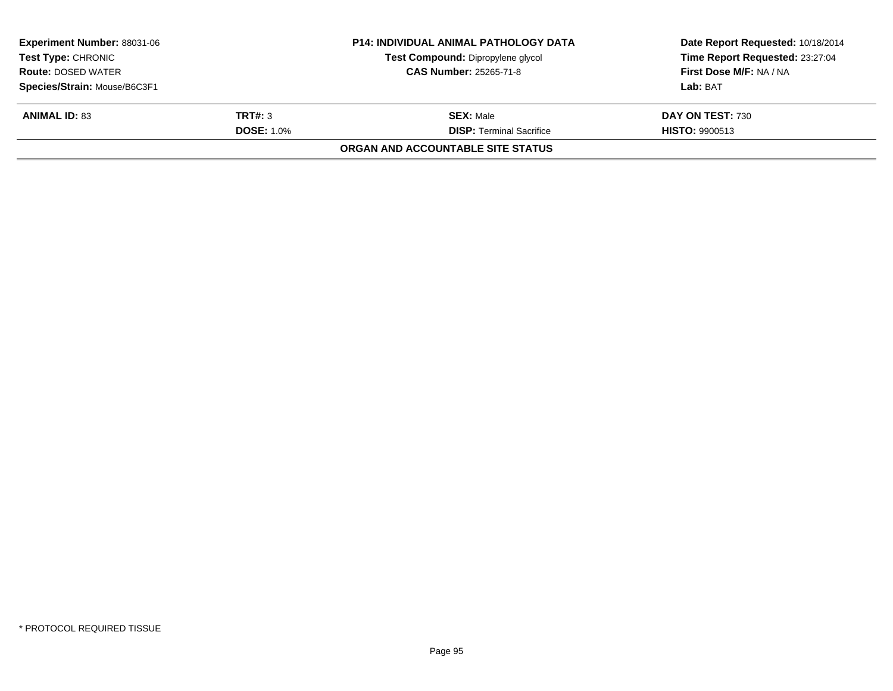**Experiment Number:** 88031-06
**Test Type:** CHRONIC
**Route:** DOSED WATER
**Species/Strain:** Mouse/B6C3F1

**P14: INDIVIDUAL ANIMAL PATHOLOGY DATA**
**Test Compound:** Dipropylene glycol
**CAS Number:** 25265-71-8

**Date Report Requested:** 10/18/2014
**Time Report Requested:** 23:27:04
**First Dose M/F:** NA / NA
**Lab:** BAT

| **ANIMAL ID:** 83 | **TRT#:** 3 | **SEX:** Male | **DAY ON TEST:** 730 |
|---|---|---|---|
| | **DOSE:** 1.0% | **DISP:** Terminal Sacrifice | **HISTO:** 9900513 |

**ORGAN AND ACCOUNTABLE SITE STATUS**

* PROTOCOL REQUIRED TISSUE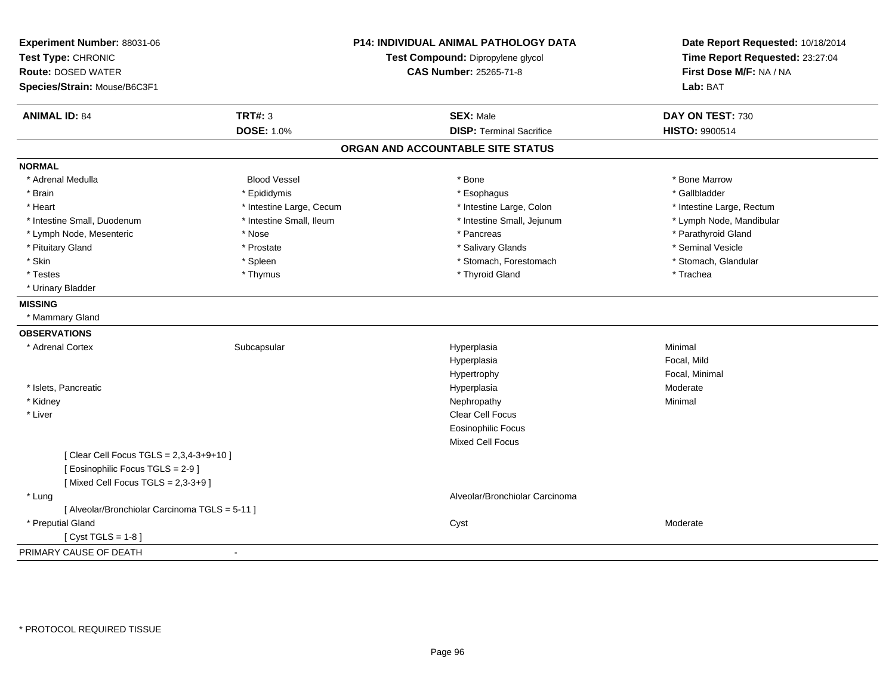**Experiment Number:** 88031-06
**Test Type:** CHRONIC
**Route:** DOSED WATER
**Species/Strain:** Mouse/B6C3F1

**P14: INDIVIDUAL ANIMAL PATHOLOGY DATA**
**Test Compound:** Dipropylene glycol
**CAS Number:** 25265-71-8

**Date Report Requested:** 10/18/2014
**Time Report Requested:** 23:27:04
**First Dose M/F:** NA / NA
**Lab:** BAT

| **ANIMAL ID:** 84 | **TRT#:** 3 | **SEX:** Male | **DAY ON TEST:** 730 |
|---|---|---|---|
| | **DOSE:** 1.0% | **DISP:** Terminal Sacrifice | **HISTO:** 9900514 |

## ORGAN AND ACCOUNTABLE SITE STATUS

**NORMAL**

| | | | |
|---|---|---|---|
| * Adrenal Medulla | Blood Vessel | * Bone | * Bone Marrow |
| * Brain | * Epididymis | * Esophagus | * Gallbladder |
| * Heart | * Intestine Large, Cecum | * Intestine Large, Colon | * Intestine Large, Rectum |
| * Intestine Small, Duodenum | * Intestine Small, Ileum | * Intestine Small, Jejunum | * Lymph Node, Mandibular |
| * Lymph Node, Mesenteric | * Nose | * Pancreas | * Parathyroid Gland |
| * Pituitary Gland | * Prostate | * Salivary Glands | * Seminal Vesicle |
| * Skin | * Spleen | * Stomach, Forestomach | * Stomach, Glandular |
| * Testes | * Thymus | * Thyroid Gland | * Trachea |
| * Urinary Bladder | | | |

**MISSING**

* Mammary Gland

**OBSERVATIONS**

| | | | |
|---|---|---|---|
| * Adrenal Cortex | Subcapsular | Hyperplasia | Minimal |
| | | Hyperplasia | Focal, Mild |
| | | Hypertrophy | Focal, Minimal |
| * Islets, Pancreatic | | Hyperplasia | Moderate |
| * Kidney | | Nephropathy | Minimal |
| * Liver | | Clear Cell Focus | |
| | | Eosinophilic Focus | |
| | | Mixed Cell Focus | |
| [ Clear Cell Focus TGLS = 2,3,4-3+9+10 ] | | | |
| [ Eosinophilic Focus TGLS = 2-9 ] | | | |
| [ Mixed Cell Focus TGLS = 2,3-3+9 ] | | | |
| * Lung | | Alveolar/Bronchiolar Carcinoma | |
| [ Alveolar/Bronchiolar Carcinoma TGLS = 5-11 ] | | | |
| * Preputial Gland | | Cyst | Moderate |
| [ Cyst TGLS = 1-8 ] | | | |

PRIMARY CAUSE OF DEATH -

* PROTOCOL REQUIRED TISSUE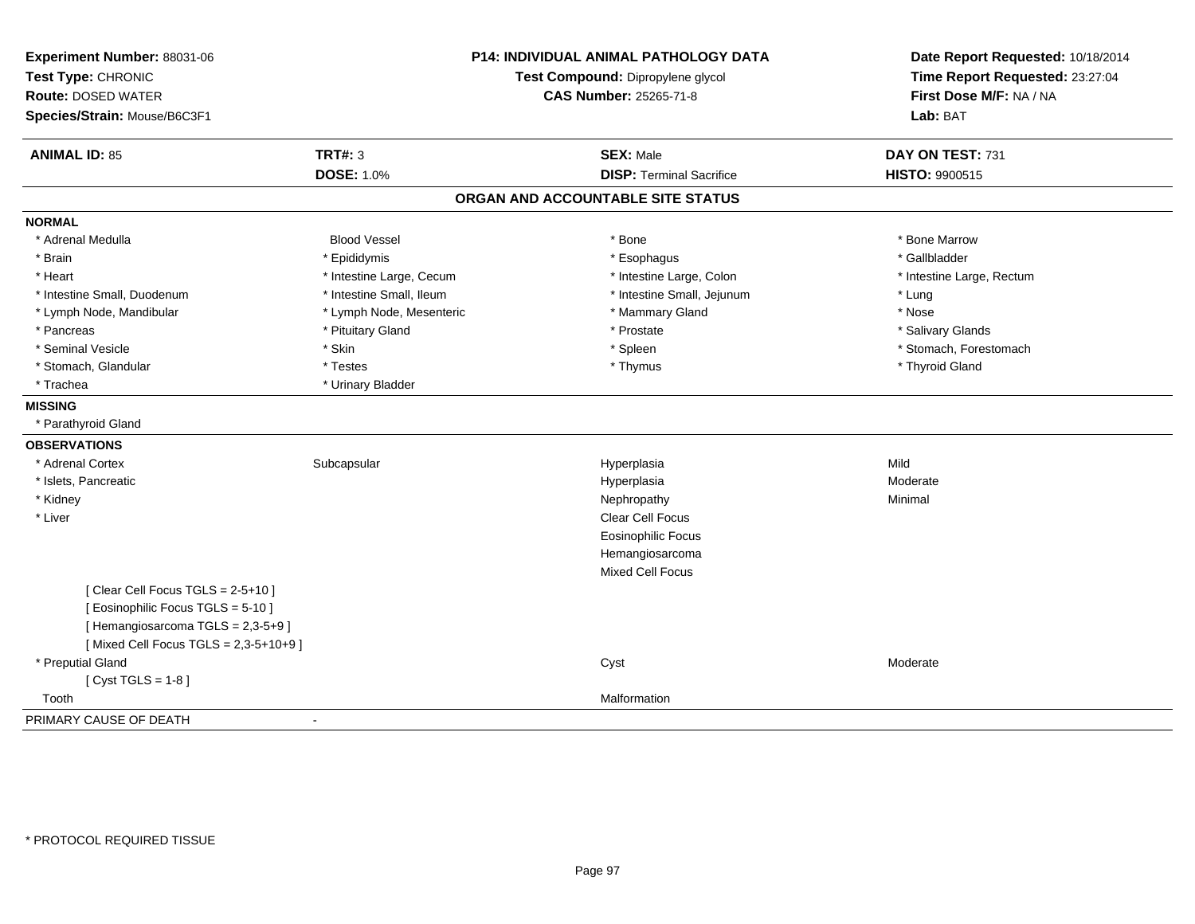**Experiment Number:** 88031-06
**Test Type:** CHRONIC
**Route:** DOSED WATER
**Species/Strain:** Mouse/B6C3F1

**P14: INDIVIDUAL ANIMAL PATHOLOGY DATA**
**Test Compound:** Dipropylene glycol
**CAS Number:** 25265-71-8

**Date Report Requested:** 10/18/2014
**Time Report Requested:** 23:27:04
**First Dose M/F:** NA / NA
**Lab:** BAT

| **ANIMAL ID:** 85 | **TRT#:** 3 | **SEX:** Male | **DAY ON TEST:** 731 |
|---|---|---|---|
| | **DOSE:** 1.0% | **DISP:** Terminal Sacrifice | **HISTO:** 9900515 |

## ORGAN AND ACCOUNTABLE SITE STATUS

**NORMAL**

| | | | |
|---|---|---|---|
| * Adrenal Medulla | Blood Vessel | * Bone | * Bone Marrow |
| * Brain | * Epididymis | * Esophagus | * Gallbladder |
| * Heart | * Intestine Large, Cecum | * Intestine Large, Colon | * Intestine Large, Rectum |
| * Intestine Small, Duodenum | * Intestine Small, Ileum | * Intestine Small, Jejunum | * Lung |
| * Lymph Node, Mandibular | * Lymph Node, Mesenteric | * Mammary Gland | * Nose |
| * Pancreas | * Pituitary Gland | * Prostate | * Salivary Glands |
| * Seminal Vesicle | * Skin | * Spleen | * Stomach, Forestomach |
| * Stomach, Glandular | * Testes | * Thymus | * Thyroid Gland |
| * Trachea | * Urinary Bladder | | |

**MISSING**

* Parathyroid Gland

**OBSERVATIONS**

| | | | |
|---|---|---|---|
| * Adrenal Cortex | Subcapsular | Hyperplasia | Mild |
| * Islets, Pancreatic | | Hyperplasia | Moderate |
| * Kidney | | Nephropathy | Minimal |
| * Liver | | Clear Cell Focus | |
| | | Eosinophilic Focus | |
| | | Hemangiosarcoma | |
| | | Mixed Cell Focus | |
| [ Clear Cell Focus TGLS = 2-5+10 ] | | | |
| [ Eosinophilic Focus TGLS = 5-10 ] | | | |
| [ Hemangiosarcoma TGLS = 2,3-5+9 ] | | | |
| [ Mixed Cell Focus TGLS = 2,3-5+10+9 ] | | | |
| * Preputial Gland | | Cyst | Moderate |
| [ Cyst TGLS = 1-8 ] | | | |
| Tooth | | Malformation | |

PRIMARY CAUSE OF DEATH -

* PROTOCOL REQUIRED TISSUE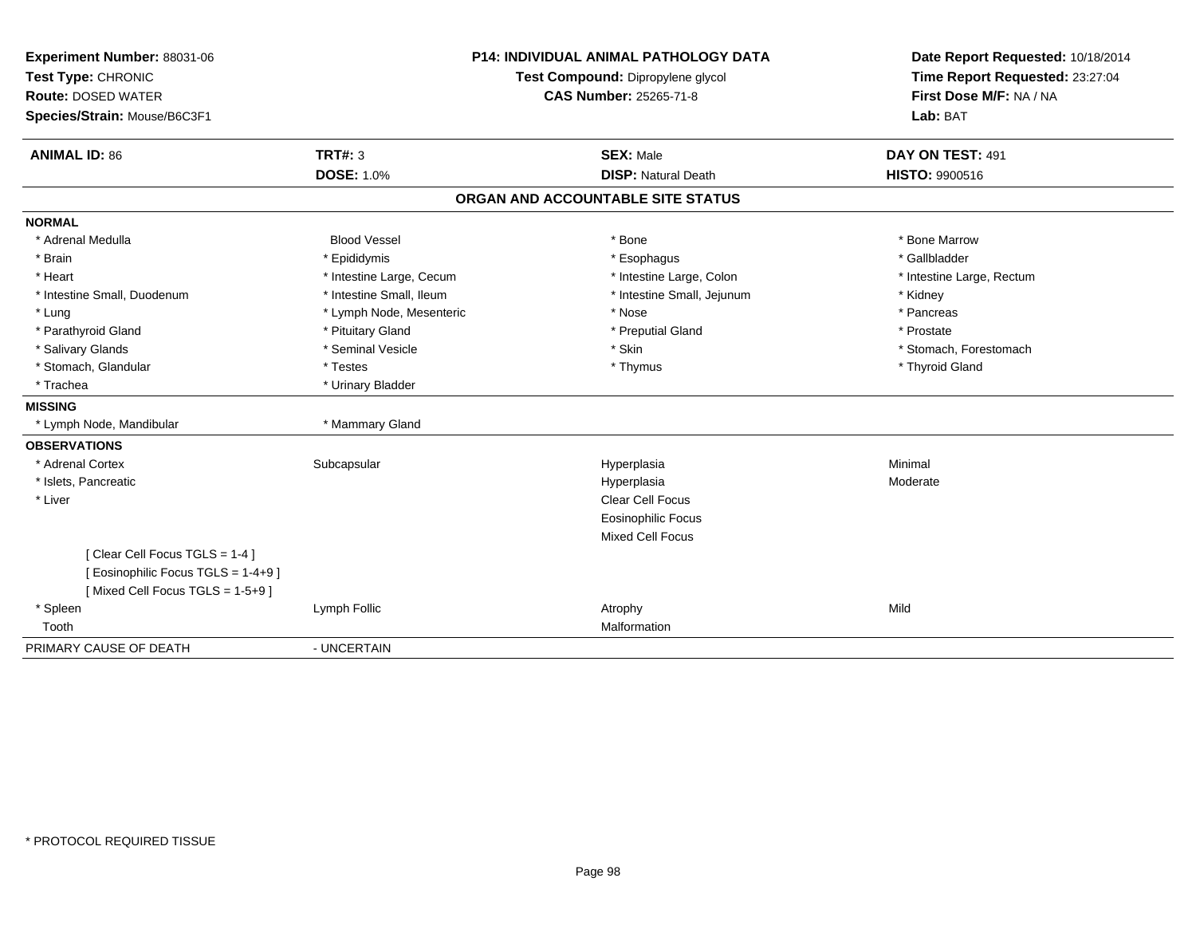**Experiment Number:** 88031-06
**Test Type:** CHRONIC
**Route:** DOSED WATER
**Species/Strain:** Mouse/B6C3F1

**P14: INDIVIDUAL ANIMAL PATHOLOGY DATA**
**Test Compound:** Dipropylene glycol
**CAS Number:** 25265-71-8

**Date Report Requested:** 10/18/2014
**Time Report Requested:** 23:27:04
**First Dose M/F:** NA / NA
**Lab:** BAT

| **ANIMAL ID:** 86 | **TRT#:** 3 | **SEX:** Male | **DAY ON TEST:** 491 |
|---|---|---|---|
| | **DOSE:** 1.0% | **DISP:** Natural Death | **HISTO:** 9900516 |

## ORGAN AND ACCOUNTABLE SITE STATUS

| | | | |
|---|---|---|---|
| **NORMAL** | | | |
| * Adrenal Medulla | Blood Vessel | * Bone | * Bone Marrow |
| * Brain | * Epididymis | * Esophagus | * Gallbladder |
| * Heart | * Intestine Large, Cecum | * Intestine Large, Colon | * Intestine Large, Rectum |
| * Intestine Small, Duodenum | * Intestine Small, Ileum | * Intestine Small, Jejunum | * Kidney |
| * Lung | * Lymph Node, Mesenteric | * Nose | * Pancreas |
| * Parathyroid Gland | * Pituitary Gland | * Preputial Gland | * Prostate |
| * Salivary Glands | * Seminal Vesicle | * Skin | * Stomach, Forestomach |
| * Stomach, Glandular | * Testes | * Thymus | * Thyroid Gland |
| * Trachea | * Urinary Bladder | | |
| **MISSING** | | | |
| * Lymph Node, Mandibular | * Mammary Gland | | |
| **OBSERVATIONS** | | | |
| * Adrenal Cortex | Subcapsular | Hyperplasia | Minimal |
| * Islets, Pancreatic | | Hyperplasia | Moderate |
| * Liver | | Clear Cell Focus | |
| | | Eosinophilic Focus | |
| | | Mixed Cell Focus | |
| [ Clear Cell Focus TGLS = 1-4 ] | | | |
| [ Eosinophilic Focus TGLS = 1-4+9 ] | | | |
| [ Mixed Cell Focus TGLS = 1-5+9 ] | | | |
| * Spleen | Lymph Follic | Atrophy | Mild |
| Tooth | | Malformation | |
| PRIMARY CAUSE OF DEATH | - UNCERTAIN | | |

* PROTOCOL REQUIRED TISSUE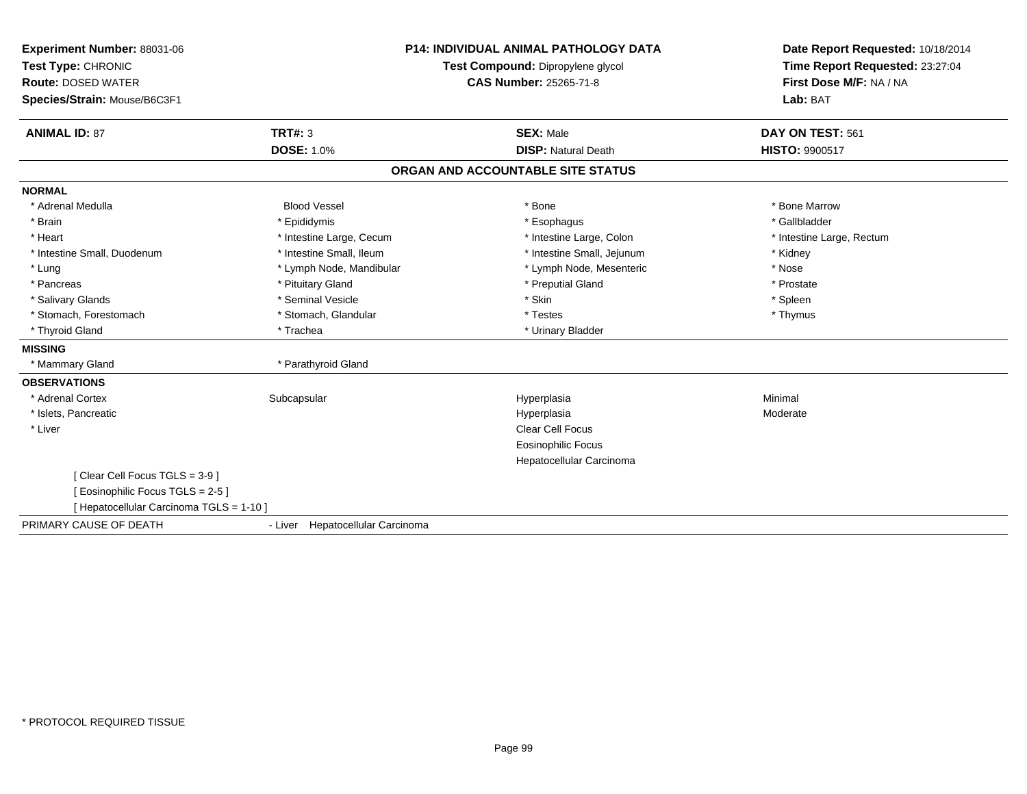**Experiment Number:** 88031-06
**Test Type:** CHRONIC
**Route:** DOSED WATER
**Species/Strain:** Mouse/B6C3F1

**P14: INDIVIDUAL ANIMAL PATHOLOGY DATA**
**Test Compound:** Dipropylene glycol
**CAS Number:** 25265-71-8

**Date Report Requested:** 10/18/2014
**Time Report Requested:** 23:27:04
**First Dose M/F:** NA / NA
**Lab:** BAT

| **ANIMAL ID:** 87 | **TRT#:** 3 | **SEX:** Male | **DAY ON TEST:** 561 |
|---|---|---|---|
| | **DOSE:** 1.0% | **DISP:** Natural Death | **HISTO:** 9900517 |

## ORGAN AND ACCOUNTABLE SITE STATUS

**NORMAL**

| | | | |
|---|---|---|---|
| * Adrenal Medulla | Blood Vessel | * Bone | * Bone Marrow |
| * Brain | * Epididymis | * Esophagus | * Gallbladder |
| * Heart | * Intestine Large, Cecum | * Intestine Large, Colon | * Intestine Large, Rectum |
| * Intestine Small, Duodenum | * Intestine Small, Ileum | * Intestine Small, Jejunum | * Kidney |
| * Lung | * Lymph Node, Mandibular | * Lymph Node, Mesenteric | * Nose |
| * Pancreas | * Pituitary Gland | * Preputial Gland | * Prostate |
| * Salivary Glands | * Seminal Vesicle | * Skin | * Spleen |
| * Stomach, Forestomach | * Stomach, Glandular | * Testes | * Thymus |
| * Thyroid Gland | * Trachea | * Urinary Bladder | |

**MISSING**

| | |
|---|---|
| * Mammary Gland | * Parathyroid Gland |

**OBSERVATIONS**

| | | | |
|---|---|---|---|
| * Adrenal Cortex | Subcapsular | Hyperplasia | Minimal |
| * Islets, Pancreatic | | Hyperplasia | Moderate |
| * Liver | | Clear Cell Focus | |
| | | Eosinophilic Focus | |
| | | Hepatocellular Carcinoma | |

[ Clear Cell Focus TGLS = 3-9 ]
[ Eosinophilic Focus TGLS = 2-5 ]
[ Hepatocellular Carcinoma TGLS = 1-10 ]

PRIMARY CAUSE OF DEATH - Liver Hepatocellular Carcinoma

\* PROTOCOL REQUIRED TISSUE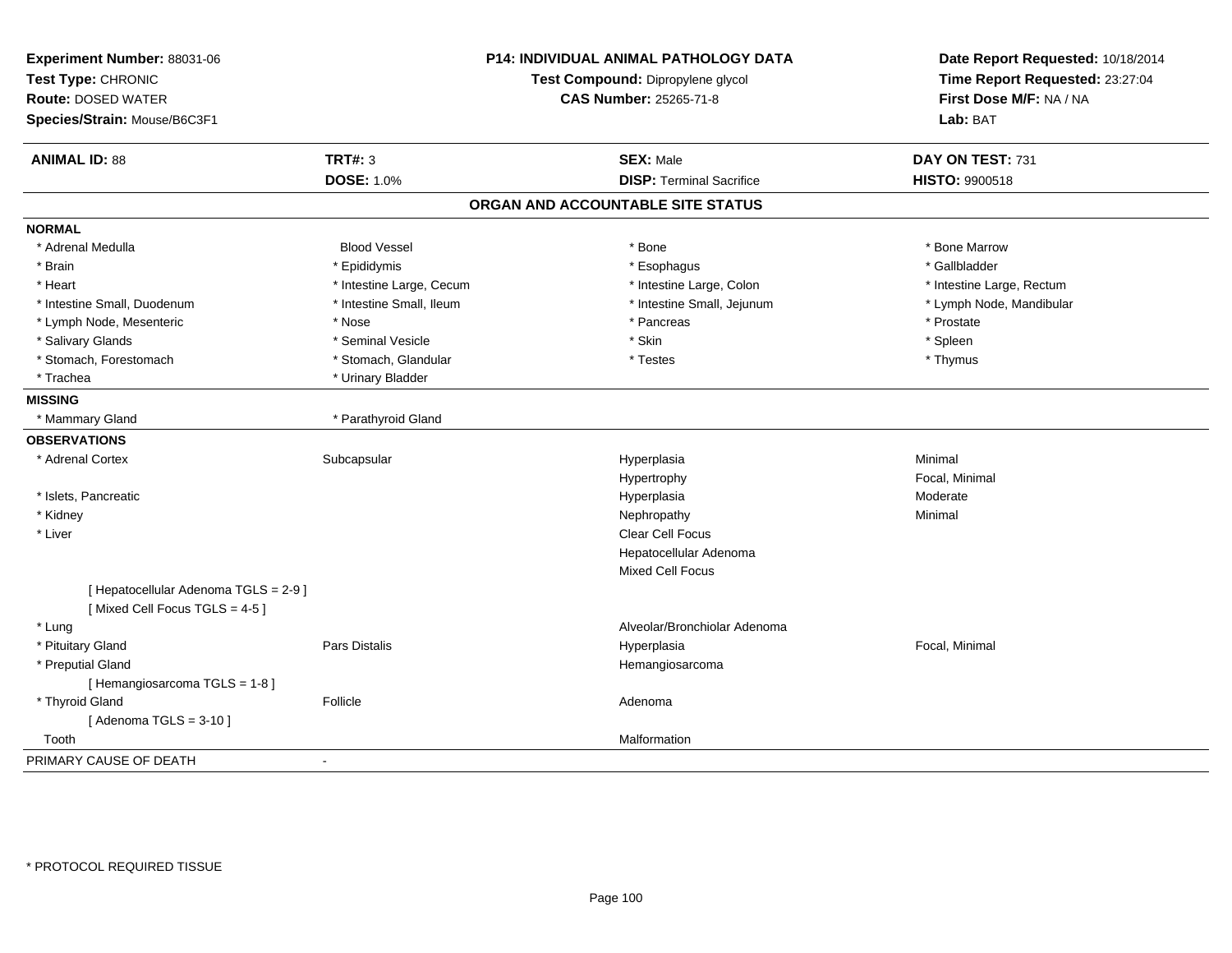**Experiment Number:** 88031-06
**Test Type:** CHRONIC
**Route:** DOSED WATER
**Species/Strain:** Mouse/B6C3F1

**P14: INDIVIDUAL ANIMAL PATHOLOGY DATA**
**Test Compound:** Dipropylene glycol
**CAS Number:** 25265-71-8

**Date Report Requested:** 10/18/2014
**Time Report Requested:** 23:27:04
**First Dose M/F:** NA / NA
**Lab:** BAT

| **ANIMAL ID:** 88 | **TRT#:** 3 | **SEX:** Male | **DAY ON TEST:** 731 |
|---|---|---|---|
| | **DOSE:** 1.0% | **DISP:** Terminal Sacrifice | **HISTO:** 9900518 |

## ORGAN AND ACCOUNTABLE SITE STATUS

**NORMAL**

| | | | |
|---|---|---|---|
| * Adrenal Medulla | Blood Vessel | * Bone | * Bone Marrow |
| * Brain | * Epididymis | * Esophagus | * Gallbladder |
| * Heart | * Intestine Large, Cecum | * Intestine Large, Colon | * Intestine Large, Rectum |
| * Intestine Small, Duodenum | * Intestine Small, Ileum | * Intestine Small, Jejunum | * Lymph Node, Mandibular |
| * Lymph Node, Mesenteric | * Nose | * Pancreas | * Prostate |
| * Salivary Glands | * Seminal Vesicle | * Skin | * Spleen |
| * Stomach, Forestomach | * Stomach, Glandular | * Testes | * Thymus |
| * Trachea | * Urinary Bladder | | |

**MISSING**

| | |
|---|---|
| * Mammary Gland | * Parathyroid Gland |

**OBSERVATIONS**

| | | | |
|---|---|---|---|
| * Adrenal Cortex | Subcapsular | Hyperplasia | Minimal |
| | | Hypertrophy | Focal, Minimal |
| * Islets, Pancreatic | | Hyperplasia | Moderate |
| * Kidney | | Nephropathy | Minimal |
| * Liver | | Clear Cell Focus | |
| | | Hepatocellular Adenoma | |
| | | Mixed Cell Focus | |
| [ Hepatocellular Adenoma TGLS = 2-9 ] | | | |
| [ Mixed Cell Focus TGLS = 4-5 ] | | | |
| * Lung | | Alveolar/Bronchiolar Adenoma | |
| * Pituitary Gland | Pars Distalis | Hyperplasia | Focal, Minimal |
| * Preputial Gland | | Hemangiosarcoma | |
| [ Hemangiosarcoma TGLS = 1-8 ] | | | |
| * Thyroid Gland | Follicle | Adenoma | |
| [ Adenoma TGLS = 3-10 ] | | | |
| Tooth | | Malformation | |

PRIMARY CAUSE OF DEATH -

* PROTOCOL REQUIRED TISSUE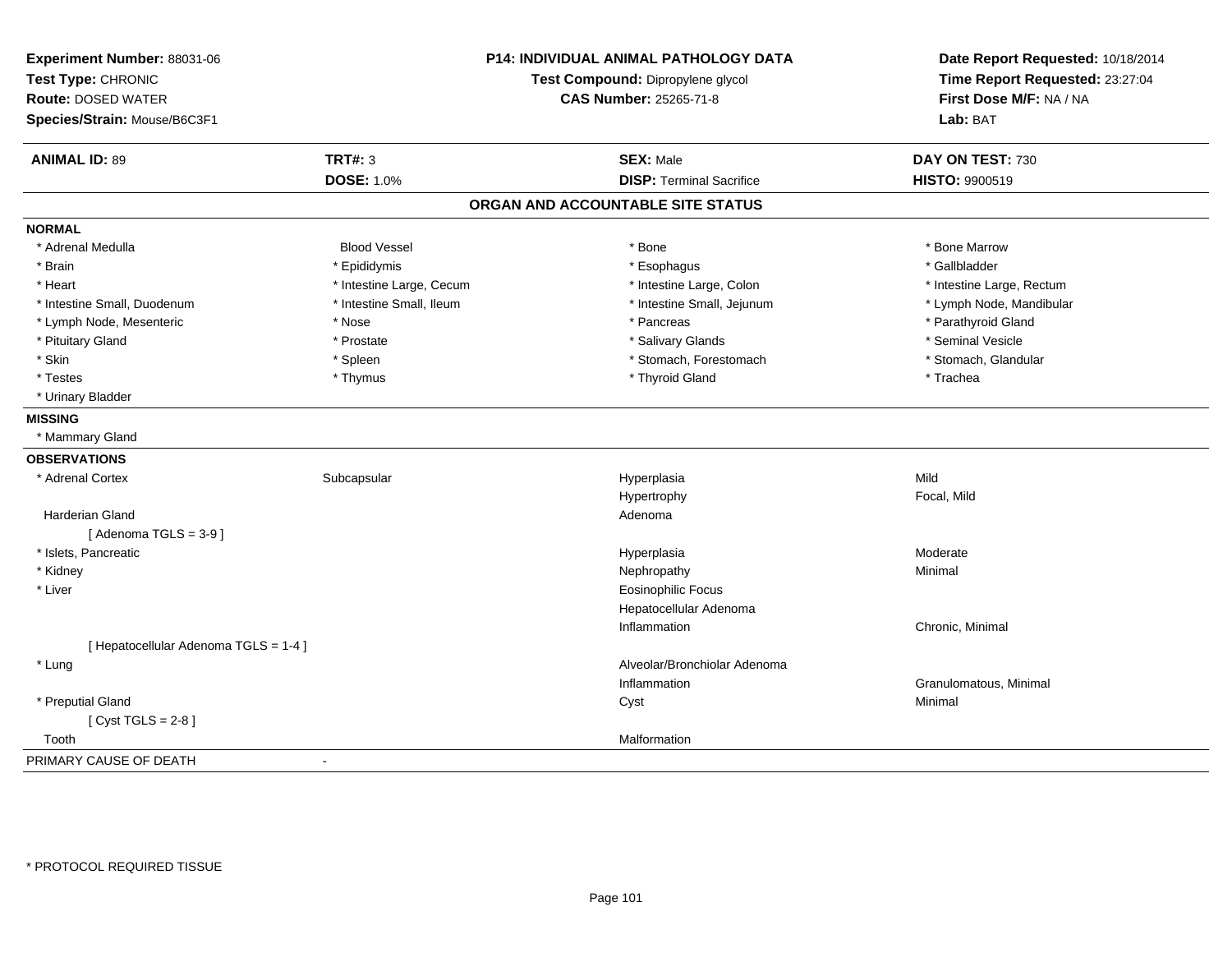**Experiment Number:** 88031-06
**Test Type:** CHRONIC
**Route:** DOSED WATER
**Species/Strain:** Mouse/B6C3F1

**P14: INDIVIDUAL ANIMAL PATHOLOGY DATA**
**Test Compound:** Dipropylene glycol
**CAS Number:** 25265-71-8

**Date Report Requested:** 10/18/2014
**Time Report Requested:** 23:27:04
**First Dose M/F:** NA / NA
**Lab:** BAT

| **ANIMAL ID:** 89 | **TRT#:** 3 | **SEX:** Male | **DAY ON TEST:** 730 |
|---|---|---|---|
| | **DOSE:** 1.0% | **DISP:** Terminal Sacrifice | **HISTO:** 9900519 |

## ORGAN AND ACCOUNTABLE SITE STATUS

**NORMAL**

| | | | |
|---|---|---|---|
| * Adrenal Medulla | Blood Vessel | * Bone | * Bone Marrow |
| * Brain | * Epididymis | * Esophagus | * Gallbladder |
| * Heart | * Intestine Large, Cecum | * Intestine Large, Colon | * Intestine Large, Rectum |
| * Intestine Small, Duodenum | * Intestine Small, Ileum | * Intestine Small, Jejunum | * Lymph Node, Mandibular |
| * Lymph Node, Mesenteric | * Nose | * Pancreas | * Parathyroid Gland |
| * Pituitary Gland | * Prostate | * Salivary Glands | * Seminal Vesicle |
| * Skin | * Spleen | * Stomach, Forestomach | * Stomach, Glandular |
| * Testes | * Thymus | * Thyroid Gland | * Trachea |
| * Urinary Bladder | | | |

**MISSING**

* Mammary Gland

**OBSERVATIONS**

| | | | |
|---|---|---|---|
| * Adrenal Cortex | Subcapsular | Hyperplasia | Mild |
| | | Hypertrophy | Focal, Mild |
| Harderian Gland | | Adenoma | |
| [ Adenoma TGLS = 3-9 ] | | | |
| * Islets, Pancreatic | | Hyperplasia | Moderate |
| * Kidney | | Nephropathy | Minimal |
| * Liver | | Eosinophilic Focus | |
| | | Hepatocellular Adenoma | |
| | | Inflammation | Chronic, Minimal |
| [ Hepatocellular Adenoma TGLS = 1-4 ] | | | |
| * Lung | | Alveolar/Bronchiolar Adenoma | |
| | | Inflammation | Granulomatous, Minimal |
| * Preputial Gland | | Cyst | Minimal |
| [ Cyst TGLS = 2-8 ] | | | |
| Tooth | | Malformation | |

PRIMARY CAUSE OF DEATH -

* PROTOCOL REQUIRED TISSUE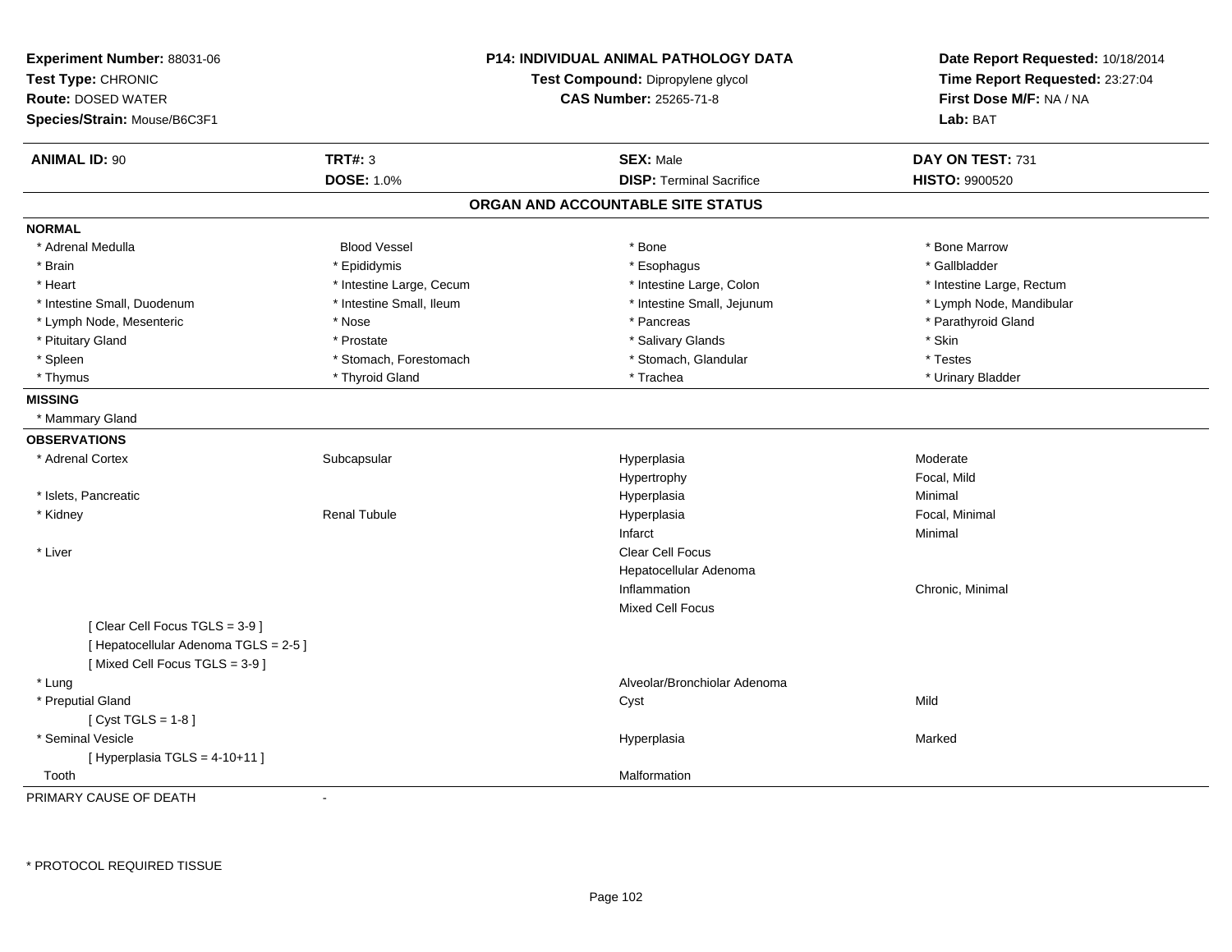**Experiment Number:** 88031-06
**Test Type:** CHRONIC
**Route:** DOSED WATER
**Species/Strain:** Mouse/B6C3F1

**P14: INDIVIDUAL ANIMAL PATHOLOGY DATA**
**Test Compound:** Dipropylene glycol
**CAS Number:** 25265-71-8

**Date Report Requested:** 10/18/2014
**Time Report Requested:** 23:27:04
**First Dose M/F:** NA / NA
**Lab:** BAT

| **ANIMAL ID:** 90 | **TRT#:** 3 | **SEX:** Male | **DAY ON TEST:** 731 |
|---|---|---|---|
| | **DOSE:** 1.0% | **DISP:** Terminal Sacrifice | **HISTO:** 9900520 |

## ORGAN AND ACCOUNTABLE SITE STATUS

**NORMAL**

| | | | |
|---|---|---|---|
| * Adrenal Medulla | Blood Vessel | * Bone | * Bone Marrow |
| * Brain | * Epididymis | * Esophagus | * Gallbladder |
| * Heart | * Intestine Large, Cecum | * Intestine Large, Colon | * Intestine Large, Rectum |
| * Intestine Small, Duodenum | * Intestine Small, Ileum | * Intestine Small, Jejunum | * Lymph Node, Mandibular |
| * Lymph Node, Mesenteric | * Nose | * Pancreas | * Parathyroid Gland |
| * Pituitary Gland | * Prostate | * Salivary Glands | * Skin |
| * Spleen | * Stomach, Forestomach | * Stomach, Glandular | * Testes |
| * Thymus | * Thyroid Gland | * Trachea | * Urinary Bladder |

**MISSING**

* Mammary Gland

**OBSERVATIONS**

| | | | |
|---|---|---|---|
| * Adrenal Cortex | Subcapsular | Hyperplasia | Moderate |
| | | Hypertrophy | Focal, Mild |
| * Islets, Pancreatic | | Hyperplasia | Minimal |
| * Kidney | Renal Tubule | Hyperplasia | Focal, Minimal |
| | | Infarct | Minimal |
| * Liver | | Clear Cell Focus | |
| | | Hepatocellular Adenoma | |
| | | Inflammation | Chronic, Minimal |
| | | Mixed Cell Focus | |
| [ Clear Cell Focus TGLS = 3-9 ] | | | |
| [ Hepatocellular Adenoma TGLS = 2-5 ] | | | |
| [ Mixed Cell Focus TGLS = 3-9 ] | | | |
| * Lung | | Alveolar/Bronchiolar Adenoma | |
| * Preputial Gland | | Cyst | Mild |
| [ Cyst TGLS = 1-8 ] | | | |
| * Seminal Vesicle | | Hyperplasia | Marked |
| [ Hyperplasia TGLS = 4-10+11 ] | | | |
| Tooth | | Malformation | |

PRIMARY CAUSE OF DEATH -

* PROTOCOL REQUIRED TISSUE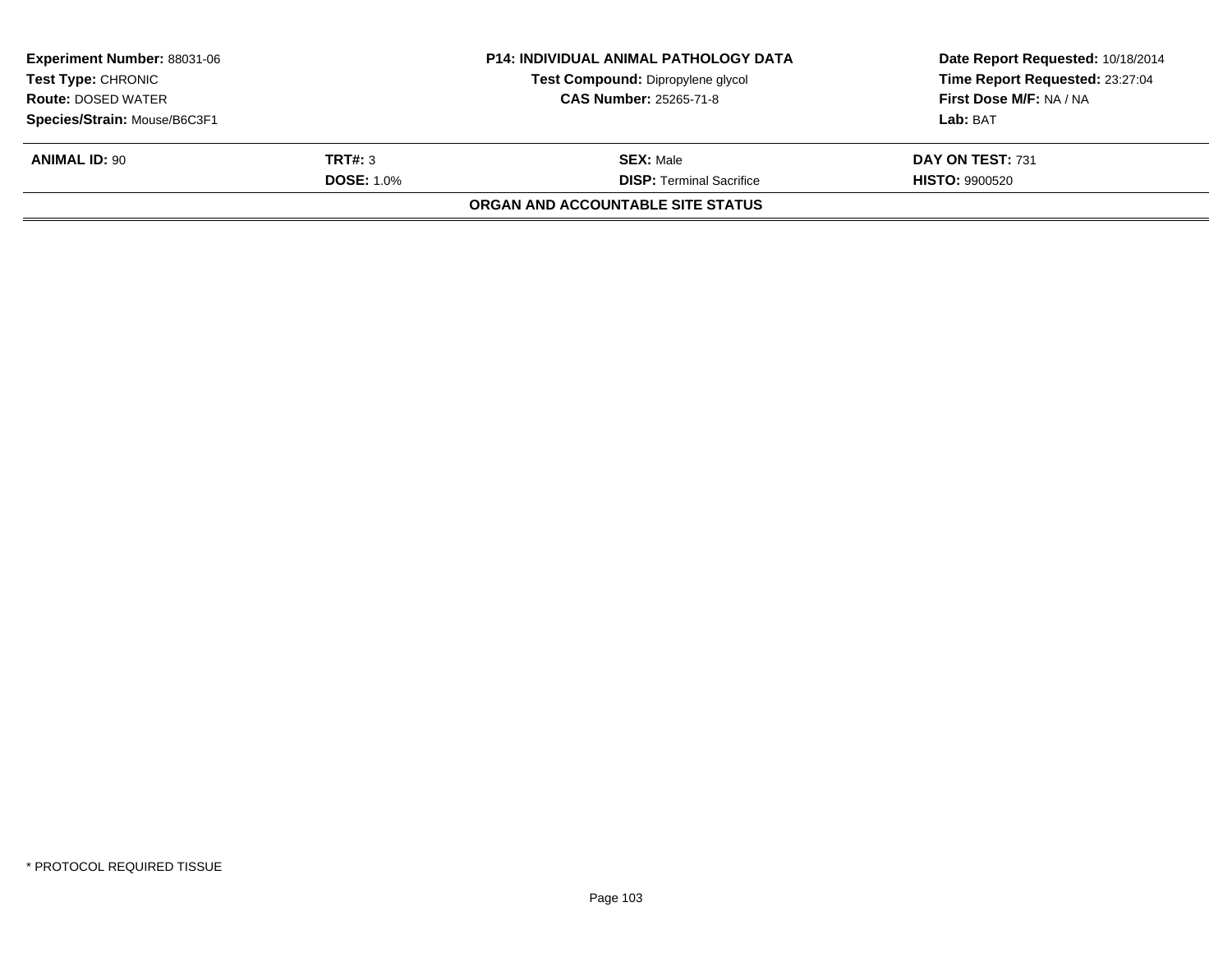**Experiment Number:** 88031-06
**Test Type:** CHRONIC
**Route:** DOSED WATER
**Species/Strain:** Mouse/B6C3F1

**P14: INDIVIDUAL ANIMAL PATHOLOGY DATA**
**Test Compound:** Dipropylene glycol
**CAS Number:** 25265-71-8

**Date Report Requested:** 10/18/2014
**Time Report Requested:** 23:27:04
**First Dose M/F:** NA / NA
**Lab:** BAT

| **ANIMAL ID:** 90 | **TRT#:** 3 | **SEX:** Male | **DAY ON TEST:** 731 |
|---|---|---|---|
| | **DOSE:** 1.0% | **DISP:** Terminal Sacrifice | **HISTO:** 9900520 |

**ORGAN AND ACCOUNTABLE SITE STATUS**

* PROTOCOL REQUIRED TISSUE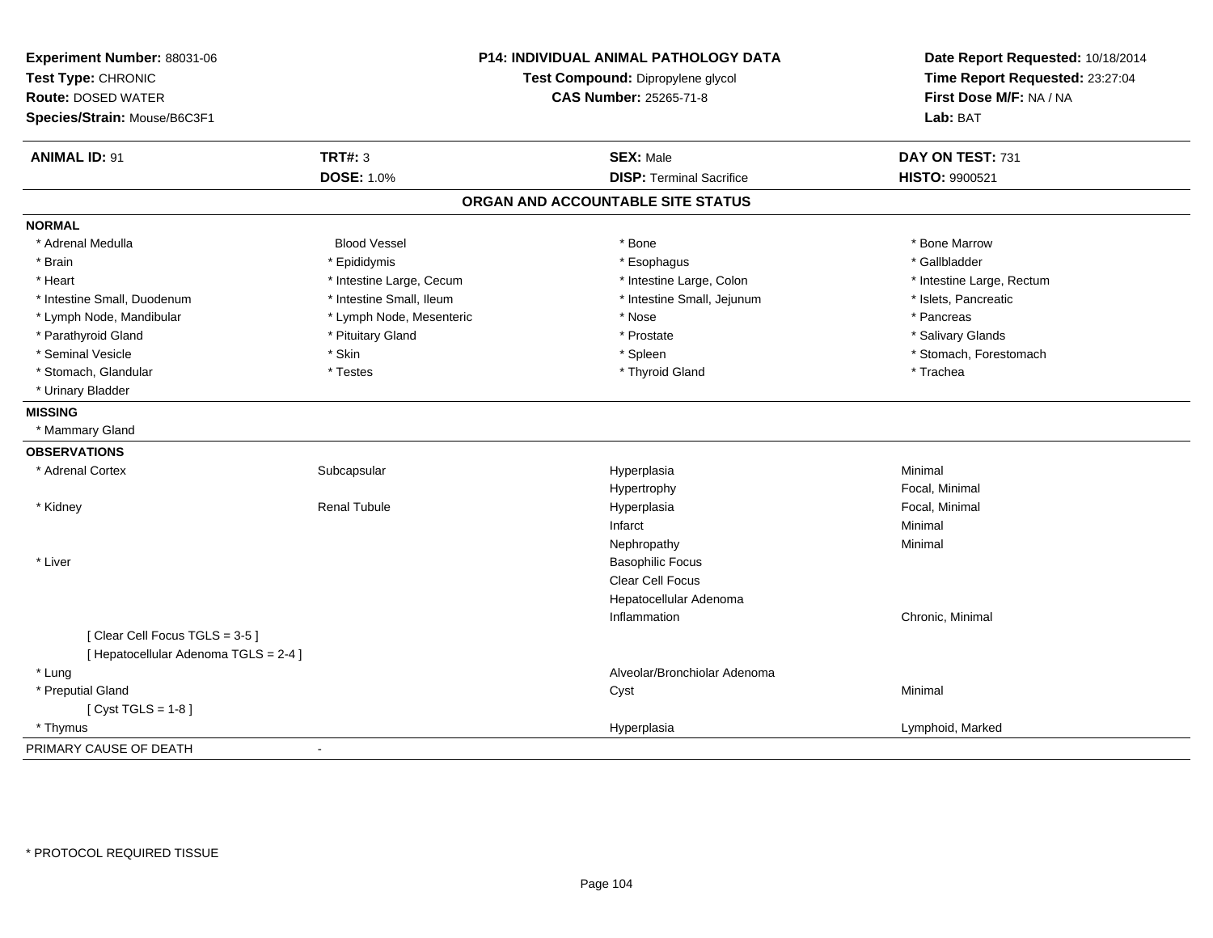**Experiment Number:** 88031-06
**Test Type:** CHRONIC
**Route:** DOSED WATER
**Species/Strain:** Mouse/B6C3F1

**P14: INDIVIDUAL ANIMAL PATHOLOGY DATA**
**Test Compound:** Dipropylene glycol
**CAS Number:** 25265-71-8

**Date Report Requested:** 10/18/2014
**Time Report Requested:** 23:27:04
**First Dose M/F:** NA / NA
**Lab:** BAT

| **ANIMAL ID:** 91 | **TRT#:** 3 | **SEX:** Male | **DAY ON TEST:** 731 |
|---|---|---|---|
| | **DOSE:** 1.0% | **DISP:** Terminal Sacrifice | **HISTO:** 9900521 |

## ORGAN AND ACCOUNTABLE SITE STATUS

**NORMAL**

| | | | |
|---|---|---|---|
| * Adrenal Medulla | Blood Vessel | * Bone | * Bone Marrow |
| * Brain | * Epididymis | * Esophagus | * Gallbladder |
| * Heart | * Intestine Large, Cecum | * Intestine Large, Colon | * Intestine Large, Rectum |
| * Intestine Small, Duodenum | * Intestine Small, Ileum | * Intestine Small, Jejunum | * Islets, Pancreatic |
| * Lymph Node, Mandibular | * Lymph Node, Mesenteric | * Nose | * Pancreas |
| * Parathyroid Gland | * Pituitary Gland | * Prostate | * Salivary Glands |
| * Seminal Vesicle | * Skin | * Spleen | * Stomach, Forestomach |
| * Stomach, Glandular | * Testes | * Thyroid Gland | * Trachea |
| * Urinary Bladder | | | |

**MISSING**

* Mammary Gland

**OBSERVATIONS**

| | | | |
|---|---|---|---|
| * Adrenal Cortex | Subcapsular | Hyperplasia | Minimal |
| | | Hypertrophy | Focal, Minimal |
| * Kidney | Renal Tubule | Hyperplasia | Focal, Minimal |
| | | Infarct | Minimal |
| | | Nephropathy | Minimal |
| * Liver | | Basophilic Focus | |
| | | Clear Cell Focus | |
| | | Hepatocellular Adenoma | |
| | | Inflammation | Chronic, Minimal |
| [ Clear Cell Focus TGLS = 3-5 ] | | | |
| [ Hepatocellular Adenoma TGLS = 2-4 ] | | | |
| * Lung | | Alveolar/Bronchiolar Adenoma | |
| * Preputial Gland | | Cyst | Minimal |
| [ Cyst TGLS = 1-8 ] | | | |
| * Thymus | | Hyperplasia | Lymphoid, Marked |

PRIMARY CAUSE OF DEATH -

* PROTOCOL REQUIRED TISSUE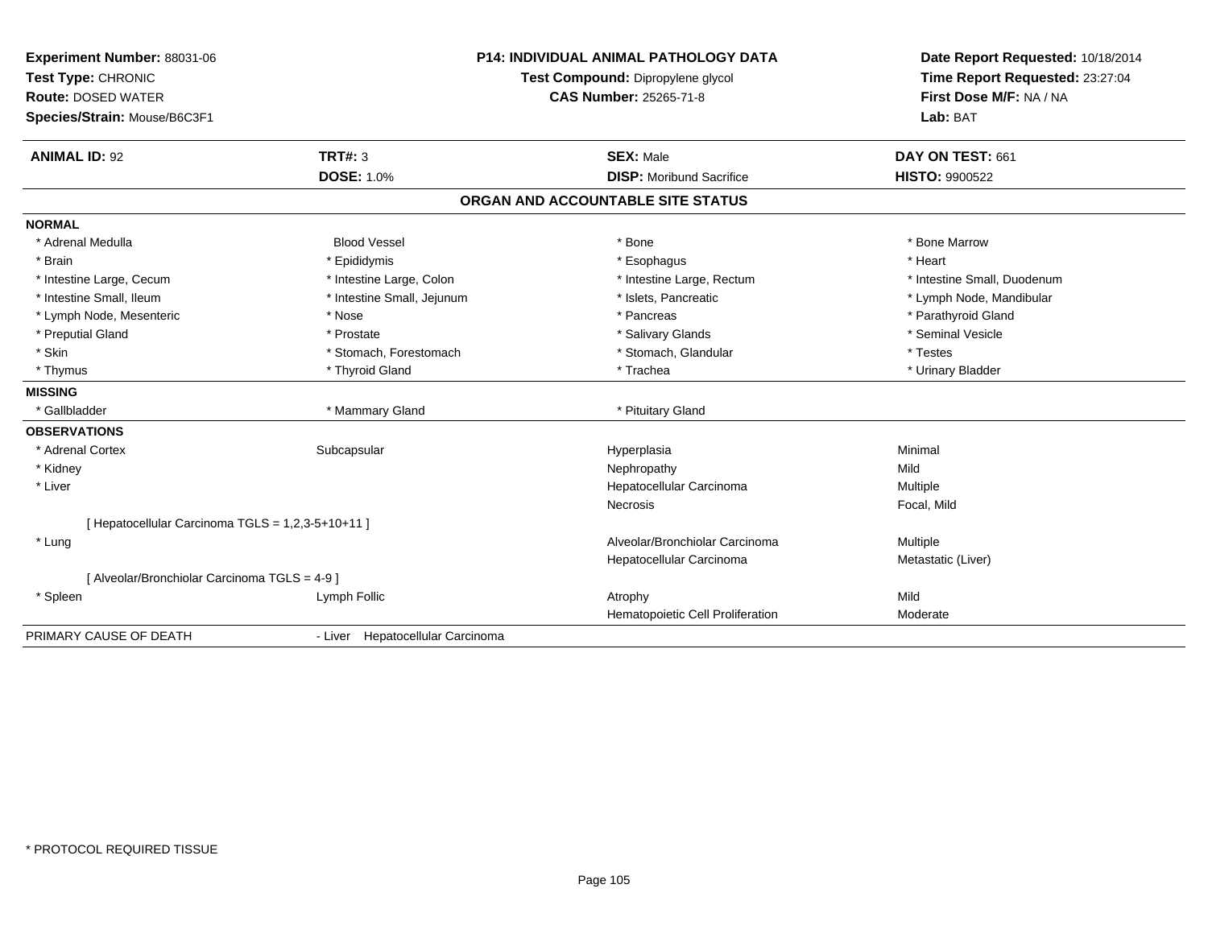**Experiment Number:** 88031-06
**Test Type:** CHRONIC
**Route:** DOSED WATER
**Species/Strain:** Mouse/B6C3F1

**P14: INDIVIDUAL ANIMAL PATHOLOGY DATA**
**Test Compound:** Dipropylene glycol
**CAS Number:** 25265-71-8

**Date Report Requested:** 10/18/2014
**Time Report Requested:** 23:27:04
**First Dose M/F:** NA / NA
**Lab:** BAT

| **ANIMAL ID:** 92 | **TRT#:** 3 | **SEX:** Male | **DAY ON TEST:** 661 |
|---|---|---|---|
| | **DOSE:** 1.0% | **DISP:** Moribund Sacrifice | **HISTO:** 9900522 |

## ORGAN AND ACCOUNTABLE SITE STATUS

| | | | |
|---|---|---|---|
| **NORMAL** | | | |
| * Adrenal Medulla | Blood Vessel | * Bone | * Bone Marrow |
| * Brain | * Epididymis | * Esophagus | * Heart |
| * Intestine Large, Cecum | * Intestine Large, Colon | * Intestine Large, Rectum | * Intestine Small, Duodenum |
| * Intestine Small, Ileum | * Intestine Small, Jejunum | * Islets, Pancreatic | * Lymph Node, Mandibular |
| * Lymph Node, Mesenteric | * Nose | * Pancreas | * Parathyroid Gland |
| * Preputial Gland | * Prostate | * Salivary Glands | * Seminal Vesicle |
| * Skin | * Stomach, Forestomach | * Stomach, Glandular | * Testes |
| * Thymus | * Thyroid Gland | * Trachea | * Urinary Bladder |
| **MISSING** | | | |
| * Gallbladder | * Mammary Gland | * Pituitary Gland | |
| **OBSERVATIONS** | | | |
| * Adrenal Cortex | Subcapsular | Hyperplasia | Minimal |
| * Kidney | | Nephropathy | Mild |
| * Liver | | Hepatocellular Carcinoma | Multiple |
| | | Necrosis | Focal, Mild |
| [ Hepatocellular Carcinoma TGLS = 1,2,3-5+10+11 ] | | | |
| * Lung | | Alveolar/Bronchiolar Carcinoma | Multiple |
| | | Hepatocellular Carcinoma | Metastatic (Liver) |
| [ Alveolar/Bronchiolar Carcinoma TGLS = 4-9 ] | | | |
| * Spleen | Lymph Follic | Atrophy | Mild |
| | | Hematopoietic Cell Proliferation | Moderate |
| PRIMARY CAUSE OF DEATH | - Liver Hepatocellular Carcinoma | | |

* PROTOCOL REQUIRED TISSUE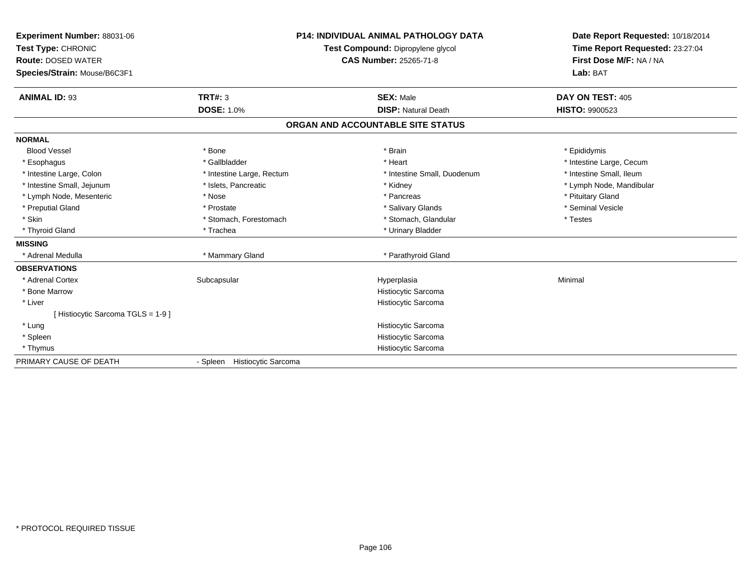**Experiment Number:** 88031-06
**Test Type:** CHRONIC
**Route:** DOSED WATER
**Species/Strain:** Mouse/B6C3F1

**P14: INDIVIDUAL ANIMAL PATHOLOGY DATA**
**Test Compound:** Dipropylene glycol
**CAS Number:** 25265-71-8

**Date Report Requested:** 10/18/2014
**Time Report Requested:** 23:27:04
**First Dose M/F:** NA / NA
**Lab:** BAT

| **ANIMAL ID:** 93 | **TRT#:** 3 | **SEX:** Male | **DAY ON TEST:** 405 |
|---|---|---|---|
| | **DOSE:** 1.0% | **DISP:** Natural Death | **HISTO:** 9900523 |

## ORGAN AND ACCOUNTABLE SITE STATUS

| | | | |
|---|---|---|---|
| **NORMAL** | | | |
| Blood Vessel | * Bone | * Brain | * Epididymis |
| * Esophagus | * Gallbladder | * Heart | * Intestine Large, Cecum |
| * Intestine Large, Colon | * Intestine Large, Rectum | * Intestine Small, Duodenum | * Intestine Small, Ileum |
| * Intestine Small, Jejunum | * Islets, Pancreatic | * Kidney | * Lymph Node, Mandibular |
| * Lymph Node, Mesenteric | * Nose | * Pancreas | * Pituitary Gland |
| * Preputial Gland | * Prostate | * Salivary Glands | * Seminal Vesicle |
| * Skin | * Stomach, Forestomach | * Stomach, Glandular | * Testes |
| * Thyroid Gland | * Trachea | * Urinary Bladder | |
| **MISSING** | | | |
| * Adrenal Medulla | * Mammary Gland | * Parathyroid Gland | |
| **OBSERVATIONS** | | | |
| * Adrenal Cortex | Subcapsular | Hyperplasia | Minimal |
| * Bone Marrow | | Histiocytic Sarcoma | |
| * Liver | | Histiocytic Sarcoma | |
| [ Histiocytic Sarcoma TGLS = 1-9 ] | | | |
| * Lung | | Histiocytic Sarcoma | |
| * Spleen | | Histiocytic Sarcoma | |
| * Thymus | | Histiocytic Sarcoma | |
| PRIMARY CAUSE OF DEATH | - Spleen Histiocytic Sarcoma | | |

\* PROTOCOL REQUIRED TISSUE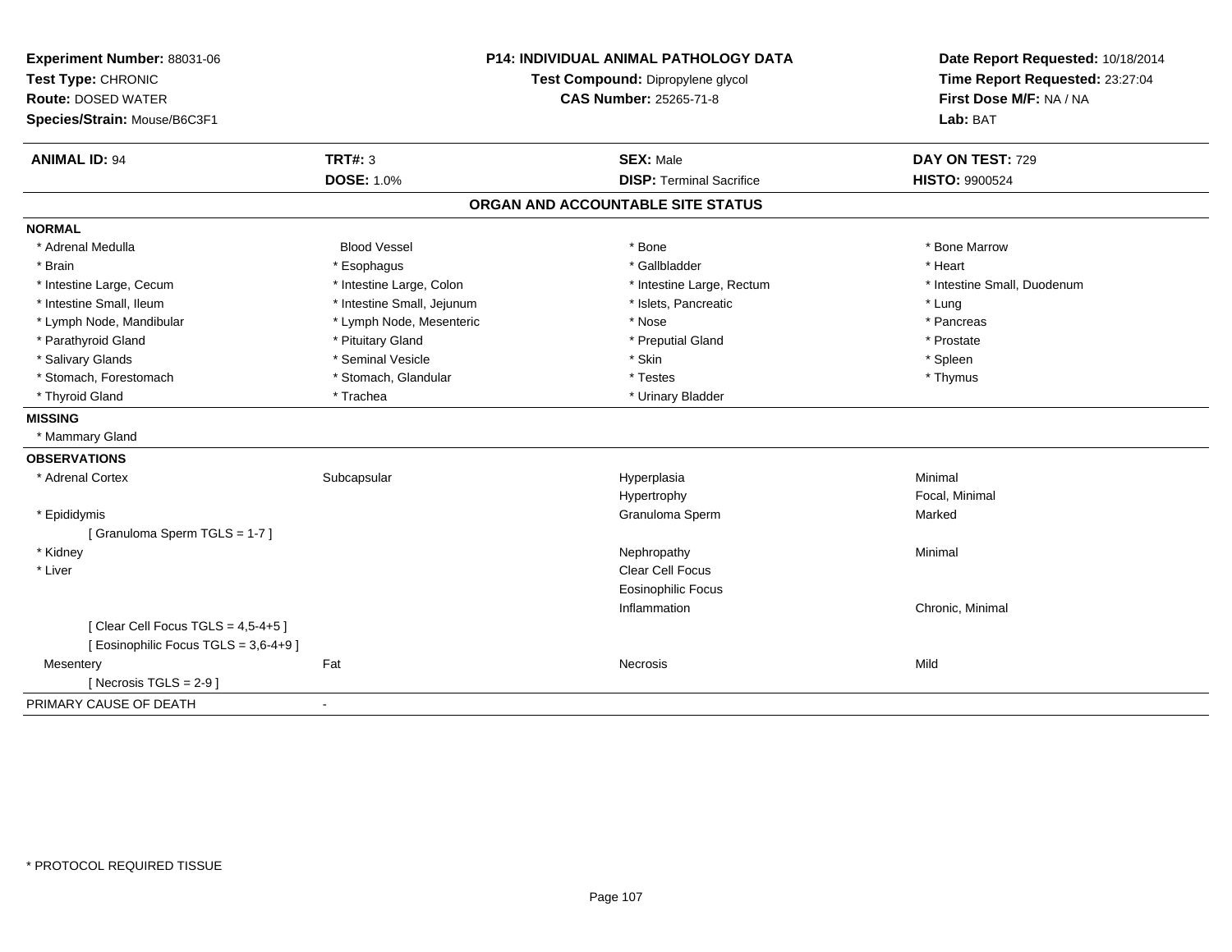**Experiment Number:** 88031-06
**Test Type:** CHRONIC
**Route:** DOSED WATER
**Species/Strain:** Mouse/B6C3F1

**P14: INDIVIDUAL ANIMAL PATHOLOGY DATA**
**Test Compound:** Dipropylene glycol
**CAS Number:** 25265-71-8

**Date Report Requested:** 10/18/2014
**Time Report Requested:** 23:27:04
**First Dose M/F:** NA / NA
**Lab:** BAT

| **ANIMAL ID:** 94 | **TRT#:** 3 | **SEX:** Male | **DAY ON TEST:** 729 |
|---|---|---|---|
| | **DOSE:** 1.0% | **DISP:** Terminal Sacrifice | **HISTO:** 9900524 |

## ORGAN AND ACCOUNTABLE SITE STATUS

**NORMAL**

| | | | |
|---|---|---|---|
| * Adrenal Medulla | Blood Vessel | * Bone | * Bone Marrow |
| * Brain | * Esophagus | * Gallbladder | * Heart |
| * Intestine Large, Cecum | * Intestine Large, Colon | * Intestine Large, Rectum | * Intestine Small, Duodenum |
| * Intestine Small, Ileum | * Intestine Small, Jejunum | * Islets, Pancreatic | * Lung |
| * Lymph Node, Mandibular | * Lymph Node, Mesenteric | * Nose | * Pancreas |
| * Parathyroid Gland | * Pituitary Gland | * Preputial Gland | * Prostate |
| * Salivary Glands | * Seminal Vesicle | * Skin | * Spleen |
| * Stomach, Forestomach | * Stomach, Glandular | * Testes | * Thymus |
| * Thyroid Gland | * Trachea | * Urinary Bladder | |

**MISSING**

* Mammary Gland

**OBSERVATIONS**

| | | | |
|---|---|---|---|
| * Adrenal Cortex | Subcapsular | Hyperplasia | Minimal |
| | | Hypertrophy | Focal, Minimal |
| * Epididymis | | Granuloma Sperm | Marked |
| [ Granuloma Sperm TGLS = 1-7 ] | | | |
| * Kidney | | Nephropathy | Minimal |
| * Liver | | Clear Cell Focus | |
| | | Eosinophilic Focus | |
| | | Inflammation | Chronic, Minimal |
| [ Clear Cell Focus TGLS = 4,5-4+5 ] | | | |
| [ Eosinophilic Focus TGLS = 3,6-4+9 ] | | | |
| Mesentery | Fat | Necrosis | Mild |
| [ Necrosis TGLS = 2-9 ] | | | |

PRIMARY CAUSE OF DEATH -

* PROTOCOL REQUIRED TISSUE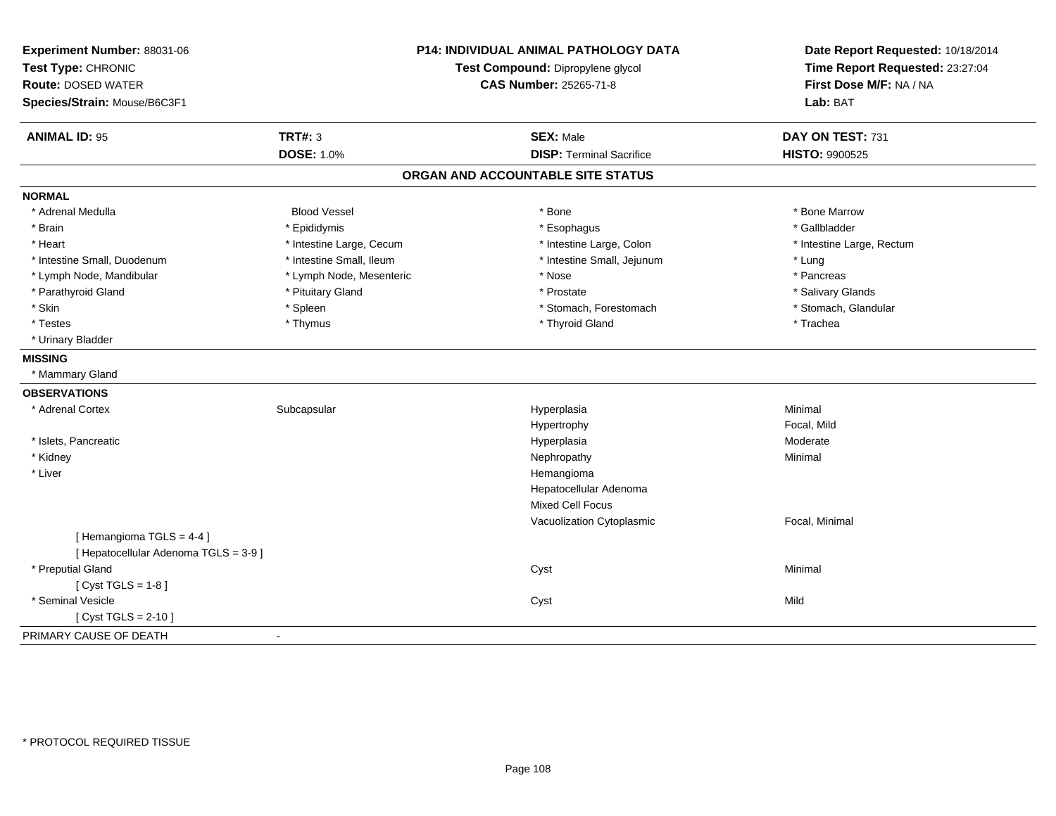**Experiment Number:** 88031-06
**Test Type:** CHRONIC
**Route:** DOSED WATER
**Species/Strain:** Mouse/B6C3F1

**P14: INDIVIDUAL ANIMAL PATHOLOGY DATA**
**Test Compound:** Dipropylene glycol
**CAS Number:** 25265-71-8

**Date Report Requested:** 10/18/2014
**Time Report Requested:** 23:27:04
**First Dose M/F:** NA / NA
**Lab:** BAT

| **ANIMAL ID:** 95 | **TRT#:** 3 | **SEX:** Male | **DAY ON TEST:** 731 |
|---|---|---|---|
| | **DOSE:** 1.0% | **DISP:** Terminal Sacrifice | **HISTO:** 9900525 |

## ORGAN AND ACCOUNTABLE SITE STATUS

**NORMAL**

| | | | |
|---|---|---|---|
| * Adrenal Medulla | Blood Vessel | * Bone | * Bone Marrow |
| * Brain | * Epididymis | * Esophagus | * Gallbladder |
| * Heart | * Intestine Large, Cecum | * Intestine Large, Colon | * Intestine Large, Rectum |
| * Intestine Small, Duodenum | * Intestine Small, Ileum | * Intestine Small, Jejunum | * Lung |
| * Lymph Node, Mandibular | * Lymph Node, Mesenteric | * Nose | * Pancreas |
| * Parathyroid Gland | * Pituitary Gland | * Prostate | * Salivary Glands |
| * Skin | * Spleen | * Stomach, Forestomach | * Stomach, Glandular |
| * Testes | * Thymus | * Thyroid Gland | * Trachea |
| * Urinary Bladder | | | |

**MISSING**

* Mammary Gland

**OBSERVATIONS**

| | | | |
|---|---|---|---|
| * Adrenal Cortex | Subcapsular | Hyperplasia | Minimal |
| | | Hypertrophy | Focal, Mild |
| * Islets, Pancreatic | | Hyperplasia | Moderate |
| * Kidney | | Nephropathy | Minimal |
| * Liver | | Hemangioma | |
| | | Hepatocellular Adenoma | |
| | | Mixed Cell Focus | |
| | | Vacuolization Cytoplasmic | Focal, Minimal |
| [ Hemangioma TGLS = 4-4 ] | | | |
| [ Hepatocellular Adenoma TGLS = 3-9 ] | | | |
| * Preputial Gland | | Cyst | Minimal |
| [ Cyst TGLS = 1-8 ] | | | |
| * Seminal Vesicle | | Cyst | Mild |
| [ Cyst TGLS = 2-10 ] | | | |

PRIMARY CAUSE OF DEATH -

* PROTOCOL REQUIRED TISSUE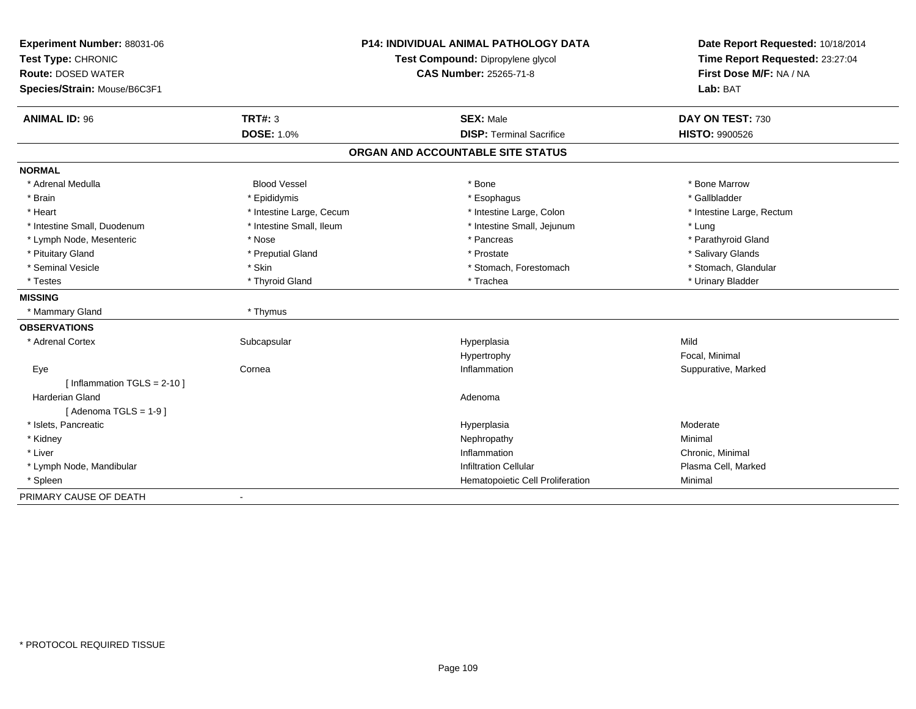**Experiment Number:** 88031-06
**Test Type:** CHRONIC
**Route:** DOSED WATER
**Species/Strain:** Mouse/B6C3F1

**P14: INDIVIDUAL ANIMAL PATHOLOGY DATA**
**Test Compound:** Dipropylene glycol
**CAS Number:** 25265-71-8

**Date Report Requested:** 10/18/2014
**Time Report Requested:** 23:27:04
**First Dose M/F:** NA / NA
**Lab:** BAT

| **ANIMAL ID:** 96 | **TRT#:** 3 | **SEX:** Male | **DAY ON TEST:** 730 |
|---|---|---|---|
| | **DOSE:** 1.0% | **DISP:** Terminal Sacrifice | **HISTO:** 9900526 |

## ORGAN AND ACCOUNTABLE SITE STATUS

**NORMAL**

| | | | |
|---|---|---|---|
| * Adrenal Medulla | Blood Vessel | * Bone | * Bone Marrow |
| * Brain | * Epididymis | * Esophagus | * Gallbladder |
| * Heart | * Intestine Large, Cecum | * Intestine Large, Colon | * Intestine Large, Rectum |
| * Intestine Small, Duodenum | * Intestine Small, Ileum | * Intestine Small, Jejunum | * Lung |
| * Lymph Node, Mesenteric | * Nose | * Pancreas | * Parathyroid Gland |
| * Pituitary Gland | * Preputial Gland | * Prostate | * Salivary Glands |
| * Seminal Vesicle | * Skin | * Stomach, Forestomach | * Stomach, Glandular |
| * Testes | * Thyroid Gland | * Trachea | * Urinary Bladder |

**MISSING**

| | |
|---|---|
| * Mammary Gland | * Thymus |

**OBSERVATIONS**

| | | | |
|---|---|---|---|
| * Adrenal Cortex | Subcapsular | Hyperplasia | Mild |
| | | Hypertrophy | Focal, Minimal |
| Eye | Cornea | Inflammation | Suppurative, Marked |
| [ Inflammation TGLS = 2-10 ] | | | |
| Harderian Gland | | Adenoma | |
| [ Adenoma TGLS = 1-9 ] | | | |
| * Islets, Pancreatic | | Hyperplasia | Moderate |
| * Kidney | | Nephropathy | Minimal |
| * Liver | | Inflammation | Chronic, Minimal |
| * Lymph Node, Mandibular | | Infiltration Cellular | Plasma Cell, Marked |
| * Spleen | | Hematopoietic Cell Proliferation | Minimal |

PRIMARY CAUSE OF DEATH -

* PROTOCOL REQUIRED TISSUE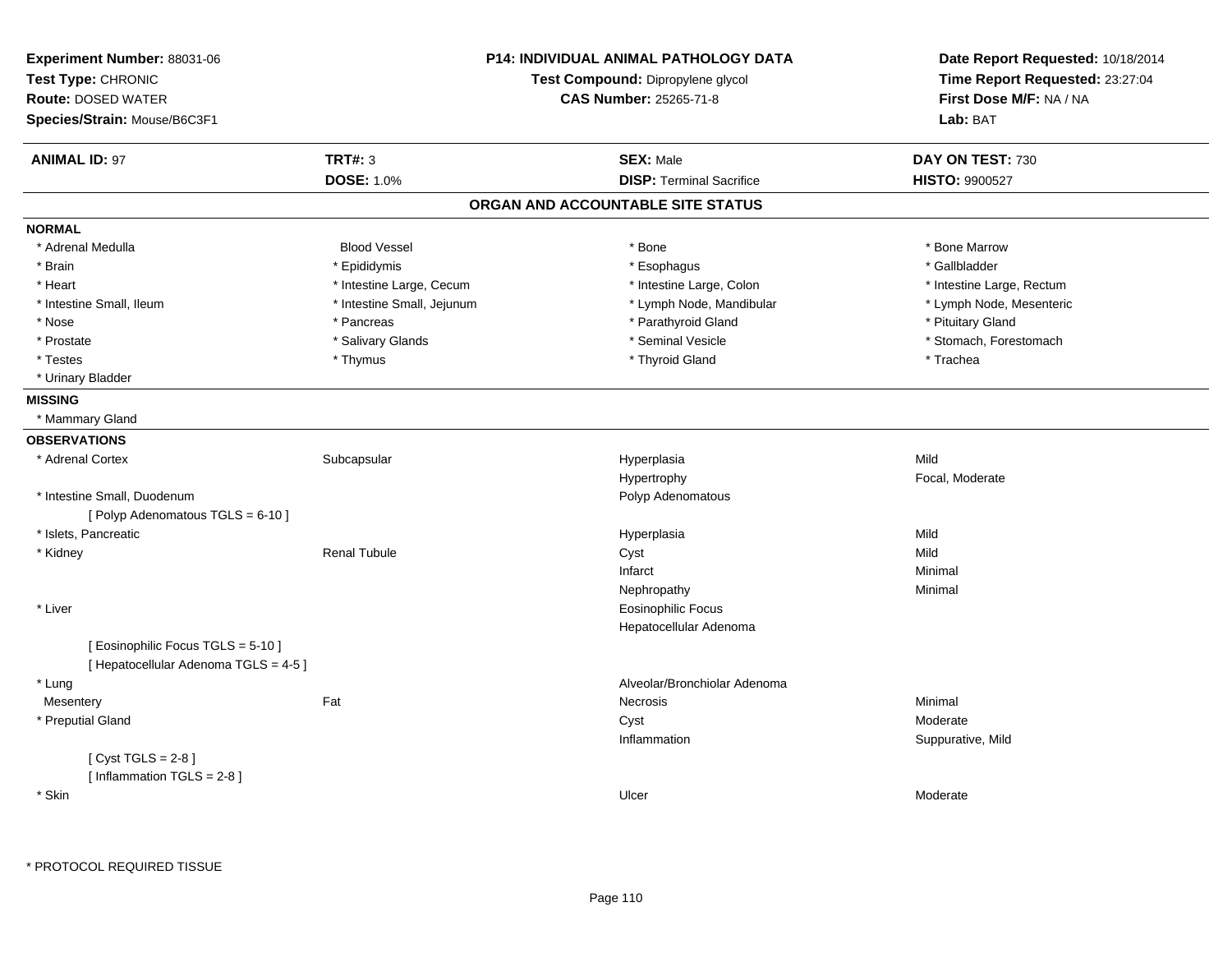**Experiment Number:** 88031-06
**Test Type:** CHRONIC
**Route:** DOSED WATER
**Species/Strain:** Mouse/B6C3F1

**P14: INDIVIDUAL ANIMAL PATHOLOGY DATA**
**Test Compound:** Dipropylene glycol
**CAS Number:** 25265-71-8

**Date Report Requested:** 10/18/2014
**Time Report Requested:** 23:27:04
**First Dose M/F:** NA / NA
**Lab:** BAT

| **ANIMAL ID:** 97 | **TRT#:** 3 | **SEX:** Male | **DAY ON TEST:** 730 |
|---|---|---|---|
| | **DOSE:** 1.0% | **DISP:** Terminal Sacrifice | **HISTO:** 9900527 |

## ORGAN AND ACCOUNTABLE SITE STATUS

### NORMAL

| | | | |
|---|---|---|---|
| * Adrenal Medulla | Blood Vessel | * Bone | * Bone Marrow |
| * Brain | * Epididymis | * Esophagus | * Gallbladder |
| * Heart | * Intestine Large, Cecum | * Intestine Large, Colon | * Intestine Large, Rectum |
| * Intestine Small, Ileum | * Intestine Small, Jejunum | * Lymph Node, Mandibular | * Lymph Node, Mesenteric |
| * Nose | * Pancreas | * Parathyroid Gland | * Pituitary Gland |
| * Prostate | * Salivary Glands | * Seminal Vesicle | * Stomach, Forestomach |
| * Testes | * Thymus | * Thyroid Gland | * Trachea |
| * Urinary Bladder | | | |

### MISSING

* Mammary Gland

### OBSERVATIONS

| Organ | Site | Observation | Severity |
|---|---|---|---|
| * Adrenal Cortex | Subcapsular | Hyperplasia | Mild |
| | | Hypertrophy | Focal, Moderate |
| * Intestine Small, Duodenum | | Polyp Adenomatous | |
| [ Polyp Adenomatous TGLS = 6-10 ] | | | |
| * Islets, Pancreatic | | Hyperplasia | Mild |
| * Kidney | Renal Tubule | Cyst | Mild |
| | | Infarct | Minimal |
| | | Nephropathy | Minimal |
| * Liver | | Eosinophilic Focus | |
| | | Hepatocellular Adenoma | |
| [ Eosinophilic Focus TGLS = 5-10 ] | | | |
| [ Hepatocellular Adenoma TGLS = 4-5 ] | | | |
| * Lung | | Alveolar/Bronchiolar Adenoma | |
| Mesentery | Fat | Necrosis | Minimal |
| * Preputial Gland | | Cyst | Moderate |
| | | Inflammation | Suppurative, Mild |
| [ Cyst TGLS = 2-8 ] | | | |
| [ Inflammation TGLS = 2-8 ] | | | |
| * Skin | | Ulcer | Moderate |

* PROTOCOL REQUIRED TISSUE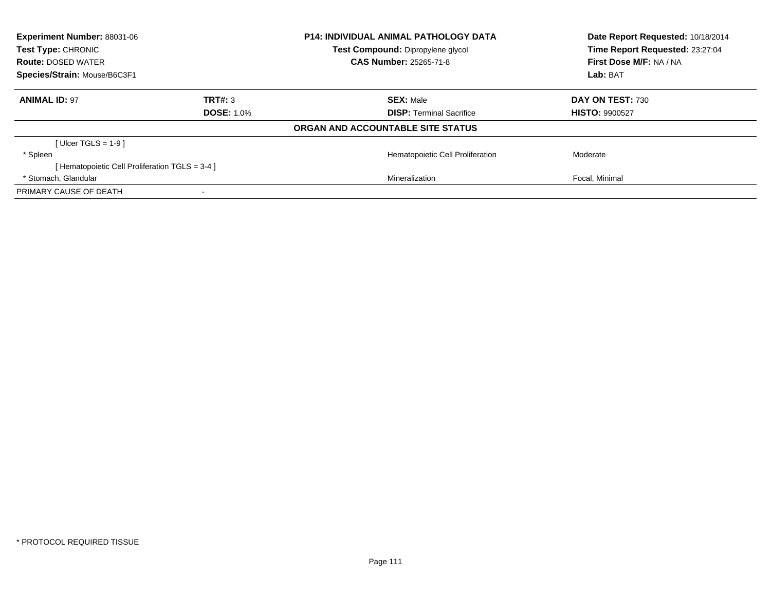| **Experiment Number:** 88031-06 | **P14: INDIVIDUAL ANIMAL PATHOLOGY DATA** | **Date Report Requested:** 10/18/2014 |
|---|---|---|
| **Test Type:** CHRONIC | **Test Compound:** Dipropylene glycol | **Time Report Requested:** 23:27:04 |
| **Route:** DOSED WATER | **CAS Number:** 25265-71-8 | **First Dose M/F:** NA / NA |
| **Species/Strain:** Mouse/B6C3F1 | | **Lab:** BAT |

| **ANIMAL ID:** 97 | **TRT#:** 3 | **SEX:** Male | **DAY ON TEST:** 730 |
|---|---|---|---|
| | **DOSE:** 1.0% | **DISP:** Terminal Sacrifice | **HISTO:** 9900527 |

**ORGAN AND ACCOUNTABLE SITE STATUS**

| | | |
|---|---|---|
| [ Ulcer TGLS = 1-9 ] | | |
| * Spleen | Hematopoietic Cell Proliferation | Moderate |
| [ Hematopoietic Cell Proliferation TGLS = 3-4 ] | | |
| * Stomach, Glandular | Mineralization | Focal, Minimal |
| PRIMARY CAUSE OF DEATH | - | |

* PROTOCOL REQUIRED TISSUE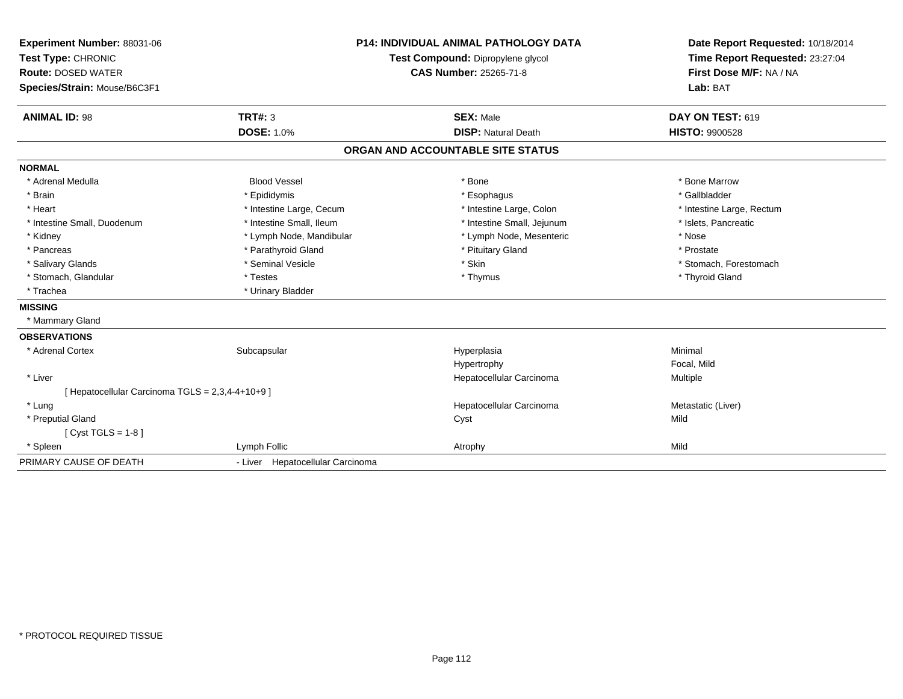**Experiment Number:** 88031-06
**Test Type:** CHRONIC
**Route:** DOSED WATER
**Species/Strain:** Mouse/B6C3F1

**P14: INDIVIDUAL ANIMAL PATHOLOGY DATA**
**Test Compound:** Dipropylene glycol
**CAS Number:** 25265-71-8

**Date Report Requested:** 10/18/2014
**Time Report Requested:** 23:27:04
**First Dose M/F:** NA / NA
**Lab:** BAT

| **ANIMAL ID:** 98 | **TRT#:** 3 | **SEX:** Male | **DAY ON TEST:** 619 |
|---|---|---|---|
| | **DOSE:** 1.0% | **DISP:** Natural Death | **HISTO:** 9900528 |

## ORGAN AND ACCOUNTABLE SITE STATUS

**NORMAL**

| | | | |
|---|---|---|---|
| * Adrenal Medulla | Blood Vessel | * Bone | * Bone Marrow |
| * Brain | * Epididymis | * Esophagus | * Gallbladder |
| * Heart | * Intestine Large, Cecum | * Intestine Large, Colon | * Intestine Large, Rectum |
| * Intestine Small, Duodenum | * Intestine Small, Ileum | * Intestine Small, Jejunum | * Islets, Pancreatic |
| * Kidney | * Lymph Node, Mandibular | * Lymph Node, Mesenteric | * Nose |
| * Pancreas | * Parathyroid Gland | * Pituitary Gland | * Prostate |
| * Salivary Glands | * Seminal Vesicle | * Skin | * Stomach, Forestomach |
| * Stomach, Glandular | * Testes | * Thymus | * Thyroid Gland |
| * Trachea | * Urinary Bladder | | |

**MISSING**

* Mammary Gland

**OBSERVATIONS**

| | | | |
|---|---|---|---|
| * Adrenal Cortex | Subcapsular | Hyperplasia | Minimal |
| | | Hypertrophy | Focal, Mild |
| * Liver | | Hepatocellular Carcinoma | Multiple |
| [ Hepatocellular Carcinoma TGLS = 2,3,4-4+10+9 ] | | | |
| * Lung | | Hepatocellular Carcinoma | Metastatic (Liver) |
| * Preputial Gland | | Cyst | Mild |
| [ Cyst TGLS = 1-8 ] | | | |
| * Spleen | Lymph Follic | Atrophy | Mild |

PRIMARY CAUSE OF DEATH - Liver Hepatocellular Carcinoma

* PROTOCOL REQUIRED TISSUE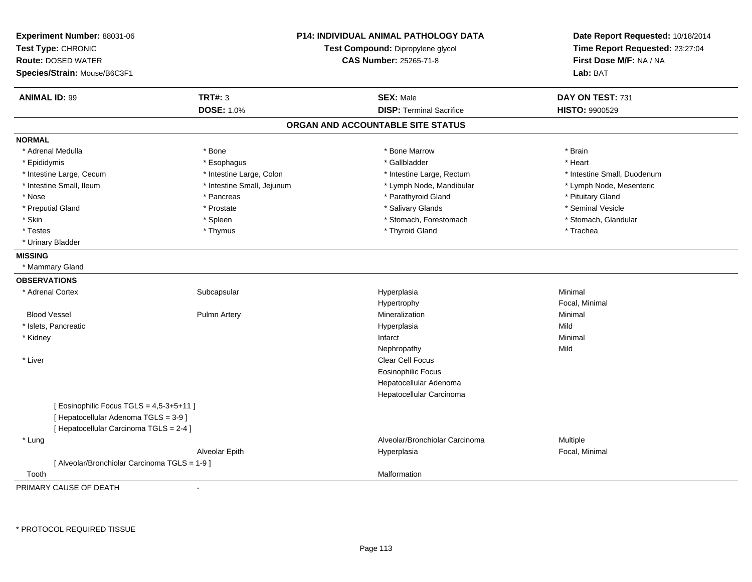**Experiment Number:** 88031-06
**Test Type:** CHRONIC
**Route:** DOSED WATER
**Species/Strain:** Mouse/B6C3F1

**P14: INDIVIDUAL ANIMAL PATHOLOGY DATA**
**Test Compound:** Dipropylene glycol
**CAS Number:** 25265-71-8

**Date Report Requested:** 10/18/2014
**Time Report Requested:** 23:27:04
**First Dose M/F:** NA / NA
**Lab:** BAT

| **ANIMAL ID:** 99 | **TRT#:** 3 | **SEX:** Male | **DAY ON TEST:** 731 |
|---|---|---|---|
| | **DOSE:** 1.0% | **DISP:** Terminal Sacrifice | **HISTO:** 9900529 |

## ORGAN AND ACCOUNTABLE SITE STATUS

**NORMAL**

| | | | |
|---|---|---|---|
| * Adrenal Medulla | * Bone | * Bone Marrow | * Brain |
| * Epididymis | * Esophagus | * Gallbladder | * Heart |
| * Intestine Large, Cecum | * Intestine Large, Colon | * Intestine Large, Rectum | * Intestine Small, Duodenum |
| * Intestine Small, Ileum | * Intestine Small, Jejunum | * Lymph Node, Mandibular | * Lymph Node, Mesenteric |
| * Nose | * Pancreas | * Parathyroid Gland | * Pituitary Gland |
| * Preputial Gland | * Prostate | * Salivary Glands | * Seminal Vesicle |
| * Skin | * Spleen | * Stomach, Forestomach | * Stomach, Glandular |
| * Testes | * Thymus | * Thyroid Gland | * Trachea |
| * Urinary Bladder | | | |

**MISSING**

* Mammary Gland

**OBSERVATIONS**

| | | | |
|---|---|---|---|
| * Adrenal Cortex | Subcapsular | Hyperplasia | Minimal |
| | | Hypertrophy | Focal, Minimal |
| Blood Vessel | Pulmn Artery | Mineralization | Minimal |
| * Islets, Pancreatic | | Hyperplasia | Mild |
| * Kidney | | Infarct | Minimal |
| | | Nephropathy | Mild |
| * Liver | | Clear Cell Focus | |
| | | Eosinophilic Focus | |
| | | Hepatocellular Adenoma | |
| | | Hepatocellular Carcinoma | |
| [ Eosinophilic Focus TGLS = 4,5-3+5+11 ] | | | |
| [ Hepatocellular Adenoma TGLS = 3-9 ] | | | |
| [ Hepatocellular Carcinoma TGLS = 2-4 ] | | | |
| * Lung | | Alveolar/Bronchiolar Carcinoma | Multiple |
| | Alveolar Epith | Hyperplasia | Focal, Minimal |
| [ Alveolar/Bronchiolar Carcinoma TGLS = 1-9 ] | | | |
| Tooth | | Malformation | |

PRIMARY CAUSE OF DEATH -

\* PROTOCOL REQUIRED TISSUE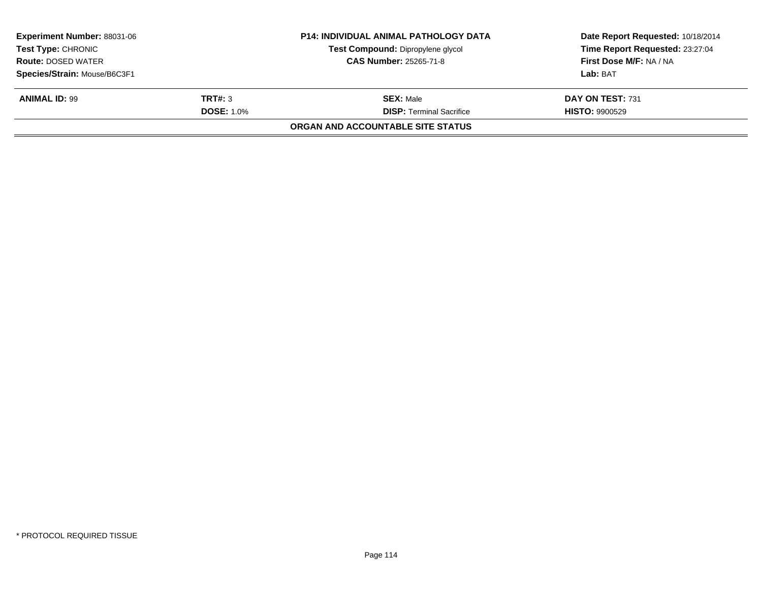**Experiment Number:** 88031-06
**Test Type:** CHRONIC
**Route:** DOSED WATER
**Species/Strain:** Mouse/B6C3F1

**P14: INDIVIDUAL ANIMAL PATHOLOGY DATA**
**Test Compound:** Dipropylene glycol
**CAS Number:** 25265-71-8

**Date Report Requested:** 10/18/2014
**Time Report Requested:** 23:27:04
**First Dose M/F:** NA / NA
**Lab:** BAT

| **ANIMAL ID:** 99 | **TRT#:** 3 | **SEX:** Male | **DAY ON TEST:** 731 |
|---|---|---|---|
| | **DOSE:** 1.0% | **DISP:** Terminal Sacrifice | **HISTO:** 9900529 |

**ORGAN AND ACCOUNTABLE SITE STATUS**

* PROTOCOL REQUIRED TISSUE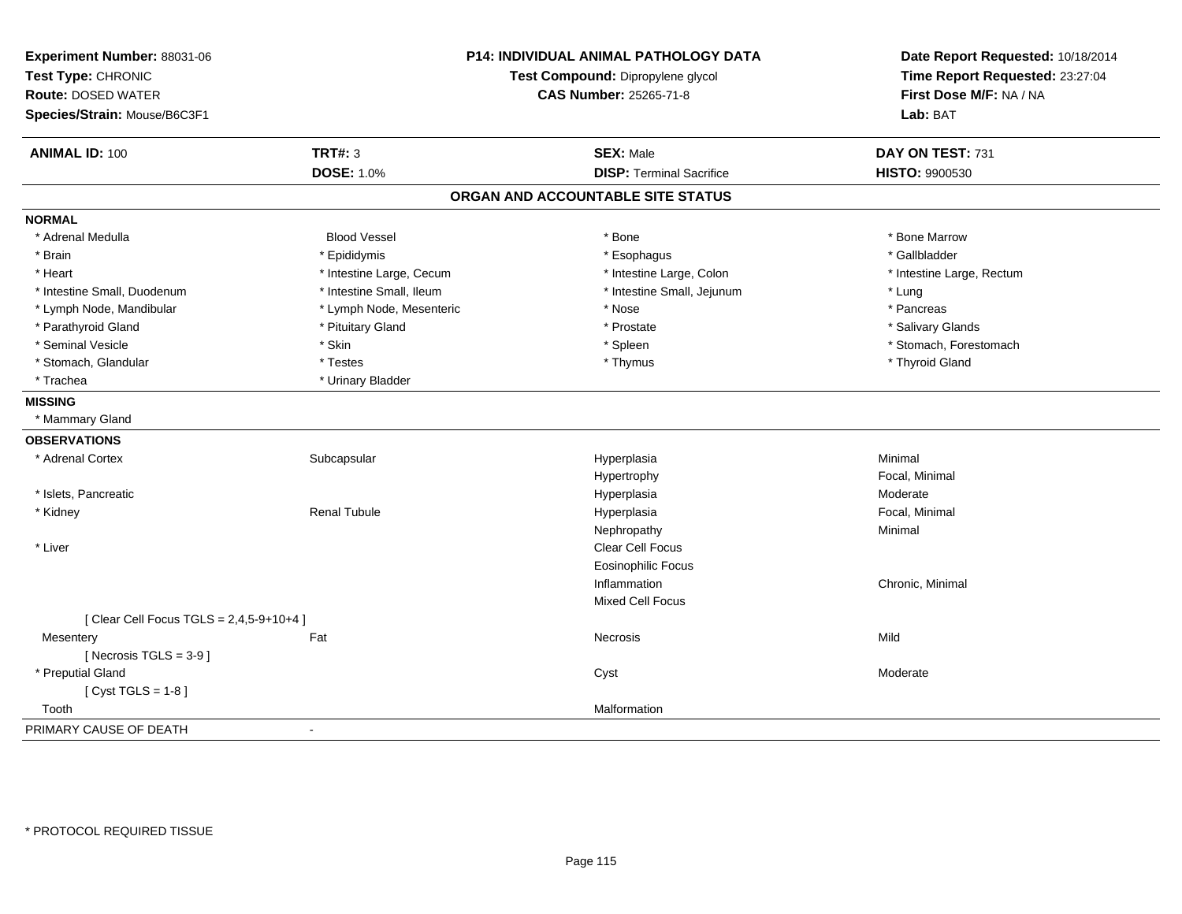**Experiment Number:** 88031-06
**Test Type:** CHRONIC
**Route:** DOSED WATER
**Species/Strain:** Mouse/B6C3F1

**P14: INDIVIDUAL ANIMAL PATHOLOGY DATA**
**Test Compound:** Dipropylene glycol
**CAS Number:** 25265-71-8

**Date Report Requested:** 10/18/2014
**Time Report Requested:** 23:27:04
**First Dose M/F:** NA / NA
**Lab:** BAT

| **ANIMAL ID:** 100 | **TRT#:** 3 | **SEX:** Male | **DAY ON TEST:** 731 |
|---|---|---|---|
| | **DOSE:** 1.0% | **DISP:** Terminal Sacrifice | **HISTO:** 9900530 |

## ORGAN AND ACCOUNTABLE SITE STATUS

**NORMAL**

| | | | |
|---|---|---|---|
| * Adrenal Medulla | Blood Vessel | * Bone | * Bone Marrow |
| * Brain | * Epididymis | * Esophagus | * Gallbladder |
| * Heart | * Intestine Large, Cecum | * Intestine Large, Colon | * Intestine Large, Rectum |
| * Intestine Small, Duodenum | * Intestine Small, Ileum | * Intestine Small, Jejunum | * Lung |
| * Lymph Node, Mandibular | * Lymph Node, Mesenteric | * Nose | * Pancreas |
| * Parathyroid Gland | * Pituitary Gland | * Prostate | * Salivary Glands |
| * Seminal Vesicle | * Skin | * Spleen | * Stomach, Forestomach |
| * Stomach, Glandular | * Testes | * Thymus | * Thyroid Gland |
| * Trachea | * Urinary Bladder | | |

**MISSING**

* Mammary Gland

**OBSERVATIONS**

| | | | |
|---|---|---|---|
| * Adrenal Cortex | Subcapsular | Hyperplasia | Minimal |
| | | Hypertrophy | Focal, Minimal |
| * Islets, Pancreatic | | Hyperplasia | Moderate |
| * Kidney | Renal Tubule | Hyperplasia | Focal, Minimal |
| | | Nephropathy | Minimal |
| * Liver | | Clear Cell Focus | |
| | | Eosinophilic Focus | |
| | | Inflammation | Chronic, Minimal |
| | | Mixed Cell Focus | |
| [ Clear Cell Focus TGLS = 2,4,5-9+10+4 ] | | | |
| Mesentery | Fat | Necrosis | Mild |
| [ Necrosis TGLS = 3-9 ] | | | |
| * Preputial Gland | | Cyst | Moderate |
| [ Cyst TGLS = 1-8 ] | | | |
| Tooth | | Malformation | |

PRIMARY CAUSE OF DEATH -

* PROTOCOL REQUIRED TISSUE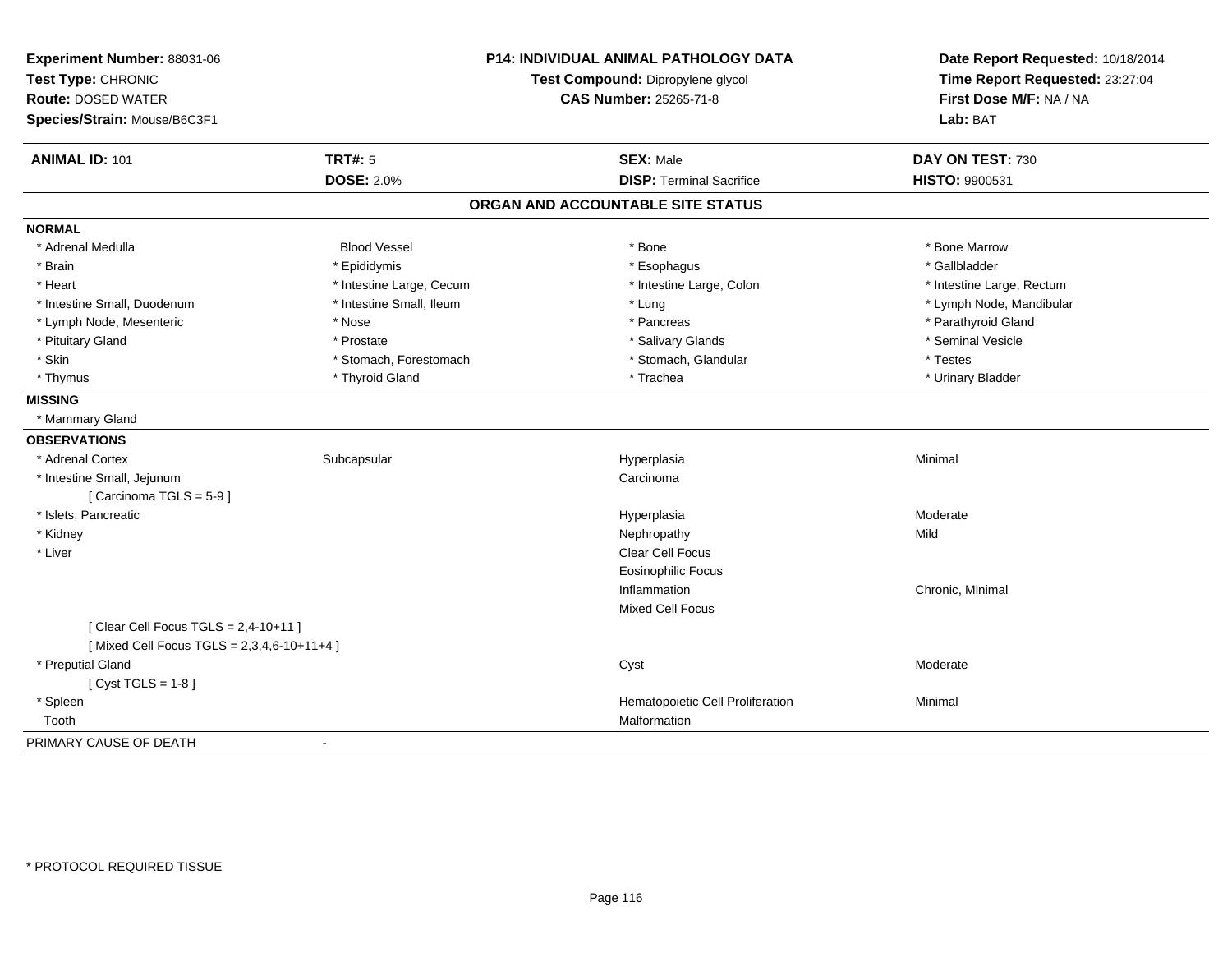**Experiment Number:** 88031-06
**Test Type:** CHRONIC
**Route:** DOSED WATER
**Species/Strain:** Mouse/B6C3F1

**P14: INDIVIDUAL ANIMAL PATHOLOGY DATA**
**Test Compound:** Dipropylene glycol
**CAS Number:** 25265-71-8

**Date Report Requested:** 10/18/2014
**Time Report Requested:** 23:27:04
**First Dose M/F:** NA / NA
**Lab:** BAT

| **ANIMAL ID:** 101 | **TRT#:** 5 | **SEX:** Male | **DAY ON TEST:** 730 |
|---|---|---|---|
| | **DOSE:** 2.0% | **DISP:** Terminal Sacrifice | **HISTO:** 9900531 |

## ORGAN AND ACCOUNTABLE SITE STATUS

**NORMAL**

| | | | |
|---|---|---|---|
| * Adrenal Medulla | Blood Vessel | * Bone | * Bone Marrow |
| * Brain | * Epididymis | * Esophagus | * Gallbladder |
| * Heart | * Intestine Large, Cecum | * Intestine Large, Colon | * Intestine Large, Rectum |
| * Intestine Small, Duodenum | * Intestine Small, Ileum | * Lung | * Lymph Node, Mandibular |
| * Lymph Node, Mesenteric | * Nose | * Pancreas | * Parathyroid Gland |
| * Pituitary Gland | * Prostate | * Salivary Glands | * Seminal Vesicle |
| * Skin | * Stomach, Forestomach | * Stomach, Glandular | * Testes |
| * Thymus | * Thyroid Gland | * Trachea | * Urinary Bladder |

**MISSING**

* Mammary Gland

**OBSERVATIONS**

| | | | |
|---|---|---|---|
| * Adrenal Cortex | Subcapsular | Hyperplasia | Minimal |
| * Intestine Small, Jejunum | | Carcinoma | |
| [ Carcinoma TGLS = 5-9 ] | | | |
| * Islets, Pancreatic | | Hyperplasia | Moderate |
| * Kidney | | Nephropathy | Mild |
| * Liver | | Clear Cell Focus | |
| | | Eosinophilic Focus | |
| | | Inflammation | Chronic, Minimal |
| | | Mixed Cell Focus | |
| [ Clear Cell Focus TGLS = 2,4-10+11 ] | | | |
| [ Mixed Cell Focus TGLS = 2,3,4,6-10+11+4 ] | | | |
| * Preputial Gland | | Cyst | Moderate |
| [ Cyst TGLS = 1-8 ] | | | |
| * Spleen | | Hematopoietic Cell Proliferation | Minimal |
| Tooth | | Malformation | |

PRIMARY CAUSE OF DEATH -

* PROTOCOL REQUIRED TISSUE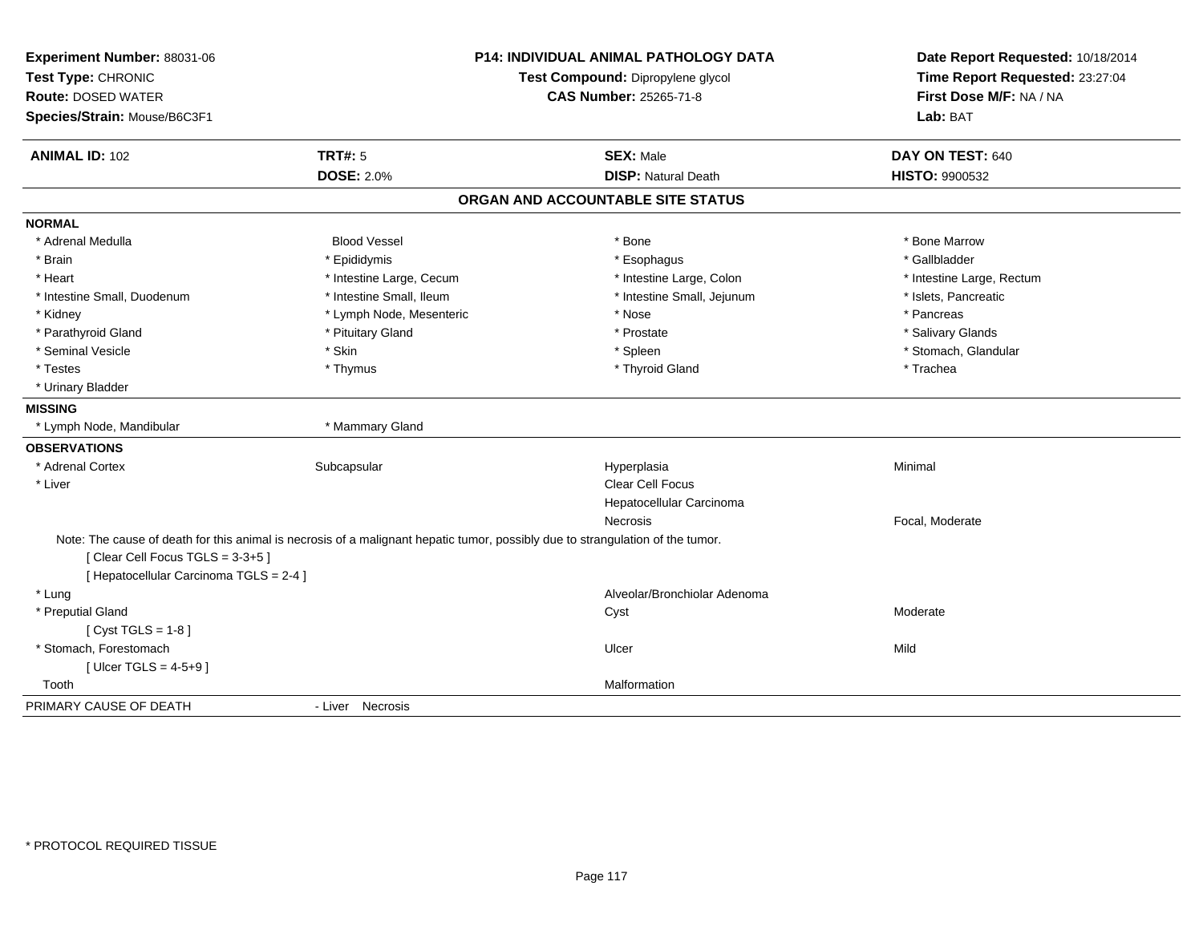**Experiment Number:** 88031-06
**Test Type:** CHRONIC
**Route:** DOSED WATER
**Species/Strain:** Mouse/B6C3F1

**P14: INDIVIDUAL ANIMAL PATHOLOGY DATA**
**Test Compound:** Dipropylene glycol
**CAS Number:** 25265-71-8

**Date Report Requested:** 10/18/2014
**Time Report Requested:** 23:27:04
**First Dose M/F:** NA / NA
**Lab:** BAT

| **ANIMAL ID:** 102 | **TRT#:** 5 | **SEX:** Male | **DAY ON TEST:** 640 |
|---|---|---|---|
| | **DOSE:** 2.0% | **DISP:** Natural Death | **HISTO:** 9900532 |

## ORGAN AND ACCOUNTABLE SITE STATUS

**NORMAL**

| | | | |
|---|---|---|---|
| * Adrenal Medulla | Blood Vessel | * Bone | * Bone Marrow |
| * Brain | * Epididymis | * Esophagus | * Gallbladder |
| * Heart | * Intestine Large, Cecum | * Intestine Large, Colon | * Intestine Large, Rectum |
| * Intestine Small, Duodenum | * Intestine Small, Ileum | * Intestine Small, Jejunum | * Islets, Pancreatic |
| * Kidney | * Lymph Node, Mesenteric | * Nose | * Pancreas |
| * Parathyroid Gland | * Pituitary Gland | * Prostate | * Salivary Glands |
| * Seminal Vesicle | * Skin | * Spleen | * Stomach, Glandular |
| * Testes | * Thymus | * Thyroid Gland | * Trachea |
| * Urinary Bladder | | | |

**MISSING**

| | |
|---|---|
| * Lymph Node, Mandibular | * Mammary Gland |

**OBSERVATIONS**

| | | | |
|---|---|---|---|
| * Adrenal Cortex | Subcapsular | Hyperplasia | Minimal |
| * Liver | | Clear Cell Focus | |
| | | Hepatocellular Carcinoma | |
| | | Necrosis | Focal, Moderate |

Note: The cause of death for this animal is necrosis of a malignant hepatic tumor, possibly due to strangulation of the tumor.
[ Clear Cell Focus TGLS = 3-3+5 ]
[ Hepatocellular Carcinoma TGLS = 2-4 ]

| | | | |
|---|---|---|---|
| * Lung | | Alveolar/Bronchiolar Adenoma | |
| * Preputial Gland | | Cyst | Moderate |
| [ Cyst TGLS = 1-8 ] | | | |
| * Stomach, Forestomach | | Ulcer | Mild |
| [ Ulcer TGLS = 4-5+9 ] | | | |
| Tooth | | Malformation | |

PRIMARY CAUSE OF DEATH - Liver Necrosis

* PROTOCOL REQUIRED TISSUE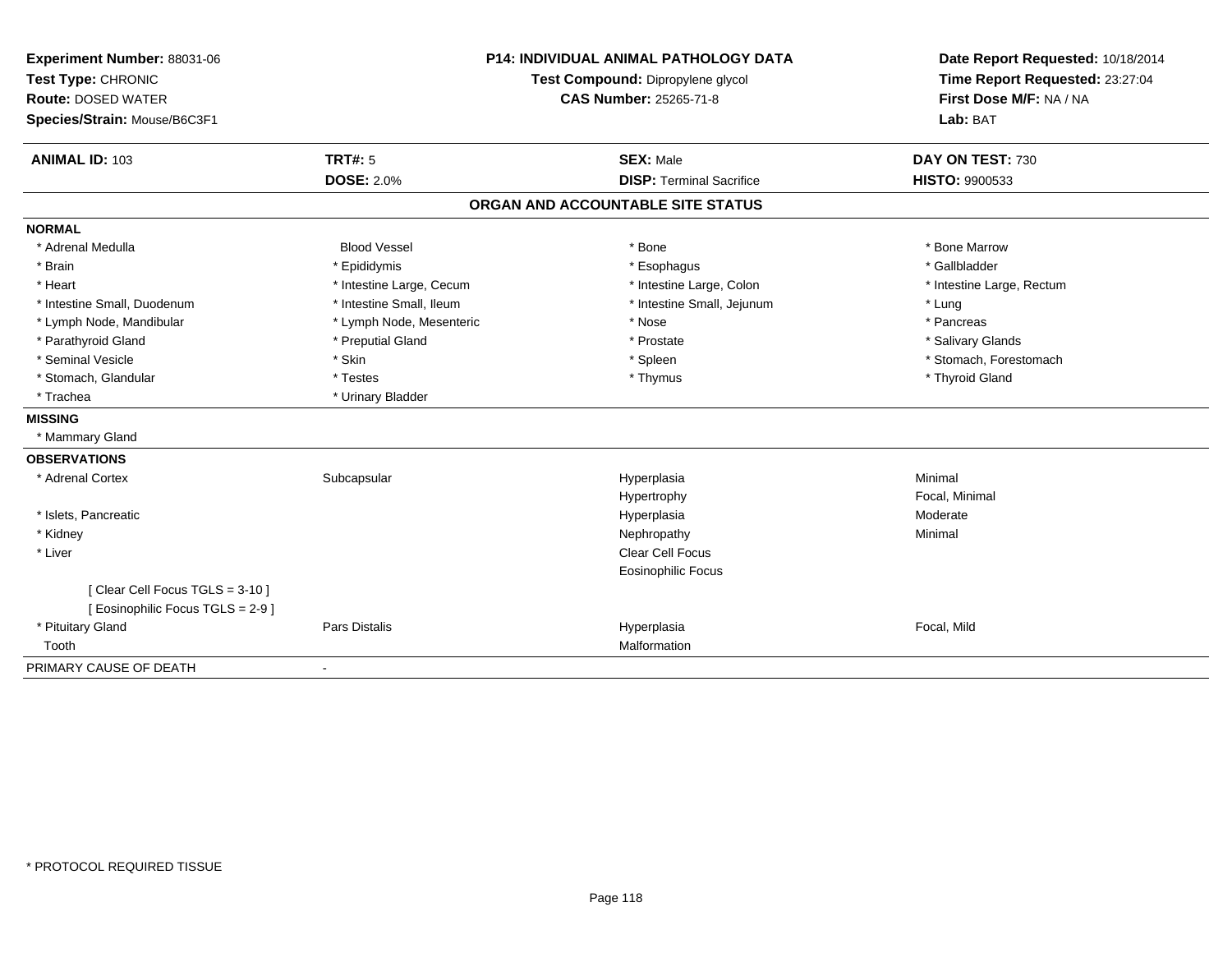**Experiment Number:** 88031-06
**Test Type:** CHRONIC
**Route:** DOSED WATER
**Species/Strain:** Mouse/B6C3F1

**P14: INDIVIDUAL ANIMAL PATHOLOGY DATA**
**Test Compound:** Dipropylene glycol
**CAS Number:** 25265-71-8

**Date Report Requested:** 10/18/2014
**Time Report Requested:** 23:27:04
**First Dose M/F:** NA / NA
**Lab:** BAT

| **ANIMAL ID:** 103 | **TRT#:** 5 | **SEX:** Male | **DAY ON TEST:** 730 |
|---|---|---|---|
| | **DOSE:** 2.0% | **DISP:** Terminal Sacrifice | **HISTO:** 9900533 |

## ORGAN AND ACCOUNTABLE SITE STATUS

**NORMAL**

| | | | |
|---|---|---|---|
| * Adrenal Medulla | Blood Vessel | * Bone | * Bone Marrow |
| * Brain | * Epididymis | * Esophagus | * Gallbladder |
| * Heart | * Intestine Large, Cecum | * Intestine Large, Colon | * Intestine Large, Rectum |
| * Intestine Small, Duodenum | * Intestine Small, Ileum | * Intestine Small, Jejunum | * Lung |
| * Lymph Node, Mandibular | * Lymph Node, Mesenteric | * Nose | * Pancreas |
| * Parathyroid Gland | * Preputial Gland | * Prostate | * Salivary Glands |
| * Seminal Vesicle | * Skin | * Spleen | * Stomach, Forestomach |
| * Stomach, Glandular | * Testes | * Thymus | * Thyroid Gland |
| * Trachea | * Urinary Bladder | | |

**MISSING**

* Mammary Gland

**OBSERVATIONS**

| | | | |
|---|---|---|---|
| * Adrenal Cortex | Subcapsular | Hyperplasia | Minimal |
| | | Hypertrophy | Focal, Minimal |
| * Islets, Pancreatic | | Hyperplasia | Moderate |
| * Kidney | | Nephropathy | Minimal |
| * Liver | | Clear Cell Focus | |
| | | Eosinophilic Focus | |
| [ Clear Cell Focus TGLS = 3-10 ] | | | |
| [ Eosinophilic Focus TGLS = 2-9 ] | | | |
| * Pituitary Gland | Pars Distalis | Hyperplasia | Focal, Mild |
| Tooth | | Malformation | |

PRIMARY CAUSE OF DEATH -

* PROTOCOL REQUIRED TISSUE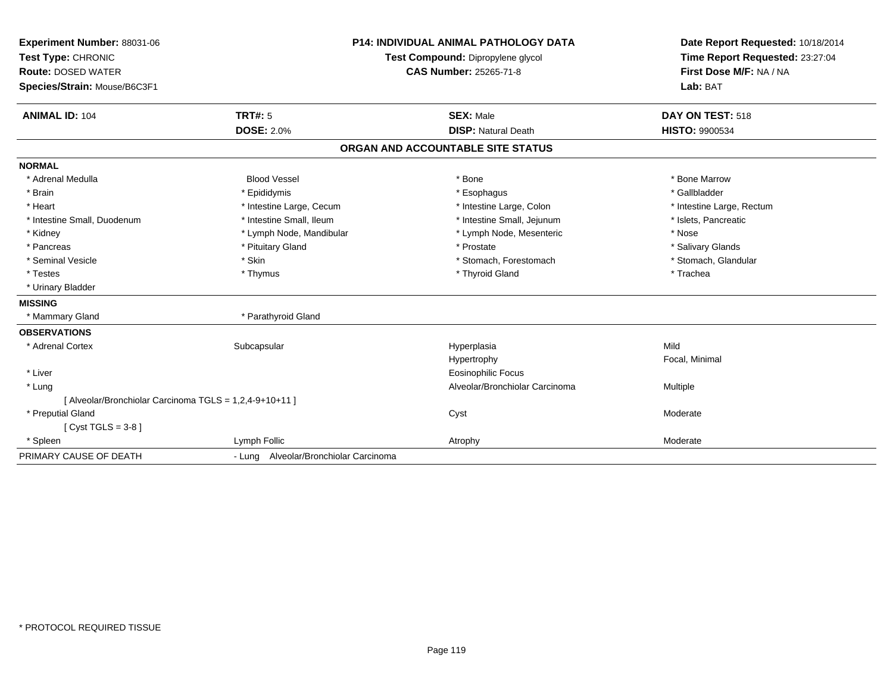**Experiment Number:** 88031-06
**Test Type:** CHRONIC
**Route:** DOSED WATER
**Species/Strain:** Mouse/B6C3F1

**P14: INDIVIDUAL ANIMAL PATHOLOGY DATA**
**Test Compound:** Dipropylene glycol
**CAS Number:** 25265-71-8

**Date Report Requested:** 10/18/2014
**Time Report Requested:** 23:27:04
**First Dose M/F:** NA / NA
**Lab:** BAT

| **ANIMAL ID:** 104 | **TRT#:** 5 | **SEX:** Male | **DAY ON TEST:** 518 |
|---|---|---|---|
| | **DOSE:** 2.0% | **DISP:** Natural Death | **HISTO:** 9900534 |

## ORGAN AND ACCOUNTABLE SITE STATUS

**NORMAL**

| | | | |
|---|---|---|---|
| * Adrenal Medulla | Blood Vessel | * Bone | * Bone Marrow |
| * Brain | * Epididymis | * Esophagus | * Gallbladder |
| * Heart | * Intestine Large, Cecum | * Intestine Large, Colon | * Intestine Large, Rectum |
| * Intestine Small, Duodenum | * Intestine Small, Ileum | * Intestine Small, Jejunum | * Islets, Pancreatic |
| * Kidney | * Lymph Node, Mandibular | * Lymph Node, Mesenteric | * Nose |
| * Pancreas | * Pituitary Gland | * Prostate | * Salivary Glands |
| * Seminal Vesicle | * Skin | * Stomach, Forestomach | * Stomach, Glandular |
| * Testes | * Thymus | * Thyroid Gland | * Trachea |
| * Urinary Bladder | | | |

**MISSING**

| | |
|---|---|
| * Mammary Gland | * Parathyroid Gland |

**OBSERVATIONS**

| | | | |
|---|---|---|---|
| * Adrenal Cortex | Subcapsular | Hyperplasia | Mild |
| | | Hypertrophy | Focal, Minimal |
| * Liver | | Eosinophilic Focus | |
| * Lung | | Alveolar/Bronchiolar Carcinoma | Multiple |
| [ Alveolar/Bronchiolar Carcinoma TGLS = 1,2,4-9+10+11 ] | | | |
| * Preputial Gland | | Cyst | Moderate |
| [ Cyst TGLS = 3-8 ] | | | |
| * Spleen | Lymph Follic | Atrophy | Moderate |

| PRIMARY CAUSE OF DEATH | - Lung Alveolar/Bronchiolar Carcinoma |
|---|---|

\* PROTOCOL REQUIRED TISSUE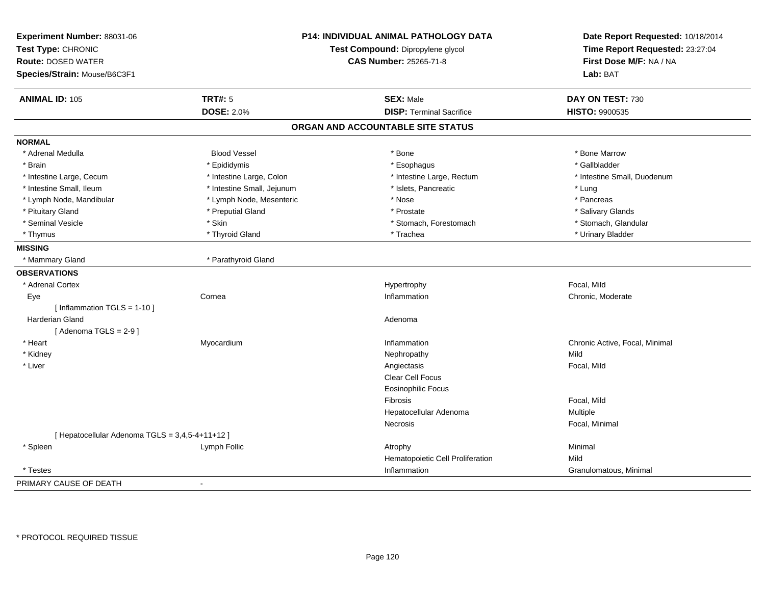**Experiment Number:** 88031-06
**Test Type:** CHRONIC
**Route:** DOSED WATER
**Species/Strain:** Mouse/B6C3F1

**P14: INDIVIDUAL ANIMAL PATHOLOGY DATA**
**Test Compound:** Dipropylene glycol
**CAS Number:** 25265-71-8

**Date Report Requested:** 10/18/2014
**Time Report Requested:** 23:27:04
**First Dose M/F:** NA / NA
**Lab:** BAT

| **ANIMAL ID:** 105 | **TRT#:** 5 | **SEX:** Male | **DAY ON TEST:** 730 |
|---|---|---|---|
| | **DOSE:** 2.0% | **DISP:** Terminal Sacrifice | **HISTO:** 9900535 |

## ORGAN AND ACCOUNTABLE SITE STATUS

**NORMAL**

| | | | |
|---|---|---|---|
| * Adrenal Medulla | Blood Vessel | * Bone | * Bone Marrow |
| * Brain | * Epididymis | * Esophagus | * Gallbladder |
| * Intestine Large, Cecum | * Intestine Large, Colon | * Intestine Large, Rectum | * Intestine Small, Duodenum |
| * Intestine Small, Ileum | * Intestine Small, Jejunum | * Islets, Pancreatic | * Lung |
| * Lymph Node, Mandibular | * Lymph Node, Mesenteric | * Nose | * Pancreas |
| * Pituitary Gland | * Preputial Gland | * Prostate | * Salivary Glands |
| * Seminal Vesicle | * Skin | * Stomach, Forestomach | * Stomach, Glandular |
| * Thymus | * Thyroid Gland | * Trachea | * Urinary Bladder |

**MISSING**

* Mammary Gland
* Parathyroid Gland

**OBSERVATIONS**

| | | | |
|---|---|---|---|
| * Adrenal Cortex | | Hypertrophy | Focal, Mild |
| Eye | Cornea | Inflammation | Chronic, Moderate |
| [ Inflammation TGLS = 1-10 ] | | | |
| Harderian Gland | | Adenoma | |
| [ Adenoma TGLS = 2-9 ] | | | |
| * Heart | Myocardium | Inflammation | Chronic Active, Focal, Minimal |
| * Kidney | | Nephropathy | Mild |
| * Liver | | Angiectasis | Focal, Mild |
| | | Clear Cell Focus | |
| | | Eosinophilic Focus | |
| | | Fibrosis | Focal, Mild |
| | | Hepatocellular Adenoma | Multiple |
| | | Necrosis | Focal, Minimal |
| [ Hepatocellular Adenoma TGLS = 3,4,5-4+11+12 ] | | | |
| * Spleen | Lymph Follic | Atrophy | Minimal |
| | | Hematopoietic Cell Proliferation | Mild |
| * Testes | | Inflammation | Granulomatous, Minimal |

PRIMARY CAUSE OF DEATH -

* PROTOCOL REQUIRED TISSUE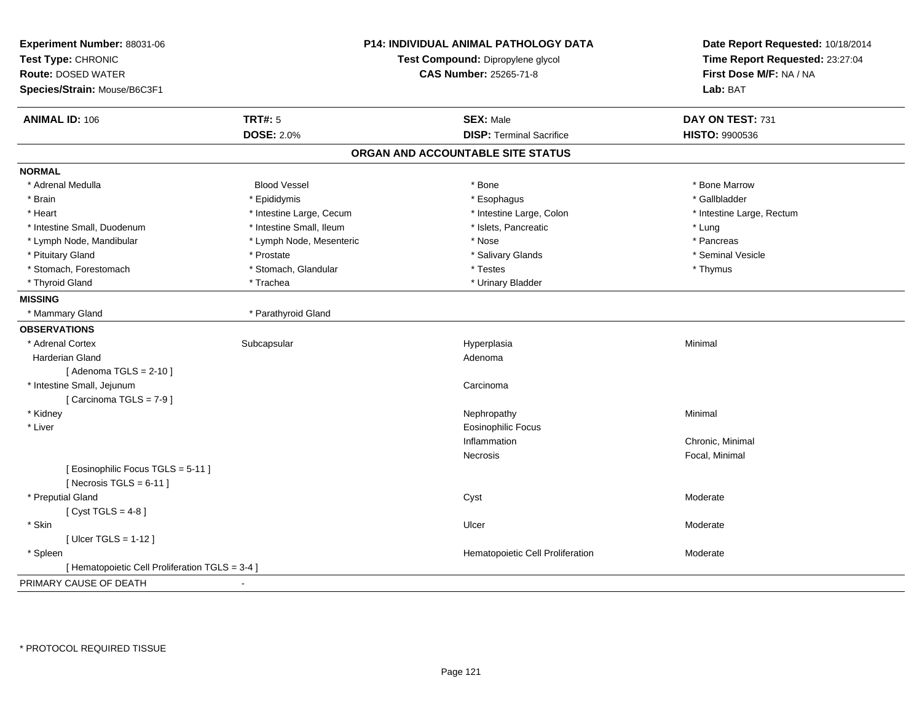**Experiment Number:** 88031-06
**Test Type:** CHRONIC
**Route:** DOSED WATER
**Species/Strain:** Mouse/B6C3F1

**P14: INDIVIDUAL ANIMAL PATHOLOGY DATA**
**Test Compound:** Dipropylene glycol
**CAS Number:** 25265-71-8

**Date Report Requested:** 10/18/2014
**Time Report Requested:** 23:27:04
**First Dose M/F:** NA / NA
**Lab:** BAT

| **ANIMAL ID:** 106 | **TRT#:** 5 | **SEX:** Male | **DAY ON TEST:** 731 |
|---|---|---|---|
| | **DOSE:** 2.0% | **DISP:** Terminal Sacrifice | **HISTO:** 9900536 |

## ORGAN AND ACCOUNTABLE SITE STATUS

**NORMAL**

| | | | |
|---|---|---|---|
| * Adrenal Medulla | Blood Vessel | * Bone | * Bone Marrow |
| * Brain | * Epididymis | * Esophagus | * Gallbladder |
| * Heart | * Intestine Large, Cecum | * Intestine Large, Colon | * Intestine Large, Rectum |
| * Intestine Small, Duodenum | * Intestine Small, Ileum | * Islets, Pancreatic | * Lung |
| * Lymph Node, Mandibular | * Lymph Node, Mesenteric | * Nose | * Pancreas |
| * Pituitary Gland | * Prostate | * Salivary Glands | * Seminal Vesicle |
| * Stomach, Forestomach | * Stomach, Glandular | * Testes | * Thymus |
| * Thyroid Gland | * Trachea | * Urinary Bladder | |

**MISSING**

| | |
|---|---|
| * Mammary Gland | * Parathyroid Gland |

**OBSERVATIONS**

| | | | |
|---|---|---|---|
| * Adrenal Cortex | Subcapsular | Hyperplasia | Minimal |
| Harderian Gland | | Adenoma | |
| [ Adenoma TGLS = 2-10 ] | | | |
| * Intestine Small, Jejunum | | Carcinoma | |
| [ Carcinoma TGLS = 7-9 ] | | | |
| * Kidney | | Nephropathy | Minimal |
| * Liver | | Eosinophilic Focus | |
| | | Inflammation | Chronic, Minimal |
| | | Necrosis | Focal, Minimal |
| [ Eosinophilic Focus TGLS = 5-11 ] | | | |
| [ Necrosis TGLS = 6-11 ] | | | |
| * Preputial Gland | | Cyst | Moderate |
| [ Cyst TGLS = 4-8 ] | | | |
| * Skin | | Ulcer | Moderate |
| [ Ulcer TGLS = 1-12 ] | | | |
| * Spleen | | Hematopoietic Cell Proliferation | Moderate |
| [ Hematopoietic Cell Proliferation TGLS = 3-4 ] | | | |

PRIMARY CAUSE OF DEATH -

* PROTOCOL REQUIRED TISSUE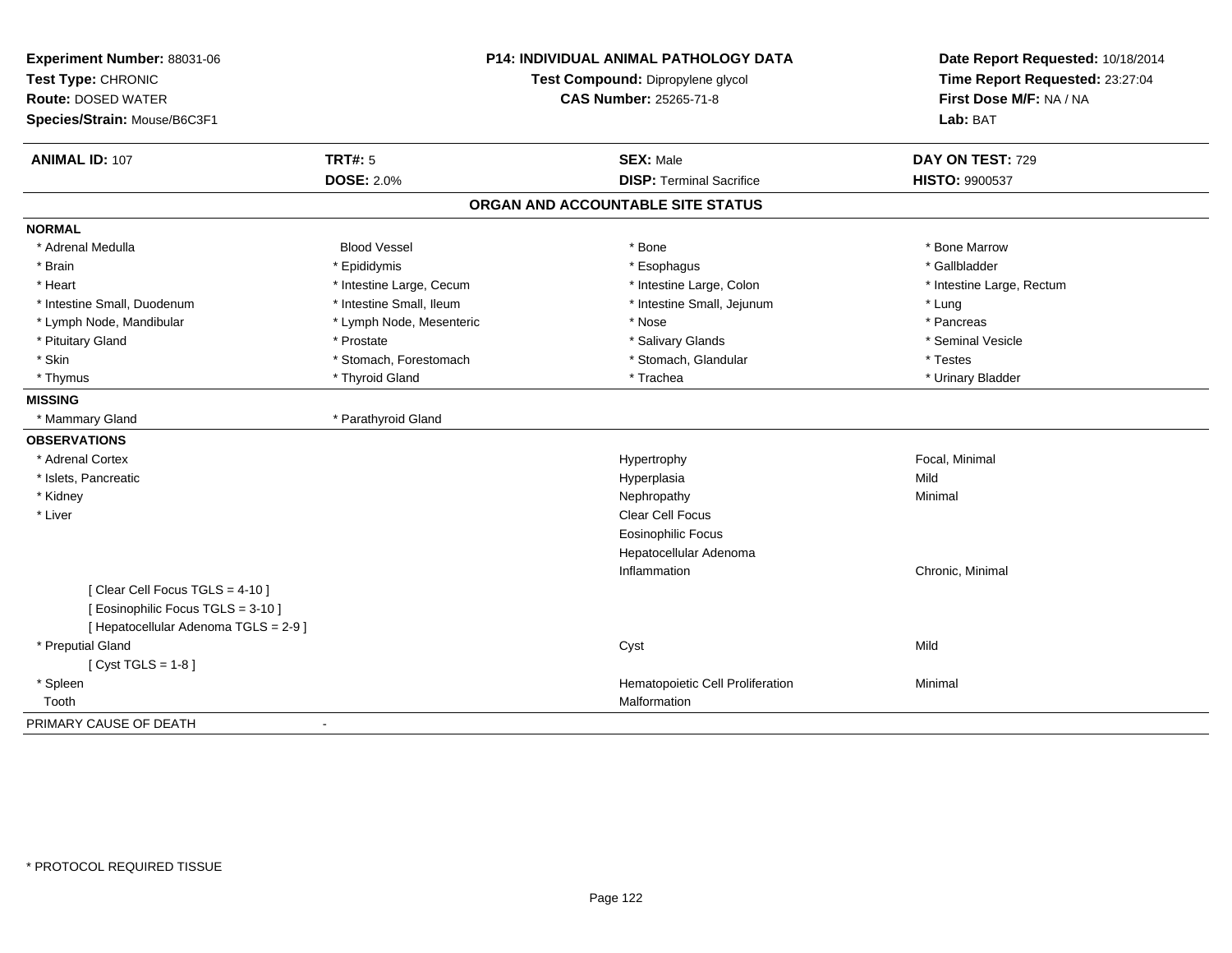**Experiment Number:** 88031-06
**Test Type:** CHRONIC
**Route:** DOSED WATER
**Species/Strain:** Mouse/B6C3F1

**P14: INDIVIDUAL ANIMAL PATHOLOGY DATA**
**Test Compound:** Dipropylene glycol
**CAS Number:** 25265-71-8

**Date Report Requested:** 10/18/2014
**Time Report Requested:** 23:27:04
**First Dose M/F:** NA / NA
**Lab:** BAT

| **ANIMAL ID:** 107 | **TRT#:** 5 | **SEX:** Male | **DAY ON TEST:** 729 |
|---|---|---|---|
| | **DOSE:** 2.0% | **DISP:** Terminal Sacrifice | **HISTO:** 9900537 |

## ORGAN AND ACCOUNTABLE SITE STATUS

**NORMAL**

| | | | |
|---|---|---|---|
| * Adrenal Medulla | Blood Vessel | * Bone | * Bone Marrow |
| * Brain | * Epididymis | * Esophagus | * Gallbladder |
| * Heart | * Intestine Large, Cecum | * Intestine Large, Colon | * Intestine Large, Rectum |
| * Intestine Small, Duodenum | * Intestine Small, Ileum | * Intestine Small, Jejunum | * Lung |
| * Lymph Node, Mandibular | * Lymph Node, Mesenteric | * Nose | * Pancreas |
| * Pituitary Gland | * Prostate | * Salivary Glands | * Seminal Vesicle |
| * Skin | * Stomach, Forestomach | * Stomach, Glandular | * Testes |
| * Thymus | * Thyroid Gland | * Trachea | * Urinary Bladder |

**MISSING**

* Mammary Gland
* Parathyroid Gland

**OBSERVATIONS**

| | | |
|---|---|---|
| * Adrenal Cortex | Hypertrophy | Focal, Minimal |
| * Islets, Pancreatic | Hyperplasia | Mild |
| * Kidney | Nephropathy | Minimal |
| * Liver | Clear Cell Focus | |
| | Eosinophilic Focus | |
| | Hepatocellular Adenoma | |
| | Inflammation | Chronic, Minimal |
| [ Clear Cell Focus TGLS = 4-10 ] | | |
| [ Eosinophilic Focus TGLS = 3-10 ] | | |
| [ Hepatocellular Adenoma TGLS = 2-9 ] | | |
| * Preputial Gland | Cyst | Mild |
| [ Cyst TGLS = 1-8 ] | | |
| * Spleen | Hematopoietic Cell Proliferation | Minimal |
| Tooth | Malformation | |

PRIMARY CAUSE OF DEATH -

\* PROTOCOL REQUIRED TISSUE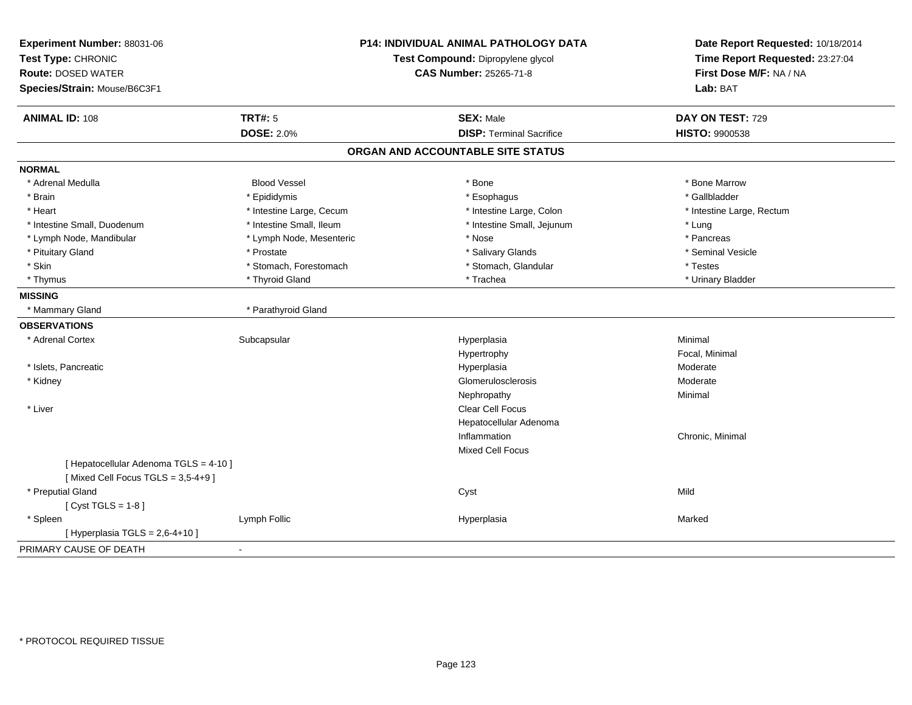**Experiment Number:** 88031-06
**Test Type:** CHRONIC
**Route:** DOSED WATER
**Species/Strain:** Mouse/B6C3F1

**P14: INDIVIDUAL ANIMAL PATHOLOGY DATA**
**Test Compound:** Dipropylene glycol
**CAS Number:** 25265-71-8

**Date Report Requested:** 10/18/2014
**Time Report Requested:** 23:27:04
**First Dose M/F:** NA / NA
**Lab:** BAT

| **ANIMAL ID:** 108 | **TRT#:** 5 | **SEX:** Male | **DAY ON TEST:** 729 |
|---|---|---|---|
| | **DOSE:** 2.0% | **DISP:** Terminal Sacrifice | **HISTO:** 9900538 |

## ORGAN AND ACCOUNTABLE SITE STATUS

**NORMAL**

| | | | |
|---|---|---|---|
| * Adrenal Medulla | Blood Vessel | * Bone | * Bone Marrow |
| * Brain | * Epididymis | * Esophagus | * Gallbladder |
| * Heart | * Intestine Large, Cecum | * Intestine Large, Colon | * Intestine Large, Rectum |
| * Intestine Small, Duodenum | * Intestine Small, Ileum | * Intestine Small, Jejunum | * Lung |
| * Lymph Node, Mandibular | * Lymph Node, Mesenteric | * Nose | * Pancreas |
| * Pituitary Gland | * Prostate | * Salivary Glands | * Seminal Vesicle |
| * Skin | * Stomach, Forestomach | * Stomach, Glandular | * Testes |
| * Thymus | * Thyroid Gland | * Trachea | * Urinary Bladder |

**MISSING**

| | |
|---|---|
| * Mammary Gland | * Parathyroid Gland |

**OBSERVATIONS**

| | | | |
|---|---|---|---|
| * Adrenal Cortex | Subcapsular | Hyperplasia | Minimal |
| | | Hypertrophy | Focal, Minimal |
| * Islets, Pancreatic | | Hyperplasia | Moderate |
| * Kidney | | Glomerulosclerosis | Moderate |
| | | Nephropathy | Minimal |
| * Liver | | Clear Cell Focus | |
| | | Hepatocellular Adenoma | |
| | | Inflammation | Chronic, Minimal |
| | | Mixed Cell Focus | |
| [ Hepatocellular Adenoma TGLS = 4-10 ] | | | |
| [ Mixed Cell Focus TGLS = 3,5-4+9 ] | | | |
| * Preputial Gland | | Cyst | Mild |
| [ Cyst TGLS = 1-8 ] | | | |
| * Spleen | Lymph Follic | Hyperplasia | Marked |
| [ Hyperplasia TGLS = 2,6-4+10 ] | | | |

PRIMARY CAUSE OF DEATH -

* PROTOCOL REQUIRED TISSUE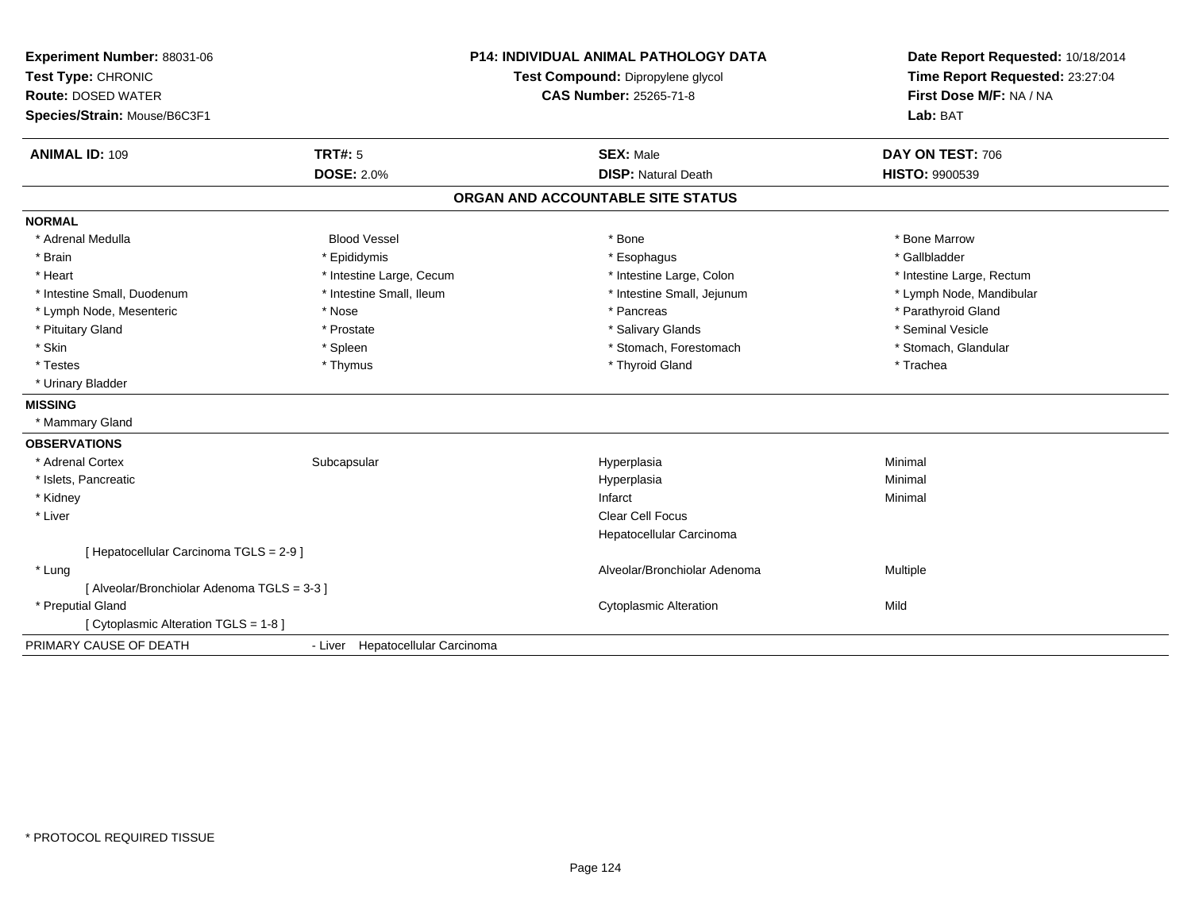**Experiment Number:** 88031-06
**Test Type:** CHRONIC
**Route:** DOSED WATER
**Species/Strain:** Mouse/B6C3F1

**P14: INDIVIDUAL ANIMAL PATHOLOGY DATA**
**Test Compound:** Dipropylene glycol
**CAS Number:** 25265-71-8

**Date Report Requested:** 10/18/2014
**Time Report Requested:** 23:27:04
**First Dose M/F:** NA / NA
**Lab:** BAT

| **ANIMAL ID:** 109 | **TRT#:** 5 | **SEX:** Male | **DAY ON TEST:** 706 |
|---|---|---|---|
| | **DOSE:** 2.0% | **DISP:** Natural Death | **HISTO:** 9900539 |

## ORGAN AND ACCOUNTABLE SITE STATUS

**NORMAL**

| | | | |
|---|---|---|---|
| * Adrenal Medulla | Blood Vessel | * Bone | * Bone Marrow |
| * Brain | * Epididymis | * Esophagus | * Gallbladder |
| * Heart | * Intestine Large, Cecum | * Intestine Large, Colon | * Intestine Large, Rectum |
| * Intestine Small, Duodenum | * Intestine Small, Ileum | * Intestine Small, Jejunum | * Lymph Node, Mandibular |
| * Lymph Node, Mesenteric | * Nose | * Pancreas | * Parathyroid Gland |
| * Pituitary Gland | * Prostate | * Salivary Glands | * Seminal Vesicle |
| * Skin | * Spleen | * Stomach, Forestomach | * Stomach, Glandular |
| * Testes | * Thymus | * Thyroid Gland | * Trachea |
| * Urinary Bladder | | | |

**MISSING**

* Mammary Gland

**OBSERVATIONS**

| | | | |
|---|---|---|---|
| * Adrenal Cortex | Subcapsular | Hyperplasia | Minimal |
| * Islets, Pancreatic | | Hyperplasia | Minimal |
| * Kidney | | Infarct | Minimal |
| * Liver | | Clear Cell Focus | |
| | | Hepatocellular Carcinoma | |
| [ Hepatocellular Carcinoma TGLS = 2-9 ] | | | |
| * Lung | | Alveolar/Bronchiolar Adenoma | Multiple |
| [ Alveolar/Bronchiolar Adenoma TGLS = 3-3 ] | | | |
| * Preputial Gland | | Cytoplasmic Alteration | Mild |
| [ Cytoplasmic Alteration TGLS = 1-8 ] | | | |

PRIMARY CAUSE OF DEATH - Liver Hepatocellular Carcinoma

* PROTOCOL REQUIRED TISSUE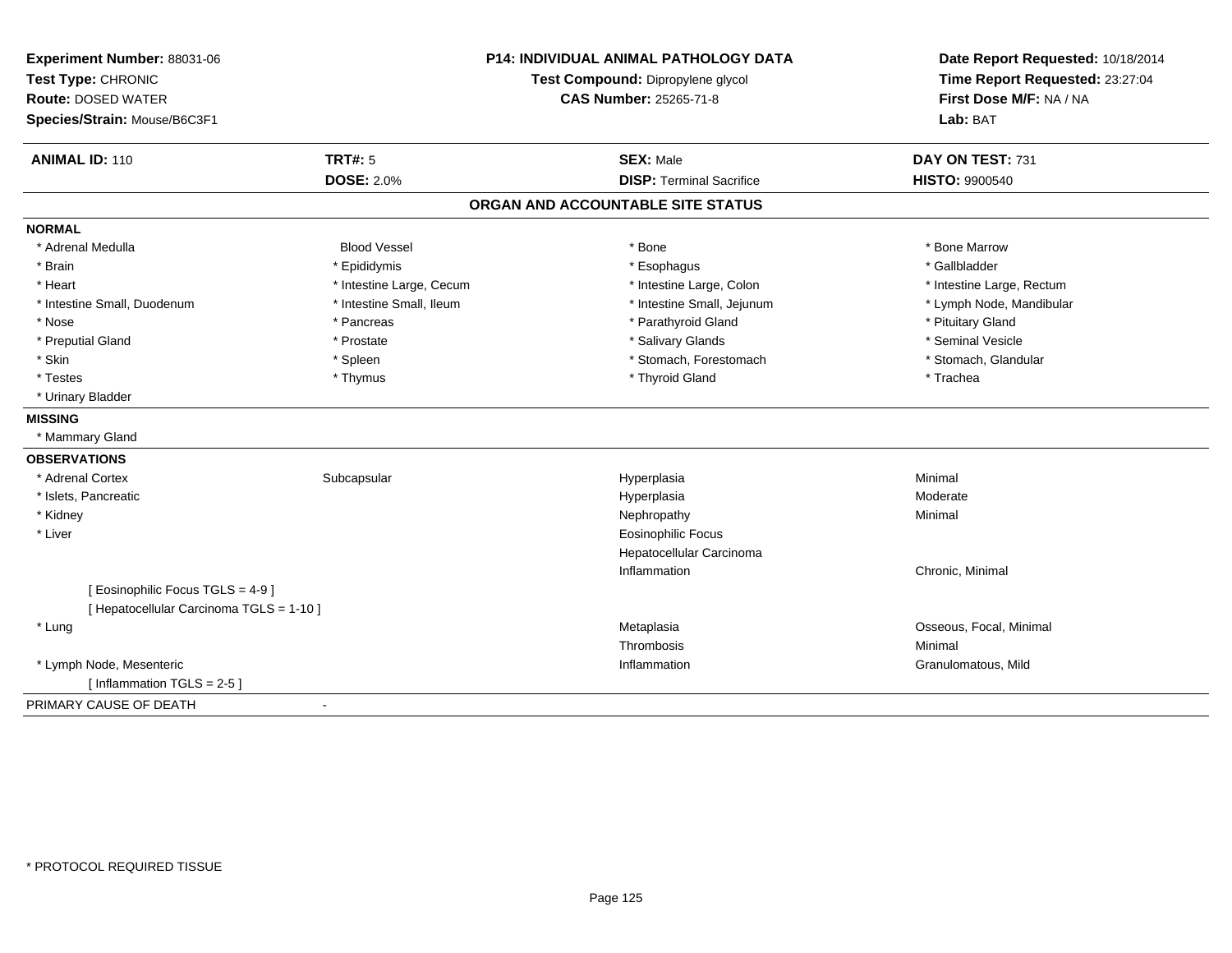**Experiment Number:** 88031-06
**Test Type:** CHRONIC
**Route:** DOSED WATER
**Species/Strain:** Mouse/B6C3F1

**P14: INDIVIDUAL ANIMAL PATHOLOGY DATA**
**Test Compound:** Dipropylene glycol
**CAS Number:** 25265-71-8

**Date Report Requested:** 10/18/2014
**Time Report Requested:** 23:27:04
**First Dose M/F:** NA / NA
**Lab:** BAT

| **ANIMAL ID:** 110 | **TRT#:** 5 | **SEX:** Male | **DAY ON TEST:** 731 |
|---|---|---|---|
| | **DOSE:** 2.0% | **DISP:** Terminal Sacrifice | **HISTO:** 9900540 |

## ORGAN AND ACCOUNTABLE SITE STATUS

**NORMAL**

| | | | |
|---|---|---|---|
| * Adrenal Medulla | Blood Vessel | * Bone | * Bone Marrow |
| * Brain | * Epididymis | * Esophagus | * Gallbladder |
| * Heart | * Intestine Large, Cecum | * Intestine Large, Colon | * Intestine Large, Rectum |
| * Intestine Small, Duodenum | * Intestine Small, Ileum | * Intestine Small, Jejunum | * Lymph Node, Mandibular |
| * Nose | * Pancreas | * Parathyroid Gland | * Pituitary Gland |
| * Preputial Gland | * Prostate | * Salivary Glands | * Seminal Vesicle |
| * Skin | * Spleen | * Stomach, Forestomach | * Stomach, Glandular |
| * Testes | * Thymus | * Thyroid Gland | * Trachea |
| * Urinary Bladder | | | |

**MISSING**

* Mammary Gland

**OBSERVATIONS**

| | | | |
|---|---|---|---|
| * Adrenal Cortex | Subcapsular | Hyperplasia | Minimal |
| * Islets, Pancreatic | | Hyperplasia | Moderate |
| * Kidney | | Nephropathy | Minimal |
| * Liver | | Eosinophilic Focus | |
| | | Hepatocellular Carcinoma | |
| | | Inflammation | Chronic, Minimal |
| [ Eosinophilic Focus TGLS = 4-9 ] | | | |
| [ Hepatocellular Carcinoma TGLS = 1-10 ] | | | |
| * Lung | | Metaplasia | Osseous, Focal, Minimal |
| | | Thrombosis | Minimal |
| * Lymph Node, Mesenteric | | Inflammation | Granulomatous, Mild |
| [ Inflammation TGLS = 2-5 ] | | | |

PRIMARY CAUSE OF DEATH -

\* PROTOCOL REQUIRED TISSUE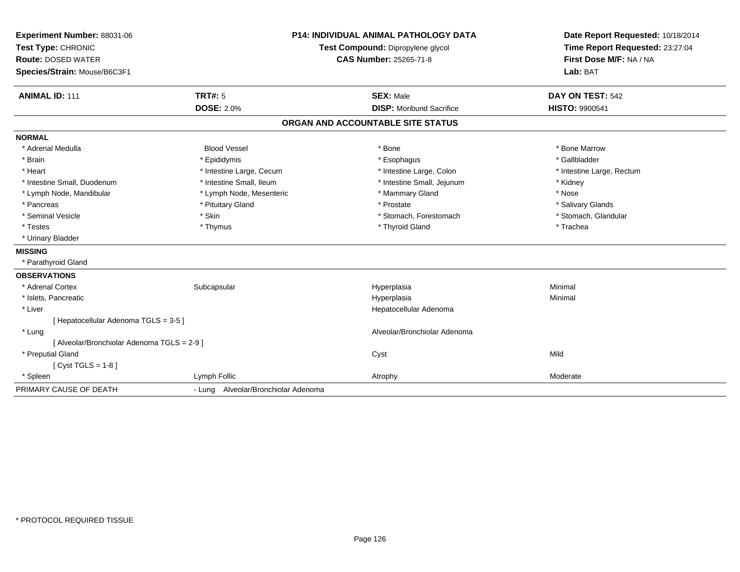**Experiment Number:** 88031-06
**Test Type:** CHRONIC
**Route:** DOSED WATER
**Species/Strain:** Mouse/B6C3F1

**P14: INDIVIDUAL ANIMAL PATHOLOGY DATA**
**Test Compound:** Dipropylene glycol
**CAS Number:** 25265-71-8

**Date Report Requested:** 10/18/2014
**Time Report Requested:** 23:27:04
**First Dose M/F:** NA / NA
**Lab:** BAT

| **ANIMAL ID:** 111 | **TRT#:** 5 | **SEX:** Male | **DAY ON TEST:** 542 |
|---|---|---|---|
| | **DOSE:** 2.0% | **DISP:** Moribund Sacrifice | **HISTO:** 9900541 |

## ORGAN AND ACCOUNTABLE SITE STATUS

**NORMAL**

| | | | |
|---|---|---|---|
| * Adrenal Medulla | Blood Vessel | * Bone | * Bone Marrow |
| * Brain | * Epididymis | * Esophagus | * Gallbladder |
| * Heart | * Intestine Large, Cecum | * Intestine Large, Colon | * Intestine Large, Rectum |
| * Intestine Small, Duodenum | * Intestine Small, Ileum | * Intestine Small, Jejunum | * Kidney |
| * Lymph Node, Mandibular | * Lymph Node, Mesenteric | * Mammary Gland | * Nose |
| * Pancreas | * Pituitary Gland | * Prostate | * Salivary Glands |
| * Seminal Vesicle | * Skin | * Stomach, Forestomach | * Stomach, Glandular |
| * Testes | * Thymus | * Thyroid Gland | * Trachea |
| * Urinary Bladder | | | |

**MISSING**

* Parathyroid Gland

**OBSERVATIONS**

| | | | |
|---|---|---|---|
| * Adrenal Cortex | Subcapsular | Hyperplasia | Minimal |
| * Islets, Pancreatic | | Hyperplasia | Minimal |
| * Liver | | Hepatocellular Adenoma | |
| [ Hepatocellular Adenoma TGLS = 3-5 ] | | | |
| * Lung | | Alveolar/Bronchiolar Adenoma | |
| [ Alveolar/Bronchiolar Adenoma TGLS = 2-9 ] | | | |
| * Preputial Gland | | Cyst | Mild |
| [ Cyst TGLS = 1-8 ] | | | |
| * Spleen | Lymph Follic | Atrophy | Moderate |

PRIMARY CAUSE OF DEATH - Lung Alveolar/Bronchiolar Adenoma

* PROTOCOL REQUIRED TISSUE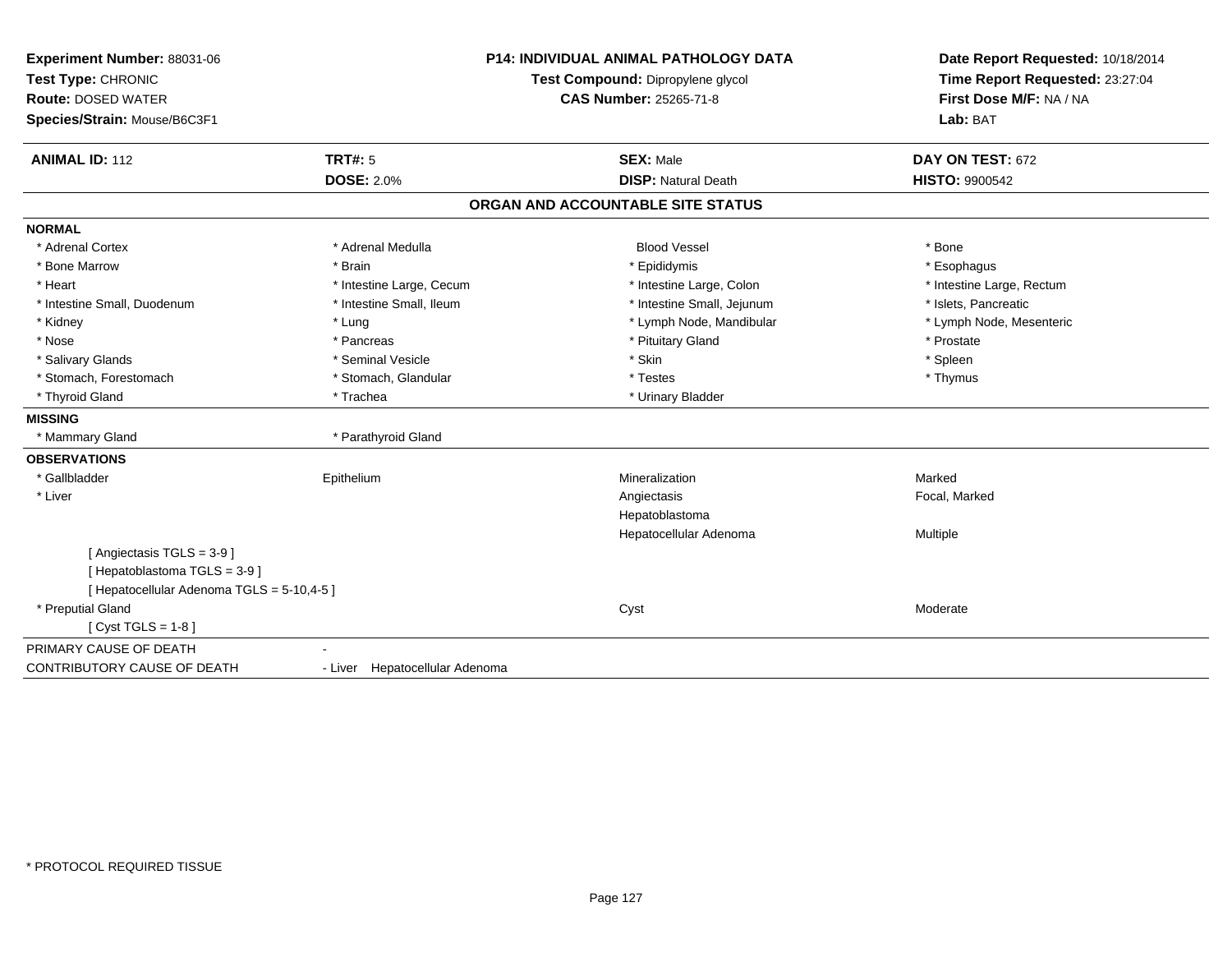**Experiment Number:** 88031-06
**Test Type:** CHRONIC
**Route:** DOSED WATER
**Species/Strain:** Mouse/B6C3F1

**P14: INDIVIDUAL ANIMAL PATHOLOGY DATA**
**Test Compound:** Dipropylene glycol
**CAS Number:** 25265-71-8

**Date Report Requested:** 10/18/2014
**Time Report Requested:** 23:27:04
**First Dose M/F:** NA / NA
**Lab:** BAT

| **ANIMAL ID:** 112 | **TRT#:** 5 | **SEX:** Male | **DAY ON TEST:** 672 |
|---|---|---|---|
| | **DOSE:** 2.0% | **DISP:** Natural Death | **HISTO:** 9900542 |

## ORGAN AND ACCOUNTABLE SITE STATUS

**NORMAL**

| | | | |
|---|---|---|---|
| * Adrenal Cortex | * Adrenal Medulla | Blood Vessel | * Bone |
| * Bone Marrow | * Brain | * Epididymis | * Esophagus |
| * Heart | * Intestine Large, Cecum | * Intestine Large, Colon | * Intestine Large, Rectum |
| * Intestine Small, Duodenum | * Intestine Small, Ileum | * Intestine Small, Jejunum | * Islets, Pancreatic |
| * Kidney | * Lung | * Lymph Node, Mandibular | * Lymph Node, Mesenteric |
| * Nose | * Pancreas | * Pituitary Gland | * Prostate |
| * Salivary Glands | * Seminal Vesicle | * Skin | * Spleen |
| * Stomach, Forestomach | * Stomach, Glandular | * Testes | * Thymus |
| * Thyroid Gland | * Trachea | * Urinary Bladder | |

**MISSING**

| | |
|---|---|
| * Mammary Gland | * Parathyroid Gland |

**OBSERVATIONS**

| | | | |
|---|---|---|---|
| * Gallbladder | Epithelium | Mineralization | Marked |
| * Liver | | Angiectasis | Focal, Marked |
| | | Hepatoblastoma | |
| | | Hepatocellular Adenoma | Multiple |
| [ Angiectasis TGLS = 3-9 ] | | | |
| [ Hepatoblastoma TGLS = 3-9 ] | | | |
| [ Hepatocellular Adenoma TGLS = 5-10,4-5 ] | | | |
| * Preputial Gland | | Cyst | Moderate |
| [ Cyst TGLS = 1-8 ] | | | |

| | |
|---|---|
| PRIMARY CAUSE OF DEATH | - |
| CONTRIBUTORY CAUSE OF DEATH | - Liver Hepatocellular Adenoma |

\* PROTOCOL REQUIRED TISSUE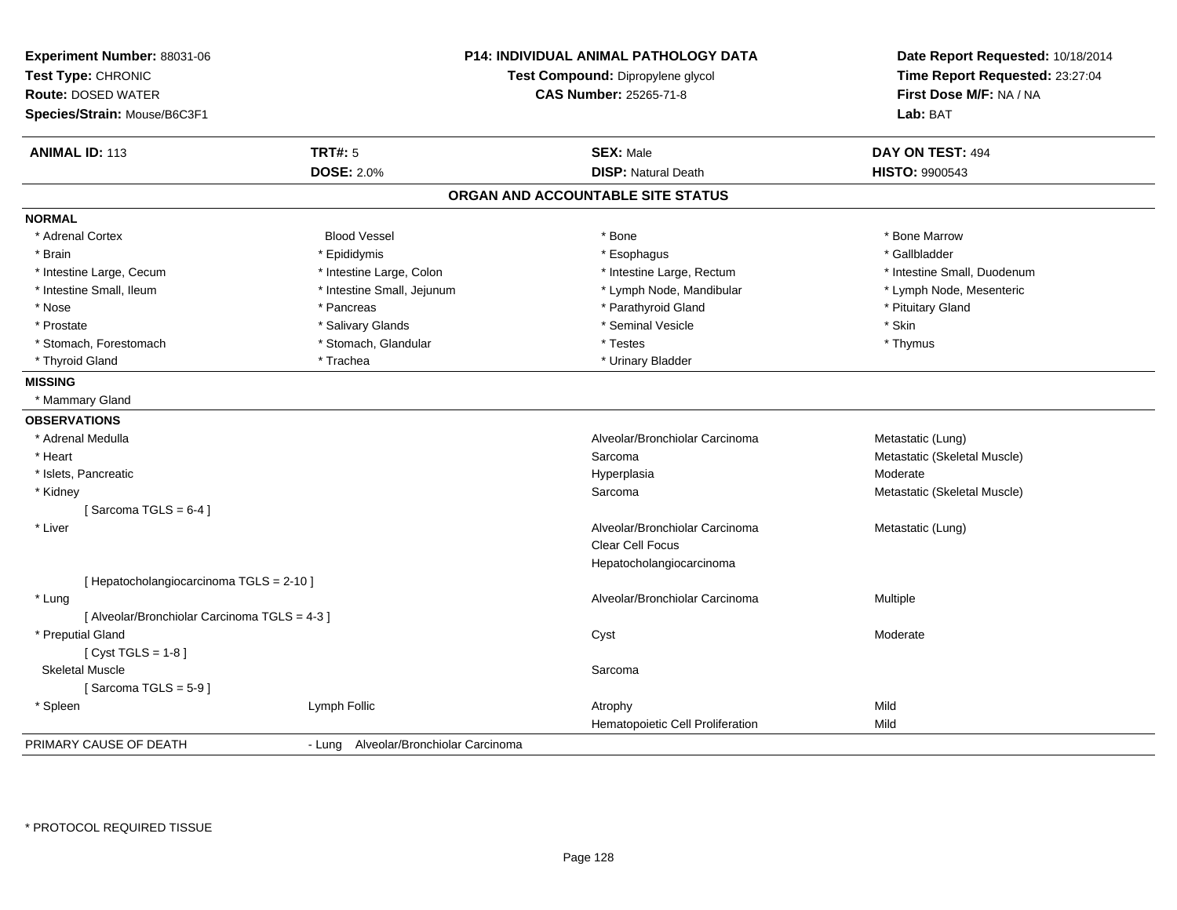**Experiment Number:** 88031-06
**Test Type:** CHRONIC
**Route:** DOSED WATER
**Species/Strain:** Mouse/B6C3F1

**P14: INDIVIDUAL ANIMAL PATHOLOGY DATA**
**Test Compound:** Dipropylene glycol
**CAS Number:** 25265-71-8

**Date Report Requested:** 10/18/2014
**Time Report Requested:** 23:27:04
**First Dose M/F:** NA / NA
**Lab:** BAT

| **ANIMAL ID:** 113 | **TRT#:** 5 | **SEX:** Male | **DAY ON TEST:** 494 |
|---|---|---|---|
| | **DOSE:** 2.0% | **DISP:** Natural Death | **HISTO:** 9900543 |

## ORGAN AND ACCOUNTABLE SITE STATUS

**NORMAL**

| | | | |
|---|---|---|---|
| * Adrenal Cortex | Blood Vessel | * Bone | * Bone Marrow |
| * Brain | * Epididymis | * Esophagus | * Gallbladder |
| * Intestine Large, Cecum | * Intestine Large, Colon | * Intestine Large, Rectum | * Intestine Small, Duodenum |
| * Intestine Small, Ileum | * Intestine Small, Jejunum | * Lymph Node, Mandibular | * Lymph Node, Mesenteric |
| * Nose | * Pancreas | * Parathyroid Gland | * Pituitary Gland |
| * Prostate | * Salivary Glands | * Seminal Vesicle | * Skin |
| * Stomach, Forestomach | * Stomach, Glandular | * Testes | * Thymus |
| * Thyroid Gland | * Trachea | * Urinary Bladder | |

**MISSING**

* Mammary Gland

**OBSERVATIONS**

| | | | |
|---|---|---|---|
| * Adrenal Medulla | | Alveolar/Bronchiolar Carcinoma | Metastatic (Lung) |
| * Heart | | Sarcoma | Metastatic (Skeletal Muscle) |
| * Islets, Pancreatic | | Hyperplasia | Moderate |
| * Kidney | | Sarcoma | Metastatic (Skeletal Muscle) |
| [ Sarcoma TGLS = 6-4 ] | | | |
| * Liver | | Alveolar/Bronchiolar Carcinoma | Metastatic (Lung) |
| | | Clear Cell Focus | |
| | | Hepatocholangiocarcinoma | |
| [ Hepatocholangiocarcinoma TGLS = 2-10 ] | | | |
| * Lung | | Alveolar/Bronchiolar Carcinoma | Multiple |
| [ Alveolar/Bronchiolar Carcinoma TGLS = 4-3 ] | | | |
| * Preputial Gland | | Cyst | Moderate |
| [ Cyst TGLS = 1-8 ] | | | |
| Skeletal Muscle | | Sarcoma | |
| [ Sarcoma TGLS = 5-9 ] | | | |
| * Spleen | Lymph Follic | Atrophy | Mild |
| | | Hematopoietic Cell Proliferation | Mild |

PRIMARY CAUSE OF DEATH - Lung Alveolar/Bronchiolar Carcinoma

\* PROTOCOL REQUIRED TISSUE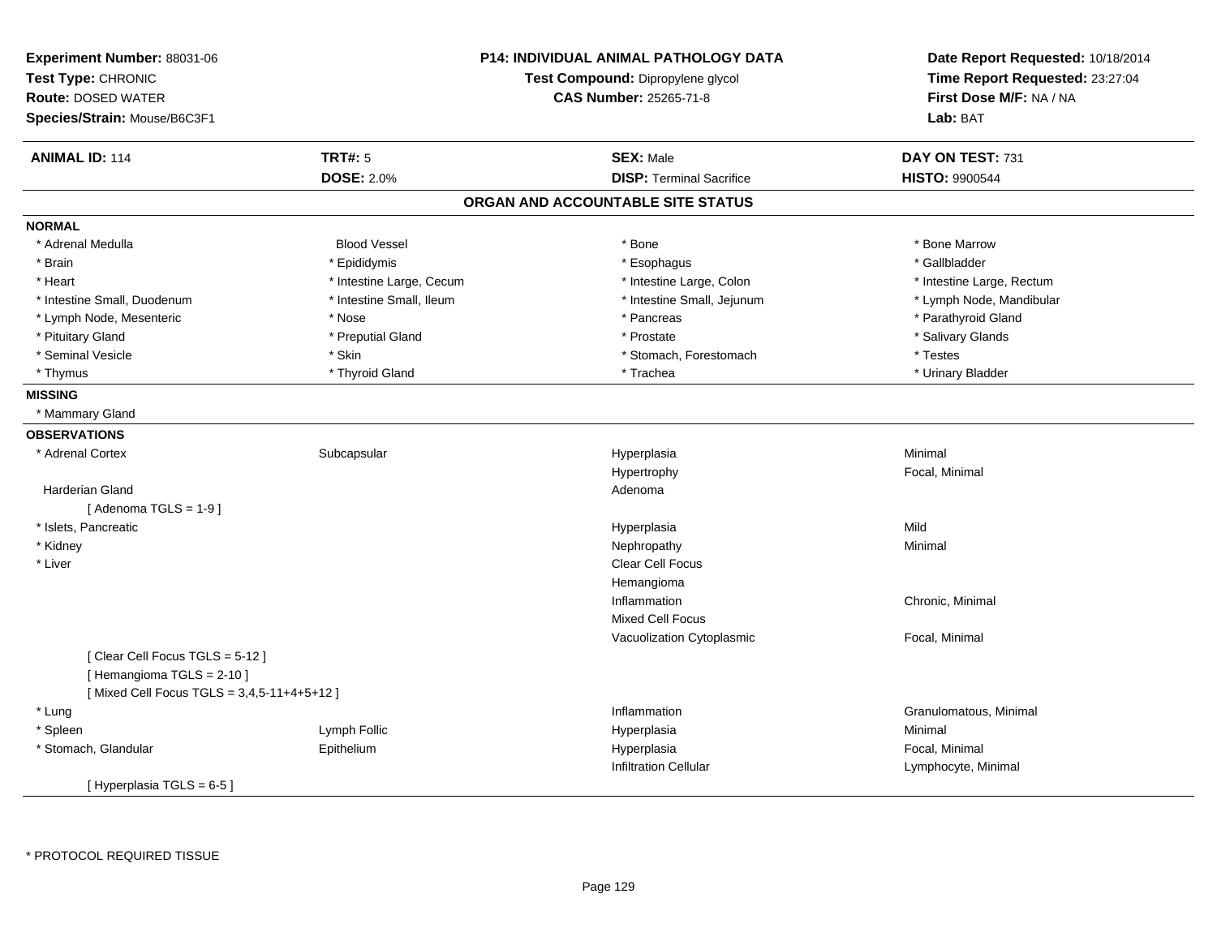**Experiment Number:** 88031-06
**Test Type:** CHRONIC
**Route:** DOSED WATER
**Species/Strain:** Mouse/B6C3F1

**P14: INDIVIDUAL ANIMAL PATHOLOGY DATA**
**Test Compound:** Dipropylene glycol
**CAS Number:** 25265-71-8

**Date Report Requested:** 10/18/2014
**Time Report Requested:** 23:27:04
**First Dose M/F:** NA / NA
**Lab:** BAT

| **ANIMAL ID:** 114 | **TRT#:** 5 | **SEX:** Male | **DAY ON TEST:** 731 |
|---|---|---|---|
| | **DOSE:** 2.0% | **DISP:** Terminal Sacrifice | **HISTO:** 9900544 |

## ORGAN AND ACCOUNTABLE SITE STATUS

**NORMAL**

| | | | |
|---|---|---|---|
| * Adrenal Medulla | Blood Vessel | * Bone | * Bone Marrow |
| * Brain | * Epididymis | * Esophagus | * Gallbladder |
| * Heart | * Intestine Large, Cecum | * Intestine Large, Colon | * Intestine Large, Rectum |
| * Intestine Small, Duodenum | * Intestine Small, Ileum | * Intestine Small, Jejunum | * Lymph Node, Mandibular |
| * Lymph Node, Mesenteric | * Nose | * Pancreas | * Parathyroid Gland |
| * Pituitary Gland | * Preputial Gland | * Prostate | * Salivary Glands |
| * Seminal Vesicle | * Skin | * Stomach, Forestomach | * Testes |
| * Thymus | * Thyroid Gland | * Trachea | * Urinary Bladder |

**MISSING**

* Mammary Gland

**OBSERVATIONS**

| | | | |
|---|---|---|---|
| * Adrenal Cortex | Subcapsular | Hyperplasia | Minimal |
| | | Hypertrophy | Focal, Minimal |
| Harderian Gland | | Adenoma | |
| [ Adenoma TGLS = 1-9 ] | | | |
| * Islets, Pancreatic | | Hyperplasia | Mild |
| * Kidney | | Nephropathy | Minimal |
| * Liver | | Clear Cell Focus | |
| | | Hemangioma | |
| | | Inflammation | Chronic, Minimal |
| | | Mixed Cell Focus | |
| | | Vacuolization Cytoplasmic | Focal, Minimal |
| [ Clear Cell Focus TGLS = 5-12 ] | | | |
| [ Hemangioma TGLS = 2-10 ] | | | |
| [ Mixed Cell Focus TGLS = 3,4,5-11+4+5+12 ] | | | |
| * Lung | | Inflammation | Granulomatous, Minimal |
| * Spleen | Lymph Follic | Hyperplasia | Minimal |
| * Stomach, Glandular | Epithelium | Hyperplasia | Focal, Minimal |
| | | Infiltration Cellular | Lymphocyte, Minimal |
| [ Hyperplasia TGLS = 6-5 ] | | | |

* PROTOCOL REQUIRED TISSUE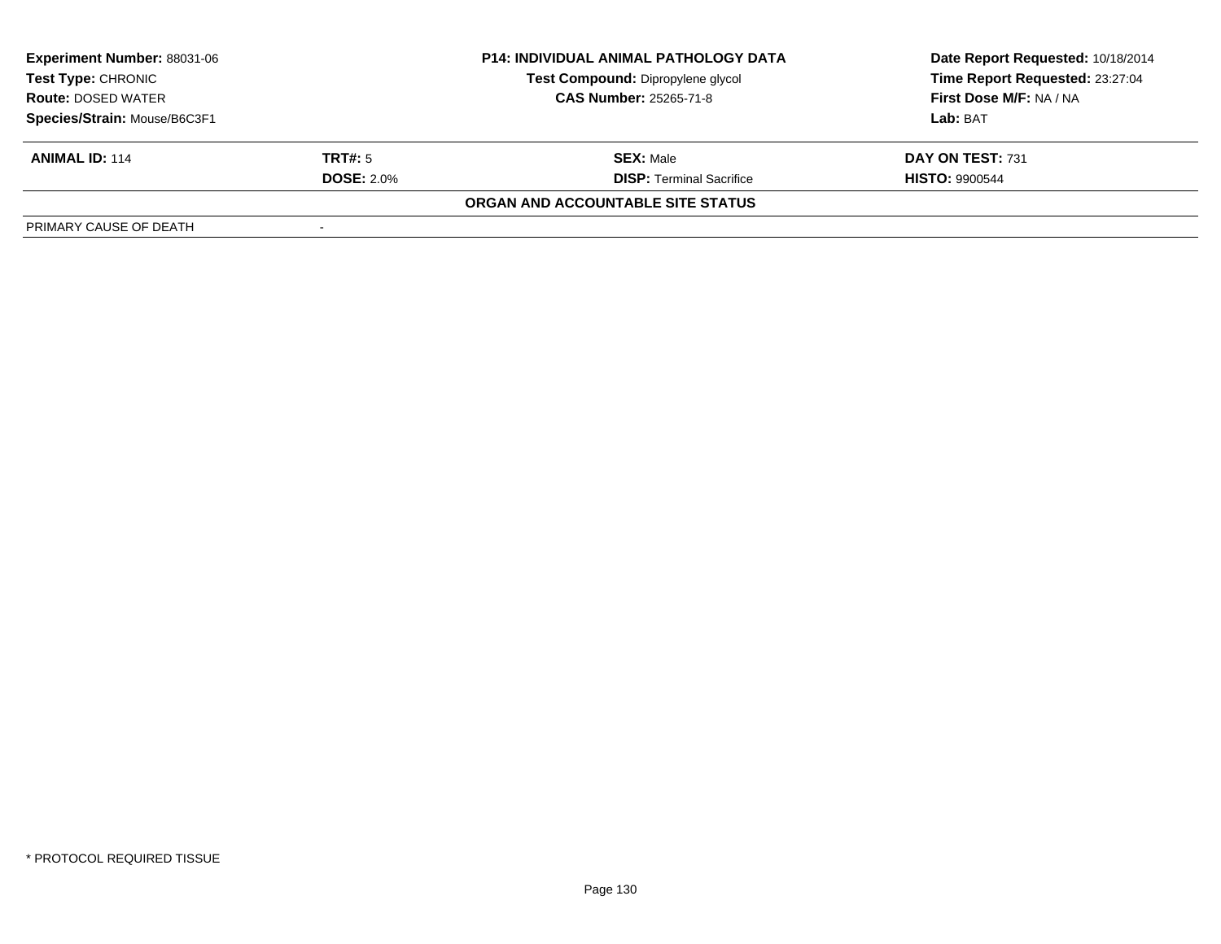| **Experiment Number:** 88031-06 | **P14: INDIVIDUAL ANIMAL PATHOLOGY DATA** | **Date Report Requested:** 10/18/2014 |
|---|---|---|
| **Test Type:** CHRONIC | **Test Compound:** Dipropylene glycol | **Time Report Requested:** 23:27:04 |
| **Route:** DOSED WATER | **CAS Number:** 25265-71-8 | **First Dose M/F:** NA / NA |
| **Species/Strain:** Mouse/B6C3F1 | | **Lab:** BAT |

| **ANIMAL ID:** 114 | **TRT#:** 5 | **SEX:** Male | **DAY ON TEST:** 731 |
|---|---|---|---|
| | **DOSE:** 2.0% | **DISP:** Terminal Sacrifice | **HISTO:** 9900544 |

**ORGAN AND ACCOUNTABLE SITE STATUS**

| PRIMARY CAUSE OF DEATH | - |
|---|---|

\* PROTOCOL REQUIRED TISSUE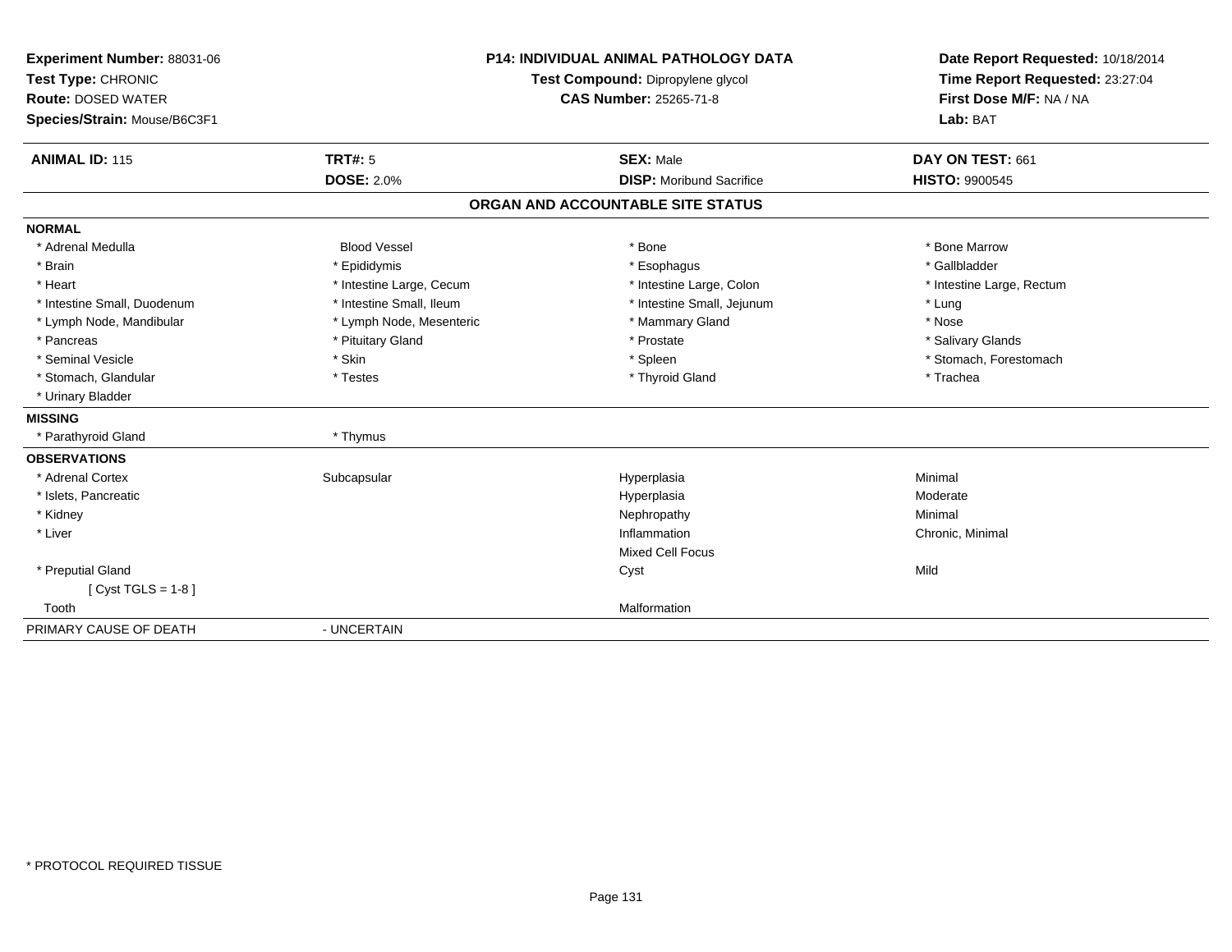**Experiment Number:** 88031-06
**Test Type:** CHRONIC
**Route:** DOSED WATER
**Species/Strain:** Mouse/B6C3F1

**P14: INDIVIDUAL ANIMAL PATHOLOGY DATA**
**Test Compound:** Dipropylene glycol
**CAS Number:** 25265-71-8

**Date Report Requested:** 10/18/2014
**Time Report Requested:** 23:27:04
**First Dose M/F:** NA / NA
**Lab:** BAT

| **ANIMAL ID:** 115 | **TRT#:** 5 | **SEX:** Male | **DAY ON TEST:** 661 |
|---|---|---|---|
| | **DOSE:** 2.0% | **DISP:** Moribund Sacrifice | **HISTO:** 9900545 |

## ORGAN AND ACCOUNTABLE SITE STATUS

**NORMAL**

| | | | |
|---|---|---|---|
| * Adrenal Medulla | Blood Vessel | * Bone | * Bone Marrow |
| * Brain | * Epididymis | * Esophagus | * Gallbladder |
| * Heart | * Intestine Large, Cecum | * Intestine Large, Colon | * Intestine Large, Rectum |
| * Intestine Small, Duodenum | * Intestine Small, Ileum | * Intestine Small, Jejunum | * Lung |
| * Lymph Node, Mandibular | * Lymph Node, Mesenteric | * Mammary Gland | * Nose |
| * Pancreas | * Pituitary Gland | * Prostate | * Salivary Glands |
| * Seminal Vesicle | * Skin | * Spleen | * Stomach, Forestomach |
| * Stomach, Glandular | * Testes | * Thyroid Gland | * Trachea |
| * Urinary Bladder | | | |

**MISSING**

| | |
|---|---|
| * Parathyroid Gland | * Thymus |

**OBSERVATIONS**

| | | | |
|---|---|---|---|
| * Adrenal Cortex | Subcapsular | Hyperplasia | Minimal |
| * Islets, Pancreatic | | Hyperplasia | Moderate |
| * Kidney | | Nephropathy | Minimal |
| * Liver | | Inflammation | Chronic, Minimal |
| | | Mixed Cell Focus | |
| * Preputial Gland | | Cyst | Mild |
| [ Cyst TGLS = 1-8 ] | | | |
| Tooth | | Malformation | |

PRIMARY CAUSE OF DEATH - UNCERTAIN

* PROTOCOL REQUIRED TISSUE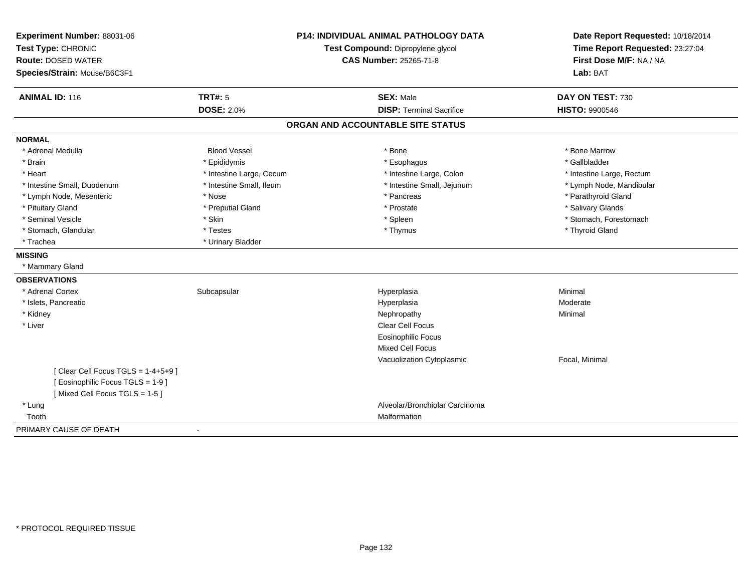**Experiment Number:** 88031-06
**Test Type:** CHRONIC
**Route:** DOSED WATER
**Species/Strain:** Mouse/B6C3F1

**P14: INDIVIDUAL ANIMAL PATHOLOGY DATA**
**Test Compound:** Dipropylene glycol
**CAS Number:** 25265-71-8

**Date Report Requested:** 10/18/2014
**Time Report Requested:** 23:27:04
**First Dose M/F:** NA / NA
**Lab:** BAT

| **ANIMAL ID:** 116 | **TRT#:** 5 | **SEX:** Male | **DAY ON TEST:** 730 |
|---|---|---|---|
| | **DOSE:** 2.0% | **DISP:** Terminal Sacrifice | **HISTO:** 9900546 |

## ORGAN AND ACCOUNTABLE SITE STATUS

**NORMAL**

| | | | |
|---|---|---|---|
| * Adrenal Medulla | Blood Vessel | * Bone | * Bone Marrow |
| * Brain | * Epididymis | * Esophagus | * Gallbladder |
| * Heart | * Intestine Large, Cecum | * Intestine Large, Colon | * Intestine Large, Rectum |
| * Intestine Small, Duodenum | * Intestine Small, Ileum | * Intestine Small, Jejunum | * Lymph Node, Mandibular |
| * Lymph Node, Mesenteric | * Nose | * Pancreas | * Parathyroid Gland |
| * Pituitary Gland | * Preputial Gland | * Prostate | * Salivary Glands |
| * Seminal Vesicle | * Skin | * Spleen | * Stomach, Forestomach |
| * Stomach, Glandular | * Testes | * Thymus | * Thyroid Gland |
| * Trachea | * Urinary Bladder | | |

**MISSING**

* Mammary Gland

**OBSERVATIONS**

| | | | |
|---|---|---|---|
| * Adrenal Cortex | Subcapsular | Hyperplasia | Minimal |
| * Islets, Pancreatic | | Hyperplasia | Moderate |
| * Kidney | | Nephropathy | Minimal |
| * Liver | | Clear Cell Focus | |
| | | Eosinophilic Focus | |
| | | Mixed Cell Focus | |
| | | Vacuolization Cytoplasmic | Focal, Minimal |
| [ Clear Cell Focus TGLS = 1-4+5+9 ] | | | |
| [ Eosinophilic Focus TGLS = 1-9 ] | | | |
| [ Mixed Cell Focus TGLS = 1-5 ] | | | |
| * Lung | | Alveolar/Bronchiolar Carcinoma | |
| Tooth | | Malformation | |

PRIMARY CAUSE OF DEATH -

* PROTOCOL REQUIRED TISSUE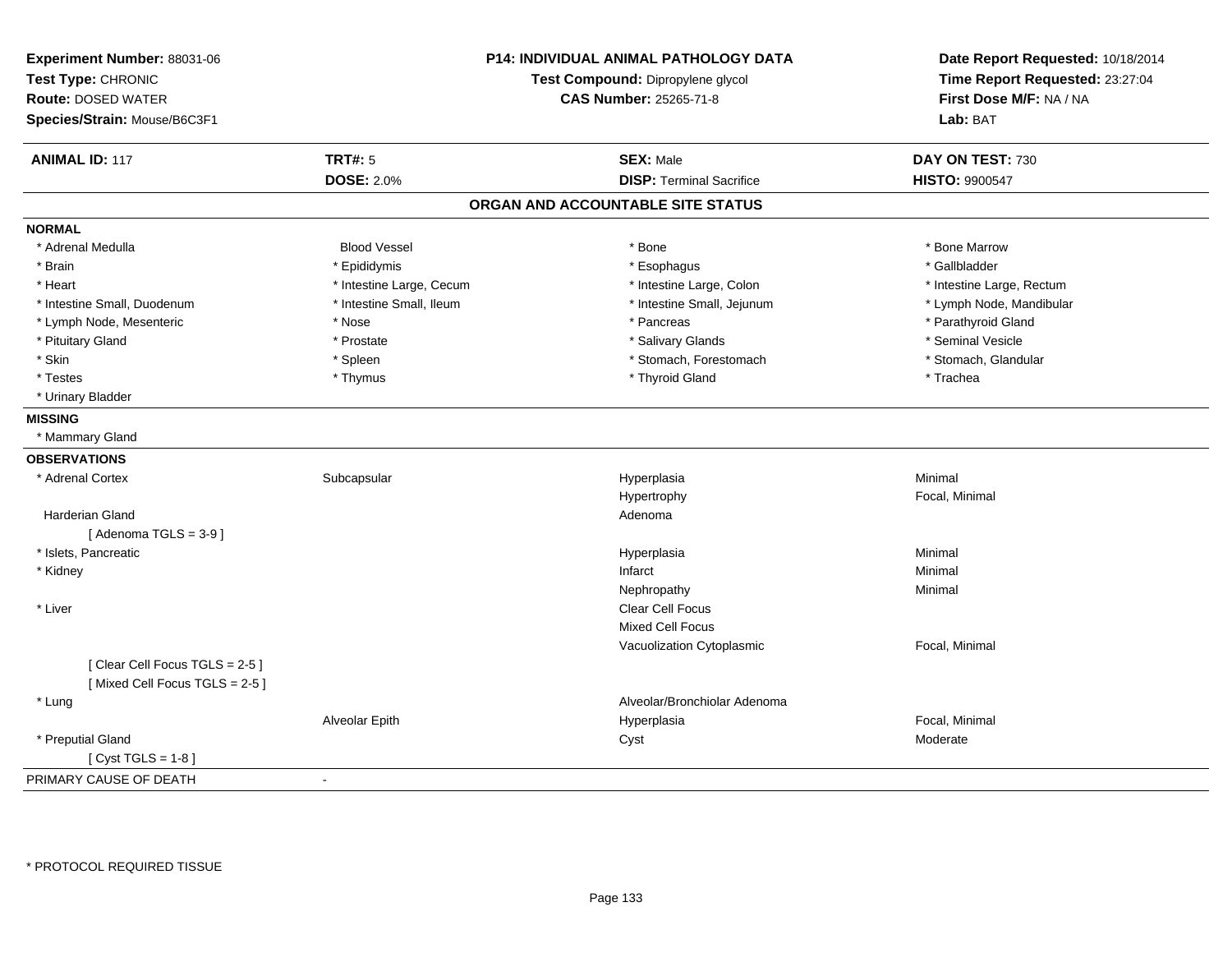**Experiment Number:** 88031-06
**Test Type:** CHRONIC
**Route:** DOSED WATER
**Species/Strain:** Mouse/B6C3F1

**P14: INDIVIDUAL ANIMAL PATHOLOGY DATA**
**Test Compound:** Dipropylene glycol
**CAS Number:** 25265-71-8

**Date Report Requested:** 10/18/2014
**Time Report Requested:** 23:27:04
**First Dose M/F:** NA / NA
**Lab:** BAT

| **ANIMAL ID:** 117 | **TRT#:** 5 | **SEX:** Male | **DAY ON TEST:** 730 |
|---|---|---|---|
| | **DOSE:** 2.0% | **DISP:** Terminal Sacrifice | **HISTO:** 9900547 |

## ORGAN AND ACCOUNTABLE SITE STATUS

**NORMAL**

| | | | |
|---|---|---|---|
| * Adrenal Medulla | Blood Vessel | * Bone | * Bone Marrow |
| * Brain | * Epididymis | * Esophagus | * Gallbladder |
| * Heart | * Intestine Large, Cecum | * Intestine Large, Colon | * Intestine Large, Rectum |
| * Intestine Small, Duodenum | * Intestine Small, Ileum | * Intestine Small, Jejunum | * Lymph Node, Mandibular |
| * Lymph Node, Mesenteric | * Nose | * Pancreas | * Parathyroid Gland |
| * Pituitary Gland | * Prostate | * Salivary Glands | * Seminal Vesicle |
| * Skin | * Spleen | * Stomach, Forestomach | * Stomach, Glandular |
| * Testes | * Thymus | * Thyroid Gland | * Trachea |
| * Urinary Bladder | | | |

**MISSING**

* Mammary Gland

**OBSERVATIONS**

| | | | |
|---|---|---|---|
| * Adrenal Cortex | Subcapsular | Hyperplasia | Minimal |
| | | Hypertrophy | Focal, Minimal |
| Harderian Gland | | Adenoma | |
| [ Adenoma TGLS = 3-9 ] | | | |
| * Islets, Pancreatic | | Hyperplasia | Minimal |
| * Kidney | | Infarct | Minimal |
| | | Nephropathy | Minimal |
| * Liver | | Clear Cell Focus | |
| | | Mixed Cell Focus | |
| | | Vacuolization Cytoplasmic | Focal, Minimal |
| [ Clear Cell Focus TGLS = 2-5 ] | | | |
| [ Mixed Cell Focus TGLS = 2-5 ] | | | |
| * Lung | | Alveolar/Bronchiolar Adenoma | |
| | Alveolar Epith | Hyperplasia | Focal, Minimal |
| * Preputial Gland | | Cyst | Moderate |
| [ Cyst TGLS = 1-8 ] | | | |

PRIMARY CAUSE OF DEATH -

* PROTOCOL REQUIRED TISSUE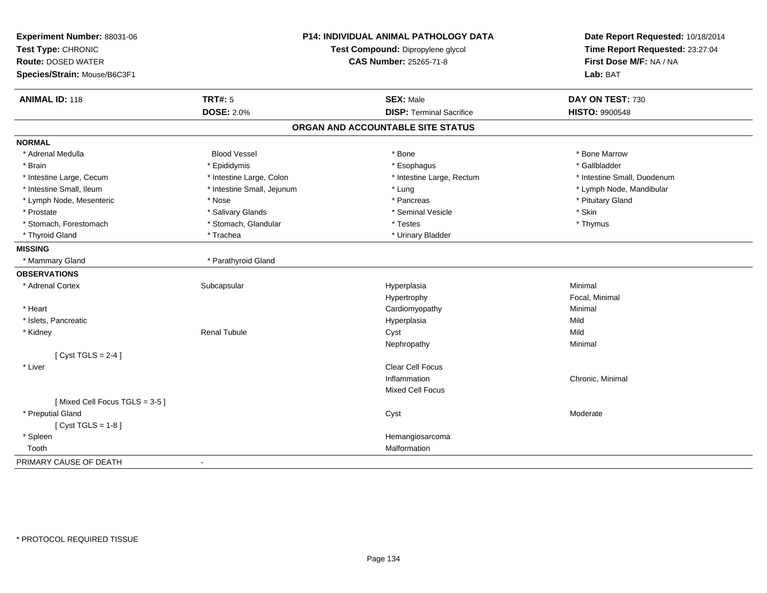**Experiment Number:** 88031-06
**Test Type:** CHRONIC
**Route:** DOSED WATER
**Species/Strain:** Mouse/B6C3F1

**P14: INDIVIDUAL ANIMAL PATHOLOGY DATA**
**Test Compound:** Dipropylene glycol
**CAS Number:** 25265-71-8

**Date Report Requested:** 10/18/2014
**Time Report Requested:** 23:27:04
**First Dose M/F:** NA / NA
**Lab:** BAT

| **ANIMAL ID:** 118 | **TRT#:** 5 | **SEX:** Male | **DAY ON TEST:** 730 |
|---|---|---|---|
| | **DOSE:** 2.0% | **DISP:** Terminal Sacrifice | **HISTO:** 9900548 |

## ORGAN AND ACCOUNTABLE SITE STATUS

| | | | |
|---|---|---|---|
| **NORMAL** | | | |
| * Adrenal Medulla | Blood Vessel | * Bone | * Bone Marrow |
| * Brain | * Epididymis | * Esophagus | * Gallbladder |
| * Intestine Large, Cecum | * Intestine Large, Colon | * Intestine Large, Rectum | * Intestine Small, Duodenum |
| * Intestine Small, Ileum | * Intestine Small, Jejunum | * Lung | * Lymph Node, Mandibular |
| * Lymph Node, Mesenteric | * Nose | * Pancreas | * Pituitary Gland |
| * Prostate | * Salivary Glands | * Seminal Vesicle | * Skin |
| * Stomach, Forestomach | * Stomach, Glandular | * Testes | * Thymus |
| * Thyroid Gland | * Trachea | * Urinary Bladder | |
| **MISSING** | | | |
| * Mammary Gland | * Parathyroid Gland | | |
| **OBSERVATIONS** | | | |
| * Adrenal Cortex | Subcapsular | Hyperplasia | Minimal |
| | | Hypertrophy | Focal, Minimal |
| * Heart | | Cardiomyopathy | Minimal |
| * Islets, Pancreatic | | Hyperplasia | Mild |
| * Kidney | Renal Tubule | Cyst | Mild |
| | | Nephropathy | Minimal |
| [ Cyst TGLS = 2-4 ] | | | |
| * Liver | | Clear Cell Focus | |
| | | Inflammation | Chronic, Minimal |
| | | Mixed Cell Focus | |
| [ Mixed Cell Focus TGLS = 3-5 ] | | | |
| * Preputial Gland | | Cyst | Moderate |
| [ Cyst TGLS = 1-8 ] | | | |
| * Spleen | | Hemangiosarcoma | |
| Tooth | | Malformation | |
| PRIMARY CAUSE OF DEATH | - | | |

* PROTOCOL REQUIRED TISSUE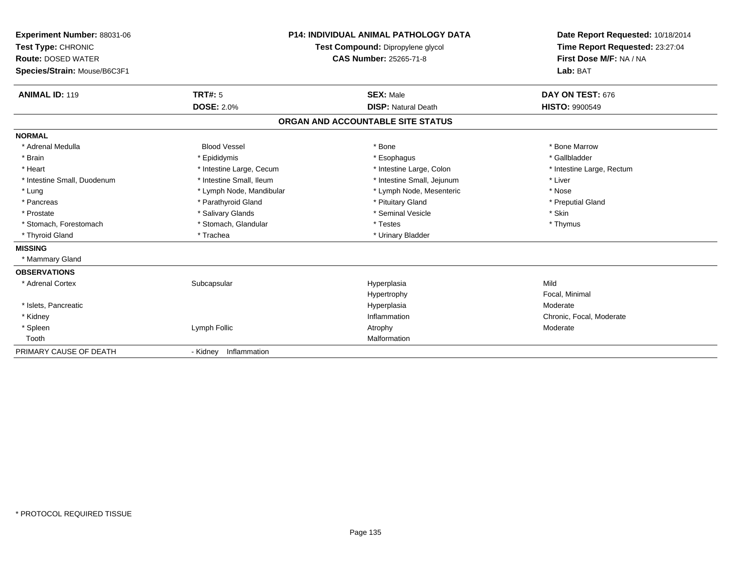**Experiment Number:** 88031-06
**Test Type:** CHRONIC
**Route:** DOSED WATER
**Species/Strain:** Mouse/B6C3F1

**P14: INDIVIDUAL ANIMAL PATHOLOGY DATA**
**Test Compound:** Dipropylene glycol
**CAS Number:** 25265-71-8

**Date Report Requested:** 10/18/2014
**Time Report Requested:** 23:27:04
**First Dose M/F:** NA / NA
**Lab:** BAT

| **ANIMAL ID:** 119 | **TRT#:** 5 | **SEX:** Male | **DAY ON TEST:** 676 |
|---|---|---|---|
| | **DOSE:** 2.0% | **DISP:** Natural Death | **HISTO:** 9900549 |

## ORGAN AND ACCOUNTABLE SITE STATUS

| | | | |
|---|---|---|---|
| **NORMAL** | | | |
| * Adrenal Medulla | Blood Vessel | * Bone | * Bone Marrow |
| * Brain | * Epididymis | * Esophagus | * Gallbladder |
| * Heart | * Intestine Large, Cecum | * Intestine Large, Colon | * Intestine Large, Rectum |
| * Intestine Small, Duodenum | * Intestine Small, Ileum | * Intestine Small, Jejunum | * Liver |
| * Lung | * Lymph Node, Mandibular | * Lymph Node, Mesenteric | * Nose |
| * Pancreas | * Parathyroid Gland | * Pituitary Gland | * Preputial Gland |
| * Prostate | * Salivary Glands | * Seminal Vesicle | * Skin |
| * Stomach, Forestomach | * Stomach, Glandular | * Testes | * Thymus |
| * Thyroid Gland | * Trachea | * Urinary Bladder | |
| **MISSING** | | | |
| * Mammary Gland | | | |
| **OBSERVATIONS** | | | |
| * Adrenal Cortex | Subcapsular | Hyperplasia | Mild |
| | | Hypertrophy | Focal, Minimal |
| * Islets, Pancreatic | | Hyperplasia | Moderate |
| * Kidney | | Inflammation | Chronic, Focal, Moderate |
| * Spleen | Lymph Follic | Atrophy | Moderate |
| Tooth | | Malformation | |
| PRIMARY CAUSE OF DEATH | - Kidney Inflammation | | |

* PROTOCOL REQUIRED TISSUE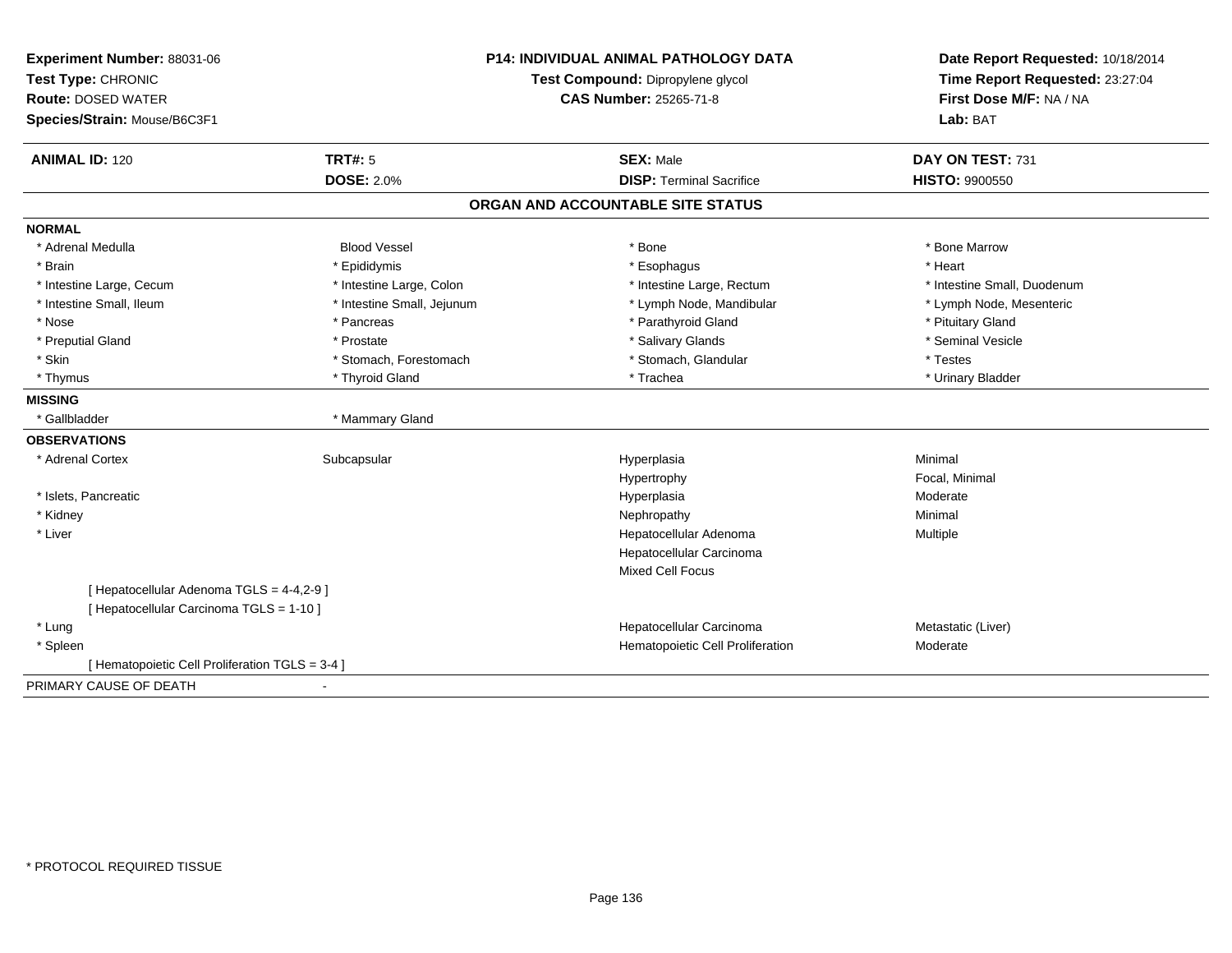**Experiment Number:** 88031-06
**Test Type:** CHRONIC
**Route:** DOSED WATER
**Species/Strain:** Mouse/B6C3F1

**P14: INDIVIDUAL ANIMAL PATHOLOGY DATA**
**Test Compound:** Dipropylene glycol
**CAS Number:** 25265-71-8

**Date Report Requested:** 10/18/2014
**Time Report Requested:** 23:27:04
**First Dose M/F:** NA / NA
**Lab:** BAT

| **ANIMAL ID:** 120 | **TRT#:** 5 | **SEX:** Male | **DAY ON TEST:** 731 |
|---|---|---|---|
| | **DOSE:** 2.0% | **DISP:** Terminal Sacrifice | **HISTO:** 9900550 |

## ORGAN AND ACCOUNTABLE SITE STATUS

**NORMAL**

| | | | |
|---|---|---|---|
| * Adrenal Medulla | Blood Vessel | * Bone | * Bone Marrow |
| * Brain | * Epididymis | * Esophagus | * Heart |
| * Intestine Large, Cecum | * Intestine Large, Colon | * Intestine Large, Rectum | * Intestine Small, Duodenum |
| * Intestine Small, Ileum | * Intestine Small, Jejunum | * Lymph Node, Mandibular | * Lymph Node, Mesenteric |
| * Nose | * Pancreas | * Parathyroid Gland | * Pituitary Gland |
| * Preputial Gland | * Prostate | * Salivary Glands | * Seminal Vesicle |
| * Skin | * Stomach, Forestomach | * Stomach, Glandular | * Testes |
| * Thymus | * Thyroid Gland | * Trachea | * Urinary Bladder |

**MISSING**

| | |
|---|---|
| * Gallbladder | * Mammary Gland |

**OBSERVATIONS**

| | | | |
|---|---|---|---|
| * Adrenal Cortex | Subcapsular | Hyperplasia | Minimal |
| | | Hypertrophy | Focal, Minimal |
| * Islets, Pancreatic | | Hyperplasia | Moderate |
| * Kidney | | Nephropathy | Minimal |
| * Liver | | Hepatocellular Adenoma | Multiple |
| | | Hepatocellular Carcinoma | |
| | | Mixed Cell Focus | |
| [ Hepatocellular Adenoma TGLS = 4-4,2-9 ] | | | |
| [ Hepatocellular Carcinoma TGLS = 1-10 ] | | | |
| * Lung | | Hepatocellular Carcinoma | Metastatic (Liver) |
| * Spleen | | Hematopoietic Cell Proliferation | Moderate |
| [ Hematopoietic Cell Proliferation TGLS = 3-4 ] | | | |

PRIMARY CAUSE OF DEATH -

* PROTOCOL REQUIRED TISSUE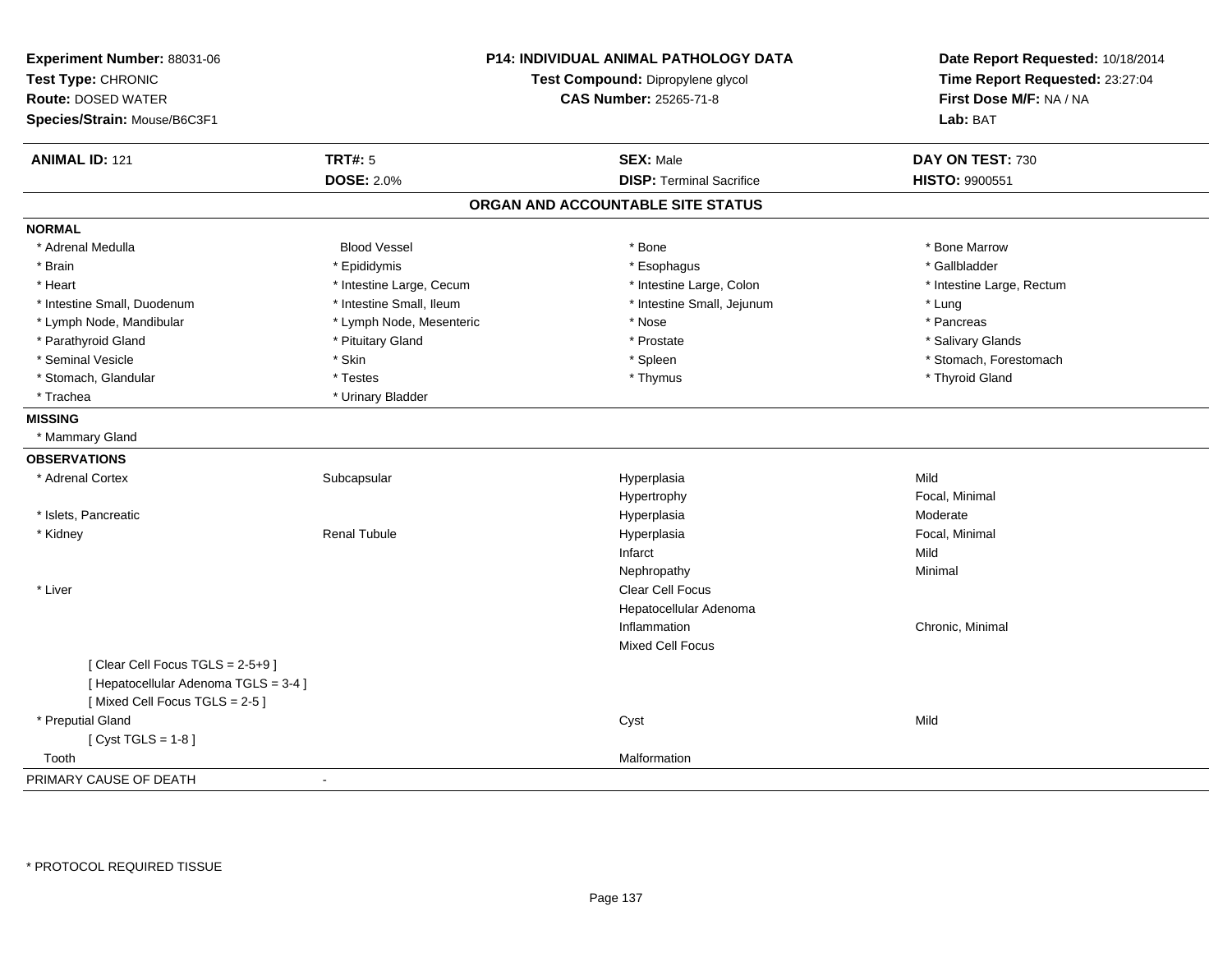**Experiment Number:** 88031-06
**Test Type:** CHRONIC
**Route:** DOSED WATER
**Species/Strain:** Mouse/B6C3F1

**P14: INDIVIDUAL ANIMAL PATHOLOGY DATA**
**Test Compound:** Dipropylene glycol
**CAS Number:** 25265-71-8

**Date Report Requested:** 10/18/2014
**Time Report Requested:** 23:27:04
**First Dose M/F:** NA / NA
**Lab:** BAT

| **ANIMAL ID:** 121 | **TRT#:** 5 | **SEX:** Male | **DAY ON TEST:** 730 |
|---|---|---|---|
| | **DOSE:** 2.0% | **DISP:** Terminal Sacrifice | **HISTO:** 9900551 |

## ORGAN AND ACCOUNTABLE SITE STATUS

**NORMAL**

| | | | |
|---|---|---|---|
| * Adrenal Medulla | Blood Vessel | * Bone | * Bone Marrow |
| * Brain | * Epididymis | * Esophagus | * Gallbladder |
| * Heart | * Intestine Large, Cecum | * Intestine Large, Colon | * Intestine Large, Rectum |
| * Intestine Small, Duodenum | * Intestine Small, Ileum | * Intestine Small, Jejunum | * Lung |
| * Lymph Node, Mandibular | * Lymph Node, Mesenteric | * Nose | * Pancreas |
| * Parathyroid Gland | * Pituitary Gland | * Prostate | * Salivary Glands |
| * Seminal Vesicle | * Skin | * Spleen | * Stomach, Forestomach |
| * Stomach, Glandular | * Testes | * Thymus | * Thyroid Gland |
| * Trachea | * Urinary Bladder | | |

**MISSING**

* Mammary Gland

**OBSERVATIONS**

| | | | |
|---|---|---|---|
| * Adrenal Cortex | Subcapsular | Hyperplasia | Mild |
| | | Hypertrophy | Focal, Minimal |
| * Islets, Pancreatic | | Hyperplasia | Moderate |
| * Kidney | Renal Tubule | Hyperplasia | Focal, Minimal |
| | | Infarct | Mild |
| | | Nephropathy | Minimal |
| * Liver | | Clear Cell Focus | |
| | | Hepatocellular Adenoma | |
| | | Inflammation | Chronic, Minimal |
| | | Mixed Cell Focus | |
| [ Clear Cell Focus TGLS = 2-5+9 ] | | | |
| [ Hepatocellular Adenoma TGLS = 3-4 ] | | | |
| [ Mixed Cell Focus TGLS = 2-5 ] | | | |
| * Preputial Gland | | Cyst | Mild |
| [ Cyst TGLS = 1-8 ] | | | |
| Tooth | | Malformation | |

PRIMARY CAUSE OF DEATH -

* PROTOCOL REQUIRED TISSUE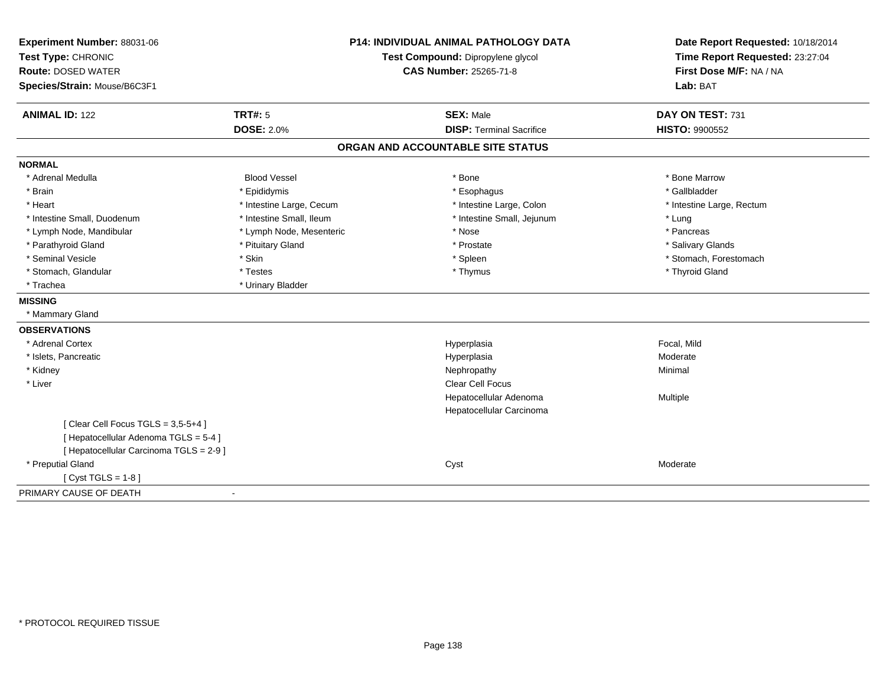**Experiment Number:** 88031-06
**Test Type:** CHRONIC
**Route:** DOSED WATER
**Species/Strain:** Mouse/B6C3F1

**P14: INDIVIDUAL ANIMAL PATHOLOGY DATA**
**Test Compound:** Dipropylene glycol
**CAS Number:** 25265-71-8

**Date Report Requested:** 10/18/2014
**Time Report Requested:** 23:27:04
**First Dose M/F:** NA / NA
**Lab:** BAT

| **ANIMAL ID:** 122 | **TRT#:** 5 | **SEX:** Male | **DAY ON TEST:** 731 |
|---|---|---|---|
| | **DOSE:** 2.0% | **DISP:** Terminal Sacrifice | **HISTO:** 9900552 |

## ORGAN AND ACCOUNTABLE SITE STATUS

**NORMAL**

| | | | |
|---|---|---|---|
| * Adrenal Medulla | Blood Vessel | * Bone | * Bone Marrow |
| * Brain | * Epididymis | * Esophagus | * Gallbladder |
| * Heart | * Intestine Large, Cecum | * Intestine Large, Colon | * Intestine Large, Rectum |
| * Intestine Small, Duodenum | * Intestine Small, Ileum | * Intestine Small, Jejunum | * Lung |
| * Lymph Node, Mandibular | * Lymph Node, Mesenteric | * Nose | * Pancreas |
| * Parathyroid Gland | * Pituitary Gland | * Prostate | * Salivary Glands |
| * Seminal Vesicle | * Skin | * Spleen | * Stomach, Forestomach |
| * Stomach, Glandular | * Testes | * Thymus | * Thyroid Gland |
| * Trachea | * Urinary Bladder | | |

**MISSING**

* Mammary Gland

**OBSERVATIONS**

| | | |
|---|---|---|
| * Adrenal Cortex | Hyperplasia | Focal, Mild |
| * Islets, Pancreatic | Hyperplasia | Moderate |
| * Kidney | Nephropathy | Minimal |
| * Liver | Clear Cell Focus | |
| | Hepatocellular Adenoma | Multiple |
| | Hepatocellular Carcinoma | |
| [ Clear Cell Focus TGLS = 3,5-5+4 ] | | |
| [ Hepatocellular Adenoma TGLS = 5-4 ] | | |
| [ Hepatocellular Carcinoma TGLS = 2-9 ] | | |
| * Preputial Gland | Cyst | Moderate |
| [ Cyst TGLS = 1-8 ] | | |

PRIMARY CAUSE OF DEATH -

* PROTOCOL REQUIRED TISSUE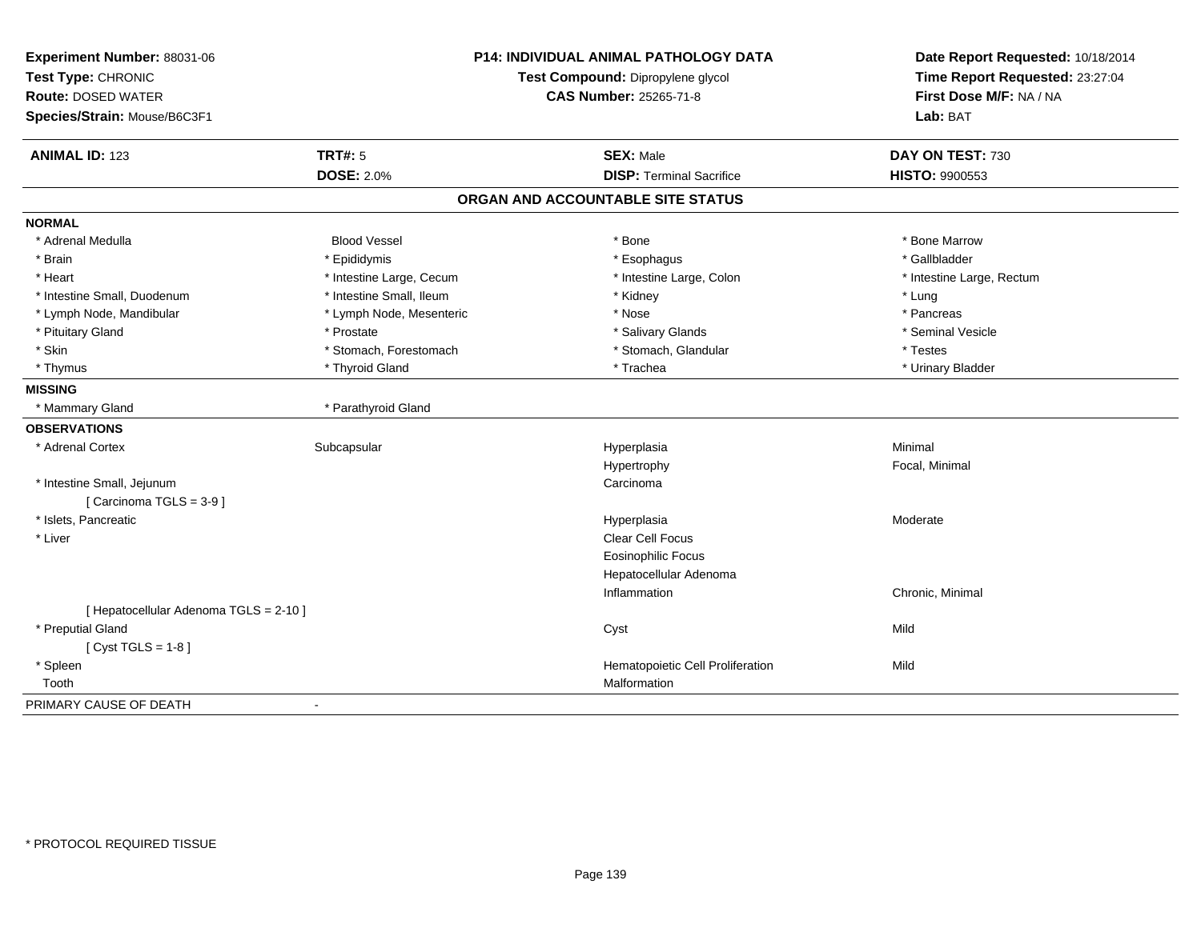**Experiment Number:** 88031-06
**Test Type:** CHRONIC
**Route:** DOSED WATER
**Species/Strain:** Mouse/B6C3F1

**P14: INDIVIDUAL ANIMAL PATHOLOGY DATA**
**Test Compound:** Dipropylene glycol
**CAS Number:** 25265-71-8

**Date Report Requested:** 10/18/2014
**Time Report Requested:** 23:27:04
**First Dose M/F:** NA / NA
**Lab:** BAT

| **ANIMAL ID:** 123 | **TRT#:** 5 | **SEX:** Male | **DAY ON TEST:** 730 |
|---|---|---|---|
| | **DOSE:** 2.0% | **DISP:** Terminal Sacrifice | **HISTO:** 9900553 |

## ORGAN AND ACCOUNTABLE SITE STATUS

**NORMAL**

| | | | |
|---|---|---|---|
| * Adrenal Medulla | Blood Vessel | * Bone | * Bone Marrow |
| * Brain | * Epididymis | * Esophagus | * Gallbladder |
| * Heart | * Intestine Large, Cecum | * Intestine Large, Colon | * Intestine Large, Rectum |
| * Intestine Small, Duodenum | * Intestine Small, Ileum | * Kidney | * Lung |
| * Lymph Node, Mandibular | * Lymph Node, Mesenteric | * Nose | * Pancreas |
| * Pituitary Gland | * Prostate | * Salivary Glands | * Seminal Vesicle |
| * Skin | * Stomach, Forestomach | * Stomach, Glandular | * Testes |
| * Thymus | * Thyroid Gland | * Trachea | * Urinary Bladder |

**MISSING**

| | |
|---|---|
| * Mammary Gland | * Parathyroid Gland |

**OBSERVATIONS**

| | | | |
|---|---|---|---|
| * Adrenal Cortex | Subcapsular | Hyperplasia | Minimal |
| | | Hypertrophy | Focal, Minimal |
| * Intestine Small, Jejunum | | Carcinoma | |
| [ Carcinoma TGLS = 3-9 ] | | | |
| * Islets, Pancreatic | | Hyperplasia | Moderate |
| * Liver | | Clear Cell Focus | |
| | | Eosinophilic Focus | |
| | | Hepatocellular Adenoma | |
| | | Inflammation | Chronic, Minimal |
| [ Hepatocellular Adenoma TGLS = 2-10 ] | | | |
| * Preputial Gland | | Cyst | Mild |
| [ Cyst TGLS = 1-8 ] | | | |
| * Spleen | | Hematopoietic Cell Proliferation | Mild |
| Tooth | | Malformation | |

PRIMARY CAUSE OF DEATH -

* PROTOCOL REQUIRED TISSUE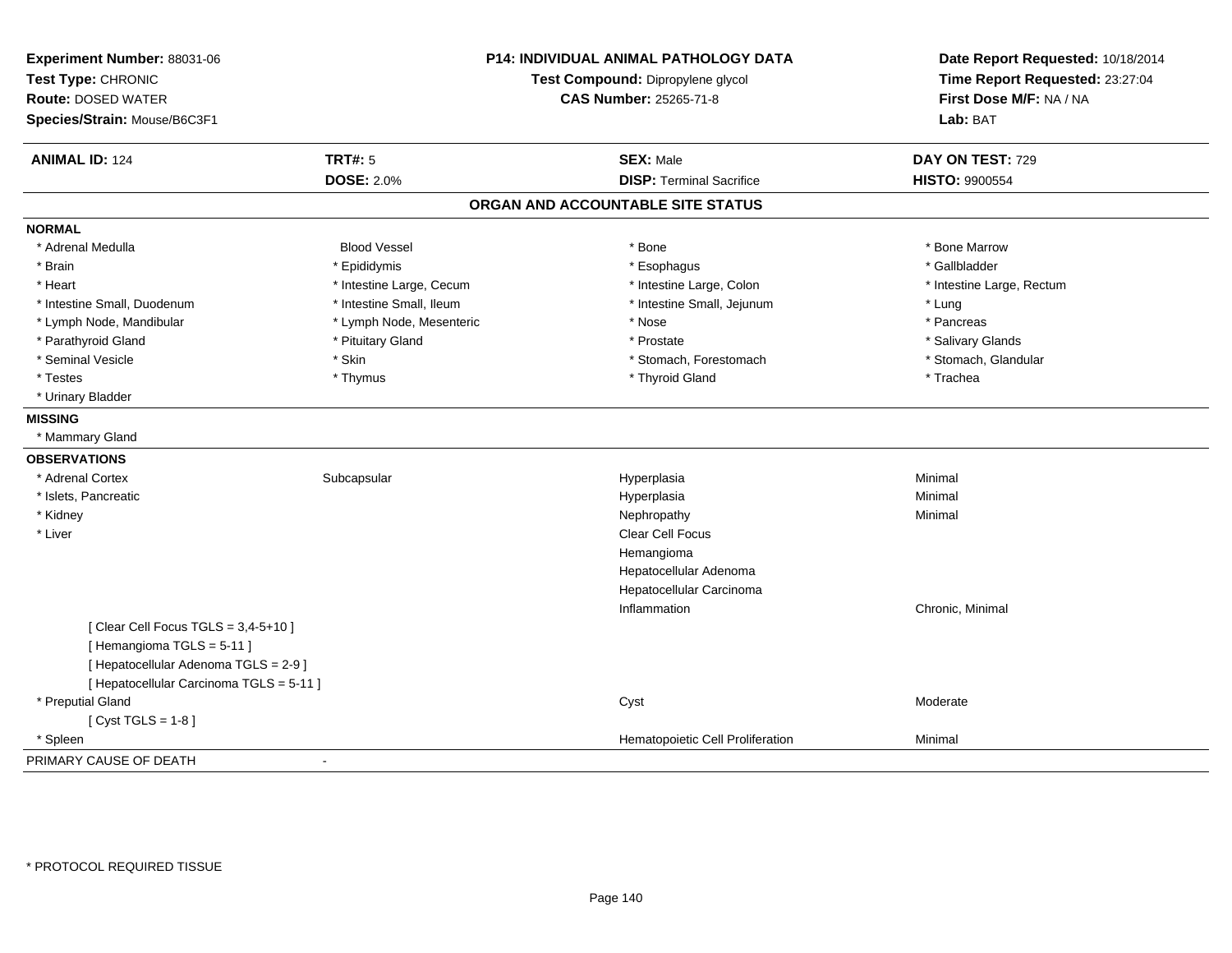**Experiment Number:** 88031-06
**Test Type:** CHRONIC
**Route:** DOSED WATER
**Species/Strain:** Mouse/B6C3F1

**P14: INDIVIDUAL ANIMAL PATHOLOGY DATA**
**Test Compound:** Dipropylene glycol
**CAS Number:** 25265-71-8

**Date Report Requested:** 10/18/2014
**Time Report Requested:** 23:27:04
**First Dose M/F:** NA / NA
**Lab:** BAT

| **ANIMAL ID:** 124 | **TRT#:** 5 | **SEX:** Male | **DAY ON TEST:** 729 |
|---|---|---|---|
| | **DOSE:** 2.0% | **DISP:** Terminal Sacrifice | **HISTO:** 9900554 |

## ORGAN AND ACCOUNTABLE SITE STATUS

**NORMAL**

| | | | |
|---|---|---|---|
| * Adrenal Medulla | Blood Vessel | * Bone | * Bone Marrow |
| * Brain | * Epididymis | * Esophagus | * Gallbladder |
| * Heart | * Intestine Large, Cecum | * Intestine Large, Colon | * Intestine Large, Rectum |
| * Intestine Small, Duodenum | * Intestine Small, Ileum | * Intestine Small, Jejunum | * Lung |
| * Lymph Node, Mandibular | * Lymph Node, Mesenteric | * Nose | * Pancreas |
| * Parathyroid Gland | * Pituitary Gland | * Prostate | * Salivary Glands |
| * Seminal Vesicle | * Skin | * Stomach, Forestomach | * Stomach, Glandular |
| * Testes | * Thymus | * Thyroid Gland | * Trachea |
| * Urinary Bladder | | | |

**MISSING**

* Mammary Gland

**OBSERVATIONS**

| | | | |
|---|---|---|---|
| * Adrenal Cortex | Subcapsular | Hyperplasia | Minimal |
| * Islets, Pancreatic | | Hyperplasia | Minimal |
| * Kidney | | Nephropathy | Minimal |
| * Liver | | Clear Cell Focus | |
| | | Hemangioma | |
| | | Hepatocellular Adenoma | |
| | | Hepatocellular Carcinoma | |
| | | Inflammation | Chronic, Minimal |
| [ Clear Cell Focus TGLS = 3,4-5+10 ] | | | |
| [ Hemangioma TGLS = 5-11 ] | | | |
| [ Hepatocellular Adenoma TGLS = 2-9 ] | | | |
| [ Hepatocellular Carcinoma TGLS = 5-11 ] | | | |
| * Preputial Gland | | Cyst | Moderate |
| [ Cyst TGLS = 1-8 ] | | | |
| * Spleen | | Hematopoietic Cell Proliferation | Minimal |

PRIMARY CAUSE OF DEATH -

* PROTOCOL REQUIRED TISSUE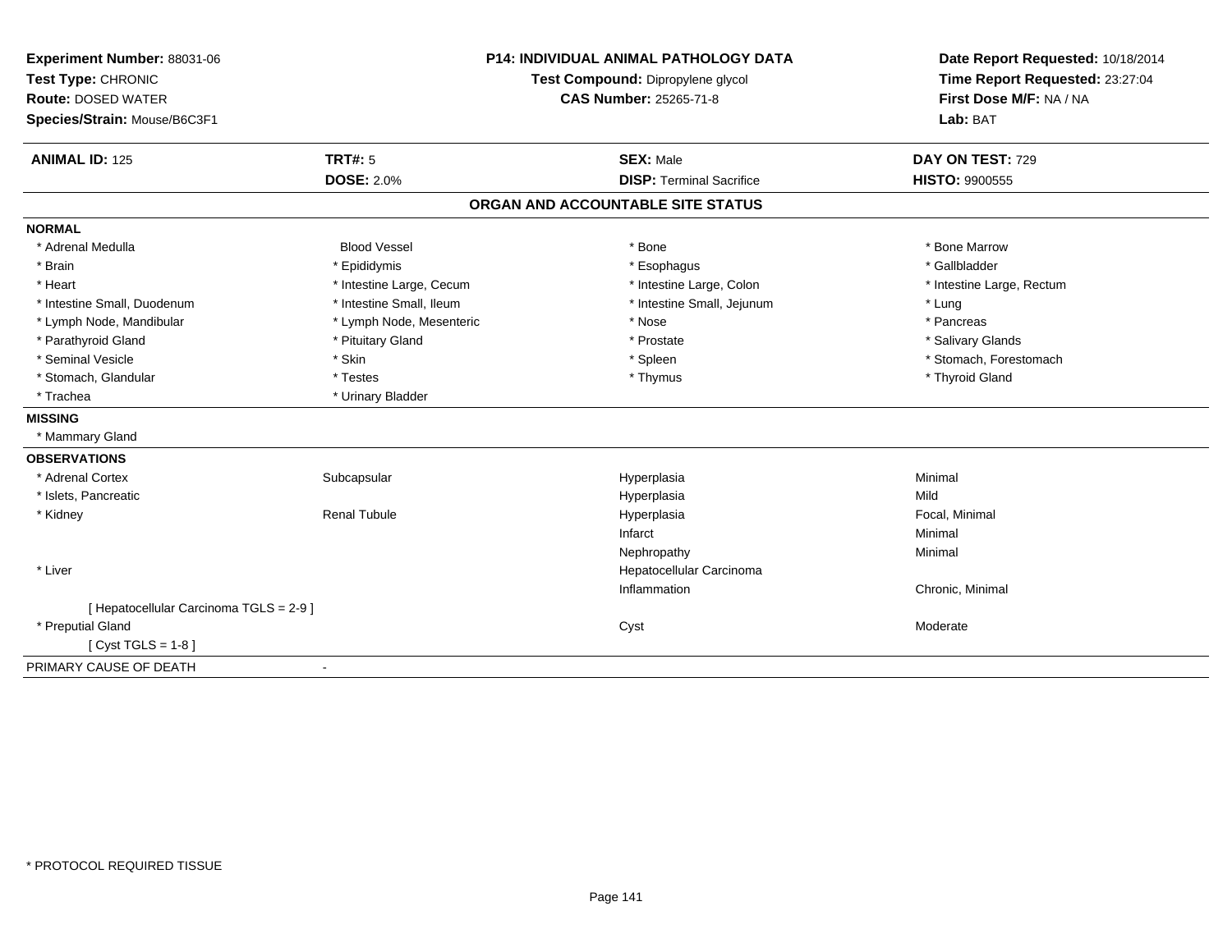**Experiment Number:** 88031-06
**Test Type:** CHRONIC
**Route:** DOSED WATER
**Species/Strain:** Mouse/B6C3F1

**P14: INDIVIDUAL ANIMAL PATHOLOGY DATA**
**Test Compound:** Dipropylene glycol
**CAS Number:** 25265-71-8

**Date Report Requested:** 10/18/2014
**Time Report Requested:** 23:27:04
**First Dose M/F:** NA / NA
**Lab:** BAT

| **ANIMAL ID:** 125 | **TRT#:** 5 | **SEX:** Male | **DAY ON TEST:** 729 |
|---|---|---|---|
| | **DOSE:** 2.0% | **DISP:** Terminal Sacrifice | **HISTO:** 9900555 |

## ORGAN AND ACCOUNTABLE SITE STATUS

**NORMAL**

| | | | |
|---|---|---|---|
| * Adrenal Medulla | Blood Vessel | * Bone | * Bone Marrow |
| * Brain | * Epididymis | * Esophagus | * Gallbladder |
| * Heart | * Intestine Large, Cecum | * Intestine Large, Colon | * Intestine Large, Rectum |
| * Intestine Small, Duodenum | * Intestine Small, Ileum | * Intestine Small, Jejunum | * Lung |
| * Lymph Node, Mandibular | * Lymph Node, Mesenteric | * Nose | * Pancreas |
| * Parathyroid Gland | * Pituitary Gland | * Prostate | * Salivary Glands |
| * Seminal Vesicle | * Skin | * Spleen | * Stomach, Forestomach |
| * Stomach, Glandular | * Testes | * Thymus | * Thyroid Gland |
| * Trachea | * Urinary Bladder | | |

**MISSING**

* Mammary Gland

**OBSERVATIONS**

| | | | |
|---|---|---|---|
| * Adrenal Cortex | Subcapsular | Hyperplasia | Minimal |
| * Islets, Pancreatic | | Hyperplasia | Mild |
| * Kidney | Renal Tubule | Hyperplasia | Focal, Minimal |
| | | Infarct | Minimal |
| | | Nephropathy | Minimal |
| * Liver | | Hepatocellular Carcinoma | |
| | | Inflammation | Chronic, Minimal |
| [ Hepatocellular Carcinoma TGLS = 2-9 ] | | | |
| * Preputial Gland | | Cyst | Moderate |
| [ Cyst TGLS = 1-8 ] | | | |

PRIMARY CAUSE OF DEATH -

* PROTOCOL REQUIRED TISSUE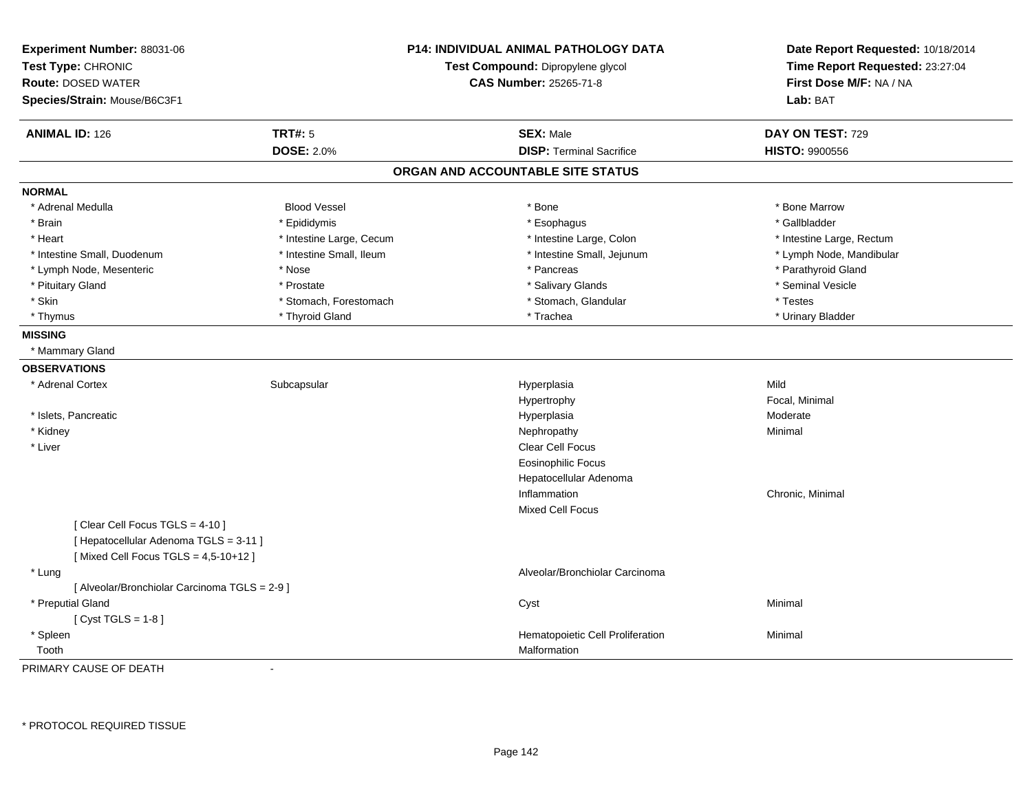**Experiment Number:** 88031-06
**Test Type:** CHRONIC
**Route:** DOSED WATER
**Species/Strain:** Mouse/B6C3F1

**P14: INDIVIDUAL ANIMAL PATHOLOGY DATA**
**Test Compound:** Dipropylene glycol
**CAS Number:** 25265-71-8

**Date Report Requested:** 10/18/2014
**Time Report Requested:** 23:27:04
**First Dose M/F:** NA / NA
**Lab:** BAT

| **ANIMAL ID:** 126 | **TRT#:** 5 | **SEX:** Male | **DAY ON TEST:** 729 |
|---|---|---|---|
| | **DOSE:** 2.0% | **DISP:** Terminal Sacrifice | **HISTO:** 9900556 |

## ORGAN AND ACCOUNTABLE SITE STATUS

**NORMAL**

| | | | |
|---|---|---|---|
| * Adrenal Medulla | Blood Vessel | * Bone | * Bone Marrow |
| * Brain | * Epididymis | * Esophagus | * Gallbladder |
| * Heart | * Intestine Large, Cecum | * Intestine Large, Colon | * Intestine Large, Rectum |
| * Intestine Small, Duodenum | * Intestine Small, Ileum | * Intestine Small, Jejunum | * Lymph Node, Mandibular |
| * Lymph Node, Mesenteric | * Nose | * Pancreas | * Parathyroid Gland |
| * Pituitary Gland | * Prostate | * Salivary Glands | * Seminal Vesicle |
| * Skin | * Stomach, Forestomach | * Stomach, Glandular | * Testes |
| * Thymus | * Thyroid Gland | * Trachea | * Urinary Bladder |

**MISSING**

* Mammary Gland

**OBSERVATIONS**

| | | | |
|---|---|---|---|
| * Adrenal Cortex | Subcapsular | Hyperplasia | Mild |
| | | Hypertrophy | Focal, Minimal |
| * Islets, Pancreatic | | Hyperplasia | Moderate |
| * Kidney | | Nephropathy | Minimal |
| * Liver | | Clear Cell Focus | |
| | | Eosinophilic Focus | |
| | | Hepatocellular Adenoma | |
| | | Inflammation | Chronic, Minimal |
| | | Mixed Cell Focus | |
| [ Clear Cell Focus TGLS = 4-10 ] | | | |
| [ Hepatocellular Adenoma TGLS = 3-11 ] | | | |
| [ Mixed Cell Focus TGLS = 4,5-10+12 ] | | | |
| * Lung | | Alveolar/Bronchiolar Carcinoma | |
| [ Alveolar/Bronchiolar Carcinoma TGLS = 2-9 ] | | | |
| * Preputial Gland | | Cyst | Minimal |
| [ Cyst TGLS = 1-8 ] | | | |
| * Spleen | | Hematopoietic Cell Proliferation | Minimal |
| Tooth | | Malformation | |

PRIMARY CAUSE OF DEATH -

* PROTOCOL REQUIRED TISSUE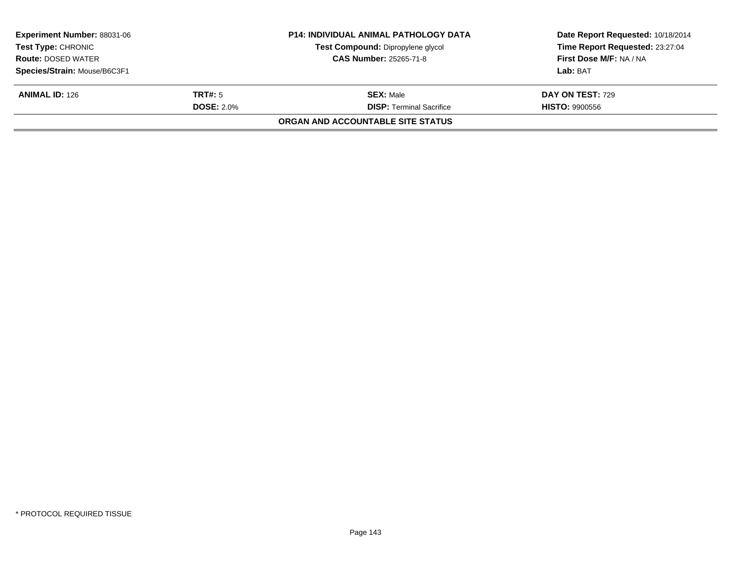| **Experiment Number:** 88031-06 | **P14: INDIVIDUAL ANIMAL PATHOLOGY DATA** | **Date Report Requested:** 10/18/2014 |
|---|---|---|
| **Test Type:** CHRONIC | **Test Compound:** Dipropylene glycol | **Time Report Requested:** 23:27:04 |
| **Route:** DOSED WATER | **CAS Number:** 25265-71-8 | **First Dose M/F:** NA / NA |
| **Species/Strain:** Mouse/B6C3F1 | | **Lab:** BAT |

| **ANIMAL ID:** 126 | **TRT#:** 5 | **SEX:** Male | **DAY ON TEST:** 729 |
|---|---|---|---|
| | **DOSE:** 2.0% | **DISP:** Terminal Sacrifice | **HISTO:** 9900556 |

**ORGAN AND ACCOUNTABLE SITE STATUS**

* PROTOCOL REQUIRED TISSUE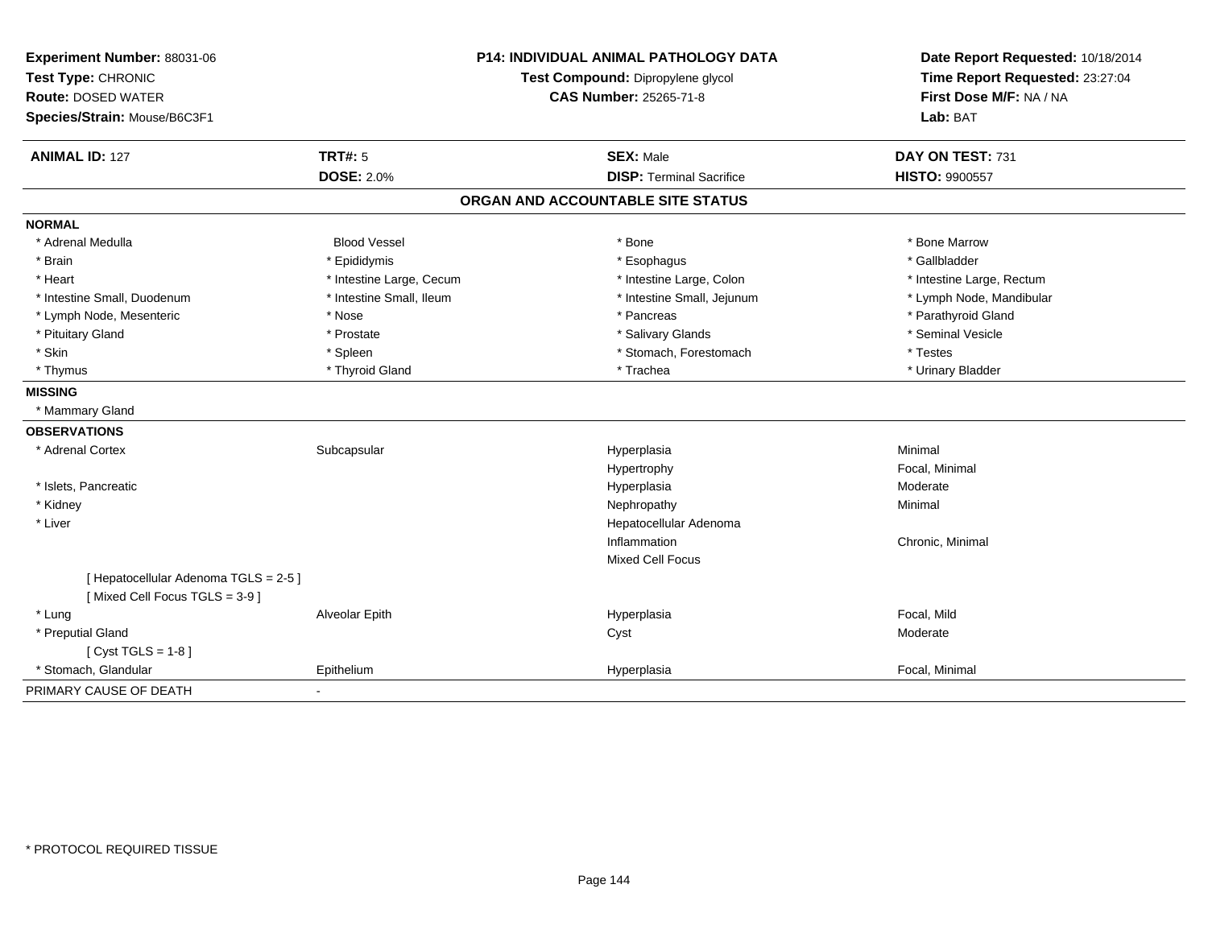**Experiment Number:** 88031-06
**Test Type:** CHRONIC
**Route:** DOSED WATER
**Species/Strain:** Mouse/B6C3F1

**P14: INDIVIDUAL ANIMAL PATHOLOGY DATA**
**Test Compound:** Dipropylene glycol
**CAS Number:** 25265-71-8

**Date Report Requested:** 10/18/2014
**Time Report Requested:** 23:27:04
**First Dose M/F:** NA / NA
**Lab:** BAT

| **ANIMAL ID:** 127 | **TRT#:** 5 | **SEX:** Male | **DAY ON TEST:** 731 |
|---|---|---|---|
| | **DOSE:** 2.0% | **DISP:** Terminal Sacrifice | **HISTO:** 9900557 |

## ORGAN AND ACCOUNTABLE SITE STATUS

**NORMAL**

| | | | |
|---|---|---|---|
| * Adrenal Medulla | Blood Vessel | * Bone | * Bone Marrow |
| * Brain | * Epididymis | * Esophagus | * Gallbladder |
| * Heart | * Intestine Large, Cecum | * Intestine Large, Colon | * Intestine Large, Rectum |
| * Intestine Small, Duodenum | * Intestine Small, Ileum | * Intestine Small, Jejunum | * Lymph Node, Mandibular |
| * Lymph Node, Mesenteric | * Nose | * Pancreas | * Parathyroid Gland |
| * Pituitary Gland | * Prostate | * Salivary Glands | * Seminal Vesicle |
| * Skin | * Spleen | * Stomach, Forestomach | * Testes |
| * Thymus | * Thyroid Gland | * Trachea | * Urinary Bladder |

**MISSING**

* Mammary Gland

**OBSERVATIONS**

| | | | |
|---|---|---|---|
| * Adrenal Cortex | Subcapsular | Hyperplasia | Minimal |
| | | Hypertrophy | Focal, Minimal |
| * Islets, Pancreatic | | Hyperplasia | Moderate |
| * Kidney | | Nephropathy | Minimal |
| * Liver | | Hepatocellular Adenoma | |
| | | Inflammation | Chronic, Minimal |
| | | Mixed Cell Focus | |
| [ Hepatocellular Adenoma TGLS = 2-5 ] | | | |
| [ Mixed Cell Focus TGLS = 3-9 ] | | | |
| * Lung | Alveolar Epith | Hyperplasia | Focal, Mild |
| * Preputial Gland | | Cyst | Moderate |
| [ Cyst TGLS = 1-8 ] | | | |
| * Stomach, Glandular | Epithelium | Hyperplasia | Focal, Minimal |

PRIMARY CAUSE OF DEATH -

* PROTOCOL REQUIRED TISSUE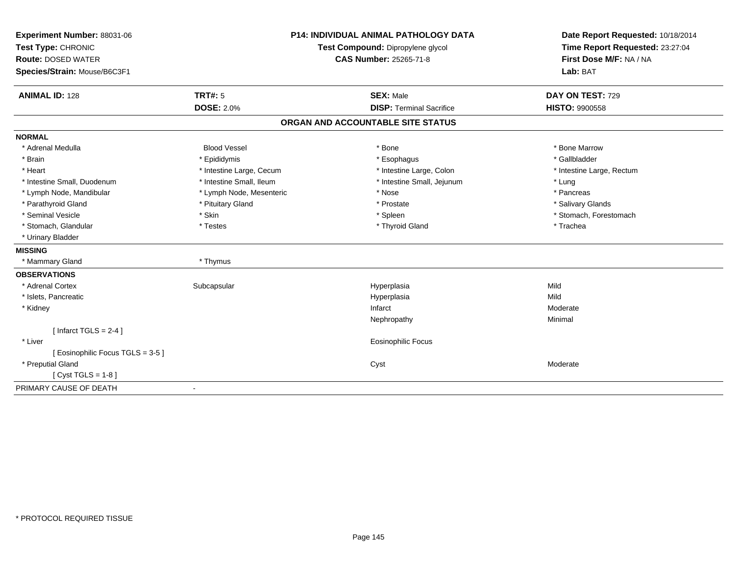**Experiment Number:** 88031-06
**Test Type:** CHRONIC
**Route:** DOSED WATER
**Species/Strain:** Mouse/B6C3F1

**P14: INDIVIDUAL ANIMAL PATHOLOGY DATA**
**Test Compound:** Dipropylene glycol
**CAS Number:** 25265-71-8

**Date Report Requested:** 10/18/2014
**Time Report Requested:** 23:27:04
**First Dose M/F:** NA / NA
**Lab:** BAT

| **ANIMAL ID:** 128 | **TRT#:** 5 | **SEX:** Male | **DAY ON TEST:** 729 |
|---|---|---|---|
| | **DOSE:** 2.0% | **DISP:** Terminal Sacrifice | **HISTO:** 9900558 |

## ORGAN AND ACCOUNTABLE SITE STATUS

| | | | |
|---|---|---|---|
| **NORMAL** | | | |
| * Adrenal Medulla | Blood Vessel | * Bone | * Bone Marrow |
| * Brain | * Epididymis | * Esophagus | * Gallbladder |
| * Heart | * Intestine Large, Cecum | * Intestine Large, Colon | * Intestine Large, Rectum |
| * Intestine Small, Duodenum | * Intestine Small, Ileum | * Intestine Small, Jejunum | * Lung |
| * Lymph Node, Mandibular | * Lymph Node, Mesenteric | * Nose | * Pancreas |
| * Parathyroid Gland | * Pituitary Gland | * Prostate | * Salivary Glands |
| * Seminal Vesicle | * Skin | * Spleen | * Stomach, Forestomach |
| * Stomach, Glandular | * Testes | * Thyroid Gland | * Trachea |
| * Urinary Bladder | | | |
| **MISSING** | | | |
| * Mammary Gland | * Thymus | | |
| **OBSERVATIONS** | | | |
| * Adrenal Cortex | Subcapsular | Hyperplasia | Mild |
| * Islets, Pancreatic | | Hyperplasia | Mild |
| * Kidney | | Infarct | Moderate |
| | | Nephropathy | Minimal |
| [ Infarct TGLS = 2-4 ] | | | |
| * Liver | | Eosinophilic Focus | |
| [ Eosinophilic Focus TGLS = 3-5 ] | | | |
| * Preputial Gland | | Cyst | Moderate |
| [ Cyst TGLS = 1-8 ] | | | |
| PRIMARY CAUSE OF DEATH | - | | |

* PROTOCOL REQUIRED TISSUE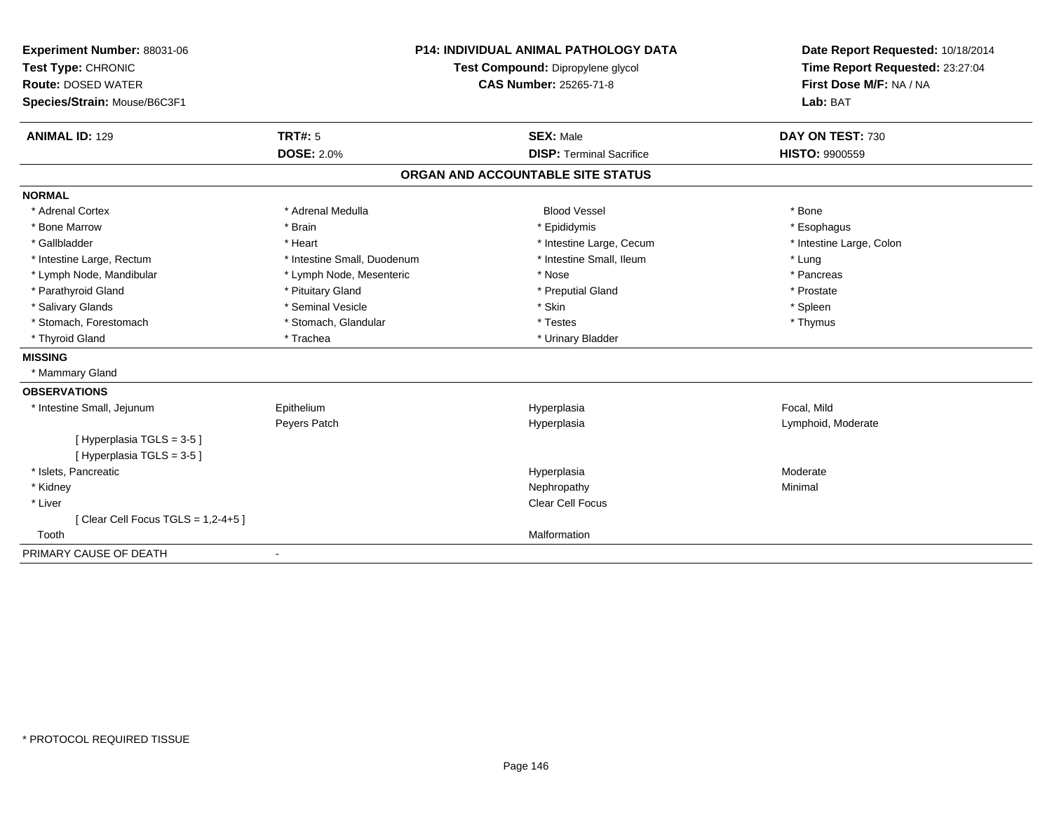**Experiment Number:** 88031-06
**Test Type:** CHRONIC
**Route:** DOSED WATER
**Species/Strain:** Mouse/B6C3F1

**P14: INDIVIDUAL ANIMAL PATHOLOGY DATA**
**Test Compound:** Dipropylene glycol
**CAS Number:** 25265-71-8

**Date Report Requested:** 10/18/2014
**Time Report Requested:** 23:27:04
**First Dose M/F:** NA / NA
**Lab:** BAT

| **ANIMAL ID:** 129 | **TRT#:** 5 | **SEX:** Male | **DAY ON TEST:** 730 |
|---|---|---|---|
| | **DOSE:** 2.0% | **DISP:** Terminal Sacrifice | **HISTO:** 9900559 |

## ORGAN AND ACCOUNTABLE SITE STATUS

**NORMAL**

| | | | |
|---|---|---|---|
| * Adrenal Cortex | * Adrenal Medulla | Blood Vessel | * Bone |
| * Bone Marrow | * Brain | * Epididymis | * Esophagus |
| * Gallbladder | * Heart | * Intestine Large, Cecum | * Intestine Large, Colon |
| * Intestine Large, Rectum | * Intestine Small, Duodenum | * Intestine Small, Ileum | * Lung |
| * Lymph Node, Mandibular | * Lymph Node, Mesenteric | * Nose | * Pancreas |
| * Parathyroid Gland | * Pituitary Gland | * Preputial Gland | * Prostate |
| * Salivary Glands | * Seminal Vesicle | * Skin | * Spleen |
| * Stomach, Forestomach | * Stomach, Glandular | * Testes | * Thymus |
| * Thyroid Gland | * Trachea | * Urinary Bladder | |

**MISSING**

* Mammary Gland

**OBSERVATIONS**

| | | | |
|---|---|---|---|
| * Intestine Small, Jejunum | Epithelium | Hyperplasia | Focal, Mild |
| | Peyers Patch | Hyperplasia | Lymphoid, Moderate |
| [ Hyperplasia TGLS = 3-5 ] | | | |
| [ Hyperplasia TGLS = 3-5 ] | | | |
| * Islets, Pancreatic | | Hyperplasia | Moderate |
| * Kidney | | Nephropathy | Minimal |
| * Liver | | Clear Cell Focus | |
| [ Clear Cell Focus TGLS = 1,2-4+5 ] | | | |
| Tooth | | Malformation | |

PRIMARY CAUSE OF DEATH -

* PROTOCOL REQUIRED TISSUE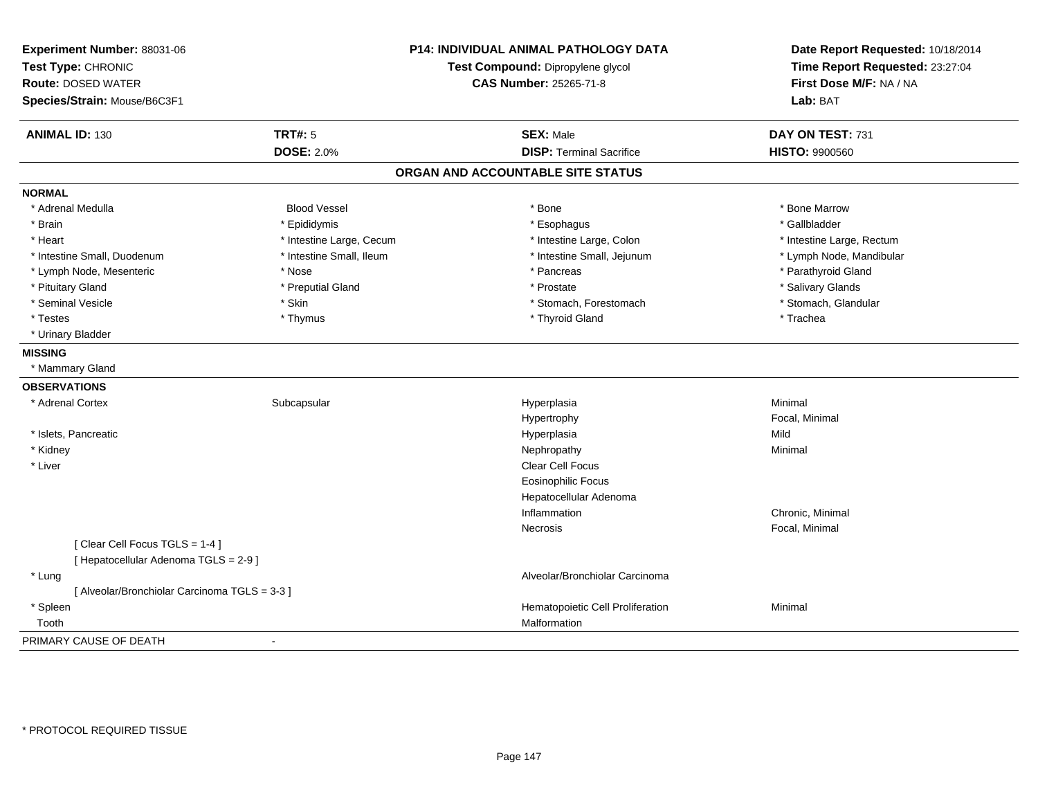**Experiment Number:** 88031-06
**Test Type:** CHRONIC
**Route:** DOSED WATER
**Species/Strain:** Mouse/B6C3F1

**P14: INDIVIDUAL ANIMAL PATHOLOGY DATA**
**Test Compound:** Dipropylene glycol
**CAS Number:** 25265-71-8

**Date Report Requested:** 10/18/2014
**Time Report Requested:** 23:27:04
**First Dose M/F:** NA / NA
**Lab:** BAT

| **ANIMAL ID:** 130 | **TRT#:** 5 | **SEX:** Male | **DAY ON TEST:** 731 |
|---|---|---|---|
| | **DOSE:** 2.0% | **DISP:** Terminal Sacrifice | **HISTO:** 9900560 |

## ORGAN AND ACCOUNTABLE SITE STATUS

**NORMAL**

| | | | |
|---|---|---|---|
| * Adrenal Medulla | Blood Vessel | * Bone | * Bone Marrow |
| * Brain | * Epididymis | * Esophagus | * Gallbladder |
| * Heart | * Intestine Large, Cecum | * Intestine Large, Colon | * Intestine Large, Rectum |
| * Intestine Small, Duodenum | * Intestine Small, Ileum | * Intestine Small, Jejunum | * Lymph Node, Mandibular |
| * Lymph Node, Mesenteric | * Nose | * Pancreas | * Parathyroid Gland |
| * Pituitary Gland | * Preputial Gland | * Prostate | * Salivary Glands |
| * Seminal Vesicle | * Skin | * Stomach, Forestomach | * Stomach, Glandular |
| * Testes | * Thymus | * Thyroid Gland | * Trachea |
| * Urinary Bladder | | | |

**MISSING**

* Mammary Gland

**OBSERVATIONS**

| | | | |
|---|---|---|---|
| * Adrenal Cortex | Subcapsular | Hyperplasia | Minimal |
| | | Hypertrophy | Focal, Minimal |
| * Islets, Pancreatic | | Hyperplasia | Mild |
| * Kidney | | Nephropathy | Minimal |
| * Liver | | Clear Cell Focus | |
| | | Eosinophilic Focus | |
| | | Hepatocellular Adenoma | |
| | | Inflammation | Chronic, Minimal |
| | | Necrosis | Focal, Minimal |
| [ Clear Cell Focus TGLS = 1-4 ] | | | |
| [ Hepatocellular Adenoma TGLS = 2-9 ] | | | |
| * Lung | | Alveolar/Bronchiolar Carcinoma | |
| [ Alveolar/Bronchiolar Carcinoma TGLS = 3-3 ] | | | |
| * Spleen | | Hematopoietic Cell Proliferation | Minimal |
| Tooth | | Malformation | |

PRIMARY CAUSE OF DEATH -

\* PROTOCOL REQUIRED TISSUE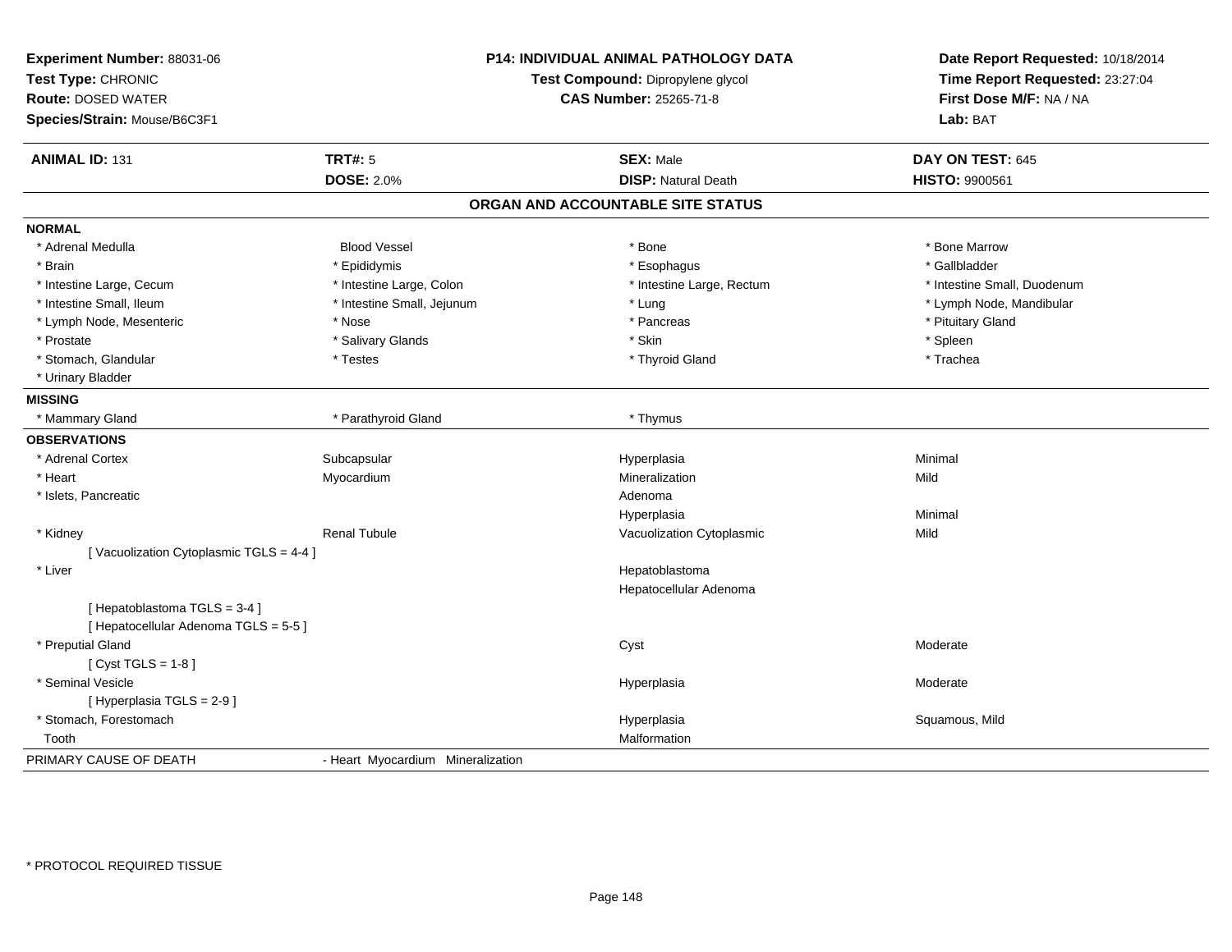**Experiment Number:** 88031-06
**Test Type:** CHRONIC
**Route:** DOSED WATER
**Species/Strain:** Mouse/B6C3F1

**P14: INDIVIDUAL ANIMAL PATHOLOGY DATA**
**Test Compound:** Dipropylene glycol
**CAS Number:** 25265-71-8

**Date Report Requested:** 10/18/2014
**Time Report Requested:** 23:27:04
**First Dose M/F:** NA / NA
**Lab:** BAT

| **ANIMAL ID:** 131 | **TRT#:** 5 | **SEX:** Male | **DAY ON TEST:** 645 |
|---|---|---|---|
| | **DOSE:** 2.0% | **DISP:** Natural Death | **HISTO:** 9900561 |

## ORGAN AND ACCOUNTABLE SITE STATUS

**NORMAL**

| | | | |
|---|---|---|---|
| * Adrenal Medulla | Blood Vessel | * Bone | * Bone Marrow |
| * Brain | * Epididymis | * Esophagus | * Gallbladder |
| * Intestine Large, Cecum | * Intestine Large, Colon | * Intestine Large, Rectum | * Intestine Small, Duodenum |
| * Intestine Small, Ileum | * Intestine Small, Jejunum | * Lung | * Lymph Node, Mandibular |
| * Lymph Node, Mesenteric | * Nose | * Pancreas | * Pituitary Gland |
| * Prostate | * Salivary Glands | * Skin | * Spleen |
| * Stomach, Glandular | * Testes | * Thyroid Gland | * Trachea |
| * Urinary Bladder | | | |

**MISSING**

| | | |
|---|---|---|
| * Mammary Gland | * Parathyroid Gland | * Thymus |

**OBSERVATIONS**

| | | | |
|---|---|---|---|
| * Adrenal Cortex | Subcapsular | Hyperplasia | Minimal |
| * Heart | Myocardium | Mineralization | Mild |
| * Islets, Pancreatic | | Adenoma | |
| | | Hyperplasia | Minimal |
| * Kidney | Renal Tubule | Vacuolization Cytoplasmic | Mild |
| [ Vacuolization Cytoplasmic TGLS = 4-4 ] | | | |
| * Liver | | Hepatoblastoma | |
| | | Hepatocellular Adenoma | |
| [ Hepatoblastoma TGLS = 3-4 ] | | | |
| [ Hepatocellular Adenoma TGLS = 5-5 ] | | | |
| * Preputial Gland | | Cyst | Moderate |
| [ Cyst TGLS = 1-8 ] | | | |
| * Seminal Vesicle | | Hyperplasia | Moderate |
| [ Hyperplasia TGLS = 2-9 ] | | | |
| * Stomach, Forestomach | | Hyperplasia | Squamous, Mild |
| Tooth | | Malformation | |

PRIMARY CAUSE OF DEATH - Heart Myocardium Mineralization

* PROTOCOL REQUIRED TISSUE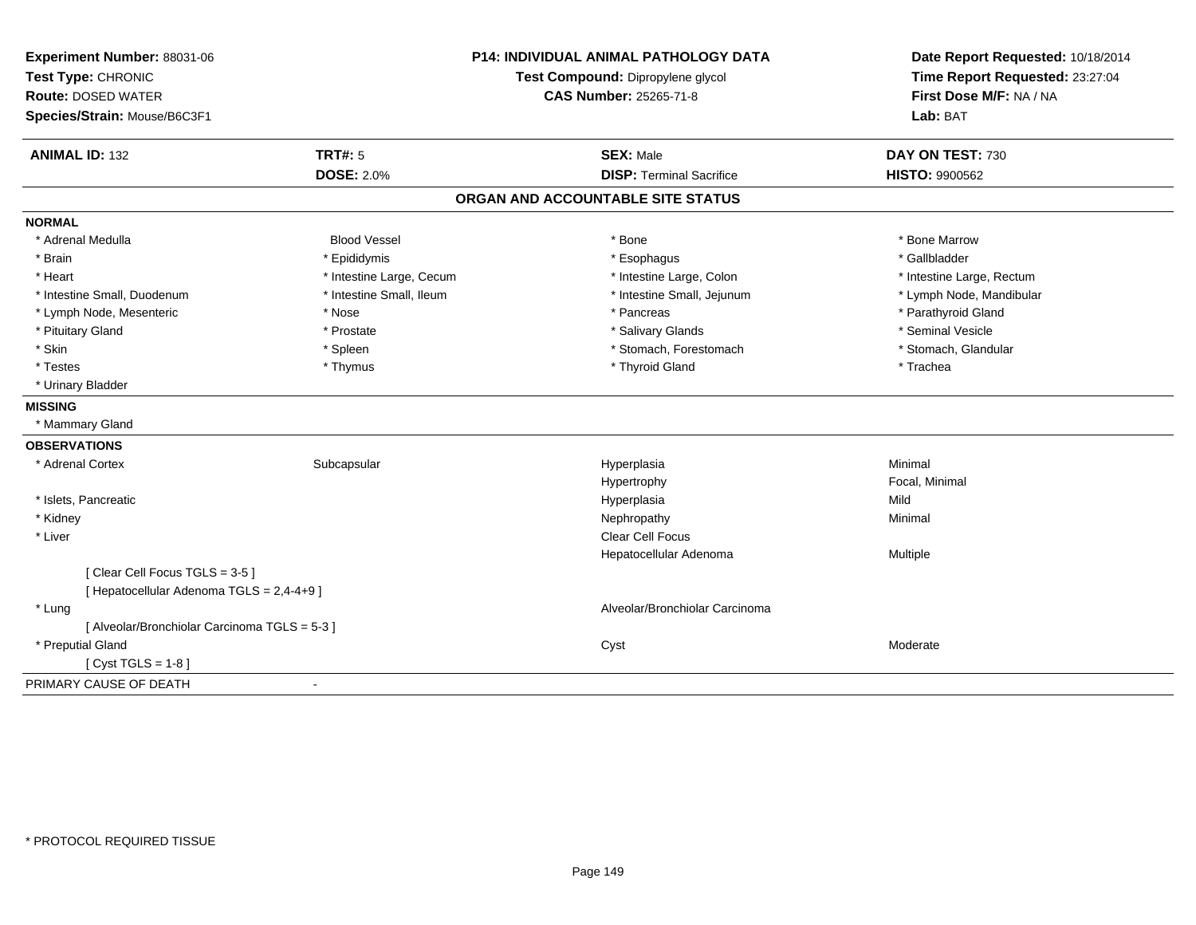**Experiment Number:** 88031-06
**Test Type:** CHRONIC
**Route:** DOSED WATER
**Species/Strain:** Mouse/B6C3F1

**P14: INDIVIDUAL ANIMAL PATHOLOGY DATA**
**Test Compound:** Dipropylene glycol
**CAS Number:** 25265-71-8

**Date Report Requested:** 10/18/2014
**Time Report Requested:** 23:27:04
**First Dose M/F:** NA / NA
**Lab:** BAT

| **ANIMAL ID:** 132 | **TRT#:** 5 | **SEX:** Male | **DAY ON TEST:** 730 |
|---|---|---|---|
| | **DOSE:** 2.0% | **DISP:** Terminal Sacrifice | **HISTO:** 9900562 |

## ORGAN AND ACCOUNTABLE SITE STATUS

**NORMAL**

| | | | |
|---|---|---|---|
| * Adrenal Medulla | Blood Vessel | * Bone | * Bone Marrow |
| * Brain | * Epididymis | * Esophagus | * Gallbladder |
| * Heart | * Intestine Large, Cecum | * Intestine Large, Colon | * Intestine Large, Rectum |
| * Intestine Small, Duodenum | * Intestine Small, Ileum | * Intestine Small, Jejunum | * Lymph Node, Mandibular |
| * Lymph Node, Mesenteric | * Nose | * Pancreas | * Parathyroid Gland |
| * Pituitary Gland | * Prostate | * Salivary Glands | * Seminal Vesicle |
| * Skin | * Spleen | * Stomach, Forestomach | * Stomach, Glandular |
| * Testes | * Thymus | * Thyroid Gland | * Trachea |
| * Urinary Bladder | | | |

**MISSING**

* Mammary Gland

**OBSERVATIONS**

| | | | |
|---|---|---|---|
| * Adrenal Cortex | Subcapsular | Hyperplasia | Minimal |
| | | Hypertrophy | Focal, Minimal |
| * Islets, Pancreatic | | Hyperplasia | Mild |
| * Kidney | | Nephropathy | Minimal |
| * Liver | | Clear Cell Focus | |
| | | Hepatocellular Adenoma | Multiple |
| [ Clear Cell Focus TGLS = 3-5 ] | | | |
| [ Hepatocellular Adenoma TGLS = 2,4-4+9 ] | | | |
| * Lung | | Alveolar/Bronchiolar Carcinoma | |
| [ Alveolar/Bronchiolar Carcinoma TGLS = 5-3 ] | | | |
| * Preputial Gland | | Cyst | Moderate |
| [ Cyst TGLS = 1-8 ] | | | |

PRIMARY CAUSE OF DEATH -

* PROTOCOL REQUIRED TISSUE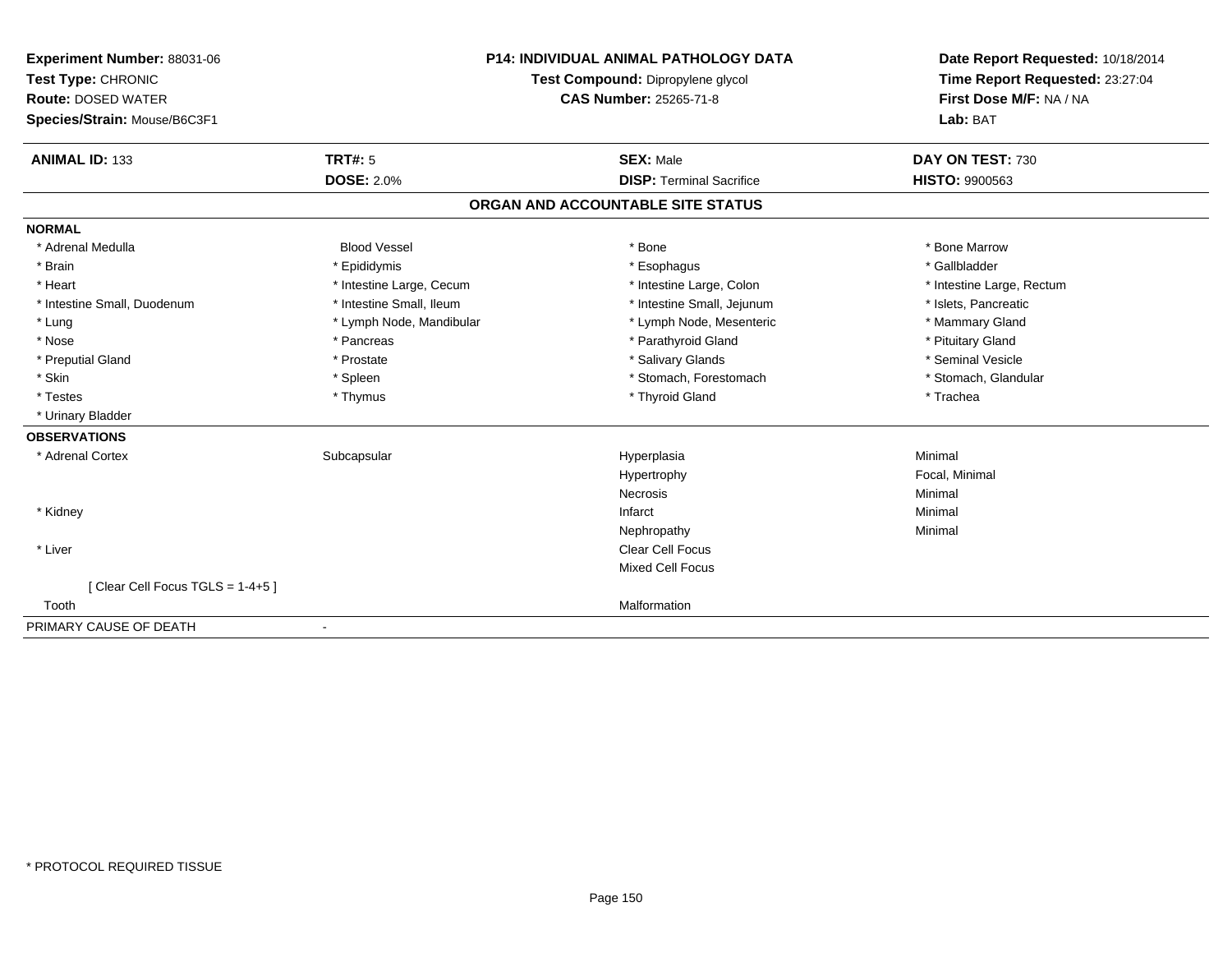**Experiment Number:** 88031-06
**Test Type:** CHRONIC
**Route:** DOSED WATER
**Species/Strain:** Mouse/B6C3F1

**P14: INDIVIDUAL ANIMAL PATHOLOGY DATA**
**Test Compound:** Dipropylene glycol
**CAS Number:** 25265-71-8

**Date Report Requested:** 10/18/2014
**Time Report Requested:** 23:27:04
**First Dose M/F:** NA / NA
**Lab:** BAT

| **ANIMAL ID:** 133 | **TRT#:** 5 | **SEX:** Male | **DAY ON TEST:** 730 |
|---|---|---|---|
| | **DOSE:** 2.0% | **DISP:** Terminal Sacrifice | **HISTO:** 9900563 |

## ORGAN AND ACCOUNTABLE SITE STATUS

**NORMAL**

| | | | |
|---|---|---|---|
| * Adrenal Medulla | Blood Vessel | * Bone | * Bone Marrow |
| * Brain | * Epididymis | * Esophagus | * Gallbladder |
| * Heart | * Intestine Large, Cecum | * Intestine Large, Colon | * Intestine Large, Rectum |
| * Intestine Small, Duodenum | * Intestine Small, Ileum | * Intestine Small, Jejunum | * Islets, Pancreatic |
| * Lung | * Lymph Node, Mandibular | * Lymph Node, Mesenteric | * Mammary Gland |
| * Nose | * Pancreas | * Parathyroid Gland | * Pituitary Gland |
| * Preputial Gland | * Prostate | * Salivary Glands | * Seminal Vesicle |
| * Skin | * Spleen | * Stomach, Forestomach | * Stomach, Glandular |
| * Testes | * Thymus | * Thyroid Gland | * Trachea |
| * Urinary Bladder | | | |

**OBSERVATIONS**

| | | | |
|---|---|---|---|
| * Adrenal Cortex | Subcapsular | Hyperplasia | Minimal |
| | | Hypertrophy | Focal, Minimal |
| | | Necrosis | Minimal |
| * Kidney | | Infarct | Minimal |
| | | Nephropathy | Minimal |
| * Liver | | Clear Cell Focus | |
| | | Mixed Cell Focus | |
| [ Clear Cell Focus TGLS = 1-4+5 ] | | | |
| Tooth | | Malformation | |

| | |
|---|---|
| PRIMARY CAUSE OF DEATH | - |

* PROTOCOL REQUIRED TISSUE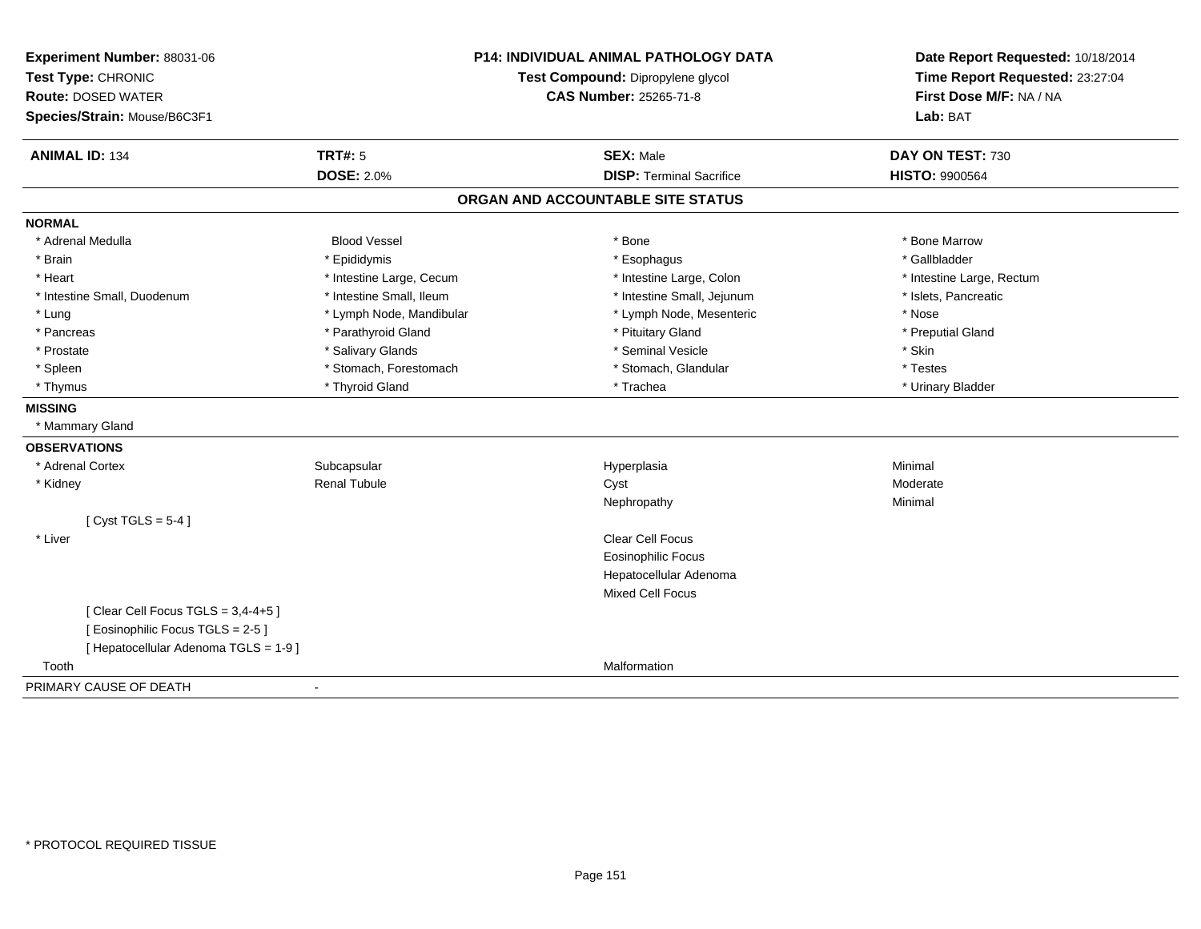**Experiment Number:** 88031-06
**Test Type:** CHRONIC
**Route:** DOSED WATER
**Species/Strain:** Mouse/B6C3F1

**P14: INDIVIDUAL ANIMAL PATHOLOGY DATA**
**Test Compound:** Dipropylene glycol
**CAS Number:** 25265-71-8

**Date Report Requested:** 10/18/2014
**Time Report Requested:** 23:27:04
**First Dose M/F:** NA / NA
**Lab:** BAT

| **ANIMAL ID:** 134 | **TRT#:** 5 | **SEX:** Male | **DAY ON TEST:** 730 |
|---|---|---|---|
| | **DOSE:** 2.0% | **DISP:** Terminal Sacrifice | **HISTO:** 9900564 |

## ORGAN AND ACCOUNTABLE SITE STATUS

**NORMAL**

| | | | |
|---|---|---|---|
| * Adrenal Medulla | Blood Vessel | * Bone | * Bone Marrow |
| * Brain | * Epididymis | * Esophagus | * Gallbladder |
| * Heart | * Intestine Large, Cecum | * Intestine Large, Colon | * Intestine Large, Rectum |
| * Intestine Small, Duodenum | * Intestine Small, Ileum | * Intestine Small, Jejunum | * Islets, Pancreatic |
| * Lung | * Lymph Node, Mandibular | * Lymph Node, Mesenteric | * Nose |
| * Pancreas | * Parathyroid Gland | * Pituitary Gland | * Preputial Gland |
| * Prostate | * Salivary Glands | * Seminal Vesicle | * Skin |
| * Spleen | * Stomach, Forestomach | * Stomach, Glandular | * Testes |
| * Thymus | * Thyroid Gland | * Trachea | * Urinary Bladder |

**MISSING**

* Mammary Gland

**OBSERVATIONS**

| | | | |
|---|---|---|---|
| * Adrenal Cortex | Subcapsular | Hyperplasia | Minimal |
| * Kidney | Renal Tubule | Cyst | Moderate |
| | | Nephropathy | Minimal |
| [ Cyst TGLS = 5-4 ] | | | |
| * Liver | | Clear Cell Focus | |
| | | Eosinophilic Focus | |
| | | Hepatocellular Adenoma | |
| | | Mixed Cell Focus | |
| [ Clear Cell Focus TGLS = 3,4-4+5 ] | | | |
| [ Eosinophilic Focus TGLS = 2-5 ] | | | |
| [ Hepatocellular Adenoma TGLS = 1-9 ] | | | |
| Tooth | | Malformation | |

PRIMARY CAUSE OF DEATH -

\* PROTOCOL REQUIRED TISSUE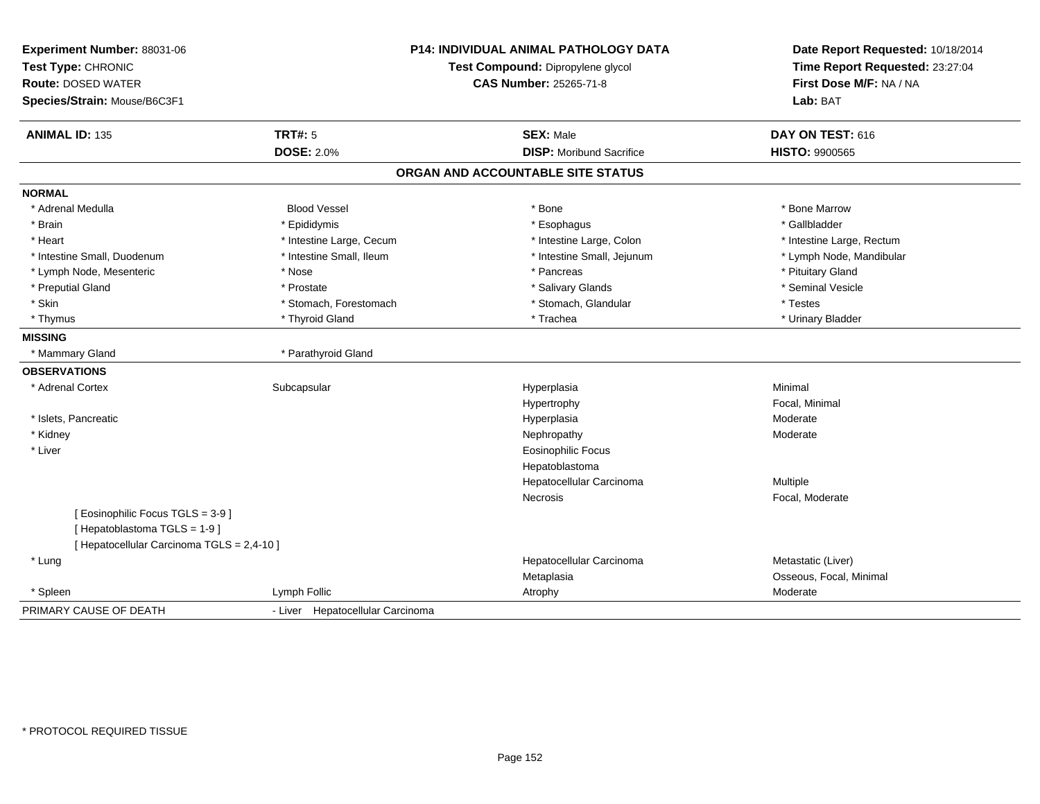**Experiment Number:** 88031-06
**Test Type:** CHRONIC
**Route:** DOSED WATER
**Species/Strain:** Mouse/B6C3F1

**P14: INDIVIDUAL ANIMAL PATHOLOGY DATA**
**Test Compound:** Dipropylene glycol
**CAS Number:** 25265-71-8

**Date Report Requested:** 10/18/2014
**Time Report Requested:** 23:27:04
**First Dose M/F:** NA / NA
**Lab:** BAT

| **ANIMAL ID:** 135 | **TRT#:** 5 | **SEX:** Male | **DAY ON TEST:** 616 |
|---|---|---|---|
| | **DOSE:** 2.0% | **DISP:** Moribund Sacrifice | **HISTO:** 9900565 |

## ORGAN AND ACCOUNTABLE SITE STATUS

**NORMAL**

| | | | |
|---|---|---|---|
| * Adrenal Medulla | Blood Vessel | * Bone | * Bone Marrow |
| * Brain | * Epididymis | * Esophagus | * Gallbladder |
| * Heart | * Intestine Large, Cecum | * Intestine Large, Colon | * Intestine Large, Rectum |
| * Intestine Small, Duodenum | * Intestine Small, Ileum | * Intestine Small, Jejunum | * Lymph Node, Mandibular |
| * Lymph Node, Mesenteric | * Nose | * Pancreas | * Pituitary Gland |
| * Preputial Gland | * Prostate | * Salivary Glands | * Seminal Vesicle |
| * Skin | * Stomach, Forestomach | * Stomach, Glandular | * Testes |
| * Thymus | * Thyroid Gland | * Trachea | * Urinary Bladder |

**MISSING**

| | |
|---|---|
| * Mammary Gland | * Parathyroid Gland |

**OBSERVATIONS**

| | | | |
|---|---|---|---|
| * Adrenal Cortex | Subcapsular | Hyperplasia | Minimal |
| | | Hypertrophy | Focal, Minimal |
| * Islets, Pancreatic | | Hyperplasia | Moderate |
| * Kidney | | Nephropathy | Moderate |
| * Liver | | Eosinophilic Focus | |
| | | Hepatoblastoma | |
| | | Hepatocellular Carcinoma | Multiple |
| | | Necrosis | Focal, Moderate |
| [ Eosinophilic Focus TGLS = 3-9 ] | | | |
| [ Hepatoblastoma TGLS = 1-9 ] | | | |
| [ Hepatocellular Carcinoma TGLS = 2,4-10 ] | | | |
| * Lung | | Hepatocellular Carcinoma | Metastatic (Liver) |
| | | Metaplasia | Osseous, Focal, Minimal |
| * Spleen | Lymph Follic | Atrophy | Moderate |

PRIMARY CAUSE OF DEATH - Liver Hepatocellular Carcinoma

\* PROTOCOL REQUIRED TISSUE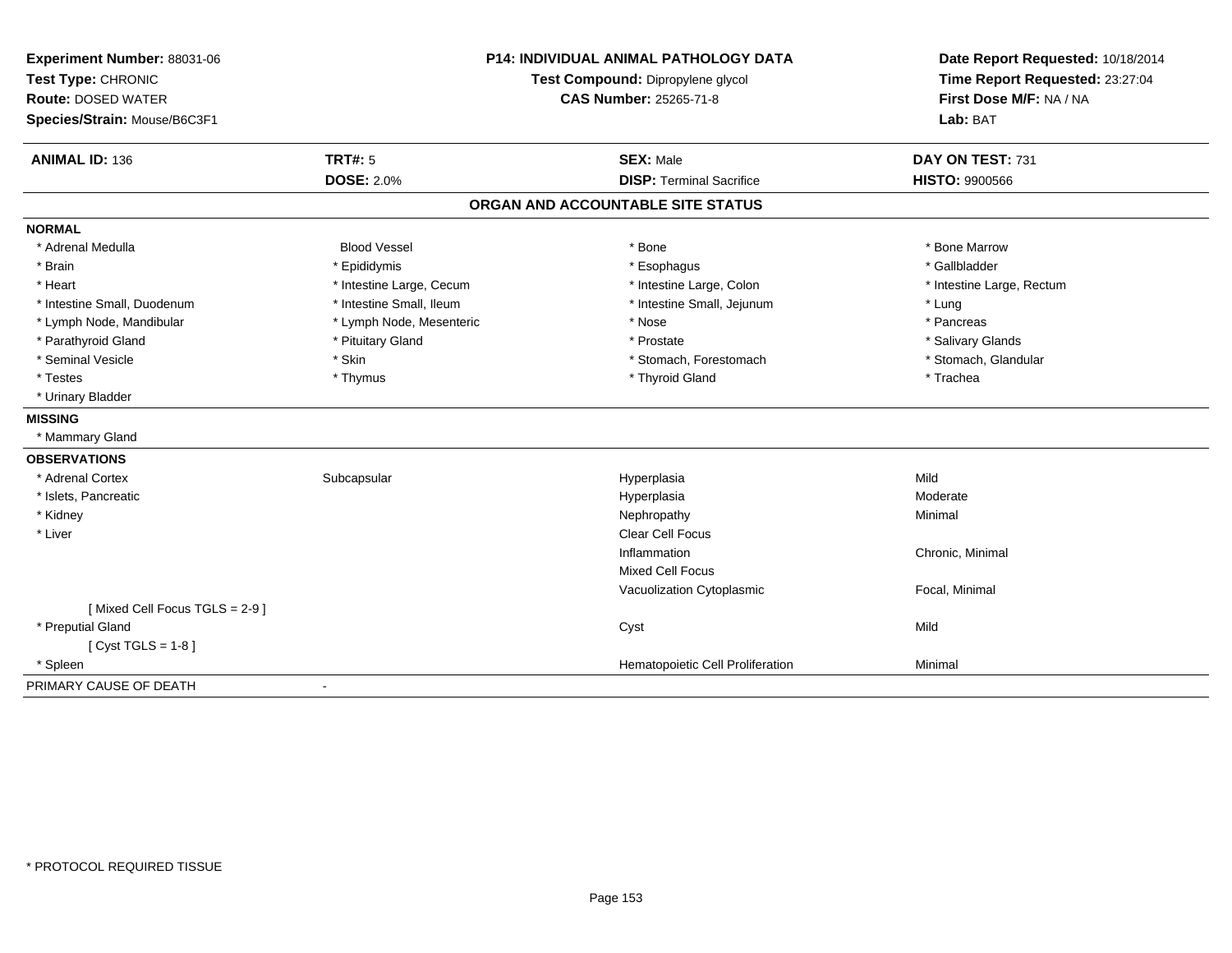**Experiment Number:** 88031-06
**Test Type:** CHRONIC
**Route:** DOSED WATER
**Species/Strain:** Mouse/B6C3F1

**P14: INDIVIDUAL ANIMAL PATHOLOGY DATA**
**Test Compound:** Dipropylene glycol
**CAS Number:** 25265-71-8

**Date Report Requested:** 10/18/2014
**Time Report Requested:** 23:27:04
**First Dose M/F:** NA / NA
**Lab:** BAT

| **ANIMAL ID:** 136 | **TRT#:** 5 | **SEX:** Male | **DAY ON TEST:** 731 |
|---|---|---|---|
| | **DOSE:** 2.0% | **DISP:** Terminal Sacrifice | **HISTO:** 9900566 |

## ORGAN AND ACCOUNTABLE SITE STATUS

**NORMAL**

| | | | |
|---|---|---|---|
| * Adrenal Medulla | Blood Vessel | * Bone | * Bone Marrow |
| * Brain | * Epididymis | * Esophagus | * Gallbladder |
| * Heart | * Intestine Large, Cecum | * Intestine Large, Colon | * Intestine Large, Rectum |
| * Intestine Small, Duodenum | * Intestine Small, Ileum | * Intestine Small, Jejunum | * Lung |
| * Lymph Node, Mandibular | * Lymph Node, Mesenteric | * Nose | * Pancreas |
| * Parathyroid Gland | * Pituitary Gland | * Prostate | * Salivary Glands |
| * Seminal Vesicle | * Skin | * Stomach, Forestomach | * Stomach, Glandular |
| * Testes | * Thymus | * Thyroid Gland | * Trachea |
| * Urinary Bladder | | | |

**MISSING**

* Mammary Gland

**OBSERVATIONS**

| | | | |
|---|---|---|---|
| * Adrenal Cortex | Subcapsular | Hyperplasia | Mild |
| * Islets, Pancreatic | | Hyperplasia | Moderate |
| * Kidney | | Nephropathy | Minimal |
| * Liver | | Clear Cell Focus | |
| | | Inflammation | Chronic, Minimal |
| | | Mixed Cell Focus | |
| | | Vacuolization Cytoplasmic | Focal, Minimal |
| [ Mixed Cell Focus TGLS = 2-9 ] | | | |
| * Preputial Gland | | Cyst | Mild |
| [ Cyst TGLS = 1-8 ] | | | |
| * Spleen | | Hematopoietic Cell Proliferation | Minimal |

PRIMARY CAUSE OF DEATH -

* PROTOCOL REQUIRED TISSUE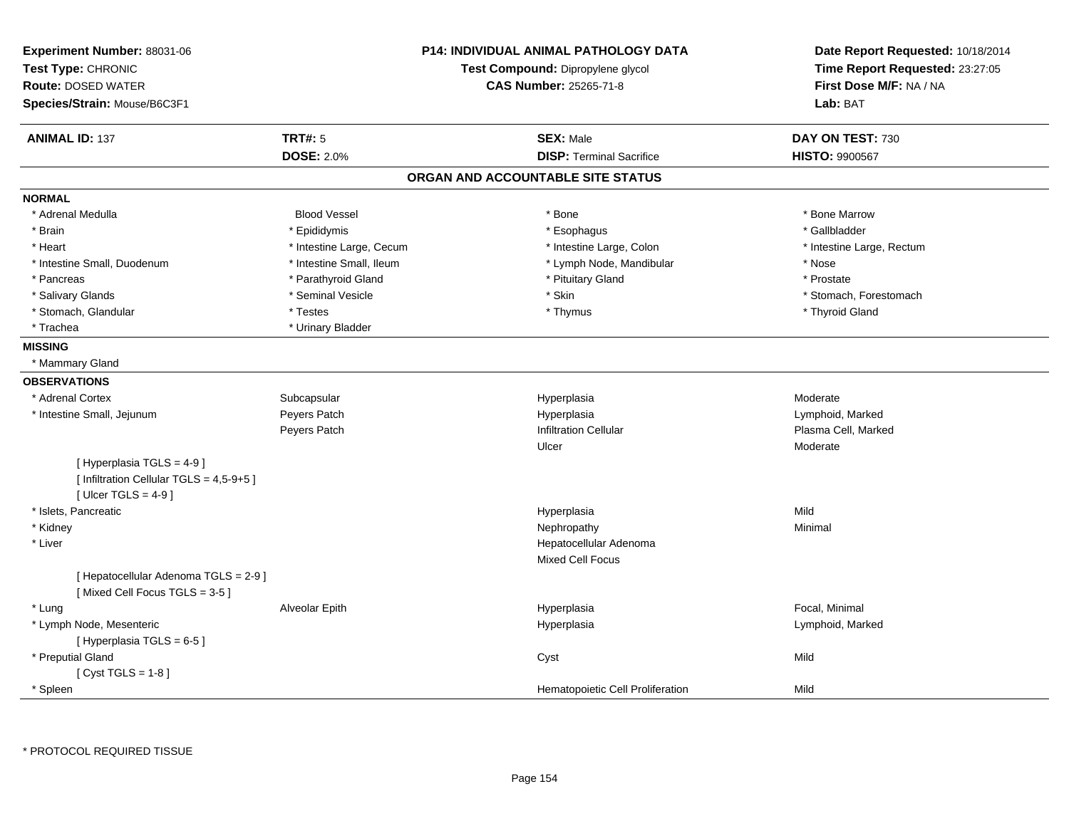**Experiment Number:** 88031-06
**Test Type:** CHRONIC
**Route:** DOSED WATER
**Species/Strain:** Mouse/B6C3F1

**P14: INDIVIDUAL ANIMAL PATHOLOGY DATA**
**Test Compound:** Dipropylene glycol
**CAS Number:** 25265-71-8

**Date Report Requested:** 10/18/2014
**Time Report Requested:** 23:27:05
**First Dose M/F:** NA / NA
**Lab:** BAT

| **ANIMAL ID:** 137 | **TRT#:** 5 | **SEX:** Male | **DAY ON TEST:** 730 |
|---|---|---|---|
| | **DOSE:** 2.0% | **DISP:** Terminal Sacrifice | **HISTO:** 9900567 |

## ORGAN AND ACCOUNTABLE SITE STATUS

**NORMAL**

| | | | |
|---|---|---|---|
| * Adrenal Medulla | Blood Vessel | * Bone | * Bone Marrow |
| * Brain | * Epididymis | * Esophagus | * Gallbladder |
| * Heart | * Intestine Large, Cecum | * Intestine Large, Colon | * Intestine Large, Rectum |
| * Intestine Small, Duodenum | * Intestine Small, Ileum | * Lymph Node, Mandibular | * Nose |
| * Pancreas | * Parathyroid Gland | * Pituitary Gland | * Prostate |
| * Salivary Glands | * Seminal Vesicle | * Skin | * Stomach, Forestomach |
| * Stomach, Glandular | * Testes | * Thymus | * Thyroid Gland |
| * Trachea | * Urinary Bladder | | |

**MISSING**

* Mammary Gland

**OBSERVATIONS**

| | | | |
|---|---|---|---|
| * Adrenal Cortex | Subcapsular | Hyperplasia | Moderate |
| * Intestine Small, Jejunum | Peyers Patch | Hyperplasia | Lymphoid, Marked |
| | Peyers Patch | Infiltration Cellular | Plasma Cell, Marked |
| | | Ulcer | Moderate |
| [ Hyperplasia TGLS = 4-9 ] | | | |
| [ Infiltration Cellular TGLS = 4,5-9+5 ] | | | |
| [ Ulcer TGLS = 4-9 ] | | | |
| * Islets, Pancreatic | | Hyperplasia | Mild |
| * Kidney | | Nephropathy | Minimal |
| * Liver | | Hepatocellular Adenoma | |
| | | Mixed Cell Focus | |
| [ Hepatocellular Adenoma TGLS = 2-9 ] | | | |
| [ Mixed Cell Focus TGLS = 3-5 ] | | | |
| * Lung | Alveolar Epith | Hyperplasia | Focal, Minimal |
| * Lymph Node, Mesenteric | | Hyperplasia | Lymphoid, Marked |
| [ Hyperplasia TGLS = 6-5 ] | | | |
| * Preputial Gland | | Cyst | Mild |
| [ Cyst TGLS = 1-8 ] | | | |
| * Spleen | | Hematopoietic Cell Proliferation | Mild |

* PROTOCOL REQUIRED TISSUE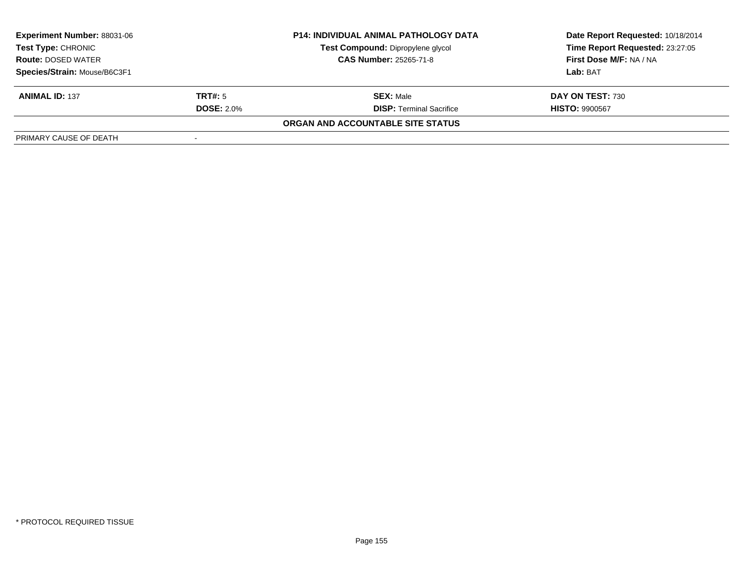| Experiment Number: 88031-06 | P14: INDIVIDUAL ANIMAL PATHOLOGY DATA | Date Report Requested: 10/18/2014 |
|---|---|---|
| Test Type: CHRONIC | Test Compound: Dipropylene glycol | Time Report Requested: 23:27:05 |
| Route: DOSED WATER | CAS Number: 25265-71-8 | First Dose M/F: NA / NA |
| Species/Strain: Mouse/B6C3F1 | | Lab: BAT |

| ANIMAL ID: 137 | TRT#: 5 | SEX: Male | DAY ON TEST: 730 |
|---|---|---|---|
| | DOSE: 2.0% | DISP: Terminal Sacrifice | HISTO: 9900567 |

**ORGAN AND ACCOUNTABLE SITE STATUS**

| PRIMARY CAUSE OF DEATH | - |
|---|---|

* PROTOCOL REQUIRED TISSUE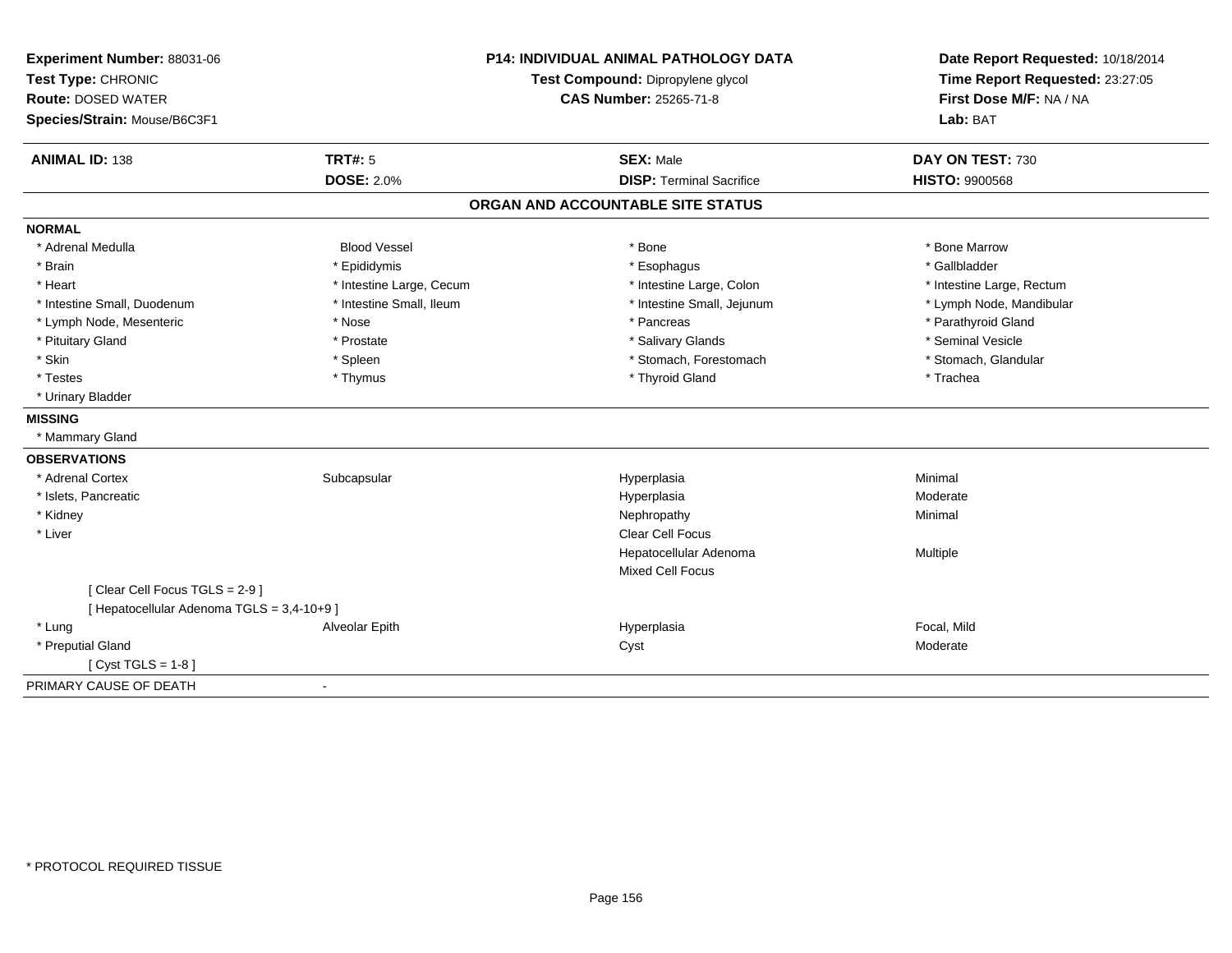**Experiment Number:** 88031-06
**Test Type:** CHRONIC
**Route:** DOSED WATER
**Species/Strain:** Mouse/B6C3F1

**P14: INDIVIDUAL ANIMAL PATHOLOGY DATA**
**Test Compound:** Dipropylene glycol
**CAS Number:** 25265-71-8

**Date Report Requested:** 10/18/2014
**Time Report Requested:** 23:27:05
**First Dose M/F:** NA / NA
**Lab:** BAT

| **ANIMAL ID:** 138 | **TRT#:** 5 | **SEX:** Male | **DAY ON TEST:** 730 |
|---|---|---|---|
| | **DOSE:** 2.0% | **DISP:** Terminal Sacrifice | **HISTO:** 9900568 |

## ORGAN AND ACCOUNTABLE SITE STATUS

**NORMAL**

| | | | |
|---|---|---|---|
| * Adrenal Medulla | Blood Vessel | * Bone | * Bone Marrow |
| * Brain | * Epididymis | * Esophagus | * Gallbladder |
| * Heart | * Intestine Large, Cecum | * Intestine Large, Colon | * Intestine Large, Rectum |
| * Intestine Small, Duodenum | * Intestine Small, Ileum | * Intestine Small, Jejunum | * Lymph Node, Mandibular |
| * Lymph Node, Mesenteric | * Nose | * Pancreas | * Parathyroid Gland |
| * Pituitary Gland | * Prostate | * Salivary Glands | * Seminal Vesicle |
| * Skin | * Spleen | * Stomach, Forestomach | * Stomach, Glandular |
| * Testes | * Thymus | * Thyroid Gland | * Trachea |
| * Urinary Bladder | | | |

**MISSING**

* Mammary Gland

**OBSERVATIONS**

| | | | |
|---|---|---|---|
| * Adrenal Cortex | Subcapsular | Hyperplasia | Minimal |
| * Islets, Pancreatic | | Hyperplasia | Moderate |
| * Kidney | | Nephropathy | Minimal |
| * Liver | | Clear Cell Focus | |
| | | Hepatocellular Adenoma | Multiple |
| | | Mixed Cell Focus | |
| [ Clear Cell Focus TGLS = 2-9 ] | | | |
| [ Hepatocellular Adenoma TGLS = 3,4-10+9 ] | | | |
| * Lung | Alveolar Epith | Hyperplasia | Focal, Mild |
| * Preputial Gland | | Cyst | Moderate |
| [ Cyst TGLS = 1-8 ] | | | |

PRIMARY CAUSE OF DEATH -

* PROTOCOL REQUIRED TISSUE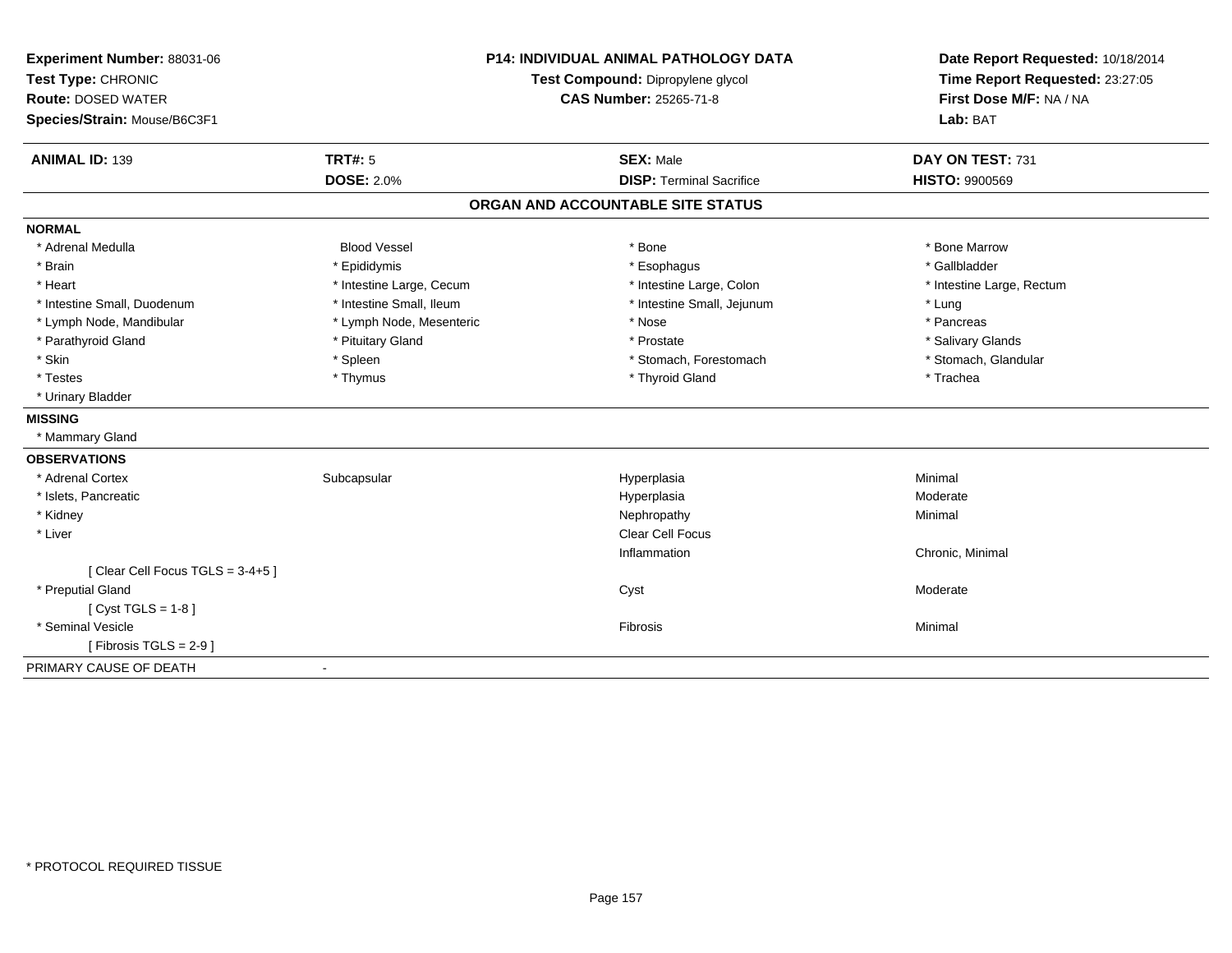**Experiment Number:** 88031-06
**Test Type:** CHRONIC
**Route:** DOSED WATER
**Species/Strain:** Mouse/B6C3F1

**P14: INDIVIDUAL ANIMAL PATHOLOGY DATA**
**Test Compound:** Dipropylene glycol
**CAS Number:** 25265-71-8

**Date Report Requested:** 10/18/2014
**Time Report Requested:** 23:27:05
**First Dose M/F:** NA / NA
**Lab:** BAT

| **ANIMAL ID:** 139 | **TRT#:** 5 | **SEX:** Male | **DAY ON TEST:** 731 |
|---|---|---|---|
| | **DOSE:** 2.0% | **DISP:** Terminal Sacrifice | **HISTO:** 9900569 |

## ORGAN AND ACCOUNTABLE SITE STATUS

**NORMAL**

| | | | |
|---|---|---|---|
| * Adrenal Medulla | Blood Vessel | * Bone | * Bone Marrow |
| * Brain | * Epididymis | * Esophagus | * Gallbladder |
| * Heart | * Intestine Large, Cecum | * Intestine Large, Colon | * Intestine Large, Rectum |
| * Intestine Small, Duodenum | * Intestine Small, Ileum | * Intestine Small, Jejunum | * Lung |
| * Lymph Node, Mandibular | * Lymph Node, Mesenteric | * Nose | * Pancreas |
| * Parathyroid Gland | * Pituitary Gland | * Prostate | * Salivary Glands |
| * Skin | * Spleen | * Stomach, Forestomach | * Stomach, Glandular |
| * Testes | * Thymus | * Thyroid Gland | * Trachea |
| * Urinary Bladder | | | |

**MISSING**

* Mammary Gland

**OBSERVATIONS**

| | | | |
|---|---|---|---|
| * Adrenal Cortex | Subcapsular | Hyperplasia | Minimal |
| * Islets, Pancreatic | | Hyperplasia | Moderate |
| * Kidney | | Nephropathy | Minimal |
| * Liver | | Clear Cell Focus | |
| | | Inflammation | Chronic, Minimal |
| [ Clear Cell Focus TGLS = 3-4+5 ] | | | |
| * Preputial Gland | | Cyst | Moderate |
| [ Cyst TGLS = 1-8 ] | | | |
| * Seminal Vesicle | | Fibrosis | Minimal |
| [ Fibrosis TGLS = 2-9 ] | | | |

PRIMARY CAUSE OF DEATH -

\* PROTOCOL REQUIRED TISSUE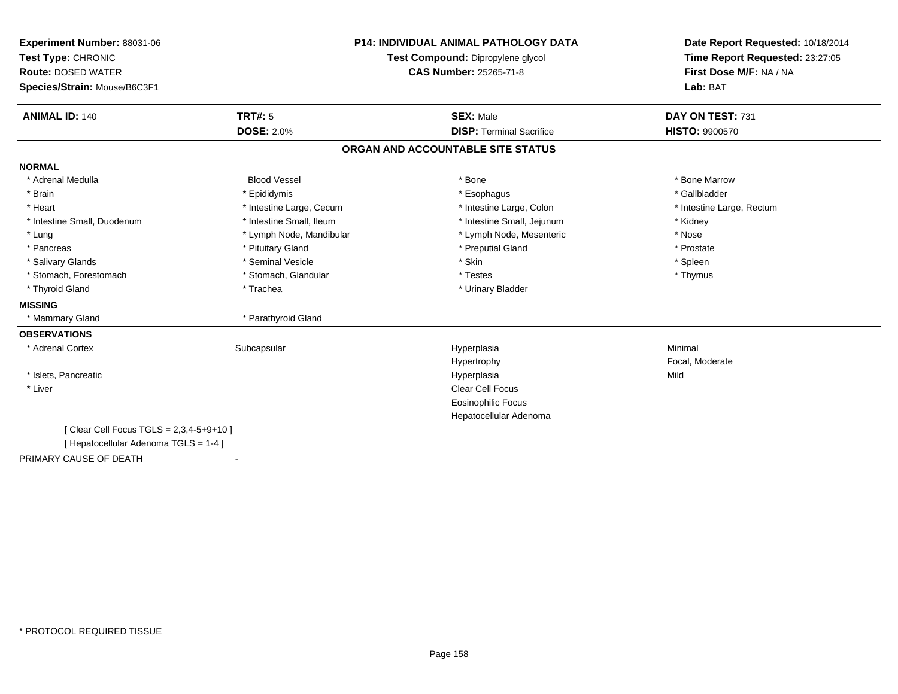**Experiment Number:** 88031-06
**Test Type:** CHRONIC
**Route:** DOSED WATER
**Species/Strain:** Mouse/B6C3F1

**P14: INDIVIDUAL ANIMAL PATHOLOGY DATA**
**Test Compound:** Dipropylene glycol
**CAS Number:** 25265-71-8

**Date Report Requested:** 10/18/2014
**Time Report Requested:** 23:27:05
**First Dose M/F:** NA / NA
**Lab:** BAT

| **ANIMAL ID:** 140 | **TRT#:** 5 | **SEX:** Male | **DAY ON TEST:** 731 |
|---|---|---|---|
| | **DOSE:** 2.0% | **DISP:** Terminal Sacrifice | **HISTO:** 9900570 |

## ORGAN AND ACCOUNTABLE SITE STATUS

| | | | |
|---|---|---|---|
| **NORMAL** | | | |
| * Adrenal Medulla | Blood Vessel | * Bone | * Bone Marrow |
| * Brain | * Epididymis | * Esophagus | * Gallbladder |
| * Heart | * Intestine Large, Cecum | * Intestine Large, Colon | * Intestine Large, Rectum |
| * Intestine Small, Duodenum | * Intestine Small, Ileum | * Intestine Small, Jejunum | * Kidney |
| * Lung | * Lymph Node, Mandibular | * Lymph Node, Mesenteric | * Nose |
| * Pancreas | * Pituitary Gland | * Preputial Gland | * Prostate |
| * Salivary Glands | * Seminal Vesicle | * Skin | * Spleen |
| * Stomach, Forestomach | * Stomach, Glandular | * Testes | * Thymus |
| * Thyroid Gland | * Trachea | * Urinary Bladder | |
| **MISSING** | | | |
| * Mammary Gland | * Parathyroid Gland | | |
| **OBSERVATIONS** | | | |
| * Adrenal Cortex | Subcapsular | Hyperplasia | Minimal |
| | | Hypertrophy | Focal, Moderate |
| * Islets, Pancreatic | | Hyperplasia | Mild |
| * Liver | | Clear Cell Focus | |
| | | Eosinophilic Focus | |
| | | Hepatocellular Adenoma | |
| [ Clear Cell Focus TGLS = 2,3,4-5+9+10 ] | | | |
| [ Hepatocellular Adenoma TGLS = 1-4 ] | | | |
| PRIMARY CAUSE OF DEATH | - | | |

* PROTOCOL REQUIRED TISSUE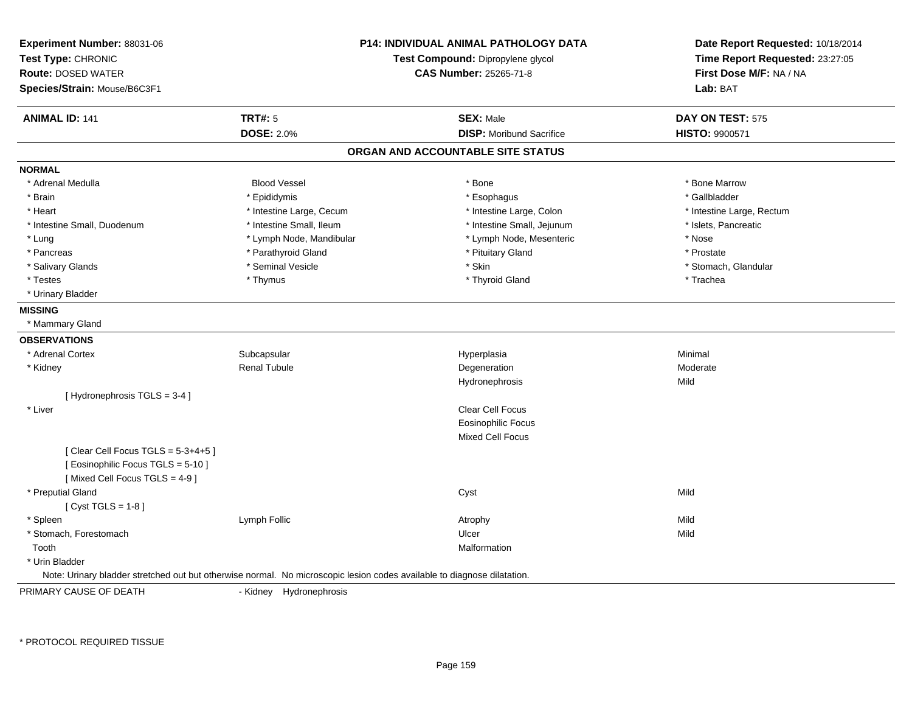**Experiment Number:** 88031-06
**Test Type:** CHRONIC
**Route:** DOSED WATER
**Species/Strain:** Mouse/B6C3F1

**P14: INDIVIDUAL ANIMAL PATHOLOGY DATA**
**Test Compound:** Dipropylene glycol
**CAS Number:** 25265-71-8

**Date Report Requested:** 10/18/2014
**Time Report Requested:** 23:27:05
**First Dose M/F:** NA / NA
**Lab:** BAT

| **ANIMAL ID:** 141 | **TRT#:** 5 | **SEX:** Male | **DAY ON TEST:** 575 |
|---|---|---|---|
| | **DOSE:** 2.0% | **DISP:** Moribund Sacrifice | **HISTO:** 9900571 |

## ORGAN AND ACCOUNTABLE SITE STATUS

**NORMAL**

| | | | |
|---|---|---|---|
| * Adrenal Medulla | Blood Vessel | * Bone | * Bone Marrow |
| * Brain | * Epididymis | * Esophagus | * Gallbladder |
| * Heart | * Intestine Large, Cecum | * Intestine Large, Colon | * Intestine Large, Rectum |
| * Intestine Small, Duodenum | * Intestine Small, Ileum | * Intestine Small, Jejunum | * Islets, Pancreatic |
| * Lung | * Lymph Node, Mandibular | * Lymph Node, Mesenteric | * Nose |
| * Pancreas | * Parathyroid Gland | * Pituitary Gland | * Prostate |
| * Salivary Glands | * Seminal Vesicle | * Skin | * Stomach, Glandular |
| * Testes | * Thymus | * Thyroid Gland | * Trachea |
| * Urinary Bladder | | | |

**MISSING**

* Mammary Gland

**OBSERVATIONS**

| | | | |
|---|---|---|---|
| * Adrenal Cortex | Subcapsular | Hyperplasia | Minimal |
| * Kidney | Renal Tubule | Degeneration | Moderate |
| | | Hydronephrosis | Mild |
| [ Hydronephrosis TGLS = 3-4 ] | | | |
| * Liver | | Clear Cell Focus | |
| | | Eosinophilic Focus | |
| | | Mixed Cell Focus | |
| [ Clear Cell Focus TGLS = 5-3+4+5 ] | | | |
| [ Eosinophilic Focus TGLS = 5-10 ] | | | |
| [ Mixed Cell Focus TGLS = 4-9 ] | | | |
| * Preputial Gland | | Cyst | Mild |
| [ Cyst TGLS = 1-8 ] | | | |
| * Spleen | Lymph Follic | Atrophy | Mild |
| * Stomach, Forestomach | | Ulcer | Mild |
| Tooth | | Malformation | |
| * Urin Bladder | | | |

Note: Urinary bladder stretched out but otherwise normal. No microscopic lesion codes available to diagnose dilatation.

PRIMARY CAUSE OF DEATH - Kidney Hydronephrosis

* PROTOCOL REQUIRED TISSUE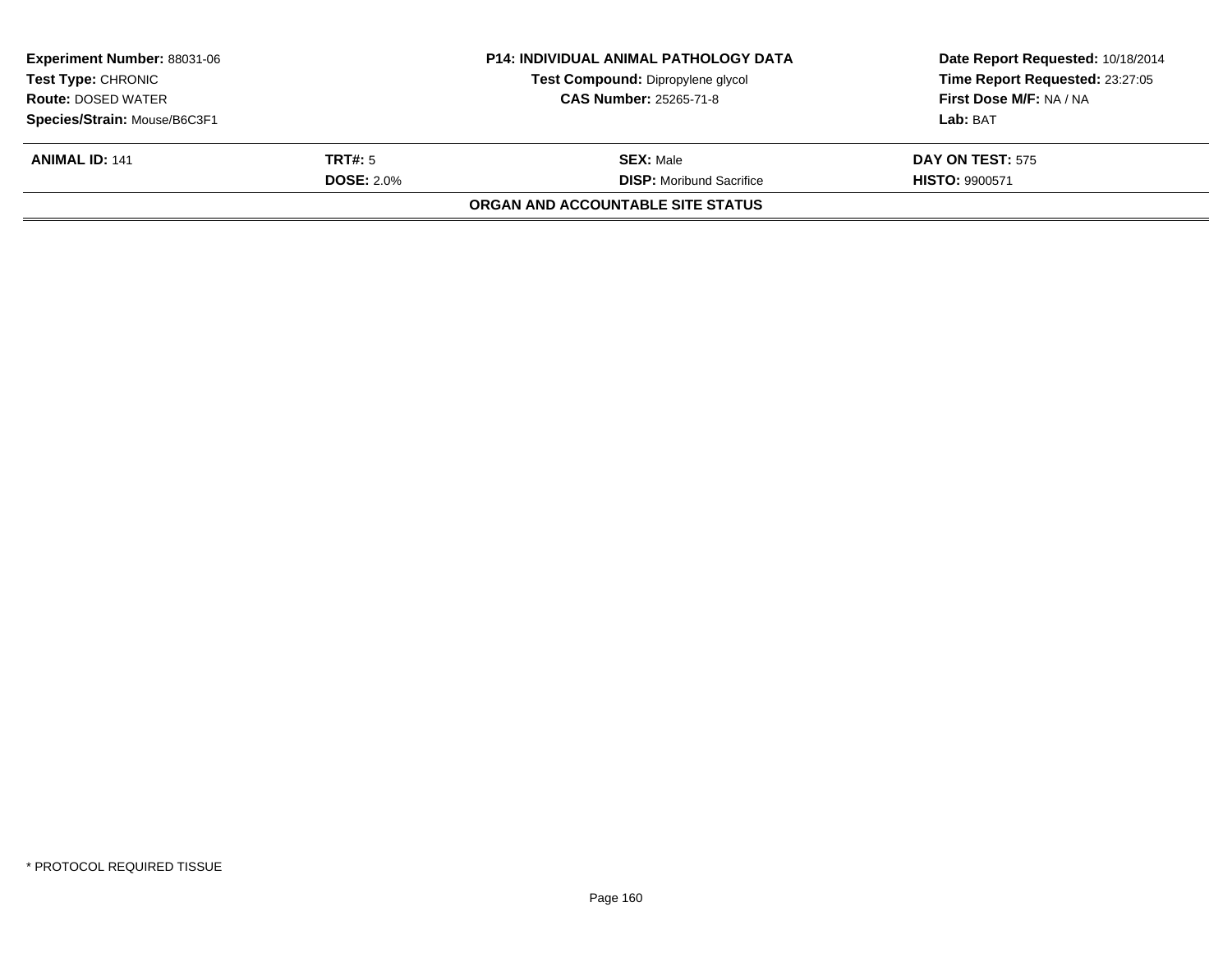| **Experiment Number:** 88031-06 | **P14: INDIVIDUAL ANIMAL PATHOLOGY DATA** | **Date Report Requested:** 10/18/2014 |
|---|---|---|
| **Test Type:** CHRONIC | **Test Compound:** Dipropylene glycol | **Time Report Requested:** 23:27:05 |
| **Route:** DOSED WATER | **CAS Number:** 25265-71-8 | **First Dose M/F:** NA / NA |
| **Species/Strain:** Mouse/B6C3F1 | | **Lab:** BAT |

| **ANIMAL ID:** 141 | **TRT#:** 5 | **SEX:** Male | **DAY ON TEST:** 575 |
|---|---|---|---|
| | **DOSE:** 2.0% | **DISP:** Moribund Sacrifice | **HISTO:** 9900571 |

**ORGAN AND ACCOUNTABLE SITE STATUS**

* PROTOCOL REQUIRED TISSUE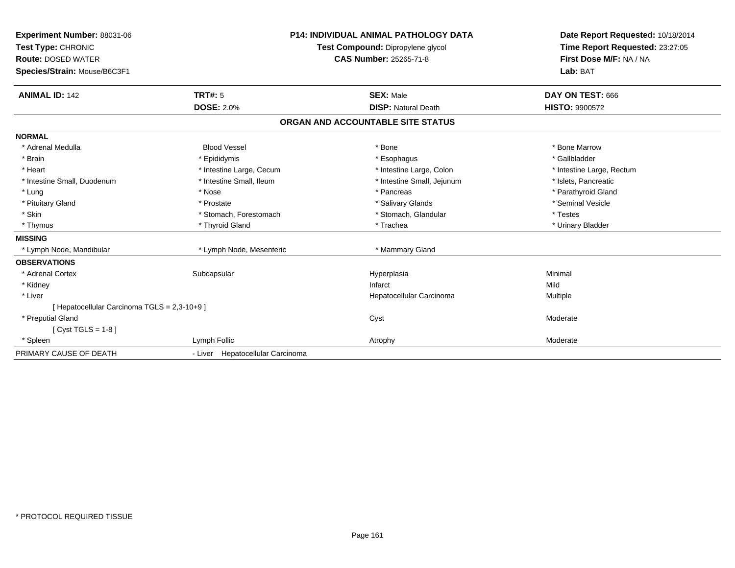**Experiment Number:** 88031-06
**Test Type:** CHRONIC
**Route:** DOSED WATER
**Species/Strain:** Mouse/B6C3F1

**P14: INDIVIDUAL ANIMAL PATHOLOGY DATA**
**Test Compound:** Dipropylene glycol
**CAS Number:** 25265-71-8

**Date Report Requested:** 10/18/2014
**Time Report Requested:** 23:27:05
**First Dose M/F:** NA / NA
**Lab:** BAT

| **ANIMAL ID:** 142 | **TRT#:** 5 | **SEX:** Male | **DAY ON TEST:** 666 |
|---|---|---|---|
| | **DOSE:** 2.0% | **DISP:** Natural Death | **HISTO:** 9900572 |

## ORGAN AND ACCOUNTABLE SITE STATUS

| | | | |
|---|---|---|---|
| **NORMAL** | | | |
| * Adrenal Medulla | Blood Vessel | * Bone | * Bone Marrow |
| * Brain | * Epididymis | * Esophagus | * Gallbladder |
| * Heart | * Intestine Large, Cecum | * Intestine Large, Colon | * Intestine Large, Rectum |
| * Intestine Small, Duodenum | * Intestine Small, Ileum | * Intestine Small, Jejunum | * Islets, Pancreatic |
| * Lung | * Nose | * Pancreas | * Parathyroid Gland |
| * Pituitary Gland | * Prostate | * Salivary Glands | * Seminal Vesicle |
| * Skin | * Stomach, Forestomach | * Stomach, Glandular | * Testes |
| * Thymus | * Thyroid Gland | * Trachea | * Urinary Bladder |
| **MISSING** | | | |
| * Lymph Node, Mandibular | * Lymph Node, Mesenteric | * Mammary Gland | |
| **OBSERVATIONS** | | | |
| * Adrenal Cortex | Subcapsular | Hyperplasia | Minimal |
| * Kidney | | Infarct | Mild |
| * Liver | | Hepatocellular Carcinoma | Multiple |
| [ Hepatocellular Carcinoma TGLS = 2,3-10+9 ] | | | |
| * Preputial Gland | | Cyst | Moderate |
| [ Cyst TGLS = 1-8 ] | | | |
| * Spleen | Lymph Follic | Atrophy | Moderate |
| PRIMARY CAUSE OF DEATH | - Liver Hepatocellular Carcinoma | | |

* PROTOCOL REQUIRED TISSUE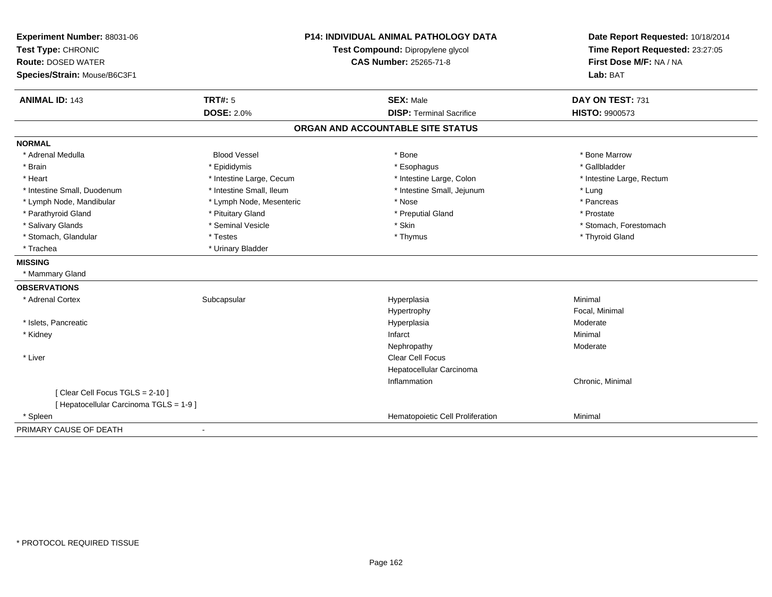**Experiment Number:** 88031-06
**Test Type:** CHRONIC
**Route:** DOSED WATER
**Species/Strain:** Mouse/B6C3F1

**P14: INDIVIDUAL ANIMAL PATHOLOGY DATA**
**Test Compound:** Dipropylene glycol
**CAS Number:** 25265-71-8

**Date Report Requested:** 10/18/2014
**Time Report Requested:** 23:27:05
**First Dose M/F:** NA / NA
**Lab:** BAT

| **ANIMAL ID:** 143 | **TRT#:** 5 | **SEX:** Male | **DAY ON TEST:** 731 |
|---|---|---|---|
| | **DOSE:** 2.0% | **DISP:** Terminal Sacrifice | **HISTO:** 9900573 |

## ORGAN AND ACCOUNTABLE SITE STATUS

**NORMAL**

| | | | |
|---|---|---|---|
| * Adrenal Medulla | Blood Vessel | * Bone | * Bone Marrow |
| * Brain | * Epididymis | * Esophagus | * Gallbladder |
| * Heart | * Intestine Large, Cecum | * Intestine Large, Colon | * Intestine Large, Rectum |
| * Intestine Small, Duodenum | * Intestine Small, Ileum | * Intestine Small, Jejunum | * Lung |
| * Lymph Node, Mandibular | * Lymph Node, Mesenteric | * Nose | * Pancreas |
| * Parathyroid Gland | * Pituitary Gland | * Preputial Gland | * Prostate |
| * Salivary Glands | * Seminal Vesicle | * Skin | * Stomach, Forestomach |
| * Stomach, Glandular | * Testes | * Thymus | * Thyroid Gland |
| * Trachea | * Urinary Bladder | | |

**MISSING**

* Mammary Gland

**OBSERVATIONS**

| | | | |
|---|---|---|---|
| * Adrenal Cortex | Subcapsular | Hyperplasia | Minimal |
| | | Hypertrophy | Focal, Minimal |
| * Islets, Pancreatic | | Hyperplasia | Moderate |
| * Kidney | | Infarct | Minimal |
| | | Nephropathy | Moderate |
| * Liver | | Clear Cell Focus | |
| | | Hepatocellular Carcinoma | |
| | | Inflammation | Chronic, Minimal |
| [ Clear Cell Focus TGLS = 2-10 ] | | | |
| [ Hepatocellular Carcinoma TGLS = 1-9 ] | | | |
| * Spleen | | Hematopoietic Cell Proliferation | Minimal |

PRIMARY CAUSE OF DEATH -

* PROTOCOL REQUIRED TISSUE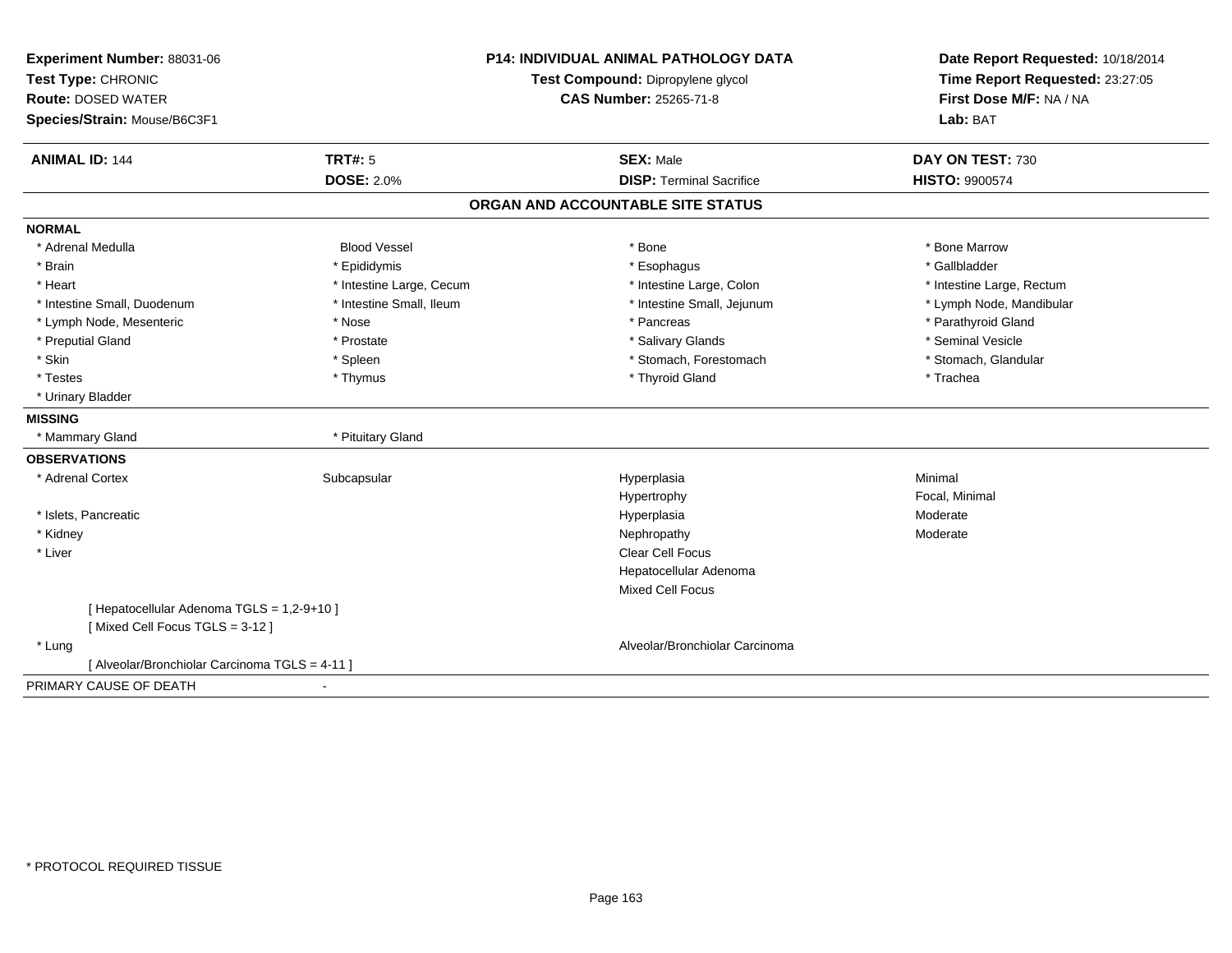**Experiment Number:** 88031-06
**Test Type:** CHRONIC
**Route:** DOSED WATER
**Species/Strain:** Mouse/B6C3F1

**P14: INDIVIDUAL ANIMAL PATHOLOGY DATA**
**Test Compound:** Dipropylene glycol
**CAS Number:** 25265-71-8

**Date Report Requested:** 10/18/2014
**Time Report Requested:** 23:27:05
**First Dose M/F:** NA / NA
**Lab:** BAT

| **ANIMAL ID:** 144 | **TRT#:** 5 | **SEX:** Male | **DAY ON TEST:** 730 |
|---|---|---|---|
| | **DOSE:** 2.0% | **DISP:** Terminal Sacrifice | **HISTO:** 9900574 |

## ORGAN AND ACCOUNTABLE SITE STATUS

**NORMAL**

| | | | |
|---|---|---|---|
| * Adrenal Medulla | Blood Vessel | * Bone | * Bone Marrow |
| * Brain | * Epididymis | * Esophagus | * Gallbladder |
| * Heart | * Intestine Large, Cecum | * Intestine Large, Colon | * Intestine Large, Rectum |
| * Intestine Small, Duodenum | * Intestine Small, Ileum | * Intestine Small, Jejunum | * Lymph Node, Mandibular |
| * Lymph Node, Mesenteric | * Nose | * Pancreas | * Parathyroid Gland |
| * Preputial Gland | * Prostate | * Salivary Glands | * Seminal Vesicle |
| * Skin | * Spleen | * Stomach, Forestomach | * Stomach, Glandular |
| * Testes | * Thymus | * Thyroid Gland | * Trachea |
| * Urinary Bladder | | | |

**MISSING**

| | |
|---|---|
| * Mammary Gland | * Pituitary Gland |

**OBSERVATIONS**

| | | | |
|---|---|---|---|
| * Adrenal Cortex | Subcapsular | Hyperplasia | Minimal |
| | | Hypertrophy | Focal, Minimal |
| * Islets, Pancreatic | | Hyperplasia | Moderate |
| * Kidney | | Nephropathy | Moderate |
| * Liver | | Clear Cell Focus | |
| | | Hepatocellular Adenoma | |
| | | Mixed Cell Focus | |
| [ Hepatocellular Adenoma TGLS = 1,2-9+10 ] | | | |
| [ Mixed Cell Focus TGLS = 3-12 ] | | | |
| * Lung | | Alveolar/Bronchiolar Carcinoma | |
| [ Alveolar/Bronchiolar Carcinoma TGLS = 4-11 ] | | | |

PRIMARY CAUSE OF DEATH -

* PROTOCOL REQUIRED TISSUE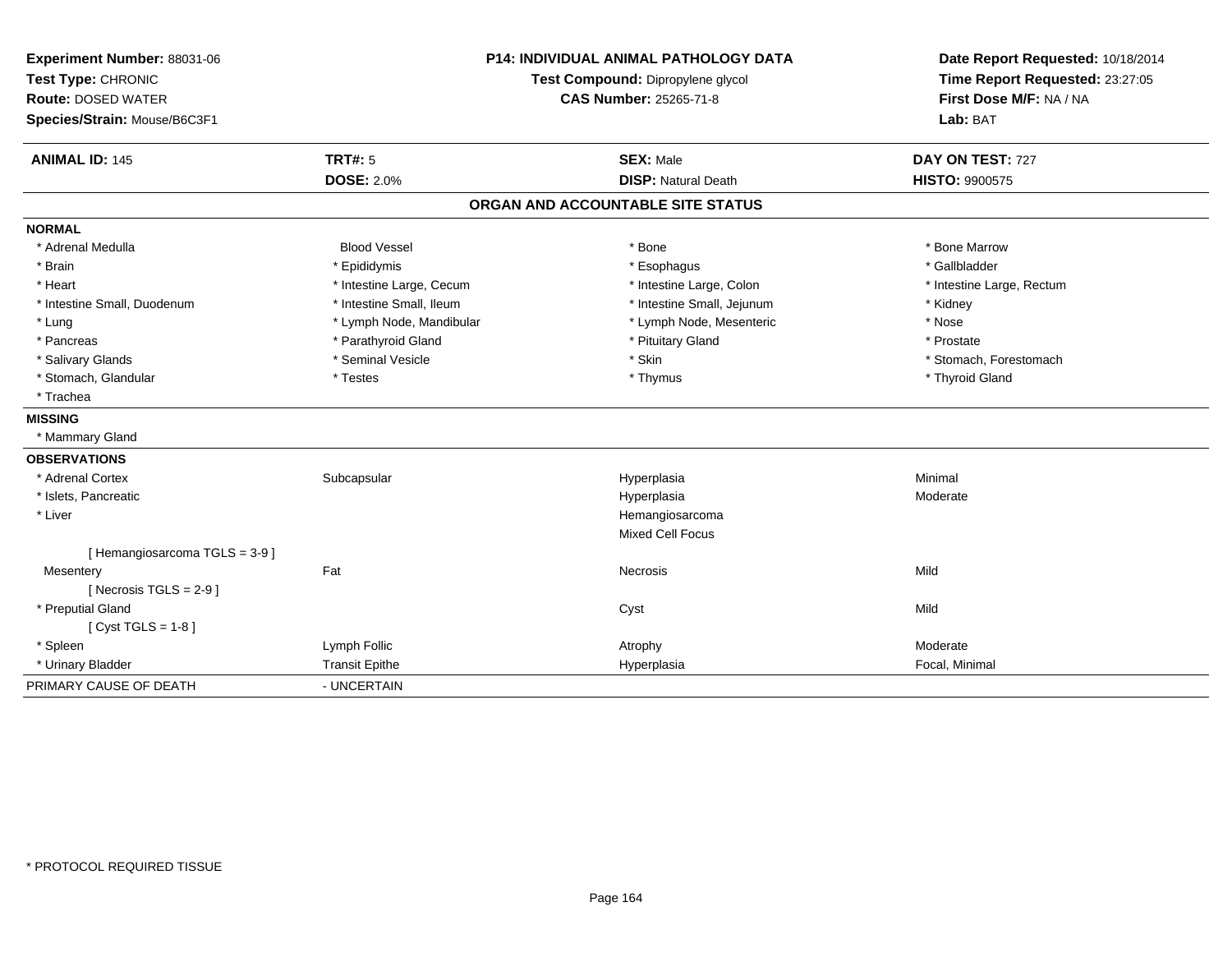**Experiment Number:** 88031-06
**Test Type:** CHRONIC
**Route:** DOSED WATER
**Species/Strain:** Mouse/B6C3F1

**P14: INDIVIDUAL ANIMAL PATHOLOGY DATA**
**Test Compound:** Dipropylene glycol
**CAS Number:** 25265-71-8

**Date Report Requested:** 10/18/2014
**Time Report Requested:** 23:27:05
**First Dose M/F:** NA / NA
**Lab:** BAT

| **ANIMAL ID:** 145 | **TRT#:** 5 | **SEX:** Male | **DAY ON TEST:** 727 |
|---|---|---|---|
| | **DOSE:** 2.0% | **DISP:** Natural Death | **HISTO:** 9900575 |

## ORGAN AND ACCOUNTABLE SITE STATUS

**NORMAL**

| | | | |
|---|---|---|---|
| * Adrenal Medulla | Blood Vessel | * Bone | * Bone Marrow |
| * Brain | * Epididymis | * Esophagus | * Gallbladder |
| * Heart | * Intestine Large, Cecum | * Intestine Large, Colon | * Intestine Large, Rectum |
| * Intestine Small, Duodenum | * Intestine Small, Ileum | * Intestine Small, Jejunum | * Kidney |
| * Lung | * Lymph Node, Mandibular | * Lymph Node, Mesenteric | * Nose |
| * Pancreas | * Parathyroid Gland | * Pituitary Gland | * Prostate |
| * Salivary Glands | * Seminal Vesicle | * Skin | * Stomach, Forestomach |
| * Stomach, Glandular | * Testes | * Thymus | * Thyroid Gland |
| * Trachea | | | |

**MISSING**

* Mammary Gland

**OBSERVATIONS**

| | | | |
|---|---|---|---|
| * Adrenal Cortex | Subcapsular | Hyperplasia | Minimal |
| * Islets, Pancreatic | | Hyperplasia | Moderate |
| * Liver | | Hemangiosarcoma | |
| | | Mixed Cell Focus | |
| [ Hemangiosarcoma TGLS = 3-9 ] | | | |
| Mesentery | Fat | Necrosis | Mild |
| [ Necrosis TGLS = 2-9 ] | | | |
| * Preputial Gland | | Cyst | Mild |
| [ Cyst TGLS = 1-8 ] | | | |
| * Spleen | Lymph Follic | Atrophy | Moderate |
| * Urinary Bladder | Transit Epithe | Hyperplasia | Focal, Minimal |

PRIMARY CAUSE OF DEATH - UNCERTAIN

* PROTOCOL REQUIRED TISSUE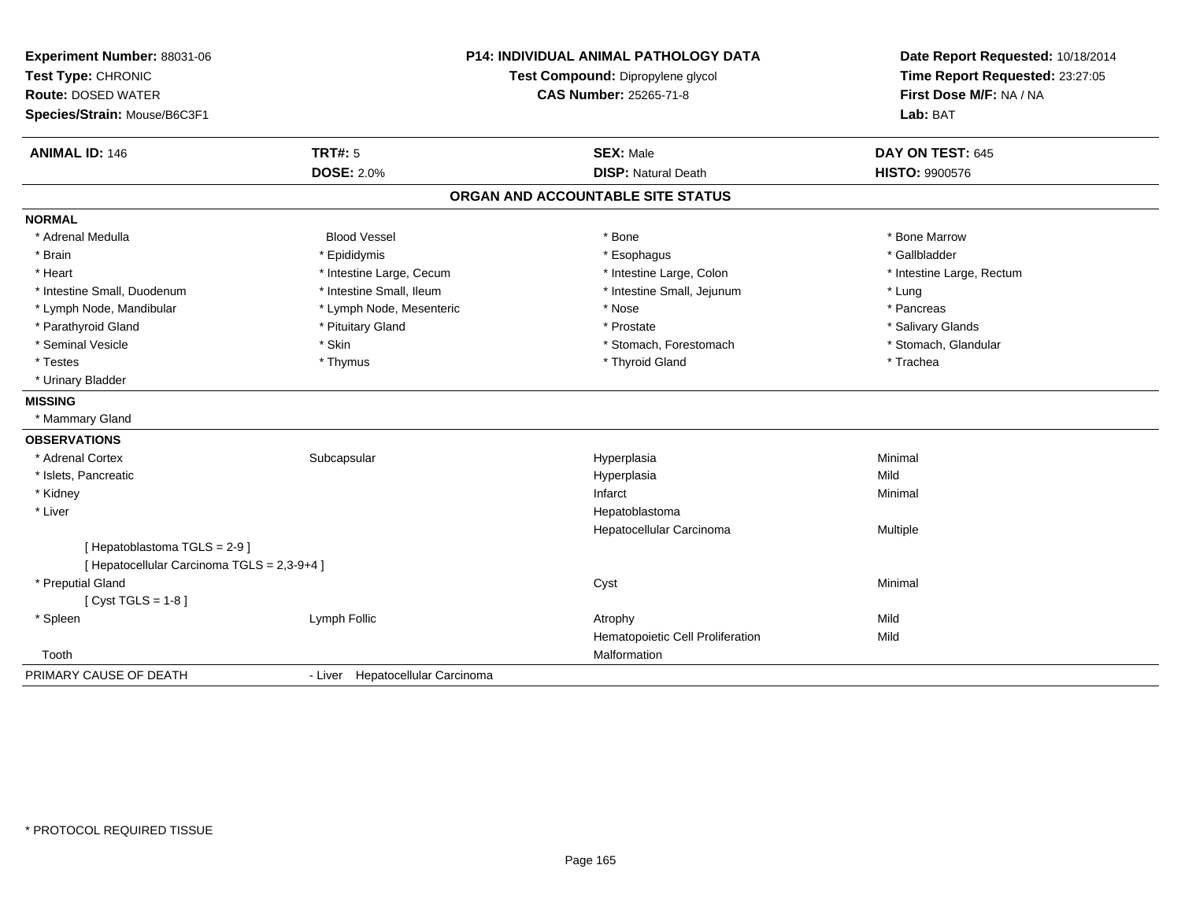**Experiment Number:** 88031-06
**Test Type:** CHRONIC
**Route:** DOSED WATER
**Species/Strain:** Mouse/B6C3F1

**P14: INDIVIDUAL ANIMAL PATHOLOGY DATA**
**Test Compound:** Dipropylene glycol
**CAS Number:** 25265-71-8

**Date Report Requested:** 10/18/2014
**Time Report Requested:** 23:27:05
**First Dose M/F:** NA / NA
**Lab:** BAT

| **ANIMAL ID:** 146 | **TRT#:** 5 | **SEX:** Male | **DAY ON TEST:** 645 |
|---|---|---|---|
| | **DOSE:** 2.0% | **DISP:** Natural Death | **HISTO:** 9900576 |

## ORGAN AND ACCOUNTABLE SITE STATUS

**NORMAL**

| | | | |
|---|---|---|---|
| * Adrenal Medulla | Blood Vessel | * Bone | * Bone Marrow |
| * Brain | * Epididymis | * Esophagus | * Gallbladder |
| * Heart | * Intestine Large, Cecum | * Intestine Large, Colon | * Intestine Large, Rectum |
| * Intestine Small, Duodenum | * Intestine Small, Ileum | * Intestine Small, Jejunum | * Lung |
| * Lymph Node, Mandibular | * Lymph Node, Mesenteric | * Nose | * Pancreas |
| * Parathyroid Gland | * Pituitary Gland | * Prostate | * Salivary Glands |
| * Seminal Vesicle | * Skin | * Stomach, Forestomach | * Stomach, Glandular |
| * Testes | * Thymus | * Thyroid Gland | * Trachea |
| * Urinary Bladder | | | |

**MISSING**

* Mammary Gland

**OBSERVATIONS**

| | | | |
|---|---|---|---|
| * Adrenal Cortex | Subcapsular | Hyperplasia | Minimal |
| * Islets, Pancreatic | | Hyperplasia | Mild |
| * Kidney | | Infarct | Minimal |
| * Liver | | Hepatoblastoma | |
| | | Hepatocellular Carcinoma | Multiple |
| [ Hepatoblastoma TGLS = 2-9 ] | | | |
| [ Hepatocellular Carcinoma TGLS = 2,3-9+4 ] | | | |
| * Preputial Gland | | Cyst | Minimal |
| [ Cyst TGLS = 1-8 ] | | | |
| * Spleen | Lymph Follic | Atrophy | Mild |
| | | Hematopoietic Cell Proliferation | Mild |
| Tooth | | Malformation | |

| PRIMARY CAUSE OF DEATH | - Liver Hepatocellular Carcinoma |
|---|---|

* PROTOCOL REQUIRED TISSUE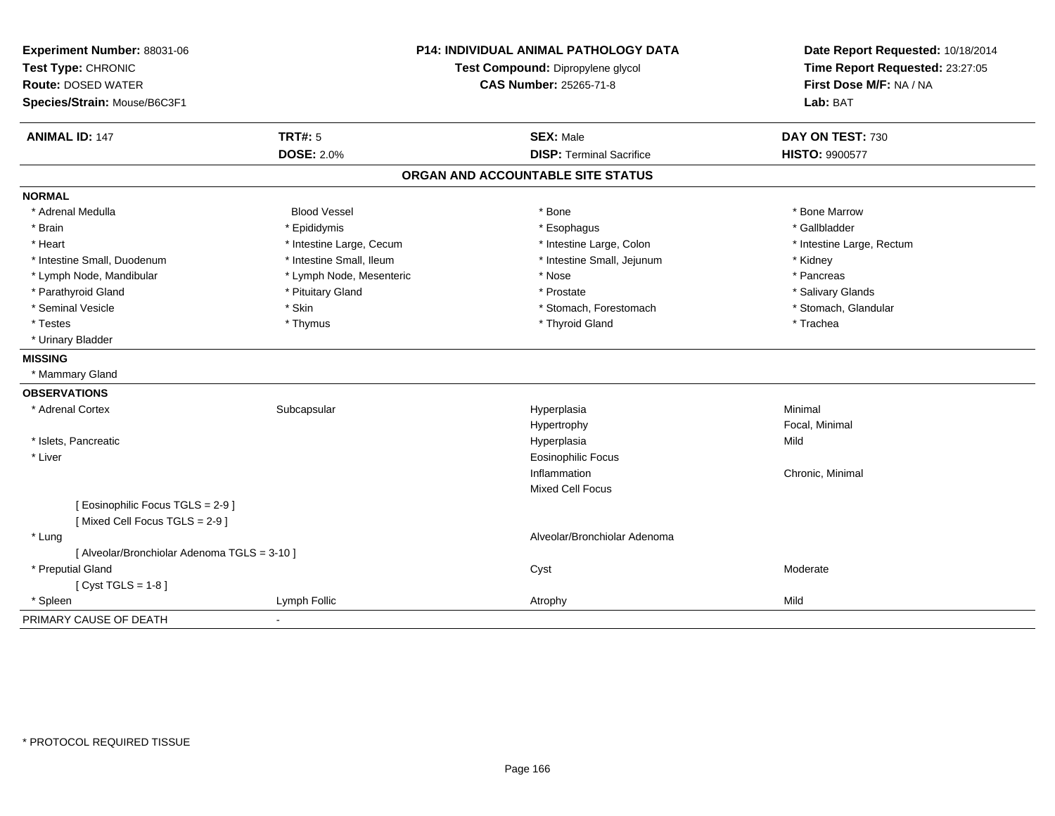**Experiment Number:** 88031-06
**Test Type:** CHRONIC
**Route:** DOSED WATER
**Species/Strain:** Mouse/B6C3F1

**P14: INDIVIDUAL ANIMAL PATHOLOGY DATA**
**Test Compound:** Dipropylene glycol
**CAS Number:** 25265-71-8

**Date Report Requested:** 10/18/2014
**Time Report Requested:** 23:27:05
**First Dose M/F:** NA / NA
**Lab:** BAT

| **ANIMAL ID:** 147 | **TRT#:** 5 | **SEX:** Male | **DAY ON TEST:** 730 |
|---|---|---|---|
| | **DOSE:** 2.0% | **DISP:** Terminal Sacrifice | **HISTO:** 9900577 |

**ORGAN AND ACCOUNTABLE SITE STATUS**

**NORMAL**

| | | | |
|---|---|---|---|
| * Adrenal Medulla | Blood Vessel | * Bone | * Bone Marrow |
| * Brain | * Epididymis | * Esophagus | * Gallbladder |
| * Heart | * Intestine Large, Cecum | * Intestine Large, Colon | * Intestine Large, Rectum |
| * Intestine Small, Duodenum | * Intestine Small, Ileum | * Intestine Small, Jejunum | * Kidney |
| * Lymph Node, Mandibular | * Lymph Node, Mesenteric | * Nose | * Pancreas |
| * Parathyroid Gland | * Pituitary Gland | * Prostate | * Salivary Glands |
| * Seminal Vesicle | * Skin | * Stomach, Forestomach | * Stomach, Glandular |
| * Testes | * Thymus | * Thyroid Gland | * Trachea |
| * Urinary Bladder | | | |

**MISSING**

* Mammary Gland

**OBSERVATIONS**

| | | | |
|---|---|---|---|
| * Adrenal Cortex | Subcapsular | Hyperplasia | Minimal |
| | | Hypertrophy | Focal, Minimal |
| * Islets, Pancreatic | | Hyperplasia | Mild |
| * Liver | | Eosinophilic Focus | |
| | | Inflammation | Chronic, Minimal |
| | | Mixed Cell Focus | |
| [ Eosinophilic Focus TGLS = 2-9 ] | | | |
| [ Mixed Cell Focus TGLS = 2-9 ] | | | |
| * Lung | | Alveolar/Bronchiolar Adenoma | |
| [ Alveolar/Bronchiolar Adenoma TGLS = 3-10 ] | | | |
| * Preputial Gland | | Cyst | Moderate |
| [ Cyst TGLS = 1-8 ] | | | |
| * Spleen | Lymph Follic | Atrophy | Mild |

PRIMARY CAUSE OF DEATH -

* PROTOCOL REQUIRED TISSUE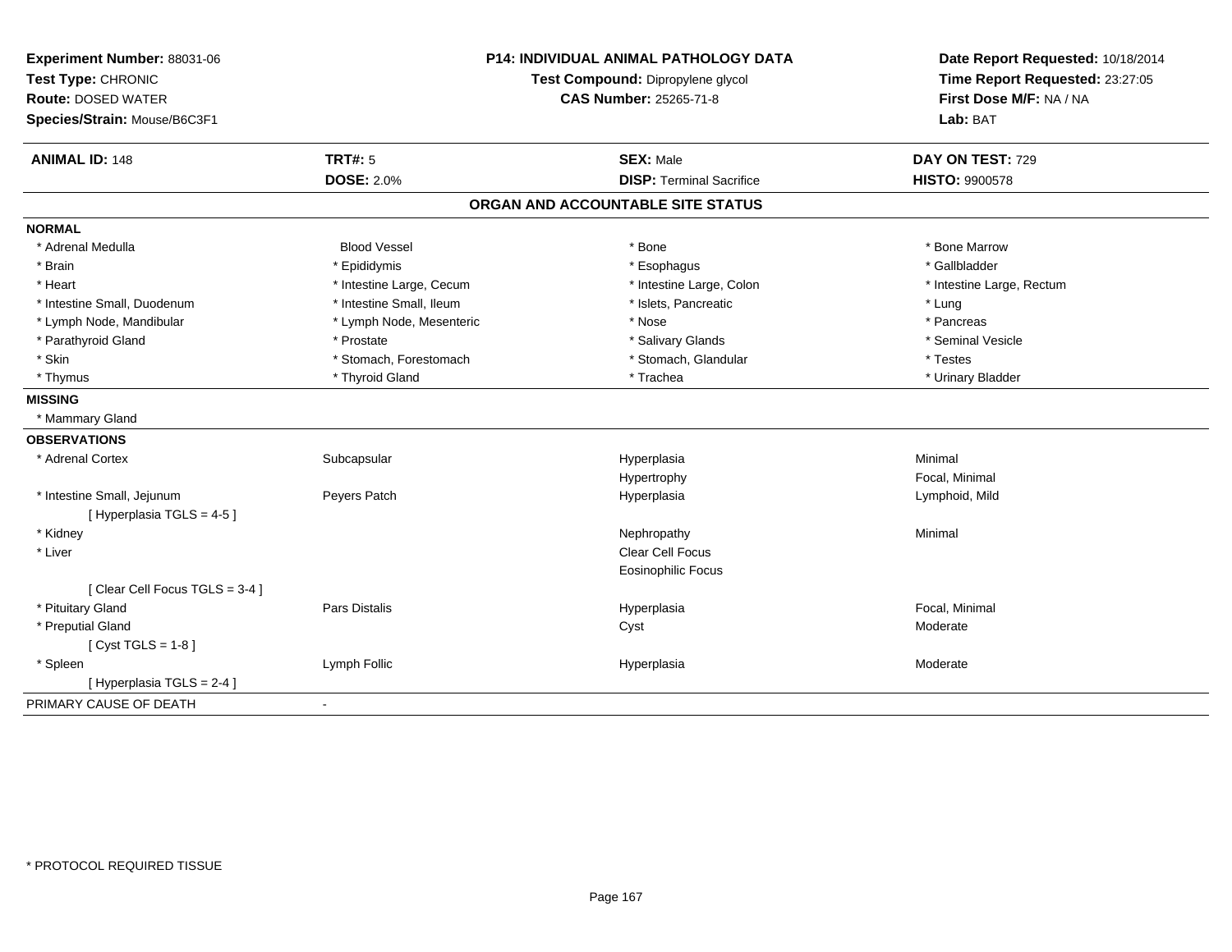**Experiment Number:** 88031-06
**Test Type:** CHRONIC
**Route:** DOSED WATER
**Species/Strain:** Mouse/B6C3F1

**P14: INDIVIDUAL ANIMAL PATHOLOGY DATA**
**Test Compound:** Dipropylene glycol
**CAS Number:** 25265-71-8

**Date Report Requested:** 10/18/2014
**Time Report Requested:** 23:27:05
**First Dose M/F:** NA / NA
**Lab:** BAT

| **ANIMAL ID:** 148 | **TRT#:** 5 | **SEX:** Male | **DAY ON TEST:** 729 |
|---|---|---|---|
| | **DOSE:** 2.0% | **DISP:** Terminal Sacrifice | **HISTO:** 9900578 |

**ORGAN AND ACCOUNTABLE SITE STATUS**

**NORMAL**

| | | | |
|---|---|---|---|
| * Adrenal Medulla | Blood Vessel | * Bone | * Bone Marrow |
| * Brain | * Epididymis | * Esophagus | * Gallbladder |
| * Heart | * Intestine Large, Cecum | * Intestine Large, Colon | * Intestine Large, Rectum |
| * Intestine Small, Duodenum | * Intestine Small, Ileum | * Islets, Pancreatic | * Lung |
| * Lymph Node, Mandibular | * Lymph Node, Mesenteric | * Nose | * Pancreas |
| * Parathyroid Gland | * Prostate | * Salivary Glands | * Seminal Vesicle |
| * Skin | * Stomach, Forestomach | * Stomach, Glandular | * Testes |
| * Thymus | * Thyroid Gland | * Trachea | * Urinary Bladder |

**MISSING**

* Mammary Gland

**OBSERVATIONS**

| | | | |
|---|---|---|---|
| * Adrenal Cortex | Subcapsular | Hyperplasia | Minimal |
| | | Hypertrophy | Focal, Minimal |
| * Intestine Small, Jejunum | Peyers Patch | Hyperplasia | Lymphoid, Mild |
| [ Hyperplasia TGLS = 4-5 ] | | | |
| * Kidney | | Nephropathy | Minimal |
| * Liver | | Clear Cell Focus | |
| | | Eosinophilic Focus | |
| [ Clear Cell Focus TGLS = 3-4 ] | | | |
| * Pituitary Gland | Pars Distalis | Hyperplasia | Focal, Minimal |
| * Preputial Gland | | Cyst | Moderate |
| [ Cyst TGLS = 1-8 ] | | | |
| * Spleen | Lymph Follic | Hyperplasia | Moderate |
| [ Hyperplasia TGLS = 2-4 ] | | | |

PRIMARY CAUSE OF DEATH -

\* PROTOCOL REQUIRED TISSUE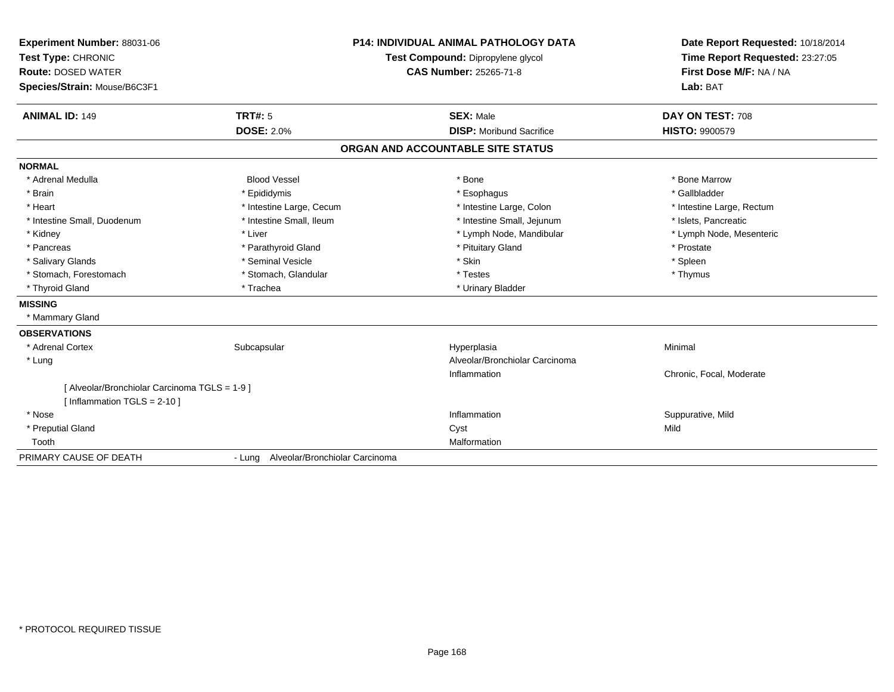| Experiment Number: 88031-06 | P14: INDIVIDUAL ANIMAL PATHOLOGY DATA | Date Report Requested: 10/18/2014 |
|---|---|---|
| Test Type: CHRONIC | Test Compound: Dipropylene glycol | Time Report Requested: 23:27:05 |
| Route: DOSED WATER | CAS Number: 25265-71-8 | First Dose M/F: NA / NA |
| Species/Strain: Mouse/B6C3F1 | | Lab: BAT |

| ANIMAL ID: 149 | TRT#: 5 | SEX: Male | DAY ON TEST: 708 |
|---|---|---|---|
| | DOSE: 2.0% | DISP: Moribund Sacrifice | HISTO: 9900579 |

## ORGAN AND ACCOUNTABLE SITE STATUS

**NORMAL**

| | | | |
|---|---|---|---|
| * Adrenal Medulla | Blood Vessel | * Bone | * Bone Marrow |
| * Brain | * Epididymis | * Esophagus | * Gallbladder |
| * Heart | * Intestine Large, Cecum | * Intestine Large, Colon | * Intestine Large, Rectum |
| * Intestine Small, Duodenum | * Intestine Small, Ileum | * Intestine Small, Jejunum | * Islets, Pancreatic |
| * Kidney | * Liver | * Lymph Node, Mandibular | * Lymph Node, Mesenteric |
| * Pancreas | * Parathyroid Gland | * Pituitary Gland | * Prostate |
| * Salivary Glands | * Seminal Vesicle | * Skin | * Spleen |
| * Stomach, Forestomach | * Stomach, Glandular | * Testes | * Thymus |
| * Thyroid Gland | * Trachea | * Urinary Bladder | |

**MISSING**

* Mammary Gland

**OBSERVATIONS**

| | | | |
|---|---|---|---|
| * Adrenal Cortex | Subcapsular | Hyperplasia | Minimal |
| * Lung | | Alveolar/Bronchiolar Carcinoma | |
| | | Inflammation | Chronic, Focal, Moderate |
| [ Alveolar/Bronchiolar Carcinoma TGLS = 1-9 ] | | | |
| [ Inflammation TGLS = 2-10 ] | | | |
| * Nose | | Inflammation | Suppurative, Mild |
| * Preputial Gland | | Cyst | Mild |
| Tooth | | Malformation | |

PRIMARY CAUSE OF DEATH - Lung Alveolar/Bronchiolar Carcinoma

* PROTOCOL REQUIRED TISSUE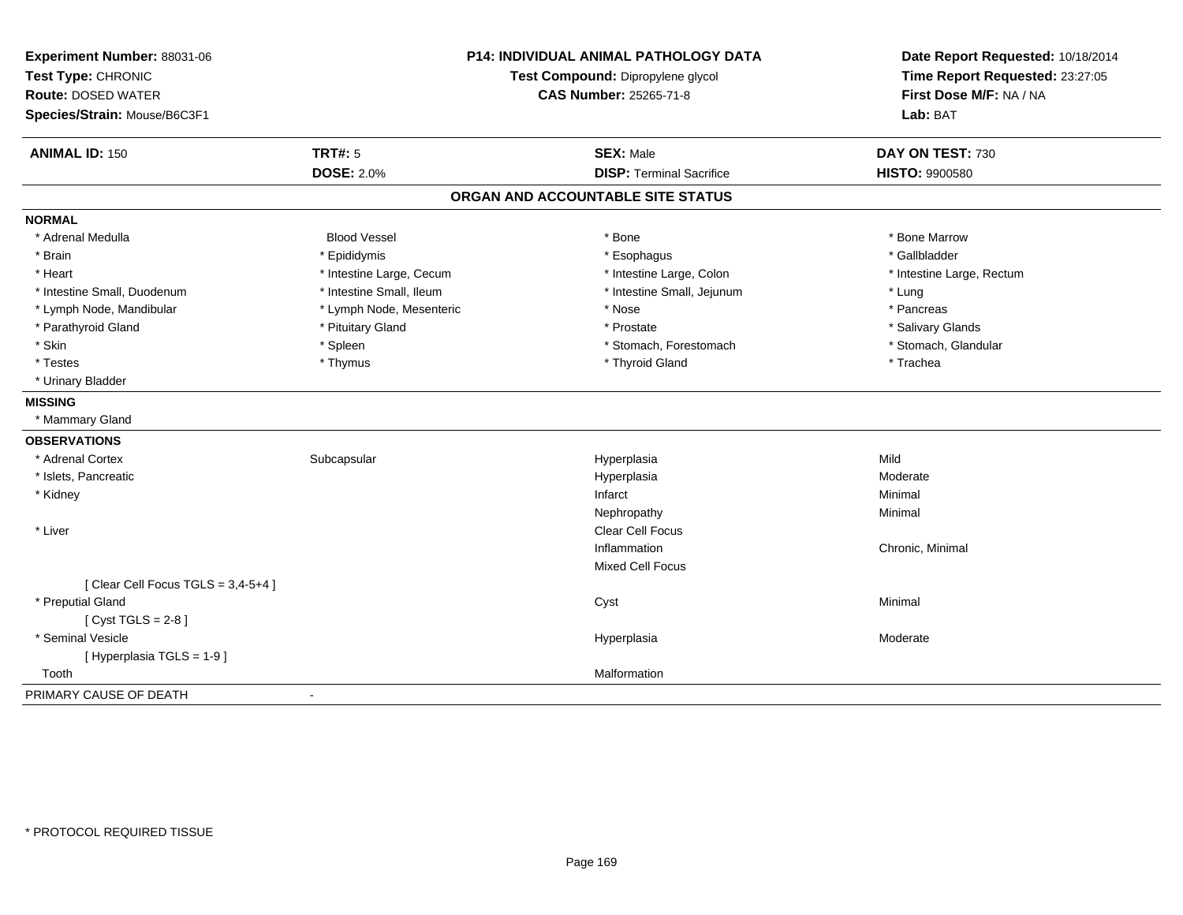| **Experiment Number:** 88031-06 | **P14: INDIVIDUAL ANIMAL PATHOLOGY DATA** | **Date Report Requested:** 10/18/2014 |
|---|---|---|
| **Test Type:** CHRONIC | **Test Compound:** Dipropylene glycol | **Time Report Requested:** 23:27:05 |
| **Route:** DOSED WATER | **CAS Number:** 25265-71-8 | **First Dose M/F:** NA / NA |
| **Species/Strain:** Mouse/B6C3F1 | | **Lab:** BAT |

| **ANIMAL ID:** 150 | **TRT#:** 5 | **SEX:** Male | **DAY ON TEST:** 730 |
|---|---|---|---|
| | **DOSE:** 2.0% | **DISP:** Terminal Sacrifice | **HISTO:** 9900580 |

## ORGAN AND ACCOUNTABLE SITE STATUS

**NORMAL**

| | | | |
|---|---|---|---|
| * Adrenal Medulla | Blood Vessel | * Bone | * Bone Marrow |
| * Brain | * Epididymis | * Esophagus | * Gallbladder |
| * Heart | * Intestine Large, Cecum | * Intestine Large, Colon | * Intestine Large, Rectum |
| * Intestine Small, Duodenum | * Intestine Small, Ileum | * Intestine Small, Jejunum | * Lung |
| * Lymph Node, Mandibular | * Lymph Node, Mesenteric | * Nose | * Pancreas |
| * Parathyroid Gland | * Pituitary Gland | * Prostate | * Salivary Glands |
| * Skin | * Spleen | * Stomach, Forestomach | * Stomach, Glandular |
| * Testes | * Thymus | * Thyroid Gland | * Trachea |
| * Urinary Bladder | | | |

**MISSING**

* Mammary Gland

**OBSERVATIONS**

| | | | |
|---|---|---|---|
| * Adrenal Cortex | Subcapsular | Hyperplasia | Mild |
| * Islets, Pancreatic | | Hyperplasia | Moderate |
| * Kidney | | Infarct | Minimal |
| | | Nephropathy | Minimal |
| * Liver | | Clear Cell Focus | |
| | | Inflammation | Chronic, Minimal |
| | | Mixed Cell Focus | |
| [ Clear Cell Focus TGLS = 3,4-5+4 ] | | | |
| * Preputial Gland | | Cyst | Minimal |
| [ Cyst TGLS = 2-8 ] | | | |
| * Seminal Vesicle | | Hyperplasia | Moderate |
| [ Hyperplasia TGLS = 1-9 ] | | | |
| Tooth | | Malformation | |

PRIMARY CAUSE OF DEATH -

* PROTOCOL REQUIRED TISSUE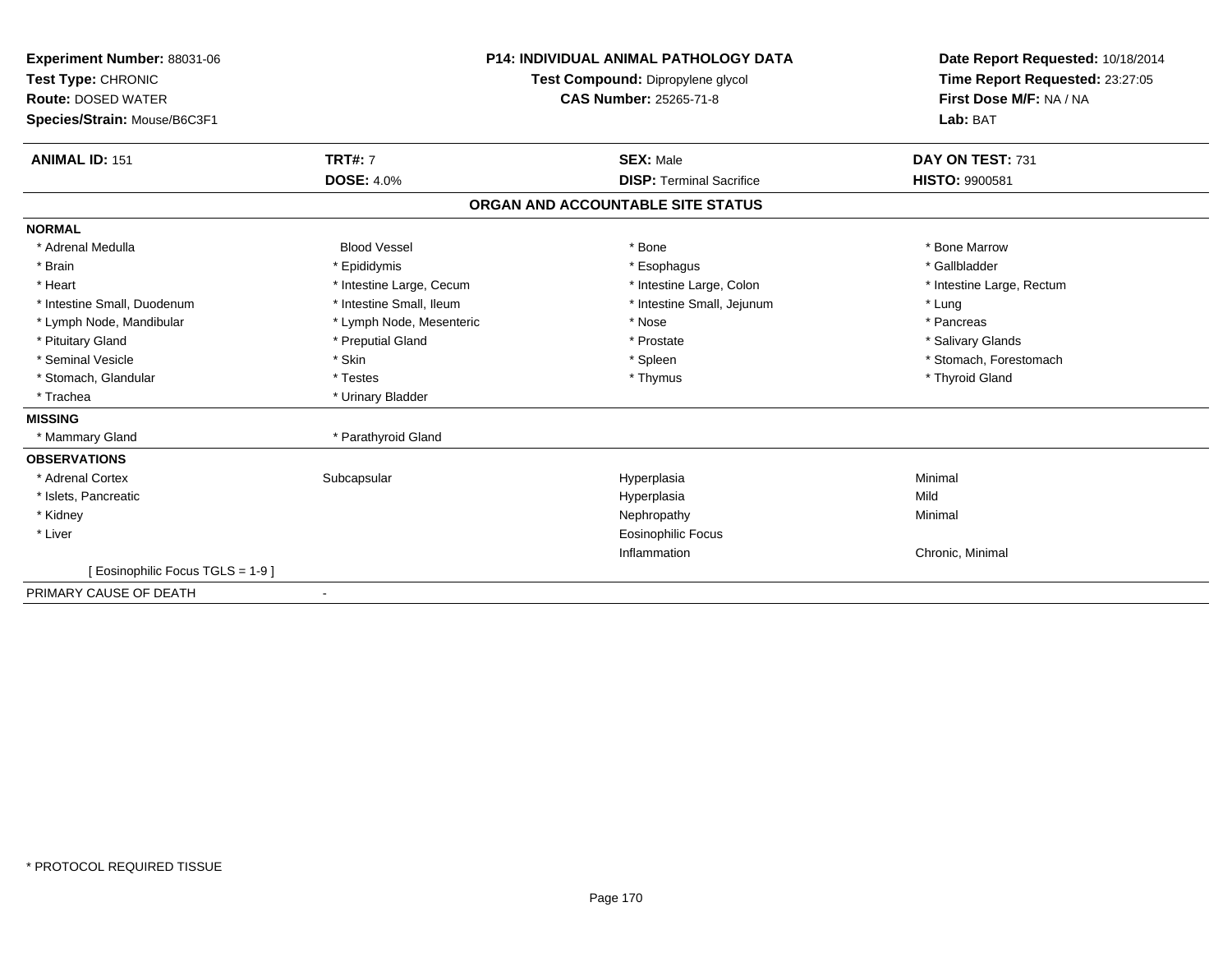**Experiment Number:** 88031-06
**Test Type:** CHRONIC
**Route:** DOSED WATER
**Species/Strain:** Mouse/B6C3F1

**P14: INDIVIDUAL ANIMAL PATHOLOGY DATA**
**Test Compound:** Dipropylene glycol
**CAS Number:** 25265-71-8

**Date Report Requested:** 10/18/2014
**Time Report Requested:** 23:27:05
**First Dose M/F:** NA / NA
**Lab:** BAT

| **ANIMAL ID:** 151 | **TRT#:** 7 | **SEX:** Male | **DAY ON TEST:** 731 |
|---|---|---|---|
| | **DOSE:** 4.0% | **DISP:** Terminal Sacrifice | **HISTO:** 9900581 |

## ORGAN AND ACCOUNTABLE SITE STATUS

| | | | |
|---|---|---|---|
| **NORMAL** | | | |
| * Adrenal Medulla | Blood Vessel | * Bone | * Bone Marrow |
| * Brain | * Epididymis | * Esophagus | * Gallbladder |
| * Heart | * Intestine Large, Cecum | * Intestine Large, Colon | * Intestine Large, Rectum |
| * Intestine Small, Duodenum | * Intestine Small, Ileum | * Intestine Small, Jejunum | * Lung |
| * Lymph Node, Mandibular | * Lymph Node, Mesenteric | * Nose | * Pancreas |
| * Pituitary Gland | * Preputial Gland | * Prostate | * Salivary Glands |
| * Seminal Vesicle | * Skin | * Spleen | * Stomach, Forestomach |
| * Stomach, Glandular | * Testes | * Thymus | * Thyroid Gland |
| * Trachea | * Urinary Bladder | | |
| **MISSING** | | | |
| * Mammary Gland | * Parathyroid Gland | | |
| **OBSERVATIONS** | | | |
| * Adrenal Cortex | Subcapsular | Hyperplasia | Minimal |
| * Islets, Pancreatic | | Hyperplasia | Mild |
| * Kidney | | Nephropathy | Minimal |
| * Liver | | Eosinophilic Focus | |
| | | Inflammation | Chronic, Minimal |
| [ Eosinophilic Focus TGLS = 1-9 ] | | | |
| PRIMARY CAUSE OF DEATH | - | | |

* PROTOCOL REQUIRED TISSUE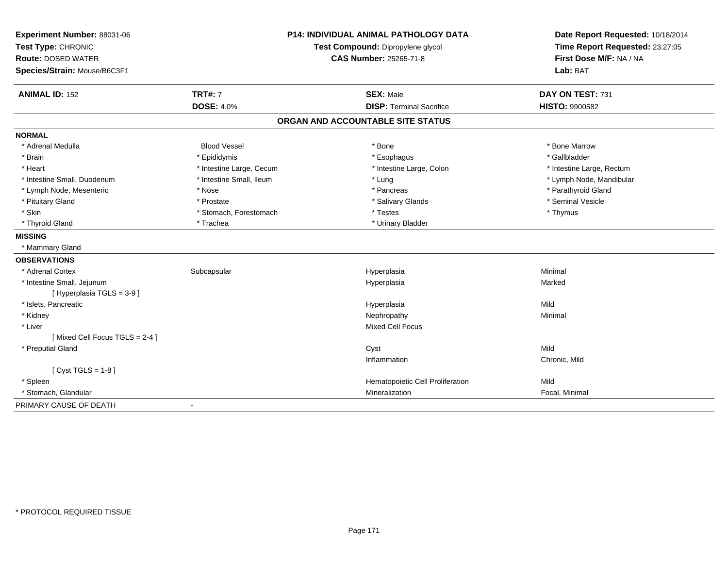**Experiment Number:** 88031-06
**Test Type:** CHRONIC
**Route:** DOSED WATER
**Species/Strain:** Mouse/B6C3F1

**P14: INDIVIDUAL ANIMAL PATHOLOGY DATA**
**Test Compound:** Dipropylene glycol
**CAS Number:** 25265-71-8

**Date Report Requested:** 10/18/2014
**Time Report Requested:** 23:27:05
**First Dose M/F:** NA / NA
**Lab:** BAT

| **ANIMAL ID:** 152 | **TRT#:** 7 | **SEX:** Male | **DAY ON TEST:** 731 |
|---|---|---|---|
| | **DOSE:** 4.0% | **DISP:** Terminal Sacrifice | **HISTO:** 9900582 |

## ORGAN AND ACCOUNTABLE SITE STATUS

**NORMAL**

| | | | |
|---|---|---|---|
| * Adrenal Medulla | Blood Vessel | * Bone | * Bone Marrow |
| * Brain | * Epididymis | * Esophagus | * Gallbladder |
| * Heart | * Intestine Large, Cecum | * Intestine Large, Colon | * Intestine Large, Rectum |
| * Intestine Small, Duodenum | * Intestine Small, Ileum | * Lung | * Lymph Node, Mandibular |
| * Lymph Node, Mesenteric | * Nose | * Pancreas | * Parathyroid Gland |
| * Pituitary Gland | * Prostate | * Salivary Glands | * Seminal Vesicle |
| * Skin | * Stomach, Forestomach | * Testes | * Thymus |
| * Thyroid Gland | * Trachea | * Urinary Bladder | |

**MISSING**

* Mammary Gland

**OBSERVATIONS**

| | | | |
|---|---|---|---|
| * Adrenal Cortex | Subcapsular | Hyperplasia | Minimal |
| * Intestine Small, Jejunum | | Hyperplasia | Marked |
| [ Hyperplasia TGLS = 3-9 ] | | | |
| * Islets, Pancreatic | | Hyperplasia | Mild |
| * Kidney | | Nephropathy | Minimal |
| * Liver | | Mixed Cell Focus | |
| [ Mixed Cell Focus TGLS = 2-4 ] | | | |
| * Preputial Gland | | Cyst | Mild |
| | | Inflammation | Chronic, Mild |
| [ Cyst TGLS = 1-8 ] | | | |
| * Spleen | | Hematopoietic Cell Proliferation | Mild |
| * Stomach, Glandular | | Mineralization | Focal, Minimal |

PRIMARY CAUSE OF DEATH -

* PROTOCOL REQUIRED TISSUE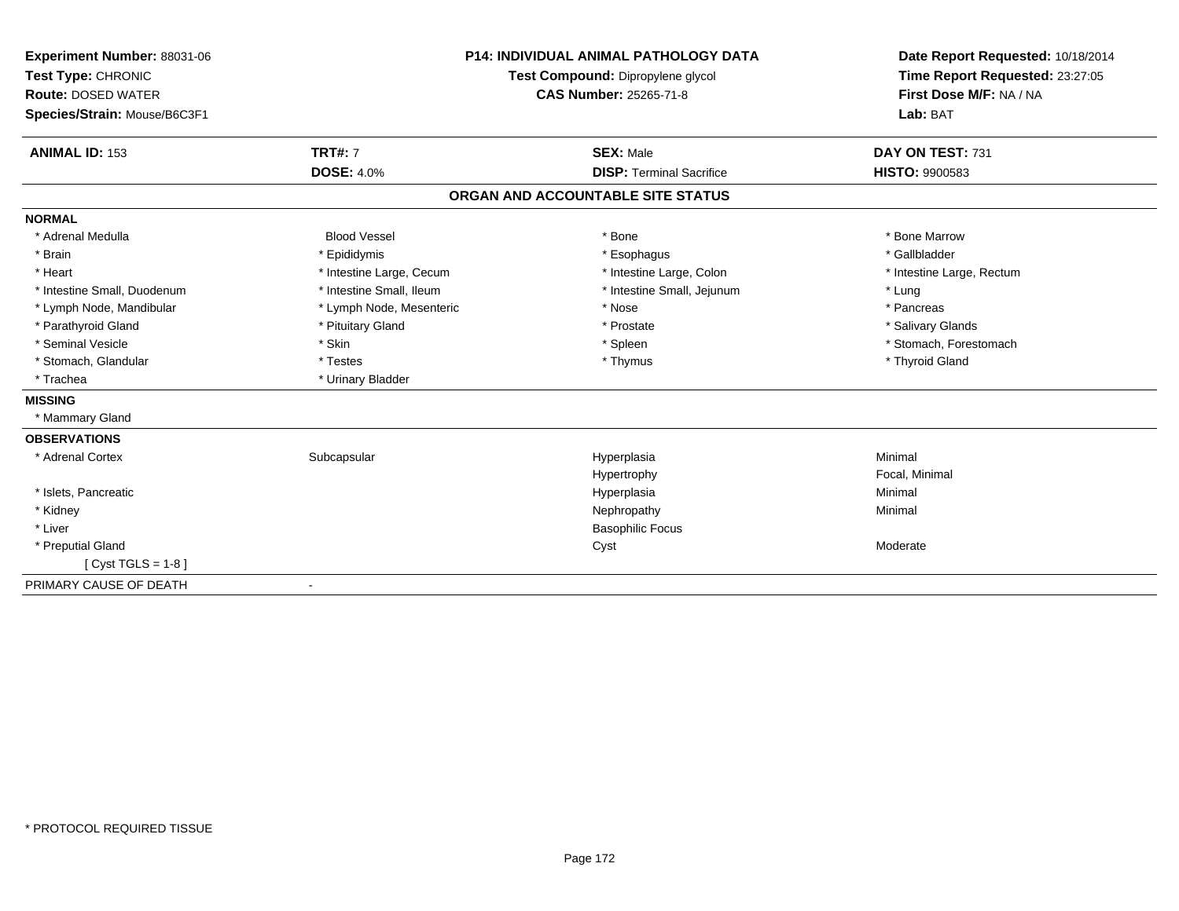**Experiment Number:** 88031-06
**Test Type:** CHRONIC
**Route:** DOSED WATER
**Species/Strain:** Mouse/B6C3F1

**P14: INDIVIDUAL ANIMAL PATHOLOGY DATA**
**Test Compound:** Dipropylene glycol
**CAS Number:** 25265-71-8

**Date Report Requested:** 10/18/2014
**Time Report Requested:** 23:27:05
**First Dose M/F:** NA / NA
**Lab:** BAT

| **ANIMAL ID:** 153 | **TRT#:** 7 | **SEX:** Male | **DAY ON TEST:** 731 |
|---|---|---|---|
| | **DOSE:** 4.0% | **DISP:** Terminal Sacrifice | **HISTO:** 9900583 |

## ORGAN AND ACCOUNTABLE SITE STATUS

**NORMAL**

| | | | |
|---|---|---|---|
| * Adrenal Medulla | Blood Vessel | * Bone | * Bone Marrow |
| * Brain | * Epididymis | * Esophagus | * Gallbladder |
| * Heart | * Intestine Large, Cecum | * Intestine Large, Colon | * Intestine Large, Rectum |
| * Intestine Small, Duodenum | * Intestine Small, Ileum | * Intestine Small, Jejunum | * Lung |
| * Lymph Node, Mandibular | * Lymph Node, Mesenteric | * Nose | * Pancreas |
| * Parathyroid Gland | * Pituitary Gland | * Prostate | * Salivary Glands |
| * Seminal Vesicle | * Skin | * Spleen | * Stomach, Forestomach |
| * Stomach, Glandular | * Testes | * Thymus | * Thyroid Gland |
| * Trachea | * Urinary Bladder | | |

**MISSING**

* Mammary Gland

**OBSERVATIONS**

| | | | |
|---|---|---|---|
| * Adrenal Cortex | Subcapsular | Hyperplasia | Minimal |
| | | Hypertrophy | Focal, Minimal |
| * Islets, Pancreatic | | Hyperplasia | Minimal |
| * Kidney | | Nephropathy | Minimal |
| * Liver | | Basophilic Focus | |
| * Preputial Gland | | Cyst | Moderate |
| [ Cyst TGLS = 1-8 ] | | | |

PRIMARY CAUSE OF DEATH -

\* PROTOCOL REQUIRED TISSUE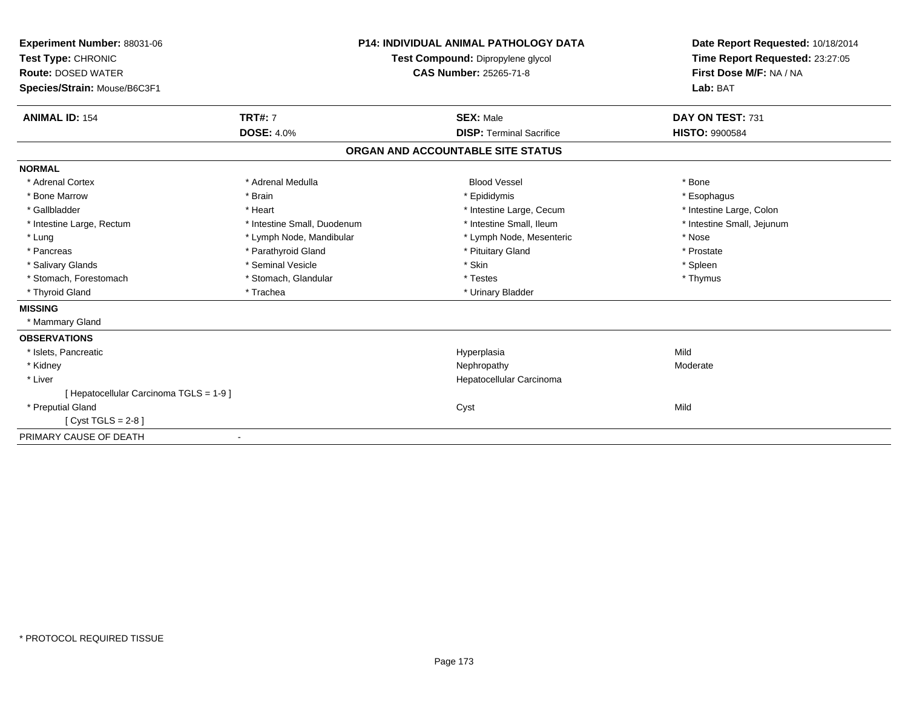**Experiment Number:** 88031-06
**Test Type:** CHRONIC
**Route:** DOSED WATER
**Species/Strain:** Mouse/B6C3F1

**P14: INDIVIDUAL ANIMAL PATHOLOGY DATA**
**Test Compound:** Dipropylene glycol
**CAS Number:** 25265-71-8

**Date Report Requested:** 10/18/2014
**Time Report Requested:** 23:27:05
**First Dose M/F:** NA / NA
**Lab:** BAT

| **ANIMAL ID:** 154 | **TRT#:** 7 | **SEX:** Male | **DAY ON TEST:** 731 |
|---|---|---|---|
| | **DOSE:** 4.0% | **DISP:** Terminal Sacrifice | **HISTO:** 9900584 |

## ORGAN AND ACCOUNTABLE SITE STATUS

**NORMAL**

| | | | |
|---|---|---|---|
| * Adrenal Cortex | * Adrenal Medulla | Blood Vessel | * Bone |
| * Bone Marrow | * Brain | * Epididymis | * Esophagus |
| * Gallbladder | * Heart | * Intestine Large, Cecum | * Intestine Large, Colon |
| * Intestine Large, Rectum | * Intestine Small, Duodenum | * Intestine Small, Ileum | * Intestine Small, Jejunum |
| * Lung | * Lymph Node, Mandibular | * Lymph Node, Mesenteric | * Nose |
| * Pancreas | * Parathyroid Gland | * Pituitary Gland | * Prostate |
| * Salivary Glands | * Seminal Vesicle | * Skin | * Spleen |
| * Stomach, Forestomach | * Stomach, Glandular | * Testes | * Thymus |
| * Thyroid Gland | * Trachea | * Urinary Bladder | |

**MISSING**

* Mammary Gland

**OBSERVATIONS**

| | | |
|---|---|---|
| * Islets, Pancreatic | Hyperplasia | Mild |
| * Kidney | Nephropathy | Moderate |
| * Liver | Hepatocellular Carcinoma | |
| [ Hepatocellular Carcinoma TGLS = 1-9 ] | | |
| * Preputial Gland | Cyst | Mild |
| [ Cyst TGLS = 2-8 ] | | |

PRIMARY CAUSE OF DEATH -

* PROTOCOL REQUIRED TISSUE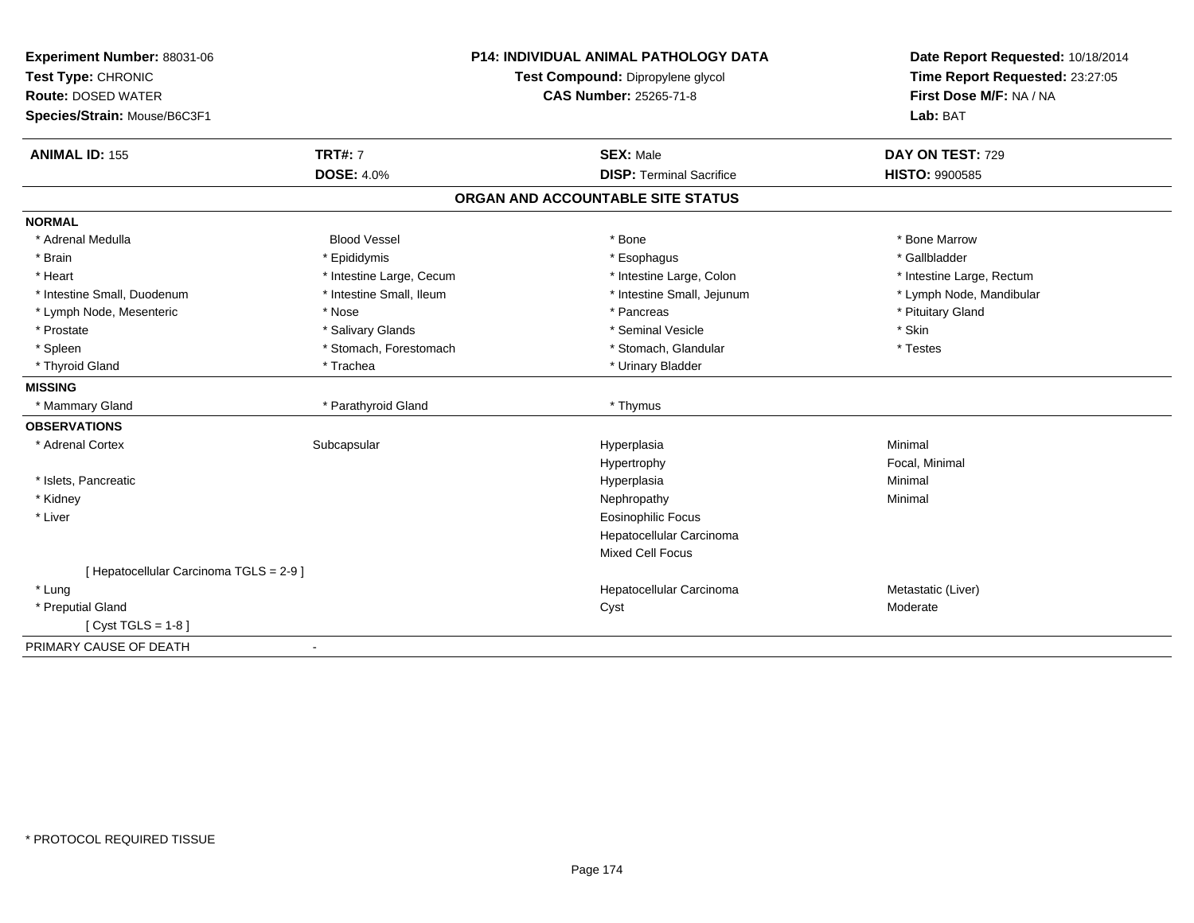**Experiment Number:** 88031-06
**Test Type:** CHRONIC
**Route:** DOSED WATER
**Species/Strain:** Mouse/B6C3F1

**P14: INDIVIDUAL ANIMAL PATHOLOGY DATA**
**Test Compound:** Dipropylene glycol
**CAS Number:** 25265-71-8

**Date Report Requested:** 10/18/2014
**Time Report Requested:** 23:27:05
**First Dose M/F:** NA / NA
**Lab:** BAT

| **ANIMAL ID:** 155 | **TRT#:** 7 | **SEX:** Male | **DAY ON TEST:** 729 |
|---|---|---|---|
| | **DOSE:** 4.0% | **DISP:** Terminal Sacrifice | **HISTO:** 9900585 |

## ORGAN AND ACCOUNTABLE SITE STATUS

| | | | |
|---|---|---|---|
| **NORMAL** | | | |
| * Adrenal Medulla | Blood Vessel | * Bone | * Bone Marrow |
| * Brain | * Epididymis | * Esophagus | * Gallbladder |
| * Heart | * Intestine Large, Cecum | * Intestine Large, Colon | * Intestine Large, Rectum |
| * Intestine Small, Duodenum | * Intestine Small, Ileum | * Intestine Small, Jejunum | * Lymph Node, Mandibular |
| * Lymph Node, Mesenteric | * Nose | * Pancreas | * Pituitary Gland |
| * Prostate | * Salivary Glands | * Seminal Vesicle | * Skin |
| * Spleen | * Stomach, Forestomach | * Stomach, Glandular | * Testes |
| * Thyroid Gland | * Trachea | * Urinary Bladder | |
| **MISSING** | | | |
| * Mammary Gland | * Parathyroid Gland | * Thymus | |
| **OBSERVATIONS** | | | |
| * Adrenal Cortex | Subcapsular | Hyperplasia | Minimal |
| | | Hypertrophy | Focal, Minimal |
| * Islets, Pancreatic | | Hyperplasia | Minimal |
| * Kidney | | Nephropathy | Minimal |
| * Liver | | Eosinophilic Focus | |
| | | Hepatocellular Carcinoma | |
| | | Mixed Cell Focus | |
| [ Hepatocellular Carcinoma TGLS = 2-9 ] | | | |
| * Lung | | Hepatocellular Carcinoma | Metastatic (Liver) |
| * Preputial Gland | | Cyst | Moderate |
| [ Cyst TGLS = 1-8 ] | | | |
| PRIMARY CAUSE OF DEATH | - | | |

* PROTOCOL REQUIRED TISSUE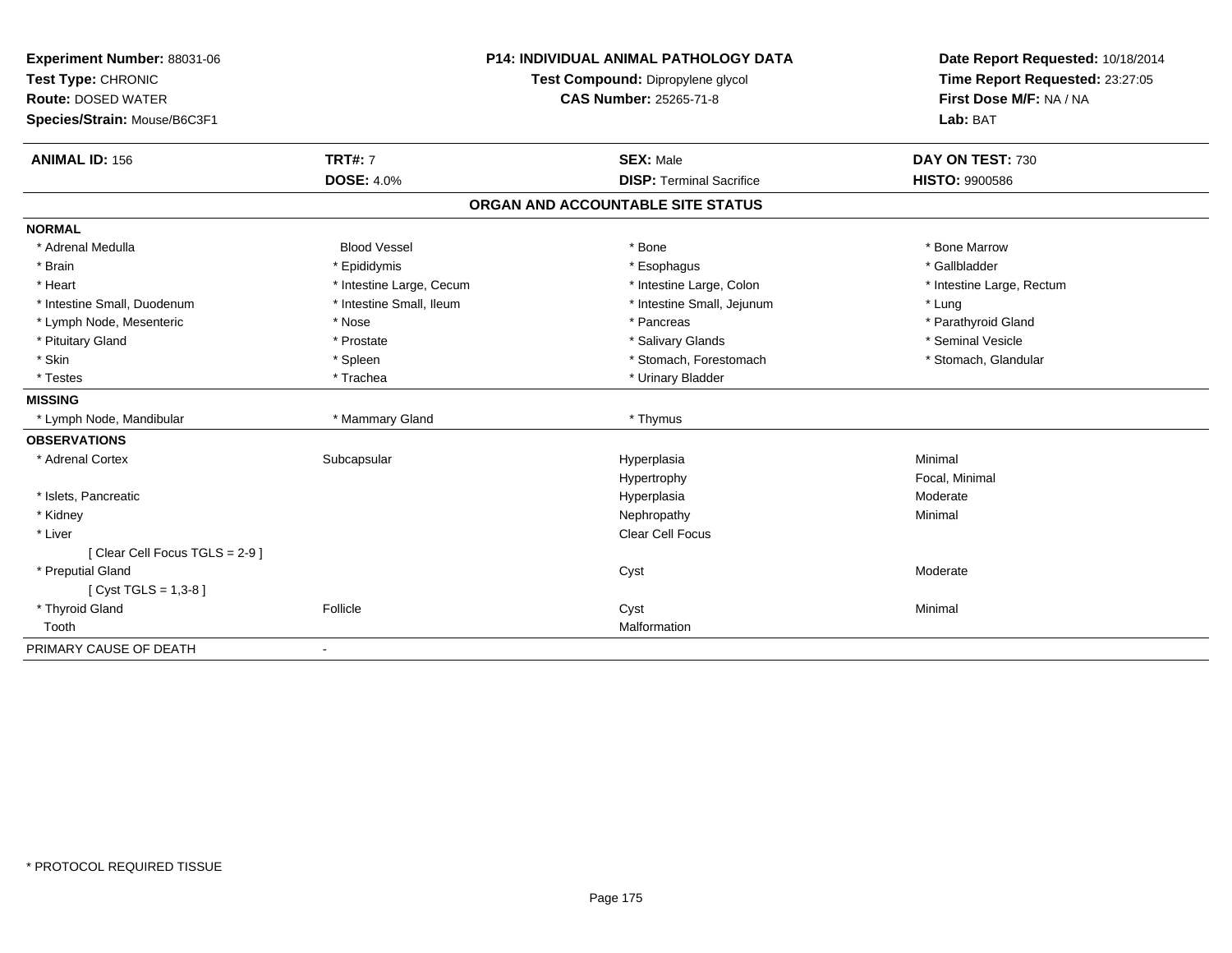**Experiment Number:** 88031-06
**Test Type:** CHRONIC
**Route:** DOSED WATER
**Species/Strain:** Mouse/B6C3F1

**P14: INDIVIDUAL ANIMAL PATHOLOGY DATA**
**Test Compound:** Dipropylene glycol
**CAS Number:** 25265-71-8

**Date Report Requested:** 10/18/2014
**Time Report Requested:** 23:27:05
**First Dose M/F:** NA / NA
**Lab:** BAT

| **ANIMAL ID:** 156 | **TRT#:** 7 | **SEX:** Male | **DAY ON TEST:** 730 |
|---|---|---|---|
| | **DOSE:** 4.0% | **DISP:** Terminal Sacrifice | **HISTO:** 9900586 |

## ORGAN AND ACCOUNTABLE SITE STATUS

| | | | |
|---|---|---|---|
| **NORMAL** | | | |
| * Adrenal Medulla | Blood Vessel | * Bone | * Bone Marrow |
| * Brain | * Epididymis | * Esophagus | * Gallbladder |
| * Heart | * Intestine Large, Cecum | * Intestine Large, Colon | * Intestine Large, Rectum |
| * Intestine Small, Duodenum | * Intestine Small, Ileum | * Intestine Small, Jejunum | * Lung |
| * Lymph Node, Mesenteric | * Nose | * Pancreas | * Parathyroid Gland |
| * Pituitary Gland | * Prostate | * Salivary Glands | * Seminal Vesicle |
| * Skin | * Spleen | * Stomach, Forestomach | * Stomach, Glandular |
| * Testes | * Trachea | * Urinary Bladder | |
| **MISSING** | | | |
| * Lymph Node, Mandibular | * Mammary Gland | * Thymus | |
| **OBSERVATIONS** | | | |
| * Adrenal Cortex | Subcapsular | Hyperplasia | Minimal |
| | | Hypertrophy | Focal, Minimal |
| * Islets, Pancreatic | | Hyperplasia | Moderate |
| * Kidney | | Nephropathy | Minimal |
| * Liver | | Clear Cell Focus | |
| [ Clear Cell Focus TGLS = 2-9 ] | | | |
| * Preputial Gland | | Cyst | Moderate |
| [ Cyst TGLS = 1,3-8 ] | | | |
| * Thyroid Gland | Follicle | Cyst | Minimal |
| Tooth | | Malformation | |
| PRIMARY CAUSE OF DEATH | - | | |

* PROTOCOL REQUIRED TISSUE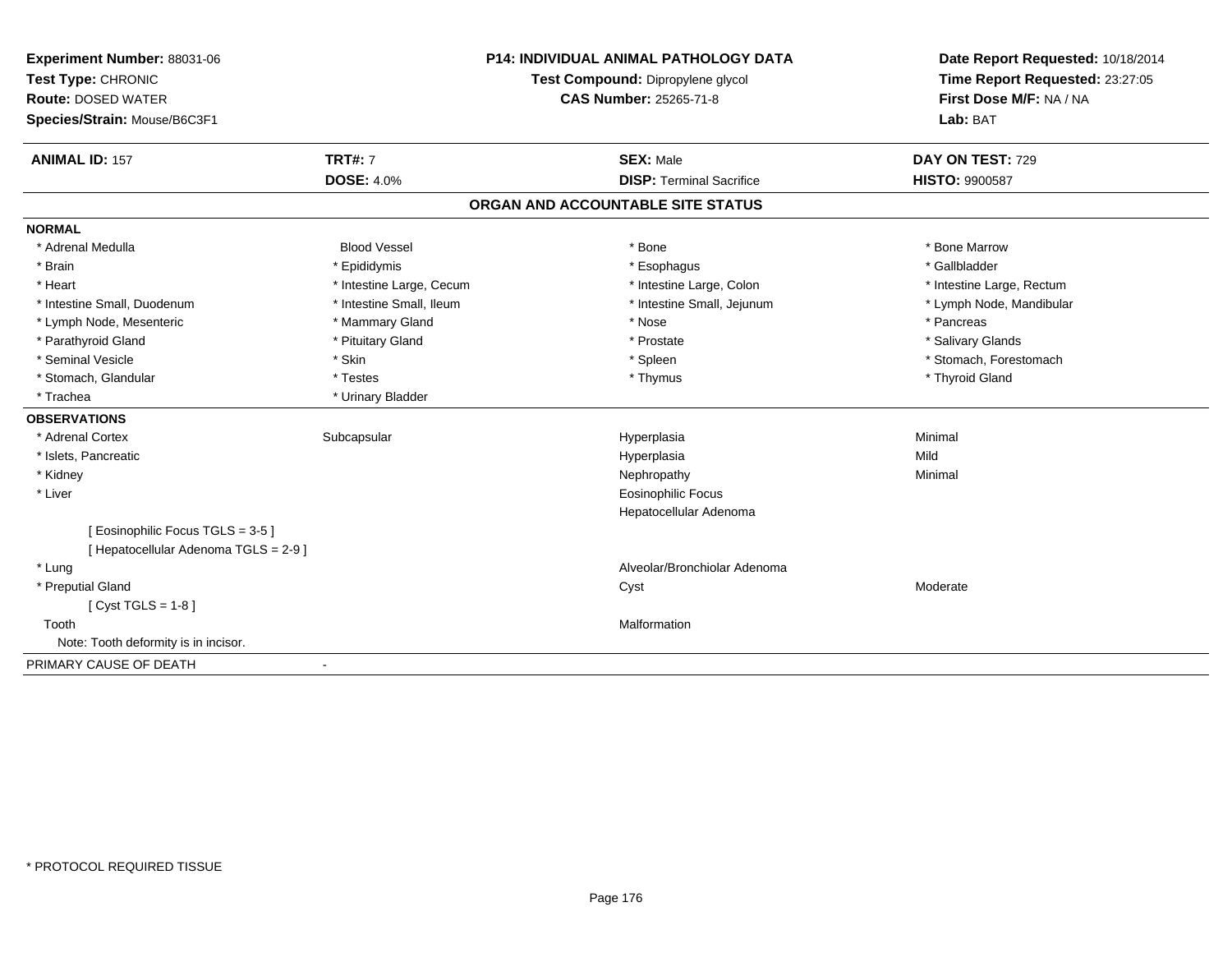**Experiment Number:** 88031-06
**Test Type:** CHRONIC
**Route:** DOSED WATER
**Species/Strain:** Mouse/B6C3F1

**P14: INDIVIDUAL ANIMAL PATHOLOGY DATA**
**Test Compound:** Dipropylene glycol
**CAS Number:** 25265-71-8

**Date Report Requested:** 10/18/2014
**Time Report Requested:** 23:27:05
**First Dose M/F:** NA / NA
**Lab:** BAT

| **ANIMAL ID:** 157 | **TRT#:** 7 | **SEX:** Male | **DAY ON TEST:** 729 |
|---|---|---|---|
| | **DOSE:** 4.0% | **DISP:** Terminal Sacrifice | **HISTO:** 9900587 |

## ORGAN AND ACCOUNTABLE SITE STATUS

**NORMAL**

| | | | |
|---|---|---|---|
| * Adrenal Medulla | Blood Vessel | * Bone | * Bone Marrow |
| * Brain | * Epididymis | * Esophagus | * Gallbladder |
| * Heart | * Intestine Large, Cecum | * Intestine Large, Colon | * Intestine Large, Rectum |
| * Intestine Small, Duodenum | * Intestine Small, Ileum | * Intestine Small, Jejunum | * Lymph Node, Mandibular |
| * Lymph Node, Mesenteric | * Mammary Gland | * Nose | * Pancreas |
| * Parathyroid Gland | * Pituitary Gland | * Prostate | * Salivary Glands |
| * Seminal Vesicle | * Skin | * Spleen | * Stomach, Forestomach |
| * Stomach, Glandular | * Testes | * Thymus | * Thyroid Gland |
| * Trachea | * Urinary Bladder | | |

**OBSERVATIONS**

| | | | |
|---|---|---|---|
| * Adrenal Cortex | Subcapsular | Hyperplasia | Minimal |
| * Islets, Pancreatic | | Hyperplasia | Mild |
| * Kidney | | Nephropathy | Minimal |
| * Liver | | Eosinophilic Focus | |
| | | Hepatocellular Adenoma | |
| [ Eosinophilic Focus TGLS = 3-5 ] | | | |
| [ Hepatocellular Adenoma TGLS = 2-9 ] | | | |
| * Lung | | Alveolar/Bronchiolar Adenoma | |
| * Preputial Gland | | Cyst | Moderate |
| [ Cyst TGLS = 1-8 ] | | | |
| Tooth | | Malformation | |
| Note: Tooth deformity is in incisor. | | | |

PRIMARY CAUSE OF DEATH -

\* PROTOCOL REQUIRED TISSUE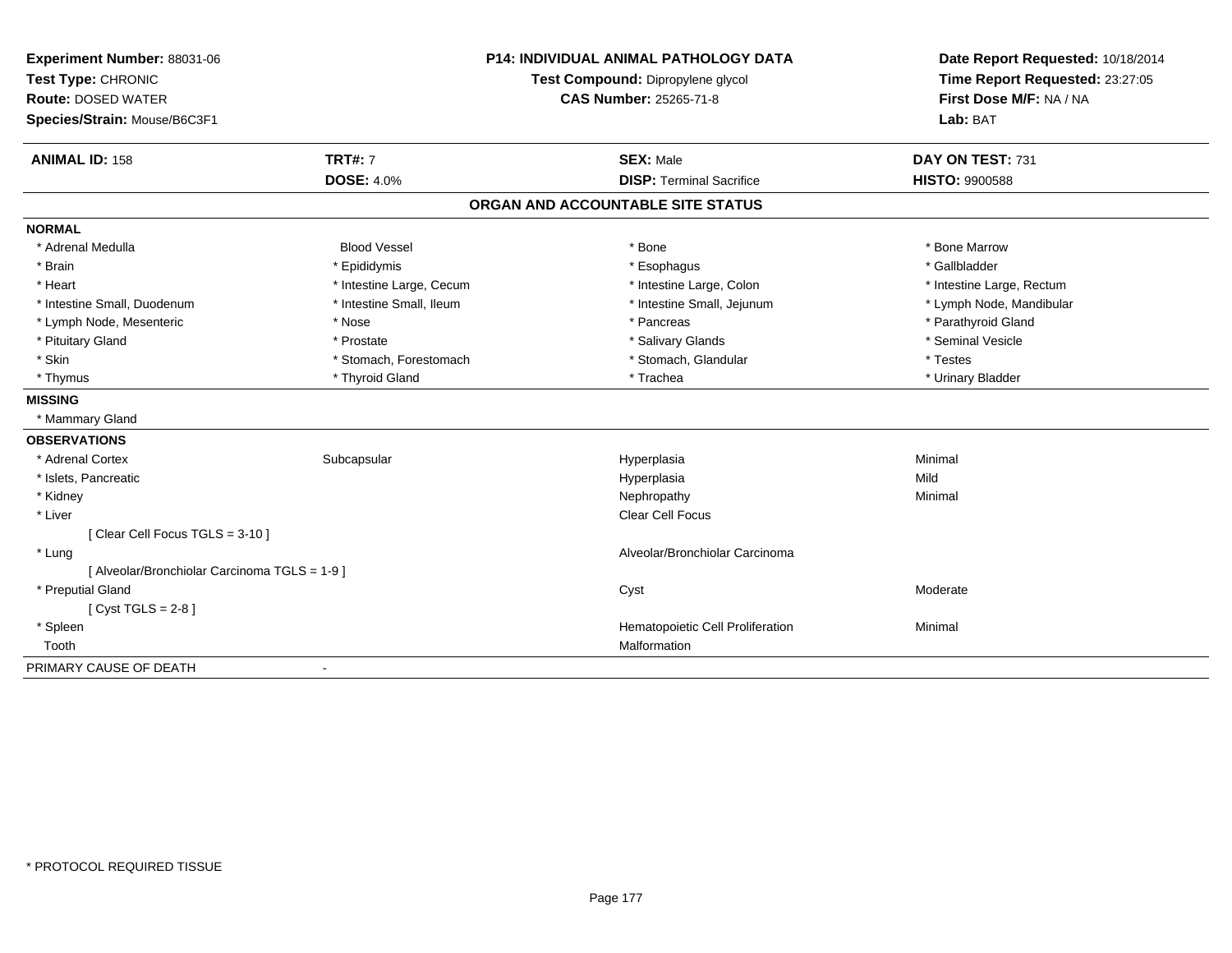**Experiment Number:** 88031-06
**Test Type:** CHRONIC
**Route:** DOSED WATER
**Species/Strain:** Mouse/B6C3F1

**P14: INDIVIDUAL ANIMAL PATHOLOGY DATA**
**Test Compound:** Dipropylene glycol
**CAS Number:** 25265-71-8

**Date Report Requested:** 10/18/2014
**Time Report Requested:** 23:27:05
**First Dose M/F:** NA / NA
**Lab:** BAT

| **ANIMAL ID:** 158 | **TRT#:** 7 | **SEX:** Male | **DAY ON TEST:** 731 |
|---|---|---|---|
| | **DOSE:** 4.0% | **DISP:** Terminal Sacrifice | **HISTO:** 9900588 |

## ORGAN AND ACCOUNTABLE SITE STATUS

| | | | |
|---|---|---|---|
| **NORMAL** | | | |
| * Adrenal Medulla | Blood Vessel | * Bone | * Bone Marrow |
| * Brain | * Epididymis | * Esophagus | * Gallbladder |
| * Heart | * Intestine Large, Cecum | * Intestine Large, Colon | * Intestine Large, Rectum |
| * Intestine Small, Duodenum | * Intestine Small, Ileum | * Intestine Small, Jejunum | * Lymph Node, Mandibular |
| * Lymph Node, Mesenteric | * Nose | * Pancreas | * Parathyroid Gland |
| * Pituitary Gland | * Prostate | * Salivary Glands | * Seminal Vesicle |
| * Skin | * Stomach, Forestomach | * Stomach, Glandular | * Testes |
| * Thymus | * Thyroid Gland | * Trachea | * Urinary Bladder |
| **MISSING** | | | |
| * Mammary Gland | | | |
| **OBSERVATIONS** | | | |
| * Adrenal Cortex | Subcapsular | Hyperplasia | Minimal |
| * Islets, Pancreatic | | Hyperplasia | Mild |
| * Kidney | | Nephropathy | Minimal |
| * Liver | | Clear Cell Focus | |
| [ Clear Cell Focus TGLS = 3-10 ] | | | |
| * Lung | | Alveolar/Bronchiolar Carcinoma | |
| [ Alveolar/Bronchiolar Carcinoma TGLS = 1-9 ] | | | |
| * Preputial Gland | | Cyst | Moderate |
| [ Cyst TGLS = 2-8 ] | | | |
| * Spleen | | Hematopoietic Cell Proliferation | Minimal |
| Tooth | | Malformation | |
| PRIMARY CAUSE OF DEATH | - | | |

* PROTOCOL REQUIRED TISSUE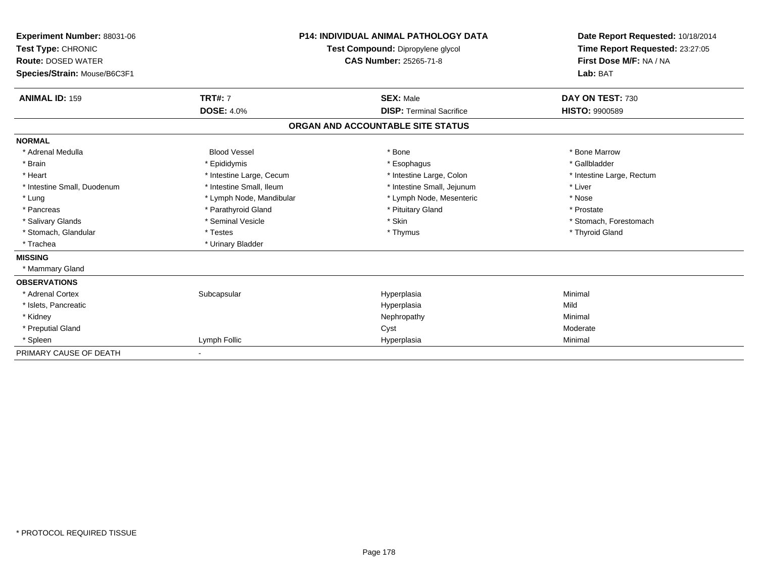**Experiment Number:** 88031-06
**Test Type:** CHRONIC
**Route:** DOSED WATER
**Species/Strain:** Mouse/B6C3F1

**P14: INDIVIDUAL ANIMAL PATHOLOGY DATA**
**Test Compound:** Dipropylene glycol
**CAS Number:** 25265-71-8

**Date Report Requested:** 10/18/2014
**Time Report Requested:** 23:27:05
**First Dose M/F:** NA / NA
**Lab:** BAT

| **ANIMAL ID:** 159 | **TRT#:** 7 | **SEX:** Male | **DAY ON TEST:** 730 |
|---|---|---|---|
| | **DOSE:** 4.0% | **DISP:** Terminal Sacrifice | **HISTO:** 9900589 |

## ORGAN AND ACCOUNTABLE SITE STATUS

**NORMAL**

| | | | |
|---|---|---|---|
| * Adrenal Medulla | Blood Vessel | * Bone | * Bone Marrow |
| * Brain | * Epididymis | * Esophagus | * Gallbladder |
| * Heart | * Intestine Large, Cecum | * Intestine Large, Colon | * Intestine Large, Rectum |
| * Intestine Small, Duodenum | * Intestine Small, Ileum | * Intestine Small, Jejunum | * Liver |
| * Lung | * Lymph Node, Mandibular | * Lymph Node, Mesenteric | * Nose |
| * Pancreas | * Parathyroid Gland | * Pituitary Gland | * Prostate |
| * Salivary Glands | * Seminal Vesicle | * Skin | * Stomach, Forestomach |
| * Stomach, Glandular | * Testes | * Thymus | * Thyroid Gland |
| * Trachea | * Urinary Bladder | | |

**MISSING**

* Mammary Gland

**OBSERVATIONS**

| | | | |
|---|---|---|---|
| * Adrenal Cortex | Subcapsular | Hyperplasia | Minimal |
| * Islets, Pancreatic | | Hyperplasia | Mild |
| * Kidney | | Nephropathy | Minimal |
| * Preputial Gland | | Cyst | Moderate |
| * Spleen | Lymph Follic | Hyperplasia | Minimal |

PRIMARY CAUSE OF DEATH -

* PROTOCOL REQUIRED TISSUE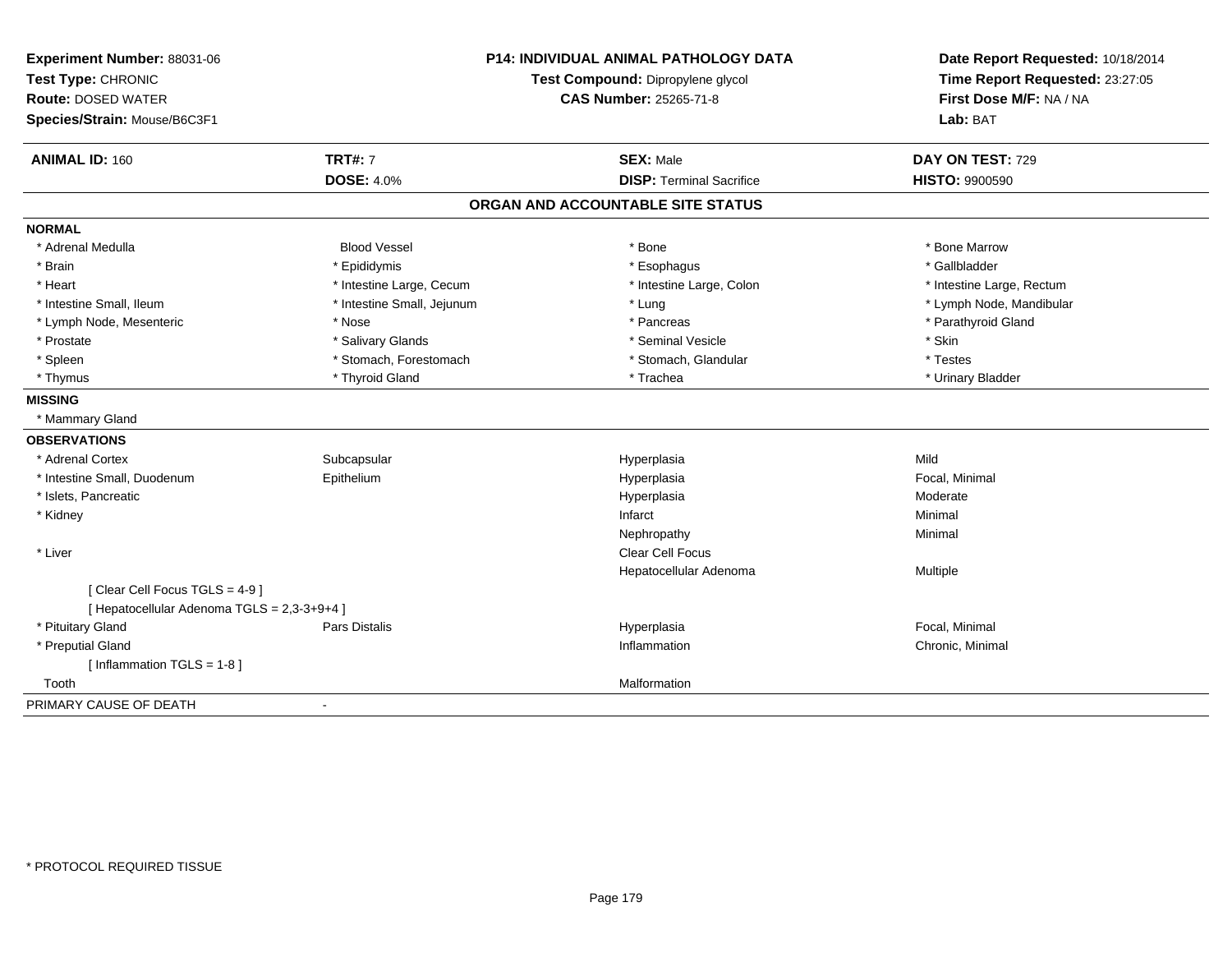**Experiment Number:** 88031-06
**Test Type:** CHRONIC
**Route:** DOSED WATER
**Species/Strain:** Mouse/B6C3F1

**P14: INDIVIDUAL ANIMAL PATHOLOGY DATA**
**Test Compound:** Dipropylene glycol
**CAS Number:** 25265-71-8

**Date Report Requested:** 10/18/2014
**Time Report Requested:** 23:27:05
**First Dose M/F:** NA / NA
**Lab:** BAT

| **ANIMAL ID:** 160 | **TRT#:** 7 | **SEX:** Male | **DAY ON TEST:** 729 |
|---|---|---|---|
| | **DOSE:** 4.0% | **DISP:** Terminal Sacrifice | **HISTO:** 9900590 |

## ORGAN AND ACCOUNTABLE SITE STATUS

| | | | |
|---|---|---|---|
| **NORMAL** | | | |
| * Adrenal Medulla | Blood Vessel | * Bone | * Bone Marrow |
| * Brain | * Epididymis | * Esophagus | * Gallbladder |
| * Heart | * Intestine Large, Cecum | * Intestine Large, Colon | * Intestine Large, Rectum |
| * Intestine Small, Ileum | * Intestine Small, Jejunum | * Lung | * Lymph Node, Mandibular |
| * Lymph Node, Mesenteric | * Nose | * Pancreas | * Parathyroid Gland |
| * Prostate | * Salivary Glands | * Seminal Vesicle | * Skin |
| * Spleen | * Stomach, Forestomach | * Stomach, Glandular | * Testes |
| * Thymus | * Thyroid Gland | * Trachea | * Urinary Bladder |
| **MISSING** | | | |
| * Mammary Gland | | | |
| **OBSERVATIONS** | | | |
| * Adrenal Cortex | Subcapsular | Hyperplasia | Mild |
| * Intestine Small, Duodenum | Epithelium | Hyperplasia | Focal, Minimal |
| * Islets, Pancreatic | | Hyperplasia | Moderate |
| * Kidney | | Infarct | Minimal |
| | | Nephropathy | Minimal |
| * Liver | | Clear Cell Focus | |
| | | Hepatocellular Adenoma | Multiple |
| [ Clear Cell Focus TGLS = 4-9 ] | | | |
| [ Hepatocellular Adenoma TGLS = 2,3-3+9+4 ] | | | |
| * Pituitary Gland | Pars Distalis | Hyperplasia | Focal, Minimal |
| * Preputial Gland | | Inflammation | Chronic, Minimal |
| [ Inflammation TGLS = 1-8 ] | | | |
| Tooth | | Malformation | |
| PRIMARY CAUSE OF DEATH | - | | |

* PROTOCOL REQUIRED TISSUE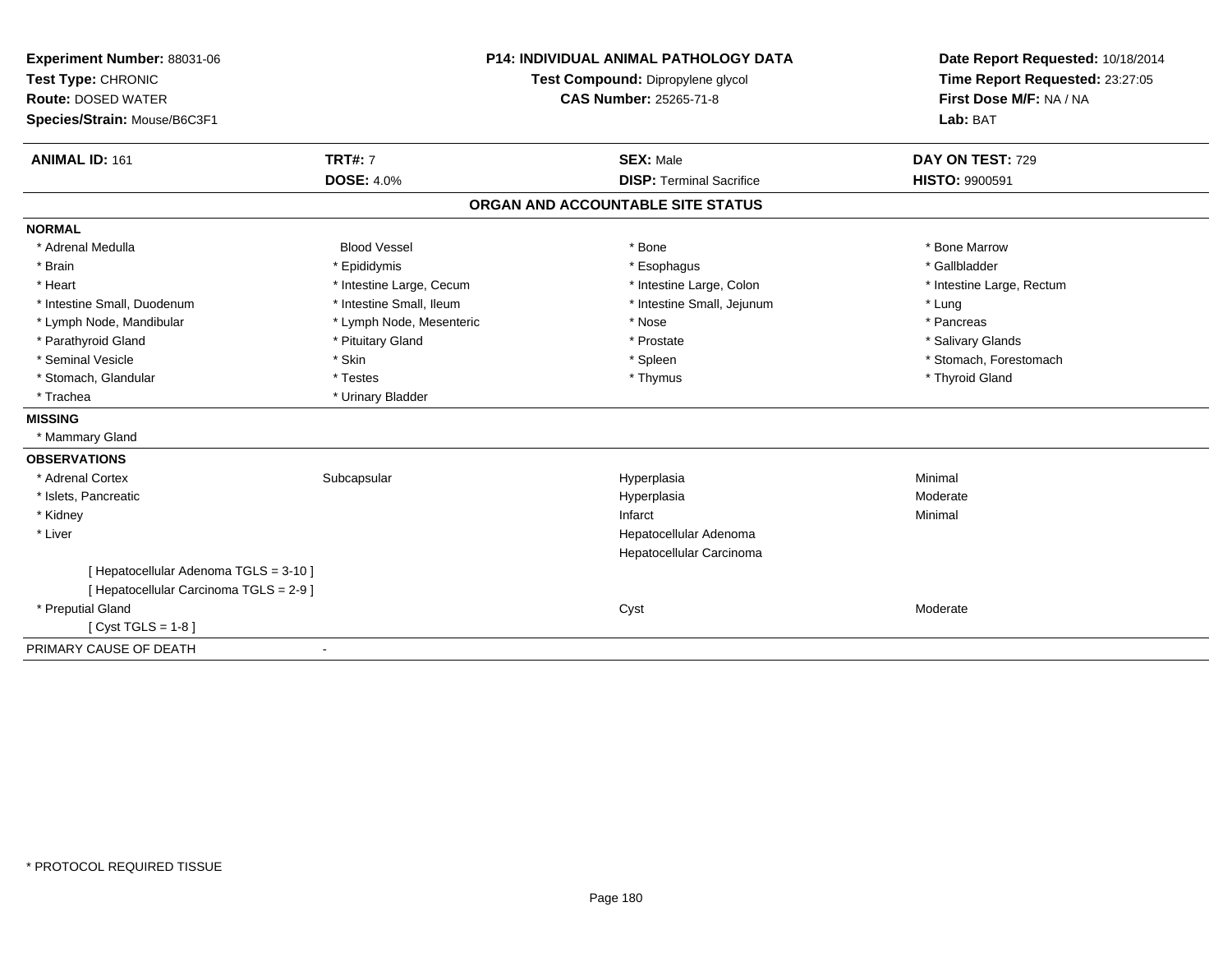**Experiment Number:** 88031-06
**Test Type:** CHRONIC
**Route:** DOSED WATER
**Species/Strain:** Mouse/B6C3F1

**P14: INDIVIDUAL ANIMAL PATHOLOGY DATA**
**Test Compound:** Dipropylene glycol
**CAS Number:** 25265-71-8

**Date Report Requested:** 10/18/2014
**Time Report Requested:** 23:27:05
**First Dose M/F:** NA / NA
**Lab:** BAT

| **ANIMAL ID:** 161 | **TRT#:** 7 | **SEX:** Male | **DAY ON TEST:** 729 |
|---|---|---|---|
| | **DOSE:** 4.0% | **DISP:** Terminal Sacrifice | **HISTO:** 9900591 |

## ORGAN AND ACCOUNTABLE SITE STATUS

**NORMAL**

| | | | |
|---|---|---|---|
| * Adrenal Medulla | Blood Vessel | * Bone | * Bone Marrow |
| * Brain | * Epididymis | * Esophagus | * Gallbladder |
| * Heart | * Intestine Large, Cecum | * Intestine Large, Colon | * Intestine Large, Rectum |
| * Intestine Small, Duodenum | * Intestine Small, Ileum | * Intestine Small, Jejunum | * Lung |
| * Lymph Node, Mandibular | * Lymph Node, Mesenteric | * Nose | * Pancreas |
| * Parathyroid Gland | * Pituitary Gland | * Prostate | * Salivary Glands |
| * Seminal Vesicle | * Skin | * Spleen | * Stomach, Forestomach |
| * Stomach, Glandular | * Testes | * Thymus | * Thyroid Gland |
| * Trachea | * Urinary Bladder | | |

**MISSING**

* Mammary Gland

**OBSERVATIONS**

| | | | |
|---|---|---|---|
| * Adrenal Cortex | Subcapsular | Hyperplasia | Minimal |
| * Islets, Pancreatic | | Hyperplasia | Moderate |
| * Kidney | | Infarct | Minimal |
| * Liver | | Hepatocellular Adenoma | |
| | | Hepatocellular Carcinoma | |
| [ Hepatocellular Adenoma TGLS = 3-10 ] | | | |
| [ Hepatocellular Carcinoma TGLS = 2-9 ] | | | |
| * Preputial Gland | | Cyst | Moderate |
| [ Cyst TGLS = 1-8 ] | | | |

PRIMARY CAUSE OF DEATH -

* PROTOCOL REQUIRED TISSUE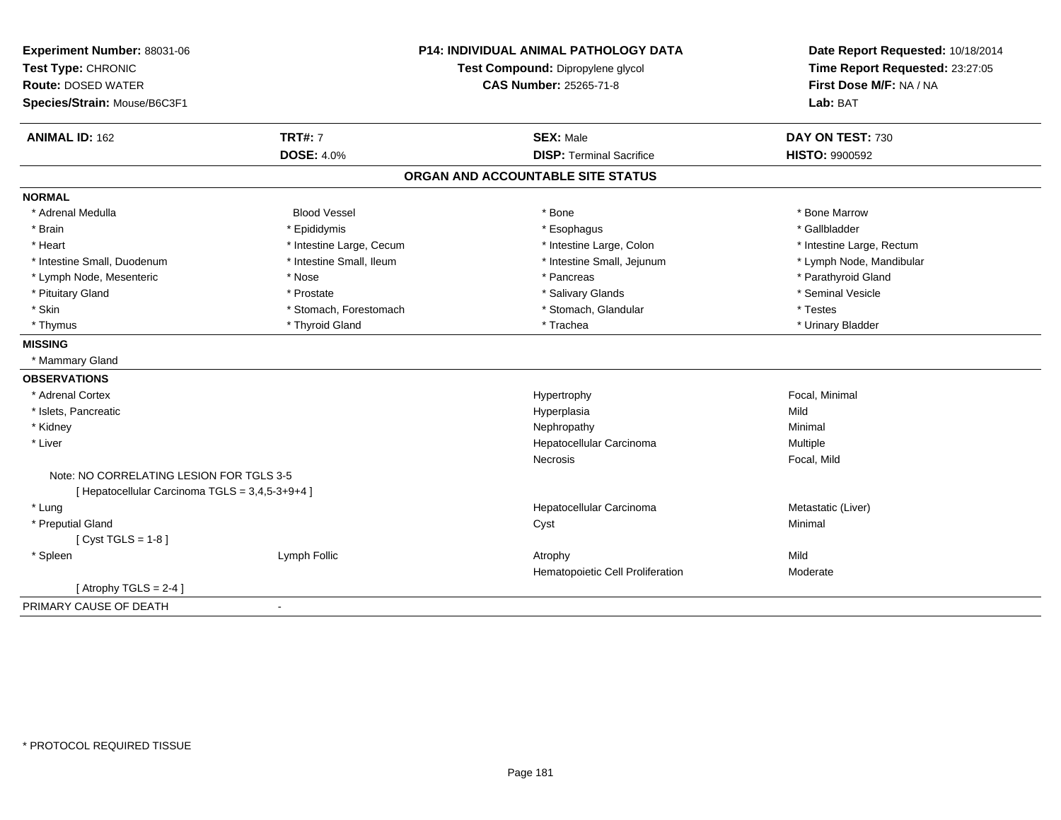**Experiment Number:** 88031-06
**Test Type:** CHRONIC
**Route:** DOSED WATER
**Species/Strain:** Mouse/B6C3F1

**P14: INDIVIDUAL ANIMAL PATHOLOGY DATA**
**Test Compound:** Dipropylene glycol
**CAS Number:** 25265-71-8

**Date Report Requested:** 10/18/2014
**Time Report Requested:** 23:27:05
**First Dose M/F:** NA / NA
**Lab:** BAT

| **ANIMAL ID:** 162 | **TRT#:** 7 | **SEX:** Male | **DAY ON TEST:** 730 |
|---|---|---|---|
| | **DOSE:** 4.0% | **DISP:** Terminal Sacrifice | **HISTO:** 9900592 |

## ORGAN AND ACCOUNTABLE SITE STATUS

**NORMAL**

| | | | |
|---|---|---|---|
| * Adrenal Medulla | Blood Vessel | * Bone | * Bone Marrow |
| * Brain | * Epididymis | * Esophagus | * Gallbladder |
| * Heart | * Intestine Large, Cecum | * Intestine Large, Colon | * Intestine Large, Rectum |
| * Intestine Small, Duodenum | * Intestine Small, Ileum | * Intestine Small, Jejunum | * Lymph Node, Mandibular |
| * Lymph Node, Mesenteric | * Nose | * Pancreas | * Parathyroid Gland |
| * Pituitary Gland | * Prostate | * Salivary Glands | * Seminal Vesicle |
| * Skin | * Stomach, Forestomach | * Stomach, Glandular | * Testes |
| * Thymus | * Thyroid Gland | * Trachea | * Urinary Bladder |

**MISSING**

* Mammary Gland

**OBSERVATIONS**

| | | | |
|---|---|---|---|
| * Adrenal Cortex | | Hypertrophy | Focal, Minimal |
| * Islets, Pancreatic | | Hyperplasia | Mild |
| * Kidney | | Nephropathy | Minimal |
| * Liver | | Hepatocellular Carcinoma | Multiple |
| | | Necrosis | Focal, Mild |
| Note: NO CORRELATING LESION FOR TGLS 3-5 | | | |
| [ Hepatocellular Carcinoma TGLS = 3,4,5-3+9+4 ] | | | |
| * Lung | | Hepatocellular Carcinoma | Metastatic (Liver) |
| * Preputial Gland | | Cyst | Minimal |
| [ Cyst TGLS = 1-8 ] | | | |
| * Spleen | Lymph Follic | Atrophy | Mild |
| | | Hematopoietic Cell Proliferation | Moderate |
| [ Atrophy TGLS = 2-4 ] | | | |

PRIMARY CAUSE OF DEATH -

\* PROTOCOL REQUIRED TISSUE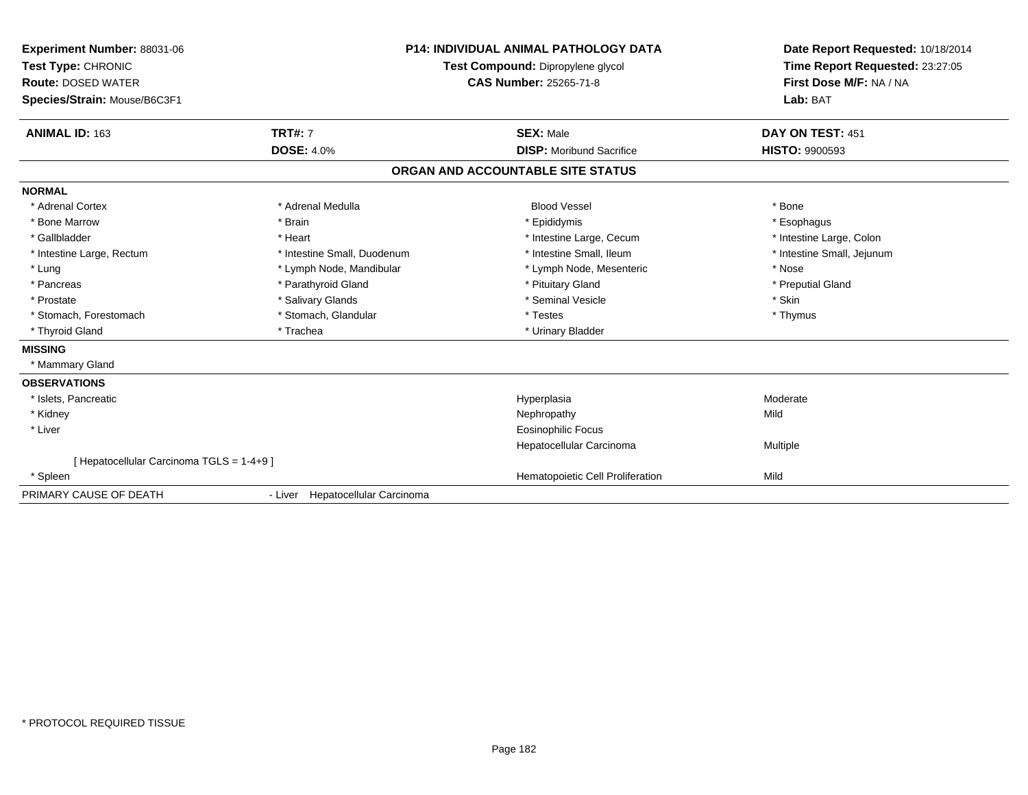**Experiment Number:** 88031-06
**Test Type:** CHRONIC
**Route:** DOSED WATER
**Species/Strain:** Mouse/B6C3F1

**P14: INDIVIDUAL ANIMAL PATHOLOGY DATA**
**Test Compound:** Dipropylene glycol
**CAS Number:** 25265-71-8

**Date Report Requested:** 10/18/2014
**Time Report Requested:** 23:27:05
**First Dose M/F:** NA / NA
**Lab:** BAT

| **ANIMAL ID:** 163 | **TRT#:** 7 | **SEX:** Male | **DAY ON TEST:** 451 |
|---|---|---|---|
| | **DOSE:** 4.0% | **DISP:** Moribund Sacrifice | **HISTO:** 9900593 |

## ORGAN AND ACCOUNTABLE SITE STATUS

**NORMAL**

| | | | |
|---|---|---|---|
| * Adrenal Cortex | * Adrenal Medulla | Blood Vessel | * Bone |
| * Bone Marrow | * Brain | * Epididymis | * Esophagus |
| * Gallbladder | * Heart | * Intestine Large, Cecum | * Intestine Large, Colon |
| * Intestine Large, Rectum | * Intestine Small, Duodenum | * Intestine Small, Ileum | * Intestine Small, Jejunum |
| * Lung | * Lymph Node, Mandibular | * Lymph Node, Mesenteric | * Nose |
| * Pancreas | * Parathyroid Gland | * Pituitary Gland | * Preputial Gland |
| * Prostate | * Salivary Glands | * Seminal Vesicle | * Skin |
| * Stomach, Forestomach | * Stomach, Glandular | * Testes | * Thymus |
| * Thyroid Gland | * Trachea | * Urinary Bladder | |

**MISSING**

* Mammary Gland

**OBSERVATIONS**

| | | |
|---|---|---|
| * Islets, Pancreatic | Hyperplasia | Moderate |
| * Kidney | Nephropathy | Mild |
| * Liver | Eosinophilic Focus | |
| | Hepatocellular Carcinoma | Multiple |
| [ Hepatocellular Carcinoma TGLS = 1-4+9 ] | | |
| * Spleen | Hematopoietic Cell Proliferation | Mild |

PRIMARY CAUSE OF DEATH - Liver Hepatocellular Carcinoma

* PROTOCOL REQUIRED TISSUE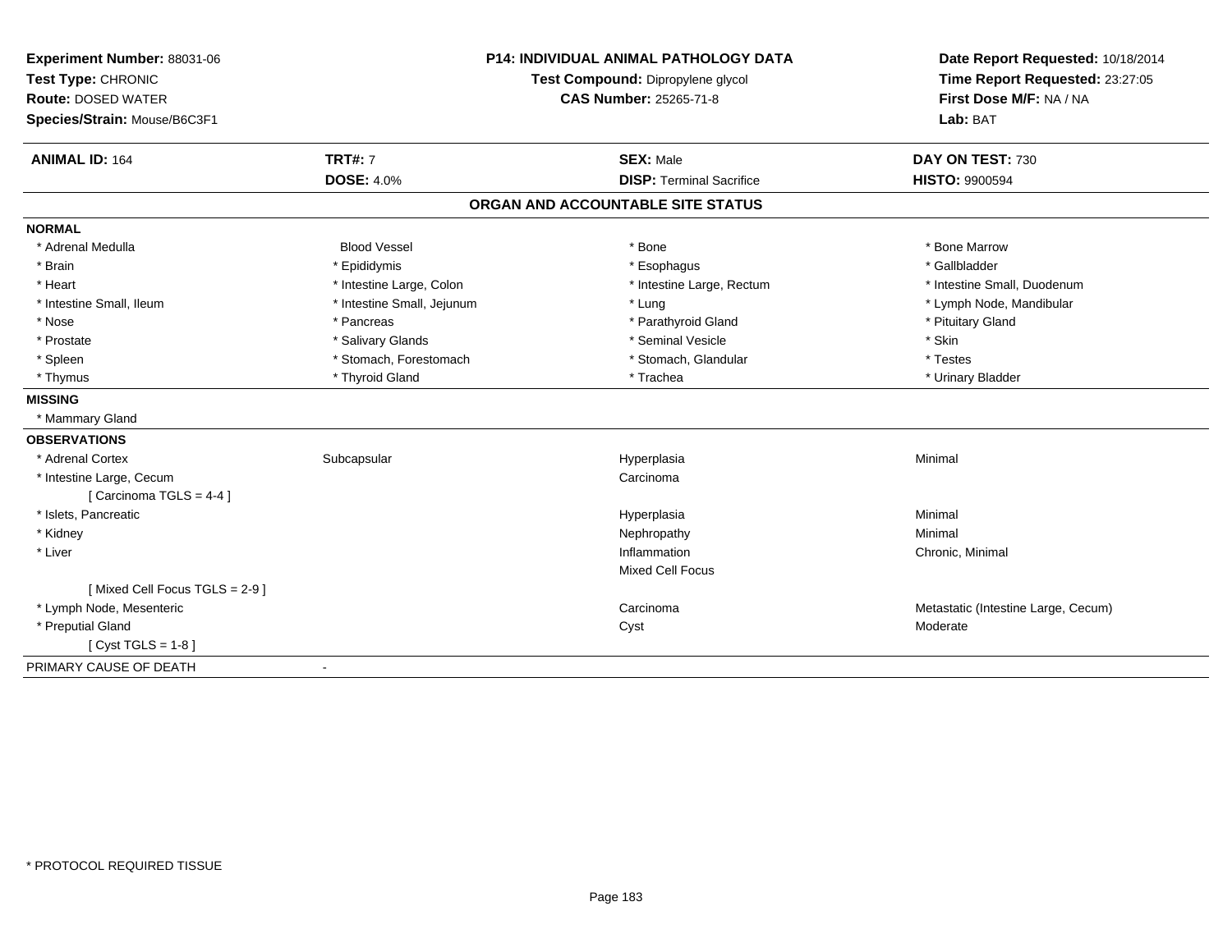**Experiment Number:** 88031-06
**Test Type:** CHRONIC
**Route:** DOSED WATER
**Species/Strain:** Mouse/B6C3F1

**P14: INDIVIDUAL ANIMAL PATHOLOGY DATA**
**Test Compound:** Dipropylene glycol
**CAS Number:** 25265-71-8

**Date Report Requested:** 10/18/2014
**Time Report Requested:** 23:27:05
**First Dose M/F:** NA / NA
**Lab:** BAT

| **ANIMAL ID:** 164 | **TRT#:** 7 | **SEX:** Male | **DAY ON TEST:** 730 |
|---|---|---|---|
| | **DOSE:** 4.0% | **DISP:** Terminal Sacrifice | **HISTO:** 9900594 |

## ORGAN AND ACCOUNTABLE SITE STATUS

| | | | |
|---|---|---|---|
| **NORMAL** | | | |
| * Adrenal Medulla | Blood Vessel | * Bone | * Bone Marrow |
| * Brain | * Epididymis | * Esophagus | * Gallbladder |
| * Heart | * Intestine Large, Colon | * Intestine Large, Rectum | * Intestine Small, Duodenum |
| * Intestine Small, Ileum | * Intestine Small, Jejunum | * Lung | * Lymph Node, Mandibular |
| * Nose | * Pancreas | * Parathyroid Gland | * Pituitary Gland |
| * Prostate | * Salivary Glands | * Seminal Vesicle | * Skin |
| * Spleen | * Stomach, Forestomach | * Stomach, Glandular | * Testes |
| * Thymus | * Thyroid Gland | * Trachea | * Urinary Bladder |
| **MISSING** | | | |
| * Mammary Gland | | | |
| **OBSERVATIONS** | | | |
| * Adrenal Cortex | Subcapsular | Hyperplasia | Minimal |
| * Intestine Large, Cecum | | Carcinoma | |
| [ Carcinoma TGLS = 4-4 ] | | | |
| * Islets, Pancreatic | | Hyperplasia | Minimal |
| * Kidney | | Nephropathy | Minimal |
| * Liver | | Inflammation | Chronic, Minimal |
| | | Mixed Cell Focus | |
| [ Mixed Cell Focus TGLS = 2-9 ] | | | |
| * Lymph Node, Mesenteric | | Carcinoma | Metastatic (Intestine Large, Cecum) |
| * Preputial Gland | | Cyst | Moderate |
| [ Cyst TGLS = 1-8 ] | | | |
| PRIMARY CAUSE OF DEATH | - | | |

* PROTOCOL REQUIRED TISSUE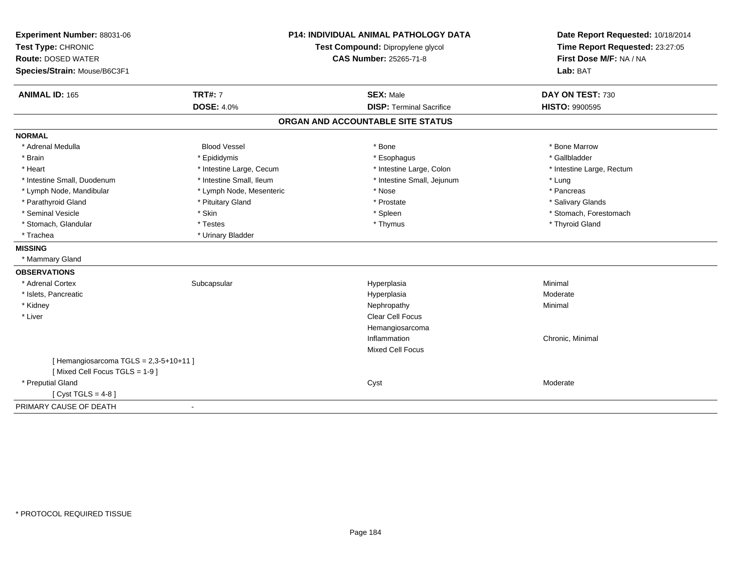**Experiment Number:** 88031-06
**Test Type:** CHRONIC
**Route:** DOSED WATER
**Species/Strain:** Mouse/B6C3F1

**P14: INDIVIDUAL ANIMAL PATHOLOGY DATA**
**Test Compound:** Dipropylene glycol
**CAS Number:** 25265-71-8

**Date Report Requested:** 10/18/2014
**Time Report Requested:** 23:27:05
**First Dose M/F:** NA / NA
**Lab:** BAT

| **ANIMAL ID:** 165 | **TRT#:** 7 | **SEX:** Male | **DAY ON TEST:** 730 |
|---|---|---|---|
| | **DOSE:** 4.0% | **DISP:** Terminal Sacrifice | **HISTO:** 9900595 |

## ORGAN AND ACCOUNTABLE SITE STATUS

**NORMAL**

| | | | |
|---|---|---|---|
| * Adrenal Medulla | Blood Vessel | * Bone | * Bone Marrow |
| * Brain | * Epididymis | * Esophagus | * Gallbladder |
| * Heart | * Intestine Large, Cecum | * Intestine Large, Colon | * Intestine Large, Rectum |
| * Intestine Small, Duodenum | * Intestine Small, Ileum | * Intestine Small, Jejunum | * Lung |
| * Lymph Node, Mandibular | * Lymph Node, Mesenteric | * Nose | * Pancreas |
| * Parathyroid Gland | * Pituitary Gland | * Prostate | * Salivary Glands |
| * Seminal Vesicle | * Skin | * Spleen | * Stomach, Forestomach |
| * Stomach, Glandular | * Testes | * Thymus | * Thyroid Gland |
| * Trachea | * Urinary Bladder | | |

**MISSING**

* Mammary Gland

**OBSERVATIONS**

| | | | |
|---|---|---|---|
| * Adrenal Cortex | Subcapsular | Hyperplasia | Minimal |
| * Islets, Pancreatic | | Hyperplasia | Moderate |
| * Kidney | | Nephropathy | Minimal |
| * Liver | | Clear Cell Focus | |
| | | Hemangiosarcoma | |
| | | Inflammation | Chronic, Minimal |
| | | Mixed Cell Focus | |
| [ Hemangiosarcoma TGLS = 2,3-5+10+11 ] | | | |
| [ Mixed Cell Focus TGLS = 1-9 ] | | | |
| * Preputial Gland | | Cyst | Moderate |
| [ Cyst TGLS = 4-8 ] | | | |

PRIMARY CAUSE OF DEATH -

* PROTOCOL REQUIRED TISSUE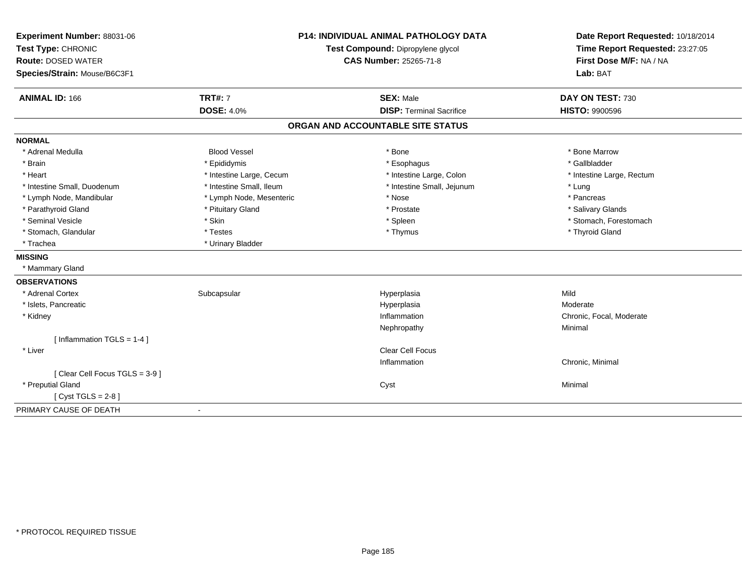**Experiment Number:** 88031-06
**Test Type:** CHRONIC
**Route:** DOSED WATER
**Species/Strain:** Mouse/B6C3F1

**P14: INDIVIDUAL ANIMAL PATHOLOGY DATA**
**Test Compound:** Dipropylene glycol
**CAS Number:** 25265-71-8

**Date Report Requested:** 10/18/2014
**Time Report Requested:** 23:27:05
**First Dose M/F:** NA / NA
**Lab:** BAT

| **ANIMAL ID:** 166 | **TRT#:** 7 | **SEX:** Male | **DAY ON TEST:** 730 |
|---|---|---|---|
| | **DOSE:** 4.0% | **DISP:** Terminal Sacrifice | **HISTO:** 9900596 |

## ORGAN AND ACCOUNTABLE SITE STATUS

**NORMAL**

| | | | |
|---|---|---|---|
| * Adrenal Medulla | Blood Vessel | * Bone | * Bone Marrow |
| * Brain | * Epididymis | * Esophagus | * Gallbladder |
| * Heart | * Intestine Large, Cecum | * Intestine Large, Colon | * Intestine Large, Rectum |
| * Intestine Small, Duodenum | * Intestine Small, Ileum | * Intestine Small, Jejunum | * Lung |
| * Lymph Node, Mandibular | * Lymph Node, Mesenteric | * Nose | * Pancreas |
| * Parathyroid Gland | * Pituitary Gland | * Prostate | * Salivary Glands |
| * Seminal Vesicle | * Skin | * Spleen | * Stomach, Forestomach |
| * Stomach, Glandular | * Testes | * Thymus | * Thyroid Gland |
| * Trachea | * Urinary Bladder | | |

**MISSING**

* Mammary Gland

**OBSERVATIONS**

| | | | |
|---|---|---|---|
| * Adrenal Cortex | Subcapsular | Hyperplasia | Mild |
| * Islets, Pancreatic | | Hyperplasia | Moderate |
| * Kidney | | Inflammation | Chronic, Focal, Moderate |
| | | Nephropathy | Minimal |
| [ Inflammation TGLS = 1-4 ] | | | |
| * Liver | | Clear Cell Focus | |
| | | Inflammation | Chronic, Minimal |
| [ Clear Cell Focus TGLS = 3-9 ] | | | |
| * Preputial Gland | | Cyst | Minimal |
| [ Cyst TGLS = 2-8 ] | | | |

PRIMARY CAUSE OF DEATH -

* PROTOCOL REQUIRED TISSUE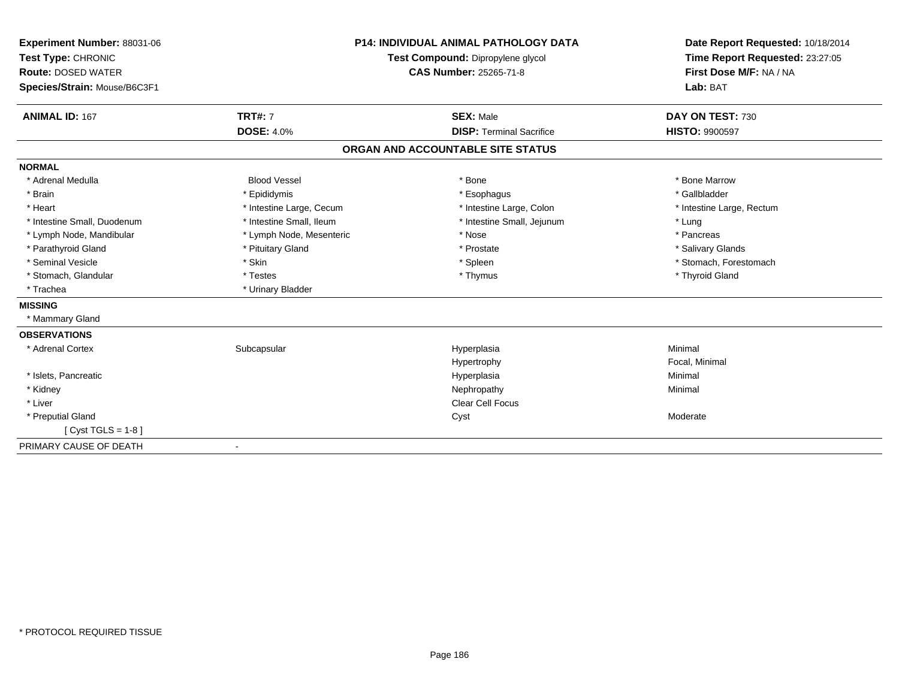**Experiment Number:** 88031-06
**Test Type:** CHRONIC
**Route:** DOSED WATER
**Species/Strain:** Mouse/B6C3F1

**P14: INDIVIDUAL ANIMAL PATHOLOGY DATA**
**Test Compound:** Dipropylene glycol
**CAS Number:** 25265-71-8

**Date Report Requested:** 10/18/2014
**Time Report Requested:** 23:27:05
**First Dose M/F:** NA / NA
**Lab:** BAT

| **ANIMAL ID:** 167 | **TRT#:** 7 | **SEX:** Male | **DAY ON TEST:** 730 |
|---|---|---|---|
| | **DOSE:** 4.0% | **DISP:** Terminal Sacrifice | **HISTO:** 9900597 |

**ORGAN AND ACCOUNTABLE SITE STATUS**

**NORMAL**

| | | | |
|---|---|---|---|
| * Adrenal Medulla | Blood Vessel | * Bone | * Bone Marrow |
| * Brain | * Epididymis | * Esophagus | * Gallbladder |
| * Heart | * Intestine Large, Cecum | * Intestine Large, Colon | * Intestine Large, Rectum |
| * Intestine Small, Duodenum | * Intestine Small, Ileum | * Intestine Small, Jejunum | * Lung |
| * Lymph Node, Mandibular | * Lymph Node, Mesenteric | * Nose | * Pancreas |
| * Parathyroid Gland | * Pituitary Gland | * Prostate | * Salivary Glands |
| * Seminal Vesicle | * Skin | * Spleen | * Stomach, Forestomach |
| * Stomach, Glandular | * Testes | * Thymus | * Thyroid Gland |
| * Trachea | * Urinary Bladder | | |

**MISSING**

* Mammary Gland

**OBSERVATIONS**

| | | | |
|---|---|---|---|
| * Adrenal Cortex | Subcapsular | Hyperplasia | Minimal |
| | | Hypertrophy | Focal, Minimal |
| * Islets, Pancreatic | | Hyperplasia | Minimal |
| * Kidney | | Nephropathy | Minimal |
| * Liver | | Clear Cell Focus | |
| * Preputial Gland | | Cyst | Moderate |
| [ Cyst TGLS = 1-8 ] | | | |

PRIMARY CAUSE OF DEATH -

* PROTOCOL REQUIRED TISSUE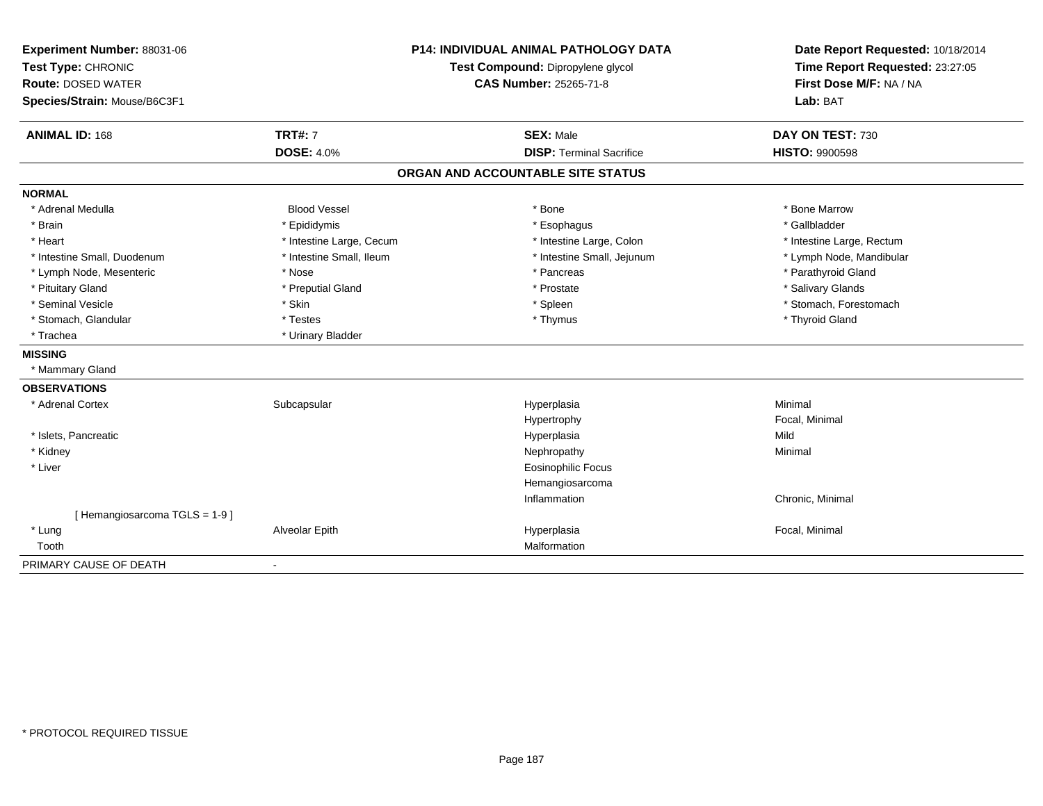**Experiment Number:** 88031-06
**Test Type:** CHRONIC
**Route:** DOSED WATER
**Species/Strain:** Mouse/B6C3F1

**P14: INDIVIDUAL ANIMAL PATHOLOGY DATA**
**Test Compound:** Dipropylene glycol
**CAS Number:** 25265-71-8

**Date Report Requested:** 10/18/2014
**Time Report Requested:** 23:27:05
**First Dose M/F:** NA / NA
**Lab:** BAT

| **ANIMAL ID:** 168 | **TRT#:** 7 | **SEX:** Male | **DAY ON TEST:** 730 |
|---|---|---|---|
| | **DOSE:** 4.0% | **DISP:** Terminal Sacrifice | **HISTO:** 9900598 |

## ORGAN AND ACCOUNTABLE SITE STATUS

**NORMAL**

| | | | |
|---|---|---|---|
| * Adrenal Medulla | Blood Vessel | * Bone | * Bone Marrow |
| * Brain | * Epididymis | * Esophagus | * Gallbladder |
| * Heart | * Intestine Large, Cecum | * Intestine Large, Colon | * Intestine Large, Rectum |
| * Intestine Small, Duodenum | * Intestine Small, Ileum | * Intestine Small, Jejunum | * Lymph Node, Mandibular |
| * Lymph Node, Mesenteric | * Nose | * Pancreas | * Parathyroid Gland |
| * Pituitary Gland | * Preputial Gland | * Prostate | * Salivary Glands |
| * Seminal Vesicle | * Skin | * Spleen | * Stomach, Forestomach |
| * Stomach, Glandular | * Testes | * Thymus | * Thyroid Gland |
| * Trachea | * Urinary Bladder | | |

**MISSING**

* Mammary Gland

**OBSERVATIONS**

| | | | |
|---|---|---|---|
| * Adrenal Cortex | Subcapsular | Hyperplasia | Minimal |
| | | Hypertrophy | Focal, Minimal |
| * Islets, Pancreatic | | Hyperplasia | Mild |
| * Kidney | | Nephropathy | Minimal |
| * Liver | | Eosinophilic Focus | |
| | | Hemangiosarcoma | |
| | | Inflammation | Chronic, Minimal |
| [ Hemangiosarcoma TGLS = 1-9 ] | | | |
| * Lung | Alveolar Epith | Hyperplasia | Focal, Minimal |
| Tooth | | Malformation | |

PRIMARY CAUSE OF DEATH -

\* PROTOCOL REQUIRED TISSUE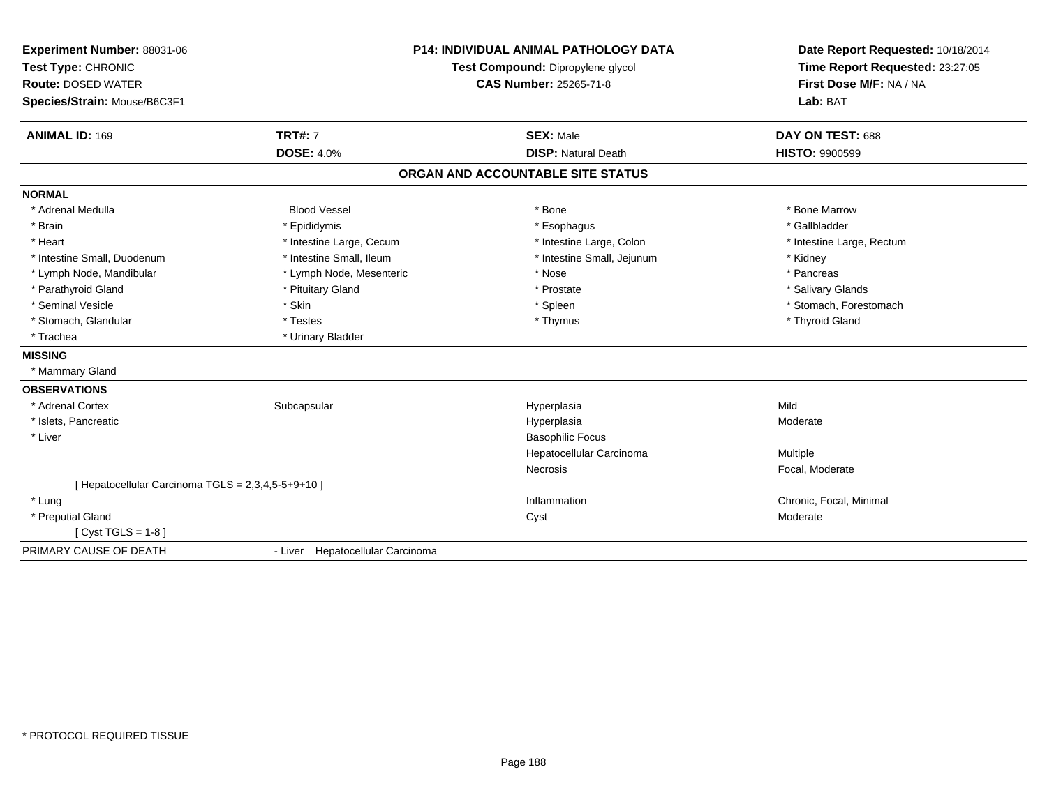**Experiment Number:** 88031-06
**Test Type:** CHRONIC
**Route:** DOSED WATER
**Species/Strain:** Mouse/B6C3F1

**P14: INDIVIDUAL ANIMAL PATHOLOGY DATA**
**Test Compound:** Dipropylene glycol
**CAS Number:** 25265-71-8

**Date Report Requested:** 10/18/2014
**Time Report Requested:** 23:27:05
**First Dose M/F:** NA / NA
**Lab:** BAT

| **ANIMAL ID:** 169 | **TRT#:** 7 | **SEX:** Male | **DAY ON TEST:** 688 |
|---|---|---|---|
| | **DOSE:** 4.0% | **DISP:** Natural Death | **HISTO:** 9900599 |

## ORGAN AND ACCOUNTABLE SITE STATUS

**NORMAL**

| | | | |
|---|---|---|---|
| * Adrenal Medulla | Blood Vessel | * Bone | * Bone Marrow |
| * Brain | * Epididymis | * Esophagus | * Gallbladder |
| * Heart | * Intestine Large, Cecum | * Intestine Large, Colon | * Intestine Large, Rectum |
| * Intestine Small, Duodenum | * Intestine Small, Ileum | * Intestine Small, Jejunum | * Kidney |
| * Lymph Node, Mandibular | * Lymph Node, Mesenteric | * Nose | * Pancreas |
| * Parathyroid Gland | * Pituitary Gland | * Prostate | * Salivary Glands |
| * Seminal Vesicle | * Skin | * Spleen | * Stomach, Forestomach |
| * Stomach, Glandular | * Testes | * Thymus | * Thyroid Gland |
| * Trachea | * Urinary Bladder | | |

**MISSING**

* Mammary Gland

**OBSERVATIONS**

| | | | |
|---|---|---|---|
| * Adrenal Cortex | Subcapsular | Hyperplasia | Mild |
| * Islets, Pancreatic | | Hyperplasia | Moderate |
| * Liver | | Basophilic Focus | |
| | | Hepatocellular Carcinoma | Multiple |
| | | Necrosis | Focal, Moderate |
| [ Hepatocellular Carcinoma TGLS = 2,3,4,5-5+9+10 ] | | | |
| * Lung | | Inflammation | Chronic, Focal, Minimal |
| * Preputial Gland | | Cyst | Moderate |
| [ Cyst TGLS = 1-8 ] | | | |

PRIMARY CAUSE OF DEATH - Liver Hepatocellular Carcinoma

\* PROTOCOL REQUIRED TISSUE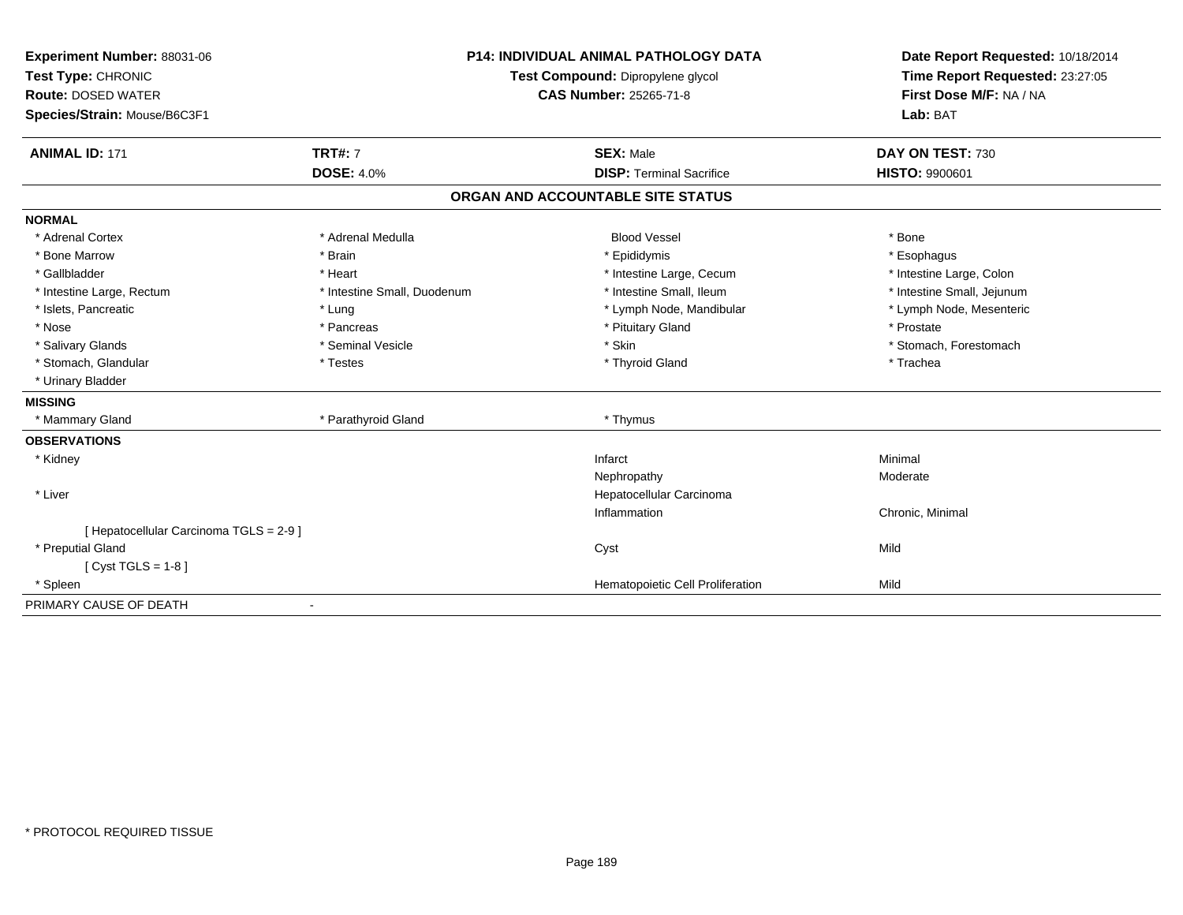**Experiment Number:** 88031-06
**Test Type:** CHRONIC
**Route:** DOSED WATER
**Species/Strain:** Mouse/B6C3F1

**P14: INDIVIDUAL ANIMAL PATHOLOGY DATA**
**Test Compound:** Dipropylene glycol
**CAS Number:** 25265-71-8

**Date Report Requested:** 10/18/2014
**Time Report Requested:** 23:27:05
**First Dose M/F:** NA / NA
**Lab:** BAT

| **ANIMAL ID:** 171 | **TRT#:** 7 | **SEX:** Male | **DAY ON TEST:** 730 |
|---|---|---|---|
| | **DOSE:** 4.0% | **DISP:** Terminal Sacrifice | **HISTO:** 9900601 |

## ORGAN AND ACCOUNTABLE SITE STATUS

**NORMAL**

| | | | |
|---|---|---|---|
| * Adrenal Cortex | * Adrenal Medulla | Blood Vessel | * Bone |
| * Bone Marrow | * Brain | * Epididymis | * Esophagus |
| * Gallbladder | * Heart | * Intestine Large, Cecum | * Intestine Large, Colon |
| * Intestine Large, Rectum | * Intestine Small, Duodenum | * Intestine Small, Ileum | * Intestine Small, Jejunum |
| * Islets, Pancreatic | * Lung | * Lymph Node, Mandibular | * Lymph Node, Mesenteric |
| * Nose | * Pancreas | * Pituitary Gland | * Prostate |
| * Salivary Glands | * Seminal Vesicle | * Skin | * Stomach, Forestomach |
| * Stomach, Glandular | * Testes | * Thyroid Gland | * Trachea |
| * Urinary Bladder | | | |

**MISSING**

| | | |
|---|---|---|
| * Mammary Gland | * Parathyroid Gland | * Thymus |

**OBSERVATIONS**

| Organ | Observation | Severity |
|---|---|---|
| * Kidney | Infarct | Minimal |
| | Nephropathy | Moderate |
| * Liver | Hepatocellular Carcinoma | |
| | Inflammation | Chronic, Minimal |
| [ Hepatocellular Carcinoma TGLS = 2-9 ] | | |
| * Preputial Gland | Cyst | Mild |
| [ Cyst TGLS = 1-8 ] | | |
| * Spleen | Hematopoietic Cell Proliferation | Mild |

PRIMARY CAUSE OF DEATH -

* PROTOCOL REQUIRED TISSUE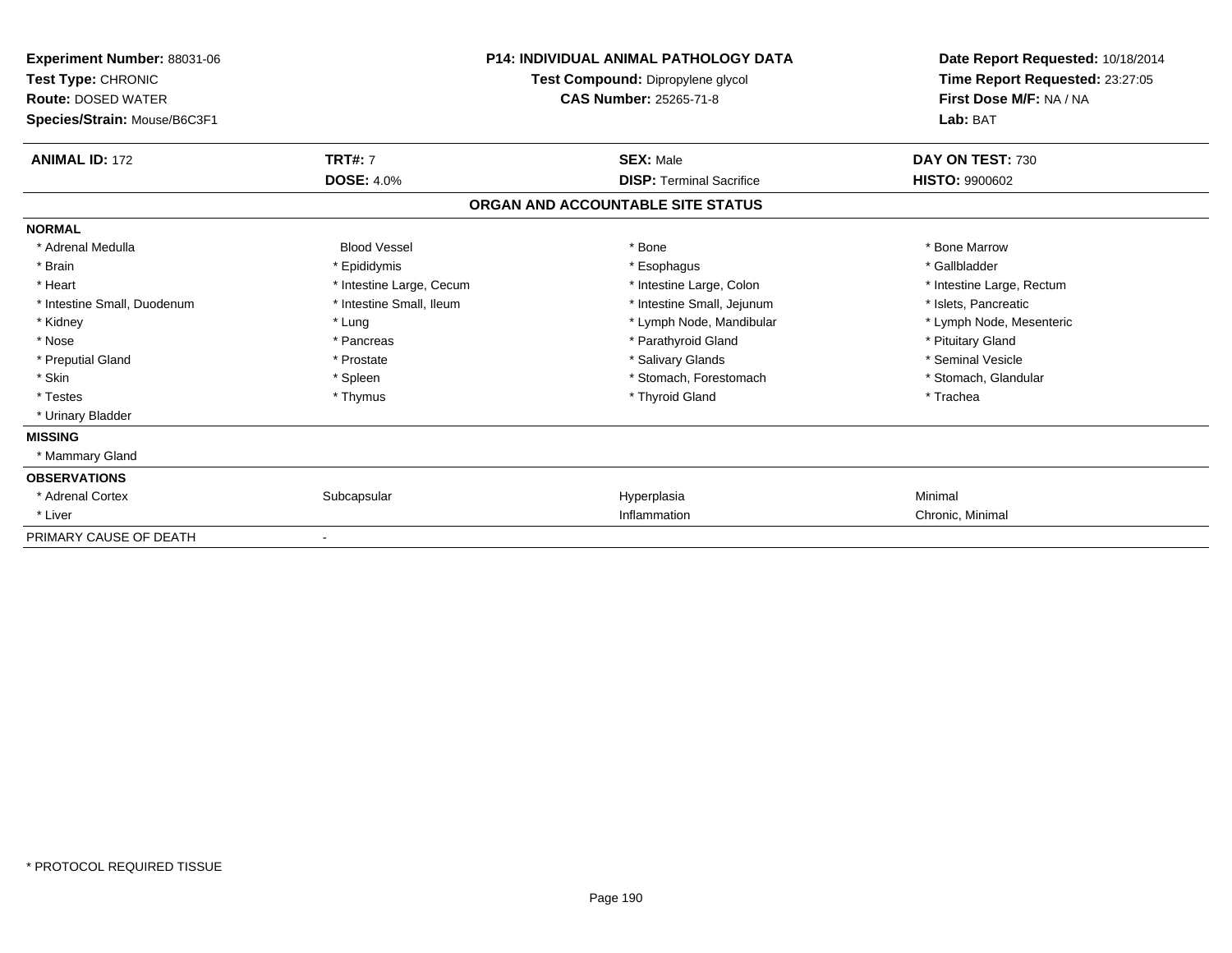**Experiment Number:** 88031-06
**Test Type:** CHRONIC
**Route:** DOSED WATER
**Species/Strain:** Mouse/B6C3F1

**P14: INDIVIDUAL ANIMAL PATHOLOGY DATA**
**Test Compound:** Dipropylene glycol
**CAS Number:** 25265-71-8

**Date Report Requested:** 10/18/2014
**Time Report Requested:** 23:27:05
**First Dose M/F:** NA / NA
**Lab:** BAT

| **ANIMAL ID:** 172 | **TRT#:** 7 | **SEX:** Male | **DAY ON TEST:** 730 |
|---|---|---|---|
| | **DOSE:** 4.0% | **DISP:** Terminal Sacrifice | **HISTO:** 9900602 |

## ORGAN AND ACCOUNTABLE SITE STATUS

| | | | |
|---|---|---|---|
| **NORMAL** | | | |
| * Adrenal Medulla | Blood Vessel | * Bone | * Bone Marrow |
| * Brain | * Epididymis | * Esophagus | * Gallbladder |
| * Heart | * Intestine Large, Cecum | * Intestine Large, Colon | * Intestine Large, Rectum |
| * Intestine Small, Duodenum | * Intestine Small, Ileum | * Intestine Small, Jejunum | * Islets, Pancreatic |
| * Kidney | * Lung | * Lymph Node, Mandibular | * Lymph Node, Mesenteric |
| * Nose | * Pancreas | * Parathyroid Gland | * Pituitary Gland |
| * Preputial Gland | * Prostate | * Salivary Glands | * Seminal Vesicle |
| * Skin | * Spleen | * Stomach, Forestomach | * Stomach, Glandular |
| * Testes | * Thymus | * Thyroid Gland | * Trachea |
| * Urinary Bladder | | | |
| **MISSING** | | | |
| * Mammary Gland | | | |
| **OBSERVATIONS** | | | |
| * Adrenal Cortex | Subcapsular | Hyperplasia | Minimal |
| * Liver | | Inflammation | Chronic, Minimal |
| PRIMARY CAUSE OF DEATH | - | | |

* PROTOCOL REQUIRED TISSUE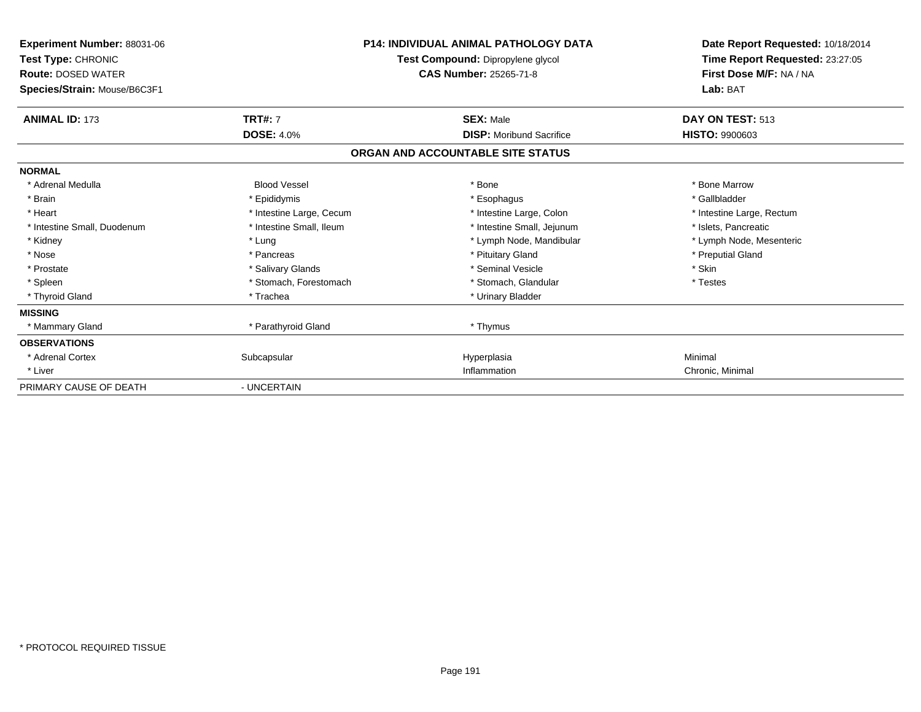**Experiment Number:** 88031-06
**Test Type:** CHRONIC
**Route:** DOSED WATER
**Species/Strain:** Mouse/B6C3F1

**P14: INDIVIDUAL ANIMAL PATHOLOGY DATA**
**Test Compound:** Dipropylene glycol
**CAS Number:** 25265-71-8

**Date Report Requested:** 10/18/2014
**Time Report Requested:** 23:27:05
**First Dose M/F:** NA / NA
**Lab:** BAT

| **ANIMAL ID:** 173 | **TRT#:** 7 | **SEX:** Male | **DAY ON TEST:** 513 |
|---|---|---|---|
| | **DOSE:** 4.0% | **DISP:** Moribund Sacrifice | **HISTO:** 9900603 |

## ORGAN AND ACCOUNTABLE SITE STATUS

| | | | |
|---|---|---|---|
| **NORMAL** | | | |
| * Adrenal Medulla | Blood Vessel | * Bone | * Bone Marrow |
| * Brain | * Epididymis | * Esophagus | * Gallbladder |
| * Heart | * Intestine Large, Cecum | * Intestine Large, Colon | * Intestine Large, Rectum |
| * Intestine Small, Duodenum | * Intestine Small, Ileum | * Intestine Small, Jejunum | * Islets, Pancreatic |
| * Kidney | * Lung | * Lymph Node, Mandibular | * Lymph Node, Mesenteric |
| * Nose | * Pancreas | * Pituitary Gland | * Preputial Gland |
| * Prostate | * Salivary Glands | * Seminal Vesicle | * Skin |
| * Spleen | * Stomach, Forestomach | * Stomach, Glandular | * Testes |
| * Thyroid Gland | * Trachea | * Urinary Bladder | |
| **MISSING** | | | |
| * Mammary Gland | * Parathyroid Gland | * Thymus | |
| **OBSERVATIONS** | | | |
| * Adrenal Cortex | Subcapsular | Hyperplasia | Minimal |
| * Liver | | Inflammation | Chronic, Minimal |
| PRIMARY CAUSE OF DEATH | - UNCERTAIN | | |

* PROTOCOL REQUIRED TISSUE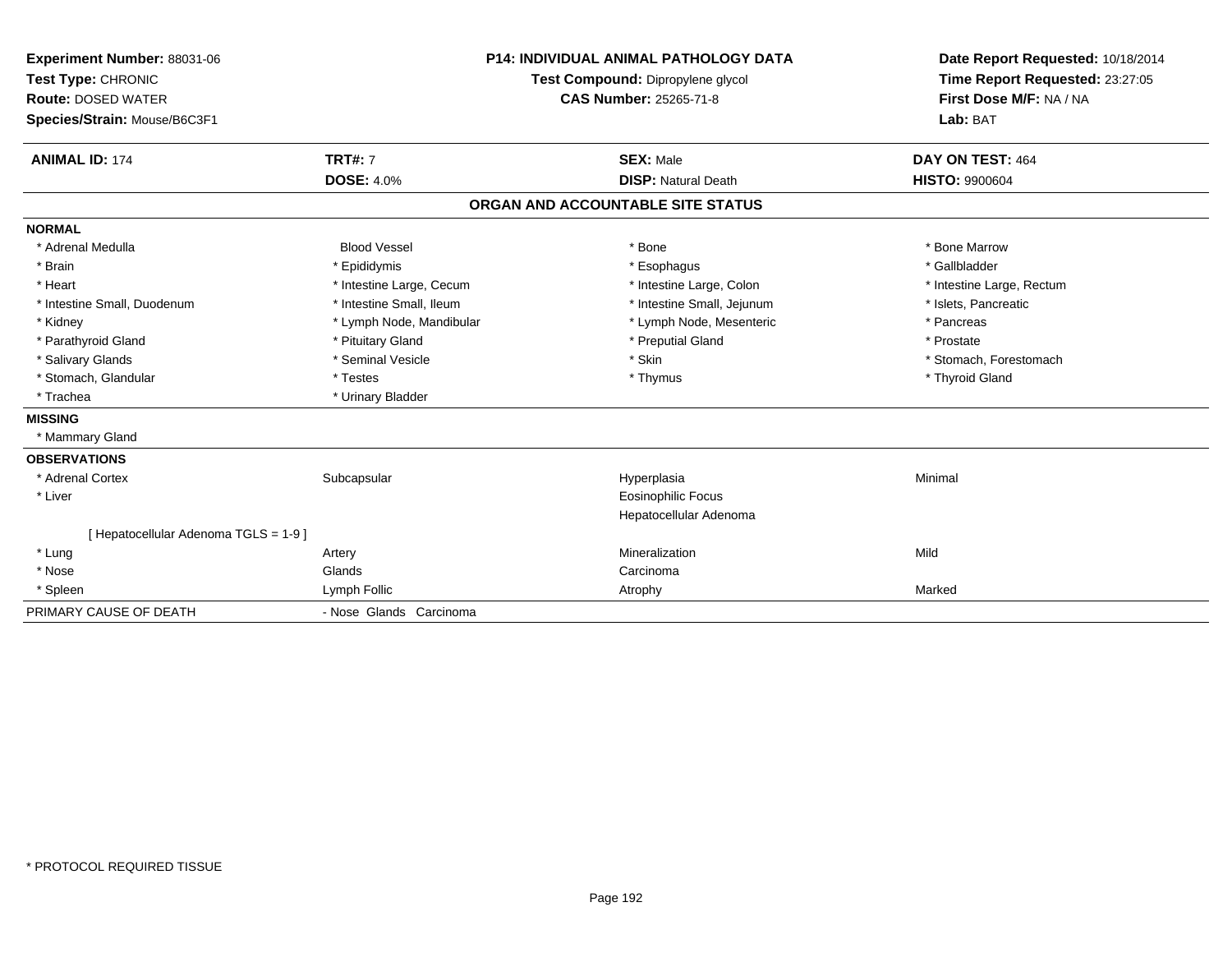**Experiment Number:** 88031-06
**Test Type:** CHRONIC
**Route:** DOSED WATER
**Species/Strain:** Mouse/B6C3F1

**P14: INDIVIDUAL ANIMAL PATHOLOGY DATA**
**Test Compound:** Dipropylene glycol
**CAS Number:** 25265-71-8

**Date Report Requested:** 10/18/2014
**Time Report Requested:** 23:27:05
**First Dose M/F:** NA / NA
**Lab:** BAT

| **ANIMAL ID:** 174 | **TRT#:** 7 | **SEX:** Male | **DAY ON TEST:** 464 |
|---|---|---|---|
| | **DOSE:** 4.0% | **DISP:** Natural Death | **HISTO:** 9900604 |

## ORGAN AND ACCOUNTABLE SITE STATUS

| | | | |
|---|---|---|---|
| **NORMAL** | | | |
| * Adrenal Medulla | Blood Vessel | * Bone | * Bone Marrow |
| * Brain | * Epididymis | * Esophagus | * Gallbladder |
| * Heart | * Intestine Large, Cecum | * Intestine Large, Colon | * Intestine Large, Rectum |
| * Intestine Small, Duodenum | * Intestine Small, Ileum | * Intestine Small, Jejunum | * Islets, Pancreatic |
| * Kidney | * Lymph Node, Mandibular | * Lymph Node, Mesenteric | * Pancreas |
| * Parathyroid Gland | * Pituitary Gland | * Preputial Gland | * Prostate |
| * Salivary Glands | * Seminal Vesicle | * Skin | * Stomach, Forestomach |
| * Stomach, Glandular | * Testes | * Thymus | * Thyroid Gland |
| * Trachea | * Urinary Bladder | | |
| **MISSING** | | | |
| * Mammary Gland | | | |
| **OBSERVATIONS** | | | |
| * Adrenal Cortex | Subcapsular | Hyperplasia | Minimal |
| * Liver | | Eosinophilic Focus | |
| | | Hepatocellular Adenoma | |
| [ Hepatocellular Adenoma TGLS = 1-9 ] | | | |
| * Lung | Artery | Mineralization | Mild |
| * Nose | Glands | Carcinoma | |
| * Spleen | Lymph Follic | Atrophy | Marked |
| PRIMARY CAUSE OF DEATH | - Nose Glands Carcinoma | | |

* PROTOCOL REQUIRED TISSUE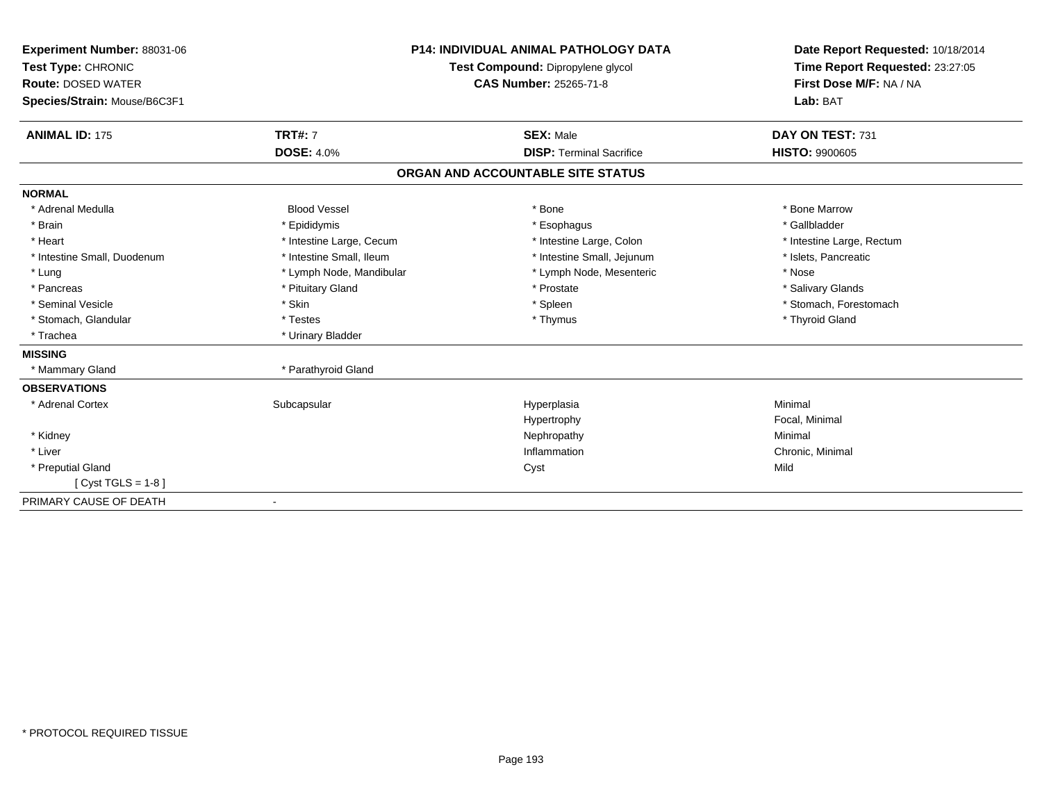**Experiment Number:** 88031-06
**Test Type:** CHRONIC
**Route:** DOSED WATER
**Species/Strain:** Mouse/B6C3F1

**P14: INDIVIDUAL ANIMAL PATHOLOGY DATA**
**Test Compound:** Dipropylene glycol
**CAS Number:** 25265-71-8

**Date Report Requested:** 10/18/2014
**Time Report Requested:** 23:27:05
**First Dose M/F:** NA / NA
**Lab:** BAT

| **ANIMAL ID:** 175 | **TRT#:** 7 | **SEX:** Male | **DAY ON TEST:** 731 |
|---|---|---|---|
| | **DOSE:** 4.0% | **DISP:** Terminal Sacrifice | **HISTO:** 9900605 |

## ORGAN AND ACCOUNTABLE SITE STATUS

| | | | |
|---|---|---|---|
| **NORMAL** | | | |
| * Adrenal Medulla | Blood Vessel | * Bone | * Bone Marrow |
| * Brain | * Epididymis | * Esophagus | * Gallbladder |
| * Heart | * Intestine Large, Cecum | * Intestine Large, Colon | * Intestine Large, Rectum |
| * Intestine Small, Duodenum | * Intestine Small, Ileum | * Intestine Small, Jejunum | * Islets, Pancreatic |
| * Lung | * Lymph Node, Mandibular | * Lymph Node, Mesenteric | * Nose |
| * Pancreas | * Pituitary Gland | * Prostate | * Salivary Glands |
| * Seminal Vesicle | * Skin | * Spleen | * Stomach, Forestomach |
| * Stomach, Glandular | * Testes | * Thymus | * Thyroid Gland |
| * Trachea | * Urinary Bladder | | |
| **MISSING** | | | |
| * Mammary Gland | * Parathyroid Gland | | |
| **OBSERVATIONS** | | | |
| * Adrenal Cortex | Subcapsular | Hyperplasia | Minimal |
| | | Hypertrophy | Focal, Minimal |
| * Kidney | | Nephropathy | Minimal |
| * Liver | | Inflammation | Chronic, Minimal |
| * Preputial Gland | | Cyst | Mild |
| [ Cyst TGLS = 1-8 ] | | | |
| PRIMARY CAUSE OF DEATH | - | | |

* PROTOCOL REQUIRED TISSUE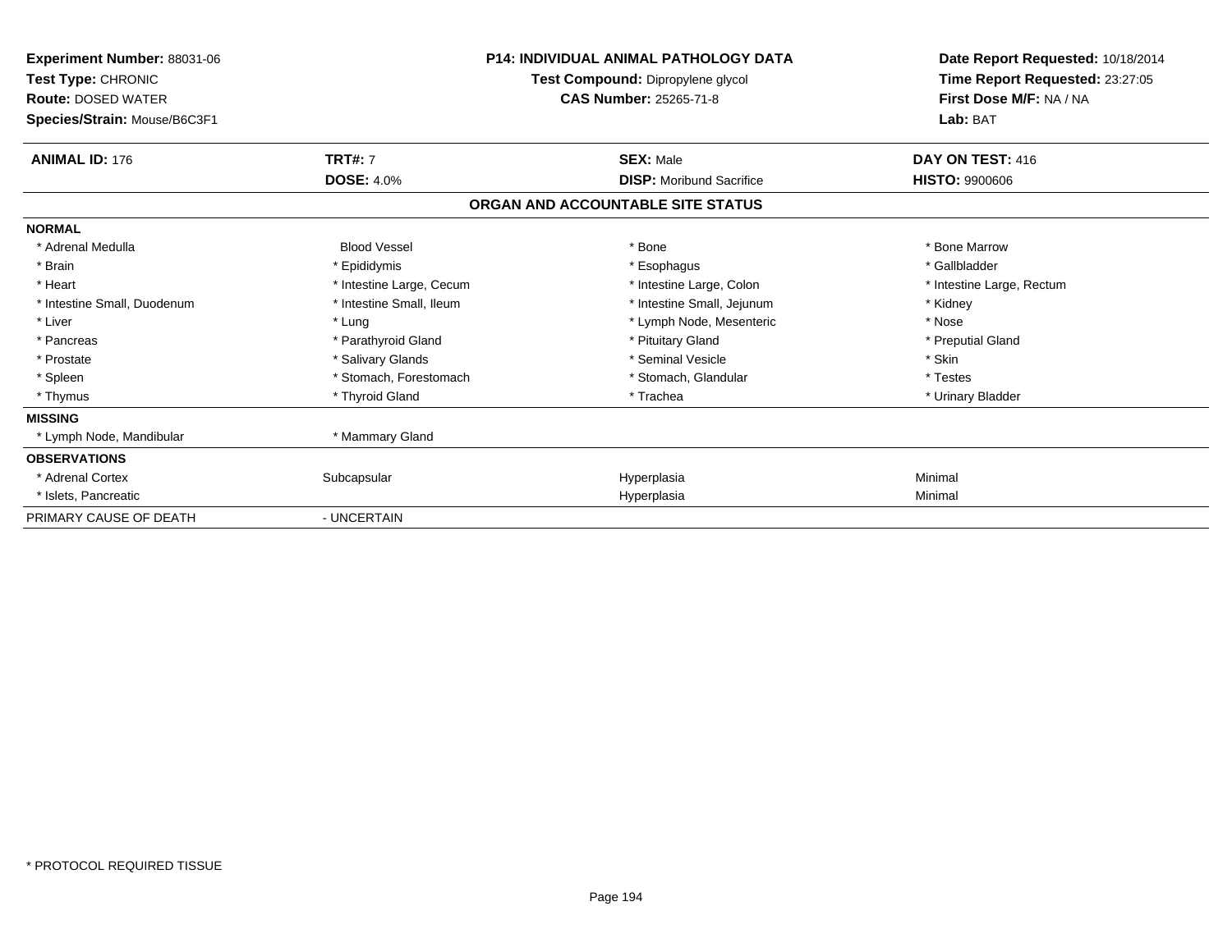**Experiment Number:** 88031-06
**Test Type:** CHRONIC
**Route:** DOSED WATER
**Species/Strain:** Mouse/B6C3F1

**P14: INDIVIDUAL ANIMAL PATHOLOGY DATA**
**Test Compound:** Dipropylene glycol
**CAS Number:** 25265-71-8

**Date Report Requested:** 10/18/2014
**Time Report Requested:** 23:27:05
**First Dose M/F:** NA / NA
**Lab:** BAT

| **ANIMAL ID:** 176 | **TRT#:** 7 | **SEX:** Male | **DAY ON TEST:** 416 |
|---|---|---|---|
| | **DOSE:** 4.0% | **DISP:** Moribund Sacrifice | **HISTO:** 9900606 |

## ORGAN AND ACCOUNTABLE SITE STATUS

| | | | |
|---|---|---|---|
| **NORMAL** | | | |
| * Adrenal Medulla | Blood Vessel | * Bone | * Bone Marrow |
| * Brain | * Epididymis | * Esophagus | * Gallbladder |
| * Heart | * Intestine Large, Cecum | * Intestine Large, Colon | * Intestine Large, Rectum |
| * Intestine Small, Duodenum | * Intestine Small, Ileum | * Intestine Small, Jejunum | * Kidney |
| * Liver | * Lung | * Lymph Node, Mesenteric | * Nose |
| * Pancreas | * Parathyroid Gland | * Pituitary Gland | * Preputial Gland |
| * Prostate | * Salivary Glands | * Seminal Vesicle | * Skin |
| * Spleen | * Stomach, Forestomach | * Stomach, Glandular | * Testes |
| * Thymus | * Thyroid Gland | * Trachea | * Urinary Bladder |
| **MISSING** | | | |
| * Lymph Node, Mandibular | * Mammary Gland | | |
| **OBSERVATIONS** | | | |
| * Adrenal Cortex | Subcapsular | Hyperplasia | Minimal |
| * Islets, Pancreatic | | Hyperplasia | Minimal |
| PRIMARY CAUSE OF DEATH | - UNCERTAIN | | |

* PROTOCOL REQUIRED TISSUE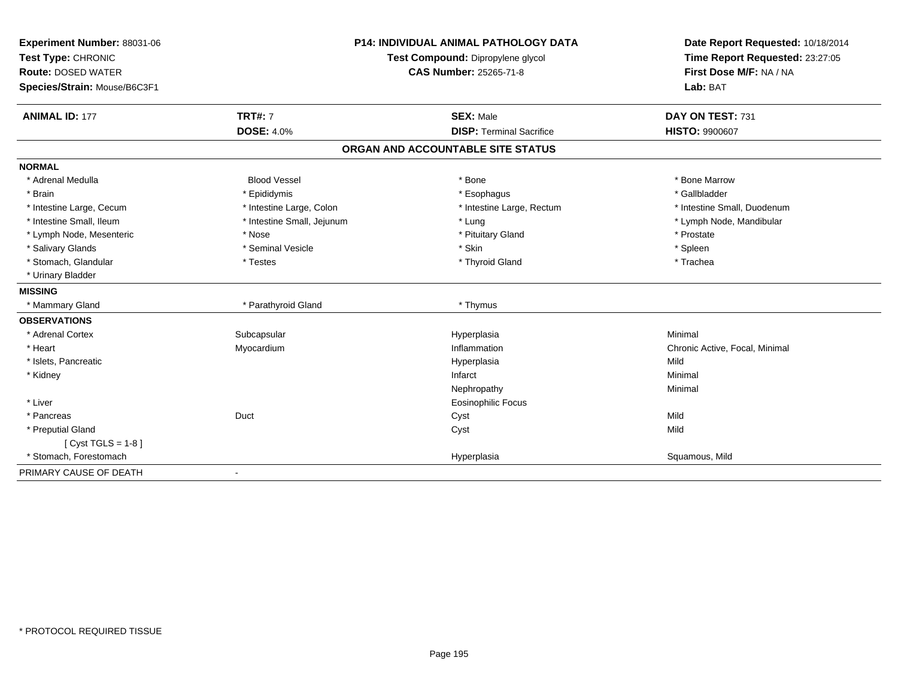**Experiment Number:** 88031-06
**Test Type:** CHRONIC
**Route:** DOSED WATER
**Species/Strain:** Mouse/B6C3F1

**P14: INDIVIDUAL ANIMAL PATHOLOGY DATA**
**Test Compound:** Dipropylene glycol
**CAS Number:** 25265-71-8

**Date Report Requested:** 10/18/2014
**Time Report Requested:** 23:27:05
**First Dose M/F:** NA / NA
**Lab:** BAT

| **ANIMAL ID:** 177 | **TRT#:** 7 | **SEX:** Male | **DAY ON TEST:** 731 |
|---|---|---|---|
| | **DOSE:** 4.0% | **DISP:** Terminal Sacrifice | **HISTO:** 9900607 |

## ORGAN AND ACCOUNTABLE SITE STATUS

| | | | |
|---|---|---|---|
| **NORMAL** | | | |
| * Adrenal Medulla | Blood Vessel | * Bone | * Bone Marrow |
| * Brain | * Epididymis | * Esophagus | * Gallbladder |
| * Intestine Large, Cecum | * Intestine Large, Colon | * Intestine Large, Rectum | * Intestine Small, Duodenum |
| * Intestine Small, Ileum | * Intestine Small, Jejunum | * Lung | * Lymph Node, Mandibular |
| * Lymph Node, Mesenteric | * Nose | * Pituitary Gland | * Prostate |
| * Salivary Glands | * Seminal Vesicle | * Skin | * Spleen |
| * Stomach, Glandular | * Testes | * Thyroid Gland | * Trachea |
| * Urinary Bladder | | | |
| **MISSING** | | | |
| * Mammary Gland | * Parathyroid Gland | * Thymus | |
| **OBSERVATIONS** | | | |
| * Adrenal Cortex | Subcapsular | Hyperplasia | Minimal |
| * Heart | Myocardium | Inflammation | Chronic Active, Focal, Minimal |
| * Islets, Pancreatic | | Hyperplasia | Mild |
| * Kidney | | Infarct | Minimal |
| | | Nephropathy | Minimal |
| * Liver | | Eosinophilic Focus | |
| * Pancreas | Duct | Cyst | Mild |
| * Preputial Gland | | Cyst | Mild |
| [ Cyst TGLS = 1-8 ] | | | |
| * Stomach, Forestomach | | Hyperplasia | Squamous, Mild |
| PRIMARY CAUSE OF DEATH | - | | |

* PROTOCOL REQUIRED TISSUE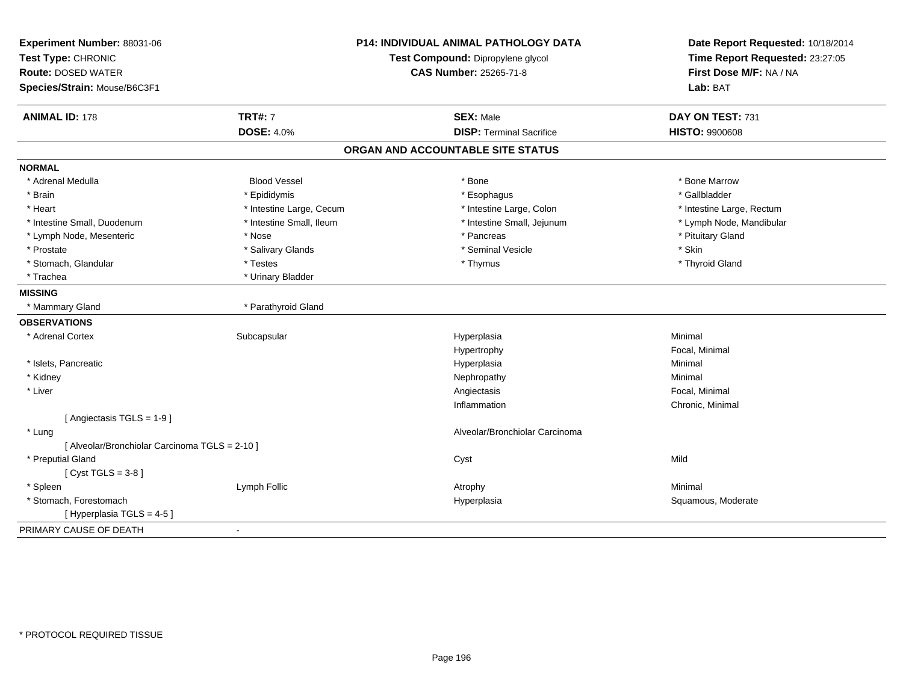**Experiment Number:** 88031-06
**Test Type:** CHRONIC
**Route:** DOSED WATER
**Species/Strain:** Mouse/B6C3F1

**P14: INDIVIDUAL ANIMAL PATHOLOGY DATA**
**Test Compound:** Dipropylene glycol
**CAS Number:** 25265-71-8

**Date Report Requested:** 10/18/2014
**Time Report Requested:** 23:27:05
**First Dose M/F:** NA / NA
**Lab:** BAT

| **ANIMAL ID:** 178 | **TRT#:** 7 | **SEX:** Male | **DAY ON TEST:** 731 |
|---|---|---|---|
| | **DOSE:** 4.0% | **DISP:** Terminal Sacrifice | **HISTO:** 9900608 |

## ORGAN AND ACCOUNTABLE SITE STATUS

**NORMAL**

| | | | |
|---|---|---|---|
| * Adrenal Medulla | Blood Vessel | * Bone | * Bone Marrow |
| * Brain | * Epididymis | * Esophagus | * Gallbladder |
| * Heart | * Intestine Large, Cecum | * Intestine Large, Colon | * Intestine Large, Rectum |
| * Intestine Small, Duodenum | * Intestine Small, Ileum | * Intestine Small, Jejunum | * Lymph Node, Mandibular |
| * Lymph Node, Mesenteric | * Nose | * Pancreas | * Pituitary Gland |
| * Prostate | * Salivary Glands | * Seminal Vesicle | * Skin |
| * Stomach, Glandular | * Testes | * Thymus | * Thyroid Gland |
| * Trachea | * Urinary Bladder | | |

**MISSING**

| | |
|---|---|
| * Mammary Gland | * Parathyroid Gland |

**OBSERVATIONS**

| | | | |
|---|---|---|---|
| * Adrenal Cortex | Subcapsular | Hyperplasia | Minimal |
| | | Hypertrophy | Focal, Minimal |
| * Islets, Pancreatic | | Hyperplasia | Minimal |
| * Kidney | | Nephropathy | Minimal |
| * Liver | | Angiectasis | Focal, Minimal |
| | | Inflammation | Chronic, Minimal |
| [ Angiectasis TGLS = 1-9 ] | | | |
| * Lung | | Alveolar/Bronchiolar Carcinoma | |
| [ Alveolar/Bronchiolar Carcinoma TGLS = 2-10 ] | | | |
| * Preputial Gland | | Cyst | Mild |
| [ Cyst TGLS = 3-8 ] | | | |
| * Spleen | Lymph Follic | Atrophy | Minimal |
| * Stomach, Forestomach | | Hyperplasia | Squamous, Moderate |
| [ Hyperplasia TGLS = 4-5 ] | | | |

PRIMARY CAUSE OF DEATH -

\* PROTOCOL REQUIRED TISSUE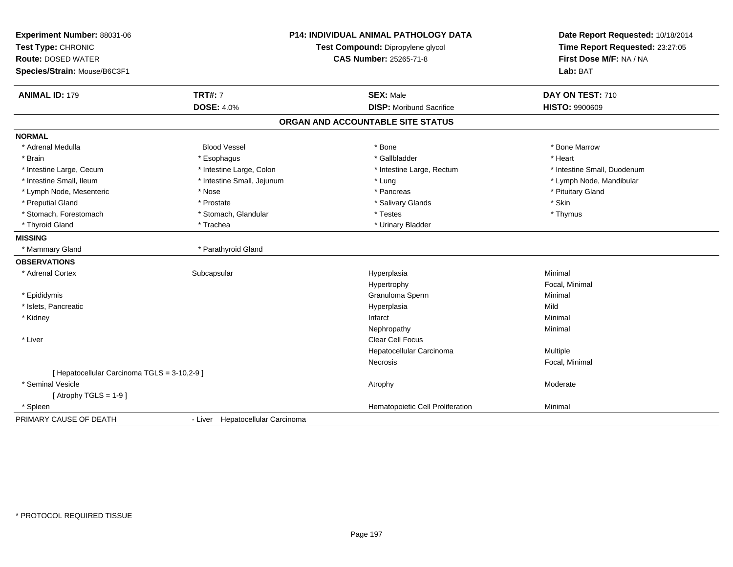**Experiment Number:** 88031-06
**Test Type:** CHRONIC
**Route:** DOSED WATER
**Species/Strain:** Mouse/B6C3F1

**P14: INDIVIDUAL ANIMAL PATHOLOGY DATA**
**Test Compound:** Dipropylene glycol
**CAS Number:** 25265-71-8

**Date Report Requested:** 10/18/2014
**Time Report Requested:** 23:27:05
**First Dose M/F:** NA / NA
**Lab:** BAT

| **ANIMAL ID:** 179 | **TRT#:** 7 | **SEX:** Male | **DAY ON TEST:** 710 |
|---|---|---|---|
| | **DOSE:** 4.0% | **DISP:** Moribund Sacrifice | **HISTO:** 9900609 |

## ORGAN AND ACCOUNTABLE SITE STATUS

**NORMAL**

| | | | |
|---|---|---|---|
| * Adrenal Medulla | Blood Vessel | * Bone | * Bone Marrow |
| * Brain | * Esophagus | * Gallbladder | * Heart |
| * Intestine Large, Cecum | * Intestine Large, Colon | * Intestine Large, Rectum | * Intestine Small, Duodenum |
| * Intestine Small, Ileum | * Intestine Small, Jejunum | * Lung | * Lymph Node, Mandibular |
| * Lymph Node, Mesenteric | * Nose | * Pancreas | * Pituitary Gland |
| * Preputial Gland | * Prostate | * Salivary Glands | * Skin |
| * Stomach, Forestomach | * Stomach, Glandular | * Testes | * Thymus |
| * Thyroid Gland | * Trachea | * Urinary Bladder | |

**MISSING**

| | |
|---|---|
| * Mammary Gland | * Parathyroid Gland |

**OBSERVATIONS**

| | | | |
|---|---|---|---|
| * Adrenal Cortex | Subcapsular | Hyperplasia | Minimal |
| | | Hypertrophy | Focal, Minimal |
| * Epididymis | | Granuloma Sperm | Minimal |
| * Islets, Pancreatic | | Hyperplasia | Mild |
| * Kidney | | Infarct | Minimal |
| | | Nephropathy | Minimal |
| * Liver | | Clear Cell Focus | |
| | | Hepatocellular Carcinoma | Multiple |
| | | Necrosis | Focal, Minimal |
| [ Hepatocellular Carcinoma TGLS = 3-10,2-9 ] | | | |
| * Seminal Vesicle | | Atrophy | Moderate |
| [ Atrophy TGLS = 1-9 ] | | | |
| * Spleen | | Hematopoietic Cell Proliferation | Minimal |

PRIMARY CAUSE OF DEATH - Liver Hepatocellular Carcinoma

\* PROTOCOL REQUIRED TISSUE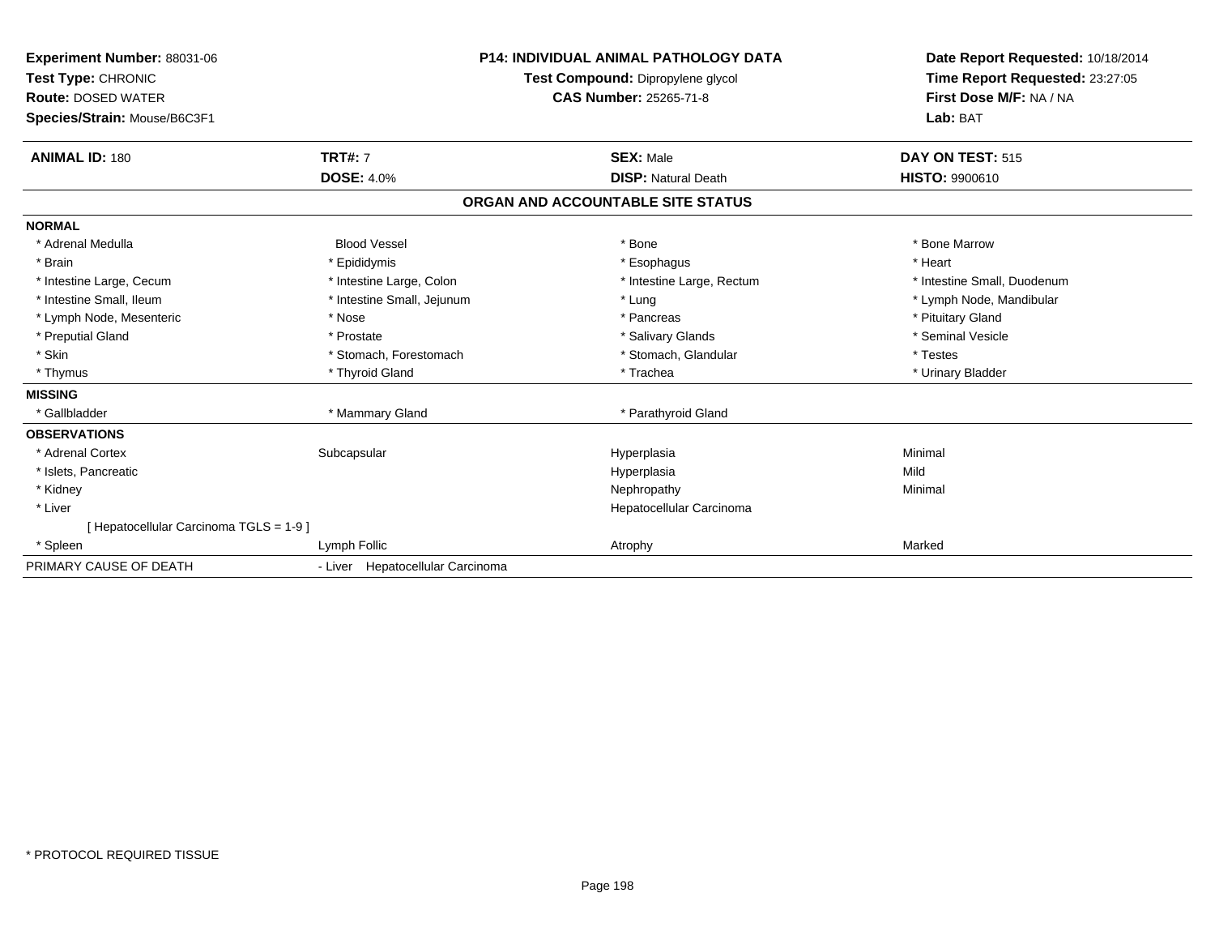**Experiment Number:** 88031-06
**Test Type:** CHRONIC
**Route:** DOSED WATER
**Species/Strain:** Mouse/B6C3F1

**P14: INDIVIDUAL ANIMAL PATHOLOGY DATA**
**Test Compound:** Dipropylene glycol
**CAS Number:** 25265-71-8

**Date Report Requested:** 10/18/2014
**Time Report Requested:** 23:27:05
**First Dose M/F:** NA / NA
**Lab:** BAT

| **ANIMAL ID:** 180 | **TRT#:** 7 | **SEX:** Male | **DAY ON TEST:** 515 |
|---|---|---|---|
| | **DOSE:** 4.0% | **DISP:** Natural Death | **HISTO:** 9900610 |

## ORGAN AND ACCOUNTABLE SITE STATUS

**NORMAL**

| | | | |
|---|---|---|---|
| * Adrenal Medulla | Blood Vessel | * Bone | * Bone Marrow |
| * Brain | * Epididymis | * Esophagus | * Heart |
| * Intestine Large, Cecum | * Intestine Large, Colon | * Intestine Large, Rectum | * Intestine Small, Duodenum |
| * Intestine Small, Ileum | * Intestine Small, Jejunum | * Lung | * Lymph Node, Mandibular |
| * Lymph Node, Mesenteric | * Nose | * Pancreas | * Pituitary Gland |
| * Preputial Gland | * Prostate | * Salivary Glands | * Seminal Vesicle |
| * Skin | * Stomach, Forestomach | * Stomach, Glandular | * Testes |
| * Thymus | * Thyroid Gland | * Trachea | * Urinary Bladder |

**MISSING**

| | | |
|---|---|---|
| * Gallbladder | * Mammary Gland | * Parathyroid Gland |

**OBSERVATIONS**

| | | | |
|---|---|---|---|
| * Adrenal Cortex | Subcapsular | Hyperplasia | Minimal |
| * Islets, Pancreatic | | Hyperplasia | Mild |
| * Kidney | | Nephropathy | Minimal |
| * Liver | | Hepatocellular Carcinoma | |
| [ Hepatocellular Carcinoma TGLS = 1-9 ] | | | |
| * Spleen | Lymph Follic | Atrophy | Marked |

PRIMARY CAUSE OF DEATH - Liver Hepatocellular Carcinoma

* PROTOCOL REQUIRED TISSUE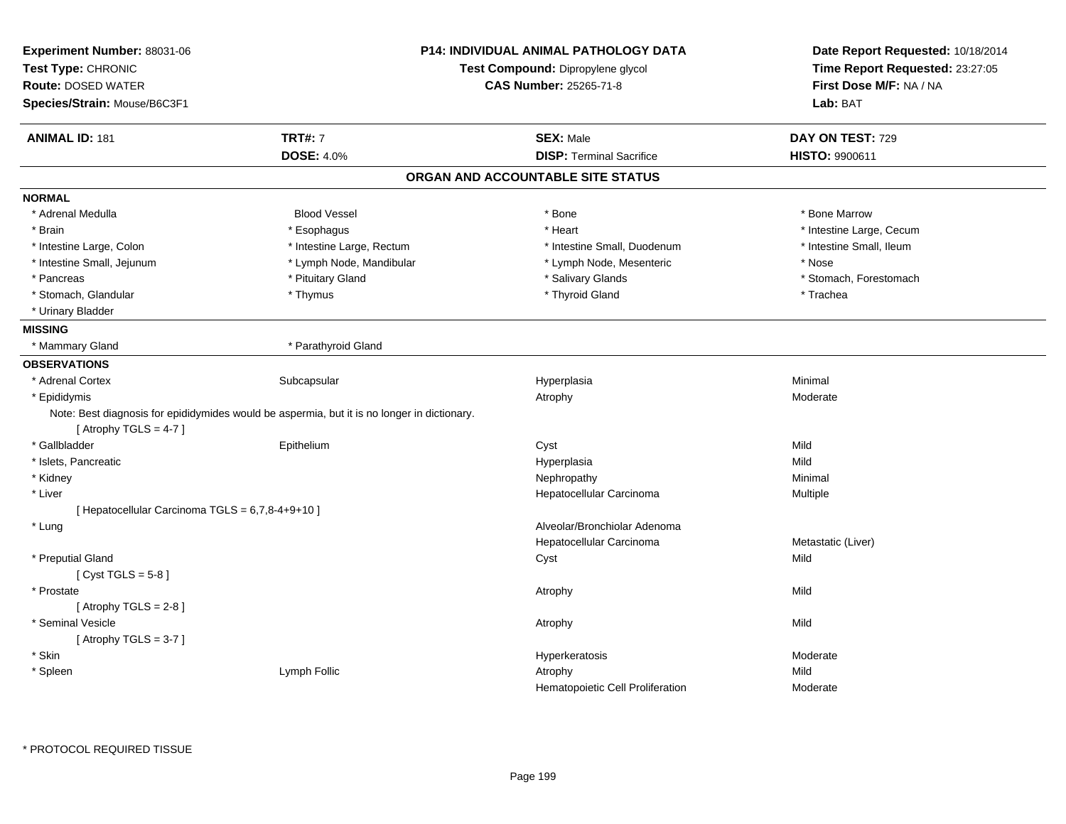**Experiment Number:** 88031-06
**Test Type:** CHRONIC
**Route:** DOSED WATER
**Species/Strain:** Mouse/B6C3F1

**P14: INDIVIDUAL ANIMAL PATHOLOGY DATA**
**Test Compound:** Dipropylene glycol
**CAS Number:** 25265-71-8

**Date Report Requested:** 10/18/2014
**Time Report Requested:** 23:27:05
**First Dose M/F:** NA / NA
**Lab:** BAT

| **ANIMAL ID:** 181 | **TRT#:** 7 | **SEX:** Male | **DAY ON TEST:** 729 |
|---|---|---|---|
| | **DOSE:** 4.0% | **DISP:** Terminal Sacrifice | **HISTO:** 9900611 |

## ORGAN AND ACCOUNTABLE SITE STATUS

**NORMAL**

| | | | |
|---|---|---|---|
| * Adrenal Medulla | Blood Vessel | * Bone | * Bone Marrow |
| * Brain | * Esophagus | * Heart | * Intestine Large, Cecum |
| * Intestine Large, Colon | * Intestine Large, Rectum | * Intestine Small, Duodenum | * Intestine Small, Ileum |
| * Intestine Small, Jejunum | * Lymph Node, Mandibular | * Lymph Node, Mesenteric | * Nose |
| * Pancreas | * Pituitary Gland | * Salivary Glands | * Stomach, Forestomach |
| * Stomach, Glandular | * Thymus | * Thyroid Gland | * Trachea |
| * Urinary Bladder | | | |

**MISSING**

| | |
|---|---|
| * Mammary Gland | * Parathyroid Gland |

**OBSERVATIONS**

| | | | |
|---|---|---|---|
| * Adrenal Cortex | Subcapsular | Hyperplasia | Minimal |
| * Epididymis | | Atrophy | Moderate |
| Note: Best diagnosis for epididymides would be aspermia, but it is no longer in dictionary. | | | |
| [ Atrophy TGLS = 4-7 ] | | | |
| * Gallbladder | Epithelium | Cyst | Mild |
| * Islets, Pancreatic | | Hyperplasia | Mild |
| * Kidney | | Nephropathy | Minimal |
| * Liver | | Hepatocellular Carcinoma | Multiple |
| [ Hepatocellular Carcinoma TGLS = 6,7,8-4+9+10 ] | | | |
| * Lung | | Alveolar/Bronchiolar Adenoma | |
| | | Hepatocellular Carcinoma | Metastatic (Liver) |
| * Preputial Gland | | Cyst | Mild |
| [ Cyst TGLS = 5-8 ] | | | |
| * Prostate | | Atrophy | Mild |
| [ Atrophy TGLS = 2-8 ] | | | |
| * Seminal Vesicle | | Atrophy | Mild |
| [ Atrophy TGLS = 3-7 ] | | | |
| * Skin | | Hyperkeratosis | Moderate |
| * Spleen | Lymph Follic | Atrophy | Mild |
| | | Hematopoietic Cell Proliferation | Moderate |

* PROTOCOL REQUIRED TISSUE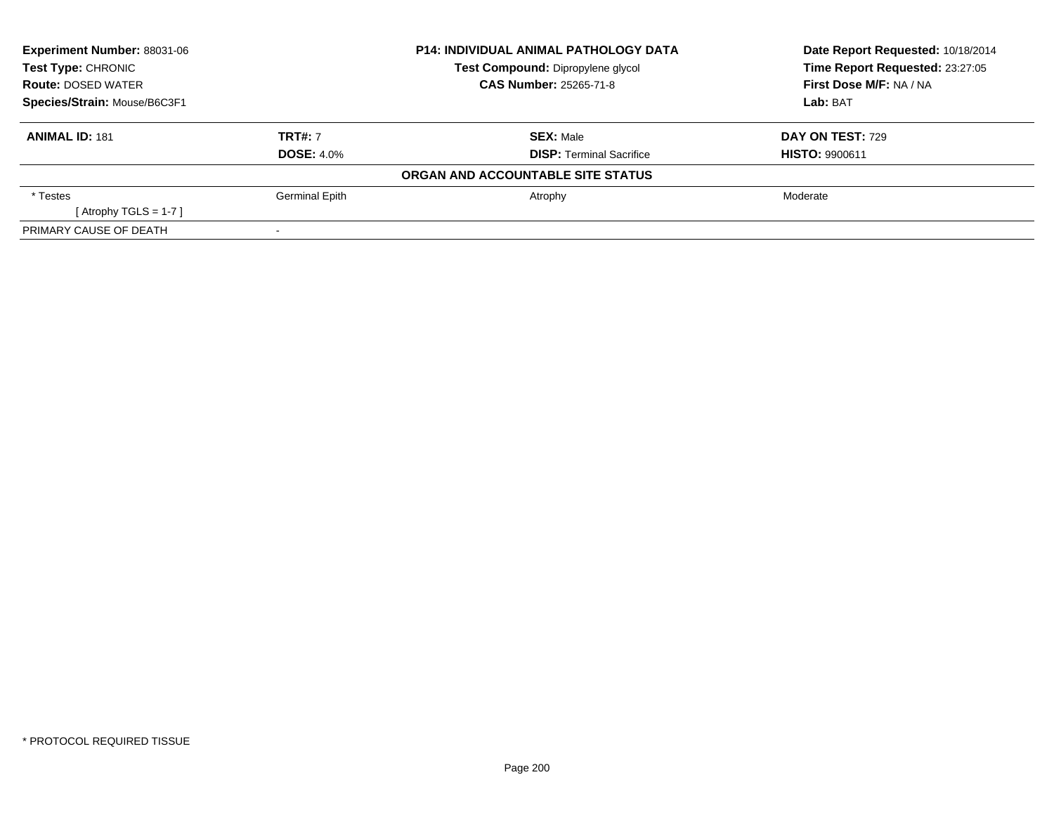**Experiment Number:** 88031-06
**Test Type:** CHRONIC
**Route:** DOSED WATER
**Species/Strain:** Mouse/B6C3F1

**P14: INDIVIDUAL ANIMAL PATHOLOGY DATA**
**Test Compound:** Dipropylene glycol
**CAS Number:** 25265-71-8

**Date Report Requested:** 10/18/2014
**Time Report Requested:** 23:27:05
**First Dose M/F:** NA / NA
**Lab:** BAT

| **ANIMAL ID:** 181 | **TRT#:** 7 | **SEX:** Male | **DAY ON TEST:** 729 |
|---|---|---|---|
| | **DOSE:** 4.0% | **DISP:** Terminal Sacrifice | **HISTO:** 9900611 |
| | | **ORGAN AND ACCOUNTABLE SITE STATUS** | |
| * Testes | Germinal Epith | Atrophy | Moderate |
| [ Atrophy TGLS = 1-7 ] | | | |
| PRIMARY CAUSE OF DEATH | - | | |

* PROTOCOL REQUIRED TISSUE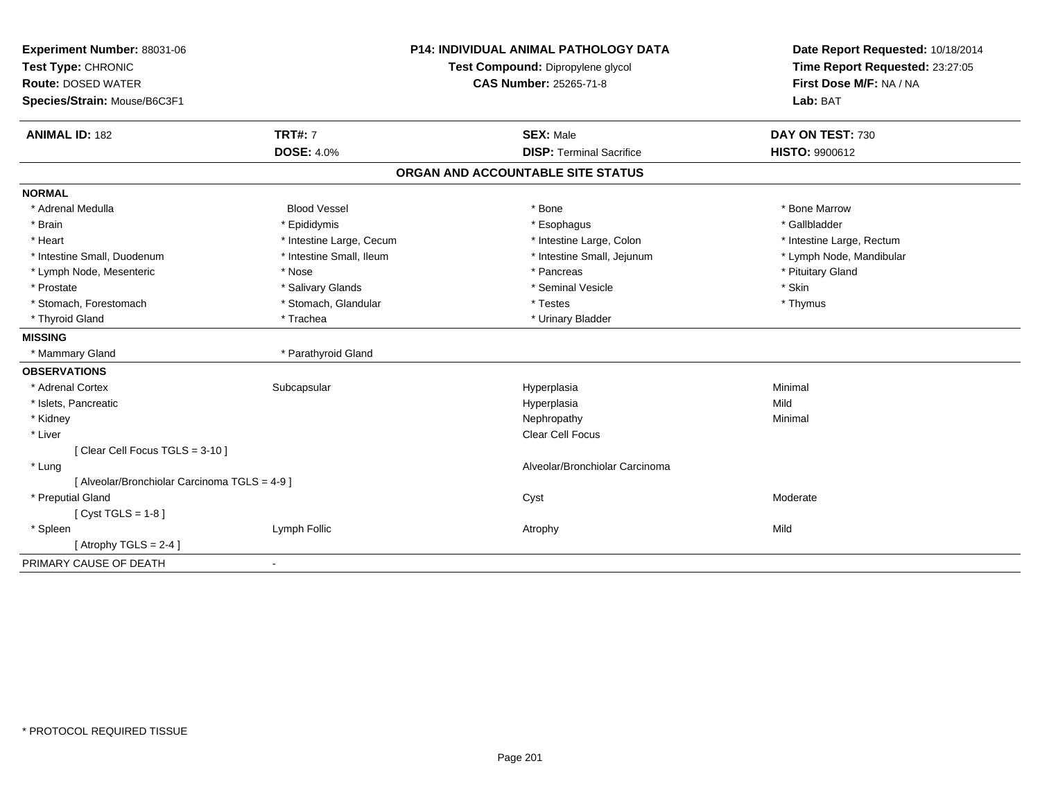**Experiment Number:** 88031-06
**Test Type:** CHRONIC
**Route:** DOSED WATER
**Species/Strain:** Mouse/B6C3F1

**P14: INDIVIDUAL ANIMAL PATHOLOGY DATA**
**Test Compound:** Dipropylene glycol
**CAS Number:** 25265-71-8

**Date Report Requested:** 10/18/2014
**Time Report Requested:** 23:27:05
**First Dose M/F:** NA / NA
**Lab:** BAT

| **ANIMAL ID:** 182 | **TRT#:** 7 | **SEX:** Male | **DAY ON TEST:** 730 |
|---|---|---|---|
| | **DOSE:** 4.0% | **DISP:** Terminal Sacrifice | **HISTO:** 9900612 |

## ORGAN AND ACCOUNTABLE SITE STATUS

**NORMAL**

| | | | |
|---|---|---|---|
| * Adrenal Medulla | Blood Vessel | * Bone | * Bone Marrow |
| * Brain | * Epididymis | * Esophagus | * Gallbladder |
| * Heart | * Intestine Large, Cecum | * Intestine Large, Colon | * Intestine Large, Rectum |
| * Intestine Small, Duodenum | * Intestine Small, Ileum | * Intestine Small, Jejunum | * Lymph Node, Mandibular |
| * Lymph Node, Mesenteric | * Nose | * Pancreas | * Pituitary Gland |
| * Prostate | * Salivary Glands | * Seminal Vesicle | * Skin |
| * Stomach, Forestomach | * Stomach, Glandular | * Testes | * Thymus |
| * Thyroid Gland | * Trachea | * Urinary Bladder | |

**MISSING**

| | |
|---|---|
| * Mammary Gland | * Parathyroid Gland |

**OBSERVATIONS**

| | | | |
|---|---|---|---|
| * Adrenal Cortex | Subcapsular | Hyperplasia | Minimal |
| * Islets, Pancreatic | | Hyperplasia | Mild |
| * Kidney | | Nephropathy | Minimal |
| * Liver | | Clear Cell Focus | |
| [ Clear Cell Focus TGLS = 3-10 ] | | | |
| * Lung | | Alveolar/Bronchiolar Carcinoma | |
| [ Alveolar/Bronchiolar Carcinoma TGLS = 4-9 ] | | | |
| * Preputial Gland | | Cyst | Moderate |
| [ Cyst TGLS = 1-8 ] | | | |
| * Spleen | Lymph Follic | Atrophy | Mild |
| [ Atrophy TGLS = 2-4 ] | | | |

PRIMARY CAUSE OF DEATH -

\* PROTOCOL REQUIRED TISSUE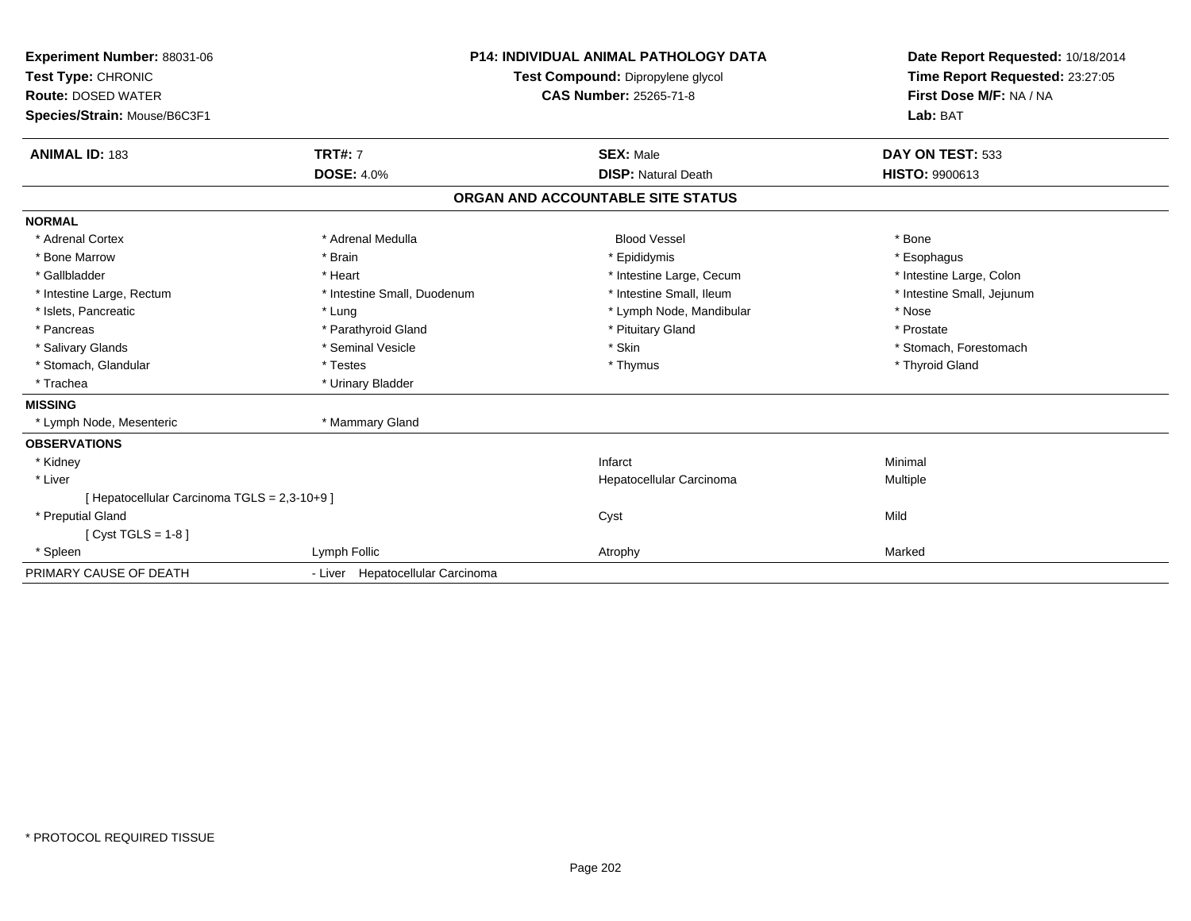**Experiment Number:** 88031-06
**Test Type:** CHRONIC
**Route:** DOSED WATER
**Species/Strain:** Mouse/B6C3F1

**P14: INDIVIDUAL ANIMAL PATHOLOGY DATA**
**Test Compound:** Dipropylene glycol
**CAS Number:** 25265-71-8

**Date Report Requested:** 10/18/2014
**Time Report Requested:** 23:27:05
**First Dose M/F:** NA / NA
**Lab:** BAT

| **ANIMAL ID:** 183 | **TRT#:** 7 | **SEX:** Male | **DAY ON TEST:** 533 |
|---|---|---|---|
| | **DOSE:** 4.0% | **DISP:** Natural Death | **HISTO:** 9900613 |

## ORGAN AND ACCOUNTABLE SITE STATUS

**NORMAL**

| | | | |
|---|---|---|---|
| * Adrenal Cortex | * Adrenal Medulla | Blood Vessel | * Bone |
| * Bone Marrow | * Brain | * Epididymis | * Esophagus |
| * Gallbladder | * Heart | * Intestine Large, Cecum | * Intestine Large, Colon |
| * Intestine Large, Rectum | * Intestine Small, Duodenum | * Intestine Small, Ileum | * Intestine Small, Jejunum |
| * Islets, Pancreatic | * Lung | * Lymph Node, Mandibular | * Nose |
| * Pancreas | * Parathyroid Gland | * Pituitary Gland | * Prostate |
| * Salivary Glands | * Seminal Vesicle | * Skin | * Stomach, Forestomach |
| * Stomach, Glandular | * Testes | * Thymus | * Thyroid Gland |
| * Trachea | * Urinary Bladder | | |

**MISSING**

| | |
|---|---|
| * Lymph Node, Mesenteric | * Mammary Gland |

**OBSERVATIONS**

| | | | |
|---|---|---|---|
| * Kidney | | Infarct | Minimal |
| * Liver | | Hepatocellular Carcinoma | Multiple |
| [ Hepatocellular Carcinoma TGLS = 2,3-10+9 ] | | | |
| * Preputial Gland | | Cyst | Mild |
| [ Cyst TGLS = 1-8 ] | | | |
| * Spleen | Lymph Follic | Atrophy | Marked |

| PRIMARY CAUSE OF DEATH | - Liver Hepatocellular Carcinoma |
|---|---|

* PROTOCOL REQUIRED TISSUE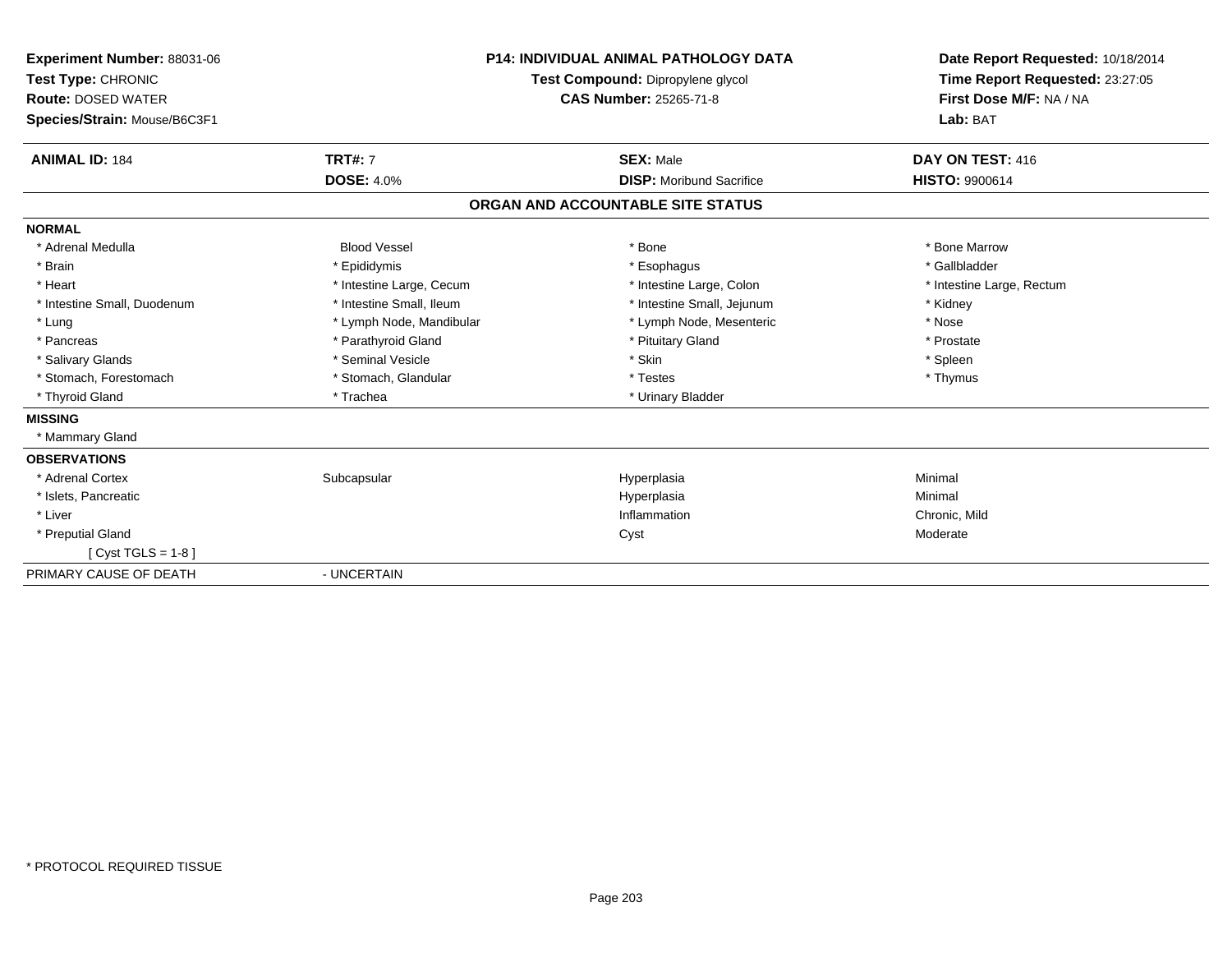**Experiment Number:** 88031-06
**Test Type:** CHRONIC
**Route:** DOSED WATER
**Species/Strain:** Mouse/B6C3F1

**P14: INDIVIDUAL ANIMAL PATHOLOGY DATA**
**Test Compound:** Dipropylene glycol
**CAS Number:** 25265-71-8

**Date Report Requested:** 10/18/2014
**Time Report Requested:** 23:27:05
**First Dose M/F:** NA / NA
**Lab:** BAT

| **ANIMAL ID:** 184 | **TRT#:** 7 | **SEX:** Male | **DAY ON TEST:** 416 |
|---|---|---|---|
| | **DOSE:** 4.0% | **DISP:** Moribund Sacrifice | **HISTO:** 9900614 |

## ORGAN AND ACCOUNTABLE SITE STATUS

| | | | |
|---|---|---|---|
| **NORMAL** | | | |
| * Adrenal Medulla | Blood Vessel | * Bone | * Bone Marrow |
| * Brain | * Epididymis | * Esophagus | * Gallbladder |
| * Heart | * Intestine Large, Cecum | * Intestine Large, Colon | * Intestine Large, Rectum |
| * Intestine Small, Duodenum | * Intestine Small, Ileum | * Intestine Small, Jejunum | * Kidney |
| * Lung | * Lymph Node, Mandibular | * Lymph Node, Mesenteric | * Nose |
| * Pancreas | * Parathyroid Gland | * Pituitary Gland | * Prostate |
| * Salivary Glands | * Seminal Vesicle | * Skin | * Spleen |
| * Stomach, Forestomach | * Stomach, Glandular | * Testes | * Thymus |
| * Thyroid Gland | * Trachea | * Urinary Bladder | |
| **MISSING** | | | |
| * Mammary Gland | | | |
| **OBSERVATIONS** | | | |
| * Adrenal Cortex | Subcapsular | Hyperplasia | Minimal |
| * Islets, Pancreatic | | Hyperplasia | Minimal |
| * Liver | | Inflammation | Chronic, Mild |
| * Preputial Gland | | Cyst | Moderate |
| [ Cyst TGLS = 1-8 ] | | | |
| PRIMARY CAUSE OF DEATH | - UNCERTAIN | | |

\* PROTOCOL REQUIRED TISSUE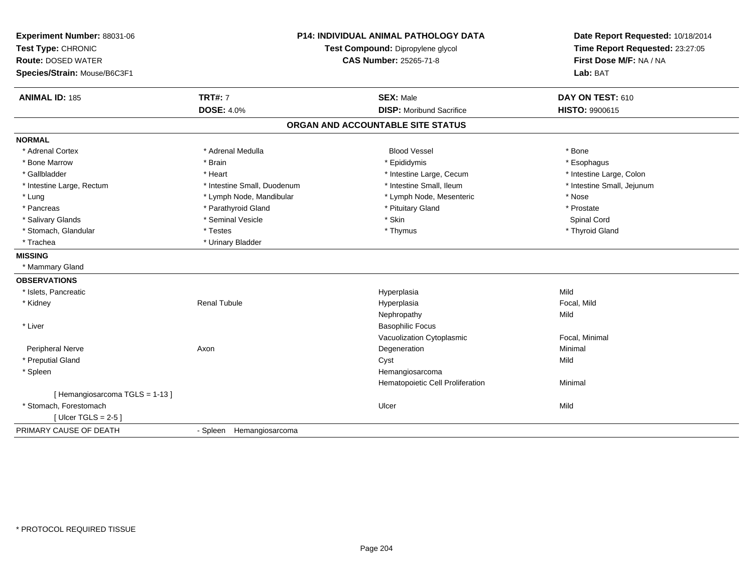**Experiment Number:** 88031-06
**Test Type:** CHRONIC
**Route:** DOSED WATER
**Species/Strain:** Mouse/B6C3F1

**P14: INDIVIDUAL ANIMAL PATHOLOGY DATA**
**Test Compound:** Dipropylene glycol
**CAS Number:** 25265-71-8

**Date Report Requested:** 10/18/2014
**Time Report Requested:** 23:27:05
**First Dose M/F:** NA / NA
**Lab:** BAT

| **ANIMAL ID:** 185 | **TRT#:** 7 | **SEX:** Male | **DAY ON TEST:** 610 |
|---|---|---|---|
| | **DOSE:** 4.0% | **DISP:** Moribund Sacrifice | **HISTO:** 9900615 |

## ORGAN AND ACCOUNTABLE SITE STATUS

**NORMAL**

| | | | |
|---|---|---|---|
| * Adrenal Cortex | * Adrenal Medulla | Blood Vessel | * Bone |
| * Bone Marrow | * Brain | * Epididymis | * Esophagus |
| * Gallbladder | * Heart | * Intestine Large, Cecum | * Intestine Large, Colon |
| * Intestine Large, Rectum | * Intestine Small, Duodenum | * Intestine Small, Ileum | * Intestine Small, Jejunum |
| * Lung | * Lymph Node, Mandibular | * Lymph Node, Mesenteric | * Nose |
| * Pancreas | * Parathyroid Gland | * Pituitary Gland | * Prostate |
| * Salivary Glands | * Seminal Vesicle | * Skin | Spinal Cord |
| * Stomach, Glandular | * Testes | * Thymus | * Thyroid Gland |
| * Trachea | * Urinary Bladder | | |

**MISSING**

* Mammary Gland

**OBSERVATIONS**

| | | | |
|---|---|---|---|
| * Islets, Pancreatic | | Hyperplasia | Mild |
| * Kidney | Renal Tubule | Hyperplasia | Focal, Mild |
| | | Nephropathy | Mild |
| * Liver | | Basophilic Focus | |
| | | Vacuolization Cytoplasmic | Focal, Minimal |
| Peripheral Nerve | Axon | Degeneration | Minimal |
| * Preputial Gland | | Cyst | Mild |
| * Spleen | | Hemangiosarcoma | |
| | | Hematopoietic Cell Proliferation | Minimal |
| [ Hemangiosarcoma TGLS = 1-13 ] | | | |
| * Stomach, Forestomach | | Ulcer | Mild |
| [ Ulcer TGLS = 2-5 ] | | | |

PRIMARY CAUSE OF DEATH - Spleen Hemangiosarcoma

* PROTOCOL REQUIRED TISSUE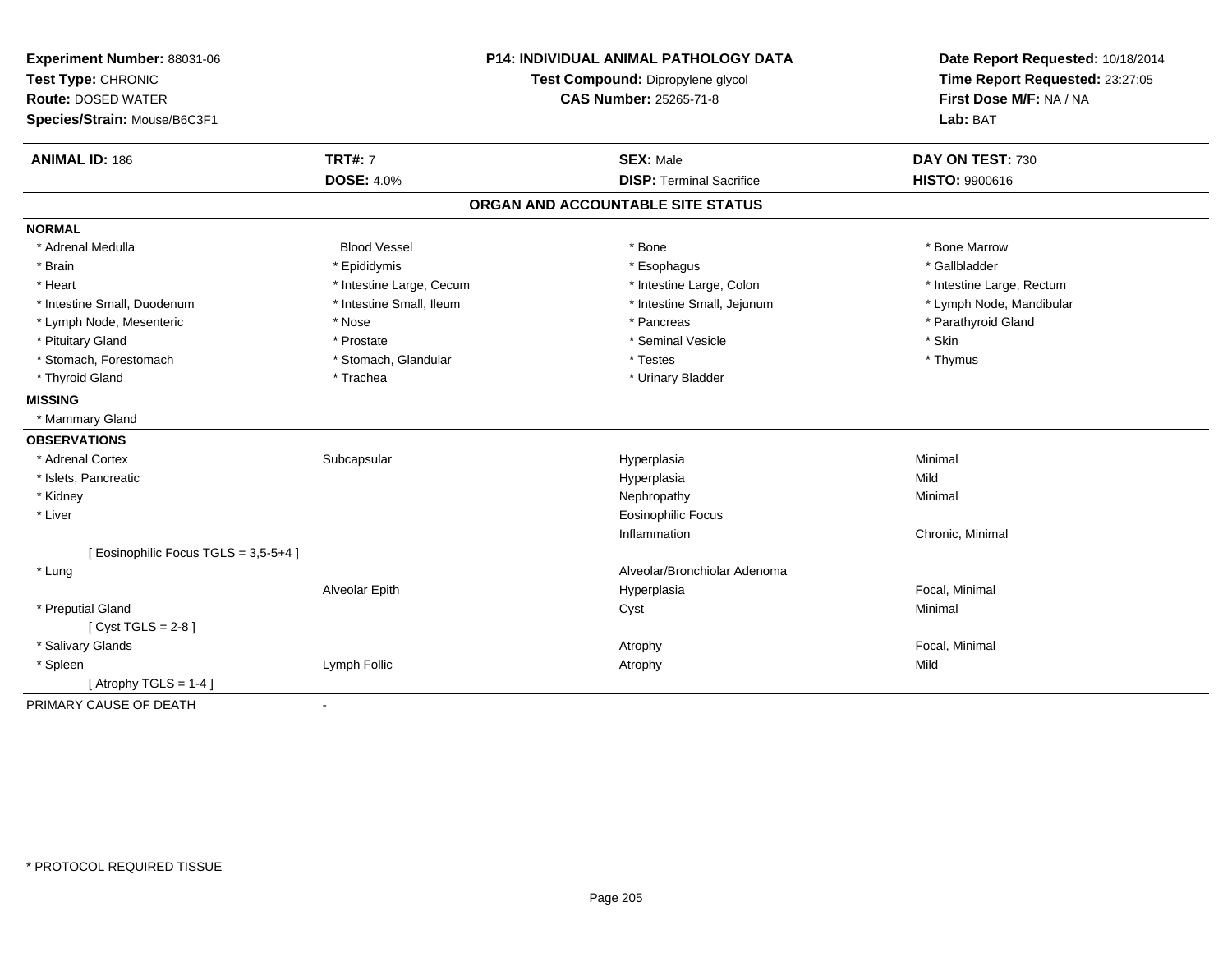**Experiment Number:** 88031-06
**Test Type:** CHRONIC
**Route:** DOSED WATER
**Species/Strain:** Mouse/B6C3F1

**P14: INDIVIDUAL ANIMAL PATHOLOGY DATA**
**Test Compound:** Dipropylene glycol
**CAS Number:** 25265-71-8

**Date Report Requested:** 10/18/2014
**Time Report Requested:** 23:27:05
**First Dose M/F:** NA / NA
**Lab:** BAT

| **ANIMAL ID:** 186 | **TRT#:** 7 | **SEX:** Male | **DAY ON TEST:** 730 |
|---|---|---|---|
| | **DOSE:** 4.0% | **DISP:** Terminal Sacrifice | **HISTO:** 9900616 |

## ORGAN AND ACCOUNTABLE SITE STATUS

**NORMAL**

| | | | |
|---|---|---|---|
| * Adrenal Medulla | Blood Vessel | * Bone | * Bone Marrow |
| * Brain | * Epididymis | * Esophagus | * Gallbladder |
| * Heart | * Intestine Large, Cecum | * Intestine Large, Colon | * Intestine Large, Rectum |
| * Intestine Small, Duodenum | * Intestine Small, Ileum | * Intestine Small, Jejunum | * Lymph Node, Mandibular |
| * Lymph Node, Mesenteric | * Nose | * Pancreas | * Parathyroid Gland |
| * Pituitary Gland | * Prostate | * Seminal Vesicle | * Skin |
| * Stomach, Forestomach | * Stomach, Glandular | * Testes | * Thymus |
| * Thyroid Gland | * Trachea | * Urinary Bladder | |

**MISSING**

* Mammary Gland

**OBSERVATIONS**

| | | | |
|---|---|---|---|
| * Adrenal Cortex | Subcapsular | Hyperplasia | Minimal |
| * Islets, Pancreatic | | Hyperplasia | Mild |
| * Kidney | | Nephropathy | Minimal |
| * Liver | | Eosinophilic Focus | |
| | | Inflammation | Chronic, Minimal |
| [ Eosinophilic Focus TGLS = 3,5-5+4 ] | | | |
| * Lung | | Alveolar/Bronchiolar Adenoma | |
| | Alveolar Epith | Hyperplasia | Focal, Minimal |
| * Preputial Gland | | Cyst | Minimal |
| [ Cyst TGLS = 2-8 ] | | | |
| * Salivary Glands | | Atrophy | Focal, Minimal |
| * Spleen | Lymph Follic | Atrophy | Mild |
| [ Atrophy TGLS = 1-4 ] | | | |

PRIMARY CAUSE OF DEATH -

* PROTOCOL REQUIRED TISSUE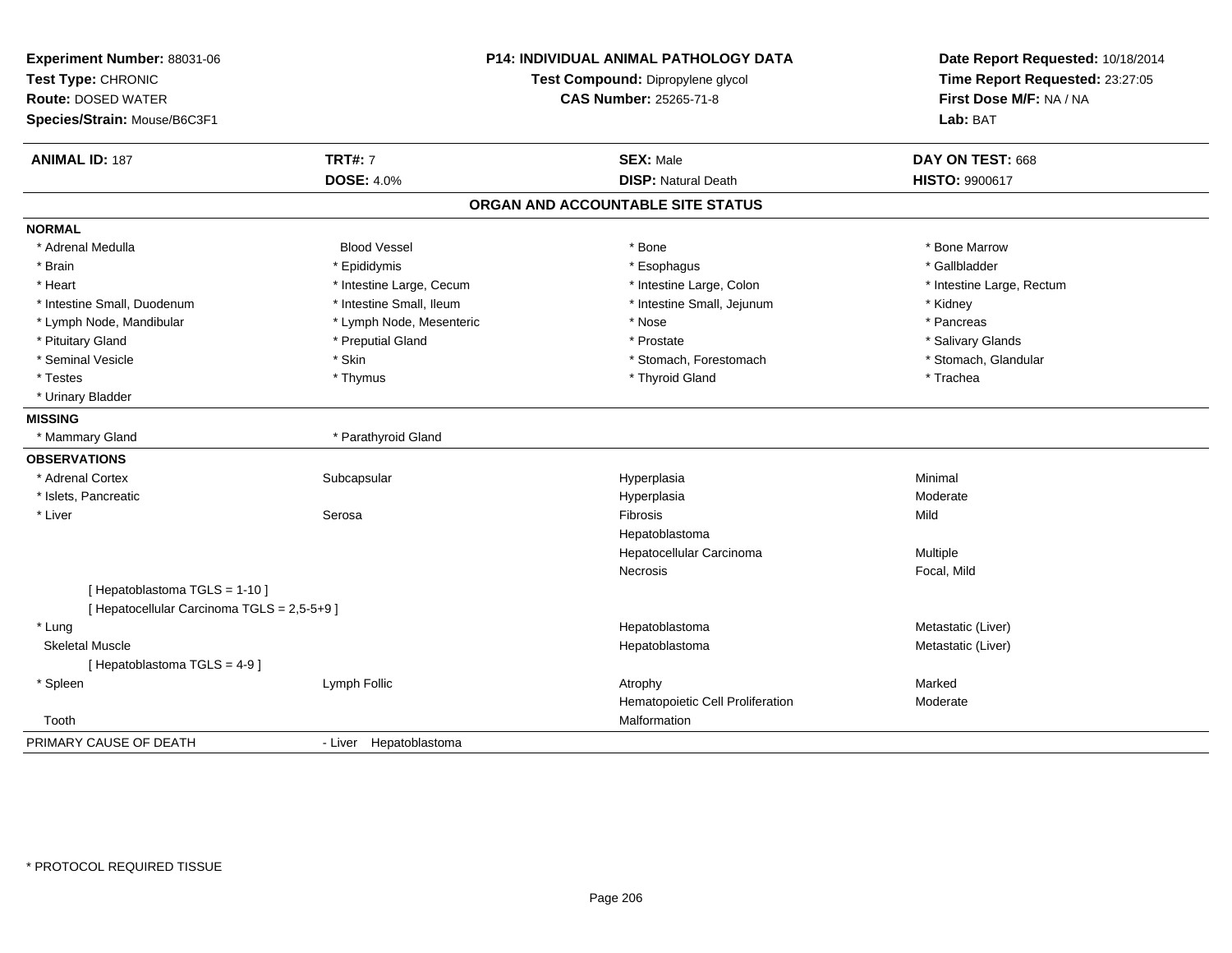**Experiment Number:** 88031-06
**Test Type:** CHRONIC
**Route:** DOSED WATER
**Species/Strain:** Mouse/B6C3F1

**P14: INDIVIDUAL ANIMAL PATHOLOGY DATA**
**Test Compound:** Dipropylene glycol
**CAS Number:** 25265-71-8

**Date Report Requested:** 10/18/2014
**Time Report Requested:** 23:27:05
**First Dose M/F:** NA / NA
**Lab:** BAT

| **ANIMAL ID:** 187 | **TRT#:** 7 | **SEX:** Male | **DAY ON TEST:** 668 |
|---|---|---|---|
| | **DOSE:** 4.0% | **DISP:** Natural Death | **HISTO:** 9900617 |

## ORGAN AND ACCOUNTABLE SITE STATUS

**NORMAL**

| | | | |
|---|---|---|---|
| * Adrenal Medulla | Blood Vessel | * Bone | * Bone Marrow |
| * Brain | * Epididymis | * Esophagus | * Gallbladder |
| * Heart | * Intestine Large, Cecum | * Intestine Large, Colon | * Intestine Large, Rectum |
| * Intestine Small, Duodenum | * Intestine Small, Ileum | * Intestine Small, Jejunum | * Kidney |
| * Lymph Node, Mandibular | * Lymph Node, Mesenteric | * Nose | * Pancreas |
| * Pituitary Gland | * Preputial Gland | * Prostate | * Salivary Glands |
| * Seminal Vesicle | * Skin | * Stomach, Forestomach | * Stomach, Glandular |
| * Testes | * Thymus | * Thyroid Gland | * Trachea |
| * Urinary Bladder | | | |

**MISSING**

| | |
|---|---|
| * Mammary Gland | * Parathyroid Gland |

**OBSERVATIONS**

| | | | |
|---|---|---|---|
| * Adrenal Cortex | Subcapsular | Hyperplasia | Minimal |
| * Islets, Pancreatic | | Hyperplasia | Moderate |
| * Liver | Serosa | Fibrosis | Mild |
| | | Hepatoblastoma | |
| | | Hepatocellular Carcinoma | Multiple |
| | | Necrosis | Focal, Mild |
| [ Hepatoblastoma TGLS = 1-10 ] | | | |
| [ Hepatocellular Carcinoma TGLS = 2,5-5+9 ] | | | |
| * Lung | | Hepatoblastoma | Metastatic (Liver) |
| Skeletal Muscle | | Hepatoblastoma | Metastatic (Liver) |
| [ Hepatoblastoma TGLS = 4-9 ] | | | |
| * Spleen | Lymph Follic | Atrophy | Marked |
| | | Hematopoietic Cell Proliferation | Moderate |
| Tooth | | Malformation | |

| | |
|---|---|
| PRIMARY CAUSE OF DEATH | - Liver Hepatoblastoma |

* PROTOCOL REQUIRED TISSUE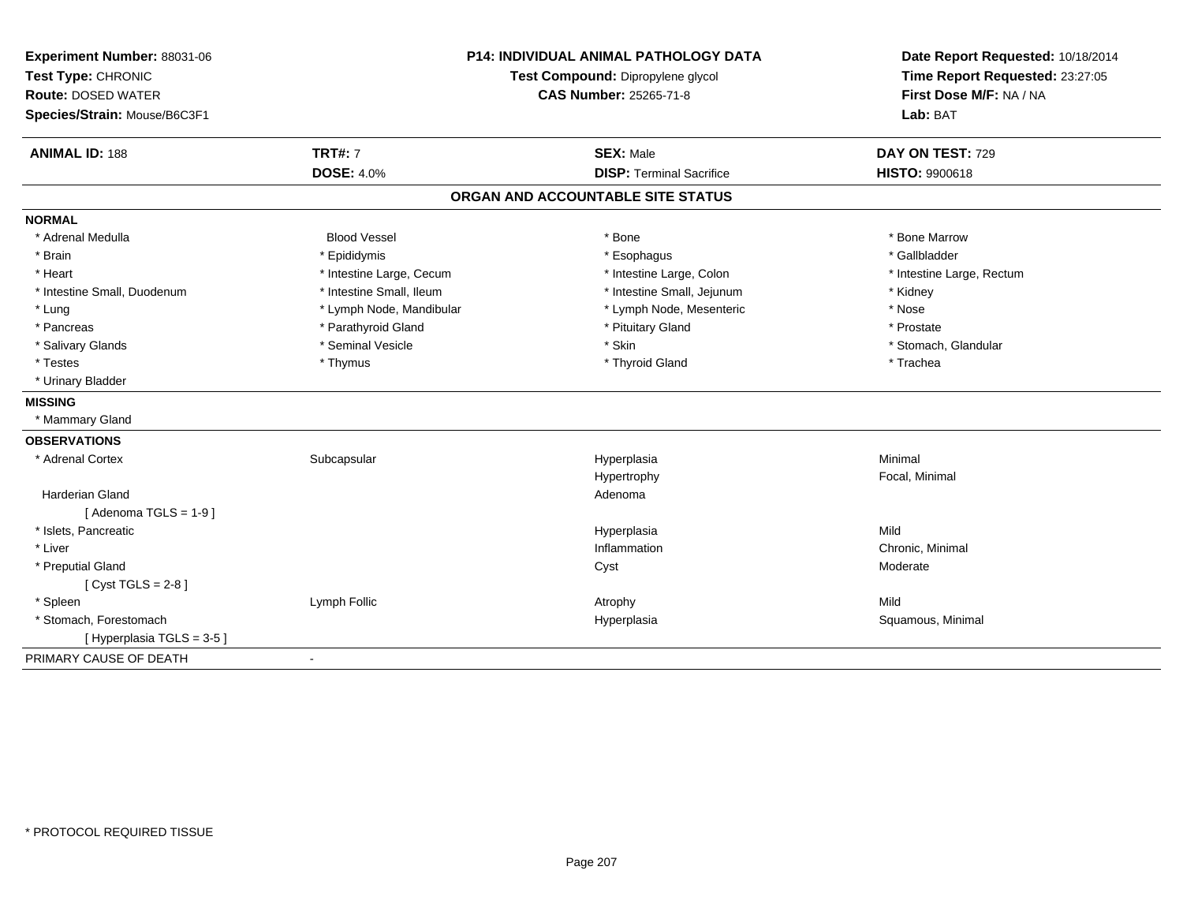**Experiment Number:** 88031-06
**Test Type:** CHRONIC
**Route:** DOSED WATER
**Species/Strain:** Mouse/B6C3F1

**P14: INDIVIDUAL ANIMAL PATHOLOGY DATA**
**Test Compound:** Dipropylene glycol
**CAS Number:** 25265-71-8

**Date Report Requested:** 10/18/2014
**Time Report Requested:** 23:27:05
**First Dose M/F:** NA / NA
**Lab:** BAT

| **ANIMAL ID:** 188 | **TRT#:** 7 | **SEX:** Male | **DAY ON TEST:** 729 |
|---|---|---|---|
| | **DOSE:** 4.0% | **DISP:** Terminal Sacrifice | **HISTO:** 9900618 |

## ORGAN AND ACCOUNTABLE SITE STATUS

**NORMAL**

| | | | |
|---|---|---|---|
| * Adrenal Medulla | Blood Vessel | * Bone | * Bone Marrow |
| * Brain | * Epididymis | * Esophagus | * Gallbladder |
| * Heart | * Intestine Large, Cecum | * Intestine Large, Colon | * Intestine Large, Rectum |
| * Intestine Small, Duodenum | * Intestine Small, Ileum | * Intestine Small, Jejunum | * Kidney |
| * Lung | * Lymph Node, Mandibular | * Lymph Node, Mesenteric | * Nose |
| * Pancreas | * Parathyroid Gland | * Pituitary Gland | * Prostate |
| * Salivary Glands | * Seminal Vesicle | * Skin | * Stomach, Glandular |
| * Testes | * Thymus | * Thyroid Gland | * Trachea |
| * Urinary Bladder | | | |

**MISSING**

* Mammary Gland

**OBSERVATIONS**

| | | | |
|---|---|---|---|
| * Adrenal Cortex | Subcapsular | Hyperplasia | Minimal |
| | | Hypertrophy | Focal, Minimal |
| Harderian Gland | | Adenoma | |
| [ Adenoma TGLS = 1-9 ] | | | |
| * Islets, Pancreatic | | Hyperplasia | Mild |
| * Liver | | Inflammation | Chronic, Minimal |
| * Preputial Gland | | Cyst | Moderate |
| [ Cyst TGLS = 2-8 ] | | | |
| * Spleen | Lymph Follic | Atrophy | Mild |
| * Stomach, Forestomach | | Hyperplasia | Squamous, Minimal |
| [ Hyperplasia TGLS = 3-5 ] | | | |

PRIMARY CAUSE OF DEATH -

* PROTOCOL REQUIRED TISSUE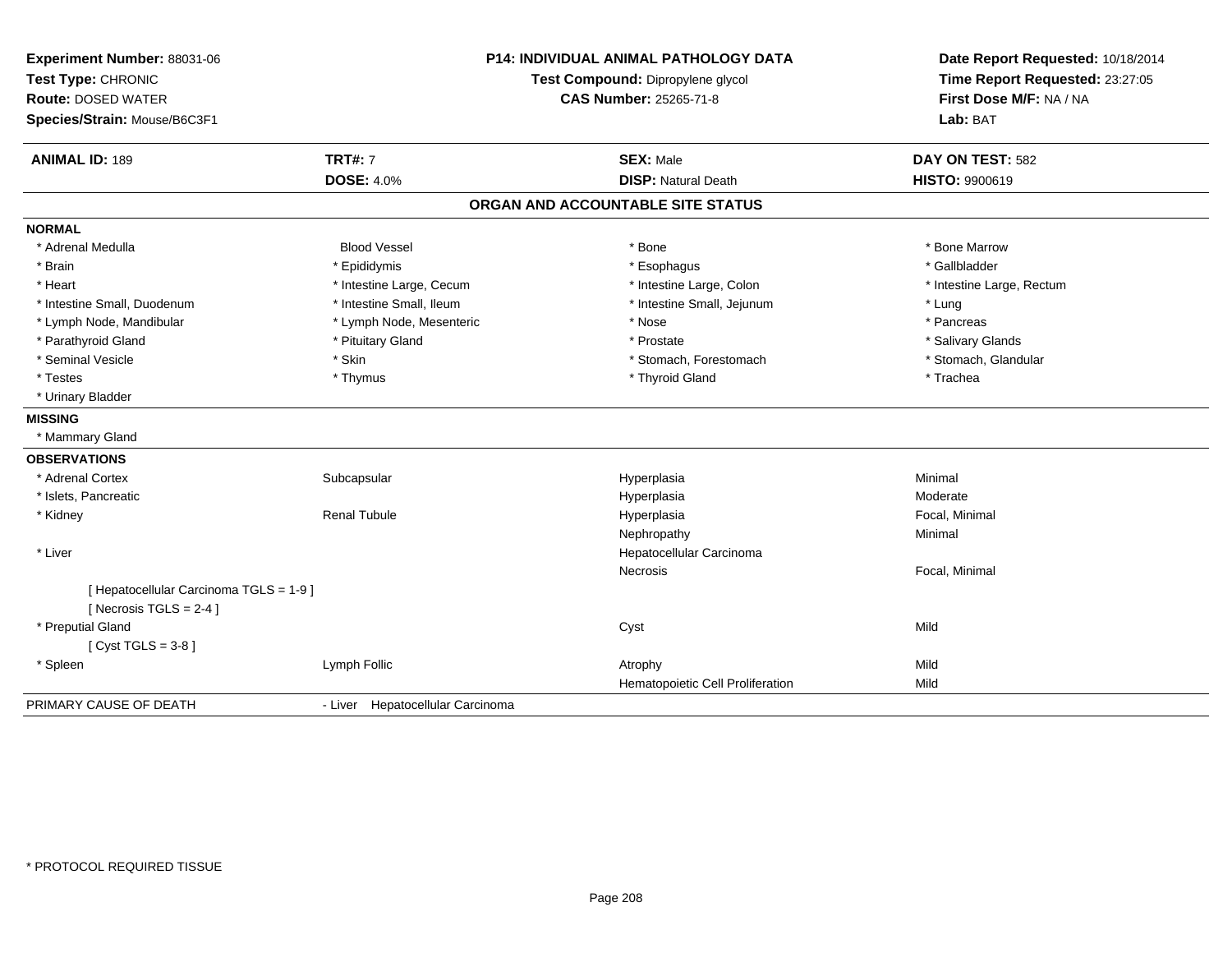**Experiment Number:** 88031-06
**Test Type:** CHRONIC
**Route:** DOSED WATER
**Species/Strain:** Mouse/B6C3F1

**P14: INDIVIDUAL ANIMAL PATHOLOGY DATA**
**Test Compound:** Dipropylene glycol
**CAS Number:** 25265-71-8

**Date Report Requested:** 10/18/2014
**Time Report Requested:** 23:27:05
**First Dose M/F:** NA / NA
**Lab:** BAT

| **ANIMAL ID:** 189 | **TRT#:** 7 | **SEX:** Male | **DAY ON TEST:** 582 |
|---|---|---|---|
| | **DOSE:** 4.0% | **DISP:** Natural Death | **HISTO:** 9900619 |

## ORGAN AND ACCOUNTABLE SITE STATUS

**NORMAL**

| | | | |
|---|---|---|---|
| * Adrenal Medulla | Blood Vessel | * Bone | * Bone Marrow |
| * Brain | * Epididymis | * Esophagus | * Gallbladder |
| * Heart | * Intestine Large, Cecum | * Intestine Large, Colon | * Intestine Large, Rectum |
| * Intestine Small, Duodenum | * Intestine Small, Ileum | * Intestine Small, Jejunum | * Lung |
| * Lymph Node, Mandibular | * Lymph Node, Mesenteric | * Nose | * Pancreas |
| * Parathyroid Gland | * Pituitary Gland | * Prostate | * Salivary Glands |
| * Seminal Vesicle | * Skin | * Stomach, Forestomach | * Stomach, Glandular |
| * Testes | * Thymus | * Thyroid Gland | * Trachea |
| * Urinary Bladder | | | |

**MISSING**

* Mammary Gland

**OBSERVATIONS**

| | | | |
|---|---|---|---|
| * Adrenal Cortex | Subcapsular | Hyperplasia | Minimal |
| * Islets, Pancreatic | | Hyperplasia | Moderate |
| * Kidney | Renal Tubule | Hyperplasia | Focal, Minimal |
| | | Nephropathy | Minimal |
| * Liver | | Hepatocellular Carcinoma | |
| | | Necrosis | Focal, Minimal |
| [ Hepatocellular Carcinoma TGLS = 1-9 ] | | | |
| [ Necrosis TGLS = 2-4 ] | | | |
| * Preputial Gland | | Cyst | Mild |
| [ Cyst TGLS = 3-8 ] | | | |
| * Spleen | Lymph Follic | Atrophy | Mild |
| | | Hematopoietic Cell Proliferation | Mild |

PRIMARY CAUSE OF DEATH - Liver Hepatocellular Carcinoma

* PROTOCOL REQUIRED TISSUE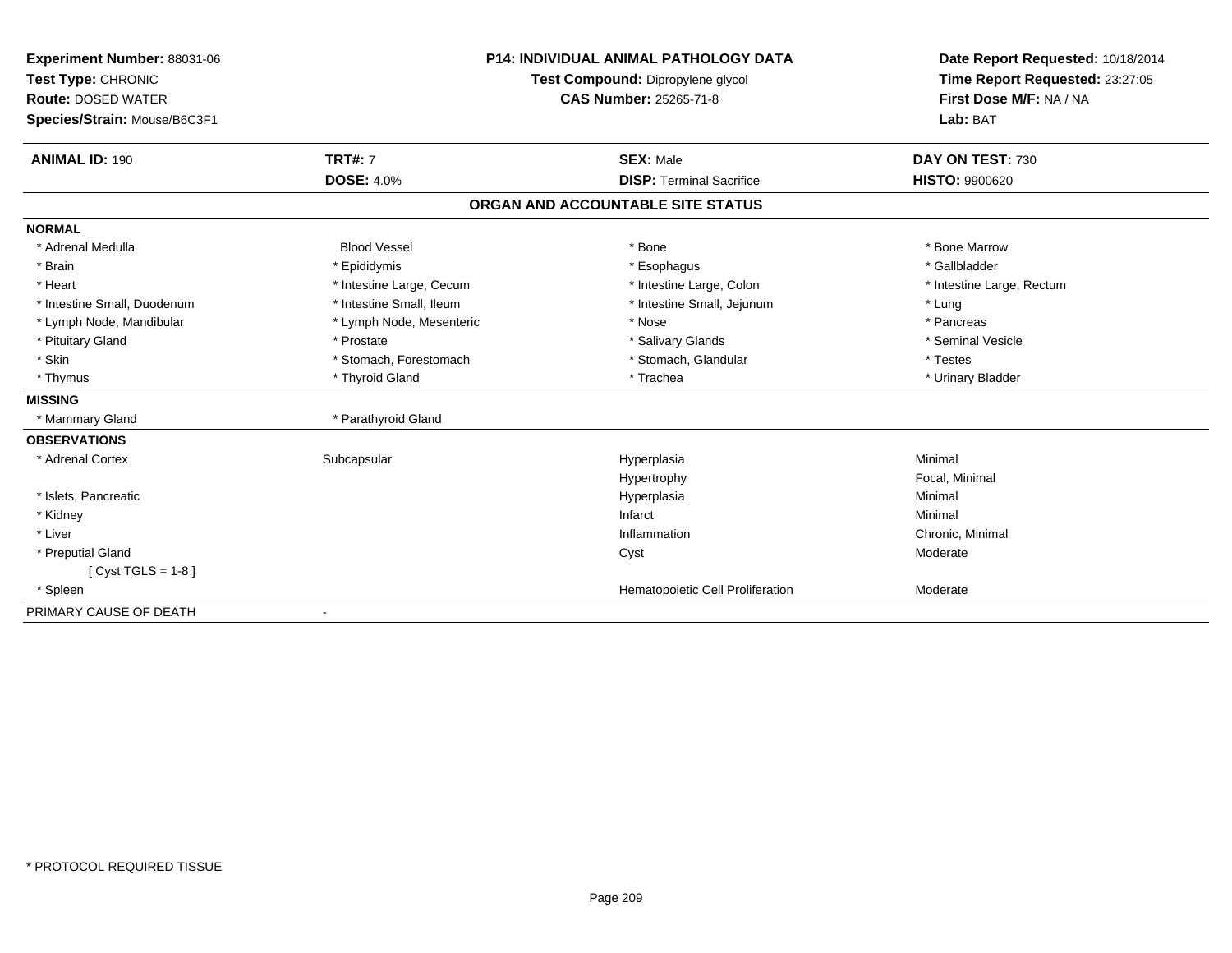**Experiment Number:** 88031-06
**Test Type:** CHRONIC
**Route:** DOSED WATER
**Species/Strain:** Mouse/B6C3F1

**P14: INDIVIDUAL ANIMAL PATHOLOGY DATA**
**Test Compound:** Dipropylene glycol
**CAS Number:** 25265-71-8

**Date Report Requested:** 10/18/2014
**Time Report Requested:** 23:27:05
**First Dose M/F:** NA / NA
**Lab:** BAT

| **ANIMAL ID:** 190 | **TRT#:** 7 | **SEX:** Male | **DAY ON TEST:** 730 |
|---|---|---|---|
| | **DOSE:** 4.0% | **DISP:** Terminal Sacrifice | **HISTO:** 9900620 |

## ORGAN AND ACCOUNTABLE SITE STATUS

| | | | |
|---|---|---|---|
| **NORMAL** | | | |
| * Adrenal Medulla | Blood Vessel | * Bone | * Bone Marrow |
| * Brain | * Epididymis | * Esophagus | * Gallbladder |
| * Heart | * Intestine Large, Cecum | * Intestine Large, Colon | * Intestine Large, Rectum |
| * Intestine Small, Duodenum | * Intestine Small, Ileum | * Intestine Small, Jejunum | * Lung |
| * Lymph Node, Mandibular | * Lymph Node, Mesenteric | * Nose | * Pancreas |
| * Pituitary Gland | * Prostate | * Salivary Glands | * Seminal Vesicle |
| * Skin | * Stomach, Forestomach | * Stomach, Glandular | * Testes |
| * Thymus | * Thyroid Gland | * Trachea | * Urinary Bladder |
| **MISSING** | | | |
| * Mammary Gland | * Parathyroid Gland | | |
| **OBSERVATIONS** | | | |
| * Adrenal Cortex | Subcapsular | Hyperplasia | Minimal |
| | | Hypertrophy | Focal, Minimal |
| * Islets, Pancreatic | | Hyperplasia | Minimal |
| * Kidney | | Infarct | Minimal |
| * Liver | | Inflammation | Chronic, Minimal |
| * Preputial Gland | | Cyst | Moderate |
| [ Cyst TGLS = 1-8 ] | | | |
| * Spleen | | Hematopoietic Cell Proliferation | Moderate |
| PRIMARY CAUSE OF DEATH | - | | |

\* PROTOCOL REQUIRED TISSUE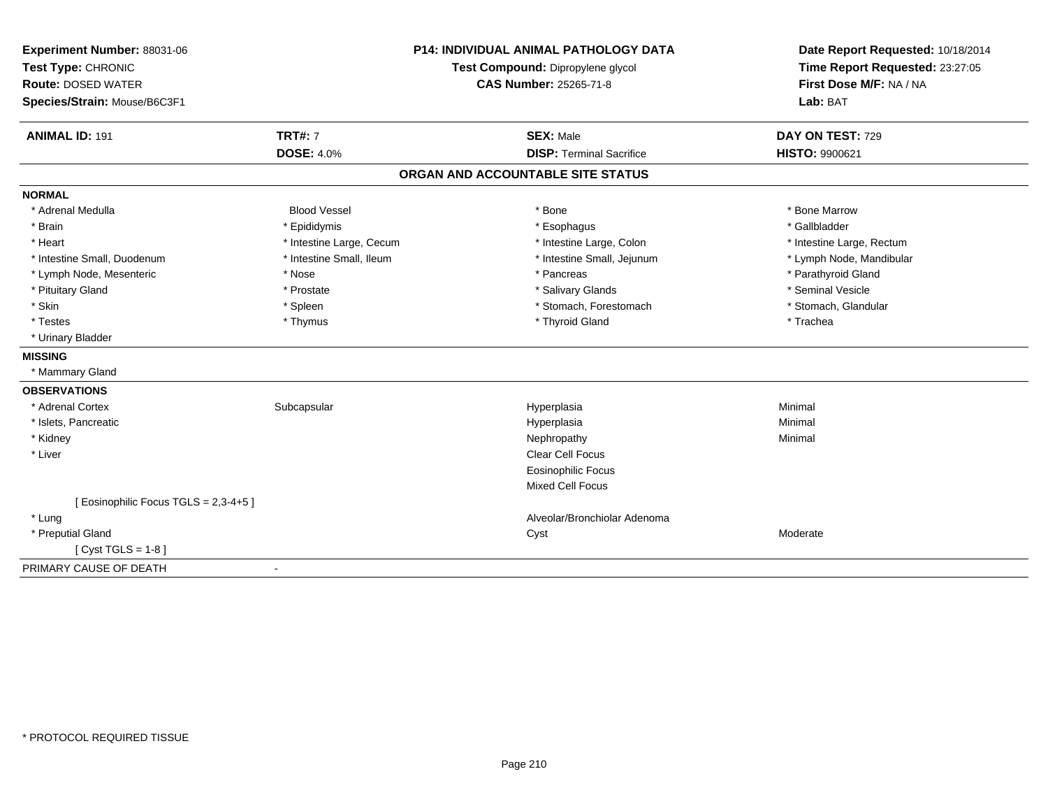**Experiment Number:** 88031-06
**Test Type:** CHRONIC
**Route:** DOSED WATER
**Species/Strain:** Mouse/B6C3F1

**P14: INDIVIDUAL ANIMAL PATHOLOGY DATA**
**Test Compound:** Dipropylene glycol
**CAS Number:** 25265-71-8

**Date Report Requested:** 10/18/2014
**Time Report Requested:** 23:27:05
**First Dose M/F:** NA / NA
**Lab:** BAT

| **ANIMAL ID:** 191 | **TRT#:** 7 | **SEX:** Male | **DAY ON TEST:** 729 |
|---|---|---|---|
| | **DOSE:** 4.0% | **DISP:** Terminal Sacrifice | **HISTO:** 9900621 |

## ORGAN AND ACCOUNTABLE SITE STATUS

**NORMAL**

| | | | |
|---|---|---|---|
| * Adrenal Medulla | Blood Vessel | * Bone | * Bone Marrow |
| * Brain | * Epididymis | * Esophagus | * Gallbladder |
| * Heart | * Intestine Large, Cecum | * Intestine Large, Colon | * Intestine Large, Rectum |
| * Intestine Small, Duodenum | * Intestine Small, Ileum | * Intestine Small, Jejunum | * Lymph Node, Mandibular |
| * Lymph Node, Mesenteric | * Nose | * Pancreas | * Parathyroid Gland |
| * Pituitary Gland | * Prostate | * Salivary Glands | * Seminal Vesicle |
| * Skin | * Spleen | * Stomach, Forestomach | * Stomach, Glandular |
| * Testes | * Thymus | * Thyroid Gland | * Trachea |
| * Urinary Bladder | | | |

**MISSING**

* Mammary Gland

**OBSERVATIONS**

| | | | |
|---|---|---|---|
| * Adrenal Cortex | Subcapsular | Hyperplasia | Minimal |
| * Islets, Pancreatic | | Hyperplasia | Minimal |
| * Kidney | | Nephropathy | Minimal |
| * Liver | | Clear Cell Focus | |
| | | Eosinophilic Focus | |
| | | Mixed Cell Focus | |
| [ Eosinophilic Focus TGLS = 2,3-4+5 ] | | | |
| * Lung | | Alveolar/Bronchiolar Adenoma | |
| * Preputial Gland | | Cyst | Moderate |
| [ Cyst TGLS = 1-8 ] | | | |

PRIMARY CAUSE OF DEATH -

\* PROTOCOL REQUIRED TISSUE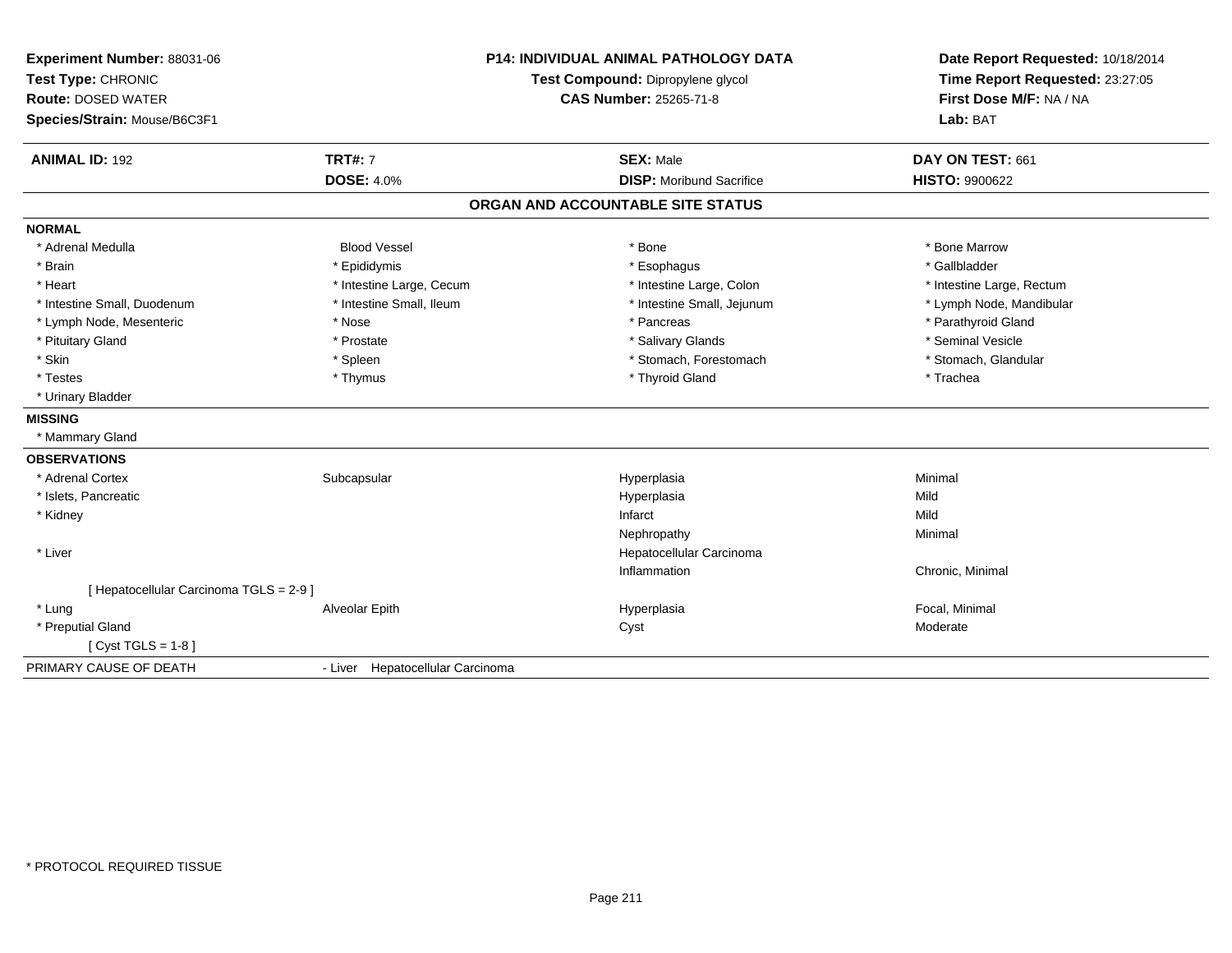**Experiment Number:** 88031-06
**Test Type:** CHRONIC
**Route:** DOSED WATER
**Species/Strain:** Mouse/B6C3F1

**P14: INDIVIDUAL ANIMAL PATHOLOGY DATA**
**Test Compound:** Dipropylene glycol
**CAS Number:** 25265-71-8

**Date Report Requested:** 10/18/2014
**Time Report Requested:** 23:27:05
**First Dose M/F:** NA / NA
**Lab:** BAT

| **ANIMAL ID:** 192 | **TRT#:** 7 | **SEX:** Male | **DAY ON TEST:** 661 |
|---|---|---|---|
| | **DOSE:** 4.0% | **DISP:** Moribund Sacrifice | **HISTO:** 9900622 |

## ORGAN AND ACCOUNTABLE SITE STATUS

**NORMAL**

| | | | |
|---|---|---|---|
| * Adrenal Medulla | Blood Vessel | * Bone | * Bone Marrow |
| * Brain | * Epididymis | * Esophagus | * Gallbladder |
| * Heart | * Intestine Large, Cecum | * Intestine Large, Colon | * Intestine Large, Rectum |
| * Intestine Small, Duodenum | * Intestine Small, Ileum | * Intestine Small, Jejunum | * Lymph Node, Mandibular |
| * Lymph Node, Mesenteric | * Nose | * Pancreas | * Parathyroid Gland |
| * Pituitary Gland | * Prostate | * Salivary Glands | * Seminal Vesicle |
| * Skin | * Spleen | * Stomach, Forestomach | * Stomach, Glandular |
| * Testes | * Thymus | * Thyroid Gland | * Trachea |
| * Urinary Bladder | | | |

**MISSING**

* Mammary Gland

**OBSERVATIONS**

| | | | |
|---|---|---|---|
| * Adrenal Cortex | Subcapsular | Hyperplasia | Minimal |
| * Islets, Pancreatic | | Hyperplasia | Mild |
| * Kidney | | Infarct | Mild |
| | | Nephropathy | Minimal |
| * Liver | | Hepatocellular Carcinoma | |
| | | Inflammation | Chronic, Minimal |
| [ Hepatocellular Carcinoma TGLS = 2-9 ] | | | |
| * Lung | Alveolar Epith | Hyperplasia | Focal, Minimal |
| * Preputial Gland | | Cyst | Moderate |
| [ Cyst TGLS = 1-8 ] | | | |

PRIMARY CAUSE OF DEATH - Liver Hepatocellular Carcinoma

* PROTOCOL REQUIRED TISSUE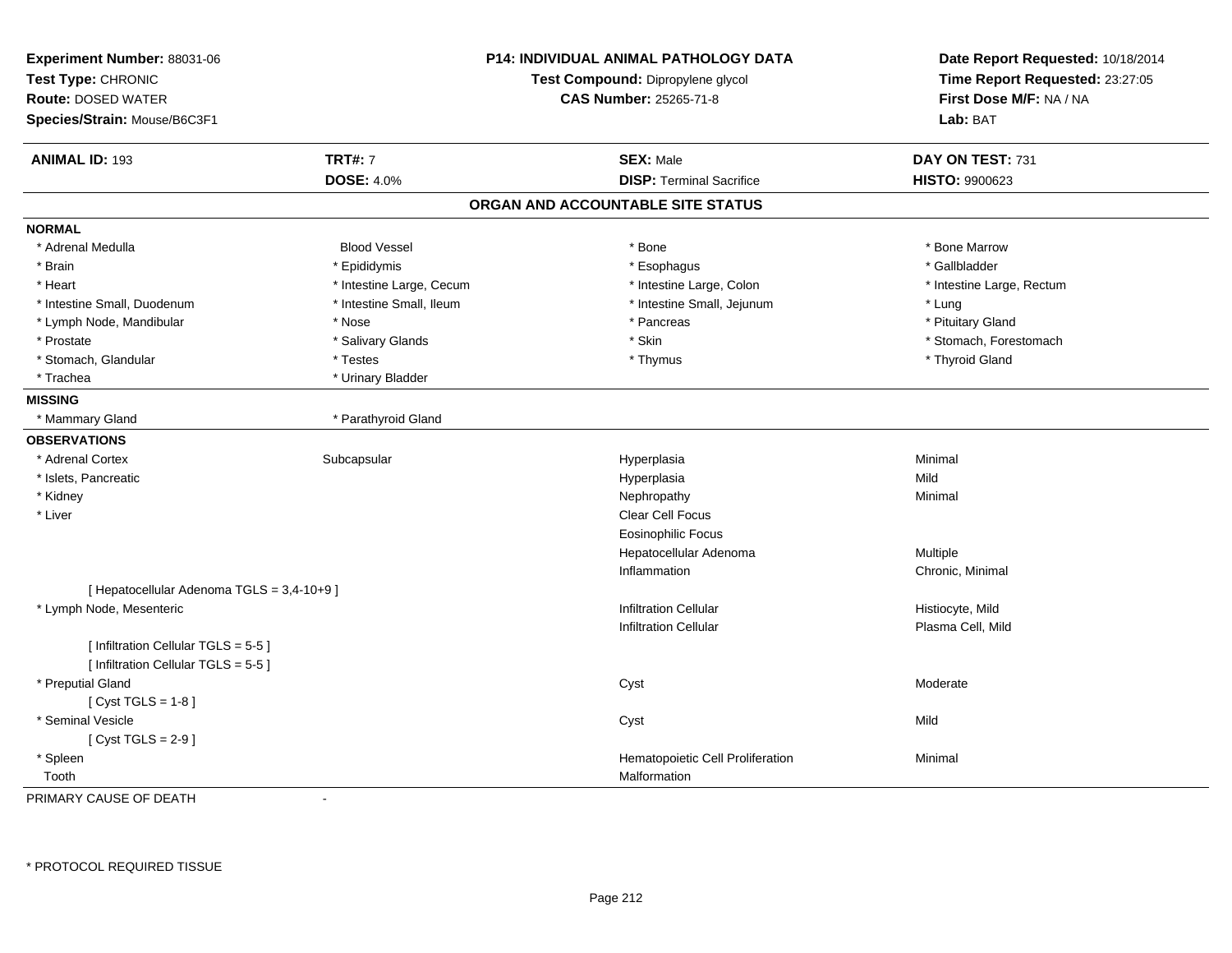**Experiment Number:** 88031-06
**Test Type:** CHRONIC
**Route:** DOSED WATER
**Species/Strain:** Mouse/B6C3F1

**P14: INDIVIDUAL ANIMAL PATHOLOGY DATA**
**Test Compound:** Dipropylene glycol
**CAS Number:** 25265-71-8

**Date Report Requested:** 10/18/2014
**Time Report Requested:** 23:27:05
**First Dose M/F:** NA / NA
**Lab:** BAT

| **ANIMAL ID:** 193 | **TRT#:** 7 | **SEX:** Male | **DAY ON TEST:** 731 |
|---|---|---|---|
| | **DOSE:** 4.0% | **DISP:** Terminal Sacrifice | **HISTO:** 9900623 |

## ORGAN AND ACCOUNTABLE SITE STATUS

**NORMAL**

| | | | |
|---|---|---|---|
| * Adrenal Medulla | Blood Vessel | * Bone | * Bone Marrow |
| * Brain | * Epididymis | * Esophagus | * Gallbladder |
| * Heart | * Intestine Large, Cecum | * Intestine Large, Colon | * Intestine Large, Rectum |
| * Intestine Small, Duodenum | * Intestine Small, Ileum | * Intestine Small, Jejunum | * Lung |
| * Lymph Node, Mandibular | * Nose | * Pancreas | * Pituitary Gland |
| * Prostate | * Salivary Glands | * Skin | * Stomach, Forestomach |
| * Stomach, Glandular | * Testes | * Thymus | * Thyroid Gland |
| * Trachea | * Urinary Bladder | | |

**MISSING**

| | |
|---|---|
| * Mammary Gland | * Parathyroid Gland |

**OBSERVATIONS**

| | | | |
|---|---|---|---|
| * Adrenal Cortex | Subcapsular | Hyperplasia | Minimal |
| * Islets, Pancreatic | | Hyperplasia | Mild |
| * Kidney | | Nephropathy | Minimal |
| * Liver | | Clear Cell Focus | |
| | | Eosinophilic Focus | |
| | | Hepatocellular Adenoma | Multiple |
| | | Inflammation | Chronic, Minimal |
| [ Hepatocellular Adenoma TGLS = 3,4-10+9 ] | | | |
| * Lymph Node, Mesenteric | | Infiltration Cellular | Histiocyte, Mild |
| | | Infiltration Cellular | Plasma Cell, Mild |
| [ Infiltration Cellular TGLS = 5-5 ] | | | |
| [ Infiltration Cellular TGLS = 5-5 ] | | | |
| * Preputial Gland | | Cyst | Moderate |
| [ Cyst TGLS = 1-8 ] | | | |
| * Seminal Vesicle | | Cyst | Mild |
| [ Cyst TGLS = 2-9 ] | | | |
| * Spleen | | Hematopoietic Cell Proliferation | Minimal |
| Tooth | | Malformation | |

PRIMARY CAUSE OF DEATH -

\* PROTOCOL REQUIRED TISSUE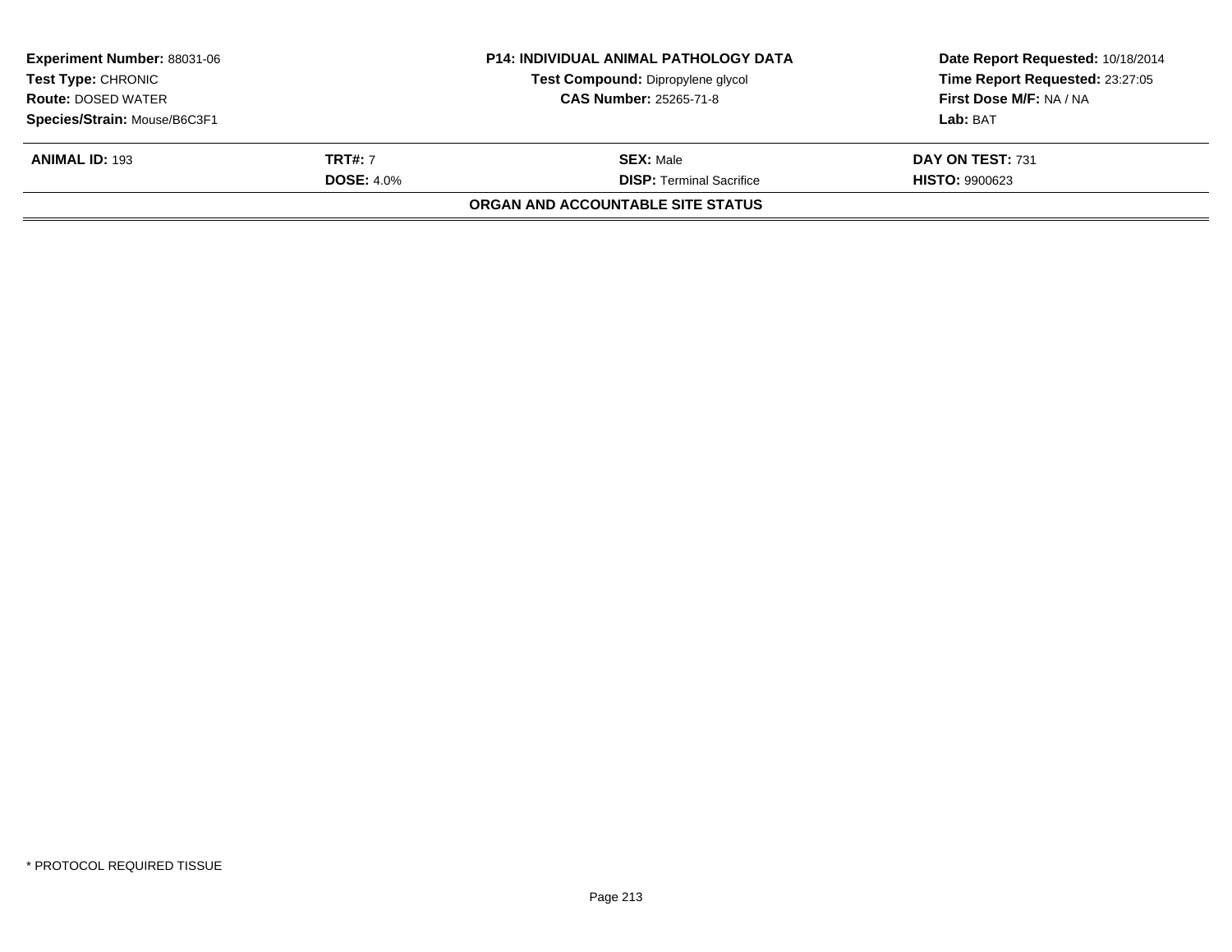| Experiment Number: 88031-06 | P14: INDIVIDUAL ANIMAL PATHOLOGY DATA | Date Report Requested: 10/18/2014 |
|---|---|---|
| Test Type: CHRONIC | Test Compound: Dipropylene glycol | Time Report Requested: 23:27:05 |
| Route: DOSED WATER | CAS Number: 25265-71-8 | First Dose M/F: NA / NA |
| Species/Strain: Mouse/B6C3F1 | | Lab: BAT |

| ANIMAL ID: 193 | TRT#: 7 | SEX: Male | DAY ON TEST: 731 |
|---|---|---|---|
| | DOSE: 4.0% | DISP: Terminal Sacrifice | HISTO: 9900623 |

**ORGAN AND ACCOUNTABLE SITE STATUS**

* PROTOCOL REQUIRED TISSUE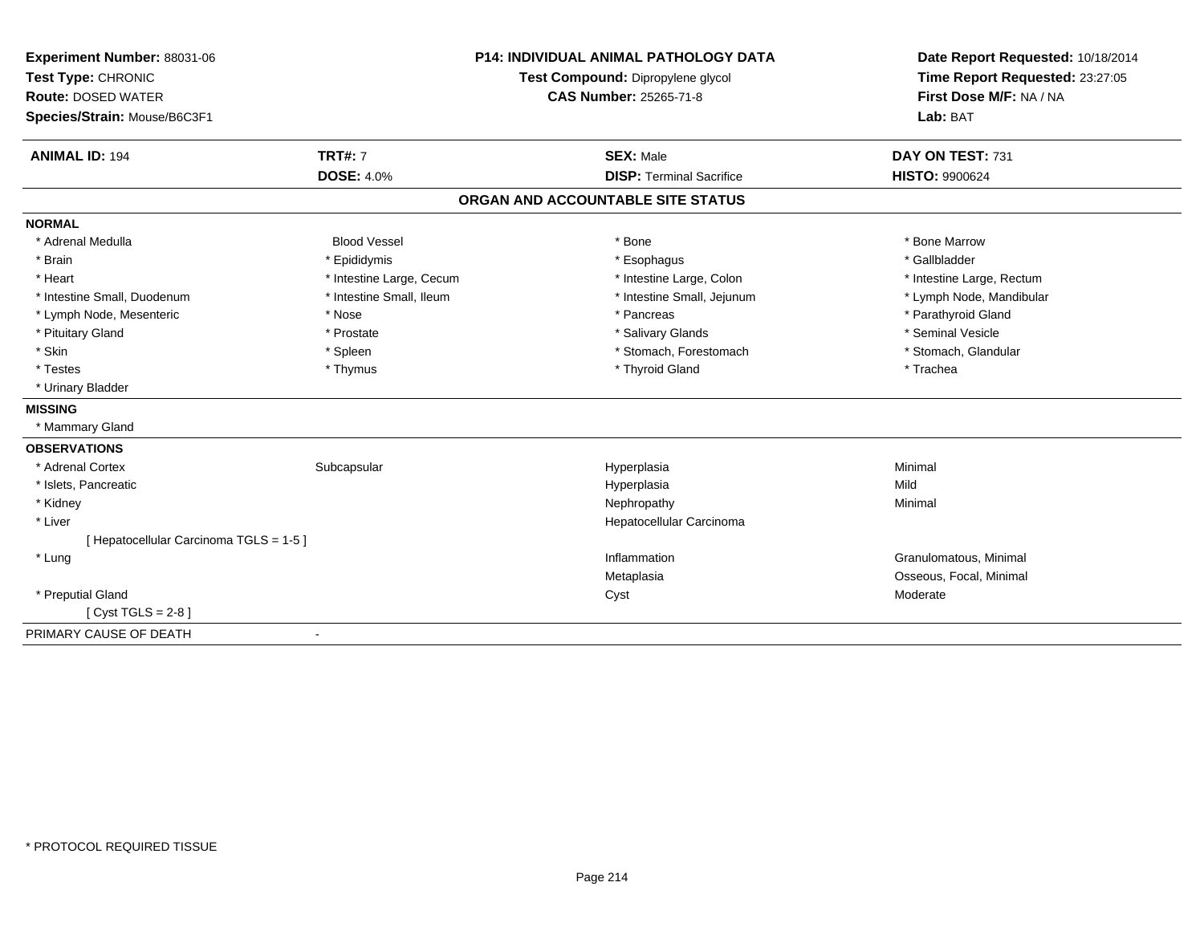**Experiment Number:** 88031-06
**Test Type:** CHRONIC
**Route:** DOSED WATER
**Species/Strain:** Mouse/B6C3F1

**P14: INDIVIDUAL ANIMAL PATHOLOGY DATA**
**Test Compound:** Dipropylene glycol
**CAS Number:** 25265-71-8

**Date Report Requested:** 10/18/2014
**Time Report Requested:** 23:27:05
**First Dose M/F:** NA / NA
**Lab:** BAT

| **ANIMAL ID:** 194 | **TRT#:** 7 | **SEX:** Male | **DAY ON TEST:** 731 |
|---|---|---|---|
| | **DOSE:** 4.0% | **DISP:** Terminal Sacrifice | **HISTO:** 9900624 |

## ORGAN AND ACCOUNTABLE SITE STATUS

**NORMAL**

| | | | |
|---|---|---|---|
| * Adrenal Medulla | Blood Vessel | * Bone | * Bone Marrow |
| * Brain | * Epididymis | * Esophagus | * Gallbladder |
| * Heart | * Intestine Large, Cecum | * Intestine Large, Colon | * Intestine Large, Rectum |
| * Intestine Small, Duodenum | * Intestine Small, Ileum | * Intestine Small, Jejunum | * Lymph Node, Mandibular |
| * Lymph Node, Mesenteric | * Nose | * Pancreas | * Parathyroid Gland |
| * Pituitary Gland | * Prostate | * Salivary Glands | * Seminal Vesicle |
| * Skin | * Spleen | * Stomach, Forestomach | * Stomach, Glandular |
| * Testes | * Thymus | * Thyroid Gland | * Trachea |
| * Urinary Bladder | | | |

**MISSING**

* Mammary Gland

**OBSERVATIONS**

| | | | |
|---|---|---|---|
| * Adrenal Cortex | Subcapsular | Hyperplasia | Minimal |
| * Islets, Pancreatic | | Hyperplasia | Mild |
| * Kidney | | Nephropathy | Minimal |
| * Liver | | Hepatocellular Carcinoma | |
| [ Hepatocellular Carcinoma TGLS = 1-5 ] | | | |
| * Lung | | Inflammation | Granulomatous, Minimal |
| | | Metaplasia | Osseous, Focal, Minimal |
| * Preputial Gland | | Cyst | Moderate |
| [ Cyst TGLS = 2-8 ] | | | |

PRIMARY CAUSE OF DEATH -

* PROTOCOL REQUIRED TISSUE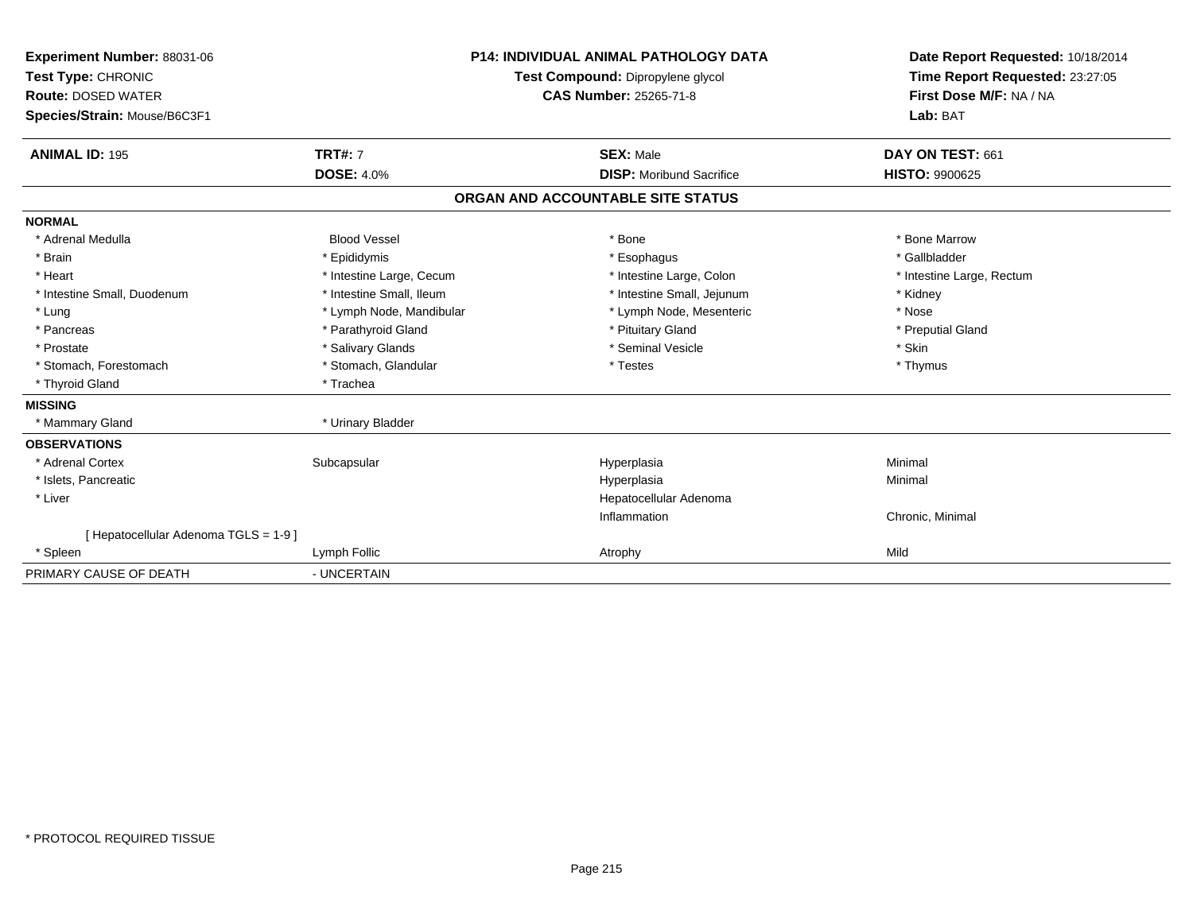**Experiment Number:** 88031-06
**Test Type:** CHRONIC
**Route:** DOSED WATER
**Species/Strain:** Mouse/B6C3F1

**P14: INDIVIDUAL ANIMAL PATHOLOGY DATA**
**Test Compound:** Dipropylene glycol
**CAS Number:** 25265-71-8

**Date Report Requested:** 10/18/2014
**Time Report Requested:** 23:27:05
**First Dose M/F:** NA / NA
**Lab:** BAT

| **ANIMAL ID:** 195 | **TRT#:** 7 | **SEX:** Male | **DAY ON TEST:** 661 |
|---|---|---|---|
| | **DOSE:** 4.0% | **DISP:** Moribund Sacrifice | **HISTO:** 9900625 |

## ORGAN AND ACCOUNTABLE SITE STATUS

**NORMAL**

| | | | |
|---|---|---|---|
| * Adrenal Medulla | Blood Vessel | * Bone | * Bone Marrow |
| * Brain | * Epididymis | * Esophagus | * Gallbladder |
| * Heart | * Intestine Large, Cecum | * Intestine Large, Colon | * Intestine Large, Rectum |
| * Intestine Small, Duodenum | * Intestine Small, Ileum | * Intestine Small, Jejunum | * Kidney |
| * Lung | * Lymph Node, Mandibular | * Lymph Node, Mesenteric | * Nose |
| * Pancreas | * Parathyroid Gland | * Pituitary Gland | * Preputial Gland |
| * Prostate | * Salivary Glands | * Seminal Vesicle | * Skin |
| * Stomach, Forestomach | * Stomach, Glandular | * Testes | * Thymus |
| * Thyroid Gland | * Trachea | | |

**MISSING**

| | |
|---|---|
| * Mammary Gland | * Urinary Bladder |

**OBSERVATIONS**

| | | | |
|---|---|---|---|
| * Adrenal Cortex | Subcapsular | Hyperplasia | Minimal |
| * Islets, Pancreatic | | Hyperplasia | Minimal |
| * Liver | | Hepatocellular Adenoma | |
| | | Inflammation | Chronic, Minimal |
| [ Hepatocellular Adenoma TGLS = 1-9 ] | | | |
| * Spleen | Lymph Follic | Atrophy | Mild |

PRIMARY CAUSE OF DEATH - UNCERTAIN

\* PROTOCOL REQUIRED TISSUE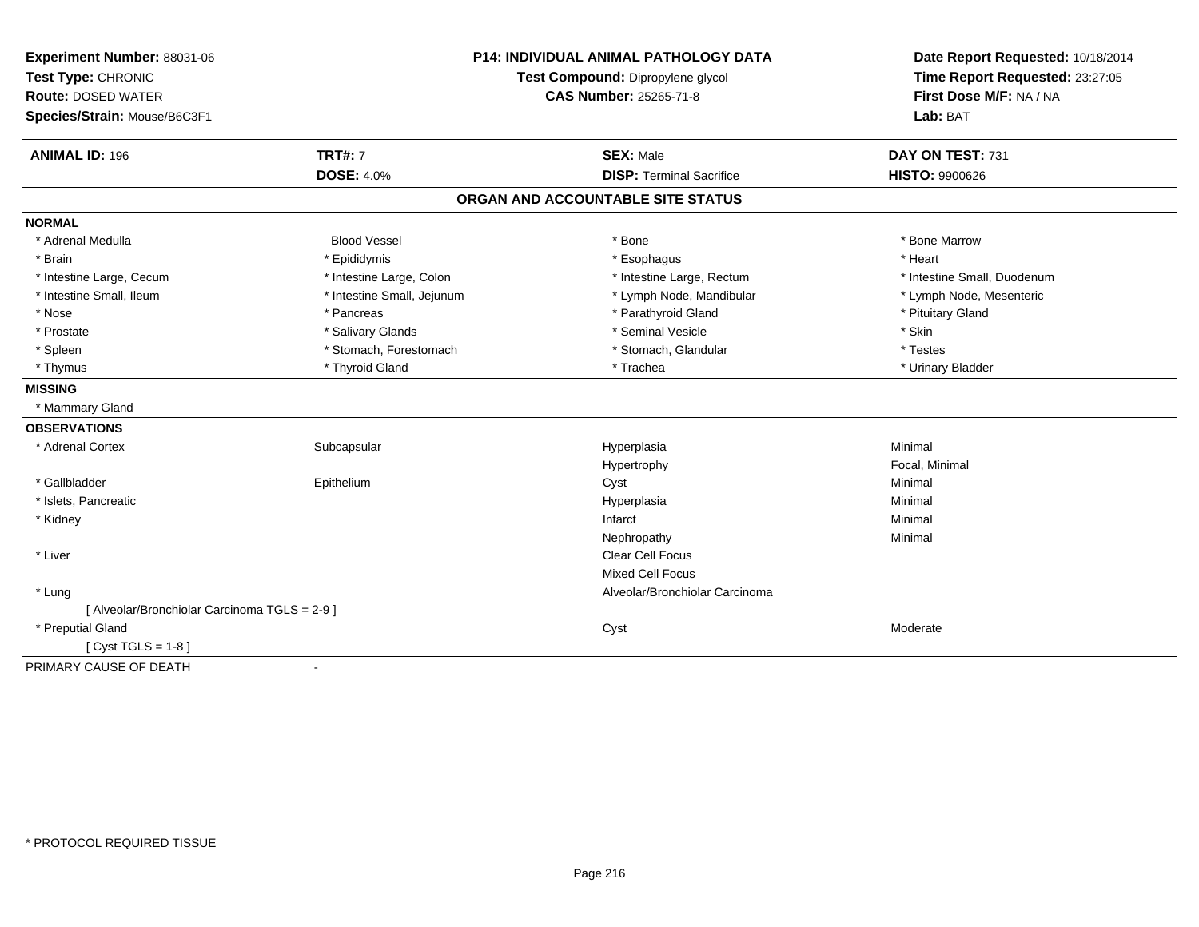**Experiment Number:** 88031-06
**Test Type:** CHRONIC
**Route:** DOSED WATER
**Species/Strain:** Mouse/B6C3F1

**P14: INDIVIDUAL ANIMAL PATHOLOGY DATA**
**Test Compound:** Dipropylene glycol
**CAS Number:** 25265-71-8

**Date Report Requested:** 10/18/2014
**Time Report Requested:** 23:27:05
**First Dose M/F:** NA / NA
**Lab:** BAT

| **ANIMAL ID:** 196 | **TRT#:** 7 | **SEX:** Male | **DAY ON TEST:** 731 |
|---|---|---|---|
| | **DOSE:** 4.0% | **DISP:** Terminal Sacrifice | **HISTO:** 9900626 |

## ORGAN AND ACCOUNTABLE SITE STATUS

**NORMAL**

| | | | |
|---|---|---|---|
| * Adrenal Medulla | Blood Vessel | * Bone | * Bone Marrow |
| * Brain | * Epididymis | * Esophagus | * Heart |
| * Intestine Large, Cecum | * Intestine Large, Colon | * Intestine Large, Rectum | * Intestine Small, Duodenum |
| * Intestine Small, Ileum | * Intestine Small, Jejunum | * Lymph Node, Mandibular | * Lymph Node, Mesenteric |
| * Nose | * Pancreas | * Parathyroid Gland | * Pituitary Gland |
| * Prostate | * Salivary Glands | * Seminal Vesicle | * Skin |
| * Spleen | * Stomach, Forestomach | * Stomach, Glandular | * Testes |
| * Thymus | * Thyroid Gland | * Trachea | * Urinary Bladder |

**MISSING**

* Mammary Gland

**OBSERVATIONS**

| | | | |
|---|---|---|---|
| * Adrenal Cortex | Subcapsular | Hyperplasia | Minimal |
| | | Hypertrophy | Focal, Minimal |
| * Gallbladder | Epithelium | Cyst | Minimal |
| * Islets, Pancreatic | | Hyperplasia | Minimal |
| * Kidney | | Infarct | Minimal |
| | | Nephropathy | Minimal |
| * Liver | | Clear Cell Focus | |
| | | Mixed Cell Focus | |
| * Lung | | Alveolar/Bronchiolar Carcinoma | |
| [ Alveolar/Bronchiolar Carcinoma TGLS = 2-9 ] | | | |
| * Preputial Gland | | Cyst | Moderate |
| [ Cyst TGLS = 1-8 ] | | | |

PRIMARY CAUSE OF DEATH -

* PROTOCOL REQUIRED TISSUE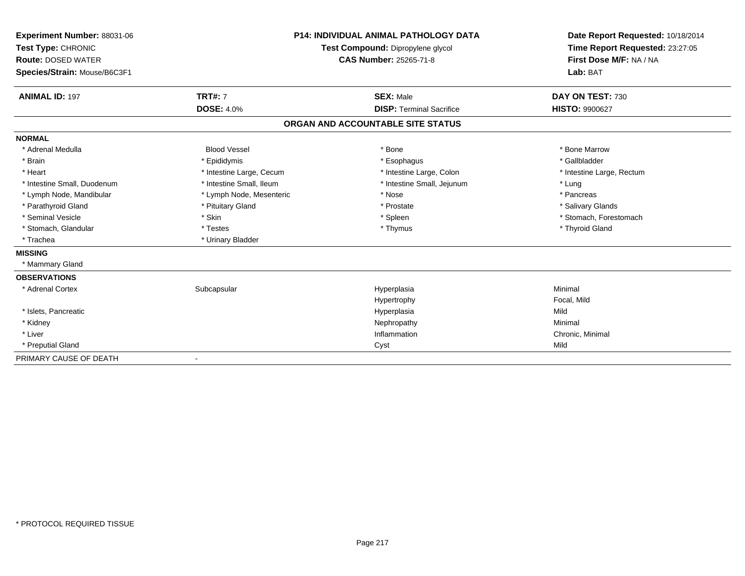**Experiment Number:** 88031-06
**Test Type:** CHRONIC
**Route:** DOSED WATER
**Species/Strain:** Mouse/B6C3F1

**P14: INDIVIDUAL ANIMAL PATHOLOGY DATA**
**Test Compound:** Dipropylene glycol
**CAS Number:** 25265-71-8

**Date Report Requested:** 10/18/2014
**Time Report Requested:** 23:27:05
**First Dose M/F:** NA / NA
**Lab:** BAT

| **ANIMAL ID:** 197 | **TRT#:** 7 | **SEX:** Male | **DAY ON TEST:** 730 |
|---|---|---|---|
| | **DOSE:** 4.0% | **DISP:** Terminal Sacrifice | **HISTO:** 9900627 |

## ORGAN AND ACCOUNTABLE SITE STATUS

**NORMAL**

| | | | |
|---|---|---|---|
| * Adrenal Medulla | Blood Vessel | * Bone | * Bone Marrow |
| * Brain | * Epididymis | * Esophagus | * Gallbladder |
| * Heart | * Intestine Large, Cecum | * Intestine Large, Colon | * Intestine Large, Rectum |
| * Intestine Small, Duodenum | * Intestine Small, Ileum | * Intestine Small, Jejunum | * Lung |
| * Lymph Node, Mandibular | * Lymph Node, Mesenteric | * Nose | * Pancreas |
| * Parathyroid Gland | * Pituitary Gland | * Prostate | * Salivary Glands |
| * Seminal Vesicle | * Skin | * Spleen | * Stomach, Forestomach |
| * Stomach, Glandular | * Testes | * Thymus | * Thyroid Gland |
| * Trachea | * Urinary Bladder | | |

**MISSING**

* Mammary Gland

**OBSERVATIONS**

| | | | |
|---|---|---|---|
| * Adrenal Cortex | Subcapsular | Hyperplasia | Minimal |
| | | Hypertrophy | Focal, Mild |
| * Islets, Pancreatic | | Hyperplasia | Mild |
| * Kidney | | Nephropathy | Minimal |
| * Liver | | Inflammation | Chronic, Minimal |
| * Preputial Gland | | Cyst | Mild |

PRIMARY CAUSE OF DEATH -

* PROTOCOL REQUIRED TISSUE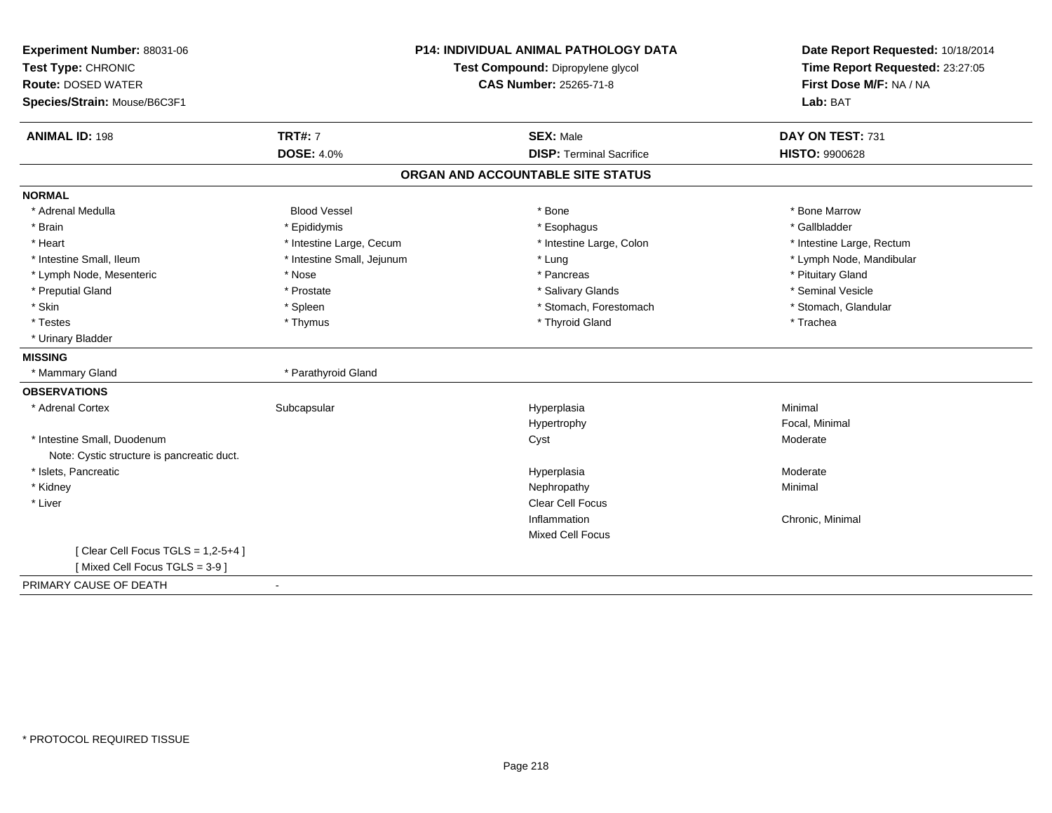**Experiment Number:** 88031-06
**Test Type:** CHRONIC
**Route:** DOSED WATER
**Species/Strain:** Mouse/B6C3F1

**P14: INDIVIDUAL ANIMAL PATHOLOGY DATA**
**Test Compound:** Dipropylene glycol
**CAS Number:** 25265-71-8

**Date Report Requested:** 10/18/2014
**Time Report Requested:** 23:27:05
**First Dose M/F:** NA / NA
**Lab:** BAT

| **ANIMAL ID:** 198 | **TRT#:** 7 | **SEX:** Male | **DAY ON TEST:** 731 |
|---|---|---|---|
| | **DOSE:** 4.0% | **DISP:** Terminal Sacrifice | **HISTO:** 9900628 |

## ORGAN AND ACCOUNTABLE SITE STATUS

**NORMAL**

| | | | |
|---|---|---|---|
| * Adrenal Medulla | Blood Vessel | * Bone | * Bone Marrow |
| * Brain | * Epididymis | * Esophagus | * Gallbladder |
| * Heart | * Intestine Large, Cecum | * Intestine Large, Colon | * Intestine Large, Rectum |
| * Intestine Small, Ileum | * Intestine Small, Jejunum | * Lung | * Lymph Node, Mandibular |
| * Lymph Node, Mesenteric | * Nose | * Pancreas | * Pituitary Gland |
| * Preputial Gland | * Prostate | * Salivary Glands | * Seminal Vesicle |
| * Skin | * Spleen | * Stomach, Forestomach | * Stomach, Glandular |
| * Testes | * Thymus | * Thyroid Gland | * Trachea |
| * Urinary Bladder | | | |

**MISSING**

| | |
|---|---|
| * Mammary Gland | * Parathyroid Gland |

**OBSERVATIONS**

| | | | |
|---|---|---|---|
| * Adrenal Cortex | Subcapsular | Hyperplasia | Minimal |
| | | Hypertrophy | Focal, Minimal |
| * Intestine Small, Duodenum | | Cyst | Moderate |
| Note: Cystic structure is pancreatic duct. | | | |
| * Islets, Pancreatic | | Hyperplasia | Moderate |
| * Kidney | | Nephropathy | Minimal |
| * Liver | | Clear Cell Focus | |
| | | Inflammation | Chronic, Minimal |
| | | Mixed Cell Focus | |
| [ Clear Cell Focus TGLS = 1,2-5+4 ] | | | |
| [ Mixed Cell Focus TGLS = 3-9 ] | | | |

PRIMARY CAUSE OF DEATH -

* PROTOCOL REQUIRED TISSUE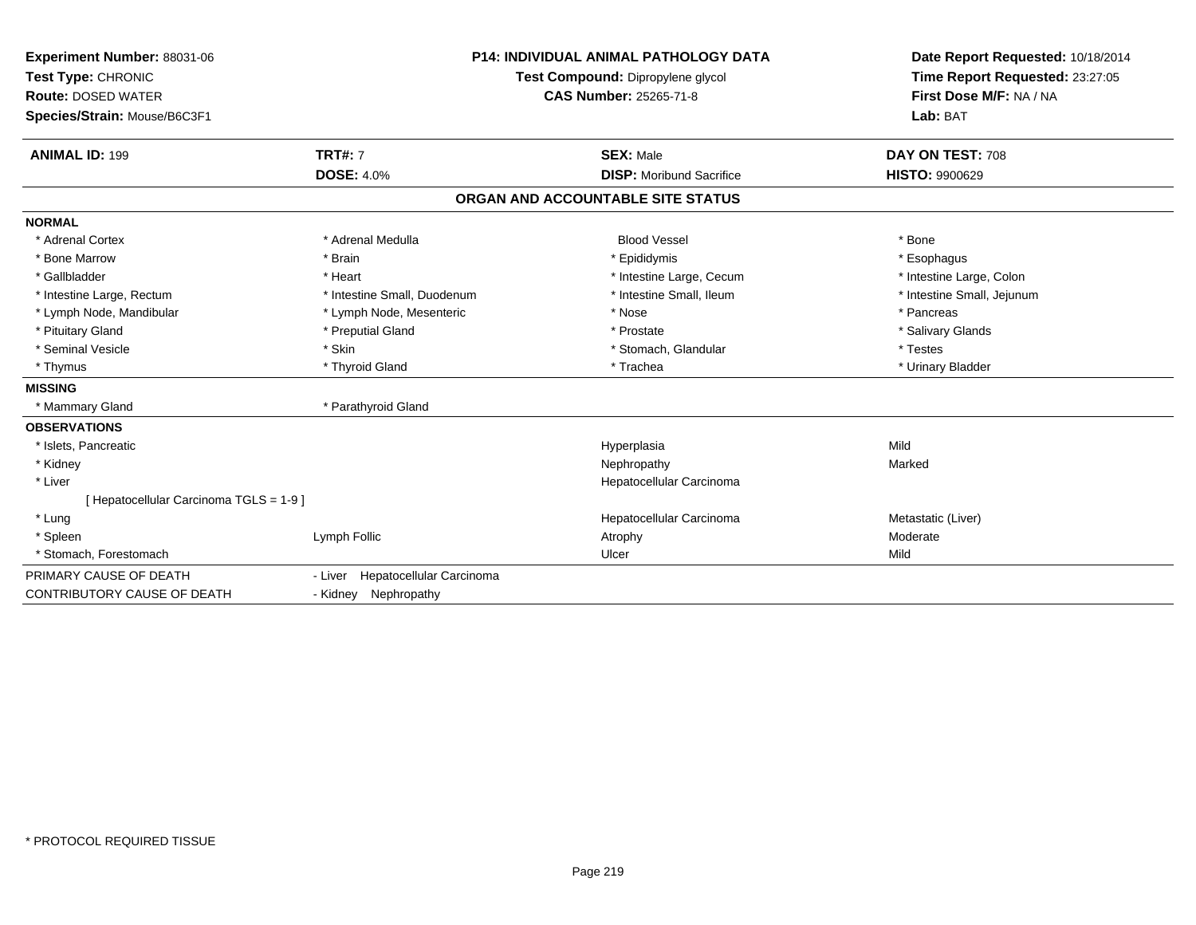**Experiment Number:** 88031-06
**Test Type:** CHRONIC
**Route:** DOSED WATER
**Species/Strain:** Mouse/B6C3F1

**P14: INDIVIDUAL ANIMAL PATHOLOGY DATA**
**Test Compound:** Dipropylene glycol
**CAS Number:** 25265-71-8

**Date Report Requested:** 10/18/2014
**Time Report Requested:** 23:27:05
**First Dose M/F:** NA / NA
**Lab:** BAT

| **ANIMAL ID:** 199 | **TRT#:** 7 | **SEX:** Male | **DAY ON TEST:** 708 |
|---|---|---|---|
| | **DOSE:** 4.0% | **DISP:** Moribund Sacrifice | **HISTO:** 9900629 |

## ORGAN AND ACCOUNTABLE SITE STATUS

### NORMAL

| | | | |
|---|---|---|---|
| * Adrenal Cortex | * Adrenal Medulla | Blood Vessel | * Bone |
| * Bone Marrow | * Brain | * Epididymis | * Esophagus |
| * Gallbladder | * Heart | * Intestine Large, Cecum | * Intestine Large, Colon |
| * Intestine Large, Rectum | * Intestine Small, Duodenum | * Intestine Small, Ileum | * Intestine Small, Jejunum |
| * Lymph Node, Mandibular | * Lymph Node, Mesenteric | * Nose | * Pancreas |
| * Pituitary Gland | * Preputial Gland | * Prostate | * Salivary Glands |
| * Seminal Vesicle | * Skin | * Stomach, Glandular | * Testes |
| * Thymus | * Thyroid Gland | * Trachea | * Urinary Bladder |

### MISSING

| | |
|---|---|
| * Mammary Gland | * Parathyroid Gland |

### OBSERVATIONS

| | | | |
|---|---|---|---|
| * Islets, Pancreatic | | Hyperplasia | Mild |
| * Kidney | | Nephropathy | Marked |
| * Liver | | Hepatocellular Carcinoma | |
| [ Hepatocellular Carcinoma TGLS = 1-9 ] | | | |
| * Lung | | Hepatocellular Carcinoma | Metastatic (Liver) |
| * Spleen | Lymph Follic | Atrophy | Moderate |
| * Stomach, Forestomach | | Ulcer | Mild |

| | |
|---|---|
| PRIMARY CAUSE OF DEATH | - Liver Hepatocellular Carcinoma |
| CONTRIBUTORY CAUSE OF DEATH | - Kidney Nephropathy |

\* PROTOCOL REQUIRED TISSUE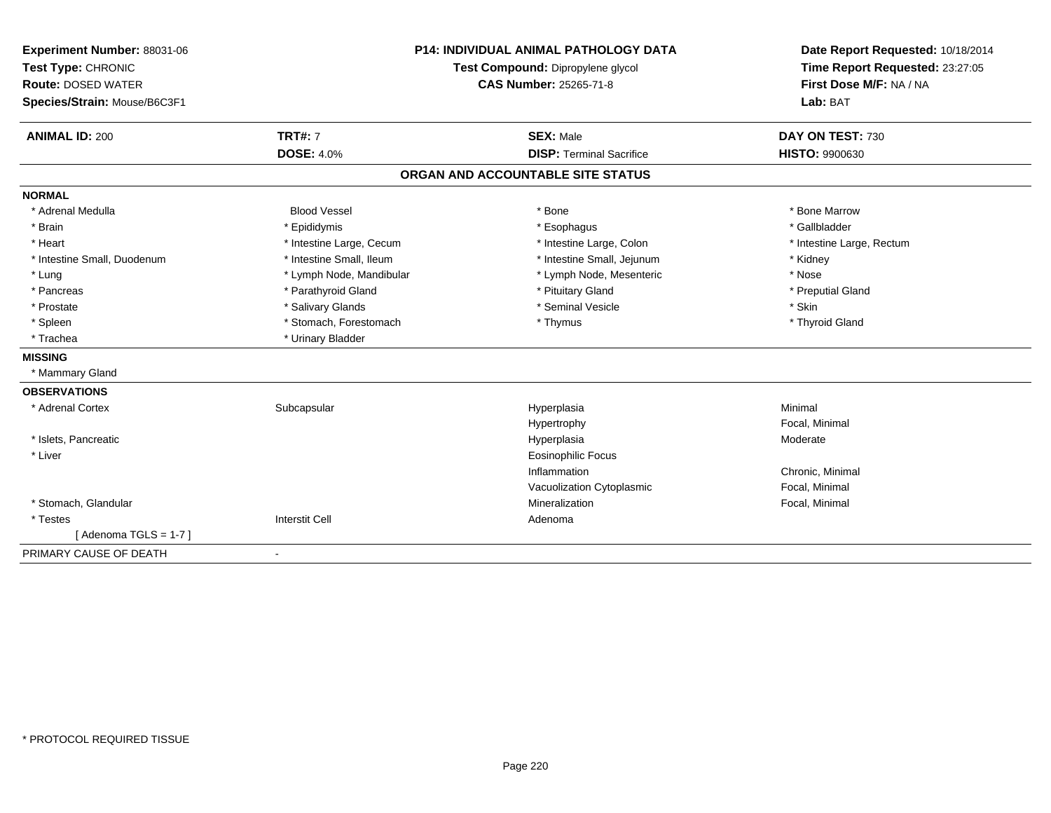**Experiment Number:** 88031-06
**Test Type:** CHRONIC
**Route:** DOSED WATER
**Species/Strain:** Mouse/B6C3F1

**P14: INDIVIDUAL ANIMAL PATHOLOGY DATA**
**Test Compound:** Dipropylene glycol
**CAS Number:** 25265-71-8

**Date Report Requested:** 10/18/2014
**Time Report Requested:** 23:27:05
**First Dose M/F:** NA / NA
**Lab:** BAT

| **ANIMAL ID:** 200 | **TRT#:** 7 | **SEX:** Male | **DAY ON TEST:** 730 |
|---|---|---|---|
| | **DOSE:** 4.0% | **DISP:** Terminal Sacrifice | **HISTO:** 9900630 |

## ORGAN AND ACCOUNTABLE SITE STATUS

**NORMAL**

| | | | |
|---|---|---|---|
| * Adrenal Medulla | Blood Vessel | * Bone | * Bone Marrow |
| * Brain | * Epididymis | * Esophagus | * Gallbladder |
| * Heart | * Intestine Large, Cecum | * Intestine Large, Colon | * Intestine Large, Rectum |
| * Intestine Small, Duodenum | * Intestine Small, Ileum | * Intestine Small, Jejunum | * Kidney |
| * Lung | * Lymph Node, Mandibular | * Lymph Node, Mesenteric | * Nose |
| * Pancreas | * Parathyroid Gland | * Pituitary Gland | * Preputial Gland |
| * Prostate | * Salivary Glands | * Seminal Vesicle | * Skin |
| * Spleen | * Stomach, Forestomach | * Thymus | * Thyroid Gland |
| * Trachea | * Urinary Bladder | | |

**MISSING**

* Mammary Gland

**OBSERVATIONS**

| | | | |
|---|---|---|---|
| * Adrenal Cortex | Subcapsular | Hyperplasia | Minimal |
| | | Hypertrophy | Focal, Minimal |
| * Islets, Pancreatic | | Hyperplasia | Moderate |
| * Liver | | Eosinophilic Focus | |
| | | Inflammation | Chronic, Minimal |
| | | Vacuolization Cytoplasmic | Focal, Minimal |
| * Stomach, Glandular | | Mineralization | Focal, Minimal |
| * Testes | Interstit Cell | Adenoma | |
| [ Adenoma TGLS = 1-7 ] | | | |

PRIMARY CAUSE OF DEATH -

* PROTOCOL REQUIRED TISSUE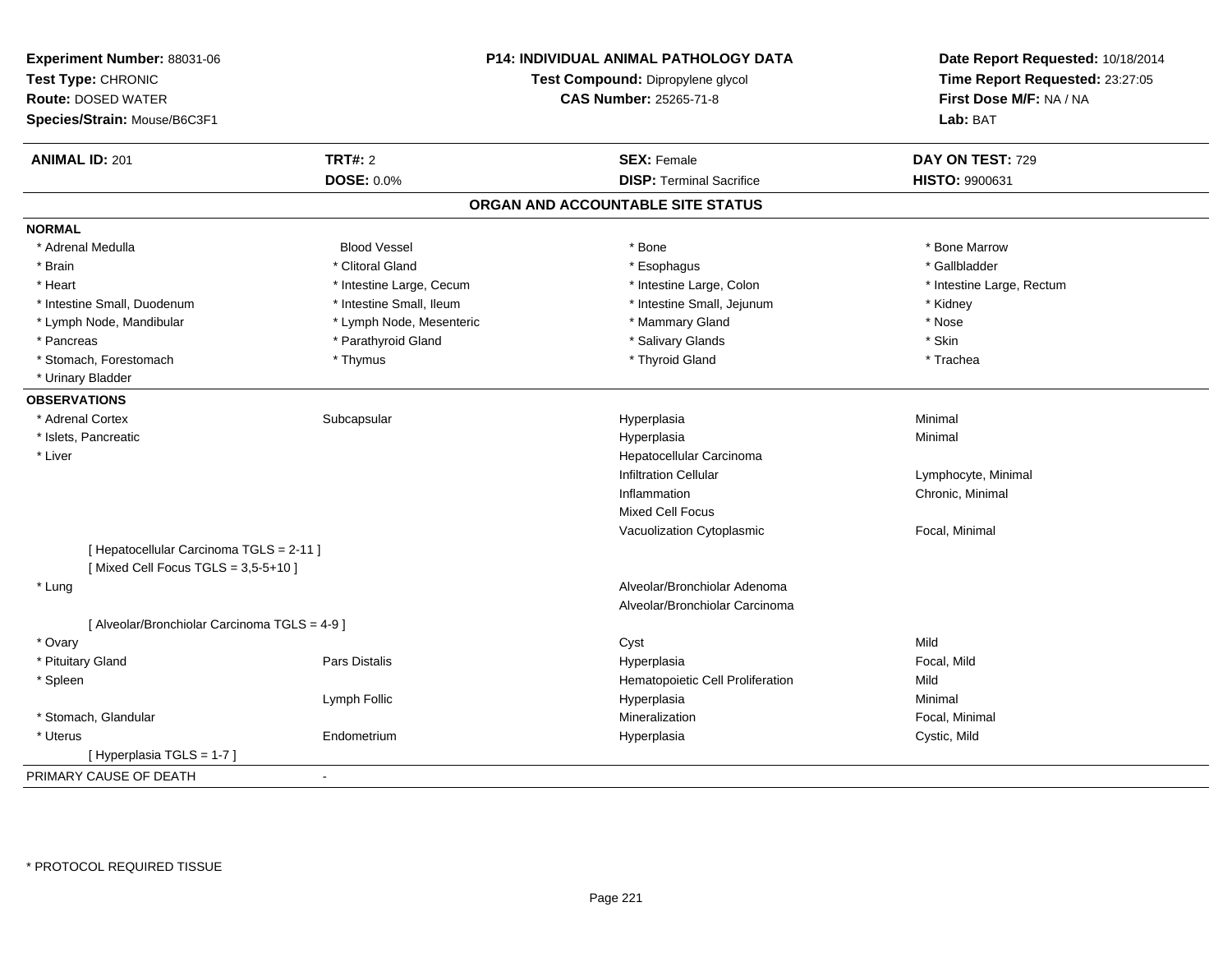**Experiment Number:** 88031-06
**Test Type:** CHRONIC
**Route:** DOSED WATER
**Species/Strain:** Mouse/B6C3F1

**P14: INDIVIDUAL ANIMAL PATHOLOGY DATA**
**Test Compound:** Dipropylene glycol
**CAS Number:** 25265-71-8

**Date Report Requested:** 10/18/2014
**Time Report Requested:** 23:27:05
**First Dose M/F:** NA / NA
**Lab:** BAT

| **ANIMAL ID:** 201 | **TRT#:** 2 | **SEX:** Female | **DAY ON TEST:** 729 |
|---|---|---|---|
| | **DOSE:** 0.0% | **DISP:** Terminal Sacrifice | **HISTO:** 9900631 |

## ORGAN AND ACCOUNTABLE SITE STATUS

**NORMAL**

| | | | |
|---|---|---|---|
| * Adrenal Medulla | Blood Vessel | * Bone | * Bone Marrow |
| * Brain | * Clitoral Gland | * Esophagus | * Gallbladder |
| * Heart | * Intestine Large, Cecum | * Intestine Large, Colon | * Intestine Large, Rectum |
| * Intestine Small, Duodenum | * Intestine Small, Ileum | * Intestine Small, Jejunum | * Kidney |
| * Lymph Node, Mandibular | * Lymph Node, Mesenteric | * Mammary Gland | * Nose |
| * Pancreas | * Parathyroid Gland | * Salivary Glands | * Skin |
| * Stomach, Forestomach | * Thymus | * Thyroid Gland | * Trachea |
| * Urinary Bladder | | | |

**OBSERVATIONS**

| | | | |
|---|---|---|---|
| * Adrenal Cortex | Subcapsular | Hyperplasia | Minimal |
| * Islets, Pancreatic | | Hyperplasia | Minimal |
| * Liver | | Hepatocellular Carcinoma | |
| | | Infiltration Cellular | Lymphocyte, Minimal |
| | | Inflammation | Chronic, Minimal |
| | | Mixed Cell Focus | |
| | | Vacuolization Cytoplasmic | Focal, Minimal |
| [ Hepatocellular Carcinoma TGLS = 2-11 ] | | | |
| [ Mixed Cell Focus TGLS = 3,5-5+10 ] | | | |
| * Lung | | Alveolar/Bronchiolar Adenoma | |
| | | Alveolar/Bronchiolar Carcinoma | |
| [ Alveolar/Bronchiolar Carcinoma TGLS = 4-9 ] | | | |
| * Ovary | | Cyst | Mild |
| * Pituitary Gland | Pars Distalis | Hyperplasia | Focal, Mild |
| * Spleen | | Hematopoietic Cell Proliferation | Mild |
| | Lymph Follic | Hyperplasia | Minimal |
| * Stomach, Glandular | | Mineralization | Focal, Minimal |
| * Uterus | Endometrium | Hyperplasia | Cystic, Mild |
| [ Hyperplasia TGLS = 1-7 ] | | | |

PRIMARY CAUSE OF DEATH -

\* PROTOCOL REQUIRED TISSUE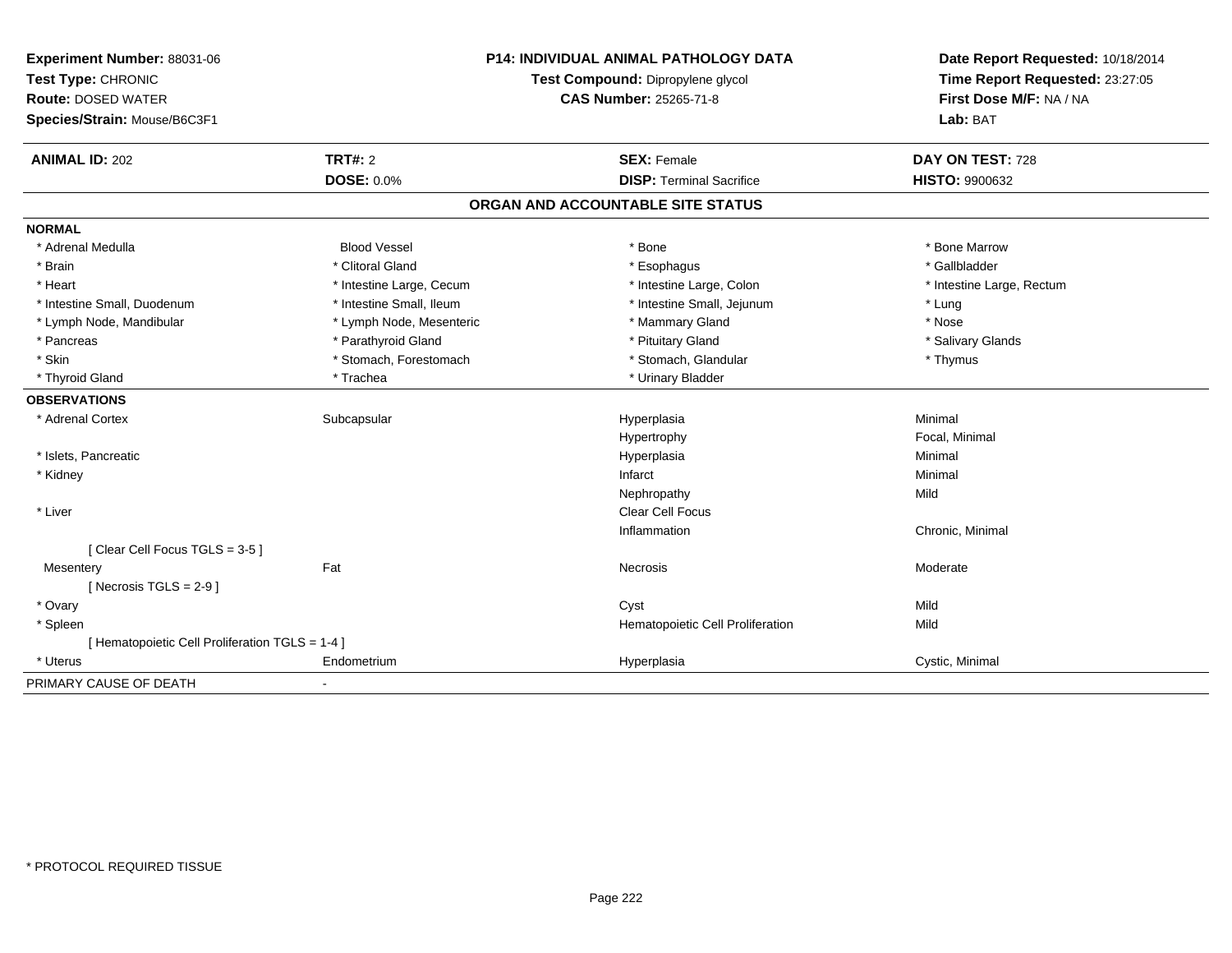**Experiment Number:** 88031-06
**Test Type:** CHRONIC
**Route:** DOSED WATER
**Species/Strain:** Mouse/B6C3F1

**P14: INDIVIDUAL ANIMAL PATHOLOGY DATA**
**Test Compound:** Dipropylene glycol
**CAS Number:** 25265-71-8

**Date Report Requested:** 10/18/2014
**Time Report Requested:** 23:27:05
**First Dose M/F:** NA / NA
**Lab:** BAT

| **ANIMAL ID:** 202 | **TRT#:** 2 | **SEX:** Female | **DAY ON TEST:** 728 |
|---|---|---|---|
| | **DOSE:** 0.0% | **DISP:** Terminal Sacrifice | **HISTO:** 9900632 |

## ORGAN AND ACCOUNTABLE SITE STATUS

| | | | |
|---|---|---|---|
| **NORMAL** | | | |
| * Adrenal Medulla | Blood Vessel | * Bone | * Bone Marrow |
| * Brain | * Clitoral Gland | * Esophagus | * Gallbladder |
| * Heart | * Intestine Large, Cecum | * Intestine Large, Colon | * Intestine Large, Rectum |
| * Intestine Small, Duodenum | * Intestine Small, Ileum | * Intestine Small, Jejunum | * Lung |
| * Lymph Node, Mandibular | * Lymph Node, Mesenteric | * Mammary Gland | * Nose |
| * Pancreas | * Parathyroid Gland | * Pituitary Gland | * Salivary Glands |
| * Skin | * Stomach, Forestomach | * Stomach, Glandular | * Thymus |
| * Thyroid Gland | * Trachea | * Urinary Bladder | |
| **OBSERVATIONS** | | | |
| * Adrenal Cortex | Subcapsular | Hyperplasia | Minimal |
| | | Hypertrophy | Focal, Minimal |
| * Islets, Pancreatic | | Hyperplasia | Minimal |
| * Kidney | | Infarct | Minimal |
| | | Nephropathy | Mild |
| * Liver | | Clear Cell Focus | |
| | | Inflammation | Chronic, Minimal |
| [ Clear Cell Focus TGLS = 3-5 ] | | | |
| Mesentery | Fat | Necrosis | Moderate |
| [ Necrosis TGLS = 2-9 ] | | | |
| * Ovary | | Cyst | Mild |
| * Spleen | | Hematopoietic Cell Proliferation | Mild |
| [ Hematopoietic Cell Proliferation TGLS = 1-4 ] | | | |
| * Uterus | Endometrium | Hyperplasia | Cystic, Minimal |
| PRIMARY CAUSE OF DEATH | - | | |

* PROTOCOL REQUIRED TISSUE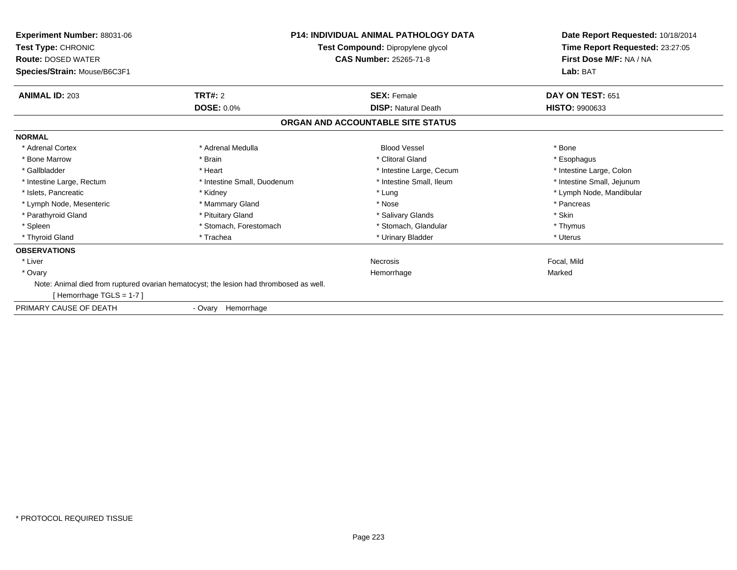**Experiment Number:** 88031-06
**Test Type:** CHRONIC
**Route:** DOSED WATER
**Species/Strain:** Mouse/B6C3F1

**P14: INDIVIDUAL ANIMAL PATHOLOGY DATA**
**Test Compound:** Dipropylene glycol
**CAS Number:** 25265-71-8

**Date Report Requested:** 10/18/2014
**Time Report Requested:** 23:27:05
**First Dose M/F:** NA / NA
**Lab:** BAT

| **ANIMAL ID:** 203 | **TRT#:** 2 | **SEX:** Female | **DAY ON TEST:** 651 |
|---|---|---|---|
| | **DOSE:** 0.0% | **DISP:** Natural Death | **HISTO:** 9900633 |

## ORGAN AND ACCOUNTABLE SITE STATUS

**NORMAL**

| | | | |
|---|---|---|---|
| * Adrenal Cortex | * Adrenal Medulla | Blood Vessel | * Bone |
| * Bone Marrow | * Brain | * Clitoral Gland | * Esophagus |
| * Gallbladder | * Heart | * Intestine Large, Cecum | * Intestine Large, Colon |
| * Intestine Large, Rectum | * Intestine Small, Duodenum | * Intestine Small, Ileum | * Intestine Small, Jejunum |
| * Islets, Pancreatic | * Kidney | * Lung | * Lymph Node, Mandibular |
| * Lymph Node, Mesenteric | * Mammary Gland | * Nose | * Pancreas |
| * Parathyroid Gland | * Pituitary Gland | * Salivary Glands | * Skin |
| * Spleen | * Stomach, Forestomach | * Stomach, Glandular | * Thymus |
| * Thyroid Gland | * Trachea | * Urinary Bladder | * Uterus |

**OBSERVATIONS**

| | | |
|---|---|---|
| * Liver | Necrosis | Focal, Mild |
| * Ovary | Hemorrhage | Marked |

Note: Animal died from ruptured ovarian hematocyst; the lesion had thrombosed as well.
[ Hemorrhage TGLS = 1-7 ]

PRIMARY CAUSE OF DEATH - Ovary Hemorrhage

* PROTOCOL REQUIRED TISSUE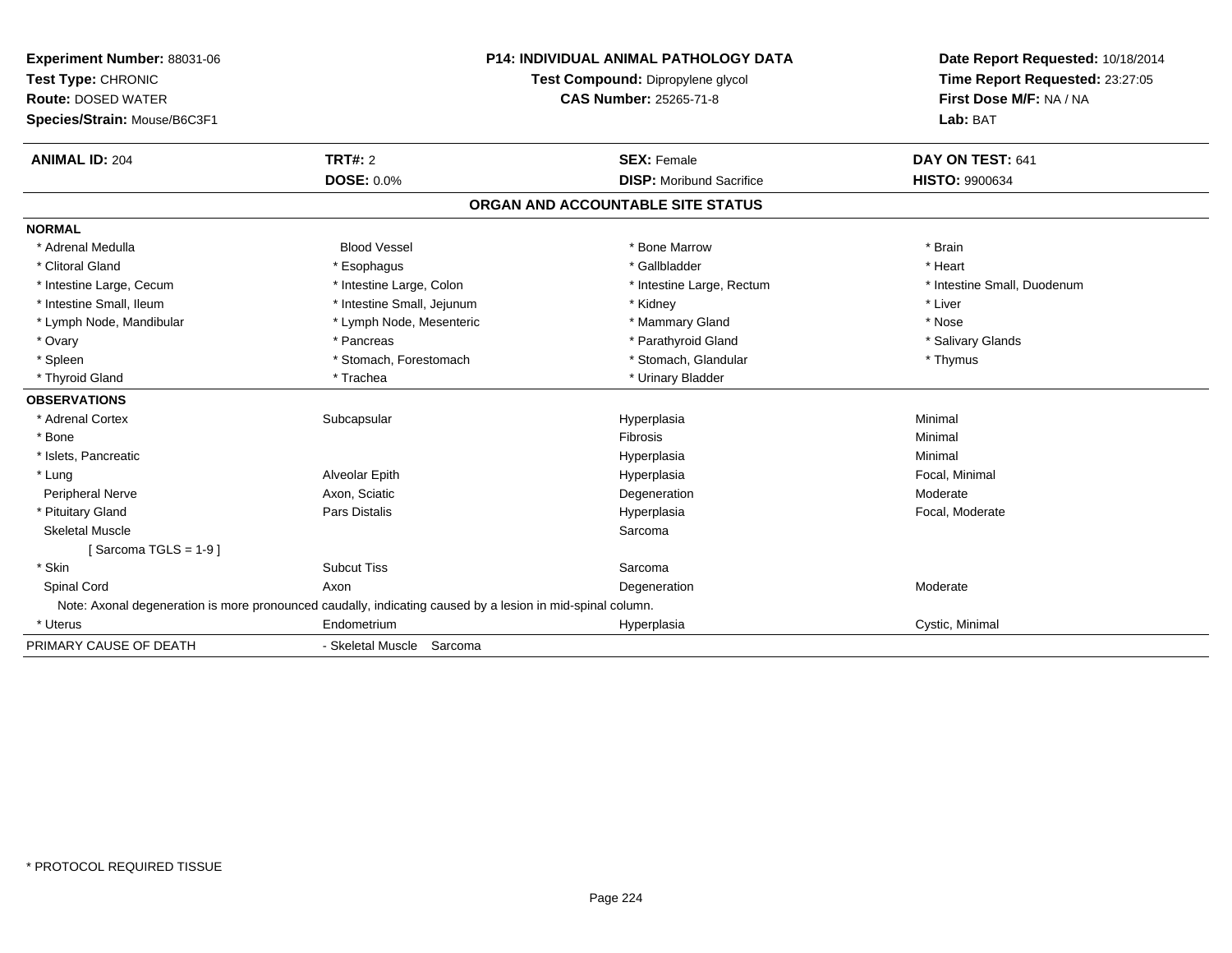**Experiment Number:** 88031-06
**Test Type:** CHRONIC
**Route:** DOSED WATER
**Species/Strain:** Mouse/B6C3F1

**P14: INDIVIDUAL ANIMAL PATHOLOGY DATA**
**Test Compound:** Dipropylene glycol
**CAS Number:** 25265-71-8

**Date Report Requested:** 10/18/2014
**Time Report Requested:** 23:27:05
**First Dose M/F:** NA / NA
**Lab:** BAT

| **ANIMAL ID:** 204 | **TRT#:** 2 | **SEX:** Female | **DAY ON TEST:** 641 |
|---|---|---|---|
| | **DOSE:** 0.0% | **DISP:** Moribund Sacrifice | **HISTO:** 9900634 |

## ORGAN AND ACCOUNTABLE SITE STATUS

**NORMAL**

| | | | |
|---|---|---|---|
| * Adrenal Medulla | Blood Vessel | * Bone Marrow | * Brain |
| * Clitoral Gland | * Esophagus | * Gallbladder | * Heart |
| * Intestine Large, Cecum | * Intestine Large, Colon | * Intestine Large, Rectum | * Intestine Small, Duodenum |
| * Intestine Small, Ileum | * Intestine Small, Jejunum | * Kidney | * Liver |
| * Lymph Node, Mandibular | * Lymph Node, Mesenteric | * Mammary Gland | * Nose |
| * Ovary | * Pancreas | * Parathyroid Gland | * Salivary Glands |
| * Spleen | * Stomach, Forestomach | * Stomach, Glandular | * Thymus |
| * Thyroid Gland | * Trachea | * Urinary Bladder | |

**OBSERVATIONS**

| | | | |
|---|---|---|---|
| * Adrenal Cortex | Subcapsular | Hyperplasia | Minimal |
| * Bone | | Fibrosis | Minimal |
| * Islets, Pancreatic | | Hyperplasia | Minimal |
| * Lung | Alveolar Epith | Hyperplasia | Focal, Minimal |
| Peripheral Nerve | Axon, Sciatic | Degeneration | Moderate |
| * Pituitary Gland | Pars Distalis | Hyperplasia | Focal, Moderate |
| Skeletal Muscle | | Sarcoma | |
| [ Sarcoma TGLS = 1-9 ] | | | |
| * Skin | Subcut Tiss | Sarcoma | |
| Spinal Cord | Axon | Degeneration | Moderate |
| Note: Axonal degeneration is more pronounced caudally, indicating caused by a lesion in mid-spinal column. | | | |
| * Uterus | Endometrium | Hyperplasia | Cystic, Minimal |

PRIMARY CAUSE OF DEATH - Skeletal Muscle Sarcoma

* PROTOCOL REQUIRED TISSUE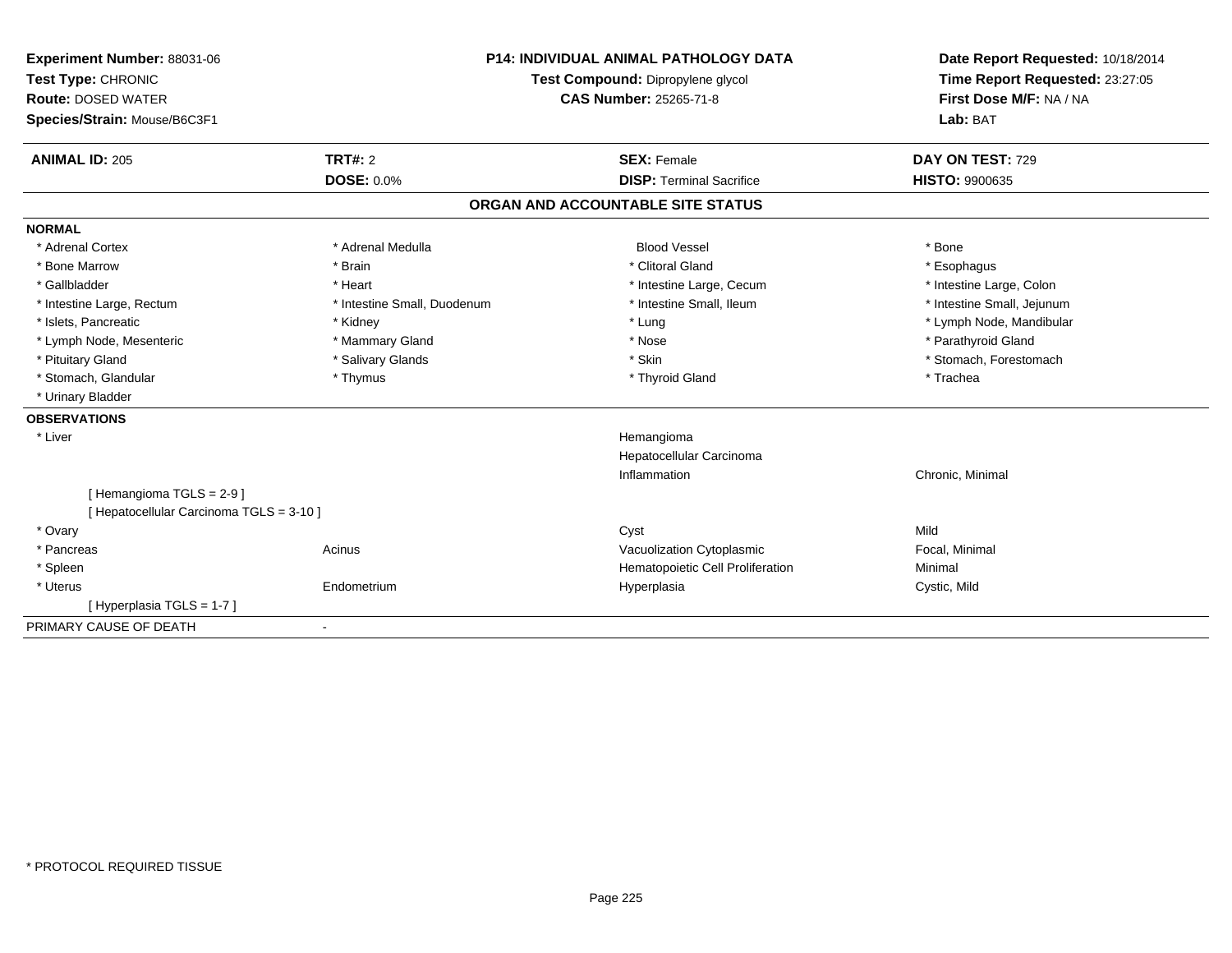**Experiment Number:** 88031-06
**Test Type:** CHRONIC
**Route:** DOSED WATER
**Species/Strain:** Mouse/B6C3F1

**P14: INDIVIDUAL ANIMAL PATHOLOGY DATA**
**Test Compound:** Dipropylene glycol
**CAS Number:** 25265-71-8

**Date Report Requested:** 10/18/2014
**Time Report Requested:** 23:27:05
**First Dose M/F:** NA / NA
**Lab:** BAT

| **ANIMAL ID:** 205 | **TRT#:** 2 | **SEX:** Female | **DAY ON TEST:** 729 |
|---|---|---|---|
| | **DOSE:** 0.0% | **DISP:** Terminal Sacrifice | **HISTO:** 9900635 |

## ORGAN AND ACCOUNTABLE SITE STATUS

**NORMAL**

| | | | |
|---|---|---|---|
| * Adrenal Cortex | * Adrenal Medulla | Blood Vessel | * Bone |
| * Bone Marrow | * Brain | * Clitoral Gland | * Esophagus |
| * Gallbladder | * Heart | * Intestine Large, Cecum | * Intestine Large, Colon |
| * Intestine Large, Rectum | * Intestine Small, Duodenum | * Intestine Small, Ileum | * Intestine Small, Jejunum |
| * Islets, Pancreatic | * Kidney | * Lung | * Lymph Node, Mandibular |
| * Lymph Node, Mesenteric | * Mammary Gland | * Nose | * Parathyroid Gland |
| * Pituitary Gland | * Salivary Glands | * Skin | * Stomach, Forestomach |
| * Stomach, Glandular | * Thymus | * Thyroid Gland | * Trachea |
| * Urinary Bladder | | | |

**OBSERVATIONS**

| | | | |
|---|---|---|---|
| * Liver | | Hemangioma | |
| | | Hepatocellular Carcinoma | |
| | | Inflammation | Chronic, Minimal |
| [ Hemangioma TGLS = 2-9 ] | | | |
| [ Hepatocellular Carcinoma TGLS = 3-10 ] | | | |
| * Ovary | | Cyst | Mild |
| * Pancreas | Acinus | Vacuolization Cytoplasmic | Focal, Minimal |
| * Spleen | | Hematopoietic Cell Proliferation | Minimal |
| * Uterus | Endometrium | Hyperplasia | Cystic, Mild |
| [ Hyperplasia TGLS = 1-7 ] | | | |

PRIMARY CAUSE OF DEATH -

* PROTOCOL REQUIRED TISSUE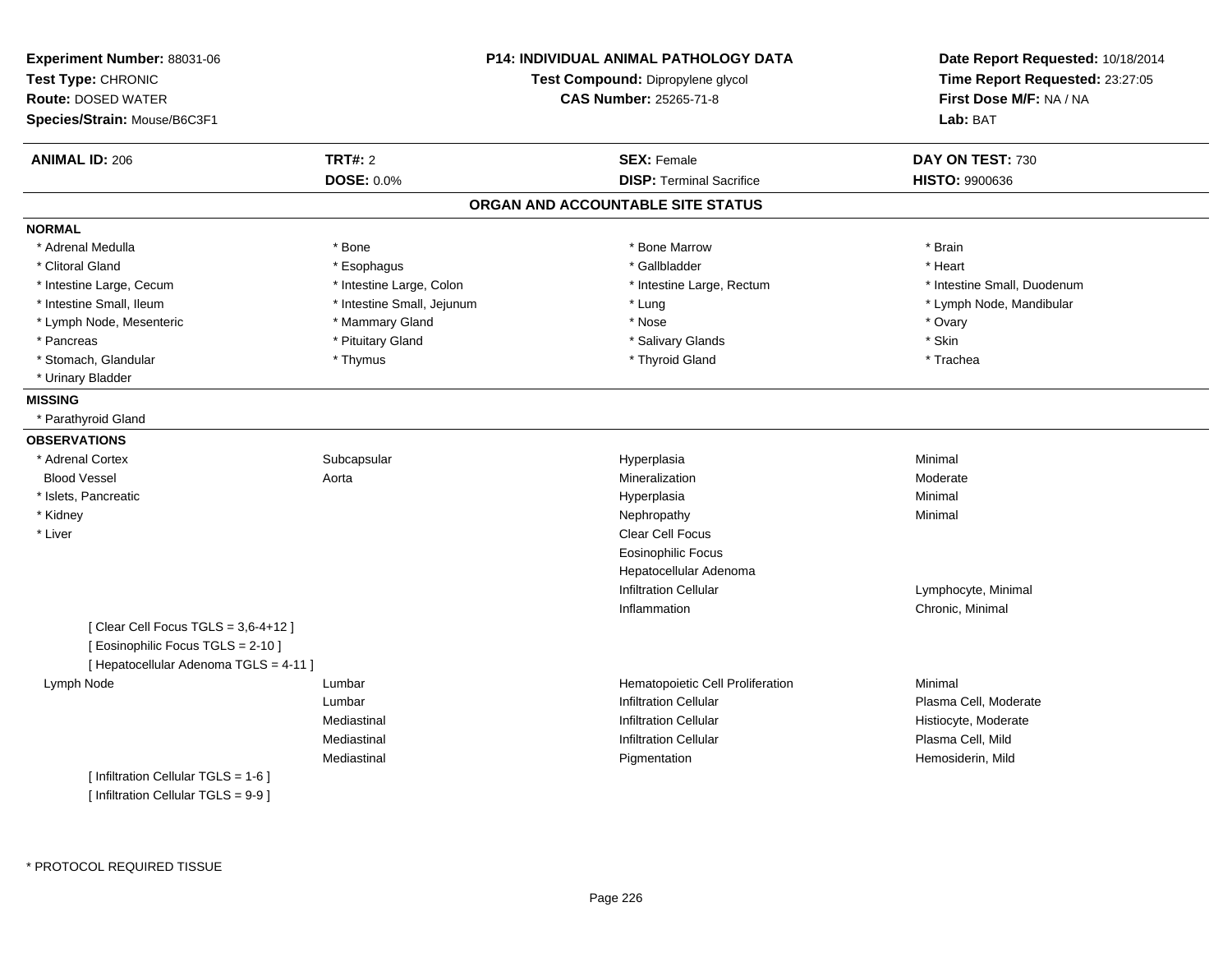**Experiment Number:** 88031-06
**Test Type:** CHRONIC
**Route:** DOSED WATER
**Species/Strain:** Mouse/B6C3F1

**P14: INDIVIDUAL ANIMAL PATHOLOGY DATA**
**Test Compound:** Dipropylene glycol
**CAS Number:** 25265-71-8

**Date Report Requested:** 10/18/2014
**Time Report Requested:** 23:27:05
**First Dose M/F:** NA / NA
**Lab:** BAT

| **ANIMAL ID:** 206 | **TRT#:** 2 | **SEX:** Female | **DAY ON TEST:** 730 |
|---|---|---|---|
| | **DOSE:** 0.0% | **DISP:** Terminal Sacrifice | **HISTO:** 9900636 |

## ORGAN AND ACCOUNTABLE SITE STATUS

### NORMAL

| | | | |
|---|---|---|---|
| * Adrenal Medulla | * Bone | * Bone Marrow | * Brain |
| * Clitoral Gland | * Esophagus | * Gallbladder | * Heart |
| * Intestine Large, Cecum | * Intestine Large, Colon | * Intestine Large, Rectum | * Intestine Small, Duodenum |
| * Intestine Small, Ileum | * Intestine Small, Jejunum | * Lung | * Lymph Node, Mandibular |
| * Lymph Node, Mesenteric | * Mammary Gland | * Nose | * Ovary |
| * Pancreas | * Pituitary Gland | * Salivary Glands | * Skin |
| * Stomach, Glandular | * Thymus | * Thyroid Gland | * Trachea |
| * Urinary Bladder | | | |

### MISSING

* Parathyroid Gland

### OBSERVATIONS

| | | | |
|---|---|---|---|
| * Adrenal Cortex | Subcapsular | Hyperplasia | Minimal |
| Blood Vessel | Aorta | Mineralization | Moderate |
| * Islets, Pancreatic | | Hyperplasia | Minimal |
| * Kidney | | Nephropathy | Minimal |
| * Liver | | Clear Cell Focus | |
| | | Eosinophilic Focus | |
| | | Hepatocellular Adenoma | |
| | | Infiltration Cellular | Lymphocyte, Minimal |
| | | Inflammation | Chronic, Minimal |
| [ Clear Cell Focus TGLS = 3,6-4+12 ] | | | |
| [ Eosinophilic Focus TGLS = 2-10 ] | | | |
| [ Hepatocellular Adenoma TGLS = 4-11 ] | | | |
| Lymph Node | Lumbar | Hematopoietic Cell Proliferation | Minimal |
| | Lumbar | Infiltration Cellular | Plasma Cell, Moderate |
| | Mediastinal | Infiltration Cellular | Histiocyte, Moderate |
| | Mediastinal | Infiltration Cellular | Plasma Cell, Mild |
| | Mediastinal | Pigmentation | Hemosiderin, Mild |
| [ Infiltration Cellular TGLS = 1-6 ] | | | |
| [ Infiltration Cellular TGLS = 9-9 ] | | | |

\* PROTOCOL REQUIRED TISSUE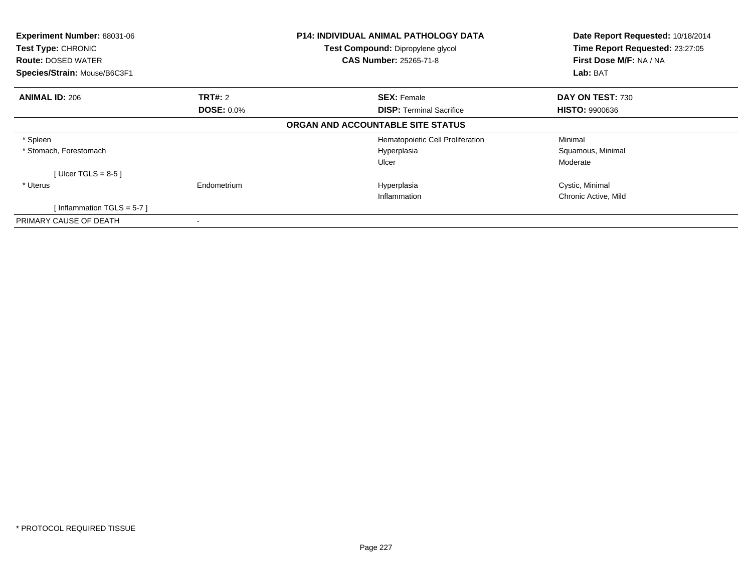| **Experiment Number:** 88031-06 | **P14: INDIVIDUAL ANIMAL PATHOLOGY DATA** | **Date Report Requested:** 10/18/2014 |
|---|---|---|
| **Test Type:** CHRONIC | **Test Compound:** Dipropylene glycol | **Time Report Requested:** 23:27:05 |
| **Route:** DOSED WATER | **CAS Number:** 25265-71-8 | **First Dose M/F:** NA / NA |
| **Species/Strain:** Mouse/B6C3F1 | | **Lab:** BAT |

| **ANIMAL ID:** 206 | **TRT#:** 2 | **SEX:** Female | **DAY ON TEST:** 730 |
|---|---|---|---|
| | **DOSE:** 0.0% | **DISP:** Terminal Sacrifice | **HISTO:** 9900636 |

**ORGAN AND ACCOUNTABLE SITE STATUS**

| | | | |
|---|---|---|---|
| * Spleen | | Hematopoietic Cell Proliferation | Minimal |
| * Stomach, Forestomach | | Hyperplasia | Squamous, Minimal |
| | | Ulcer | Moderate |
| [ Ulcer TGLS = 8-5 ] | | | |
| * Uterus | Endometrium | Hyperplasia | Cystic, Minimal |
| | | Inflammation | Chronic Active, Mild |
| [ Inflammation TGLS = 5-7 ] | | | |
| PRIMARY CAUSE OF DEATH | - | | |

* PROTOCOL REQUIRED TISSUE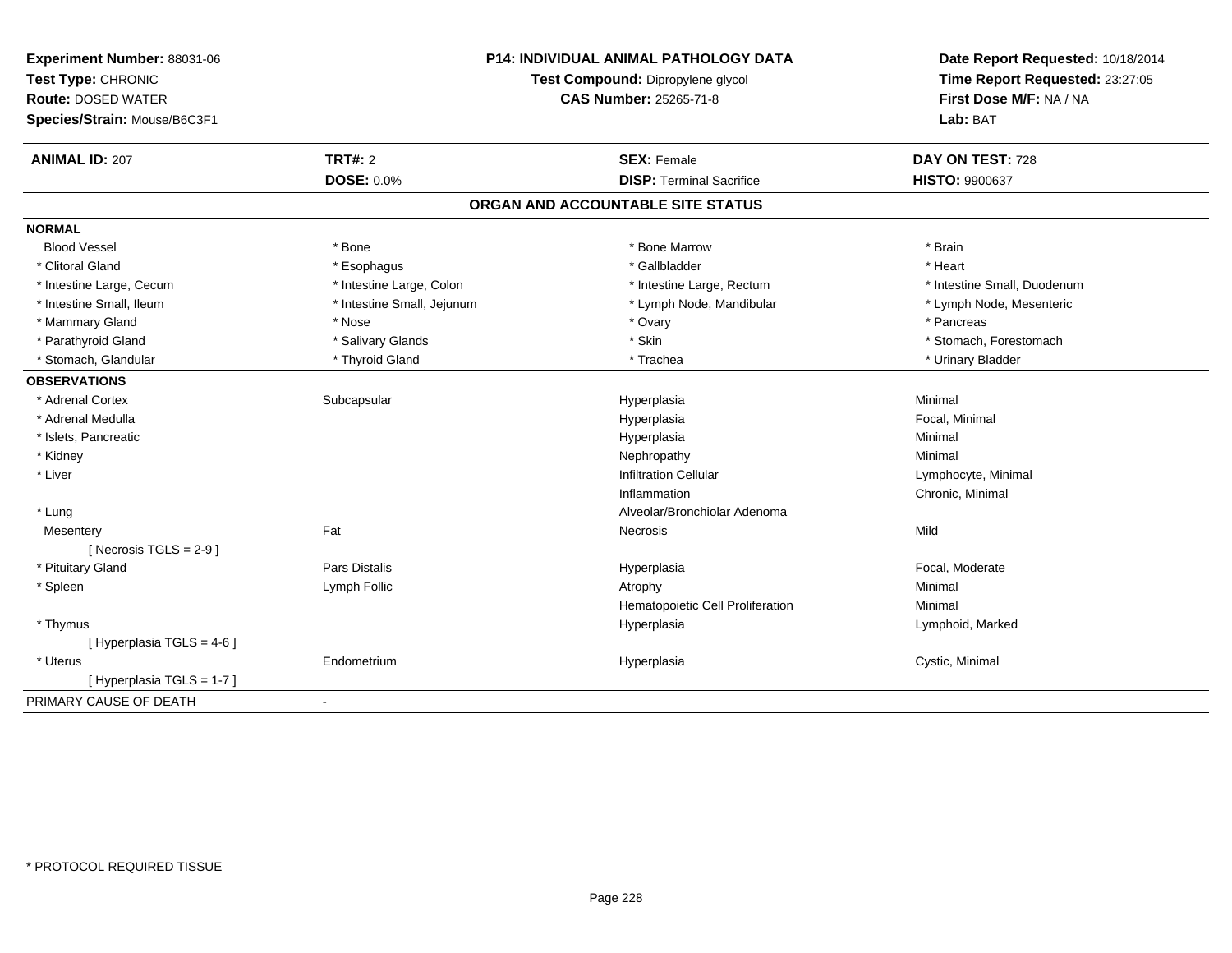**Experiment Number:** 88031-06
**Test Type:** CHRONIC
**Route:** DOSED WATER
**Species/Strain:** Mouse/B6C3F1

**P14: INDIVIDUAL ANIMAL PATHOLOGY DATA**
**Test Compound:** Dipropylene glycol
**CAS Number:** 25265-71-8

**Date Report Requested:** 10/18/2014
**Time Report Requested:** 23:27:05
**First Dose M/F:** NA / NA
**Lab:** BAT

| **ANIMAL ID:** 207 | **TRT#:** 2 | **SEX:** Female | **DAY ON TEST:** 728 |
|---|---|---|---|
| | **DOSE:** 0.0% | **DISP:** Terminal Sacrifice | **HISTO:** 9900637 |

## ORGAN AND ACCOUNTABLE SITE STATUS

| | | | |
|---|---|---|---|
| **NORMAL** | | | |
| Blood Vessel | * Bone | * Bone Marrow | * Brain |
| * Clitoral Gland | * Esophagus | * Gallbladder | * Heart |
| * Intestine Large, Cecum | * Intestine Large, Colon | * Intestine Large, Rectum | * Intestine Small, Duodenum |
| * Intestine Small, Ileum | * Intestine Small, Jejunum | * Lymph Node, Mandibular | * Lymph Node, Mesenteric |
| * Mammary Gland | * Nose | * Ovary | * Pancreas |
| * Parathyroid Gland | * Salivary Glands | * Skin | * Stomach, Forestomach |
| * Stomach, Glandular | * Thyroid Gland | * Trachea | * Urinary Bladder |
| **OBSERVATIONS** | | | |
| * Adrenal Cortex | Subcapsular | Hyperplasia | Minimal |
| * Adrenal Medulla | | Hyperplasia | Focal, Minimal |
| * Islets, Pancreatic | | Hyperplasia | Minimal |
| * Kidney | | Nephropathy | Minimal |
| * Liver | | Infiltration Cellular | Lymphocyte, Minimal |
| | | Inflammation | Chronic, Minimal |
| * Lung | | Alveolar/Bronchiolar Adenoma | |
| Mesentery | Fat | Necrosis | Mild |
| [ Necrosis TGLS = 2-9 ] | | | |
| * Pituitary Gland | Pars Distalis | Hyperplasia | Focal, Moderate |
| * Spleen | Lymph Follic | Atrophy | Minimal |
| | | Hematopoietic Cell Proliferation | Minimal |
| * Thymus | | Hyperplasia | Lymphoid, Marked |
| [ Hyperplasia TGLS = 4-6 ] | | | |
| * Uterus | Endometrium | Hyperplasia | Cystic, Minimal |
| [ Hyperplasia TGLS = 1-7 ] | | | |
| PRIMARY CAUSE OF DEATH | - | | |

* PROTOCOL REQUIRED TISSUE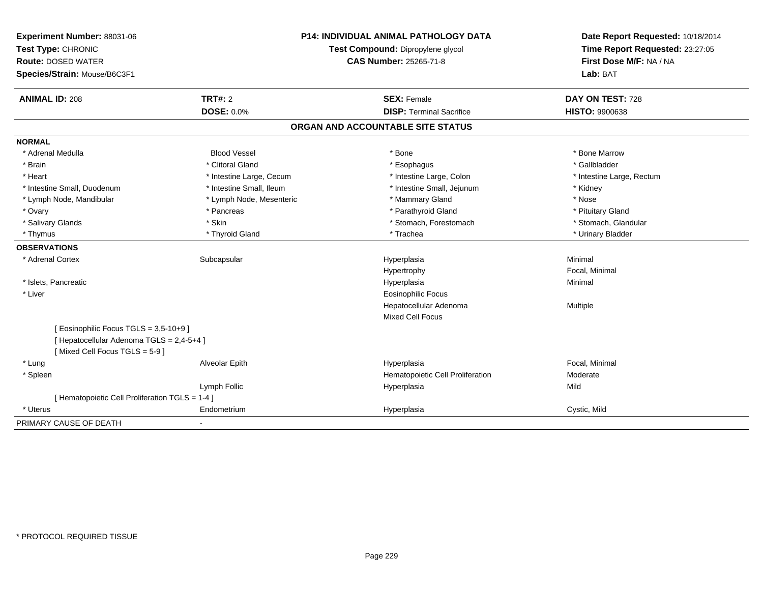**Experiment Number:** 88031-06
**Test Type:** CHRONIC
**Route:** DOSED WATER
**Species/Strain:** Mouse/B6C3F1

**P14: INDIVIDUAL ANIMAL PATHOLOGY DATA**
**Test Compound:** Dipropylene glycol
**CAS Number:** 25265-71-8

**Date Report Requested:** 10/18/2014
**Time Report Requested:** 23:27:05
**First Dose M/F:** NA / NA
**Lab:** BAT

| **ANIMAL ID:** 208 | **TRT#:** 2 | **SEX:** Female | **DAY ON TEST:** 728 |
|---|---|---|---|
| | **DOSE:** 0.0% | **DISP:** Terminal Sacrifice | **HISTO:** 9900638 |

## ORGAN AND ACCOUNTABLE SITE STATUS

| | | | |
|---|---|---|---|
| **NORMAL** | | | |
| * Adrenal Medulla | Blood Vessel | * Bone | * Bone Marrow |
| * Brain | * Clitoral Gland | * Esophagus | * Gallbladder |
| * Heart | * Intestine Large, Cecum | * Intestine Large, Colon | * Intestine Large, Rectum |
| * Intestine Small, Duodenum | * Intestine Small, Ileum | * Intestine Small, Jejunum | * Kidney |
| * Lymph Node, Mandibular | * Lymph Node, Mesenteric | * Mammary Gland | * Nose |
| * Ovary | * Pancreas | * Parathyroid Gland | * Pituitary Gland |
| * Salivary Glands | * Skin | * Stomach, Forestomach | * Stomach, Glandular |
| * Thymus | * Thyroid Gland | * Trachea | * Urinary Bladder |
| **OBSERVATIONS** | | | |
| * Adrenal Cortex | Subcapsular | Hyperplasia | Minimal |
| | | Hypertrophy | Focal, Minimal |
| * Islets, Pancreatic | | Hyperplasia | Minimal |
| * Liver | | Eosinophilic Focus | |
| | | Hepatocellular Adenoma | Multiple |
| | | Mixed Cell Focus | |
| [ Eosinophilic Focus TGLS = 3,5-10+9 ] | | | |
| [ Hepatocellular Adenoma TGLS = 2,4-5+4 ] | | | |
| [ Mixed Cell Focus TGLS = 5-9 ] | | | |
| * Lung | Alveolar Epith | Hyperplasia | Focal, Minimal |
| * Spleen | | Hematopoietic Cell Proliferation | Moderate |
| | Lymph Follic | Hyperplasia | Mild |
| [ Hematopoietic Cell Proliferation TGLS = 1-4 ] | | | |
| * Uterus | Endometrium | Hyperplasia | Cystic, Mild |
| PRIMARY CAUSE OF DEATH | - | | |

\* PROTOCOL REQUIRED TISSUE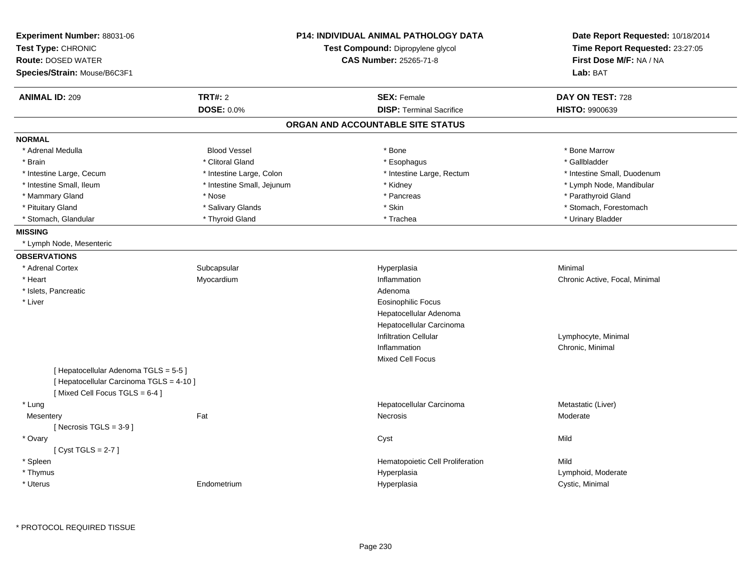**Experiment Number:** 88031-06
**Test Type:** CHRONIC
**Route:** DOSED WATER
**Species/Strain:** Mouse/B6C3F1

**P14: INDIVIDUAL ANIMAL PATHOLOGY DATA**
**Test Compound:** Dipropylene glycol
**CAS Number:** 25265-71-8

**Date Report Requested:** 10/18/2014
**Time Report Requested:** 23:27:05
**First Dose M/F:** NA / NA
**Lab:** BAT

| **ANIMAL ID:** 209 | **TRT#:** 2 | **SEX:** Female | **DAY ON TEST:** 728 |
|---|---|---|---|
| | **DOSE:** 0.0% | **DISP:** Terminal Sacrifice | **HISTO:** 9900639 |

## ORGAN AND ACCOUNTABLE SITE STATUS

**NORMAL**

| | | | |
|---|---|---|---|
| * Adrenal Medulla | Blood Vessel | * Bone | * Bone Marrow |
| * Brain | * Clitoral Gland | * Esophagus | * Gallbladder |
| * Intestine Large, Cecum | * Intestine Large, Colon | * Intestine Large, Rectum | * Intestine Small, Duodenum |
| * Intestine Small, Ileum | * Intestine Small, Jejunum | * Kidney | * Lymph Node, Mandibular |
| * Mammary Gland | * Nose | * Pancreas | * Parathyroid Gland |
| * Pituitary Gland | * Salivary Glands | * Skin | * Stomach, Forestomach |
| * Stomach, Glandular | * Thyroid Gland | * Trachea | * Urinary Bladder |

**MISSING**

* Lymph Node, Mesenteric

**OBSERVATIONS**

| | | | |
|---|---|---|---|
| * Adrenal Cortex | Subcapsular | Hyperplasia | Minimal |
| * Heart | Myocardium | Inflammation | Chronic Active, Focal, Minimal |
| * Islets, Pancreatic | | Adenoma | |
| * Liver | | Eosinophilic Focus | |
| | | Hepatocellular Adenoma | |
| | | Hepatocellular Carcinoma | |
| | | Infiltration Cellular | Lymphocyte, Minimal |
| | | Inflammation | Chronic, Minimal |
| | | Mixed Cell Focus | |
| [ Hepatocellular Adenoma TGLS = 5-5 ] | | | |
| [ Hepatocellular Carcinoma TGLS = 4-10 ] | | | |
| [ Mixed Cell Focus TGLS = 6-4 ] | | | |
| * Lung | | Hepatocellular Carcinoma | Metastatic (Liver) |
| Mesentery | Fat | Necrosis | Moderate |
| [ Necrosis TGLS = 3-9 ] | | | |
| * Ovary | | Cyst | Mild |
| [ Cyst TGLS = 2-7 ] | | | |
| * Spleen | | Hematopoietic Cell Proliferation | Mild |
| * Thymus | | Hyperplasia | Lymphoid, Moderate |
| * Uterus | Endometrium | Hyperplasia | Cystic, Minimal |

* PROTOCOL REQUIRED TISSUE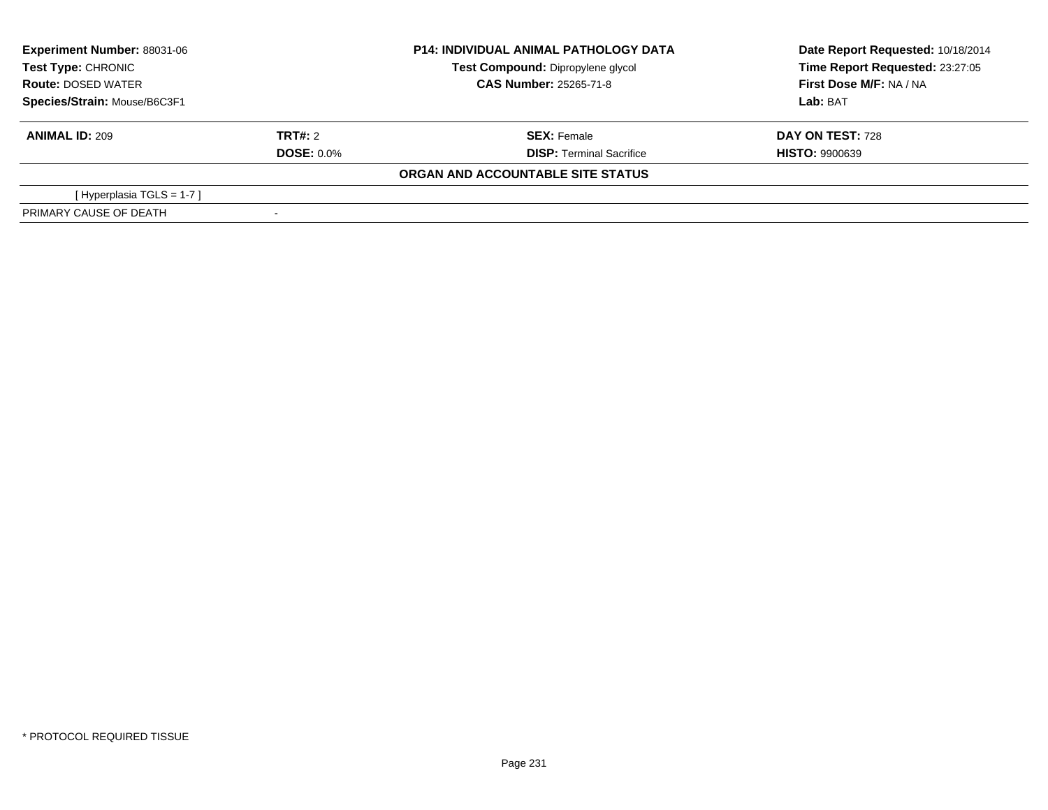| **Experiment Number:** 88031-06 | **P14: INDIVIDUAL ANIMAL PATHOLOGY DATA** | **Date Report Requested:** 10/18/2014 |
|---|---|---|
| **Test Type:** CHRONIC | **Test Compound:** Dipropylene glycol | **Time Report Requested:** 23:27:05 |
| **Route:** DOSED WATER | **CAS Number:** 25265-71-8 | **First Dose M/F:** NA / NA |
| **Species/Strain:** Mouse/B6C3F1 | | **Lab:** BAT |

| **ANIMAL ID:** 209 | **TRT#:** 2 | **SEX:** Female | **DAY ON TEST:** 728 |
|---|---|---|---|
| | **DOSE:** 0.0% | **DISP:** Terminal Sacrifice | **HISTO:** 9900639 |

**ORGAN AND ACCOUNTABLE SITE STATUS**

| | |
|---|---|
| [ Hyperplasia TGLS = 1-7 ] | |
| PRIMARY CAUSE OF DEATH | - |

* PROTOCOL REQUIRED TISSUE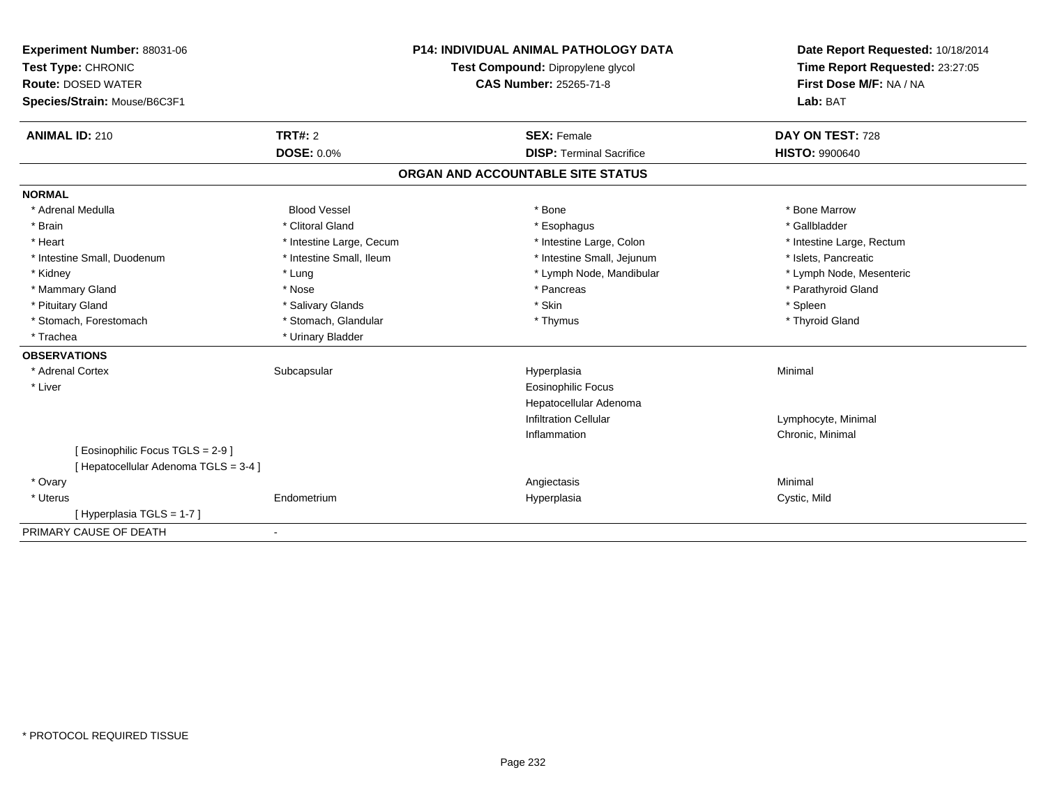**Experiment Number:** 88031-06
**Test Type:** CHRONIC
**Route:** DOSED WATER
**Species/Strain:** Mouse/B6C3F1

**P14: INDIVIDUAL ANIMAL PATHOLOGY DATA**
**Test Compound:** Dipropylene glycol
**CAS Number:** 25265-71-8

**Date Report Requested:** 10/18/2014
**Time Report Requested:** 23:27:05
**First Dose M/F:** NA / NA
**Lab:** BAT

| **ANIMAL ID:** 210 | **TRT#:** 2 | **SEX:** Female | **DAY ON TEST:** 728 |
|---|---|---|---|
| | **DOSE:** 0.0% | **DISP:** Terminal Sacrifice | **HISTO:** 9900640 |

## ORGAN AND ACCOUNTABLE SITE STATUS

| | | | |
|---|---|---|---|
| **NORMAL** | | | |
| * Adrenal Medulla | Blood Vessel | * Bone | * Bone Marrow |
| * Brain | * Clitoral Gland | * Esophagus | * Gallbladder |
| * Heart | * Intestine Large, Cecum | * Intestine Large, Colon | * Intestine Large, Rectum |
| * Intestine Small, Duodenum | * Intestine Small, Ileum | * Intestine Small, Jejunum | * Islets, Pancreatic |
| * Kidney | * Lung | * Lymph Node, Mandibular | * Lymph Node, Mesenteric |
| * Mammary Gland | * Nose | * Pancreas | * Parathyroid Gland |
| * Pituitary Gland | * Salivary Glands | * Skin | * Spleen |
| * Stomach, Forestomach | * Stomach, Glandular | * Thymus | * Thyroid Gland |
| * Trachea | * Urinary Bladder | | |
| **OBSERVATIONS** | | | |
| * Adrenal Cortex | Subcapsular | Hyperplasia | Minimal |
| * Liver | | Eosinophilic Focus | |
| | | Hepatocellular Adenoma | |
| | | Infiltration Cellular | Lymphocyte, Minimal |
| | | Inflammation | Chronic, Minimal |
| [ Eosinophilic Focus TGLS = 2-9 ] | | | |
| [ Hepatocellular Adenoma TGLS = 3-4 ] | | | |
| * Ovary | | Angiectasis | Minimal |
| * Uterus | Endometrium | Hyperplasia | Cystic, Mild |
| [ Hyperplasia TGLS = 1-7 ] | | | |
| PRIMARY CAUSE OF DEATH | - | | |

* PROTOCOL REQUIRED TISSUE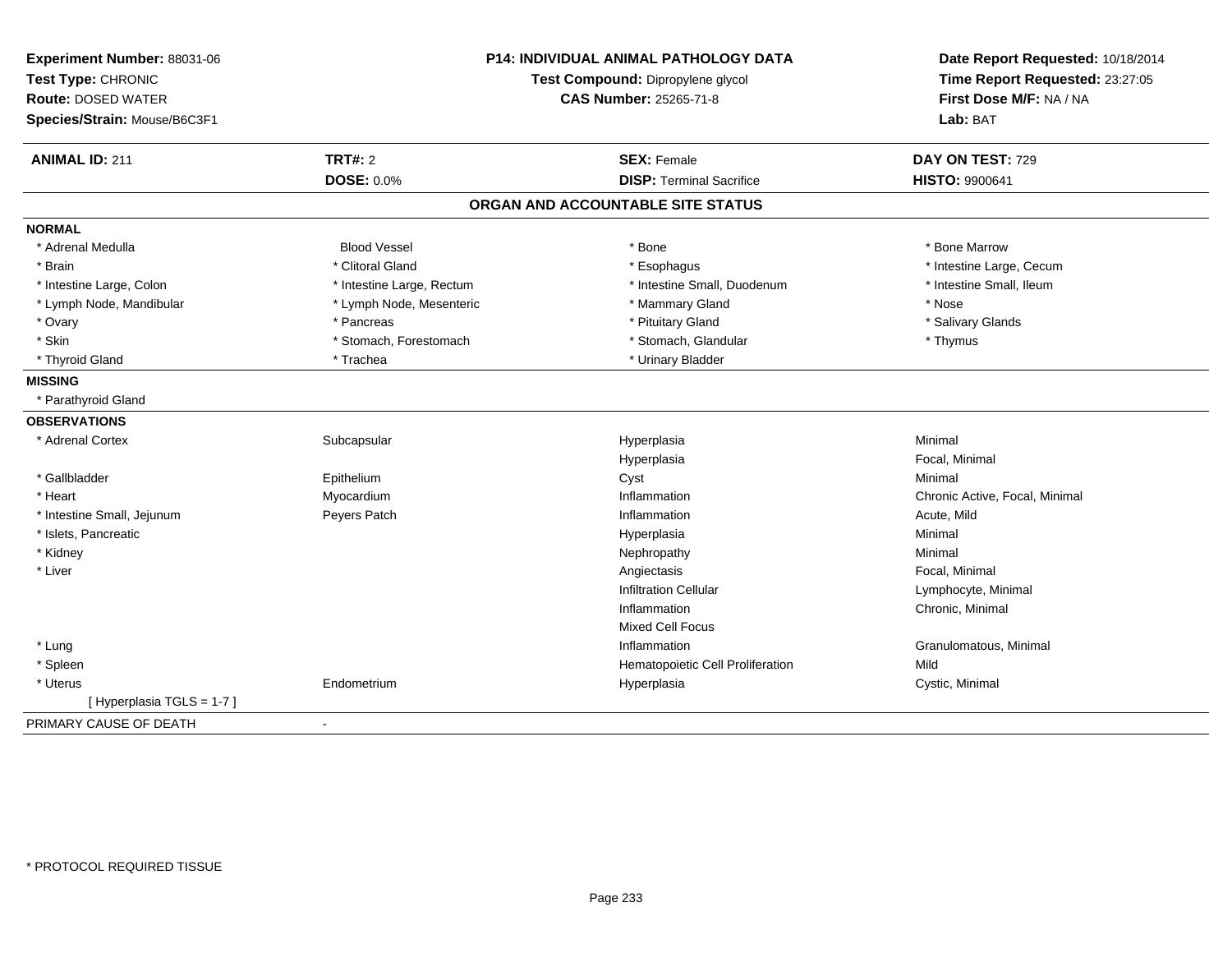**Experiment Number:** 88031-06
**Test Type:** CHRONIC
**Route:** DOSED WATER
**Species/Strain:** Mouse/B6C3F1

**P14: INDIVIDUAL ANIMAL PATHOLOGY DATA**
**Test Compound:** Dipropylene glycol
**CAS Number:** 25265-71-8

**Date Report Requested:** 10/18/2014
**Time Report Requested:** 23:27:05
**First Dose M/F:** NA / NA
**Lab:** BAT

| **ANIMAL ID:** 211 | **TRT#:** 2 | **SEX:** Female | **DAY ON TEST:** 729 |
|---|---|---|---|
| | **DOSE:** 0.0% | **DISP:** Terminal Sacrifice | **HISTO:** 9900641 |

## ORGAN AND ACCOUNTABLE SITE STATUS

**NORMAL**

| | | | |
|---|---|---|---|
| * Adrenal Medulla | Blood Vessel | * Bone | * Bone Marrow |
| * Brain | * Clitoral Gland | * Esophagus | * Intestine Large, Cecum |
| * Intestine Large, Colon | * Intestine Large, Rectum | * Intestine Small, Duodenum | * Intestine Small, Ileum |
| * Lymph Node, Mandibular | * Lymph Node, Mesenteric | * Mammary Gland | * Nose |
| * Ovary | * Pancreas | * Pituitary Gland | * Salivary Glands |
| * Skin | * Stomach, Forestomach | * Stomach, Glandular | * Thymus |
| * Thyroid Gland | * Trachea | * Urinary Bladder | |

**MISSING**

* Parathyroid Gland

**OBSERVATIONS**

| | | | |
|---|---|---|---|
| * Adrenal Cortex | Subcapsular | Hyperplasia | Minimal |
| | | Hyperplasia | Focal, Minimal |
| * Gallbladder | Epithelium | Cyst | Minimal |
| * Heart | Myocardium | Inflammation | Chronic Active, Focal, Minimal |
| * Intestine Small, Jejunum | Peyers Patch | Inflammation | Acute, Mild |
| * Islets, Pancreatic | | Hyperplasia | Minimal |
| * Kidney | | Nephropathy | Minimal |
| * Liver | | Angiectasis | Focal, Minimal |
| | | Infiltration Cellular | Lymphocyte, Minimal |
| | | Inflammation | Chronic, Minimal |
| | | Mixed Cell Focus | |
| * Lung | | Inflammation | Granulomatous, Minimal |
| * Spleen | | Hematopoietic Cell Proliferation | Mild |
| * Uterus | Endometrium | Hyperplasia | Cystic, Minimal |
| [ Hyperplasia TGLS = 1-7 ] | | | |

PRIMARY CAUSE OF DEATH -

* PROTOCOL REQUIRED TISSUE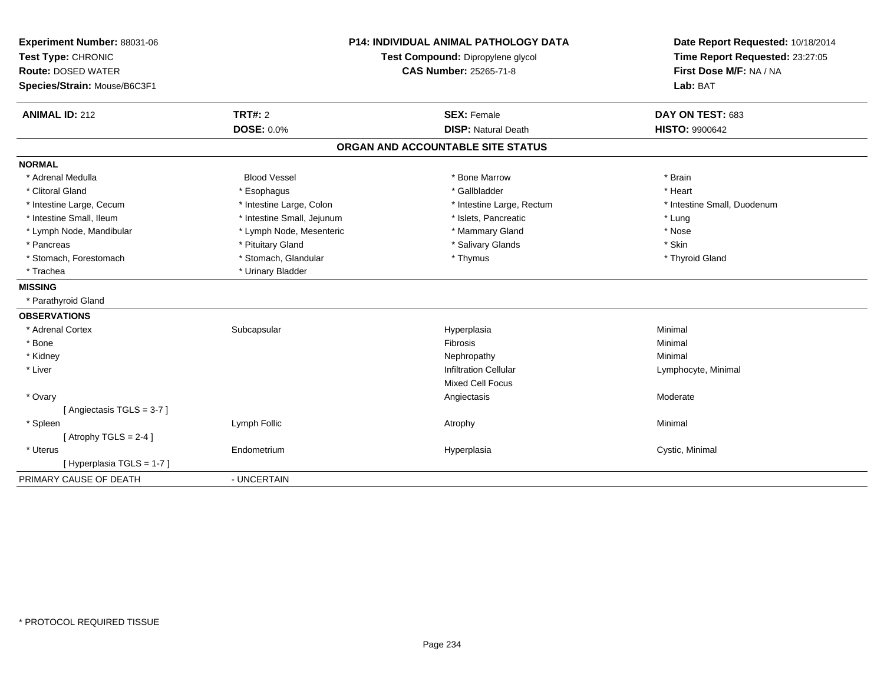**Experiment Number:** 88031-06
**Test Type:** CHRONIC
**Route:** DOSED WATER
**Species/Strain:** Mouse/B6C3F1

**P14: INDIVIDUAL ANIMAL PATHOLOGY DATA**
**Test Compound:** Dipropylene glycol
**CAS Number:** 25265-71-8

**Date Report Requested:** 10/18/2014
**Time Report Requested:** 23:27:05
**First Dose M/F:** NA / NA
**Lab:** BAT

| **ANIMAL ID:** 212 | **TRT#:** 2 | **SEX:** Female | **DAY ON TEST:** 683 |
|---|---|---|---|
| | **DOSE:** 0.0% | **DISP:** Natural Death | **HISTO:** 9900642 |

## ORGAN AND ACCOUNTABLE SITE STATUS

**NORMAL**

| | | | |
|---|---|---|---|
| * Adrenal Medulla | Blood Vessel | * Bone Marrow | * Brain |
| * Clitoral Gland | * Esophagus | * Gallbladder | * Heart |
| * Intestine Large, Cecum | * Intestine Large, Colon | * Intestine Large, Rectum | * Intestine Small, Duodenum |
| * Intestine Small, Ileum | * Intestine Small, Jejunum | * Islets, Pancreatic | * Lung |
| * Lymph Node, Mandibular | * Lymph Node, Mesenteric | * Mammary Gland | * Nose |
| * Pancreas | * Pituitary Gland | * Salivary Glands | * Skin |
| * Stomach, Forestomach | * Stomach, Glandular | * Thymus | * Thyroid Gland |
| * Trachea | * Urinary Bladder | | |

**MISSING**

* Parathyroid Gland

**OBSERVATIONS**

| | | | |
|---|---|---|---|
| * Adrenal Cortex | Subcapsular | Hyperplasia | Minimal |
| * Bone | | Fibrosis | Minimal |
| * Kidney | | Nephropathy | Minimal |
| * Liver | | Infiltration Cellular | Lymphocyte, Minimal |
| | | Mixed Cell Focus | |
| * Ovary | | Angiectasis | Moderate |
| [ Angiectasis TGLS = 3-7 ] | | | |
| * Spleen | Lymph Follic | Atrophy | Minimal |
| [ Atrophy TGLS = 2-4 ] | | | |
| * Uterus | Endometrium | Hyperplasia | Cystic, Minimal |
| [ Hyperplasia TGLS = 1-7 ] | | | |

PRIMARY CAUSE OF DEATH - UNCERTAIN

* PROTOCOL REQUIRED TISSUE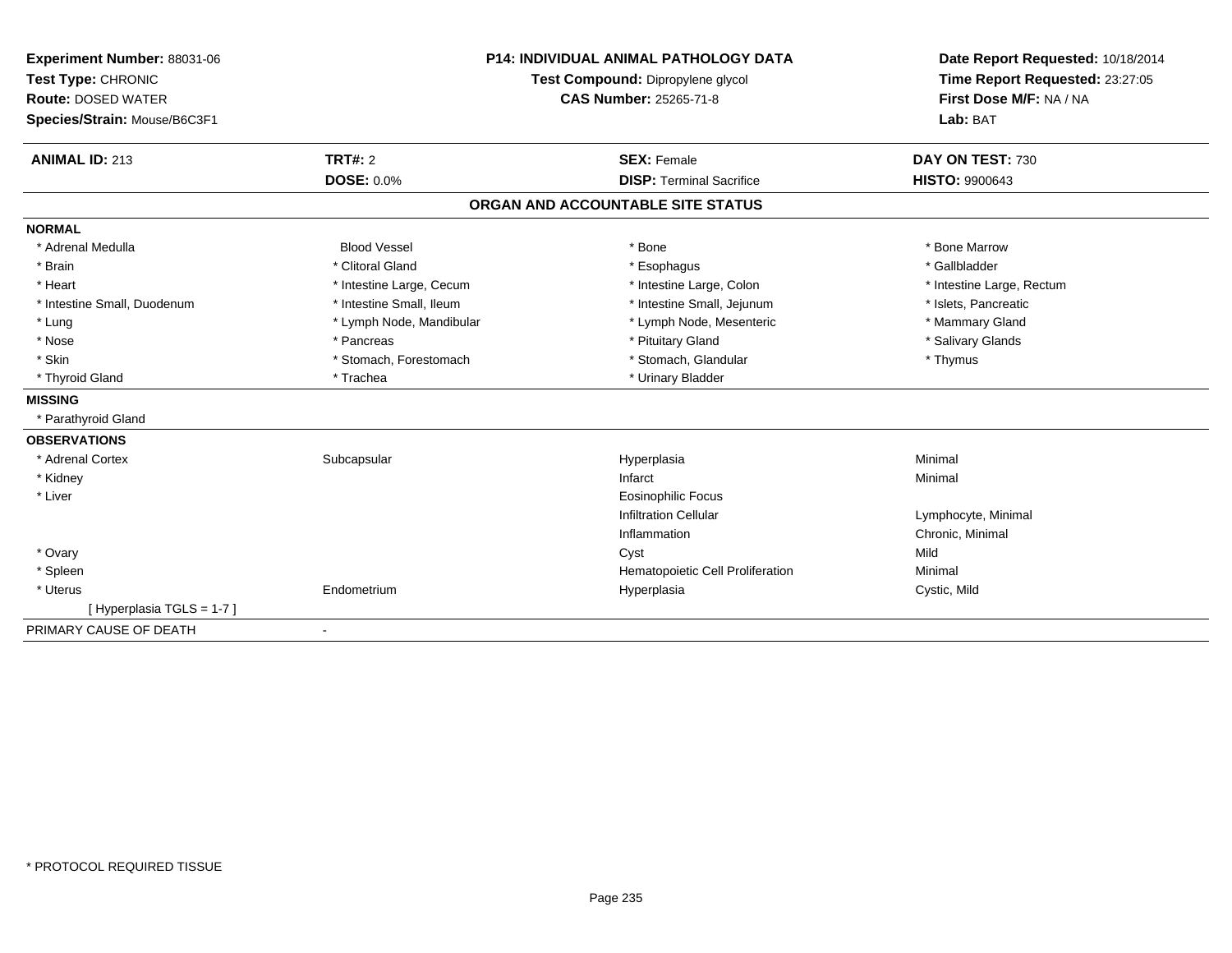**Experiment Number:** 88031-06
**Test Type:** CHRONIC
**Route:** DOSED WATER
**Species/Strain:** Mouse/B6C3F1

**P14: INDIVIDUAL ANIMAL PATHOLOGY DATA**
**Test Compound:** Dipropylene glycol
**CAS Number:** 25265-71-8

**Date Report Requested:** 10/18/2014
**Time Report Requested:** 23:27:05
**First Dose M/F:** NA / NA
**Lab:** BAT

| **ANIMAL ID:** 213 | **TRT#:** 2 | **SEX:** Female | **DAY ON TEST:** 730 |
|---|---|---|---|
| | **DOSE:** 0.0% | **DISP:** Terminal Sacrifice | **HISTO:** 9900643 |

## ORGAN AND ACCOUNTABLE SITE STATUS

**NORMAL**

| | | | |
|---|---|---|---|
| * Adrenal Medulla | Blood Vessel | * Bone | * Bone Marrow |
| * Brain | * Clitoral Gland | * Esophagus | * Gallbladder |
| * Heart | * Intestine Large, Cecum | * Intestine Large, Colon | * Intestine Large, Rectum |
| * Intestine Small, Duodenum | * Intestine Small, Ileum | * Intestine Small, Jejunum | * Islets, Pancreatic |
| * Lung | * Lymph Node, Mandibular | * Lymph Node, Mesenteric | * Mammary Gland |
| * Nose | * Pancreas | * Pituitary Gland | * Salivary Glands |
| * Skin | * Stomach, Forestomach | * Stomach, Glandular | * Thymus |
| * Thyroid Gland | * Trachea | * Urinary Bladder | |

**MISSING**

* Parathyroid Gland

**OBSERVATIONS**

| | | | |
|---|---|---|---|
| * Adrenal Cortex | Subcapsular | Hyperplasia | Minimal |
| * Kidney | | Infarct | Minimal |
| * Liver | | Eosinophilic Focus | |
| | | Infiltration Cellular | Lymphocyte, Minimal |
| | | Inflammation | Chronic, Minimal |
| * Ovary | | Cyst | Mild |
| * Spleen | | Hematopoietic Cell Proliferation | Minimal |
| * Uterus | Endometrium | Hyperplasia | Cystic, Mild |
| [ Hyperplasia TGLS = 1-7 ] | | | |

PRIMARY CAUSE OF DEATH -

* PROTOCOL REQUIRED TISSUE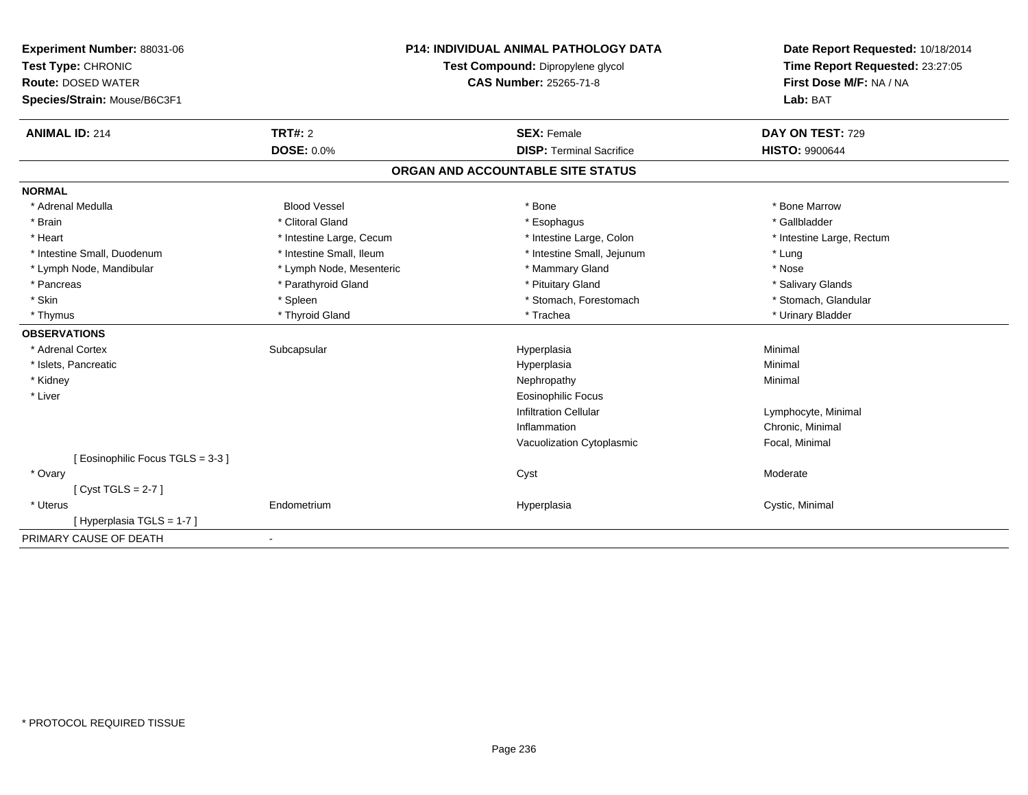**Experiment Number:** 88031-06
**Test Type:** CHRONIC
**Route:** DOSED WATER
**Species/Strain:** Mouse/B6C3F1

**P14: INDIVIDUAL ANIMAL PATHOLOGY DATA**
**Test Compound:** Dipropylene glycol
**CAS Number:** 25265-71-8

**Date Report Requested:** 10/18/2014
**Time Report Requested:** 23:27:05
**First Dose M/F:** NA / NA
**Lab:** BAT

| **ANIMAL ID:** 214 | **TRT#:** 2 | **SEX:** Female | **DAY ON TEST:** 729 |
|---|---|---|---|
| | **DOSE:** 0.0% | **DISP:** Terminal Sacrifice | **HISTO:** 9900644 |

## ORGAN AND ACCOUNTABLE SITE STATUS

| | | | |
|---|---|---|---|
| **NORMAL** | | | |
| * Adrenal Medulla | Blood Vessel | * Bone | * Bone Marrow |
| * Brain | * Clitoral Gland | * Esophagus | * Gallbladder |
| * Heart | * Intestine Large, Cecum | * Intestine Large, Colon | * Intestine Large, Rectum |
| * Intestine Small, Duodenum | * Intestine Small, Ileum | * Intestine Small, Jejunum | * Lung |
| * Lymph Node, Mandibular | * Lymph Node, Mesenteric | * Mammary Gland | * Nose |
| * Pancreas | * Parathyroid Gland | * Pituitary Gland | * Salivary Glands |
| * Skin | * Spleen | * Stomach, Forestomach | * Stomach, Glandular |
| * Thymus | * Thyroid Gland | * Trachea | * Urinary Bladder |
| **OBSERVATIONS** | | | |
| * Adrenal Cortex | Subcapsular | Hyperplasia | Minimal |
| * Islets, Pancreatic | | Hyperplasia | Minimal |
| * Kidney | | Nephropathy | Minimal |
| * Liver | | Eosinophilic Focus | |
| | | Infiltration Cellular | Lymphocyte, Minimal |
| | | Inflammation | Chronic, Minimal |
| | | Vacuolization Cytoplasmic | Focal, Minimal |
| [ Eosinophilic Focus TGLS = 3-3 ] | | | |
| * Ovary | | Cyst | Moderate |
| [ Cyst TGLS = 2-7 ] | | | |
| * Uterus | Endometrium | Hyperplasia | Cystic, Minimal |
| [ Hyperplasia TGLS = 1-7 ] | | | |
| PRIMARY CAUSE OF DEATH | - | | |

\* PROTOCOL REQUIRED TISSUE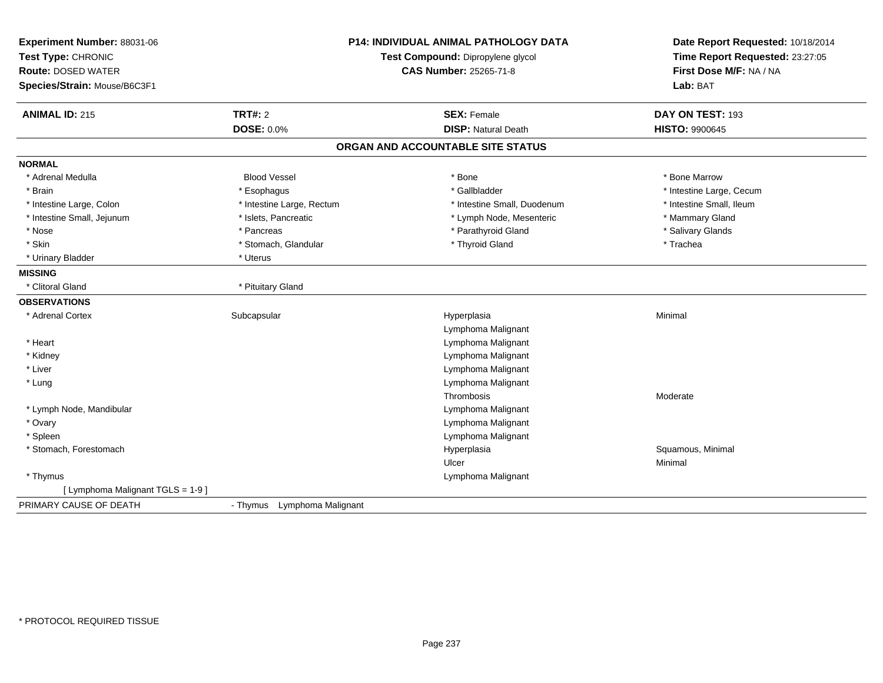**Experiment Number:** 88031-06
**Test Type:** CHRONIC
**Route:** DOSED WATER
**Species/Strain:** Mouse/B6C3F1

**P14: INDIVIDUAL ANIMAL PATHOLOGY DATA**
**Test Compound:** Dipropylene glycol
**CAS Number:** 25265-71-8

**Date Report Requested:** 10/18/2014
**Time Report Requested:** 23:27:05
**First Dose M/F:** NA / NA
**Lab:** BAT

| **ANIMAL ID:** 215 | **TRT#:** 2 | **SEX:** Female | **DAY ON TEST:** 193 |
|---|---|---|---|
| | **DOSE:** 0.0% | **DISP:** Natural Death | **HISTO:** 9900645 |

## ORGAN AND ACCOUNTABLE SITE STATUS

**NORMAL**

| | | | |
|---|---|---|---|
| * Adrenal Medulla | Blood Vessel | * Bone | * Bone Marrow |
| * Brain | * Esophagus | * Gallbladder | * Intestine Large, Cecum |
| * Intestine Large, Colon | * Intestine Large, Rectum | * Intestine Small, Duodenum | * Intestine Small, Ileum |
| * Intestine Small, Jejunum | * Islets, Pancreatic | * Lymph Node, Mesenteric | * Mammary Gland |
| * Nose | * Pancreas | * Parathyroid Gland | * Salivary Glands |
| * Skin | * Stomach, Glandular | * Thyroid Gland | * Trachea |
| * Urinary Bladder | * Uterus | | |

**MISSING**

| | |
|---|---|
| * Clitoral Gland | * Pituitary Gland |

**OBSERVATIONS**

| | | | |
|---|---|---|---|
| * Adrenal Cortex | Subcapsular | Hyperplasia | Minimal |
| | | Lymphoma Malignant | |
| * Heart | | Lymphoma Malignant | |
| * Kidney | | Lymphoma Malignant | |
| * Liver | | Lymphoma Malignant | |
| * Lung | | Lymphoma Malignant | |
| | | Thrombosis | Moderate |
| * Lymph Node, Mandibular | | Lymphoma Malignant | |
| * Ovary | | Lymphoma Malignant | |
| * Spleen | | Lymphoma Malignant | |
| * Stomach, Forestomach | | Hyperplasia | Squamous, Minimal |
| | | Ulcer | Minimal |
| * Thymus | | Lymphoma Malignant | |
| [ Lymphoma Malignant TGLS = 1-9 ] | | | |

PRIMARY CAUSE OF DEATH - Thymus Lymphoma Malignant

* PROTOCOL REQUIRED TISSUE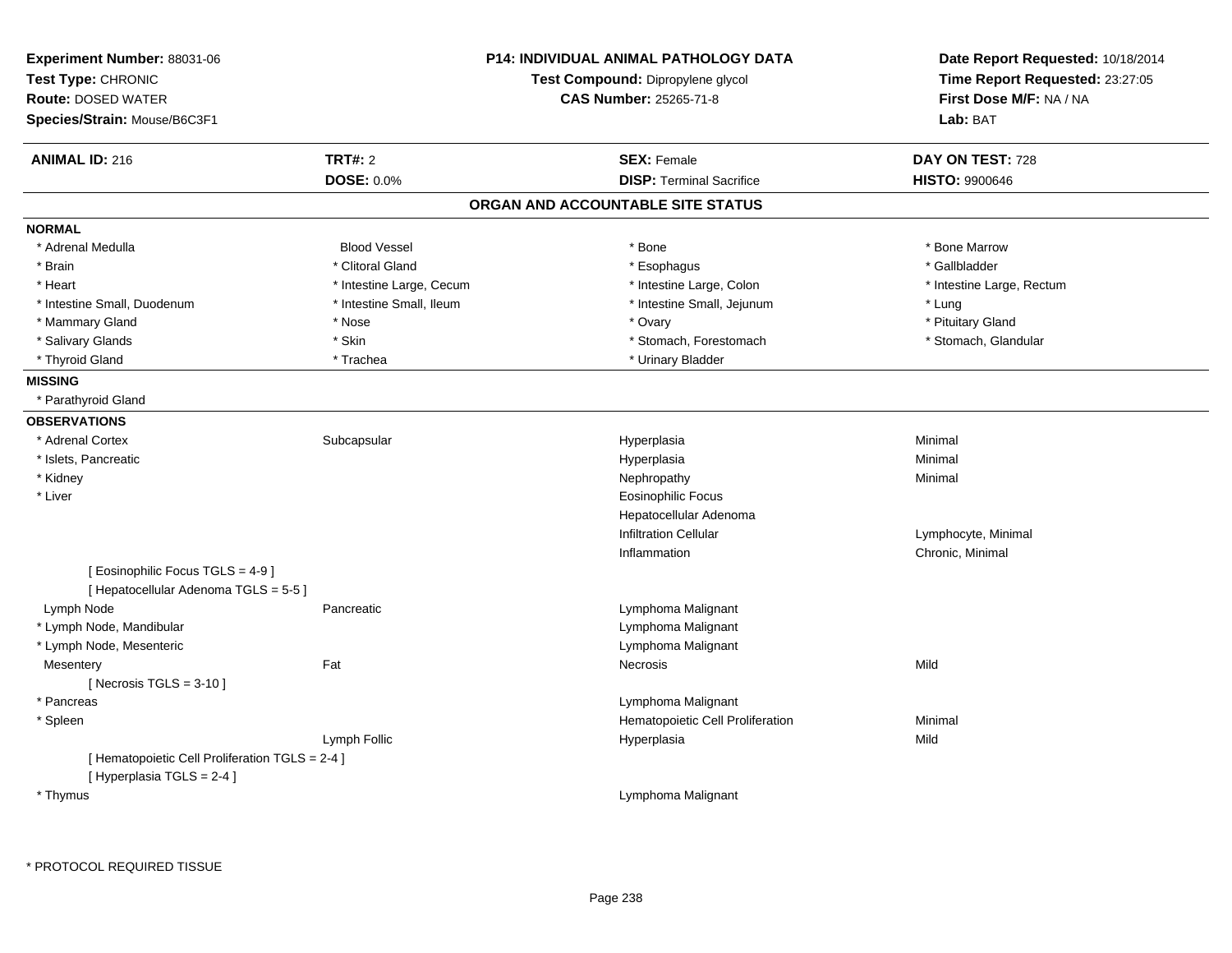**Experiment Number:** 88031-06
**Test Type:** CHRONIC
**Route:** DOSED WATER
**Species/Strain:** Mouse/B6C3F1

**P14: INDIVIDUAL ANIMAL PATHOLOGY DATA**
**Test Compound:** Dipropylene glycol
**CAS Number:** 25265-71-8

**Date Report Requested:** 10/18/2014
**Time Report Requested:** 23:27:05
**First Dose M/F:** NA / NA
**Lab:** BAT

| **ANIMAL ID:** 216 | **TRT#:** 2 | **SEX:** Female | **DAY ON TEST:** 728 |
|---|---|---|---|
| | **DOSE:** 0.0% | **DISP:** Terminal Sacrifice | **HISTO:** 9900646 |

## ORGAN AND ACCOUNTABLE SITE STATUS

**NORMAL**

| | | | |
|---|---|---|---|
| * Adrenal Medulla | Blood Vessel | * Bone | * Bone Marrow |
| * Brain | * Clitoral Gland | * Esophagus | * Gallbladder |
| * Heart | * Intestine Large, Cecum | * Intestine Large, Colon | * Intestine Large, Rectum |
| * Intestine Small, Duodenum | * Intestine Small, Ileum | * Intestine Small, Jejunum | * Lung |
| * Mammary Gland | * Nose | * Ovary | * Pituitary Gland |
| * Salivary Glands | * Skin | * Stomach, Forestomach | * Stomach, Glandular |
| * Thyroid Gland | * Trachea | * Urinary Bladder | |

**MISSING**

* Parathyroid Gland

**OBSERVATIONS**

| | | | |
|---|---|---|---|
| * Adrenal Cortex | Subcapsular | Hyperplasia | Minimal |
| * Islets, Pancreatic | | Hyperplasia | Minimal |
| * Kidney | | Nephropathy | Minimal |
| * Liver | | Eosinophilic Focus | |
| | | Hepatocellular Adenoma | |
| | | Infiltration Cellular | Lymphocyte, Minimal |
| | | Inflammation | Chronic, Minimal |
| [ Eosinophilic Focus TGLS = 4-9 ] | | | |
| [ Hepatocellular Adenoma TGLS = 5-5 ] | | | |
| Lymph Node | Pancreatic | Lymphoma Malignant | |
| * Lymph Node, Mandibular | | Lymphoma Malignant | |
| * Lymph Node, Mesenteric | | Lymphoma Malignant | |
| Mesentery | Fat | Necrosis | Mild |
| [ Necrosis TGLS = 3-10 ] | | | |
| * Pancreas | | Lymphoma Malignant | |
| * Spleen | | Hematopoietic Cell Proliferation | Minimal |
| | Lymph Follic | Hyperplasia | Mild |
| [ Hematopoietic Cell Proliferation TGLS = 2-4 ] | | | |
| [ Hyperplasia TGLS = 2-4 ] | | | |
| * Thymus | | Lymphoma Malignant | |

* PROTOCOL REQUIRED TISSUE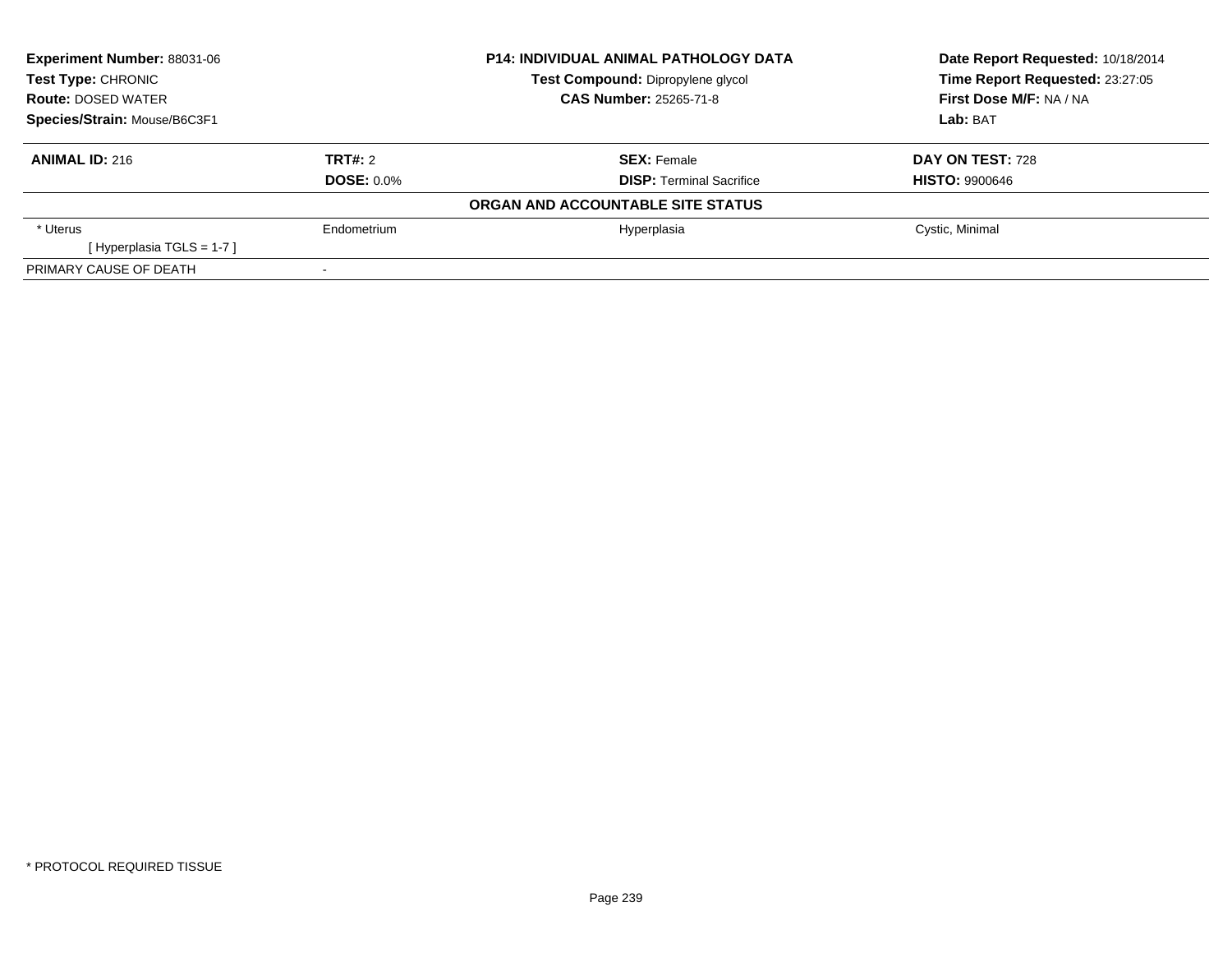| Experiment Number: 88031-06 | P14: INDIVIDUAL ANIMAL PATHOLOGY DATA | Date Report Requested: 10/18/2014 |
|---|---|---|
| Test Type: CHRONIC | Test Compound: Dipropylene glycol | Time Report Requested: 23:27:05 |
| Route: DOSED WATER | CAS Number: 25265-71-8 | First Dose M/F: NA / NA |
| Species/Strain: Mouse/B6C3F1 | | Lab: BAT |

| ANIMAL ID: 216 | TRT#: 2 | SEX: Female | DAY ON TEST: 728 |
|---|---|---|---|
| | DOSE: 0.0% | DISP: Terminal Sacrifice | HISTO: 9900646 |
| **ORGAN AND ACCOUNTABLE SITE STATUS** | | | |
| * Uterus | Endometrium | Hyperplasia | Cystic, Minimal |
| [ Hyperplasia TGLS = 1-7 ] | | | |
| PRIMARY CAUSE OF DEATH | - | | |

* PROTOCOL REQUIRED TISSUE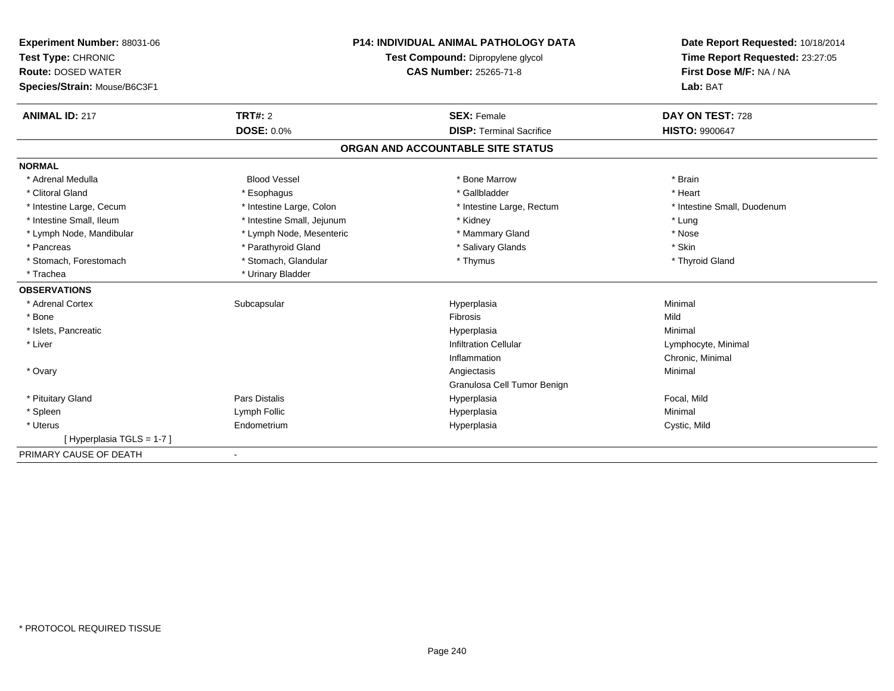**Experiment Number:** 88031-06
**Test Type:** CHRONIC
**Route:** DOSED WATER
**Species/Strain:** Mouse/B6C3F1

**P14: INDIVIDUAL ANIMAL PATHOLOGY DATA**
**Test Compound:** Dipropylene glycol
**CAS Number:** 25265-71-8

**Date Report Requested:** 10/18/2014
**Time Report Requested:** 23:27:05
**First Dose M/F:** NA / NA
**Lab:** BAT

| **ANIMAL ID:** 217 | **TRT#:** 2 | **SEX:** Female | **DAY ON TEST:** 728 |
|---|---|---|---|
| | **DOSE:** 0.0% | **DISP:** Terminal Sacrifice | **HISTO:** 9900647 |

## ORGAN AND ACCOUNTABLE SITE STATUS

**NORMAL**

| | | | |
|---|---|---|---|
| * Adrenal Medulla | Blood Vessel | * Bone Marrow | * Brain |
| * Clitoral Gland | * Esophagus | * Gallbladder | * Heart |
| * Intestine Large, Cecum | * Intestine Large, Colon | * Intestine Large, Rectum | * Intestine Small, Duodenum |
| * Intestine Small, Ileum | * Intestine Small, Jejunum | * Kidney | * Lung |
| * Lymph Node, Mandibular | * Lymph Node, Mesenteric | * Mammary Gland | * Nose |
| * Pancreas | * Parathyroid Gland | * Salivary Glands | * Skin |
| * Stomach, Forestomach | * Stomach, Glandular | * Thymus | * Thyroid Gland |
| * Trachea | * Urinary Bladder | | |

**OBSERVATIONS**

| | | | |
|---|---|---|---|
| * Adrenal Cortex | Subcapsular | Hyperplasia | Minimal |
| * Bone | | Fibrosis | Mild |
| * Islets, Pancreatic | | Hyperplasia | Minimal |
| * Liver | | Infiltration Cellular | Lymphocyte, Minimal |
| | | Inflammation | Chronic, Minimal |
| * Ovary | | Angiectasis | Minimal |
| | | Granulosa Cell Tumor Benign | |
| * Pituitary Gland | Pars Distalis | Hyperplasia | Focal, Mild |
| * Spleen | Lymph Follic | Hyperplasia | Minimal |
| * Uterus | Endometrium | Hyperplasia | Cystic, Mild |
| [ Hyperplasia TGLS = 1-7 ] | | | |

PRIMARY CAUSE OF DEATH -

* PROTOCOL REQUIRED TISSUE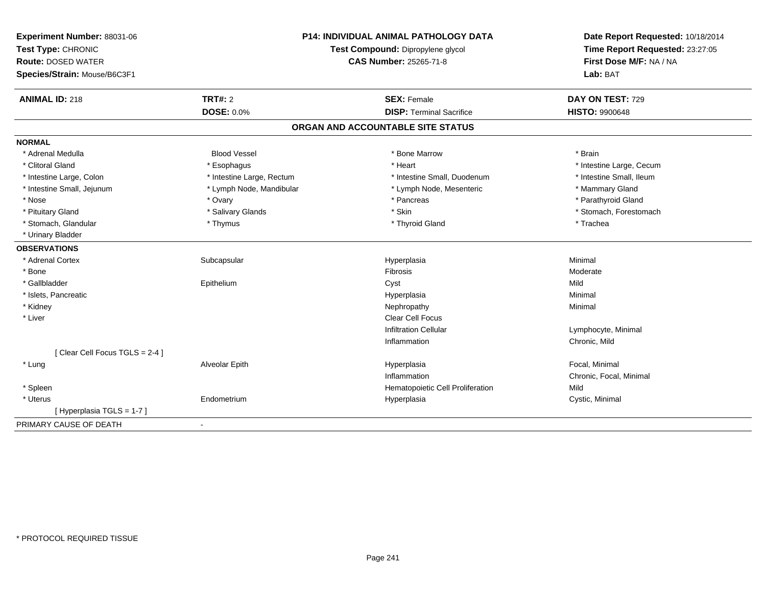**Experiment Number:** 88031-06
**Test Type:** CHRONIC
**Route:** DOSED WATER
**Species/Strain:** Mouse/B6C3F1

**P14: INDIVIDUAL ANIMAL PATHOLOGY DATA**
**Test Compound:** Dipropylene glycol
**CAS Number:** 25265-71-8

**Date Report Requested:** 10/18/2014
**Time Report Requested:** 23:27:05
**First Dose M/F:** NA / NA
**Lab:** BAT

| **ANIMAL ID:** 218 | **TRT#:** 2 | **SEX:** Female | **DAY ON TEST:** 729 |
|---|---|---|---|
| | **DOSE:** 0.0% | **DISP:** Terminal Sacrifice | **HISTO:** 9900648 |

## ORGAN AND ACCOUNTABLE SITE STATUS

**NORMAL**

| | | | |
|---|---|---|---|
| * Adrenal Medulla | Blood Vessel | * Bone Marrow | * Brain |
| * Clitoral Gland | * Esophagus | * Heart | * Intestine Large, Cecum |
| * Intestine Large, Colon | * Intestine Large, Rectum | * Intestine Small, Duodenum | * Intestine Small, Ileum |
| * Intestine Small, Jejunum | * Lymph Node, Mandibular | * Lymph Node, Mesenteric | * Mammary Gland |
| * Nose | * Ovary | * Pancreas | * Parathyroid Gland |
| * Pituitary Gland | * Salivary Glands | * Skin | * Stomach, Forestomach |
| * Stomach, Glandular | * Thymus | * Thyroid Gland | * Trachea |
| * Urinary Bladder | | | |

**OBSERVATIONS**

| | | | |
|---|---|---|---|
| * Adrenal Cortex | Subcapsular | Hyperplasia | Minimal |
| * Bone | | Fibrosis | Moderate |
| * Gallbladder | Epithelium | Cyst | Mild |
| * Islets, Pancreatic | | Hyperplasia | Minimal |
| * Kidney | | Nephropathy | Minimal |
| * Liver | | Clear Cell Focus | |
| | | Infiltration Cellular | Lymphocyte, Minimal |
| | | Inflammation | Chronic, Mild |
| [ Clear Cell Focus TGLS = 2-4 ] | | | |
| * Lung | Alveolar Epith | Hyperplasia | Focal, Minimal |
| | | Inflammation | Chronic, Focal, Minimal |
| * Spleen | | Hematopoietic Cell Proliferation | Mild |
| * Uterus | Endometrium | Hyperplasia | Cystic, Minimal |
| [ Hyperplasia TGLS = 1-7 ] | | | |

PRIMARY CAUSE OF DEATH -

* PROTOCOL REQUIRED TISSUE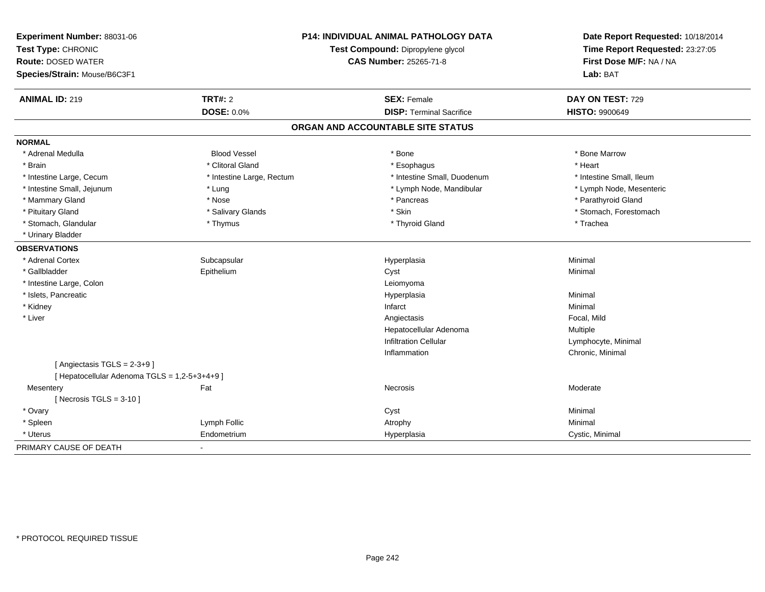**Experiment Number:** 88031-06
**Test Type:** CHRONIC
**Route:** DOSED WATER
**Species/Strain:** Mouse/B6C3F1

**P14: INDIVIDUAL ANIMAL PATHOLOGY DATA**
**Test Compound:** Dipropylene glycol
**CAS Number:** 25265-71-8

**Date Report Requested:** 10/18/2014
**Time Report Requested:** 23:27:05
**First Dose M/F:** NA / NA
**Lab:** BAT

| **ANIMAL ID:** 219 | **TRT#:** 2 | **SEX:** Female | **DAY ON TEST:** 729 |
|---|---|---|---|
| | **DOSE:** 0.0% | **DISP:** Terminal Sacrifice | **HISTO:** 9900649 |

## ORGAN AND ACCOUNTABLE SITE STATUS

**NORMAL**

| | | | |
|---|---|---|---|
| * Adrenal Medulla | Blood Vessel | * Bone | * Bone Marrow |
| * Brain | * Clitoral Gland | * Esophagus | * Heart |
| * Intestine Large, Cecum | * Intestine Large, Rectum | * Intestine Small, Duodenum | * Intestine Small, Ileum |
| * Intestine Small, Jejunum | * Lung | * Lymph Node, Mandibular | * Lymph Node, Mesenteric |
| * Mammary Gland | * Nose | * Pancreas | * Parathyroid Gland |
| * Pituitary Gland | * Salivary Glands | * Skin | * Stomach, Forestomach |
| * Stomach, Glandular | * Thymus | * Thyroid Gland | * Trachea |
| * Urinary Bladder | | | |

**OBSERVATIONS**

| | | | |
|---|---|---|---|
| * Adrenal Cortex | Subcapsular | Hyperplasia | Minimal |
| * Gallbladder | Epithelium | Cyst | Minimal |
| * Intestine Large, Colon | | Leiomyoma | |
| * Islets, Pancreatic | | Hyperplasia | Minimal |
| * Kidney | | Infarct | Minimal |
| * Liver | | Angiectasis | Focal, Mild |
| | | Hepatocellular Adenoma | Multiple |
| | | Infiltration Cellular | Lymphocyte, Minimal |
| | | Inflammation | Chronic, Minimal |
| [ Angiectasis TGLS = 2-3+9 ] | | | |
| [ Hepatocellular Adenoma TGLS = 1,2-5+3+4+9 ] | | | |
| Mesentery | Fat | Necrosis | Moderate |
| [ Necrosis TGLS = 3-10 ] | | | |
| * Ovary | | Cyst | Minimal |
| * Spleen | Lymph Follic | Atrophy | Minimal |
| * Uterus | Endometrium | Hyperplasia | Cystic, Minimal |

PRIMARY CAUSE OF DEATH -

* PROTOCOL REQUIRED TISSUE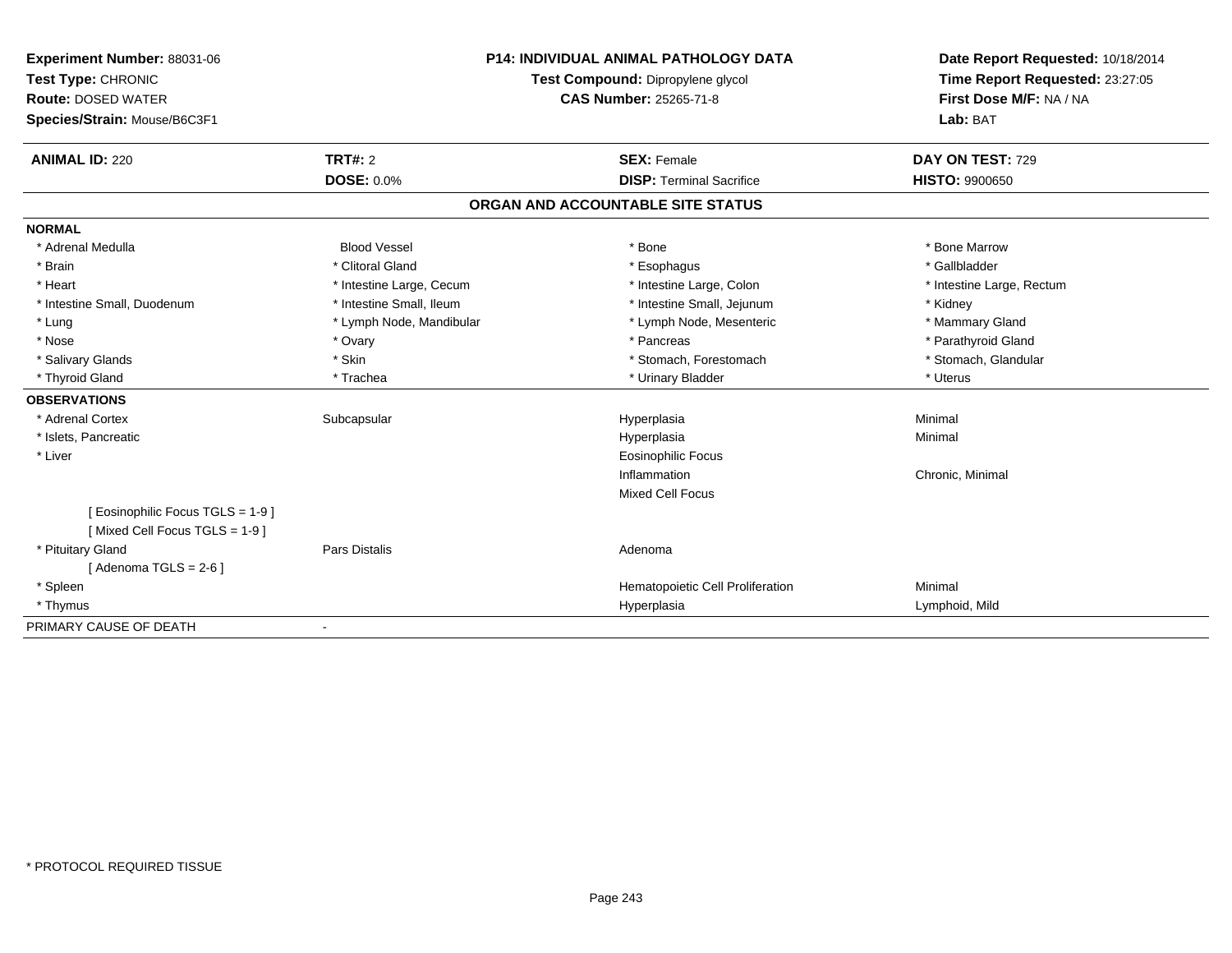**Experiment Number:** 88031-06
**Test Type:** CHRONIC
**Route:** DOSED WATER
**Species/Strain:** Mouse/B6C3F1

**P14: INDIVIDUAL ANIMAL PATHOLOGY DATA**
**Test Compound:** Dipropylene glycol
**CAS Number:** 25265-71-8

**Date Report Requested:** 10/18/2014
**Time Report Requested:** 23:27:05
**First Dose M/F:** NA / NA
**Lab:** BAT

| **ANIMAL ID:** 220 | **TRT#:** 2 | **SEX:** Female | **DAY ON TEST:** 729 |
|---|---|---|---|
| | **DOSE:** 0.0% | **DISP:** Terminal Sacrifice | **HISTO:** 9900650 |

## ORGAN AND ACCOUNTABLE SITE STATUS

**NORMAL**

| | | | |
|---|---|---|---|
| * Adrenal Medulla | Blood Vessel | * Bone | * Bone Marrow |
| * Brain | * Clitoral Gland | * Esophagus | * Gallbladder |
| * Heart | * Intestine Large, Cecum | * Intestine Large, Colon | * Intestine Large, Rectum |
| * Intestine Small, Duodenum | * Intestine Small, Ileum | * Intestine Small, Jejunum | * Kidney |
| * Lung | * Lymph Node, Mandibular | * Lymph Node, Mesenteric | * Mammary Gland |
| * Nose | * Ovary | * Pancreas | * Parathyroid Gland |
| * Salivary Glands | * Skin | * Stomach, Forestomach | * Stomach, Glandular |
| * Thyroid Gland | * Trachea | * Urinary Bladder | * Uterus |

**OBSERVATIONS**

| | | | |
|---|---|---|---|
| * Adrenal Cortex | Subcapsular | Hyperplasia | Minimal |
| * Islets, Pancreatic | | Hyperplasia | Minimal |
| * Liver | | Eosinophilic Focus | |
| | | Inflammation | Chronic, Minimal |
| | | Mixed Cell Focus | |
| [ Eosinophilic Focus TGLS = 1-9 ] | | | |
| [ Mixed Cell Focus TGLS = 1-9 ] | | | |
| * Pituitary Gland | Pars Distalis | Adenoma | |
| [ Adenoma TGLS = 2-6 ] | | | |
| * Spleen | | Hematopoietic Cell Proliferation | Minimal |
| * Thymus | | Hyperplasia | Lymphoid, Mild |

PRIMARY CAUSE OF DEATH -

* PROTOCOL REQUIRED TISSUE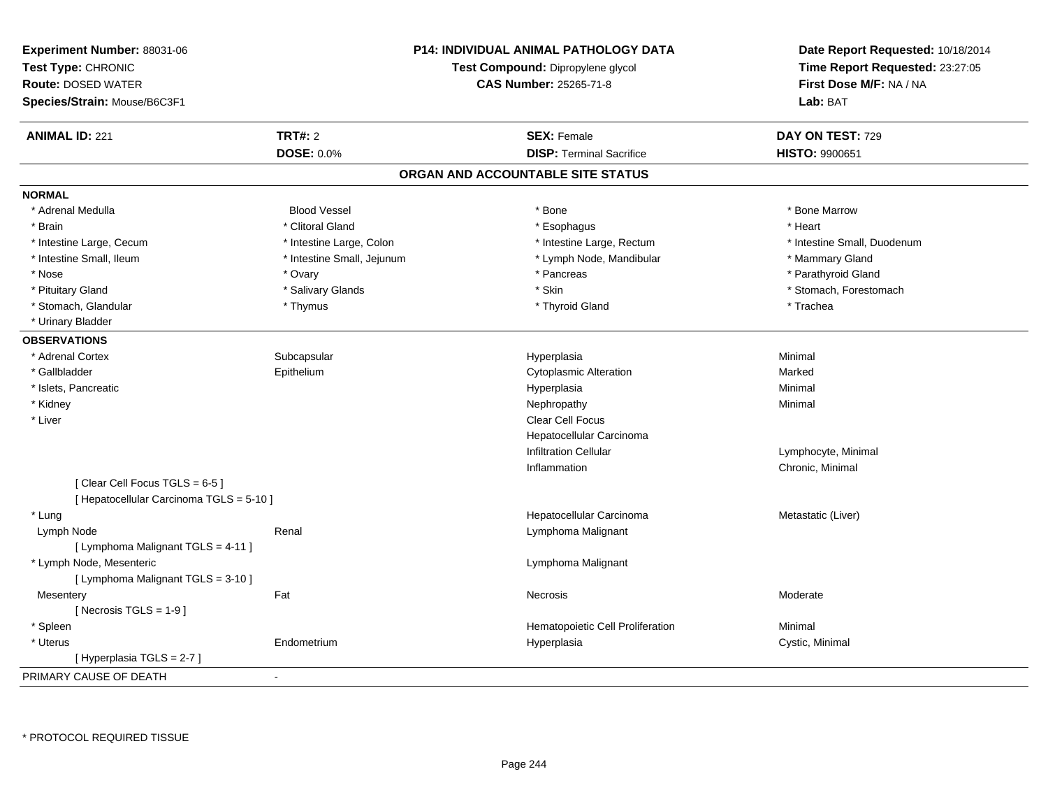**Experiment Number:** 88031-06
**Test Type:** CHRONIC
**Route:** DOSED WATER
**Species/Strain:** Mouse/B6C3F1

**P14: INDIVIDUAL ANIMAL PATHOLOGY DATA**
**Test Compound:** Dipropylene glycol
**CAS Number:** 25265-71-8

**Date Report Requested:** 10/18/2014
**Time Report Requested:** 23:27:05
**First Dose M/F:** NA / NA
**Lab:** BAT

| **ANIMAL ID:** 221 | **TRT#:** 2 | **SEX:** Female | **DAY ON TEST:** 729 |
|---|---|---|---|
| | **DOSE:** 0.0% | **DISP:** Terminal Sacrifice | **HISTO:** 9900651 |

## ORGAN AND ACCOUNTABLE SITE STATUS

**NORMAL**

| | | | |
|---|---|---|---|
| * Adrenal Medulla | Blood Vessel | * Bone | * Bone Marrow |
| * Brain | * Clitoral Gland | * Esophagus | * Heart |
| * Intestine Large, Cecum | * Intestine Large, Colon | * Intestine Large, Rectum | * Intestine Small, Duodenum |
| * Intestine Small, Ileum | * Intestine Small, Jejunum | * Lymph Node, Mandibular | * Mammary Gland |
| * Nose | * Ovary | * Pancreas | * Parathyroid Gland |
| * Pituitary Gland | * Salivary Glands | * Skin | * Stomach, Forestomach |
| * Stomach, Glandular | * Thymus | * Thyroid Gland | * Trachea |
| * Urinary Bladder | | | |

**OBSERVATIONS**

| | | | |
|---|---|---|---|
| * Adrenal Cortex | Subcapsular | Hyperplasia | Minimal |
| * Gallbladder | Epithelium | Cytoplasmic Alteration | Marked |
| * Islets, Pancreatic | | Hyperplasia | Minimal |
| * Kidney | | Nephropathy | Minimal |
| * Liver | | Clear Cell Focus | |
| | | Hepatocellular Carcinoma | |
| | | Infiltration Cellular | Lymphocyte, Minimal |
| | | Inflammation | Chronic, Minimal |
| [ Clear Cell Focus TGLS = 6-5 ] | | | |
| [ Hepatocellular Carcinoma TGLS = 5-10 ] | | | |
| * Lung | | Hepatocellular Carcinoma | Metastatic (Liver) |
| Lymph Node | Renal | Lymphoma Malignant | |
| [ Lymphoma Malignant TGLS = 4-11 ] | | | |
| * Lymph Node, Mesenteric | | Lymphoma Malignant | |
| [ Lymphoma Malignant TGLS = 3-10 ] | | | |
| Mesentery | Fat | Necrosis | Moderate |
| [ Necrosis TGLS = 1-9 ] | | | |
| * Spleen | | Hematopoietic Cell Proliferation | Minimal |
| * Uterus | Endometrium | Hyperplasia | Cystic, Minimal |
| [ Hyperplasia TGLS = 2-7 ] | | | |

PRIMARY CAUSE OF DEATH -

\* PROTOCOL REQUIRED TISSUE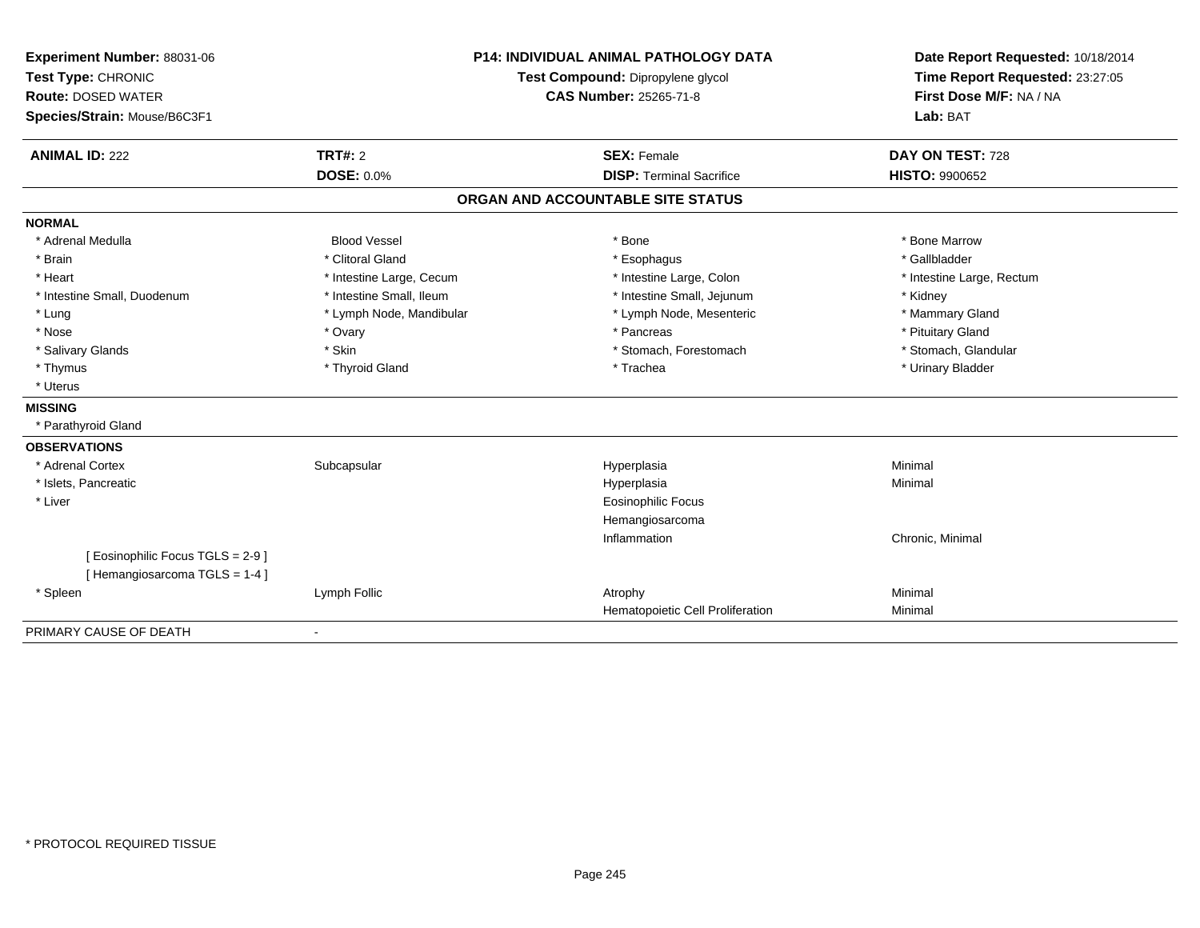**Experiment Number:** 88031-06
**Test Type:** CHRONIC
**Route:** DOSED WATER
**Species/Strain:** Mouse/B6C3F1

**P14: INDIVIDUAL ANIMAL PATHOLOGY DATA**
**Test Compound:** Dipropylene glycol
**CAS Number:** 25265-71-8

**Date Report Requested:** 10/18/2014
**Time Report Requested:** 23:27:05
**First Dose M/F:** NA / NA
**Lab:** BAT

| **ANIMAL ID:** 222 | **TRT#:** 2 | **SEX:** Female | **DAY ON TEST:** 728 |
|---|---|---|---|
| | **DOSE:** 0.0% | **DISP:** Terminal Sacrifice | **HISTO:** 9900652 |

## ORGAN AND ACCOUNTABLE SITE STATUS

**NORMAL**

| | | | |
|---|---|---|---|
| * Adrenal Medulla | Blood Vessel | * Bone | * Bone Marrow |
| * Brain | * Clitoral Gland | * Esophagus | * Gallbladder |
| * Heart | * Intestine Large, Cecum | * Intestine Large, Colon | * Intestine Large, Rectum |
| * Intestine Small, Duodenum | * Intestine Small, Ileum | * Intestine Small, Jejunum | * Kidney |
| * Lung | * Lymph Node, Mandibular | * Lymph Node, Mesenteric | * Mammary Gland |
| * Nose | * Ovary | * Pancreas | * Pituitary Gland |
| * Salivary Glands | * Skin | * Stomach, Forestomach | * Stomach, Glandular |
| * Thymus | * Thyroid Gland | * Trachea | * Urinary Bladder |
| * Uterus | | | |

**MISSING**

* Parathyroid Gland

**OBSERVATIONS**

| | | | |
|---|---|---|---|
| * Adrenal Cortex | Subcapsular | Hyperplasia | Minimal |
| * Islets, Pancreatic | | Hyperplasia | Minimal |
| * Liver | | Eosinophilic Focus | |
| | | Hemangiosarcoma | |
| | | Inflammation | Chronic, Minimal |
| [ Eosinophilic Focus TGLS = 2-9 ] | | | |
| [ Hemangiosarcoma TGLS = 1-4 ] | | | |
| * Spleen | Lymph Follic | Atrophy | Minimal |
| | | Hematopoietic Cell Proliferation | Minimal |

PRIMARY CAUSE OF DEATH -

\* PROTOCOL REQUIRED TISSUE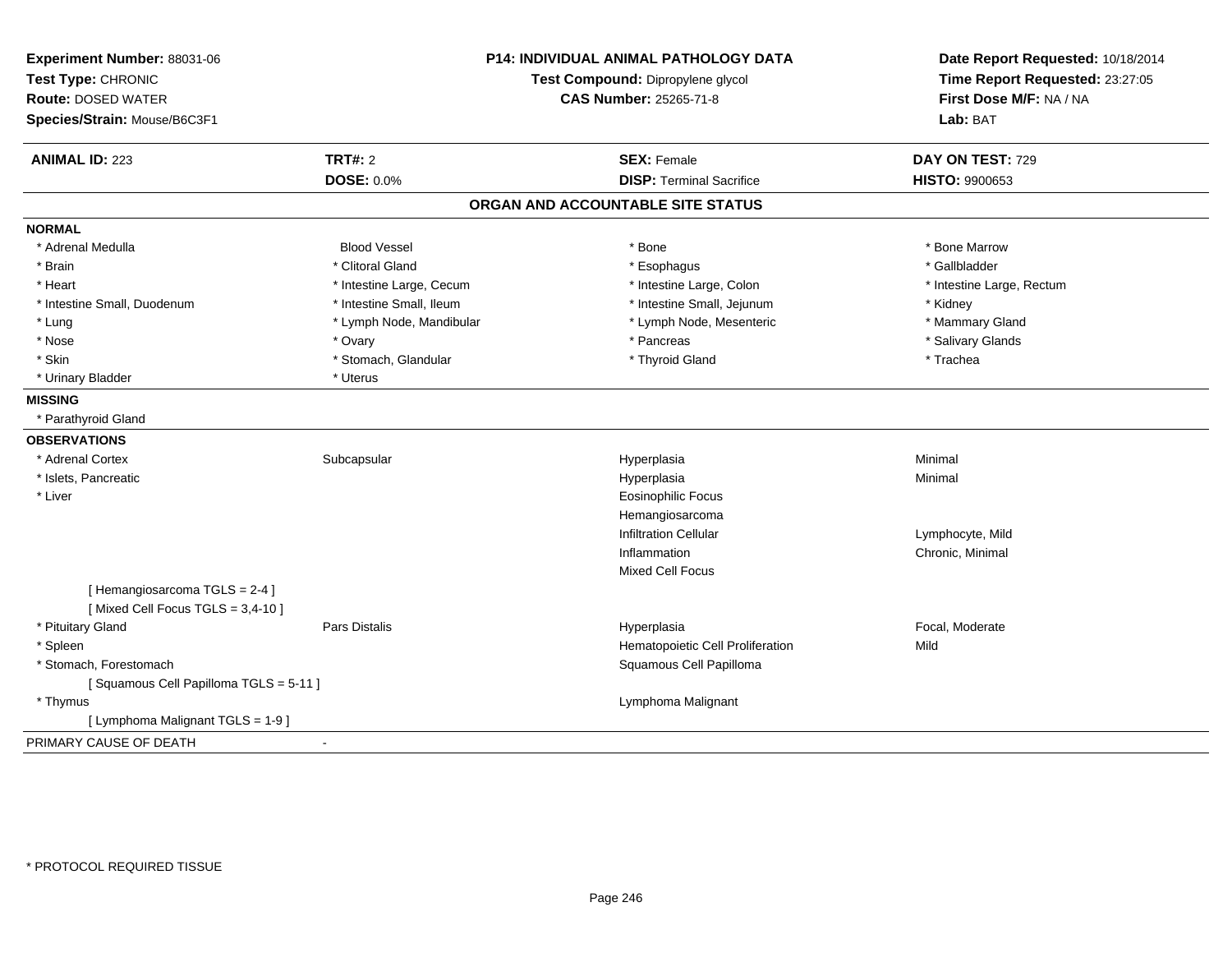**Experiment Number:** 88031-06
**Test Type:** CHRONIC
**Route:** DOSED WATER
**Species/Strain:** Mouse/B6C3F1

**P14: INDIVIDUAL ANIMAL PATHOLOGY DATA**
**Test Compound:** Dipropylene glycol
**CAS Number:** 25265-71-8

**Date Report Requested:** 10/18/2014
**Time Report Requested:** 23:27:05
**First Dose M/F:** NA / NA
**Lab:** BAT

| **ANIMAL ID:** 223 | **TRT#:** 2 | **SEX:** Female | **DAY ON TEST:** 729 |
|---|---|---|---|
| | **DOSE:** 0.0% | **DISP:** Terminal Sacrifice | **HISTO:** 9900653 |

## ORGAN AND ACCOUNTABLE SITE STATUS

**NORMAL**

| | | | |
|---|---|---|---|
| * Adrenal Medulla | Blood Vessel | * Bone | * Bone Marrow |
| * Brain | * Clitoral Gland | * Esophagus | * Gallbladder |
| * Heart | * Intestine Large, Cecum | * Intestine Large, Colon | * Intestine Large, Rectum |
| * Intestine Small, Duodenum | * Intestine Small, Ileum | * Intestine Small, Jejunum | * Kidney |
| * Lung | * Lymph Node, Mandibular | * Lymph Node, Mesenteric | * Mammary Gland |
| * Nose | * Ovary | * Pancreas | * Salivary Glands |
| * Skin | * Stomach, Glandular | * Thyroid Gland | * Trachea |
| * Urinary Bladder | * Uterus | | |

**MISSING**

* Parathyroid Gland

**OBSERVATIONS**

| | | | |
|---|---|---|---|
| * Adrenal Cortex | Subcapsular | Hyperplasia | Minimal |
| * Islets, Pancreatic | | Hyperplasia | Minimal |
| * Liver | | Eosinophilic Focus | |
| | | Hemangiosarcoma | |
| | | Infiltration Cellular | Lymphocyte, Mild |
| | | Inflammation | Chronic, Minimal |
| | | Mixed Cell Focus | |
| [ Hemangiosarcoma TGLS = 2-4 ] | | | |
| [ Mixed Cell Focus TGLS = 3,4-10 ] | | | |
| * Pituitary Gland | Pars Distalis | Hyperplasia | Focal, Moderate |
| * Spleen | | Hematopoietic Cell Proliferation | Mild |
| * Stomach, Forestomach | | Squamous Cell Papilloma | |
| [ Squamous Cell Papilloma TGLS = 5-11 ] | | | |
| * Thymus | | Lymphoma Malignant | |
| [ Lymphoma Malignant TGLS = 1-9 ] | | | |

PRIMARY CAUSE OF DEATH -

* PROTOCOL REQUIRED TISSUE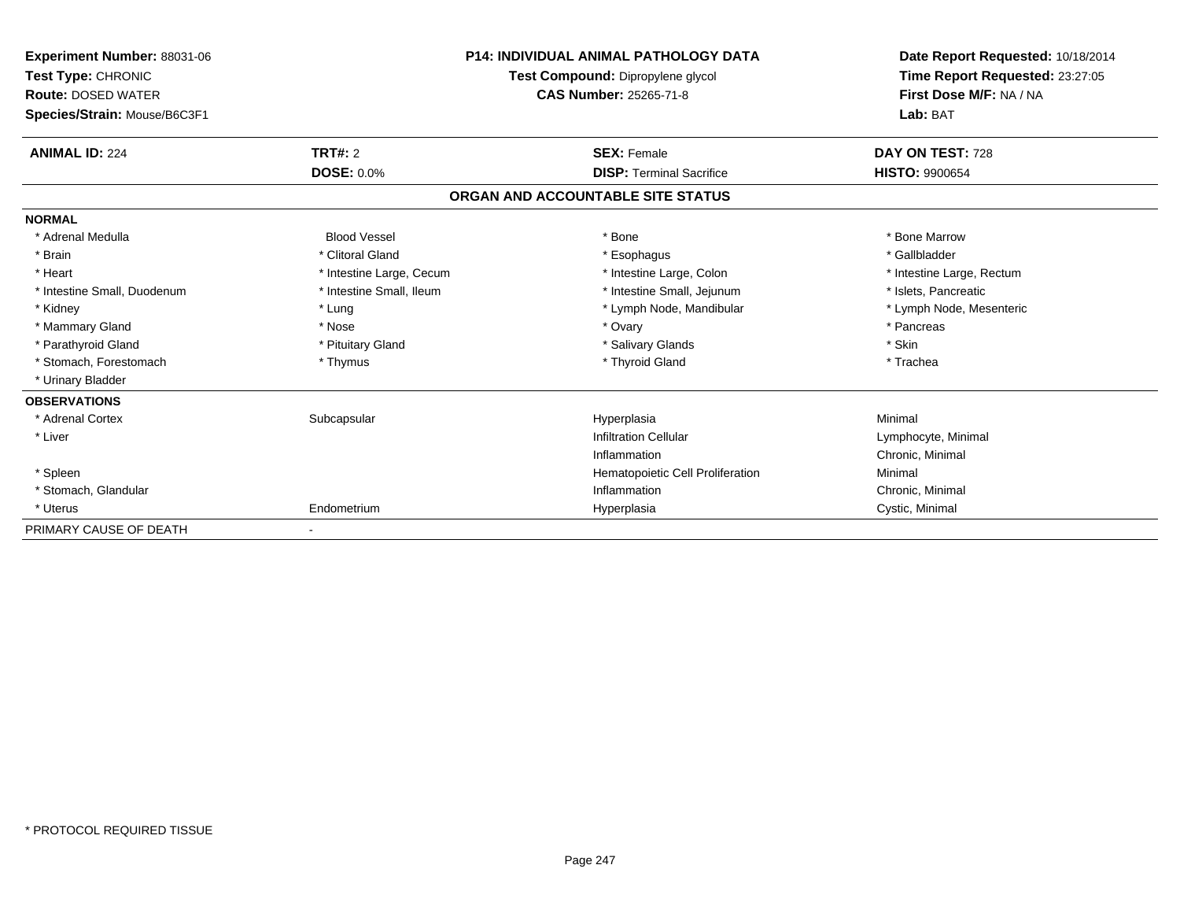**Experiment Number:** 88031-06
**Test Type:** CHRONIC
**Route:** DOSED WATER
**Species/Strain:** Mouse/B6C3F1

**P14: INDIVIDUAL ANIMAL PATHOLOGY DATA**
**Test Compound:** Dipropylene glycol
**CAS Number:** 25265-71-8

**Date Report Requested:** 10/18/2014
**Time Report Requested:** 23:27:05
**First Dose M/F:** NA / NA
**Lab:** BAT

| **ANIMAL ID:** 224 | **TRT#:** 2 | **SEX:** Female | **DAY ON TEST:** 728 |
|---|---|---|---|
| | **DOSE:** 0.0% | **DISP:** Terminal Sacrifice | **HISTO:** 9900654 |

## ORGAN AND ACCOUNTABLE SITE STATUS

| | | | |
|---|---|---|---|
| **NORMAL** | | | |
| * Adrenal Medulla | Blood Vessel | * Bone | * Bone Marrow |
| * Brain | * Clitoral Gland | * Esophagus | * Gallbladder |
| * Heart | * Intestine Large, Cecum | * Intestine Large, Colon | * Intestine Large, Rectum |
| * Intestine Small, Duodenum | * Intestine Small, Ileum | * Intestine Small, Jejunum | * Islets, Pancreatic |
| * Kidney | * Lung | * Lymph Node, Mandibular | * Lymph Node, Mesenteric |
| * Mammary Gland | * Nose | * Ovary | * Pancreas |
| * Parathyroid Gland | * Pituitary Gland | * Salivary Glands | * Skin |
| * Stomach, Forestomach | * Thymus | * Thyroid Gland | * Trachea |
| * Urinary Bladder | | | |
| **OBSERVATIONS** | | | |
| * Adrenal Cortex | Subcapsular | Hyperplasia | Minimal |
| * Liver | | Infiltration Cellular | Lymphocyte, Minimal |
| | | Inflammation | Chronic, Minimal |
| * Spleen | | Hematopoietic Cell Proliferation | Minimal |
| * Stomach, Glandular | | Inflammation | Chronic, Minimal |
| * Uterus | Endometrium | Hyperplasia | Cystic, Minimal |
| PRIMARY CAUSE OF DEATH | - | | |

\* PROTOCOL REQUIRED TISSUE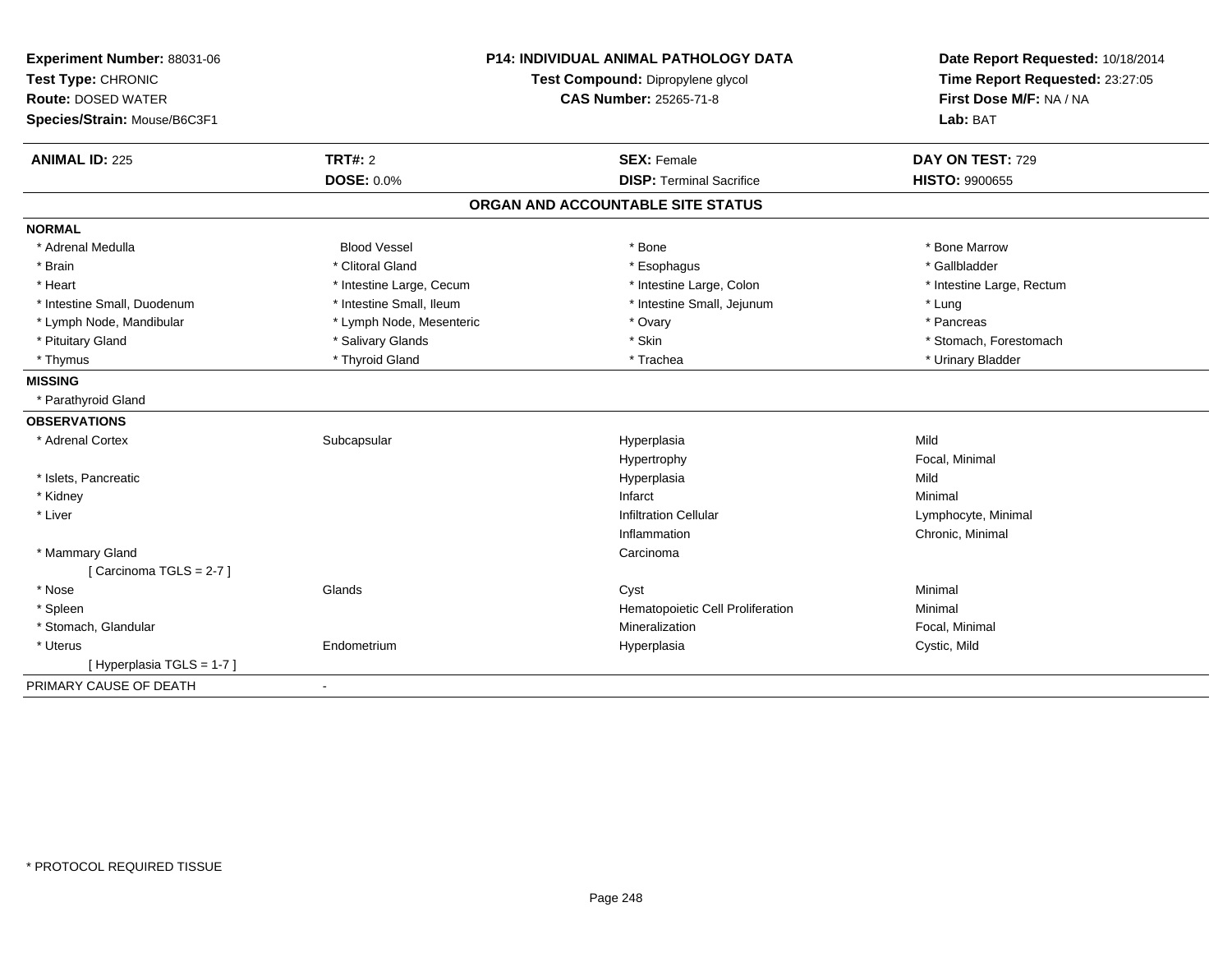**Experiment Number:** 88031-06
**Test Type:** CHRONIC
**Route:** DOSED WATER
**Species/Strain:** Mouse/B6C3F1

**P14: INDIVIDUAL ANIMAL PATHOLOGY DATA**
**Test Compound:** Dipropylene glycol
**CAS Number:** 25265-71-8

**Date Report Requested:** 10/18/2014
**Time Report Requested:** 23:27:05
**First Dose M/F:** NA / NA
**Lab:** BAT

| **ANIMAL ID:** 225 | **TRT#:** 2 | **SEX:** Female | **DAY ON TEST:** 729 |
|---|---|---|---|
| | **DOSE:** 0.0% | **DISP:** Terminal Sacrifice | **HISTO:** 9900655 |

## ORGAN AND ACCOUNTABLE SITE STATUS

**NORMAL**

| | | | |
|---|---|---|---|
| * Adrenal Medulla | Blood Vessel | * Bone | * Bone Marrow |
| * Brain | * Clitoral Gland | * Esophagus | * Gallbladder |
| * Heart | * Intestine Large, Cecum | * Intestine Large, Colon | * Intestine Large, Rectum |
| * Intestine Small, Duodenum | * Intestine Small, Ileum | * Intestine Small, Jejunum | * Lung |
| * Lymph Node, Mandibular | * Lymph Node, Mesenteric | * Ovary | * Pancreas |
| * Pituitary Gland | * Salivary Glands | * Skin | * Stomach, Forestomach |
| * Thymus | * Thyroid Gland | * Trachea | * Urinary Bladder |

**MISSING**

* Parathyroid Gland

**OBSERVATIONS**

| | | | |
|---|---|---|---|
| * Adrenal Cortex | Subcapsular | Hyperplasia | Mild |
| | | Hypertrophy | Focal, Minimal |
| * Islets, Pancreatic | | Hyperplasia | Mild |
| * Kidney | | Infarct | Minimal |
| * Liver | | Infiltration Cellular | Lymphocyte, Minimal |
| | | Inflammation | Chronic, Minimal |
| * Mammary Gland | | Carcinoma | |
| [ Carcinoma TGLS = 2-7 ] | | | |
| * Nose | Glands | Cyst | Minimal |
| * Spleen | | Hematopoietic Cell Proliferation | Minimal |
| * Stomach, Glandular | | Mineralization | Focal, Minimal |
| * Uterus | Endometrium | Hyperplasia | Cystic, Mild |
| [ Hyperplasia TGLS = 1-7 ] | | | |

PRIMARY CAUSE OF DEATH -

* PROTOCOL REQUIRED TISSUE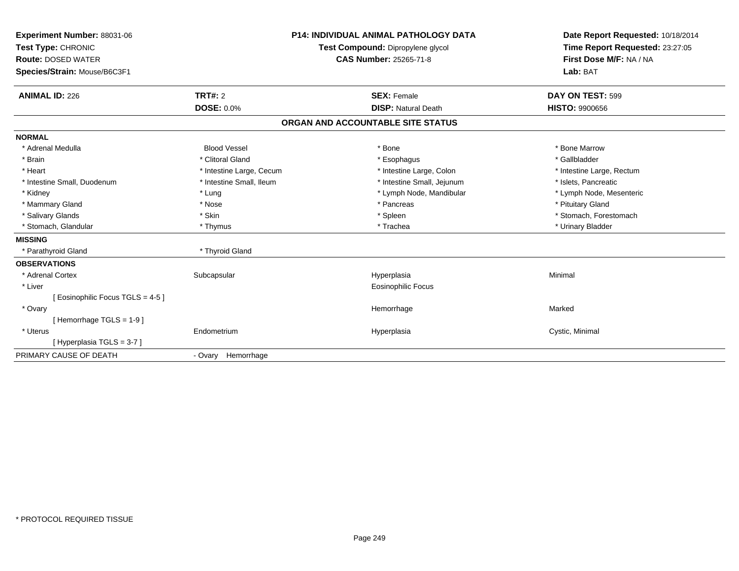**Experiment Number:** 88031-06
**Test Type:** CHRONIC
**Route:** DOSED WATER
**Species/Strain:** Mouse/B6C3F1

**P14: INDIVIDUAL ANIMAL PATHOLOGY DATA**
**Test Compound:** Dipropylene glycol
**CAS Number:** 25265-71-8

**Date Report Requested:** 10/18/2014
**Time Report Requested:** 23:27:05
**First Dose M/F:** NA / NA
**Lab:** BAT

| **ANIMAL ID:** 226 | **TRT#:** 2 | **SEX:** Female | **DAY ON TEST:** 599 |
|---|---|---|---|
| | **DOSE:** 0.0% | **DISP:** Natural Death | **HISTO:** 9900656 |

## ORGAN AND ACCOUNTABLE SITE STATUS

| | | | |
|---|---|---|---|
| **NORMAL** | | | |
| * Adrenal Medulla | Blood Vessel | * Bone | * Bone Marrow |
| * Brain | * Clitoral Gland | * Esophagus | * Gallbladder |
| * Heart | * Intestine Large, Cecum | * Intestine Large, Colon | * Intestine Large, Rectum |
| * Intestine Small, Duodenum | * Intestine Small, Ileum | * Intestine Small, Jejunum | * Islets, Pancreatic |
| * Kidney | * Lung | * Lymph Node, Mandibular | * Lymph Node, Mesenteric |
| * Mammary Gland | * Nose | * Pancreas | * Pituitary Gland |
| * Salivary Glands | * Skin | * Spleen | * Stomach, Forestomach |
| * Stomach, Glandular | * Thymus | * Trachea | * Urinary Bladder |
| **MISSING** | | | |
| * Parathyroid Gland | * Thyroid Gland | | |
| **OBSERVATIONS** | | | |
| * Adrenal Cortex | Subcapsular | Hyperplasia | Minimal |
| * Liver | | Eosinophilic Focus | |
| [ Eosinophilic Focus TGLS = 4-5 ] | | | |
| * Ovary | | Hemorrhage | Marked |
| [ Hemorrhage TGLS = 1-9 ] | | | |
| * Uterus | Endometrium | Hyperplasia | Cystic, Minimal |
| [ Hyperplasia TGLS = 3-7 ] | | | |
| PRIMARY CAUSE OF DEATH | - Ovary Hemorrhage | | |

* PROTOCOL REQUIRED TISSUE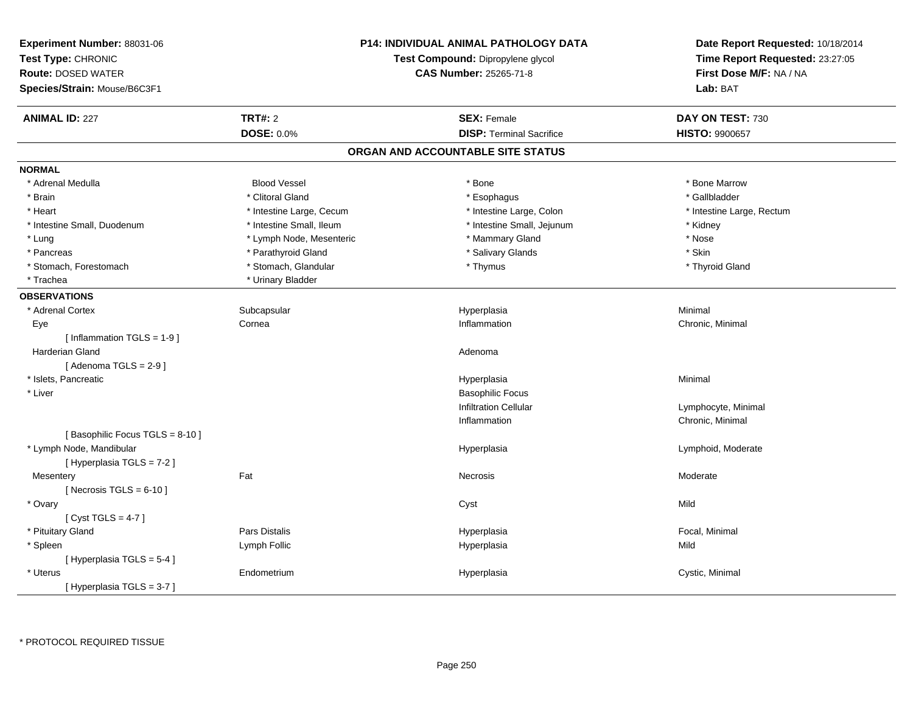**Experiment Number:** 88031-06
**Test Type:** CHRONIC
**Route:** DOSED WATER
**Species/Strain:** Mouse/B6C3F1

**P14: INDIVIDUAL ANIMAL PATHOLOGY DATA**
**Test Compound:** Dipropylene glycol
**CAS Number:** 25265-71-8

**Date Report Requested:** 10/18/2014
**Time Report Requested:** 23:27:05
**First Dose M/F:** NA / NA
**Lab:** BAT

| **ANIMAL ID:** 227 | **TRT#:** 2 | **SEX:** Female | **DAY ON TEST:** 730 |
|---|---|---|---|
| | **DOSE:** 0.0% | **DISP:** Terminal Sacrifice | **HISTO:** 9900657 |

## ORGAN AND ACCOUNTABLE SITE STATUS

**NORMAL**

| | | | |
|---|---|---|---|
| * Adrenal Medulla | Blood Vessel | * Bone | * Bone Marrow |
| * Brain | * Clitoral Gland | * Esophagus | * Gallbladder |
| * Heart | * Intestine Large, Cecum | * Intestine Large, Colon | * Intestine Large, Rectum |
| * Intestine Small, Duodenum | * Intestine Small, Ileum | * Intestine Small, Jejunum | * Kidney |
| * Lung | * Lymph Node, Mesenteric | * Mammary Gland | * Nose |
| * Pancreas | * Parathyroid Gland | * Salivary Glands | * Skin |
| * Stomach, Forestomach | * Stomach, Glandular | * Thymus | * Thyroid Gland |
| * Trachea | * Urinary Bladder | | |

**OBSERVATIONS**

| | | | |
|---|---|---|---|
| * Adrenal Cortex | Subcapsular | Hyperplasia | Minimal |
| Eye | Cornea | Inflammation | Chronic, Minimal |
| [ Inflammation TGLS = 1-9 ] | | | |
| Harderian Gland | | Adenoma | |
| [ Adenoma TGLS = 2-9 ] | | | |
| * Islets, Pancreatic | | Hyperplasia | Minimal |
| * Liver | | Basophilic Focus | |
| | | Infiltration Cellular | Lymphocyte, Minimal |
| | | Inflammation | Chronic, Minimal |
| [ Basophilic Focus TGLS = 8-10 ] | | | |
| * Lymph Node, Mandibular | | Hyperplasia | Lymphoid, Moderate |
| [ Hyperplasia TGLS = 7-2 ] | | | |
| Mesentery | Fat | Necrosis | Moderate |
| [ Necrosis TGLS = 6-10 ] | | | |
| * Ovary | | Cyst | Mild |
| [ Cyst TGLS = 4-7 ] | | | |
| * Pituitary Gland | Pars Distalis | Hyperplasia | Focal, Minimal |
| * Spleen | Lymph Follic | Hyperplasia | Mild |
| [ Hyperplasia TGLS = 5-4 ] | | | |
| * Uterus | Endometrium | Hyperplasia | Cystic, Minimal |
| [ Hyperplasia TGLS = 3-7 ] | | | |

* PROTOCOL REQUIRED TISSUE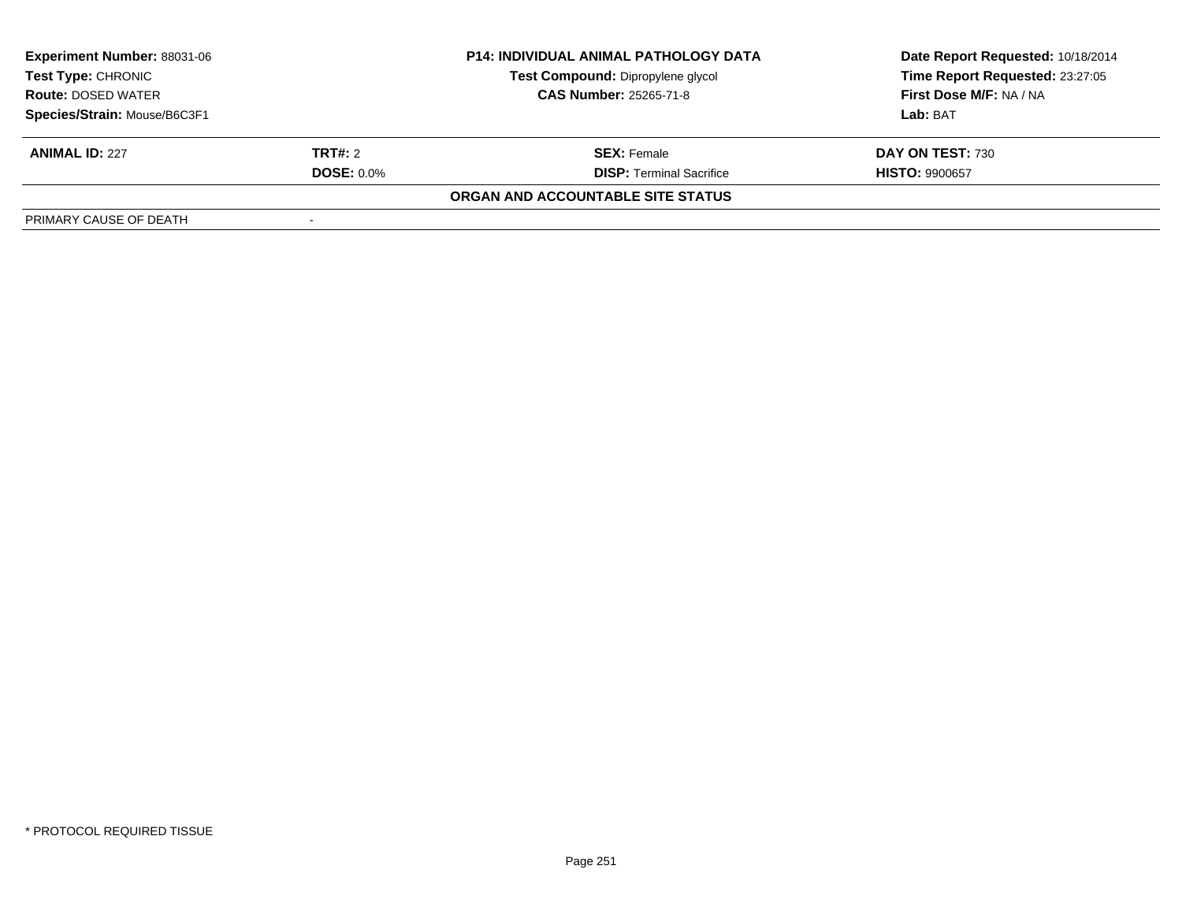| **Experiment Number:** 88031-06 | **P14: INDIVIDUAL ANIMAL PATHOLOGY DATA** | **Date Report Requested:** 10/18/2014 |
|---|---|---|
| **Test Type:** CHRONIC | **Test Compound:** Dipropylene glycol | **Time Report Requested:** 23:27:05 |
| **Route:** DOSED WATER | **CAS Number:** 25265-71-8 | **First Dose M/F:** NA / NA |
| **Species/Strain:** Mouse/B6C3F1 | | **Lab:** BAT |

| **ANIMAL ID:** 227 | **TRT#:** 2 | **SEX:** Female | **DAY ON TEST:** 730 |
|---|---|---|---|
| | **DOSE:** 0.0% | **DISP:** Terminal Sacrifice | **HISTO:** 9900657 |

**ORGAN AND ACCOUNTABLE SITE STATUS**

| PRIMARY CAUSE OF DEATH | - |
|---|---|

* PROTOCOL REQUIRED TISSUE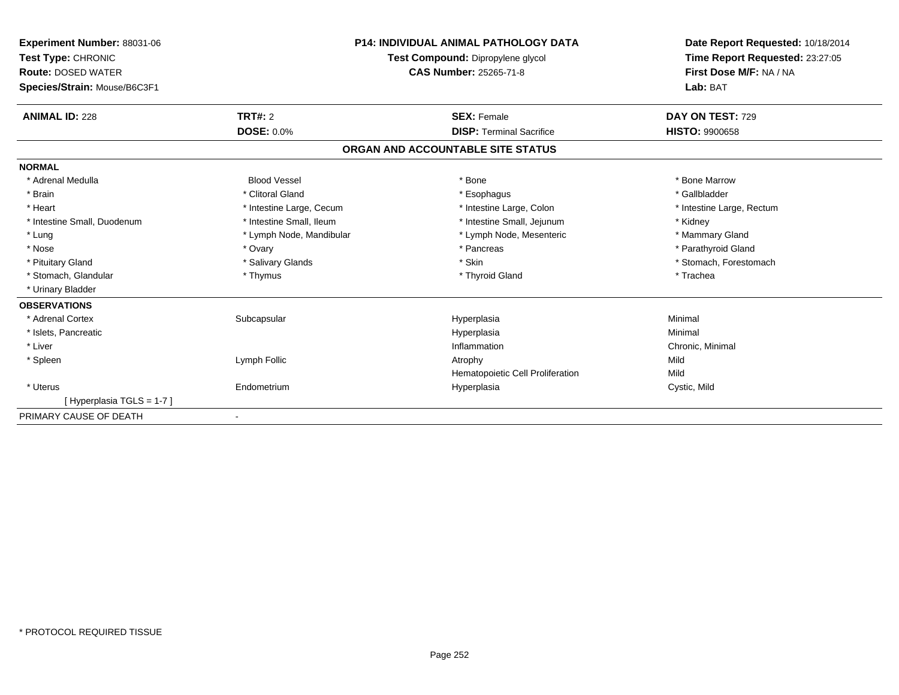**Experiment Number:** 88031-06
**Test Type:** CHRONIC
**Route:** DOSED WATER
**Species/Strain:** Mouse/B6C3F1

**P14: INDIVIDUAL ANIMAL PATHOLOGY DATA**
**Test Compound:** Dipropylene glycol
**CAS Number:** 25265-71-8

**Date Report Requested:** 10/18/2014
**Time Report Requested:** 23:27:05
**First Dose M/F:** NA / NA
**Lab:** BAT

| **ANIMAL ID:** 228 | **TRT#:** 2 | **SEX:** Female | **DAY ON TEST:** 729 |
|---|---|---|---|
| | **DOSE:** 0.0% | **DISP:** Terminal Sacrifice | **HISTO:** 9900658 |

## ORGAN AND ACCOUNTABLE SITE STATUS

**NORMAL**

| | | | |
|---|---|---|---|
| * Adrenal Medulla | Blood Vessel | * Bone | * Bone Marrow |
| * Brain | * Clitoral Gland | * Esophagus | * Gallbladder |
| * Heart | * Intestine Large, Cecum | * Intestine Large, Colon | * Intestine Large, Rectum |
| * Intestine Small, Duodenum | * Intestine Small, Ileum | * Intestine Small, Jejunum | * Kidney |
| * Lung | * Lymph Node, Mandibular | * Lymph Node, Mesenteric | * Mammary Gland |
| * Nose | * Ovary | * Pancreas | * Parathyroid Gland |
| * Pituitary Gland | * Salivary Glands | * Skin | * Stomach, Forestomach |
| * Stomach, Glandular | * Thymus | * Thyroid Gland | * Trachea |
| * Urinary Bladder | | | |

**OBSERVATIONS**

| | | | |
|---|---|---|---|
| * Adrenal Cortex | Subcapsular | Hyperplasia | Minimal |
| * Islets, Pancreatic | | Hyperplasia | Minimal |
| * Liver | | Inflammation | Chronic, Minimal |
| * Spleen | Lymph Follic | Atrophy | Mild |
| | | Hematopoietic Cell Proliferation | Mild |
| * Uterus | Endometrium | Hyperplasia | Cystic, Mild |
| [ Hyperplasia TGLS = 1-7 ] | | | |

PRIMARY CAUSE OF DEATH -

* PROTOCOL REQUIRED TISSUE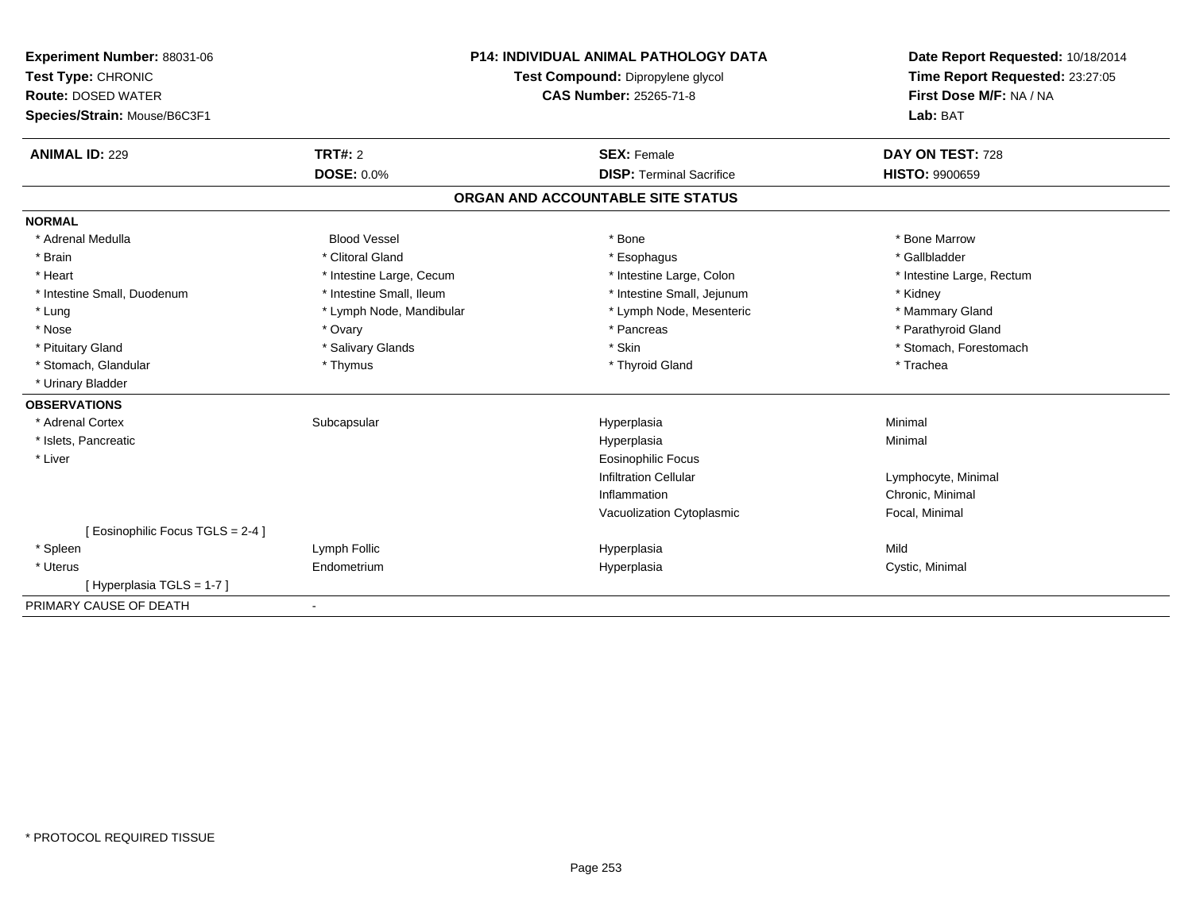**Experiment Number:** 88031-06
**Test Type:** CHRONIC
**Route:** DOSED WATER
**Species/Strain:** Mouse/B6C3F1

**P14: INDIVIDUAL ANIMAL PATHOLOGY DATA**
**Test Compound:** Dipropylene glycol
**CAS Number:** 25265-71-8

**Date Report Requested:** 10/18/2014
**Time Report Requested:** 23:27:05
**First Dose M/F:** NA / NA
**Lab:** BAT

| **ANIMAL ID:** 229 | **TRT#:** 2 | **SEX:** Female | **DAY ON TEST:** 728 |
|---|---|---|---|
| | **DOSE:** 0.0% | **DISP:** Terminal Sacrifice | **HISTO:** 9900659 |

## ORGAN AND ACCOUNTABLE SITE STATUS

| | | | |
|---|---|---|---|
| **NORMAL** | | | |
| * Adrenal Medulla | Blood Vessel | * Bone | * Bone Marrow |
| * Brain | * Clitoral Gland | * Esophagus | * Gallbladder |
| * Heart | * Intestine Large, Cecum | * Intestine Large, Colon | * Intestine Large, Rectum |
| * Intestine Small, Duodenum | * Intestine Small, Ileum | * Intestine Small, Jejunum | * Kidney |
| * Lung | * Lymph Node, Mandibular | * Lymph Node, Mesenteric | * Mammary Gland |
| * Nose | * Ovary | * Pancreas | * Parathyroid Gland |
| * Pituitary Gland | * Salivary Glands | * Skin | * Stomach, Forestomach |
| * Stomach, Glandular | * Thymus | * Thyroid Gland | * Trachea |
| * Urinary Bladder | | | |
| **OBSERVATIONS** | | | |
| * Adrenal Cortex | Subcapsular | Hyperplasia | Minimal |
| * Islets, Pancreatic | | Hyperplasia | Minimal |
| * Liver | | Eosinophilic Focus | |
| | | Infiltration Cellular | Lymphocyte, Minimal |
| | | Inflammation | Chronic, Minimal |
| | | Vacuolization Cytoplasmic | Focal, Minimal |
| [ Eosinophilic Focus TGLS = 2-4 ] | | | |
| * Spleen | Lymph Follic | Hyperplasia | Mild |
| * Uterus | Endometrium | Hyperplasia | Cystic, Minimal |
| [ Hyperplasia TGLS = 1-7 ] | | | |
| PRIMARY CAUSE OF DEATH | - | | |

* PROTOCOL REQUIRED TISSUE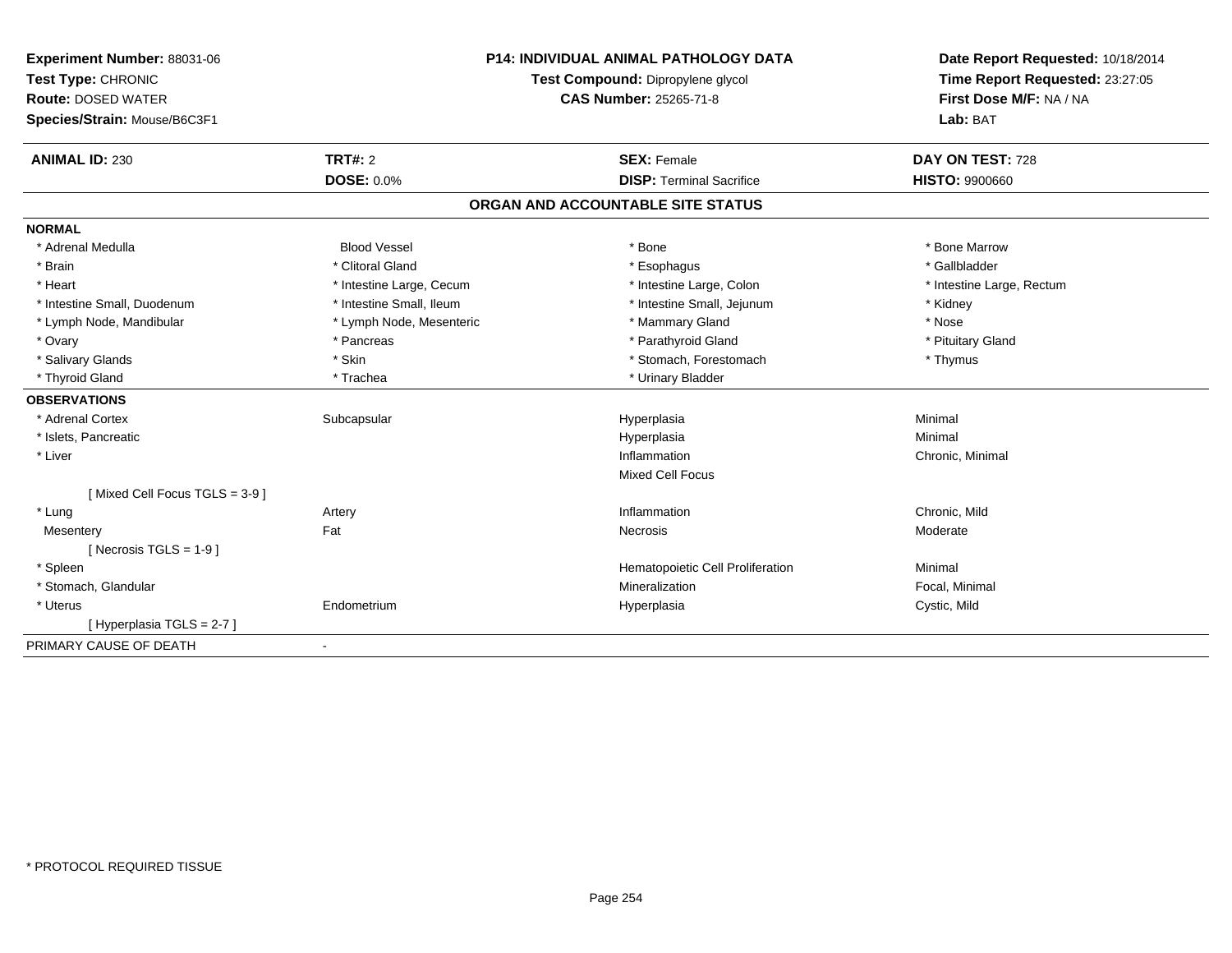**Experiment Number:** 88031-06
**Test Type:** CHRONIC
**Route:** DOSED WATER
**Species/Strain:** Mouse/B6C3F1

**P14: INDIVIDUAL ANIMAL PATHOLOGY DATA**
**Test Compound:** Dipropylene glycol
**CAS Number:** 25265-71-8

**Date Report Requested:** 10/18/2014
**Time Report Requested:** 23:27:05
**First Dose M/F:** NA / NA
**Lab:** BAT

| **ANIMAL ID:** 230 | **TRT#:** 2 | **SEX:** Female | **DAY ON TEST:** 728 |
|---|---|---|---|
| | **DOSE:** 0.0% | **DISP:** Terminal Sacrifice | **HISTO:** 9900660 |

## ORGAN AND ACCOUNTABLE SITE STATUS

| | | | |
|---|---|---|---|
| **NORMAL** | | | |
| * Adrenal Medulla | Blood Vessel | * Bone | * Bone Marrow |
| * Brain | * Clitoral Gland | * Esophagus | * Gallbladder |
| * Heart | * Intestine Large, Cecum | * Intestine Large, Colon | * Intestine Large, Rectum |
| * Intestine Small, Duodenum | * Intestine Small, Ileum | * Intestine Small, Jejunum | * Kidney |
| * Lymph Node, Mandibular | * Lymph Node, Mesenteric | * Mammary Gland | * Nose |
| * Ovary | * Pancreas | * Parathyroid Gland | * Pituitary Gland |
| * Salivary Glands | * Skin | * Stomach, Forestomach | * Thymus |
| * Thyroid Gland | * Trachea | * Urinary Bladder | |
| **OBSERVATIONS** | | | |
| * Adrenal Cortex | Subcapsular | Hyperplasia | Minimal |
| * Islets, Pancreatic | | Hyperplasia | Minimal |
| * Liver | | Inflammation | Chronic, Minimal |
| | | Mixed Cell Focus | |
| [ Mixed Cell Focus TGLS = 3-9 ] | | | |
| * Lung | Artery | Inflammation | Chronic, Mild |
| Mesentery | Fat | Necrosis | Moderate |
| [ Necrosis TGLS = 1-9 ] | | | |
| * Spleen | | Hematopoietic Cell Proliferation | Minimal |
| * Stomach, Glandular | | Mineralization | Focal, Minimal |
| * Uterus | Endometrium | Hyperplasia | Cystic, Mild |
| [ Hyperplasia TGLS = 2-7 ] | | | |
| PRIMARY CAUSE OF DEATH | - | | |

* PROTOCOL REQUIRED TISSUE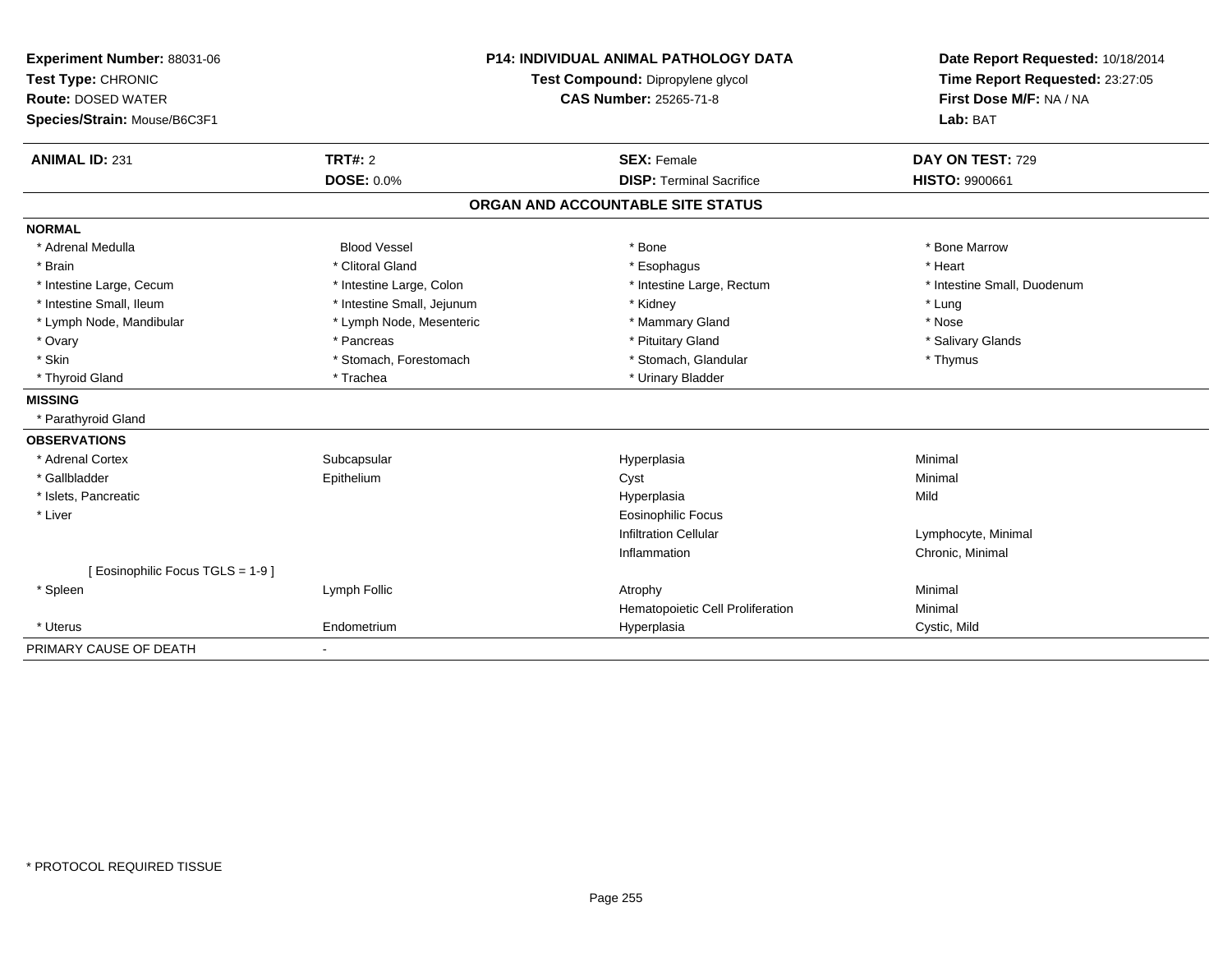**Experiment Number:** 88031-06
**Test Type:** CHRONIC
**Route:** DOSED WATER
**Species/Strain:** Mouse/B6C3F1

**P14: INDIVIDUAL ANIMAL PATHOLOGY DATA**
**Test Compound:** Dipropylene glycol
**CAS Number:** 25265-71-8

**Date Report Requested:** 10/18/2014
**Time Report Requested:** 23:27:05
**First Dose M/F:** NA / NA
**Lab:** BAT

| **ANIMAL ID:** 231 | **TRT#:** 2 | **SEX:** Female | **DAY ON TEST:** 729 |
|---|---|---|---|
| | **DOSE:** 0.0% | **DISP:** Terminal Sacrifice | **HISTO:** 9900661 |

## ORGAN AND ACCOUNTABLE SITE STATUS

| | | | |
|---|---|---|---|
| **NORMAL** | | | |
| * Adrenal Medulla | Blood Vessel | * Bone | * Bone Marrow |
| * Brain | * Clitoral Gland | * Esophagus | * Heart |
| * Intestine Large, Cecum | * Intestine Large, Colon | * Intestine Large, Rectum | * Intestine Small, Duodenum |
| * Intestine Small, Ileum | * Intestine Small, Jejunum | * Kidney | * Lung |
| * Lymph Node, Mandibular | * Lymph Node, Mesenteric | * Mammary Gland | * Nose |
| * Ovary | * Pancreas | * Pituitary Gland | * Salivary Glands |
| * Skin | * Stomach, Forestomach | * Stomach, Glandular | * Thymus |
| * Thyroid Gland | * Trachea | * Urinary Bladder | |
| **MISSING** | | | |
| * Parathyroid Gland | | | |
| **OBSERVATIONS** | | | |
| * Adrenal Cortex | Subcapsular | Hyperplasia | Minimal |
| * Gallbladder | Epithelium | Cyst | Minimal |
| * Islets, Pancreatic | | Hyperplasia | Mild |
| * Liver | | Eosinophilic Focus | |
| | | Infiltration Cellular | Lymphocyte, Minimal |
| | | Inflammation | Chronic, Minimal |
| [ Eosinophilic Focus TGLS = 1-9 ] | | | |
| * Spleen | Lymph Follic | Atrophy | Minimal |
| | | Hematopoietic Cell Proliferation | Minimal |
| * Uterus | Endometrium | Hyperplasia | Cystic, Mild |
| PRIMARY CAUSE OF DEATH | - | | |

* PROTOCOL REQUIRED TISSUE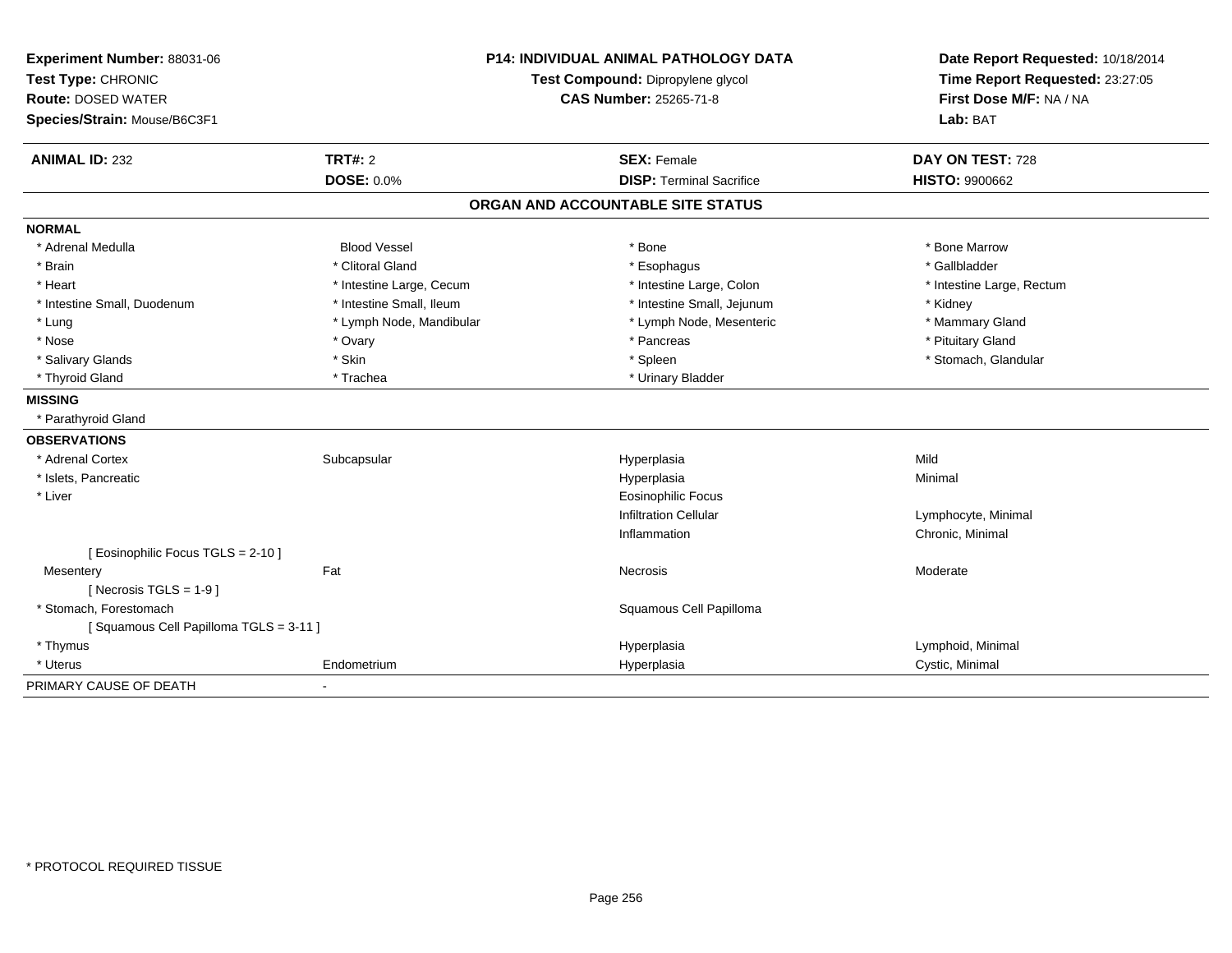**Experiment Number:** 88031-06
**Test Type:** CHRONIC
**Route:** DOSED WATER
**Species/Strain:** Mouse/B6C3F1

**P14: INDIVIDUAL ANIMAL PATHOLOGY DATA**
**Test Compound:** Dipropylene glycol
**CAS Number:** 25265-71-8

**Date Report Requested:** 10/18/2014
**Time Report Requested:** 23:27:05
**First Dose M/F:** NA / NA
**Lab:** BAT

| **ANIMAL ID:** 232 | **TRT#:** 2 | **SEX:** Female | **DAY ON TEST:** 728 |
|---|---|---|---|
| | **DOSE:** 0.0% | **DISP:** Terminal Sacrifice | **HISTO:** 9900662 |

## ORGAN AND ACCOUNTABLE SITE STATUS

**NORMAL**

| | | | |
|---|---|---|---|
| * Adrenal Medulla | Blood Vessel | * Bone | * Bone Marrow |
| * Brain | * Clitoral Gland | * Esophagus | * Gallbladder |
| * Heart | * Intestine Large, Cecum | * Intestine Large, Colon | * Intestine Large, Rectum |
| * Intestine Small, Duodenum | * Intestine Small, Ileum | * Intestine Small, Jejunum | * Kidney |
| * Lung | * Lymph Node, Mandibular | * Lymph Node, Mesenteric | * Mammary Gland |
| * Nose | * Ovary | * Pancreas | * Pituitary Gland |
| * Salivary Glands | * Skin | * Spleen | * Stomach, Glandular |
| * Thyroid Gland | * Trachea | * Urinary Bladder | |

**MISSING**

* Parathyroid Gland

**OBSERVATIONS**

| | | | |
|---|---|---|---|
| * Adrenal Cortex | Subcapsular | Hyperplasia | Mild |
| * Islets, Pancreatic | | Hyperplasia | Minimal |
| * Liver | | Eosinophilic Focus | |
| | | Infiltration Cellular | Lymphocyte, Minimal |
| | | Inflammation | Chronic, Minimal |
| [ Eosinophilic Focus TGLS = 2-10 ] | | | |
| Mesentery | Fat | Necrosis | Moderate |
| [ Necrosis TGLS = 1-9 ] | | | |
| * Stomach, Forestomach | | Squamous Cell Papilloma | |
| [ Squamous Cell Papilloma TGLS = 3-11 ] | | | |
| * Thymus | | Hyperplasia | Lymphoid, Minimal |
| * Uterus | Endometrium | Hyperplasia | Cystic, Minimal |

PRIMARY CAUSE OF DEATH -

* PROTOCOL REQUIRED TISSUE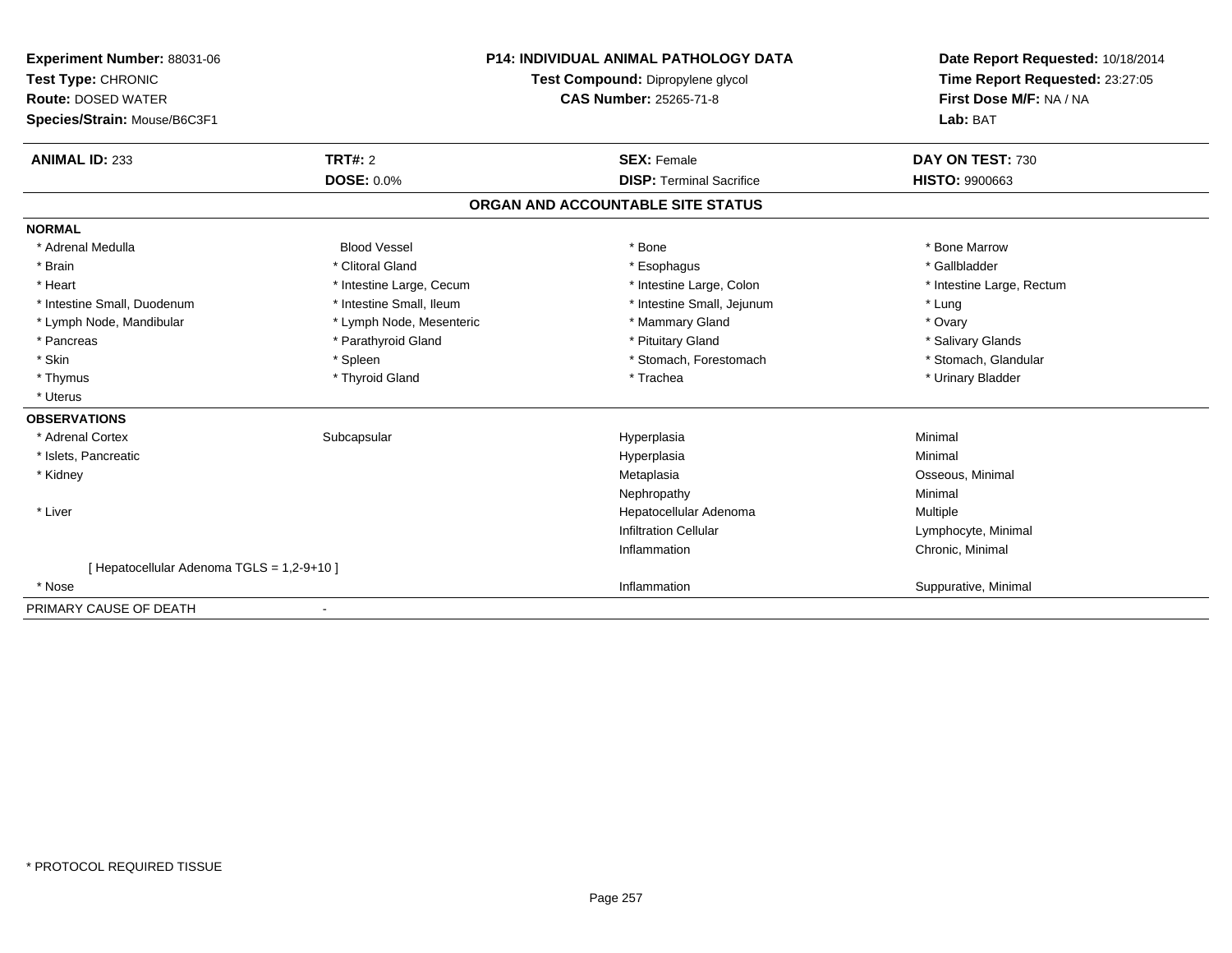**Experiment Number:** 88031-06
**Test Type:** CHRONIC
**Route:** DOSED WATER
**Species/Strain:** Mouse/B6C3F1

**P14: INDIVIDUAL ANIMAL PATHOLOGY DATA**
**Test Compound:** Dipropylene glycol
**CAS Number:** 25265-71-8

**Date Report Requested:** 10/18/2014
**Time Report Requested:** 23:27:05
**First Dose M/F:** NA / NA
**Lab:** BAT

| **ANIMAL ID:** 233 | **TRT#:** 2 | **SEX:** Female | **DAY ON TEST:** 730 |
|---|---|---|---|
| | **DOSE:** 0.0% | **DISP:** Terminal Sacrifice | **HISTO:** 9900663 |

## ORGAN AND ACCOUNTABLE SITE STATUS

**NORMAL**

| | | | |
|---|---|---|---|
| * Adrenal Medulla | Blood Vessel | * Bone | * Bone Marrow |
| * Brain | * Clitoral Gland | * Esophagus | * Gallbladder |
| * Heart | * Intestine Large, Cecum | * Intestine Large, Colon | * Intestine Large, Rectum |
| * Intestine Small, Duodenum | * Intestine Small, Ileum | * Intestine Small, Jejunum | * Lung |
| * Lymph Node, Mandibular | * Lymph Node, Mesenteric | * Mammary Gland | * Ovary |
| * Pancreas | * Parathyroid Gland | * Pituitary Gland | * Salivary Glands |
| * Skin | * Spleen | * Stomach, Forestomach | * Stomach, Glandular |
| * Thymus | * Thyroid Gland | * Trachea | * Urinary Bladder |
| * Uterus | | | |

**OBSERVATIONS**

| | | | |
|---|---|---|---|
| * Adrenal Cortex | Subcapsular | Hyperplasia | Minimal |
| * Islets, Pancreatic | | Hyperplasia | Minimal |
| * Kidney | | Metaplasia | Osseous, Minimal |
| | | Nephropathy | Minimal |
| * Liver | | Hepatocellular Adenoma | Multiple |
| | | Infiltration Cellular | Lymphocyte, Minimal |
| | | Inflammation | Chronic, Minimal |
| [ Hepatocellular Adenoma TGLS = 1,2-9+10 ] | | | |
| * Nose | | Inflammation | Suppurative, Minimal |

PRIMARY CAUSE OF DEATH -

* PROTOCOL REQUIRED TISSUE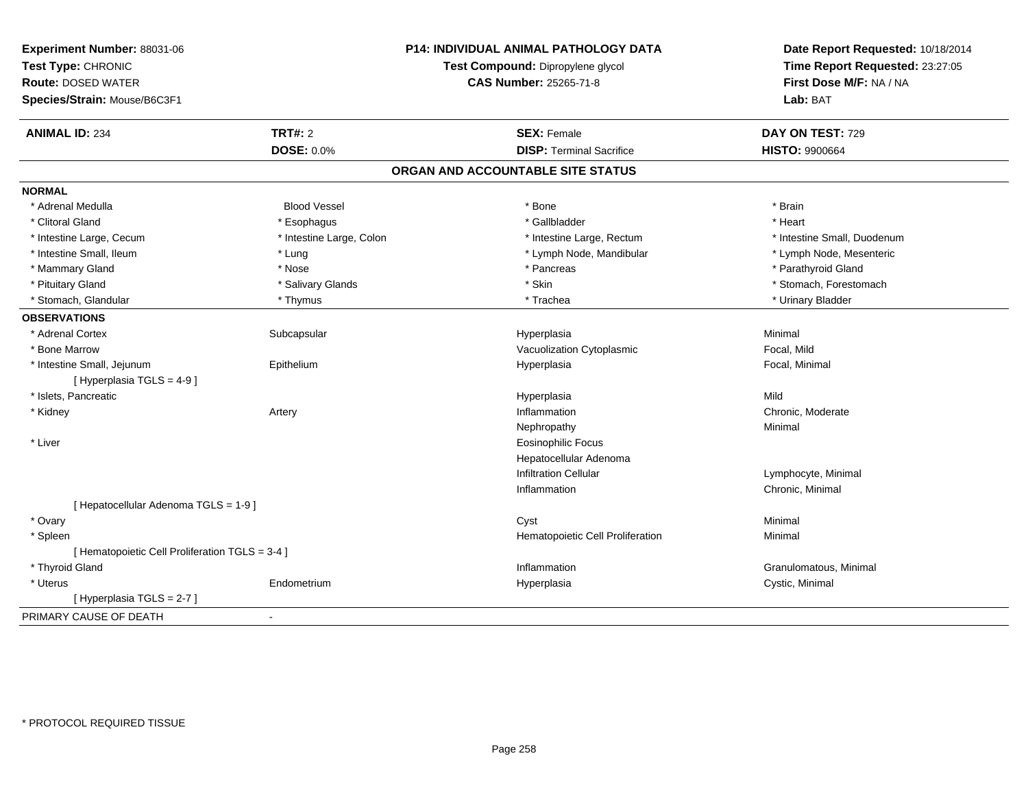**Experiment Number:** 88031-06
**Test Type:** CHRONIC
**Route:** DOSED WATER
**Species/Strain:** Mouse/B6C3F1

**P14: INDIVIDUAL ANIMAL PATHOLOGY DATA**
**Test Compound:** Dipropylene glycol
**CAS Number:** 25265-71-8

**Date Report Requested:** 10/18/2014
**Time Report Requested:** 23:27:05
**First Dose M/F:** NA / NA
**Lab:** BAT

| **ANIMAL ID:** 234 | **TRT#:** 2 | **SEX:** Female | **DAY ON TEST:** 729 |
|---|---|---|---|
| | **DOSE:** 0.0% | **DISP:** Terminal Sacrifice | **HISTO:** 9900664 |

## ORGAN AND ACCOUNTABLE SITE STATUS

**NORMAL**

| | | | |
|---|---|---|---|
| * Adrenal Medulla | Blood Vessel | * Bone | * Brain |
| * Clitoral Gland | * Esophagus | * Gallbladder | * Heart |
| * Intestine Large, Cecum | * Intestine Large, Colon | * Intestine Large, Rectum | * Intestine Small, Duodenum |
| * Intestine Small, Ileum | * Lung | * Lymph Node, Mandibular | * Lymph Node, Mesenteric |
| * Mammary Gland | * Nose | * Pancreas | * Parathyroid Gland |
| * Pituitary Gland | * Salivary Glands | * Skin | * Stomach, Forestomach |
| * Stomach, Glandular | * Thymus | * Trachea | * Urinary Bladder |

**OBSERVATIONS**

| | | | |
|---|---|---|---|
| * Adrenal Cortex | Subcapsular | Hyperplasia | Minimal |
| * Bone Marrow | | Vacuolization Cytoplasmic | Focal, Mild |
| * Intestine Small, Jejunum | Epithelium | Hyperplasia | Focal, Minimal |
| [ Hyperplasia TGLS = 4-9 ] | | | |
| * Islets, Pancreatic | | Hyperplasia | Mild |
| * Kidney | Artery | Inflammation | Chronic, Moderate |
| | | Nephropathy | Minimal |
| * Liver | | Eosinophilic Focus | |
| | | Hepatocellular Adenoma | |
| | | Infiltration Cellular | Lymphocyte, Minimal |
| | | Inflammation | Chronic, Minimal |
| [ Hepatocellular Adenoma TGLS = 1-9 ] | | | |
| * Ovary | | Cyst | Minimal |
| * Spleen | | Hematopoietic Cell Proliferation | Minimal |
| [ Hematopoietic Cell Proliferation TGLS = 3-4 ] | | | |
| * Thyroid Gland | | Inflammation | Granulomatous, Minimal |
| * Uterus | Endometrium | Hyperplasia | Cystic, Minimal |
| [ Hyperplasia TGLS = 2-7 ] | | | |

PRIMARY CAUSE OF DEATH -

* PROTOCOL REQUIRED TISSUE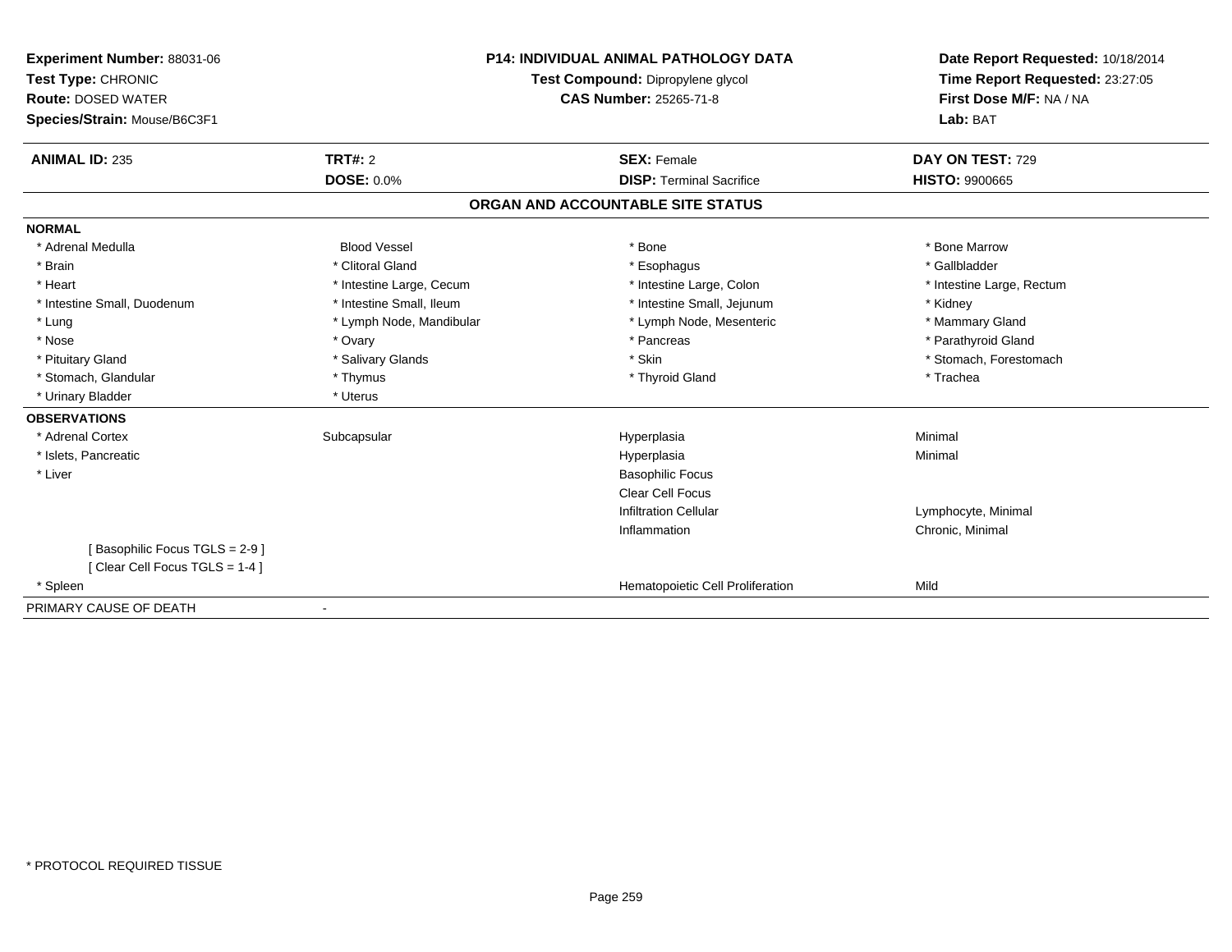**Experiment Number:** 88031-06
**Test Type:** CHRONIC
**Route:** DOSED WATER
**Species/Strain:** Mouse/B6C3F1

**P14: INDIVIDUAL ANIMAL PATHOLOGY DATA**
**Test Compound:** Dipropylene glycol
**CAS Number:** 25265-71-8

**Date Report Requested:** 10/18/2014
**Time Report Requested:** 23:27:05
**First Dose M/F:** NA / NA
**Lab:** BAT

| **ANIMAL ID:** 235 | **TRT#:** 2 | **SEX:** Female | **DAY ON TEST:** 729 |
|---|---|---|---|
| | **DOSE:** 0.0% | **DISP:** Terminal Sacrifice | **HISTO:** 9900665 |

## ORGAN AND ACCOUNTABLE SITE STATUS

**NORMAL**

| | | | |
|---|---|---|---|
| * Adrenal Medulla | Blood Vessel | * Bone | * Bone Marrow |
| * Brain | * Clitoral Gland | * Esophagus | * Gallbladder |
| * Heart | * Intestine Large, Cecum | * Intestine Large, Colon | * Intestine Large, Rectum |
| * Intestine Small, Duodenum | * Intestine Small, Ileum | * Intestine Small, Jejunum | * Kidney |
| * Lung | * Lymph Node, Mandibular | * Lymph Node, Mesenteric | * Mammary Gland |
| * Nose | * Ovary | * Pancreas | * Parathyroid Gland |
| * Pituitary Gland | * Salivary Glands | * Skin | * Stomach, Forestomach |
| * Stomach, Glandular | * Thymus | * Thyroid Gland | * Trachea |
| * Urinary Bladder | * Uterus | | |

**OBSERVATIONS**

| | | | |
|---|---|---|---|
| * Adrenal Cortex | Subcapsular | Hyperplasia | Minimal |
| * Islets, Pancreatic | | Hyperplasia | Minimal |
| * Liver | | Basophilic Focus | |
| | | Clear Cell Focus | |
| | | Infiltration Cellular | Lymphocyte, Minimal |
| | | Inflammation | Chronic, Minimal |
| [ Basophilic Focus TGLS = 2-9 ] | | | |
| [ Clear Cell Focus TGLS = 1-4 ] | | | |
| * Spleen | | Hematopoietic Cell Proliferation | Mild |

PRIMARY CAUSE OF DEATH -

\* PROTOCOL REQUIRED TISSUE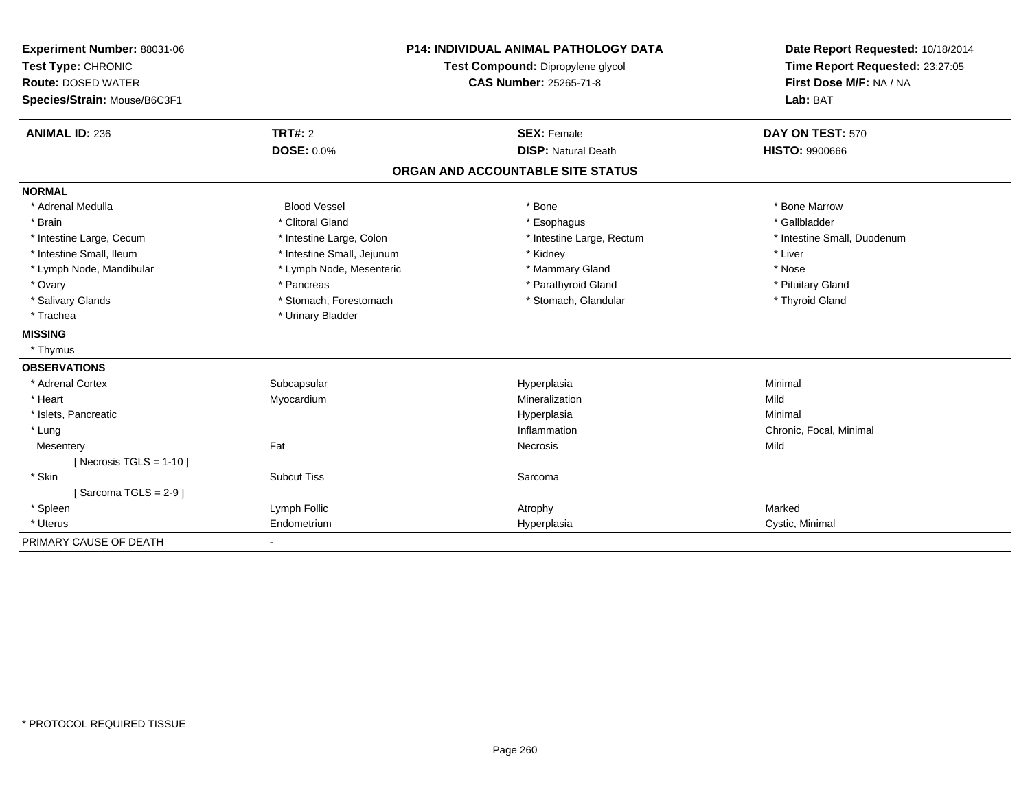**Experiment Number:** 88031-06
**Test Type:** CHRONIC
**Route:** DOSED WATER
**Species/Strain:** Mouse/B6C3F1

**P14: INDIVIDUAL ANIMAL PATHOLOGY DATA**
**Test Compound:** Dipropylene glycol
**CAS Number:** 25265-71-8

**Date Report Requested:** 10/18/2014
**Time Report Requested:** 23:27:05
**First Dose M/F:** NA / NA
**Lab:** BAT

| **ANIMAL ID:** 236 | **TRT#:** 2 | **SEX:** Female | **DAY ON TEST:** 570 |
|---|---|---|---|
| | **DOSE:** 0.0% | **DISP:** Natural Death | **HISTO:** 9900666 |

## ORGAN AND ACCOUNTABLE SITE STATUS

**NORMAL**

| | | | |
|---|---|---|---|
| * Adrenal Medulla | Blood Vessel | * Bone | * Bone Marrow |
| * Brain | * Clitoral Gland | * Esophagus | * Gallbladder |
| * Intestine Large, Cecum | * Intestine Large, Colon | * Intestine Large, Rectum | * Intestine Small, Duodenum |
| * Intestine Small, Ileum | * Intestine Small, Jejunum | * Kidney | * Liver |
| * Lymph Node, Mandibular | * Lymph Node, Mesenteric | * Mammary Gland | * Nose |
| * Ovary | * Pancreas | * Parathyroid Gland | * Pituitary Gland |
| * Salivary Glands | * Stomach, Forestomach | * Stomach, Glandular | * Thyroid Gland |
| * Trachea | * Urinary Bladder | | |

**MISSING**

* Thymus

**OBSERVATIONS**

| | | | |
|---|---|---|---|
| * Adrenal Cortex | Subcapsular | Hyperplasia | Minimal |
| * Heart | Myocardium | Mineralization | Mild |
| * Islets, Pancreatic | | Hyperplasia | Minimal |
| * Lung | | Inflammation | Chronic, Focal, Minimal |
| Mesentery | Fat | Necrosis | Mild |
| [ Necrosis TGLS = 1-10 ] | | | |
| * Skin | Subcut Tiss | Sarcoma | |
| [ Sarcoma TGLS = 2-9 ] | | | |
| * Spleen | Lymph Follic | Atrophy | Marked |
| * Uterus | Endometrium | Hyperplasia | Cystic, Minimal |

PRIMARY CAUSE OF DEATH -

* PROTOCOL REQUIRED TISSUE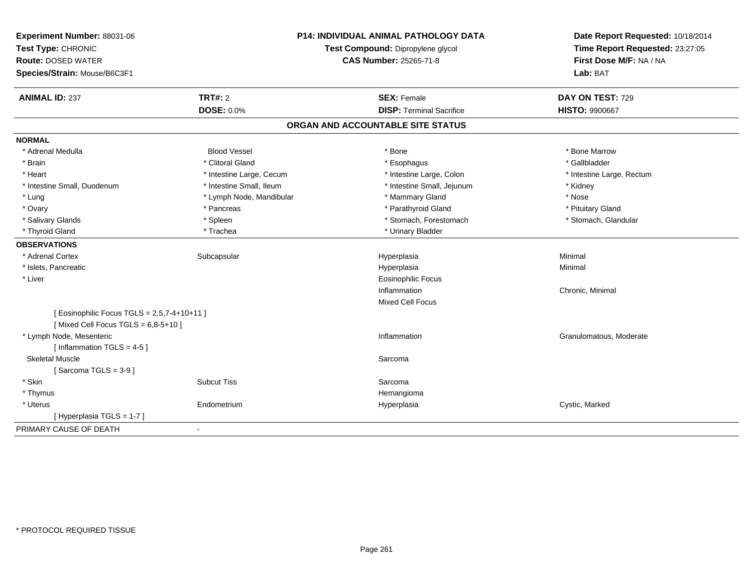**Experiment Number:** 88031-06
**Test Type:** CHRONIC
**Route:** DOSED WATER
**Species/Strain:** Mouse/B6C3F1

**P14: INDIVIDUAL ANIMAL PATHOLOGY DATA**
**Test Compound:** Dipropylene glycol
**CAS Number:** 25265-71-8

**Date Report Requested:** 10/18/2014
**Time Report Requested:** 23:27:05
**First Dose M/F:** NA / NA
**Lab:** BAT

| **ANIMAL ID:** 237 | **TRT#:** 2 | **SEX:** Female | **DAY ON TEST:** 729 |
|---|---|---|---|
| | **DOSE:** 0.0% | **DISP:** Terminal Sacrifice | **HISTO:** 9900667 |

## ORGAN AND ACCOUNTABLE SITE STATUS

**NORMAL**

| | | | |
|---|---|---|---|
| * Adrenal Medulla | Blood Vessel | * Bone | * Bone Marrow |
| * Brain | * Clitoral Gland | * Esophagus | * Gallbladder |
| * Heart | * Intestine Large, Cecum | * Intestine Large, Colon | * Intestine Large, Rectum |
| * Intestine Small, Duodenum | * Intestine Small, Ileum | * Intestine Small, Jejunum | * Kidney |
| * Lung | * Lymph Node, Mandibular | * Mammary Gland | * Nose |
| * Ovary | * Pancreas | * Parathyroid Gland | * Pituitary Gland |
| * Salivary Glands | * Spleen | * Stomach, Forestomach | * Stomach, Glandular |
| * Thyroid Gland | * Trachea | * Urinary Bladder | |

**OBSERVATIONS**

| | | | |
|---|---|---|---|
| * Adrenal Cortex | Subcapsular | Hyperplasia | Minimal |
| * Islets, Pancreatic | | Hyperplasia | Minimal |
| * Liver | | Eosinophilic Focus | |
| | | Inflammation | Chronic, Minimal |
| | | Mixed Cell Focus | |
| [ Eosinophilic Focus TGLS = 2,5,7-4+10+11 ] | | | |
| [ Mixed Cell Focus TGLS = 6,8-5+10 ] | | | |
| * Lymph Node, Mesenteric | | Inflammation | Granulomatous, Moderate |
| [ Inflammation TGLS = 4-5 ] | | | |
| Skeletal Muscle | | Sarcoma | |
| [ Sarcoma TGLS = 3-9 ] | | | |
| * Skin | Subcut Tiss | Sarcoma | |
| * Thymus | | Hemangioma | |
| * Uterus | Endometrium | Hyperplasia | Cystic, Marked |
| [ Hyperplasia TGLS = 1-7 ] | | | |

PRIMARY CAUSE OF DEATH -

\* PROTOCOL REQUIRED TISSUE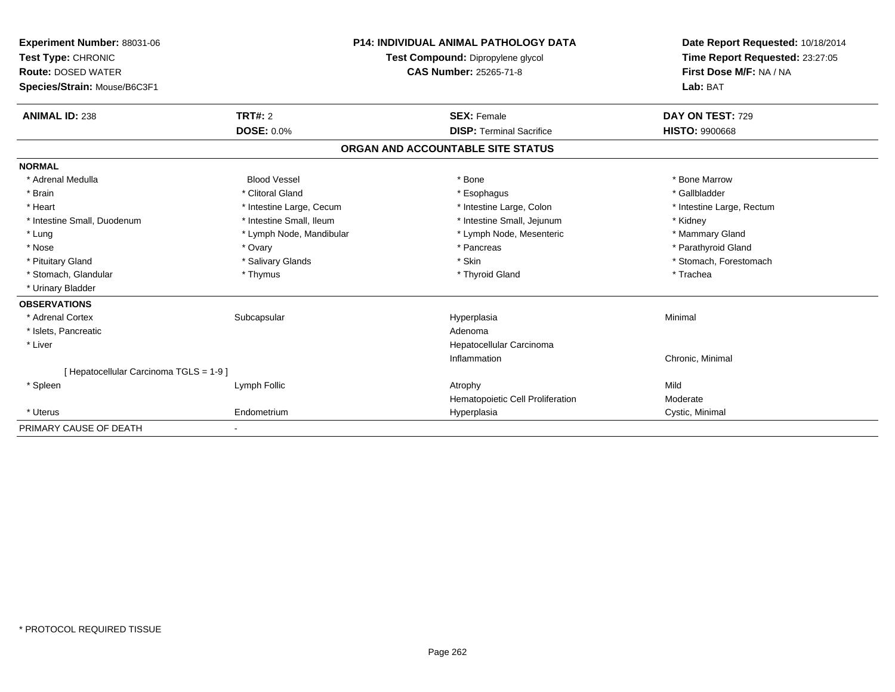**Experiment Number:** 88031-06
**Test Type:** CHRONIC
**Route:** DOSED WATER
**Species/Strain:** Mouse/B6C3F1

**P14: INDIVIDUAL ANIMAL PATHOLOGY DATA**
**Test Compound:** Dipropylene glycol
**CAS Number:** 25265-71-8

**Date Report Requested:** 10/18/2014
**Time Report Requested:** 23:27:05
**First Dose M/F:** NA / NA
**Lab:** BAT

| **ANIMAL ID:** 238 | **TRT#:** 2 | **SEX:** Female | **DAY ON TEST:** 729 |
|---|---|---|---|
| | **DOSE:** 0.0% | **DISP:** Terminal Sacrifice | **HISTO:** 9900668 |

## ORGAN AND ACCOUNTABLE SITE STATUS

| | | | |
|---|---|---|---|
| **NORMAL** | | | |
| * Adrenal Medulla | Blood Vessel | * Bone | * Bone Marrow |
| * Brain | * Clitoral Gland | * Esophagus | * Gallbladder |
| * Heart | * Intestine Large, Cecum | * Intestine Large, Colon | * Intestine Large, Rectum |
| * Intestine Small, Duodenum | * Intestine Small, Ileum | * Intestine Small, Jejunum | * Kidney |
| * Lung | * Lymph Node, Mandibular | * Lymph Node, Mesenteric | * Mammary Gland |
| * Nose | * Ovary | * Pancreas | * Parathyroid Gland |
| * Pituitary Gland | * Salivary Glands | * Skin | * Stomach, Forestomach |
| * Stomach, Glandular | * Thymus | * Thyroid Gland | * Trachea |
| * Urinary Bladder | | | |
| **OBSERVATIONS** | | | |
| * Adrenal Cortex | Subcapsular | Hyperplasia | Minimal |
| * Islets, Pancreatic | | Adenoma | |
| * Liver | | Hepatocellular Carcinoma | |
| | | Inflammation | Chronic, Minimal |
| [ Hepatocellular Carcinoma TGLS = 1-9 ] | | | |
| * Spleen | Lymph Follic | Atrophy | Mild |
| | | Hematopoietic Cell Proliferation | Moderate |
| * Uterus | Endometrium | Hyperplasia | Cystic, Minimal |
| PRIMARY CAUSE OF DEATH | - | | |

* PROTOCOL REQUIRED TISSUE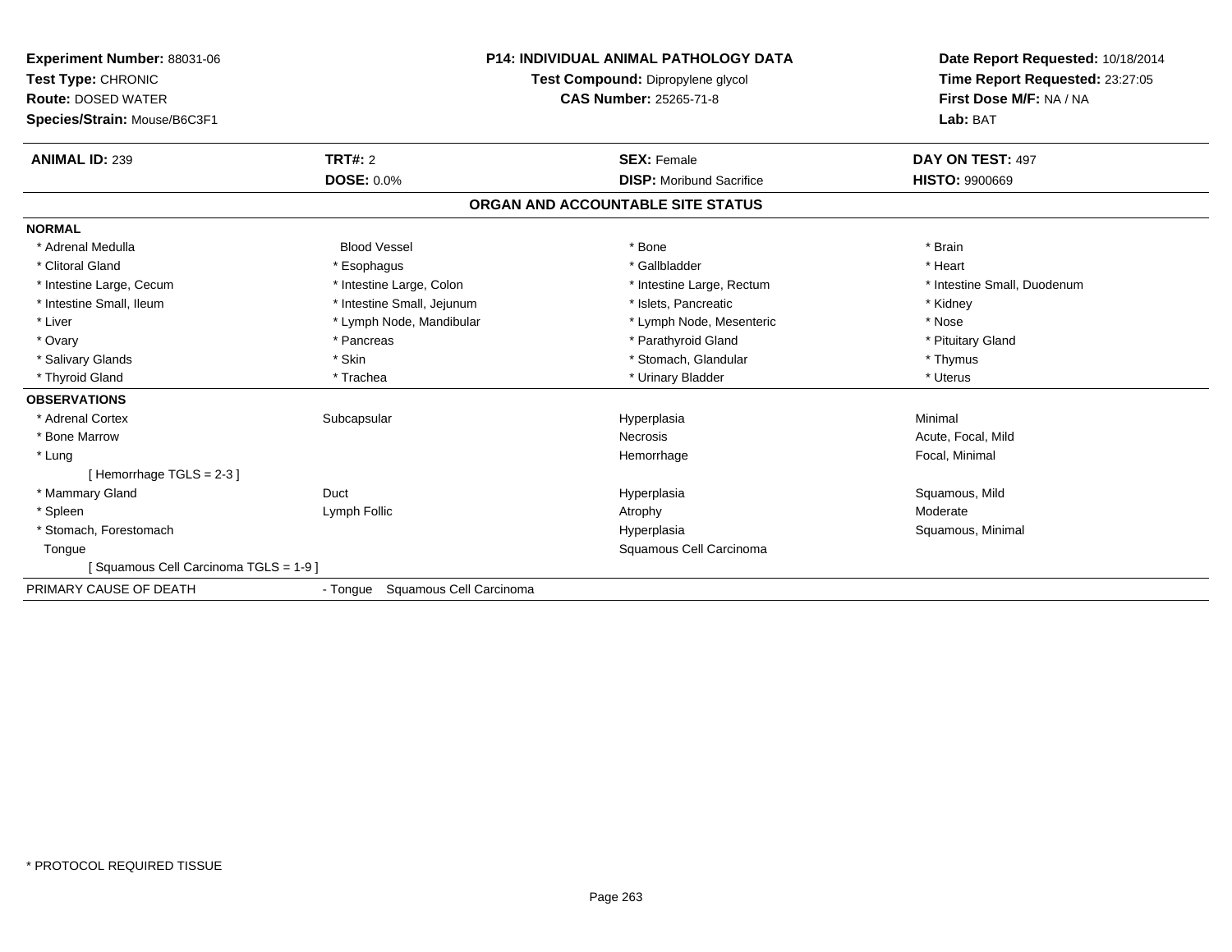**Experiment Number:** 88031-06
**Test Type:** CHRONIC
**Route:** DOSED WATER
**Species/Strain:** Mouse/B6C3F1

**P14: INDIVIDUAL ANIMAL PATHOLOGY DATA**
**Test Compound:** Dipropylene glycol
**CAS Number:** 25265-71-8

**Date Report Requested:** 10/18/2014
**Time Report Requested:** 23:27:05
**First Dose M/F:** NA / NA
**Lab:** BAT

| **ANIMAL ID:** 239 | **TRT#:** 2 | **SEX:** Female | **DAY ON TEST:** 497 |
|---|---|---|---|
| | **DOSE:** 0.0% | **DISP:** Moribund Sacrifice | **HISTO:** 9900669 |

## ORGAN AND ACCOUNTABLE SITE STATUS

**NORMAL**

| | | | |
|---|---|---|---|
| * Adrenal Medulla | Blood Vessel | * Bone | * Brain |
| * Clitoral Gland | * Esophagus | * Gallbladder | * Heart |
| * Intestine Large, Cecum | * Intestine Large, Colon | * Intestine Large, Rectum | * Intestine Small, Duodenum |
| * Intestine Small, Ileum | * Intestine Small, Jejunum | * Islets, Pancreatic | * Kidney |
| * Liver | * Lymph Node, Mandibular | * Lymph Node, Mesenteric | * Nose |
| * Ovary | * Pancreas | * Parathyroid Gland | * Pituitary Gland |
| * Salivary Glands | * Skin | * Stomach, Glandular | * Thymus |
| * Thyroid Gland | * Trachea | * Urinary Bladder | * Uterus |

**OBSERVATIONS**

| | | | |
|---|---|---|---|
| * Adrenal Cortex | Subcapsular | Hyperplasia | Minimal |
| * Bone Marrow | | Necrosis | Acute, Focal, Mild |
| * Lung | | Hemorrhage | Focal, Minimal |
| [ Hemorrhage TGLS = 2-3 ] | | | |
| * Mammary Gland | Duct | Hyperplasia | Squamous, Mild |
| * Spleen | Lymph Follic | Atrophy | Moderate |
| * Stomach, Forestomach | | Hyperplasia | Squamous, Minimal |
| Tongue | | Squamous Cell Carcinoma | |
| [ Squamous Cell Carcinoma TGLS = 1-9 ] | | | |

PRIMARY CAUSE OF DEATH - Tongue Squamous Cell Carcinoma

* PROTOCOL REQUIRED TISSUE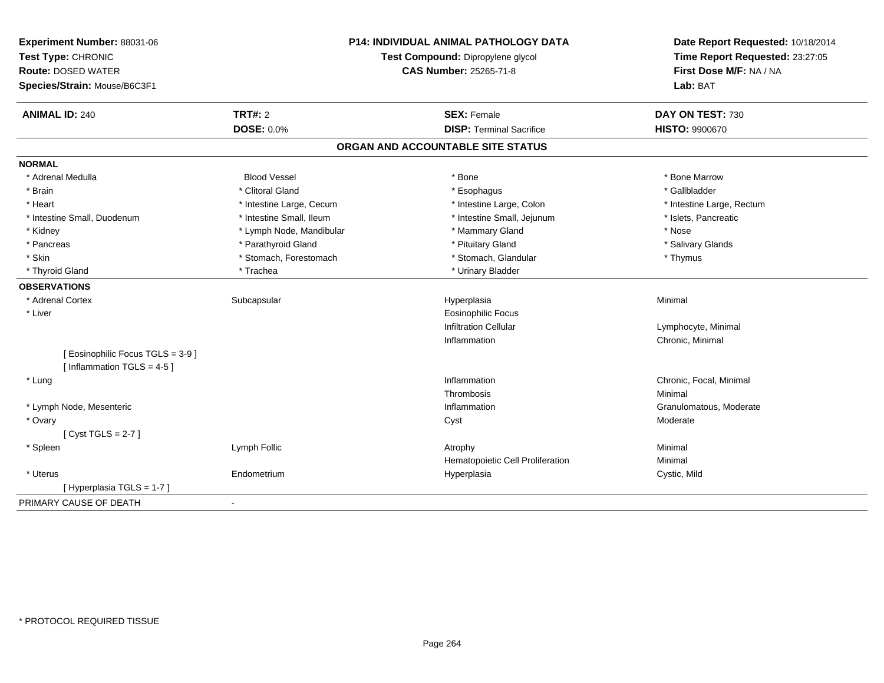**Experiment Number:** 88031-06
**Test Type:** CHRONIC
**Route:** DOSED WATER
**Species/Strain:** Mouse/B6C3F1

**P14: INDIVIDUAL ANIMAL PATHOLOGY DATA**
**Test Compound:** Dipropylene glycol
**CAS Number:** 25265-71-8

**Date Report Requested:** 10/18/2014
**Time Report Requested:** 23:27:05
**First Dose M/F:** NA / NA
**Lab:** BAT

| **ANIMAL ID:** 240 | **TRT#:** 2 | **SEX:** Female | **DAY ON TEST:** 730 |
|---|---|---|---|
| | **DOSE:** 0.0% | **DISP:** Terminal Sacrifice | **HISTO:** 9900670 |

## ORGAN AND ACCOUNTABLE SITE STATUS

**NORMAL**

| | | | |
|---|---|---|---|
| * Adrenal Medulla | Blood Vessel | * Bone | * Bone Marrow |
| * Brain | * Clitoral Gland | * Esophagus | * Gallbladder |
| * Heart | * Intestine Large, Cecum | * Intestine Large, Colon | * Intestine Large, Rectum |
| * Intestine Small, Duodenum | * Intestine Small, Ileum | * Intestine Small, Jejunum | * Islets, Pancreatic |
| * Kidney | * Lymph Node, Mandibular | * Mammary Gland | * Nose |
| * Pancreas | * Parathyroid Gland | * Pituitary Gland | * Salivary Glands |
| * Skin | * Stomach, Forestomach | * Stomach, Glandular | * Thymus |
| * Thyroid Gland | * Trachea | * Urinary Bladder | |

**OBSERVATIONS**

| | | | |
|---|---|---|---|
| * Adrenal Cortex | Subcapsular | Hyperplasia | Minimal |
| * Liver | | Eosinophilic Focus | |
| | | Infiltration Cellular | Lymphocyte, Minimal |
| | | Inflammation | Chronic, Minimal |
| [ Eosinophilic Focus TGLS = 3-9 ] | | | |
| [ Inflammation TGLS = 4-5 ] | | | |
| * Lung | | Inflammation | Chronic, Focal, Minimal |
| | | Thrombosis | Minimal |
| * Lymph Node, Mesenteric | | Inflammation | Granulomatous, Moderate |
| * Ovary | | Cyst | Moderate |
| [ Cyst TGLS = 2-7 ] | | | |
| * Spleen | Lymph Follic | Atrophy | Minimal |
| | | Hematopoietic Cell Proliferation | Minimal |
| * Uterus | Endometrium | Hyperplasia | Cystic, Mild |
| [ Hyperplasia TGLS = 1-7 ] | | | |

PRIMARY CAUSE OF DEATH -

* PROTOCOL REQUIRED TISSUE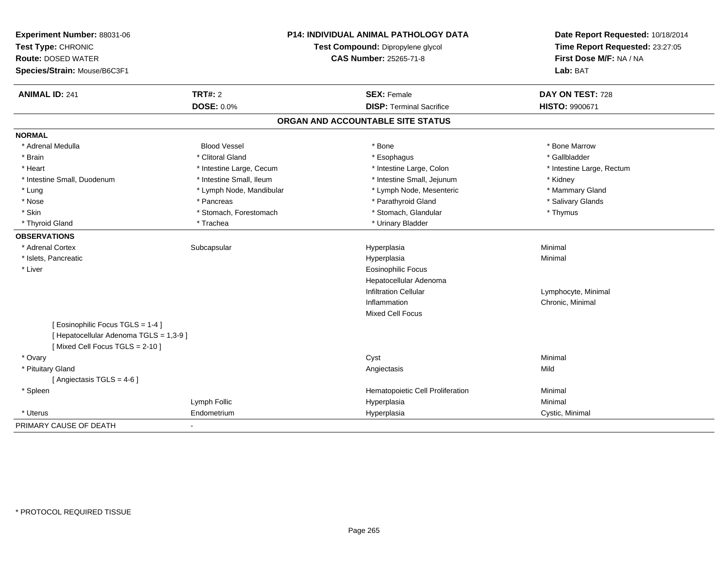**Experiment Number:** 88031-06
**Test Type:** CHRONIC
**Route:** DOSED WATER
**Species/Strain:** Mouse/B6C3F1

**P14: INDIVIDUAL ANIMAL PATHOLOGY DATA**
**Test Compound:** Dipropylene glycol
**CAS Number:** 25265-71-8

**Date Report Requested:** 10/18/2014
**Time Report Requested:** 23:27:05
**First Dose M/F:** NA / NA
**Lab:** BAT

| **ANIMAL ID:** 241 | **TRT#:** 2 | **SEX:** Female | **DAY ON TEST:** 728 |
|---|---|---|---|
| | **DOSE:** 0.0% | **DISP:** Terminal Sacrifice | **HISTO:** 9900671 |

## ORGAN AND ACCOUNTABLE SITE STATUS

| | | | |
|---|---|---|---|
| **NORMAL** | | | |
| * Adrenal Medulla | Blood Vessel | * Bone | * Bone Marrow |
| * Brain | * Clitoral Gland | * Esophagus | * Gallbladder |
| * Heart | * Intestine Large, Cecum | * Intestine Large, Colon | * Intestine Large, Rectum |
| * Intestine Small, Duodenum | * Intestine Small, Ileum | * Intestine Small, Jejunum | * Kidney |
| * Lung | * Lymph Node, Mandibular | * Lymph Node, Mesenteric | * Mammary Gland |
| * Nose | * Pancreas | * Parathyroid Gland | * Salivary Glands |
| * Skin | * Stomach, Forestomach | * Stomach, Glandular | * Thymus |
| * Thyroid Gland | * Trachea | * Urinary Bladder | |
| **OBSERVATIONS** | | | |
| * Adrenal Cortex | Subcapsular | Hyperplasia | Minimal |
| * Islets, Pancreatic | | Hyperplasia | Minimal |
| * Liver | | Eosinophilic Focus | |
| | | Hepatocellular Adenoma | |
| | | Infiltration Cellular | Lymphocyte, Minimal |
| | | Inflammation | Chronic, Minimal |
| | | Mixed Cell Focus | |
| [ Eosinophilic Focus TGLS = 1-4 ] | | | |
| [ Hepatocellular Adenoma TGLS = 1,3-9 ] | | | |
| [ Mixed Cell Focus TGLS = 2-10 ] | | | |
| * Ovary | | Cyst | Minimal |
| * Pituitary Gland | | Angiectasis | Mild |
| [ Angiectasis TGLS = 4-6 ] | | | |
| * Spleen | | Hematopoietic Cell Proliferation | Minimal |
| | Lymph Follic | Hyperplasia | Minimal |
| * Uterus | Endometrium | Hyperplasia | Cystic, Minimal |
| PRIMARY CAUSE OF DEATH | - | | |

* PROTOCOL REQUIRED TISSUE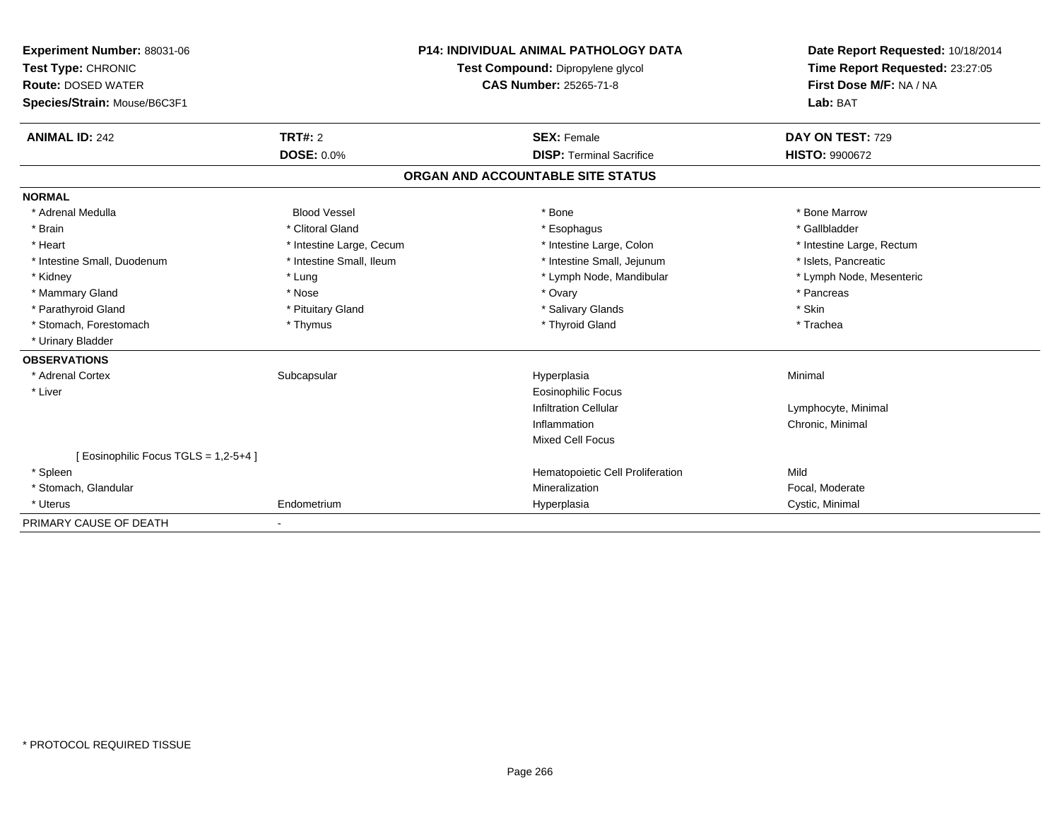**Experiment Number:** 88031-06
**Test Type:** CHRONIC
**Route:** DOSED WATER
**Species/Strain:** Mouse/B6C3F1

**P14: INDIVIDUAL ANIMAL PATHOLOGY DATA**
**Test Compound:** Dipropylene glycol
**CAS Number:** 25265-71-8

**Date Report Requested:** 10/18/2014
**Time Report Requested:** 23:27:05
**First Dose M/F:** NA / NA
**Lab:** BAT

| **ANIMAL ID:** 242 | **TRT#:** 2 | **SEX:** Female | **DAY ON TEST:** 729 |
|---|---|---|---|
| | **DOSE:** 0.0% | **DISP:** Terminal Sacrifice | **HISTO:** 9900672 |

## ORGAN AND ACCOUNTABLE SITE STATUS

| | | | |
|---|---|---|---|
| **NORMAL** | | | |
| * Adrenal Medulla | Blood Vessel | * Bone | * Bone Marrow |
| * Brain | * Clitoral Gland | * Esophagus | * Gallbladder |
| * Heart | * Intestine Large, Cecum | * Intestine Large, Colon | * Intestine Large, Rectum |
| * Intestine Small, Duodenum | * Intestine Small, Ileum | * Intestine Small, Jejunum | * Islets, Pancreatic |
| * Kidney | * Lung | * Lymph Node, Mandibular | * Lymph Node, Mesenteric |
| * Mammary Gland | * Nose | * Ovary | * Pancreas |
| * Parathyroid Gland | * Pituitary Gland | * Salivary Glands | * Skin |
| * Stomach, Forestomach | * Thymus | * Thyroid Gland | * Trachea |
| * Urinary Bladder | | | |
| **OBSERVATIONS** | | | |
| * Adrenal Cortex | Subcapsular | Hyperplasia | Minimal |
| * Liver | | Eosinophilic Focus | |
| | | Infiltration Cellular | Lymphocyte, Minimal |
| | | Inflammation | Chronic, Minimal |
| | | Mixed Cell Focus | |
| [ Eosinophilic Focus TGLS = 1,2-5+4 ] | | | |
| * Spleen | | Hematopoietic Cell Proliferation | Mild |
| * Stomach, Glandular | | Mineralization | Focal, Moderate |
| * Uterus | Endometrium | Hyperplasia | Cystic, Minimal |
| PRIMARY CAUSE OF DEATH | - | | |

\* PROTOCOL REQUIRED TISSUE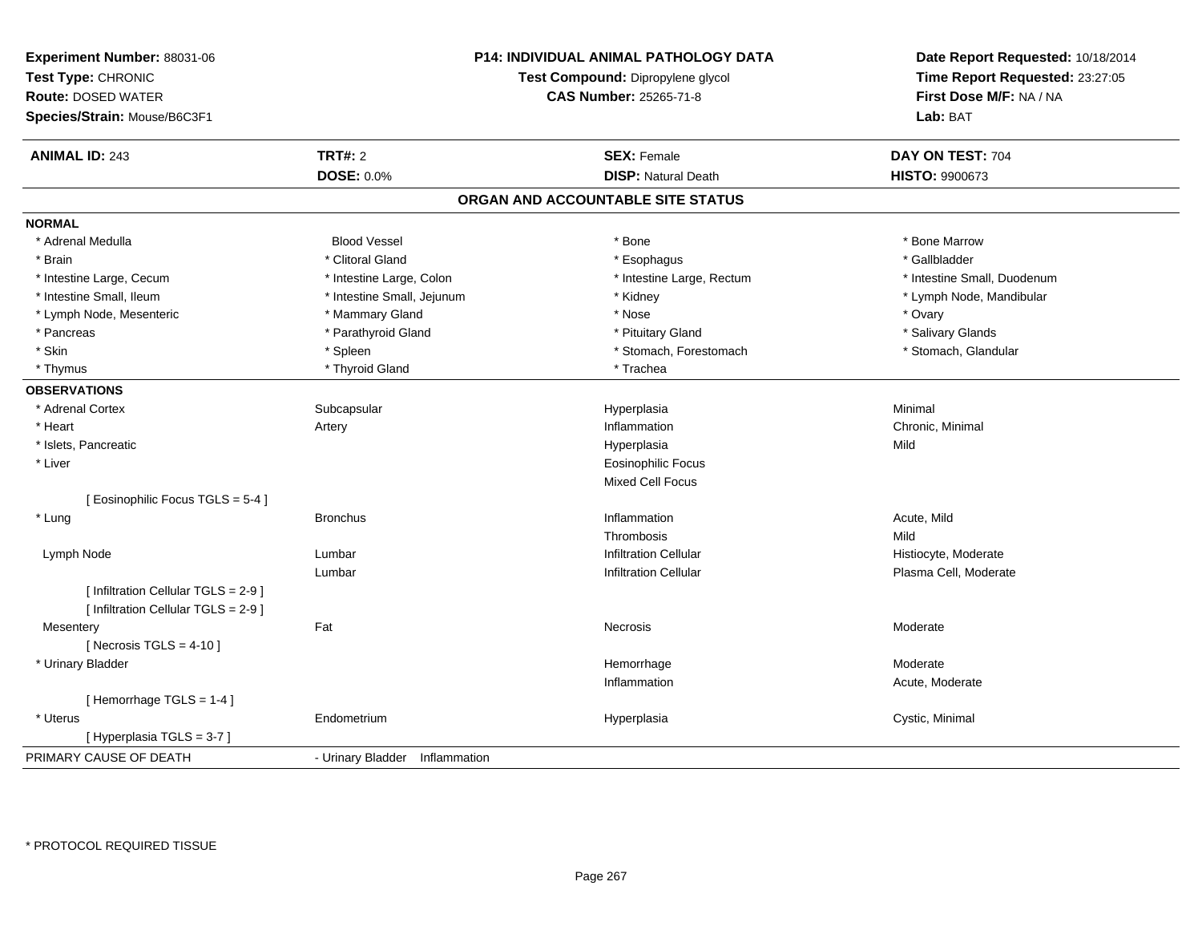**Experiment Number:** 88031-06
**Test Type:** CHRONIC
**Route:** DOSED WATER
**Species/Strain:** Mouse/B6C3F1

**P14: INDIVIDUAL ANIMAL PATHOLOGY DATA**
**Test Compound:** Dipropylene glycol
**CAS Number:** 25265-71-8

**Date Report Requested:** 10/18/2014
**Time Report Requested:** 23:27:05
**First Dose M/F:** NA / NA
**Lab:** BAT

| **ANIMAL ID:** 243 | **TRT#:** 2 | **SEX:** Female | **DAY ON TEST:** 704 |
|---|---|---|---|
| | **DOSE:** 0.0% | **DISP:** Natural Death | **HISTO:** 9900673 |

## ORGAN AND ACCOUNTABLE SITE STATUS

**NORMAL**

| | | | |
|---|---|---|---|
| * Adrenal Medulla | Blood Vessel | * Bone | * Bone Marrow |
| * Brain | * Clitoral Gland | * Esophagus | * Gallbladder |
| * Intestine Large, Cecum | * Intestine Large, Colon | * Intestine Large, Rectum | * Intestine Small, Duodenum |
| * Intestine Small, Ileum | * Intestine Small, Jejunum | * Kidney | * Lymph Node, Mandibular |
| * Lymph Node, Mesenteric | * Mammary Gland | * Nose | * Ovary |
| * Pancreas | * Parathyroid Gland | * Pituitary Gland | * Salivary Glands |
| * Skin | * Spleen | * Stomach, Forestomach | * Stomach, Glandular |
| * Thymus | * Thyroid Gland | * Trachea | |

**OBSERVATIONS**

| | | | |
|---|---|---|---|
| * Adrenal Cortex | Subcapsular | Hyperplasia | Minimal |
| * Heart | Artery | Inflammation | Chronic, Minimal |
| * Islets, Pancreatic | | Hyperplasia | Mild |
| * Liver | | Eosinophilic Focus | |
| | | Mixed Cell Focus | |
| [ Eosinophilic Focus TGLS = 5-4 ] | | | |
| * Lung | Bronchus | Inflammation | Acute, Mild |
| | | Thrombosis | Mild |
| Lymph Node | Lumbar | Infiltration Cellular | Histiocyte, Moderate |
| | Lumbar | Infiltration Cellular | Plasma Cell, Moderate |
| [ Infiltration Cellular TGLS = 2-9 ] | | | |
| [ Infiltration Cellular TGLS = 2-9 ] | | | |
| Mesentery | Fat | Necrosis | Moderate |
| [ Necrosis TGLS = 4-10 ] | | | |
| * Urinary Bladder | | Hemorrhage | Moderate |
| | | Inflammation | Acute, Moderate |
| [ Hemorrhage TGLS = 1-4 ] | | | |
| * Uterus | Endometrium | Hyperplasia | Cystic, Minimal |
| [ Hyperplasia TGLS = 3-7 ] | | | |

PRIMARY CAUSE OF DEATH - Urinary Bladder Inflammation

* PROTOCOL REQUIRED TISSUE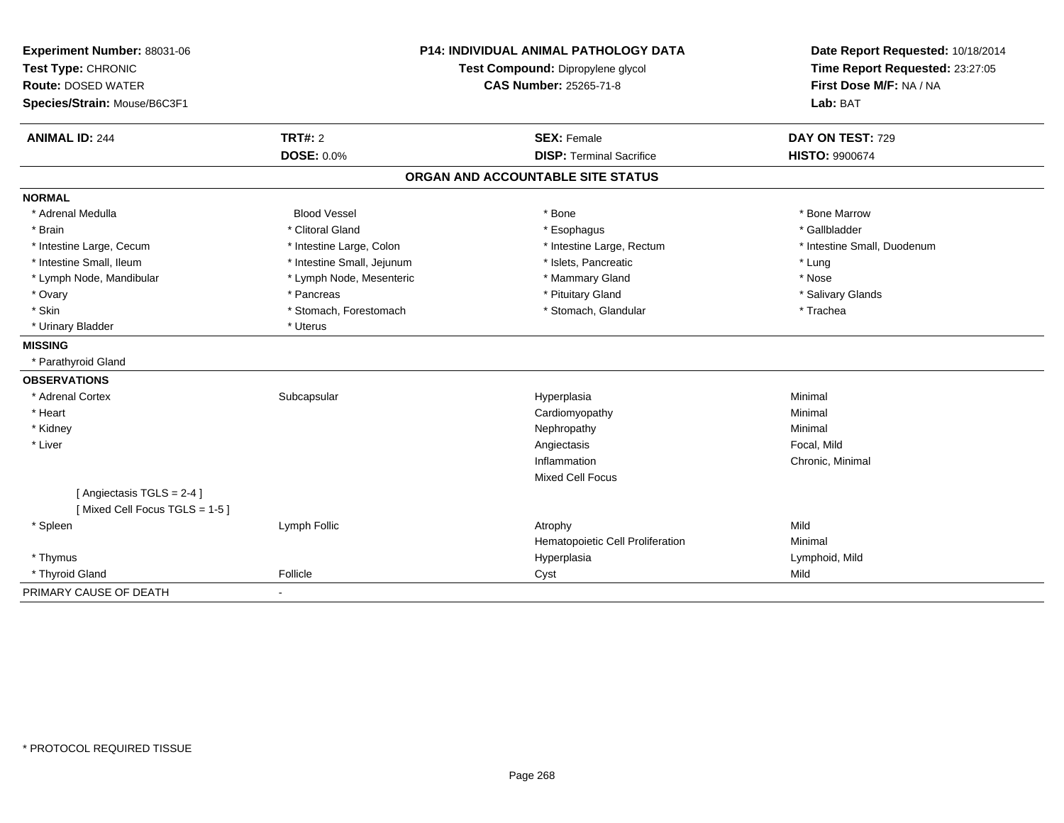**Experiment Number:** 88031-06
**Test Type:** CHRONIC
**Route:** DOSED WATER
**Species/Strain:** Mouse/B6C3F1

**P14: INDIVIDUAL ANIMAL PATHOLOGY DATA**
**Test Compound:** Dipropylene glycol
**CAS Number:** 25265-71-8

**Date Report Requested:** 10/18/2014
**Time Report Requested:** 23:27:05
**First Dose M/F:** NA / NA
**Lab:** BAT

| **ANIMAL ID:** 244 | **TRT#:** 2 | **SEX:** Female | **DAY ON TEST:** 729 |
|---|---|---|---|
| | **DOSE:** 0.0% | **DISP:** Terminal Sacrifice | **HISTO:** 9900674 |

## ORGAN AND ACCOUNTABLE SITE STATUS

| | | | |
|---|---|---|---|
| **NORMAL** | | | |
| * Adrenal Medulla | Blood Vessel | * Bone | * Bone Marrow |
| * Brain | * Clitoral Gland | * Esophagus | * Gallbladder |
| * Intestine Large, Cecum | * Intestine Large, Colon | * Intestine Large, Rectum | * Intestine Small, Duodenum |
| * Intestine Small, Ileum | * Intestine Small, Jejunum | * Islets, Pancreatic | * Lung |
| * Lymph Node, Mandibular | * Lymph Node, Mesenteric | * Mammary Gland | * Nose |
| * Ovary | * Pancreas | * Pituitary Gland | * Salivary Glands |
| * Skin | * Stomach, Forestomach | * Stomach, Glandular | * Trachea |
| * Urinary Bladder | * Uterus | | |
| **MISSING** | | | |
| * Parathyroid Gland | | | |
| **OBSERVATIONS** | | | |
| * Adrenal Cortex | Subcapsular | Hyperplasia | Minimal |
| * Heart | | Cardiomyopathy | Minimal |
| * Kidney | | Nephropathy | Minimal |
| * Liver | | Angiectasis | Focal, Mild |
| | | Inflammation | Chronic, Minimal |
| | | Mixed Cell Focus | |
| [ Angiectasis TGLS = 2-4 ] | | | |
| [ Mixed Cell Focus TGLS = 1-5 ] | | | |
| * Spleen | Lymph Follic | Atrophy | Mild |
| | | Hematopoietic Cell Proliferation | Minimal |
| * Thymus | | Hyperplasia | Lymphoid, Mild |
| * Thyroid Gland | Follicle | Cyst | Mild |
| PRIMARY CAUSE OF DEATH | - | | |

* PROTOCOL REQUIRED TISSUE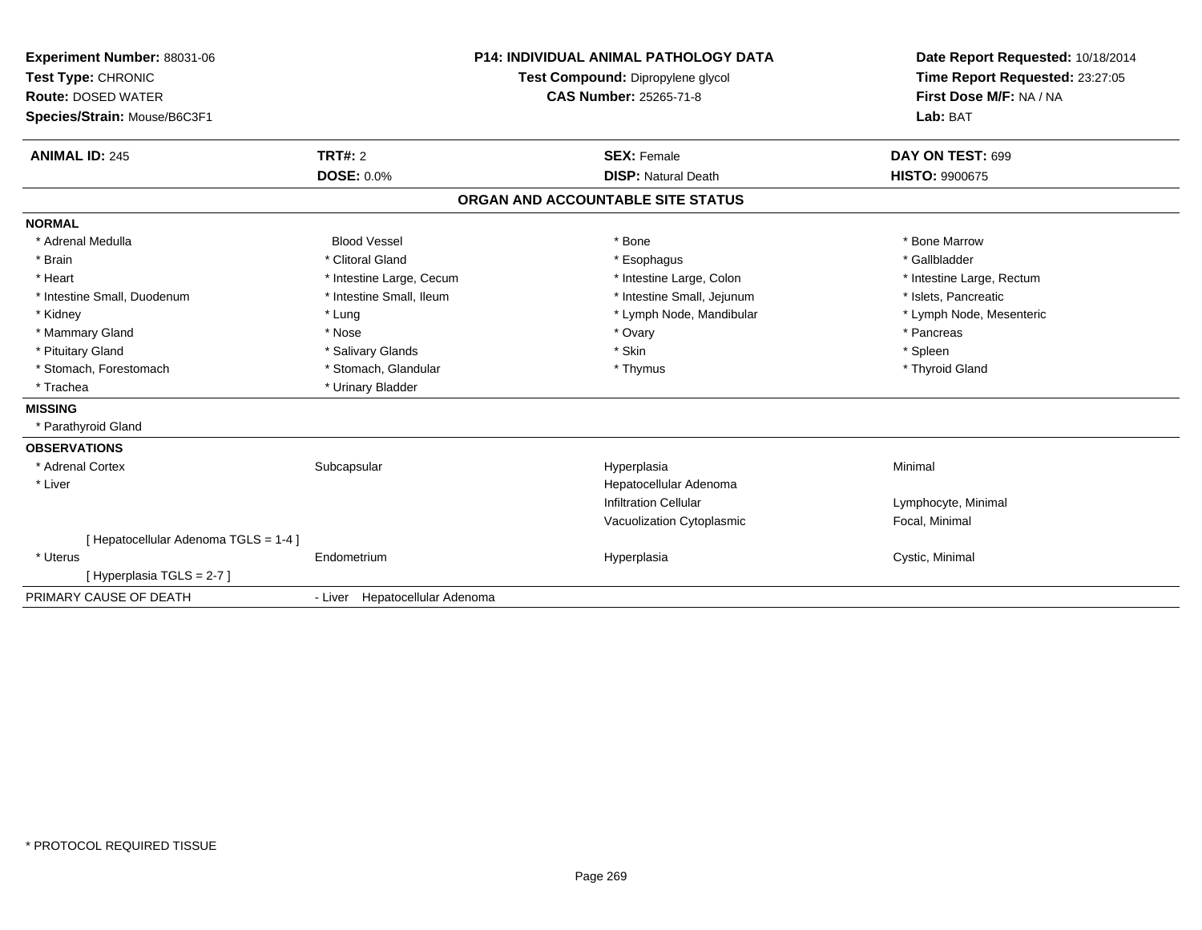**Experiment Number:** 88031-06
**Test Type:** CHRONIC
**Route:** DOSED WATER
**Species/Strain:** Mouse/B6C3F1

**P14: INDIVIDUAL ANIMAL PATHOLOGY DATA**
**Test Compound:** Dipropylene glycol
**CAS Number:** 25265-71-8

**Date Report Requested:** 10/18/2014
**Time Report Requested:** 23:27:05
**First Dose M/F:** NA / NA
**Lab:** BAT

| **ANIMAL ID:** 245 | **TRT#:** 2 | **SEX:** Female | **DAY ON TEST:** 699 |
|---|---|---|---|
| | **DOSE:** 0.0% | **DISP:** Natural Death | **HISTO:** 9900675 |

## ORGAN AND ACCOUNTABLE SITE STATUS

**NORMAL**

| | | | |
|---|---|---|---|
| * Adrenal Medulla | Blood Vessel | * Bone | * Bone Marrow |
| * Brain | * Clitoral Gland | * Esophagus | * Gallbladder |
| * Heart | * Intestine Large, Cecum | * Intestine Large, Colon | * Intestine Large, Rectum |
| * Intestine Small, Duodenum | * Intestine Small, Ileum | * Intestine Small, Jejunum | * Islets, Pancreatic |
| * Kidney | * Lung | * Lymph Node, Mandibular | * Lymph Node, Mesenteric |
| * Mammary Gland | * Nose | * Ovary | * Pancreas |
| * Pituitary Gland | * Salivary Glands | * Skin | * Spleen |
| * Stomach, Forestomach | * Stomach, Glandular | * Thymus | * Thyroid Gland |
| * Trachea | * Urinary Bladder | | |

**MISSING**

* Parathyroid Gland

**OBSERVATIONS**

| | | | |
|---|---|---|---|
| * Adrenal Cortex | Subcapsular | Hyperplasia | Minimal |
| * Liver | | Hepatocellular Adenoma | |
| | | Infiltration Cellular | Lymphocyte, Minimal |
| | | Vacuolization Cytoplasmic | Focal, Minimal |
| [ Hepatocellular Adenoma TGLS = 1-4 ] | | | |
| * Uterus | Endometrium | Hyperplasia | Cystic, Minimal |
| [ Hyperplasia TGLS = 2-7 ] | | | |

PRIMARY CAUSE OF DEATH - Liver Hepatocellular Adenoma

* PROTOCOL REQUIRED TISSUE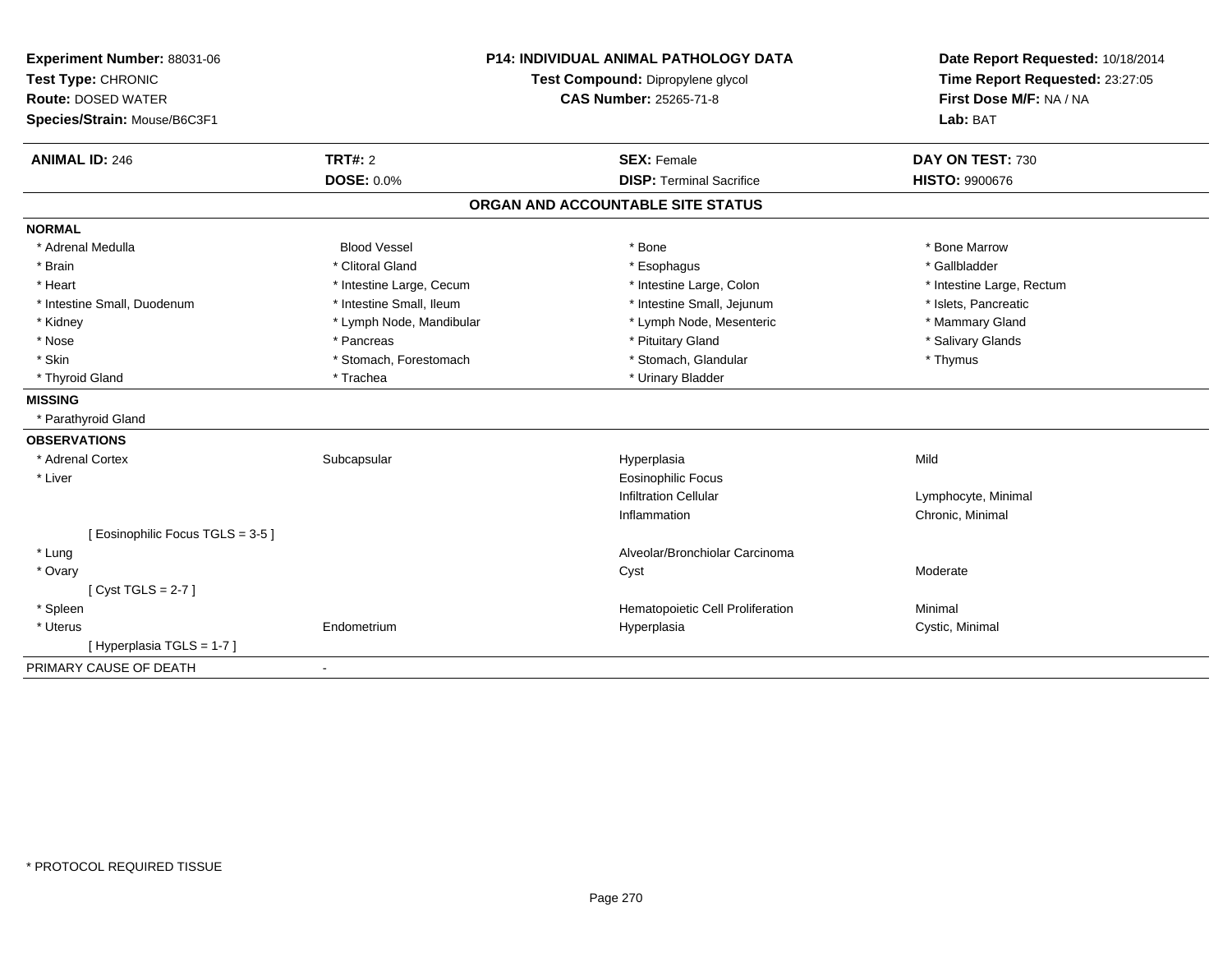**Experiment Number:** 88031-06
**Test Type:** CHRONIC
**Route:** DOSED WATER
**Species/Strain:** Mouse/B6C3F1

**P14: INDIVIDUAL ANIMAL PATHOLOGY DATA**
**Test Compound:** Dipropylene glycol
**CAS Number:** 25265-71-8

**Date Report Requested:** 10/18/2014
**Time Report Requested:** 23:27:05
**First Dose M/F:** NA / NA
**Lab:** BAT

| **ANIMAL ID:** 246 | **TRT#:** 2 | **SEX:** Female | **DAY ON TEST:** 730 |
|---|---|---|---|
| | **DOSE:** 0.0% | **DISP:** Terminal Sacrifice | **HISTO:** 9900676 |

## ORGAN AND ACCOUNTABLE SITE STATUS

**NORMAL**

| | | | |
|---|---|---|---|
| * Adrenal Medulla | Blood Vessel | * Bone | * Bone Marrow |
| * Brain | * Clitoral Gland | * Esophagus | * Gallbladder |
| * Heart | * Intestine Large, Cecum | * Intestine Large, Colon | * Intestine Large, Rectum |
| * Intestine Small, Duodenum | * Intestine Small, Ileum | * Intestine Small, Jejunum | * Islets, Pancreatic |
| * Kidney | * Lymph Node, Mandibular | * Lymph Node, Mesenteric | * Mammary Gland |
| * Nose | * Pancreas | * Pituitary Gland | * Salivary Glands |
| * Skin | * Stomach, Forestomach | * Stomach, Glandular | * Thymus |
| * Thyroid Gland | * Trachea | * Urinary Bladder | |

**MISSING**

* Parathyroid Gland

**OBSERVATIONS**

| | | | |
|---|---|---|---|
| * Adrenal Cortex | Subcapsular | Hyperplasia | Mild |
| * Liver | | Eosinophilic Focus | |
| | | Infiltration Cellular | Lymphocyte, Minimal |
| | | Inflammation | Chronic, Minimal |
| [ Eosinophilic Focus TGLS = 3-5 ] | | | |
| * Lung | | Alveolar/Bronchiolar Carcinoma | |
| * Ovary | | Cyst | Moderate |
| [ Cyst TGLS = 2-7 ] | | | |
| * Spleen | | Hematopoietic Cell Proliferation | Minimal |
| * Uterus | Endometrium | Hyperplasia | Cystic, Minimal |
| [ Hyperplasia TGLS = 1-7 ] | | | |

PRIMARY CAUSE OF DEATH -

\* PROTOCOL REQUIRED TISSUE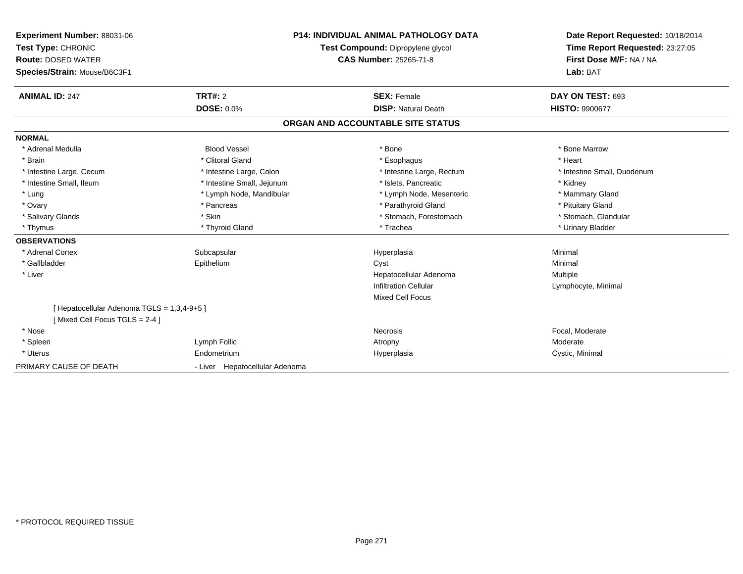**Experiment Number:** 88031-06
**Test Type:** CHRONIC
**Route:** DOSED WATER
**Species/Strain:** Mouse/B6C3F1

**P14: INDIVIDUAL ANIMAL PATHOLOGY DATA**
**Test Compound:** Dipropylene glycol
**CAS Number:** 25265-71-8

**Date Report Requested:** 10/18/2014
**Time Report Requested:** 23:27:05
**First Dose M/F:** NA / NA
**Lab:** BAT

| **ANIMAL ID:** 247 | **TRT#:** 2 | **SEX:** Female | **DAY ON TEST:** 693 |
|---|---|---|---|
| | **DOSE:** 0.0% | **DISP:** Natural Death | **HISTO:** 9900677 |

## ORGAN AND ACCOUNTABLE SITE STATUS

**NORMAL**

| | | | |
|---|---|---|---|
| * Adrenal Medulla | Blood Vessel | * Bone | * Bone Marrow |
| * Brain | * Clitoral Gland | * Esophagus | * Heart |
| * Intestine Large, Cecum | * Intestine Large, Colon | * Intestine Large, Rectum | * Intestine Small, Duodenum |
| * Intestine Small, Ileum | * Intestine Small, Jejunum | * Islets, Pancreatic | * Kidney |
| * Lung | * Lymph Node, Mandibular | * Lymph Node, Mesenteric | * Mammary Gland |
| * Ovary | * Pancreas | * Parathyroid Gland | * Pituitary Gland |
| * Salivary Glands | * Skin | * Stomach, Forestomach | * Stomach, Glandular |
| * Thymus | * Thyroid Gland | * Trachea | * Urinary Bladder |

**OBSERVATIONS**

| | | | |
|---|---|---|---|
| * Adrenal Cortex | Subcapsular | Hyperplasia | Minimal |
| * Gallbladder | Epithelium | Cyst | Minimal |
| * Liver | | Hepatocellular Adenoma | Multiple |
| | | Infiltration Cellular | Lymphocyte, Minimal |
| | | Mixed Cell Focus | |
| [ Hepatocellular Adenoma TGLS = 1,3,4-9+5 ] | | | |
| [ Mixed Cell Focus TGLS = 2-4 ] | | | |
| * Nose | | Necrosis | Focal, Moderate |
| * Spleen | Lymph Follic | Atrophy | Moderate |
| * Uterus | Endometrium | Hyperplasia | Cystic, Minimal |

PRIMARY CAUSE OF DEATH - Liver Hepatocellular Adenoma

* PROTOCOL REQUIRED TISSUE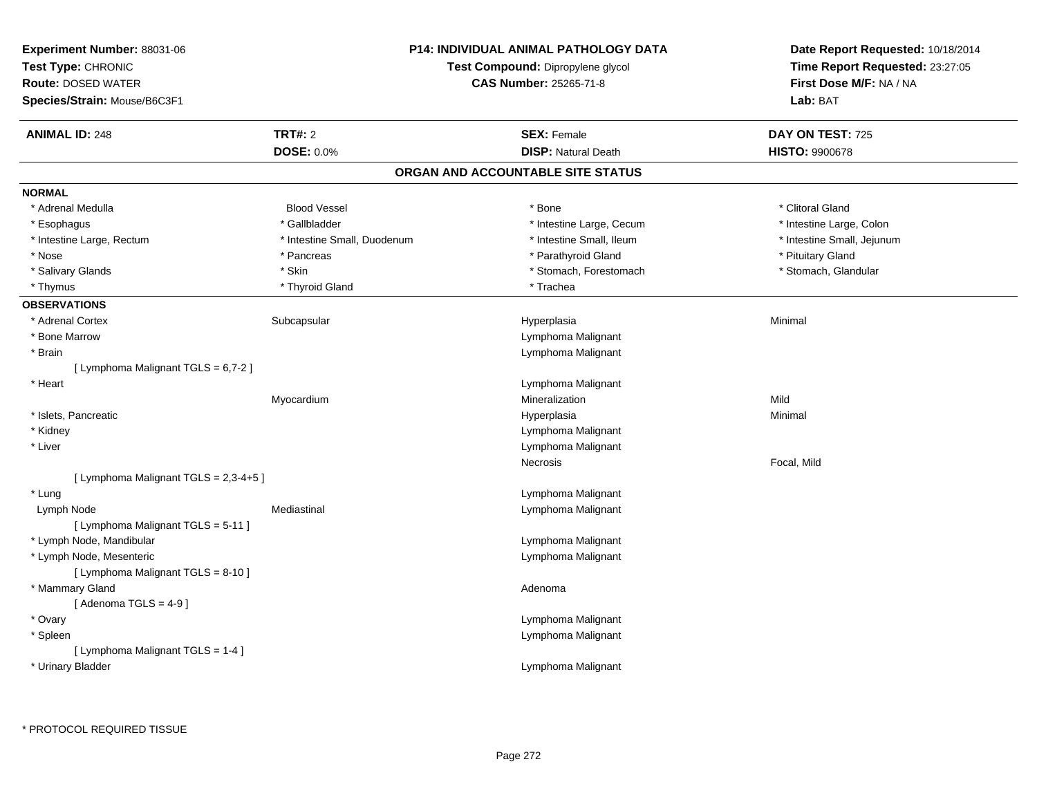**Experiment Number:** 88031-06
**Test Type:** CHRONIC
**Route:** DOSED WATER
**Species/Strain:** Mouse/B6C3F1

**P14: INDIVIDUAL ANIMAL PATHOLOGY DATA**
**Test Compound:** Dipropylene glycol
**CAS Number:** 25265-71-8

**Date Report Requested:** 10/18/2014
**Time Report Requested:** 23:27:05
**First Dose M/F:** NA / NA
**Lab:** BAT

| **ANIMAL ID:** 248 | **TRT#:** 2 | **SEX:** Female | **DAY ON TEST:** 725 |
|---|---|---|---|
| | **DOSE:** 0.0% | **DISP:** Natural Death | **HISTO:** 9900678 |

## ORGAN AND ACCOUNTABLE SITE STATUS

**NORMAL**

| | | | |
|---|---|---|---|
| * Adrenal Medulla | Blood Vessel | * Bone | * Clitoral Gland |
| * Esophagus | * Gallbladder | * Intestine Large, Cecum | * Intestine Large, Colon |
| * Intestine Large, Rectum | * Intestine Small, Duodenum | * Intestine Small, Ileum | * Intestine Small, Jejunum |
| * Nose | * Pancreas | * Parathyroid Gland | * Pituitary Gland |
| * Salivary Glands | * Skin | * Stomach, Forestomach | * Stomach, Glandular |
| * Thymus | * Thyroid Gland | * Trachea | |

**OBSERVATIONS**

| | | | |
|---|---|---|---|
| * Adrenal Cortex | Subcapsular | Hyperplasia | Minimal |
| * Bone Marrow | | Lymphoma Malignant | |
| * Brain | | Lymphoma Malignant | |
| [ Lymphoma Malignant TGLS = 6,7-2 ] | | | |
| * Heart | | Lymphoma Malignant | |
| | Myocardium | Mineralization | Mild |
| * Islets, Pancreatic | | Hyperplasia | Minimal |
| * Kidney | | Lymphoma Malignant | |
| * Liver | | Lymphoma Malignant | |
| | | Necrosis | Focal, Mild |
| [ Lymphoma Malignant TGLS = 2,3-4+5 ] | | | |
| * Lung | | Lymphoma Malignant | |
| Lymph Node | Mediastinal | Lymphoma Malignant | |
| [ Lymphoma Malignant TGLS = 5-11 ] | | | |
| * Lymph Node, Mandibular | | Lymphoma Malignant | |
| * Lymph Node, Mesenteric | | Lymphoma Malignant | |
| [ Lymphoma Malignant TGLS = 8-10 ] | | | |
| * Mammary Gland | | Adenoma | |
| [ Adenoma TGLS = 4-9 ] | | | |
| * Ovary | | Lymphoma Malignant | |
| * Spleen | | Lymphoma Malignant | |
| [ Lymphoma Malignant TGLS = 1-4 ] | | | |
| * Urinary Bladder | | Lymphoma Malignant | |

* PROTOCOL REQUIRED TISSUE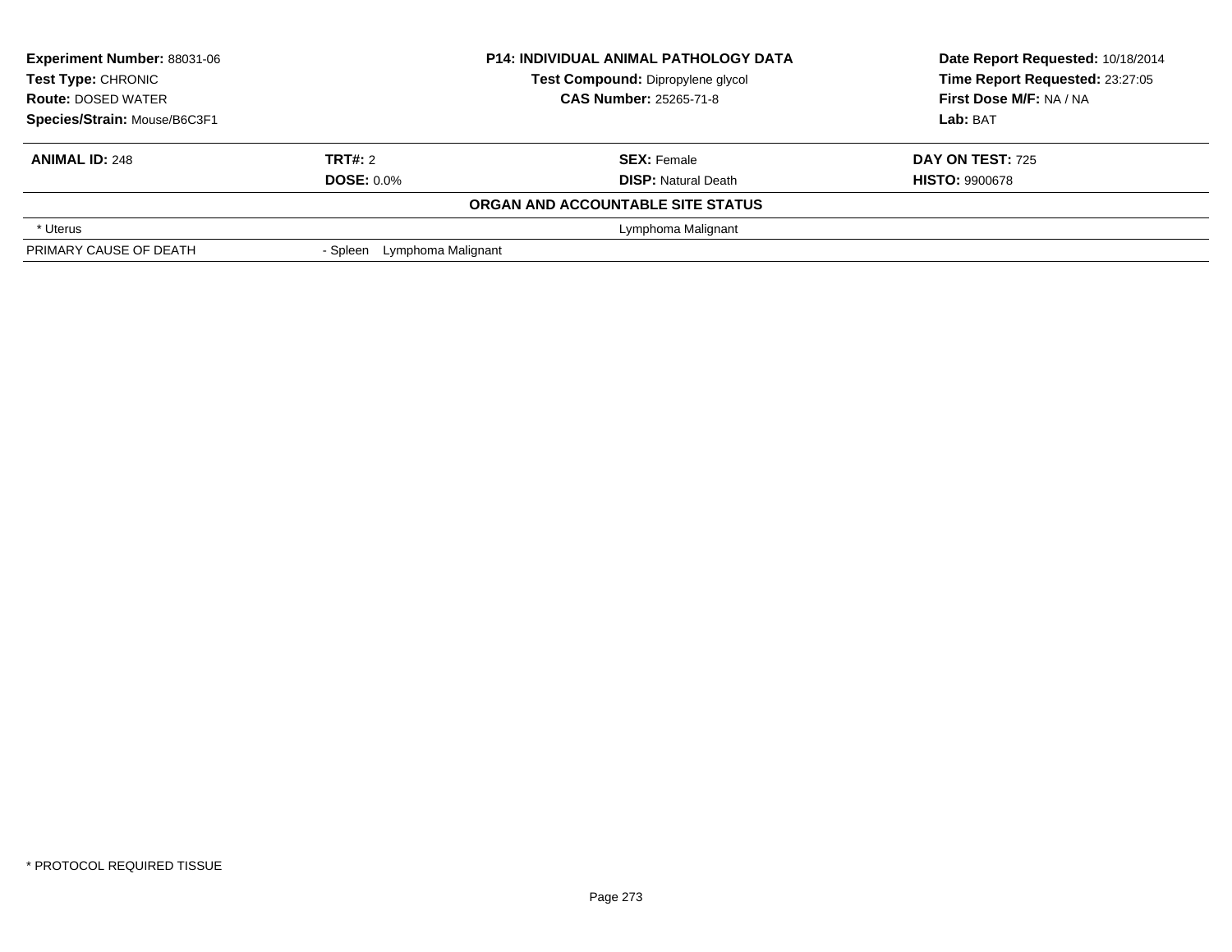| Experiment Number: 88031-06 | P14: INDIVIDUAL ANIMAL PATHOLOGY DATA | Date Report Requested: 10/18/2014 |
|---|---|---|
| Test Type: CHRONIC | Test Compound: Dipropylene glycol | Time Report Requested: 23:27:05 |
| Route: DOSED WATER | CAS Number: 25265-71-8 | First Dose M/F: NA / NA |
| Species/Strain: Mouse/B6C3F1 | | Lab: BAT |

| ANIMAL ID: 248 | TRT#: 2 | SEX: Female | DAY ON TEST: 725 |
|---|---|---|---|
| | DOSE: 0.0% | DISP: Natural Death | HISTO: 9900678 |

**ORGAN AND ACCOUNTABLE SITE STATUS**

| | |
|---|---|
| * Uterus | Lymphoma Malignant |
| PRIMARY CAUSE OF DEATH | - Spleen Lymphoma Malignant |

* PROTOCOL REQUIRED TISSUE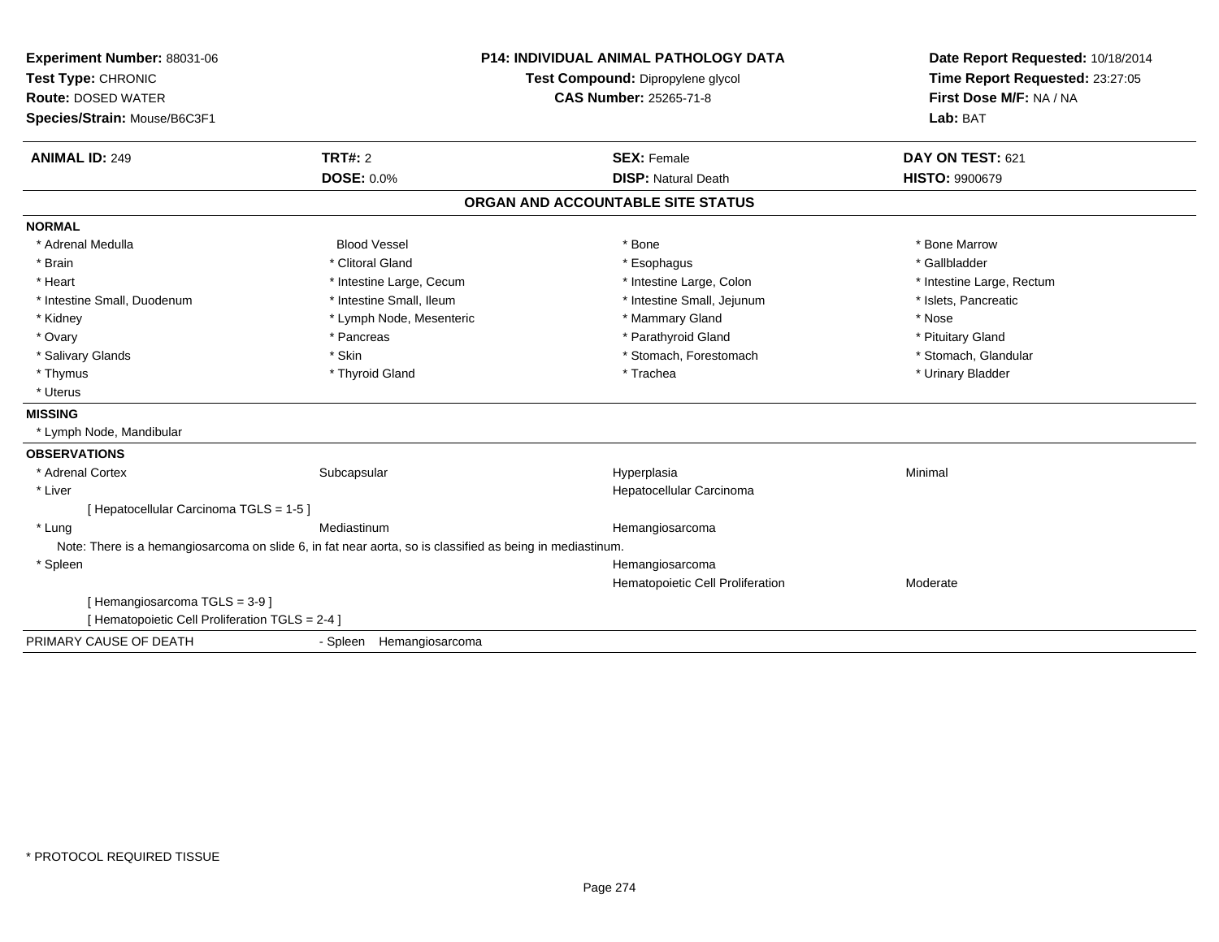**Experiment Number:** 88031-06
**Test Type:** CHRONIC
**Route:** DOSED WATER
**Species/Strain:** Mouse/B6C3F1

**P14: INDIVIDUAL ANIMAL PATHOLOGY DATA**
**Test Compound:** Dipropylene glycol
**CAS Number:** 25265-71-8

**Date Report Requested:** 10/18/2014
**Time Report Requested:** 23:27:05
**First Dose M/F:** NA / NA
**Lab:** BAT

| **ANIMAL ID:** 249 | **TRT#:** 2 | **SEX:** Female | **DAY ON TEST:** 621 |
|---|---|---|---|
| | **DOSE:** 0.0% | **DISP:** Natural Death | **HISTO:** 9900679 |

## ORGAN AND ACCOUNTABLE SITE STATUS

**NORMAL**

| | | | |
|---|---|---|---|
| * Adrenal Medulla | Blood Vessel | * Bone | * Bone Marrow |
| * Brain | * Clitoral Gland | * Esophagus | * Gallbladder |
| * Heart | * Intestine Large, Cecum | * Intestine Large, Colon | * Intestine Large, Rectum |
| * Intestine Small, Duodenum | * Intestine Small, Ileum | * Intestine Small, Jejunum | * Islets, Pancreatic |
| * Kidney | * Lymph Node, Mesenteric | * Mammary Gland | * Nose |
| * Ovary | * Pancreas | * Parathyroid Gland | * Pituitary Gland |
| * Salivary Glands | * Skin | * Stomach, Forestomach | * Stomach, Glandular |
| * Thymus | * Thyroid Gland | * Trachea | * Urinary Bladder |
| * Uterus | | | |

**MISSING**

* Lymph Node, Mandibular

**OBSERVATIONS**

| | | | |
|---|---|---|---|
| * Adrenal Cortex | Subcapsular | Hyperplasia | Minimal |
| * Liver | | Hepatocellular Carcinoma | |
| [ Hepatocellular Carcinoma TGLS = 1-5 ] | | | |
| * Lung | Mediastinum | Hemangiosarcoma | |

Note: There is a hemangiosarcoma on slide 6, in fat near aorta, so is classified as being in mediastinum.

| | | | |
|---|---|---|---|
| * Spleen | | Hemangiosarcoma | |
| | | Hematopoietic Cell Proliferation | Moderate |
| [ Hemangiosarcoma TGLS = 3-9 ] | | | |
| [ Hematopoietic Cell Proliferation TGLS = 2-4 ] | | | |

PRIMARY CAUSE OF DEATH - Spleen Hemangiosarcoma

* PROTOCOL REQUIRED TISSUE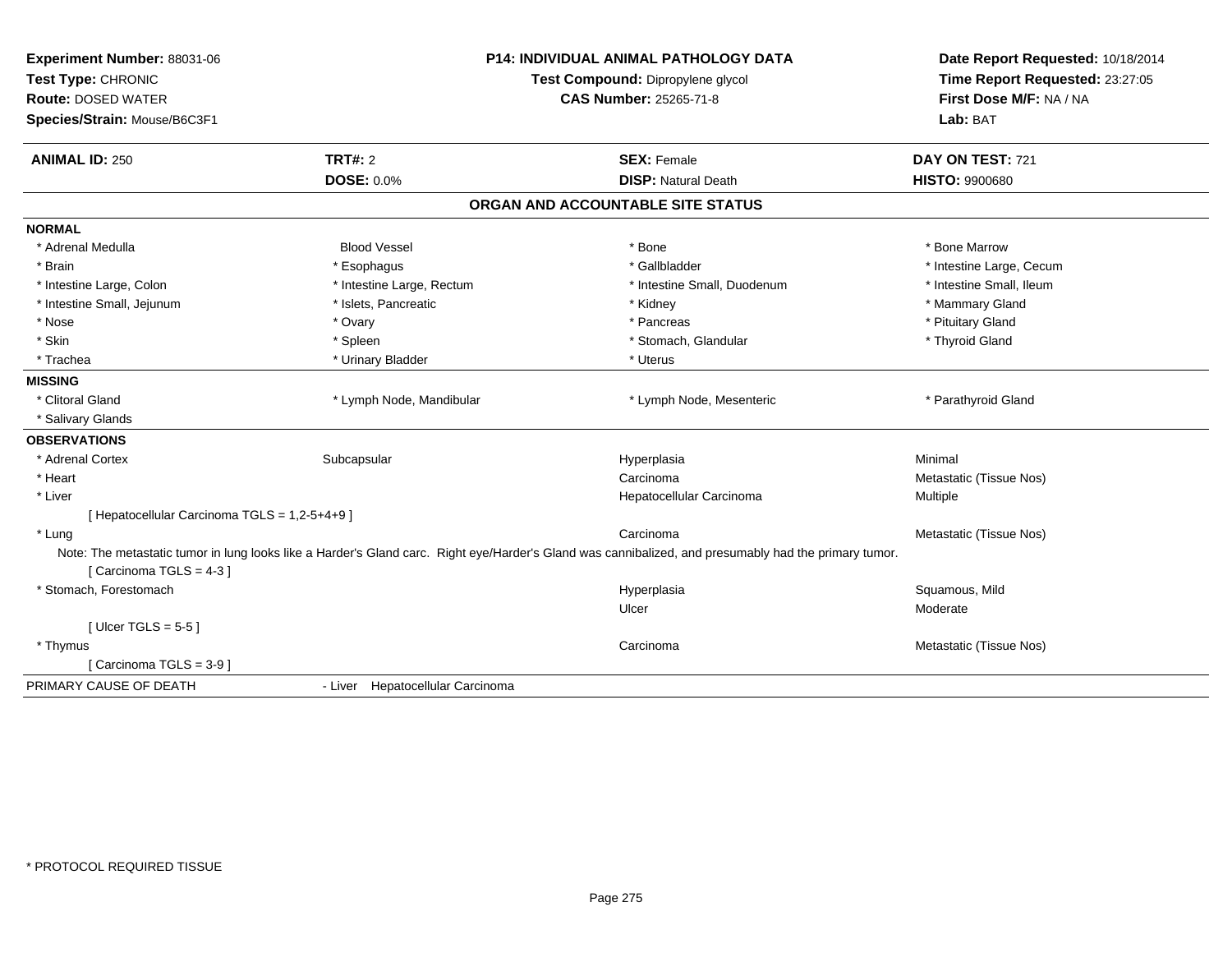**Experiment Number:** 88031-06
**Test Type:** CHRONIC
**Route:** DOSED WATER
**Species/Strain:** Mouse/B6C3F1

**P14: INDIVIDUAL ANIMAL PATHOLOGY DATA**
**Test Compound:** Dipropylene glycol
**CAS Number:** 25265-71-8

**Date Report Requested:** 10/18/2014
**Time Report Requested:** 23:27:05
**First Dose M/F:** NA / NA
**Lab:** BAT

| **ANIMAL ID:** 250 | **TRT#:** 2 | **SEX:** Female | **DAY ON TEST:** 721 |
|---|---|---|---|
| | **DOSE:** 0.0% | **DISP:** Natural Death | **HISTO:** 9900680 |

## ORGAN AND ACCOUNTABLE SITE STATUS

**NORMAL**

| | | | |
|---|---|---|---|
| * Adrenal Medulla | Blood Vessel | * Bone | * Bone Marrow |
| * Brain | * Esophagus | * Gallbladder | * Intestine Large, Cecum |
| * Intestine Large, Colon | * Intestine Large, Rectum | * Intestine Small, Duodenum | * Intestine Small, Ileum |
| * Intestine Small, Jejunum | * Islets, Pancreatic | * Kidney | * Mammary Gland |
| * Nose | * Ovary | * Pancreas | * Pituitary Gland |
| * Skin | * Spleen | * Stomach, Glandular | * Thyroid Gland |
| * Trachea | * Urinary Bladder | * Uterus | |

**MISSING**

| | | | |
|---|---|---|---|
| * Clitoral Gland | * Lymph Node, Mandibular | * Lymph Node, Mesenteric | * Parathyroid Gland |
| * Salivary Glands | | | |

**OBSERVATIONS**

| | | | |
|---|---|---|---|
| * Adrenal Cortex | Subcapsular | Hyperplasia | Minimal |
| * Heart | | Carcinoma | Metastatic (Tissue Nos) |
| * Liver | | Hepatocellular Carcinoma | Multiple |
| [ Hepatocellular Carcinoma TGLS = 1,2-5+4+9 ] | | | |
| * Lung | | Carcinoma | Metastatic (Tissue Nos) |

Note: The metastatic tumor in lung looks like a Harder's Gland carc. Right eye/Harder's Gland was cannibalized, and presumably had the primary tumor.

[ Carcinoma TGLS = 4-3 ]

| | | | |
|---|---|---|---|
| * Stomach, Forestomach | | Hyperplasia | Squamous, Mild |
| | | Ulcer | Moderate |
| [ Ulcer TGLS = 5-5 ] | | | |
| * Thymus | | Carcinoma | Metastatic (Tissue Nos) |
| [ Carcinoma TGLS = 3-9 ] | | | |

PRIMARY CAUSE OF DEATH - Liver Hepatocellular Carcinoma

\* PROTOCOL REQUIRED TISSUE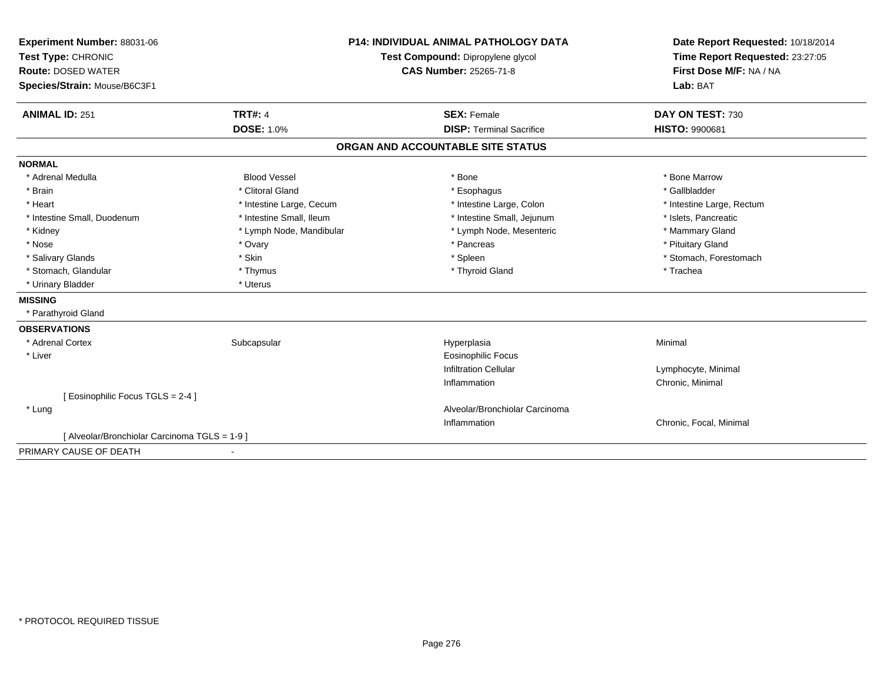**Experiment Number:** 88031-06
**Test Type:** CHRONIC
**Route:** DOSED WATER
**Species/Strain:** Mouse/B6C3F1

**P14: INDIVIDUAL ANIMAL PATHOLOGY DATA**
**Test Compound:** Dipropylene glycol
**CAS Number:** 25265-71-8

**Date Report Requested:** 10/18/2014
**Time Report Requested:** 23:27:05
**First Dose M/F:** NA / NA
**Lab:** BAT

| **ANIMAL ID:** 251 | **TRT#:** 4 | **SEX:** Female | **DAY ON TEST:** 730 |
|---|---|---|---|
| | **DOSE:** 1.0% | **DISP:** Terminal Sacrifice | **HISTO:** 9900681 |

## ORGAN AND ACCOUNTABLE SITE STATUS

**NORMAL**

| | | | |
|---|---|---|---|
| * Adrenal Medulla | Blood Vessel | * Bone | * Bone Marrow |
| * Brain | * Clitoral Gland | * Esophagus | * Gallbladder |
| * Heart | * Intestine Large, Cecum | * Intestine Large, Colon | * Intestine Large, Rectum |
| * Intestine Small, Duodenum | * Intestine Small, Ileum | * Intestine Small, Jejunum | * Islets, Pancreatic |
| * Kidney | * Lymph Node, Mandibular | * Lymph Node, Mesenteric | * Mammary Gland |
| * Nose | * Ovary | * Pancreas | * Pituitary Gland |
| * Salivary Glands | * Skin | * Spleen | * Stomach, Forestomach |
| * Stomach, Glandular | * Thymus | * Thyroid Gland | * Trachea |
| * Urinary Bladder | * Uterus | | |

**MISSING**

* Parathyroid Gland

**OBSERVATIONS**

| | | | |
|---|---|---|---|
| * Adrenal Cortex | Subcapsular | Hyperplasia | Minimal |
| * Liver | | Eosinophilic Focus | |
| | | Infiltration Cellular | Lymphocyte, Minimal |
| | | Inflammation | Chronic, Minimal |
| [ Eosinophilic Focus TGLS = 2-4 ] | | | |
| * Lung | | Alveolar/Bronchiolar Carcinoma | |
| | | Inflammation | Chronic, Focal, Minimal |
| [ Alveolar/Bronchiolar Carcinoma TGLS = 1-9 ] | | | |

PRIMARY CAUSE OF DEATH -

* PROTOCOL REQUIRED TISSUE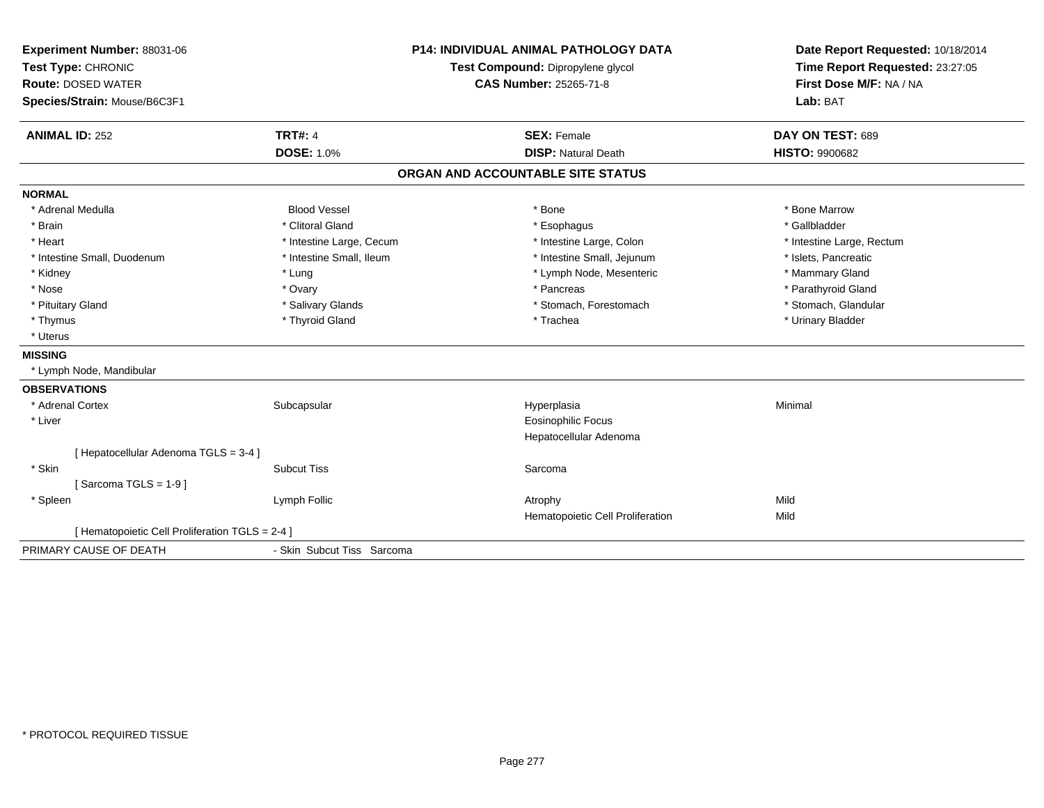**Experiment Number:** 88031-06
**Test Type:** CHRONIC
**Route:** DOSED WATER
**Species/Strain:** Mouse/B6C3F1

**P14: INDIVIDUAL ANIMAL PATHOLOGY DATA**
**Test Compound:** Dipropylene glycol
**CAS Number:** 25265-71-8

**Date Report Requested:** 10/18/2014
**Time Report Requested:** 23:27:05
**First Dose M/F:** NA / NA
**Lab:** BAT

| **ANIMAL ID:** 252 | **TRT#:** 4 | **SEX:** Female | **DAY ON TEST:** 689 |
|---|---|---|---|
| | **DOSE:** 1.0% | **DISP:** Natural Death | **HISTO:** 9900682 |

## ORGAN AND ACCOUNTABLE SITE STATUS

**NORMAL**

| | | | |
|---|---|---|---|
| * Adrenal Medulla | Blood Vessel | * Bone | * Bone Marrow |
| * Brain | * Clitoral Gland | * Esophagus | * Gallbladder |
| * Heart | * Intestine Large, Cecum | * Intestine Large, Colon | * Intestine Large, Rectum |
| * Intestine Small, Duodenum | * Intestine Small, Ileum | * Intestine Small, Jejunum | * Islets, Pancreatic |
| * Kidney | * Lung | * Lymph Node, Mesenteric | * Mammary Gland |
| * Nose | * Ovary | * Pancreas | * Parathyroid Gland |
| * Pituitary Gland | * Salivary Glands | * Stomach, Forestomach | * Stomach, Glandular |
| * Thymus | * Thyroid Gland | * Trachea | * Urinary Bladder |
| * Uterus | | | |

**MISSING**

* Lymph Node, Mandibular

**OBSERVATIONS**

| | | | |
|---|---|---|---|
| * Adrenal Cortex | Subcapsular | Hyperplasia | Minimal |
| * Liver | | Eosinophilic Focus | |
| | | Hepatocellular Adenoma | |
| [ Hepatocellular Adenoma TGLS = 3-4 ] | | | |
| * Skin | Subcut Tiss | Sarcoma | |
| [ Sarcoma TGLS = 1-9 ] | | | |
| * Spleen | Lymph Follic | Atrophy | Mild |
| | | Hematopoietic Cell Proliferation | Mild |
| [ Hematopoietic Cell Proliferation TGLS = 2-4 ] | | | |

PRIMARY CAUSE OF DEATH - Skin Subcut Tiss Sarcoma

\* PROTOCOL REQUIRED TISSUE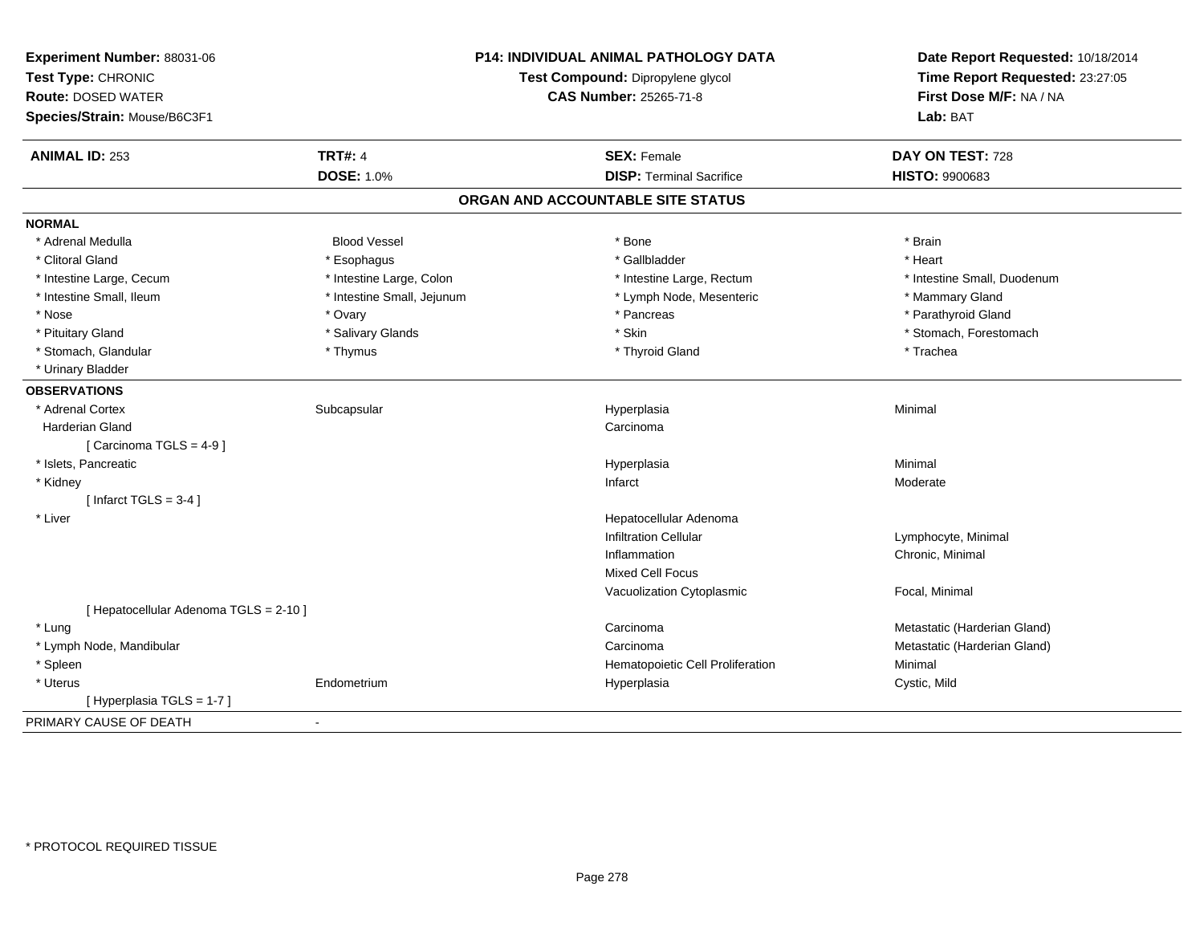**Experiment Number:** 88031-06
**Test Type:** CHRONIC
**Route:** DOSED WATER
**Species/Strain:** Mouse/B6C3F1

**P14: INDIVIDUAL ANIMAL PATHOLOGY DATA**
**Test Compound:** Dipropylene glycol
**CAS Number:** 25265-71-8

**Date Report Requested:** 10/18/2014
**Time Report Requested:** 23:27:05
**First Dose M/F:** NA / NA
**Lab:** BAT

| **ANIMAL ID:** 253 | **TRT#:** 4 | **SEX:** Female | **DAY ON TEST:** 728 |
|---|---|---|---|
| | **DOSE:** 1.0% | **DISP:** Terminal Sacrifice | **HISTO:** 9900683 |

## ORGAN AND ACCOUNTABLE SITE STATUS

**NORMAL**

| | | | |
|---|---|---|---|
| * Adrenal Medulla | Blood Vessel | * Bone | * Brain |
| * Clitoral Gland | * Esophagus | * Gallbladder | * Heart |
| * Intestine Large, Cecum | * Intestine Large, Colon | * Intestine Large, Rectum | * Intestine Small, Duodenum |
| * Intestine Small, Ileum | * Intestine Small, Jejunum | * Lymph Node, Mesenteric | * Mammary Gland |
| * Nose | * Ovary | * Pancreas | * Parathyroid Gland |
| * Pituitary Gland | * Salivary Glands | * Skin | * Stomach, Forestomach |
| * Stomach, Glandular | * Thymus | * Thyroid Gland | * Trachea |
| * Urinary Bladder | | | |

**OBSERVATIONS**

| | | | |
|---|---|---|---|
| * Adrenal Cortex | Subcapsular | Hyperplasia | Minimal |
| Harderian Gland | | Carcinoma | |
| [ Carcinoma TGLS = 4-9 ] | | | |
| * Islets, Pancreatic | | Hyperplasia | Minimal |
| * Kidney | | Infarct | Moderate |
| [ Infarct TGLS = 3-4 ] | | | |
| * Liver | | Hepatocellular Adenoma | |
| | | Infiltration Cellular | Lymphocyte, Minimal |
| | | Inflammation | Chronic, Minimal |
| | | Mixed Cell Focus | |
| | | Vacuolization Cytoplasmic | Focal, Minimal |
| [ Hepatocellular Adenoma TGLS = 2-10 ] | | | |
| * Lung | | Carcinoma | Metastatic (Harderian Gland) |
| * Lymph Node, Mandibular | | Carcinoma | Metastatic (Harderian Gland) |
| * Spleen | | Hematopoietic Cell Proliferation | Minimal |
| * Uterus | Endometrium | Hyperplasia | Cystic, Mild |
| [ Hyperplasia TGLS = 1-7 ] | | | |

PRIMARY CAUSE OF DEATH -

* PROTOCOL REQUIRED TISSUE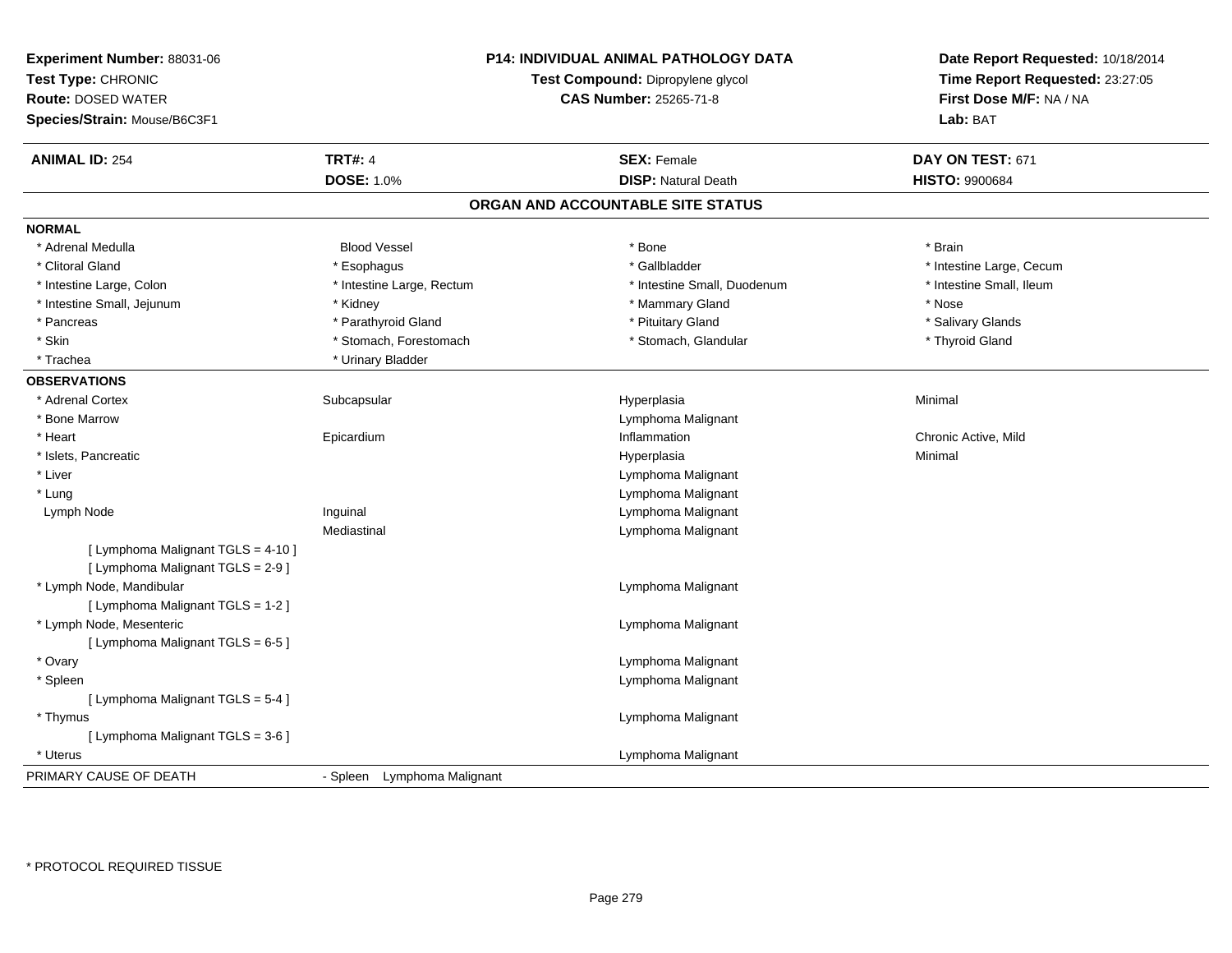**Experiment Number:** 88031-06
**Test Type:** CHRONIC
**Route:** DOSED WATER
**Species/Strain:** Mouse/B6C3F1

**P14: INDIVIDUAL ANIMAL PATHOLOGY DATA**
**Test Compound:** Dipropylene glycol
**CAS Number:** 25265-71-8

**Date Report Requested:** 10/18/2014
**Time Report Requested:** 23:27:05
**First Dose M/F:** NA / NA
**Lab:** BAT

| **ANIMAL ID:** 254 | **TRT#:** 4 | **SEX:** Female | **DAY ON TEST:** 671 |
|---|---|---|---|
| | **DOSE:** 1.0% | **DISP:** Natural Death | **HISTO:** 9900684 |

## ORGAN AND ACCOUNTABLE SITE STATUS

**NORMAL**

| | | | |
|---|---|---|---|
| * Adrenal Medulla | Blood Vessel | * Bone | * Brain |
| * Clitoral Gland | * Esophagus | * Gallbladder | * Intestine Large, Cecum |
| * Intestine Large, Colon | * Intestine Large, Rectum | * Intestine Small, Duodenum | * Intestine Small, Ileum |
| * Intestine Small, Jejunum | * Kidney | * Mammary Gland | * Nose |
| * Pancreas | * Parathyroid Gland | * Pituitary Gland | * Salivary Glands |
| * Skin | * Stomach, Forestomach | * Stomach, Glandular | * Thyroid Gland |
| * Trachea | * Urinary Bladder | | |

**OBSERVATIONS**

| | | | |
|---|---|---|---|
| * Adrenal Cortex | Subcapsular | Hyperplasia | Minimal |
| * Bone Marrow | | Lymphoma Malignant | |
| * Heart | Epicardium | Inflammation | Chronic Active, Mild |
| * Islets, Pancreatic | | Hyperplasia | Minimal |
| * Liver | | Lymphoma Malignant | |
| * Lung | | Lymphoma Malignant | |
| Lymph Node | Inguinal | Lymphoma Malignant | |
| | Mediastinal | Lymphoma Malignant | |
| [ Lymphoma Malignant TGLS = 4-10 ] | | | |
| [ Lymphoma Malignant TGLS = 2-9 ] | | | |
| * Lymph Node, Mandibular | | Lymphoma Malignant | |
| [ Lymphoma Malignant TGLS = 1-2 ] | | | |
| * Lymph Node, Mesenteric | | Lymphoma Malignant | |
| [ Lymphoma Malignant TGLS = 6-5 ] | | | |
| * Ovary | | Lymphoma Malignant | |
| * Spleen | | Lymphoma Malignant | |
| [ Lymphoma Malignant TGLS = 5-4 ] | | | |
| * Thymus | | Lymphoma Malignant | |
| [ Lymphoma Malignant TGLS = 3-6 ] | | | |
| * Uterus | | Lymphoma Malignant | |

PRIMARY CAUSE OF DEATH - Spleen Lymphoma Malignant

* PROTOCOL REQUIRED TISSUE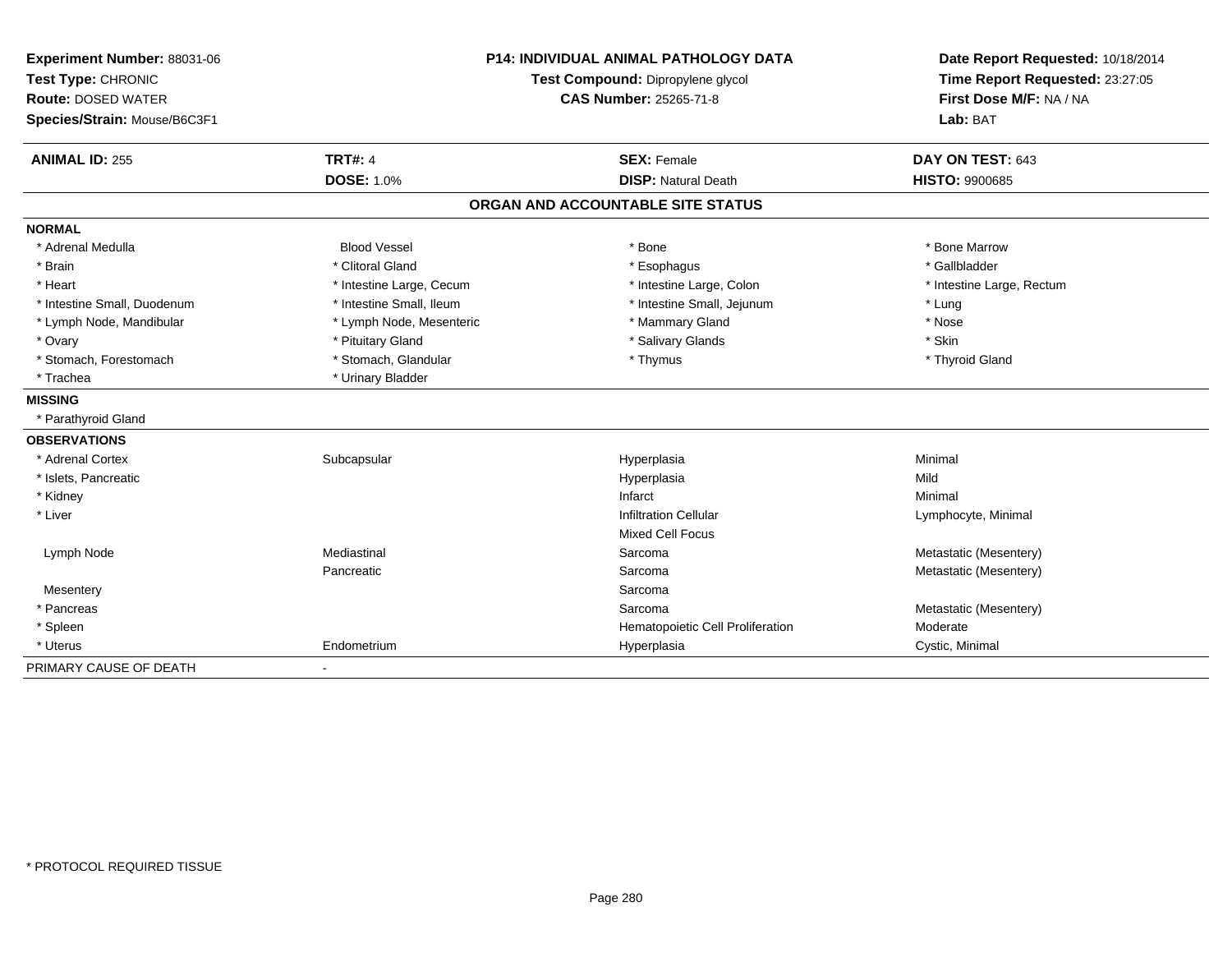**Experiment Number:** 88031-06
**Test Type:** CHRONIC
**Route:** DOSED WATER
**Species/Strain:** Mouse/B6C3F1

**P14: INDIVIDUAL ANIMAL PATHOLOGY DATA**
**Test Compound:** Dipropylene glycol
**CAS Number:** 25265-71-8

**Date Report Requested:** 10/18/2014
**Time Report Requested:** 23:27:05
**First Dose M/F:** NA / NA
**Lab:** BAT

| **ANIMAL ID:** 255 | **TRT#:** 4 | **SEX:** Female | **DAY ON TEST:** 643 |
|---|---|---|---|
| | **DOSE:** 1.0% | **DISP:** Natural Death | **HISTO:** 9900685 |

## ORGAN AND ACCOUNTABLE SITE STATUS

**NORMAL**

| | | | |
|---|---|---|---|
| * Adrenal Medulla | Blood Vessel | * Bone | * Bone Marrow |
| * Brain | * Clitoral Gland | * Esophagus | * Gallbladder |
| * Heart | * Intestine Large, Cecum | * Intestine Large, Colon | * Intestine Large, Rectum |
| * Intestine Small, Duodenum | * Intestine Small, Ileum | * Intestine Small, Jejunum | * Lung |
| * Lymph Node, Mandibular | * Lymph Node, Mesenteric | * Mammary Gland | * Nose |
| * Ovary | * Pituitary Gland | * Salivary Glands | * Skin |
| * Stomach, Forestomach | * Stomach, Glandular | * Thymus | * Thyroid Gland |
| * Trachea | * Urinary Bladder | | |

**MISSING**

* Parathyroid Gland

**OBSERVATIONS**

| | | | |
|---|---|---|---|
| * Adrenal Cortex | Subcapsular | Hyperplasia | Minimal |
| * Islets, Pancreatic | | Hyperplasia | Mild |
| * Kidney | | Infarct | Minimal |
| * Liver | | Infiltration Cellular | Lymphocyte, Minimal |
| | | Mixed Cell Focus | |
| Lymph Node | Mediastinal | Sarcoma | Metastatic (Mesentery) |
| | Pancreatic | Sarcoma | Metastatic (Mesentery) |
| Mesentery | | Sarcoma | |
| * Pancreas | | Sarcoma | Metastatic (Mesentery) |
| * Spleen | | Hematopoietic Cell Proliferation | Moderate |
| * Uterus | Endometrium | Hyperplasia | Cystic, Minimal |

PRIMARY CAUSE OF DEATH -

* PROTOCOL REQUIRED TISSUE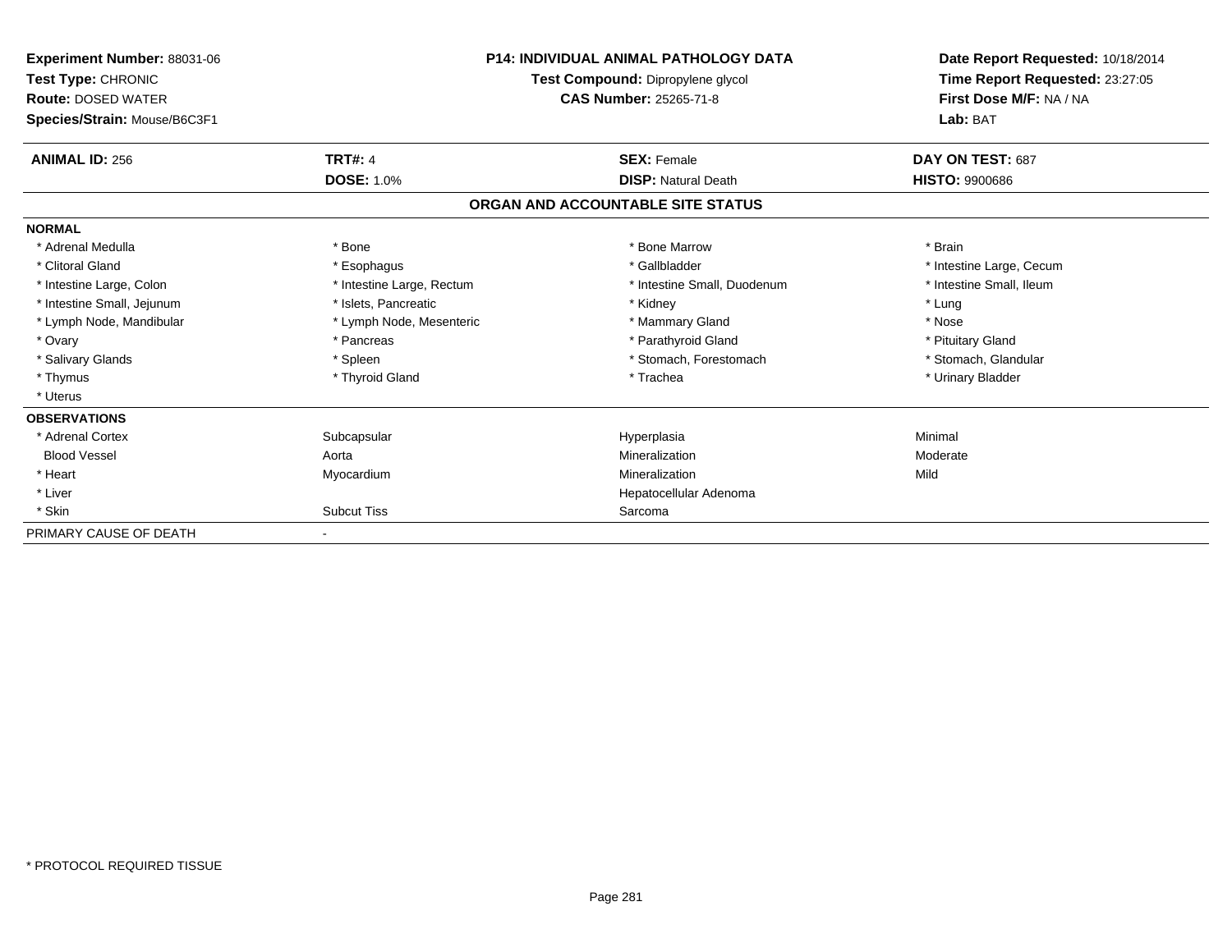**Experiment Number:** 88031-06
**Test Type:** CHRONIC
**Route:** DOSED WATER
**Species/Strain:** Mouse/B6C3F1

**P14: INDIVIDUAL ANIMAL PATHOLOGY DATA**
**Test Compound:** Dipropylene glycol
**CAS Number:** 25265-71-8

**Date Report Requested:** 10/18/2014
**Time Report Requested:** 23:27:05
**First Dose M/F:** NA / NA
**Lab:** BAT

| **ANIMAL ID:** 256 | **TRT#:** 4 | **SEX:** Female | **DAY ON TEST:** 687 |
|---|---|---|---|
| | **DOSE:** 1.0% | **DISP:** Natural Death | **HISTO:** 9900686 |

## ORGAN AND ACCOUNTABLE SITE STATUS

| | | | |
|---|---|---|---|
| **NORMAL** | | | |
| * Adrenal Medulla | * Bone | * Bone Marrow | * Brain |
| * Clitoral Gland | * Esophagus | * Gallbladder | * Intestine Large, Cecum |
| * Intestine Large, Colon | * Intestine Large, Rectum | * Intestine Small, Duodenum | * Intestine Small, Ileum |
| * Intestine Small, Jejunum | * Islets, Pancreatic | * Kidney | * Lung |
| * Lymph Node, Mandibular | * Lymph Node, Mesenteric | * Mammary Gland | * Nose |
| * Ovary | * Pancreas | * Parathyroid Gland | * Pituitary Gland |
| * Salivary Glands | * Spleen | * Stomach, Forestomach | * Stomach, Glandular |
| * Thymus | * Thyroid Gland | * Trachea | * Urinary Bladder |
| * Uterus | | | |
| **OBSERVATIONS** | | | |
| * Adrenal Cortex | Subcapsular | Hyperplasia | Minimal |
| Blood Vessel | Aorta | Mineralization | Moderate |
| * Heart | Myocardium | Mineralization | Mild |
| * Liver | | Hepatocellular Adenoma | |
| * Skin | Subcut Tiss | Sarcoma | |
| PRIMARY CAUSE OF DEATH | - | | |

* PROTOCOL REQUIRED TISSUE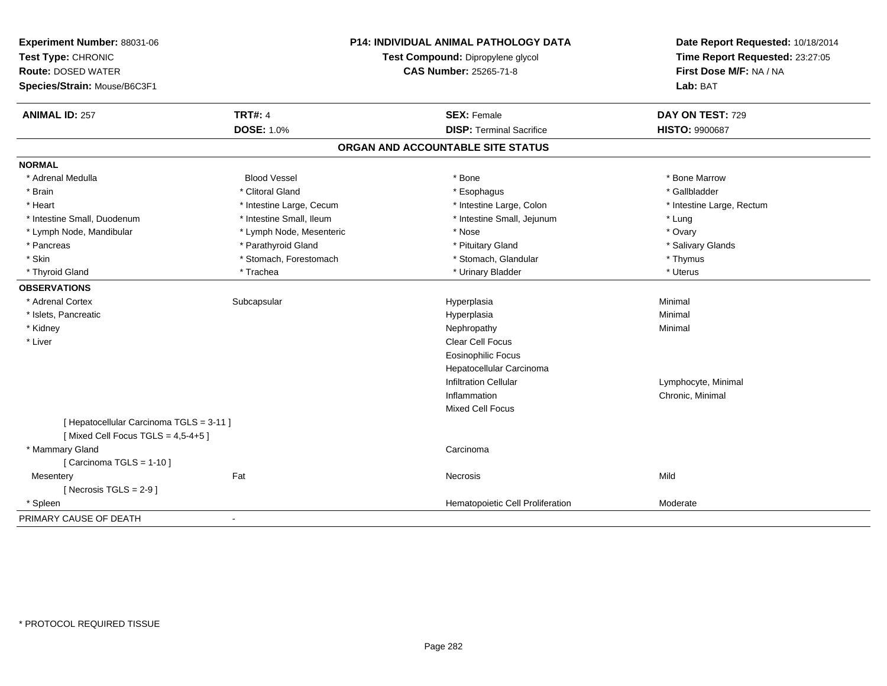**Experiment Number:** 88031-06
**Test Type:** CHRONIC
**Route:** DOSED WATER
**Species/Strain:** Mouse/B6C3F1

**P14: INDIVIDUAL ANIMAL PATHOLOGY DATA**
**Test Compound:** Dipropylene glycol
**CAS Number:** 25265-71-8

**Date Report Requested:** 10/18/2014
**Time Report Requested:** 23:27:05
**First Dose M/F:** NA / NA
**Lab:** BAT

| **ANIMAL ID:** 257 | **TRT#:** 4 | **SEX:** Female | **DAY ON TEST:** 729 |
|---|---|---|---|
| | **DOSE:** 1.0% | **DISP:** Terminal Sacrifice | **HISTO:** 9900687 |

## ORGAN AND ACCOUNTABLE SITE STATUS

**NORMAL**

| | | | |
|---|---|---|---|
| * Adrenal Medulla | Blood Vessel | * Bone | * Bone Marrow |
| * Brain | * Clitoral Gland | * Esophagus | * Gallbladder |
| * Heart | * Intestine Large, Cecum | * Intestine Large, Colon | * Intestine Large, Rectum |
| * Intestine Small, Duodenum | * Intestine Small, Ileum | * Intestine Small, Jejunum | * Lung |
| * Lymph Node, Mandibular | * Lymph Node, Mesenteric | * Nose | * Ovary |
| * Pancreas | * Parathyroid Gland | * Pituitary Gland | * Salivary Glands |
| * Skin | * Stomach, Forestomach | * Stomach, Glandular | * Thymus |
| * Thyroid Gland | * Trachea | * Urinary Bladder | * Uterus |

**OBSERVATIONS**

| | | | |
|---|---|---|---|
| * Adrenal Cortex | Subcapsular | Hyperplasia | Minimal |
| * Islets, Pancreatic | | Hyperplasia | Minimal |
| * Kidney | | Nephropathy | Minimal |
| * Liver | | Clear Cell Focus | |
| | | Eosinophilic Focus | |
| | | Hepatocellular Carcinoma | |
| | | Infiltration Cellular | Lymphocyte, Minimal |
| | | Inflammation | Chronic, Minimal |
| | | Mixed Cell Focus | |
| [ Hepatocellular Carcinoma TGLS = 3-11 ] | | | |
| [ Mixed Cell Focus TGLS = 4,5-4+5 ] | | | |
| * Mammary Gland | | Carcinoma | |
| [ Carcinoma TGLS = 1-10 ] | | | |
| Mesentery | Fat | Necrosis | Mild |
| [ Necrosis TGLS = 2-9 ] | | | |
| * Spleen | | Hematopoietic Cell Proliferation | Moderate |

PRIMARY CAUSE OF DEATH -

* PROTOCOL REQUIRED TISSUE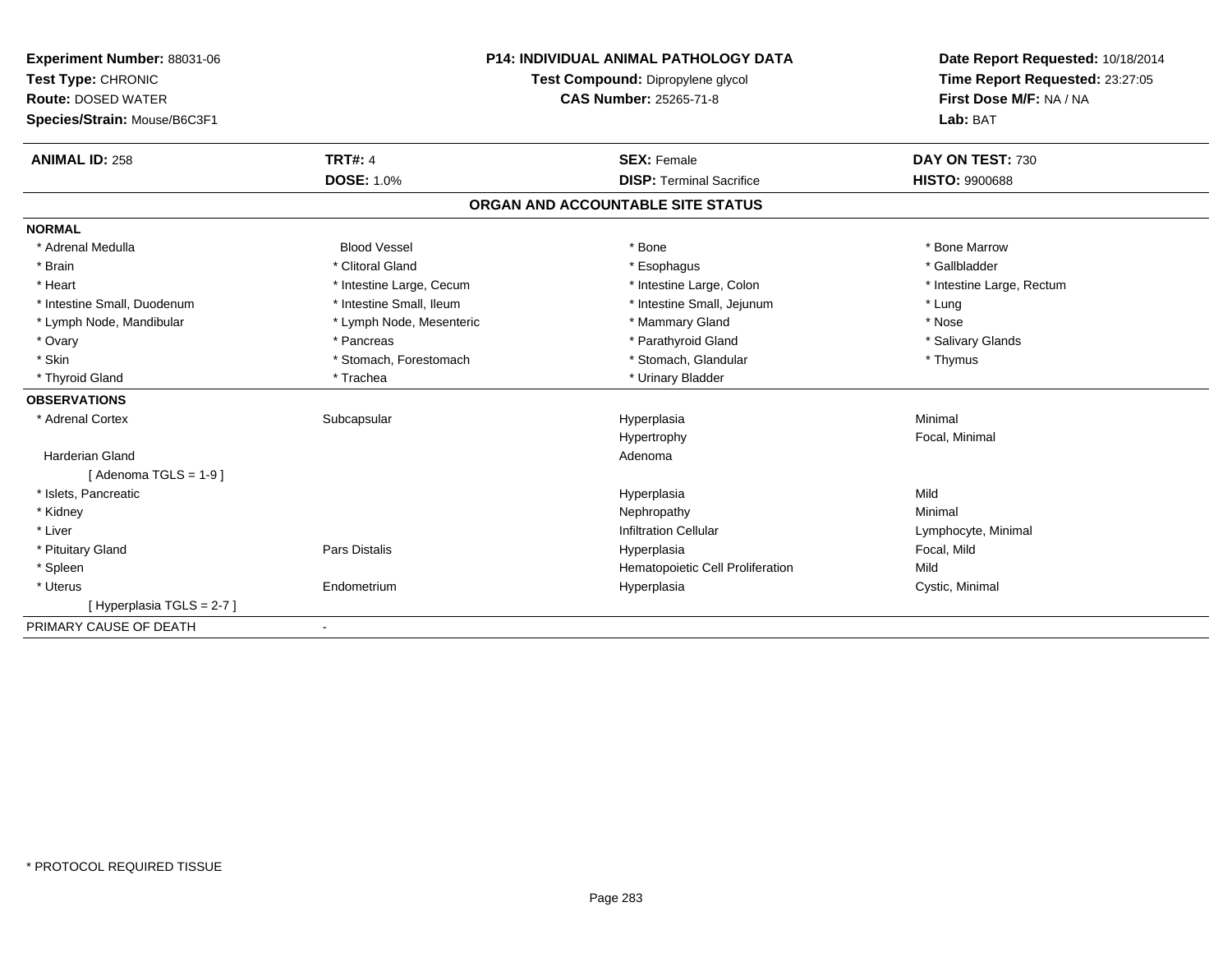**Experiment Number:** 88031-06
**Test Type:** CHRONIC
**Route:** DOSED WATER
**Species/Strain:** Mouse/B6C3F1

**P14: INDIVIDUAL ANIMAL PATHOLOGY DATA**
**Test Compound:** Dipropylene glycol
**CAS Number:** 25265-71-8

**Date Report Requested:** 10/18/2014
**Time Report Requested:** 23:27:05
**First Dose M/F:** NA / NA
**Lab:** BAT

| **ANIMAL ID:** 258 | **TRT#:** 4 | **SEX:** Female | **DAY ON TEST:** 730 |
|---|---|---|---|
| | **DOSE:** 1.0% | **DISP:** Terminal Sacrifice | **HISTO:** 9900688 |

## ORGAN AND ACCOUNTABLE SITE STATUS

**NORMAL**

| | | | |
|---|---|---|---|
| * Adrenal Medulla | Blood Vessel | * Bone | * Bone Marrow |
| * Brain | * Clitoral Gland | * Esophagus | * Gallbladder |
| * Heart | * Intestine Large, Cecum | * Intestine Large, Colon | * Intestine Large, Rectum |
| * Intestine Small, Duodenum | * Intestine Small, Ileum | * Intestine Small, Jejunum | * Lung |
| * Lymph Node, Mandibular | * Lymph Node, Mesenteric | * Mammary Gland | * Nose |
| * Ovary | * Pancreas | * Parathyroid Gland | * Salivary Glands |
| * Skin | * Stomach, Forestomach | * Stomach, Glandular | * Thymus |
| * Thyroid Gland | * Trachea | * Urinary Bladder | |

**OBSERVATIONS**

| | | | |
|---|---|---|---|
| * Adrenal Cortex | Subcapsular | Hyperplasia | Minimal |
| | | Hypertrophy | Focal, Minimal |
| Harderian Gland | | Adenoma | |
| [ Adenoma TGLS = 1-9 ] | | | |
| * Islets, Pancreatic | | Hyperplasia | Mild |
| * Kidney | | Nephropathy | Minimal |
| * Liver | | Infiltration Cellular | Lymphocyte, Minimal |
| * Pituitary Gland | Pars Distalis | Hyperplasia | Focal, Mild |
| * Spleen | | Hematopoietic Cell Proliferation | Mild |
| * Uterus | Endometrium | Hyperplasia | Cystic, Minimal |
| [ Hyperplasia TGLS = 2-7 ] | | | |

PRIMARY CAUSE OF DEATH -

* PROTOCOL REQUIRED TISSUE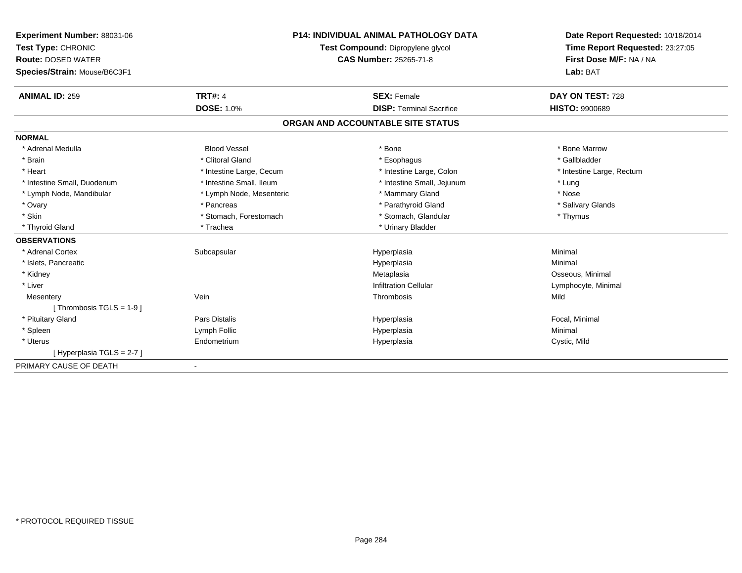**Experiment Number:** 88031-06
**Test Type:** CHRONIC
**Route:** DOSED WATER
**Species/Strain:** Mouse/B6C3F1

**P14: INDIVIDUAL ANIMAL PATHOLOGY DATA**
**Test Compound:** Dipropylene glycol
**CAS Number:** 25265-71-8

**Date Report Requested:** 10/18/2014
**Time Report Requested:** 23:27:05
**First Dose M/F:** NA / NA
**Lab:** BAT

| **ANIMAL ID:** 259 | **TRT#:** 4 | **SEX:** Female | **DAY ON TEST:** 728 |
|---|---|---|---|
| | **DOSE:** 1.0% | **DISP:** Terminal Sacrifice | **HISTO:** 9900689 |

## ORGAN AND ACCOUNTABLE SITE STATUS

**NORMAL**

| | | | |
|---|---|---|---|
| * Adrenal Medulla | Blood Vessel | * Bone | * Bone Marrow |
| * Brain | * Clitoral Gland | * Esophagus | * Gallbladder |
| * Heart | * Intestine Large, Cecum | * Intestine Large, Colon | * Intestine Large, Rectum |
| * Intestine Small, Duodenum | * Intestine Small, Ileum | * Intestine Small, Jejunum | * Lung |
| * Lymph Node, Mandibular | * Lymph Node, Mesenteric | * Mammary Gland | * Nose |
| * Ovary | * Pancreas | * Parathyroid Gland | * Salivary Glands |
| * Skin | * Stomach, Forestomach | * Stomach, Glandular | * Thymus |
| * Thyroid Gland | * Trachea | * Urinary Bladder | |

**OBSERVATIONS**

| | | | |
|---|---|---|---|
| * Adrenal Cortex | Subcapsular | Hyperplasia | Minimal |
| * Islets, Pancreatic | | Hyperplasia | Minimal |
| * Kidney | | Metaplasia | Osseous, Minimal |
| * Liver | | Infiltration Cellular | Lymphocyte, Minimal |
| Mesentery | Vein | Thrombosis | Mild |
| [ Thrombosis TGLS = 1-9 ] | | | |
| * Pituitary Gland | Pars Distalis | Hyperplasia | Focal, Minimal |
| * Spleen | Lymph Follic | Hyperplasia | Minimal |
| * Uterus | Endometrium | Hyperplasia | Cystic, Mild |
| [ Hyperplasia TGLS = 2-7 ] | | | |

PRIMARY CAUSE OF DEATH -

* PROTOCOL REQUIRED TISSUE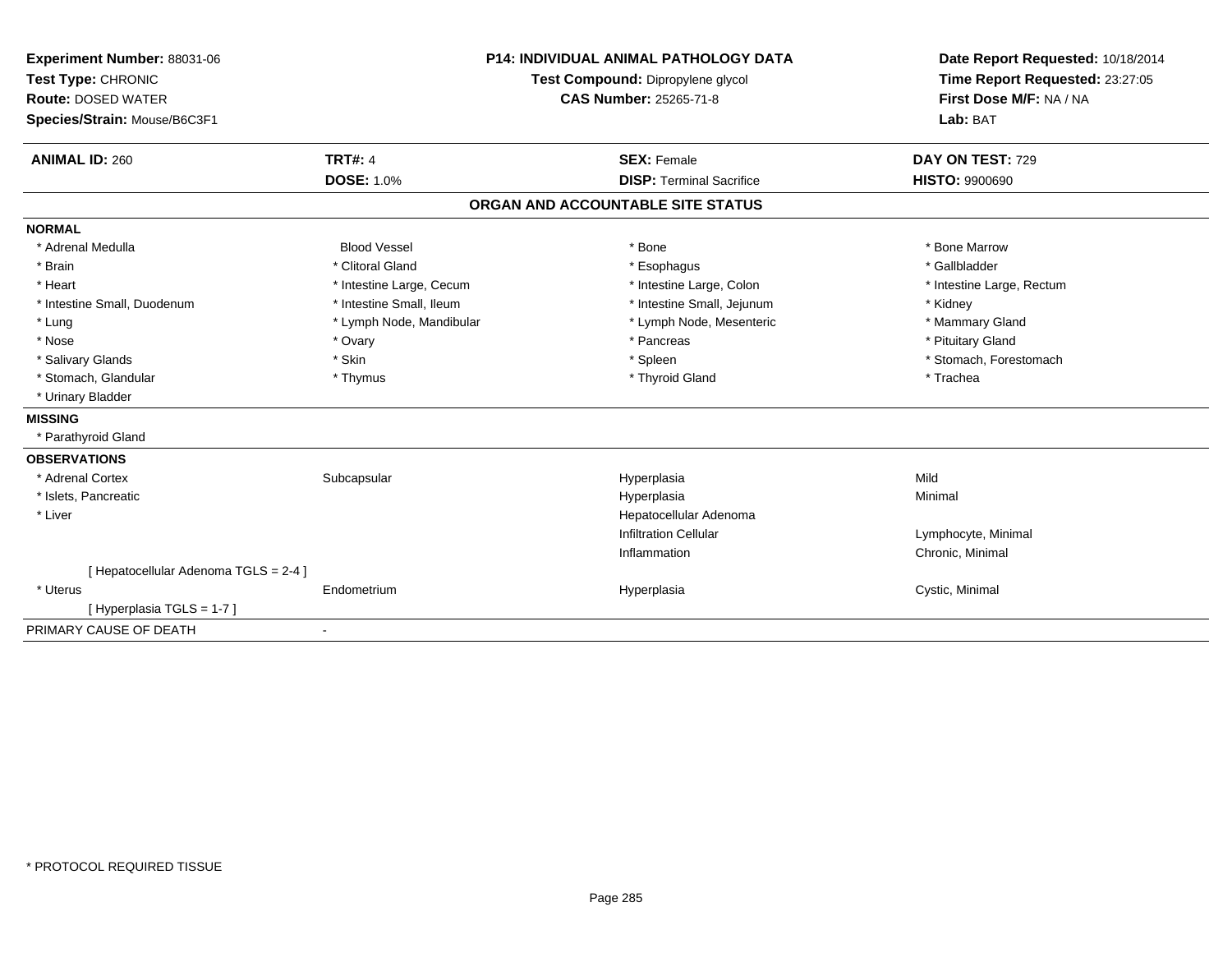**Experiment Number:** 88031-06
**Test Type:** CHRONIC
**Route:** DOSED WATER
**Species/Strain:** Mouse/B6C3F1

**P14: INDIVIDUAL ANIMAL PATHOLOGY DATA**
**Test Compound:** Dipropylene glycol
**CAS Number:** 25265-71-8

**Date Report Requested:** 10/18/2014
**Time Report Requested:** 23:27:05
**First Dose M/F:** NA / NA
**Lab:** BAT

| **ANIMAL ID:** 260 | **TRT#:** 4 | **SEX:** Female | **DAY ON TEST:** 729 |
|---|---|---|---|
| | **DOSE:** 1.0% | **DISP:** Terminal Sacrifice | **HISTO:** 9900690 |

## ORGAN AND ACCOUNTABLE SITE STATUS

**NORMAL**

| | | | |
|---|---|---|---|
| * Adrenal Medulla | Blood Vessel | * Bone | * Bone Marrow |
| * Brain | * Clitoral Gland | * Esophagus | * Gallbladder |
| * Heart | * Intestine Large, Cecum | * Intestine Large, Colon | * Intestine Large, Rectum |
| * Intestine Small, Duodenum | * Intestine Small, Ileum | * Intestine Small, Jejunum | * Kidney |
| * Lung | * Lymph Node, Mandibular | * Lymph Node, Mesenteric | * Mammary Gland |
| * Nose | * Ovary | * Pancreas | * Pituitary Gland |
| * Salivary Glands | * Skin | * Spleen | * Stomach, Forestomach |
| * Stomach, Glandular | * Thymus | * Thyroid Gland | * Trachea |
| * Urinary Bladder | | | |

**MISSING**

* Parathyroid Gland

**OBSERVATIONS**

| | | | |
|---|---|---|---|
| * Adrenal Cortex | Subcapsular | Hyperplasia | Mild |
| * Islets, Pancreatic | | Hyperplasia | Minimal |
| * Liver | | Hepatocellular Adenoma | |
| | | Infiltration Cellular | Lymphocyte, Minimal |
| | | Inflammation | Chronic, Minimal |
| [ Hepatocellular Adenoma TGLS = 2-4 ] | | | |
| * Uterus | Endometrium | Hyperplasia | Cystic, Minimal |
| [ Hyperplasia TGLS = 1-7 ] | | | |

PRIMARY CAUSE OF DEATH -

* PROTOCOL REQUIRED TISSUE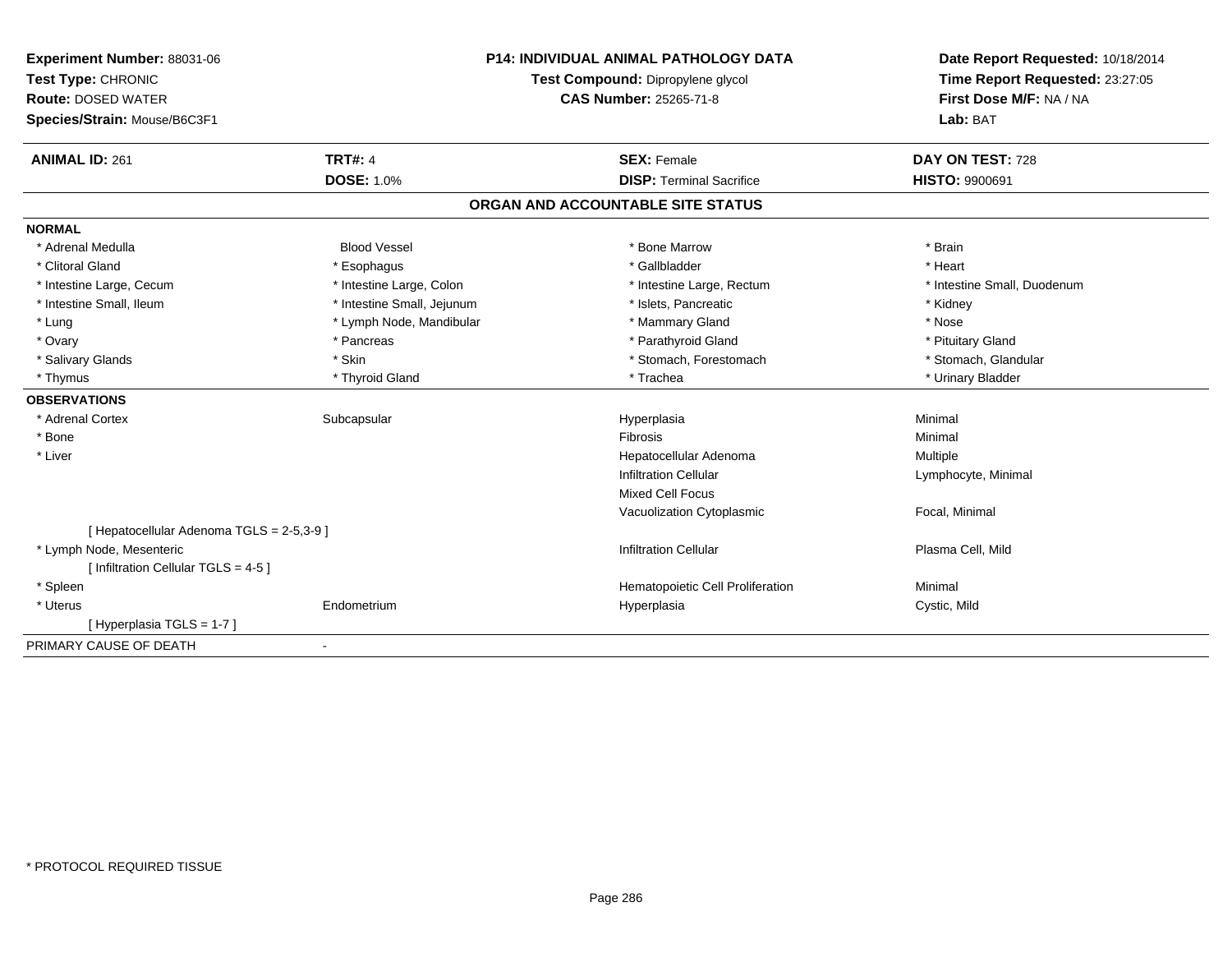**Experiment Number:** 88031-06
**Test Type:** CHRONIC
**Route:** DOSED WATER
**Species/Strain:** Mouse/B6C3F1

**P14: INDIVIDUAL ANIMAL PATHOLOGY DATA**
**Test Compound:** Dipropylene glycol
**CAS Number:** 25265-71-8

**Date Report Requested:** 10/18/2014
**Time Report Requested:** 23:27:05
**First Dose M/F:** NA / NA
**Lab:** BAT

| **ANIMAL ID:** 261 | **TRT#:** 4 | **SEX:** Female | **DAY ON TEST:** 728 |
|---|---|---|---|
| | **DOSE:** 1.0% | **DISP:** Terminal Sacrifice | **HISTO:** 9900691 |

## ORGAN AND ACCOUNTABLE SITE STATUS

**NORMAL**

| | | | |
|---|---|---|---|
| * Adrenal Medulla | Blood Vessel | * Bone Marrow | * Brain |
| * Clitoral Gland | * Esophagus | * Gallbladder | * Heart |
| * Intestine Large, Cecum | * Intestine Large, Colon | * Intestine Large, Rectum | * Intestine Small, Duodenum |
| * Intestine Small, Ileum | * Intestine Small, Jejunum | * Islets, Pancreatic | * Kidney |
| * Lung | * Lymph Node, Mandibular | * Mammary Gland | * Nose |
| * Ovary | * Pancreas | * Parathyroid Gland | * Pituitary Gland |
| * Salivary Glands | * Skin | * Stomach, Forestomach | * Stomach, Glandular |
| * Thymus | * Thyroid Gland | * Trachea | * Urinary Bladder |

**OBSERVATIONS**

| | | | |
|---|---|---|---|
| * Adrenal Cortex | Subcapsular | Hyperplasia | Minimal |
| * Bone | | Fibrosis | Minimal |
| * Liver | | Hepatocellular Adenoma | Multiple |
| | | Infiltration Cellular | Lymphocyte, Minimal |
| | | Mixed Cell Focus | |
| | | Vacuolization Cytoplasmic | Focal, Minimal |
| [ Hepatocellular Adenoma TGLS = 2-5,3-9 ] | | | |
| * Lymph Node, Mesenteric | | Infiltration Cellular | Plasma Cell, Mild |
| [ Infiltration Cellular TGLS = 4-5 ] | | | |
| * Spleen | | Hematopoietic Cell Proliferation | Minimal |
| * Uterus | Endometrium | Hyperplasia | Cystic, Mild |
| [ Hyperplasia TGLS = 1-7 ] | | | |

PRIMARY CAUSE OF DEATH -

* PROTOCOL REQUIRED TISSUE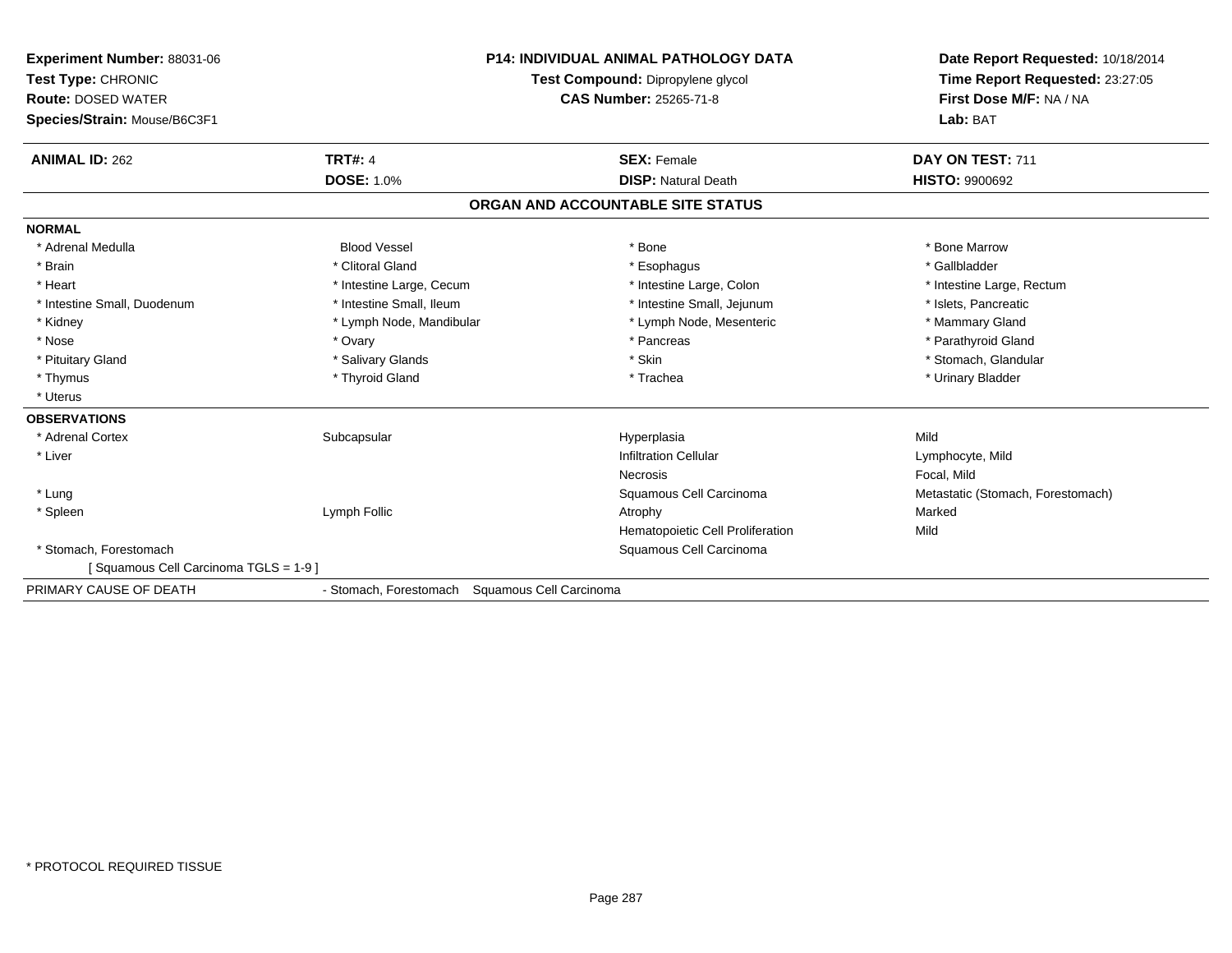**Experiment Number:** 88031-06
**Test Type:** CHRONIC
**Route:** DOSED WATER
**Species/Strain:** Mouse/B6C3F1

**P14: INDIVIDUAL ANIMAL PATHOLOGY DATA**
**Test Compound:** Dipropylene glycol
**CAS Number:** 25265-71-8

**Date Report Requested:** 10/18/2014
**Time Report Requested:** 23:27:05
**First Dose M/F:** NA / NA
**Lab:** BAT

| **ANIMAL ID:** 262 | **TRT#:** 4 | **SEX:** Female | **DAY ON TEST:** 711 |
|---|---|---|---|
| | **DOSE:** 1.0% | **DISP:** Natural Death | **HISTO:** 9900692 |

## ORGAN AND ACCOUNTABLE SITE STATUS

| | | | |
|---|---|---|---|
| **NORMAL** | | | |
| * Adrenal Medulla | Blood Vessel | * Bone | * Bone Marrow |
| * Brain | * Clitoral Gland | * Esophagus | * Gallbladder |
| * Heart | * Intestine Large, Cecum | * Intestine Large, Colon | * Intestine Large, Rectum |
| * Intestine Small, Duodenum | * Intestine Small, Ileum | * Intestine Small, Jejunum | * Islets, Pancreatic |
| * Kidney | * Lymph Node, Mandibular | * Lymph Node, Mesenteric | * Mammary Gland |
| * Nose | * Ovary | * Pancreas | * Parathyroid Gland |
| * Pituitary Gland | * Salivary Glands | * Skin | * Stomach, Glandular |
| * Thymus | * Thyroid Gland | * Trachea | * Urinary Bladder |
| * Uterus | | | |
| **OBSERVATIONS** | | | |
| * Adrenal Cortex | Subcapsular | Hyperplasia | Mild |
| * Liver | | Infiltration Cellular | Lymphocyte, Mild |
| | | Necrosis | Focal, Mild |
| * Lung | | Squamous Cell Carcinoma | Metastatic (Stomach, Forestomach) |
| * Spleen | Lymph Follic | Atrophy | Marked |
| | | Hematopoietic Cell Proliferation | Mild |
| * Stomach, Forestomach | | Squamous Cell Carcinoma | |
| [ Squamous Cell Carcinoma TGLS = 1-9 ] | | | |
| PRIMARY CAUSE OF DEATH | - Stomach, Forestomach | Squamous Cell Carcinoma | |

* PROTOCOL REQUIRED TISSUE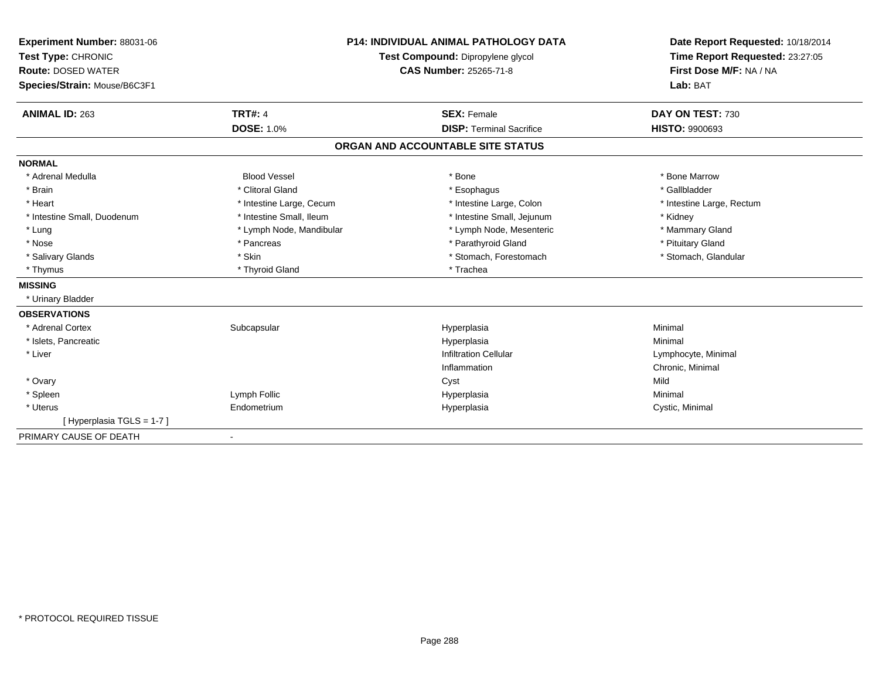**Experiment Number:** 88031-06
**Test Type:** CHRONIC
**Route:** DOSED WATER
**Species/Strain:** Mouse/B6C3F1

**P14: INDIVIDUAL ANIMAL PATHOLOGY DATA**
**Test Compound:** Dipropylene glycol
**CAS Number:** 25265-71-8

**Date Report Requested:** 10/18/2014
**Time Report Requested:** 23:27:05
**First Dose M/F:** NA / NA
**Lab:** BAT

| **ANIMAL ID:** 263 | **TRT#:** 4 | **SEX:** Female | **DAY ON TEST:** 730 |
|---|---|---|---|
| | **DOSE:** 1.0% | **DISP:** Terminal Sacrifice | **HISTO:** 9900693 |

## ORGAN AND ACCOUNTABLE SITE STATUS

**NORMAL**

| | | | |
|---|---|---|---|
| * Adrenal Medulla | Blood Vessel | * Bone | * Bone Marrow |
| * Brain | * Clitoral Gland | * Esophagus | * Gallbladder |
| * Heart | * Intestine Large, Cecum | * Intestine Large, Colon | * Intestine Large, Rectum |
| * Intestine Small, Duodenum | * Intestine Small, Ileum | * Intestine Small, Jejunum | * Kidney |
| * Lung | * Lymph Node, Mandibular | * Lymph Node, Mesenteric | * Mammary Gland |
| * Nose | * Pancreas | * Parathyroid Gland | * Pituitary Gland |
| * Salivary Glands | * Skin | * Stomach, Forestomach | * Stomach, Glandular |
| * Thymus | * Thyroid Gland | * Trachea | |

**MISSING**

* Urinary Bladder

**OBSERVATIONS**

| | | | |
|---|---|---|---|
| * Adrenal Cortex | Subcapsular | Hyperplasia | Minimal |
| * Islets, Pancreatic | | Hyperplasia | Minimal |
| * Liver | | Infiltration Cellular | Lymphocyte, Minimal |
| | | Inflammation | Chronic, Minimal |
| * Ovary | | Cyst | Mild |
| * Spleen | Lymph Follic | Hyperplasia | Minimal |
| * Uterus | Endometrium | Hyperplasia | Cystic, Minimal |
| [ Hyperplasia TGLS = 1-7 ] | | | |

PRIMARY CAUSE OF DEATH -

* PROTOCOL REQUIRED TISSUE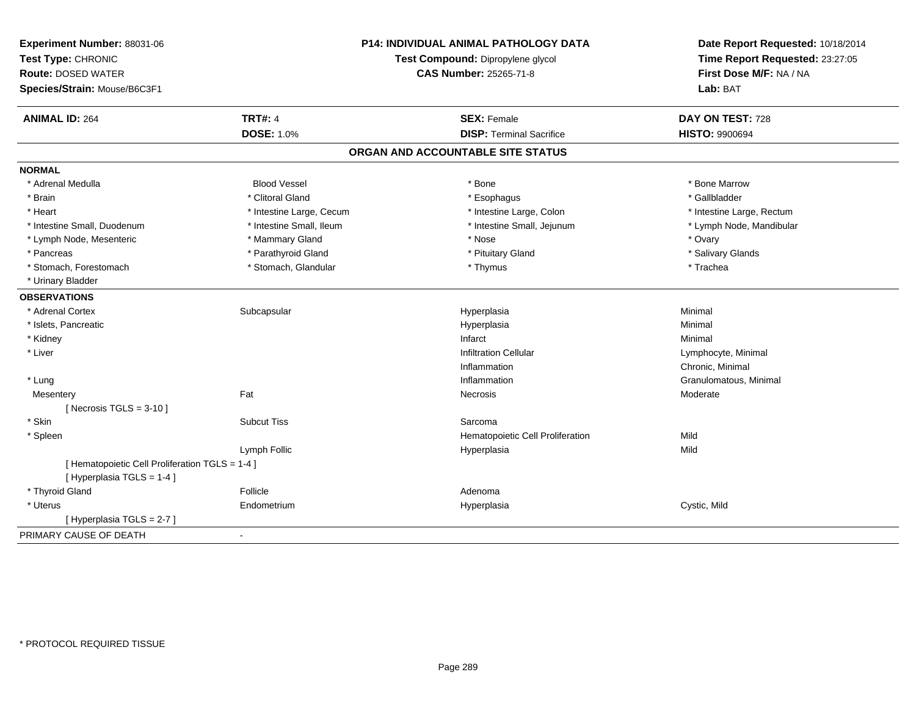**Experiment Number:** 88031-06
**Test Type:** CHRONIC
**Route:** DOSED WATER
**Species/Strain:** Mouse/B6C3F1

**P14: INDIVIDUAL ANIMAL PATHOLOGY DATA**
**Test Compound:** Dipropylene glycol
**CAS Number:** 25265-71-8

**Date Report Requested:** 10/18/2014
**Time Report Requested:** 23:27:05
**First Dose M/F:** NA / NA
**Lab:** BAT

| **ANIMAL ID:** 264 | **TRT#:** 4 | **SEX:** Female | **DAY ON TEST:** 728 |
|---|---|---|---|
| | **DOSE:** 1.0% | **DISP:** Terminal Sacrifice | **HISTO:** 9900694 |

## ORGAN AND ACCOUNTABLE SITE STATUS

**NORMAL**

| | | | |
|---|---|---|---|
| * Adrenal Medulla | Blood Vessel | * Bone | * Bone Marrow |
| * Brain | * Clitoral Gland | * Esophagus | * Gallbladder |
| * Heart | * Intestine Large, Cecum | * Intestine Large, Colon | * Intestine Large, Rectum |
| * Intestine Small, Duodenum | * Intestine Small, Ileum | * Intestine Small, Jejunum | * Lymph Node, Mandibular |
| * Lymph Node, Mesenteric | * Mammary Gland | * Nose | * Ovary |
| * Pancreas | * Parathyroid Gland | * Pituitary Gland | * Salivary Glands |
| * Stomach, Forestomach | * Stomach, Glandular | * Thymus | * Trachea |
| * Urinary Bladder | | | |

**OBSERVATIONS**

| | | | |
|---|---|---|---|
| * Adrenal Cortex | Subcapsular | Hyperplasia | Minimal |
| * Islets, Pancreatic | | Hyperplasia | Minimal |
| * Kidney | | Infarct | Minimal |
| * Liver | | Infiltration Cellular | Lymphocyte, Minimal |
| | | Inflammation | Chronic, Minimal |
| * Lung | | Inflammation | Granulomatous, Minimal |
| Mesentery | Fat | Necrosis | Moderate |
| [ Necrosis TGLS = 3-10 ] | | | |
| * Skin | Subcut Tiss | Sarcoma | |
| * Spleen | | Hematopoietic Cell Proliferation | Mild |
| | Lymph Follic | Hyperplasia | Mild |
| [ Hematopoietic Cell Proliferation TGLS = 1-4 ] | | | |
| [ Hyperplasia TGLS = 1-4 ] | | | |
| * Thyroid Gland | Follicle | Adenoma | |
| * Uterus | Endometrium | Hyperplasia | Cystic, Mild |
| [ Hyperplasia TGLS = 2-7 ] | | | |

PRIMARY CAUSE OF DEATH -

* PROTOCOL REQUIRED TISSUE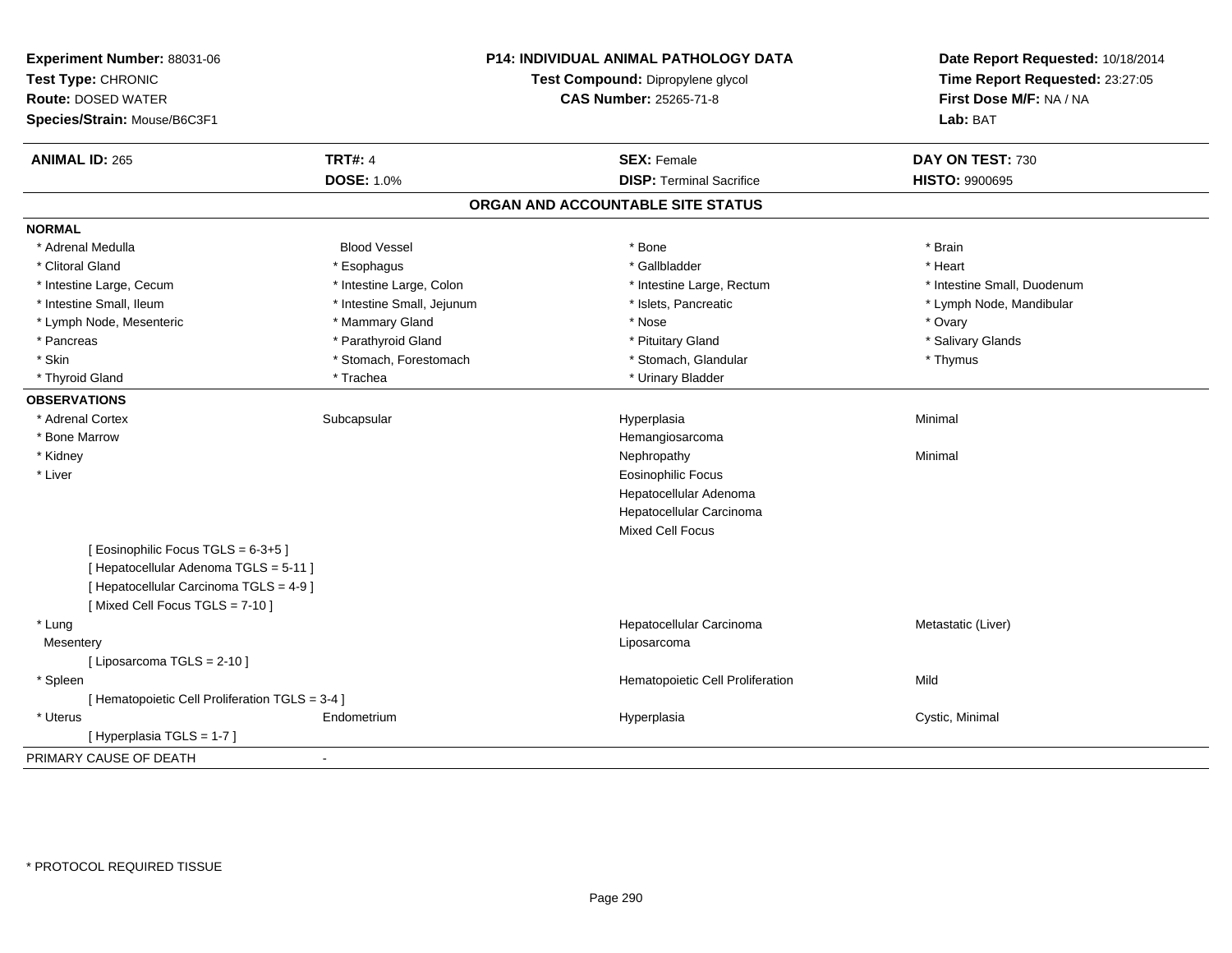**Experiment Number:** 88031-06
**Test Type:** CHRONIC
**Route:** DOSED WATER
**Species/Strain:** Mouse/B6C3F1

**P14: INDIVIDUAL ANIMAL PATHOLOGY DATA**
**Test Compound:** Dipropylene glycol
**CAS Number:** 25265-71-8

**Date Report Requested:** 10/18/2014
**Time Report Requested:** 23:27:05
**First Dose M/F:** NA / NA
**Lab:** BAT

| **ANIMAL ID:** 265 | **TRT#:** 4 | **SEX:** Female | **DAY ON TEST:** 730 |
|---|---|---|---|
| | **DOSE:** 1.0% | **DISP:** Terminal Sacrifice | **HISTO:** 9900695 |

## ORGAN AND ACCOUNTABLE SITE STATUS

**NORMAL**

| | | | |
|---|---|---|---|
| * Adrenal Medulla | Blood Vessel | * Bone | * Brain |
| * Clitoral Gland | * Esophagus | * Gallbladder | * Heart |
| * Intestine Large, Cecum | * Intestine Large, Colon | * Intestine Large, Rectum | * Intestine Small, Duodenum |
| * Intestine Small, Ileum | * Intestine Small, Jejunum | * Islets, Pancreatic | * Lymph Node, Mandibular |
| * Lymph Node, Mesenteric | * Mammary Gland | * Nose | * Ovary |
| * Pancreas | * Parathyroid Gland | * Pituitary Gland | * Salivary Glands |
| * Skin | * Stomach, Forestomach | * Stomach, Glandular | * Thymus |
| * Thyroid Gland | * Trachea | * Urinary Bladder | |

**OBSERVATIONS**

| | | | |
|---|---|---|---|
| * Adrenal Cortex | Subcapsular | Hyperplasia | Minimal |
| * Bone Marrow | | Hemangiosarcoma | |
| * Kidney | | Nephropathy | Minimal |
| * Liver | | Eosinophilic Focus | |
| | | Hepatocellular Adenoma | |
| | | Hepatocellular Carcinoma | |
| | | Mixed Cell Focus | |
| [ Eosinophilic Focus TGLS = 6-3+5 ] | | | |
| [ Hepatocellular Adenoma TGLS = 5-11 ] | | | |
| [ Hepatocellular Carcinoma TGLS = 4-9 ] | | | |
| [ Mixed Cell Focus TGLS = 7-10 ] | | | |
| * Lung | | Hepatocellular Carcinoma | Metastatic (Liver) |
| Mesentery | | Liposarcoma | |
| [ Liposarcoma TGLS = 2-10 ] | | | |
| * Spleen | | Hematopoietic Cell Proliferation | Mild |
| [ Hematopoietic Cell Proliferation TGLS = 3-4 ] | | | |
| * Uterus | Endometrium | Hyperplasia | Cystic, Minimal |
| [ Hyperplasia TGLS = 1-7 ] | | | |

PRIMARY CAUSE OF DEATH -

* PROTOCOL REQUIRED TISSUE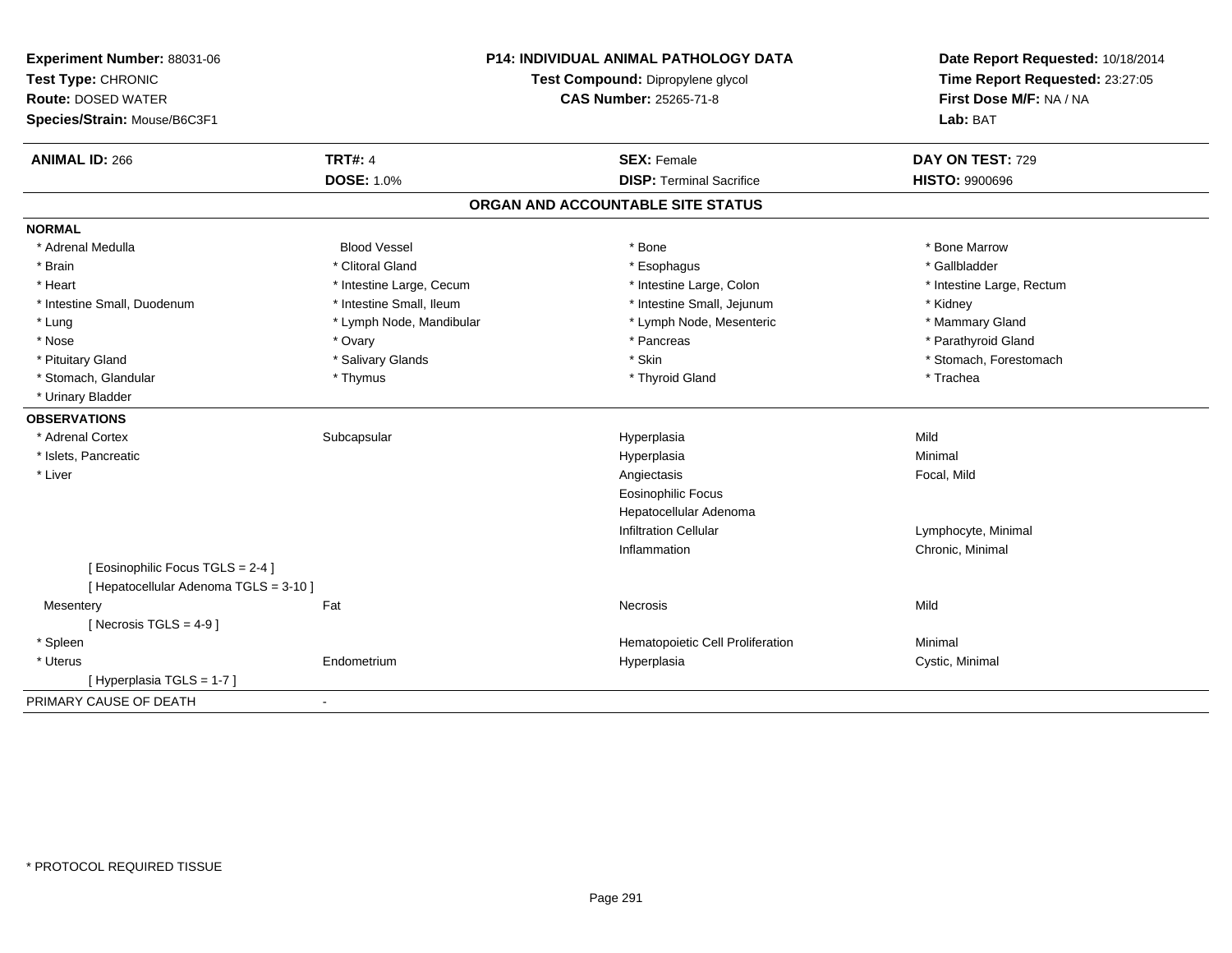| | | | |
|---|---|---|---|
| **Experiment Number:** 88031-06 | **P14: INDIVIDUAL ANIMAL PATHOLOGY DATA** | | **Date Report Requested:** 10/18/2014 |
| **Test Type:** CHRONIC | **Test Compound:** Dipropylene glycol | | **Time Report Requested:** 23:27:05 |
| **Route:** DOSED WATER | **CAS Number:** 25265-71-8 | | **First Dose M/F:** NA / NA |
| **Species/Strain:** Mouse/B6C3F1 | | | **Lab:** BAT |

| **ANIMAL ID:** 266 | **TRT#:** 4 | **SEX:** Female | **DAY ON TEST:** 729 |
|---|---|---|---|
| | **DOSE:** 1.0% | **DISP:** Terminal Sacrifice | **HISTO:** 9900696 |

## ORGAN AND ACCOUNTABLE SITE STATUS

**NORMAL**

| | | | |
|---|---|---|---|
| * Adrenal Medulla | Blood Vessel | * Bone | * Bone Marrow |
| * Brain | * Clitoral Gland | * Esophagus | * Gallbladder |
| * Heart | * Intestine Large, Cecum | * Intestine Large, Colon | * Intestine Large, Rectum |
| * Intestine Small, Duodenum | * Intestine Small, Ileum | * Intestine Small, Jejunum | * Kidney |
| * Lung | * Lymph Node, Mandibular | * Lymph Node, Mesenteric | * Mammary Gland |
| * Nose | * Ovary | * Pancreas | * Parathyroid Gland |
| * Pituitary Gland | * Salivary Glands | * Skin | * Stomach, Forestomach |
| * Stomach, Glandular | * Thymus | * Thyroid Gland | * Trachea |
| * Urinary Bladder | | | |

**OBSERVATIONS**

| | | | |
|---|---|---|---|
| * Adrenal Cortex | Subcapsular | Hyperplasia | Mild |
| * Islets, Pancreatic | | Hyperplasia | Minimal |
| * Liver | | Angiectasis | Focal, Mild |
| | | Eosinophilic Focus | |
| | | Hepatocellular Adenoma | |
| | | Infiltration Cellular | Lymphocyte, Minimal |
| | | Inflammation | Chronic, Minimal |
| [ Eosinophilic Focus TGLS = 2-4 ] | | | |
| [ Hepatocellular Adenoma TGLS = 3-10 ] | | | |
| Mesentery | Fat | Necrosis | Mild |
| [ Necrosis TGLS = 4-9 ] | | | |
| * Spleen | | Hematopoietic Cell Proliferation | Minimal |
| * Uterus | Endometrium | Hyperplasia | Cystic, Minimal |
| [ Hyperplasia TGLS = 1-7 ] | | | |

PRIMARY CAUSE OF DEATH -

* PROTOCOL REQUIRED TISSUE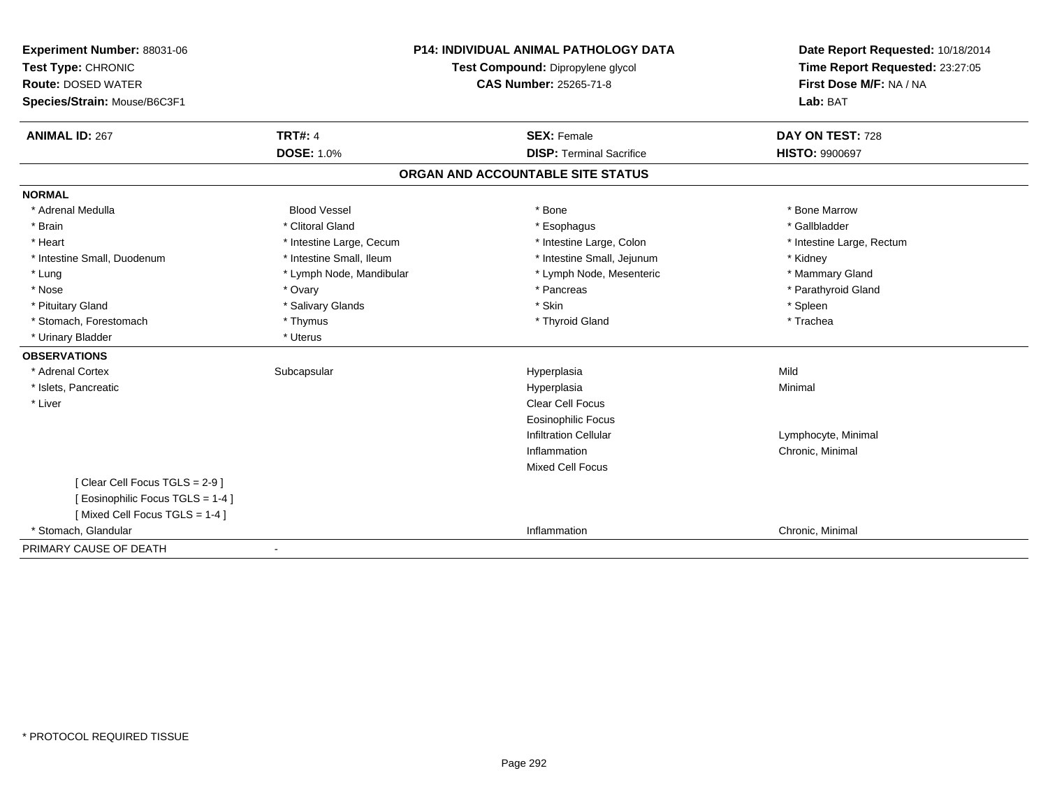**Experiment Number:** 88031-06
**Test Type:** CHRONIC
**Route:** DOSED WATER
**Species/Strain:** Mouse/B6C3F1

**P14: INDIVIDUAL ANIMAL PATHOLOGY DATA**
**Test Compound:** Dipropylene glycol
**CAS Number:** 25265-71-8

**Date Report Requested:** 10/18/2014
**Time Report Requested:** 23:27:05
**First Dose M/F:** NA / NA
**Lab:** BAT

| **ANIMAL ID:** 267 | **TRT#:** 4 | **SEX:** Female | **DAY ON TEST:** 728 |
|---|---|---|---|
| | **DOSE:** 1.0% | **DISP:** Terminal Sacrifice | **HISTO:** 9900697 |

## ORGAN AND ACCOUNTABLE SITE STATUS

**NORMAL**

| | | | |
|---|---|---|---|
| * Adrenal Medulla | Blood Vessel | * Bone | * Bone Marrow |
| * Brain | * Clitoral Gland | * Esophagus | * Gallbladder |
| * Heart | * Intestine Large, Cecum | * Intestine Large, Colon | * Intestine Large, Rectum |
| * Intestine Small, Duodenum | * Intestine Small, Ileum | * Intestine Small, Jejunum | * Kidney |
| * Lung | * Lymph Node, Mandibular | * Lymph Node, Mesenteric | * Mammary Gland |
| * Nose | * Ovary | * Pancreas | * Parathyroid Gland |
| * Pituitary Gland | * Salivary Glands | * Skin | * Spleen |
| * Stomach, Forestomach | * Thymus | * Thyroid Gland | * Trachea |
| * Urinary Bladder | * Uterus | | |

**OBSERVATIONS**

| | | | |
|---|---|---|---|
| * Adrenal Cortex | Subcapsular | Hyperplasia | Mild |
| * Islets, Pancreatic | | Hyperplasia | Minimal |
| * Liver | | Clear Cell Focus | |
| | | Eosinophilic Focus | |
| | | Infiltration Cellular | Lymphocyte, Minimal |
| | | Inflammation | Chronic, Minimal |
| | | Mixed Cell Focus | |
| [ Clear Cell Focus TGLS = 2-9 ] | | | |
| [ Eosinophilic Focus TGLS = 1-4 ] | | | |
| [ Mixed Cell Focus TGLS = 1-4 ] | | | |
| * Stomach, Glandular | | Inflammation | Chronic, Minimal |

PRIMARY CAUSE OF DEATH -

* PROTOCOL REQUIRED TISSUE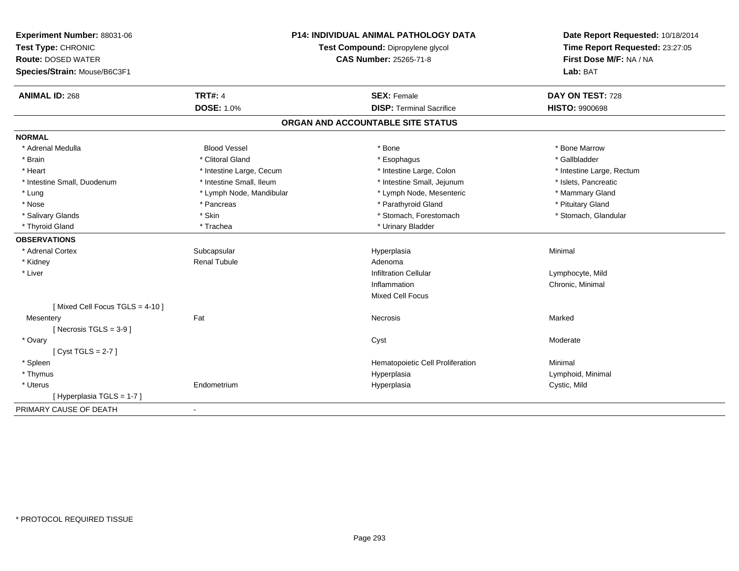**Experiment Number:** 88031-06
**Test Type:** CHRONIC
**Route:** DOSED WATER
**Species/Strain:** Mouse/B6C3F1

**P14: INDIVIDUAL ANIMAL PATHOLOGY DATA**
**Test Compound:** Dipropylene glycol
**CAS Number:** 25265-71-8

**Date Report Requested:** 10/18/2014
**Time Report Requested:** 23:27:05
**First Dose M/F:** NA / NA
**Lab:** BAT

| **ANIMAL ID:** 268 | **TRT#:** 4 | **SEX:** Female | **DAY ON TEST:** 728 |
|---|---|---|---|
| | **DOSE:** 1.0% | **DISP:** Terminal Sacrifice | **HISTO:** 9900698 |

## ORGAN AND ACCOUNTABLE SITE STATUS

**NORMAL**

| | | | |
|---|---|---|---|
| * Adrenal Medulla | Blood Vessel | * Bone | * Bone Marrow |
| * Brain | * Clitoral Gland | * Esophagus | * Gallbladder |
| * Heart | * Intestine Large, Cecum | * Intestine Large, Colon | * Intestine Large, Rectum |
| * Intestine Small, Duodenum | * Intestine Small, Ileum | * Intestine Small, Jejunum | * Islets, Pancreatic |
| * Lung | * Lymph Node, Mandibular | * Lymph Node, Mesenteric | * Mammary Gland |
| * Nose | * Pancreas | * Parathyroid Gland | * Pituitary Gland |
| * Salivary Glands | * Skin | * Stomach, Forestomach | * Stomach, Glandular |
| * Thyroid Gland | * Trachea | * Urinary Bladder | |

**OBSERVATIONS**

| | | | |
|---|---|---|---|
| * Adrenal Cortex | Subcapsular | Hyperplasia | Minimal |
| * Kidney | Renal Tubule | Adenoma | |
| * Liver | | Infiltration Cellular | Lymphocyte, Mild |
| | | Inflammation | Chronic, Minimal |
| | | Mixed Cell Focus | |
| [ Mixed Cell Focus TGLS = 4-10 ] | | | |
| Mesentery | Fat | Necrosis | Marked |
| [ Necrosis TGLS = 3-9 ] | | | |
| * Ovary | | Cyst | Moderate |
| [ Cyst TGLS = 2-7 ] | | | |
| * Spleen | | Hematopoietic Cell Proliferation | Minimal |
| * Thymus | | Hyperplasia | Lymphoid, Minimal |
| * Uterus | Endometrium | Hyperplasia | Cystic, Mild |
| [ Hyperplasia TGLS = 1-7 ] | | | |

PRIMARY CAUSE OF DEATH -

\* PROTOCOL REQUIRED TISSUE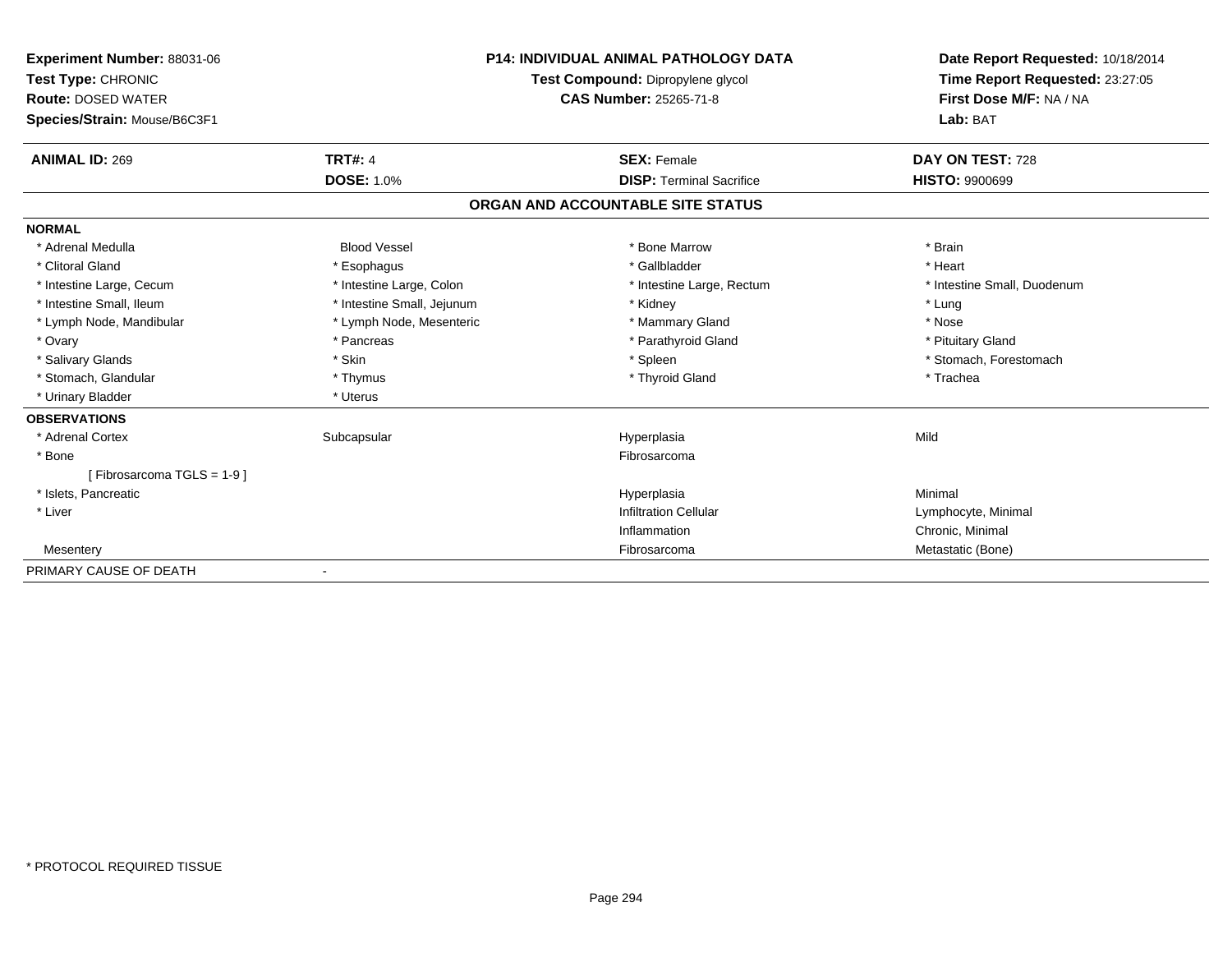**Experiment Number:** 88031-06
**Test Type:** CHRONIC
**Route:** DOSED WATER
**Species/Strain:** Mouse/B6C3F1

**P14: INDIVIDUAL ANIMAL PATHOLOGY DATA**
**Test Compound:** Dipropylene glycol
**CAS Number:** 25265-71-8

**Date Report Requested:** 10/18/2014
**Time Report Requested:** 23:27:05
**First Dose M/F:** NA / NA
**Lab:** BAT

| **ANIMAL ID:** 269 | **TRT#:** 4 | **SEX:** Female | **DAY ON TEST:** 728 |
|---|---|---|---|
| | **DOSE:** 1.0% | **DISP:** Terminal Sacrifice | **HISTO:** 9900699 |

## ORGAN AND ACCOUNTABLE SITE STATUS

| | | | |
|---|---|---|---|
| **NORMAL** | | | |
| * Adrenal Medulla | Blood Vessel | * Bone Marrow | * Brain |
| * Clitoral Gland | * Esophagus | * Gallbladder | * Heart |
| * Intestine Large, Cecum | * Intestine Large, Colon | * Intestine Large, Rectum | * Intestine Small, Duodenum |
| * Intestine Small, Ileum | * Intestine Small, Jejunum | * Kidney | * Lung |
| * Lymph Node, Mandibular | * Lymph Node, Mesenteric | * Mammary Gland | * Nose |
| * Ovary | * Pancreas | * Parathyroid Gland | * Pituitary Gland |
| * Salivary Glands | * Skin | * Spleen | * Stomach, Forestomach |
| * Stomach, Glandular | * Thymus | * Thyroid Gland | * Trachea |
| * Urinary Bladder | * Uterus | | |
| **OBSERVATIONS** | | | |
| * Adrenal Cortex | Subcapsular | Hyperplasia | Mild |
| * Bone | | Fibrosarcoma | |
| [ Fibrosarcoma TGLS = 1-9 ] | | | |
| * Islets, Pancreatic | | Hyperplasia | Minimal |
| * Liver | | Infiltration Cellular | Lymphocyte, Minimal |
| | | Inflammation | Chronic, Minimal |
| Mesentery | | Fibrosarcoma | Metastatic (Bone) |
| PRIMARY CAUSE OF DEATH | - | | |

* PROTOCOL REQUIRED TISSUE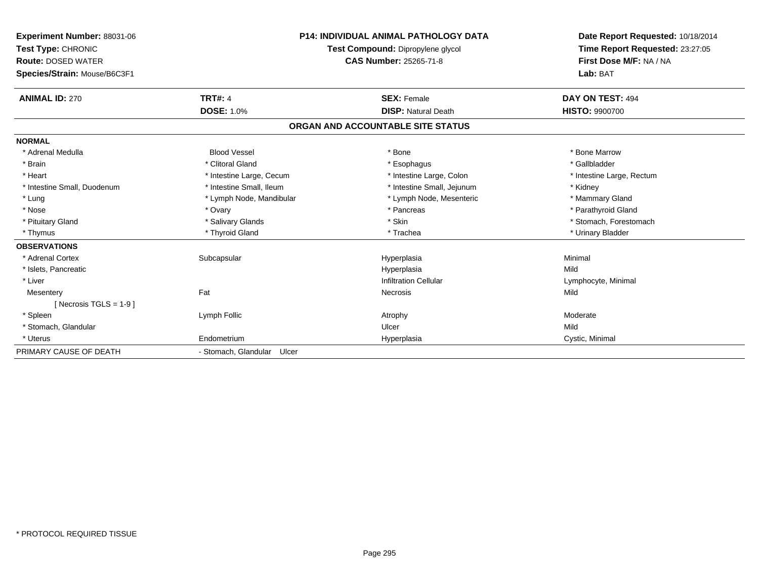**Experiment Number:** 88031-06
**Test Type:** CHRONIC
**Route:** DOSED WATER
**Species/Strain:** Mouse/B6C3F1

**P14: INDIVIDUAL ANIMAL PATHOLOGY DATA**
**Test Compound:** Dipropylene glycol
**CAS Number:** 25265-71-8

**Date Report Requested:** 10/18/2014
**Time Report Requested:** 23:27:05
**First Dose M/F:** NA / NA
**Lab:** BAT

| **ANIMAL ID:** 270 | **TRT#:** 4 | **SEX:** Female | **DAY ON TEST:** 494 |
|---|---|---|---|
| | **DOSE:** 1.0% | **DISP:** Natural Death | **HISTO:** 9900700 |

## ORGAN AND ACCOUNTABLE SITE STATUS

**NORMAL**

| | | | |
|---|---|---|---|
| * Adrenal Medulla | Blood Vessel | * Bone | * Bone Marrow |
| * Brain | * Clitoral Gland | * Esophagus | * Gallbladder |
| * Heart | * Intestine Large, Cecum | * Intestine Large, Colon | * Intestine Large, Rectum |
| * Intestine Small, Duodenum | * Intestine Small, Ileum | * Intestine Small, Jejunum | * Kidney |
| * Lung | * Lymph Node, Mandibular | * Lymph Node, Mesenteric | * Mammary Gland |
| * Nose | * Ovary | * Pancreas | * Parathyroid Gland |
| * Pituitary Gland | * Salivary Glands | * Skin | * Stomach, Forestomach |
| * Thymus | * Thyroid Gland | * Trachea | * Urinary Bladder |

**OBSERVATIONS**

| | | | |
|---|---|---|---|
| * Adrenal Cortex | Subcapsular | Hyperplasia | Minimal |
| * Islets, Pancreatic | | Hyperplasia | Mild |
| * Liver | | Infiltration Cellular | Lymphocyte, Minimal |
| Mesentery | Fat | Necrosis | Mild |
| [ Necrosis TGLS = 1-9 ] | | | |
| * Spleen | Lymph Follic | Atrophy | Moderate |
| * Stomach, Glandular | | Ulcer | Mild |
| * Uterus | Endometrium | Hyperplasia | Cystic, Minimal |

PRIMARY CAUSE OF DEATH - Stomach, Glandular Ulcer

* PROTOCOL REQUIRED TISSUE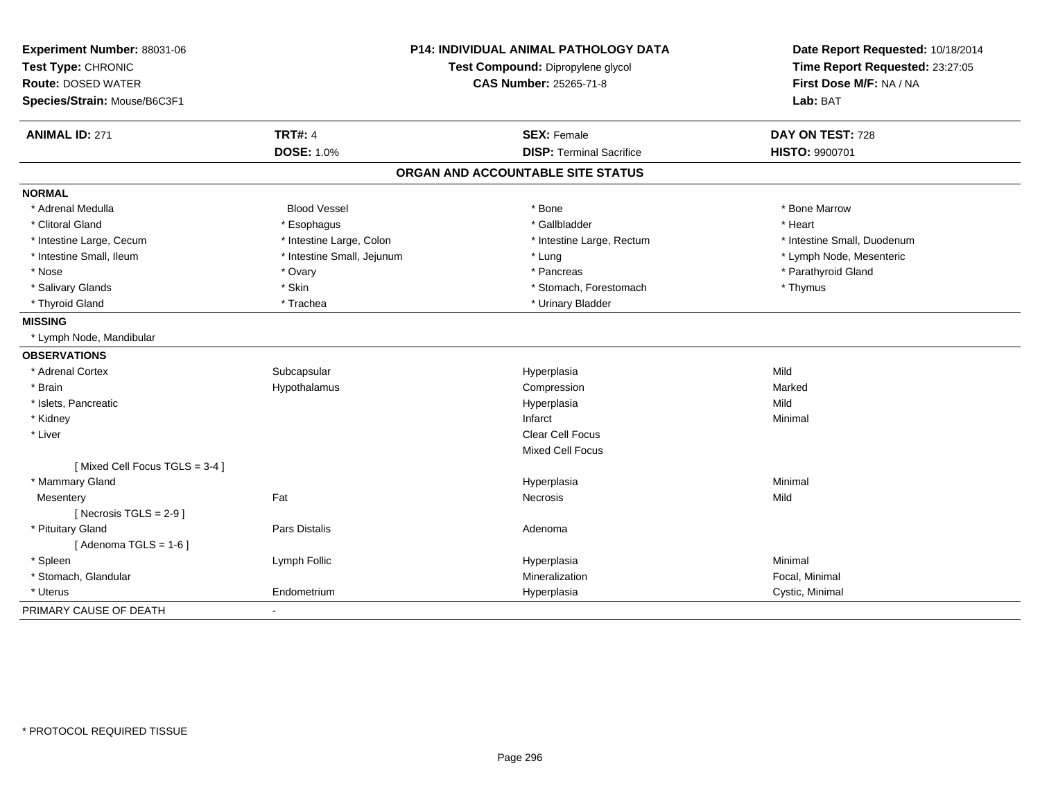**Experiment Number:** 88031-06
**Test Type:** CHRONIC
**Route:** DOSED WATER
**Species/Strain:** Mouse/B6C3F1

**P14: INDIVIDUAL ANIMAL PATHOLOGY DATA**
**Test Compound:** Dipropylene glycol
**CAS Number:** 25265-71-8

**Date Report Requested:** 10/18/2014
**Time Report Requested:** 23:27:05
**First Dose M/F:** NA / NA
**Lab:** BAT

| **ANIMAL ID:** 271 | **TRT#:** 4 | **SEX:** Female | **DAY ON TEST:** 728 |
|---|---|---|---|
| | **DOSE:** 1.0% | **DISP:** Terminal Sacrifice | **HISTO:** 9900701 |

## ORGAN AND ACCOUNTABLE SITE STATUS

| | | | |
|---|---|---|---|
| **NORMAL** | | | |
| * Adrenal Medulla | Blood Vessel | * Bone | * Bone Marrow |
| * Clitoral Gland | * Esophagus | * Gallbladder | * Heart |
| * Intestine Large, Cecum | * Intestine Large, Colon | * Intestine Large, Rectum | * Intestine Small, Duodenum |
| * Intestine Small, Ileum | * Intestine Small, Jejunum | * Lung | * Lymph Node, Mesenteric |
| * Nose | * Ovary | * Pancreas | * Parathyroid Gland |
| * Salivary Glands | * Skin | * Stomach, Forestomach | * Thymus |
| * Thyroid Gland | * Trachea | * Urinary Bladder | |
| **MISSING** | | | |
| * Lymph Node, Mandibular | | | |
| **OBSERVATIONS** | | | |
| * Adrenal Cortex | Subcapsular | Hyperplasia | Mild |
| * Brain | Hypothalamus | Compression | Marked |
| * Islets, Pancreatic | | Hyperplasia | Mild |
| * Kidney | | Infarct | Minimal |
| * Liver | | Clear Cell Focus | |
| | | Mixed Cell Focus | |
| [ Mixed Cell Focus TGLS = 3-4 ] | | | |
| * Mammary Gland | | Hyperplasia | Minimal |
| Mesentery | Fat | Necrosis | Mild |
| [ Necrosis TGLS = 2-9 ] | | | |
| * Pituitary Gland | Pars Distalis | Adenoma | |
| [ Adenoma TGLS = 1-6 ] | | | |
| * Spleen | Lymph Follic | Hyperplasia | Minimal |
| * Stomach, Glandular | | Mineralization | Focal, Minimal |
| * Uterus | Endometrium | Hyperplasia | Cystic, Minimal |
| PRIMARY CAUSE OF DEATH | - | | |

* PROTOCOL REQUIRED TISSUE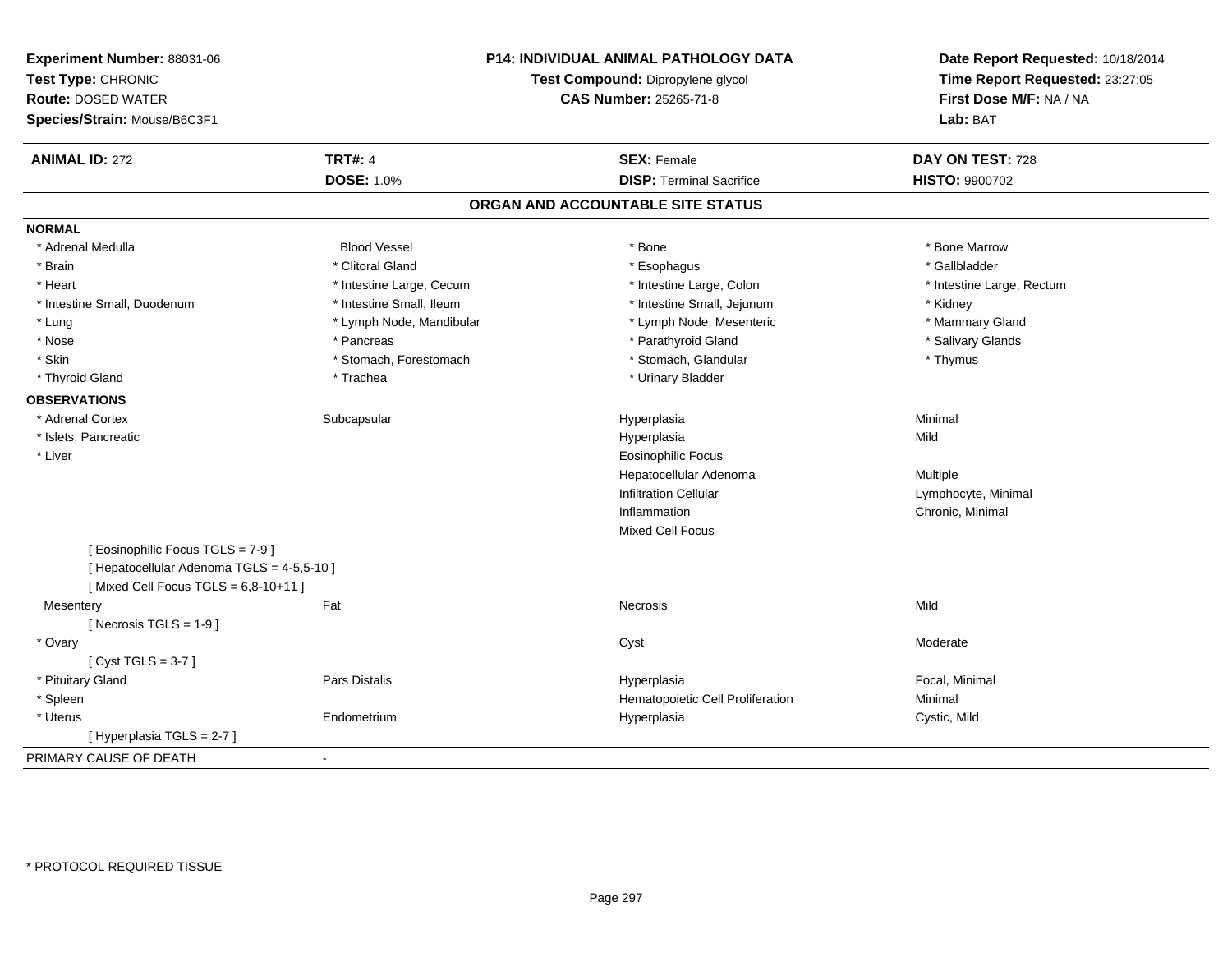**Experiment Number:** 88031-06
**Test Type:** CHRONIC
**Route:** DOSED WATER
**Species/Strain:** Mouse/B6C3F1

**P14: INDIVIDUAL ANIMAL PATHOLOGY DATA**
**Test Compound:** Dipropylene glycol
**CAS Number:** 25265-71-8

**Date Report Requested:** 10/18/2014
**Time Report Requested:** 23:27:05
**First Dose M/F:** NA / NA
**Lab:** BAT

| **ANIMAL ID:** 272 | **TRT#:** 4 | **SEX:** Female | **DAY ON TEST:** 728 |
|---|---|---|---|
| | **DOSE:** 1.0% | **DISP:** Terminal Sacrifice | **HISTO:** 9900702 |

## ORGAN AND ACCOUNTABLE SITE STATUS

**NORMAL**

| | | | |
|---|---|---|---|
| * Adrenal Medulla | Blood Vessel | * Bone | * Bone Marrow |
| * Brain | * Clitoral Gland | * Esophagus | * Gallbladder |
| * Heart | * Intestine Large, Cecum | * Intestine Large, Colon | * Intestine Large, Rectum |
| * Intestine Small, Duodenum | * Intestine Small, Ileum | * Intestine Small, Jejunum | * Kidney |
| * Lung | * Lymph Node, Mandibular | * Lymph Node, Mesenteric | * Mammary Gland |
| * Nose | * Pancreas | * Parathyroid Gland | * Salivary Glands |
| * Skin | * Stomach, Forestomach | * Stomach, Glandular | * Thymus |
| * Thyroid Gland | * Trachea | * Urinary Bladder | |

**OBSERVATIONS**

| | | | |
|---|---|---|---|
| * Adrenal Cortex | Subcapsular | Hyperplasia | Minimal |
| * Islets, Pancreatic | | Hyperplasia | Mild |
| * Liver | | Eosinophilic Focus | |
| | | Hepatocellular Adenoma | Multiple |
| | | Infiltration Cellular | Lymphocyte, Minimal |
| | | Inflammation | Chronic, Minimal |
| | | Mixed Cell Focus | |
| [ Eosinophilic Focus TGLS = 7-9 ] | | | |
| [ Hepatocellular Adenoma TGLS = 4-5,5-10 ] | | | |
| [ Mixed Cell Focus TGLS = 6,8-10+11 ] | | | |
| Mesentery | Fat | Necrosis | Mild |
| [ Necrosis TGLS = 1-9 ] | | | |
| * Ovary | | Cyst | Moderate |
| [ Cyst TGLS = 3-7 ] | | | |
| * Pituitary Gland | Pars Distalis | Hyperplasia | Focal, Minimal |
| * Spleen | | Hematopoietic Cell Proliferation | Minimal |
| * Uterus | Endometrium | Hyperplasia | Cystic, Mild |
| [ Hyperplasia TGLS = 2-7 ] | | | |

PRIMARY CAUSE OF DEATH -

* PROTOCOL REQUIRED TISSUE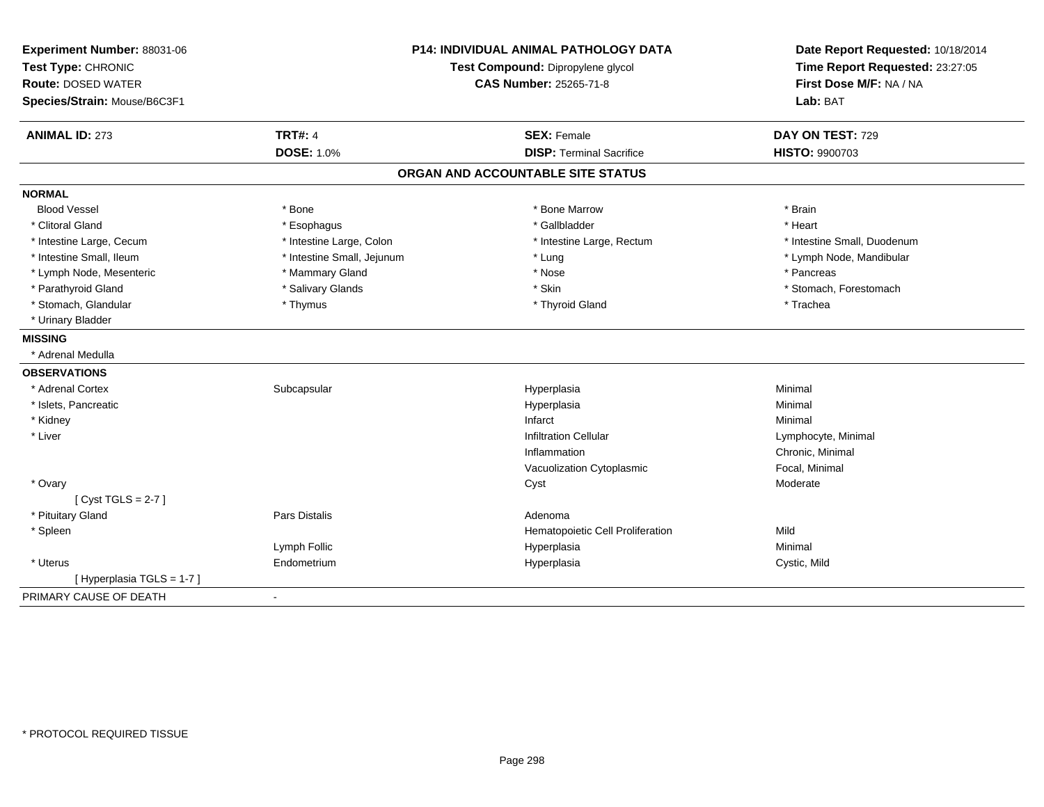**Experiment Number:** 88031-06
**Test Type:** CHRONIC
**Route:** DOSED WATER
**Species/Strain:** Mouse/B6C3F1

**P14: INDIVIDUAL ANIMAL PATHOLOGY DATA**
**Test Compound:** Dipropylene glycol
**CAS Number:** 25265-71-8

**Date Report Requested:** 10/18/2014
**Time Report Requested:** 23:27:05
**First Dose M/F:** NA / NA
**Lab:** BAT

| **ANIMAL ID:** 273 | **TRT#:** 4 | **SEX:** Female | **DAY ON TEST:** 729 |
|---|---|---|---|
| | **DOSE:** 1.0% | **DISP:** Terminal Sacrifice | **HISTO:** 9900703 |

## ORGAN AND ACCOUNTABLE SITE STATUS

| | | | |
|---|---|---|---|
| **NORMAL** | | | |
| Blood Vessel | * Bone | * Bone Marrow | * Brain |
| * Clitoral Gland | * Esophagus | * Gallbladder | * Heart |
| * Intestine Large, Cecum | * Intestine Large, Colon | * Intestine Large, Rectum | * Intestine Small, Duodenum |
| * Intestine Small, Ileum | * Intestine Small, Jejunum | * Lung | * Lymph Node, Mandibular |
| * Lymph Node, Mesenteric | * Mammary Gland | * Nose | * Pancreas |
| * Parathyroid Gland | * Salivary Glands | * Skin | * Stomach, Forestomach |
| * Stomach, Glandular | * Thymus | * Thyroid Gland | * Trachea |
| * Urinary Bladder | | | |
| **MISSING** | | | |
| * Adrenal Medulla | | | |
| **OBSERVATIONS** | | | |
| * Adrenal Cortex | Subcapsular | Hyperplasia | Minimal |
| * Islets, Pancreatic | | Hyperplasia | Minimal |
| * Kidney | | Infarct | Minimal |
| * Liver | | Infiltration Cellular | Lymphocyte, Minimal |
| | | Inflammation | Chronic, Minimal |
| | | Vacuolization Cytoplasmic | Focal, Minimal |
| * Ovary | | Cyst | Moderate |
| [ Cyst TGLS = 2-7 ] | | | |
| * Pituitary Gland | Pars Distalis | Adenoma | |
| * Spleen | | Hematopoietic Cell Proliferation | Mild |
| | Lymph Follic | Hyperplasia | Minimal |
| * Uterus | Endometrium | Hyperplasia | Cystic, Mild |
| [ Hyperplasia TGLS = 1-7 ] | | | |
| PRIMARY CAUSE OF DEATH | - | | |

* PROTOCOL REQUIRED TISSUE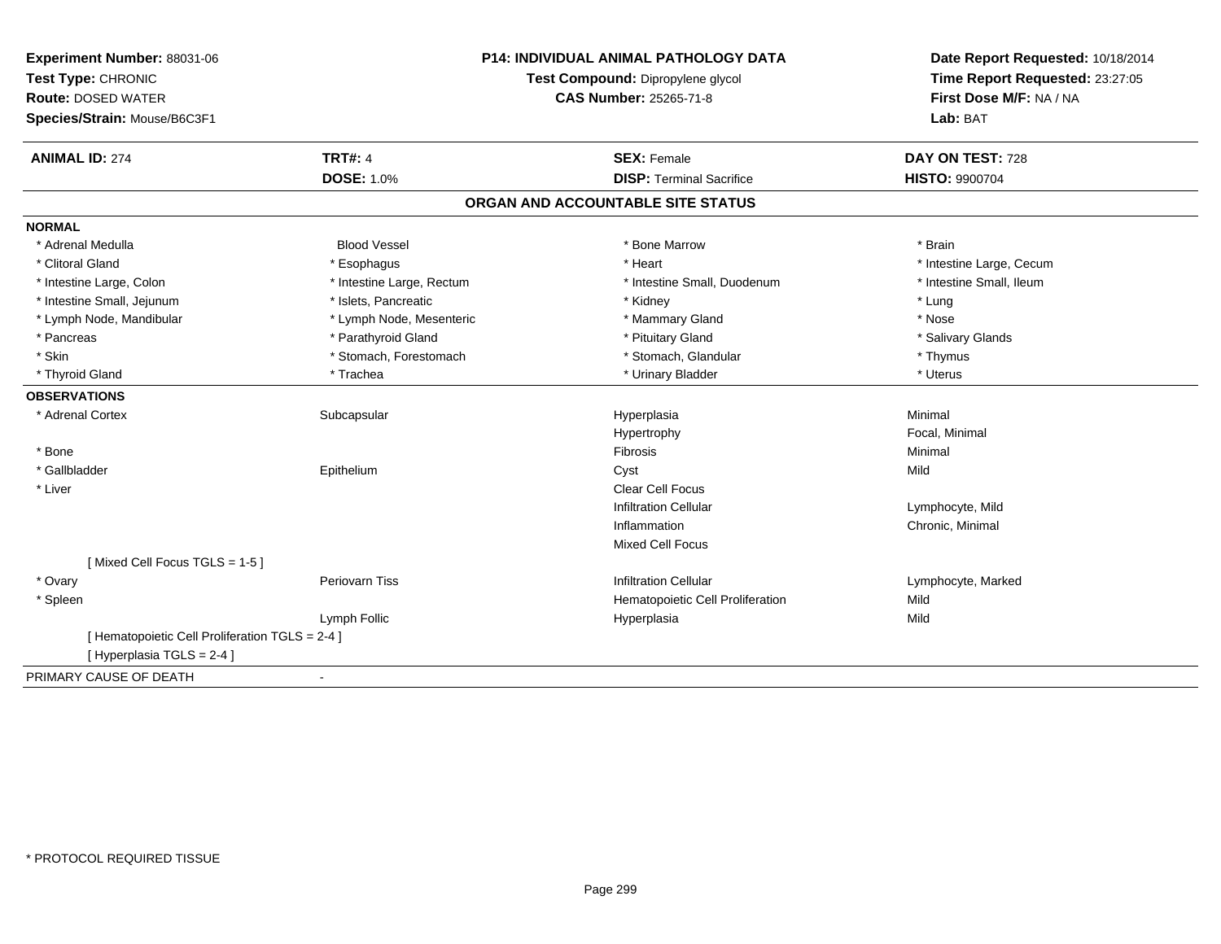**Experiment Number:** 88031-06
**Test Type:** CHRONIC
**Route:** DOSED WATER
**Species/Strain:** Mouse/B6C3F1

**P14: INDIVIDUAL ANIMAL PATHOLOGY DATA**
**Test Compound:** Dipropylene glycol
**CAS Number:** 25265-71-8

**Date Report Requested:** 10/18/2014
**Time Report Requested:** 23:27:05
**First Dose M/F:** NA / NA
**Lab:** BAT

| **ANIMAL ID:** 274 | **TRT#:** 4 | **SEX:** Female | **DAY ON TEST:** 728 |
|---|---|---|---|
| | **DOSE:** 1.0% | **DISP:** Terminal Sacrifice | **HISTO:** 9900704 |

## ORGAN AND ACCOUNTABLE SITE STATUS

**NORMAL**

| | | | |
|---|---|---|---|
| * Adrenal Medulla | Blood Vessel | * Bone Marrow | * Brain |
| * Clitoral Gland | * Esophagus | * Heart | * Intestine Large, Cecum |
| * Intestine Large, Colon | * Intestine Large, Rectum | * Intestine Small, Duodenum | * Intestine Small, Ileum |
| * Intestine Small, Jejunum | * Islets, Pancreatic | * Kidney | * Lung |
| * Lymph Node, Mandibular | * Lymph Node, Mesenteric | * Mammary Gland | * Nose |
| * Pancreas | * Parathyroid Gland | * Pituitary Gland | * Salivary Glands |
| * Skin | * Stomach, Forestomach | * Stomach, Glandular | * Thymus |
| * Thyroid Gland | * Trachea | * Urinary Bladder | * Uterus |

**OBSERVATIONS**

| | | | |
|---|---|---|---|
| * Adrenal Cortex | Subcapsular | Hyperplasia | Minimal |
| | | Hypertrophy | Focal, Minimal |
| * Bone | | Fibrosis | Minimal |
| * Gallbladder | Epithelium | Cyst | Mild |
| * Liver | | Clear Cell Focus | |
| | | Infiltration Cellular | Lymphocyte, Mild |
| | | Inflammation | Chronic, Minimal |
| | | Mixed Cell Focus | |
| [ Mixed Cell Focus TGLS = 1-5 ] | | | |
| * Ovary | Periovarn Tiss | Infiltration Cellular | Lymphocyte, Marked |
| * Spleen | | Hematopoietic Cell Proliferation | Mild |
| | Lymph Follic | Hyperplasia | Mild |
| [ Hematopoietic Cell Proliferation TGLS = 2-4 ] | | | |
| [ Hyperplasia TGLS = 2-4 ] | | | |

PRIMARY CAUSE OF DEATH -

\* PROTOCOL REQUIRED TISSUE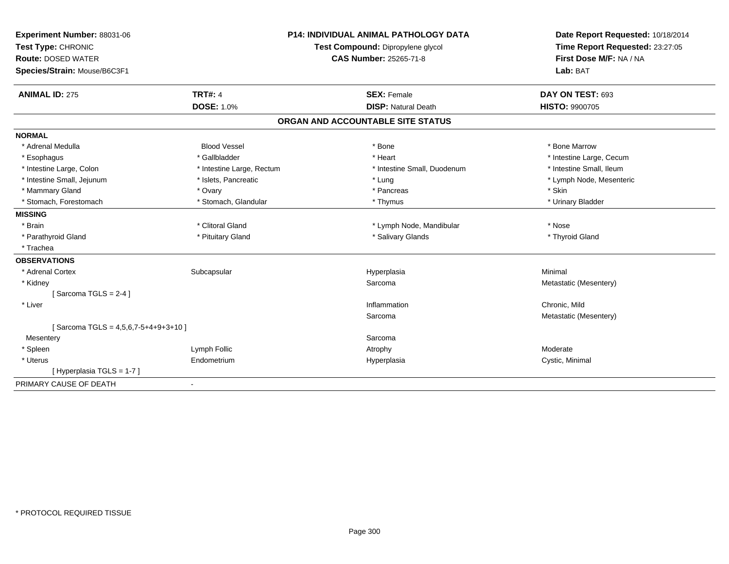**Experiment Number:** 88031-06
**Test Type:** CHRONIC
**Route:** DOSED WATER
**Species/Strain:** Mouse/B6C3F1

**P14: INDIVIDUAL ANIMAL PATHOLOGY DATA**
**Test Compound:** Dipropylene glycol
**CAS Number:** 25265-71-8

**Date Report Requested:** 10/18/2014
**Time Report Requested:** 23:27:05
**First Dose M/F:** NA / NA
**Lab:** BAT

| **ANIMAL ID:** 275 | **TRT#:** 4 | **SEX:** Female | **DAY ON TEST:** 693 |
|---|---|---|---|
| | **DOSE:** 1.0% | **DISP:** Natural Death | **HISTO:** 9900705 |

## ORGAN AND ACCOUNTABLE SITE STATUS

| | | | |
|---|---|---|---|
| **NORMAL** | | | |
| * Adrenal Medulla | Blood Vessel | * Bone | * Bone Marrow |
| * Esophagus | * Gallbladder | * Heart | * Intestine Large, Cecum |
| * Intestine Large, Colon | * Intestine Large, Rectum | * Intestine Small, Duodenum | * Intestine Small, Ileum |
| * Intestine Small, Jejunum | * Islets, Pancreatic | * Lung | * Lymph Node, Mesenteric |
| * Mammary Gland | * Ovary | * Pancreas | * Skin |
| * Stomach, Forestomach | * Stomach, Glandular | * Thymus | * Urinary Bladder |
| **MISSING** | | | |
| * Brain | * Clitoral Gland | * Lymph Node, Mandibular | * Nose |
| * Parathyroid Gland | * Pituitary Gland | * Salivary Glands | * Thyroid Gland |
| * Trachea | | | |
| **OBSERVATIONS** | | | |
| * Adrenal Cortex | Subcapsular | Hyperplasia | Minimal |
| * Kidney | | Sarcoma | Metastatic (Mesentery) |
| [ Sarcoma TGLS = 2-4 ] | | | |
| * Liver | | Inflammation | Chronic, Mild |
| | | Sarcoma | Metastatic (Mesentery) |
| [ Sarcoma TGLS = 4,5,6,7-5+4+9+3+10 ] | | | |
| Mesentery | | Sarcoma | |
| * Spleen | Lymph Follic | Atrophy | Moderate |
| * Uterus | Endometrium | Hyperplasia | Cystic, Minimal |
| [ Hyperplasia TGLS = 1-7 ] | | | |
| PRIMARY CAUSE OF DEATH | - | | |

* PROTOCOL REQUIRED TISSUE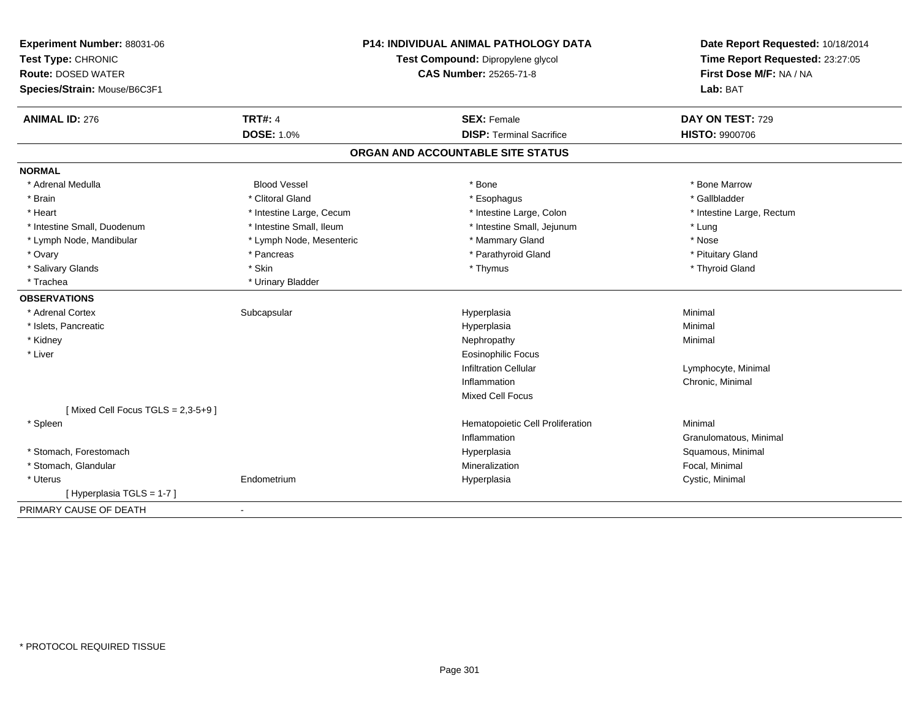**Experiment Number:** 88031-06
**Test Type:** CHRONIC
**Route:** DOSED WATER
**Species/Strain:** Mouse/B6C3F1

**P14: INDIVIDUAL ANIMAL PATHOLOGY DATA**
**Test Compound:** Dipropylene glycol
**CAS Number:** 25265-71-8

**Date Report Requested:** 10/18/2014
**Time Report Requested:** 23:27:05
**First Dose M/F:** NA / NA
**Lab:** BAT

| **ANIMAL ID:** 276 | **TRT#:** 4 | **SEX:** Female | **DAY ON TEST:** 729 |
|---|---|---|---|
| | **DOSE:** 1.0% | **DISP:** Terminal Sacrifice | **HISTO:** 9900706 |

## ORGAN AND ACCOUNTABLE SITE STATUS

**NORMAL**

| | | | |
|---|---|---|---|
| * Adrenal Medulla | Blood Vessel | * Bone | * Bone Marrow |
| * Brain | * Clitoral Gland | * Esophagus | * Gallbladder |
| * Heart | * Intestine Large, Cecum | * Intestine Large, Colon | * Intestine Large, Rectum |
| * Intestine Small, Duodenum | * Intestine Small, Ileum | * Intestine Small, Jejunum | * Lung |
| * Lymph Node, Mandibular | * Lymph Node, Mesenteric | * Mammary Gland | * Nose |
| * Ovary | * Pancreas | * Parathyroid Gland | * Pituitary Gland |
| * Salivary Glands | * Skin | * Thymus | * Thyroid Gland |
| * Trachea | * Urinary Bladder | | |

**OBSERVATIONS**

| | | | |
|---|---|---|---|
| * Adrenal Cortex | Subcapsular | Hyperplasia | Minimal |
| * Islets, Pancreatic | | Hyperplasia | Minimal |
| * Kidney | | Nephropathy | Minimal |
| * Liver | | Eosinophilic Focus | |
| | | Infiltration Cellular | Lymphocyte, Minimal |
| | | Inflammation | Chronic, Minimal |
| | | Mixed Cell Focus | |
| [ Mixed Cell Focus TGLS = 2,3-5+9 ] | | | |
| * Spleen | | Hematopoietic Cell Proliferation | Minimal |
| | | Inflammation | Granulomatous, Minimal |
| * Stomach, Forestomach | | Hyperplasia | Squamous, Minimal |
| * Stomach, Glandular | | Mineralization | Focal, Minimal |
| * Uterus | Endometrium | Hyperplasia | Cystic, Minimal |
| [ Hyperplasia TGLS = 1-7 ] | | | |

PRIMARY CAUSE OF DEATH -

* PROTOCOL REQUIRED TISSUE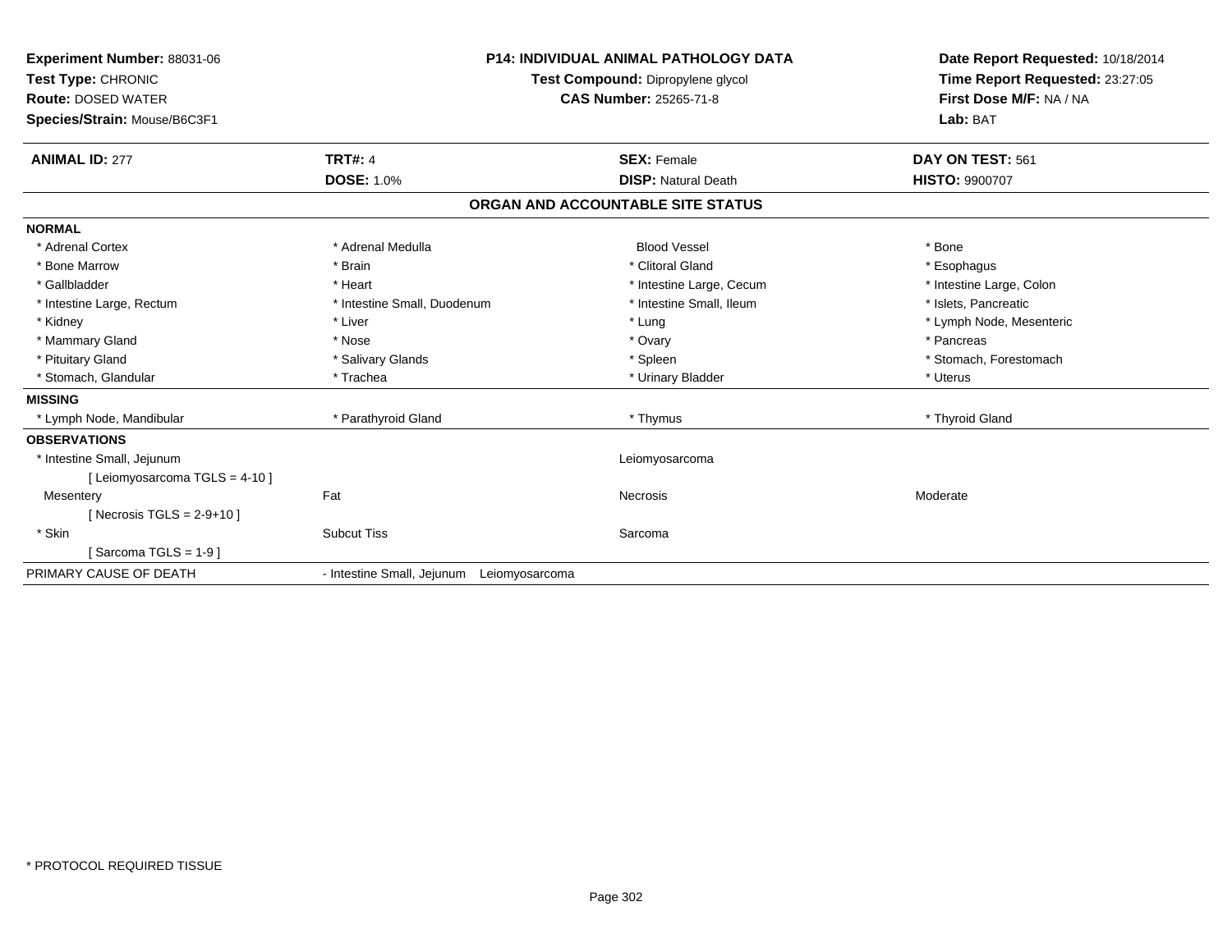**Experiment Number:** 88031-06
**Test Type:** CHRONIC
**Route:** DOSED WATER
**Species/Strain:** Mouse/B6C3F1

**P14: INDIVIDUAL ANIMAL PATHOLOGY DATA**
**Test Compound:** Dipropylene glycol
**CAS Number:** 25265-71-8

**Date Report Requested:** 10/18/2014
**Time Report Requested:** 23:27:05
**First Dose M/F:** NA / NA
**Lab:** BAT

| **ANIMAL ID:** 277 | **TRT#:** 4 | **SEX:** Female | **DAY ON TEST:** 561 |
|---|---|---|---|
| | **DOSE:** 1.0% | **DISP:** Natural Death | **HISTO:** 9900707 |

## ORGAN AND ACCOUNTABLE SITE STATUS

| | | | |
|---|---|---|---|
| **NORMAL** | | | |
| * Adrenal Cortex | * Adrenal Medulla | Blood Vessel | * Bone |
| * Bone Marrow | * Brain | * Clitoral Gland | * Esophagus |
| * Gallbladder | * Heart | * Intestine Large, Cecum | * Intestine Large, Colon |
| * Intestine Large, Rectum | * Intestine Small, Duodenum | * Intestine Small, Ileum | * Islets, Pancreatic |
| * Kidney | * Liver | * Lung | * Lymph Node, Mesenteric |
| * Mammary Gland | * Nose | * Ovary | * Pancreas |
| * Pituitary Gland | * Salivary Glands | * Spleen | * Stomach, Forestomach |
| * Stomach, Glandular | * Trachea | * Urinary Bladder | * Uterus |
| **MISSING** | | | |
| * Lymph Node, Mandibular | * Parathyroid Gland | * Thymus | * Thyroid Gland |
| **OBSERVATIONS** | | | |
| * Intestine Small, Jejunum | | Leiomyosarcoma | |
| [ Leiomyosarcoma TGLS = 4-10 ] | | | |
| Mesentery | Fat | Necrosis | Moderate |
| [ Necrosis TGLS = 2-9+10 ] | | | |
| * Skin | Subcut Tiss | Sarcoma | |
| [ Sarcoma TGLS = 1-9 ] | | | |
| PRIMARY CAUSE OF DEATH | - Intestine Small, Jejunum Leiomyosarcoma | | |

* PROTOCOL REQUIRED TISSUE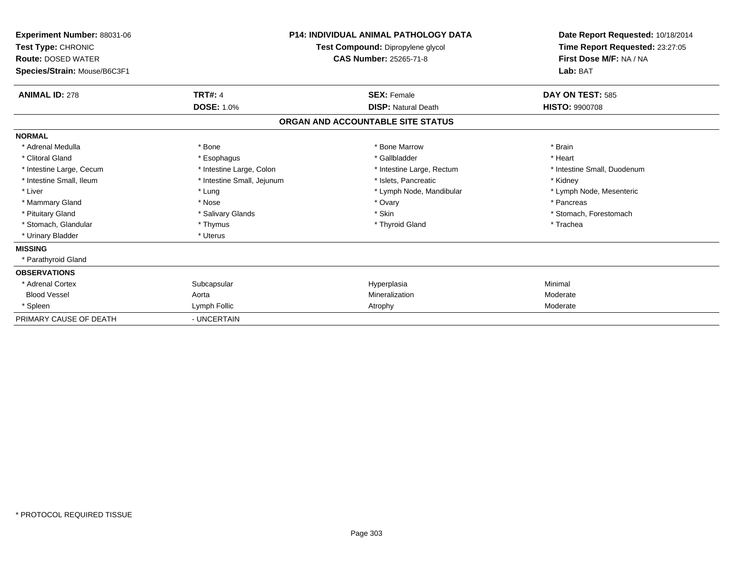**Experiment Number:** 88031-06
**Test Type:** CHRONIC
**Route:** DOSED WATER
**Species/Strain:** Mouse/B6C3F1

**P14: INDIVIDUAL ANIMAL PATHOLOGY DATA**
**Test Compound:** Dipropylene glycol
**CAS Number:** 25265-71-8

**Date Report Requested:** 10/18/2014
**Time Report Requested:** 23:27:05
**First Dose M/F:** NA / NA
**Lab:** BAT

| **ANIMAL ID:** 278 | **TRT#:** 4 | **SEX:** Female | **DAY ON TEST:** 585 |
|---|---|---|---|
| | **DOSE:** 1.0% | **DISP:** Natural Death | **HISTO:** 9900708 |

## ORGAN AND ACCOUNTABLE SITE STATUS

| | | | |
|---|---|---|---|
| **NORMAL** | | | |
| * Adrenal Medulla | * Bone | * Bone Marrow | * Brain |
| * Clitoral Gland | * Esophagus | * Gallbladder | * Heart |
| * Intestine Large, Cecum | * Intestine Large, Colon | * Intestine Large, Rectum | * Intestine Small, Duodenum |
| * Intestine Small, Ileum | * Intestine Small, Jejunum | * Islets, Pancreatic | * Kidney |
| * Liver | * Lung | * Lymph Node, Mandibular | * Lymph Node, Mesenteric |
| * Mammary Gland | * Nose | * Ovary | * Pancreas |
| * Pituitary Gland | * Salivary Glands | * Skin | * Stomach, Forestomach |
| * Stomach, Glandular | * Thymus | * Thyroid Gland | * Trachea |
| * Urinary Bladder | * Uterus | | |
| **MISSING** | | | |
| * Parathyroid Gland | | | |
| **OBSERVATIONS** | | | |
| * Adrenal Cortex | Subcapsular | Hyperplasia | Minimal |
| Blood Vessel | Aorta | Mineralization | Moderate |
| * Spleen | Lymph Follic | Atrophy | Moderate |
| PRIMARY CAUSE OF DEATH | - UNCERTAIN | | |

* PROTOCOL REQUIRED TISSUE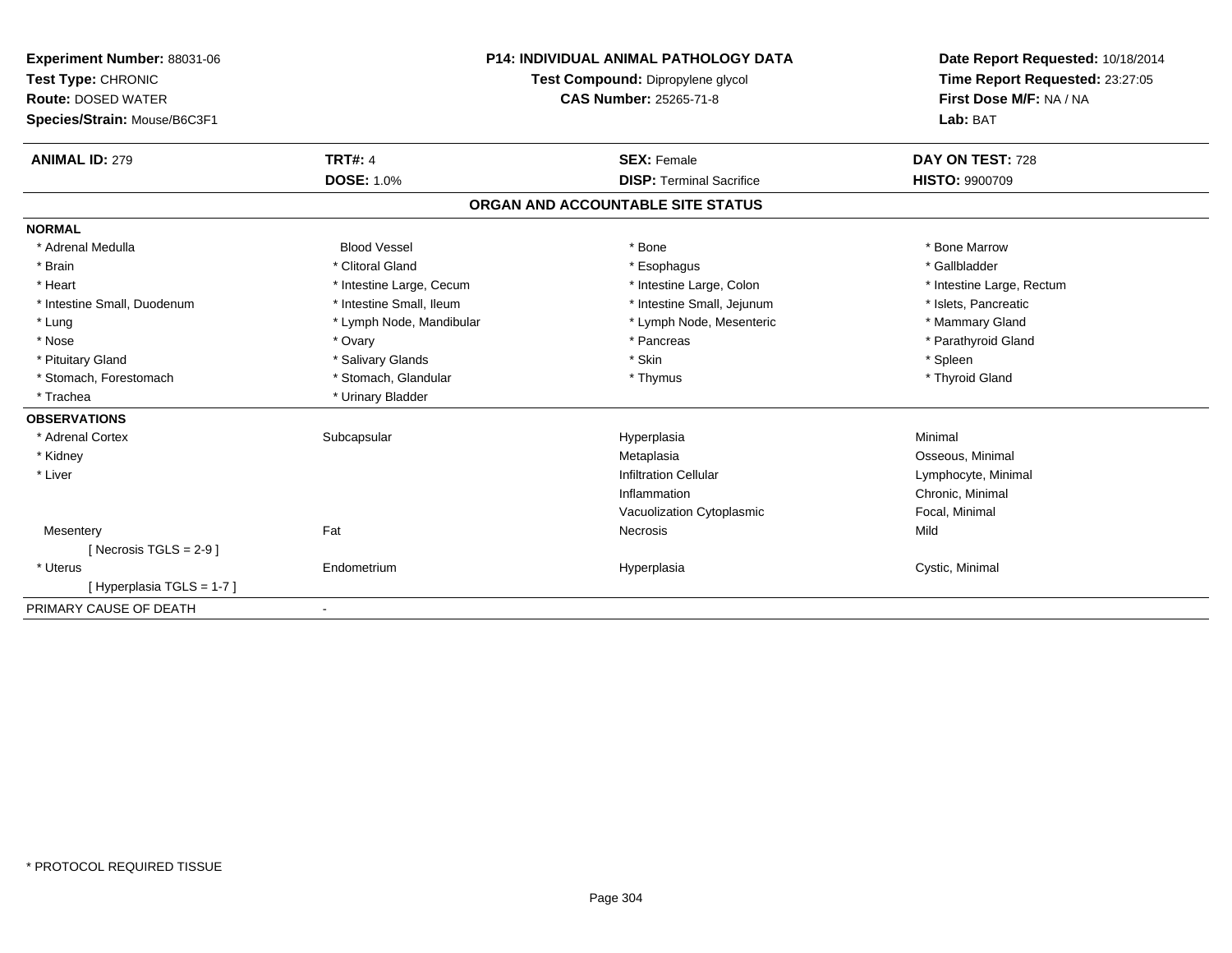**Experiment Number:** 88031-06
**Test Type:** CHRONIC
**Route:** DOSED WATER
**Species/Strain:** Mouse/B6C3F1

**P14: INDIVIDUAL ANIMAL PATHOLOGY DATA**
**Test Compound:** Dipropylene glycol
**CAS Number:** 25265-71-8

**Date Report Requested:** 10/18/2014
**Time Report Requested:** 23:27:05
**First Dose M/F:** NA / NA
**Lab:** BAT

| **ANIMAL ID:** 279 | **TRT#:** 4 | **SEX:** Female | **DAY ON TEST:** 728 |
|---|---|---|---|
| | **DOSE:** 1.0% | **DISP:** Terminal Sacrifice | **HISTO:** 9900709 |

## ORGAN AND ACCOUNTABLE SITE STATUS

| | | | |
|---|---|---|---|
| **NORMAL** | | | |
| * Adrenal Medulla | Blood Vessel | * Bone | * Bone Marrow |
| * Brain | * Clitoral Gland | * Esophagus | * Gallbladder |
| * Heart | * Intestine Large, Cecum | * Intestine Large, Colon | * Intestine Large, Rectum |
| * Intestine Small, Duodenum | * Intestine Small, Ileum | * Intestine Small, Jejunum | * Islets, Pancreatic |
| * Lung | * Lymph Node, Mandibular | * Lymph Node, Mesenteric | * Mammary Gland |
| * Nose | * Ovary | * Pancreas | * Parathyroid Gland |
| * Pituitary Gland | * Salivary Glands | * Skin | * Spleen |
| * Stomach, Forestomach | * Stomach, Glandular | * Thymus | * Thyroid Gland |
| * Trachea | * Urinary Bladder | | |
| **OBSERVATIONS** | | | |
| * Adrenal Cortex | Subcapsular | Hyperplasia | Minimal |
| * Kidney | | Metaplasia | Osseous, Minimal |
| * Liver | | Infiltration Cellular | Lymphocyte, Minimal |
| | | Inflammation | Chronic, Minimal |
| | | Vacuolization Cytoplasmic | Focal, Minimal |
| Mesentery | Fat | Necrosis | Mild |
| [ Necrosis TGLS = 2-9 ] | | | |
| * Uterus | Endometrium | Hyperplasia | Cystic, Minimal |
| [ Hyperplasia TGLS = 1-7 ] | | | |
| PRIMARY CAUSE OF DEATH | - | | |

* PROTOCOL REQUIRED TISSUE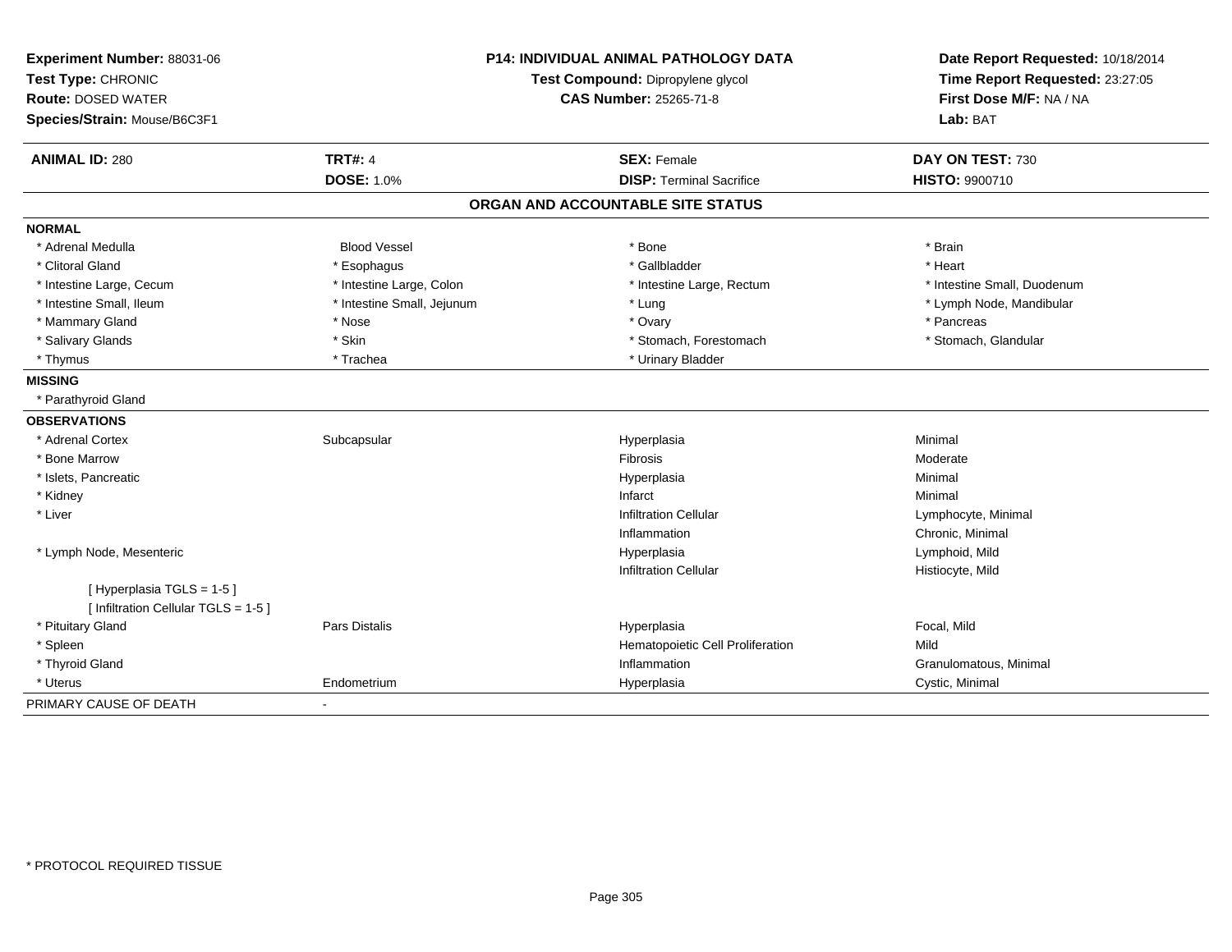**Experiment Number:** 88031-06
**Test Type:** CHRONIC
**Route:** DOSED WATER
**Species/Strain:** Mouse/B6C3F1

**P14: INDIVIDUAL ANIMAL PATHOLOGY DATA**
**Test Compound:** Dipropylene glycol
**CAS Number:** 25265-71-8

**Date Report Requested:** 10/18/2014
**Time Report Requested:** 23:27:05
**First Dose M/F:** NA / NA
**Lab:** BAT

| **ANIMAL ID:** 280 | **TRT#:** 4 | **SEX:** Female | **DAY ON TEST:** 730 |
|---|---|---|---|
| | **DOSE:** 1.0% | **DISP:** Terminal Sacrifice | **HISTO:** 9900710 |

## ORGAN AND ACCOUNTABLE SITE STATUS

**NORMAL**

| | | | |
|---|---|---|---|
| * Adrenal Medulla | Blood Vessel | * Bone | * Brain |
| * Clitoral Gland | * Esophagus | * Gallbladder | * Heart |
| * Intestine Large, Cecum | * Intestine Large, Colon | * Intestine Large, Rectum | * Intestine Small, Duodenum |
| * Intestine Small, Ileum | * Intestine Small, Jejunum | * Lung | * Lymph Node, Mandibular |
| * Mammary Gland | * Nose | * Ovary | * Pancreas |
| * Salivary Glands | * Skin | * Stomach, Forestomach | * Stomach, Glandular |
| * Thymus | * Trachea | * Urinary Bladder | |

**MISSING**

* Parathyroid Gland

**OBSERVATIONS**

| | | | |
|---|---|---|---|
| * Adrenal Cortex | Subcapsular | Hyperplasia | Minimal |
| * Bone Marrow | | Fibrosis | Moderate |
| * Islets, Pancreatic | | Hyperplasia | Minimal |
| * Kidney | | Infarct | Minimal |
| * Liver | | Infiltration Cellular | Lymphocyte, Minimal |
| | | Inflammation | Chronic, Minimal |
| * Lymph Node, Mesenteric | | Hyperplasia | Lymphoid, Mild |
| | | Infiltration Cellular | Histiocyte, Mild |
| [ Hyperplasia TGLS = 1-5 ] | | | |
| [ Infiltration Cellular TGLS = 1-5 ] | | | |
| * Pituitary Gland | Pars Distalis | Hyperplasia | Focal, Mild |
| * Spleen | | Hematopoietic Cell Proliferation | Mild |
| * Thyroid Gland | | Inflammation | Granulomatous, Minimal |
| * Uterus | Endometrium | Hyperplasia | Cystic, Minimal |

PRIMARY CAUSE OF DEATH -

* PROTOCOL REQUIRED TISSUE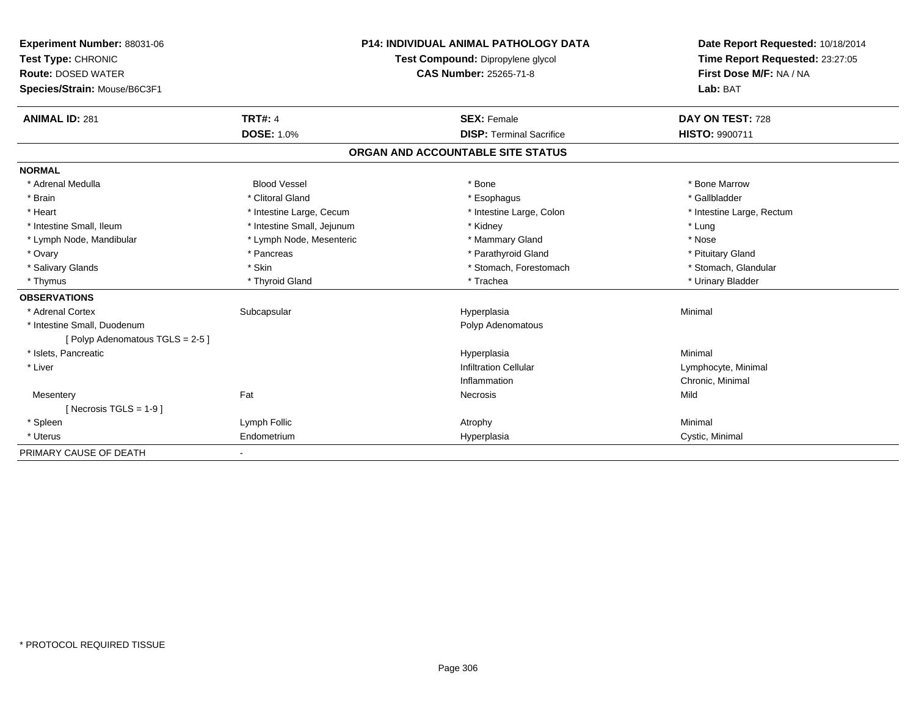**Experiment Number:** 88031-06
**Test Type:** CHRONIC
**Route:** DOSED WATER
**Species/Strain:** Mouse/B6C3F1

**P14: INDIVIDUAL ANIMAL PATHOLOGY DATA**
**Test Compound:** Dipropylene glycol
**CAS Number:** 25265-71-8

**Date Report Requested:** 10/18/2014
**Time Report Requested:** 23:27:05
**First Dose M/F:** NA / NA
**Lab:** BAT

| **ANIMAL ID:** 281 | **TRT#:** 4 | **SEX:** Female | **DAY ON TEST:** 728 |
|---|---|---|---|
| | **DOSE:** 1.0% | **DISP:** Terminal Sacrifice | **HISTO:** 9900711 |

## ORGAN AND ACCOUNTABLE SITE STATUS

**NORMAL**

| | | | |
|---|---|---|---|
| * Adrenal Medulla | Blood Vessel | * Bone | * Bone Marrow |
| * Brain | * Clitoral Gland | * Esophagus | * Gallbladder |
| * Heart | * Intestine Large, Cecum | * Intestine Large, Colon | * Intestine Large, Rectum |
| * Intestine Small, Ileum | * Intestine Small, Jejunum | * Kidney | * Lung |
| * Lymph Node, Mandibular | * Lymph Node, Mesenteric | * Mammary Gland | * Nose |
| * Ovary | * Pancreas | * Parathyroid Gland | * Pituitary Gland |
| * Salivary Glands | * Skin | * Stomach, Forestomach | * Stomach, Glandular |
| * Thymus | * Thyroid Gland | * Trachea | * Urinary Bladder |

**OBSERVATIONS**

| | | | |
|---|---|---|---|
| * Adrenal Cortex | Subcapsular | Hyperplasia | Minimal |
| * Intestine Small, Duodenum | | Polyp Adenomatous | |
| [ Polyp Adenomatous TGLS = 2-5 ] | | | |
| * Islets, Pancreatic | | Hyperplasia | Minimal |
| * Liver | | Infiltration Cellular | Lymphocyte, Minimal |
| | | Inflammation | Chronic, Minimal |
| Mesentery | Fat | Necrosis | Mild |
| [ Necrosis TGLS = 1-9 ] | | | |
| * Spleen | Lymph Follic | Atrophy | Minimal |
| * Uterus | Endometrium | Hyperplasia | Cystic, Minimal |

PRIMARY CAUSE OF DEATH -

* PROTOCOL REQUIRED TISSUE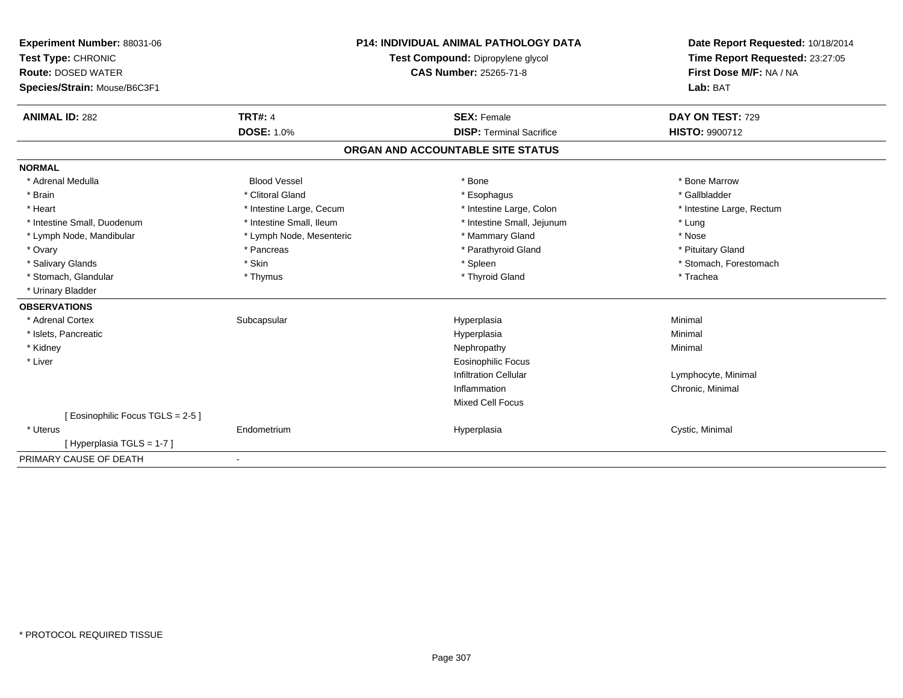**Experiment Number:** 88031-06
**Test Type:** CHRONIC
**Route:** DOSED WATER
**Species/Strain:** Mouse/B6C3F1

**P14: INDIVIDUAL ANIMAL PATHOLOGY DATA**
**Test Compound:** Dipropylene glycol
**CAS Number:** 25265-71-8

**Date Report Requested:** 10/18/2014
**Time Report Requested:** 23:27:05
**First Dose M/F:** NA / NA
**Lab:** BAT

| **ANIMAL ID:** 282 | **TRT#:** 4 | **SEX:** Female | **DAY ON TEST:** 729 |
|---|---|---|---|
| | **DOSE:** 1.0% | **DISP:** Terminal Sacrifice | **HISTO:** 9900712 |

## ORGAN AND ACCOUNTABLE SITE STATUS

**NORMAL**

| | | | |
|---|---|---|---|
| * Adrenal Medulla | Blood Vessel | * Bone | * Bone Marrow |
| * Brain | * Clitoral Gland | * Esophagus | * Gallbladder |
| * Heart | * Intestine Large, Cecum | * Intestine Large, Colon | * Intestine Large, Rectum |
| * Intestine Small, Duodenum | * Intestine Small, Ileum | * Intestine Small, Jejunum | * Lung |
| * Lymph Node, Mandibular | * Lymph Node, Mesenteric | * Mammary Gland | * Nose |
| * Ovary | * Pancreas | * Parathyroid Gland | * Pituitary Gland |
| * Salivary Glands | * Skin | * Spleen | * Stomach, Forestomach |
| * Stomach, Glandular | * Thymus | * Thyroid Gland | * Trachea |
| * Urinary Bladder | | | |

**OBSERVATIONS**

| | | | |
|---|---|---|---|
| * Adrenal Cortex | Subcapsular | Hyperplasia | Minimal |
| * Islets, Pancreatic | | Hyperplasia | Minimal |
| * Kidney | | Nephropathy | Minimal |
| * Liver | | Eosinophilic Focus | |
| | | Infiltration Cellular | Lymphocyte, Minimal |
| | | Inflammation | Chronic, Minimal |
| | | Mixed Cell Focus | |
| [ Eosinophilic Focus TGLS = 2-5 ] | | | |
| * Uterus | Endometrium | Hyperplasia | Cystic, Minimal |
| [ Hyperplasia TGLS = 1-7 ] | | | |

PRIMARY CAUSE OF DEATH -

\* PROTOCOL REQUIRED TISSUE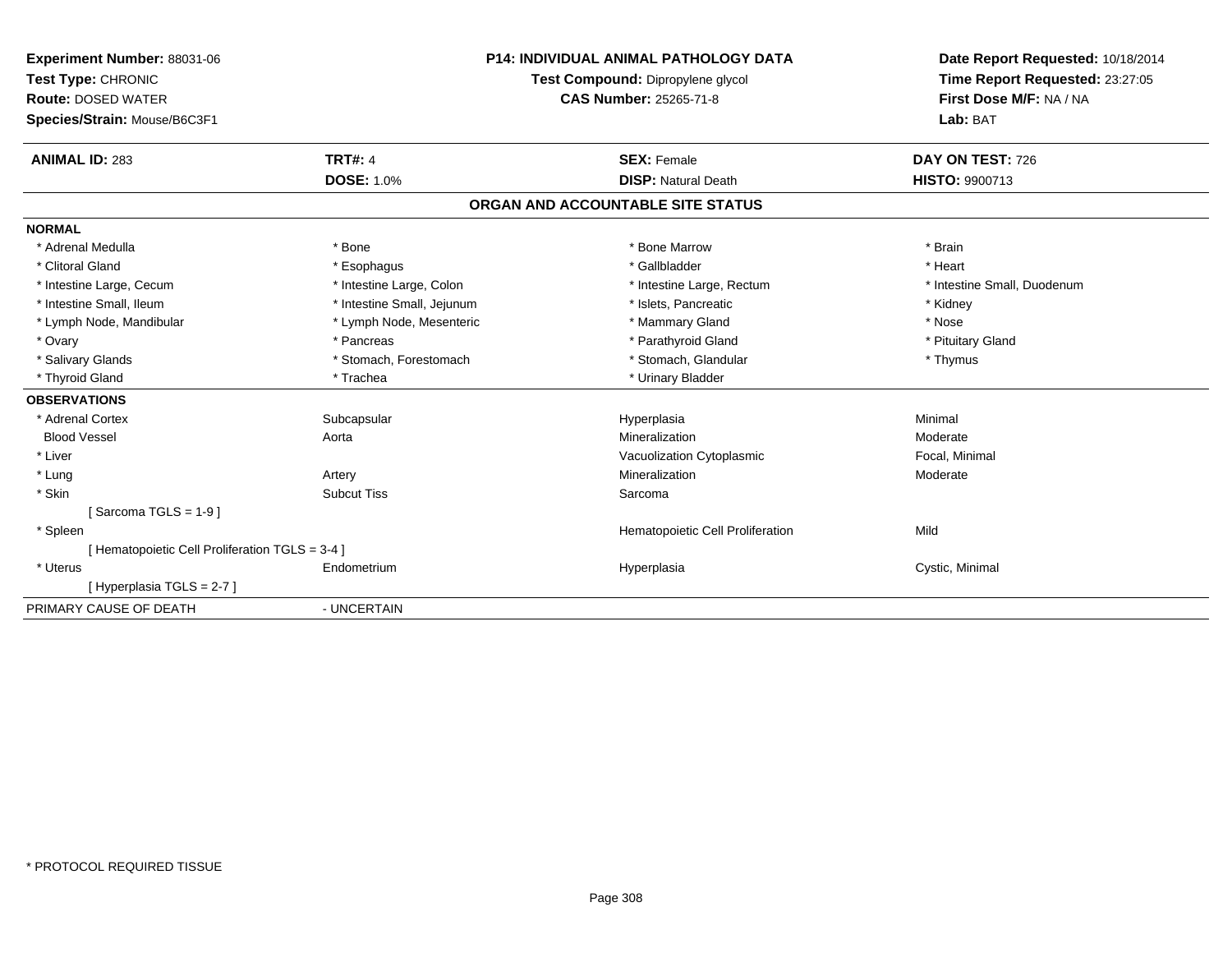**Experiment Number:** 88031-06
**Test Type:** CHRONIC
**Route:** DOSED WATER
**Species/Strain:** Mouse/B6C3F1

**P14: INDIVIDUAL ANIMAL PATHOLOGY DATA**
**Test Compound:** Dipropylene glycol
**CAS Number:** 25265-71-8

**Date Report Requested:** 10/18/2014
**Time Report Requested:** 23:27:05
**First Dose M/F:** NA / NA
**Lab:** BAT

| **ANIMAL ID:** 283 | **TRT#:** 4 | **SEX:** Female | **DAY ON TEST:** 726 |
|---|---|---|---|
| | **DOSE:** 1.0% | **DISP:** Natural Death | **HISTO:** 9900713 |

## ORGAN AND ACCOUNTABLE SITE STATUS

| | | | |
|---|---|---|---|
| **NORMAL** | | | |
| * Adrenal Medulla | * Bone | * Bone Marrow | * Brain |
| * Clitoral Gland | * Esophagus | * Gallbladder | * Heart |
| * Intestine Large, Cecum | * Intestine Large, Colon | * Intestine Large, Rectum | * Intestine Small, Duodenum |
| * Intestine Small, Ileum | * Intestine Small, Jejunum | * Islets, Pancreatic | * Kidney |
| * Lymph Node, Mandibular | * Lymph Node, Mesenteric | * Mammary Gland | * Nose |
| * Ovary | * Pancreas | * Parathyroid Gland | * Pituitary Gland |
| * Salivary Glands | * Stomach, Forestomach | * Stomach, Glandular | * Thymus |
| * Thyroid Gland | * Trachea | * Urinary Bladder | |
| **OBSERVATIONS** | | | |
| * Adrenal Cortex | Subcapsular | Hyperplasia | Minimal |
| Blood Vessel | Aorta | Mineralization | Moderate |
| * Liver | | Vacuolization Cytoplasmic | Focal, Minimal |
| * Lung | Artery | Mineralization | Moderate |
| * Skin | Subcut Tiss | Sarcoma | |
| [ Sarcoma TGLS = 1-9 ] | | | |
| * Spleen | | Hematopoietic Cell Proliferation | Mild |
| [ Hematopoietic Cell Proliferation TGLS = 3-4 ] | | | |
| * Uterus | Endometrium | Hyperplasia | Cystic, Minimal |
| [ Hyperplasia TGLS = 2-7 ] | | | |
| PRIMARY CAUSE OF DEATH | - UNCERTAIN | | |

* PROTOCOL REQUIRED TISSUE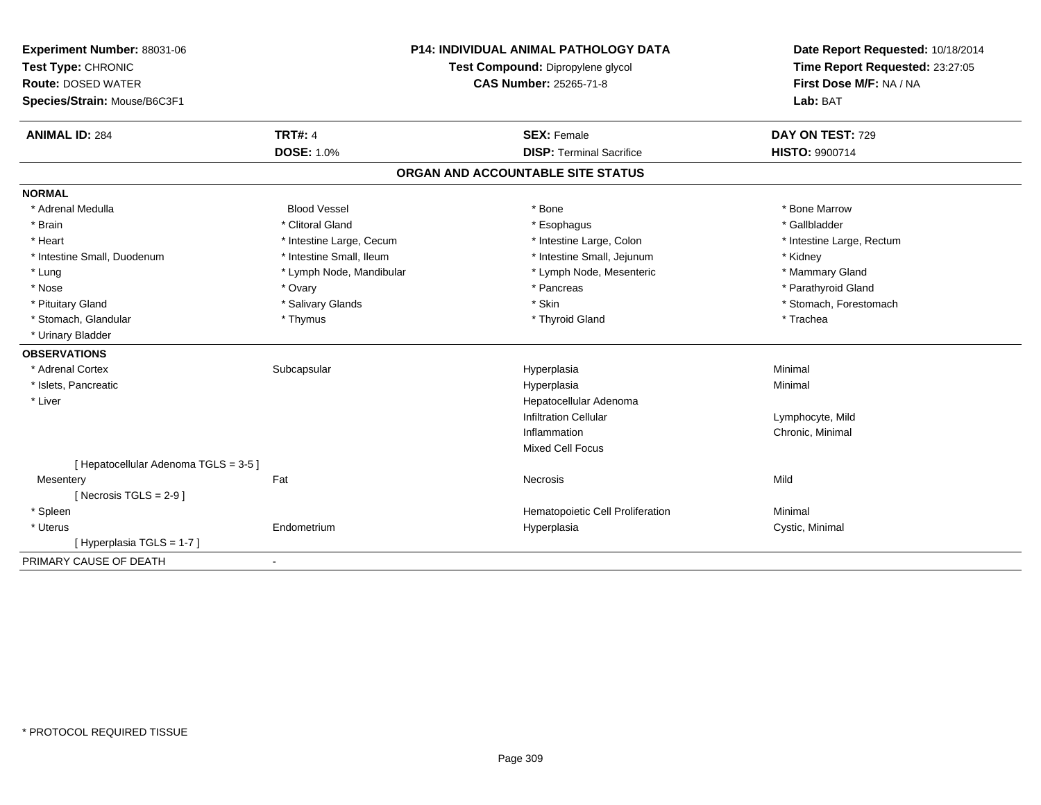**Experiment Number:** 88031-06
**Test Type:** CHRONIC
**Route:** DOSED WATER
**Species/Strain:** Mouse/B6C3F1

**P14: INDIVIDUAL ANIMAL PATHOLOGY DATA**
**Test Compound:** Dipropylene glycol
**CAS Number:** 25265-71-8

**Date Report Requested:** 10/18/2014
**Time Report Requested:** 23:27:05
**First Dose M/F:** NA / NA
**Lab:** BAT

| **ANIMAL ID:** 284 | **TRT#:** 4 | **SEX:** Female | **DAY ON TEST:** 729 |
|---|---|---|---|
| | **DOSE:** 1.0% | **DISP:** Terminal Sacrifice | **HISTO:** 9900714 |

## ORGAN AND ACCOUNTABLE SITE STATUS

**NORMAL**

| | | | |
|---|---|---|---|
| * Adrenal Medulla | Blood Vessel | * Bone | * Bone Marrow |
| * Brain | * Clitoral Gland | * Esophagus | * Gallbladder |
| * Heart | * Intestine Large, Cecum | * Intestine Large, Colon | * Intestine Large, Rectum |
| * Intestine Small, Duodenum | * Intestine Small, Ileum | * Intestine Small, Jejunum | * Kidney |
| * Lung | * Lymph Node, Mandibular | * Lymph Node, Mesenteric | * Mammary Gland |
| * Nose | * Ovary | * Pancreas | * Parathyroid Gland |
| * Pituitary Gland | * Salivary Glands | * Skin | * Stomach, Forestomach |
| * Stomach, Glandular | * Thymus | * Thyroid Gland | * Trachea |
| * Urinary Bladder | | | |

**OBSERVATIONS**

| | | | |
|---|---|---|---|
| * Adrenal Cortex | Subcapsular | Hyperplasia | Minimal |
| * Islets, Pancreatic | | Hyperplasia | Minimal |
| * Liver | | Hepatocellular Adenoma | |
| | | Infiltration Cellular | Lymphocyte, Mild |
| | | Inflammation | Chronic, Minimal |
| | | Mixed Cell Focus | |
| [ Hepatocellular Adenoma TGLS = 3-5 ] | | | |
| Mesentery | Fat | Necrosis | Mild |
| [ Necrosis TGLS = 2-9 ] | | | |
| * Spleen | | Hematopoietic Cell Proliferation | Minimal |
| * Uterus | Endometrium | Hyperplasia | Cystic, Minimal |
| [ Hyperplasia TGLS = 1-7 ] | | | |

PRIMARY CAUSE OF DEATH -

\* PROTOCOL REQUIRED TISSUE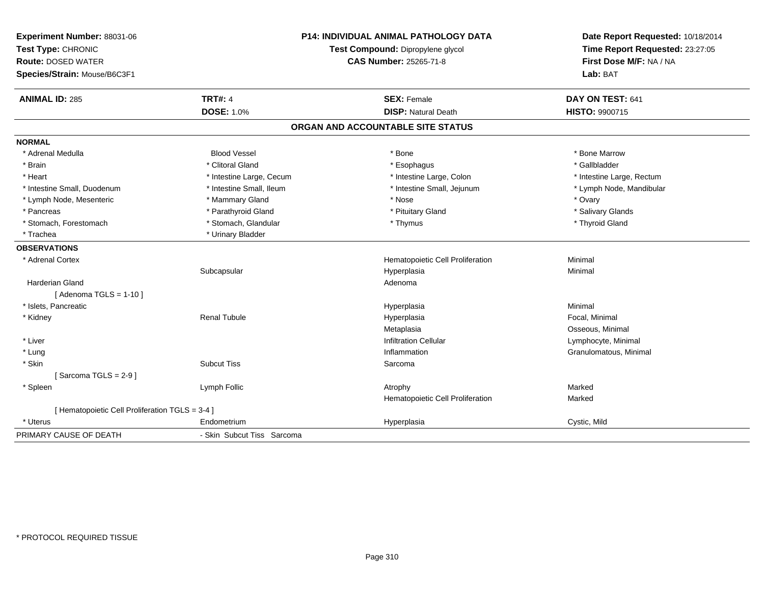**Experiment Number:** 88031-06
**Test Type:** CHRONIC
**Route:** DOSED WATER
**Species/Strain:** Mouse/B6C3F1

**P14: INDIVIDUAL ANIMAL PATHOLOGY DATA**
**Test Compound:** Dipropylene glycol
**CAS Number:** 25265-71-8

**Date Report Requested:** 10/18/2014
**Time Report Requested:** 23:27:05
**First Dose M/F:** NA / NA
**Lab:** BAT

| **ANIMAL ID:** 285 | **TRT#:** 4 | **SEX:** Female | **DAY ON TEST:** 641 |
|---|---|---|---|
| | **DOSE:** 1.0% | **DISP:** Natural Death | **HISTO:** 9900715 |

## ORGAN AND ACCOUNTABLE SITE STATUS

**NORMAL**

| | | | |
|---|---|---|---|
| * Adrenal Medulla | Blood Vessel | * Bone | * Bone Marrow |
| * Brain | * Clitoral Gland | * Esophagus | * Gallbladder |
| * Heart | * Intestine Large, Cecum | * Intestine Large, Colon | * Intestine Large, Rectum |
| * Intestine Small, Duodenum | * Intestine Small, Ileum | * Intestine Small, Jejunum | * Lymph Node, Mandibular |
| * Lymph Node, Mesenteric | * Mammary Gland | * Nose | * Ovary |
| * Pancreas | * Parathyroid Gland | * Pituitary Gland | * Salivary Glands |
| * Stomach, Forestomach | * Stomach, Glandular | * Thymus | * Thyroid Gland |
| * Trachea | * Urinary Bladder | | |

**OBSERVATIONS**

| | | | |
|---|---|---|---|
| * Adrenal Cortex | | Hematopoietic Cell Proliferation | Minimal |
| | Subcapsular | Hyperplasia | Minimal |
| Harderian Gland | | Adenoma | |
| [ Adenoma TGLS = 1-10 ] | | | |
| * Islets, Pancreatic | | Hyperplasia | Minimal |
| * Kidney | Renal Tubule | Hyperplasia | Focal, Minimal |
| | | Metaplasia | Osseous, Minimal |
| * Liver | | Infiltration Cellular | Lymphocyte, Minimal |
| * Lung | | Inflammation | Granulomatous, Minimal |
| * Skin | Subcut Tiss | Sarcoma | |
| [ Sarcoma TGLS = 2-9 ] | | | |
| * Spleen | Lymph Follic | Atrophy | Marked |
| | | Hematopoietic Cell Proliferation | Marked |
| [ Hematopoietic Cell Proliferation TGLS = 3-4 ] | | | |
| * Uterus | Endometrium | Hyperplasia | Cystic, Mild |

PRIMARY CAUSE OF DEATH - Skin Subcut Tiss Sarcoma

* PROTOCOL REQUIRED TISSUE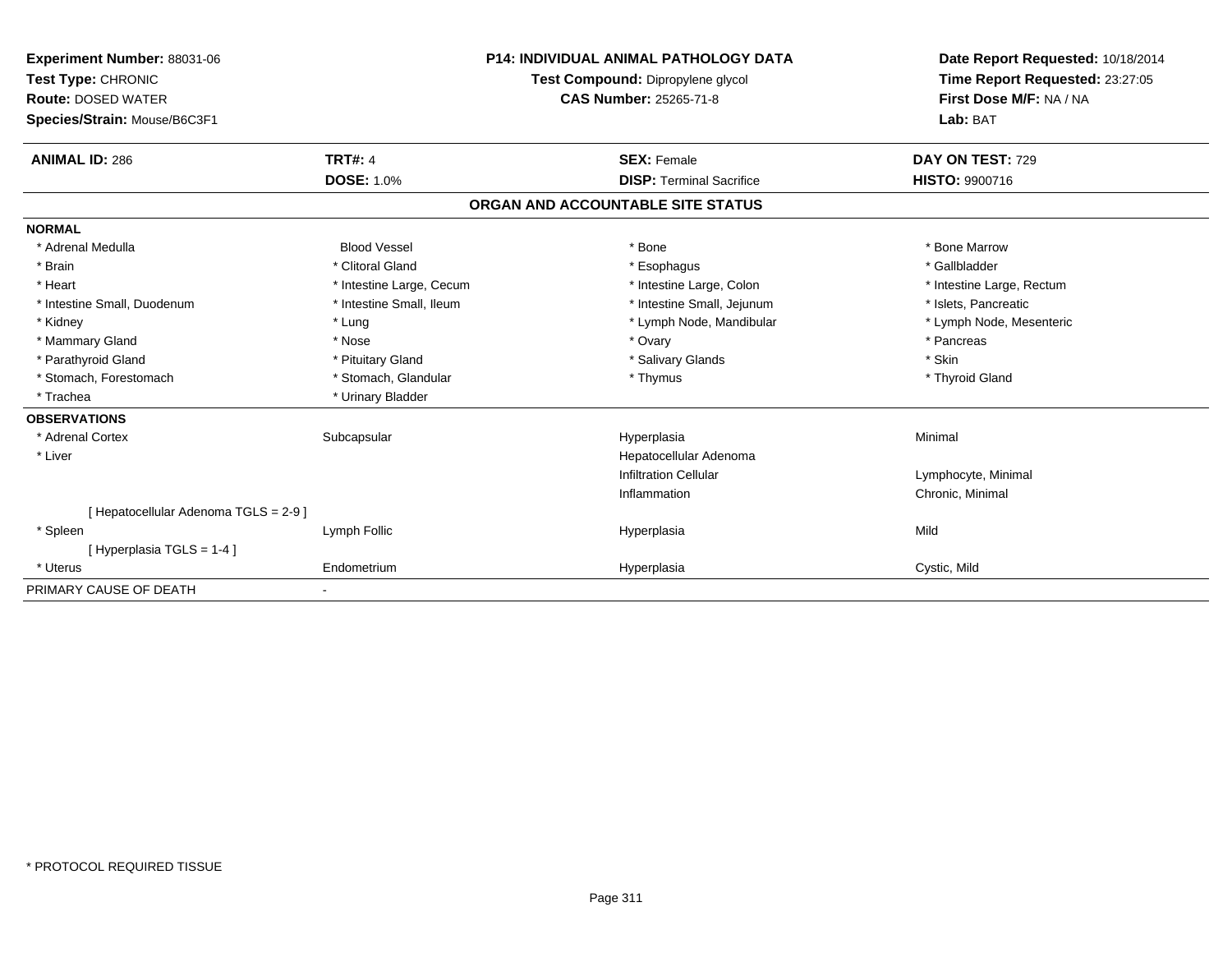**Experiment Number:** 88031-06
**Test Type:** CHRONIC
**Route:** DOSED WATER
**Species/Strain:** Mouse/B6C3F1

**P14: INDIVIDUAL ANIMAL PATHOLOGY DATA**
**Test Compound:** Dipropylene glycol
**CAS Number:** 25265-71-8

**Date Report Requested:** 10/18/2014
**Time Report Requested:** 23:27:05
**First Dose M/F:** NA / NA
**Lab:** BAT

| **ANIMAL ID:** 286 | **TRT#:** 4 | **SEX:** Female | **DAY ON TEST:** 729 |
|---|---|---|---|
| | **DOSE:** 1.0% | **DISP:** Terminal Sacrifice | **HISTO:** 9900716 |

## ORGAN AND ACCOUNTABLE SITE STATUS

| | | | |
|---|---|---|---|
| **NORMAL** | | | |
| * Adrenal Medulla | Blood Vessel | * Bone | * Bone Marrow |
| * Brain | * Clitoral Gland | * Esophagus | * Gallbladder |
| * Heart | * Intestine Large, Cecum | * Intestine Large, Colon | * Intestine Large, Rectum |
| * Intestine Small, Duodenum | * Intestine Small, Ileum | * Intestine Small, Jejunum | * Islets, Pancreatic |
| * Kidney | * Lung | * Lymph Node, Mandibular | * Lymph Node, Mesenteric |
| * Mammary Gland | * Nose | * Ovary | * Pancreas |
| * Parathyroid Gland | * Pituitary Gland | * Salivary Glands | * Skin |
| * Stomach, Forestomach | * Stomach, Glandular | * Thymus | * Thyroid Gland |
| * Trachea | * Urinary Bladder | | |
| **OBSERVATIONS** | | | |
| * Adrenal Cortex | Subcapsular | Hyperplasia | Minimal |
| * Liver | | Hepatocellular Adenoma | |
| | | Infiltration Cellular | Lymphocyte, Minimal |
| | | Inflammation | Chronic, Minimal |
| [ Hepatocellular Adenoma TGLS = 2-9 ] | | | |
| * Spleen | Lymph Follic | Hyperplasia | Mild |
| [ Hyperplasia TGLS = 1-4 ] | | | |
| * Uterus | Endometrium | Hyperplasia | Cystic, Mild |
| PRIMARY CAUSE OF DEATH | - | | |

* PROTOCOL REQUIRED TISSUE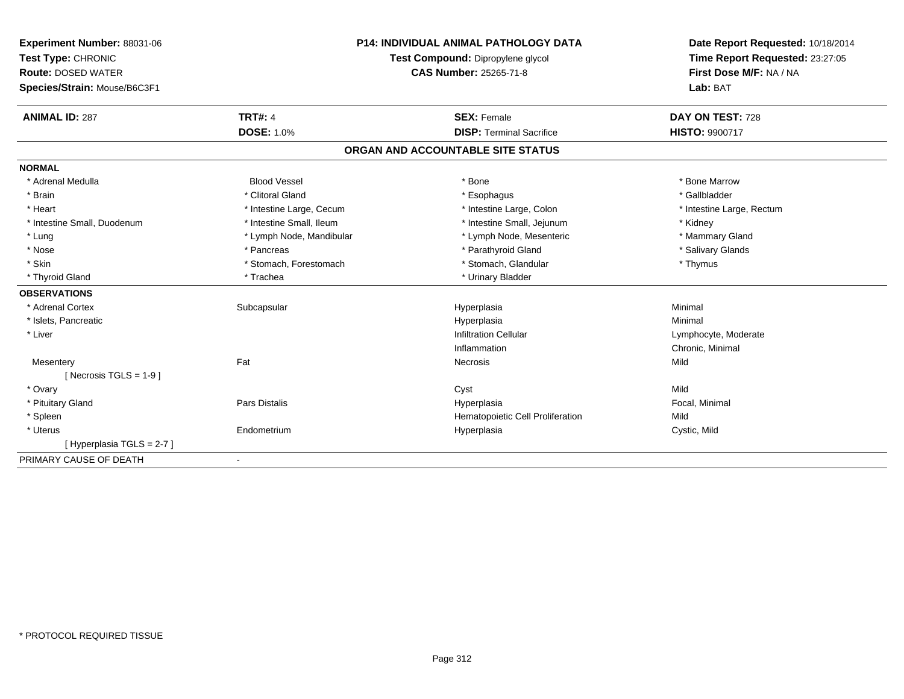**Experiment Number:** 88031-06
**Test Type:** CHRONIC
**Route:** DOSED WATER
**Species/Strain:** Mouse/B6C3F1

**P14: INDIVIDUAL ANIMAL PATHOLOGY DATA**
**Test Compound:** Dipropylene glycol
**CAS Number:** 25265-71-8

**Date Report Requested:** 10/18/2014
**Time Report Requested:** 23:27:05
**First Dose M/F:** NA / NA
**Lab:** BAT

| **ANIMAL ID:** 287 | **TRT#:** 4 | **SEX:** Female | **DAY ON TEST:** 728 |
|---|---|---|---|
| | **DOSE:** 1.0% | **DISP:** Terminal Sacrifice | **HISTO:** 9900717 |

## ORGAN AND ACCOUNTABLE SITE STATUS

| | | | |
|---|---|---|---|
| **NORMAL** | | | |
| * Adrenal Medulla | Blood Vessel | * Bone | * Bone Marrow |
| * Brain | * Clitoral Gland | * Esophagus | * Gallbladder |
| * Heart | * Intestine Large, Cecum | * Intestine Large, Colon | * Intestine Large, Rectum |
| * Intestine Small, Duodenum | * Intestine Small, Ileum | * Intestine Small, Jejunum | * Kidney |
| * Lung | * Lymph Node, Mandibular | * Lymph Node, Mesenteric | * Mammary Gland |
| * Nose | * Pancreas | * Parathyroid Gland | * Salivary Glands |
| * Skin | * Stomach, Forestomach | * Stomach, Glandular | * Thymus |
| * Thyroid Gland | * Trachea | * Urinary Bladder | |
| **OBSERVATIONS** | | | |
| * Adrenal Cortex | Subcapsular | Hyperplasia | Minimal |
| * Islets, Pancreatic | | Hyperplasia | Minimal |
| * Liver | | Infiltration Cellular | Lymphocyte, Moderate |
| | | Inflammation | Chronic, Minimal |
| Mesentery | Fat | Necrosis | Mild |
| [ Necrosis TGLS = 1-9 ] | | | |
| * Ovary | | Cyst | Mild |
| * Pituitary Gland | Pars Distalis | Hyperplasia | Focal, Minimal |
| * Spleen | | Hematopoietic Cell Proliferation | Mild |
| * Uterus | Endometrium | Hyperplasia | Cystic, Mild |
| [ Hyperplasia TGLS = 2-7 ] | | | |
| PRIMARY CAUSE OF DEATH | - | | |

* PROTOCOL REQUIRED TISSUE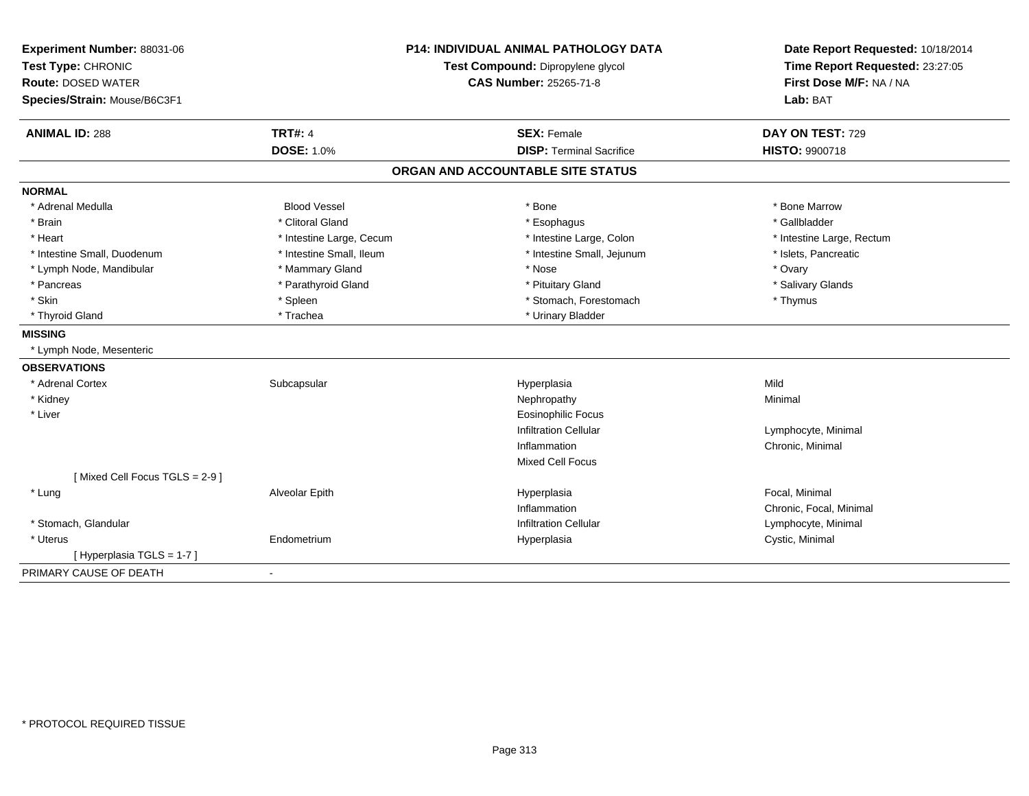**Experiment Number:** 88031-06
**Test Type:** CHRONIC
**Route:** DOSED WATER
**Species/Strain:** Mouse/B6C3F1

**P14: INDIVIDUAL ANIMAL PATHOLOGY DATA**
**Test Compound:** Dipropylene glycol
**CAS Number:** 25265-71-8

**Date Report Requested:** 10/18/2014
**Time Report Requested:** 23:27:05
**First Dose M/F:** NA / NA
**Lab:** BAT

| **ANIMAL ID:** 288 | **TRT#:** 4 | **SEX:** Female | **DAY ON TEST:** 729 |
|---|---|---|---|
| | **DOSE:** 1.0% | **DISP:** Terminal Sacrifice | **HISTO:** 9900718 |

## ORGAN AND ACCOUNTABLE SITE STATUS

**NORMAL**

| | | | |
|---|---|---|---|
| * Adrenal Medulla | Blood Vessel | * Bone | * Bone Marrow |
| * Brain | * Clitoral Gland | * Esophagus | * Gallbladder |
| * Heart | * Intestine Large, Cecum | * Intestine Large, Colon | * Intestine Large, Rectum |
| * Intestine Small, Duodenum | * Intestine Small, Ileum | * Intestine Small, Jejunum | * Islets, Pancreatic |
| * Lymph Node, Mandibular | * Mammary Gland | * Nose | * Ovary |
| * Pancreas | * Parathyroid Gland | * Pituitary Gland | * Salivary Glands |
| * Skin | * Spleen | * Stomach, Forestomach | * Thymus |
| * Thyroid Gland | * Trachea | * Urinary Bladder | |

**MISSING**

* Lymph Node, Mesenteric

**OBSERVATIONS**

| | | | |
|---|---|---|---|
| * Adrenal Cortex | Subcapsular | Hyperplasia | Mild |
| * Kidney | | Nephropathy | Minimal |
| * Liver | | Eosinophilic Focus | |
| | | Infiltration Cellular | Lymphocyte, Minimal |
| | | Inflammation | Chronic, Minimal |
| | | Mixed Cell Focus | |
| [ Mixed Cell Focus TGLS = 2-9 ] | | | |
| * Lung | Alveolar Epith | Hyperplasia | Focal, Minimal |
| | | Inflammation | Chronic, Focal, Minimal |
| * Stomach, Glandular | | Infiltration Cellular | Lymphocyte, Minimal |
| * Uterus | Endometrium | Hyperplasia | Cystic, Minimal |
| [ Hyperplasia TGLS = 1-7 ] | | | |

PRIMARY CAUSE OF DEATH -

* PROTOCOL REQUIRED TISSUE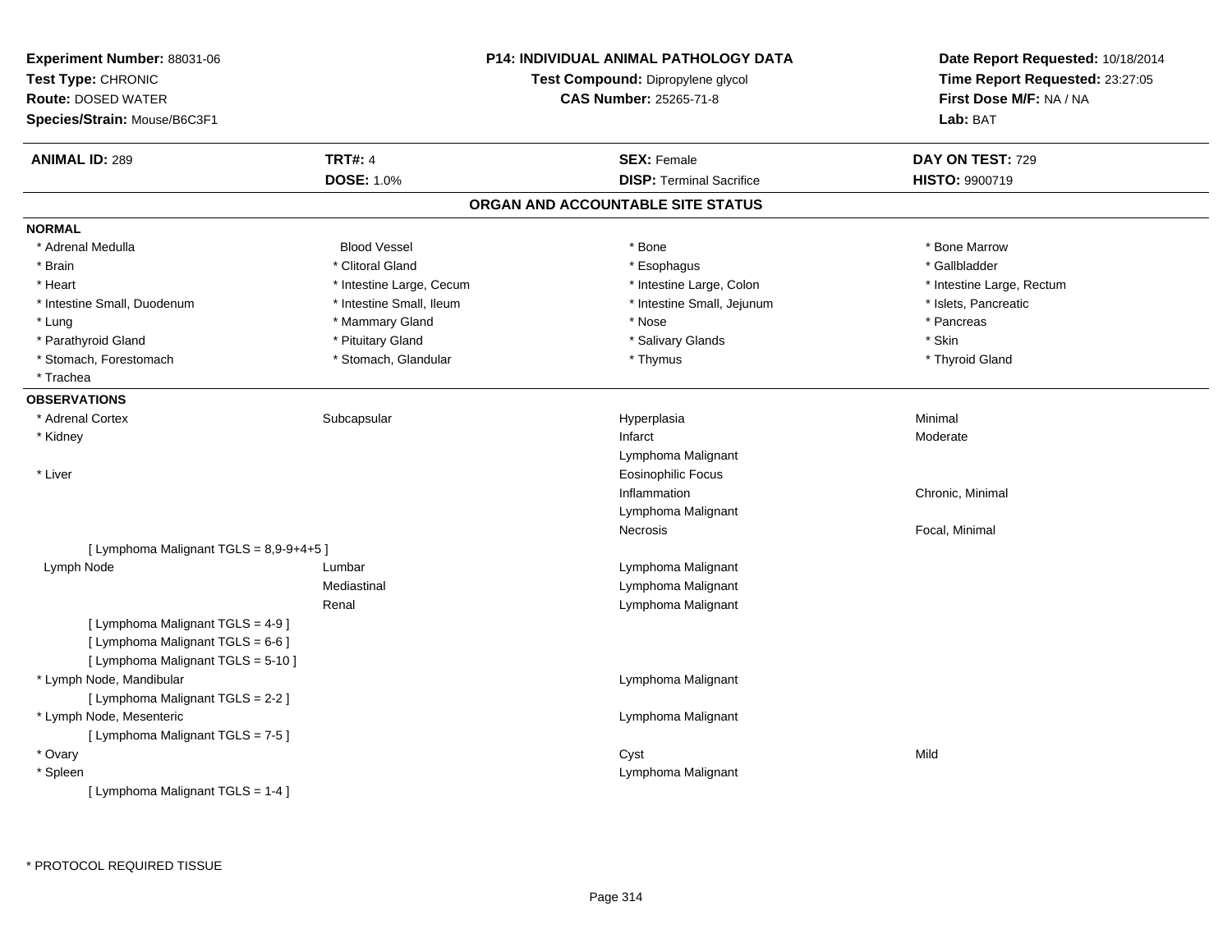**Experiment Number:** 88031-06
**Test Type:** CHRONIC
**Route:** DOSED WATER
**Species/Strain:** Mouse/B6C3F1

**P14: INDIVIDUAL ANIMAL PATHOLOGY DATA**
**Test Compound:** Dipropylene glycol
**CAS Number:** 25265-71-8

**Date Report Requested:** 10/18/2014
**Time Report Requested:** 23:27:05
**First Dose M/F:** NA / NA
**Lab:** BAT

| **ANIMAL ID:** 289 | **TRT#:** 4 | **SEX:** Female | **DAY ON TEST:** 729 |
|---|---|---|---|
| | **DOSE:** 1.0% | **DISP:** Terminal Sacrifice | **HISTO:** 9900719 |

## ORGAN AND ACCOUNTABLE SITE STATUS

**NORMAL**

| | | | |
|---|---|---|---|
| * Adrenal Medulla | Blood Vessel | * Bone | * Bone Marrow |
| * Brain | * Clitoral Gland | * Esophagus | * Gallbladder |
| * Heart | * Intestine Large, Cecum | * Intestine Large, Colon | * Intestine Large, Rectum |
| * Intestine Small, Duodenum | * Intestine Small, Ileum | * Intestine Small, Jejunum | * Islets, Pancreatic |
| * Lung | * Mammary Gland | * Nose | * Pancreas |
| * Parathyroid Gland | * Pituitary Gland | * Salivary Glands | * Skin |
| * Stomach, Forestomach | * Stomach, Glandular | * Thymus | * Thyroid Gland |
| * Trachea | | | |

**OBSERVATIONS**

| | | | |
|---|---|---|---|
| * Adrenal Cortex | Subcapsular | Hyperplasia | Minimal |
| * Kidney | | Infarct | Moderate |
| | | Lymphoma Malignant | |
| * Liver | | Eosinophilic Focus | |
| | | Inflammation | Chronic, Minimal |
| | | Lymphoma Malignant | |
| | | Necrosis | Focal, Minimal |
| [ Lymphoma Malignant TGLS = 8,9-9+4+5 ] | | | |
| Lymph Node | Lumbar | Lymphoma Malignant | |
| | Mediastinal | Lymphoma Malignant | |
| | Renal | Lymphoma Malignant | |
| [ Lymphoma Malignant TGLS = 4-9 ] | | | |
| [ Lymphoma Malignant TGLS = 6-6 ] | | | |
| [ Lymphoma Malignant TGLS = 5-10 ] | | | |
| * Lymph Node, Mandibular | | Lymphoma Malignant | |
| [ Lymphoma Malignant TGLS = 2-2 ] | | | |
| * Lymph Node, Mesenteric | | Lymphoma Malignant | |
| [ Lymphoma Malignant TGLS = 7-5 ] | | | |
| * Ovary | | Cyst | Mild |
| * Spleen | | Lymphoma Malignant | |
| [ Lymphoma Malignant TGLS = 1-4 ] | | | |

\* PROTOCOL REQUIRED TISSUE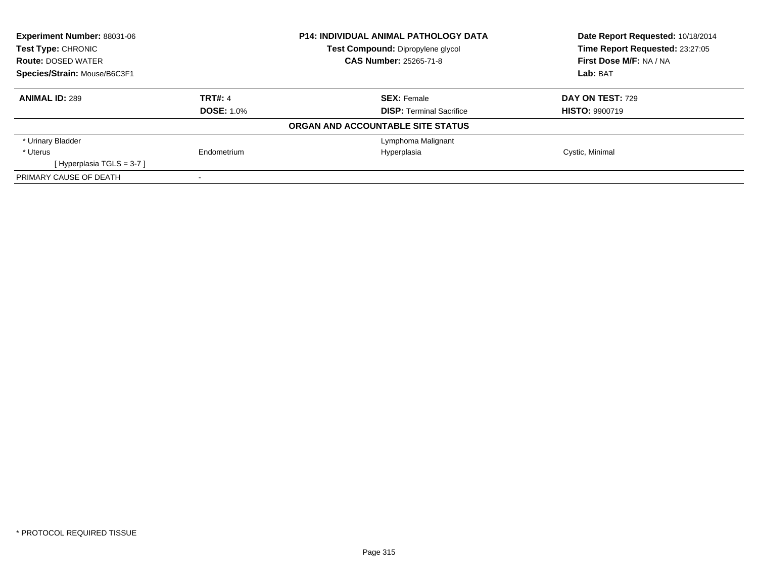| **Experiment Number:** 88031-06 | **P14: INDIVIDUAL ANIMAL PATHOLOGY DATA** | **Date Report Requested:** 10/18/2014 |
|---|---|---|
| **Test Type:** CHRONIC | **Test Compound:** Dipropylene glycol | **Time Report Requested:** 23:27:05 |
| **Route:** DOSED WATER | **CAS Number:** 25265-71-8 | **First Dose M/F:** NA / NA |
| **Species/Strain:** Mouse/B6C3F1 | | **Lab:** BAT |

| **ANIMAL ID:** 289 | **TRT#:** 4 | **SEX:** Female | **DAY ON TEST:** 729 |
|---|---|---|---|
| | **DOSE:** 1.0% | **DISP:** Terminal Sacrifice | **HISTO:** 9900719 |
| | | **ORGAN AND ACCOUNTABLE SITE STATUS** | |
| * Urinary Bladder | | Lymphoma Malignant | |
| * Uterus | Endometrium | Hyperplasia | Cystic, Minimal |
| [ Hyperplasia TGLS = 3-7 ] | | | |
| PRIMARY CAUSE OF DEATH | - | | |

* PROTOCOL REQUIRED TISSUE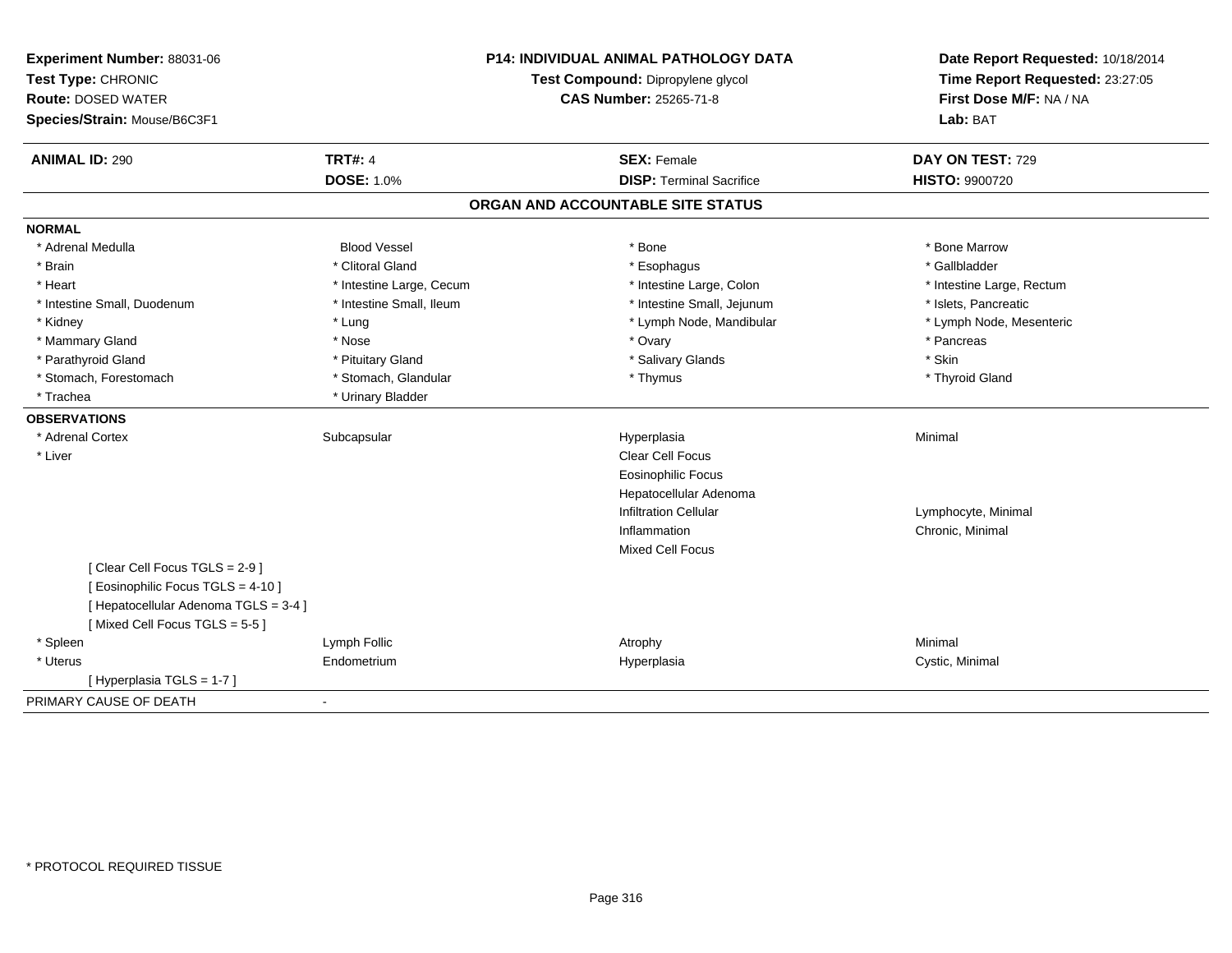**Experiment Number:** 88031-06
**Test Type:** CHRONIC
**Route:** DOSED WATER
**Species/Strain:** Mouse/B6C3F1

**P14: INDIVIDUAL ANIMAL PATHOLOGY DATA**
**Test Compound:** Dipropylene glycol
**CAS Number:** 25265-71-8

**Date Report Requested:** 10/18/2014
**Time Report Requested:** 23:27:05
**First Dose M/F:** NA / NA
**Lab:** BAT

| **ANIMAL ID:** 290 | **TRT#:** 4 | **SEX:** Female | **DAY ON TEST:** 729 |
|---|---|---|---|
| | **DOSE:** 1.0% | **DISP:** Terminal Sacrifice | **HISTO:** 9900720 |

## ORGAN AND ACCOUNTABLE SITE STATUS

**NORMAL**

| | | | |
|---|---|---|---|
| * Adrenal Medulla | Blood Vessel | * Bone | * Bone Marrow |
| * Brain | * Clitoral Gland | * Esophagus | * Gallbladder |
| * Heart | * Intestine Large, Cecum | * Intestine Large, Colon | * Intestine Large, Rectum |
| * Intestine Small, Duodenum | * Intestine Small, Ileum | * Intestine Small, Jejunum | * Islets, Pancreatic |
| * Kidney | * Lung | * Lymph Node, Mandibular | * Lymph Node, Mesenteric |
| * Mammary Gland | * Nose | * Ovary | * Pancreas |
| * Parathyroid Gland | * Pituitary Gland | * Salivary Glands | * Skin |
| * Stomach, Forestomach | * Stomach, Glandular | * Thymus | * Thyroid Gland |
| * Trachea | * Urinary Bladder | | |

**OBSERVATIONS**

| | | | |
|---|---|---|---|
| * Adrenal Cortex | Subcapsular | Hyperplasia | Minimal |
| * Liver | | Clear Cell Focus | |
| | | Eosinophilic Focus | |
| | | Hepatocellular Adenoma | |
| | | Infiltration Cellular | Lymphocyte, Minimal |
| | | Inflammation | Chronic, Minimal |
| | | Mixed Cell Focus | |
| [ Clear Cell Focus TGLS = 2-9 ] | | | |
| [ Eosinophilic Focus TGLS = 4-10 ] | | | |
| [ Hepatocellular Adenoma TGLS = 3-4 ] | | | |
| [ Mixed Cell Focus TGLS = 5-5 ] | | | |
| * Spleen | Lymph Follic | Atrophy | Minimal |
| * Uterus | Endometrium | Hyperplasia | Cystic, Minimal |
| [ Hyperplasia TGLS = 1-7 ] | | | |

PRIMARY CAUSE OF DEATH -

\* PROTOCOL REQUIRED TISSUE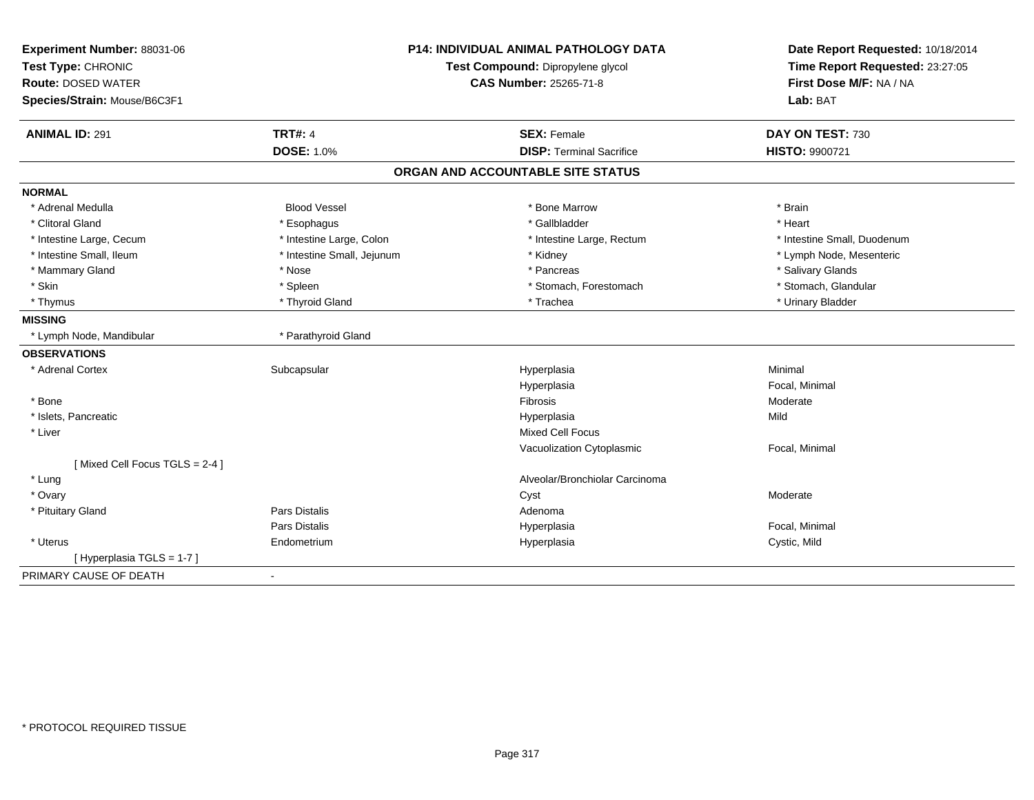**Experiment Number:** 88031-06
**Test Type:** CHRONIC
**Route:** DOSED WATER
**Species/Strain:** Mouse/B6C3F1

**P14: INDIVIDUAL ANIMAL PATHOLOGY DATA**
**Test Compound:** Dipropylene glycol
**CAS Number:** 25265-71-8

**Date Report Requested:** 10/18/2014
**Time Report Requested:** 23:27:05
**First Dose M/F:** NA / NA
**Lab:** BAT

| **ANIMAL ID:** 291 | **TRT#:** 4 | **SEX:** Female | **DAY ON TEST:** 730 |
|---|---|---|---|
| | **DOSE:** 1.0% | **DISP:** Terminal Sacrifice | **HISTO:** 9900721 |

## ORGAN AND ACCOUNTABLE SITE STATUS

**NORMAL**

| | | | |
|---|---|---|---|
| * Adrenal Medulla | Blood Vessel | * Bone Marrow | * Brain |
| * Clitoral Gland | * Esophagus | * Gallbladder | * Heart |
| * Intestine Large, Cecum | * Intestine Large, Colon | * Intestine Large, Rectum | * Intestine Small, Duodenum |
| * Intestine Small, Ileum | * Intestine Small, Jejunum | * Kidney | * Lymph Node, Mesenteric |
| * Mammary Gland | * Nose | * Pancreas | * Salivary Glands |
| * Skin | * Spleen | * Stomach, Forestomach | * Stomach, Glandular |
| * Thymus | * Thyroid Gland | * Trachea | * Urinary Bladder |

**MISSING**

| | |
|---|---|
| * Lymph Node, Mandibular | * Parathyroid Gland |

**OBSERVATIONS**

| | | | |
|---|---|---|---|
| * Adrenal Cortex | Subcapsular | Hyperplasia | Minimal |
| | | Hyperplasia | Focal, Minimal |
| * Bone | | Fibrosis | Moderate |
| * Islets, Pancreatic | | Hyperplasia | Mild |
| * Liver | | Mixed Cell Focus | |
| | | Vacuolization Cytoplasmic | Focal, Minimal |
| [ Mixed Cell Focus TGLS = 2-4 ] | | | |
| * Lung | | Alveolar/Bronchiolar Carcinoma | |
| * Ovary | | Cyst | Moderate |
| * Pituitary Gland | Pars Distalis | Adenoma | |
| | Pars Distalis | Hyperplasia | Focal, Minimal |
| * Uterus | Endometrium | Hyperplasia | Cystic, Mild |
| [ Hyperplasia TGLS = 1-7 ] | | | |

PRIMARY CAUSE OF DEATH -

* PROTOCOL REQUIRED TISSUE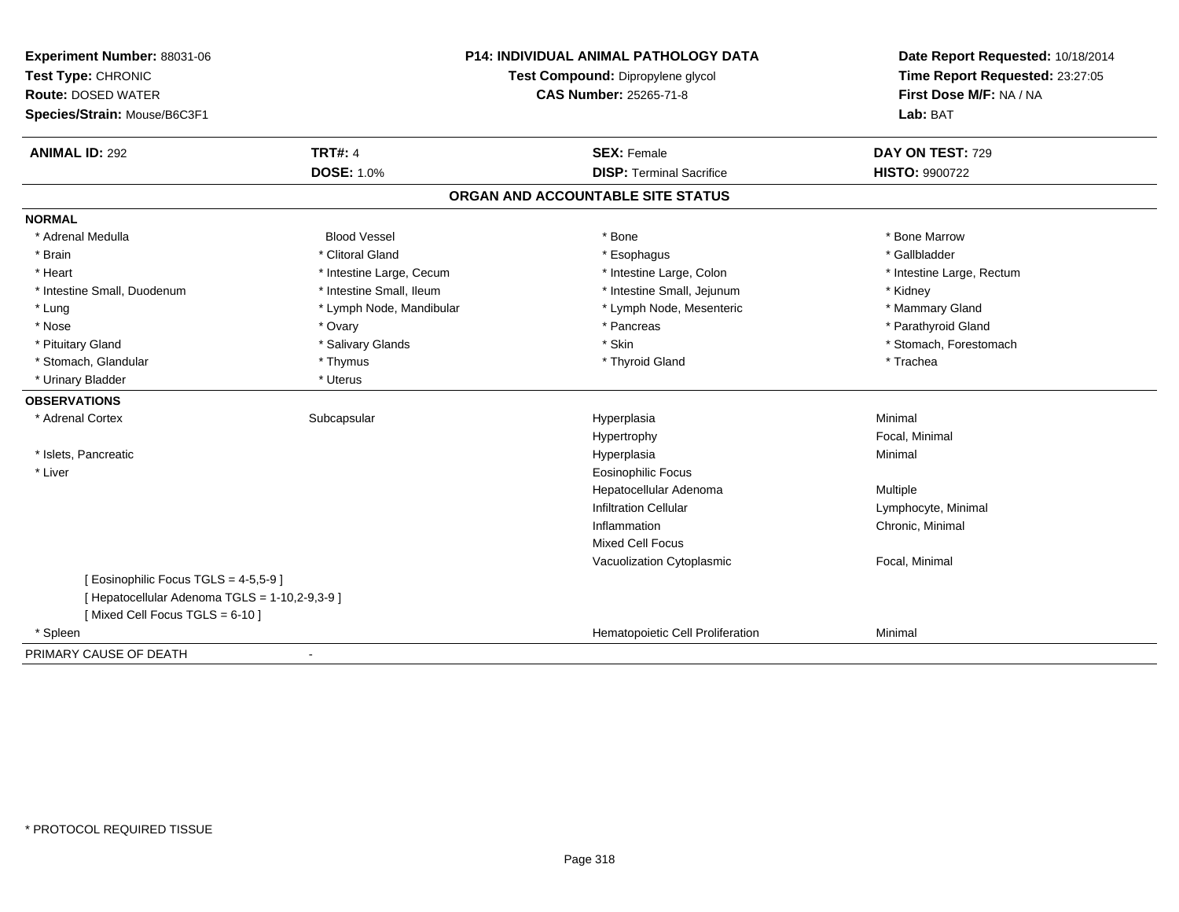**Experiment Number:** 88031-06
**Test Type:** CHRONIC
**Route:** DOSED WATER
**Species/Strain:** Mouse/B6C3F1

**P14: INDIVIDUAL ANIMAL PATHOLOGY DATA**
**Test Compound:** Dipropylene glycol
**CAS Number:** 25265-71-8

**Date Report Requested:** 10/18/2014
**Time Report Requested:** 23:27:05
**First Dose M/F:** NA / NA
**Lab:** BAT

| **ANIMAL ID:** 292 | **TRT#:** 4 | **SEX:** Female | **DAY ON TEST:** 729 |
|---|---|---|---|
| | **DOSE:** 1.0% | **DISP:** Terminal Sacrifice | **HISTO:** 9900722 |

## ORGAN AND ACCOUNTABLE SITE STATUS

**NORMAL**

| | | | |
|---|---|---|---|
| * Adrenal Medulla | Blood Vessel | * Bone | * Bone Marrow |
| * Brain | * Clitoral Gland | * Esophagus | * Gallbladder |
| * Heart | * Intestine Large, Cecum | * Intestine Large, Colon | * Intestine Large, Rectum |
| * Intestine Small, Duodenum | * Intestine Small, Ileum | * Intestine Small, Jejunum | * Kidney |
| * Lung | * Lymph Node, Mandibular | * Lymph Node, Mesenteric | * Mammary Gland |
| * Nose | * Ovary | * Pancreas | * Parathyroid Gland |
| * Pituitary Gland | * Salivary Glands | * Skin | * Stomach, Forestomach |
| * Stomach, Glandular | * Thymus | * Thyroid Gland | * Trachea |
| * Urinary Bladder | * Uterus | | |

**OBSERVATIONS**

| | | | |
|---|---|---|---|
| * Adrenal Cortex | Subcapsular | Hyperplasia | Minimal |
| | | Hypertrophy | Focal, Minimal |
| * Islets, Pancreatic | | Hyperplasia | Minimal |
| * Liver | | Eosinophilic Focus | |
| | | Hepatocellular Adenoma | Multiple |
| | | Infiltration Cellular | Lymphocyte, Minimal |
| | | Inflammation | Chronic, Minimal |
| | | Mixed Cell Focus | |
| | | Vacuolization Cytoplasmic | Focal, Minimal |
| [ Eosinophilic Focus TGLS = 4-5,5-9 ] | | | |
| [ Hepatocellular Adenoma TGLS = 1-10,2-9,3-9 ] | | | |
| [ Mixed Cell Focus TGLS = 6-10 ] | | | |
| * Spleen | | Hematopoietic Cell Proliferation | Minimal |

PRIMARY CAUSE OF DEATH -

* PROTOCOL REQUIRED TISSUE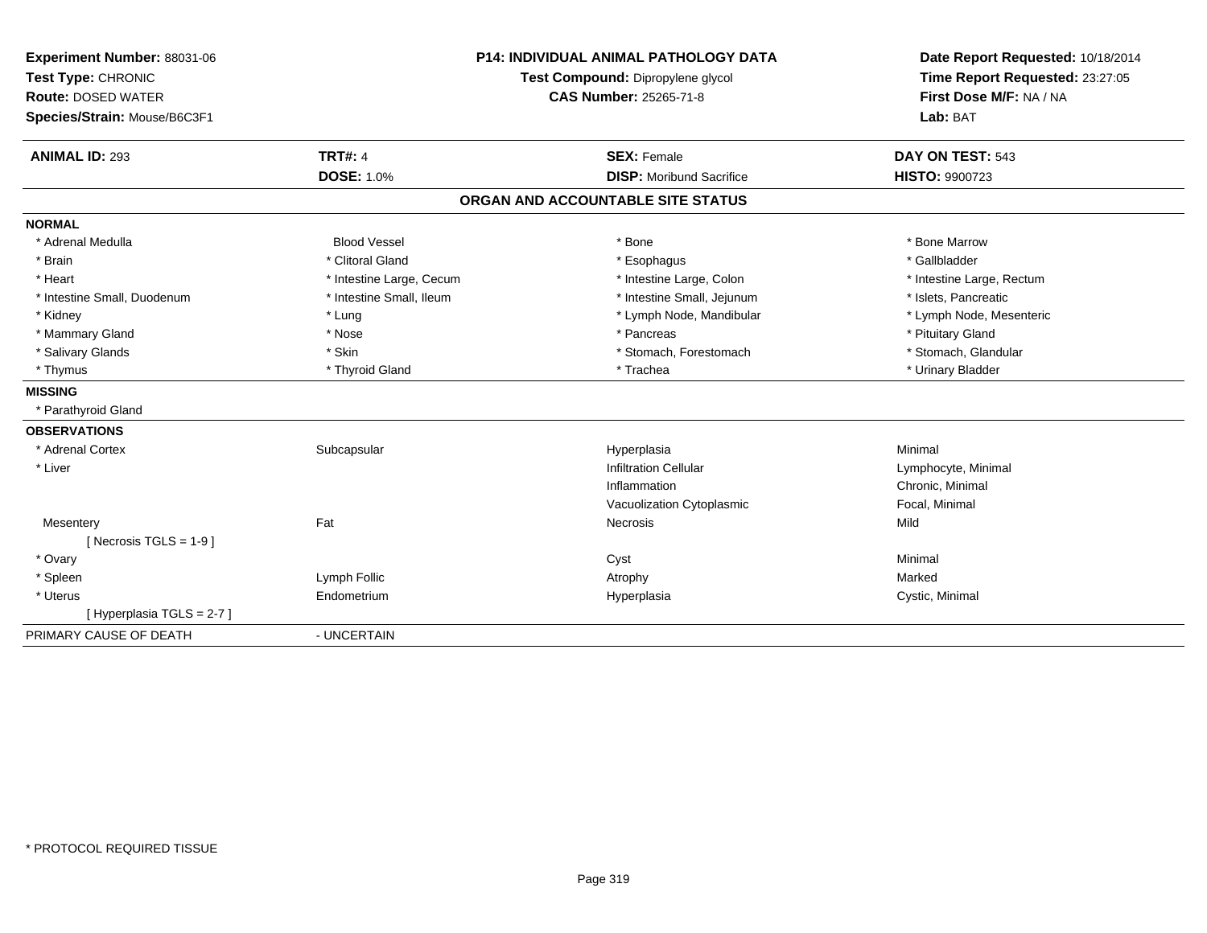**Experiment Number:** 88031-06
**Test Type:** CHRONIC
**Route:** DOSED WATER
**Species/Strain:** Mouse/B6C3F1

**P14: INDIVIDUAL ANIMAL PATHOLOGY DATA**
**Test Compound:** Dipropylene glycol
**CAS Number:** 25265-71-8

**Date Report Requested:** 10/18/2014
**Time Report Requested:** 23:27:05
**First Dose M/F:** NA / NA
**Lab:** BAT

| **ANIMAL ID:** 293 | **TRT#:** 4 | **SEX:** Female | **DAY ON TEST:** 543 |
|---|---|---|---|
| | **DOSE:** 1.0% | **DISP:** Moribund Sacrifice | **HISTO:** 9900723 |

## ORGAN AND ACCOUNTABLE SITE STATUS

**NORMAL**

| | | | |
|---|---|---|---|
| * Adrenal Medulla | Blood Vessel | * Bone | * Bone Marrow |
| * Brain | * Clitoral Gland | * Esophagus | * Gallbladder |
| * Heart | * Intestine Large, Cecum | * Intestine Large, Colon | * Intestine Large, Rectum |
| * Intestine Small, Duodenum | * Intestine Small, Ileum | * Intestine Small, Jejunum | * Islets, Pancreatic |
| * Kidney | * Lung | * Lymph Node, Mandibular | * Lymph Node, Mesenteric |
| * Mammary Gland | * Nose | * Pancreas | * Pituitary Gland |
| * Salivary Glands | * Skin | * Stomach, Forestomach | * Stomach, Glandular |
| * Thymus | * Thyroid Gland | * Trachea | * Urinary Bladder |

**MISSING**

* Parathyroid Gland

**OBSERVATIONS**

| | | | |
|---|---|---|---|
| * Adrenal Cortex | Subcapsular | Hyperplasia | Minimal |
| * Liver | | Infiltration Cellular | Lymphocyte, Minimal |
| | | Inflammation | Chronic, Minimal |
| | | Vacuolization Cytoplasmic | Focal, Minimal |
| Mesentery | Fat | Necrosis | Mild |
| [ Necrosis TGLS = 1-9 ] | | | |
| * Ovary | | Cyst | Minimal |
| * Spleen | Lymph Follic | Atrophy | Marked |
| * Uterus | Endometrium | Hyperplasia | Cystic, Minimal |
| [ Hyperplasia TGLS = 2-7 ] | | | |

PRIMARY CAUSE OF DEATH - UNCERTAIN

* PROTOCOL REQUIRED TISSUE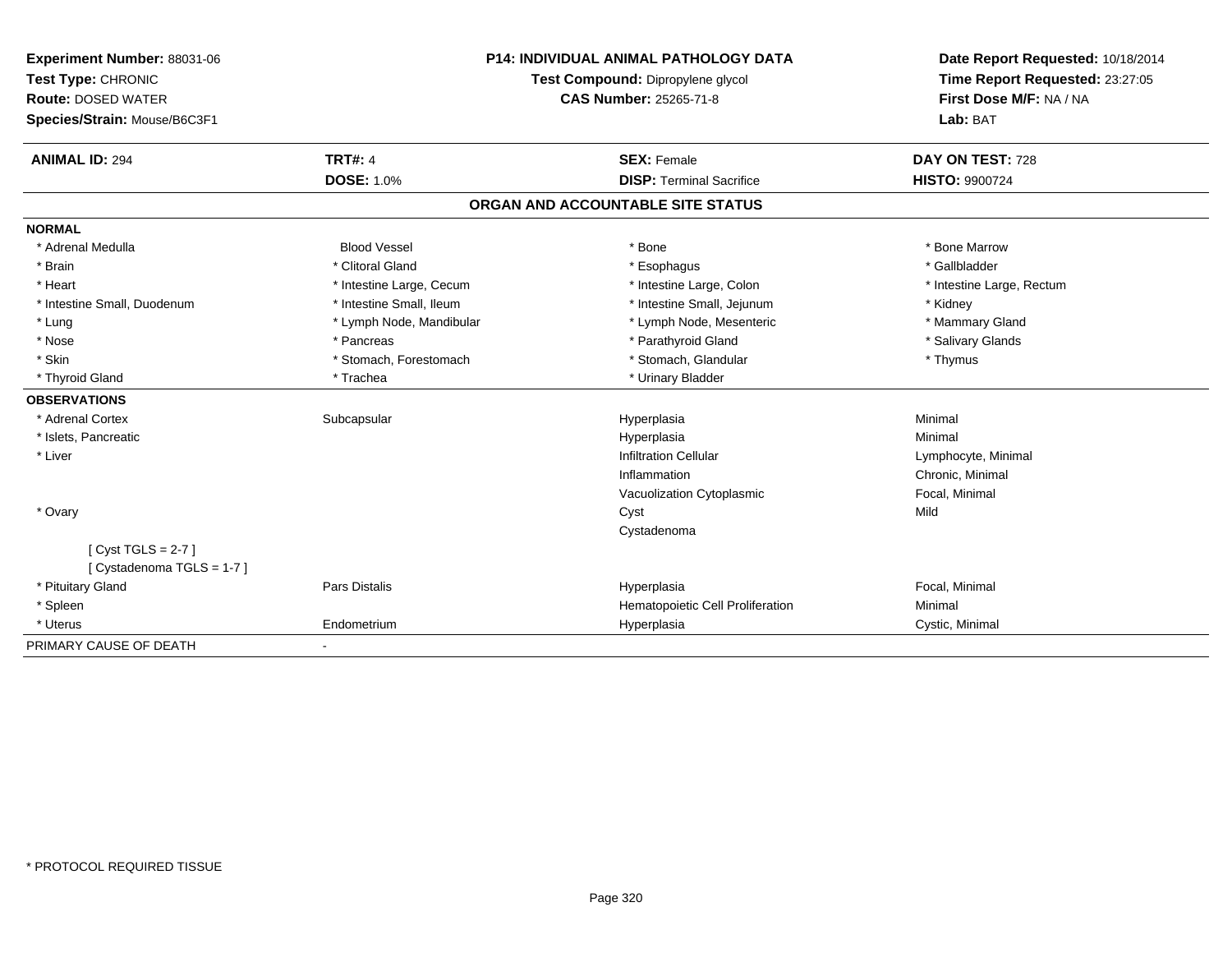**Experiment Number:** 88031-06
**Test Type:** CHRONIC
**Route:** DOSED WATER
**Species/Strain:** Mouse/B6C3F1

**P14: INDIVIDUAL ANIMAL PATHOLOGY DATA**
**Test Compound:** Dipropylene glycol
**CAS Number:** 25265-71-8

**Date Report Requested:** 10/18/2014
**Time Report Requested:** 23:27:05
**First Dose M/F:** NA / NA
**Lab:** BAT

| **ANIMAL ID:** 294 | **TRT#:** 4 | **SEX:** Female | **DAY ON TEST:** 728 |
|---|---|---|---|
| | **DOSE:** 1.0% | **DISP:** Terminal Sacrifice | **HISTO:** 9900724 |

## ORGAN AND ACCOUNTABLE SITE STATUS

**NORMAL**

| | | | |
|---|---|---|---|
| * Adrenal Medulla | Blood Vessel | * Bone | * Bone Marrow |
| * Brain | * Clitoral Gland | * Esophagus | * Gallbladder |
| * Heart | * Intestine Large, Cecum | * Intestine Large, Colon | * Intestine Large, Rectum |
| * Intestine Small, Duodenum | * Intestine Small, Ileum | * Intestine Small, Jejunum | * Kidney |
| * Lung | * Lymph Node, Mandibular | * Lymph Node, Mesenteric | * Mammary Gland |
| * Nose | * Pancreas | * Parathyroid Gland | * Salivary Glands |
| * Skin | * Stomach, Forestomach | * Stomach, Glandular | * Thymus |
| * Thyroid Gland | * Trachea | * Urinary Bladder | |

**OBSERVATIONS**

| | | | |
|---|---|---|---|
| * Adrenal Cortex | Subcapsular | Hyperplasia | Minimal |
| * Islets, Pancreatic | | Hyperplasia | Minimal |
| * Liver | | Infiltration Cellular | Lymphocyte, Minimal |
| | | Inflammation | Chronic, Minimal |
| | | Vacuolization Cytoplasmic | Focal, Minimal |
| * Ovary | | Cyst | Mild |
| | | Cystadenoma | |
| [ Cyst TGLS = 2-7 ] | | | |
| [ Cystadenoma TGLS = 1-7 ] | | | |
| * Pituitary Gland | Pars Distalis | Hyperplasia | Focal, Minimal |
| * Spleen | | Hematopoietic Cell Proliferation | Minimal |
| * Uterus | Endometrium | Hyperplasia | Cystic, Minimal |

PRIMARY CAUSE OF DEATH -

* PROTOCOL REQUIRED TISSUE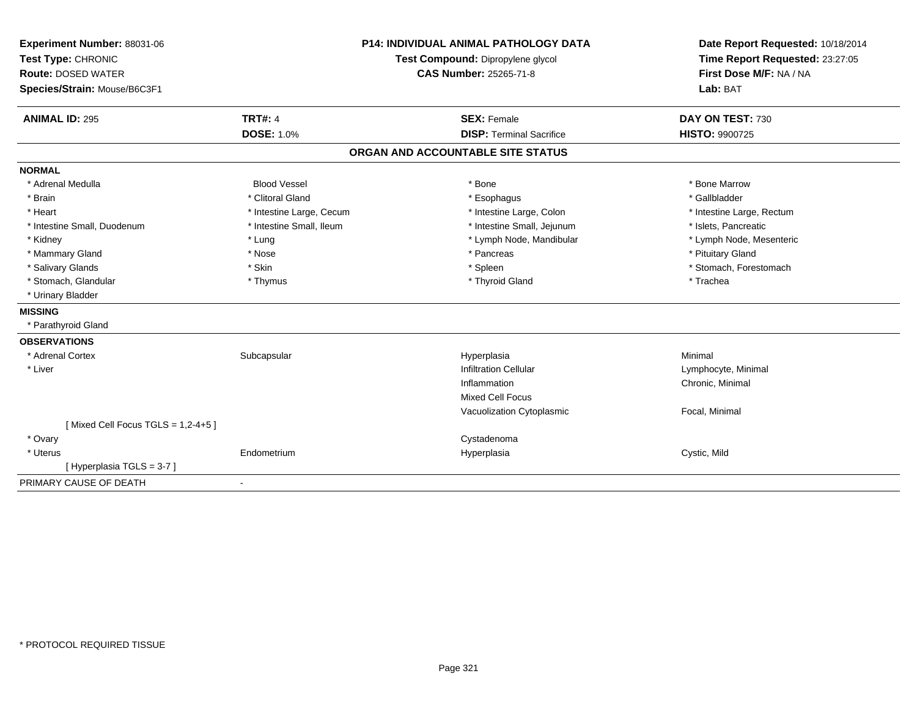**Experiment Number:** 88031-06
**Test Type:** CHRONIC
**Route:** DOSED WATER
**Species/Strain:** Mouse/B6C3F1

**P14: INDIVIDUAL ANIMAL PATHOLOGY DATA**
**Test Compound:** Dipropylene glycol
**CAS Number:** 25265-71-8

**Date Report Requested:** 10/18/2014
**Time Report Requested:** 23:27:05
**First Dose M/F:** NA / NA
**Lab:** BAT

| **ANIMAL ID:** 295 | **TRT#:** 4 | **SEX:** Female | **DAY ON TEST:** 730 |
|---|---|---|---|
| | **DOSE:** 1.0% | **DISP:** Terminal Sacrifice | **HISTO:** 9900725 |

## ORGAN AND ACCOUNTABLE SITE STATUS

**NORMAL**

| | | | |
|---|---|---|---|
| * Adrenal Medulla | Blood Vessel | * Bone | * Bone Marrow |
| * Brain | * Clitoral Gland | * Esophagus | * Gallbladder |
| * Heart | * Intestine Large, Cecum | * Intestine Large, Colon | * Intestine Large, Rectum |
| * Intestine Small, Duodenum | * Intestine Small, Ileum | * Intestine Small, Jejunum | * Islets, Pancreatic |
| * Kidney | * Lung | * Lymph Node, Mandibular | * Lymph Node, Mesenteric |
| * Mammary Gland | * Nose | * Pancreas | * Pituitary Gland |
| * Salivary Glands | * Skin | * Spleen | * Stomach, Forestomach |
| * Stomach, Glandular | * Thymus | * Thyroid Gland | * Trachea |
| * Urinary Bladder | | | |

**MISSING**

* Parathyroid Gland

**OBSERVATIONS**

| | | | |
|---|---|---|---|
| * Adrenal Cortex | Subcapsular | Hyperplasia | Minimal |
| * Liver | | Infiltration Cellular | Lymphocyte, Minimal |
| | | Inflammation | Chronic, Minimal |
| | | Mixed Cell Focus | |
| | | Vacuolization Cytoplasmic | Focal, Minimal |
| [ Mixed Cell Focus TGLS = 1,2-4+5 ] | | | |
| * Ovary | | Cystadenoma | |
| * Uterus | Endometrium | Hyperplasia | Cystic, Mild |
| [ Hyperplasia TGLS = 3-7 ] | | | |

PRIMARY CAUSE OF DEATH -

* PROTOCOL REQUIRED TISSUE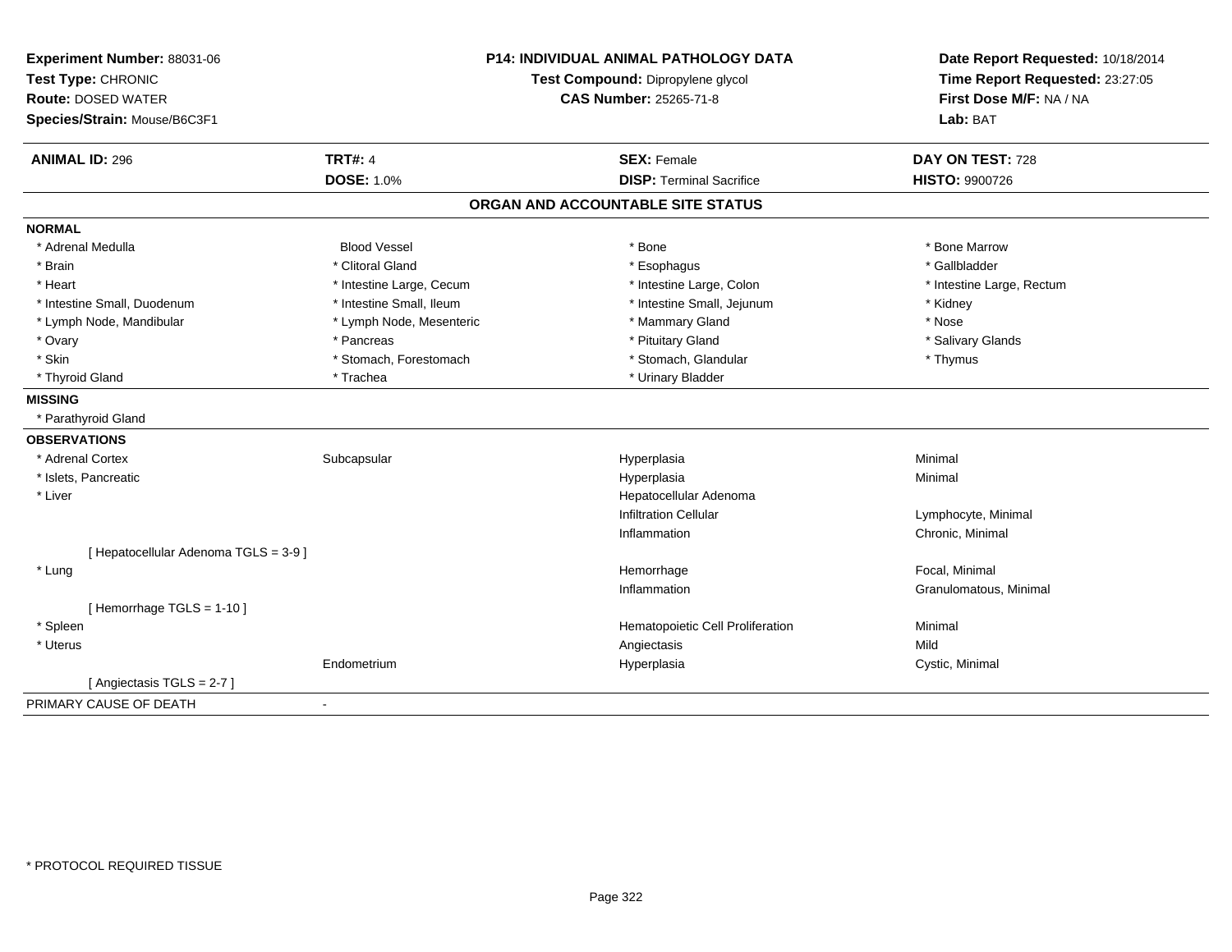**Experiment Number:** 88031-06
**Test Type:** CHRONIC
**Route:** DOSED WATER
**Species/Strain:** Mouse/B6C3F1

**P14: INDIVIDUAL ANIMAL PATHOLOGY DATA**
**Test Compound:** Dipropylene glycol
**CAS Number:** 25265-71-8

**Date Report Requested:** 10/18/2014
**Time Report Requested:** 23:27:05
**First Dose M/F:** NA / NA
**Lab:** BAT

| **ANIMAL ID:** 296 | **TRT#:** 4 | **SEX:** Female | **DAY ON TEST:** 728 |
|---|---|---|---|
| | **DOSE:** 1.0% | **DISP:** Terminal Sacrifice | **HISTO:** 9900726 |

## ORGAN AND ACCOUNTABLE SITE STATUS

**NORMAL**

| | | | |
|---|---|---|---|
| * Adrenal Medulla | Blood Vessel | * Bone | * Bone Marrow |
| * Brain | * Clitoral Gland | * Esophagus | * Gallbladder |
| * Heart | * Intestine Large, Cecum | * Intestine Large, Colon | * Intestine Large, Rectum |
| * Intestine Small, Duodenum | * Intestine Small, Ileum | * Intestine Small, Jejunum | * Kidney |
| * Lymph Node, Mandibular | * Lymph Node, Mesenteric | * Mammary Gland | * Nose |
| * Ovary | * Pancreas | * Pituitary Gland | * Salivary Glands |
| * Skin | * Stomach, Forestomach | * Stomach, Glandular | * Thymus |
| * Thyroid Gland | * Trachea | * Urinary Bladder | |

**MISSING**

* Parathyroid Gland

**OBSERVATIONS**

| | | | |
|---|---|---|---|
| * Adrenal Cortex | Subcapsular | Hyperplasia | Minimal |
| * Islets, Pancreatic | | Hyperplasia | Minimal |
| * Liver | | Hepatocellular Adenoma | |
| | | Infiltration Cellular | Lymphocyte, Minimal |
| | | Inflammation | Chronic, Minimal |
| [ Hepatocellular Adenoma TGLS = 3-9 ] | | | |
| * Lung | | Hemorrhage | Focal, Minimal |
| | | Inflammation | Granulomatous, Minimal |
| [ Hemorrhage TGLS = 1-10 ] | | | |
| * Spleen | | Hematopoietic Cell Proliferation | Minimal |
| * Uterus | | Angiectasis | Mild |
| | Endometrium | Hyperplasia | Cystic, Minimal |
| [ Angiectasis TGLS = 2-7 ] | | | |

PRIMARY CAUSE OF DEATH -

* PROTOCOL REQUIRED TISSUE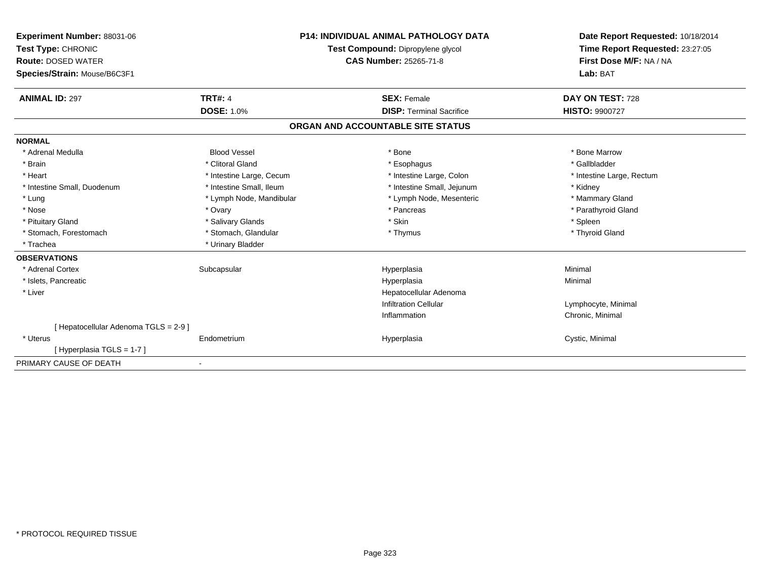**Experiment Number:** 88031-06
**Test Type:** CHRONIC
**Route:** DOSED WATER
**Species/Strain:** Mouse/B6C3F1

**P14: INDIVIDUAL ANIMAL PATHOLOGY DATA**
**Test Compound:** Dipropylene glycol
**CAS Number:** 25265-71-8

**Date Report Requested:** 10/18/2014
**Time Report Requested:** 23:27:05
**First Dose M/F:** NA / NA
**Lab:** BAT

| **ANIMAL ID:** 297 | **TRT#:** 4 | **SEX:** Female | **DAY ON TEST:** 728 |
|---|---|---|---|
| | **DOSE:** 1.0% | **DISP:** Terminal Sacrifice | **HISTO:** 9900727 |

## ORGAN AND ACCOUNTABLE SITE STATUS

**NORMAL**

| | | | |
|---|---|---|---|
| * Adrenal Medulla | Blood Vessel | * Bone | * Bone Marrow |
| * Brain | * Clitoral Gland | * Esophagus | * Gallbladder |
| * Heart | * Intestine Large, Cecum | * Intestine Large, Colon | * Intestine Large, Rectum |
| * Intestine Small, Duodenum | * Intestine Small, Ileum | * Intestine Small, Jejunum | * Kidney |
| * Lung | * Lymph Node, Mandibular | * Lymph Node, Mesenteric | * Mammary Gland |
| * Nose | * Ovary | * Pancreas | * Parathyroid Gland |
| * Pituitary Gland | * Salivary Glands | * Skin | * Spleen |
| * Stomach, Forestomach | * Stomach, Glandular | * Thymus | * Thyroid Gland |
| * Trachea | * Urinary Bladder | | |

**OBSERVATIONS**

| | | | |
|---|---|---|---|
| * Adrenal Cortex | Subcapsular | Hyperplasia | Minimal |
| * Islets, Pancreatic | | Hyperplasia | Minimal |
| * Liver | | Hepatocellular Adenoma | |
| | | Infiltration Cellular | Lymphocyte, Minimal |
| | | Inflammation | Chronic, Minimal |
| [ Hepatocellular Adenoma TGLS = 2-9 ] | | | |
| * Uterus | Endometrium | Hyperplasia | Cystic, Minimal |
| [ Hyperplasia TGLS = 1-7 ] | | | |

PRIMARY CAUSE OF DEATH -

\* PROTOCOL REQUIRED TISSUE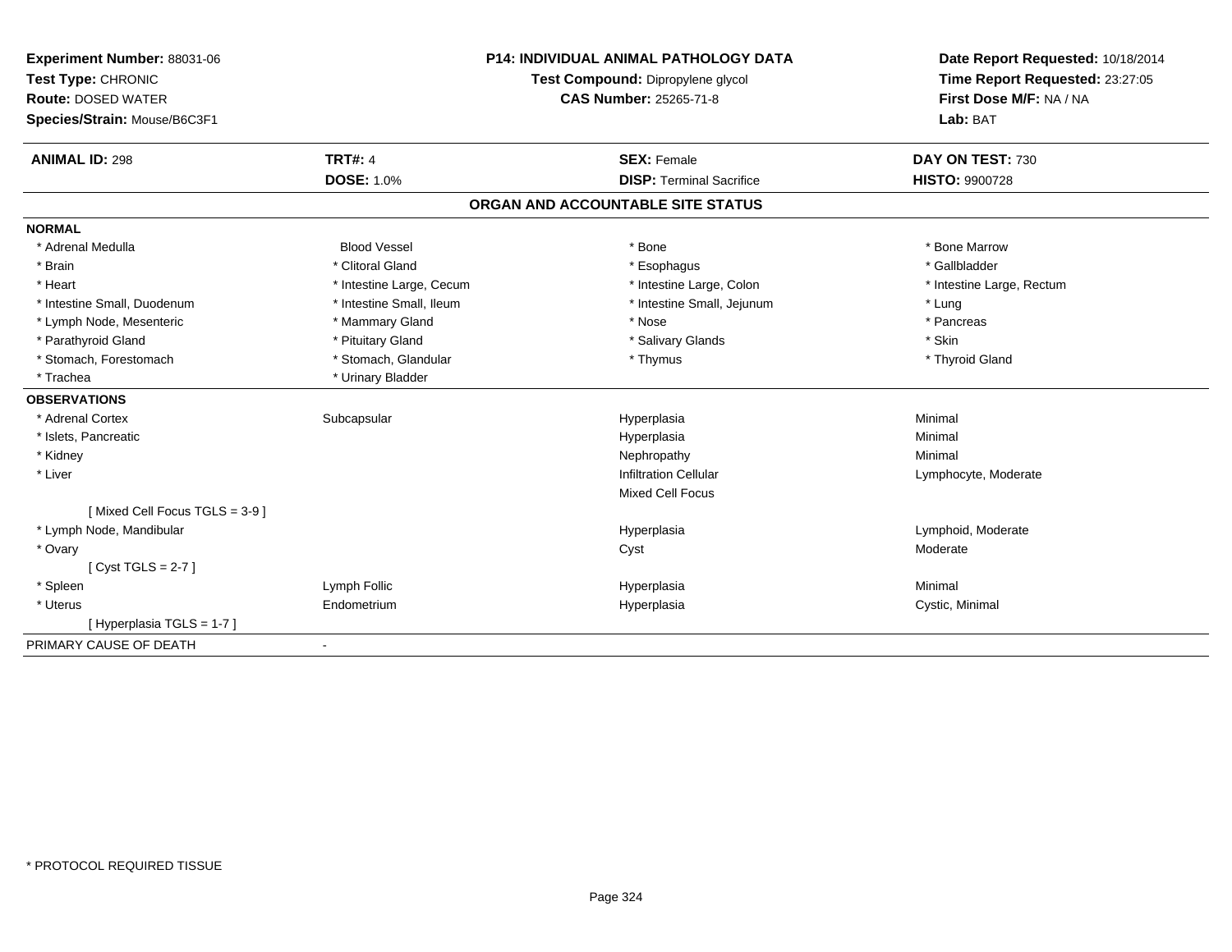**Experiment Number:** 88031-06
**Test Type:** CHRONIC
**Route:** DOSED WATER
**Species/Strain:** Mouse/B6C3F1

**P14: INDIVIDUAL ANIMAL PATHOLOGY DATA**
**Test Compound:** Dipropylene glycol
**CAS Number:** 25265-71-8

**Date Report Requested:** 10/18/2014
**Time Report Requested:** 23:27:05
**First Dose M/F:** NA / NA
**Lab:** BAT

| **ANIMAL ID:** 298 | **TRT#:** 4 | **SEX:** Female | **DAY ON TEST:** 730 |
|---|---|---|---|
| | **DOSE:** 1.0% | **DISP:** Terminal Sacrifice | **HISTO:** 9900728 |

## ORGAN AND ACCOUNTABLE SITE STATUS

**NORMAL**

| | | | |
|---|---|---|---|
| * Adrenal Medulla | Blood Vessel | * Bone | * Bone Marrow |
| * Brain | * Clitoral Gland | * Esophagus | * Gallbladder |
| * Heart | * Intestine Large, Cecum | * Intestine Large, Colon | * Intestine Large, Rectum |
| * Intestine Small, Duodenum | * Intestine Small, Ileum | * Intestine Small, Jejunum | * Lung |
| * Lymph Node, Mesenteric | * Mammary Gland | * Nose | * Pancreas |
| * Parathyroid Gland | * Pituitary Gland | * Salivary Glands | * Skin |
| * Stomach, Forestomach | * Stomach, Glandular | * Thymus | * Thyroid Gland |
| * Trachea | * Urinary Bladder | | |

**OBSERVATIONS**

| | | | |
|---|---|---|---|
| * Adrenal Cortex | Subcapsular | Hyperplasia | Minimal |
| * Islets, Pancreatic | | Hyperplasia | Minimal |
| * Kidney | | Nephropathy | Minimal |
| * Liver | | Infiltration Cellular | Lymphocyte, Moderate |
| | | Mixed Cell Focus | |
| [ Mixed Cell Focus TGLS = 3-9 ] | | | |
| * Lymph Node, Mandibular | | Hyperplasia | Lymphoid, Moderate |
| * Ovary | | Cyst | Moderate |
| [ Cyst TGLS = 2-7 ] | | | |
| * Spleen | Lymph Follic | Hyperplasia | Minimal |
| * Uterus | Endometrium | Hyperplasia | Cystic, Minimal |
| [ Hyperplasia TGLS = 1-7 ] | | | |

PRIMARY CAUSE OF DEATH -

\* PROTOCOL REQUIRED TISSUE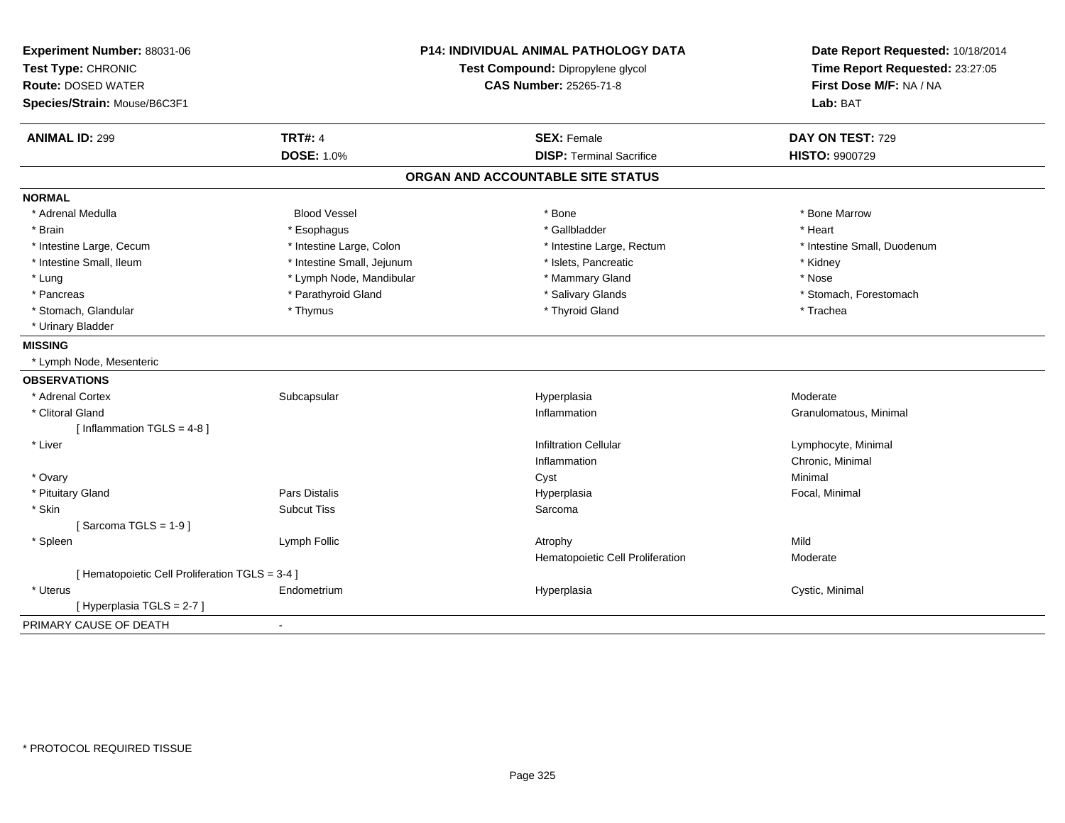**Experiment Number:** 88031-06
**Test Type:** CHRONIC
**Route:** DOSED WATER
**Species/Strain:** Mouse/B6C3F1

**P14: INDIVIDUAL ANIMAL PATHOLOGY DATA**
**Test Compound:** Dipropylene glycol
**CAS Number:** 25265-71-8

**Date Report Requested:** 10/18/2014
**Time Report Requested:** 23:27:05
**First Dose M/F:** NA / NA
**Lab:** BAT

| **ANIMAL ID:** 299 | **TRT#:** 4 | **SEX:** Female | **DAY ON TEST:** 729 |
|---|---|---|---|
| | **DOSE:** 1.0% | **DISP:** Terminal Sacrifice | **HISTO:** 9900729 |

## ORGAN AND ACCOUNTABLE SITE STATUS

**NORMAL**

| | | | |
|---|---|---|---|
| * Adrenal Medulla | Blood Vessel | * Bone | * Bone Marrow |
| * Brain | * Esophagus | * Gallbladder | * Heart |
| * Intestine Large, Cecum | * Intestine Large, Colon | * Intestine Large, Rectum | * Intestine Small, Duodenum |
| * Intestine Small, Ileum | * Intestine Small, Jejunum | * Islets, Pancreatic | * Kidney |
| * Lung | * Lymph Node, Mandibular | * Mammary Gland | * Nose |
| * Pancreas | * Parathyroid Gland | * Salivary Glands | * Stomach, Forestomach |
| * Stomach, Glandular | * Thymus | * Thyroid Gland | * Trachea |
| * Urinary Bladder | | | |

**MISSING**

* Lymph Node, Mesenteric

**OBSERVATIONS**

| | | | |
|---|---|---|---|
| * Adrenal Cortex | Subcapsular | Hyperplasia | Moderate |
| * Clitoral Gland | | Inflammation | Granulomatous, Minimal |
| [ Inflammation TGLS = 4-8 ] | | | |
| * Liver | | Infiltration Cellular | Lymphocyte, Minimal |
| | | Inflammation | Chronic, Minimal |
| * Ovary | | Cyst | Minimal |
| * Pituitary Gland | Pars Distalis | Hyperplasia | Focal, Minimal |
| * Skin | Subcut Tiss | Sarcoma | |
| [ Sarcoma TGLS = 1-9 ] | | | |
| * Spleen | Lymph Follic | Atrophy | Mild |
| | | Hematopoietic Cell Proliferation | Moderate |
| [ Hematopoietic Cell Proliferation TGLS = 3-4 ] | | | |
| * Uterus | Endometrium | Hyperplasia | Cystic, Minimal |
| [ Hyperplasia TGLS = 2-7 ] | | | |

PRIMARY CAUSE OF DEATH -

\* PROTOCOL REQUIRED TISSUE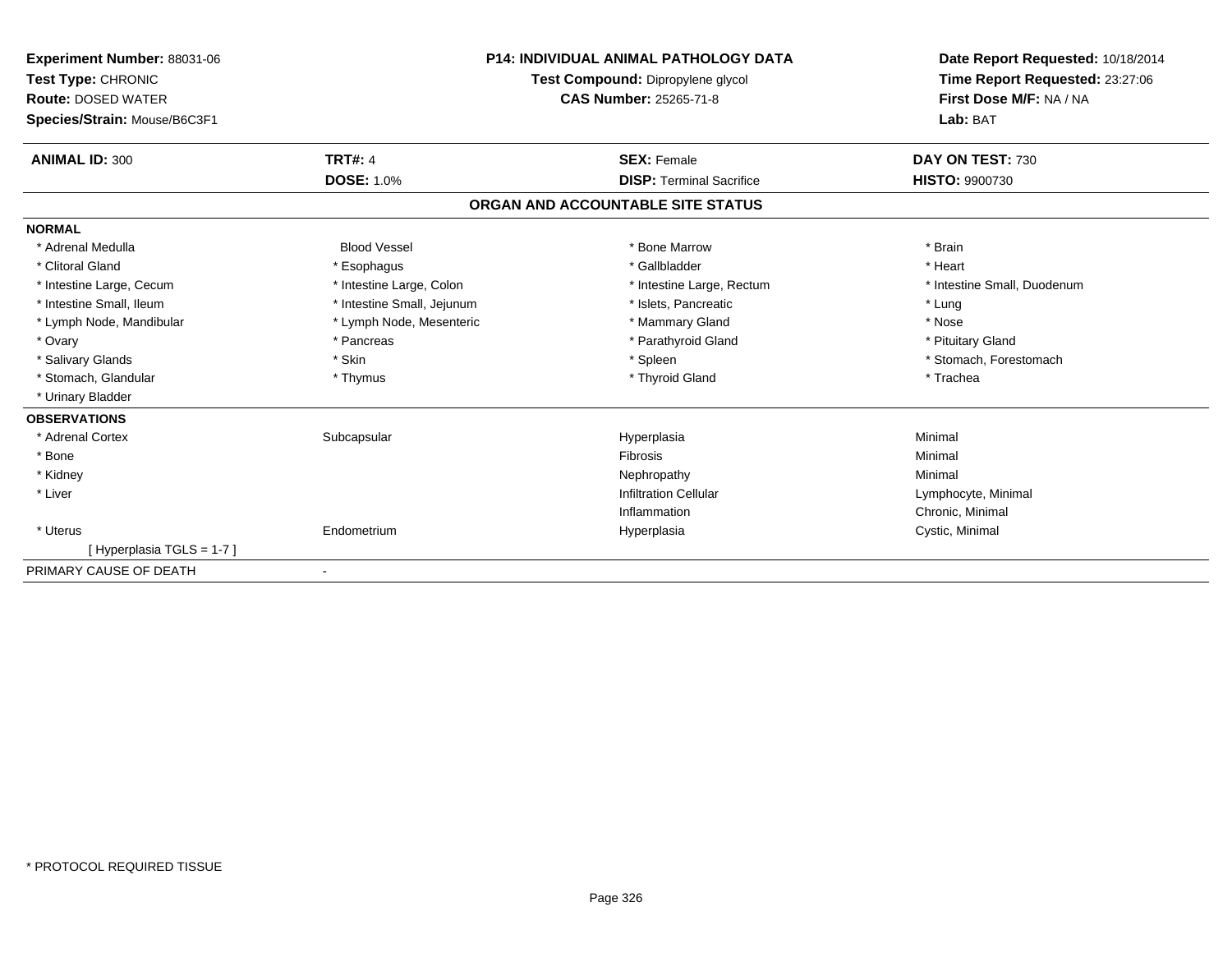**Experiment Number:** 88031-06
**Test Type:** CHRONIC
**Route:** DOSED WATER
**Species/Strain:** Mouse/B6C3F1

**P14: INDIVIDUAL ANIMAL PATHOLOGY DATA**
**Test Compound:** Dipropylene glycol
**CAS Number:** 25265-71-8

**Date Report Requested:** 10/18/2014
**Time Report Requested:** 23:27:06
**First Dose M/F:** NA / NA
**Lab:** BAT

| **ANIMAL ID:** 300 | **TRT#:** 4 | **SEX:** Female | **DAY ON TEST:** 730 |
|---|---|---|---|
| | **DOSE:** 1.0% | **DISP:** Terminal Sacrifice | **HISTO:** 9900730 |

## ORGAN AND ACCOUNTABLE SITE STATUS

**NORMAL**

| | | | |
|---|---|---|---|
| * Adrenal Medulla | Blood Vessel | * Bone Marrow | * Brain |
| * Clitoral Gland | * Esophagus | * Gallbladder | * Heart |
| * Intestine Large, Cecum | * Intestine Large, Colon | * Intestine Large, Rectum | * Intestine Small, Duodenum |
| * Intestine Small, Ileum | * Intestine Small, Jejunum | * Islets, Pancreatic | * Lung |
| * Lymph Node, Mandibular | * Lymph Node, Mesenteric | * Mammary Gland | * Nose |
| * Ovary | * Pancreas | * Parathyroid Gland | * Pituitary Gland |
| * Salivary Glands | * Skin | * Spleen | * Stomach, Forestomach |
| * Stomach, Glandular | * Thymus | * Thyroid Gland | * Trachea |
| * Urinary Bladder | | | |

**OBSERVATIONS**

| | | | |
|---|---|---|---|
| * Adrenal Cortex | Subcapsular | Hyperplasia | Minimal |
| * Bone | | Fibrosis | Minimal |
| * Kidney | | Nephropathy | Minimal |
| * Liver | | Infiltration Cellular | Lymphocyte, Minimal |
| | | Inflammation | Chronic, Minimal |
| * Uterus | Endometrium | Hyperplasia | Cystic, Minimal |
| [ Hyperplasia TGLS = 1-7 ] | | | |

PRIMARY CAUSE OF DEATH -

\* PROTOCOL REQUIRED TISSUE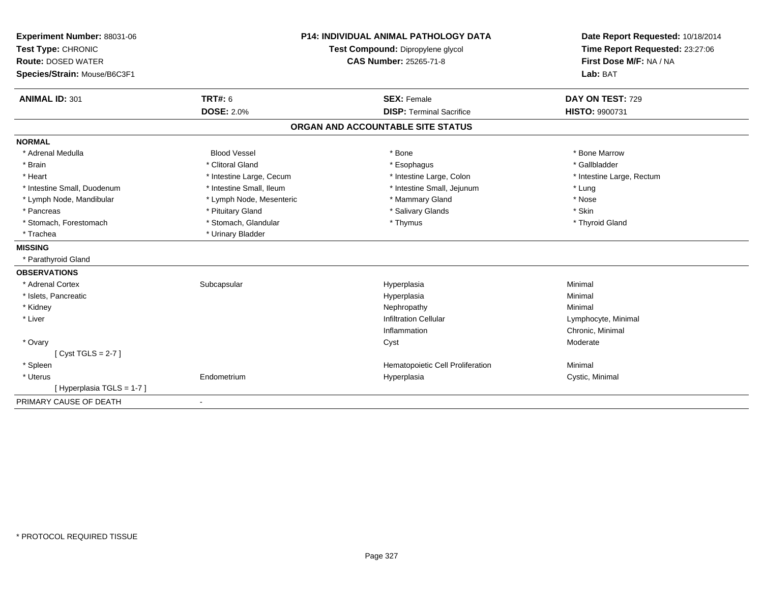**Experiment Number:** 88031-06
**Test Type:** CHRONIC
**Route:** DOSED WATER
**Species/Strain:** Mouse/B6C3F1

**P14: INDIVIDUAL ANIMAL PATHOLOGY DATA**
**Test Compound:** Dipropylene glycol
**CAS Number:** 25265-71-8

**Date Report Requested:** 10/18/2014
**Time Report Requested:** 23:27:06
**First Dose M/F:** NA / NA
**Lab:** BAT

| **ANIMAL ID:** 301 | **TRT#:** 6 | **SEX:** Female | **DAY ON TEST:** 729 |
|---|---|---|---|
| | **DOSE:** 2.0% | **DISP:** Terminal Sacrifice | **HISTO:** 9900731 |

## ORGAN AND ACCOUNTABLE SITE STATUS

**NORMAL**

| | | | |
|---|---|---|---|
| * Adrenal Medulla | Blood Vessel | * Bone | * Bone Marrow |
| * Brain | * Clitoral Gland | * Esophagus | * Gallbladder |
| * Heart | * Intestine Large, Cecum | * Intestine Large, Colon | * Intestine Large, Rectum |
| * Intestine Small, Duodenum | * Intestine Small, Ileum | * Intestine Small, Jejunum | * Lung |
| * Lymph Node, Mandibular | * Lymph Node, Mesenteric | * Mammary Gland | * Nose |
| * Pancreas | * Pituitary Gland | * Salivary Glands | * Skin |
| * Stomach, Forestomach | * Stomach, Glandular | * Thymus | * Thyroid Gland |
| * Trachea | * Urinary Bladder | | |

**MISSING**

* Parathyroid Gland

**OBSERVATIONS**

| | | | |
|---|---|---|---|
| * Adrenal Cortex | Subcapsular | Hyperplasia | Minimal |
| * Islets, Pancreatic | | Hyperplasia | Minimal |
| * Kidney | | Nephropathy | Minimal |
| * Liver | | Infiltration Cellular | Lymphocyte, Minimal |
| | | Inflammation | Chronic, Minimal |
| * Ovary | | Cyst | Moderate |
| [ Cyst TGLS = 2-7 ] | | | |
| * Spleen | | Hematopoietic Cell Proliferation | Minimal |
| * Uterus | Endometrium | Hyperplasia | Cystic, Minimal |
| [ Hyperplasia TGLS = 1-7 ] | | | |

PRIMARY CAUSE OF DEATH -

* PROTOCOL REQUIRED TISSUE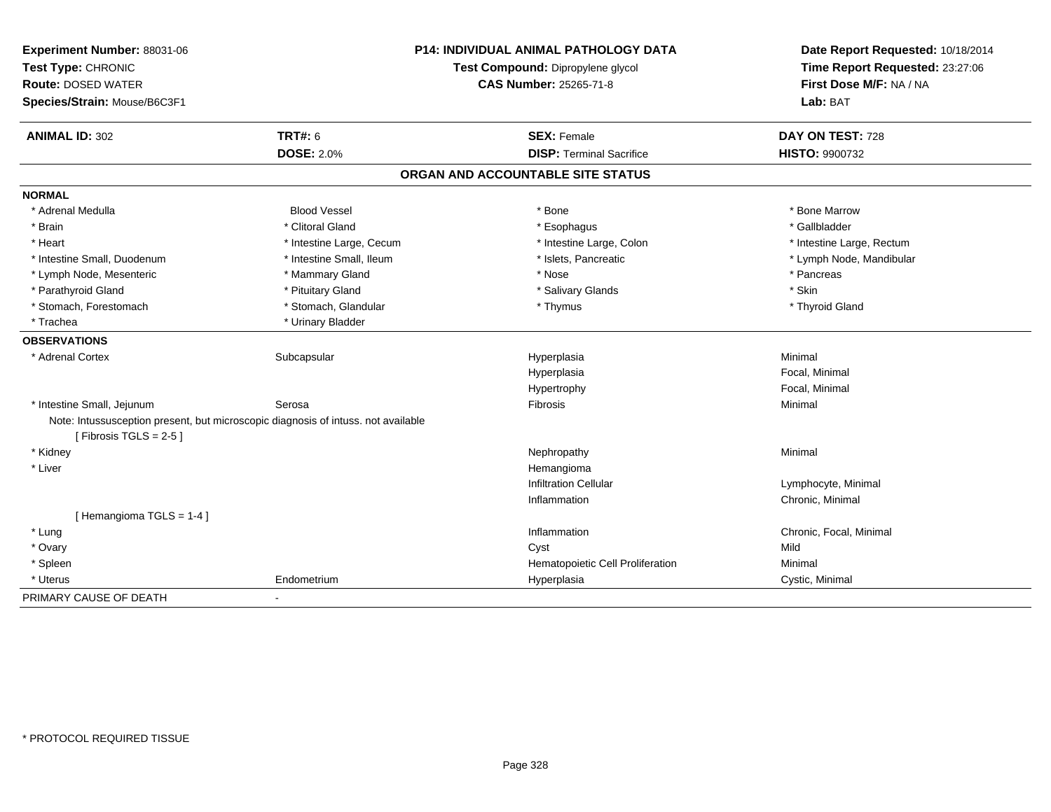**Experiment Number:** 88031-06
**Test Type:** CHRONIC
**Route:** DOSED WATER
**Species/Strain:** Mouse/B6C3F1

**P14: INDIVIDUAL ANIMAL PATHOLOGY DATA**
**Test Compound:** Dipropylene glycol
**CAS Number:** 25265-71-8

**Date Report Requested:** 10/18/2014
**Time Report Requested:** 23:27:06
**First Dose M/F:** NA / NA
**Lab:** BAT

| **ANIMAL ID:** 302 | **TRT#:** 6 | **SEX:** Female | **DAY ON TEST:** 728 |
|---|---|---|---|
| | **DOSE:** 2.0% | **DISP:** Terminal Sacrifice | **HISTO:** 9900732 |

## ORGAN AND ACCOUNTABLE SITE STATUS

**NORMAL**

| | | | |
|---|---|---|---|
| * Adrenal Medulla | Blood Vessel | * Bone | * Bone Marrow |
| * Brain | * Clitoral Gland | * Esophagus | * Gallbladder |
| * Heart | * Intestine Large, Cecum | * Intestine Large, Colon | * Intestine Large, Rectum |
| * Intestine Small, Duodenum | * Intestine Small, Ileum | * Islets, Pancreatic | * Lymph Node, Mandibular |
| * Lymph Node, Mesenteric | * Mammary Gland | * Nose | * Pancreas |
| * Parathyroid Gland | * Pituitary Gland | * Salivary Glands | * Skin |
| * Stomach, Forestomach | * Stomach, Glandular | * Thymus | * Thyroid Gland |
| * Trachea | * Urinary Bladder | | |

**OBSERVATIONS**

| | | | |
|---|---|---|---|
| * Adrenal Cortex | Subcapsular | Hyperplasia | Minimal |
| | | Hyperplasia | Focal, Minimal |
| | | Hypertrophy | Focal, Minimal |
| * Intestine Small, Jejunum | Serosa | Fibrosis | Minimal |
| Note: Intussusception present, but microscopic diagnosis of intuss. not available | | | |
| [ Fibrosis TGLS = 2-5 ] | | | |
| * Kidney | | Nephropathy | Minimal |
| * Liver | | Hemangioma | |
| | | Infiltration Cellular | Lymphocyte, Minimal |
| | | Inflammation | Chronic, Minimal |
| [ Hemangioma TGLS = 1-4 ] | | | |
| * Lung | | Inflammation | Chronic, Focal, Minimal |
| * Ovary | | Cyst | Mild |
| * Spleen | | Hematopoietic Cell Proliferation | Minimal |
| * Uterus | Endometrium | Hyperplasia | Cystic, Minimal |

PRIMARY CAUSE OF DEATH -

* PROTOCOL REQUIRED TISSUE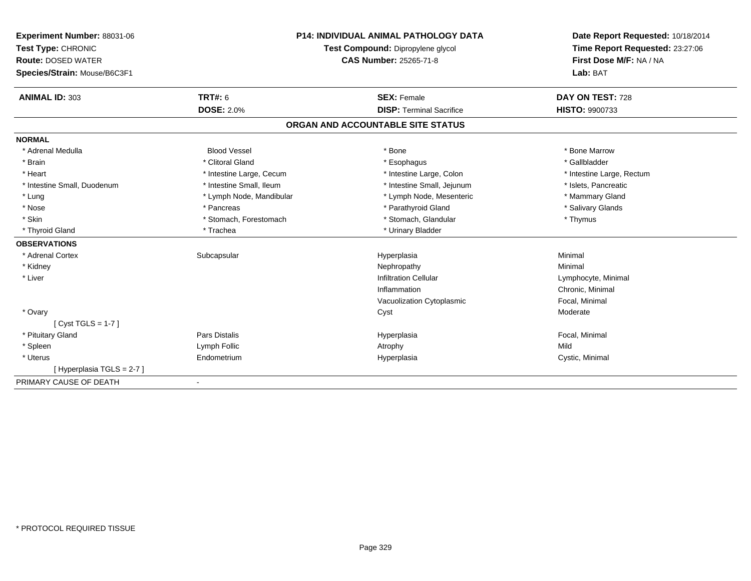**Experiment Number:** 88031-06
**Test Type:** CHRONIC
**Route:** DOSED WATER
**Species/Strain:** Mouse/B6C3F1

**P14: INDIVIDUAL ANIMAL PATHOLOGY DATA**
**Test Compound:** Dipropylene glycol
**CAS Number:** 25265-71-8

**Date Report Requested:** 10/18/2014
**Time Report Requested:** 23:27:06
**First Dose M/F:** NA / NA
**Lab:** BAT

| **ANIMAL ID:** 303 | **TRT#:** 6 | **SEX:** Female | **DAY ON TEST:** 728 |
|---|---|---|---|
| | **DOSE:** 2.0% | **DISP:** Terminal Sacrifice | **HISTO:** 9900733 |

## ORGAN AND ACCOUNTABLE SITE STATUS

**NORMAL**

| | | | |
|---|---|---|---|
| * Adrenal Medulla | Blood Vessel | * Bone | * Bone Marrow |
| * Brain | * Clitoral Gland | * Esophagus | * Gallbladder |
| * Heart | * Intestine Large, Cecum | * Intestine Large, Colon | * Intestine Large, Rectum |
| * Intestine Small, Duodenum | * Intestine Small, Ileum | * Intestine Small, Jejunum | * Islets, Pancreatic |
| * Lung | * Lymph Node, Mandibular | * Lymph Node, Mesenteric | * Mammary Gland |
| * Nose | * Pancreas | * Parathyroid Gland | * Salivary Glands |
| * Skin | * Stomach, Forestomach | * Stomach, Glandular | * Thymus |
| * Thyroid Gland | * Trachea | * Urinary Bladder | |

**OBSERVATIONS**

| | | | |
|---|---|---|---|
| * Adrenal Cortex | Subcapsular | Hyperplasia | Minimal |
| * Kidney | | Nephropathy | Minimal |
| * Liver | | Infiltration Cellular | Lymphocyte, Minimal |
| | | Inflammation | Chronic, Minimal |
| | | Vacuolization Cytoplasmic | Focal, Minimal |
| * Ovary | | Cyst | Moderate |
| [ Cyst TGLS = 1-7 ] | | | |
| * Pituitary Gland | Pars Distalis | Hyperplasia | Focal, Minimal |
| * Spleen | Lymph Follic | Atrophy | Mild |
| * Uterus | Endometrium | Hyperplasia | Cystic, Minimal |
| [ Hyperplasia TGLS = 2-7 ] | | | |

PRIMARY CAUSE OF DEATH -

* PROTOCOL REQUIRED TISSUE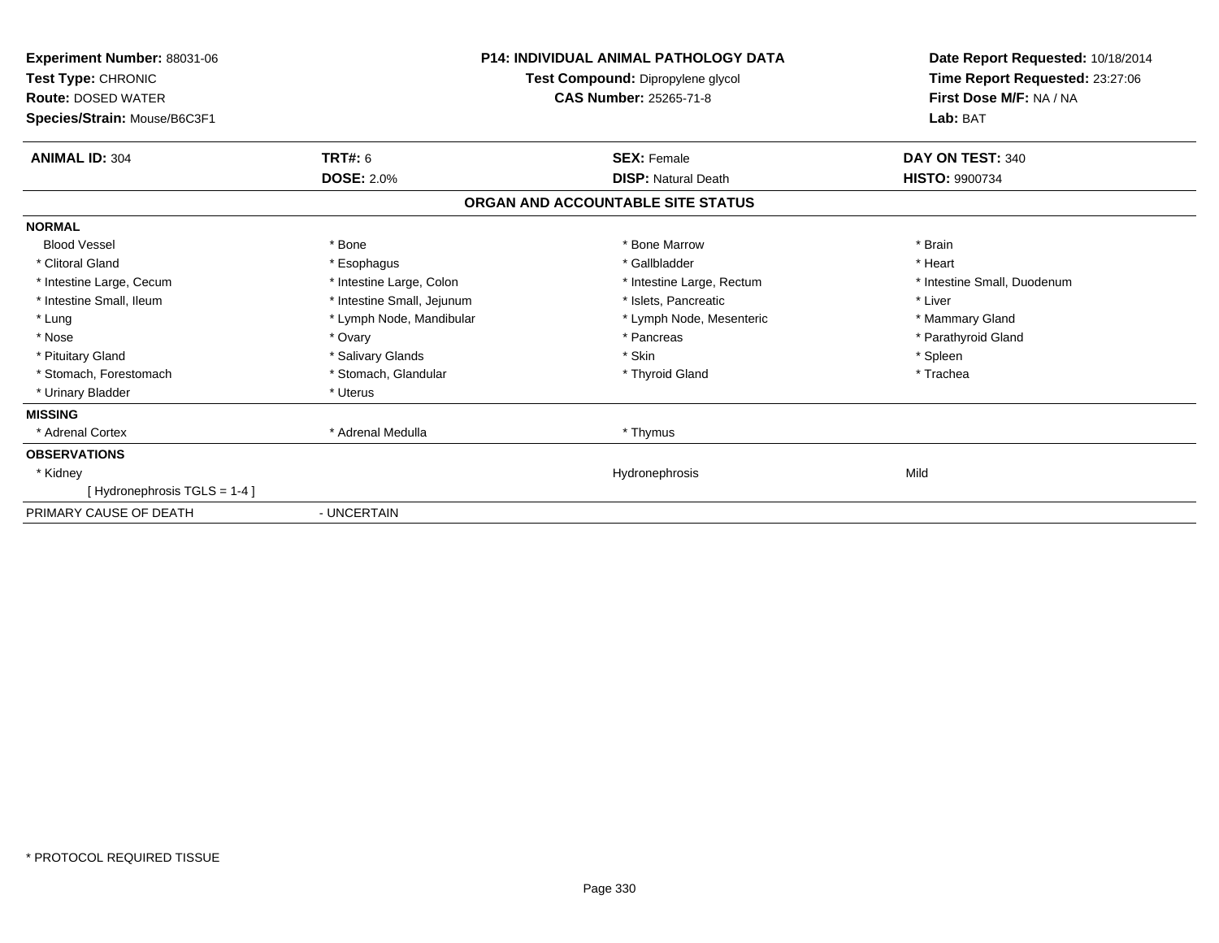**Experiment Number:** 88031-06
**Test Type:** CHRONIC
**Route:** DOSED WATER
**Species/Strain:** Mouse/B6C3F1

**P14: INDIVIDUAL ANIMAL PATHOLOGY DATA**
**Test Compound:** Dipropylene glycol
**CAS Number:** 25265-71-8

**Date Report Requested:** 10/18/2014
**Time Report Requested:** 23:27:06
**First Dose M/F:** NA / NA
**Lab:** BAT

| **ANIMAL ID:** 304 | **TRT#:** 6 | **SEX:** Female | **DAY ON TEST:** 340 |
|---|---|---|---|
| | **DOSE:** 2.0% | **DISP:** Natural Death | **HISTO:** 9900734 |

**ORGAN AND ACCOUNTABLE SITE STATUS**

| | | | |
|---|---|---|---|
| **NORMAL** | | | |
| Blood Vessel | * Bone | * Bone Marrow | * Brain |
| * Clitoral Gland | * Esophagus | * Gallbladder | * Heart |
| * Intestine Large, Cecum | * Intestine Large, Colon | * Intestine Large, Rectum | * Intestine Small, Duodenum |
| * Intestine Small, Ileum | * Intestine Small, Jejunum | * Islets, Pancreatic | * Liver |
| * Lung | * Lymph Node, Mandibular | * Lymph Node, Mesenteric | * Mammary Gland |
| * Nose | * Ovary | * Pancreas | * Parathyroid Gland |
| * Pituitary Gland | * Salivary Glands | * Skin | * Spleen |
| * Stomach, Forestomach | * Stomach, Glandular | * Thyroid Gland | * Trachea |
| * Urinary Bladder | * Uterus | | |
| **MISSING** | | | |
| * Adrenal Cortex | * Adrenal Medulla | * Thymus | |
| **OBSERVATIONS** | | | |
| * Kidney | | Hydronephrosis | Mild |
| [ Hydronephrosis TGLS = 1-4 ] | | | |
| PRIMARY CAUSE OF DEATH | - UNCERTAIN | | |

* PROTOCOL REQUIRED TISSUE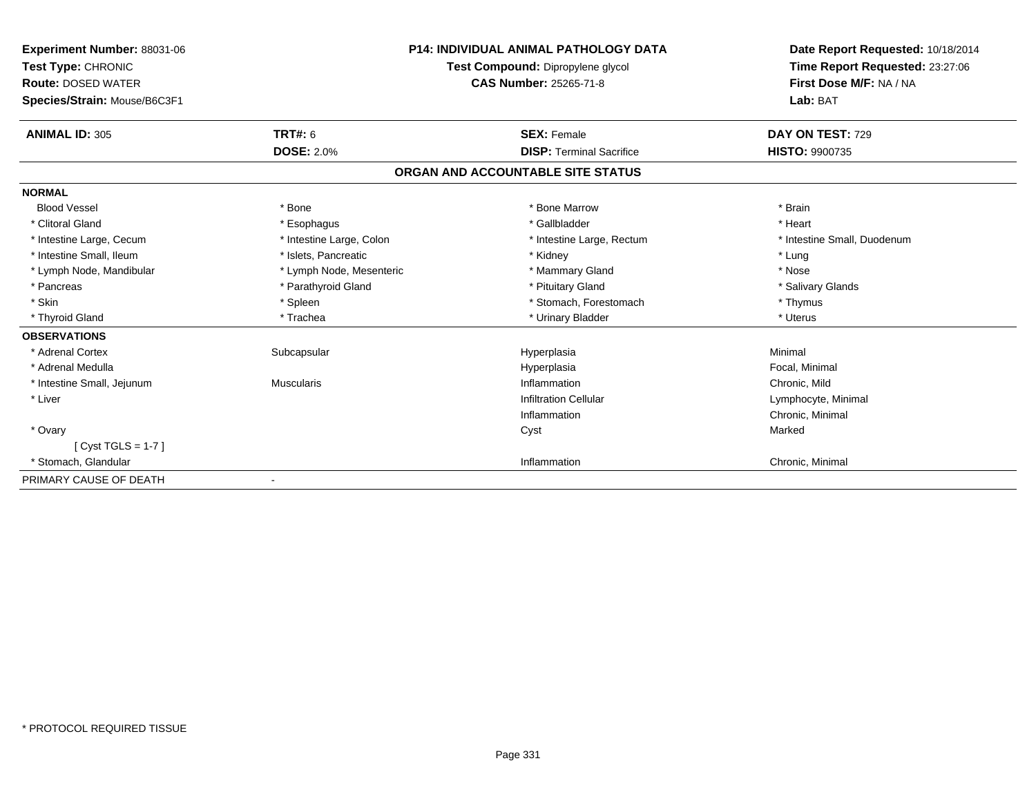**Experiment Number:** 88031-06
**Test Type:** CHRONIC
**Route:** DOSED WATER
**Species/Strain:** Mouse/B6C3F1

**P14: INDIVIDUAL ANIMAL PATHOLOGY DATA**
**Test Compound:** Dipropylene glycol
**CAS Number:** 25265-71-8

**Date Report Requested:** 10/18/2014
**Time Report Requested:** 23:27:06
**First Dose M/F:** NA / NA
**Lab:** BAT

| **ANIMAL ID:** 305 | **TRT#:** 6 | **SEX:** Female | **DAY ON TEST:** 729 |
|---|---|---|---|
| | **DOSE:** 2.0% | **DISP:** Terminal Sacrifice | **HISTO:** 9900735 |

## ORGAN AND ACCOUNTABLE SITE STATUS

| | | | |
|---|---|---|---|
| **NORMAL** | | | |
| Blood Vessel | * Bone | * Bone Marrow | * Brain |
| * Clitoral Gland | * Esophagus | * Gallbladder | * Heart |
| * Intestine Large, Cecum | * Intestine Large, Colon | * Intestine Large, Rectum | * Intestine Small, Duodenum |
| * Intestine Small, Ileum | * Islets, Pancreatic | * Kidney | * Lung |
| * Lymph Node, Mandibular | * Lymph Node, Mesenteric | * Mammary Gland | * Nose |
| * Pancreas | * Parathyroid Gland | * Pituitary Gland | * Salivary Glands |
| * Skin | * Spleen | * Stomach, Forestomach | * Thymus |
| * Thyroid Gland | * Trachea | * Urinary Bladder | * Uterus |
| **OBSERVATIONS** | | | |
| * Adrenal Cortex | Subcapsular | Hyperplasia | Minimal |
| * Adrenal Medulla | | Hyperplasia | Focal, Minimal |
| * Intestine Small, Jejunum | Muscularis | Inflammation | Chronic, Mild |
| * Liver | | Infiltration Cellular | Lymphocyte, Minimal |
| | | Inflammation | Chronic, Minimal |
| * Ovary | | Cyst | Marked |
| [ Cyst TGLS = 1-7 ] | | | |
| * Stomach, Glandular | | Inflammation | Chronic, Minimal |
| PRIMARY CAUSE OF DEATH | - | | |

* PROTOCOL REQUIRED TISSUE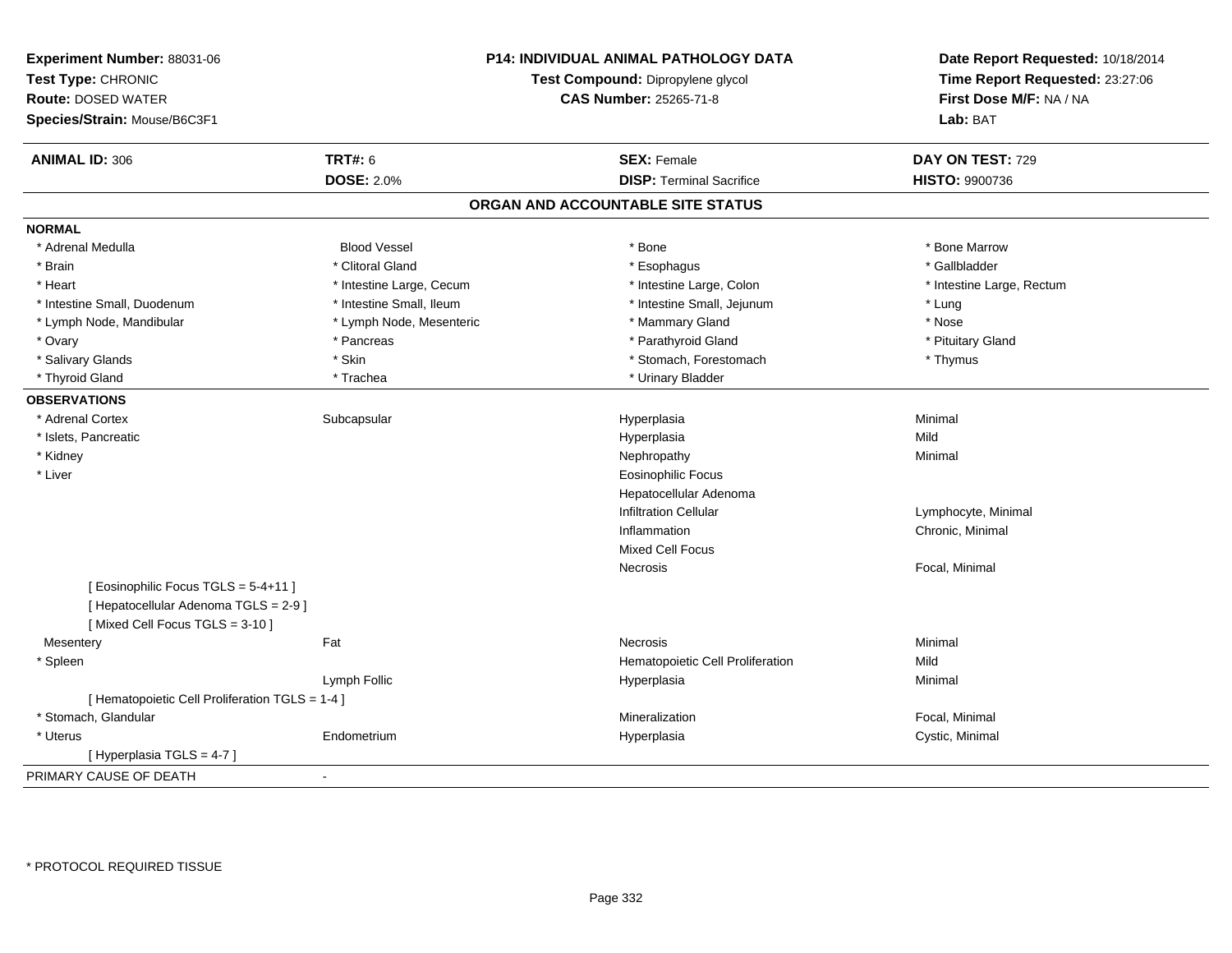**Experiment Number:** 88031-06
**Test Type:** CHRONIC
**Route:** DOSED WATER
**Species/Strain:** Mouse/B6C3F1

**P14: INDIVIDUAL ANIMAL PATHOLOGY DATA**
**Test Compound:** Dipropylene glycol
**CAS Number:** 25265-71-8

**Date Report Requested:** 10/18/2014
**Time Report Requested:** 23:27:06
**First Dose M/F:** NA / NA
**Lab:** BAT

| **ANIMAL ID:** 306 | **TRT#:** 6 | **SEX:** Female | **DAY ON TEST:** 729 |
|---|---|---|---|
| | **DOSE:** 2.0% | **DISP:** Terminal Sacrifice | **HISTO:** 9900736 |

## ORGAN AND ACCOUNTABLE SITE STATUS

**NORMAL**

| | | | |
|---|---|---|---|
| * Adrenal Medulla | Blood Vessel | * Bone | * Bone Marrow |
| * Brain | * Clitoral Gland | * Esophagus | * Gallbladder |
| * Heart | * Intestine Large, Cecum | * Intestine Large, Colon | * Intestine Large, Rectum |
| * Intestine Small, Duodenum | * Intestine Small, Ileum | * Intestine Small, Jejunum | * Lung |
| * Lymph Node, Mandibular | * Lymph Node, Mesenteric | * Mammary Gland | * Nose |
| * Ovary | * Pancreas | * Parathyroid Gland | * Pituitary Gland |
| * Salivary Glands | * Skin | * Stomach, Forestomach | * Thymus |
| * Thyroid Gland | * Trachea | * Urinary Bladder | |

**OBSERVATIONS**

| | | | |
|---|---|---|---|
| * Adrenal Cortex | Subcapsular | Hyperplasia | Minimal |
| * Islets, Pancreatic | | Hyperplasia | Mild |
| * Kidney | | Nephropathy | Minimal |
| * Liver | | Eosinophilic Focus | |
| | | Hepatocellular Adenoma | |
| | | Infiltration Cellular | Lymphocyte, Minimal |
| | | Inflammation | Chronic, Minimal |
| | | Mixed Cell Focus | |
| | | Necrosis | Focal, Minimal |
| [ Eosinophilic Focus TGLS = 5-4+11 ] | | | |
| [ Hepatocellular Adenoma TGLS = 2-9 ] | | | |
| [ Mixed Cell Focus TGLS = 3-10 ] | | | |
| Mesentery | Fat | Necrosis | Minimal |
| * Spleen | | Hematopoietic Cell Proliferation | Mild |
| | Lymph Follic | Hyperplasia | Minimal |
| [ Hematopoietic Cell Proliferation TGLS = 1-4 ] | | | |
| * Stomach, Glandular | | Mineralization | Focal, Minimal |
| * Uterus | Endometrium | Hyperplasia | Cystic, Minimal |
| [ Hyperplasia TGLS = 4-7 ] | | | |

PRIMARY CAUSE OF DEATH -

\* PROTOCOL REQUIRED TISSUE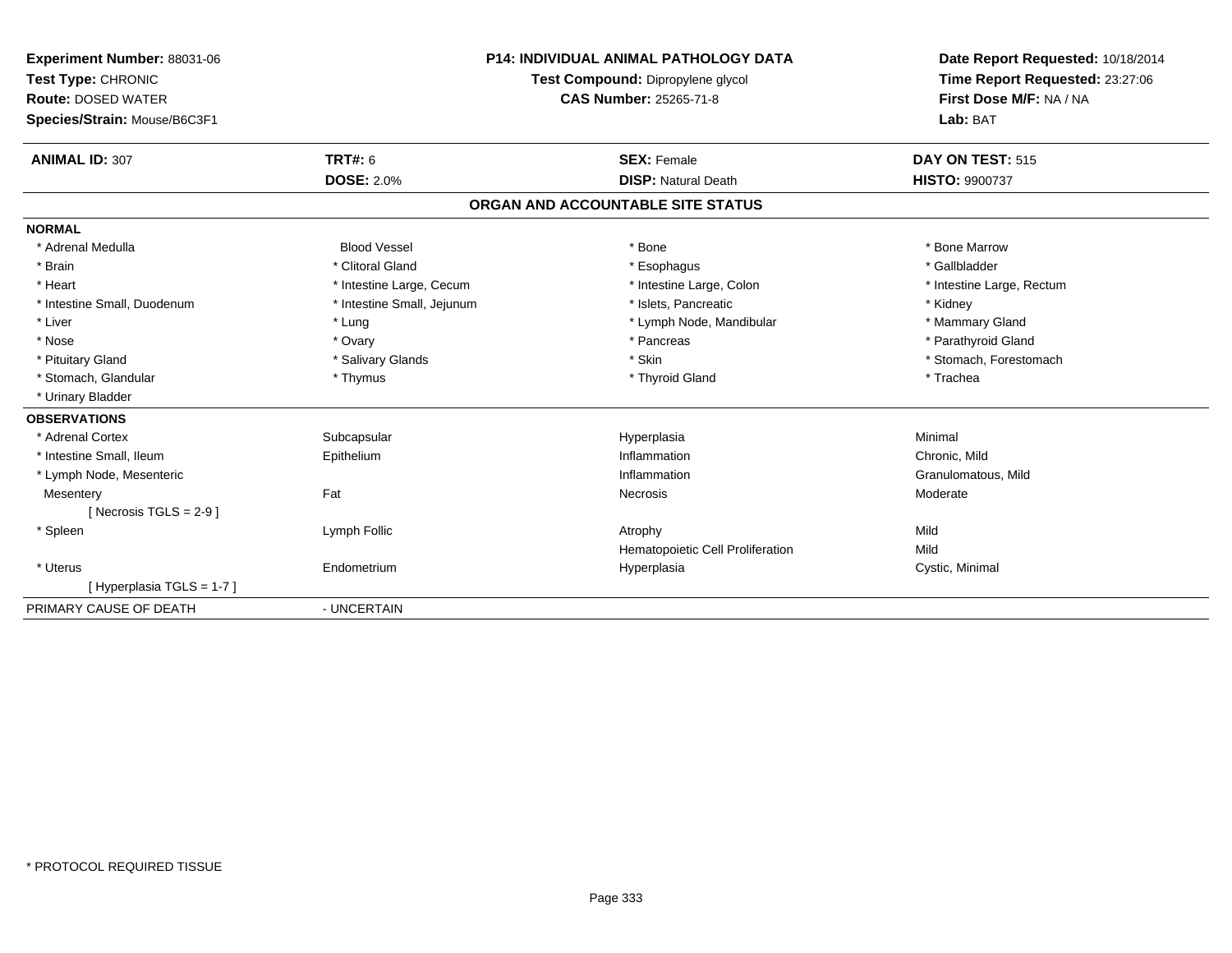**Experiment Number:** 88031-06
**Test Type:** CHRONIC
**Route:** DOSED WATER
**Species/Strain:** Mouse/B6C3F1

**P14: INDIVIDUAL ANIMAL PATHOLOGY DATA**
**Test Compound:** Dipropylene glycol
**CAS Number:** 25265-71-8

**Date Report Requested:** 10/18/2014
**Time Report Requested:** 23:27:06
**First Dose M/F:** NA / NA
**Lab:** BAT

| **ANIMAL ID:** 307 | **TRT#:** 6 | **SEX:** Female | **DAY ON TEST:** 515 |
|---|---|---|---|
| | **DOSE:** 2.0% | **DISP:** Natural Death | **HISTO:** 9900737 |

## ORGAN AND ACCOUNTABLE SITE STATUS

**NORMAL**

| | | | |
|---|---|---|---|
| * Adrenal Medulla | Blood Vessel | * Bone | * Bone Marrow |
| * Brain | * Clitoral Gland | * Esophagus | * Gallbladder |
| * Heart | * Intestine Large, Cecum | * Intestine Large, Colon | * Intestine Large, Rectum |
| * Intestine Small, Duodenum | * Intestine Small, Jejunum | * Islets, Pancreatic | * Kidney |
| * Liver | * Lung | * Lymph Node, Mandibular | * Mammary Gland |
| * Nose | * Ovary | * Pancreas | * Parathyroid Gland |
| * Pituitary Gland | * Salivary Glands | * Skin | * Stomach, Forestomach |
| * Stomach, Glandular | * Thymus | * Thyroid Gland | * Trachea |
| * Urinary Bladder | | | |

**OBSERVATIONS**

| | | | |
|---|---|---|---|
| * Adrenal Cortex | Subcapsular | Hyperplasia | Minimal |
| * Intestine Small, Ileum | Epithelium | Inflammation | Chronic, Mild |
| * Lymph Node, Mesenteric | | Inflammation | Granulomatous, Mild |
| Mesentery | Fat | Necrosis | Moderate |
| [ Necrosis TGLS = 2-9 ] | | | |
| * Spleen | Lymph Follic | Atrophy | Mild |
| | | Hematopoietic Cell Proliferation | Mild |
| * Uterus | Endometrium | Hyperplasia | Cystic, Minimal |
| [ Hyperplasia TGLS = 1-7 ] | | | |

PRIMARY CAUSE OF DEATH - UNCERTAIN

* PROTOCOL REQUIRED TISSUE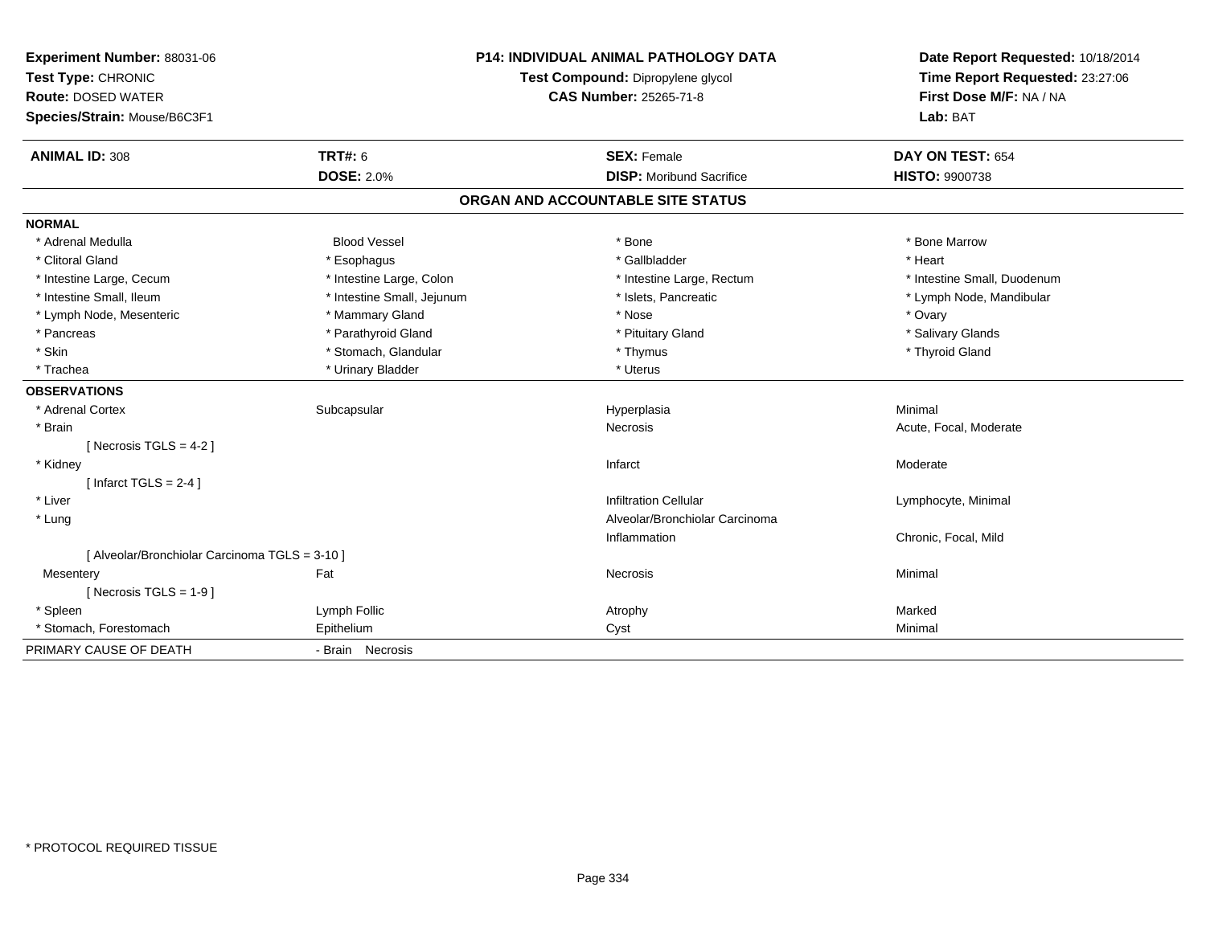**Experiment Number:** 88031-06
**Test Type:** CHRONIC
**Route:** DOSED WATER
**Species/Strain:** Mouse/B6C3F1

**P14: INDIVIDUAL ANIMAL PATHOLOGY DATA**
**Test Compound:** Dipropylene glycol
**CAS Number:** 25265-71-8

**Date Report Requested:** 10/18/2014
**Time Report Requested:** 23:27:06
**First Dose M/F:** NA / NA
**Lab:** BAT

| **ANIMAL ID:** 308 | **TRT#:** 6 | **SEX:** Female | **DAY ON TEST:** 654 |
|---|---|---|---|
| | **DOSE:** 2.0% | **DISP:** Moribund Sacrifice | **HISTO:** 9900738 |

## ORGAN AND ACCOUNTABLE SITE STATUS

**NORMAL**

| | | | |
|---|---|---|---|
| * Adrenal Medulla | Blood Vessel | * Bone | * Bone Marrow |
| * Clitoral Gland | * Esophagus | * Gallbladder | * Heart |
| * Intestine Large, Cecum | * Intestine Large, Colon | * Intestine Large, Rectum | * Intestine Small, Duodenum |
| * Intestine Small, Ileum | * Intestine Small, Jejunum | * Islets, Pancreatic | * Lymph Node, Mandibular |
| * Lymph Node, Mesenteric | * Mammary Gland | * Nose | * Ovary |
| * Pancreas | * Parathyroid Gland | * Pituitary Gland | * Salivary Glands |
| * Skin | * Stomach, Glandular | * Thymus | * Thyroid Gland |
| * Trachea | * Urinary Bladder | * Uterus | |

**OBSERVATIONS**

| | | | |
|---|---|---|---|
| * Adrenal Cortex | Subcapsular | Hyperplasia | Minimal |
| * Brain | | Necrosis | Acute, Focal, Moderate |
| [ Necrosis TGLS = 4-2 ] | | | |
| * Kidney | | Infarct | Moderate |
| [ Infarct TGLS = 2-4 ] | | | |
| * Liver | | Infiltration Cellular | Lymphocyte, Minimal |
| * Lung | | Alveolar/Bronchiolar Carcinoma | |
| | | Inflammation | Chronic, Focal, Mild |
| [ Alveolar/Bronchiolar Carcinoma TGLS = 3-10 ] | | | |
| Mesentery | Fat | Necrosis | Minimal |
| [ Necrosis TGLS = 1-9 ] | | | |
| * Spleen | Lymph Follic | Atrophy | Marked |
| * Stomach, Forestomach | Epithelium | Cyst | Minimal |

PRIMARY CAUSE OF DEATH - Brain Necrosis

* PROTOCOL REQUIRED TISSUE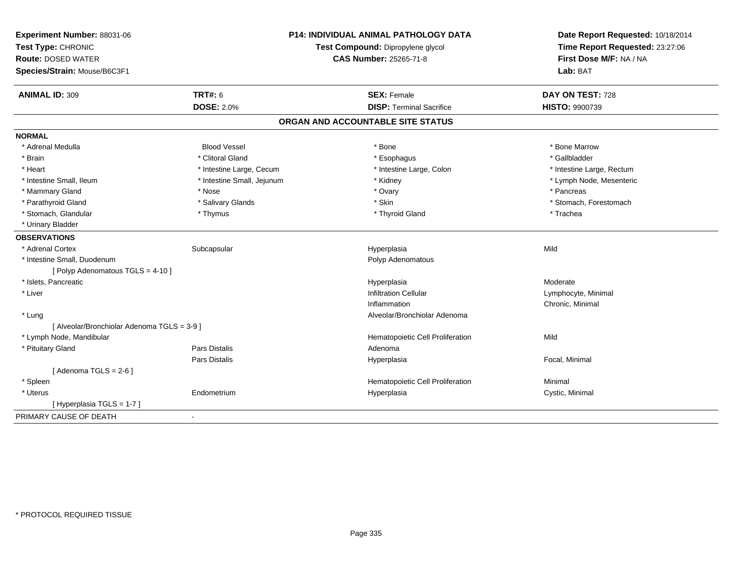**Experiment Number:** 88031-06
**Test Type:** CHRONIC
**Route:** DOSED WATER
**Species/Strain:** Mouse/B6C3F1

**P14: INDIVIDUAL ANIMAL PATHOLOGY DATA**
**Test Compound:** Dipropylene glycol
**CAS Number:** 25265-71-8

**Date Report Requested:** 10/18/2014
**Time Report Requested:** 23:27:06
**First Dose M/F:** NA / NA
**Lab:** BAT

| **ANIMAL ID:** 309 | **TRT#:** 6 | **SEX:** Female | **DAY ON TEST:** 728 |
|---|---|---|---|
| | **DOSE:** 2.0% | **DISP:** Terminal Sacrifice | **HISTO:** 9900739 |

## ORGAN AND ACCOUNTABLE SITE STATUS

**NORMAL**

| | | | |
|---|---|---|---|
| * Adrenal Medulla | Blood Vessel | * Bone | * Bone Marrow |
| * Brain | * Clitoral Gland | * Esophagus | * Gallbladder |
| * Heart | * Intestine Large, Cecum | * Intestine Large, Colon | * Intestine Large, Rectum |
| * Intestine Small, Ileum | * Intestine Small, Jejunum | * Kidney | * Lymph Node, Mesenteric |
| * Mammary Gland | * Nose | * Ovary | * Pancreas |
| * Parathyroid Gland | * Salivary Glands | * Skin | * Stomach, Forestomach |
| * Stomach, Glandular | * Thymus | * Thyroid Gland | * Trachea |
| * Urinary Bladder | | | |

**OBSERVATIONS**

| | | | |
|---|---|---|---|
| * Adrenal Cortex | Subcapsular | Hyperplasia | Mild |
| * Intestine Small, Duodenum | | Polyp Adenomatous | |
| [ Polyp Adenomatous TGLS = 4-10 ] | | | |
| * Islets, Pancreatic | | Hyperplasia | Moderate |
| * Liver | | Infiltration Cellular | Lymphocyte, Minimal |
| | | Inflammation | Chronic, Minimal |
| * Lung | | Alveolar/Bronchiolar Adenoma | |
| [ Alveolar/Bronchiolar Adenoma TGLS = 3-9 ] | | | |
| * Lymph Node, Mandibular | | Hematopoietic Cell Proliferation | Mild |
| * Pituitary Gland | Pars Distalis | Adenoma | |
| | Pars Distalis | Hyperplasia | Focal, Minimal |
| [ Adenoma TGLS = 2-6 ] | | | |
| * Spleen | | Hematopoietic Cell Proliferation | Minimal |
| * Uterus | Endometrium | Hyperplasia | Cystic, Minimal |
| [ Hyperplasia TGLS = 1-7 ] | | | |

PRIMARY CAUSE OF DEATH -

* PROTOCOL REQUIRED TISSUE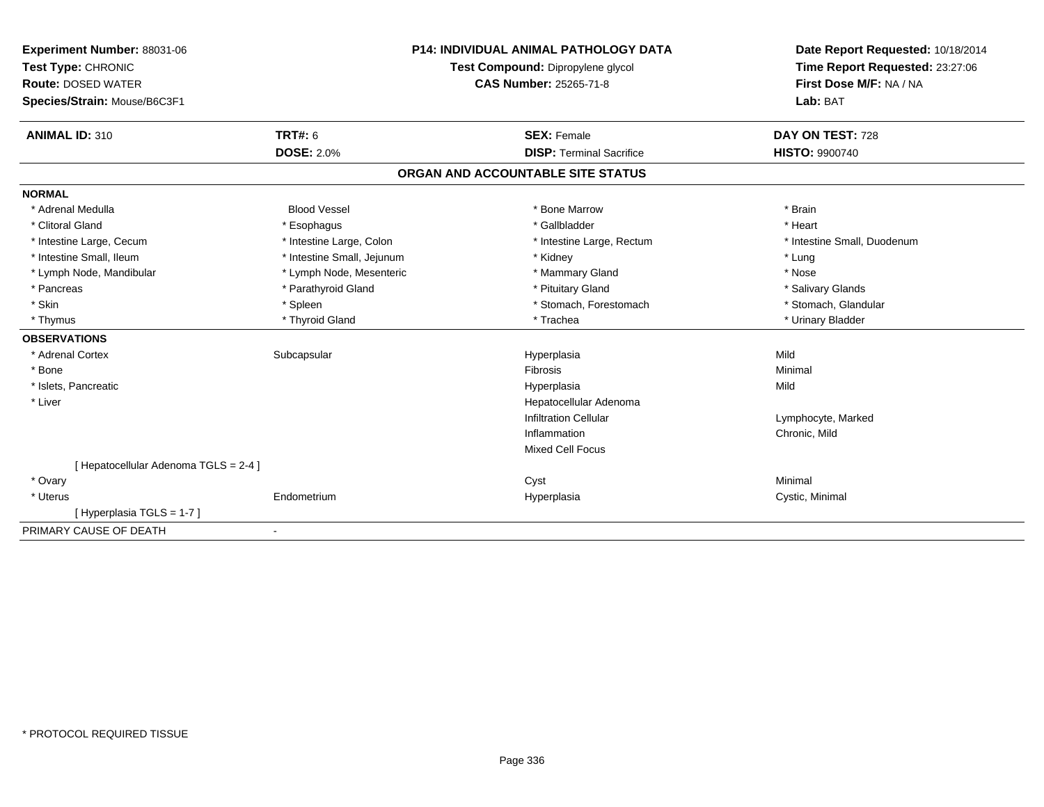**Experiment Number:** 88031-06
**Test Type:** CHRONIC
**Route:** DOSED WATER
**Species/Strain:** Mouse/B6C3F1

**P14: INDIVIDUAL ANIMAL PATHOLOGY DATA**
**Test Compound:** Dipropylene glycol
**CAS Number:** 25265-71-8

**Date Report Requested:** 10/18/2014
**Time Report Requested:** 23:27:06
**First Dose M/F:** NA / NA
**Lab:** BAT

| **ANIMAL ID:** 310 | **TRT#:** 6 | **SEX:** Female | **DAY ON TEST:** 728 |
|---|---|---|---|
| | **DOSE:** 2.0% | **DISP:** Terminal Sacrifice | **HISTO:** 9900740 |

## ORGAN AND ACCOUNTABLE SITE STATUS

**NORMAL**

| | | | |
|---|---|---|---|
| * Adrenal Medulla | Blood Vessel | * Bone Marrow | * Brain |
| * Clitoral Gland | * Esophagus | * Gallbladder | * Heart |
| * Intestine Large, Cecum | * Intestine Large, Colon | * Intestine Large, Rectum | * Intestine Small, Duodenum |
| * Intestine Small, Ileum | * Intestine Small, Jejunum | * Kidney | * Lung |
| * Lymph Node, Mandibular | * Lymph Node, Mesenteric | * Mammary Gland | * Nose |
| * Pancreas | * Parathyroid Gland | * Pituitary Gland | * Salivary Glands |
| * Skin | * Spleen | * Stomach, Forestomach | * Stomach, Glandular |
| * Thymus | * Thyroid Gland | * Trachea | * Urinary Bladder |

**OBSERVATIONS**

| | | | |
|---|---|---|---|
| * Adrenal Cortex | Subcapsular | Hyperplasia | Mild |
| * Bone | | Fibrosis | Minimal |
| * Islets, Pancreatic | | Hyperplasia | Mild |
| * Liver | | Hepatocellular Adenoma | |
| | | Infiltration Cellular | Lymphocyte, Marked |
| | | Inflammation | Chronic, Mild |
| | | Mixed Cell Focus | |
| [ Hepatocellular Adenoma TGLS = 2-4 ] | | | |
| * Ovary | | Cyst | Minimal |
| * Uterus | Endometrium | Hyperplasia | Cystic, Minimal |
| [ Hyperplasia TGLS = 1-7 ] | | | |

PRIMARY CAUSE OF DEATH -

* PROTOCOL REQUIRED TISSUE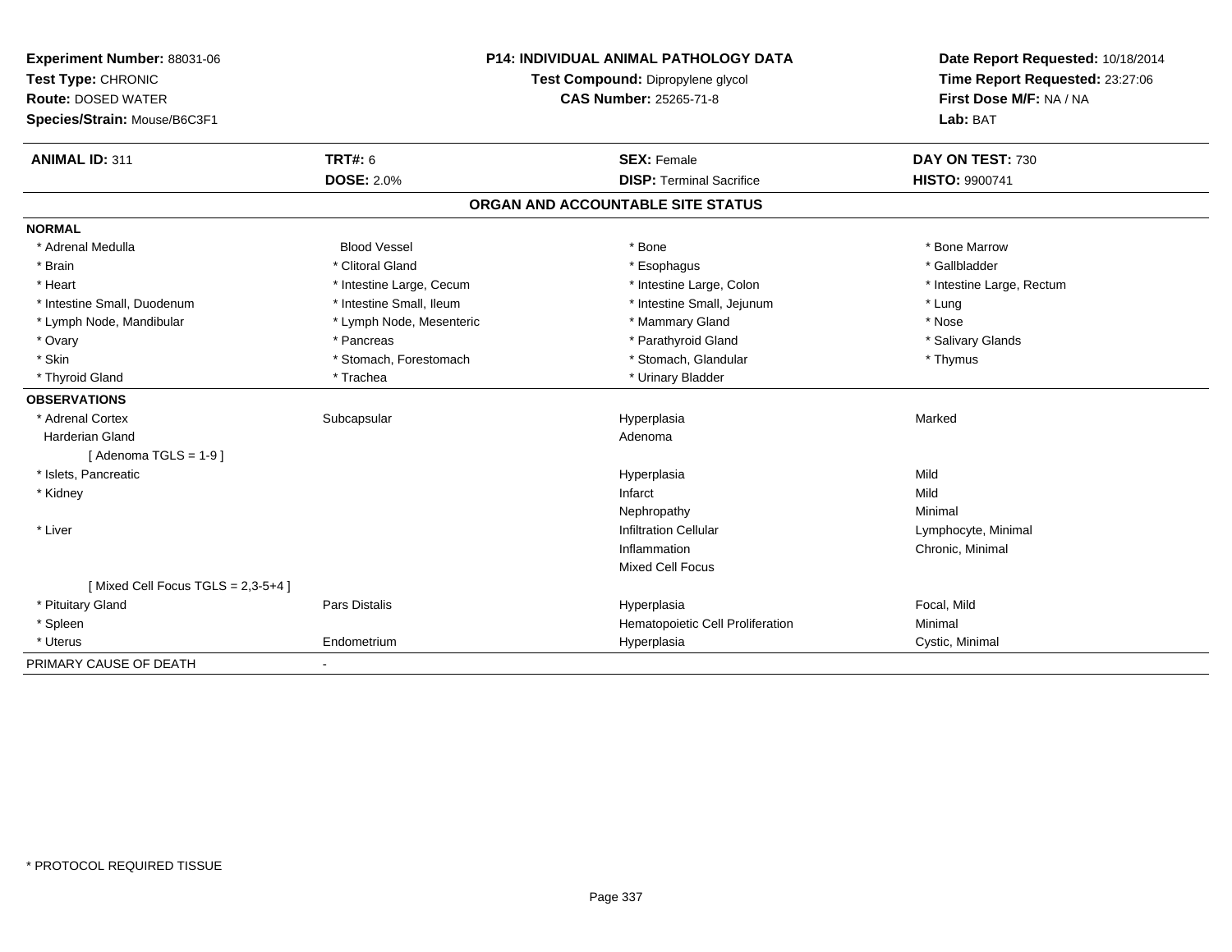**Experiment Number:** 88031-06
**Test Type:** CHRONIC
**Route:** DOSED WATER
**Species/Strain:** Mouse/B6C3F1

**P14: INDIVIDUAL ANIMAL PATHOLOGY DATA**
**Test Compound:** Dipropylene glycol
**CAS Number:** 25265-71-8

**Date Report Requested:** 10/18/2014
**Time Report Requested:** 23:27:06
**First Dose M/F:** NA / NA
**Lab:** BAT

| **ANIMAL ID:** 311 | **TRT#:** 6 | **SEX:** Female | **DAY ON TEST:** 730 |
|---|---|---|---|
| | **DOSE:** 2.0% | **DISP:** Terminal Sacrifice | **HISTO:** 9900741 |

## ORGAN AND ACCOUNTABLE SITE STATUS

**NORMAL**

| | | | |
|---|---|---|---|
| * Adrenal Medulla | Blood Vessel | * Bone | * Bone Marrow |
| * Brain | * Clitoral Gland | * Esophagus | * Gallbladder |
| * Heart | * Intestine Large, Cecum | * Intestine Large, Colon | * Intestine Large, Rectum |
| * Intestine Small, Duodenum | * Intestine Small, Ileum | * Intestine Small, Jejunum | * Lung |
| * Lymph Node, Mandibular | * Lymph Node, Mesenteric | * Mammary Gland | * Nose |
| * Ovary | * Pancreas | * Parathyroid Gland | * Salivary Glands |
| * Skin | * Stomach, Forestomach | * Stomach, Glandular | * Thymus |
| * Thyroid Gland | * Trachea | * Urinary Bladder | |

**OBSERVATIONS**

| | | | |
|---|---|---|---|
| * Adrenal Cortex | Subcapsular | Hyperplasia | Marked |
| Harderian Gland | | Adenoma | |
| [ Adenoma TGLS = 1-9 ] | | | |
| * Islets, Pancreatic | | Hyperplasia | Mild |
| * Kidney | | Infarct | Mild |
| | | Nephropathy | Minimal |
| * Liver | | Infiltration Cellular | Lymphocyte, Minimal |
| | | Inflammation | Chronic, Minimal |
| | | Mixed Cell Focus | |
| [ Mixed Cell Focus TGLS = 2,3-5+4 ] | | | |
| * Pituitary Gland | Pars Distalis | Hyperplasia | Focal, Mild |
| * Spleen | | Hematopoietic Cell Proliferation | Minimal |
| * Uterus | Endometrium | Hyperplasia | Cystic, Minimal |

PRIMARY CAUSE OF DEATH -

* PROTOCOL REQUIRED TISSUE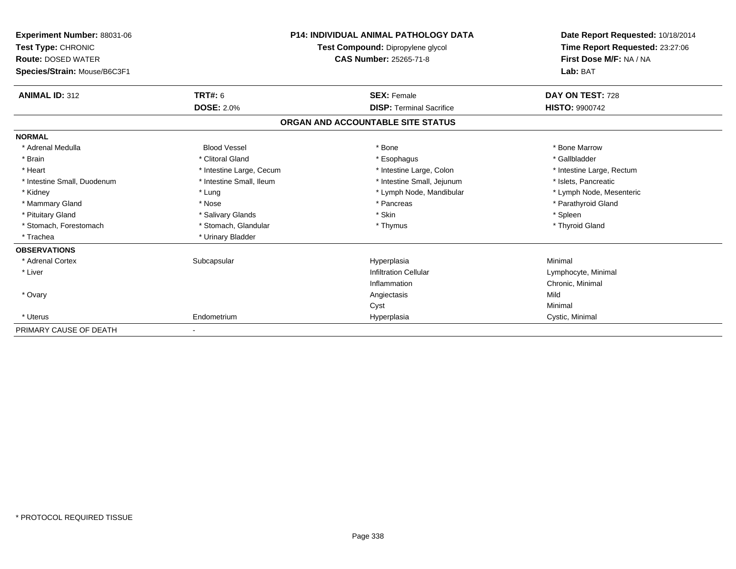**Experiment Number:** 88031-06
**Test Type:** CHRONIC
**Route:** DOSED WATER
**Species/Strain:** Mouse/B6C3F1

**P14: INDIVIDUAL ANIMAL PATHOLOGY DATA**
**Test Compound:** Dipropylene glycol
**CAS Number:** 25265-71-8

**Date Report Requested:** 10/18/2014
**Time Report Requested:** 23:27:06
**First Dose M/F:** NA / NA
**Lab:** BAT

| **ANIMAL ID:** 312 | **TRT#:** 6 | **SEX:** Female | **DAY ON TEST:** 728 |
|---|---|---|---|
| | **DOSE:** 2.0% | **DISP:** Terminal Sacrifice | **HISTO:** 9900742 |

**ORGAN AND ACCOUNTABLE SITE STATUS**

| | | | |
|---|---|---|---|
| **NORMAL** | | | |
| * Adrenal Medulla | Blood Vessel | * Bone | * Bone Marrow |
| * Brain | * Clitoral Gland | * Esophagus | * Gallbladder |
| * Heart | * Intestine Large, Cecum | * Intestine Large, Colon | * Intestine Large, Rectum |
| * Intestine Small, Duodenum | * Intestine Small, Ileum | * Intestine Small, Jejunum | * Islets, Pancreatic |
| * Kidney | * Lung | * Lymph Node, Mandibular | * Lymph Node, Mesenteric |
| * Mammary Gland | * Nose | * Pancreas | * Parathyroid Gland |
| * Pituitary Gland | * Salivary Glands | * Skin | * Spleen |
| * Stomach, Forestomach | * Stomach, Glandular | * Thymus | * Thyroid Gland |
| * Trachea | * Urinary Bladder | | |
| **OBSERVATIONS** | | | |
| * Adrenal Cortex | Subcapsular | Hyperplasia | Minimal |
| * Liver | | Infiltration Cellular | Lymphocyte, Minimal |
| | | Inflammation | Chronic, Minimal |
| * Ovary | | Angiectasis | Mild |
| | | Cyst | Minimal |
| * Uterus | Endometrium | Hyperplasia | Cystic, Minimal |
| PRIMARY CAUSE OF DEATH | - | | |

\* PROTOCOL REQUIRED TISSUE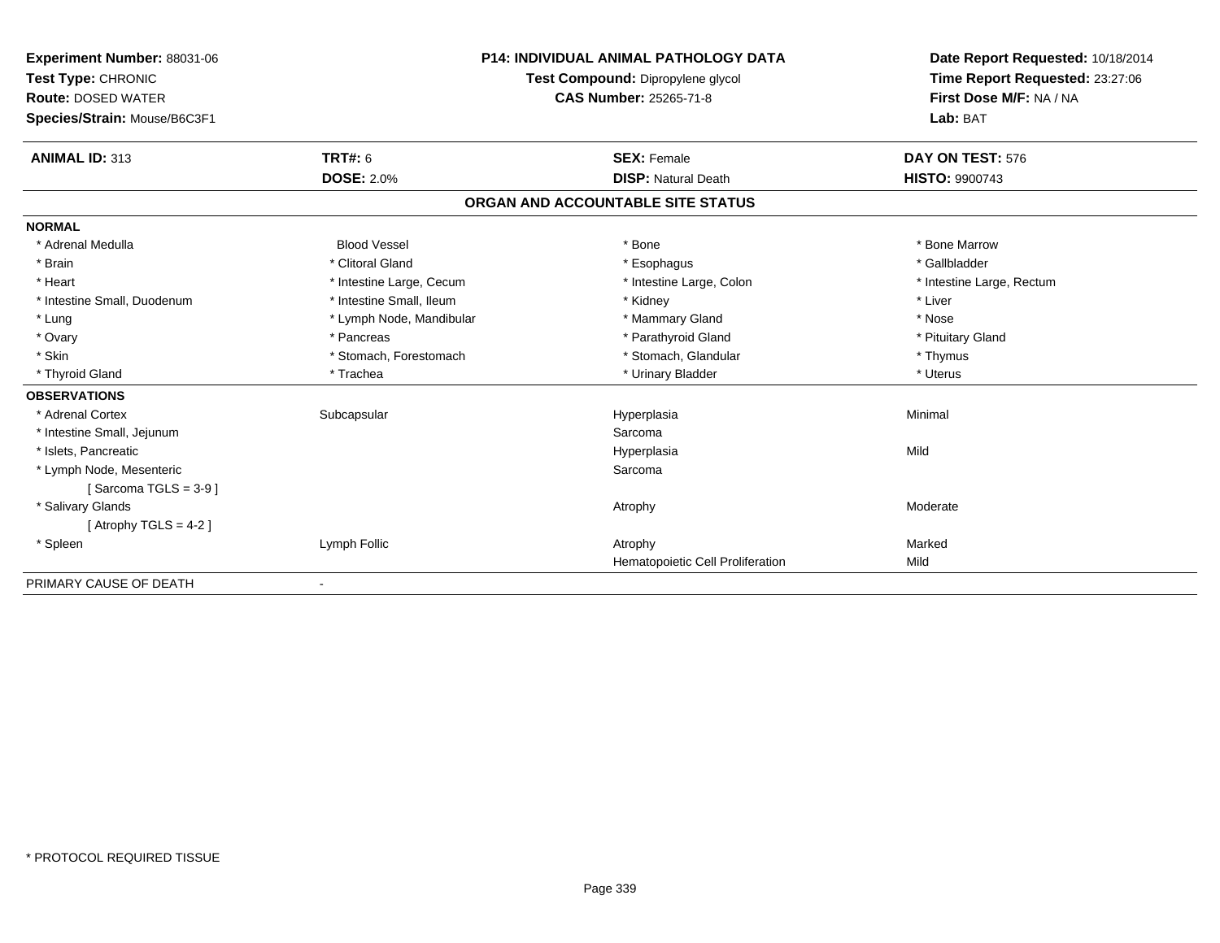**Experiment Number:** 88031-06
**Test Type:** CHRONIC
**Route:** DOSED WATER
**Species/Strain:** Mouse/B6C3F1

**P14: INDIVIDUAL ANIMAL PATHOLOGY DATA**
**Test Compound:** Dipropylene glycol
**CAS Number:** 25265-71-8

**Date Report Requested:** 10/18/2014
**Time Report Requested:** 23:27:06
**First Dose M/F:** NA / NA
**Lab:** BAT

| **ANIMAL ID:** 313 | **TRT#:** 6 | **SEX:** Female | **DAY ON TEST:** 576 |
|---|---|---|---|
| | **DOSE:** 2.0% | **DISP:** Natural Death | **HISTO:** 9900743 |

## ORGAN AND ACCOUNTABLE SITE STATUS

| | | | |
|---|---|---|---|
| **NORMAL** | | | |
| * Adrenal Medulla | Blood Vessel | * Bone | * Bone Marrow |
| * Brain | * Clitoral Gland | * Esophagus | * Gallbladder |
| * Heart | * Intestine Large, Cecum | * Intestine Large, Colon | * Intestine Large, Rectum |
| * Intestine Small, Duodenum | * Intestine Small, Ileum | * Kidney | * Liver |
| * Lung | * Lymph Node, Mandibular | * Mammary Gland | * Nose |
| * Ovary | * Pancreas | * Parathyroid Gland | * Pituitary Gland |
| * Skin | * Stomach, Forestomach | * Stomach, Glandular | * Thymus |
| * Thyroid Gland | * Trachea | * Urinary Bladder | * Uterus |
| **OBSERVATIONS** | | | |
| * Adrenal Cortex | Subcapsular | Hyperplasia | Minimal |
| * Intestine Small, Jejunum | | Sarcoma | |
| * Islets, Pancreatic | | Hyperplasia | Mild |
| * Lymph Node, Mesenteric | | Sarcoma | |
| [ Sarcoma TGLS = 3-9 ] | | | |
| * Salivary Glands | | Atrophy | Moderate |
| [ Atrophy TGLS = 4-2 ] | | | |
| * Spleen | Lymph Follic | Atrophy | Marked |
| | | Hematopoietic Cell Proliferation | Mild |
| PRIMARY CAUSE OF DEATH | - | | |

* PROTOCOL REQUIRED TISSUE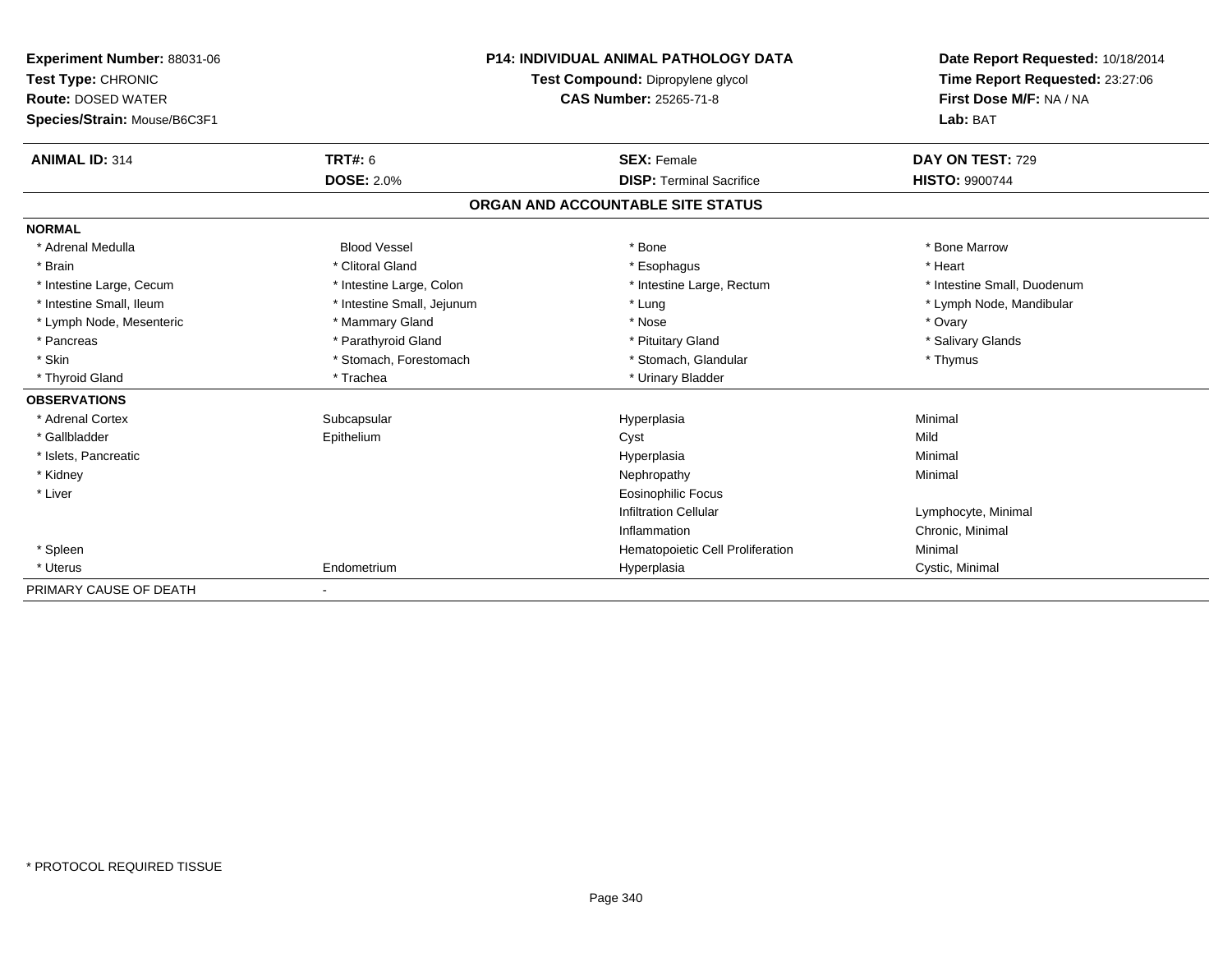**Experiment Number:** 88031-06
**Test Type:** CHRONIC
**Route:** DOSED WATER
**Species/Strain:** Mouse/B6C3F1

**P14: INDIVIDUAL ANIMAL PATHOLOGY DATA**
**Test Compound:** Dipropylene glycol
**CAS Number:** 25265-71-8

**Date Report Requested:** 10/18/2014
**Time Report Requested:** 23:27:06
**First Dose M/F:** NA / NA
**Lab:** BAT

| **ANIMAL ID:** 314 | **TRT#:** 6 | **SEX:** Female | **DAY ON TEST:** 729 |
|---|---|---|---|
| | **DOSE:** 2.0% | **DISP:** Terminal Sacrifice | **HISTO:** 9900744 |

## ORGAN AND ACCOUNTABLE SITE STATUS

| | | | |
|---|---|---|---|
| **NORMAL** | | | |
| * Adrenal Medulla | Blood Vessel | * Bone | * Bone Marrow |
| * Brain | * Clitoral Gland | * Esophagus | * Heart |
| * Intestine Large, Cecum | * Intestine Large, Colon | * Intestine Large, Rectum | * Intestine Small, Duodenum |
| * Intestine Small, Ileum | * Intestine Small, Jejunum | * Lung | * Lymph Node, Mandibular |
| * Lymph Node, Mesenteric | * Mammary Gland | * Nose | * Ovary |
| * Pancreas | * Parathyroid Gland | * Pituitary Gland | * Salivary Glands |
| * Skin | * Stomach, Forestomach | * Stomach, Glandular | * Thymus |
| * Thyroid Gland | * Trachea | * Urinary Bladder | |
| **OBSERVATIONS** | | | |
| * Adrenal Cortex | Subcapsular | Hyperplasia | Minimal |
| * Gallbladder | Epithelium | Cyst | Mild |
| * Islets, Pancreatic | | Hyperplasia | Minimal |
| * Kidney | | Nephropathy | Minimal |
| * Liver | | Eosinophilic Focus | |
| | | Infiltration Cellular | Lymphocyte, Minimal |
| | | Inflammation | Chronic, Minimal |
| * Spleen | | Hematopoietic Cell Proliferation | Minimal |
| * Uterus | Endometrium | Hyperplasia | Cystic, Minimal |
| PRIMARY CAUSE OF DEATH | - | | |

* PROTOCOL REQUIRED TISSUE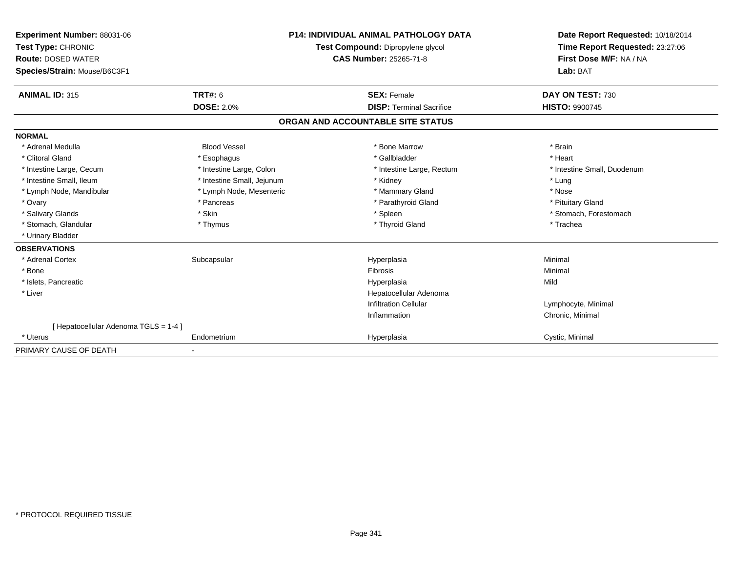**Experiment Number:** 88031-06
**Test Type:** CHRONIC
**Route:** DOSED WATER
**Species/Strain:** Mouse/B6C3F1

**P14: INDIVIDUAL ANIMAL PATHOLOGY DATA**
**Test Compound:** Dipropylene glycol
**CAS Number:** 25265-71-8

**Date Report Requested:** 10/18/2014
**Time Report Requested:** 23:27:06
**First Dose M/F:** NA / NA
**Lab:** BAT

| **ANIMAL ID:** 315 | **TRT#:** 6 | **SEX:** Female | **DAY ON TEST:** 730 |
|---|---|---|---|
| | **DOSE:** 2.0% | **DISP:** Terminal Sacrifice | **HISTO:** 9900745 |

## ORGAN AND ACCOUNTABLE SITE STATUS

**NORMAL**

| | | | |
|---|---|---|---|
| * Adrenal Medulla | Blood Vessel | * Bone Marrow | * Brain |
| * Clitoral Gland | * Esophagus | * Gallbladder | * Heart |
| * Intestine Large, Cecum | * Intestine Large, Colon | * Intestine Large, Rectum | * Intestine Small, Duodenum |
| * Intestine Small, Ileum | * Intestine Small, Jejunum | * Kidney | * Lung |
| * Lymph Node, Mandibular | * Lymph Node, Mesenteric | * Mammary Gland | * Nose |
| * Ovary | * Pancreas | * Parathyroid Gland | * Pituitary Gland |
| * Salivary Glands | * Skin | * Spleen | * Stomach, Forestomach |
| * Stomach, Glandular | * Thymus | * Thyroid Gland | * Trachea |
| * Urinary Bladder | | | |

**OBSERVATIONS**

| | | | |
|---|---|---|---|
| * Adrenal Cortex | Subcapsular | Hyperplasia | Minimal |
| * Bone | | Fibrosis | Minimal |
| * Islets, Pancreatic | | Hyperplasia | Mild |
| * Liver | | Hepatocellular Adenoma | |
| | | Infiltration Cellular | Lymphocyte, Minimal |
| | | Inflammation | Chronic, Minimal |
| [ Hepatocellular Adenoma TGLS = 1-4 ] | | | |
| * Uterus | Endometrium | Hyperplasia | Cystic, Minimal |

PRIMARY CAUSE OF DEATH -

* PROTOCOL REQUIRED TISSUE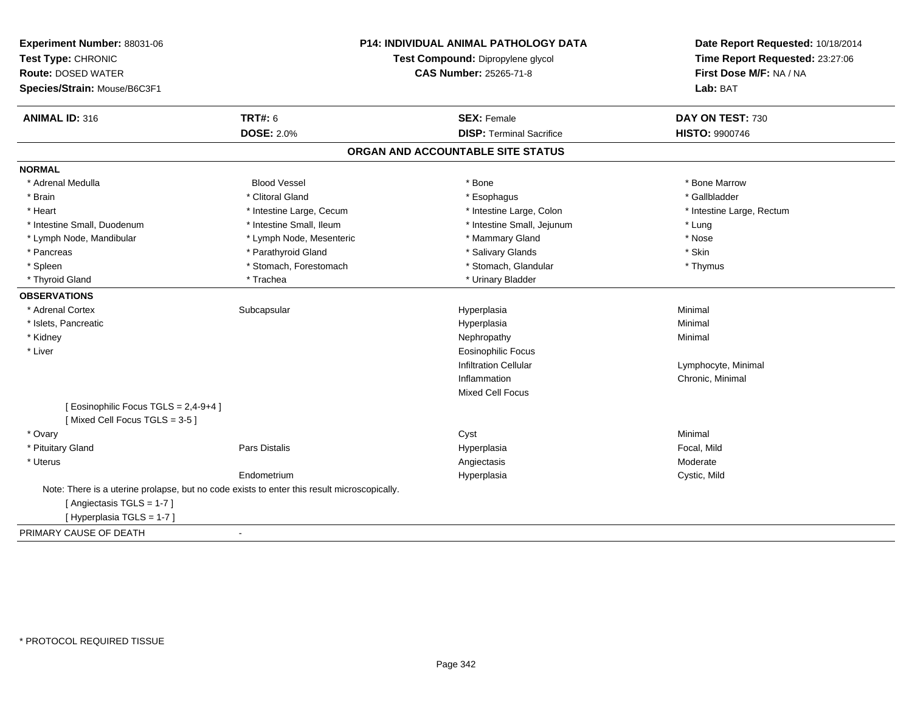**Experiment Number:** 88031-06
**Test Type:** CHRONIC
**Route:** DOSED WATER
**Species/Strain:** Mouse/B6C3F1

**P14: INDIVIDUAL ANIMAL PATHOLOGY DATA**
**Test Compound:** Dipropylene glycol
**CAS Number:** 25265-71-8

**Date Report Requested:** 10/18/2014
**Time Report Requested:** 23:27:06
**First Dose M/F:** NA / NA
**Lab:** BAT

| **ANIMAL ID:** 316 | **TRT#:** 6 | **SEX:** Female | **DAY ON TEST:** 730 |
|---|---|---|---|
| | **DOSE:** 2.0% | **DISP:** Terminal Sacrifice | **HISTO:** 9900746 |

## ORGAN AND ACCOUNTABLE SITE STATUS

**NORMAL**

| | | | |
|---|---|---|---|
| * Adrenal Medulla | Blood Vessel | * Bone | * Bone Marrow |
| * Brain | * Clitoral Gland | * Esophagus | * Gallbladder |
| * Heart | * Intestine Large, Cecum | * Intestine Large, Colon | * Intestine Large, Rectum |
| * Intestine Small, Duodenum | * Intestine Small, Ileum | * Intestine Small, Jejunum | * Lung |
| * Lymph Node, Mandibular | * Lymph Node, Mesenteric | * Mammary Gland | * Nose |
| * Pancreas | * Parathyroid Gland | * Salivary Glands | * Skin |
| * Spleen | * Stomach, Forestomach | * Stomach, Glandular | * Thymus |
| * Thyroid Gland | * Trachea | * Urinary Bladder | |

**OBSERVATIONS**

| | | | |
|---|---|---|---|
| * Adrenal Cortex | Subcapsular | Hyperplasia | Minimal |
| * Islets, Pancreatic | | Hyperplasia | Minimal |
| * Kidney | | Nephropathy | Minimal |
| * Liver | | Eosinophilic Focus | |
| | | Infiltration Cellular | Lymphocyte, Minimal |
| | | Inflammation | Chronic, Minimal |
| | | Mixed Cell Focus | |
| [ Eosinophilic Focus TGLS = 2,4-9+4 ] | | | |
| [ Mixed Cell Focus TGLS = 3-5 ] | | | |
| * Ovary | | Cyst | Minimal |
| * Pituitary Gland | Pars Distalis | Hyperplasia | Focal, Mild |
| * Uterus | | Angiectasis | Moderate |
| | Endometrium | Hyperplasia | Cystic, Mild |

Note: There is a uterine prolapse, but no code exists to enter this result microscopically.
[ Angiectasis TGLS = 1-7 ]
[ Hyperplasia TGLS = 1-7 ]

PRIMARY CAUSE OF DEATH -

* PROTOCOL REQUIRED TISSUE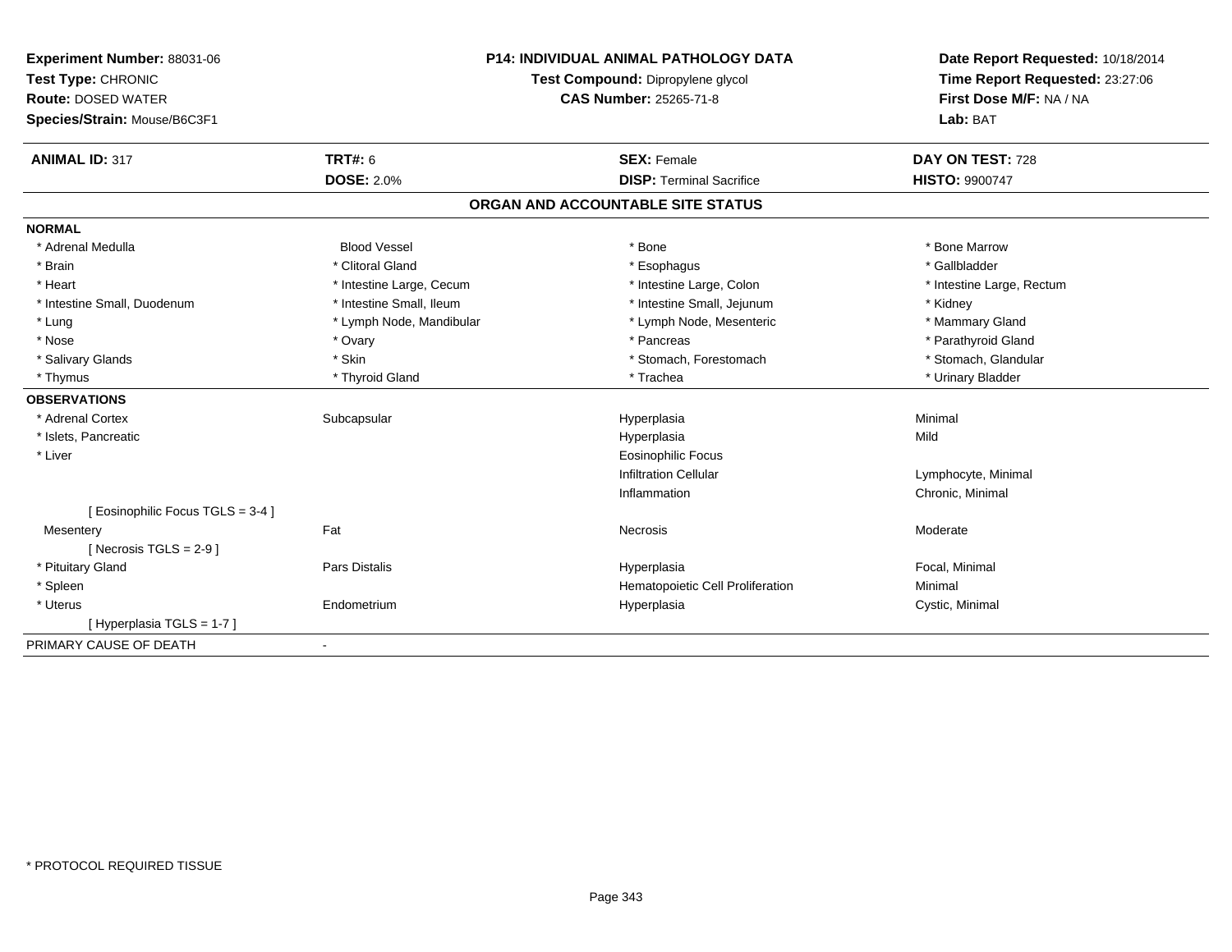**Experiment Number:** 88031-06
**Test Type:** CHRONIC
**Route:** DOSED WATER
**Species/Strain:** Mouse/B6C3F1

**P14: INDIVIDUAL ANIMAL PATHOLOGY DATA**
**Test Compound:** Dipropylene glycol
**CAS Number:** 25265-71-8

**Date Report Requested:** 10/18/2014
**Time Report Requested:** 23:27:06
**First Dose M/F:** NA / NA
**Lab:** BAT

| **ANIMAL ID:** 317 | **TRT#:** 6 | **SEX:** Female | **DAY ON TEST:** 728 |
|---|---|---|---|
| | **DOSE:** 2.0% | **DISP:** Terminal Sacrifice | **HISTO:** 9900747 |

## ORGAN AND ACCOUNTABLE SITE STATUS

| | | | |
|---|---|---|---|
| **NORMAL** | | | |
| * Adrenal Medulla | Blood Vessel | * Bone | * Bone Marrow |
| * Brain | * Clitoral Gland | * Esophagus | * Gallbladder |
| * Heart | * Intestine Large, Cecum | * Intestine Large, Colon | * Intestine Large, Rectum |
| * Intestine Small, Duodenum | * Intestine Small, Ileum | * Intestine Small, Jejunum | * Kidney |
| * Lung | * Lymph Node, Mandibular | * Lymph Node, Mesenteric | * Mammary Gland |
| * Nose | * Ovary | * Pancreas | * Parathyroid Gland |
| * Salivary Glands | * Skin | * Stomach, Forestomach | * Stomach, Glandular |
| * Thymus | * Thyroid Gland | * Trachea | * Urinary Bladder |
| **OBSERVATIONS** | | | |
| * Adrenal Cortex | Subcapsular | Hyperplasia | Minimal |
| * Islets, Pancreatic | | Hyperplasia | Mild |
| * Liver | | Eosinophilic Focus | |
| | | Infiltration Cellular | Lymphocyte, Minimal |
| | | Inflammation | Chronic, Minimal |
| [ Eosinophilic Focus TGLS = 3-4 ] | | | |
| Mesentery | Fat | Necrosis | Moderate |
| [ Necrosis TGLS = 2-9 ] | | | |
| * Pituitary Gland | Pars Distalis | Hyperplasia | Focal, Minimal |
| * Spleen | | Hematopoietic Cell Proliferation | Minimal |
| * Uterus | Endometrium | Hyperplasia | Cystic, Minimal |
| [ Hyperplasia TGLS = 1-7 ] | | | |
| PRIMARY CAUSE OF DEATH | - | | |

* PROTOCOL REQUIRED TISSUE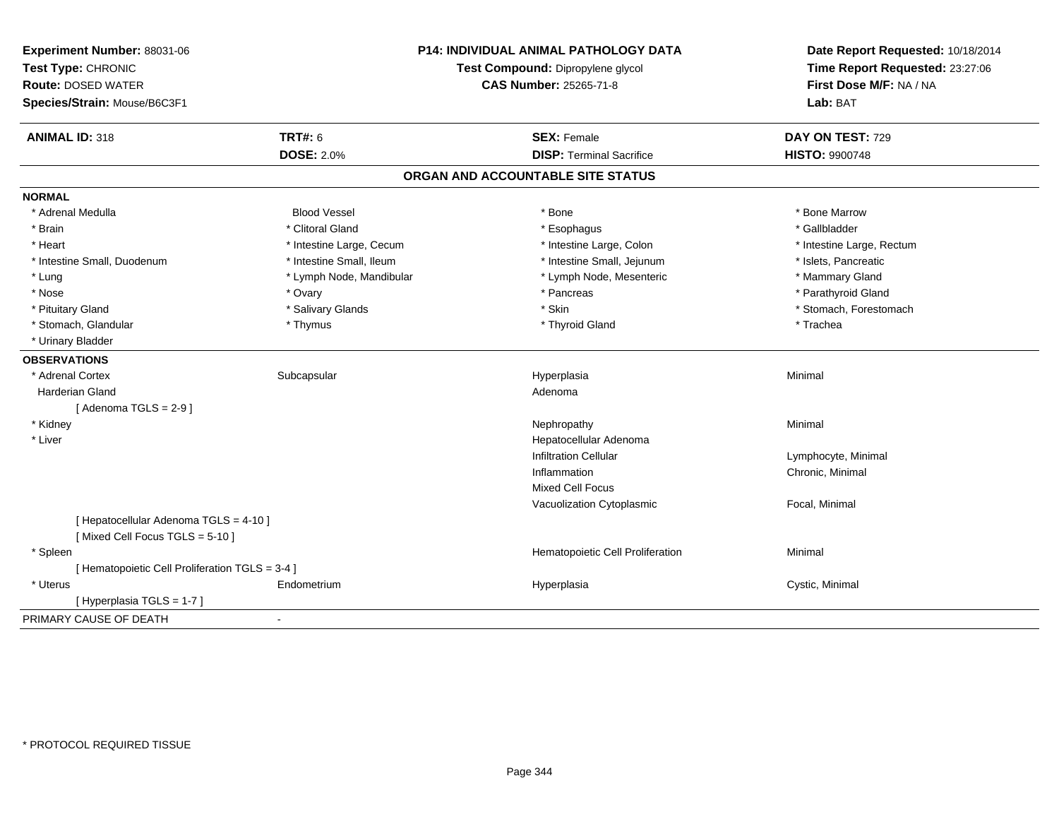**Experiment Number:** 88031-06
**Test Type:** CHRONIC
**Route:** DOSED WATER
**Species/Strain:** Mouse/B6C3F1

**P14: INDIVIDUAL ANIMAL PATHOLOGY DATA**
**Test Compound:** Dipropylene glycol
**CAS Number:** 25265-71-8

**Date Report Requested:** 10/18/2014
**Time Report Requested:** 23:27:06
**First Dose M/F:** NA / NA
**Lab:** BAT

| **ANIMAL ID:** 318 | **TRT#:** 6 | **SEX:** Female | **DAY ON TEST:** 729 |
|---|---|---|---|
| | **DOSE:** 2.0% | **DISP:** Terminal Sacrifice | **HISTO:** 9900748 |

## ORGAN AND ACCOUNTABLE SITE STATUS

**NORMAL**

| | | | |
|---|---|---|---|
| * Adrenal Medulla | Blood Vessel | * Bone | * Bone Marrow |
| * Brain | * Clitoral Gland | * Esophagus | * Gallbladder |
| * Heart | * Intestine Large, Cecum | * Intestine Large, Colon | * Intestine Large, Rectum |
| * Intestine Small, Duodenum | * Intestine Small, Ileum | * Intestine Small, Jejunum | * Islets, Pancreatic |
| * Lung | * Lymph Node, Mandibular | * Lymph Node, Mesenteric | * Mammary Gland |
| * Nose | * Ovary | * Pancreas | * Parathyroid Gland |
| * Pituitary Gland | * Salivary Glands | * Skin | * Stomach, Forestomach |
| * Stomach, Glandular | * Thymus | * Thyroid Gland | * Trachea |
| * Urinary Bladder | | | |

**OBSERVATIONS**

| | | | |
|---|---|---|---|
| * Adrenal Cortex | Subcapsular | Hyperplasia | Minimal |
| Harderian Gland | | Adenoma | |
| [ Adenoma TGLS = 2-9 ] | | | |
| * Kidney | | Nephropathy | Minimal |
| * Liver | | Hepatocellular Adenoma | |
| | | Infiltration Cellular | Lymphocyte, Minimal |
| | | Inflammation | Chronic, Minimal |
| | | Mixed Cell Focus | |
| | | Vacuolization Cytoplasmic | Focal, Minimal |
| [ Hepatocellular Adenoma TGLS = 4-10 ] | | | |
| [ Mixed Cell Focus TGLS = 5-10 ] | | | |
| * Spleen | | Hematopoietic Cell Proliferation | Minimal |
| [ Hematopoietic Cell Proliferation TGLS = 3-4 ] | | | |
| * Uterus | Endometrium | Hyperplasia | Cystic, Minimal |
| [ Hyperplasia TGLS = 1-7 ] | | | |

PRIMARY CAUSE OF DEATH -

* PROTOCOL REQUIRED TISSUE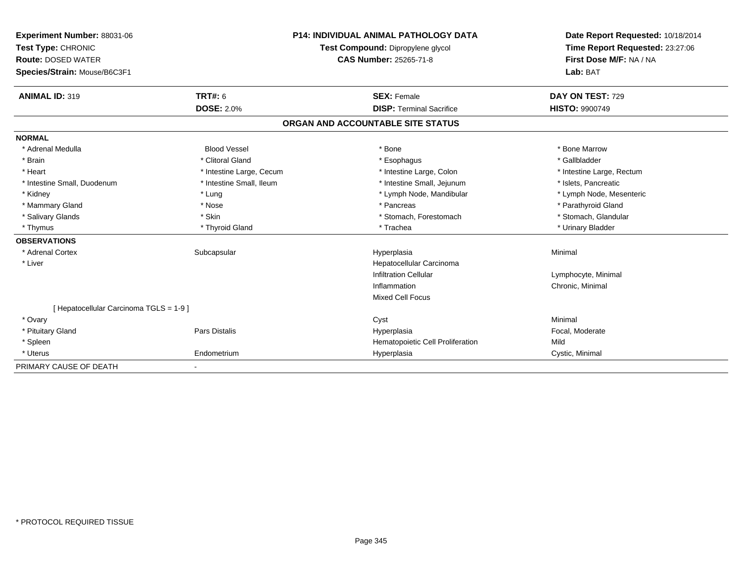**Experiment Number:** 88031-06
**Test Type:** CHRONIC
**Route:** DOSED WATER
**Species/Strain:** Mouse/B6C3F1

**P14: INDIVIDUAL ANIMAL PATHOLOGY DATA**
**Test Compound:** Dipropylene glycol
**CAS Number:** 25265-71-8

**Date Report Requested:** 10/18/2014
**Time Report Requested:** 23:27:06
**First Dose M/F:** NA / NA
**Lab:** BAT

| **ANIMAL ID:** 319 | **TRT#:** 6 | **SEX:** Female | **DAY ON TEST:** 729 |
|---|---|---|---|
| | **DOSE:** 2.0% | **DISP:** Terminal Sacrifice | **HISTO:** 9900749 |

## ORGAN AND ACCOUNTABLE SITE STATUS

| | | | |
|---|---|---|---|
| **NORMAL** | | | |
| * Adrenal Medulla | Blood Vessel | * Bone | * Bone Marrow |
| * Brain | * Clitoral Gland | * Esophagus | * Gallbladder |
| * Heart | * Intestine Large, Cecum | * Intestine Large, Colon | * Intestine Large, Rectum |
| * Intestine Small, Duodenum | * Intestine Small, Ileum | * Intestine Small, Jejunum | * Islets, Pancreatic |
| * Kidney | * Lung | * Lymph Node, Mandibular | * Lymph Node, Mesenteric |
| * Mammary Gland | * Nose | * Pancreas | * Parathyroid Gland |
| * Salivary Glands | * Skin | * Stomach, Forestomach | * Stomach, Glandular |
| * Thymus | * Thyroid Gland | * Trachea | * Urinary Bladder |
| **OBSERVATIONS** | | | |
| * Adrenal Cortex | Subcapsular | Hyperplasia | Minimal |
| * Liver | | Hepatocellular Carcinoma | |
| | | Infiltration Cellular | Lymphocyte, Minimal |
| | | Inflammation | Chronic, Minimal |
| | | Mixed Cell Focus | |
| [ Hepatocellular Carcinoma TGLS = 1-9 ] | | | |
| * Ovary | | Cyst | Minimal |
| * Pituitary Gland | Pars Distalis | Hyperplasia | Focal, Moderate |
| * Spleen | | Hematopoietic Cell Proliferation | Mild |
| * Uterus | Endometrium | Hyperplasia | Cystic, Minimal |
| PRIMARY CAUSE OF DEATH | - | | |

* PROTOCOL REQUIRED TISSUE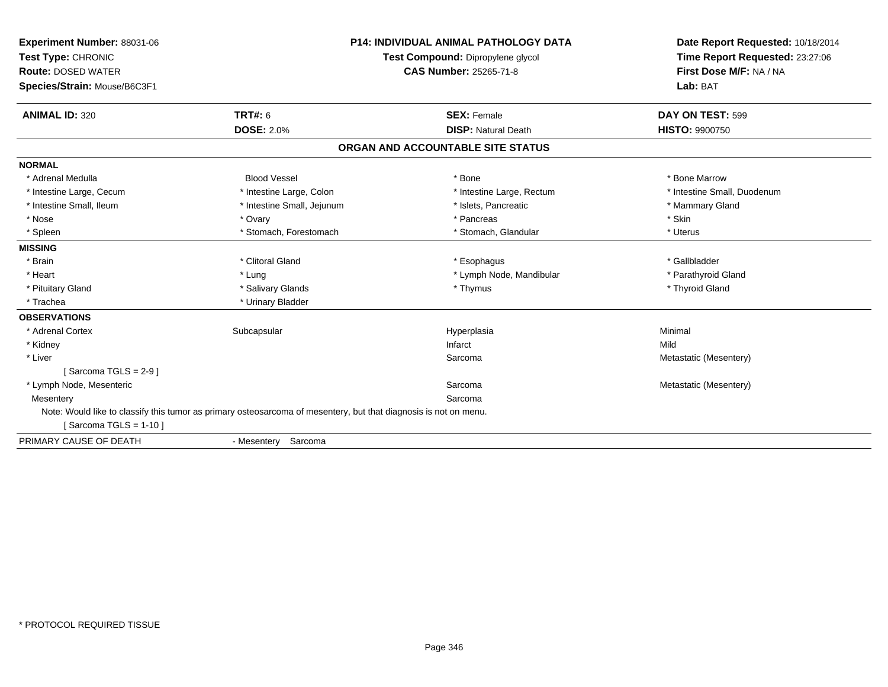**Experiment Number:** 88031-06
**Test Type:** CHRONIC
**Route:** DOSED WATER
**Species/Strain:** Mouse/B6C3F1

**P14: INDIVIDUAL ANIMAL PATHOLOGY DATA**
**Test Compound:** Dipropylene glycol
**CAS Number:** 25265-71-8

**Date Report Requested:** 10/18/2014
**Time Report Requested:** 23:27:06
**First Dose M/F:** NA / NA
**Lab:** BAT

| **ANIMAL ID:** 320 | **TRT#:** 6 | **SEX:** Female | **DAY ON TEST:** 599 |
|---|---|---|---|
| | **DOSE:** 2.0% | **DISP:** Natural Death | **HISTO:** 9900750 |

## ORGAN AND ACCOUNTABLE SITE STATUS

**NORMAL**

| | | | |
|---|---|---|---|
| * Adrenal Medulla | Blood Vessel | * Bone | * Bone Marrow |
| * Intestine Large, Cecum | * Intestine Large, Colon | * Intestine Large, Rectum | * Intestine Small, Duodenum |
| * Intestine Small, Ileum | * Intestine Small, Jejunum | * Islets, Pancreatic | * Mammary Gland |
| * Nose | * Ovary | * Pancreas | * Skin |
| * Spleen | * Stomach, Forestomach | * Stomach, Glandular | * Uterus |

**MISSING**

| | | | |
|---|---|---|---|
| * Brain | * Clitoral Gland | * Esophagus | * Gallbladder |
| * Heart | * Lung | * Lymph Node, Mandibular | * Parathyroid Gland |
| * Pituitary Gland | * Salivary Glands | * Thymus | * Thyroid Gland |
| * Trachea | * Urinary Bladder | | |

**OBSERVATIONS**

| | | | |
|---|---|---|---|
| * Adrenal Cortex | Subcapsular | Hyperplasia | Minimal |
| * Kidney | | Infarct | Mild |
| * Liver | | Sarcoma | Metastatic (Mesentery) |
| [ Sarcoma TGLS = 2-9 ] | | | |
| * Lymph Node, Mesenteric | | Sarcoma | Metastatic (Mesentery) |
| Mesentery | | Sarcoma | |

Note: Would like to classify this tumor as primary osteosarcoma of mesentery, but that diagnosis is not on menu.
[ Sarcoma TGLS = 1-10 ]

PRIMARY CAUSE OF DEATH - Mesentery Sarcoma

* PROTOCOL REQUIRED TISSUE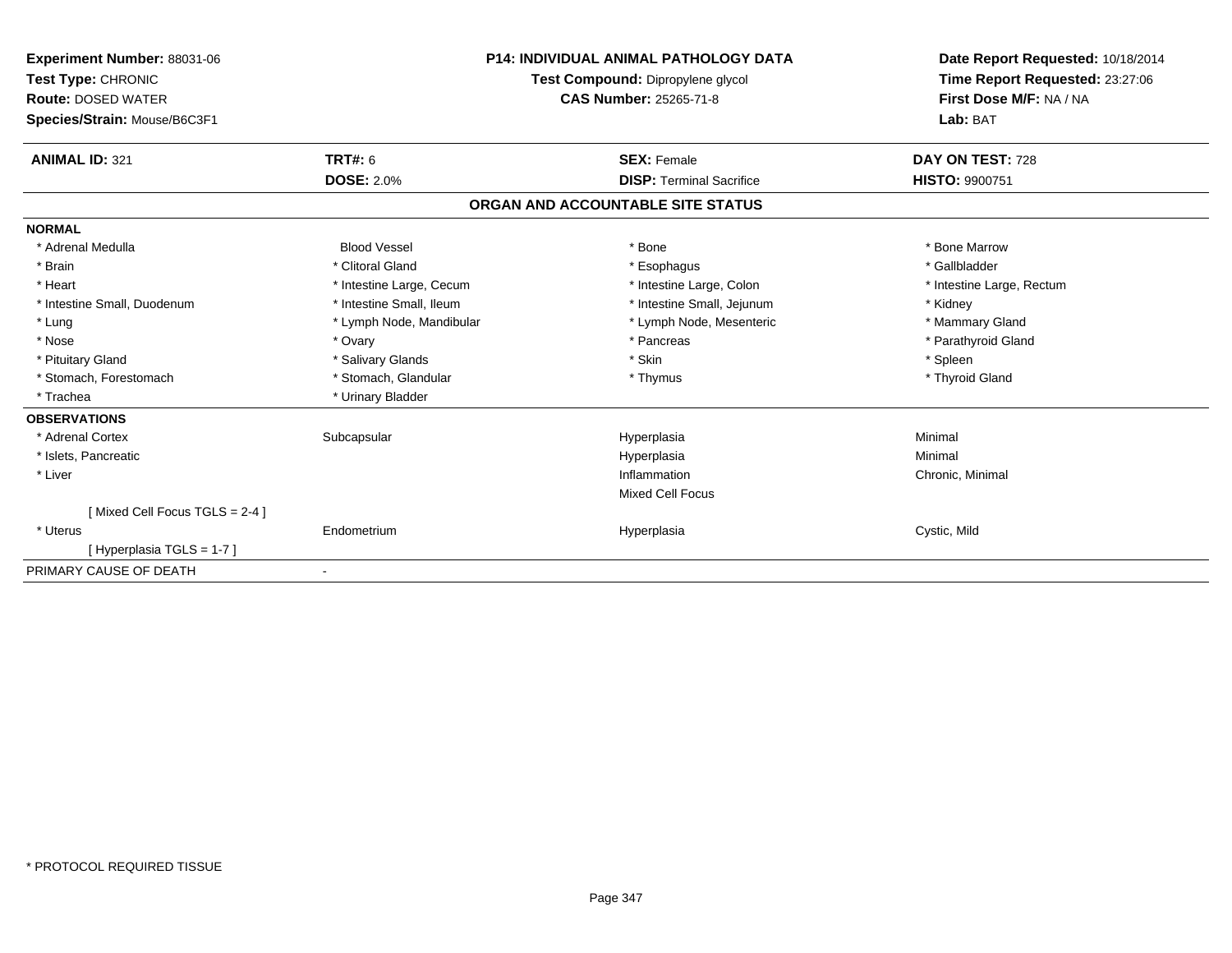**Experiment Number:** 88031-06
**Test Type:** CHRONIC
**Route:** DOSED WATER
**Species/Strain:** Mouse/B6C3F1

**P14: INDIVIDUAL ANIMAL PATHOLOGY DATA**
**Test Compound:** Dipropylene glycol
**CAS Number:** 25265-71-8

**Date Report Requested:** 10/18/2014
**Time Report Requested:** 23:27:06
**First Dose M/F:** NA / NA
**Lab:** BAT

| **ANIMAL ID:** 321 | **TRT#:** 6 | **SEX:** Female | **DAY ON TEST:** 728 |
|---|---|---|---|
| | **DOSE:** 2.0% | **DISP:** Terminal Sacrifice | **HISTO:** 9900751 |

## ORGAN AND ACCOUNTABLE SITE STATUS

| | | | |
|---|---|---|---|
| **NORMAL** | | | |
| * Adrenal Medulla | Blood Vessel | * Bone | * Bone Marrow |
| * Brain | * Clitoral Gland | * Esophagus | * Gallbladder |
| * Heart | * Intestine Large, Cecum | * Intestine Large, Colon | * Intestine Large, Rectum |
| * Intestine Small, Duodenum | * Intestine Small, Ileum | * Intestine Small, Jejunum | * Kidney |
| * Lung | * Lymph Node, Mandibular | * Lymph Node, Mesenteric | * Mammary Gland |
| * Nose | * Ovary | * Pancreas | * Parathyroid Gland |
| * Pituitary Gland | * Salivary Glands | * Skin | * Spleen |
| * Stomach, Forestomach | * Stomach, Glandular | * Thymus | * Thyroid Gland |
| * Trachea | * Urinary Bladder | | |
| **OBSERVATIONS** | | | |
| * Adrenal Cortex | Subcapsular | Hyperplasia | Minimal |
| * Islets, Pancreatic | | Hyperplasia | Minimal |
| * Liver | | Inflammation | Chronic, Minimal |
| | | Mixed Cell Focus | |
| [ Mixed Cell Focus TGLS = 2-4 ] | | | |
| * Uterus | Endometrium | Hyperplasia | Cystic, Mild |
| [ Hyperplasia TGLS = 1-7 ] | | | |
| PRIMARY CAUSE OF DEATH | - | | |

\* PROTOCOL REQUIRED TISSUE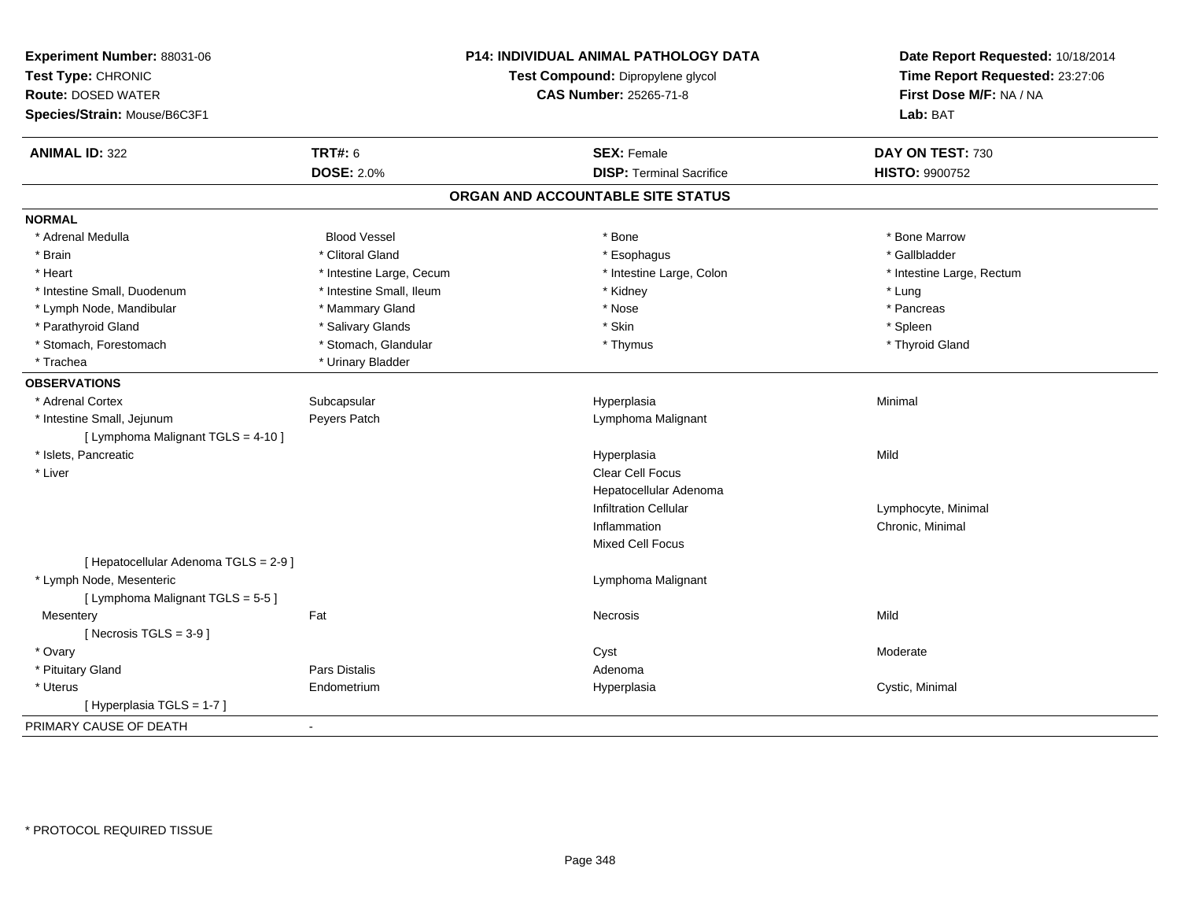**Experiment Number:** 88031-06
**Test Type:** CHRONIC
**Route:** DOSED WATER
**Species/Strain:** Mouse/B6C3F1

**P14: INDIVIDUAL ANIMAL PATHOLOGY DATA**
**Test Compound:** Dipropylene glycol
**CAS Number:** 25265-71-8

**Date Report Requested:** 10/18/2014
**Time Report Requested:** 23:27:06
**First Dose M/F:** NA / NA
**Lab:** BAT

| **ANIMAL ID:** 322 | **TRT#:** 6 | **SEX:** Female | **DAY ON TEST:** 730 |
|---|---|---|---|
| | **DOSE:** 2.0% | **DISP:** Terminal Sacrifice | **HISTO:** 9900752 |

## ORGAN AND ACCOUNTABLE SITE STATUS

**NORMAL**

| | | | |
|---|---|---|---|
| * Adrenal Medulla | Blood Vessel | * Bone | * Bone Marrow |
| * Brain | * Clitoral Gland | * Esophagus | * Gallbladder |
| * Heart | * Intestine Large, Cecum | * Intestine Large, Colon | * Intestine Large, Rectum |
| * Intestine Small, Duodenum | * Intestine Small, Ileum | * Kidney | * Lung |
| * Lymph Node, Mandibular | * Mammary Gland | * Nose | * Pancreas |
| * Parathyroid Gland | * Salivary Glands | * Skin | * Spleen |
| * Stomach, Forestomach | * Stomach, Glandular | * Thymus | * Thyroid Gland |
| * Trachea | * Urinary Bladder | | |

**OBSERVATIONS**

| | | | |
|---|---|---|---|
| * Adrenal Cortex | Subcapsular | Hyperplasia | Minimal |
| * Intestine Small, Jejunum | Peyers Patch | Lymphoma Malignant | |
| [ Lymphoma Malignant TGLS = 4-10 ] | | | |
| * Islets, Pancreatic | | Hyperplasia | Mild |
| * Liver | | Clear Cell Focus | |
| | | Hepatocellular Adenoma | |
| | | Infiltration Cellular | Lymphocyte, Minimal |
| | | Inflammation | Chronic, Minimal |
| | | Mixed Cell Focus | |
| [ Hepatocellular Adenoma TGLS = 2-9 ] | | | |
| * Lymph Node, Mesenteric | | Lymphoma Malignant | |
| [ Lymphoma Malignant TGLS = 5-5 ] | | | |
| Mesentery | Fat | Necrosis | Mild |
| [ Necrosis TGLS = 3-9 ] | | | |
| * Ovary | | Cyst | Moderate |
| * Pituitary Gland | Pars Distalis | Adenoma | |
| * Uterus | Endometrium | Hyperplasia | Cystic, Minimal |
| [ Hyperplasia TGLS = 1-7 ] | | | |

PRIMARY CAUSE OF DEATH -

\* PROTOCOL REQUIRED TISSUE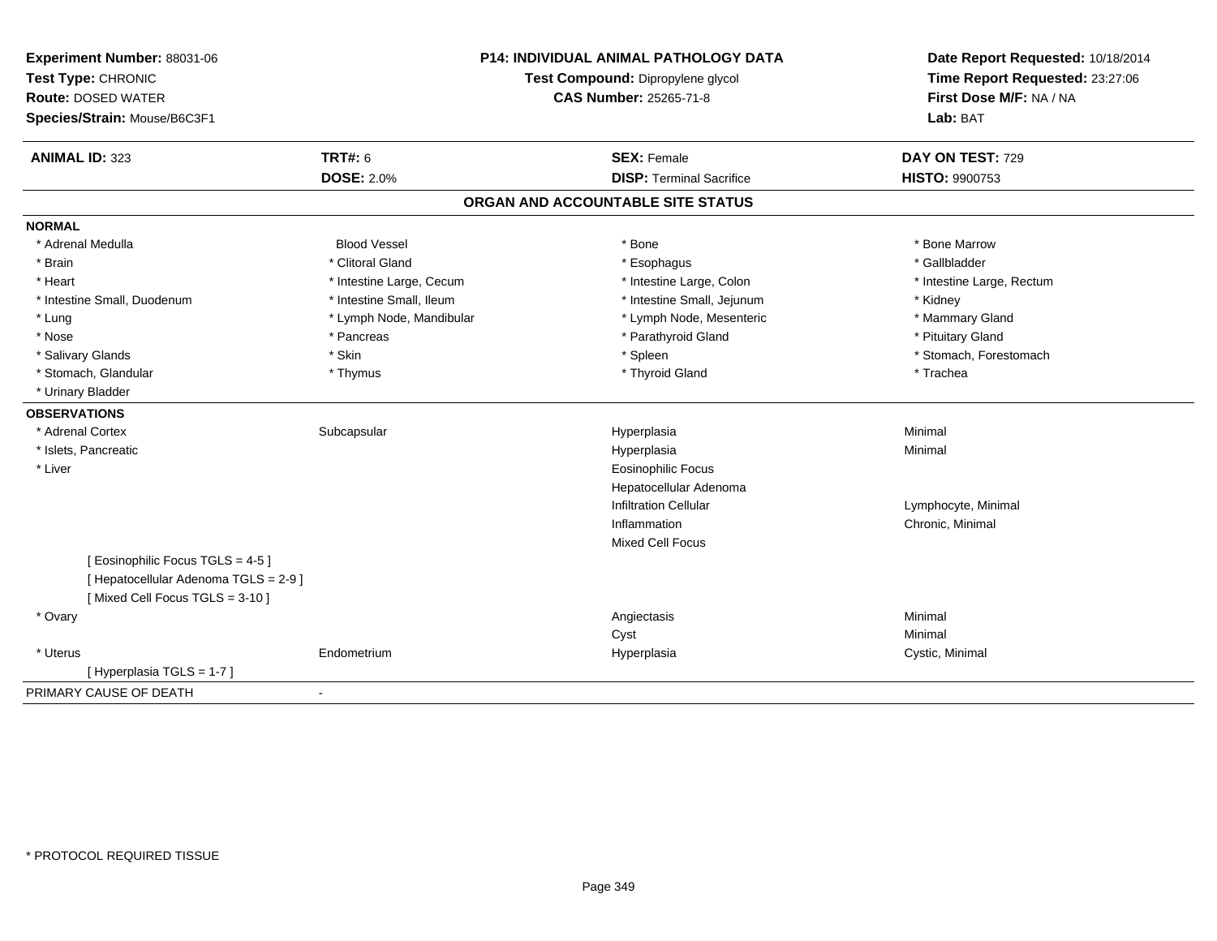**Experiment Number:** 88031-06
**Test Type:** CHRONIC
**Route:** DOSED WATER
**Species/Strain:** Mouse/B6C3F1

**P14: INDIVIDUAL ANIMAL PATHOLOGY DATA**
**Test Compound:** Dipropylene glycol
**CAS Number:** 25265-71-8

**Date Report Requested:** 10/18/2014
**Time Report Requested:** 23:27:06
**First Dose M/F:** NA / NA
**Lab:** BAT

| **ANIMAL ID:** 323 | **TRT#:** 6 | **SEX:** Female | **DAY ON TEST:** 729 |
|---|---|---|---|
| | **DOSE:** 2.0% | **DISP:** Terminal Sacrifice | **HISTO:** 9900753 |

## ORGAN AND ACCOUNTABLE SITE STATUS

**NORMAL**

| | | | |
|---|---|---|---|
| * Adrenal Medulla | Blood Vessel | * Bone | * Bone Marrow |
| * Brain | * Clitoral Gland | * Esophagus | * Gallbladder |
| * Heart | * Intestine Large, Cecum | * Intestine Large, Colon | * Intestine Large, Rectum |
| * Intestine Small, Duodenum | * Intestine Small, Ileum | * Intestine Small, Jejunum | * Kidney |
| * Lung | * Lymph Node, Mandibular | * Lymph Node, Mesenteric | * Mammary Gland |
| * Nose | * Pancreas | * Parathyroid Gland | * Pituitary Gland |
| * Salivary Glands | * Skin | * Spleen | * Stomach, Forestomach |
| * Stomach, Glandular | * Thymus | * Thyroid Gland | * Trachea |
| * Urinary Bladder | | | |

**OBSERVATIONS**

| | | | |
|---|---|---|---|
| * Adrenal Cortex | Subcapsular | Hyperplasia | Minimal |
| * Islets, Pancreatic | | Hyperplasia | Minimal |
| * Liver | | Eosinophilic Focus | |
| | | Hepatocellular Adenoma | |
| | | Infiltration Cellular | Lymphocyte, Minimal |
| | | Inflammation | Chronic, Minimal |
| | | Mixed Cell Focus | |
| [ Eosinophilic Focus TGLS = 4-5 ] | | | |
| [ Hepatocellular Adenoma TGLS = 2-9 ] | | | |
| [ Mixed Cell Focus TGLS = 3-10 ] | | | |
| * Ovary | | Angiectasis | Minimal |
| | | Cyst | Minimal |
| * Uterus | Endometrium | Hyperplasia | Cystic, Minimal |
| [ Hyperplasia TGLS = 1-7 ] | | | |

PRIMARY CAUSE OF DEATH -

\* PROTOCOL REQUIRED TISSUE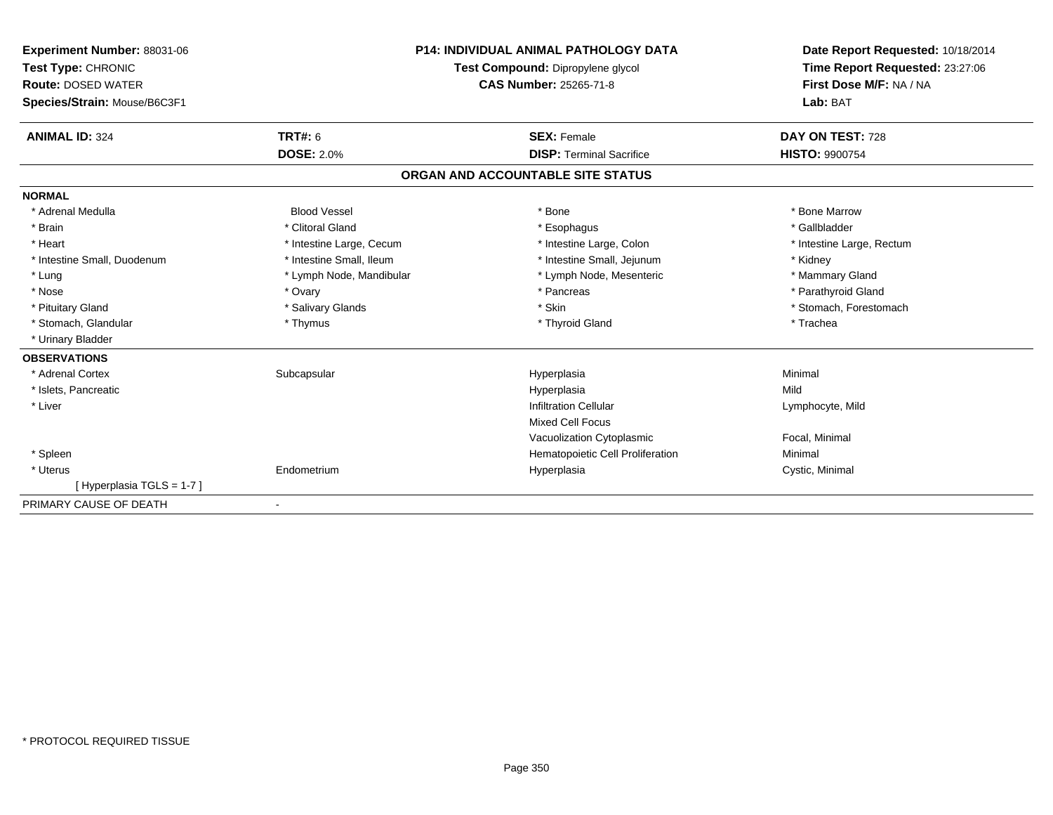**Experiment Number:** 88031-06
**Test Type:** CHRONIC
**Route:** DOSED WATER
**Species/Strain:** Mouse/B6C3F1

**P14: INDIVIDUAL ANIMAL PATHOLOGY DATA**
**Test Compound:** Dipropylene glycol
**CAS Number:** 25265-71-8

**Date Report Requested:** 10/18/2014
**Time Report Requested:** 23:27:06
**First Dose M/F:** NA / NA
**Lab:** BAT

| **ANIMAL ID:** 324 | **TRT#:** 6 | **SEX:** Female | **DAY ON TEST:** 728 |
|---|---|---|---|
| | **DOSE:** 2.0% | **DISP:** Terminal Sacrifice | **HISTO:** 9900754 |

## ORGAN AND ACCOUNTABLE SITE STATUS

**NORMAL**

| | | | |
|---|---|---|---|
| * Adrenal Medulla | Blood Vessel | * Bone | * Bone Marrow |
| * Brain | * Clitoral Gland | * Esophagus | * Gallbladder |
| * Heart | * Intestine Large, Cecum | * Intestine Large, Colon | * Intestine Large, Rectum |
| * Intestine Small, Duodenum | * Intestine Small, Ileum | * Intestine Small, Jejunum | * Kidney |
| * Lung | * Lymph Node, Mandibular | * Lymph Node, Mesenteric | * Mammary Gland |
| * Nose | * Ovary | * Pancreas | * Parathyroid Gland |
| * Pituitary Gland | * Salivary Glands | * Skin | * Stomach, Forestomach |
| * Stomach, Glandular | * Thymus | * Thyroid Gland | * Trachea |
| * Urinary Bladder | | | |

**OBSERVATIONS**

| | | | |
|---|---|---|---|
| * Adrenal Cortex | Subcapsular | Hyperplasia | Minimal |
| * Islets, Pancreatic | | Hyperplasia | Mild |
| * Liver | | Infiltration Cellular | Lymphocyte, Mild |
| | | Mixed Cell Focus | |
| | | Vacuolization Cytoplasmic | Focal, Minimal |
| * Spleen | | Hematopoietic Cell Proliferation | Minimal |
| * Uterus | Endometrium | Hyperplasia | Cystic, Minimal |
| [ Hyperplasia TGLS = 1-7 ] | | | |

PRIMARY CAUSE OF DEATH -

* PROTOCOL REQUIRED TISSUE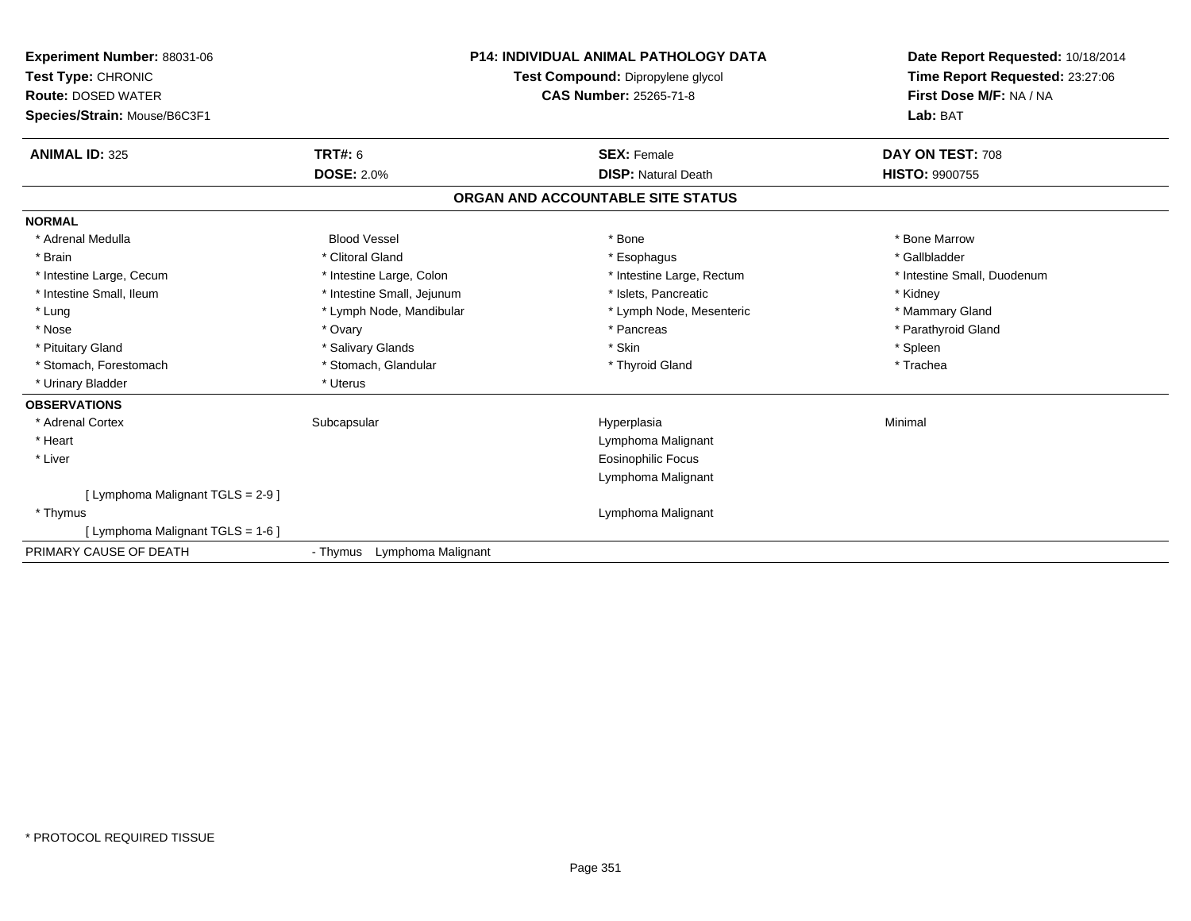**Experiment Number:** 88031-06
**Test Type:** CHRONIC
**Route:** DOSED WATER
**Species/Strain:** Mouse/B6C3F1

**P14: INDIVIDUAL ANIMAL PATHOLOGY DATA**
**Test Compound:** Dipropylene glycol
**CAS Number:** 25265-71-8

**Date Report Requested:** 10/18/2014
**Time Report Requested:** 23:27:06
**First Dose M/F:** NA / NA
**Lab:** BAT

| **ANIMAL ID:** 325 | **TRT#:** 6 | **SEX:** Female | **DAY ON TEST:** 708 |
|---|---|---|---|
| | **DOSE:** 2.0% | **DISP:** Natural Death | **HISTO:** 9900755 |

## ORGAN AND ACCOUNTABLE SITE STATUS

**NORMAL**

| | | | |
|---|---|---|---|
| * Adrenal Medulla | Blood Vessel | * Bone | * Bone Marrow |
| * Brain | * Clitoral Gland | * Esophagus | * Gallbladder |
| * Intestine Large, Cecum | * Intestine Large, Colon | * Intestine Large, Rectum | * Intestine Small, Duodenum |
| * Intestine Small, Ileum | * Intestine Small, Jejunum | * Islets, Pancreatic | * Kidney |
| * Lung | * Lymph Node, Mandibular | * Lymph Node, Mesenteric | * Mammary Gland |
| * Nose | * Ovary | * Pancreas | * Parathyroid Gland |
| * Pituitary Gland | * Salivary Glands | * Skin | * Spleen |
| * Stomach, Forestomach | * Stomach, Glandular | * Thyroid Gland | * Trachea |
| * Urinary Bladder | * Uterus | | |

**OBSERVATIONS**

| | | | |
|---|---|---|---|
| * Adrenal Cortex | Subcapsular | Hyperplasia | Minimal |
| * Heart | | Lymphoma Malignant | |
| * Liver | | Eosinophilic Focus | |
| | | Lymphoma Malignant | |
| [ Lymphoma Malignant TGLS = 2-9 ] | | | |
| * Thymus | | Lymphoma Malignant | |
| [ Lymphoma Malignant TGLS = 1-6 ] | | | |

PRIMARY CAUSE OF DEATH - Thymus Lymphoma Malignant

* PROTOCOL REQUIRED TISSUE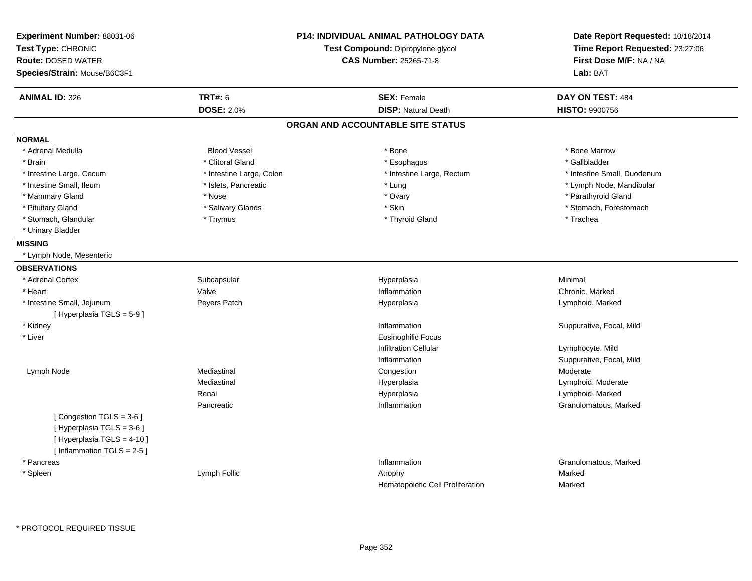**Experiment Number:** 88031-06
**Test Type:** CHRONIC
**Route:** DOSED WATER
**Species/Strain:** Mouse/B6C3F1

**P14: INDIVIDUAL ANIMAL PATHOLOGY DATA**
**Test Compound:** Dipropylene glycol
**CAS Number:** 25265-71-8

**Date Report Requested:** 10/18/2014
**Time Report Requested:** 23:27:06
**First Dose M/F:** NA / NA
**Lab:** BAT

| **ANIMAL ID:** 326 | **TRT#:** 6 | **SEX:** Female | **DAY ON TEST:** 484 |
|---|---|---|---|
| | **DOSE:** 2.0% | **DISP:** Natural Death | **HISTO:** 9900756 |

## ORGAN AND ACCOUNTABLE SITE STATUS

**NORMAL**

| | | | |
|---|---|---|---|
| * Adrenal Medulla | Blood Vessel | * Bone | * Bone Marrow |
| * Brain | * Clitoral Gland | * Esophagus | * Gallbladder |
| * Intestine Large, Cecum | * Intestine Large, Colon | * Intestine Large, Rectum | * Intestine Small, Duodenum |
| * Intestine Small, Ileum | * Islets, Pancreatic | * Lung | * Lymph Node, Mandibular |
| * Mammary Gland | * Nose | * Ovary | * Parathyroid Gland |
| * Pituitary Gland | * Salivary Glands | * Skin | * Stomach, Forestomach |
| * Stomach, Glandular | * Thymus | * Thyroid Gland | * Trachea |
| * Urinary Bladder | | | |

**MISSING**

* Lymph Node, Mesenteric

**OBSERVATIONS**

| | | | |
|---|---|---|---|
| * Adrenal Cortex | Subcapsular | Hyperplasia | Minimal |
| * Heart | Valve | Inflammation | Chronic, Marked |
| * Intestine Small, Jejunum | Peyers Patch | Hyperplasia | Lymphoid, Marked |
| [ Hyperplasia TGLS = 5-9 ] | | | |
| * Kidney | | Inflammation | Suppurative, Focal, Mild |
| * Liver | | Eosinophilic Focus | |
| | | Infiltration Cellular | Lymphocyte, Mild |
| | | Inflammation | Suppurative, Focal, Mild |
| Lymph Node | Mediastinal | Congestion | Moderate |
| | Mediastinal | Hyperplasia | Lymphoid, Moderate |
| | Renal | Hyperplasia | Lymphoid, Marked |
| | Pancreatic | Inflammation | Granulomatous, Marked |
| [ Congestion TGLS = 3-6 ] | | | |
| [ Hyperplasia TGLS = 3-6 ] | | | |
| [ Hyperplasia TGLS = 4-10 ] | | | |
| [ Inflammation TGLS = 2-5 ] | | | |
| * Pancreas | | Inflammation | Granulomatous, Marked |
| * Spleen | Lymph Follic | Atrophy | Marked |
| | | Hematopoietic Cell Proliferation | Marked |

* PROTOCOL REQUIRED TISSUE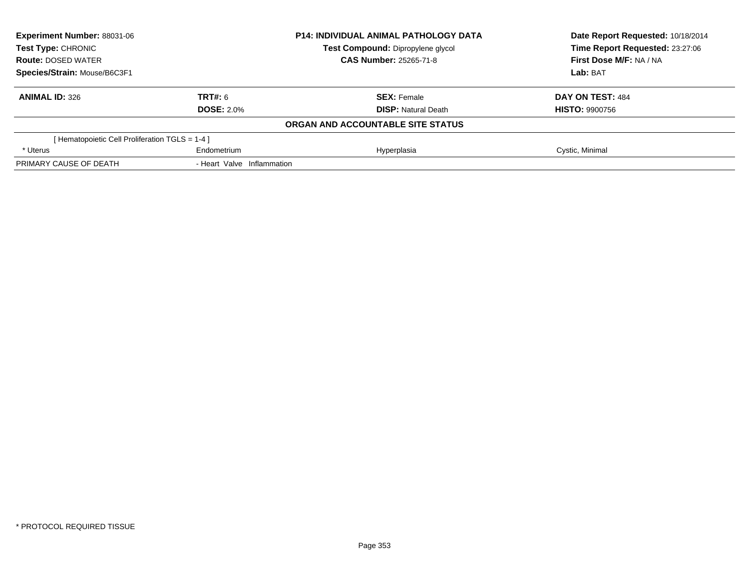**Experiment Number:** 88031-06
**Test Type:** CHRONIC
**Route:** DOSED WATER
**Species/Strain:** Mouse/B6C3F1

**P14: INDIVIDUAL ANIMAL PATHOLOGY DATA**
**Test Compound:** Dipropylene glycol
**CAS Number:** 25265-71-8

**Date Report Requested:** 10/18/2014
**Time Report Requested:** 23:27:06
**First Dose M/F:** NA / NA
**Lab:** BAT

| **ANIMAL ID:** 326 | **TRT#:** 6 | **SEX:** Female | **DAY ON TEST:** 484 |
|---|---|---|---|
| | **DOSE:** 2.0% | **DISP:** Natural Death | **HISTO:** 9900756 |

**ORGAN AND ACCOUNTABLE SITE STATUS**

| | | | |
|---|---|---|---|
| [ Hematopoietic Cell Proliferation TGLS = 1-4 ] | | | |
| * Uterus | Endometrium | Hyperplasia | Cystic, Minimal |
| PRIMARY CAUSE OF DEATH | - Heart Valve Inflammation | | |

\* PROTOCOL REQUIRED TISSUE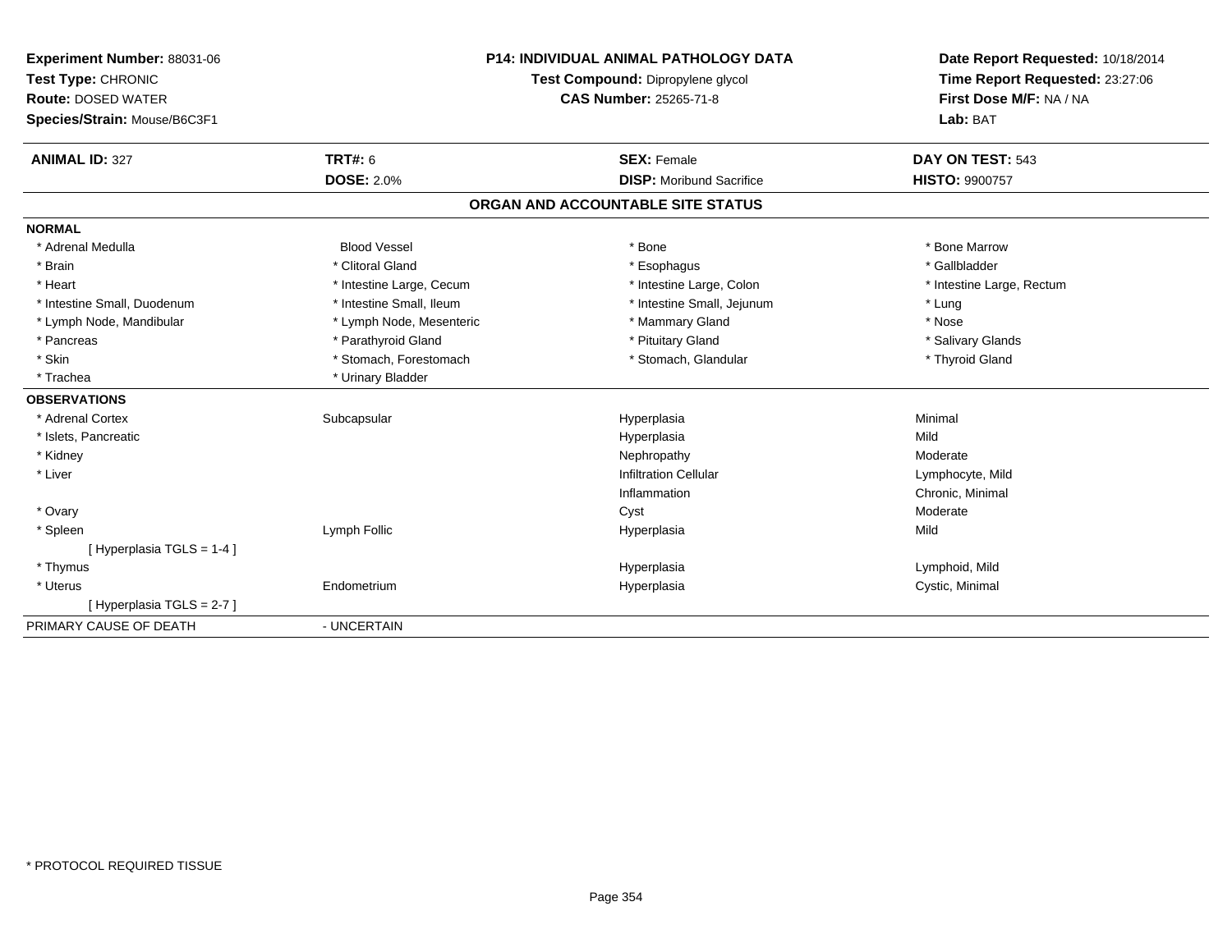**Experiment Number:** 88031-06
**Test Type:** CHRONIC
**Route:** DOSED WATER
**Species/Strain:** Mouse/B6C3F1

**P14: INDIVIDUAL ANIMAL PATHOLOGY DATA**
**Test Compound:** Dipropylene glycol
**CAS Number:** 25265-71-8

**Date Report Requested:** 10/18/2014
**Time Report Requested:** 23:27:06
**First Dose M/F:** NA / NA
**Lab:** BAT

| **ANIMAL ID:** 327 | **TRT#:** 6 | **SEX:** Female | **DAY ON TEST:** 543 |
|---|---|---|---|
| | **DOSE:** 2.0% | **DISP:** Moribund Sacrifice | **HISTO:** 9900757 |

## ORGAN AND ACCOUNTABLE SITE STATUS

| | | | |
|---|---|---|---|
| **NORMAL** | | | |
| * Adrenal Medulla | Blood Vessel | * Bone | * Bone Marrow |
| * Brain | * Clitoral Gland | * Esophagus | * Gallbladder |
| * Heart | * Intestine Large, Cecum | * Intestine Large, Colon | * Intestine Large, Rectum |
| * Intestine Small, Duodenum | * Intestine Small, Ileum | * Intestine Small, Jejunum | * Lung |
| * Lymph Node, Mandibular | * Lymph Node, Mesenteric | * Mammary Gland | * Nose |
| * Pancreas | * Parathyroid Gland | * Pituitary Gland | * Salivary Glands |
| * Skin | * Stomach, Forestomach | * Stomach, Glandular | * Thyroid Gland |
| * Trachea | * Urinary Bladder | | |
| **OBSERVATIONS** | | | |
| * Adrenal Cortex | Subcapsular | Hyperplasia | Minimal |
| * Islets, Pancreatic | | Hyperplasia | Mild |
| * Kidney | | Nephropathy | Moderate |
| * Liver | | Infiltration Cellular | Lymphocyte, Mild |
| | | Inflammation | Chronic, Minimal |
| * Ovary | | Cyst | Moderate |
| * Spleen | Lymph Follic | Hyperplasia | Mild |
| [ Hyperplasia TGLS = 1-4 ] | | | |
| * Thymus | | Hyperplasia | Lymphoid, Mild |
| * Uterus | Endometrium | Hyperplasia | Cystic, Minimal |
| [ Hyperplasia TGLS = 2-7 ] | | | |
| PRIMARY CAUSE OF DEATH | - UNCERTAIN | | |

* PROTOCOL REQUIRED TISSUE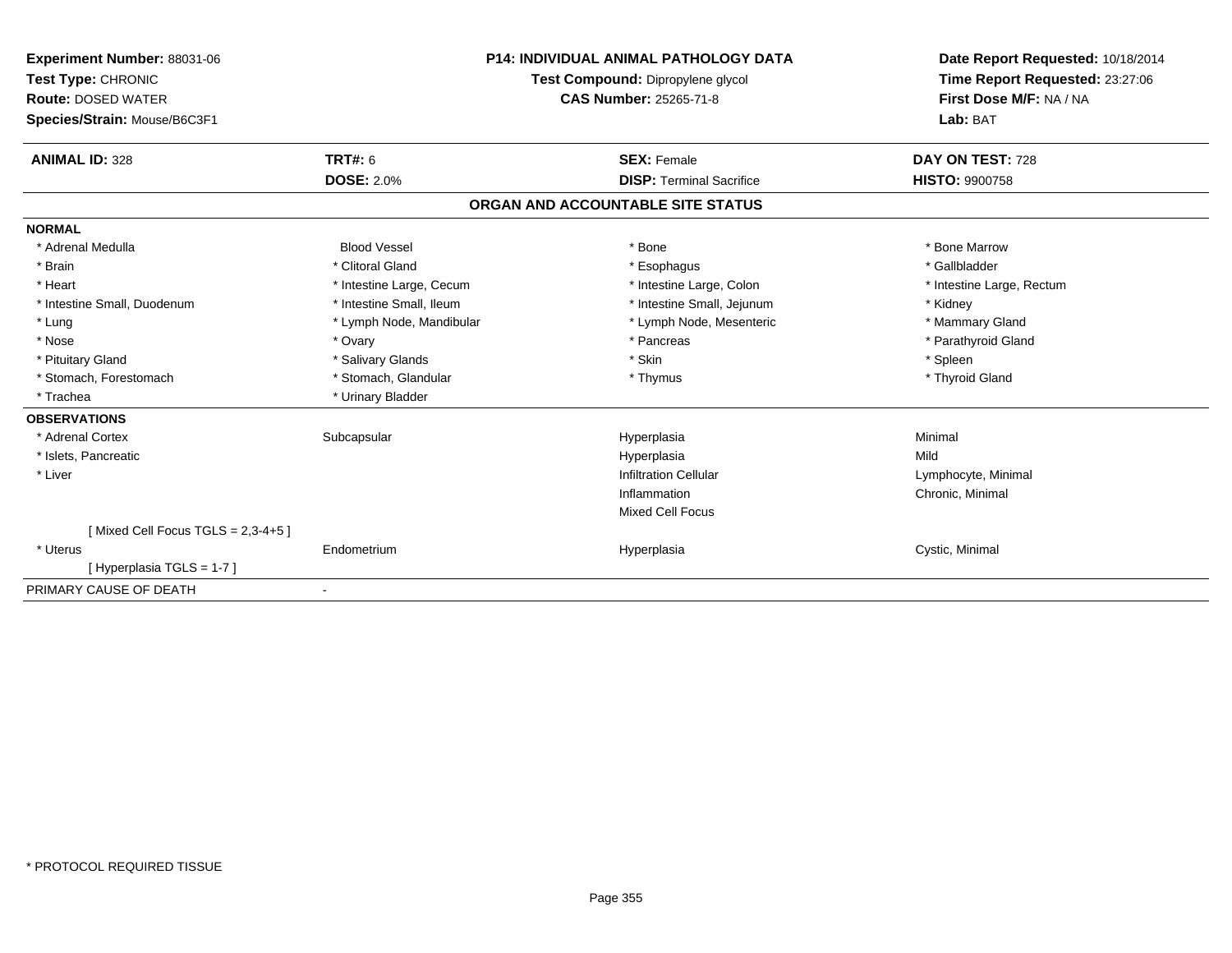**Experiment Number:** 88031-06
**Test Type:** CHRONIC
**Route:** DOSED WATER
**Species/Strain:** Mouse/B6C3F1

**P14: INDIVIDUAL ANIMAL PATHOLOGY DATA**
**Test Compound:** Dipropylene glycol
**CAS Number:** 25265-71-8

**Date Report Requested:** 10/18/2014
**Time Report Requested:** 23:27:06
**First Dose M/F:** NA / NA
**Lab:** BAT

| **ANIMAL ID:** 328 | **TRT#:** 6 | **SEX:** Female | **DAY ON TEST:** 728 |
|---|---|---|---|
| | **DOSE:** 2.0% | **DISP:** Terminal Sacrifice | **HISTO:** 9900758 |

## ORGAN AND ACCOUNTABLE SITE STATUS

**NORMAL**

| | | | |
|---|---|---|---|
| * Adrenal Medulla | Blood Vessel | * Bone | * Bone Marrow |
| * Brain | * Clitoral Gland | * Esophagus | * Gallbladder |
| * Heart | * Intestine Large, Cecum | * Intestine Large, Colon | * Intestine Large, Rectum |
| * Intestine Small, Duodenum | * Intestine Small, Ileum | * Intestine Small, Jejunum | * Kidney |
| * Lung | * Lymph Node, Mandibular | * Lymph Node, Mesenteric | * Mammary Gland |
| * Nose | * Ovary | * Pancreas | * Parathyroid Gland |
| * Pituitary Gland | * Salivary Glands | * Skin | * Spleen |
| * Stomach, Forestomach | * Stomach, Glandular | * Thymus | * Thyroid Gland |
| * Trachea | * Urinary Bladder | | |

**OBSERVATIONS**

| | | | |
|---|---|---|---|
| * Adrenal Cortex | Subcapsular | Hyperplasia | Minimal |
| * Islets, Pancreatic | | Hyperplasia | Mild |
| * Liver | | Infiltration Cellular | Lymphocyte, Minimal |
| | | Inflammation | Chronic, Minimal |
| | | Mixed Cell Focus | |
| [ Mixed Cell Focus TGLS = 2,3-4+5 ] | | | |
| * Uterus | Endometrium | Hyperplasia | Cystic, Minimal |
| [ Hyperplasia TGLS = 1-7 ] | | | |

PRIMARY CAUSE OF DEATH -

\* PROTOCOL REQUIRED TISSUE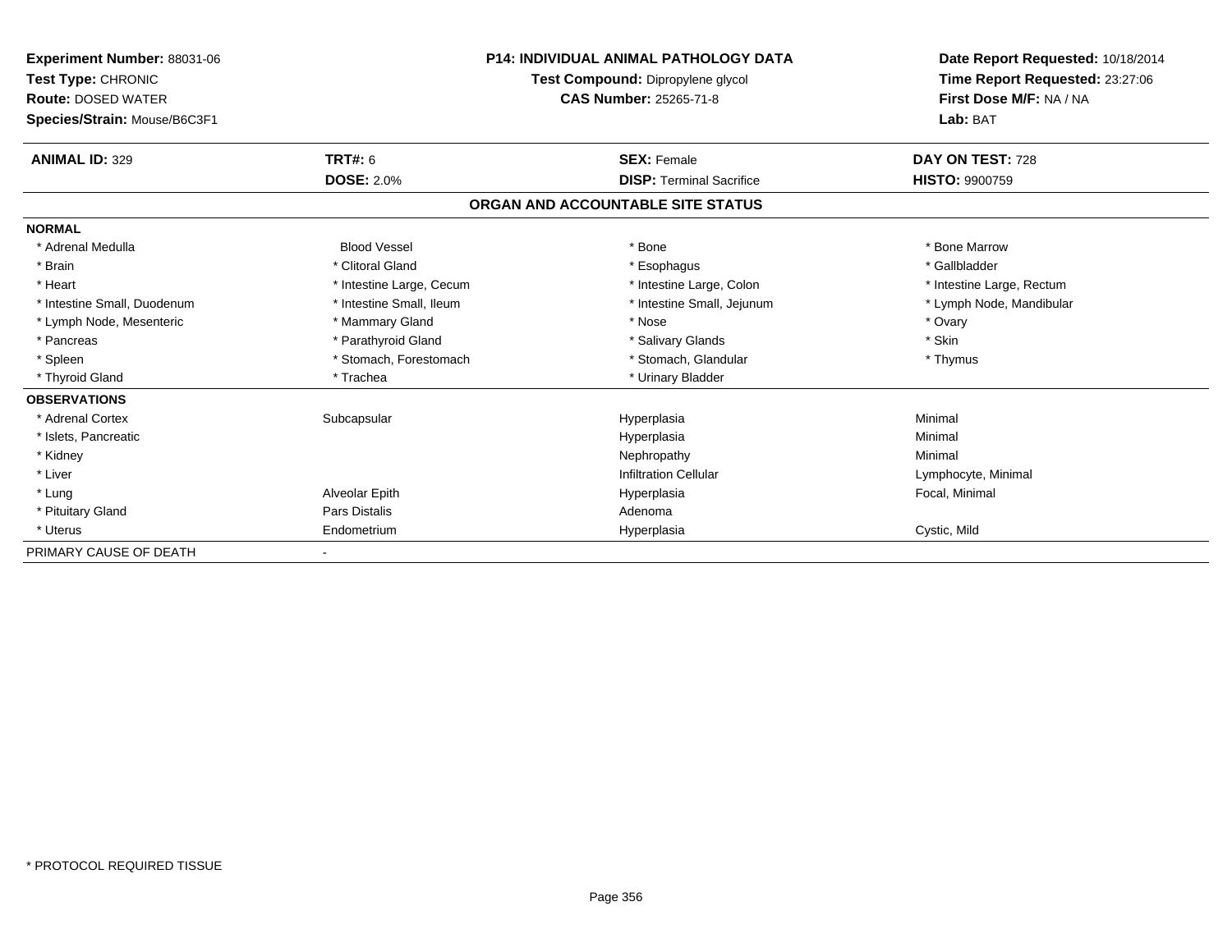**Experiment Number:** 88031-06
**Test Type:** CHRONIC
**Route:** DOSED WATER
**Species/Strain:** Mouse/B6C3F1

**P14: INDIVIDUAL ANIMAL PATHOLOGY DATA**
**Test Compound:** Dipropylene glycol
**CAS Number:** 25265-71-8

**Date Report Requested:** 10/18/2014
**Time Report Requested:** 23:27:06
**First Dose M/F:** NA / NA
**Lab:** BAT

| **ANIMAL ID:** 329 | **TRT#:** 6 | **SEX:** Female | **DAY ON TEST:** 728 |
|---|---|---|---|
| | **DOSE:** 2.0% | **DISP:** Terminal Sacrifice | **HISTO:** 9900759 |

## ORGAN AND ACCOUNTABLE SITE STATUS

**NORMAL**

| | | | |
|---|---|---|---|
| * Adrenal Medulla | Blood Vessel | * Bone | * Bone Marrow |
| * Brain | * Clitoral Gland | * Esophagus | * Gallbladder |
| * Heart | * Intestine Large, Cecum | * Intestine Large, Colon | * Intestine Large, Rectum |
| * Intestine Small, Duodenum | * Intestine Small, Ileum | * Intestine Small, Jejunum | * Lymph Node, Mandibular |
| * Lymph Node, Mesenteric | * Mammary Gland | * Nose | * Ovary |
| * Pancreas | * Parathyroid Gland | * Salivary Glands | * Skin |
| * Spleen | * Stomach, Forestomach | * Stomach, Glandular | * Thymus |
| * Thyroid Gland | * Trachea | * Urinary Bladder | |

**OBSERVATIONS**

| | | | |
|---|---|---|---|
| * Adrenal Cortex | Subcapsular | Hyperplasia | Minimal |
| * Islets, Pancreatic | | Hyperplasia | Minimal |
| * Kidney | | Nephropathy | Minimal |
| * Liver | | Infiltration Cellular | Lymphocyte, Minimal |
| * Lung | Alveolar Epith | Hyperplasia | Focal, Minimal |
| * Pituitary Gland | Pars Distalis | Adenoma | |
| * Uterus | Endometrium | Hyperplasia | Cystic, Mild |

PRIMARY CAUSE OF DEATH -

* PROTOCOL REQUIRED TISSUE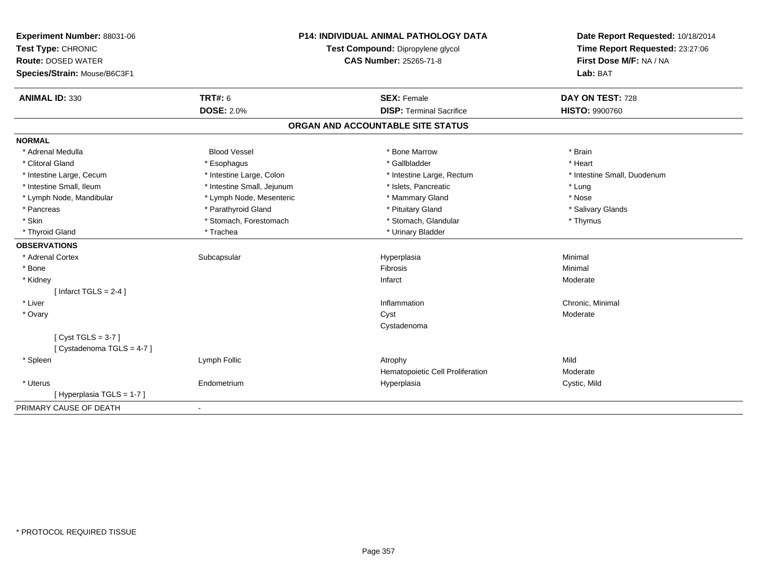**Experiment Number:** 88031-06
**Test Type:** CHRONIC
**Route:** DOSED WATER
**Species/Strain:** Mouse/B6C3F1

**P14: INDIVIDUAL ANIMAL PATHOLOGY DATA**
**Test Compound:** Dipropylene glycol
**CAS Number:** 25265-71-8

**Date Report Requested:** 10/18/2014
**Time Report Requested:** 23:27:06
**First Dose M/F:** NA / NA
**Lab:** BAT

| **ANIMAL ID:** 330 | **TRT#:** 6 | **SEX:** Female | **DAY ON TEST:** 728 |
|---|---|---|---|
| | **DOSE:** 2.0% | **DISP:** Terminal Sacrifice | **HISTO:** 9900760 |

## ORGAN AND ACCOUNTABLE SITE STATUS

**NORMAL**

| | | | |
|---|---|---|---|
| * Adrenal Medulla | Blood Vessel | * Bone Marrow | * Brain |
| * Clitoral Gland | * Esophagus | * Gallbladder | * Heart |
| * Intestine Large, Cecum | * Intestine Large, Colon | * Intestine Large, Rectum | * Intestine Small, Duodenum |
| * Intestine Small, Ileum | * Intestine Small, Jejunum | * Islets, Pancreatic | * Lung |
| * Lymph Node, Mandibular | * Lymph Node, Mesenteric | * Mammary Gland | * Nose |
| * Pancreas | * Parathyroid Gland | * Pituitary Gland | * Salivary Glands |
| * Skin | * Stomach, Forestomach | * Stomach, Glandular | * Thymus |
| * Thyroid Gland | * Trachea | * Urinary Bladder | |

**OBSERVATIONS**

| | | | |
|---|---|---|---|
| * Adrenal Cortex | Subcapsular | Hyperplasia | Minimal |
| * Bone | | Fibrosis | Minimal |
| * Kidney | | Infarct | Moderate |
| [ Infarct TGLS = 2-4 ] | | | |
| * Liver | | Inflammation | Chronic, Minimal |
| * Ovary | | Cyst | Moderate |
| | | Cystadenoma | |
| [ Cyst TGLS = 3-7 ] | | | |
| [ Cystadenoma TGLS = 4-7 ] | | | |
| * Spleen | Lymph Follic | Atrophy | Mild |
| | | Hematopoietic Cell Proliferation | Moderate |
| * Uterus | Endometrium | Hyperplasia | Cystic, Mild |
| [ Hyperplasia TGLS = 1-7 ] | | | |

PRIMARY CAUSE OF DEATH -

\* PROTOCOL REQUIRED TISSUE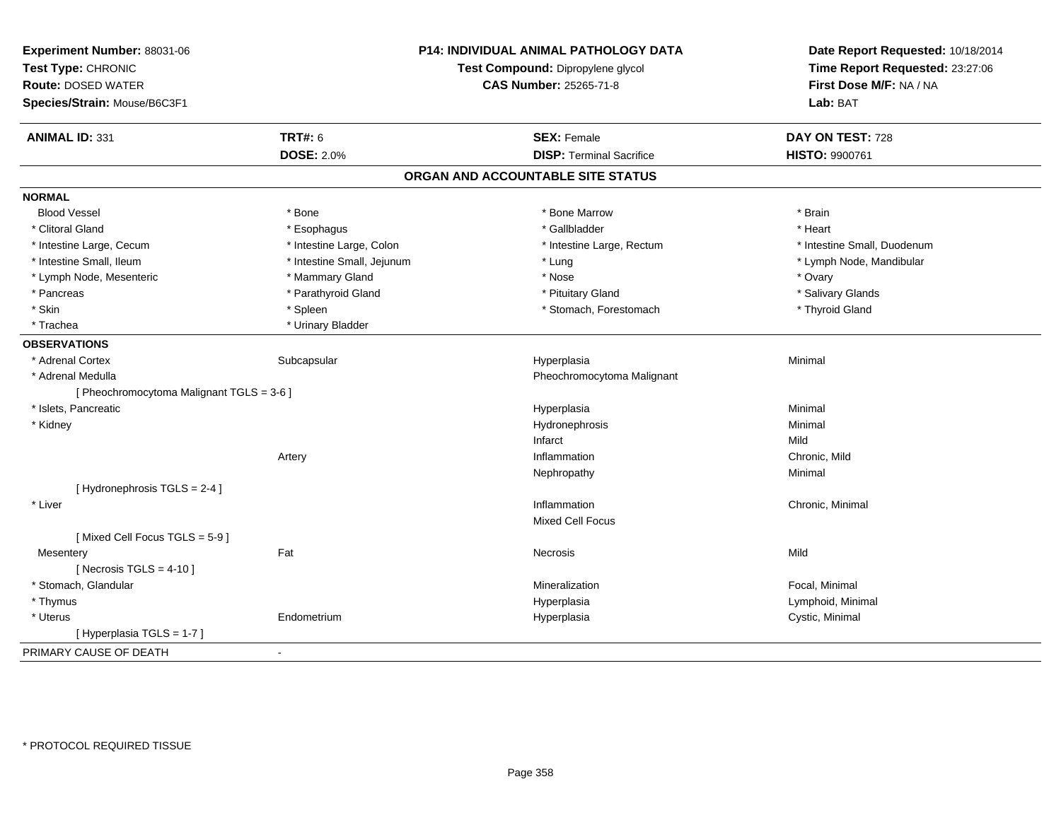**Experiment Number:** 88031-06
**Test Type:** CHRONIC
**Route:** DOSED WATER
**Species/Strain:** Mouse/B6C3F1

**P14: INDIVIDUAL ANIMAL PATHOLOGY DATA**
**Test Compound:** Dipropylene glycol
**CAS Number:** 25265-71-8

**Date Report Requested:** 10/18/2014
**Time Report Requested:** 23:27:06
**First Dose M/F:** NA / NA
**Lab:** BAT

| **ANIMAL ID:** 331 | **TRT#:** 6 | **SEX:** Female | **DAY ON TEST:** 728 |
|---|---|---|---|
| | **DOSE:** 2.0% | **DISP:** Terminal Sacrifice | **HISTO:** 9900761 |

## ORGAN AND ACCOUNTABLE SITE STATUS

**NORMAL**

| | | | |
|---|---|---|---|
| Blood Vessel | * Bone | * Bone Marrow | * Brain |
| * Clitoral Gland | * Esophagus | * Gallbladder | * Heart |
| * Intestine Large, Cecum | * Intestine Large, Colon | * Intestine Large, Rectum | * Intestine Small, Duodenum |
| * Intestine Small, Ileum | * Intestine Small, Jejunum | * Lung | * Lymph Node, Mandibular |
| * Lymph Node, Mesenteric | * Mammary Gland | * Nose | * Ovary |
| * Pancreas | * Parathyroid Gland | * Pituitary Gland | * Salivary Glands |
| * Skin | * Spleen | * Stomach, Forestomach | * Thyroid Gland |
| * Trachea | * Urinary Bladder | | |

**OBSERVATIONS**

| | | | |
|---|---|---|---|
| * Adrenal Cortex | Subcapsular | Hyperplasia | Minimal |
| * Adrenal Medulla | | Pheochromocytoma Malignant | |
| [ Pheochromocytoma Malignant TGLS = 3-6 ] | | | |
| * Islets, Pancreatic | | Hyperplasia | Minimal |
| * Kidney | | Hydronephrosis | Minimal |
| | | Infarct | Mild |
| | Artery | Inflammation | Chronic, Mild |
| | | Nephropathy | Minimal |
| [ Hydronephrosis TGLS = 2-4 ] | | | |
| * Liver | | Inflammation | Chronic, Minimal |
| | | Mixed Cell Focus | |
| [ Mixed Cell Focus TGLS = 5-9 ] | | | |
| Mesentery | Fat | Necrosis | Mild |
| [ Necrosis TGLS = 4-10 ] | | | |
| * Stomach, Glandular | | Mineralization | Focal, Minimal |
| * Thymus | | Hyperplasia | Lymphoid, Minimal |
| * Uterus | Endometrium | Hyperplasia | Cystic, Minimal |
| [ Hyperplasia TGLS = 1-7 ] | | | |

PRIMARY CAUSE OF DEATH -

* PROTOCOL REQUIRED TISSUE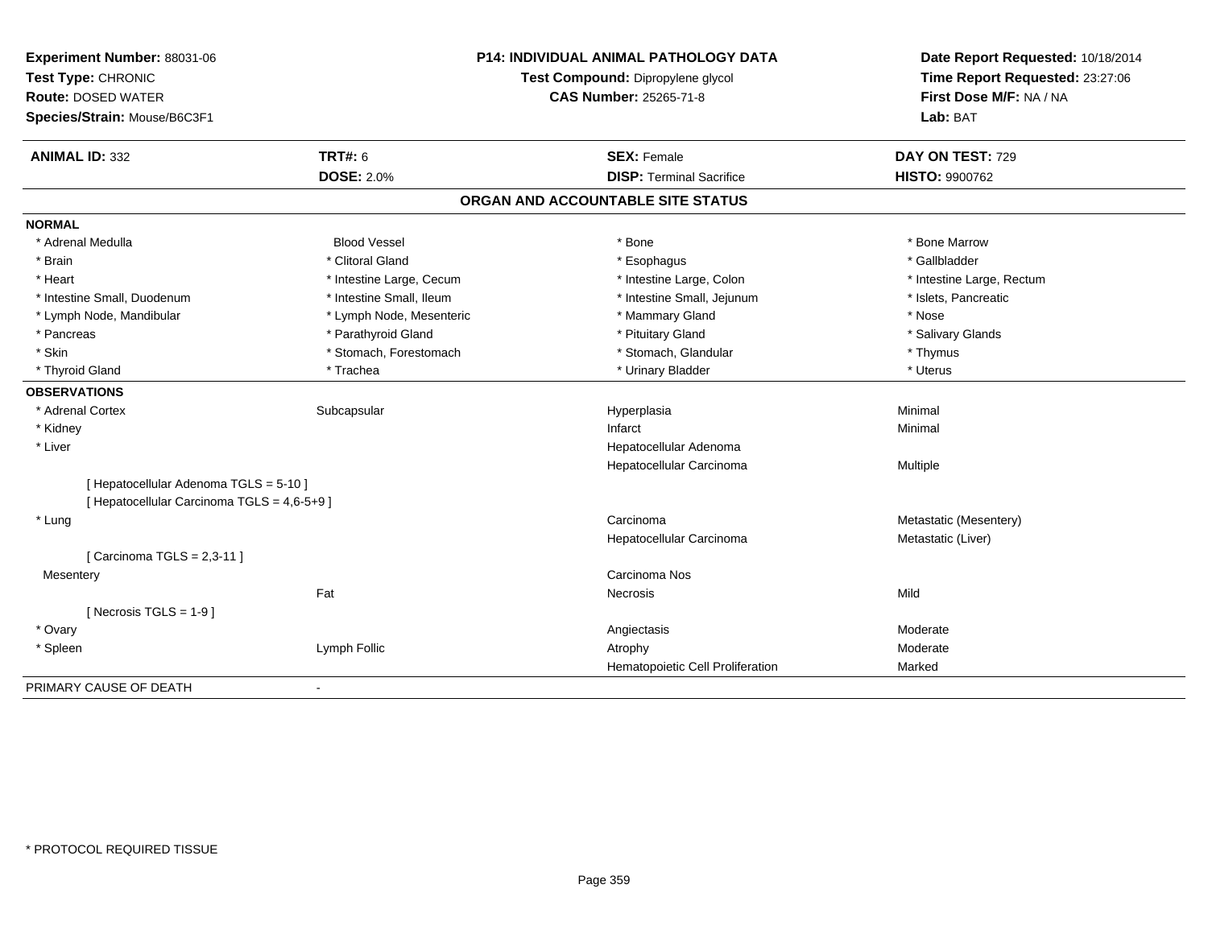**Experiment Number:** 88031-06
**Test Type:** CHRONIC
**Route:** DOSED WATER
**Species/Strain:** Mouse/B6C3F1

**P14: INDIVIDUAL ANIMAL PATHOLOGY DATA**
**Test Compound:** Dipropylene glycol
**CAS Number:** 25265-71-8

**Date Report Requested:** 10/18/2014
**Time Report Requested:** 23:27:06
**First Dose M/F:** NA / NA
**Lab:** BAT

| **ANIMAL ID:** 332 | **TRT#:** 6 | **SEX:** Female | **DAY ON TEST:** 729 |
|---|---|---|---|
| | **DOSE:** 2.0% | **DISP:** Terminal Sacrifice | **HISTO:** 9900762 |

## ORGAN AND ACCOUNTABLE SITE STATUS

**NORMAL**

| | | | |
|---|---|---|---|
| * Adrenal Medulla | Blood Vessel | * Bone | * Bone Marrow |
| * Brain | * Clitoral Gland | * Esophagus | * Gallbladder |
| * Heart | * Intestine Large, Cecum | * Intestine Large, Colon | * Intestine Large, Rectum |
| * Intestine Small, Duodenum | * Intestine Small, Ileum | * Intestine Small, Jejunum | * Islets, Pancreatic |
| * Lymph Node, Mandibular | * Lymph Node, Mesenteric | * Mammary Gland | * Nose |
| * Pancreas | * Parathyroid Gland | * Pituitary Gland | * Salivary Glands |
| * Skin | * Stomach, Forestomach | * Stomach, Glandular | * Thymus |
| * Thyroid Gland | * Trachea | * Urinary Bladder | * Uterus |

**OBSERVATIONS**

| | | | |
|---|---|---|---|
| * Adrenal Cortex | Subcapsular | Hyperplasia | Minimal |
| * Kidney | | Infarct | Minimal |
| * Liver | | Hepatocellular Adenoma | |
| | | Hepatocellular Carcinoma | Multiple |
| [ Hepatocellular Adenoma TGLS = 5-10 ] | | | |
| [ Hepatocellular Carcinoma TGLS = 4,6-5+9 ] | | | |
| * Lung | | Carcinoma | Metastatic (Mesentery) |
| | | Hepatocellular Carcinoma | Metastatic (Liver) |
| [ Carcinoma TGLS = 2,3-11 ] | | | |
| Mesentery | | Carcinoma Nos | |
| | Fat | Necrosis | Mild |
| [ Necrosis TGLS = 1-9 ] | | | |
| * Ovary | | Angiectasis | Moderate |
| * Spleen | Lymph Follic | Atrophy | Moderate |
| | | Hematopoietic Cell Proliferation | Marked |

PRIMARY CAUSE OF DEATH -

\* PROTOCOL REQUIRED TISSUE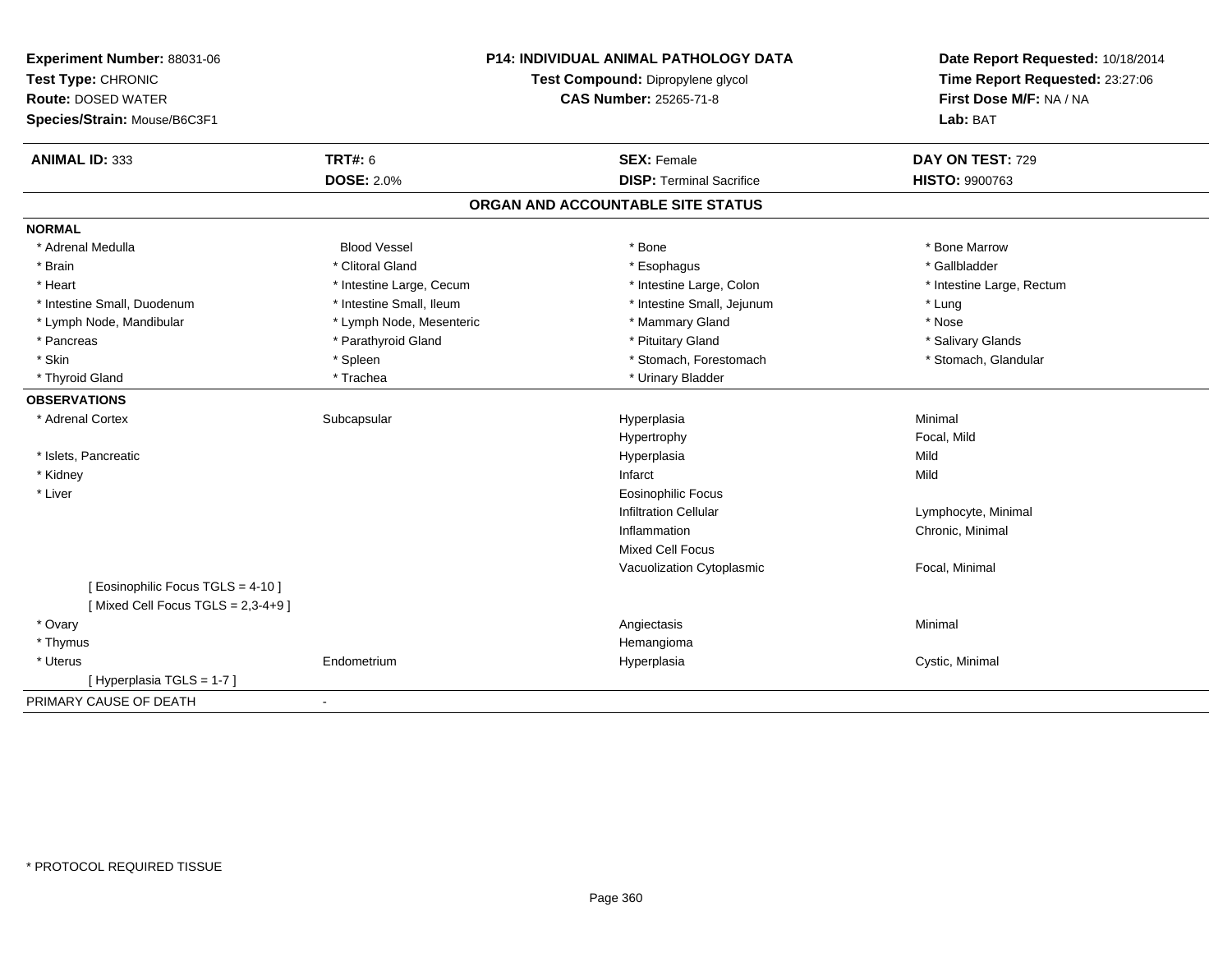**Experiment Number:** 88031-06
**Test Type:** CHRONIC
**Route:** DOSED WATER
**Species/Strain:** Mouse/B6C3F1

**P14: INDIVIDUAL ANIMAL PATHOLOGY DATA**
**Test Compound:** Dipropylene glycol
**CAS Number:** 25265-71-8

**Date Report Requested:** 10/18/2014
**Time Report Requested:** 23:27:06
**First Dose M/F:** NA / NA
**Lab:** BAT

| **ANIMAL ID:** 333 | **TRT#:** 6 | **SEX:** Female | **DAY ON TEST:** 729 |
|---|---|---|---|
| | **DOSE:** 2.0% | **DISP:** Terminal Sacrifice | **HISTO:** 9900763 |

## ORGAN AND ACCOUNTABLE SITE STATUS

**NORMAL**

| | | | |
|---|---|---|---|
| * Adrenal Medulla | Blood Vessel | * Bone | * Bone Marrow |
| * Brain | * Clitoral Gland | * Esophagus | * Gallbladder |
| * Heart | * Intestine Large, Cecum | * Intestine Large, Colon | * Intestine Large, Rectum |
| * Intestine Small, Duodenum | * Intestine Small, Ileum | * Intestine Small, Jejunum | * Lung |
| * Lymph Node, Mandibular | * Lymph Node, Mesenteric | * Mammary Gland | * Nose |
| * Pancreas | * Parathyroid Gland | * Pituitary Gland | * Salivary Glands |
| * Skin | * Spleen | * Stomach, Forestomach | * Stomach, Glandular |
| * Thyroid Gland | * Trachea | * Urinary Bladder | |

**OBSERVATIONS**

| | | | |
|---|---|---|---|
| * Adrenal Cortex | Subcapsular | Hyperplasia | Minimal |
| | | Hypertrophy | Focal, Mild |
| * Islets, Pancreatic | | Hyperplasia | Mild |
| * Kidney | | Infarct | Mild |
| * Liver | | Eosinophilic Focus | |
| | | Infiltration Cellular | Lymphocyte, Minimal |
| | | Inflammation | Chronic, Minimal |
| | | Mixed Cell Focus | |
| | | Vacuolization Cytoplasmic | Focal, Minimal |
| [ Eosinophilic Focus TGLS = 4-10 ] | | | |
| [ Mixed Cell Focus TGLS = 2,3-4+9 ] | | | |
| * Ovary | | Angiectasis | Minimal |
| * Thymus | | Hemangioma | |
| * Uterus | Endometrium | Hyperplasia | Cystic, Minimal |
| [ Hyperplasia TGLS = 1-7 ] | | | |

PRIMARY CAUSE OF DEATH -

* PROTOCOL REQUIRED TISSUE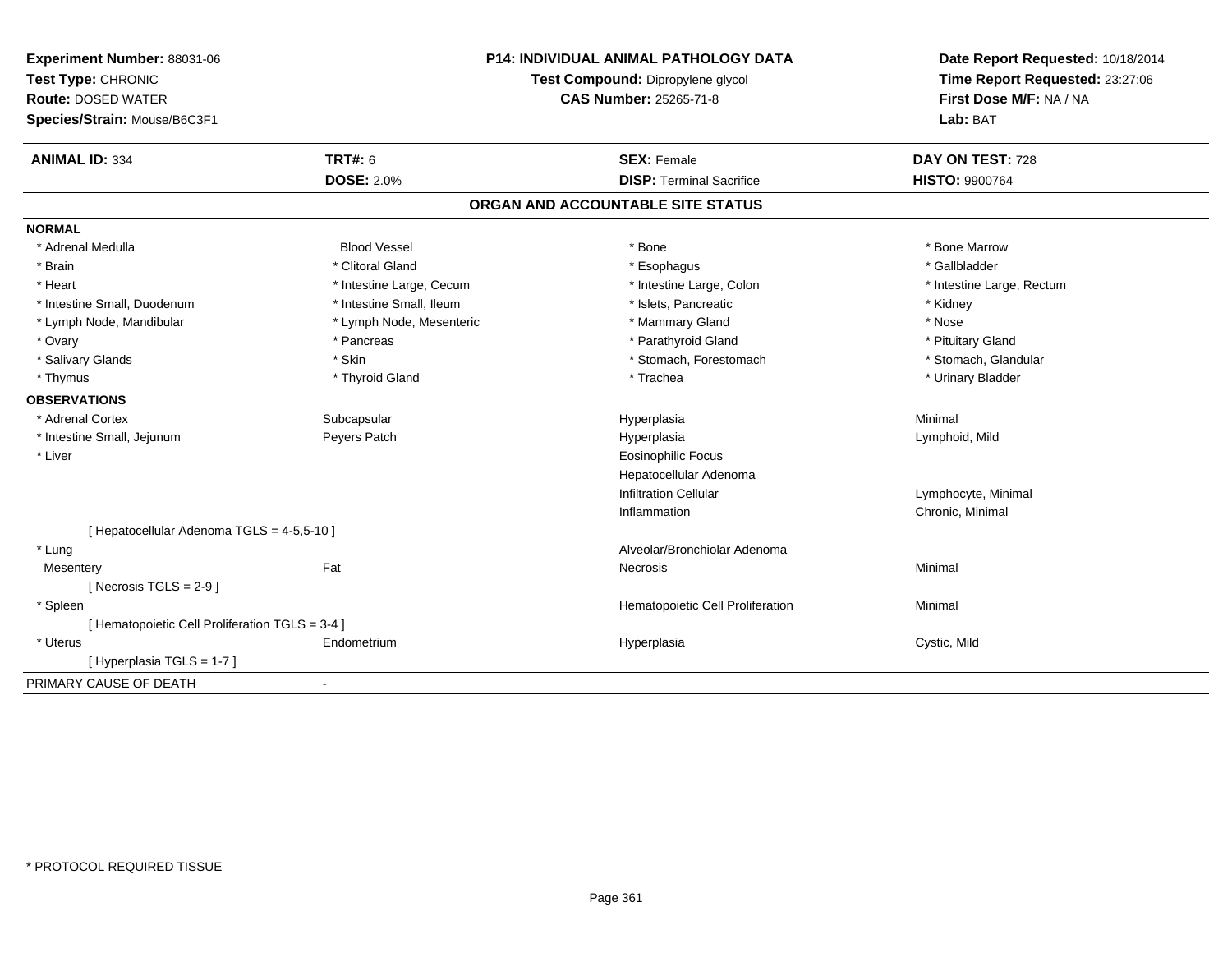**Experiment Number:** 88031-06
**Test Type:** CHRONIC
**Route:** DOSED WATER
**Species/Strain:** Mouse/B6C3F1

**P14: INDIVIDUAL ANIMAL PATHOLOGY DATA**
**Test Compound:** Dipropylene glycol
**CAS Number:** 25265-71-8

**Date Report Requested:** 10/18/2014
**Time Report Requested:** 23:27:06
**First Dose M/F:** NA / NA
**Lab:** BAT

| **ANIMAL ID:** 334 | **TRT#:** 6 | **SEX:** Female | **DAY ON TEST:** 728 |
|---|---|---|---|
| | **DOSE:** 2.0% | **DISP:** Terminal Sacrifice | **HISTO:** 9900764 |

## ORGAN AND ACCOUNTABLE SITE STATUS

| | | | |
|---|---|---|---|
| **NORMAL** | | | |
| * Adrenal Medulla | Blood Vessel | * Bone | * Bone Marrow |
| * Brain | * Clitoral Gland | * Esophagus | * Gallbladder |
| * Heart | * Intestine Large, Cecum | * Intestine Large, Colon | * Intestine Large, Rectum |
| * Intestine Small, Duodenum | * Intestine Small, Ileum | * Islets, Pancreatic | * Kidney |
| * Lymph Node, Mandibular | * Lymph Node, Mesenteric | * Mammary Gland | * Nose |
| * Ovary | * Pancreas | * Parathyroid Gland | * Pituitary Gland |
| * Salivary Glands | * Skin | * Stomach, Forestomach | * Stomach, Glandular |
| * Thymus | * Thyroid Gland | * Trachea | * Urinary Bladder |
| **OBSERVATIONS** | | | |
| * Adrenal Cortex | Subcapsular | Hyperplasia | Minimal |
| * Intestine Small, Jejunum | Peyers Patch | Hyperplasia | Lymphoid, Mild |
| * Liver | | Eosinophilic Focus | |
| | | Hepatocellular Adenoma | |
| | | Infiltration Cellular | Lymphocyte, Minimal |
| | | Inflammation | Chronic, Minimal |
| [ Hepatocellular Adenoma TGLS = 4-5,5-10 ] | | | |
| * Lung | | Alveolar/Bronchiolar Adenoma | |
| Mesentery | Fat | Necrosis | Minimal |
| [ Necrosis TGLS = 2-9 ] | | | |
| * Spleen | | Hematopoietic Cell Proliferation | Minimal |
| [ Hematopoietic Cell Proliferation TGLS = 3-4 ] | | | |
| * Uterus | Endometrium | Hyperplasia | Cystic, Mild |
| [ Hyperplasia TGLS = 1-7 ] | | | |
| PRIMARY CAUSE OF DEATH | - | | |

\* PROTOCOL REQUIRED TISSUE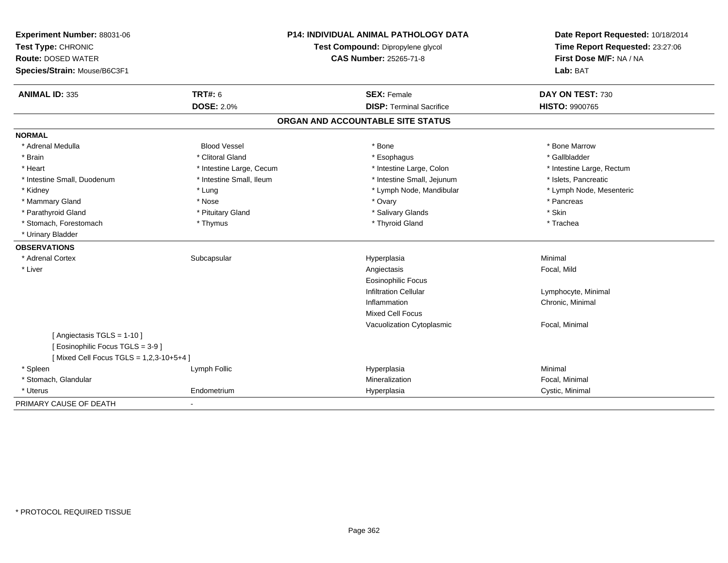**Experiment Number:** 88031-06
**Test Type:** CHRONIC
**Route:** DOSED WATER
**Species/Strain:** Mouse/B6C3F1

**P14: INDIVIDUAL ANIMAL PATHOLOGY DATA**
**Test Compound:** Dipropylene glycol
**CAS Number:** 25265-71-8

**Date Report Requested:** 10/18/2014
**Time Report Requested:** 23:27:06
**First Dose M/F:** NA / NA
**Lab:** BAT

| **ANIMAL ID:** 335 | **TRT#:** 6 | **SEX:** Female | **DAY ON TEST:** 730 |
|---|---|---|---|
| | **DOSE:** 2.0% | **DISP:** Terminal Sacrifice | **HISTO:** 9900765 |

## ORGAN AND ACCOUNTABLE SITE STATUS

**NORMAL**

| | | | |
|---|---|---|---|
| * Adrenal Medulla | Blood Vessel | * Bone | * Bone Marrow |
| * Brain | * Clitoral Gland | * Esophagus | * Gallbladder |
| * Heart | * Intestine Large, Cecum | * Intestine Large, Colon | * Intestine Large, Rectum |
| * Intestine Small, Duodenum | * Intestine Small, Ileum | * Intestine Small, Jejunum | * Islets, Pancreatic |
| * Kidney | * Lung | * Lymph Node, Mandibular | * Lymph Node, Mesenteric |
| * Mammary Gland | * Nose | * Ovary | * Pancreas |
| * Parathyroid Gland | * Pituitary Gland | * Salivary Glands | * Skin |
| * Stomach, Forestomach | * Thymus | * Thyroid Gland | * Trachea |
| * Urinary Bladder | | | |

**OBSERVATIONS**

| | | | |
|---|---|---|---|
| * Adrenal Cortex | Subcapsular | Hyperplasia | Minimal |
| * Liver | | Angiectasis | Focal, Mild |
| | | Eosinophilic Focus | |
| | | Infiltration Cellular | Lymphocyte, Minimal |
| | | Inflammation | Chronic, Minimal |
| | | Mixed Cell Focus | |
| | | Vacuolization Cytoplasmic | Focal, Minimal |
| [ Angiectasis TGLS = 1-10 ] | | | |
| [ Eosinophilic Focus TGLS = 3-9 ] | | | |
| [ Mixed Cell Focus TGLS = 1,2,3-10+5+4 ] | | | |
| * Spleen | Lymph Follic | Hyperplasia | Minimal |
| * Stomach, Glandular | | Mineralization | Focal, Minimal |
| * Uterus | Endometrium | Hyperplasia | Cystic, Minimal |

PRIMARY CAUSE OF DEATH -

* PROTOCOL REQUIRED TISSUE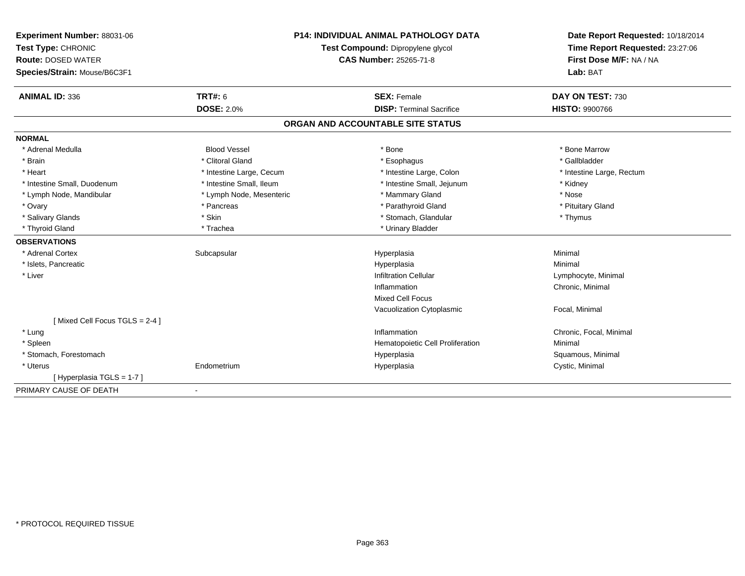**Experiment Number:** 88031-06
**Test Type:** CHRONIC
**Route:** DOSED WATER
**Species/Strain:** Mouse/B6C3F1

**P14: INDIVIDUAL ANIMAL PATHOLOGY DATA**
**Test Compound:** Dipropylene glycol
**CAS Number:** 25265-71-8

**Date Report Requested:** 10/18/2014
**Time Report Requested:** 23:27:06
**First Dose M/F:** NA / NA
**Lab:** BAT

| **ANIMAL ID:** 336 | **TRT#:** 6 | **SEX:** Female | **DAY ON TEST:** 730 |
|---|---|---|---|
| | **DOSE:** 2.0% | **DISP:** Terminal Sacrifice | **HISTO:** 9900766 |

## ORGAN AND ACCOUNTABLE SITE STATUS

| | | | |
|---|---|---|---|
| **NORMAL** | | | |
| * Adrenal Medulla | Blood Vessel | * Bone | * Bone Marrow |
| * Brain | * Clitoral Gland | * Esophagus | * Gallbladder |
| * Heart | * Intestine Large, Cecum | * Intestine Large, Colon | * Intestine Large, Rectum |
| * Intestine Small, Duodenum | * Intestine Small, Ileum | * Intestine Small, Jejunum | * Kidney |
| * Lymph Node, Mandibular | * Lymph Node, Mesenteric | * Mammary Gland | * Nose |
| * Ovary | * Pancreas | * Parathyroid Gland | * Pituitary Gland |
| * Salivary Glands | * Skin | * Stomach, Glandular | * Thymus |
| * Thyroid Gland | * Trachea | * Urinary Bladder | |
| **OBSERVATIONS** | | | |
| * Adrenal Cortex | Subcapsular | Hyperplasia | Minimal |
| * Islets, Pancreatic | | Hyperplasia | Minimal |
| * Liver | | Infiltration Cellular | Lymphocyte, Minimal |
| | | Inflammation | Chronic, Minimal |
| | | Mixed Cell Focus | |
| | | Vacuolization Cytoplasmic | Focal, Minimal |
| [ Mixed Cell Focus TGLS = 2-4 ] | | | |
| * Lung | | Inflammation | Chronic, Focal, Minimal |
| * Spleen | | Hematopoietic Cell Proliferation | Minimal |
| * Stomach, Forestomach | | Hyperplasia | Squamous, Minimal |
| * Uterus | Endometrium | Hyperplasia | Cystic, Minimal |
| [ Hyperplasia TGLS = 1-7 ] | | | |
| PRIMARY CAUSE OF DEATH | - | | |

* PROTOCOL REQUIRED TISSUE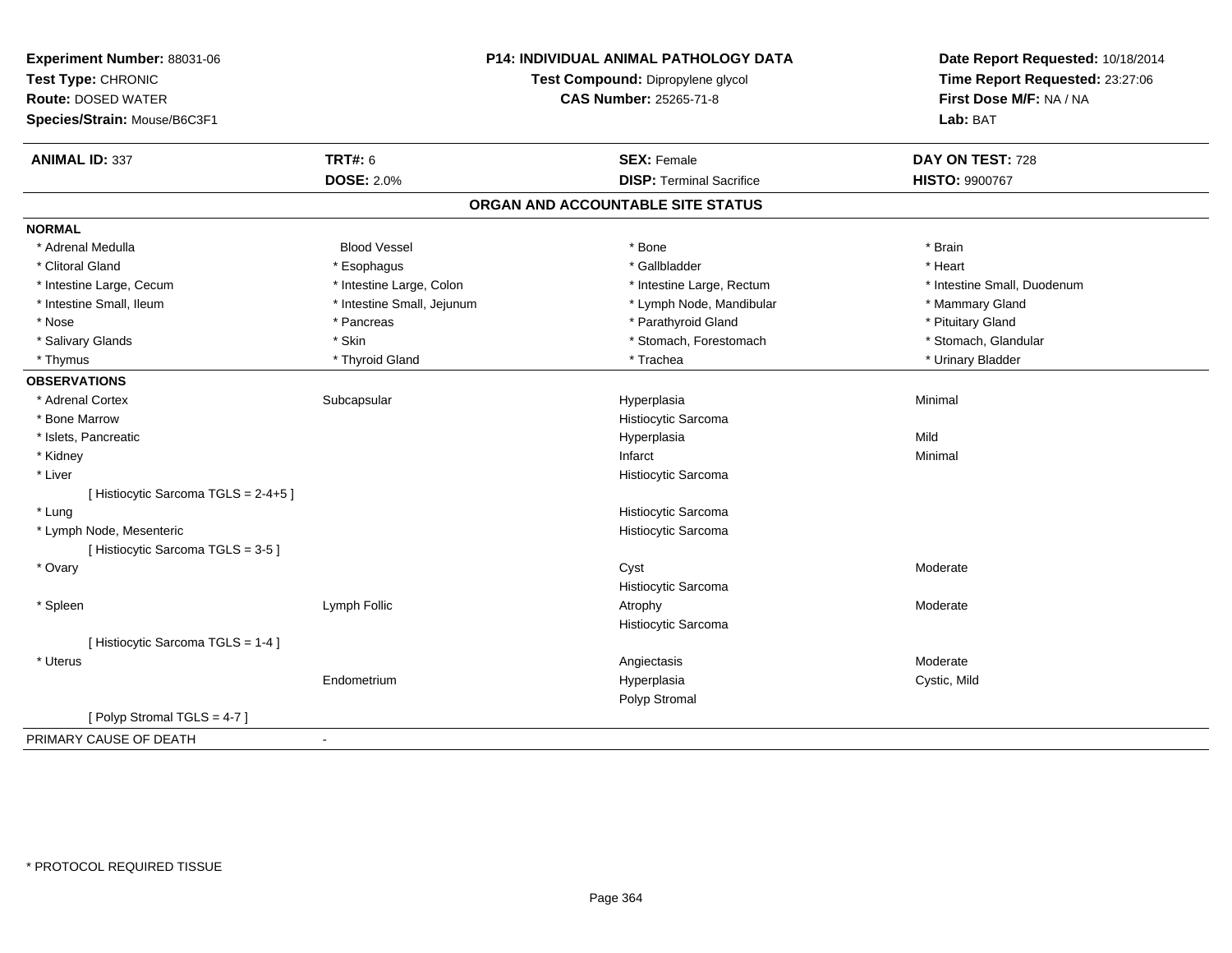**Experiment Number:** 88031-06
**Test Type:** CHRONIC
**Route:** DOSED WATER
**Species/Strain:** Mouse/B6C3F1

**P14: INDIVIDUAL ANIMAL PATHOLOGY DATA**
**Test Compound:** Dipropylene glycol
**CAS Number:** 25265-71-8

**Date Report Requested:** 10/18/2014
**Time Report Requested:** 23:27:06
**First Dose M/F:** NA / NA
**Lab:** BAT

| **ANIMAL ID:** 337 | **TRT#:** 6 | **SEX:** Female | **DAY ON TEST:** 728 |
|---|---|---|---|
| | **DOSE:** 2.0% | **DISP:** Terminal Sacrifice | **HISTO:** 9900767 |

## ORGAN AND ACCOUNTABLE SITE STATUS

**NORMAL**

| | | | |
|---|---|---|---|
| * Adrenal Medulla | Blood Vessel | * Bone | * Brain |
| * Clitoral Gland | * Esophagus | * Gallbladder | * Heart |
| * Intestine Large, Cecum | * Intestine Large, Colon | * Intestine Large, Rectum | * Intestine Small, Duodenum |
| * Intestine Small, Ileum | * Intestine Small, Jejunum | * Lymph Node, Mandibular | * Mammary Gland |
| * Nose | * Pancreas | * Parathyroid Gland | * Pituitary Gland |
| * Salivary Glands | * Skin | * Stomach, Forestomach | * Stomach, Glandular |
| * Thymus | * Thyroid Gland | * Trachea | * Urinary Bladder |

**OBSERVATIONS**

| | | | |
|---|---|---|---|
| * Adrenal Cortex | Subcapsular | Hyperplasia | Minimal |
| * Bone Marrow | | Histiocytic Sarcoma | |
| * Islets, Pancreatic | | Hyperplasia | Mild |
| * Kidney | | Infarct | Minimal |
| * Liver | | Histiocytic Sarcoma | |
| [ Histiocytic Sarcoma TGLS = 2-4+5 ] | | | |
| * Lung | | Histiocytic Sarcoma | |
| * Lymph Node, Mesenteric | | Histiocytic Sarcoma | |
| [ Histiocytic Sarcoma TGLS = 3-5 ] | | | |
| * Ovary | | Cyst | Moderate |
| | | Histiocytic Sarcoma | |
| * Spleen | Lymph Follic | Atrophy | Moderate |
| | | Histiocytic Sarcoma | |
| [ Histiocytic Sarcoma TGLS = 1-4 ] | | | |
| * Uterus | | Angiectasis | Moderate |
| | Endometrium | Hyperplasia | Cystic, Mild |
| | | Polyp Stromal | |
| [ Polyp Stromal TGLS = 4-7 ] | | | |

PRIMARY CAUSE OF DEATH -

* PROTOCOL REQUIRED TISSUE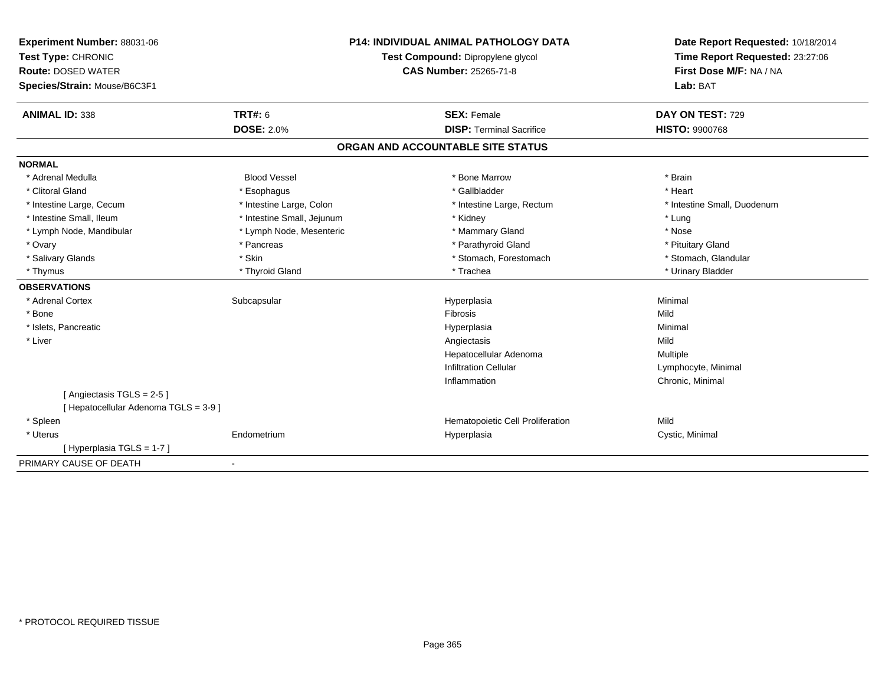**Experiment Number:** 88031-06
**Test Type:** CHRONIC
**Route:** DOSED WATER
**Species/Strain:** Mouse/B6C3F1

**P14: INDIVIDUAL ANIMAL PATHOLOGY DATA**
**Test Compound:** Dipropylene glycol
**CAS Number:** 25265-71-8

**Date Report Requested:** 10/18/2014
**Time Report Requested:** 23:27:06
**First Dose M/F:** NA / NA
**Lab:** BAT

| **ANIMAL ID:** 338 | **TRT#:** 6 | **SEX:** Female | **DAY ON TEST:** 729 |
|---|---|---|---|
| | **DOSE:** 2.0% | **DISP:** Terminal Sacrifice | **HISTO:** 9900768 |

## ORGAN AND ACCOUNTABLE SITE STATUS

**NORMAL**

| | | | |
|---|---|---|---|
| * Adrenal Medulla | Blood Vessel | * Bone Marrow | * Brain |
| * Clitoral Gland | * Esophagus | * Gallbladder | * Heart |
| * Intestine Large, Cecum | * Intestine Large, Colon | * Intestine Large, Rectum | * Intestine Small, Duodenum |
| * Intestine Small, Ileum | * Intestine Small, Jejunum | * Kidney | * Lung |
| * Lymph Node, Mandibular | * Lymph Node, Mesenteric | * Mammary Gland | * Nose |
| * Ovary | * Pancreas | * Parathyroid Gland | * Pituitary Gland |
| * Salivary Glands | * Skin | * Stomach, Forestomach | * Stomach, Glandular |
| * Thymus | * Thyroid Gland | * Trachea | * Urinary Bladder |

**OBSERVATIONS**

| | | | |
|---|---|---|---|
| * Adrenal Cortex | Subcapsular | Hyperplasia | Minimal |
| * Bone | | Fibrosis | Mild |
| * Islets, Pancreatic | | Hyperplasia | Minimal |
| * Liver | | Angiectasis | Mild |
| | | Hepatocellular Adenoma | Multiple |
| | | Infiltration Cellular | Lymphocyte, Minimal |
| | | Inflammation | Chronic, Minimal |
| [ Angiectasis TGLS = 2-5 ] | | | |
| [ Hepatocellular Adenoma TGLS = 3-9 ] | | | |
| * Spleen | | Hematopoietic Cell Proliferation | Mild |
| * Uterus | Endometrium | Hyperplasia | Cystic, Minimal |
| [ Hyperplasia TGLS = 1-7 ] | | | |

PRIMARY CAUSE OF DEATH -

* PROTOCOL REQUIRED TISSUE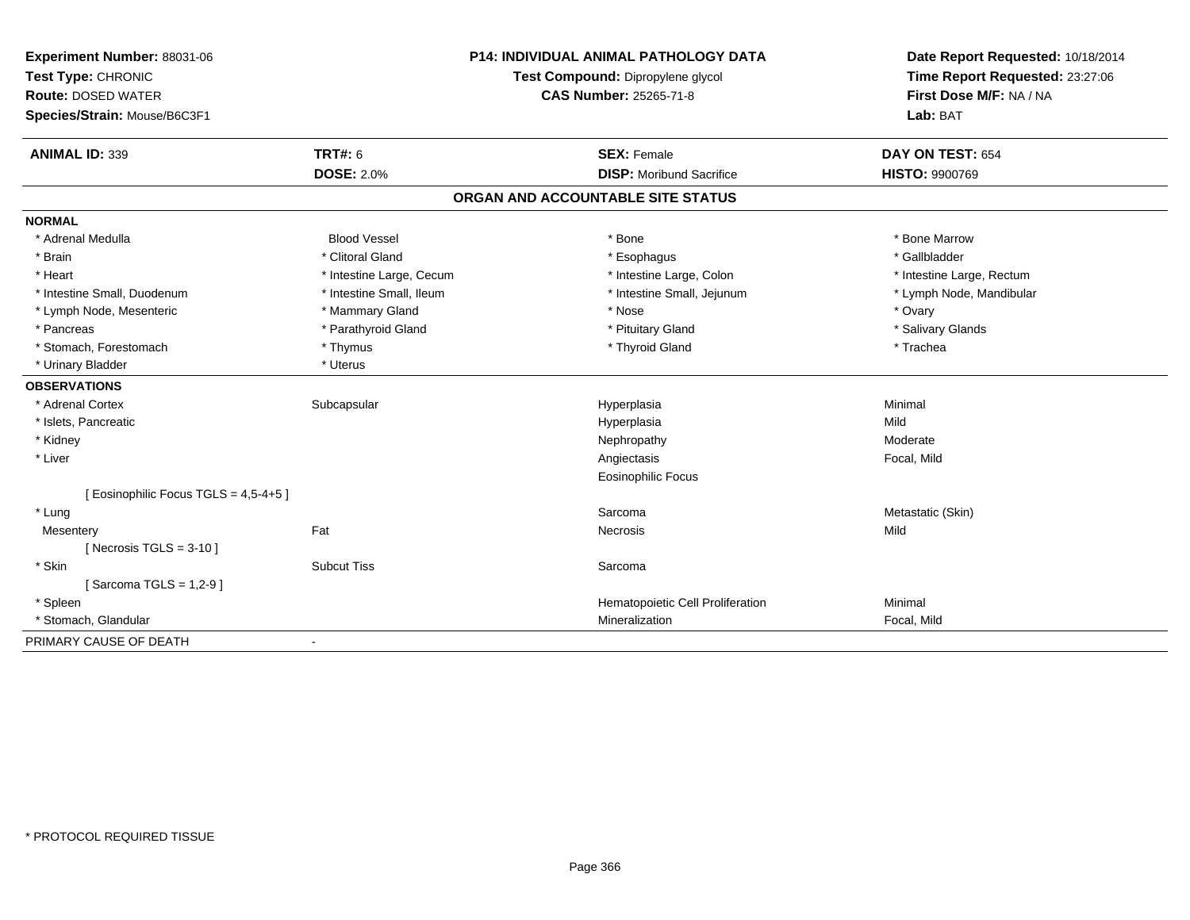**Experiment Number:** 88031-06
**Test Type:** CHRONIC
**Route:** DOSED WATER
**Species/Strain:** Mouse/B6C3F1

**P14: INDIVIDUAL ANIMAL PATHOLOGY DATA**
**Test Compound:** Dipropylene glycol
**CAS Number:** 25265-71-8

**Date Report Requested:** 10/18/2014
**Time Report Requested:** 23:27:06
**First Dose M/F:** NA / NA
**Lab:** BAT

| **ANIMAL ID:** 339 | **TRT#:** 6 | **SEX:** Female | **DAY ON TEST:** 654 |
|---|---|---|---|
| | **DOSE:** 2.0% | **DISP:** Moribund Sacrifice | **HISTO:** 9900769 |

## ORGAN AND ACCOUNTABLE SITE STATUS

**NORMAL**

| | | | |
|---|---|---|---|
| * Adrenal Medulla | Blood Vessel | * Bone | * Bone Marrow |
| * Brain | * Clitoral Gland | * Esophagus | * Gallbladder |
| * Heart | * Intestine Large, Cecum | * Intestine Large, Colon | * Intestine Large, Rectum |
| * Intestine Small, Duodenum | * Intestine Small, Ileum | * Intestine Small, Jejunum | * Lymph Node, Mandibular |
| * Lymph Node, Mesenteric | * Mammary Gland | * Nose | * Ovary |
| * Pancreas | * Parathyroid Gland | * Pituitary Gland | * Salivary Glands |
| * Stomach, Forestomach | * Thymus | * Thyroid Gland | * Trachea |
| * Urinary Bladder | * Uterus | | |

**OBSERVATIONS**

| | | | |
|---|---|---|---|
| * Adrenal Cortex | Subcapsular | Hyperplasia | Minimal |
| * Islets, Pancreatic | | Hyperplasia | Mild |
| * Kidney | | Nephropathy | Moderate |
| * Liver | | Angiectasis | Focal, Mild |
| | | Eosinophilic Focus | |
| [ Eosinophilic Focus TGLS = 4,5-4+5 ] | | | |
| * Lung | | Sarcoma | Metastatic (Skin) |
| Mesentery | Fat | Necrosis | Mild |
| [ Necrosis TGLS = 3-10 ] | | | |
| * Skin | Subcut Tiss | Sarcoma | |
| [ Sarcoma TGLS = 1,2-9 ] | | | |
| * Spleen | | Hematopoietic Cell Proliferation | Minimal |
| * Stomach, Glandular | | Mineralization | Focal, Mild |

PRIMARY CAUSE OF DEATH -

* PROTOCOL REQUIRED TISSUE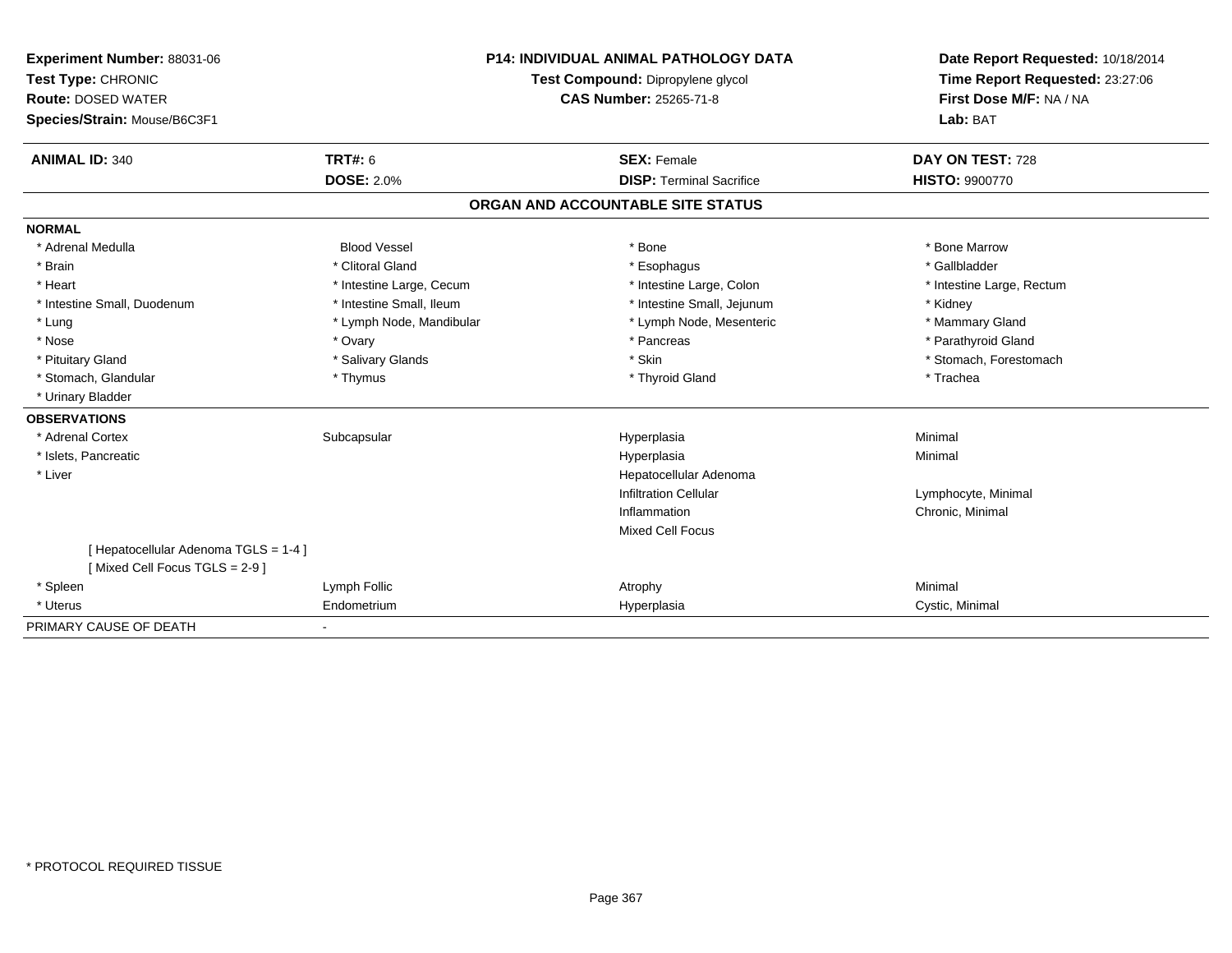**Experiment Number:** 88031-06
**Test Type:** CHRONIC
**Route:** DOSED WATER
**Species/Strain:** Mouse/B6C3F1

**P14: INDIVIDUAL ANIMAL PATHOLOGY DATA**
**Test Compound:** Dipropylene glycol
**CAS Number:** 25265-71-8

**Date Report Requested:** 10/18/2014
**Time Report Requested:** 23:27:06
**First Dose M/F:** NA / NA
**Lab:** BAT

| **ANIMAL ID:** 340 | **TRT#:** 6 | **SEX:** Female | **DAY ON TEST:** 728 |
|---|---|---|---|
| | **DOSE:** 2.0% | **DISP:** Terminal Sacrifice | **HISTO:** 9900770 |

## ORGAN AND ACCOUNTABLE SITE STATUS

| | | | |
|---|---|---|---|
| **NORMAL** | | | |
| * Adrenal Medulla | Blood Vessel | * Bone | * Bone Marrow |
| * Brain | * Clitoral Gland | * Esophagus | * Gallbladder |
| * Heart | * Intestine Large, Cecum | * Intestine Large, Colon | * Intestine Large, Rectum |
| * Intestine Small, Duodenum | * Intestine Small, Ileum | * Intestine Small, Jejunum | * Kidney |
| * Lung | * Lymph Node, Mandibular | * Lymph Node, Mesenteric | * Mammary Gland |
| * Nose | * Ovary | * Pancreas | * Parathyroid Gland |
| * Pituitary Gland | * Salivary Glands | * Skin | * Stomach, Forestomach |
| * Stomach, Glandular | * Thymus | * Thyroid Gland | * Trachea |
| * Urinary Bladder | | | |
| **OBSERVATIONS** | | | |
| * Adrenal Cortex | Subcapsular | Hyperplasia | Minimal |
| * Islets, Pancreatic | | Hyperplasia | Minimal |
| * Liver | | Hepatocellular Adenoma | |
| | | Infiltration Cellular | Lymphocyte, Minimal |
| | | Inflammation | Chronic, Minimal |
| | | Mixed Cell Focus | |
| [ Hepatocellular Adenoma TGLS = 1-4 ] | | | |
| [ Mixed Cell Focus TGLS = 2-9 ] | | | |
| * Spleen | Lymph Follic | Atrophy | Minimal |
| * Uterus | Endometrium | Hyperplasia | Cystic, Minimal |
| PRIMARY CAUSE OF DEATH | - | | |

* PROTOCOL REQUIRED TISSUE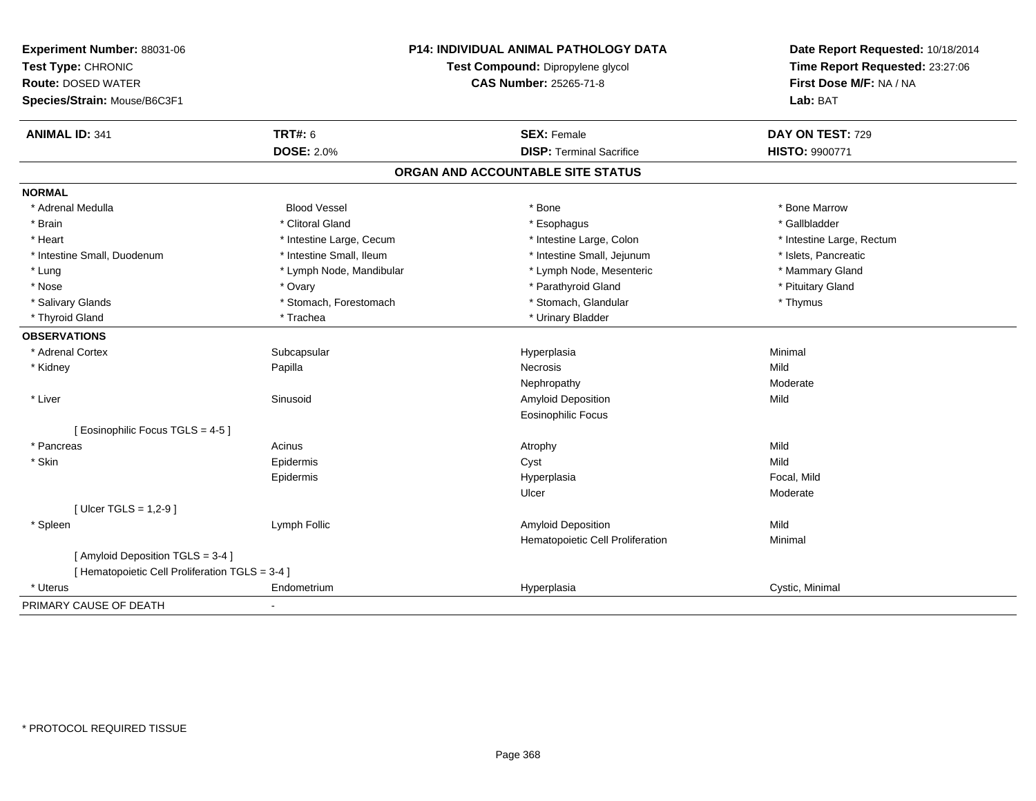**Experiment Number:** 88031-06
**Test Type:** CHRONIC
**Route:** DOSED WATER
**Species/Strain:** Mouse/B6C3F1

**P14: INDIVIDUAL ANIMAL PATHOLOGY DATA**
**Test Compound:** Dipropylene glycol
**CAS Number:** 25265-71-8

**Date Report Requested:** 10/18/2014
**Time Report Requested:** 23:27:06
**First Dose M/F:** NA / NA
**Lab:** BAT

| **ANIMAL ID:** 341 | **TRT#:** 6 | **SEX:** Female | **DAY ON TEST:** 729 |
|---|---|---|---|
| | **DOSE:** 2.0% | **DISP:** Terminal Sacrifice | **HISTO:** 9900771 |

## ORGAN AND ACCOUNTABLE SITE STATUS

**NORMAL**

| | | | |
|---|---|---|---|
| * Adrenal Medulla | Blood Vessel | * Bone | * Bone Marrow |
| * Brain | * Clitoral Gland | * Esophagus | * Gallbladder |
| * Heart | * Intestine Large, Cecum | * Intestine Large, Colon | * Intestine Large, Rectum |
| * Intestine Small, Duodenum | * Intestine Small, Ileum | * Intestine Small, Jejunum | * Islets, Pancreatic |
| * Lung | * Lymph Node, Mandibular | * Lymph Node, Mesenteric | * Mammary Gland |
| * Nose | * Ovary | * Parathyroid Gland | * Pituitary Gland |
| * Salivary Glands | * Stomach, Forestomach | * Stomach, Glandular | * Thymus |
| * Thyroid Gland | * Trachea | * Urinary Bladder | |

**OBSERVATIONS**

| | | | |
|---|---|---|---|
| * Adrenal Cortex | Subcapsular | Hyperplasia | Minimal |
| * Kidney | Papilla | Necrosis | Mild |
| | | Nephropathy | Moderate |
| * Liver | Sinusoid | Amyloid Deposition | Mild |
| | | Eosinophilic Focus | |
| [ Eosinophilic Focus TGLS = 4-5 ] | | | |
| * Pancreas | Acinus | Atrophy | Mild |
| * Skin | Epidermis | Cyst | Mild |
| | Epidermis | Hyperplasia | Focal, Mild |
| | | Ulcer | Moderate |
| [ Ulcer TGLS = 1,2-9 ] | | | |
| * Spleen | Lymph Follic | Amyloid Deposition | Mild |
| | | Hematopoietic Cell Proliferation | Minimal |
| [ Amyloid Deposition TGLS = 3-4 ] | | | |
| [ Hematopoietic Cell Proliferation TGLS = 3-4 ] | | | |
| * Uterus | Endometrium | Hyperplasia | Cystic, Minimal |

PRIMARY CAUSE OF DEATH -

* PROTOCOL REQUIRED TISSUE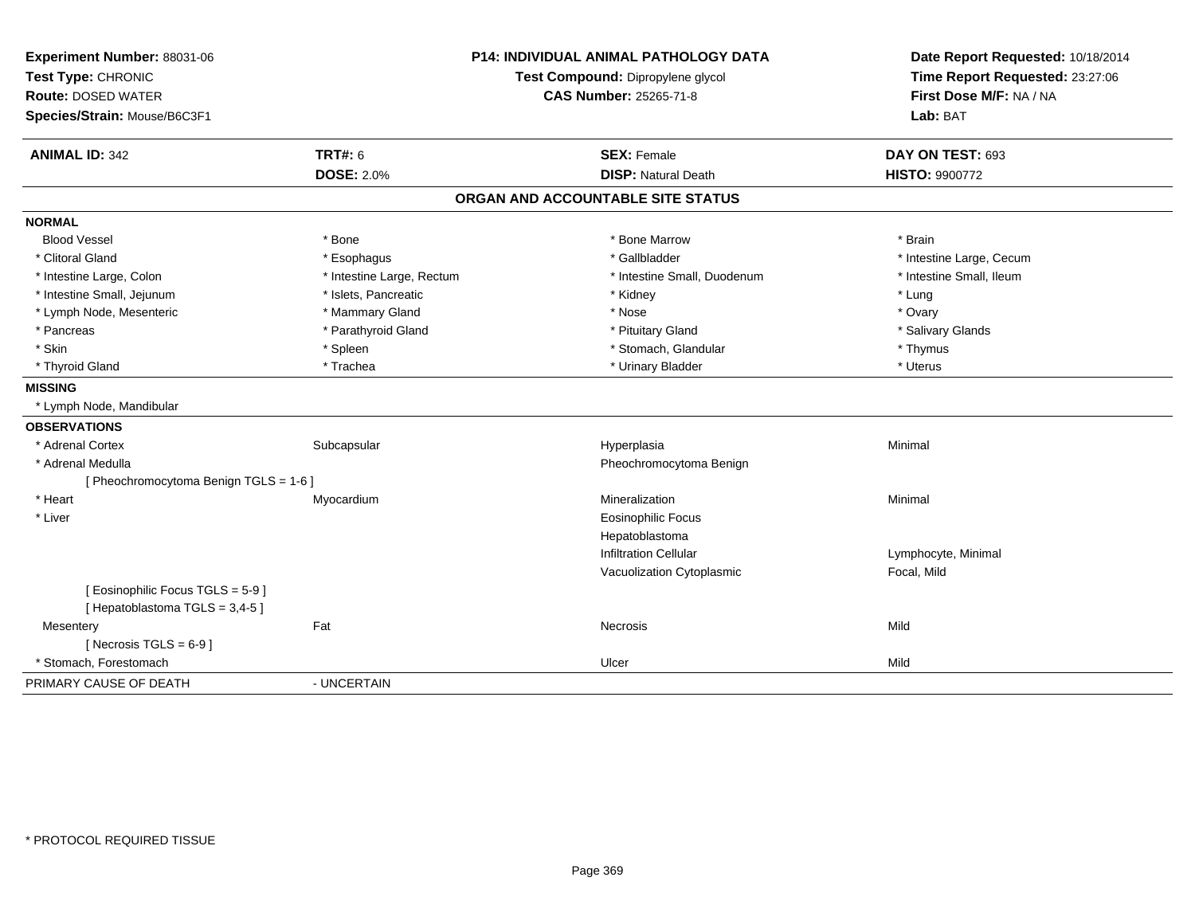**Experiment Number:** 88031-06
**Test Type:** CHRONIC
**Route:** DOSED WATER
**Species/Strain:** Mouse/B6C3F1

**P14: INDIVIDUAL ANIMAL PATHOLOGY DATA**
**Test Compound:** Dipropylene glycol
**CAS Number:** 25265-71-8

**Date Report Requested:** 10/18/2014
**Time Report Requested:** 23:27:06
**First Dose M/F:** NA / NA
**Lab:** BAT

| **ANIMAL ID:** 342 | **TRT#:** 6 | **SEX:** Female | **DAY ON TEST:** 693 |
|---|---|---|---|
| | **DOSE:** 2.0% | **DISP:** Natural Death | **HISTO:** 9900772 |

## ORGAN AND ACCOUNTABLE SITE STATUS

| | | | |
|---|---|---|---|
| **NORMAL** | | | |
| Blood Vessel | * Bone | * Bone Marrow | * Brain |
| * Clitoral Gland | * Esophagus | * Gallbladder | * Intestine Large, Cecum |
| * Intestine Large, Colon | * Intestine Large, Rectum | * Intestine Small, Duodenum | * Intestine Small, Ileum |
| * Intestine Small, Jejunum | * Islets, Pancreatic | * Kidney | * Lung |
| * Lymph Node, Mesenteric | * Mammary Gland | * Nose | * Ovary |
| * Pancreas | * Parathyroid Gland | * Pituitary Gland | * Salivary Glands |
| * Skin | * Spleen | * Stomach, Glandular | * Thymus |
| * Thyroid Gland | * Trachea | * Urinary Bladder | * Uterus |
| **MISSING** | | | |
| * Lymph Node, Mandibular | | | |
| **OBSERVATIONS** | | | |
| * Adrenal Cortex | Subcapsular | Hyperplasia | Minimal |
| * Adrenal Medulla | | Pheochromocytoma Benign | |
| [ Pheochromocytoma Benign TGLS = 1-6 ] | | | |
| * Heart | Myocardium | Mineralization | Minimal |
| * Liver | | Eosinophilic Focus | |
| | | Hepatoblastoma | |
| | | Infiltration Cellular | Lymphocyte, Minimal |
| | | Vacuolization Cytoplasmic | Focal, Mild |
| [ Eosinophilic Focus TGLS = 5-9 ] | | | |
| [ Hepatoblastoma TGLS = 3,4-5 ] | | | |
| Mesentery | Fat | Necrosis | Mild |
| [ Necrosis TGLS = 6-9 ] | | | |
| * Stomach, Forestomach | | Ulcer | Mild |
| PRIMARY CAUSE OF DEATH | - UNCERTAIN | | |

* PROTOCOL REQUIRED TISSUE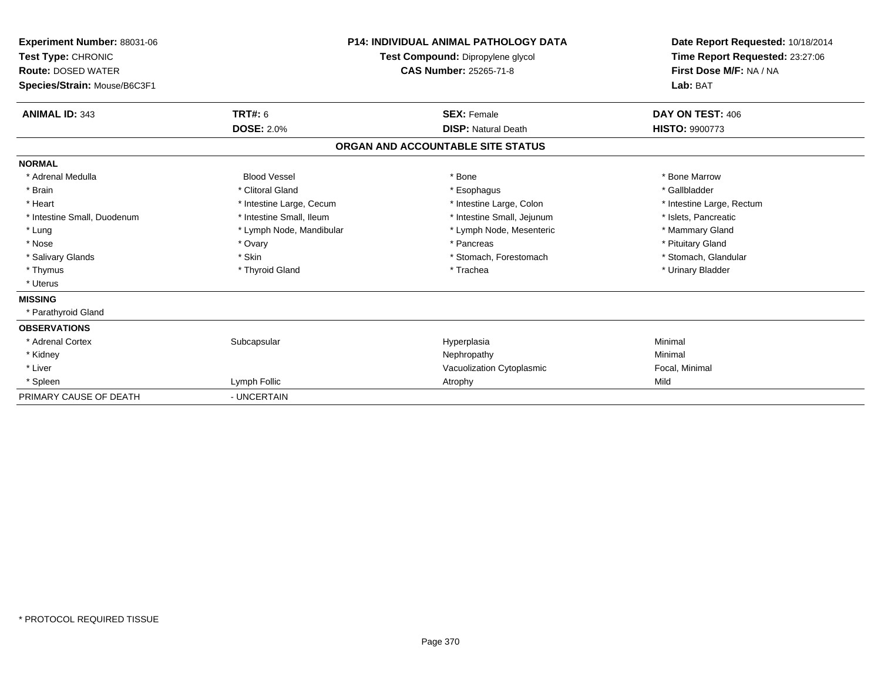**Experiment Number:** 88031-06
**Test Type:** CHRONIC
**Route:** DOSED WATER
**Species/Strain:** Mouse/B6C3F1

**P14: INDIVIDUAL ANIMAL PATHOLOGY DATA**
**Test Compound:** Dipropylene glycol
**CAS Number:** 25265-71-8

**Date Report Requested:** 10/18/2014
**Time Report Requested:** 23:27:06
**First Dose M/F:** NA / NA
**Lab:** BAT

| **ANIMAL ID:** 343 | **TRT#:** 6 | **SEX:** Female | **DAY ON TEST:** 406 |
|---|---|---|---|
| | **DOSE:** 2.0% | **DISP:** Natural Death | **HISTO:** 9900773 |

## ORGAN AND ACCOUNTABLE SITE STATUS

| | | | |
|---|---|---|---|
| **NORMAL** | | | |
| * Adrenal Medulla | Blood Vessel | * Bone | * Bone Marrow |
| * Brain | * Clitoral Gland | * Esophagus | * Gallbladder |
| * Heart | * Intestine Large, Cecum | * Intestine Large, Colon | * Intestine Large, Rectum |
| * Intestine Small, Duodenum | * Intestine Small, Ileum | * Intestine Small, Jejunum | * Islets, Pancreatic |
| * Lung | * Lymph Node, Mandibular | * Lymph Node, Mesenteric | * Mammary Gland |
| * Nose | * Ovary | * Pancreas | * Pituitary Gland |
| * Salivary Glands | * Skin | * Stomach, Forestomach | * Stomach, Glandular |
| * Thymus | * Thyroid Gland | * Trachea | * Urinary Bladder |
| * Uterus | | | |
| **MISSING** | | | |
| * Parathyroid Gland | | | |
| **OBSERVATIONS** | | | |
| * Adrenal Cortex | Subcapsular | Hyperplasia | Minimal |
| * Kidney | | Nephropathy | Minimal |
| * Liver | | Vacuolization Cytoplasmic | Focal, Minimal |
| * Spleen | Lymph Follic | Atrophy | Mild |
| PRIMARY CAUSE OF DEATH | - UNCERTAIN | | |

* PROTOCOL REQUIRED TISSUE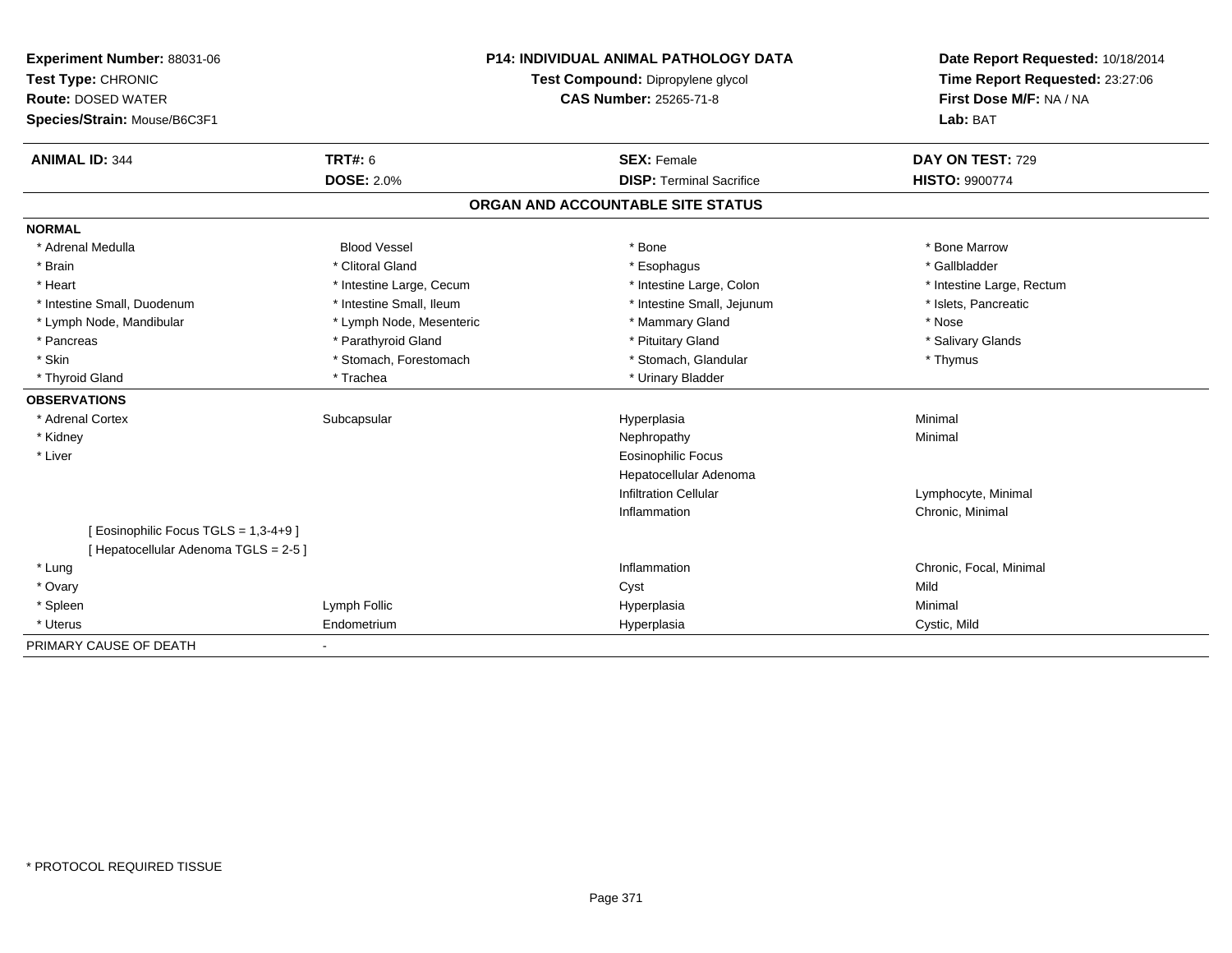**Experiment Number:** 88031-06
**Test Type:** CHRONIC
**Route:** DOSED WATER
**Species/Strain:** Mouse/B6C3F1

**P14: INDIVIDUAL ANIMAL PATHOLOGY DATA**
**Test Compound:** Dipropylene glycol
**CAS Number:** 25265-71-8

**Date Report Requested:** 10/18/2014
**Time Report Requested:** 23:27:06
**First Dose M/F:** NA / NA
**Lab:** BAT

| **ANIMAL ID:** 344 | **TRT#:** 6 | **SEX:** Female | **DAY ON TEST:** 729 |
|---|---|---|---|
| | **DOSE:** 2.0% | **DISP:** Terminal Sacrifice | **HISTO:** 9900774 |

## ORGAN AND ACCOUNTABLE SITE STATUS

**NORMAL**

| | | | |
|---|---|---|---|
| * Adrenal Medulla | Blood Vessel | * Bone | * Bone Marrow |
| * Brain | * Clitoral Gland | * Esophagus | * Gallbladder |
| * Heart | * Intestine Large, Cecum | * Intestine Large, Colon | * Intestine Large, Rectum |
| * Intestine Small, Duodenum | * Intestine Small, Ileum | * Intestine Small, Jejunum | * Islets, Pancreatic |
| * Lymph Node, Mandibular | * Lymph Node, Mesenteric | * Mammary Gland | * Nose |
| * Pancreas | * Parathyroid Gland | * Pituitary Gland | * Salivary Glands |
| * Skin | * Stomach, Forestomach | * Stomach, Glandular | * Thymus |
| * Thyroid Gland | * Trachea | * Urinary Bladder | |

**OBSERVATIONS**

| | | | |
|---|---|---|---|
| * Adrenal Cortex | Subcapsular | Hyperplasia | Minimal |
| * Kidney | | Nephropathy | Minimal |
| * Liver | | Eosinophilic Focus | |
| | | Hepatocellular Adenoma | |
| | | Infiltration Cellular | Lymphocyte, Minimal |
| | | Inflammation | Chronic, Minimal |
| [ Eosinophilic Focus TGLS = 1,3-4+9 ] | | | |
| [ Hepatocellular Adenoma TGLS = 2-5 ] | | | |
| * Lung | | Inflammation | Chronic, Focal, Minimal |
| * Ovary | | Cyst | Mild |
| * Spleen | Lymph Follic | Hyperplasia | Minimal |
| * Uterus | Endometrium | Hyperplasia | Cystic, Mild |

PRIMARY CAUSE OF DEATH -

* PROTOCOL REQUIRED TISSUE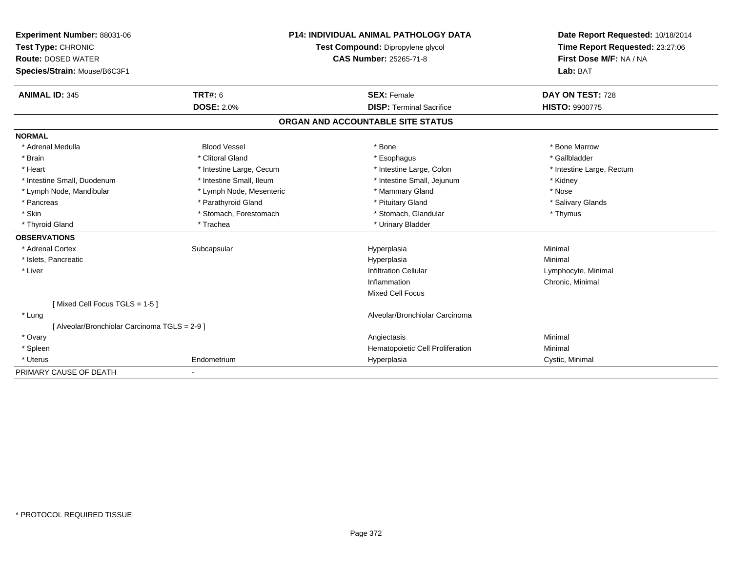**Experiment Number:** 88031-06
**Test Type:** CHRONIC
**Route:** DOSED WATER
**Species/Strain:** Mouse/B6C3F1

**P14: INDIVIDUAL ANIMAL PATHOLOGY DATA**
**Test Compound:** Dipropylene glycol
**CAS Number:** 25265-71-8

**Date Report Requested:** 10/18/2014
**Time Report Requested:** 23:27:06
**First Dose M/F:** NA / NA
**Lab:** BAT

| **ANIMAL ID:** 345 | **TRT#:** 6 | **SEX:** Female | **DAY ON TEST:** 728 |
|---|---|---|---|
| | **DOSE:** 2.0% | **DISP:** Terminal Sacrifice | **HISTO:** 9900775 |

## ORGAN AND ACCOUNTABLE SITE STATUS

**NORMAL**

| | | | |
|---|---|---|---|
| * Adrenal Medulla | Blood Vessel | * Bone | * Bone Marrow |
| * Brain | * Clitoral Gland | * Esophagus | * Gallbladder |
| * Heart | * Intestine Large, Cecum | * Intestine Large, Colon | * Intestine Large, Rectum |
| * Intestine Small, Duodenum | * Intestine Small, Ileum | * Intestine Small, Jejunum | * Kidney |
| * Lymph Node, Mandibular | * Lymph Node, Mesenteric | * Mammary Gland | * Nose |
| * Pancreas | * Parathyroid Gland | * Pituitary Gland | * Salivary Glands |
| * Skin | * Stomach, Forestomach | * Stomach, Glandular | * Thymus |
| * Thyroid Gland | * Trachea | * Urinary Bladder | |

**OBSERVATIONS**

| | | | |
|---|---|---|---|
| * Adrenal Cortex | Subcapsular | Hyperplasia | Minimal |
| * Islets, Pancreatic | | Hyperplasia | Minimal |
| * Liver | | Infiltration Cellular | Lymphocyte, Minimal |
| | | Inflammation | Chronic, Minimal |
| | | Mixed Cell Focus | |
| [ Mixed Cell Focus TGLS = 1-5 ] | | | |
| * Lung | | Alveolar/Bronchiolar Carcinoma | |
| [ Alveolar/Bronchiolar Carcinoma TGLS = 2-9 ] | | | |
| * Ovary | | Angiectasis | Minimal |
| * Spleen | | Hematopoietic Cell Proliferation | Minimal |
| * Uterus | Endometrium | Hyperplasia | Cystic, Minimal |

PRIMARY CAUSE OF DEATH -

* PROTOCOL REQUIRED TISSUE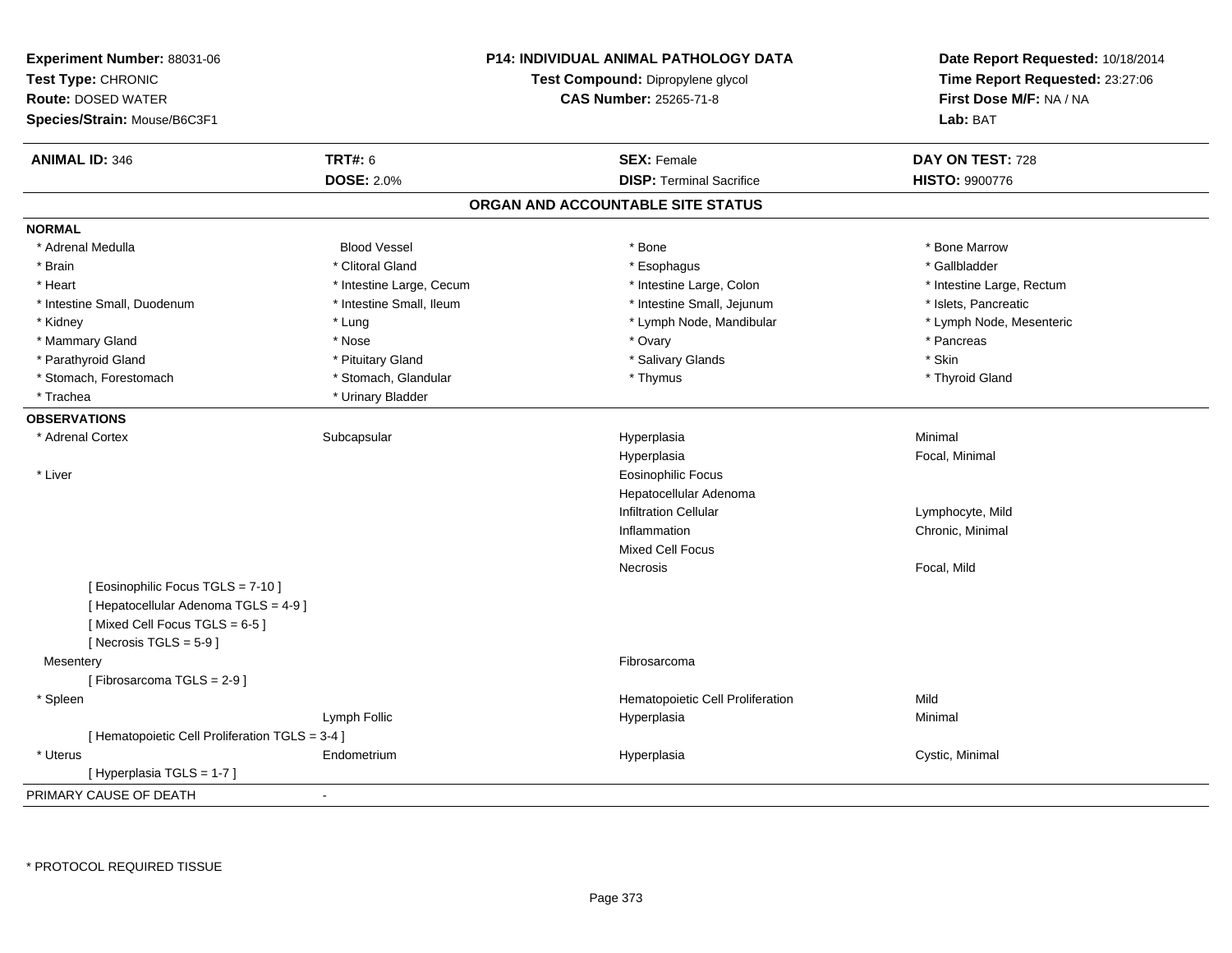**Experiment Number:** 88031-06
**Test Type:** CHRONIC
**Route:** DOSED WATER
**Species/Strain:** Mouse/B6C3F1

**P14: INDIVIDUAL ANIMAL PATHOLOGY DATA**
**Test Compound:** Dipropylene glycol
**CAS Number:** 25265-71-8

**Date Report Requested:** 10/18/2014
**Time Report Requested:** 23:27:06
**First Dose M/F:** NA / NA
**Lab:** BAT

| **ANIMAL ID:** 346 | **TRT#:** 6 | **SEX:** Female | **DAY ON TEST:** 728 |
|---|---|---|---|
| | **DOSE:** 2.0% | **DISP:** Terminal Sacrifice | **HISTO:** 9900776 |

## ORGAN AND ACCOUNTABLE SITE STATUS

**NORMAL**

| | | | |
|---|---|---|---|
| * Adrenal Medulla | Blood Vessel | * Bone | * Bone Marrow |
| * Brain | * Clitoral Gland | * Esophagus | * Gallbladder |
| * Heart | * Intestine Large, Cecum | * Intestine Large, Colon | * Intestine Large, Rectum |
| * Intestine Small, Duodenum | * Intestine Small, Ileum | * Intestine Small, Jejunum | * Islets, Pancreatic |
| * Kidney | * Lung | * Lymph Node, Mandibular | * Lymph Node, Mesenteric |
| * Mammary Gland | * Nose | * Ovary | * Pancreas |
| * Parathyroid Gland | * Pituitary Gland | * Salivary Glands | * Skin |
| * Stomach, Forestomach | * Stomach, Glandular | * Thymus | * Thyroid Gland |
| * Trachea | * Urinary Bladder | | |

**OBSERVATIONS**

| | | | |
|---|---|---|---|
| * Adrenal Cortex | Subcapsular | Hyperplasia | Minimal |
| | | Hyperplasia | Focal, Minimal |
| * Liver | | Eosinophilic Focus | |
| | | Hepatocellular Adenoma | |
| | | Infiltration Cellular | Lymphocyte, Mild |
| | | Inflammation | Chronic, Minimal |
| | | Mixed Cell Focus | |
| | | Necrosis | Focal, Mild |
| [ Eosinophilic Focus TGLS = 7-10 ] | | | |
| [ Hepatocellular Adenoma TGLS = 4-9 ] | | | |
| [ Mixed Cell Focus TGLS = 6-5 ] | | | |
| [ Necrosis TGLS = 5-9 ] | | | |
| Mesentery | | Fibrosarcoma | |
| [ Fibrosarcoma TGLS = 2-9 ] | | | |
| * Spleen | | Hematopoietic Cell Proliferation | Mild |
| | Lymph Follic | Hyperplasia | Minimal |
| [ Hematopoietic Cell Proliferation TGLS = 3-4 ] | | | |
| * Uterus | Endometrium | Hyperplasia | Cystic, Minimal |
| [ Hyperplasia TGLS = 1-7 ] | | | |

PRIMARY CAUSE OF DEATH -

\* PROTOCOL REQUIRED TISSUE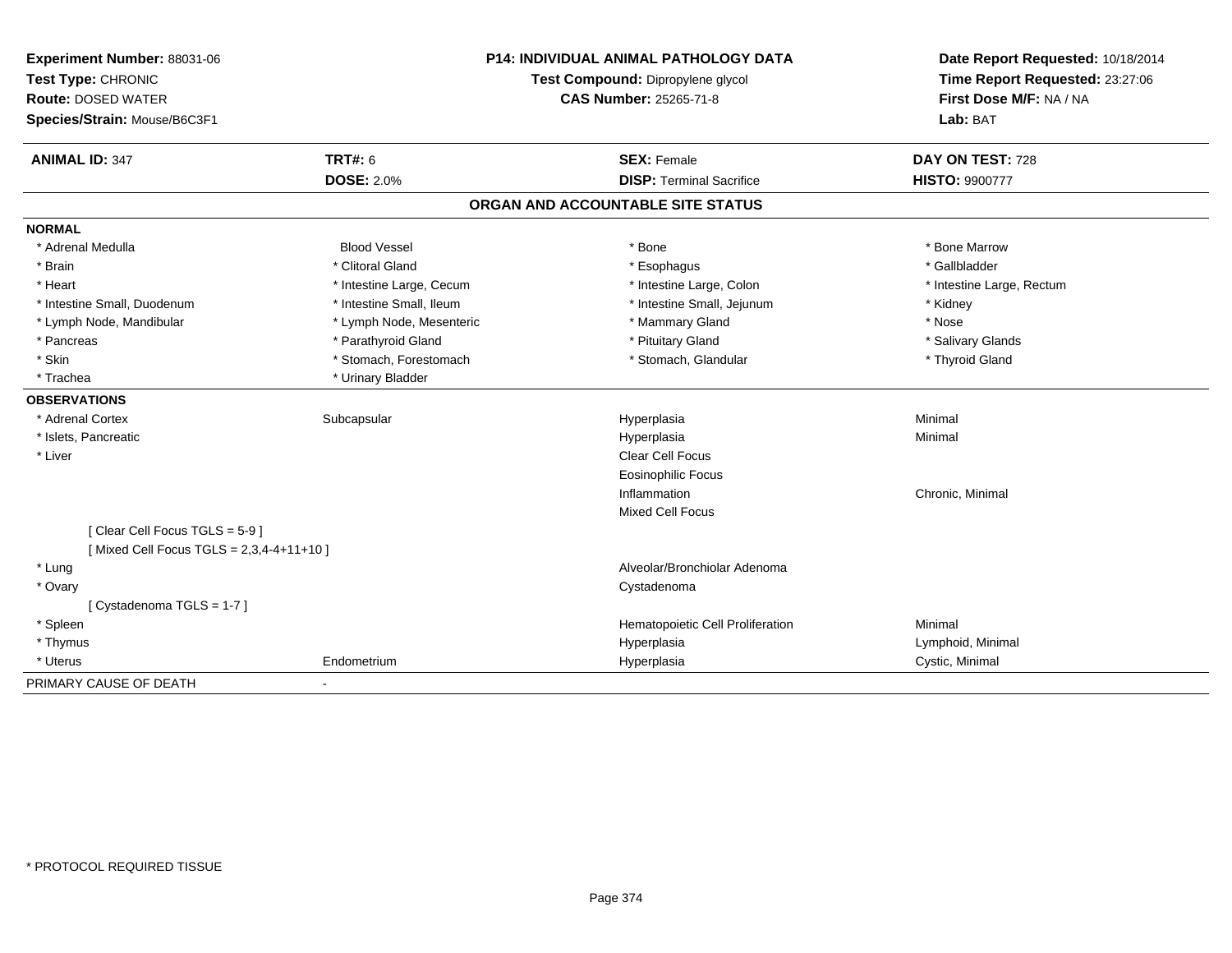**Experiment Number:** 88031-06
**Test Type:** CHRONIC
**Route:** DOSED WATER
**Species/Strain:** Mouse/B6C3F1

**P14: INDIVIDUAL ANIMAL PATHOLOGY DATA**
**Test Compound:** Dipropylene glycol
**CAS Number:** 25265-71-8

**Date Report Requested:** 10/18/2014
**Time Report Requested:** 23:27:06
**First Dose M/F:** NA / NA
**Lab:** BAT

| **ANIMAL ID:** 347 | **TRT#:** 6 | **SEX:** Female | **DAY ON TEST:** 728 |
|---|---|---|---|
| | **DOSE:** 2.0% | **DISP:** Terminal Sacrifice | **HISTO:** 9900777 |

## ORGAN AND ACCOUNTABLE SITE STATUS

**NORMAL**

| | | | |
|---|---|---|---|
| * Adrenal Medulla | Blood Vessel | * Bone | * Bone Marrow |
| * Brain | * Clitoral Gland | * Esophagus | * Gallbladder |
| * Heart | * Intestine Large, Cecum | * Intestine Large, Colon | * Intestine Large, Rectum |
| * Intestine Small, Duodenum | * Intestine Small, Ileum | * Intestine Small, Jejunum | * Kidney |
| * Lymph Node, Mandibular | * Lymph Node, Mesenteric | * Mammary Gland | * Nose |
| * Pancreas | * Parathyroid Gland | * Pituitary Gland | * Salivary Glands |
| * Skin | * Stomach, Forestomach | * Stomach, Glandular | * Thyroid Gland |
| * Trachea | * Urinary Bladder | | |

**OBSERVATIONS**

| | | | |
|---|---|---|---|
| * Adrenal Cortex | Subcapsular | Hyperplasia | Minimal |
| * Islets, Pancreatic | | Hyperplasia | Minimal |
| * Liver | | Clear Cell Focus | |
| | | Eosinophilic Focus | |
| | | Inflammation | Chronic, Minimal |
| | | Mixed Cell Focus | |
| [ Clear Cell Focus TGLS = 5-9 ] | | | |
| [ Mixed Cell Focus TGLS = 2,3,4-4+11+10 ] | | | |
| * Lung | | Alveolar/Bronchiolar Adenoma | |
| * Ovary | | Cystadenoma | |
| [ Cystadenoma TGLS = 1-7 ] | | | |
| * Spleen | | Hematopoietic Cell Proliferation | Minimal |
| * Thymus | | Hyperplasia | Lymphoid, Minimal |
| * Uterus | Endometrium | Hyperplasia | Cystic, Minimal |

PRIMARY CAUSE OF DEATH -

* PROTOCOL REQUIRED TISSUE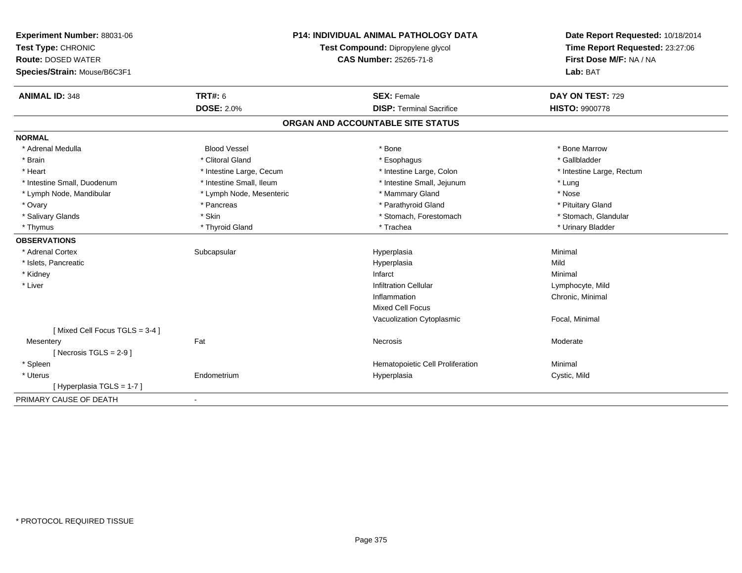**Experiment Number:** 88031-06
**Test Type:** CHRONIC
**Route:** DOSED WATER
**Species/Strain:** Mouse/B6C3F1

**P14: INDIVIDUAL ANIMAL PATHOLOGY DATA**
**Test Compound:** Dipropylene glycol
**CAS Number:** 25265-71-8

**Date Report Requested:** 10/18/2014
**Time Report Requested:** 23:27:06
**First Dose M/F:** NA / NA
**Lab:** BAT

| **ANIMAL ID:** 348 | **TRT#:** 6 | **SEX:** Female | **DAY ON TEST:** 729 |
|---|---|---|---|
| | **DOSE:** 2.0% | **DISP:** Terminal Sacrifice | **HISTO:** 9900778 |

## ORGAN AND ACCOUNTABLE SITE STATUS

**NORMAL**

| | | | |
|---|---|---|---|
| * Adrenal Medulla | Blood Vessel | * Bone | * Bone Marrow |
| * Brain | * Clitoral Gland | * Esophagus | * Gallbladder |
| * Heart | * Intestine Large, Cecum | * Intestine Large, Colon | * Intestine Large, Rectum |
| * Intestine Small, Duodenum | * Intestine Small, Ileum | * Intestine Small, Jejunum | * Lung |
| * Lymph Node, Mandibular | * Lymph Node, Mesenteric | * Mammary Gland | * Nose |
| * Ovary | * Pancreas | * Parathyroid Gland | * Pituitary Gland |
| * Salivary Glands | * Skin | * Stomach, Forestomach | * Stomach, Glandular |
| * Thymus | * Thyroid Gland | * Trachea | * Urinary Bladder |

**OBSERVATIONS**

| | | | |
|---|---|---|---|
| * Adrenal Cortex | Subcapsular | Hyperplasia | Minimal |
| * Islets, Pancreatic | | Hyperplasia | Mild |
| * Kidney | | Infarct | Minimal |
| * Liver | | Infiltration Cellular | Lymphocyte, Mild |
| | | Inflammation | Chronic, Minimal |
| | | Mixed Cell Focus | |
| | | Vacuolization Cytoplasmic | Focal, Minimal |
| [ Mixed Cell Focus TGLS = 3-4 ] | | | |
| Mesentery | Fat | Necrosis | Moderate |
| [ Necrosis TGLS = 2-9 ] | | | |
| * Spleen | | Hematopoietic Cell Proliferation | Minimal |
| * Uterus | Endometrium | Hyperplasia | Cystic, Mild |
| [ Hyperplasia TGLS = 1-7 ] | | | |

PRIMARY CAUSE OF DEATH -

* PROTOCOL REQUIRED TISSUE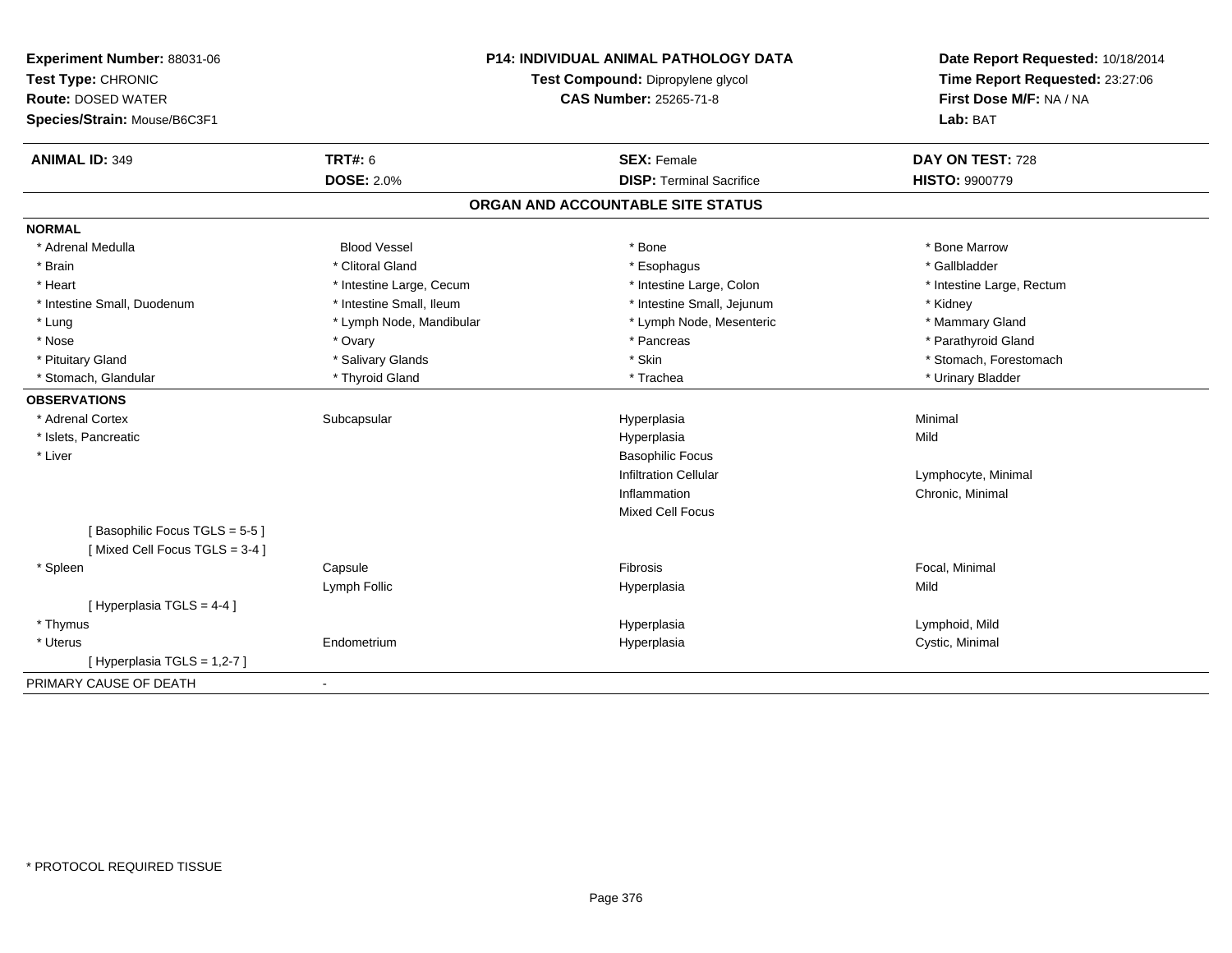**Experiment Number:** 88031-06
**Test Type:** CHRONIC
**Route:** DOSED WATER
**Species/Strain:** Mouse/B6C3F1

**P14: INDIVIDUAL ANIMAL PATHOLOGY DATA**
**Test Compound:** Dipropylene glycol
**CAS Number:** 25265-71-8

**Date Report Requested:** 10/18/2014
**Time Report Requested:** 23:27:06
**First Dose M/F:** NA / NA
**Lab:** BAT

| **ANIMAL ID:** 349 | **TRT#:** 6 | **SEX:** Female | **DAY ON TEST:** 728 |
|---|---|---|---|
| | **DOSE:** 2.0% | **DISP:** Terminal Sacrifice | **HISTO:** 9900779 |

## ORGAN AND ACCOUNTABLE SITE STATUS

**NORMAL**

| | | | |
|---|---|---|---|
| * Adrenal Medulla | Blood Vessel | * Bone | * Bone Marrow |
| * Brain | * Clitoral Gland | * Esophagus | * Gallbladder |
| * Heart | * Intestine Large, Cecum | * Intestine Large, Colon | * Intestine Large, Rectum |
| * Intestine Small, Duodenum | * Intestine Small, Ileum | * Intestine Small, Jejunum | * Kidney |
| * Lung | * Lymph Node, Mandibular | * Lymph Node, Mesenteric | * Mammary Gland |
| * Nose | * Ovary | * Pancreas | * Parathyroid Gland |
| * Pituitary Gland | * Salivary Glands | * Skin | * Stomach, Forestomach |
| * Stomach, Glandular | * Thyroid Gland | * Trachea | * Urinary Bladder |

**OBSERVATIONS**

| | | | |
|---|---|---|---|
| * Adrenal Cortex | Subcapsular | Hyperplasia | Minimal |
| * Islets, Pancreatic | | Hyperplasia | Mild |
| * Liver | | Basophilic Focus | |
| | | Infiltration Cellular | Lymphocyte, Minimal |
| | | Inflammation | Chronic, Minimal |
| | | Mixed Cell Focus | |
| [ Basophilic Focus TGLS = 5-5 ] | | | |
| [ Mixed Cell Focus TGLS = 3-4 ] | | | |
| * Spleen | Capsule | Fibrosis | Focal, Minimal |
| | Lymph Follic | Hyperplasia | Mild |
| [ Hyperplasia TGLS = 4-4 ] | | | |
| * Thymus | | Hyperplasia | Lymphoid, Mild |
| * Uterus | Endometrium | Hyperplasia | Cystic, Minimal |
| [ Hyperplasia TGLS = 1,2-7 ] | | | |

PRIMARY CAUSE OF DEATH -

* PROTOCOL REQUIRED TISSUE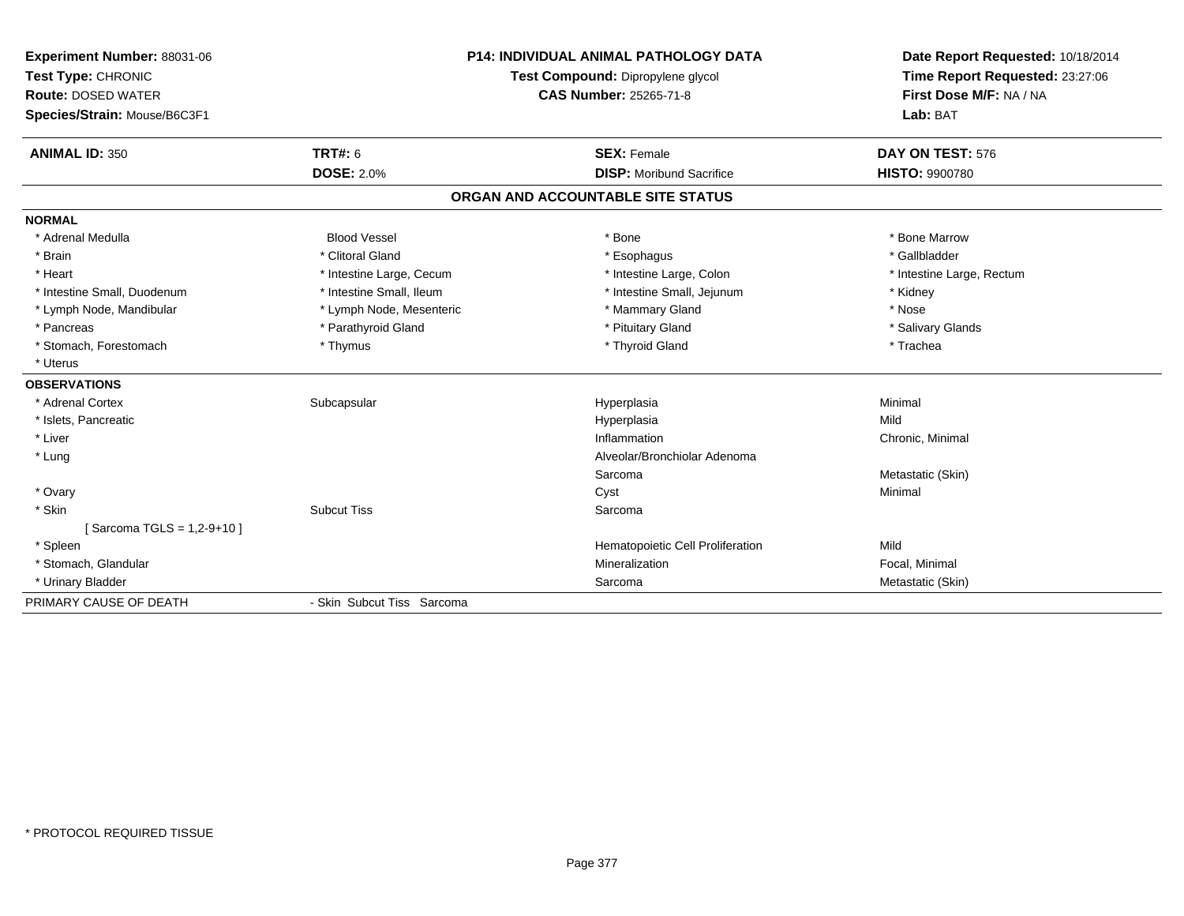**Experiment Number:** 88031-06
**Test Type:** CHRONIC
**Route:** DOSED WATER
**Species/Strain:** Mouse/B6C3F1

**P14: INDIVIDUAL ANIMAL PATHOLOGY DATA**
**Test Compound:** Dipropylene glycol
**CAS Number:** 25265-71-8

**Date Report Requested:** 10/18/2014
**Time Report Requested:** 23:27:06
**First Dose M/F:** NA / NA
**Lab:** BAT

| **ANIMAL ID:** 350 | **TRT#:** 6 | **SEX:** Female | **DAY ON TEST:** 576 |
|---|---|---|---|
| | **DOSE:** 2.0% | **DISP:** Moribund Sacrifice | **HISTO:** 9900780 |

## ORGAN AND ACCOUNTABLE SITE STATUS

**NORMAL**

| | | | |
|---|---|---|---|
| * Adrenal Medulla | Blood Vessel | * Bone | * Bone Marrow |
| * Brain | * Clitoral Gland | * Esophagus | * Gallbladder |
| * Heart | * Intestine Large, Cecum | * Intestine Large, Colon | * Intestine Large, Rectum |
| * Intestine Small, Duodenum | * Intestine Small, Ileum | * Intestine Small, Jejunum | * Kidney |
| * Lymph Node, Mandibular | * Lymph Node, Mesenteric | * Mammary Gland | * Nose |
| * Pancreas | * Parathyroid Gland | * Pituitary Gland | * Salivary Glands |
| * Stomach, Forestomach | * Thymus | * Thyroid Gland | * Trachea |
| * Uterus | | | |

**OBSERVATIONS**

| | | | |
|---|---|---|---|
| * Adrenal Cortex | Subcapsular | Hyperplasia | Minimal |
| * Islets, Pancreatic | | Hyperplasia | Mild |
| * Liver | | Inflammation | Chronic, Minimal |
| * Lung | | Alveolar/Bronchiolar Adenoma | |
| | | Sarcoma | Metastatic (Skin) |
| * Ovary | | Cyst | Minimal |
| * Skin | Subcut Tiss | Sarcoma | |
| [ Sarcoma TGLS = 1,2-9+10 ] | | | |
| * Spleen | | Hematopoietic Cell Proliferation | Mild |
| * Stomach, Glandular | | Mineralization | Focal, Minimal |
| * Urinary Bladder | | Sarcoma | Metastatic (Skin) |

PRIMARY CAUSE OF DEATH - Skin Subcut Tiss Sarcoma

\* PROTOCOL REQUIRED TISSUE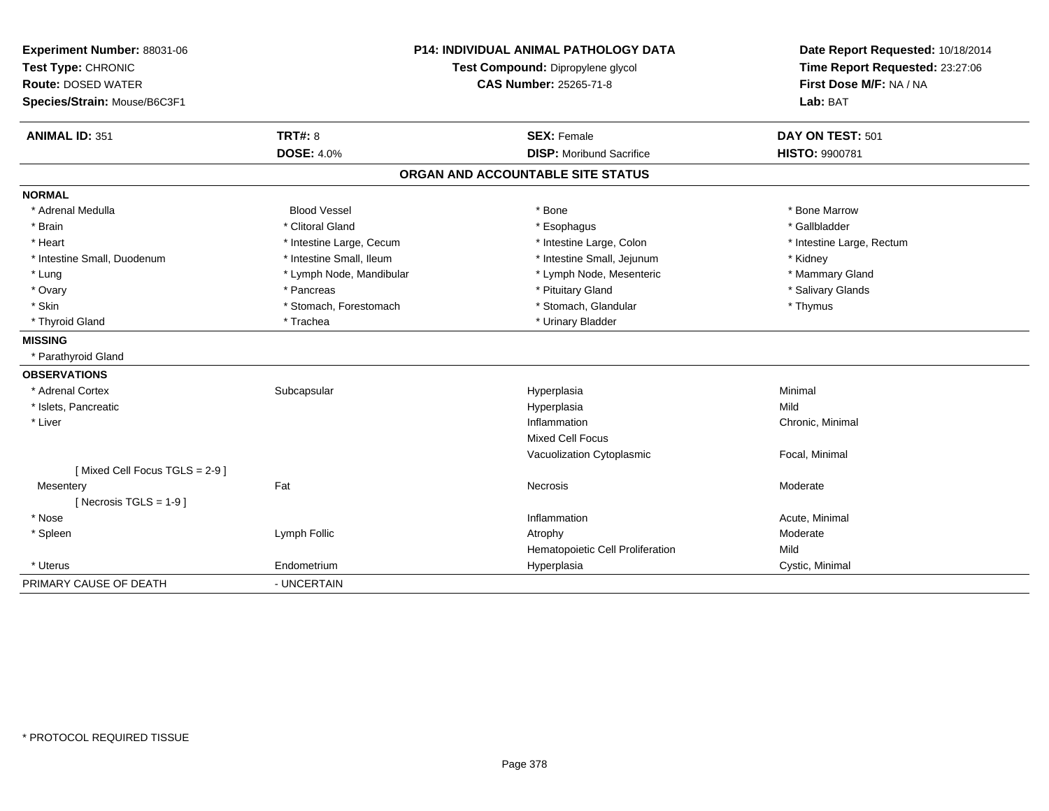**Experiment Number:** 88031-06
**Test Type:** CHRONIC
**Route:** DOSED WATER
**Species/Strain:** Mouse/B6C3F1

**P14: INDIVIDUAL ANIMAL PATHOLOGY DATA**
**Test Compound:** Dipropylene glycol
**CAS Number:** 25265-71-8

**Date Report Requested:** 10/18/2014
**Time Report Requested:** 23:27:06
**First Dose M/F:** NA / NA
**Lab:** BAT

| **ANIMAL ID:** 351 | **TRT#:** 8 | **SEX:** Female | **DAY ON TEST:** 501 |
|---|---|---|---|
| | **DOSE:** 4.0% | **DISP:** Moribund Sacrifice | **HISTO:** 9900781 |

## ORGAN AND ACCOUNTABLE SITE STATUS

**NORMAL**

| | | | |
|---|---|---|---|
| * Adrenal Medulla | Blood Vessel | * Bone | * Bone Marrow |
| * Brain | * Clitoral Gland | * Esophagus | * Gallbladder |
| * Heart | * Intestine Large, Cecum | * Intestine Large, Colon | * Intestine Large, Rectum |
| * Intestine Small, Duodenum | * Intestine Small, Ileum | * Intestine Small, Jejunum | * Kidney |
| * Lung | * Lymph Node, Mandibular | * Lymph Node, Mesenteric | * Mammary Gland |
| * Ovary | * Pancreas | * Pituitary Gland | * Salivary Glands |
| * Skin | * Stomach, Forestomach | * Stomach, Glandular | * Thymus |
| * Thyroid Gland | * Trachea | * Urinary Bladder | |

**MISSING**

* Parathyroid Gland

**OBSERVATIONS**

| | | | |
|---|---|---|---|
| * Adrenal Cortex | Subcapsular | Hyperplasia | Minimal |
| * Islets, Pancreatic | | Hyperplasia | Mild |
| * Liver | | Inflammation | Chronic, Minimal |
| | | Mixed Cell Focus | |
| | | Vacuolization Cytoplasmic | Focal, Minimal |
| [ Mixed Cell Focus TGLS = 2-9 ] | | | |
| Mesentery | Fat | Necrosis | Moderate |
| [ Necrosis TGLS = 1-9 ] | | | |
| * Nose | | Inflammation | Acute, Minimal |
| * Spleen | Lymph Follic | Atrophy | Moderate |
| | | Hematopoietic Cell Proliferation | Mild |
| * Uterus | Endometrium | Hyperplasia | Cystic, Minimal |

PRIMARY CAUSE OF DEATH - UNCERTAIN

* PROTOCOL REQUIRED TISSUE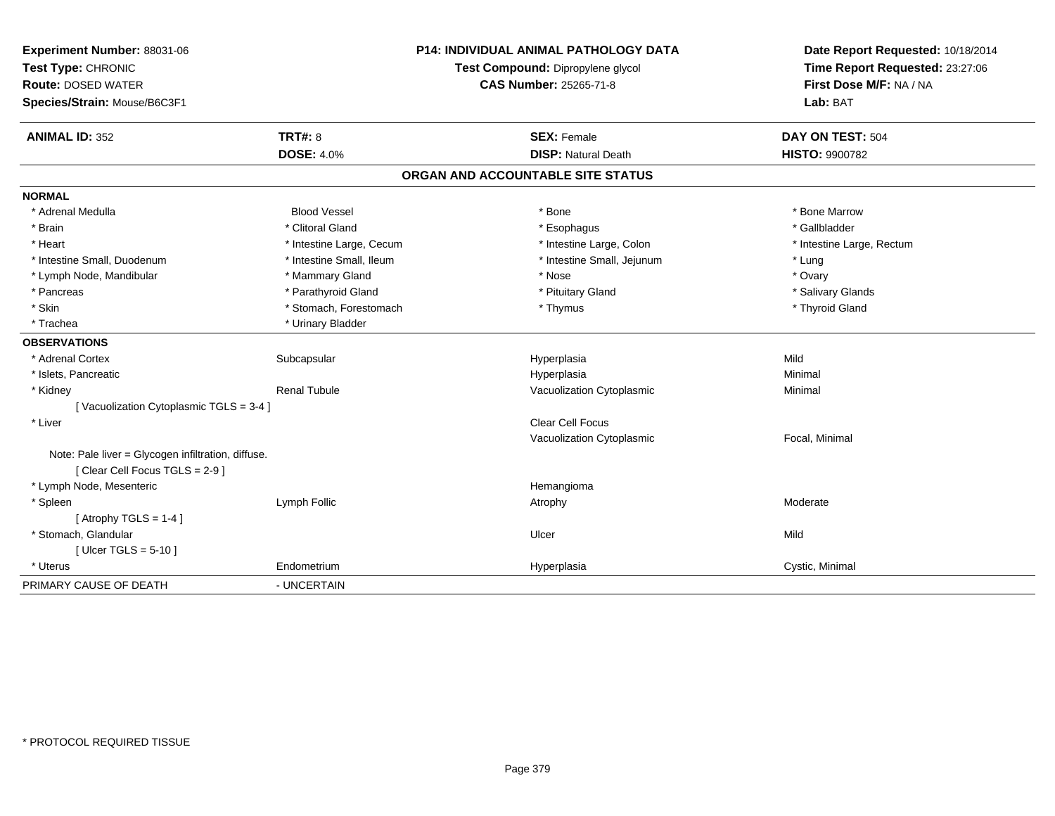**Experiment Number:** 88031-06
**Test Type:** CHRONIC
**Route:** DOSED WATER
**Species/Strain:** Mouse/B6C3F1

**P14: INDIVIDUAL ANIMAL PATHOLOGY DATA**
**Test Compound:** Dipropylene glycol
**CAS Number:** 25265-71-8

**Date Report Requested:** 10/18/2014
**Time Report Requested:** 23:27:06
**First Dose M/F:** NA / NA
**Lab:** BAT

| **ANIMAL ID:** 352 | **TRT#:** 8 | **SEX:** Female | **DAY ON TEST:** 504 |
|---|---|---|---|
| | **DOSE:** 4.0% | **DISP:** Natural Death | **HISTO:** 9900782 |

## ORGAN AND ACCOUNTABLE SITE STATUS

**NORMAL**

| | | | |
|---|---|---|---|
| * Adrenal Medulla | Blood Vessel | * Bone | * Bone Marrow |
| * Brain | * Clitoral Gland | * Esophagus | * Gallbladder |
| * Heart | * Intestine Large, Cecum | * Intestine Large, Colon | * Intestine Large, Rectum |
| * Intestine Small, Duodenum | * Intestine Small, Ileum | * Intestine Small, Jejunum | * Lung |
| * Lymph Node, Mandibular | * Mammary Gland | * Nose | * Ovary |
| * Pancreas | * Parathyroid Gland | * Pituitary Gland | * Salivary Glands |
| * Skin | * Stomach, Forestomach | * Thymus | * Thyroid Gland |
| * Trachea | * Urinary Bladder | | |

**OBSERVATIONS**

| | | | |
|---|---|---|---|
| * Adrenal Cortex | Subcapsular | Hyperplasia | Mild |
| * Islets, Pancreatic | | Hyperplasia | Minimal |
| * Kidney | Renal Tubule | Vacuolization Cytoplasmic | Minimal |
| [ Vacuolization Cytoplasmic TGLS = 3-4 ] | | | |
| * Liver | | Clear Cell Focus | |
| | | Vacuolization Cytoplasmic | Focal, Minimal |
| Note: Pale liver = Glycogen infiltration, diffuse. | | | |
| [ Clear Cell Focus TGLS = 2-9 ] | | | |
| * Lymph Node, Mesenteric | | Hemangioma | |
| * Spleen | Lymph Follic | Atrophy | Moderate |
| [ Atrophy TGLS = 1-4 ] | | | |
| * Stomach, Glandular | | Ulcer | Mild |
| [ Ulcer TGLS = 5-10 ] | | | |
| * Uterus | Endometrium | Hyperplasia | Cystic, Minimal |

PRIMARY CAUSE OF DEATH - UNCERTAIN

* PROTOCOL REQUIRED TISSUE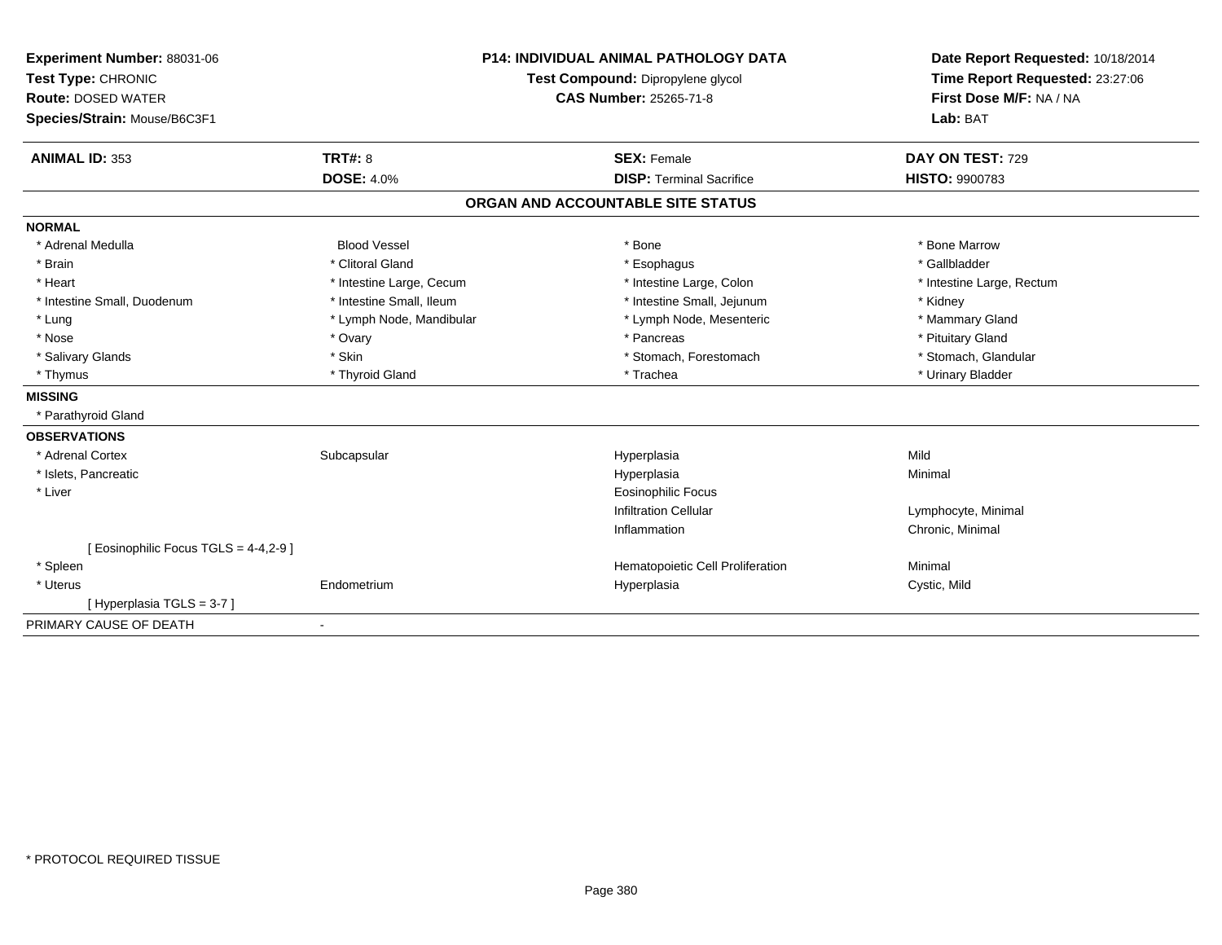**Experiment Number:** 88031-06
**Test Type:** CHRONIC
**Route:** DOSED WATER
**Species/Strain:** Mouse/B6C3F1

**P14: INDIVIDUAL ANIMAL PATHOLOGY DATA**
**Test Compound:** Dipropylene glycol
**CAS Number:** 25265-71-8

**Date Report Requested:** 10/18/2014
**Time Report Requested:** 23:27:06
**First Dose M/F:** NA / NA
**Lab:** BAT

| **ANIMAL ID:** 353 | **TRT#:** 8 | **SEX:** Female | **DAY ON TEST:** 729 |
|---|---|---|---|
| | **DOSE:** 4.0% | **DISP:** Terminal Sacrifice | **HISTO:** 9900783 |

## ORGAN AND ACCOUNTABLE SITE STATUS

**NORMAL**

| | | | |
|---|---|---|---|
| * Adrenal Medulla | Blood Vessel | * Bone | * Bone Marrow |
| * Brain | * Clitoral Gland | * Esophagus | * Gallbladder |
| * Heart | * Intestine Large, Cecum | * Intestine Large, Colon | * Intestine Large, Rectum |
| * Intestine Small, Duodenum | * Intestine Small, Ileum | * Intestine Small, Jejunum | * Kidney |
| * Lung | * Lymph Node, Mandibular | * Lymph Node, Mesenteric | * Mammary Gland |
| * Nose | * Ovary | * Pancreas | * Pituitary Gland |
| * Salivary Glands | * Skin | * Stomach, Forestomach | * Stomach, Glandular |
| * Thymus | * Thyroid Gland | * Trachea | * Urinary Bladder |

**MISSING**

* Parathyroid Gland

**OBSERVATIONS**

| | | | |
|---|---|---|---|
| * Adrenal Cortex | Subcapsular | Hyperplasia | Mild |
| * Islets, Pancreatic | | Hyperplasia | Minimal |
| * Liver | | Eosinophilic Focus | |
| | | Infiltration Cellular | Lymphocyte, Minimal |
| | | Inflammation | Chronic, Minimal |
| [ Eosinophilic Focus TGLS = 4-4,2-9 ] | | | |
| * Spleen | | Hematopoietic Cell Proliferation | Minimal |
| * Uterus | Endometrium | Hyperplasia | Cystic, Mild |
| [ Hyperplasia TGLS = 3-7 ] | | | |

PRIMARY CAUSE OF DEATH -

* PROTOCOL REQUIRED TISSUE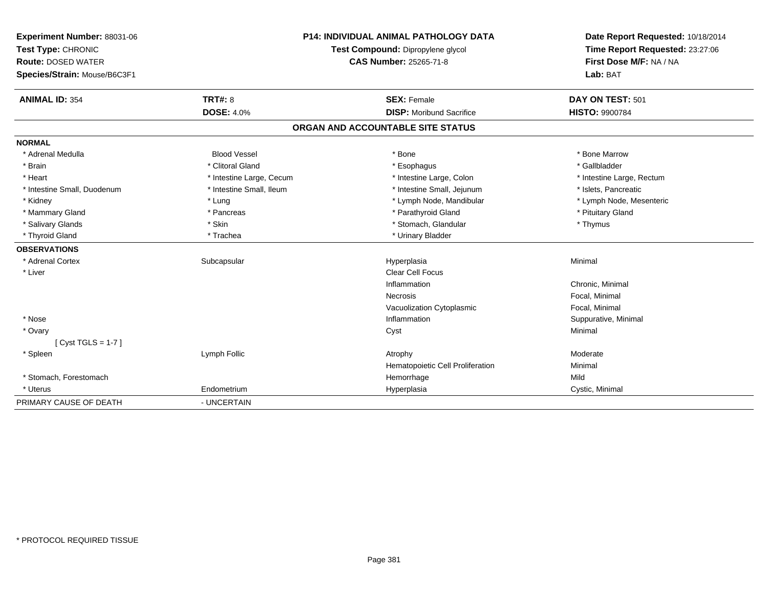**Experiment Number:** 88031-06
**Test Type:** CHRONIC
**Route:** DOSED WATER
**Species/Strain:** Mouse/B6C3F1

**P14: INDIVIDUAL ANIMAL PATHOLOGY DATA**
**Test Compound:** Dipropylene glycol
**CAS Number:** 25265-71-8

**Date Report Requested:** 10/18/2014
**Time Report Requested:** 23:27:06
**First Dose M/F:** NA / NA
**Lab:** BAT

| **ANIMAL ID:** 354 | **TRT#:** 8 | **SEX:** Female | **DAY ON TEST:** 501 |
|---|---|---|---|
| | **DOSE:** 4.0% | **DISP:** Moribund Sacrifice | **HISTO:** 9900784 |

## ORGAN AND ACCOUNTABLE SITE STATUS

**NORMAL**

| | | | |
|---|---|---|---|
| * Adrenal Medulla | Blood Vessel | * Bone | * Bone Marrow |
| * Brain | * Clitoral Gland | * Esophagus | * Gallbladder |
| * Heart | * Intestine Large, Cecum | * Intestine Large, Colon | * Intestine Large, Rectum |
| * Intestine Small, Duodenum | * Intestine Small, Ileum | * Intestine Small, Jejunum | * Islets, Pancreatic |
| * Kidney | * Lung | * Lymph Node, Mandibular | * Lymph Node, Mesenteric |
| * Mammary Gland | * Pancreas | * Parathyroid Gland | * Pituitary Gland |
| * Salivary Glands | * Skin | * Stomach, Glandular | * Thymus |
| * Thyroid Gland | * Trachea | * Urinary Bladder | |

**OBSERVATIONS**

| | | | |
|---|---|---|---|
| * Adrenal Cortex | Subcapsular | Hyperplasia | Minimal |
| * Liver | | Clear Cell Focus | |
| | | Inflammation | Chronic, Minimal |
| | | Necrosis | Focal, Minimal |
| | | Vacuolization Cytoplasmic | Focal, Minimal |
| * Nose | | Inflammation | Suppurative, Minimal |
| * Ovary | | Cyst | Minimal |
| [ Cyst TGLS = 1-7 ] | | | |
| * Spleen | Lymph Follic | Atrophy | Moderate |
| | | Hematopoietic Cell Proliferation | Minimal |
| * Stomach, Forestomach | | Hemorrhage | Mild |
| * Uterus | Endometrium | Hyperplasia | Cystic, Minimal |

PRIMARY CAUSE OF DEATH - UNCERTAIN

* PROTOCOL REQUIRED TISSUE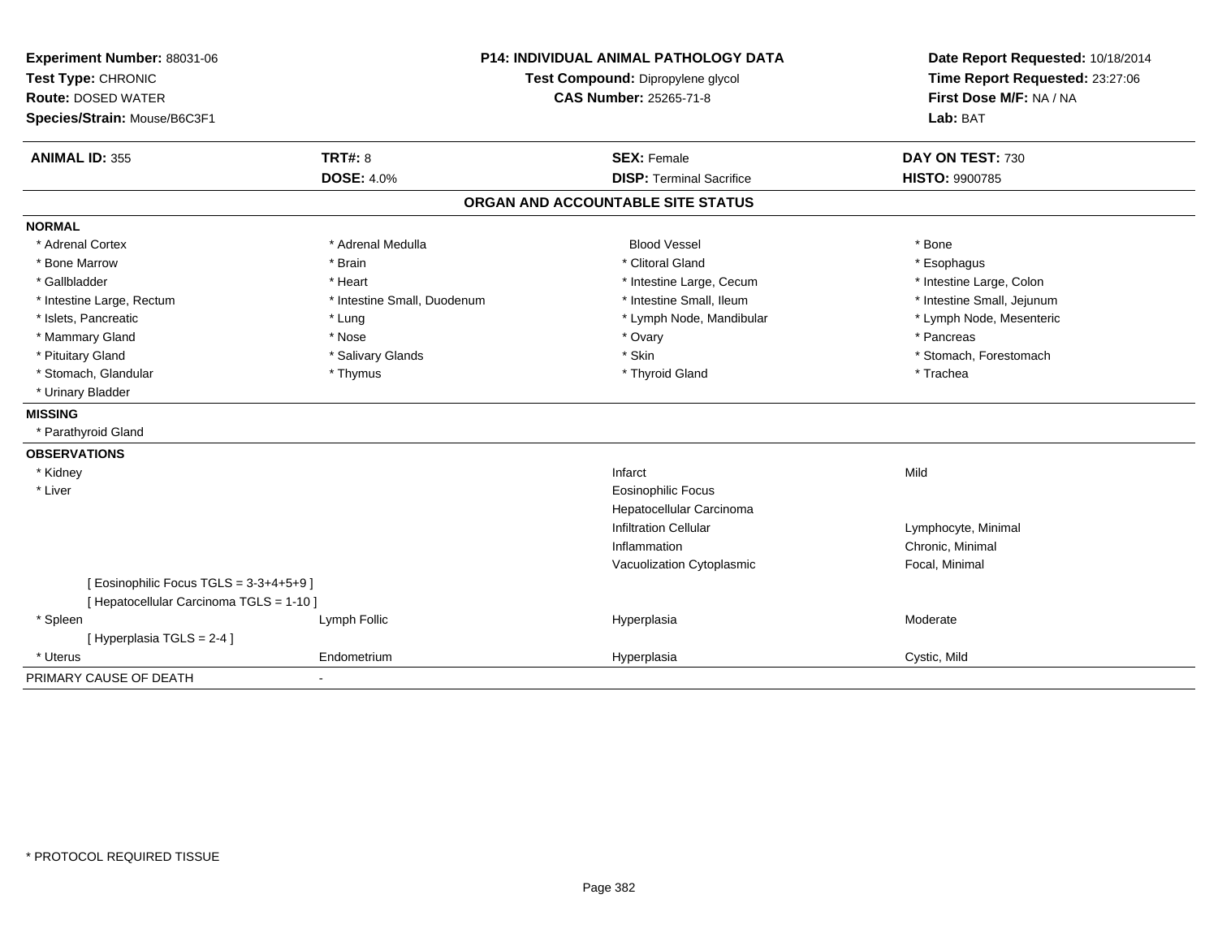**Experiment Number:** 88031-06
**Test Type:** CHRONIC
**Route:** DOSED WATER
**Species/Strain:** Mouse/B6C3F1

**P14: INDIVIDUAL ANIMAL PATHOLOGY DATA**
**Test Compound:** Dipropylene glycol
**CAS Number:** 25265-71-8

**Date Report Requested:** 10/18/2014
**Time Report Requested:** 23:27:06
**First Dose M/F:** NA / NA
**Lab:** BAT

| **ANIMAL ID:** 355 | **TRT#:** 8 | **SEX:** Female | **DAY ON TEST:** 730 |
|---|---|---|---|
| | **DOSE:** 4.0% | **DISP:** Terminal Sacrifice | **HISTO:** 9900785 |

## ORGAN AND ACCOUNTABLE SITE STATUS

**NORMAL**

| | | | |
|---|---|---|---|
| * Adrenal Cortex | * Adrenal Medulla | Blood Vessel | * Bone |
| * Bone Marrow | * Brain | * Clitoral Gland | * Esophagus |
| * Gallbladder | * Heart | * Intestine Large, Cecum | * Intestine Large, Colon |
| * Intestine Large, Rectum | * Intestine Small, Duodenum | * Intestine Small, Ileum | * Intestine Small, Jejunum |
| * Islets, Pancreatic | * Lung | * Lymph Node, Mandibular | * Lymph Node, Mesenteric |
| * Mammary Gland | * Nose | * Ovary | * Pancreas |
| * Pituitary Gland | * Salivary Glands | * Skin | * Stomach, Forestomach |
| * Stomach, Glandular | * Thymus | * Thyroid Gland | * Trachea |
| * Urinary Bladder | | | |

**MISSING**

* Parathyroid Gland

**OBSERVATIONS**

| | | | |
|---|---|---|---|
| * Kidney | | Infarct | Mild |
| * Liver | | Eosinophilic Focus | |
| | | Hepatocellular Carcinoma | |
| | | Infiltration Cellular | Lymphocyte, Minimal |
| | | Inflammation | Chronic, Minimal |
| | | Vacuolization Cytoplasmic | Focal, Minimal |
| [ Eosinophilic Focus TGLS = 3-3+4+5+9 ] | | | |
| [ Hepatocellular Carcinoma TGLS = 1-10 ] | | | |
| * Spleen | Lymph Follic | Hyperplasia | Moderate |
| [ Hyperplasia TGLS = 2-4 ] | | | |
| * Uterus | Endometrium | Hyperplasia | Cystic, Mild |

PRIMARY CAUSE OF DEATH -

\* PROTOCOL REQUIRED TISSUE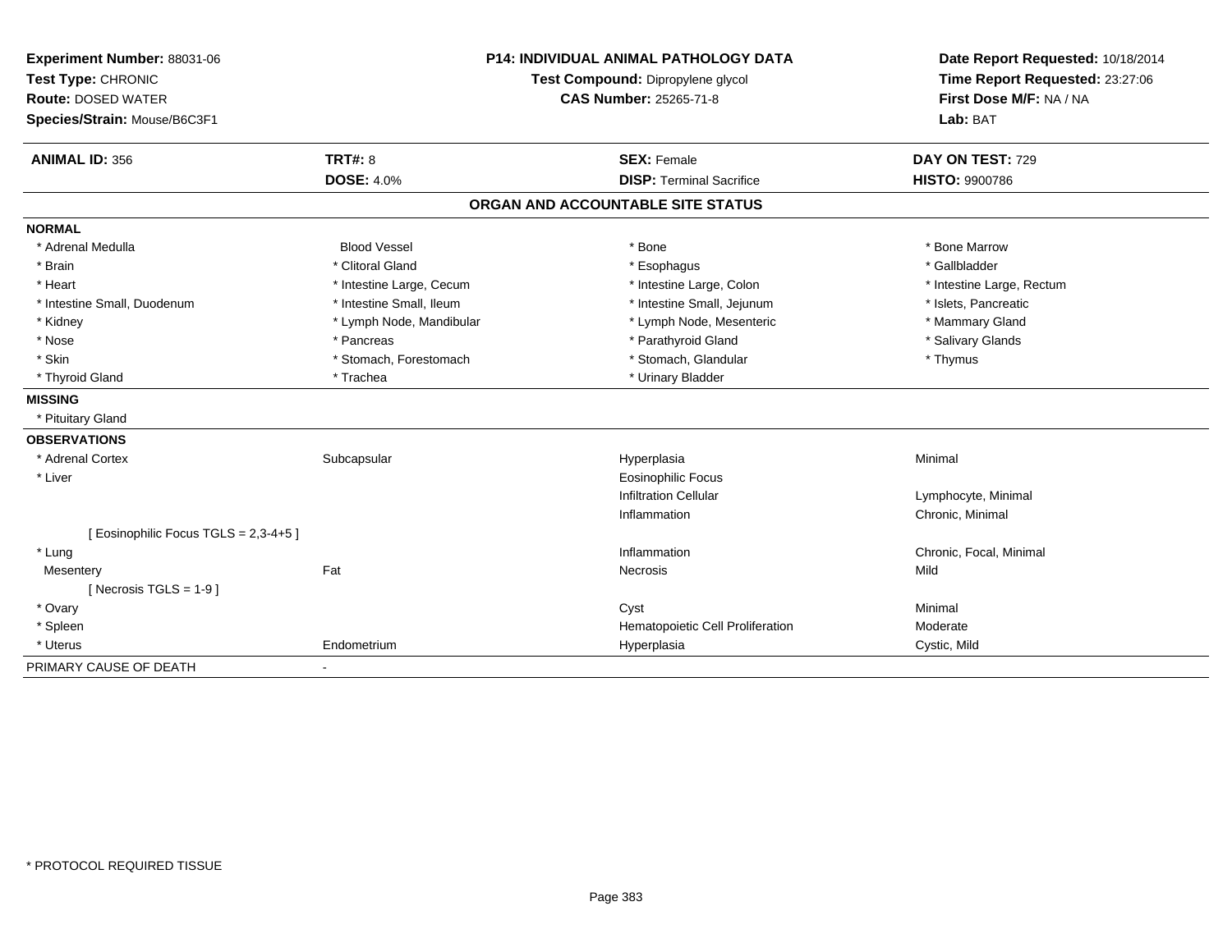**Experiment Number:** 88031-06
**Test Type:** CHRONIC
**Route:** DOSED WATER
**Species/Strain:** Mouse/B6C3F1

**P14: INDIVIDUAL ANIMAL PATHOLOGY DATA**
**Test Compound:** Dipropylene glycol
**CAS Number:** 25265-71-8

**Date Report Requested:** 10/18/2014
**Time Report Requested:** 23:27:06
**First Dose M/F:** NA / NA
**Lab:** BAT

| **ANIMAL ID:** 356 | **TRT#:** 8 | **SEX:** Female | **DAY ON TEST:** 729 |
|---|---|---|---|
| | **DOSE:** 4.0% | **DISP:** Terminal Sacrifice | **HISTO:** 9900786 |

## ORGAN AND ACCOUNTABLE SITE STATUS

**NORMAL**

| | | | |
|---|---|---|---|
| * Adrenal Medulla | Blood Vessel | * Bone | * Bone Marrow |
| * Brain | * Clitoral Gland | * Esophagus | * Gallbladder |
| * Heart | * Intestine Large, Cecum | * Intestine Large, Colon | * Intestine Large, Rectum |
| * Intestine Small, Duodenum | * Intestine Small, Ileum | * Intestine Small, Jejunum | * Islets, Pancreatic |
| * Kidney | * Lymph Node, Mandibular | * Lymph Node, Mesenteric | * Mammary Gland |
| * Nose | * Pancreas | * Parathyroid Gland | * Salivary Glands |
| * Skin | * Stomach, Forestomach | * Stomach, Glandular | * Thymus |
| * Thyroid Gland | * Trachea | * Urinary Bladder | |

**MISSING**

* Pituitary Gland

**OBSERVATIONS**

| | | | |
|---|---|---|---|
| * Adrenal Cortex | Subcapsular | Hyperplasia | Minimal |
| * Liver | | Eosinophilic Focus | |
| | | Infiltration Cellular | Lymphocyte, Minimal |
| | | Inflammation | Chronic, Minimal |
| [ Eosinophilic Focus TGLS = 2,3-4+5 ] | | | |
| * Lung | | Inflammation | Chronic, Focal, Minimal |
| Mesentery | Fat | Necrosis | Mild |
| [ Necrosis TGLS = 1-9 ] | | | |
| * Ovary | | Cyst | Minimal |
| * Spleen | | Hematopoietic Cell Proliferation | Moderate |
| * Uterus | Endometrium | Hyperplasia | Cystic, Mild |

PRIMARY CAUSE OF DEATH -

\* PROTOCOL REQUIRED TISSUE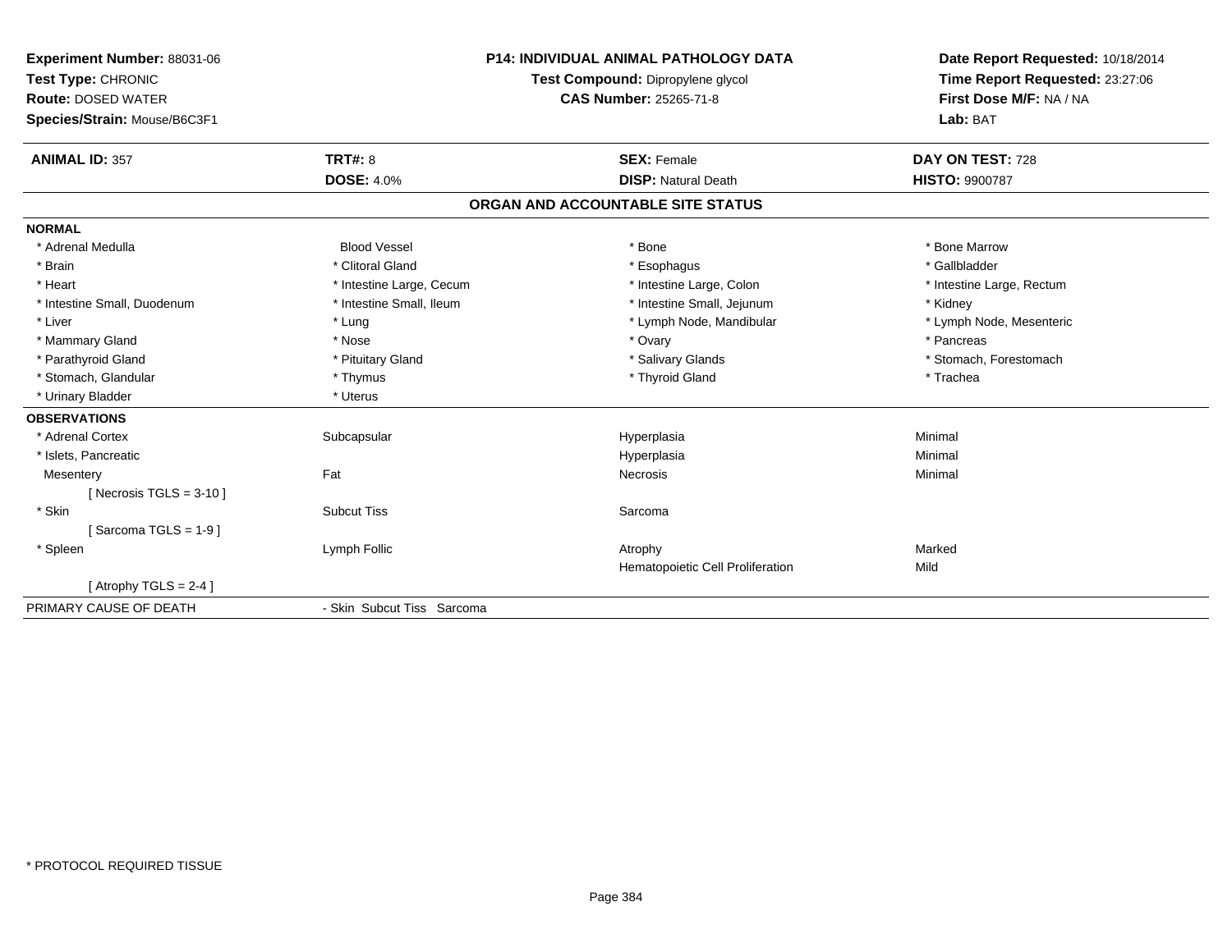**Experiment Number:** 88031-06
**Test Type:** CHRONIC
**Route:** DOSED WATER
**Species/Strain:** Mouse/B6C3F1

**P14: INDIVIDUAL ANIMAL PATHOLOGY DATA**
**Test Compound:** Dipropylene glycol
**CAS Number:** 25265-71-8

**Date Report Requested:** 10/18/2014
**Time Report Requested:** 23:27:06
**First Dose M/F:** NA / NA
**Lab:** BAT

| **ANIMAL ID:** 357 | **TRT#:** 8 | **SEX:** Female | **DAY ON TEST:** 728 |
|---|---|---|---|
| | **DOSE:** 4.0% | **DISP:** Natural Death | **HISTO:** 9900787 |

## ORGAN AND ACCOUNTABLE SITE STATUS

| | | | |
|---|---|---|---|
| **NORMAL** | | | |
| * Adrenal Medulla | Blood Vessel | * Bone | * Bone Marrow |
| * Brain | * Clitoral Gland | * Esophagus | * Gallbladder |
| * Heart | * Intestine Large, Cecum | * Intestine Large, Colon | * Intestine Large, Rectum |
| * Intestine Small, Duodenum | * Intestine Small, Ileum | * Intestine Small, Jejunum | * Kidney |
| * Liver | * Lung | * Lymph Node, Mandibular | * Lymph Node, Mesenteric |
| * Mammary Gland | * Nose | * Ovary | * Pancreas |
| * Parathyroid Gland | * Pituitary Gland | * Salivary Glands | * Stomach, Forestomach |
| * Stomach, Glandular | * Thymus | * Thyroid Gland | * Trachea |
| * Urinary Bladder | * Uterus | | |
| **OBSERVATIONS** | | | |
| * Adrenal Cortex | Subcapsular | Hyperplasia | Minimal |
| * Islets, Pancreatic | | Hyperplasia | Minimal |
| Mesentery | Fat | Necrosis | Minimal |
| [ Necrosis TGLS = 3-10 ] | | | |
| * Skin | Subcut Tiss | Sarcoma | |
| [ Sarcoma TGLS = 1-9 ] | | | |
| * Spleen | Lymph Follic | Atrophy | Marked |
| | | Hematopoietic Cell Proliferation | Mild |
| [ Atrophy TGLS = 2-4 ] | | | |
| PRIMARY CAUSE OF DEATH | - Skin Subcut Tiss Sarcoma | | |

* PROTOCOL REQUIRED TISSUE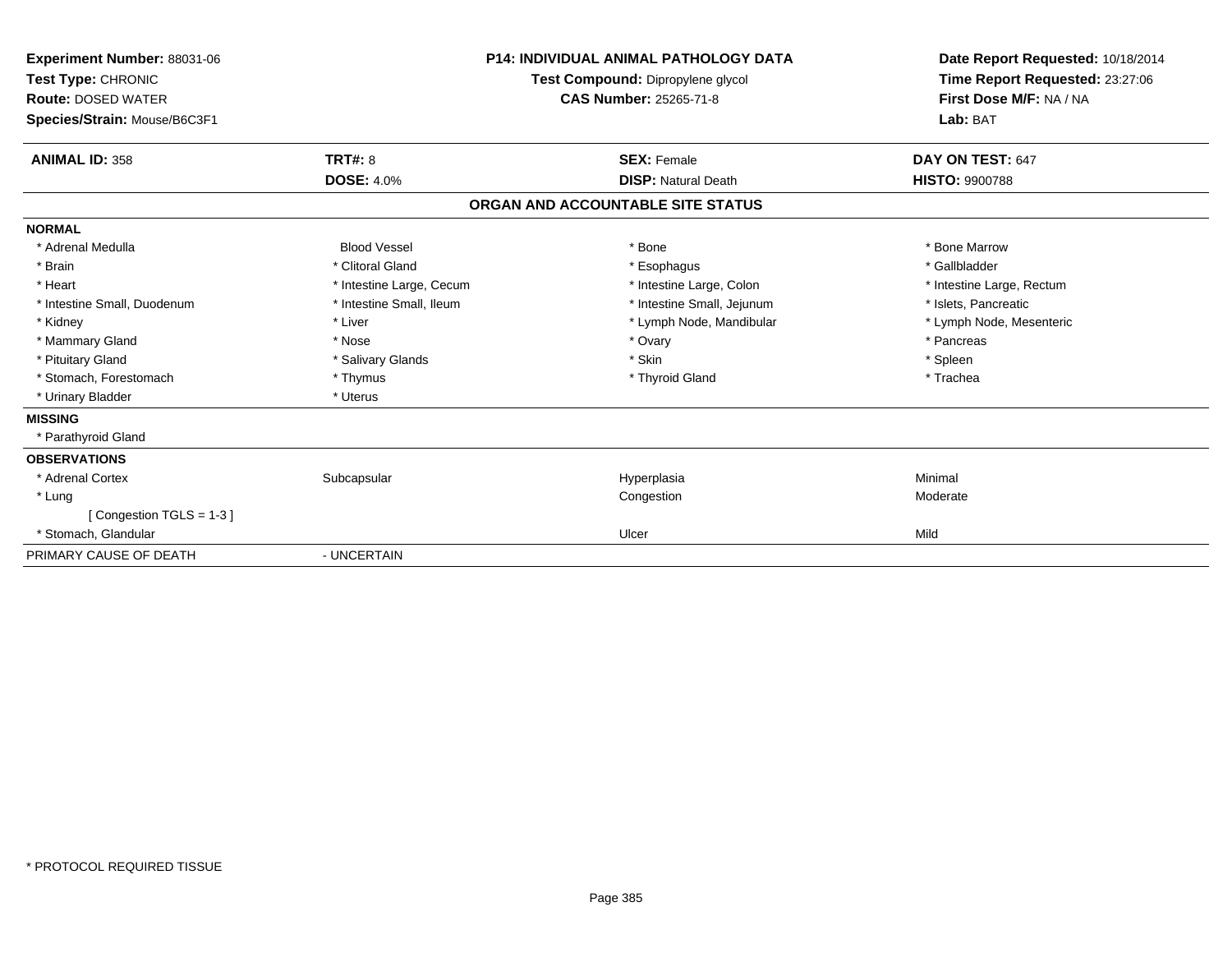**Experiment Number:** 88031-06
**Test Type:** CHRONIC
**Route:** DOSED WATER
**Species/Strain:** Mouse/B6C3F1

**P14: INDIVIDUAL ANIMAL PATHOLOGY DATA**
**Test Compound:** Dipropylene glycol
**CAS Number:** 25265-71-8

**Date Report Requested:** 10/18/2014
**Time Report Requested:** 23:27:06
**First Dose M/F:** NA / NA
**Lab:** BAT

| **ANIMAL ID:** 358 | **TRT#:** 8 | **SEX:** Female | **DAY ON TEST:** 647 |
|---|---|---|---|
| | **DOSE:** 4.0% | **DISP:** Natural Death | **HISTO:** 9900788 |

## ORGAN AND ACCOUNTABLE SITE STATUS

**NORMAL**

| | | | |
|---|---|---|---|
| * Adrenal Medulla | Blood Vessel | * Bone | * Bone Marrow |
| * Brain | * Clitoral Gland | * Esophagus | * Gallbladder |
| * Heart | * Intestine Large, Cecum | * Intestine Large, Colon | * Intestine Large, Rectum |
| * Intestine Small, Duodenum | * Intestine Small, Ileum | * Intestine Small, Jejunum | * Islets, Pancreatic |
| * Kidney | * Liver | * Lymph Node, Mandibular | * Lymph Node, Mesenteric |
| * Mammary Gland | * Nose | * Ovary | * Pancreas |
| * Pituitary Gland | * Salivary Glands | * Skin | * Spleen |
| * Stomach, Forestomach | * Thymus | * Thyroid Gland | * Trachea |
| * Urinary Bladder | * Uterus | | |

**MISSING**

* Parathyroid Gland

**OBSERVATIONS**

| | | | |
|---|---|---|---|
| * Adrenal Cortex | Subcapsular | Hyperplasia | Minimal |
| * Lung | | Congestion | Moderate |
| [ Congestion TGLS = 1-3 ] | | | |
| * Stomach, Glandular | | Ulcer | Mild |

PRIMARY CAUSE OF DEATH - UNCERTAIN

* PROTOCOL REQUIRED TISSUE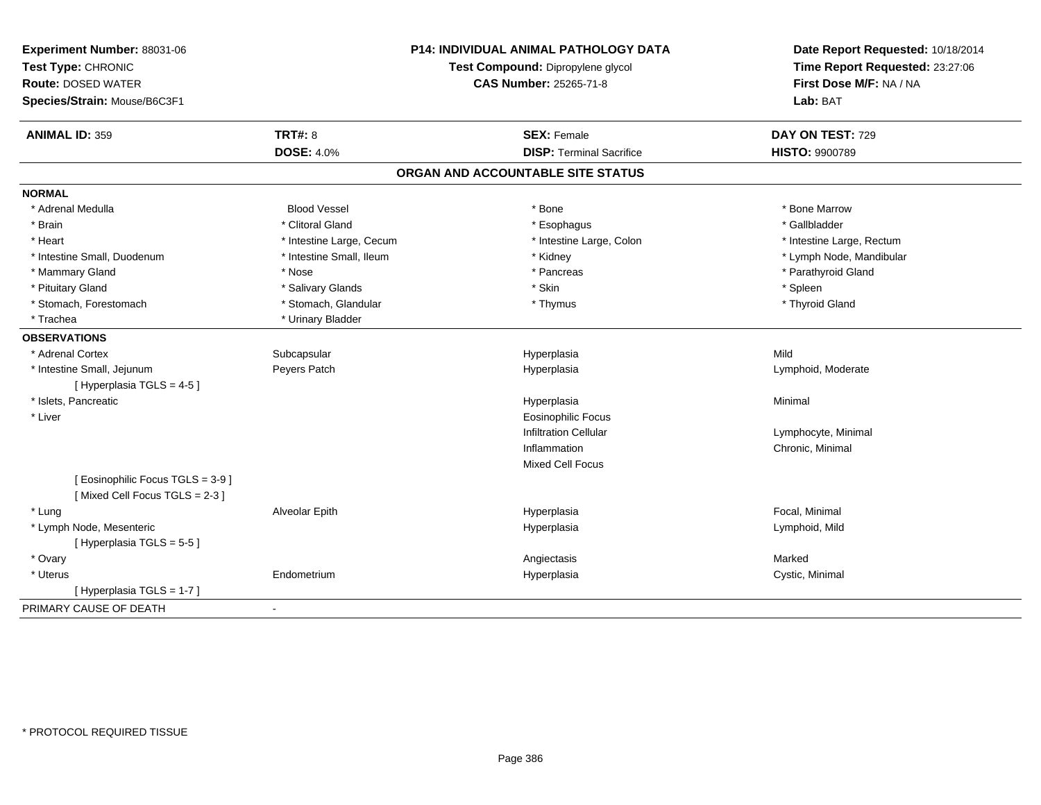**Experiment Number:** 88031-06
**Test Type:** CHRONIC
**Route:** DOSED WATER
**Species/Strain:** Mouse/B6C3F1

**P14: INDIVIDUAL ANIMAL PATHOLOGY DATA**
**Test Compound:** Dipropylene glycol
**CAS Number:** 25265-71-8

**Date Report Requested:** 10/18/2014
**Time Report Requested:** 23:27:06
**First Dose M/F:** NA / NA
**Lab:** BAT

| **ANIMAL ID:** 359 | **TRT#:** 8 | **SEX:** Female | **DAY ON TEST:** 729 |
|---|---|---|---|
| | **DOSE:** 4.0% | **DISP:** Terminal Sacrifice | **HISTO:** 9900789 |

## ORGAN AND ACCOUNTABLE SITE STATUS

| | | | |
|---|---|---|---|
| **NORMAL** | | | |
| * Adrenal Medulla | Blood Vessel | * Bone | * Bone Marrow |
| * Brain | * Clitoral Gland | * Esophagus | * Gallbladder |
| * Heart | * Intestine Large, Cecum | * Intestine Large, Colon | * Intestine Large, Rectum |
| * Intestine Small, Duodenum | * Intestine Small, Ileum | * Kidney | * Lymph Node, Mandibular |
| * Mammary Gland | * Nose | * Pancreas | * Parathyroid Gland |
| * Pituitary Gland | * Salivary Glands | * Skin | * Spleen |
| * Stomach, Forestomach | * Stomach, Glandular | * Thymus | * Thyroid Gland |
| * Trachea | * Urinary Bladder | | |
| **OBSERVATIONS** | | | |
| * Adrenal Cortex | Subcapsular | Hyperplasia | Mild |
| * Intestine Small, Jejunum | Peyers Patch | Hyperplasia | Lymphoid, Moderate |
| [ Hyperplasia TGLS = 4-5 ] | | | |
| * Islets, Pancreatic | | Hyperplasia | Minimal |
| * Liver | | Eosinophilic Focus | |
| | | Infiltration Cellular | Lymphocyte, Minimal |
| | | Inflammation | Chronic, Minimal |
| | | Mixed Cell Focus | |
| [ Eosinophilic Focus TGLS = 3-9 ] | | | |
| [ Mixed Cell Focus TGLS = 2-3 ] | | | |
| * Lung | Alveolar Epith | Hyperplasia | Focal, Minimal |
| * Lymph Node, Mesenteric | | Hyperplasia | Lymphoid, Mild |
| [ Hyperplasia TGLS = 5-5 ] | | | |
| * Ovary | | Angiectasis | Marked |
| * Uterus | Endometrium | Hyperplasia | Cystic, Minimal |
| [ Hyperplasia TGLS = 1-7 ] | | | |
| PRIMARY CAUSE OF DEATH | - | | |

\* PROTOCOL REQUIRED TISSUE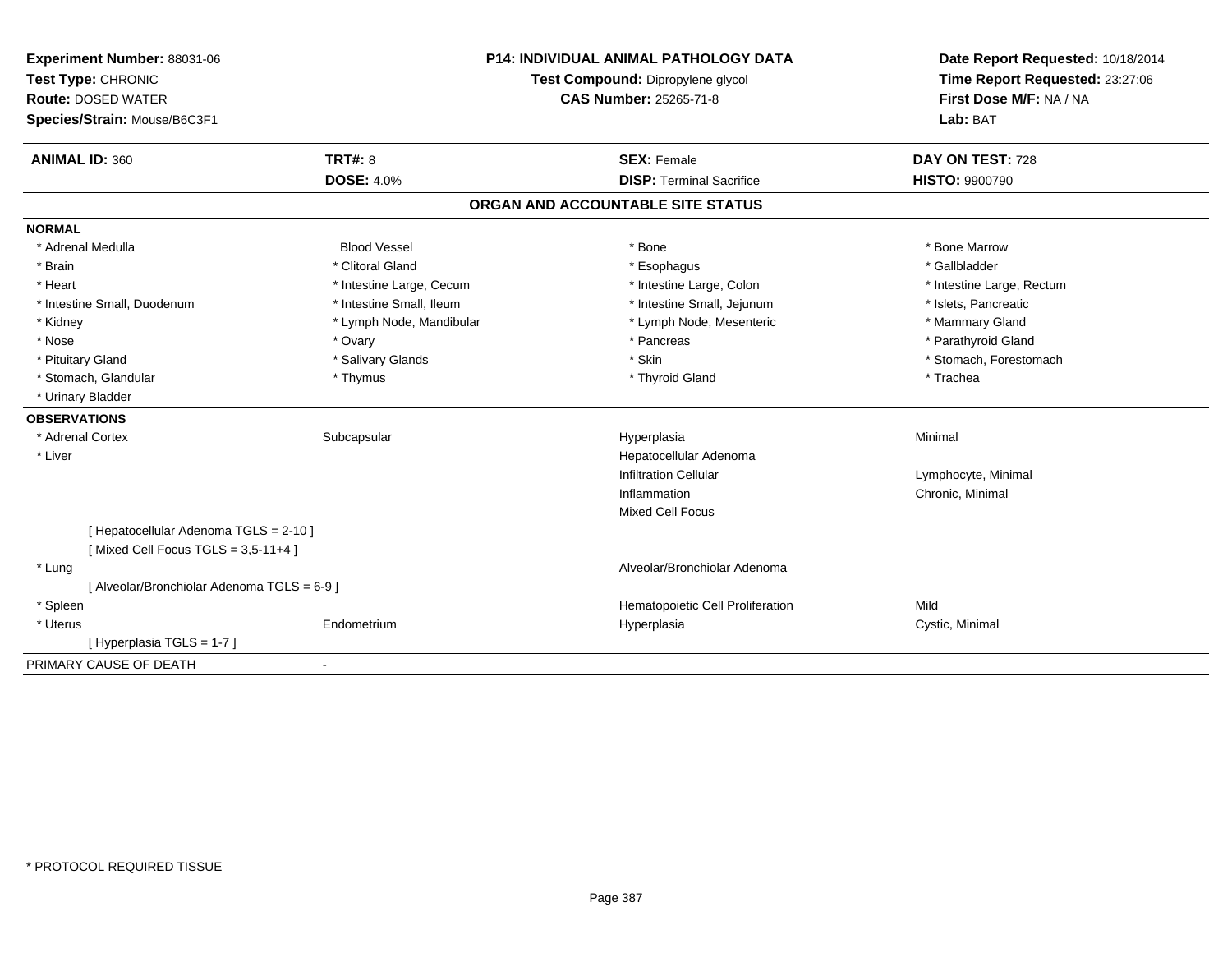**Experiment Number:** 88031-06
**Test Type:** CHRONIC
**Route:** DOSED WATER
**Species/Strain:** Mouse/B6C3F1

**P14: INDIVIDUAL ANIMAL PATHOLOGY DATA**
**Test Compound:** Dipropylene glycol
**CAS Number:** 25265-71-8

**Date Report Requested:** 10/18/2014
**Time Report Requested:** 23:27:06
**First Dose M/F:** NA / NA
**Lab:** BAT

| **ANIMAL ID:** 360 | **TRT#:** 8 | **SEX:** Female | **DAY ON TEST:** 728 |
|---|---|---|---|
| | **DOSE:** 4.0% | **DISP:** Terminal Sacrifice | **HISTO:** 9900790 |

## ORGAN AND ACCOUNTABLE SITE STATUS

**NORMAL**

| | | | |
|---|---|---|---|
| * Adrenal Medulla | Blood Vessel | * Bone | * Bone Marrow |
| * Brain | * Clitoral Gland | * Esophagus | * Gallbladder |
| * Heart | * Intestine Large, Cecum | * Intestine Large, Colon | * Intestine Large, Rectum |
| * Intestine Small, Duodenum | * Intestine Small, Ileum | * Intestine Small, Jejunum | * Islets, Pancreatic |
| * Kidney | * Lymph Node, Mandibular | * Lymph Node, Mesenteric | * Mammary Gland |
| * Nose | * Ovary | * Pancreas | * Parathyroid Gland |
| * Pituitary Gland | * Salivary Glands | * Skin | * Stomach, Forestomach |
| * Stomach, Glandular | * Thymus | * Thyroid Gland | * Trachea |
| * Urinary Bladder | | | |

**OBSERVATIONS**

| | | | |
|---|---|---|---|
| * Adrenal Cortex | Subcapsular | Hyperplasia | Minimal |
| * Liver | | Hepatocellular Adenoma | |
| | | Infiltration Cellular | Lymphocyte, Minimal |
| | | Inflammation | Chronic, Minimal |
| | | Mixed Cell Focus | |
| [ Hepatocellular Adenoma TGLS = 2-10 ] | | | |
| [ Mixed Cell Focus TGLS = 3,5-11+4 ] | | | |
| * Lung | | Alveolar/Bronchiolar Adenoma | |
| [ Alveolar/Bronchiolar Adenoma TGLS = 6-9 ] | | | |
| * Spleen | | Hematopoietic Cell Proliferation | Mild |
| * Uterus | Endometrium | Hyperplasia | Cystic, Minimal |
| [ Hyperplasia TGLS = 1-7 ] | | | |

PRIMARY CAUSE OF DEATH -

* PROTOCOL REQUIRED TISSUE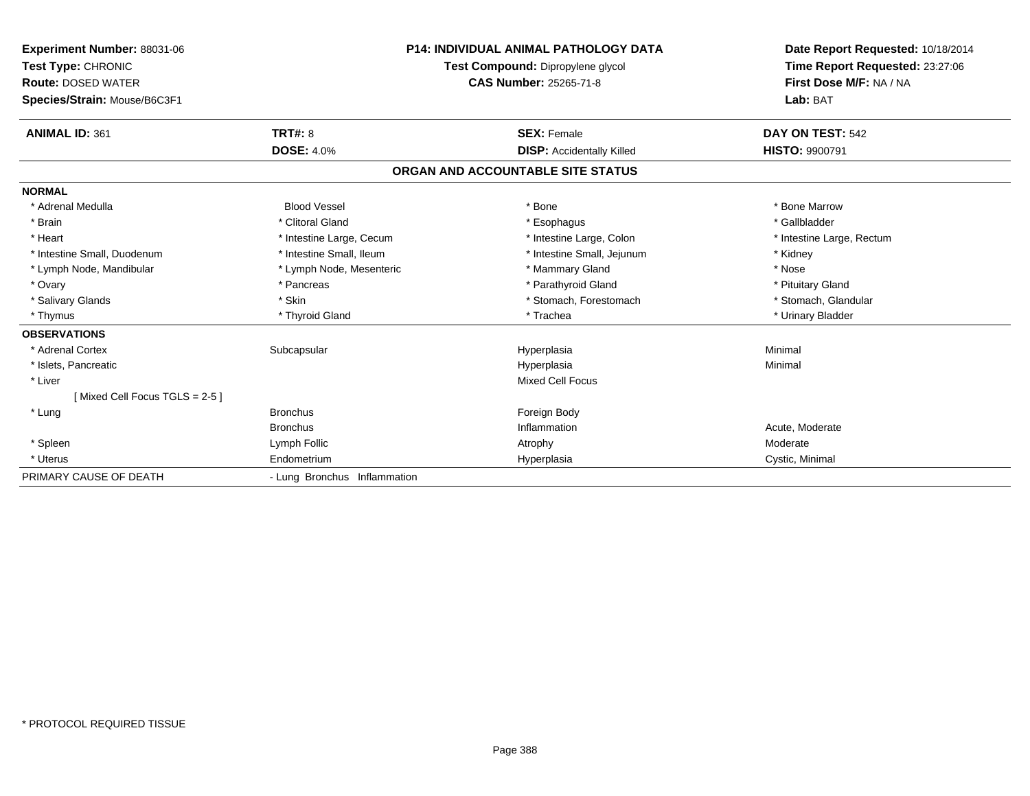**Experiment Number:** 88031-06
**Test Type:** CHRONIC
**Route:** DOSED WATER
**Species/Strain:** Mouse/B6C3F1

**P14: INDIVIDUAL ANIMAL PATHOLOGY DATA**
**Test Compound:** Dipropylene glycol
**CAS Number:** 25265-71-8

**Date Report Requested:** 10/18/2014
**Time Report Requested:** 23:27:06
**First Dose M/F:** NA / NA
**Lab:** BAT

| **ANIMAL ID:** 361 | **TRT#:** 8 | **SEX:** Female | **DAY ON TEST:** 542 |
|---|---|---|---|
| | **DOSE:** 4.0% | **DISP:** Accidentally Killed | **HISTO:** 9900791 |

## ORGAN AND ACCOUNTABLE SITE STATUS

**NORMAL**

| | | | |
|---|---|---|---|
| * Adrenal Medulla | Blood Vessel | * Bone | * Bone Marrow |
| * Brain | * Clitoral Gland | * Esophagus | * Gallbladder |
| * Heart | * Intestine Large, Cecum | * Intestine Large, Colon | * Intestine Large, Rectum |
| * Intestine Small, Duodenum | * Intestine Small, Ileum | * Intestine Small, Jejunum | * Kidney |
| * Lymph Node, Mandibular | * Lymph Node, Mesenteric | * Mammary Gland | * Nose |
| * Ovary | * Pancreas | * Parathyroid Gland | * Pituitary Gland |
| * Salivary Glands | * Skin | * Stomach, Forestomach | * Stomach, Glandular |
| * Thymus | * Thyroid Gland | * Trachea | * Urinary Bladder |

**OBSERVATIONS**

| | | | |
|---|---|---|---|
| * Adrenal Cortex | Subcapsular | Hyperplasia | Minimal |
| * Islets, Pancreatic | | Hyperplasia | Minimal |
| * Liver | | Mixed Cell Focus | |
| [ Mixed Cell Focus TGLS = 2-5 ] | | | |
| * Lung | Bronchus | Foreign Body | |
| | Bronchus | Inflammation | Acute, Moderate |
| * Spleen | Lymph Follic | Atrophy | Moderate |
| * Uterus | Endometrium | Hyperplasia | Cystic, Minimal |

PRIMARY CAUSE OF DEATH - Lung Bronchus Inflammation

\* PROTOCOL REQUIRED TISSUE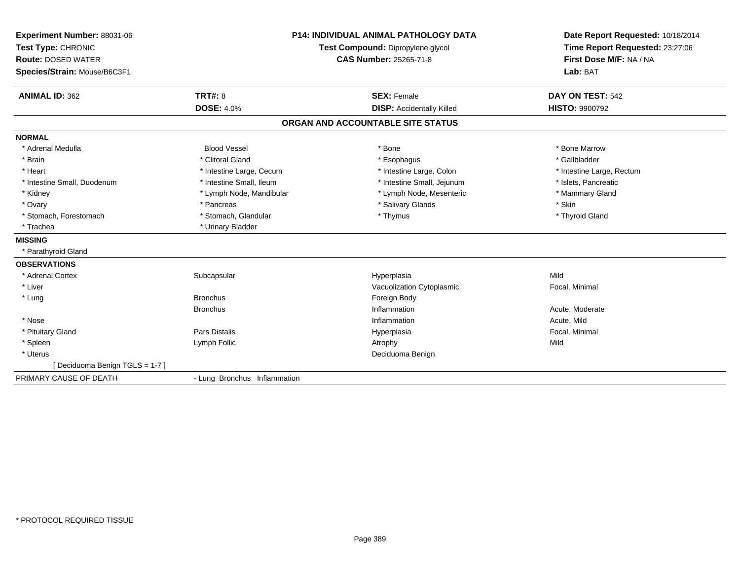**Experiment Number:** 88031-06
**Test Type:** CHRONIC
**Route:** DOSED WATER
**Species/Strain:** Mouse/B6C3F1

**P14: INDIVIDUAL ANIMAL PATHOLOGY DATA**
**Test Compound:** Dipropylene glycol
**CAS Number:** 25265-71-8

**Date Report Requested:** 10/18/2014
**Time Report Requested:** 23:27:06
**First Dose M/F:** NA / NA
**Lab:** BAT

| **ANIMAL ID:** 362 | **TRT#:** 8 | **SEX:** Female | **DAY ON TEST:** 542 |
|---|---|---|---|
| | **DOSE:** 4.0% | **DISP:** Accidentally Killed | **HISTO:** 9900792 |

## ORGAN AND ACCOUNTABLE SITE STATUS

| | | | |
|---|---|---|---|
| **NORMAL** | | | |
| * Adrenal Medulla | Blood Vessel | * Bone | * Bone Marrow |
| * Brain | * Clitoral Gland | * Esophagus | * Gallbladder |
| * Heart | * Intestine Large, Cecum | * Intestine Large, Colon | * Intestine Large, Rectum |
| * Intestine Small, Duodenum | * Intestine Small, Ileum | * Intestine Small, Jejunum | * Islets, Pancreatic |
| * Kidney | * Lymph Node, Mandibular | * Lymph Node, Mesenteric | * Mammary Gland |
| * Ovary | * Pancreas | * Salivary Glands | * Skin |
| * Stomach, Forestomach | * Stomach, Glandular | * Thymus | * Thyroid Gland |
| * Trachea | * Urinary Bladder | | |
| **MISSING** | | | |
| * Parathyroid Gland | | | |
| **OBSERVATIONS** | | | |
| * Adrenal Cortex | Subcapsular | Hyperplasia | Mild |
| * Liver | | Vacuolization Cytoplasmic | Focal, Minimal |
| * Lung | Bronchus | Foreign Body | |
| | Bronchus | Inflammation | Acute, Moderate |
| * Nose | | Inflammation | Acute, Mild |
| * Pituitary Gland | Pars Distalis | Hyperplasia | Focal, Minimal |
| * Spleen | Lymph Follic | Atrophy | Mild |
| * Uterus | | Deciduoma Benign | |
| [ Deciduoma Benign TGLS = 1-7 ] | | | |
| PRIMARY CAUSE OF DEATH | - Lung Bronchus Inflammation | | |

* PROTOCOL REQUIRED TISSUE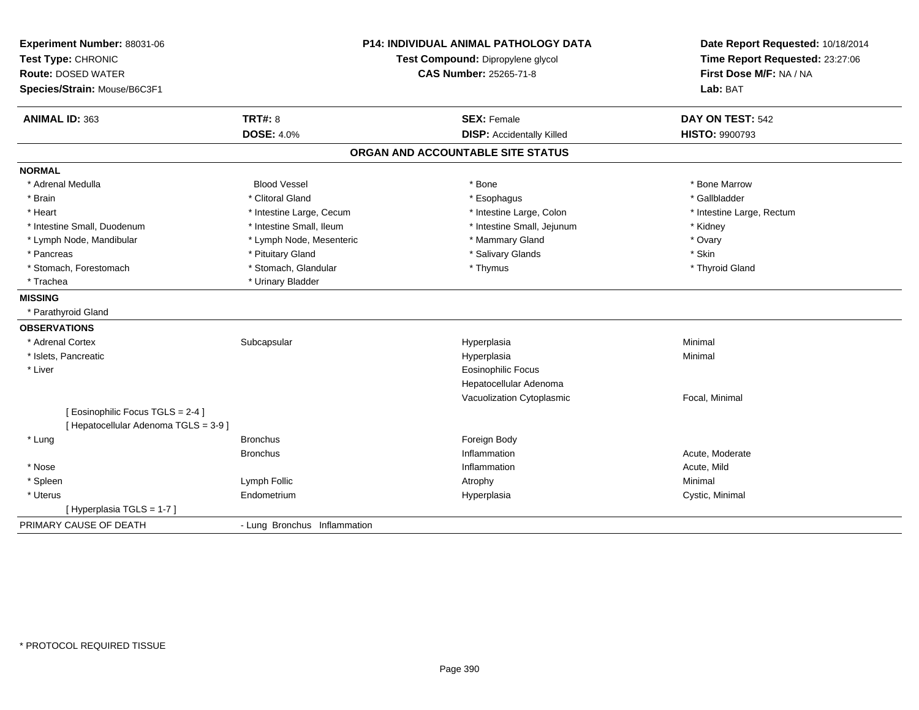**Experiment Number:** 88031-06
**Test Type:** CHRONIC
**Route:** DOSED WATER
**Species/Strain:** Mouse/B6C3F1

**P14: INDIVIDUAL ANIMAL PATHOLOGY DATA**
**Test Compound:** Dipropylene glycol
**CAS Number:** 25265-71-8

**Date Report Requested:** 10/18/2014
**Time Report Requested:** 23:27:06
**First Dose M/F:** NA / NA
**Lab:** BAT

| **ANIMAL ID:** 363 | **TRT#:** 8 | **SEX:** Female | **DAY ON TEST:** 542 |
|---|---|---|---|
| | **DOSE:** 4.0% | **DISP:** Accidentally Killed | **HISTO:** 9900793 |

## ORGAN AND ACCOUNTABLE SITE STATUS

**NORMAL**

| | | | |
|---|---|---|---|
| * Adrenal Medulla | Blood Vessel | * Bone | * Bone Marrow |
| * Brain | * Clitoral Gland | * Esophagus | * Gallbladder |
| * Heart | * Intestine Large, Cecum | * Intestine Large, Colon | * Intestine Large, Rectum |
| * Intestine Small, Duodenum | * Intestine Small, Ileum | * Intestine Small, Jejunum | * Kidney |
| * Lymph Node, Mandibular | * Lymph Node, Mesenteric | * Mammary Gland | * Ovary |
| * Pancreas | * Pituitary Gland | * Salivary Glands | * Skin |
| * Stomach, Forestomach | * Stomach, Glandular | * Thymus | * Thyroid Gland |
| * Trachea | * Urinary Bladder | | |

**MISSING**

* Parathyroid Gland

**OBSERVATIONS**

| | | | |
|---|---|---|---|
| * Adrenal Cortex | Subcapsular | Hyperplasia | Minimal |
| * Islets, Pancreatic | | Hyperplasia | Minimal |
| * Liver | | Eosinophilic Focus | |
| | | Hepatocellular Adenoma | |
| | | Vacuolization Cytoplasmic | Focal, Minimal |
| [ Eosinophilic Focus TGLS = 2-4 ] | | | |
| [ Hepatocellular Adenoma TGLS = 3-9 ] | | | |
| * Lung | Bronchus | Foreign Body | |
| | Bronchus | Inflammation | Acute, Moderate |
| * Nose | | Inflammation | Acute, Mild |
| * Spleen | Lymph Follic | Atrophy | Minimal |
| * Uterus | Endometrium | Hyperplasia | Cystic, Minimal |
| [ Hyperplasia TGLS = 1-7 ] | | | |

| PRIMARY CAUSE OF DEATH | - Lung Bronchus Inflammation |
|---|---|

* PROTOCOL REQUIRED TISSUE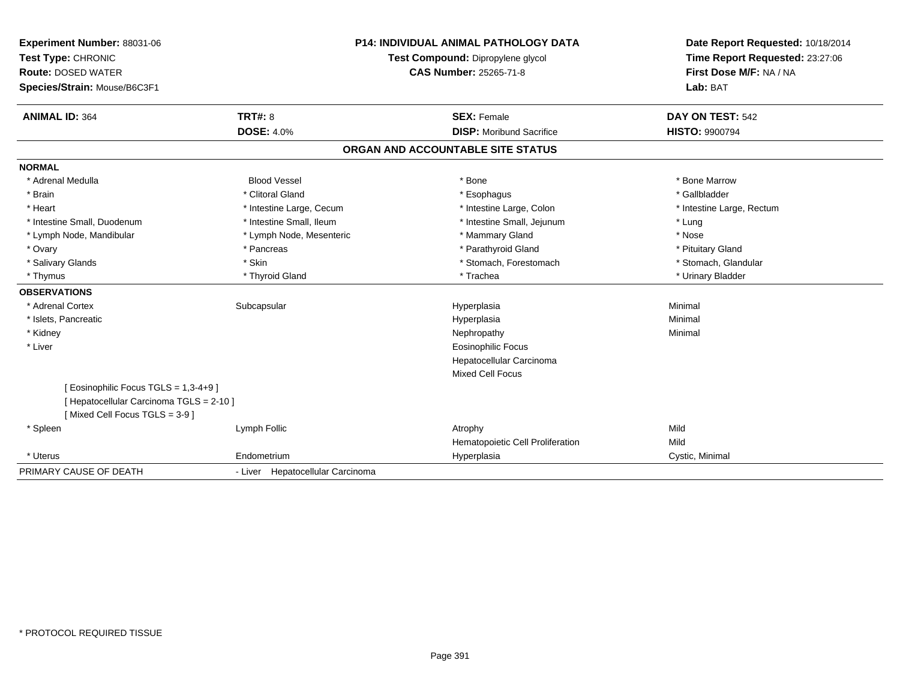**Experiment Number:** 88031-06
**Test Type:** CHRONIC
**Route:** DOSED WATER
**Species/Strain:** Mouse/B6C3F1

**P14: INDIVIDUAL ANIMAL PATHOLOGY DATA**
**Test Compound:** Dipropylene glycol
**CAS Number:** 25265-71-8

**Date Report Requested:** 10/18/2014
**Time Report Requested:** 23:27:06
**First Dose M/F:** NA / NA
**Lab:** BAT

| **ANIMAL ID:** 364 | **TRT#:** 8 | **SEX:** Female | **DAY ON TEST:** 542 |
|---|---|---|---|
| | **DOSE:** 4.0% | **DISP:** Moribund Sacrifice | **HISTO:** 9900794 |

## ORGAN AND ACCOUNTABLE SITE STATUS

**NORMAL**

| | | | |
|---|---|---|---|
| * Adrenal Medulla | Blood Vessel | * Bone | * Bone Marrow |
| * Brain | * Clitoral Gland | * Esophagus | * Gallbladder |
| * Heart | * Intestine Large, Cecum | * Intestine Large, Colon | * Intestine Large, Rectum |
| * Intestine Small, Duodenum | * Intestine Small, Ileum | * Intestine Small, Jejunum | * Lung |
| * Lymph Node, Mandibular | * Lymph Node, Mesenteric | * Mammary Gland | * Nose |
| * Ovary | * Pancreas | * Parathyroid Gland | * Pituitary Gland |
| * Salivary Glands | * Skin | * Stomach, Forestomach | * Stomach, Glandular |
| * Thymus | * Thyroid Gland | * Trachea | * Urinary Bladder |

**OBSERVATIONS**

| | | | |
|---|---|---|---|
| * Adrenal Cortex | Subcapsular | Hyperplasia | Minimal |
| * Islets, Pancreatic | | Hyperplasia | Minimal |
| * Kidney | | Nephropathy | Minimal |
| * Liver | | Eosinophilic Focus | |
| | | Hepatocellular Carcinoma | |
| | | Mixed Cell Focus | |
| [ Eosinophilic Focus TGLS = 1,3-4+9 ] | | | |
| [ Hepatocellular Carcinoma TGLS = 2-10 ] | | | |
| [ Mixed Cell Focus TGLS = 3-9 ] | | | |
| * Spleen | Lymph Follic | Atrophy | Mild |
| | | Hematopoietic Cell Proliferation | Mild |
| * Uterus | Endometrium | Hyperplasia | Cystic, Minimal |

PRIMARY CAUSE OF DEATH - Liver Hepatocellular Carcinoma

* PROTOCOL REQUIRED TISSUE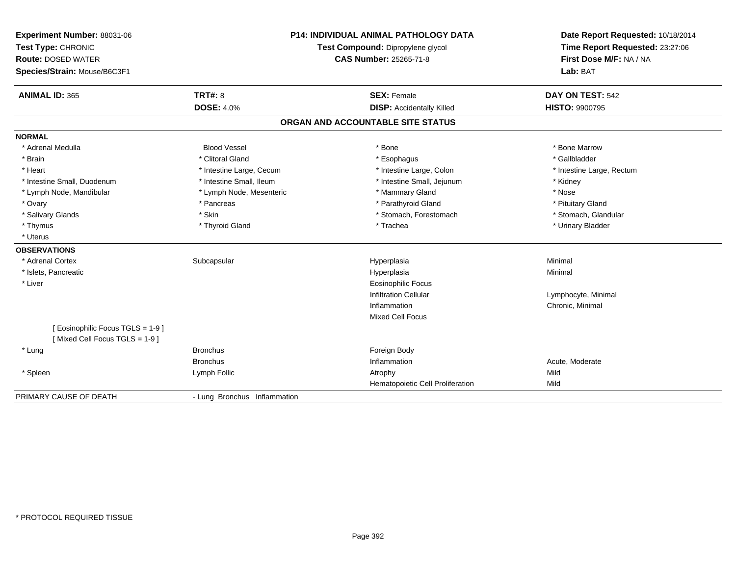**Experiment Number:** 88031-06
**Test Type:** CHRONIC
**Route:** DOSED WATER
**Species/Strain:** Mouse/B6C3F1

**P14: INDIVIDUAL ANIMAL PATHOLOGY DATA**
**Test Compound:** Dipropylene glycol
**CAS Number:** 25265-71-8

**Date Report Requested:** 10/18/2014
**Time Report Requested:** 23:27:06
**First Dose M/F:** NA / NA
**Lab:** BAT

| **ANIMAL ID:** 365 | **TRT#:** 8 | **SEX:** Female | **DAY ON TEST:** 542 |
|---|---|---|---|
| | **DOSE:** 4.0% | **DISP:** Accidentally Killed | **HISTO:** 9900795 |

## ORGAN AND ACCOUNTABLE SITE STATUS

**NORMAL**

| | | | |
|---|---|---|---|
| * Adrenal Medulla | Blood Vessel | * Bone | * Bone Marrow |
| * Brain | * Clitoral Gland | * Esophagus | * Gallbladder |
| * Heart | * Intestine Large, Cecum | * Intestine Large, Colon | * Intestine Large, Rectum |
| * Intestine Small, Duodenum | * Intestine Small, Ileum | * Intestine Small, Jejunum | * Kidney |
| * Lymph Node, Mandibular | * Lymph Node, Mesenteric | * Mammary Gland | * Nose |
| * Ovary | * Pancreas | * Parathyroid Gland | * Pituitary Gland |
| * Salivary Glands | * Skin | * Stomach, Forestomach | * Stomach, Glandular |
| * Thymus | * Thyroid Gland | * Trachea | * Urinary Bladder |
| * Uterus | | | |

**OBSERVATIONS**

| | | | |
|---|---|---|---|
| * Adrenal Cortex | Subcapsular | Hyperplasia | Minimal |
| * Islets, Pancreatic | | Hyperplasia | Minimal |
| * Liver | | Eosinophilic Focus | |
| | | Infiltration Cellular | Lymphocyte, Minimal |
| | | Inflammation | Chronic, Minimal |
| | | Mixed Cell Focus | |
| [ Eosinophilic Focus TGLS = 1-9 ] | | | |
| [ Mixed Cell Focus TGLS = 1-9 ] | | | |
| * Lung | Bronchus | Foreign Body | |
| | Bronchus | Inflammation | Acute, Moderate |
| * Spleen | Lymph Follic | Atrophy | Mild |
| | | Hematopoietic Cell Proliferation | Mild |

PRIMARY CAUSE OF DEATH - Lung Bronchus Inflammation

* PROTOCOL REQUIRED TISSUE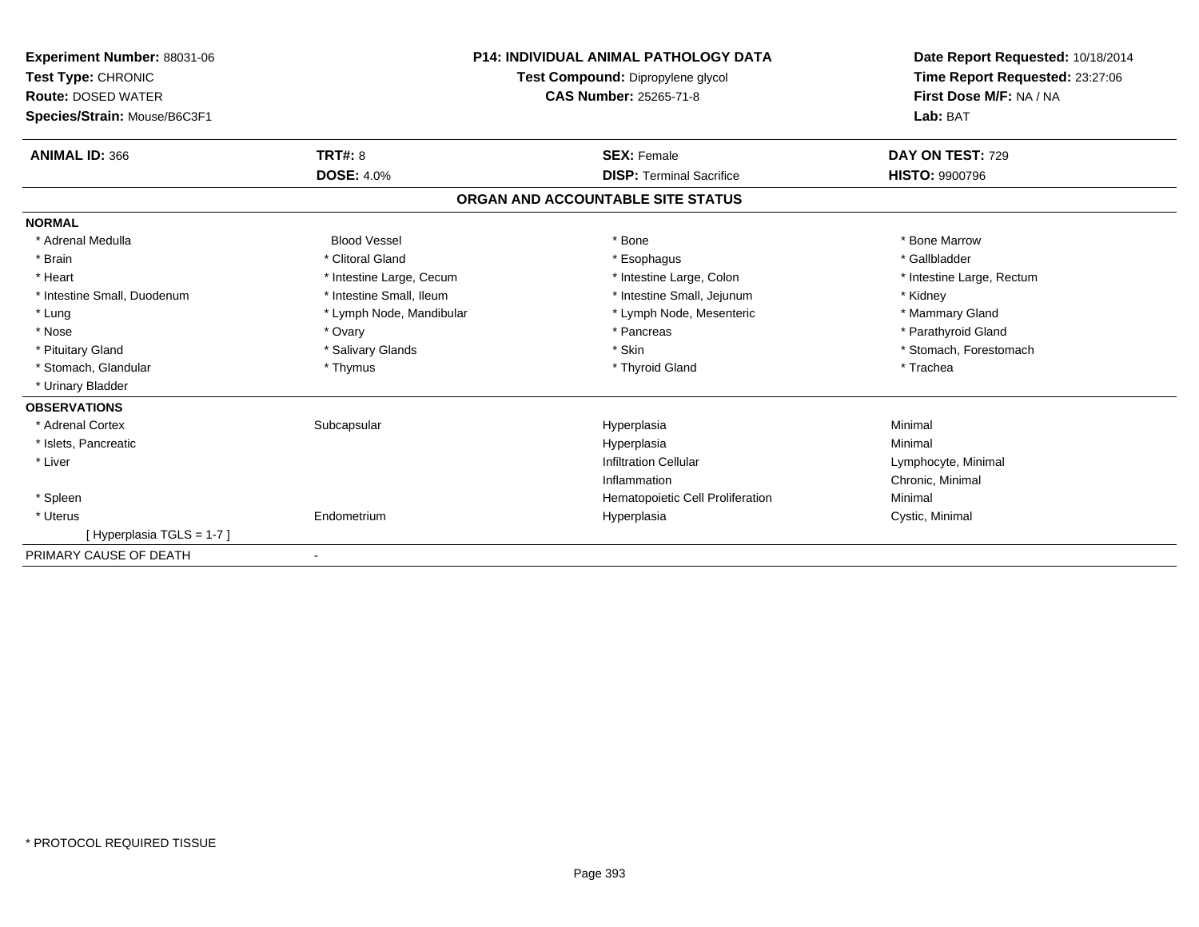**Experiment Number:** 88031-06
**Test Type:** CHRONIC
**Route:** DOSED WATER
**Species/Strain:** Mouse/B6C3F1

**P14: INDIVIDUAL ANIMAL PATHOLOGY DATA**
**Test Compound:** Dipropylene glycol
**CAS Number:** 25265-71-8

**Date Report Requested:** 10/18/2014
**Time Report Requested:** 23:27:06
**First Dose M/F:** NA / NA
**Lab:** BAT

| **ANIMAL ID:** 366 | **TRT#:** 8 | **SEX:** Female | **DAY ON TEST:** 729 |
|---|---|---|---|
| | **DOSE:** 4.0% | **DISP:** Terminal Sacrifice | **HISTO:** 9900796 |

## ORGAN AND ACCOUNTABLE SITE STATUS

**NORMAL**

| | | | |
|---|---|---|---|
| * Adrenal Medulla | Blood Vessel | * Bone | * Bone Marrow |
| * Brain | * Clitoral Gland | * Esophagus | * Gallbladder |
| * Heart | * Intestine Large, Cecum | * Intestine Large, Colon | * Intestine Large, Rectum |
| * Intestine Small, Duodenum | * Intestine Small, Ileum | * Intestine Small, Jejunum | * Kidney |
| * Lung | * Lymph Node, Mandibular | * Lymph Node, Mesenteric | * Mammary Gland |
| * Nose | * Ovary | * Pancreas | * Parathyroid Gland |
| * Pituitary Gland | * Salivary Glands | * Skin | * Stomach, Forestomach |
| * Stomach, Glandular | * Thymus | * Thyroid Gland | * Trachea |
| * Urinary Bladder | | | |

**OBSERVATIONS**

| | | | |
|---|---|---|---|
| * Adrenal Cortex | Subcapsular | Hyperplasia | Minimal |
| * Islets, Pancreatic | | Hyperplasia | Minimal |
| * Liver | | Infiltration Cellular | Lymphocyte, Minimal |
| | | Inflammation | Chronic, Minimal |
| * Spleen | | Hematopoietic Cell Proliferation | Minimal |
| * Uterus | Endometrium | Hyperplasia | Cystic, Minimal |
| [ Hyperplasia TGLS = 1-7 ] | | | |

PRIMARY CAUSE OF DEATH -

* PROTOCOL REQUIRED TISSUE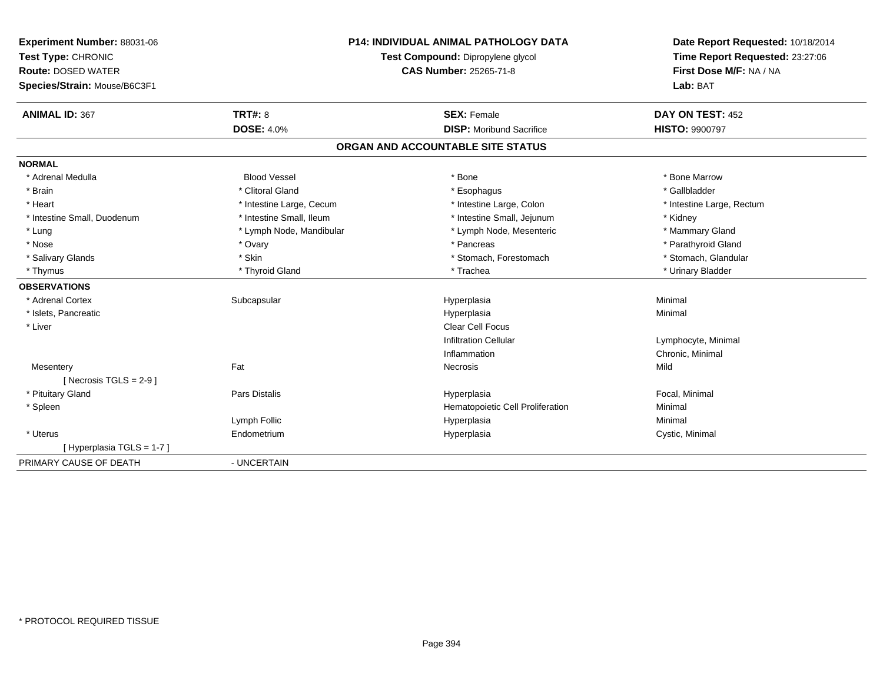**Experiment Number:** 88031-06
**Test Type:** CHRONIC
**Route:** DOSED WATER
**Species/Strain:** Mouse/B6C3F1

**P14: INDIVIDUAL ANIMAL PATHOLOGY DATA**
**Test Compound:** Dipropylene glycol
**CAS Number:** 25265-71-8

**Date Report Requested:** 10/18/2014
**Time Report Requested:** 23:27:06
**First Dose M/F:** NA / NA
**Lab:** BAT

| **ANIMAL ID:** 367 | **TRT#:** 8 | **SEX:** Female | **DAY ON TEST:** 452 |
|---|---|---|---|
| | **DOSE:** 4.0% | **DISP:** Moribund Sacrifice | **HISTO:** 9900797 |

## ORGAN AND ACCOUNTABLE SITE STATUS

**NORMAL**

| | | | |
|---|---|---|---|
| * Adrenal Medulla | Blood Vessel | * Bone | * Bone Marrow |
| * Brain | * Clitoral Gland | * Esophagus | * Gallbladder |
| * Heart | * Intestine Large, Cecum | * Intestine Large, Colon | * Intestine Large, Rectum |
| * Intestine Small, Duodenum | * Intestine Small, Ileum | * Intestine Small, Jejunum | * Kidney |
| * Lung | * Lymph Node, Mandibular | * Lymph Node, Mesenteric | * Mammary Gland |
| * Nose | * Ovary | * Pancreas | * Parathyroid Gland |
| * Salivary Glands | * Skin | * Stomach, Forestomach | * Stomach, Glandular |
| * Thymus | * Thyroid Gland | * Trachea | * Urinary Bladder |

**OBSERVATIONS**

| | | | |
|---|---|---|---|
| * Adrenal Cortex | Subcapsular | Hyperplasia | Minimal |
| * Islets, Pancreatic | | Hyperplasia | Minimal |
| * Liver | | Clear Cell Focus | |
| | | Infiltration Cellular | Lymphocyte, Minimal |
| | | Inflammation | Chronic, Minimal |
| Mesentery | Fat | Necrosis | Mild |
| [ Necrosis TGLS = 2-9 ] | | | |
| * Pituitary Gland | Pars Distalis | Hyperplasia | Focal, Minimal |
| * Spleen | | Hematopoietic Cell Proliferation | Minimal |
| | Lymph Follic | Hyperplasia | Minimal |
| * Uterus | Endometrium | Hyperplasia | Cystic, Minimal |
| [ Hyperplasia TGLS = 1-7 ] | | | |

PRIMARY CAUSE OF DEATH - UNCERTAIN

\* PROTOCOL REQUIRED TISSUE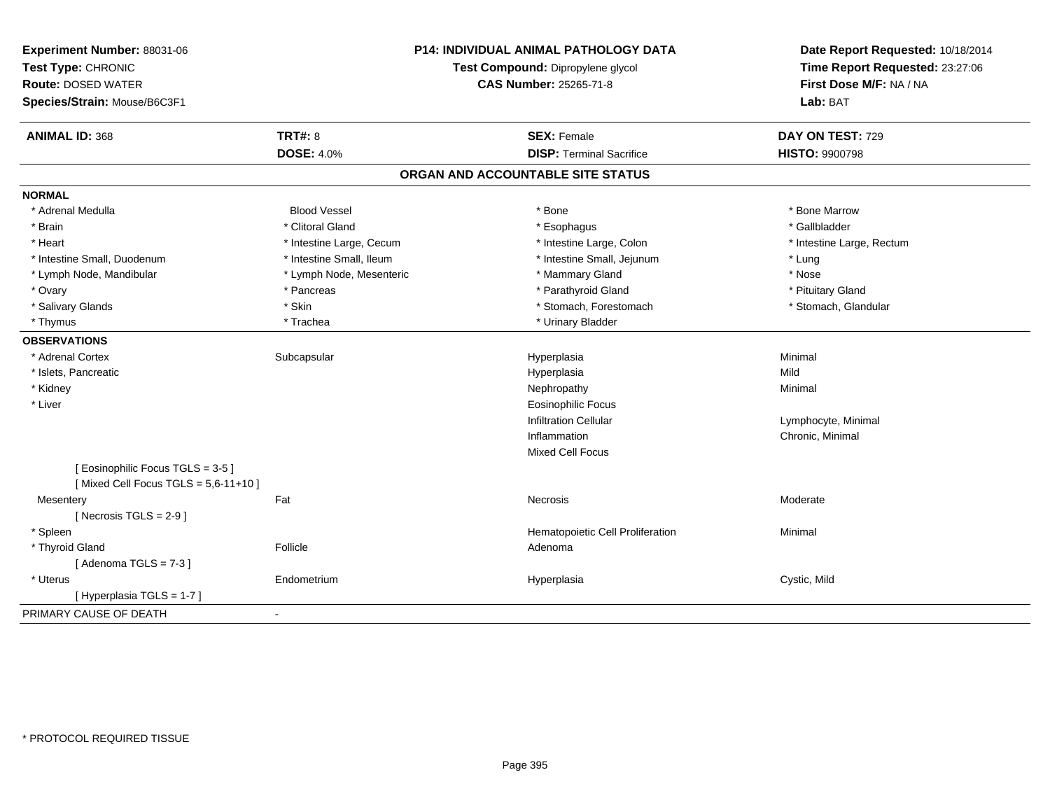**Experiment Number:** 88031-06
**Test Type:** CHRONIC
**Route:** DOSED WATER
**Species/Strain:** Mouse/B6C3F1

**P14: INDIVIDUAL ANIMAL PATHOLOGY DATA**
**Test Compound:** Dipropylene glycol
**CAS Number:** 25265-71-8

**Date Report Requested:** 10/18/2014
**Time Report Requested:** 23:27:06
**First Dose M/F:** NA / NA
**Lab:** BAT

| **ANIMAL ID:** 368 | **TRT#:** 8 | **SEX:** Female | **DAY ON TEST:** 729 |
|---|---|---|---|
| | **DOSE:** 4.0% | **DISP:** Terminal Sacrifice | **HISTO:** 9900798 |

## ORGAN AND ACCOUNTABLE SITE STATUS

**NORMAL**

| | | | |
|---|---|---|---|
| * Adrenal Medulla | Blood Vessel | * Bone | * Bone Marrow |
| * Brain | * Clitoral Gland | * Esophagus | * Gallbladder |
| * Heart | * Intestine Large, Cecum | * Intestine Large, Colon | * Intestine Large, Rectum |
| * Intestine Small, Duodenum | * Intestine Small, Ileum | * Intestine Small, Jejunum | * Lung |
| * Lymph Node, Mandibular | * Lymph Node, Mesenteric | * Mammary Gland | * Nose |
| * Ovary | * Pancreas | * Parathyroid Gland | * Pituitary Gland |
| * Salivary Glands | * Skin | * Stomach, Forestomach | * Stomach, Glandular |
| * Thymus | * Trachea | * Urinary Bladder | |

**OBSERVATIONS**

| | | | |
|---|---|---|---|
| * Adrenal Cortex | Subcapsular | Hyperplasia | Minimal |
| * Islets, Pancreatic | | Hyperplasia | Mild |
| * Kidney | | Nephropathy | Minimal |
| * Liver | | Eosinophilic Focus | |
| | | Infiltration Cellular | Lymphocyte, Minimal |
| | | Inflammation | Chronic, Minimal |
| | | Mixed Cell Focus | |
| [ Eosinophilic Focus TGLS = 3-5 ] | | | |
| [ Mixed Cell Focus TGLS = 5,6-11+10 ] | | | |
| Mesentery | Fat | Necrosis | Moderate |
| [ Necrosis TGLS = 2-9 ] | | | |
| * Spleen | | Hematopoietic Cell Proliferation | Minimal |
| * Thyroid Gland | Follicle | Adenoma | |
| [ Adenoma TGLS = 7-3 ] | | | |
| * Uterus | Endometrium | Hyperplasia | Cystic, Mild |
| [ Hyperplasia TGLS = 1-7 ] | | | |

PRIMARY CAUSE OF DEATH -

* PROTOCOL REQUIRED TISSUE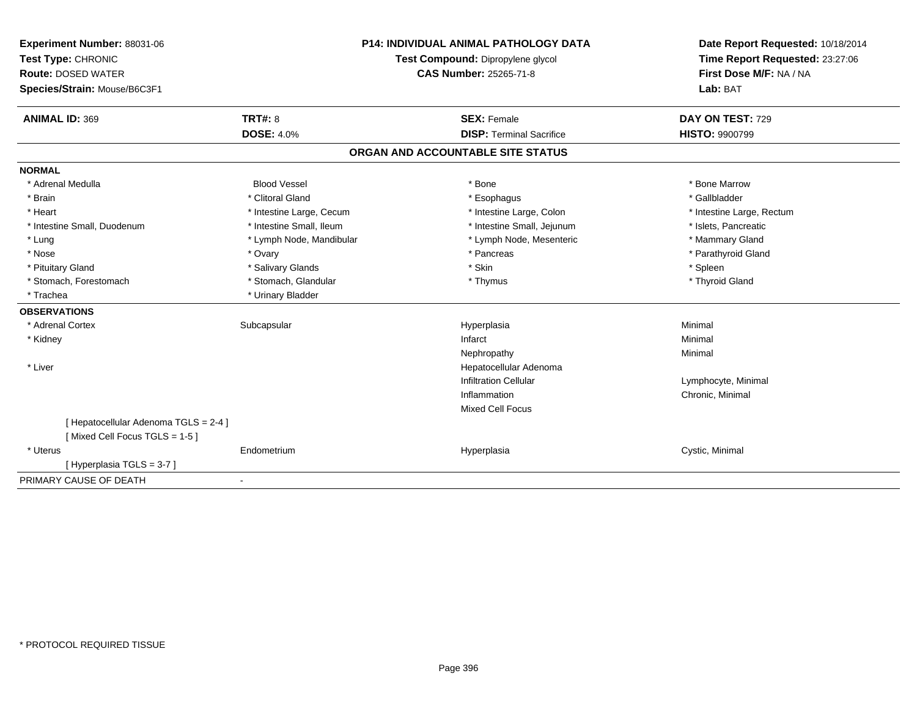**Experiment Number:** 88031-06
**Test Type:** CHRONIC
**Route:** DOSED WATER
**Species/Strain:** Mouse/B6C3F1

**P14: INDIVIDUAL ANIMAL PATHOLOGY DATA**
**Test Compound:** Dipropylene glycol
**CAS Number:** 25265-71-8

**Date Report Requested:** 10/18/2014
**Time Report Requested:** 23:27:06
**First Dose M/F:** NA / NA
**Lab:** BAT

| **ANIMAL ID:** 369 | **TRT#:** 8 | **SEX:** Female | **DAY ON TEST:** 729 |
|---|---|---|---|
| | **DOSE:** 4.0% | **DISP:** Terminal Sacrifice | **HISTO:** 9900799 |

## ORGAN AND ACCOUNTABLE SITE STATUS

| | | | |
|---|---|---|---|
| **NORMAL** | | | |
| * Adrenal Medulla | Blood Vessel | * Bone | * Bone Marrow |
| * Brain | * Clitoral Gland | * Esophagus | * Gallbladder |
| * Heart | * Intestine Large, Cecum | * Intestine Large, Colon | * Intestine Large, Rectum |
| * Intestine Small, Duodenum | * Intestine Small, Ileum | * Intestine Small, Jejunum | * Islets, Pancreatic |
| * Lung | * Lymph Node, Mandibular | * Lymph Node, Mesenteric | * Mammary Gland |
| * Nose | * Ovary | * Pancreas | * Parathyroid Gland |
| * Pituitary Gland | * Salivary Glands | * Skin | * Spleen |
| * Stomach, Forestomach | * Stomach, Glandular | * Thymus | * Thyroid Gland |
| * Trachea | * Urinary Bladder | | |
| **OBSERVATIONS** | | | |
| * Adrenal Cortex | Subcapsular | Hyperplasia | Minimal |
| * Kidney | | Infarct | Minimal |
| | | Nephropathy | Minimal |
| * Liver | | Hepatocellular Adenoma | |
| | | Infiltration Cellular | Lymphocyte, Minimal |
| | | Inflammation | Chronic, Minimal |
| | | Mixed Cell Focus | |
| [ Hepatocellular Adenoma TGLS = 2-4 ] | | | |
| [ Mixed Cell Focus TGLS = 1-5 ] | | | |
| * Uterus | Endometrium | Hyperplasia | Cystic, Minimal |
| [ Hyperplasia TGLS = 3-7 ] | | | |
| PRIMARY CAUSE OF DEATH | - | | |

* PROTOCOL REQUIRED TISSUE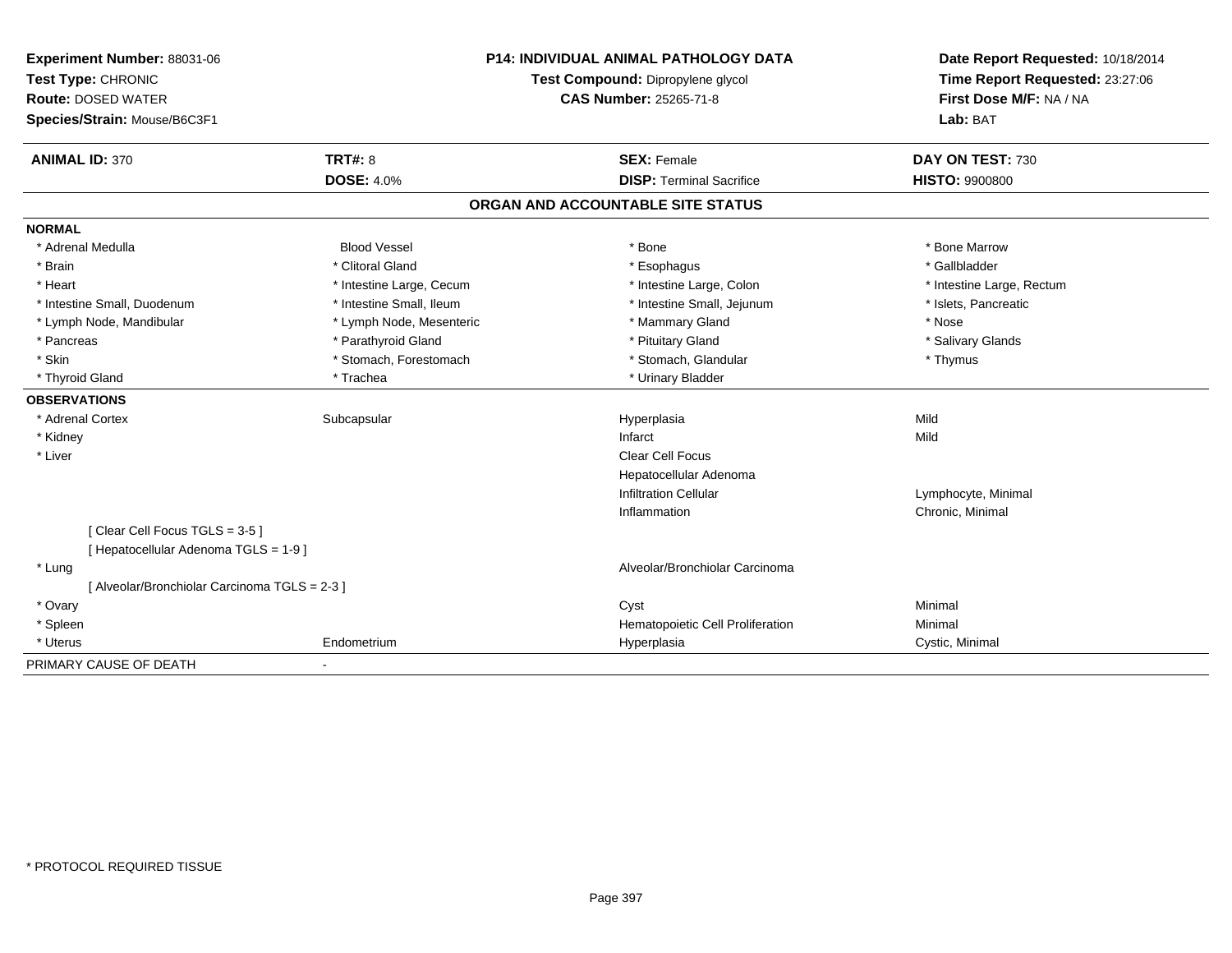**Experiment Number:** 88031-06
**Test Type:** CHRONIC
**Route:** DOSED WATER
**Species/Strain:** Mouse/B6C3F1

**P14: INDIVIDUAL ANIMAL PATHOLOGY DATA**
**Test Compound:** Dipropylene glycol
**CAS Number:** 25265-71-8

**Date Report Requested:** 10/18/2014
**Time Report Requested:** 23:27:06
**First Dose M/F:** NA / NA
**Lab:** BAT

| **ANIMAL ID:** 370 | **TRT#:** 8 | **SEX:** Female | **DAY ON TEST:** 730 |
|---|---|---|---|
| | **DOSE:** 4.0% | **DISP:** Terminal Sacrifice | **HISTO:** 9900800 |

## ORGAN AND ACCOUNTABLE SITE STATUS

**NORMAL**

| | | | |
|---|---|---|---|
| * Adrenal Medulla | Blood Vessel | * Bone | * Bone Marrow |
| * Brain | * Clitoral Gland | * Esophagus | * Gallbladder |
| * Heart | * Intestine Large, Cecum | * Intestine Large, Colon | * Intestine Large, Rectum |
| * Intestine Small, Duodenum | * Intestine Small, Ileum | * Intestine Small, Jejunum | * Islets, Pancreatic |
| * Lymph Node, Mandibular | * Lymph Node, Mesenteric | * Mammary Gland | * Nose |
| * Pancreas | * Parathyroid Gland | * Pituitary Gland | * Salivary Glands |
| * Skin | * Stomach, Forestomach | * Stomach, Glandular | * Thymus |
| * Thyroid Gland | * Trachea | * Urinary Bladder | |

**OBSERVATIONS**

| | | | |
|---|---|---|---|
| * Adrenal Cortex | Subcapsular | Hyperplasia | Mild |
| * Kidney | | Infarct | Mild |
| * Liver | | Clear Cell Focus | |
| | | Hepatocellular Adenoma | |
| | | Infiltration Cellular | Lymphocyte, Minimal |
| | | Inflammation | Chronic, Minimal |
| [ Clear Cell Focus TGLS = 3-5 ] | | | |
| [ Hepatocellular Adenoma TGLS = 1-9 ] | | | |
| * Lung | | Alveolar/Bronchiolar Carcinoma | |
| [ Alveolar/Bronchiolar Carcinoma TGLS = 2-3 ] | | | |
| * Ovary | | Cyst | Minimal |
| * Spleen | | Hematopoietic Cell Proliferation | Minimal |
| * Uterus | Endometrium | Hyperplasia | Cystic, Minimal |

PRIMARY CAUSE OF DEATH -

* PROTOCOL REQUIRED TISSUE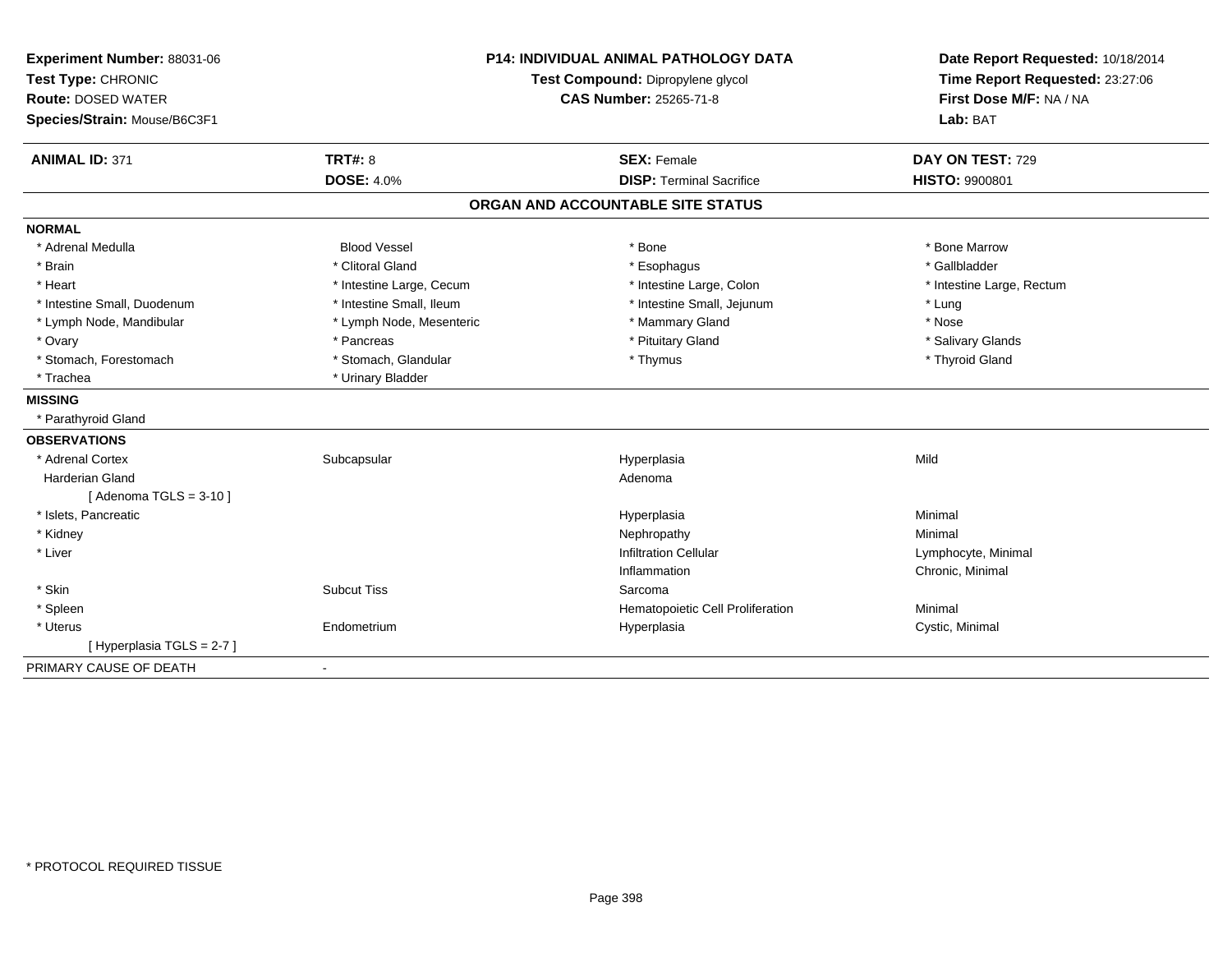**Experiment Number:** 88031-06
**Test Type:** CHRONIC
**Route:** DOSED WATER
**Species/Strain:** Mouse/B6C3F1

**P14: INDIVIDUAL ANIMAL PATHOLOGY DATA**
**Test Compound:** Dipropylene glycol
**CAS Number:** 25265-71-8

**Date Report Requested:** 10/18/2014
**Time Report Requested:** 23:27:06
**First Dose M/F:** NA / NA
**Lab:** BAT

| **ANIMAL ID:** 371 | **TRT#:** 8 | **SEX:** Female | **DAY ON TEST:** 729 |
|---|---|---|---|
| | **DOSE:** 4.0% | **DISP:** Terminal Sacrifice | **HISTO:** 9900801 |

## ORGAN AND ACCOUNTABLE SITE STATUS

**NORMAL**

| | | | |
|---|---|---|---|
| * Adrenal Medulla | Blood Vessel | * Bone | * Bone Marrow |
| * Brain | * Clitoral Gland | * Esophagus | * Gallbladder |
| * Heart | * Intestine Large, Cecum | * Intestine Large, Colon | * Intestine Large, Rectum |
| * Intestine Small, Duodenum | * Intestine Small, Ileum | * Intestine Small, Jejunum | * Lung |
| * Lymph Node, Mandibular | * Lymph Node, Mesenteric | * Mammary Gland | * Nose |
| * Ovary | * Pancreas | * Pituitary Gland | * Salivary Glands |
| * Stomach, Forestomach | * Stomach, Glandular | * Thymus | * Thyroid Gland |
| * Trachea | * Urinary Bladder | | |

**MISSING**

* Parathyroid Gland

**OBSERVATIONS**

| | | | |
|---|---|---|---|
| * Adrenal Cortex | Subcapsular | Hyperplasia | Mild |
| Harderian Gland | | Adenoma | |
| [ Adenoma TGLS = 3-10 ] | | | |
| * Islets, Pancreatic | | Hyperplasia | Minimal |
| * Kidney | | Nephropathy | Minimal |
| * Liver | | Infiltration Cellular | Lymphocyte, Minimal |
| | | Inflammation | Chronic, Minimal |
| * Skin | Subcut Tiss | Sarcoma | |
| * Spleen | | Hematopoietic Cell Proliferation | Minimal |
| * Uterus | Endometrium | Hyperplasia | Cystic, Minimal |
| [ Hyperplasia TGLS = 2-7 ] | | | |

PRIMARY CAUSE OF DEATH -

* PROTOCOL REQUIRED TISSUE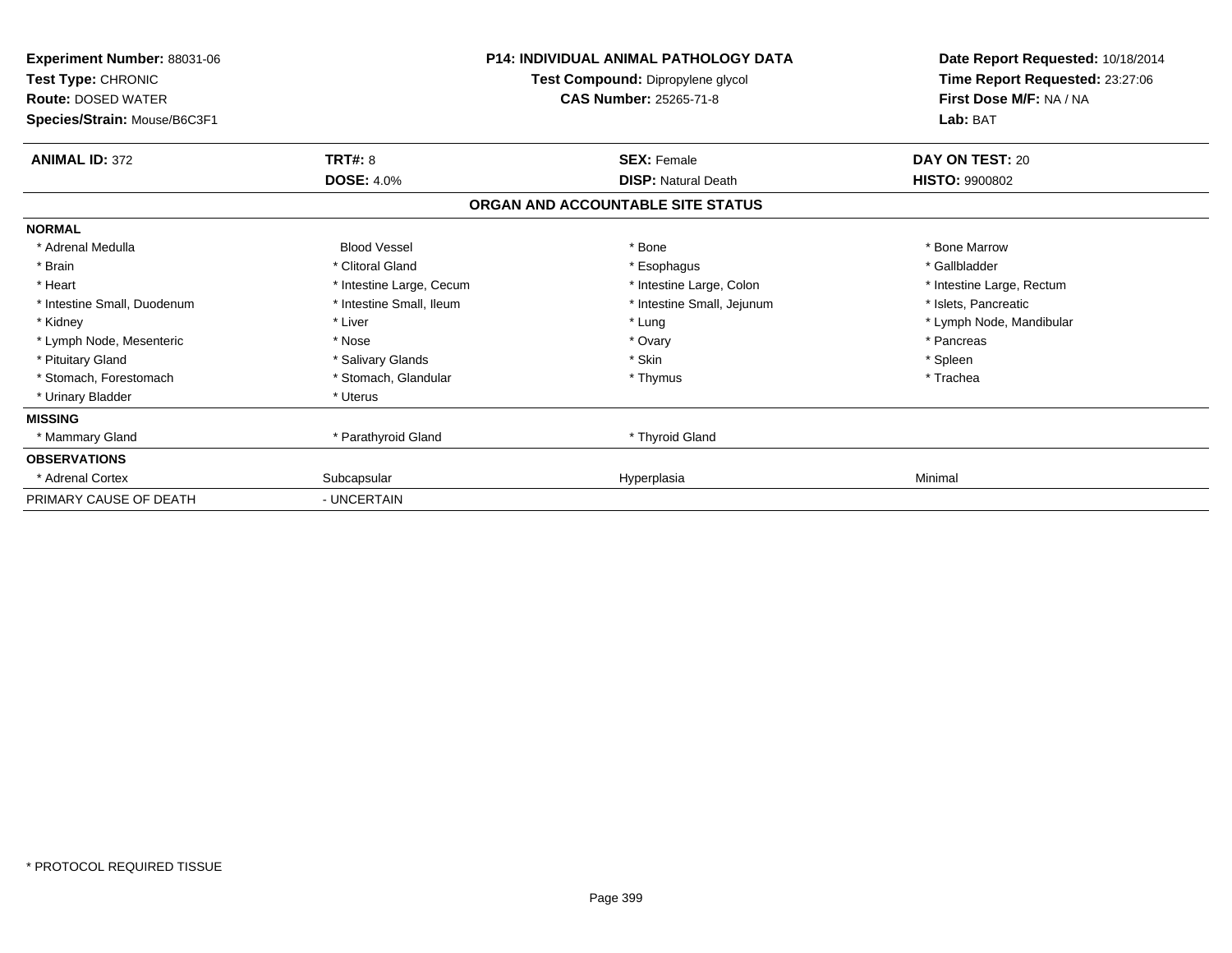**Experiment Number:** 88031-06
**Test Type:** CHRONIC
**Route:** DOSED WATER
**Species/Strain:** Mouse/B6C3F1

**P14: INDIVIDUAL ANIMAL PATHOLOGY DATA**
**Test Compound:** Dipropylene glycol
**CAS Number:** 25265-71-8

**Date Report Requested:** 10/18/2014
**Time Report Requested:** 23:27:06
**First Dose M/F:** NA / NA
**Lab:** BAT

| **ANIMAL ID:** 372 | **TRT#:** 8 | **SEX:** Female | **DAY ON TEST:** 20 |
|---|---|---|---|
| | **DOSE:** 4.0% | **DISP:** Natural Death | **HISTO:** 9900802 |

## ORGAN AND ACCOUNTABLE SITE STATUS

| | | | |
|---|---|---|---|
| **NORMAL** | | | |
| * Adrenal Medulla | Blood Vessel | * Bone | * Bone Marrow |
| * Brain | * Clitoral Gland | * Esophagus | * Gallbladder |
| * Heart | * Intestine Large, Cecum | * Intestine Large, Colon | * Intestine Large, Rectum |
| * Intestine Small, Duodenum | * Intestine Small, Ileum | * Intestine Small, Jejunum | * Islets, Pancreatic |
| * Kidney | * Liver | * Lung | * Lymph Node, Mandibular |
| * Lymph Node, Mesenteric | * Nose | * Ovary | * Pancreas |
| * Pituitary Gland | * Salivary Glands | * Skin | * Spleen |
| * Stomach, Forestomach | * Stomach, Glandular | * Thymus | * Trachea |
| * Urinary Bladder | * Uterus | | |
| **MISSING** | | | |
| * Mammary Gland | * Parathyroid Gland | * Thyroid Gland | |
| **OBSERVATIONS** | | | |
| * Adrenal Cortex | Subcapsular | Hyperplasia | Minimal |
| PRIMARY CAUSE OF DEATH | - UNCERTAIN | | |

* PROTOCOL REQUIRED TISSUE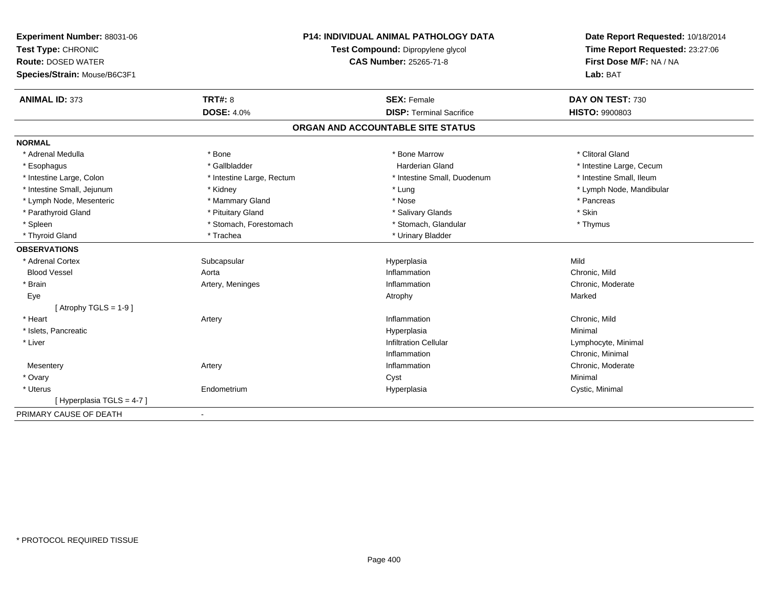**Experiment Number:** 88031-06
**Test Type:** CHRONIC
**Route:** DOSED WATER
**Species/Strain:** Mouse/B6C3F1

**P14: INDIVIDUAL ANIMAL PATHOLOGY DATA**
**Test Compound:** Dipropylene glycol
**CAS Number:** 25265-71-8

**Date Report Requested:** 10/18/2014
**Time Report Requested:** 23:27:06
**First Dose M/F:** NA / NA
**Lab:** BAT

| **ANIMAL ID:** 373 | **TRT#:** 8 | **SEX:** Female | **DAY ON TEST:** 730 |
|---|---|---|---|
| | **DOSE:** 4.0% | **DISP:** Terminal Sacrifice | **HISTO:** 9900803 |

## ORGAN AND ACCOUNTABLE SITE STATUS

**NORMAL**

| | | | |
|---|---|---|---|
| * Adrenal Medulla | * Bone | * Bone Marrow | * Clitoral Gland |
| * Esophagus | * Gallbladder | Harderian Gland | * Intestine Large, Cecum |
| * Intestine Large, Colon | * Intestine Large, Rectum | * Intestine Small, Duodenum | * Intestine Small, Ileum |
| * Intestine Small, Jejunum | * Kidney | * Lung | * Lymph Node, Mandibular |
| * Lymph Node, Mesenteric | * Mammary Gland | * Nose | * Pancreas |
| * Parathyroid Gland | * Pituitary Gland | * Salivary Glands | * Skin |
| * Spleen | * Stomach, Forestomach | * Stomach, Glandular | * Thymus |
| * Thyroid Gland | * Trachea | * Urinary Bladder | |

**OBSERVATIONS**

| | | | |
|---|---|---|---|
| * Adrenal Cortex | Subcapsular | Hyperplasia | Mild |
| Blood Vessel | Aorta | Inflammation | Chronic, Mild |
| * Brain | Artery, Meninges | Inflammation | Chronic, Moderate |
| Eye | | Atrophy | Marked |
| [ Atrophy TGLS = 1-9 ] | | | |
| * Heart | Artery | Inflammation | Chronic, Mild |
| * Islets, Pancreatic | | Hyperplasia | Minimal |
| * Liver | | Infiltration Cellular | Lymphocyte, Minimal |
| | | Inflammation | Chronic, Minimal |
| Mesentery | Artery | Inflammation | Chronic, Moderate |
| * Ovary | | Cyst | Minimal |
| * Uterus | Endometrium | Hyperplasia | Cystic, Minimal |
| [ Hyperplasia TGLS = 4-7 ] | | | |

PRIMARY CAUSE OF DEATH -

* PROTOCOL REQUIRED TISSUE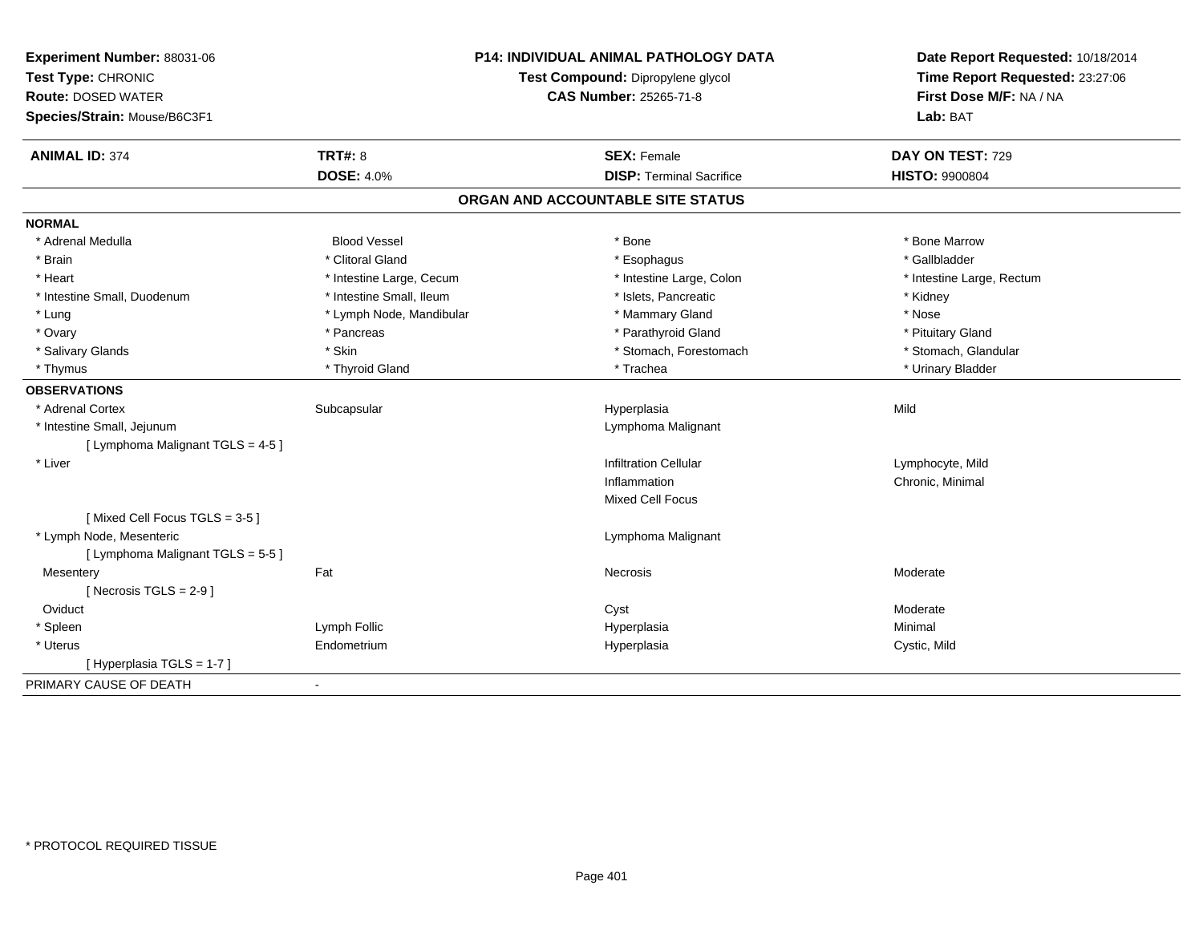**Experiment Number:** 88031-06
**Test Type:** CHRONIC
**Route:** DOSED WATER
**Species/Strain:** Mouse/B6C3F1

**P14: INDIVIDUAL ANIMAL PATHOLOGY DATA**
**Test Compound:** Dipropylene glycol
**CAS Number:** 25265-71-8

**Date Report Requested:** 10/18/2014
**Time Report Requested:** 23:27:06
**First Dose M/F:** NA / NA
**Lab:** BAT

| **ANIMAL ID:** 374 | **TRT#:** 8 | **SEX:** Female | **DAY ON TEST:** 729 |
|---|---|---|---|
| | **DOSE:** 4.0% | **DISP:** Terminal Sacrifice | **HISTO:** 9900804 |

## ORGAN AND ACCOUNTABLE SITE STATUS

**NORMAL**

| | | | |
|---|---|---|---|
| * Adrenal Medulla | Blood Vessel | * Bone | * Bone Marrow |
| * Brain | * Clitoral Gland | * Esophagus | * Gallbladder |
| * Heart | * Intestine Large, Cecum | * Intestine Large, Colon | * Intestine Large, Rectum |
| * Intestine Small, Duodenum | * Intestine Small, Ileum | * Islets, Pancreatic | * Kidney |
| * Lung | * Lymph Node, Mandibular | * Mammary Gland | * Nose |
| * Ovary | * Pancreas | * Parathyroid Gland | * Pituitary Gland |
| * Salivary Glands | * Skin | * Stomach, Forestomach | * Stomach, Glandular |
| * Thymus | * Thyroid Gland | * Trachea | * Urinary Bladder |

**OBSERVATIONS**

| | | | |
|---|---|---|---|
| * Adrenal Cortex | Subcapsular | Hyperplasia | Mild |
| * Intestine Small, Jejunum | | Lymphoma Malignant | |
| [ Lymphoma Malignant TGLS = 4-5 ] | | | |
| * Liver | | Infiltration Cellular | Lymphocyte, Mild |
| | | Inflammation | Chronic, Minimal |
| | | Mixed Cell Focus | |
| [ Mixed Cell Focus TGLS = 3-5 ] | | | |
| * Lymph Node, Mesenteric | | Lymphoma Malignant | |
| [ Lymphoma Malignant TGLS = 5-5 ] | | | |
| Mesentery | Fat | Necrosis | Moderate |
| [ Necrosis TGLS = 2-9 ] | | | |
| Oviduct | | Cyst | Moderate |
| * Spleen | Lymph Follic | Hyperplasia | Minimal |
| * Uterus | Endometrium | Hyperplasia | Cystic, Mild |
| [ Hyperplasia TGLS = 1-7 ] | | | |

PRIMARY CAUSE OF DEATH -

\* PROTOCOL REQUIRED TISSUE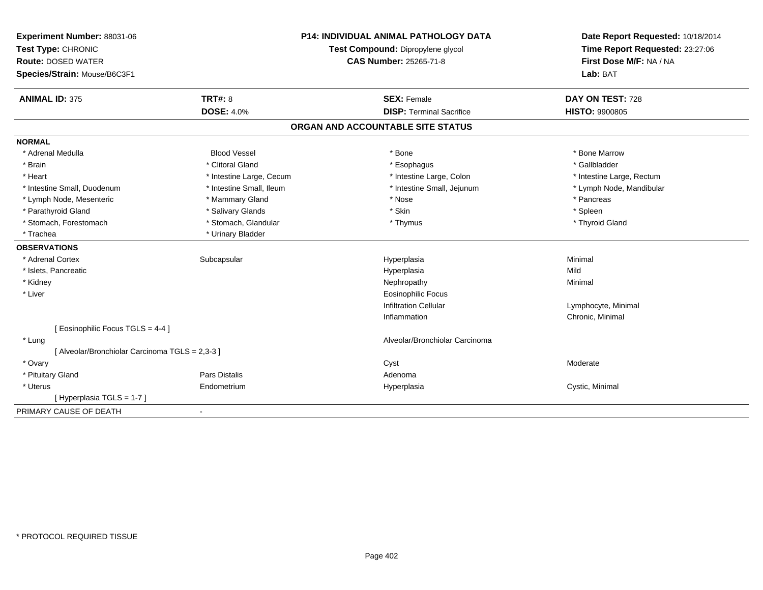**Experiment Number:** 88031-06
**Test Type:** CHRONIC
**Route:** DOSED WATER
**Species/Strain:** Mouse/B6C3F1

**P14: INDIVIDUAL ANIMAL PATHOLOGY DATA**
**Test Compound:** Dipropylene glycol
**CAS Number:** 25265-71-8

**Date Report Requested:** 10/18/2014
**Time Report Requested:** 23:27:06
**First Dose M/F:** NA / NA
**Lab:** BAT

| **ANIMAL ID:** 375 | **TRT#:** 8 | **SEX:** Female | **DAY ON TEST:** 728 |
|---|---|---|---|
| | **DOSE:** 4.0% | **DISP:** Terminal Sacrifice | **HISTO:** 9900805 |

## ORGAN AND ACCOUNTABLE SITE STATUS

**NORMAL**

| | | | |
|---|---|---|---|
| * Adrenal Medulla | Blood Vessel | * Bone | * Bone Marrow |
| * Brain | * Clitoral Gland | * Esophagus | * Gallbladder |
| * Heart | * Intestine Large, Cecum | * Intestine Large, Colon | * Intestine Large, Rectum |
| * Intestine Small, Duodenum | * Intestine Small, Ileum | * Intestine Small, Jejunum | * Lymph Node, Mandibular |
| * Lymph Node, Mesenteric | * Mammary Gland | * Nose | * Pancreas |
| * Parathyroid Gland | * Salivary Glands | * Skin | * Spleen |
| * Stomach, Forestomach | * Stomach, Glandular | * Thymus | * Thyroid Gland |
| * Trachea | * Urinary Bladder | | |

**OBSERVATIONS**

| | | | |
|---|---|---|---|
| * Adrenal Cortex | Subcapsular | Hyperplasia | Minimal |
| * Islets, Pancreatic | | Hyperplasia | Mild |
| * Kidney | | Nephropathy | Minimal |
| * Liver | | Eosinophilic Focus | |
| | | Infiltration Cellular | Lymphocyte, Minimal |
| | | Inflammation | Chronic, Minimal |
| [ Eosinophilic Focus TGLS = 4-4 ] | | | |
| * Lung | | Alveolar/Bronchiolar Carcinoma | |
| [ Alveolar/Bronchiolar Carcinoma TGLS = 2,3-3 ] | | | |
| * Ovary | | Cyst | Moderate |
| * Pituitary Gland | Pars Distalis | Adenoma | |
| * Uterus | Endometrium | Hyperplasia | Cystic, Minimal |
| [ Hyperplasia TGLS = 1-7 ] | | | |

PRIMARY CAUSE OF DEATH -

* PROTOCOL REQUIRED TISSUE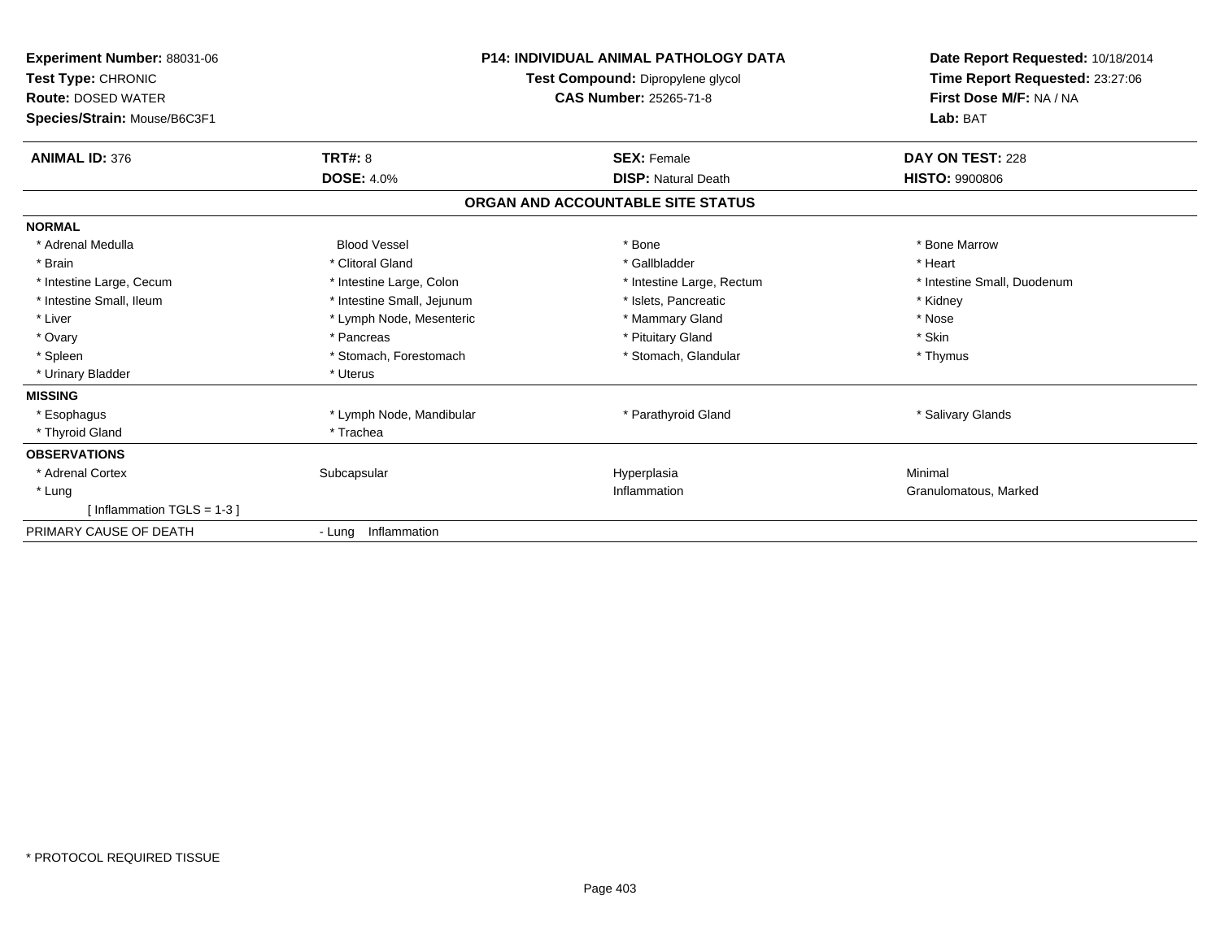**Experiment Number:** 88031-06
**Test Type:** CHRONIC
**Route:** DOSED WATER
**Species/Strain:** Mouse/B6C3F1

**P14: INDIVIDUAL ANIMAL PATHOLOGY DATA**
**Test Compound:** Dipropylene glycol
**CAS Number:** 25265-71-8

**Date Report Requested:** 10/18/2014
**Time Report Requested:** 23:27:06
**First Dose M/F:** NA / NA
**Lab:** BAT

| **ANIMAL ID:** 376 | **TRT#:** 8 | **SEX:** Female | **DAY ON TEST:** 228 |
|---|---|---|---|
| | **DOSE:** 4.0% | **DISP:** Natural Death | **HISTO:** 9900806 |

## ORGAN AND ACCOUNTABLE SITE STATUS

| | | | |
|---|---|---|---|
| **NORMAL** | | | |
| * Adrenal Medulla | Blood Vessel | * Bone | * Bone Marrow |
| * Brain | * Clitoral Gland | * Gallbladder | * Heart |
| * Intestine Large, Cecum | * Intestine Large, Colon | * Intestine Large, Rectum | * Intestine Small, Duodenum |
| * Intestine Small, Ileum | * Intestine Small, Jejunum | * Islets, Pancreatic | * Kidney |
| * Liver | * Lymph Node, Mesenteric | * Mammary Gland | * Nose |
| * Ovary | * Pancreas | * Pituitary Gland | * Skin |
| * Spleen | * Stomach, Forestomach | * Stomach, Glandular | * Thymus |
| * Urinary Bladder | * Uterus | | |
| **MISSING** | | | |
| * Esophagus | * Lymph Node, Mandibular | * Parathyroid Gland | * Salivary Glands |
| * Thyroid Gland | * Trachea | | |
| **OBSERVATIONS** | | | |
| * Adrenal Cortex | Subcapsular | Hyperplasia | Minimal |
| * Lung | | Inflammation | Granulomatous, Marked |
| [ Inflammation TGLS = 1-3 ] | | | |
| PRIMARY CAUSE OF DEATH | - Lung Inflammation | | |

* PROTOCOL REQUIRED TISSUE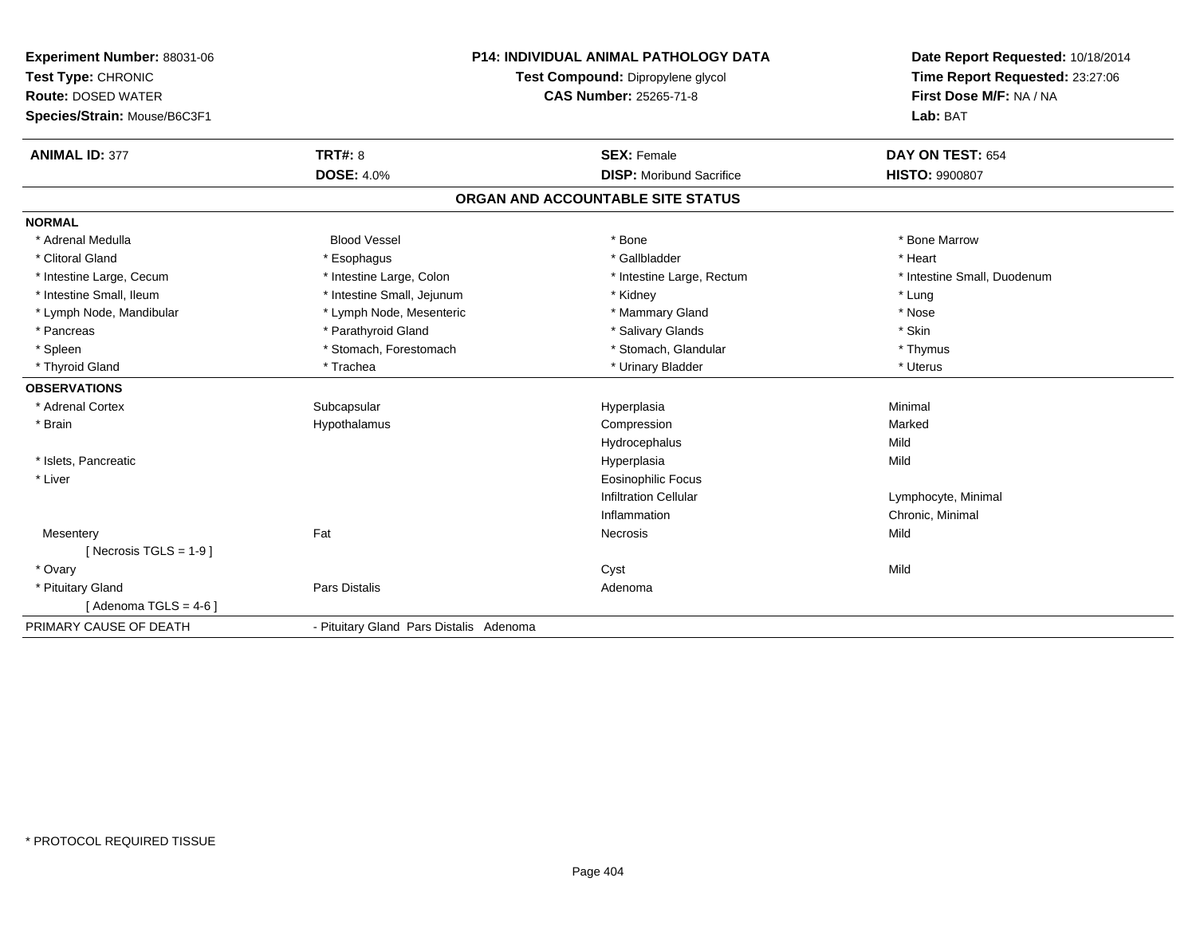**Experiment Number:** 88031-06
**Test Type:** CHRONIC
**Route:** DOSED WATER
**Species/Strain:** Mouse/B6C3F1

**P14: INDIVIDUAL ANIMAL PATHOLOGY DATA**
**Test Compound:** Dipropylene glycol
**CAS Number:** 25265-71-8

**Date Report Requested:** 10/18/2014
**Time Report Requested:** 23:27:06
**First Dose M/F:** NA / NA
**Lab:** BAT

| **ANIMAL ID:** 377 | **TRT#:** 8 | **SEX:** Female | **DAY ON TEST:** 654 |
|---|---|---|---|
| | **DOSE:** 4.0% | **DISP:** Moribund Sacrifice | **HISTO:** 9900807 |

## ORGAN AND ACCOUNTABLE SITE STATUS

| | | | |
|---|---|---|---|
| **NORMAL** | | | |
| * Adrenal Medulla | Blood Vessel | * Bone | * Bone Marrow |
| * Clitoral Gland | * Esophagus | * Gallbladder | * Heart |
| * Intestine Large, Cecum | * Intestine Large, Colon | * Intestine Large, Rectum | * Intestine Small, Duodenum |
| * Intestine Small, Ileum | * Intestine Small, Jejunum | * Kidney | * Lung |
| * Lymph Node, Mandibular | * Lymph Node, Mesenteric | * Mammary Gland | * Nose |
| * Pancreas | * Parathyroid Gland | * Salivary Glands | * Skin |
| * Spleen | * Stomach, Forestomach | * Stomach, Glandular | * Thymus |
| * Thyroid Gland | * Trachea | * Urinary Bladder | * Uterus |
| **OBSERVATIONS** | | | |
| * Adrenal Cortex | Subcapsular | Hyperplasia | Minimal |
| * Brain | Hypothalamus | Compression | Marked |
| | | Hydrocephalus | Mild |
| * Islets, Pancreatic | | Hyperplasia | Mild |
| * Liver | | Eosinophilic Focus | |
| | | Infiltration Cellular | Lymphocyte, Minimal |
| | | Inflammation | Chronic, Minimal |
| Mesentery | Fat | Necrosis | Mild |
| [ Necrosis TGLS = 1-9 ] | | | |
| * Ovary | | Cyst | Mild |
| * Pituitary Gland | Pars Distalis | Adenoma | |
| [ Adenoma TGLS = 4-6 ] | | | |
| PRIMARY CAUSE OF DEATH | - Pituitary Gland Pars Distalis Adenoma | | |

* PROTOCOL REQUIRED TISSUE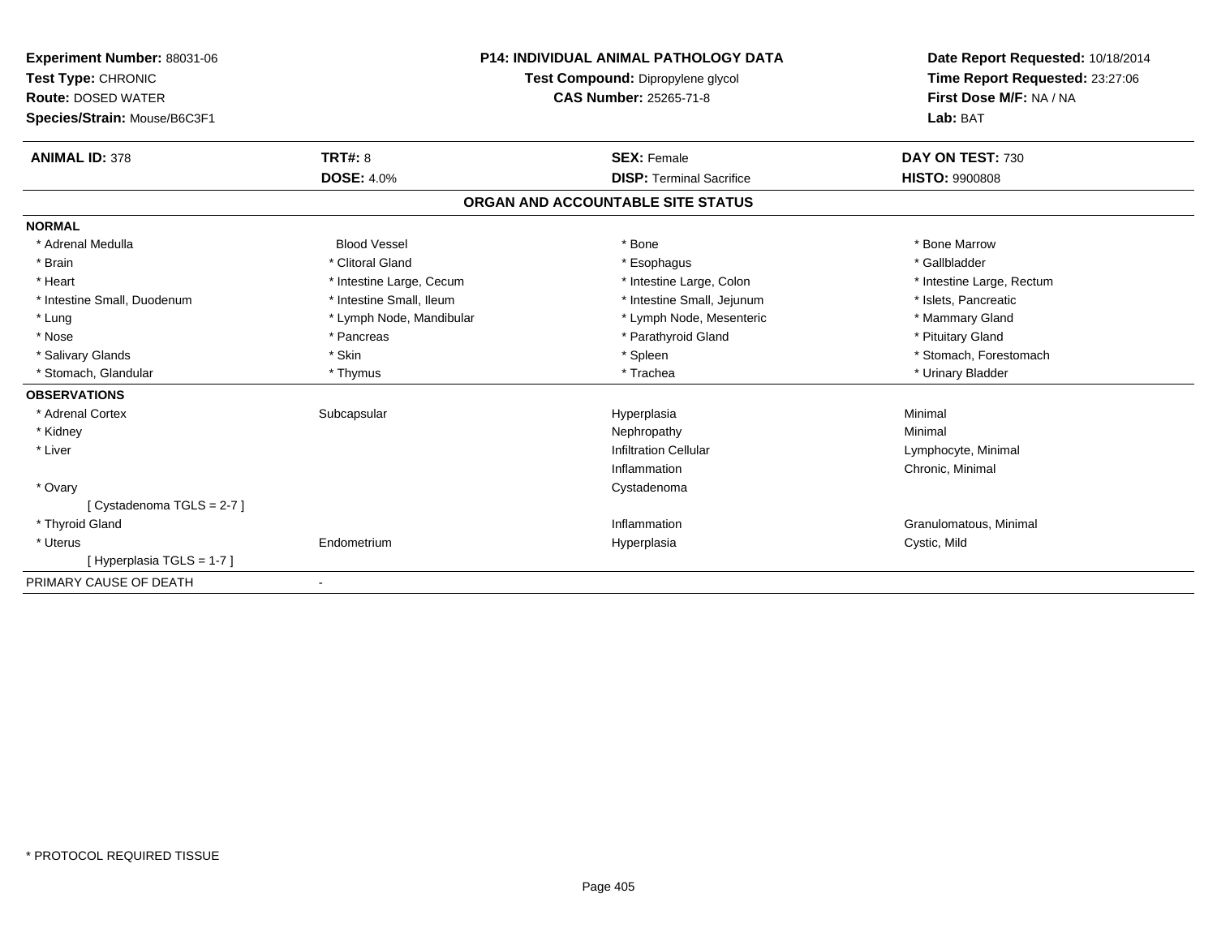**Experiment Number:** 88031-06
**Test Type:** CHRONIC
**Route:** DOSED WATER
**Species/Strain:** Mouse/B6C3F1

**P14: INDIVIDUAL ANIMAL PATHOLOGY DATA**
**Test Compound:** Dipropylene glycol
**CAS Number:** 25265-71-8

**Date Report Requested:** 10/18/2014
**Time Report Requested:** 23:27:06
**First Dose M/F:** NA / NA
**Lab:** BAT

| **ANIMAL ID:** 378 | **TRT#:** 8 | **SEX:** Female | **DAY ON TEST:** 730 |
|---|---|---|---|
| | **DOSE:** 4.0% | **DISP:** Terminal Sacrifice | **HISTO:** 9900808 |

## ORGAN AND ACCOUNTABLE SITE STATUS

**NORMAL**

| | | | |
|---|---|---|---|
| * Adrenal Medulla | Blood Vessel | * Bone | * Bone Marrow |
| * Brain | * Clitoral Gland | * Esophagus | * Gallbladder |
| * Heart | * Intestine Large, Cecum | * Intestine Large, Colon | * Intestine Large, Rectum |
| * Intestine Small, Duodenum | * Intestine Small, Ileum | * Intestine Small, Jejunum | * Islets, Pancreatic |
| * Lung | * Lymph Node, Mandibular | * Lymph Node, Mesenteric | * Mammary Gland |
| * Nose | * Pancreas | * Parathyroid Gland | * Pituitary Gland |
| * Salivary Glands | * Skin | * Spleen | * Stomach, Forestomach |
| * Stomach, Glandular | * Thymus | * Trachea | * Urinary Bladder |

**OBSERVATIONS**

| | | | |
|---|---|---|---|
| * Adrenal Cortex | Subcapsular | Hyperplasia | Minimal |
| * Kidney | | Nephropathy | Minimal |
| * Liver | | Infiltration Cellular | Lymphocyte, Minimal |
| | | Inflammation | Chronic, Minimal |
| * Ovary | | Cystadenoma | |
| [ Cystadenoma TGLS = 2-7 ] | | | |
| * Thyroid Gland | | Inflammation | Granulomatous, Minimal |
| * Uterus | Endometrium | Hyperplasia | Cystic, Mild |
| [ Hyperplasia TGLS = 1-7 ] | | | |

PRIMARY CAUSE OF DEATH -

* PROTOCOL REQUIRED TISSUE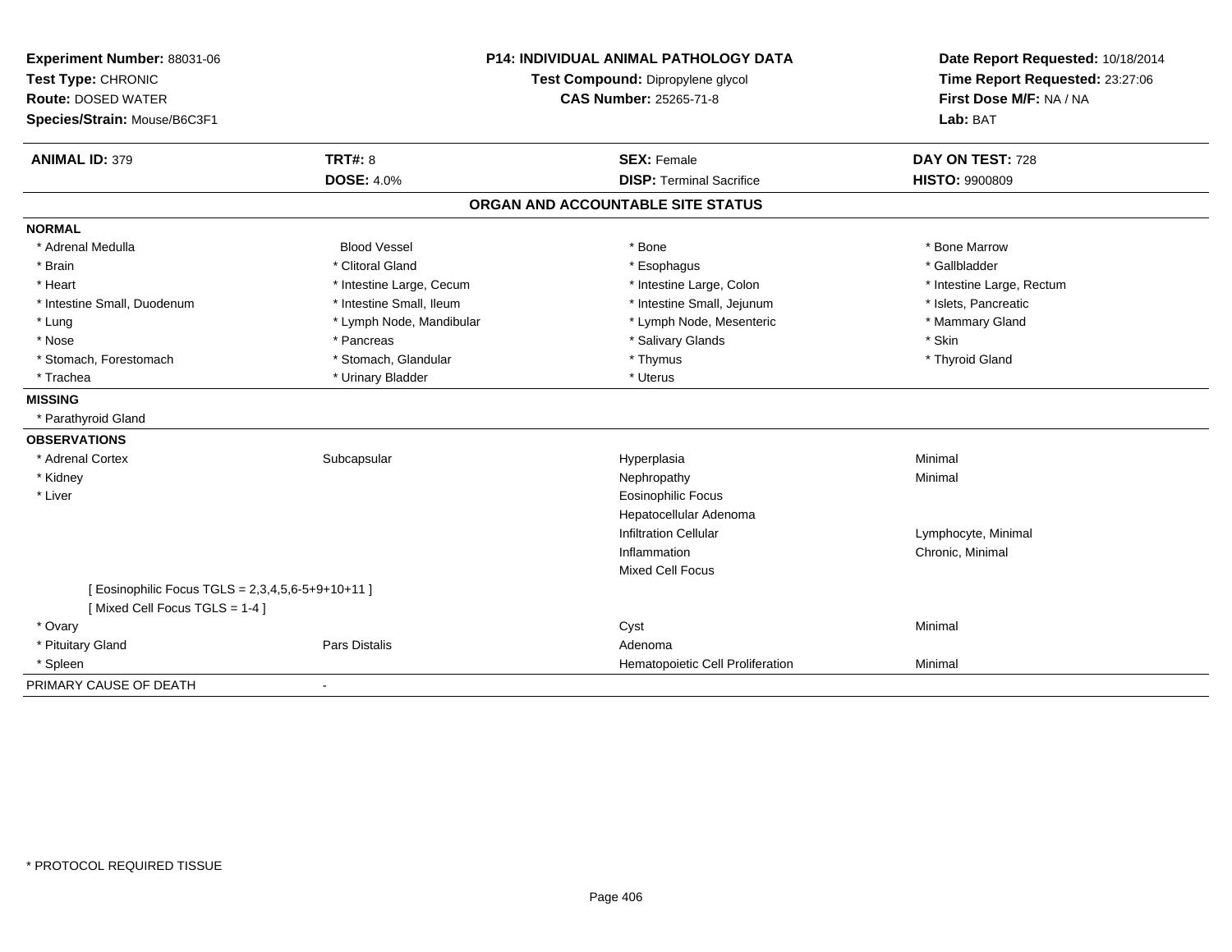**Experiment Number:** 88031-06
**Test Type:** CHRONIC
**Route:** DOSED WATER
**Species/Strain:** Mouse/B6C3F1

**P14: INDIVIDUAL ANIMAL PATHOLOGY DATA**
**Test Compound:** Dipropylene glycol
**CAS Number:** 25265-71-8

**Date Report Requested:** 10/18/2014
**Time Report Requested:** 23:27:06
**First Dose M/F:** NA / NA
**Lab:** BAT

| **ANIMAL ID:** 379 | **TRT#:** 8 | **SEX:** Female | **DAY ON TEST:** 728 |
|---|---|---|---|
| | **DOSE:** 4.0% | **DISP:** Terminal Sacrifice | **HISTO:** 9900809 |

## ORGAN AND ACCOUNTABLE SITE STATUS

| | | | |
|---|---|---|---|
| **NORMAL** | | | |
| * Adrenal Medulla | Blood Vessel | * Bone | * Bone Marrow |
| * Brain | * Clitoral Gland | * Esophagus | * Gallbladder |
| * Heart | * Intestine Large, Cecum | * Intestine Large, Colon | * Intestine Large, Rectum |
| * Intestine Small, Duodenum | * Intestine Small, Ileum | * Intestine Small, Jejunum | * Islets, Pancreatic |
| * Lung | * Lymph Node, Mandibular | * Lymph Node, Mesenteric | * Mammary Gland |
| * Nose | * Pancreas | * Salivary Glands | * Skin |
| * Stomach, Forestomach | * Stomach, Glandular | * Thymus | * Thyroid Gland |
| * Trachea | * Urinary Bladder | * Uterus | |
| **MISSING** | | | |
| * Parathyroid Gland | | | |
| **OBSERVATIONS** | | | |
| * Adrenal Cortex | Subcapsular | Hyperplasia | Minimal |
| * Kidney | | Nephropathy | Minimal |
| * Liver | | Eosinophilic Focus | |
| | | Hepatocellular Adenoma | |
| | | Infiltration Cellular | Lymphocyte, Minimal |
| | | Inflammation | Chronic, Minimal |
| | | Mixed Cell Focus | |
| [ Eosinophilic Focus TGLS = 2,3,4,5,6-5+9+10+11 ] | | | |
| [ Mixed Cell Focus TGLS = 1-4 ] | | | |
| * Ovary | | Cyst | Minimal |
| * Pituitary Gland | Pars Distalis | Adenoma | |
| * Spleen | | Hematopoietic Cell Proliferation | Minimal |
| PRIMARY CAUSE OF DEATH | - | | |

\* PROTOCOL REQUIRED TISSUE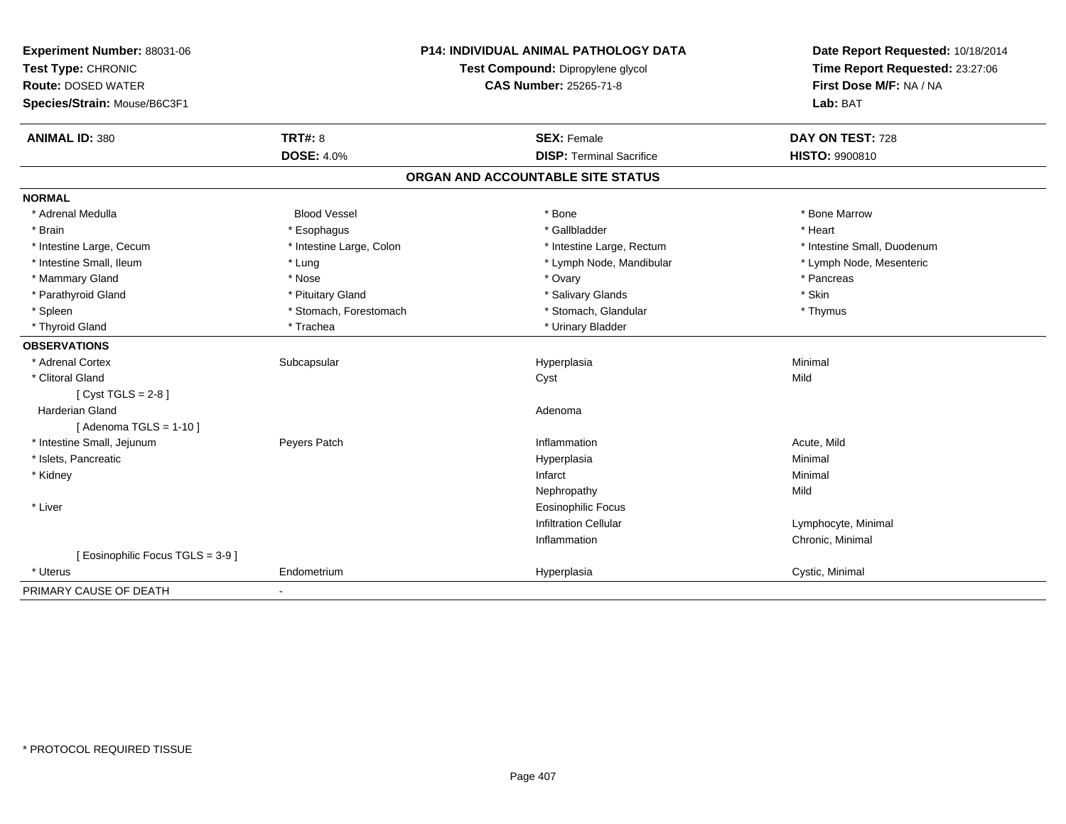**Experiment Number:** 88031-06
**Test Type:** CHRONIC
**Route:** DOSED WATER
**Species/Strain:** Mouse/B6C3F1

**P14: INDIVIDUAL ANIMAL PATHOLOGY DATA**
**Test Compound:** Dipropylene glycol
**CAS Number:** 25265-71-8

**Date Report Requested:** 10/18/2014
**Time Report Requested:** 23:27:06
**First Dose M/F:** NA / NA
**Lab:** BAT

| **ANIMAL ID:** 380 | **TRT#:** 8 | **SEX:** Female | **DAY ON TEST:** 728 |
|---|---|---|---|
| | **DOSE:** 4.0% | **DISP:** Terminal Sacrifice | **HISTO:** 9900810 |

## ORGAN AND ACCOUNTABLE SITE STATUS

| | | | |
|---|---|---|---|
| **NORMAL** | | | |
| * Adrenal Medulla | Blood Vessel | * Bone | * Bone Marrow |
| * Brain | * Esophagus | * Gallbladder | * Heart |
| * Intestine Large, Cecum | * Intestine Large, Colon | * Intestine Large, Rectum | * Intestine Small, Duodenum |
| * Intestine Small, Ileum | * Lung | * Lymph Node, Mandibular | * Lymph Node, Mesenteric |
| * Mammary Gland | * Nose | * Ovary | * Pancreas |
| * Parathyroid Gland | * Pituitary Gland | * Salivary Glands | * Skin |
| * Spleen | * Stomach, Forestomach | * Stomach, Glandular | * Thymus |
| * Thyroid Gland | * Trachea | * Urinary Bladder | |
| **OBSERVATIONS** | | | |
| * Adrenal Cortex | Subcapsular | Hyperplasia | Minimal |
| * Clitoral Gland | | Cyst | Mild |
| [ Cyst TGLS = 2-8 ] | | | |
| Harderian Gland | | Adenoma | |
| [ Adenoma TGLS = 1-10 ] | | | |
| * Intestine Small, Jejunum | Peyers Patch | Inflammation | Acute, Mild |
| * Islets, Pancreatic | | Hyperplasia | Minimal |
| * Kidney | | Infarct | Minimal |
| | | Nephropathy | Mild |
| * Liver | | Eosinophilic Focus | |
| | | Infiltration Cellular | Lymphocyte, Minimal |
| | | Inflammation | Chronic, Minimal |
| [ Eosinophilic Focus TGLS = 3-9 ] | | | |
| * Uterus | Endometrium | Hyperplasia | Cystic, Minimal |
| PRIMARY CAUSE OF DEATH | - | | |

* PROTOCOL REQUIRED TISSUE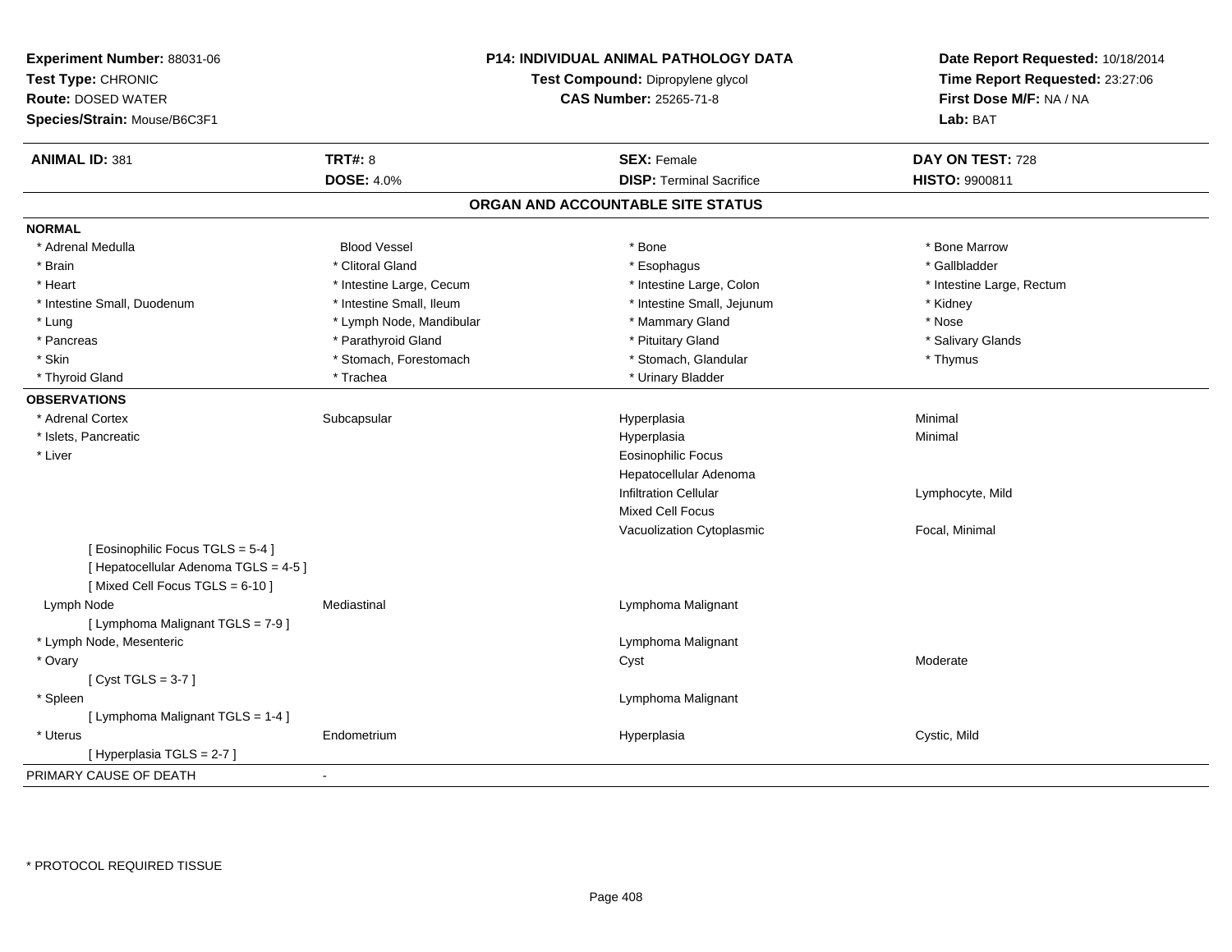**Experiment Number:** 88031-06
**Test Type:** CHRONIC
**Route:** DOSED WATER
**Species/Strain:** Mouse/B6C3F1

**P14: INDIVIDUAL ANIMAL PATHOLOGY DATA**
**Test Compound:** Dipropylene glycol
**CAS Number:** 25265-71-8

**Date Report Requested:** 10/18/2014
**Time Report Requested:** 23:27:06
**First Dose M/F:** NA / NA
**Lab:** BAT

| **ANIMAL ID:** 381 | **TRT#:** 8 | **SEX:** Female | **DAY ON TEST:** 728 |
|---|---|---|---|
| | **DOSE:** 4.0% | **DISP:** Terminal Sacrifice | **HISTO:** 9900811 |

## ORGAN AND ACCOUNTABLE SITE STATUS

**NORMAL**

| | | | |
|---|---|---|---|
| * Adrenal Medulla | Blood Vessel | * Bone | * Bone Marrow |
| * Brain | * Clitoral Gland | * Esophagus | * Gallbladder |
| * Heart | * Intestine Large, Cecum | * Intestine Large, Colon | * Intestine Large, Rectum |
| * Intestine Small, Duodenum | * Intestine Small, Ileum | * Intestine Small, Jejunum | * Kidney |
| * Lung | * Lymph Node, Mandibular | * Mammary Gland | * Nose |
| * Pancreas | * Parathyroid Gland | * Pituitary Gland | * Salivary Glands |
| * Skin | * Stomach, Forestomach | * Stomach, Glandular | * Thymus |
| * Thyroid Gland | * Trachea | * Urinary Bladder | |

**OBSERVATIONS**

| | | | |
|---|---|---|---|
| * Adrenal Cortex | Subcapsular | Hyperplasia | Minimal |
| * Islets, Pancreatic | | Hyperplasia | Minimal |
| * Liver | | Eosinophilic Focus | |
| | | Hepatocellular Adenoma | |
| | | Infiltration Cellular | Lymphocyte, Mild |
| | | Mixed Cell Focus | |
| | | Vacuolization Cytoplasmic | Focal, Minimal |
| [ Eosinophilic Focus TGLS = 5-4 ] | | | |
| [ Hepatocellular Adenoma TGLS = 4-5 ] | | | |
| [ Mixed Cell Focus TGLS = 6-10 ] | | | |
| Lymph Node | Mediastinal | Lymphoma Malignant | |
| [ Lymphoma Malignant TGLS = 7-9 ] | | | |
| * Lymph Node, Mesenteric | | Lymphoma Malignant | |
| * Ovary | | Cyst | Moderate |
| [ Cyst TGLS = 3-7 ] | | | |
| * Spleen | | Lymphoma Malignant | |
| [ Lymphoma Malignant TGLS = 1-4 ] | | | |
| * Uterus | Endometrium | Hyperplasia | Cystic, Mild |
| [ Hyperplasia TGLS = 2-7 ] | | | |

PRIMARY CAUSE OF DEATH -

* PROTOCOL REQUIRED TISSUE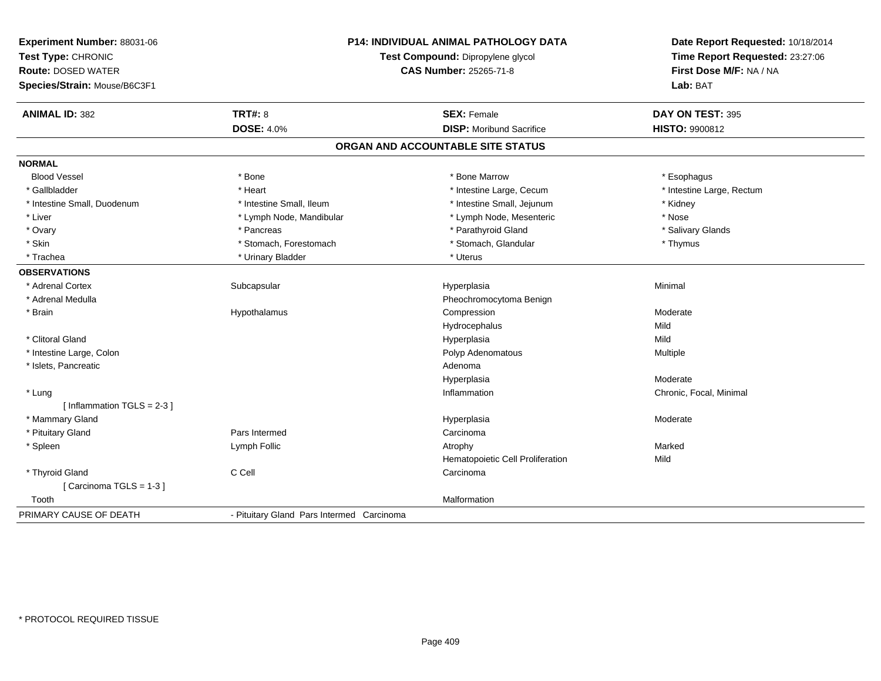**Experiment Number:** 88031-06
**Test Type:** CHRONIC
**Route:** DOSED WATER
**Species/Strain:** Mouse/B6C3F1

**P14: INDIVIDUAL ANIMAL PATHOLOGY DATA**
**Test Compound:** Dipropylene glycol
**CAS Number:** 25265-71-8

**Date Report Requested:** 10/18/2014
**Time Report Requested:** 23:27:06
**First Dose M/F:** NA / NA
**Lab:** BAT

| **ANIMAL ID:** 382 | **TRT#:** 8 | **SEX:** Female | **DAY ON TEST:** 395 |
|---|---|---|---|
| | **DOSE:** 4.0% | **DISP:** Moribund Sacrifice | **HISTO:** 9900812 |

## ORGAN AND ACCOUNTABLE SITE STATUS

| | | | |
|---|---|---|---|
| **NORMAL** | | | |
| Blood Vessel | * Bone | * Bone Marrow | * Esophagus |
| * Gallbladder | * Heart | * Intestine Large, Cecum | * Intestine Large, Rectum |
| * Intestine Small, Duodenum | * Intestine Small, Ileum | * Intestine Small, Jejunum | * Kidney |
| * Liver | * Lymph Node, Mandibular | * Lymph Node, Mesenteric | * Nose |
| * Ovary | * Pancreas | * Parathyroid Gland | * Salivary Glands |
| * Skin | * Stomach, Forestomach | * Stomach, Glandular | * Thymus |
| * Trachea | * Urinary Bladder | * Uterus | |
| **OBSERVATIONS** | | | |
| * Adrenal Cortex | Subcapsular | Hyperplasia | Minimal |
| * Adrenal Medulla | | Pheochromocytoma Benign | |
| * Brain | Hypothalamus | Compression | Moderate |
| | | Hydrocephalus | Mild |
| * Clitoral Gland | | Hyperplasia | Mild |
| * Intestine Large, Colon | | Polyp Adenomatous | Multiple |
| * Islets, Pancreatic | | Adenoma | |
| | | Hyperplasia | Moderate |
| * Lung | | Inflammation | Chronic, Focal, Minimal |
| [ Inflammation TGLS = 2-3 ] | | | |
| * Mammary Gland | | Hyperplasia | Moderate |
| * Pituitary Gland | Pars Intermed | Carcinoma | |
| * Spleen | Lymph Follic | Atrophy | Marked |
| | | Hematopoietic Cell Proliferation | Mild |
| * Thyroid Gland | C Cell | Carcinoma | |
| [ Carcinoma TGLS = 1-3 ] | | | |
| Tooth | | Malformation | |
| PRIMARY CAUSE OF DEATH | - Pituitary Gland Pars Intermed Carcinoma | | |

* PROTOCOL REQUIRED TISSUE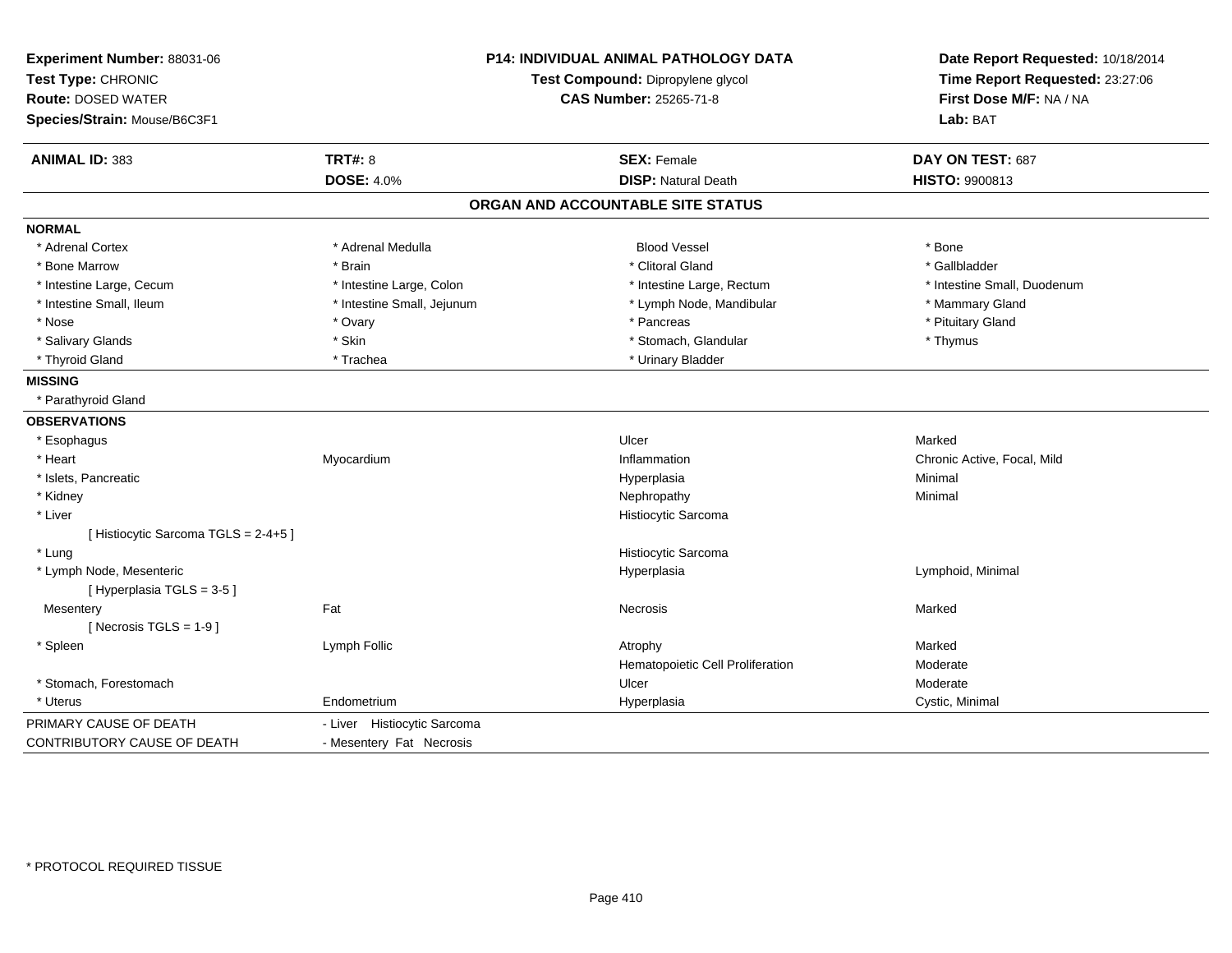**Experiment Number:** 88031-06
**Test Type:** CHRONIC
**Route:** DOSED WATER
**Species/Strain:** Mouse/B6C3F1

**P14: INDIVIDUAL ANIMAL PATHOLOGY DATA**
**Test Compound:** Dipropylene glycol
**CAS Number:** 25265-71-8

**Date Report Requested:** 10/18/2014
**Time Report Requested:** 23:27:06
**First Dose M/F:** NA / NA
**Lab:** BAT

| **ANIMAL ID:** 383 | **TRT#:** 8 | **SEX:** Female | **DAY ON TEST:** 687 |
|---|---|---|---|
| | **DOSE:** 4.0% | **DISP:** Natural Death | **HISTO:** 9900813 |

## ORGAN AND ACCOUNTABLE SITE STATUS

**NORMAL**

| | | | |
|---|---|---|---|
| * Adrenal Cortex | * Adrenal Medulla | Blood Vessel | * Bone |
| * Bone Marrow | * Brain | * Clitoral Gland | * Gallbladder |
| * Intestine Large, Cecum | * Intestine Large, Colon | * Intestine Large, Rectum | * Intestine Small, Duodenum |
| * Intestine Small, Ileum | * Intestine Small, Jejunum | * Lymph Node, Mandibular | * Mammary Gland |
| * Nose | * Ovary | * Pancreas | * Pituitary Gland |
| * Salivary Glands | * Skin | * Stomach, Glandular | * Thymus |
| * Thyroid Gland | * Trachea | * Urinary Bladder | |

**MISSING**

* Parathyroid Gland

**OBSERVATIONS**

| | | | |
|---|---|---|---|
| * Esophagus | | Ulcer | Marked |
| * Heart | Myocardium | Inflammation | Chronic Active, Focal, Mild |
| * Islets, Pancreatic | | Hyperplasia | Minimal |
| * Kidney | | Nephropathy | Minimal |
| * Liver | | Histiocytic Sarcoma | |
| [ Histiocytic Sarcoma TGLS = 2-4+5 ] | | | |
| * Lung | | Histiocytic Sarcoma | |
| * Lymph Node, Mesenteric | | Hyperplasia | Lymphoid, Minimal |
| [ Hyperplasia TGLS = 3-5 ] | | | |
| Mesentery | Fat | Necrosis | Marked |
| [ Necrosis TGLS = 1-9 ] | | | |
| * Spleen | Lymph Follic | Atrophy | Marked |
| | | Hematopoietic Cell Proliferation | Moderate |
| * Stomach, Forestomach | | Ulcer | Moderate |
| * Uterus | Endometrium | Hyperplasia | Cystic, Minimal |

| | |
|---|---|
| PRIMARY CAUSE OF DEATH | - Liver Histiocytic Sarcoma |
| CONTRIBUTORY CAUSE OF DEATH | - Mesentery Fat Necrosis |

* PROTOCOL REQUIRED TISSUE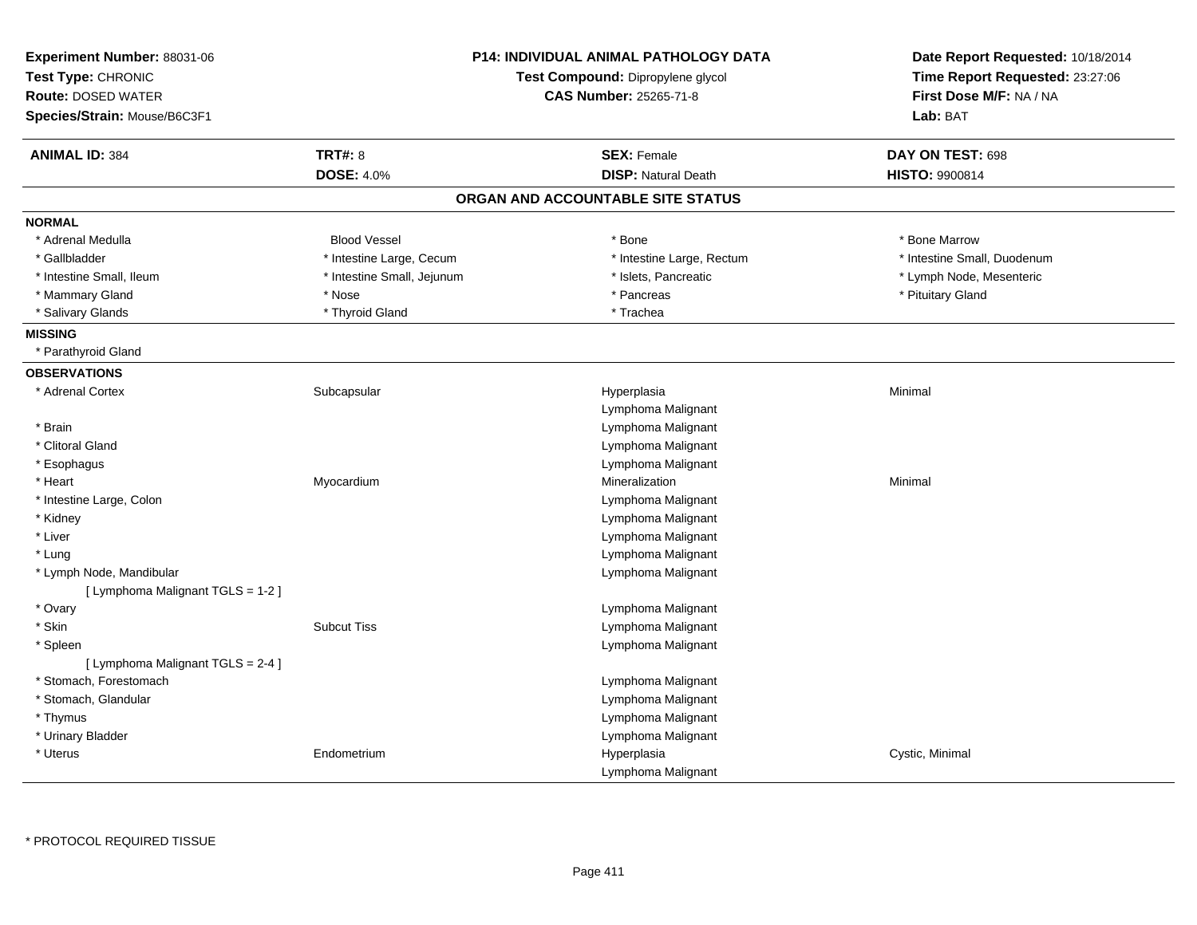**Experiment Number:** 88031-06
**Test Type:** CHRONIC
**Route:** DOSED WATER
**Species/Strain:** Mouse/B6C3F1

**P14: INDIVIDUAL ANIMAL PATHOLOGY DATA**
**Test Compound:** Dipropylene glycol
**CAS Number:** 25265-71-8

**Date Report Requested:** 10/18/2014
**Time Report Requested:** 23:27:06
**First Dose M/F:** NA / NA
**Lab:** BAT

| **ANIMAL ID:** 384 | **TRT#:** 8 | **SEX:** Female | **DAY ON TEST:** 698 |
|---|---|---|---|
| | **DOSE:** 4.0% | **DISP:** Natural Death | **HISTO:** 9900814 |

## ORGAN AND ACCOUNTABLE SITE STATUS

**NORMAL**

| | | | |
|---|---|---|---|
| * Adrenal Medulla | Blood Vessel | * Bone | * Bone Marrow |
| * Gallbladder | * Intestine Large, Cecum | * Intestine Large, Rectum | * Intestine Small, Duodenum |
| * Intestine Small, Ileum | * Intestine Small, Jejunum | * Islets, Pancreatic | * Lymph Node, Mesenteric |
| * Mammary Gland | * Nose | * Pancreas | * Pituitary Gland |
| * Salivary Glands | * Thyroid Gland | * Trachea | |

**MISSING**

* Parathyroid Gland

**OBSERVATIONS**

| | | | |
|---|---|---|---|
| * Adrenal Cortex | Subcapsular | Hyperplasia | Minimal |
| | | Lymphoma Malignant | |
| * Brain | | Lymphoma Malignant | |
| * Clitoral Gland | | Lymphoma Malignant | |
| * Esophagus | | Lymphoma Malignant | |
| * Heart | Myocardium | Mineralization | Minimal |
| * Intestine Large, Colon | | Lymphoma Malignant | |
| * Kidney | | Lymphoma Malignant | |
| * Liver | | Lymphoma Malignant | |
| * Lung | | Lymphoma Malignant | |
| * Lymph Node, Mandibular | | Lymphoma Malignant | |
| [ Lymphoma Malignant TGLS = 1-2 ] | | | |
| * Ovary | | Lymphoma Malignant | |
| * Skin | Subcut Tiss | Lymphoma Malignant | |
| * Spleen | | Lymphoma Malignant | |
| [ Lymphoma Malignant TGLS = 2-4 ] | | | |
| * Stomach, Forestomach | | Lymphoma Malignant | |
| * Stomach, Glandular | | Lymphoma Malignant | |
| * Thymus | | Lymphoma Malignant | |
| * Urinary Bladder | | Lymphoma Malignant | |
| * Uterus | Endometrium | Hyperplasia | Cystic, Minimal |
| | | Lymphoma Malignant | |

* PROTOCOL REQUIRED TISSUE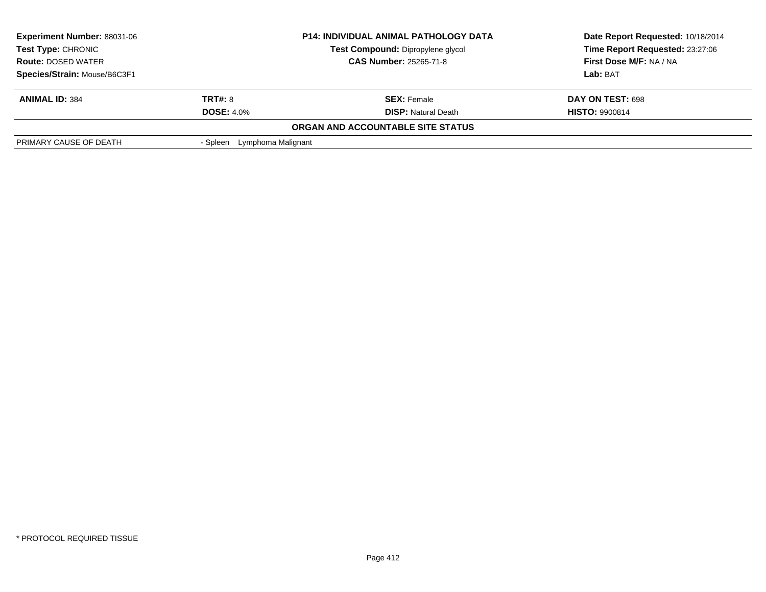**Experiment Number:** 88031-06
**Test Type:** CHRONIC
**Route:** DOSED WATER
**Species/Strain:** Mouse/B6C3F1

**P14: INDIVIDUAL ANIMAL PATHOLOGY DATA**
**Test Compound:** Dipropylene glycol
**CAS Number:** 25265-71-8

**Date Report Requested:** 10/18/2014
**Time Report Requested:** 23:27:06
**First Dose M/F:** NA / NA
**Lab:** BAT

| **ANIMAL ID:** 384 | **TRT#:** 8 | **SEX:** Female | **DAY ON TEST:** 698 |
|---|---|---|---|
| | **DOSE:** 4.0% | **DISP:** Natural Death | **HISTO:** 9900814 |

**ORGAN AND ACCOUNTABLE SITE STATUS**

| | |
|---|---|
| PRIMARY CAUSE OF DEATH | - Spleen Lymphoma Malignant |

\* PROTOCOL REQUIRED TISSUE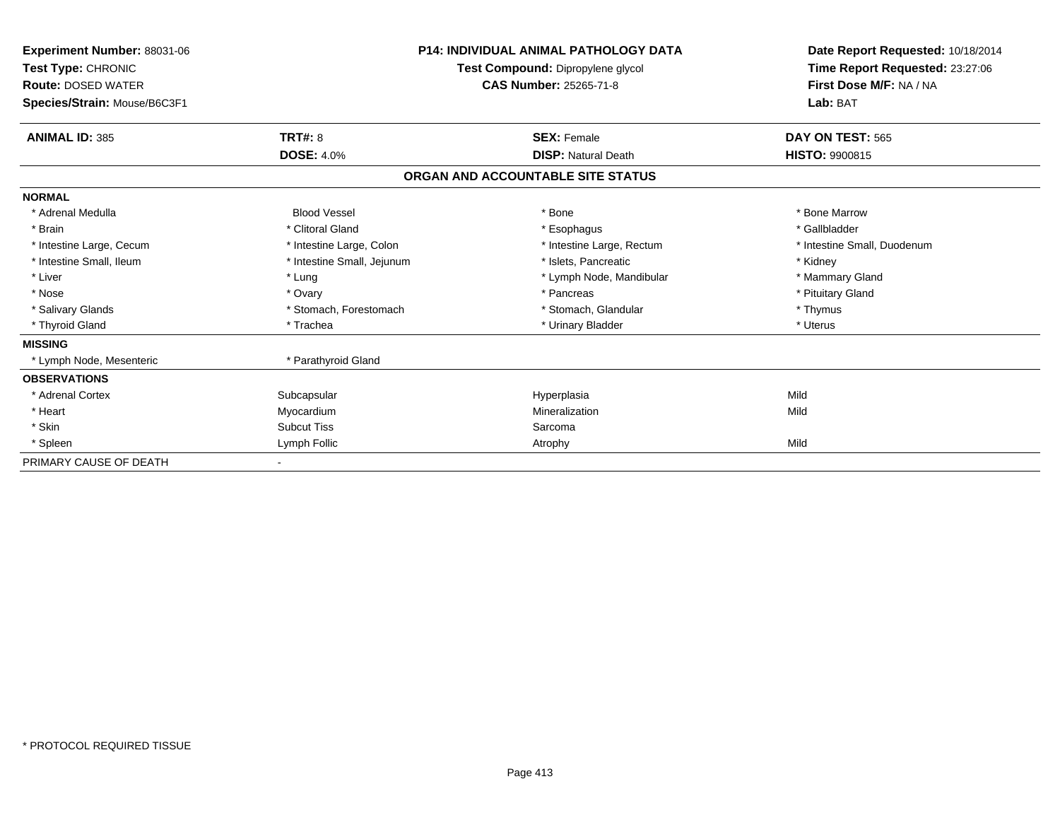**Experiment Number:** 88031-06
**Test Type:** CHRONIC
**Route:** DOSED WATER
**Species/Strain:** Mouse/B6C3F1

**P14: INDIVIDUAL ANIMAL PATHOLOGY DATA**
**Test Compound:** Dipropylene glycol
**CAS Number:** 25265-71-8

**Date Report Requested:** 10/18/2014
**Time Report Requested:** 23:27:06
**First Dose M/F:** NA / NA
**Lab:** BAT

| **ANIMAL ID:** 385 | **TRT#:** 8 | **SEX:** Female | **DAY ON TEST:** 565 |
|---|---|---|---|
| | **DOSE:** 4.0% | **DISP:** Natural Death | **HISTO:** 9900815 |

## ORGAN AND ACCOUNTABLE SITE STATUS

| | | | |
|---|---|---|---|
| **NORMAL** | | | |
| * Adrenal Medulla | Blood Vessel | * Bone | * Bone Marrow |
| * Brain | * Clitoral Gland | * Esophagus | * Gallbladder |
| * Intestine Large, Cecum | * Intestine Large, Colon | * Intestine Large, Rectum | * Intestine Small, Duodenum |
| * Intestine Small, Ileum | * Intestine Small, Jejunum | * Islets, Pancreatic | * Kidney |
| * Liver | * Lung | * Lymph Node, Mandibular | * Mammary Gland |
| * Nose | * Ovary | * Pancreas | * Pituitary Gland |
| * Salivary Glands | * Stomach, Forestomach | * Stomach, Glandular | * Thymus |
| * Thyroid Gland | * Trachea | * Urinary Bladder | * Uterus |
| **MISSING** | | | |
| * Lymph Node, Mesenteric | * Parathyroid Gland | | |
| **OBSERVATIONS** | | | |
| * Adrenal Cortex | Subcapsular | Hyperplasia | Mild |
| * Heart | Myocardium | Mineralization | Mild |
| * Skin | Subcut Tiss | Sarcoma | |
| * Spleen | Lymph Follic | Atrophy | Mild |
| PRIMARY CAUSE OF DEATH | - | | |

* PROTOCOL REQUIRED TISSUE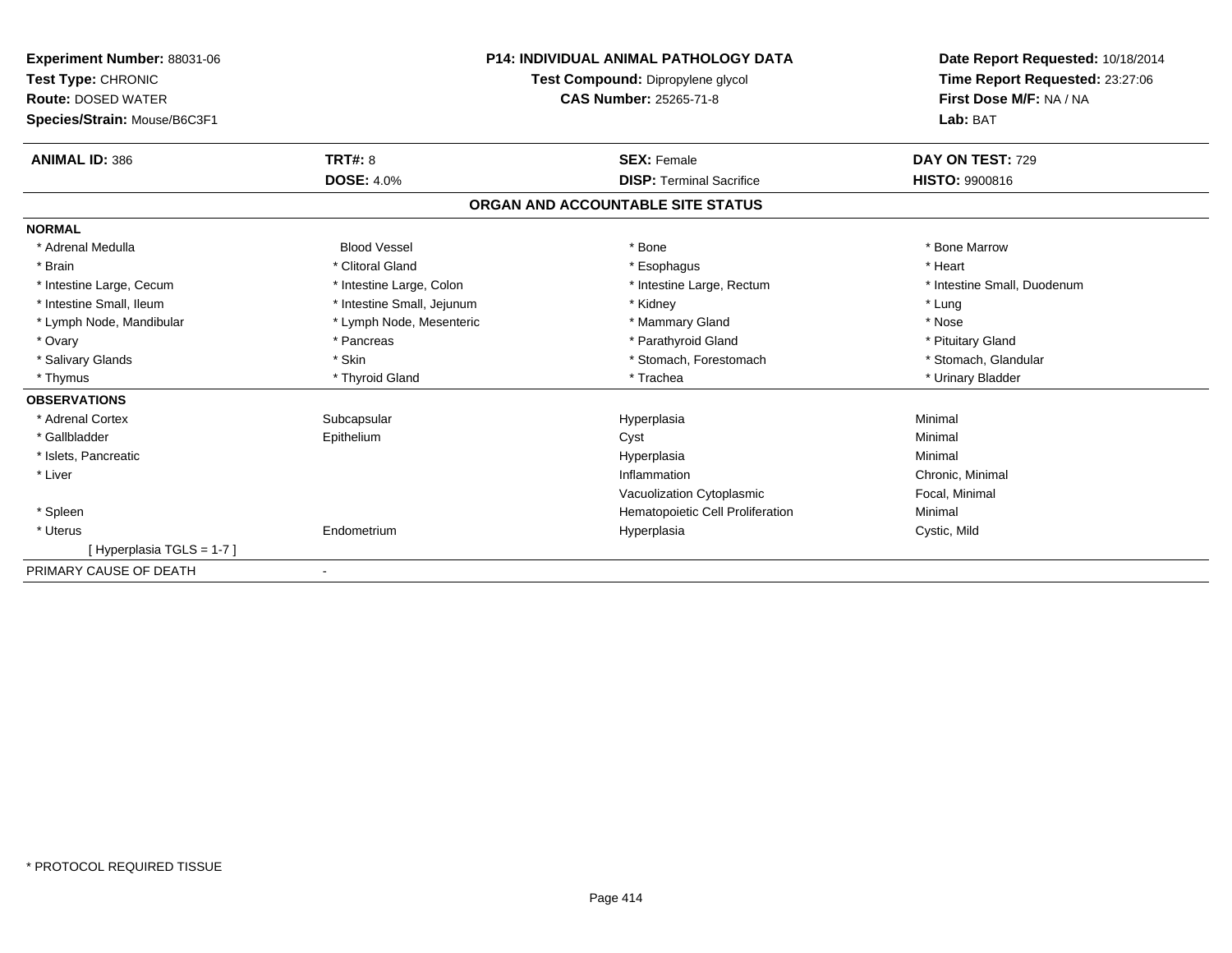**Experiment Number:** 88031-06
**Test Type:** CHRONIC
**Route:** DOSED WATER
**Species/Strain:** Mouse/B6C3F1

**P14: INDIVIDUAL ANIMAL PATHOLOGY DATA**
**Test Compound:** Dipropylene glycol
**CAS Number:** 25265-71-8

**Date Report Requested:** 10/18/2014
**Time Report Requested:** 23:27:06
**First Dose M/F:** NA / NA
**Lab:** BAT

| **ANIMAL ID:** 386 | **TRT#:** 8 | **SEX:** Female | **DAY ON TEST:** 729 |
|---|---|---|---|
| | **DOSE:** 4.0% | **DISP:** Terminal Sacrifice | **HISTO:** 9900816 |

## ORGAN AND ACCOUNTABLE SITE STATUS

| | | | |
|---|---|---|---|
| **NORMAL** | | | |
| * Adrenal Medulla | Blood Vessel | * Bone | * Bone Marrow |
| * Brain | * Clitoral Gland | * Esophagus | * Heart |
| * Intestine Large, Cecum | * Intestine Large, Colon | * Intestine Large, Rectum | * Intestine Small, Duodenum |
| * Intestine Small, Ileum | * Intestine Small, Jejunum | * Kidney | * Lung |
| * Lymph Node, Mandibular | * Lymph Node, Mesenteric | * Mammary Gland | * Nose |
| * Ovary | * Pancreas | * Parathyroid Gland | * Pituitary Gland |
| * Salivary Glands | * Skin | * Stomach, Forestomach | * Stomach, Glandular |
| * Thymus | * Thyroid Gland | * Trachea | * Urinary Bladder |
| **OBSERVATIONS** | | | |
| * Adrenal Cortex | Subcapsular | Hyperplasia | Minimal |
| * Gallbladder | Epithelium | Cyst | Minimal |
| * Islets, Pancreatic | | Hyperplasia | Minimal |
| * Liver | | Inflammation | Chronic, Minimal |
| | | Vacuolization Cytoplasmic | Focal, Minimal |
| * Spleen | | Hematopoietic Cell Proliferation | Minimal |
| * Uterus | Endometrium | Hyperplasia | Cystic, Mild |
| [ Hyperplasia TGLS = 1-7 ] | | | |
| PRIMARY CAUSE OF DEATH | - | | |

* PROTOCOL REQUIRED TISSUE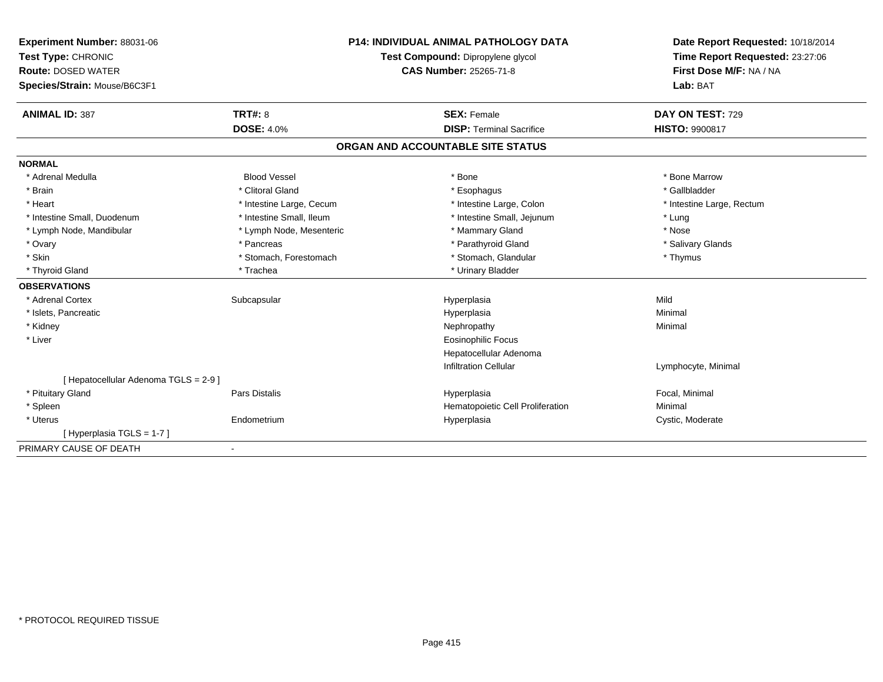**Experiment Number:** 88031-06
**Test Type:** CHRONIC
**Route:** DOSED WATER
**Species/Strain:** Mouse/B6C3F1

**P14: INDIVIDUAL ANIMAL PATHOLOGY DATA**
**Test Compound:** Dipropylene glycol
**CAS Number:** 25265-71-8

**Date Report Requested:** 10/18/2014
**Time Report Requested:** 23:27:06
**First Dose M/F:** NA / NA
**Lab:** BAT

| **ANIMAL ID:** 387 | **TRT#:** 8 | **SEX:** Female | **DAY ON TEST:** 729 |
|---|---|---|---|
| | **DOSE:** 4.0% | **DISP:** Terminal Sacrifice | **HISTO:** 9900817 |

## ORGAN AND ACCOUNTABLE SITE STATUS

**NORMAL**

| | | | |
|---|---|---|---|
| * Adrenal Medulla | Blood Vessel | * Bone | * Bone Marrow |
| * Brain | * Clitoral Gland | * Esophagus | * Gallbladder |
| * Heart | * Intestine Large, Cecum | * Intestine Large, Colon | * Intestine Large, Rectum |
| * Intestine Small, Duodenum | * Intestine Small, Ileum | * Intestine Small, Jejunum | * Lung |
| * Lymph Node, Mandibular | * Lymph Node, Mesenteric | * Mammary Gland | * Nose |
| * Ovary | * Pancreas | * Parathyroid Gland | * Salivary Glands |
| * Skin | * Stomach, Forestomach | * Stomach, Glandular | * Thymus |
| * Thyroid Gland | * Trachea | * Urinary Bladder | |

**OBSERVATIONS**

| | | | |
|---|---|---|---|
| * Adrenal Cortex | Subcapsular | Hyperplasia | Mild |
| * Islets, Pancreatic | | Hyperplasia | Minimal |
| * Kidney | | Nephropathy | Minimal |
| * Liver | | Eosinophilic Focus | |
| | | Hepatocellular Adenoma | |
| | | Infiltration Cellular | Lymphocyte, Minimal |
| [ Hepatocellular Adenoma TGLS = 2-9 ] | | | |
| * Pituitary Gland | Pars Distalis | Hyperplasia | Focal, Minimal |
| * Spleen | | Hematopoietic Cell Proliferation | Minimal |
| * Uterus | Endometrium | Hyperplasia | Cystic, Moderate |
| [ Hyperplasia TGLS = 1-7 ] | | | |

PRIMARY CAUSE OF DEATH -

* PROTOCOL REQUIRED TISSUE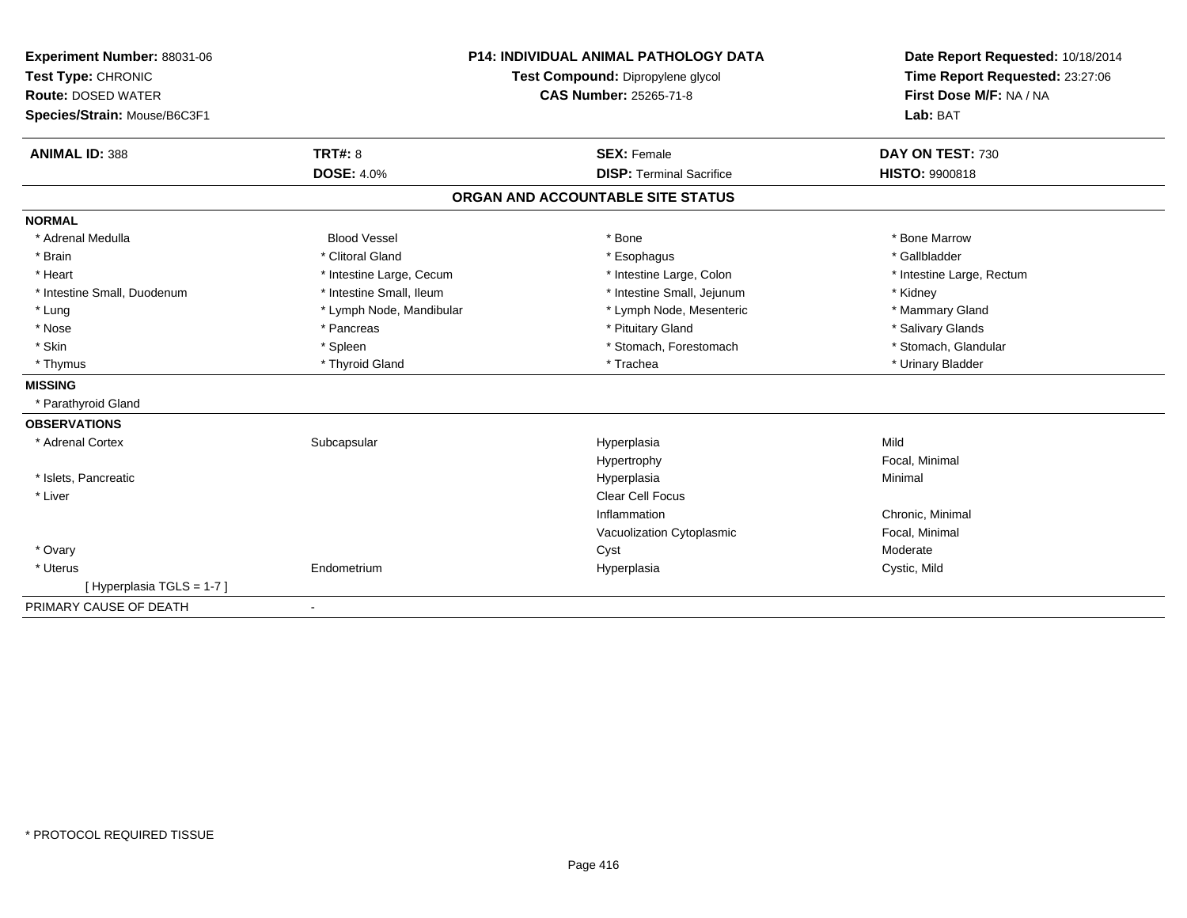**Experiment Number:** 88031-06
**Test Type:** CHRONIC
**Route:** DOSED WATER
**Species/Strain:** Mouse/B6C3F1

**P14: INDIVIDUAL ANIMAL PATHOLOGY DATA**
**Test Compound:** Dipropylene glycol
**CAS Number:** 25265-71-8

**Date Report Requested:** 10/18/2014
**Time Report Requested:** 23:27:06
**First Dose M/F:** NA / NA
**Lab:** BAT

| **ANIMAL ID:** 388 | **TRT#:** 8 | **SEX:** Female | **DAY ON TEST:** 730 |
|---|---|---|---|
| | **DOSE:** 4.0% | **DISP:** Terminal Sacrifice | **HISTO:** 9900818 |

## ORGAN AND ACCOUNTABLE SITE STATUS

**NORMAL**

| | | | |
|---|---|---|---|
| * Adrenal Medulla | Blood Vessel | * Bone | * Bone Marrow |
| * Brain | * Clitoral Gland | * Esophagus | * Gallbladder |
| * Heart | * Intestine Large, Cecum | * Intestine Large, Colon | * Intestine Large, Rectum |
| * Intestine Small, Duodenum | * Intestine Small, Ileum | * Intestine Small, Jejunum | * Kidney |
| * Lung | * Lymph Node, Mandibular | * Lymph Node, Mesenteric | * Mammary Gland |
| * Nose | * Pancreas | * Pituitary Gland | * Salivary Glands |
| * Skin | * Spleen | * Stomach, Forestomach | * Stomach, Glandular |
| * Thymus | * Thyroid Gland | * Trachea | * Urinary Bladder |

**MISSING**

* Parathyroid Gland

**OBSERVATIONS**

| | | | |
|---|---|---|---|
| * Adrenal Cortex | Subcapsular | Hyperplasia | Mild |
| | | Hypertrophy | Focal, Minimal |
| * Islets, Pancreatic | | Hyperplasia | Minimal |
| * Liver | | Clear Cell Focus | |
| | | Inflammation | Chronic, Minimal |
| | | Vacuolization Cytoplasmic | Focal, Minimal |
| * Ovary | | Cyst | Moderate |
| * Uterus | Endometrium | Hyperplasia | Cystic, Mild |
| [ Hyperplasia TGLS = 1-7 ] | | | |

PRIMARY CAUSE OF DEATH -

* PROTOCOL REQUIRED TISSUE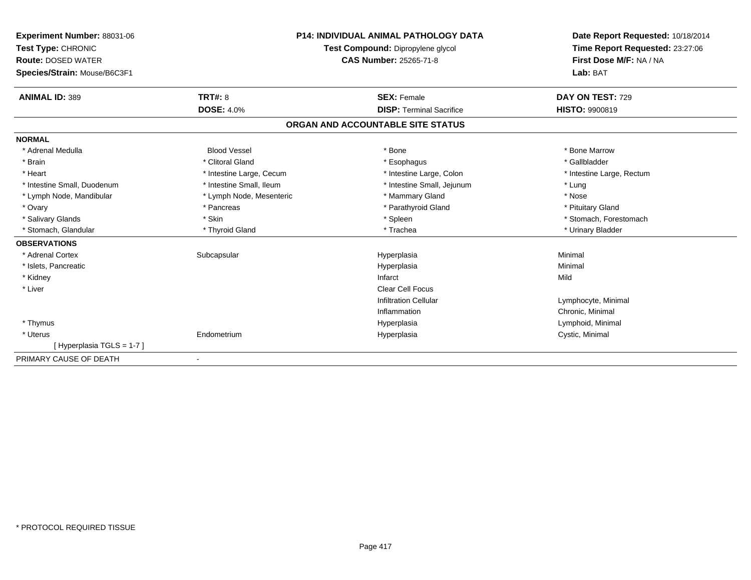**Experiment Number:** 88031-06
**Test Type:** CHRONIC
**Route:** DOSED WATER
**Species/Strain:** Mouse/B6C3F1

**P14: INDIVIDUAL ANIMAL PATHOLOGY DATA**
**Test Compound:** Dipropylene glycol
**CAS Number:** 25265-71-8

**Date Report Requested:** 10/18/2014
**Time Report Requested:** 23:27:06
**First Dose M/F:** NA / NA
**Lab:** BAT

| **ANIMAL ID:** 389 | **TRT#:** 8 | **SEX:** Female | **DAY ON TEST:** 729 |
|---|---|---|---|
| | **DOSE:** 4.0% | **DISP:** Terminal Sacrifice | **HISTO:** 9900819 |

## ORGAN AND ACCOUNTABLE SITE STATUS

**NORMAL**

| | | | |
|---|---|---|---|
| * Adrenal Medulla | Blood Vessel | * Bone | * Bone Marrow |
| * Brain | * Clitoral Gland | * Esophagus | * Gallbladder |
| * Heart | * Intestine Large, Cecum | * Intestine Large, Colon | * Intestine Large, Rectum |
| * Intestine Small, Duodenum | * Intestine Small, Ileum | * Intestine Small, Jejunum | * Lung |
| * Lymph Node, Mandibular | * Lymph Node, Mesenteric | * Mammary Gland | * Nose |
| * Ovary | * Pancreas | * Parathyroid Gland | * Pituitary Gland |
| * Salivary Glands | * Skin | * Spleen | * Stomach, Forestomach |
| * Stomach, Glandular | * Thyroid Gland | * Trachea | * Urinary Bladder |

**OBSERVATIONS**

| | | | |
|---|---|---|---|
| * Adrenal Cortex | Subcapsular | Hyperplasia | Minimal |
| * Islets, Pancreatic | | Hyperplasia | Minimal |
| * Kidney | | Infarct | Mild |
| * Liver | | Clear Cell Focus | |
| | | Infiltration Cellular | Lymphocyte, Minimal |
| | | Inflammation | Chronic, Minimal |
| * Thymus | | Hyperplasia | Lymphoid, Minimal |
| * Uterus | Endometrium | Hyperplasia | Cystic, Minimal |
| [ Hyperplasia TGLS = 1-7 ] | | | |

PRIMARY CAUSE OF DEATH -

* PROTOCOL REQUIRED TISSUE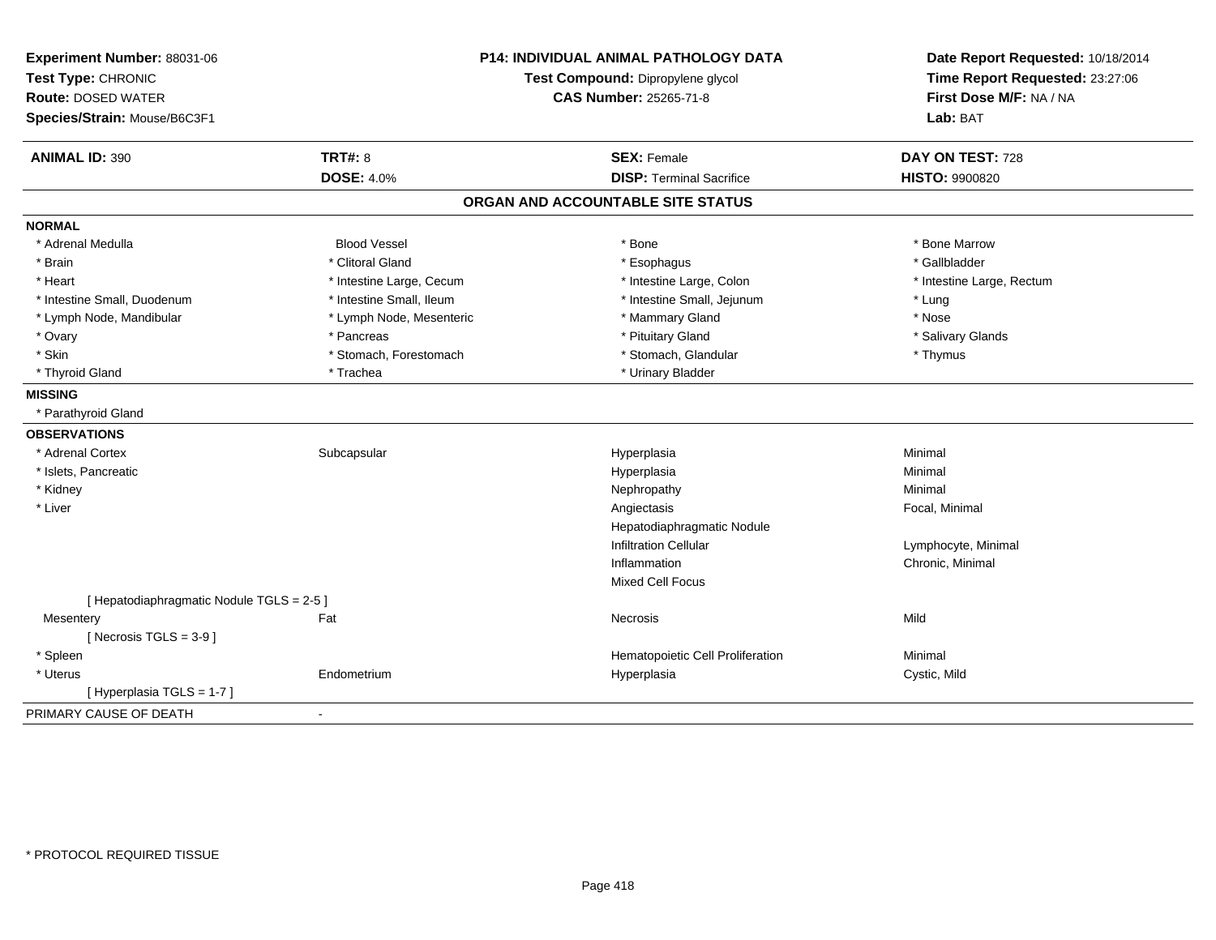**Experiment Number:** 88031-06
**Test Type:** CHRONIC
**Route:** DOSED WATER
**Species/Strain:** Mouse/B6C3F1

**P14: INDIVIDUAL ANIMAL PATHOLOGY DATA**
**Test Compound:** Dipropylene glycol
**CAS Number:** 25265-71-8

**Date Report Requested:** 10/18/2014
**Time Report Requested:** 23:27:06
**First Dose M/F:** NA / NA
**Lab:** BAT

| **ANIMAL ID:** 390 | **TRT#:** 8 | **SEX:** Female | **DAY ON TEST:** 728 |
|---|---|---|---|
| | **DOSE:** 4.0% | **DISP:** Terminal Sacrifice | **HISTO:** 9900820 |

## ORGAN AND ACCOUNTABLE SITE STATUS

**NORMAL**

| | | | |
|---|---|---|---|
| * Adrenal Medulla | Blood Vessel | * Bone | * Bone Marrow |
| * Brain | * Clitoral Gland | * Esophagus | * Gallbladder |
| * Heart | * Intestine Large, Cecum | * Intestine Large, Colon | * Intestine Large, Rectum |
| * Intestine Small, Duodenum | * Intestine Small, Ileum | * Intestine Small, Jejunum | * Lung |
| * Lymph Node, Mandibular | * Lymph Node, Mesenteric | * Mammary Gland | * Nose |
| * Ovary | * Pancreas | * Pituitary Gland | * Salivary Glands |
| * Skin | * Stomach, Forestomach | * Stomach, Glandular | * Thymus |
| * Thyroid Gland | * Trachea | * Urinary Bladder | |

**MISSING**

* Parathyroid Gland

**OBSERVATIONS**

| | | | |
|---|---|---|---|
| * Adrenal Cortex | Subcapsular | Hyperplasia | Minimal |
| * Islets, Pancreatic | | Hyperplasia | Minimal |
| * Kidney | | Nephropathy | Minimal |
| * Liver | | Angiectasis | Focal, Minimal |
| | | Hepatodiaphragmatic Nodule | |
| | | Infiltration Cellular | Lymphocyte, Minimal |
| | | Inflammation | Chronic, Minimal |
| | | Mixed Cell Focus | |
| [ Hepatodiaphragmatic Nodule TGLS = 2-5 ] | | | |
| Mesentery | Fat | Necrosis | Mild |
| [ Necrosis TGLS = 3-9 ] | | | |
| * Spleen | | Hematopoietic Cell Proliferation | Minimal |
| * Uterus | Endometrium | Hyperplasia | Cystic, Mild |
| [ Hyperplasia TGLS = 1-7 ] | | | |

PRIMARY CAUSE OF DEATH -

\* PROTOCOL REQUIRED TISSUE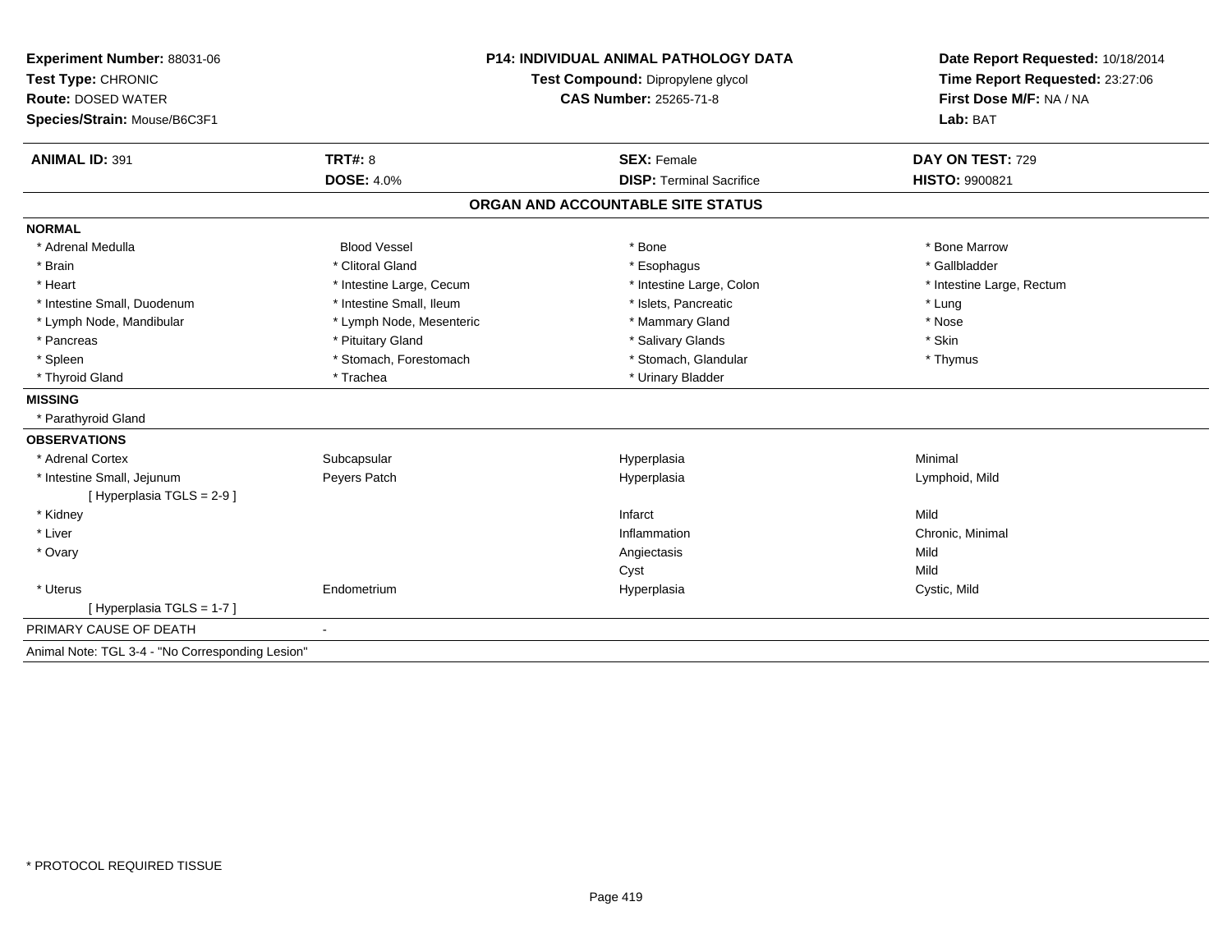**Experiment Number:** 88031-06
**Test Type:** CHRONIC
**Route:** DOSED WATER
**Species/Strain:** Mouse/B6C3F1

**P14: INDIVIDUAL ANIMAL PATHOLOGY DATA**
**Test Compound:** Dipropylene glycol
**CAS Number:** 25265-71-8

**Date Report Requested:** 10/18/2014
**Time Report Requested:** 23:27:06
**First Dose M/F:** NA / NA
**Lab:** BAT

| **ANIMAL ID:** 391 | **TRT#:** 8 | **SEX:** Female | **DAY ON TEST:** 729 |
|---|---|---|---|
| | **DOSE:** 4.0% | **DISP:** Terminal Sacrifice | **HISTO:** 9900821 |

## ORGAN AND ACCOUNTABLE SITE STATUS

**NORMAL**

| | | | |
|---|---|---|---|
| * Adrenal Medulla | Blood Vessel | * Bone | * Bone Marrow |
| * Brain | * Clitoral Gland | * Esophagus | * Gallbladder |
| * Heart | * Intestine Large, Cecum | * Intestine Large, Colon | * Intestine Large, Rectum |
| * Intestine Small, Duodenum | * Intestine Small, Ileum | * Islets, Pancreatic | * Lung |
| * Lymph Node, Mandibular | * Lymph Node, Mesenteric | * Mammary Gland | * Nose |
| * Pancreas | * Pituitary Gland | * Salivary Glands | * Skin |
| * Spleen | * Stomach, Forestomach | * Stomach, Glandular | * Thymus |
| * Thyroid Gland | * Trachea | * Urinary Bladder | |

**MISSING**

* Parathyroid Gland

**OBSERVATIONS**

| | | | |
|---|---|---|---|
| * Adrenal Cortex | Subcapsular | Hyperplasia | Minimal |
| * Intestine Small, Jejunum | Peyers Patch | Hyperplasia | Lymphoid, Mild |
| [ Hyperplasia TGLS = 2-9 ] | | | |
| * Kidney | | Infarct | Mild |
| * Liver | | Inflammation | Chronic, Minimal |
| * Ovary | | Angiectasis | Mild |
| | | Cyst | Mild |
| * Uterus | Endometrium | Hyperplasia | Cystic, Mild |
| [ Hyperplasia TGLS = 1-7 ] | | | |

PRIMARY CAUSE OF DEATH -

Animal Note: TGL 3-4 - "No Corresponding Lesion"

* PROTOCOL REQUIRED TISSUE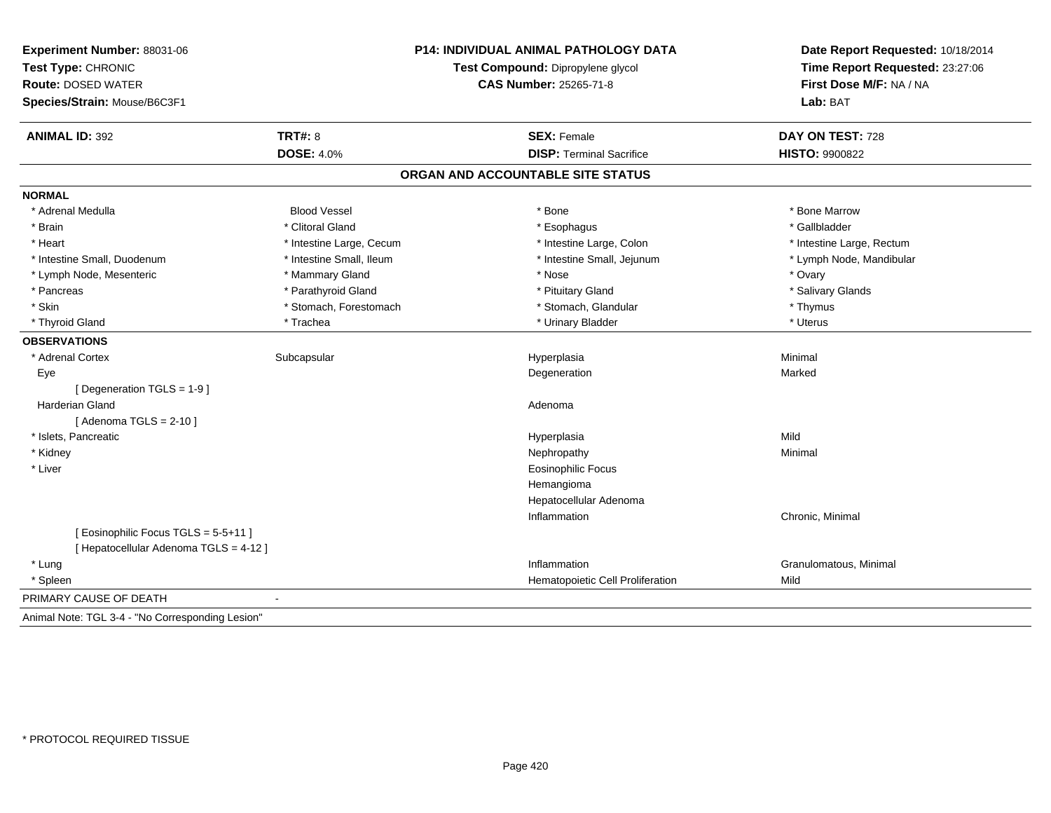**Experiment Number:** 88031-06
**Test Type:** CHRONIC
**Route:** DOSED WATER
**Species/Strain:** Mouse/B6C3F1

**P14: INDIVIDUAL ANIMAL PATHOLOGY DATA**
**Test Compound:** Dipropylene glycol
**CAS Number:** 25265-71-8

**Date Report Requested:** 10/18/2014
**Time Report Requested:** 23:27:06
**First Dose M/F:** NA / NA
**Lab:** BAT

| **ANIMAL ID:** 392 | **TRT#:** 8 | **SEX:** Female | **DAY ON TEST:** 728 |
|---|---|---|---|
| | **DOSE:** 4.0% | **DISP:** Terminal Sacrifice | **HISTO:** 9900822 |

## ORGAN AND ACCOUNTABLE SITE STATUS

**NORMAL**

| | | | |
|---|---|---|---|
| * Adrenal Medulla | Blood Vessel | * Bone | * Bone Marrow |
| * Brain | * Clitoral Gland | * Esophagus | * Gallbladder |
| * Heart | * Intestine Large, Cecum | * Intestine Large, Colon | * Intestine Large, Rectum |
| * Intestine Small, Duodenum | * Intestine Small, Ileum | * Intestine Small, Jejunum | * Lymph Node, Mandibular |
| * Lymph Node, Mesenteric | * Mammary Gland | * Nose | * Ovary |
| * Pancreas | * Parathyroid Gland | * Pituitary Gland | * Salivary Glands |
| * Skin | * Stomach, Forestomach | * Stomach, Glandular | * Thymus |
| * Thyroid Gland | * Trachea | * Urinary Bladder | * Uterus |

**OBSERVATIONS**

| | | | |
|---|---|---|---|
| * Adrenal Cortex | Subcapsular | Hyperplasia | Minimal |
| Eye | | Degeneration | Marked |
| [ Degeneration TGLS = 1-9 ] | | | |
| Harderian Gland | | Adenoma | |
| [ Adenoma TGLS = 2-10 ] | | | |
| * Islets, Pancreatic | | Hyperplasia | Mild |
| * Kidney | | Nephropathy | Minimal |
| * Liver | | Eosinophilic Focus | |
| | | Hemangioma | |
| | | Hepatocellular Adenoma | |
| | | Inflammation | Chronic, Minimal |
| [ Eosinophilic Focus TGLS = 5-5+11 ] | | | |
| [ Hepatocellular Adenoma TGLS = 4-12 ] | | | |
| * Lung | | Inflammation | Granulomatous, Minimal |
| * Spleen | | Hematopoietic Cell Proliferation | Mild |

PRIMARY CAUSE OF DEATH -

Animal Note: TGL 3-4 - "No Corresponding Lesion"

* PROTOCOL REQUIRED TISSUE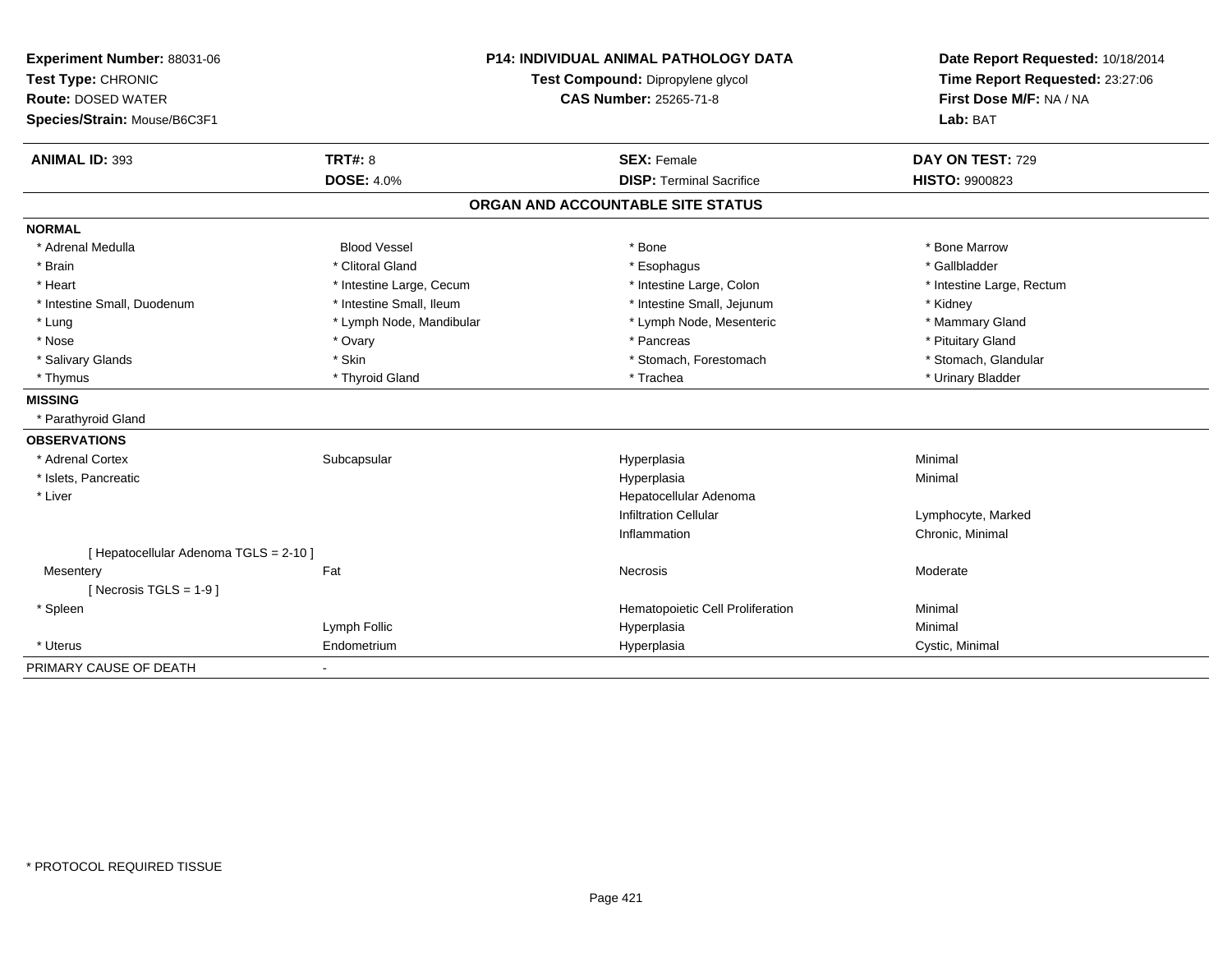**Experiment Number:** 88031-06
**Test Type:** CHRONIC
**Route:** DOSED WATER
**Species/Strain:** Mouse/B6C3F1

**P14: INDIVIDUAL ANIMAL PATHOLOGY DATA**
**Test Compound:** Dipropylene glycol
**CAS Number:** 25265-71-8

**Date Report Requested:** 10/18/2014
**Time Report Requested:** 23:27:06
**First Dose M/F:** NA / NA
**Lab:** BAT

| **ANIMAL ID:** 393 | **TRT#:** 8 | **SEX:** Female | **DAY ON TEST:** 729 |
|---|---|---|---|
| | **DOSE:** 4.0% | **DISP:** Terminal Sacrifice | **HISTO:** 9900823 |

## ORGAN AND ACCOUNTABLE SITE STATUS

| | | | |
|---|---|---|---|
| **NORMAL** | | | |
| * Adrenal Medulla | Blood Vessel | * Bone | * Bone Marrow |
| * Brain | * Clitoral Gland | * Esophagus | * Gallbladder |
| * Heart | * Intestine Large, Cecum | * Intestine Large, Colon | * Intestine Large, Rectum |
| * Intestine Small, Duodenum | * Intestine Small, Ileum | * Intestine Small, Jejunum | * Kidney |
| * Lung | * Lymph Node, Mandibular | * Lymph Node, Mesenteric | * Mammary Gland |
| * Nose | * Ovary | * Pancreas | * Pituitary Gland |
| * Salivary Glands | * Skin | * Stomach, Forestomach | * Stomach, Glandular |
| * Thymus | * Thyroid Gland | * Trachea | * Urinary Bladder |
| **MISSING** | | | |
| * Parathyroid Gland | | | |
| **OBSERVATIONS** | | | |
| * Adrenal Cortex | Subcapsular | Hyperplasia | Minimal |
| * Islets, Pancreatic | | Hyperplasia | Minimal |
| * Liver | | Hepatocellular Adenoma | |
| | | Infiltration Cellular | Lymphocyte, Marked |
| | | Inflammation | Chronic, Minimal |
| [ Hepatocellular Adenoma TGLS = 2-10 ] | | | |
| Mesentery | Fat | Necrosis | Moderate |
| [ Necrosis TGLS = 1-9 ] | | | |
| * Spleen | | Hematopoietic Cell Proliferation | Minimal |
| | Lymph Follic | Hyperplasia | Minimal |
| * Uterus | Endometrium | Hyperplasia | Cystic, Minimal |
| PRIMARY CAUSE OF DEATH | - | | |

* PROTOCOL REQUIRED TISSUE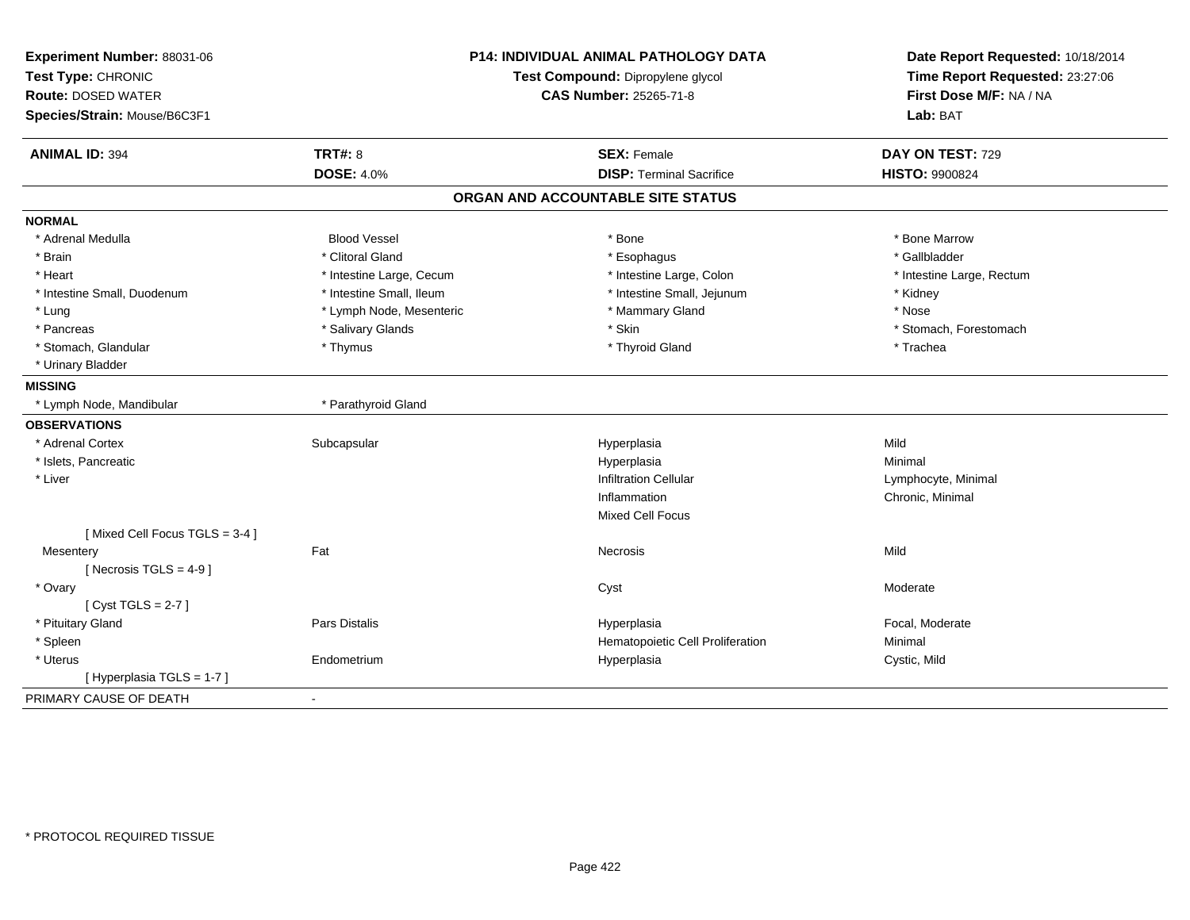**Experiment Number:** 88031-06
**Test Type:** CHRONIC
**Route:** DOSED WATER
**Species/Strain:** Mouse/B6C3F1

**P14: INDIVIDUAL ANIMAL PATHOLOGY DATA**
**Test Compound:** Dipropylene glycol
**CAS Number:** 25265-71-8

**Date Report Requested:** 10/18/2014
**Time Report Requested:** 23:27:06
**First Dose M/F:** NA / NA
**Lab:** BAT

| **ANIMAL ID:** 394 | **TRT#:** 8 | **SEX:** Female | **DAY ON TEST:** 729 |
|---|---|---|---|
| | **DOSE:** 4.0% | **DISP:** Terminal Sacrifice | **HISTO:** 9900824 |

## ORGAN AND ACCOUNTABLE SITE STATUS

**NORMAL**

| | | | |
|---|---|---|---|
| * Adrenal Medulla | Blood Vessel | * Bone | * Bone Marrow |
| * Brain | * Clitoral Gland | * Esophagus | * Gallbladder |
| * Heart | * Intestine Large, Cecum | * Intestine Large, Colon | * Intestine Large, Rectum |
| * Intestine Small, Duodenum | * Intestine Small, Ileum | * Intestine Small, Jejunum | * Kidney |
| * Lung | * Lymph Node, Mesenteric | * Mammary Gland | * Nose |
| * Pancreas | * Salivary Glands | * Skin | * Stomach, Forestomach |
| * Stomach, Glandular | * Thymus | * Thyroid Gland | * Trachea |
| * Urinary Bladder | | | |

**MISSING**

| | |
|---|---|
| * Lymph Node, Mandibular | * Parathyroid Gland |

**OBSERVATIONS**

| | | | |
|---|---|---|---|
| * Adrenal Cortex | Subcapsular | Hyperplasia | Mild |
| * Islets, Pancreatic | | Hyperplasia | Minimal |
| * Liver | | Infiltration Cellular | Lymphocyte, Minimal |
| | | Inflammation | Chronic, Minimal |
| | | Mixed Cell Focus | |
| [ Mixed Cell Focus TGLS = 3-4 ] | | | |
| Mesentery | Fat | Necrosis | Mild |
| [ Necrosis TGLS = 4-9 ] | | | |
| * Ovary | | Cyst | Moderate |
| [ Cyst TGLS = 2-7 ] | | | |
| * Pituitary Gland | Pars Distalis | Hyperplasia | Focal, Moderate |
| * Spleen | | Hematopoietic Cell Proliferation | Minimal |
| * Uterus | Endometrium | Hyperplasia | Cystic, Mild |
| [ Hyperplasia TGLS = 1-7 ] | | | |

PRIMARY CAUSE OF DEATH -

* PROTOCOL REQUIRED TISSUE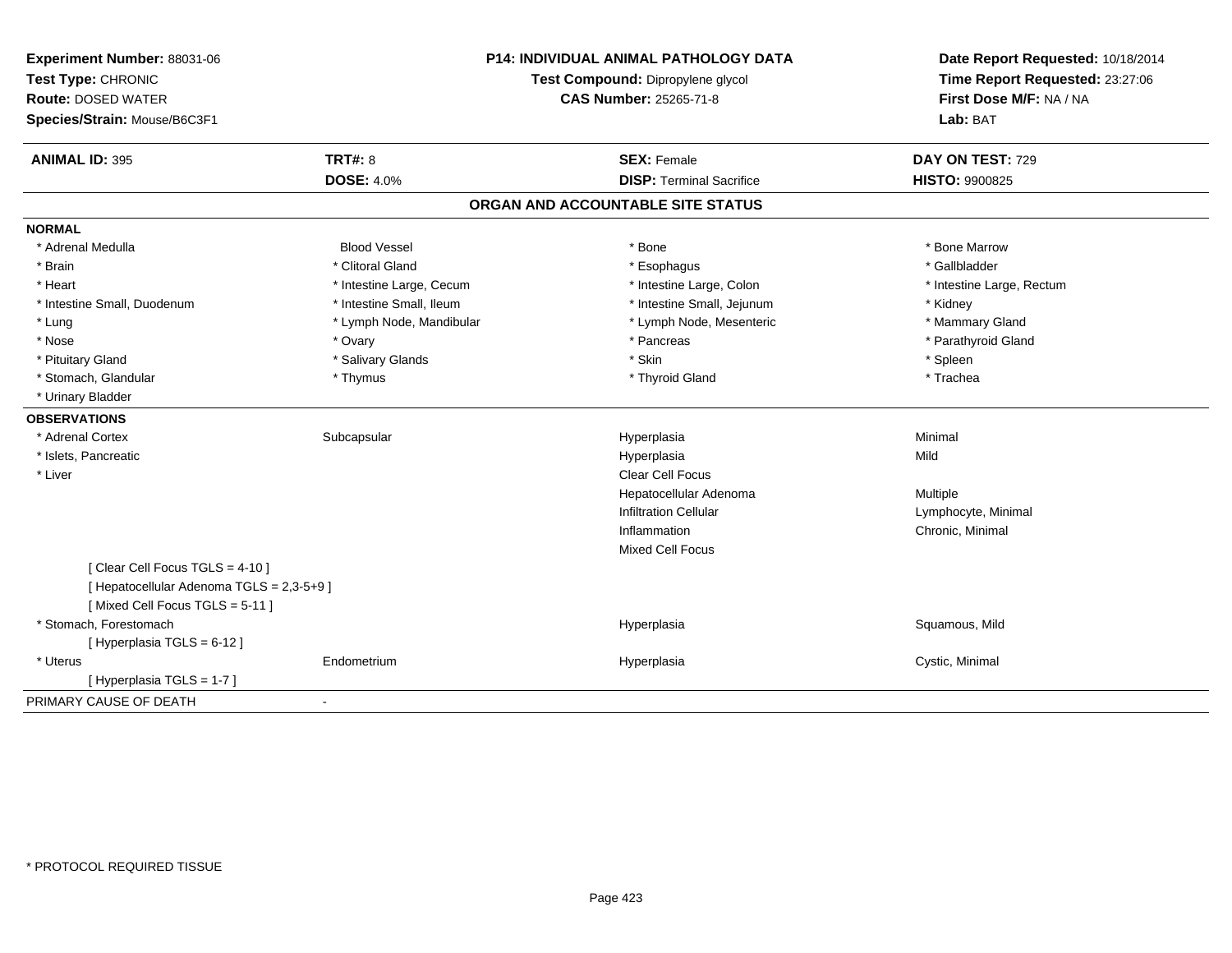| **Experiment Number:** 88031-06 | **P14: INDIVIDUAL ANIMAL PATHOLOGY DATA** | **Date Report Requested:** 10/18/2014 |
|---|---|---|
| **Test Type:** CHRONIC | **Test Compound:** Dipropylene glycol | **Time Report Requested:** 23:27:06 |
| **Route:** DOSED WATER | **CAS Number:** 25265-71-8 | **First Dose M/F:** NA / NA |
| **Species/Strain:** Mouse/B6C3F1 | | **Lab:** BAT |

| **ANIMAL ID:** 395 | **TRT#:** 8 | **SEX:** Female | **DAY ON TEST:** 729 |
|---|---|---|---|
| | **DOSE:** 4.0% | **DISP:** Terminal Sacrifice | **HISTO:** 9900825 |

## ORGAN AND ACCOUNTABLE SITE STATUS

**NORMAL**

| | | | |
|---|---|---|---|
| * Adrenal Medulla | Blood Vessel | * Bone | * Bone Marrow |
| * Brain | * Clitoral Gland | * Esophagus | * Gallbladder |
| * Heart | * Intestine Large, Cecum | * Intestine Large, Colon | * Intestine Large, Rectum |
| * Intestine Small, Duodenum | * Intestine Small, Ileum | * Intestine Small, Jejunum | * Kidney |
| * Lung | * Lymph Node, Mandibular | * Lymph Node, Mesenteric | * Mammary Gland |
| * Nose | * Ovary | * Pancreas | * Parathyroid Gland |
| * Pituitary Gland | * Salivary Glands | * Skin | * Spleen |
| * Stomach, Glandular | * Thymus | * Thyroid Gland | * Trachea |
| * Urinary Bladder | | | |

**OBSERVATIONS**

| | | | |
|---|---|---|---|
| * Adrenal Cortex | Subcapsular | Hyperplasia | Minimal |
| * Islets, Pancreatic | | Hyperplasia | Mild |
| * Liver | | Clear Cell Focus | |
| | | Hepatocellular Adenoma | Multiple |
| | | Infiltration Cellular | Lymphocyte, Minimal |
| | | Inflammation | Chronic, Minimal |
| | | Mixed Cell Focus | |
| [ Clear Cell Focus TGLS = 4-10 ] | | | |
| [ Hepatocellular Adenoma TGLS = 2,3-5+9 ] | | | |
| [ Mixed Cell Focus TGLS = 5-11 ] | | | |
| * Stomach, Forestomach | | Hyperplasia | Squamous, Mild |
| [ Hyperplasia TGLS = 6-12 ] | | | |
| * Uterus | Endometrium | Hyperplasia | Cystic, Minimal |
| [ Hyperplasia TGLS = 1-7 ] | | | |

PRIMARY CAUSE OF DEATH -

* PROTOCOL REQUIRED TISSUE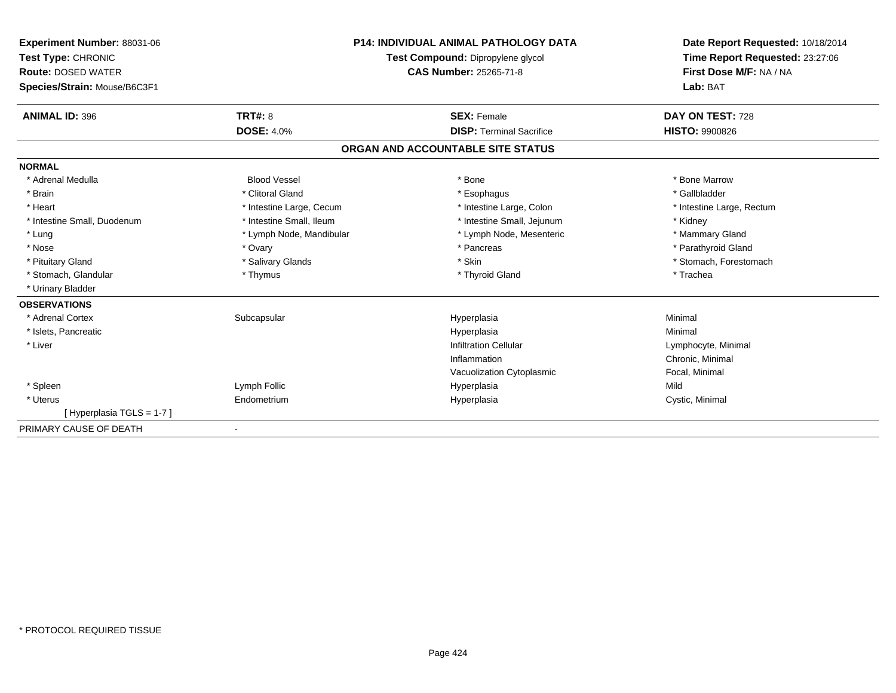**Experiment Number:** 88031-06
**Test Type:** CHRONIC
**Route:** DOSED WATER
**Species/Strain:** Mouse/B6C3F1

**P14: INDIVIDUAL ANIMAL PATHOLOGY DATA**
**Test Compound:** Dipropylene glycol
**CAS Number:** 25265-71-8

**Date Report Requested:** 10/18/2014
**Time Report Requested:** 23:27:06
**First Dose M/F:** NA / NA
**Lab:** BAT

| **ANIMAL ID:** 396 | **TRT#:** 8 | **SEX:** Female | **DAY ON TEST:** 728 |
|---|---|---|---|
| | **DOSE:** 4.0% | **DISP:** Terminal Sacrifice | **HISTO:** 9900826 |

## ORGAN AND ACCOUNTABLE SITE STATUS

**NORMAL**

| | | | |
|---|---|---|---|
| * Adrenal Medulla | Blood Vessel | * Bone | * Bone Marrow |
| * Brain | * Clitoral Gland | * Esophagus | * Gallbladder |
| * Heart | * Intestine Large, Cecum | * Intestine Large, Colon | * Intestine Large, Rectum |
| * Intestine Small, Duodenum | * Intestine Small, Ileum | * Intestine Small, Jejunum | * Kidney |
| * Lung | * Lymph Node, Mandibular | * Lymph Node, Mesenteric | * Mammary Gland |
| * Nose | * Ovary | * Pancreas | * Parathyroid Gland |
| * Pituitary Gland | * Salivary Glands | * Skin | * Stomach, Forestomach |
| * Stomach, Glandular | * Thymus | * Thyroid Gland | * Trachea |
| * Urinary Bladder | | | |

**OBSERVATIONS**

| | | | |
|---|---|---|---|
| * Adrenal Cortex | Subcapsular | Hyperplasia | Minimal |
| * Islets, Pancreatic | | Hyperplasia | Minimal |
| * Liver | | Infiltration Cellular | Lymphocyte, Minimal |
| | | Inflammation | Chronic, Minimal |
| | | Vacuolization Cytoplasmic | Focal, Minimal |
| * Spleen | Lymph Follic | Hyperplasia | Mild |
| * Uterus | Endometrium | Hyperplasia | Cystic, Minimal |
| [ Hyperplasia TGLS = 1-7 ] | | | |

PRIMARY CAUSE OF DEATH -

* PROTOCOL REQUIRED TISSUE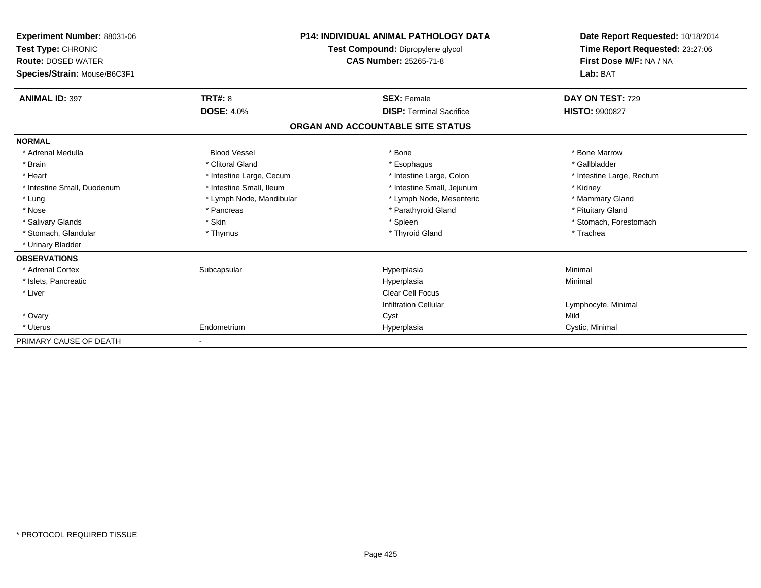**Experiment Number:** 88031-06
**Test Type:** CHRONIC
**Route:** DOSED WATER
**Species/Strain:** Mouse/B6C3F1

**P14: INDIVIDUAL ANIMAL PATHOLOGY DATA**
**Test Compound:** Dipropylene glycol
**CAS Number:** 25265-71-8

**Date Report Requested:** 10/18/2014
**Time Report Requested:** 23:27:06
**First Dose M/F:** NA / NA
**Lab:** BAT

| **ANIMAL ID:** 397 | **TRT#:** 8 | **SEX:** Female | **DAY ON TEST:** 729 |
|---|---|---|---|
| | **DOSE:** 4.0% | **DISP:** Terminal Sacrifice | **HISTO:** 9900827 |

## ORGAN AND ACCOUNTABLE SITE STATUS

| | | | |
|---|---|---|---|
| **NORMAL** | | | |
| * Adrenal Medulla | Blood Vessel | * Bone | * Bone Marrow |
| * Brain | * Clitoral Gland | * Esophagus | * Gallbladder |
| * Heart | * Intestine Large, Cecum | * Intestine Large, Colon | * Intestine Large, Rectum |
| * Intestine Small, Duodenum | * Intestine Small, Ileum | * Intestine Small, Jejunum | * Kidney |
| * Lung | * Lymph Node, Mandibular | * Lymph Node, Mesenteric | * Mammary Gland |
| * Nose | * Pancreas | * Parathyroid Gland | * Pituitary Gland |
| * Salivary Glands | * Skin | * Spleen | * Stomach, Forestomach |
| * Stomach, Glandular | * Thymus | * Thyroid Gland | * Trachea |
| * Urinary Bladder | | | |
| **OBSERVATIONS** | | | |
| * Adrenal Cortex | Subcapsular | Hyperplasia | Minimal |
| * Islets, Pancreatic | | Hyperplasia | Minimal |
| * Liver | | Clear Cell Focus | |
| | | Infiltration Cellular | Lymphocyte, Minimal |
| * Ovary | | Cyst | Mild |
| * Uterus | Endometrium | Hyperplasia | Cystic, Minimal |
| PRIMARY CAUSE OF DEATH | - | | |

* PROTOCOL REQUIRED TISSUE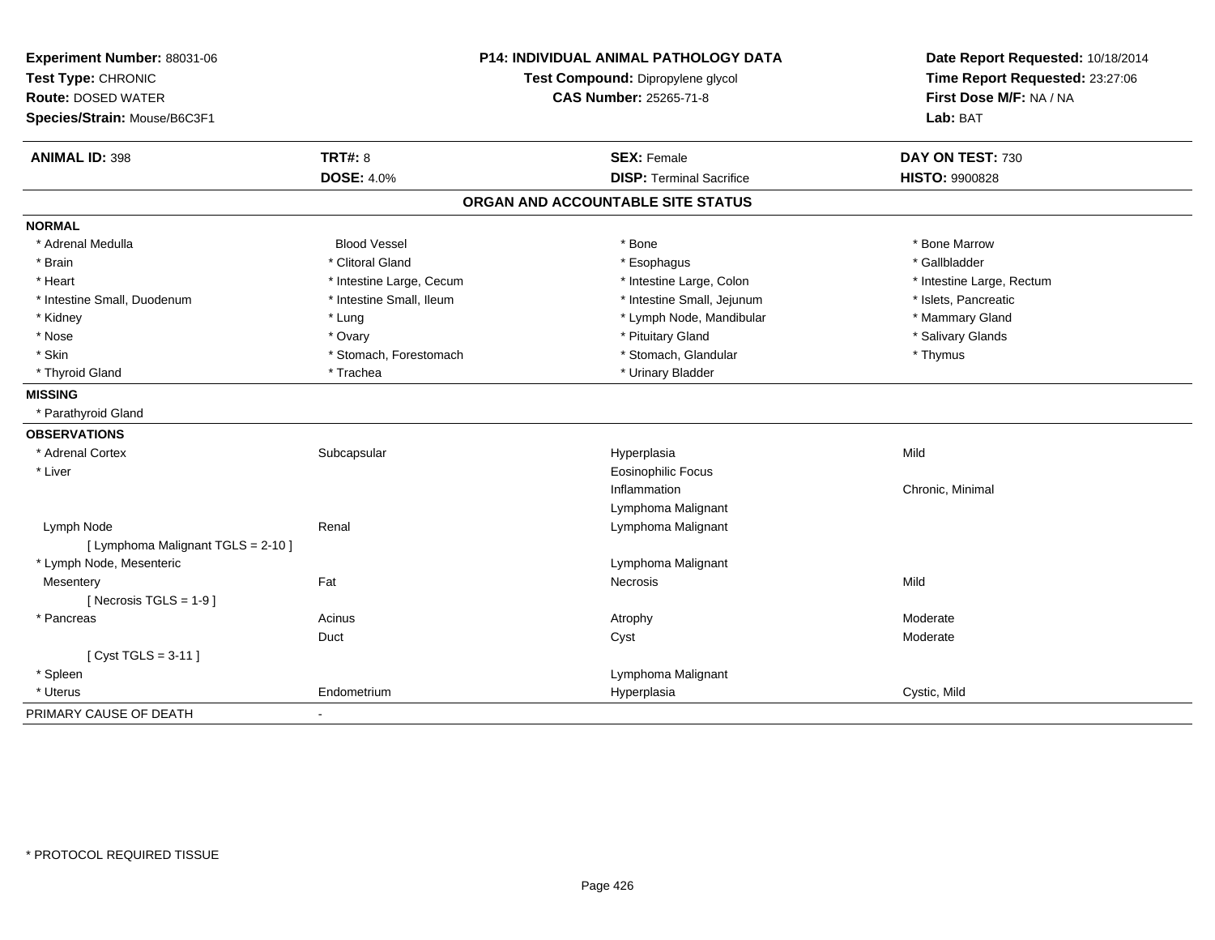**Experiment Number:** 88031-06
**Test Type:** CHRONIC
**Route:** DOSED WATER
**Species/Strain:** Mouse/B6C3F1

**P14: INDIVIDUAL ANIMAL PATHOLOGY DATA**
**Test Compound:** Dipropylene glycol
**CAS Number:** 25265-71-8

**Date Report Requested:** 10/18/2014
**Time Report Requested:** 23:27:06
**First Dose M/F:** NA / NA
**Lab:** BAT

| **ANIMAL ID:** 398 | **TRT#:** 8 | **SEX:** Female | **DAY ON TEST:** 730 |
|---|---|---|---|
| | **DOSE:** 4.0% | **DISP:** Terminal Sacrifice | **HISTO:** 9900828 |

## ORGAN AND ACCOUNTABLE SITE STATUS

**NORMAL**

| | | | |
|---|---|---|---|
| * Adrenal Medulla | Blood Vessel | * Bone | * Bone Marrow |
| * Brain | * Clitoral Gland | * Esophagus | * Gallbladder |
| * Heart | * Intestine Large, Cecum | * Intestine Large, Colon | * Intestine Large, Rectum |
| * Intestine Small, Duodenum | * Intestine Small, Ileum | * Intestine Small, Jejunum | * Islets, Pancreatic |
| * Kidney | * Lung | * Lymph Node, Mandibular | * Mammary Gland |
| * Nose | * Ovary | * Pituitary Gland | * Salivary Glands |
| * Skin | * Stomach, Forestomach | * Stomach, Glandular | * Thymus |
| * Thyroid Gland | * Trachea | * Urinary Bladder | |

**MISSING**

* Parathyroid Gland

**OBSERVATIONS**

| | | | |
|---|---|---|---|
| * Adrenal Cortex | Subcapsular | Hyperplasia | Mild |
| * Liver | | Eosinophilic Focus | |
| | | Inflammation | Chronic, Minimal |
| | | Lymphoma Malignant | |
| Lymph Node | Renal | Lymphoma Malignant | |
| [ Lymphoma Malignant TGLS = 2-10 ] | | | |
| * Lymph Node, Mesenteric | | Lymphoma Malignant | |
| Mesentery | Fat | Necrosis | Mild |
| [ Necrosis TGLS = 1-9 ] | | | |
| * Pancreas | Acinus | Atrophy | Moderate |
| | Duct | Cyst | Moderate |
| [ Cyst TGLS = 3-11 ] | | | |
| * Spleen | | Lymphoma Malignant | |
| * Uterus | Endometrium | Hyperplasia | Cystic, Mild |

PRIMARY CAUSE OF DEATH -

\* PROTOCOL REQUIRED TISSUE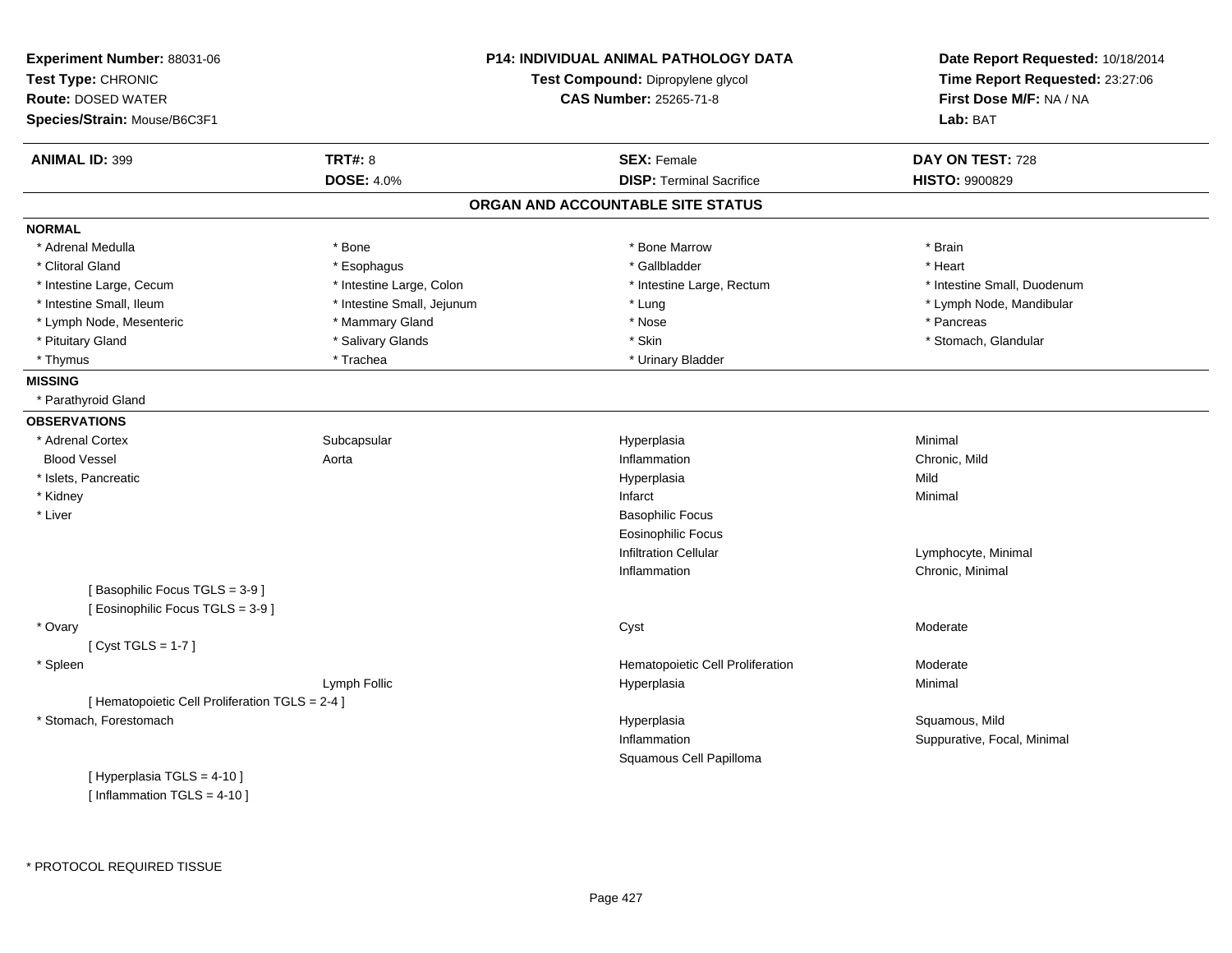**Experiment Number:** 88031-06
**Test Type:** CHRONIC
**Route:** DOSED WATER
**Species/Strain:** Mouse/B6C3F1

**P14: INDIVIDUAL ANIMAL PATHOLOGY DATA**
**Test Compound:** Dipropylene glycol
**CAS Number:** 25265-71-8

**Date Report Requested:** 10/18/2014
**Time Report Requested:** 23:27:06
**First Dose M/F:** NA / NA
**Lab:** BAT

| **ANIMAL ID:** 399 | **TRT#:** 8 | **SEX:** Female | **DAY ON TEST:** 728 |
|---|---|---|---|
| | **DOSE:** 4.0% | **DISP:** Terminal Sacrifice | **HISTO:** 9900829 |

## ORGAN AND ACCOUNTABLE SITE STATUS

**NORMAL**

| | | | |
|---|---|---|---|
| * Adrenal Medulla | * Bone | * Bone Marrow | * Brain |
| * Clitoral Gland | * Esophagus | * Gallbladder | * Heart |
| * Intestine Large, Cecum | * Intestine Large, Colon | * Intestine Large, Rectum | * Intestine Small, Duodenum |
| * Intestine Small, Ileum | * Intestine Small, Jejunum | * Lung | * Lymph Node, Mandibular |
| * Lymph Node, Mesenteric | * Mammary Gland | * Nose | * Pancreas |
| * Pituitary Gland | * Salivary Glands | * Skin | * Stomach, Glandular |
| * Thymus | * Trachea | * Urinary Bladder | |

**MISSING**

* Parathyroid Gland

**OBSERVATIONS**

| | | | |
|---|---|---|---|
| * Adrenal Cortex | Subcapsular | Hyperplasia | Minimal |
| Blood Vessel | Aorta | Inflammation | Chronic, Mild |
| * Islets, Pancreatic | | Hyperplasia | Mild |
| * Kidney | | Infarct | Minimal |
| * Liver | | Basophilic Focus | |
| | | Eosinophilic Focus | |
| | | Infiltration Cellular | Lymphocyte, Minimal |
| | | Inflammation | Chronic, Minimal |
| [ Basophilic Focus TGLS = 3-9 ] | | | |
| [ Eosinophilic Focus TGLS = 3-9 ] | | | |
| * Ovary | | Cyst | Moderate |
| [ Cyst TGLS = 1-7 ] | | | |
| * Spleen | | Hematopoietic Cell Proliferation | Moderate |
| | Lymph Follic | Hyperplasia | Minimal |
| [ Hematopoietic Cell Proliferation TGLS = 2-4 ] | | | |
| * Stomach, Forestomach | | Hyperplasia | Squamous, Mild |
| | | Inflammation | Suppurative, Focal, Minimal |
| | | Squamous Cell Papilloma | |
| [ Hyperplasia TGLS = 4-10 ] | | | |
| [ Inflammation TGLS = 4-10 ] | | | |

* PROTOCOL REQUIRED TISSUE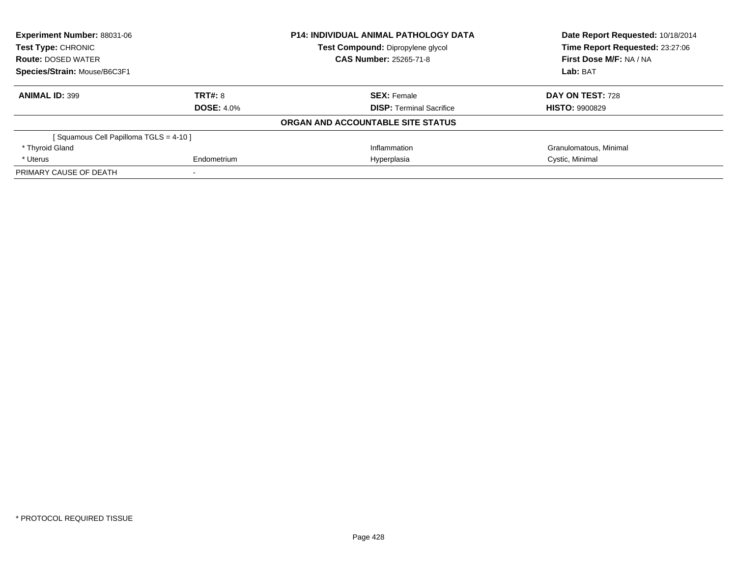| **Experiment Number:** 88031-06 | **P14: INDIVIDUAL ANIMAL PATHOLOGY DATA** | **Date Report Requested:** 10/18/2014 |
|---|---|---|
| **Test Type:** CHRONIC | **Test Compound:** Dipropylene glycol | **Time Report Requested:** 23:27:06 |
| **Route:** DOSED WATER | **CAS Number:** 25265-71-8 | **First Dose M/F:** NA / NA |
| **Species/Strain:** Mouse/B6C3F1 | | **Lab:** BAT |

| **ANIMAL ID:** 399 | **TRT#:** 8 | **SEX:** Female | **DAY ON TEST:** 728 |
|---|---|---|---|
| | **DOSE:** 4.0% | **DISP:** Terminal Sacrifice | **HISTO:** 9900829 |

**ORGAN AND ACCOUNTABLE SITE STATUS**

| | | | |
|---|---|---|---|
| [ Squamous Cell Papilloma TGLS = 4-10 ] | | | |
| * Thyroid Gland | | Inflammation | Granulomatous, Minimal |
| * Uterus | Endometrium | Hyperplasia | Cystic, Minimal |
| PRIMARY CAUSE OF DEATH | - | | |

* PROTOCOL REQUIRED TISSUE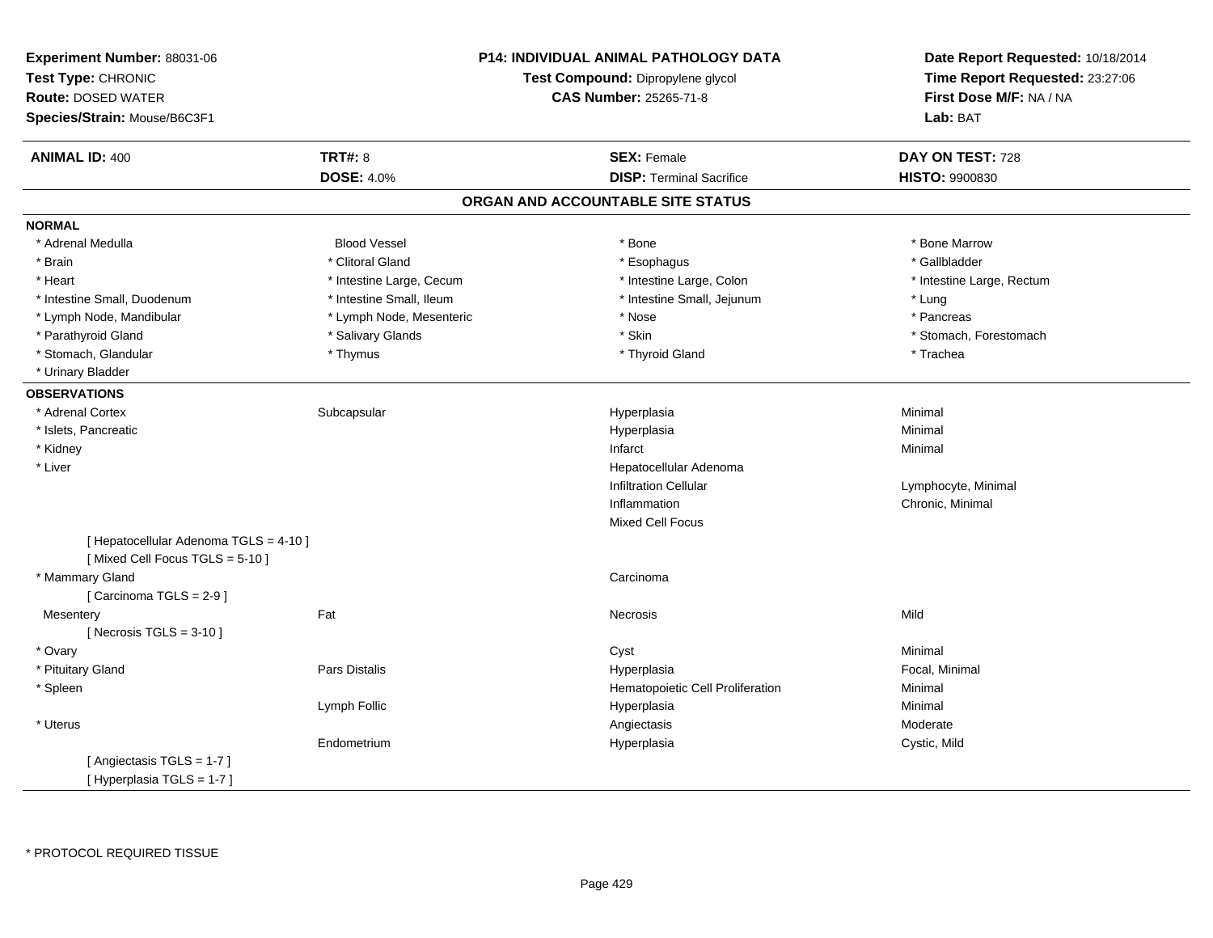**Experiment Number:** 88031-06
**Test Type:** CHRONIC
**Route:** DOSED WATER
**Species/Strain:** Mouse/B6C3F1

**P14: INDIVIDUAL ANIMAL PATHOLOGY DATA**
**Test Compound:** Dipropylene glycol
**CAS Number:** 25265-71-8

**Date Report Requested:** 10/18/2014
**Time Report Requested:** 23:27:06
**First Dose M/F:** NA / NA
**Lab:** BAT

| **ANIMAL ID:** 400 | **TRT#:** 8 | **SEX:** Female | **DAY ON TEST:** 728 |
|---|---|---|---|
| | **DOSE:** 4.0% | **DISP:** Terminal Sacrifice | **HISTO:** 9900830 |

## ORGAN AND ACCOUNTABLE SITE STATUS

**NORMAL**

| | | | |
|---|---|---|---|
| * Adrenal Medulla | Blood Vessel | * Bone | * Bone Marrow |
| * Brain | * Clitoral Gland | * Esophagus | * Gallbladder |
| * Heart | * Intestine Large, Cecum | * Intestine Large, Colon | * Intestine Large, Rectum |
| * Intestine Small, Duodenum | * Intestine Small, Ileum | * Intestine Small, Jejunum | * Lung |
| * Lymph Node, Mandibular | * Lymph Node, Mesenteric | * Nose | * Pancreas |
| * Parathyroid Gland | * Salivary Glands | * Skin | * Stomach, Forestomach |
| * Stomach, Glandular | * Thymus | * Thyroid Gland | * Trachea |
| * Urinary Bladder | | | |

**OBSERVATIONS**

| | | | |
|---|---|---|---|
| * Adrenal Cortex | Subcapsular | Hyperplasia | Minimal |
| * Islets, Pancreatic | | Hyperplasia | Minimal |
| * Kidney | | Infarct | Minimal |
| * Liver | | Hepatocellular Adenoma | |
| | | Infiltration Cellular | Lymphocyte, Minimal |
| | | Inflammation | Chronic, Minimal |
| | | Mixed Cell Focus | |
| [ Hepatocellular Adenoma TGLS = 4-10 ] | | | |
| [ Mixed Cell Focus TGLS = 5-10 ] | | | |
| * Mammary Gland | | Carcinoma | |
| [ Carcinoma TGLS = 2-9 ] | | | |
| Mesentery | Fat | Necrosis | Mild |
| [ Necrosis TGLS = 3-10 ] | | | |
| * Ovary | | Cyst | Minimal |
| * Pituitary Gland | Pars Distalis | Hyperplasia | Focal, Minimal |
| * Spleen | | Hematopoietic Cell Proliferation | Minimal |
| | Lymph Follic | Hyperplasia | Minimal |
| * Uterus | | Angiectasis | Moderate |
| | Endometrium | Hyperplasia | Cystic, Mild |
| [ Angiectasis TGLS = 1-7 ] | | | |
| [ Hyperplasia TGLS = 1-7 ] | | | |

* PROTOCOL REQUIRED TISSUE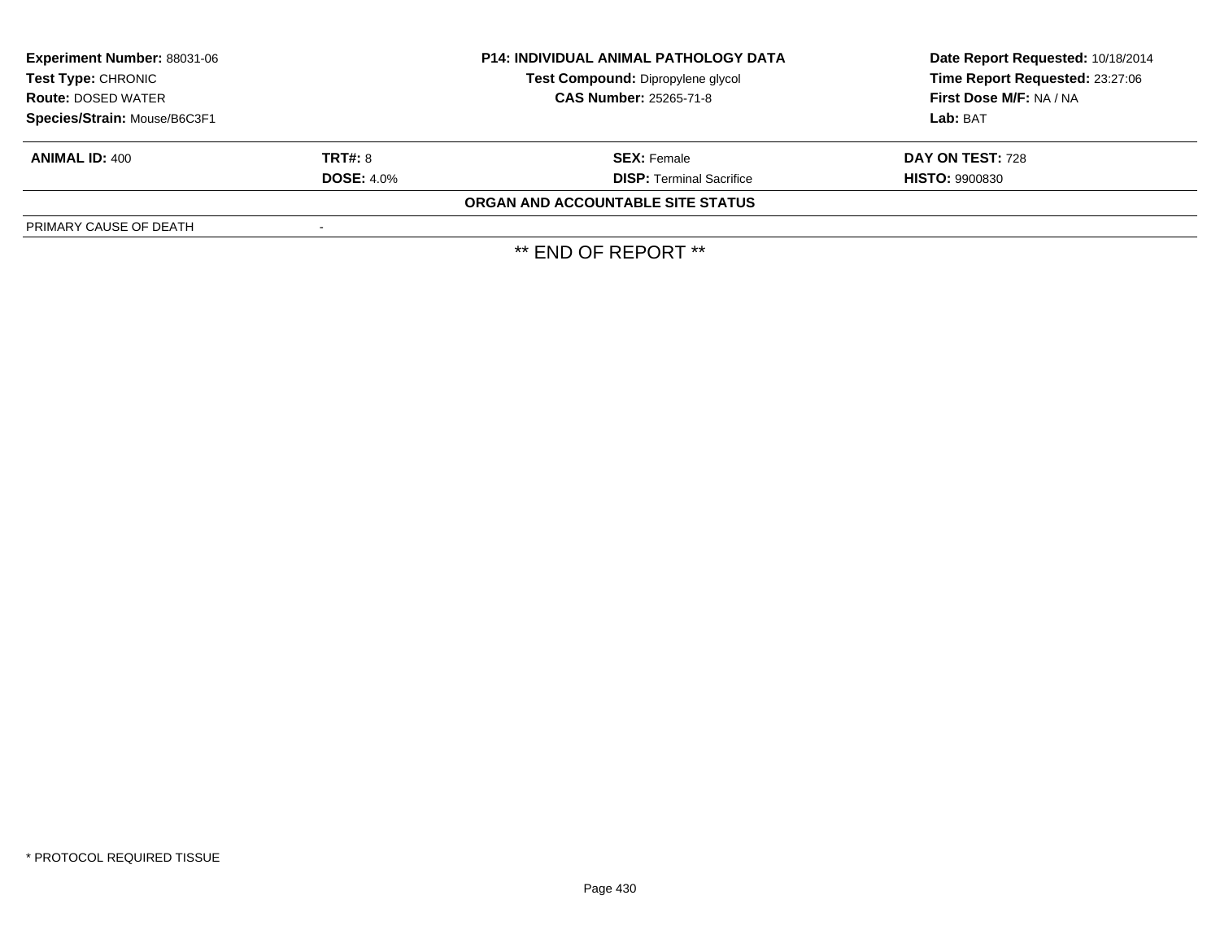| | | | |
|---|---|---|---|
| **Experiment Number:** 88031-06 | **P14: INDIVIDUAL ANIMAL PATHOLOGY DATA** | | **Date Report Requested:** 10/18/2014 |
| **Test Type:** CHRONIC | **Test Compound:** Dipropylene glycol | | **Time Report Requested:** 23:27:06 |
| **Route:** DOSED WATER | **CAS Number:** 25265-71-8 | | **First Dose M/F:** NA / NA |
| **Species/Strain:** Mouse/B6C3F1 | | | **Lab:** BAT |

| | | | |
|---|---|---|---|
| **ANIMAL ID:** 400 | **TRT#:** 8 | **SEX:** Female | **DAY ON TEST:** 728 |
| | **DOSE:** 4.0% | **DISP:** Terminal Sacrifice | **HISTO:** 9900830 |

**ORGAN AND ACCOUNTABLE SITE STATUS**

| | |
|---|---|
| PRIMARY CAUSE OF DEATH | - |

** END OF REPORT **

* PROTOCOL REQUIRED TISSUE